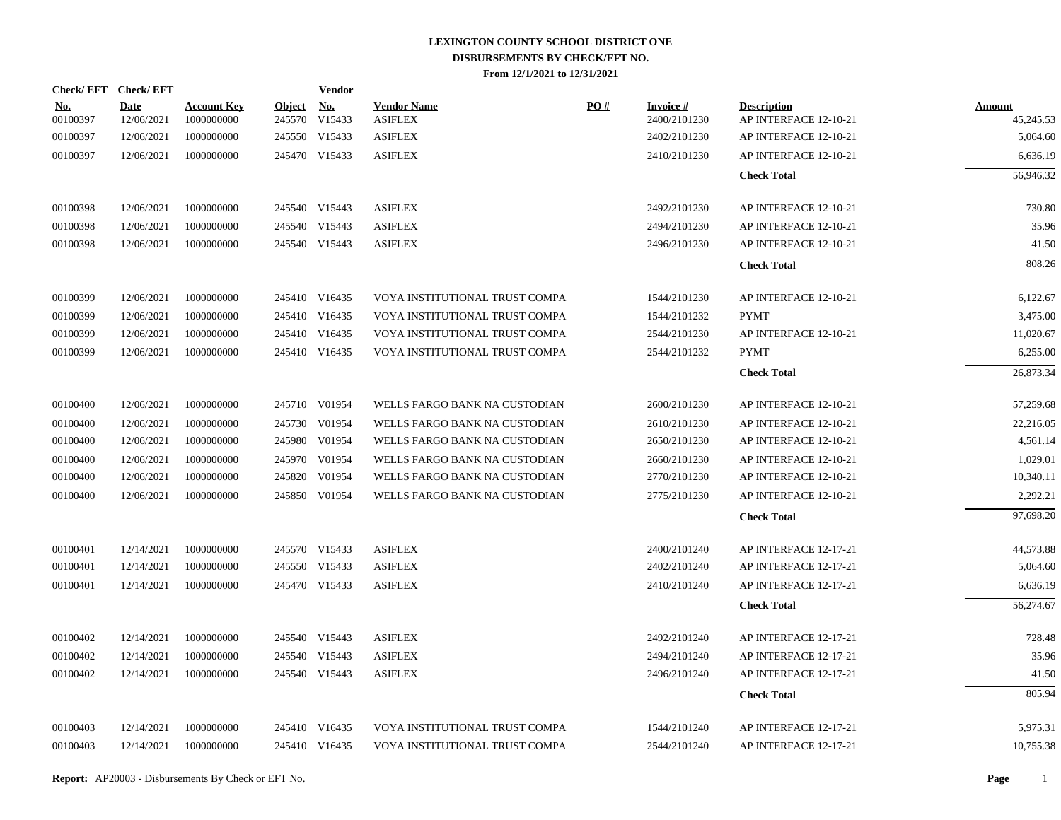# LEXINGTON COUNTY SCHOOL DISTRICT ONE

## DISBURSEMENTS BY CHECK/EFT NO.

**From 12/1/2021 to 12/31/2021**

| Check/ EFT No. | Check/ EFT Date | Account Key | Object | Vendor No. | Vendor Name | PO # | Invoice # | Description | Amount |
|---|---|---|---|---|---|---|---|---|---|
| 00100397 | 12/06/2021 | 1000000000 | 245570 | V15433 | ASIFLEX | | 2400/2101230 | AP INTERFACE 12-10-21 | 45,245.53 |
| 00100397 | 12/06/2021 | 1000000000 | 245550 | V15433 | ASIFLEX | | 2402/2101230 | AP INTERFACE 12-10-21 | 5,064.60 |
| 00100397 | 12/06/2021 | 1000000000 | 245470 | V15433 | ASIFLEX | | 2410/2101230 | AP INTERFACE 12-10-21 | 6,636.19 |
| | | | | | | | | **Check Total** | 56,946.32 |
| 00100398 | 12/06/2021 | 1000000000 | 245540 | V15443 | ASIFLEX | | 2492/2101230 | AP INTERFACE 12-10-21 | 730.80 |
| 00100398 | 12/06/2021 | 1000000000 | 245540 | V15443 | ASIFLEX | | 2494/2101230 | AP INTERFACE 12-10-21 | 35.96 |
| 00100398 | 12/06/2021 | 1000000000 | 245540 | V15443 | ASIFLEX | | 2496/2101230 | AP INTERFACE 12-10-21 | 41.50 |
| | | | | | | | | **Check Total** | 808.26 |
| 00100399 | 12/06/2021 | 1000000000 | 245410 | V16435 | VOYA INSTITUTIONAL TRUST COMPA | | 1544/2101230 | AP INTERFACE 12-10-21 | 6,122.67 |
| 00100399 | 12/06/2021 | 1000000000 | 245410 | V16435 | VOYA INSTITUTIONAL TRUST COMPA | | 1544/2101232 | PYMT | 3,475.00 |
| 00100399 | 12/06/2021 | 1000000000 | 245410 | V16435 | VOYA INSTITUTIONAL TRUST COMPA | | 2544/2101230 | AP INTERFACE 12-10-21 | 11,020.67 |
| 00100399 | 12/06/2021 | 1000000000 | 245410 | V16435 | VOYA INSTITUTIONAL TRUST COMPA | | 2544/2101232 | PYMT | 6,255.00 |
| | | | | | | | | **Check Total** | 26,873.34 |
| 00100400 | 12/06/2021 | 1000000000 | 245710 | V01954 | WELLS FARGO BANK NA CUSTODIAN | | 2600/2101230 | AP INTERFACE 12-10-21 | 57,259.68 |
| 00100400 | 12/06/2021 | 1000000000 | 245730 | V01954 | WELLS FARGO BANK NA CUSTODIAN | | 2610/2101230 | AP INTERFACE 12-10-21 | 22,216.05 |
| 00100400 | 12/06/2021 | 1000000000 | 245980 | V01954 | WELLS FARGO BANK NA CUSTODIAN | | 2650/2101230 | AP INTERFACE 12-10-21 | 4,561.14 |
| 00100400 | 12/06/2021 | 1000000000 | 245970 | V01954 | WELLS FARGO BANK NA CUSTODIAN | | 2660/2101230 | AP INTERFACE 12-10-21 | 1,029.01 |
| 00100400 | 12/06/2021 | 1000000000 | 245820 | V01954 | WELLS FARGO BANK NA CUSTODIAN | | 2770/2101230 | AP INTERFACE 12-10-21 | 10,340.11 |
| 00100400 | 12/06/2021 | 1000000000 | 245850 | V01954 | WELLS FARGO BANK NA CUSTODIAN | | 2775/2101230 | AP INTERFACE 12-10-21 | 2,292.21 |
| | | | | | | | | **Check Total** | 97,698.20 |
| 00100401 | 12/14/2021 | 1000000000 | 245570 | V15433 | ASIFLEX | | 2400/2101240 | AP INTERFACE 12-17-21 | 44,573.88 |
| 00100401 | 12/14/2021 | 1000000000 | 245550 | V15433 | ASIFLEX | | 2402/2101240 | AP INTERFACE 12-17-21 | 5,064.60 |
| 00100401 | 12/14/2021 | 1000000000 | 245470 | V15433 | ASIFLEX | | 2410/2101240 | AP INTERFACE 12-17-21 | 6,636.19 |
| | | | | | | | | **Check Total** | 56,274.67 |
| 00100402 | 12/14/2021 | 1000000000 | 245540 | V15443 | ASIFLEX | | 2492/2101240 | AP INTERFACE 12-17-21 | 728.48 |
| 00100402 | 12/14/2021 | 1000000000 | 245540 | V15443 | ASIFLEX | | 2494/2101240 | AP INTERFACE 12-17-21 | 35.96 |
| 00100402 | 12/14/2021 | 1000000000 | 245540 | V15443 | ASIFLEX | | 2496/2101240 | AP INTERFACE 12-17-21 | 41.50 |
| | | | | | | | | **Check Total** | 805.94 |
| 00100403 | 12/14/2021 | 1000000000 | 245410 | V16435 | VOYA INSTITUTIONAL TRUST COMPA | | 1544/2101240 | AP INTERFACE 12-17-21 | 5,975.31 |
| 00100403 | 12/14/2021 | 1000000000 | 245410 | V16435 | VOYA INSTITUTIONAL TRUST COMPA | | 2544/2101240 | AP INTERFACE 12-17-21 | 10,755.38 |

**Report:** AP20003 - Disbursements By Check or EFT No.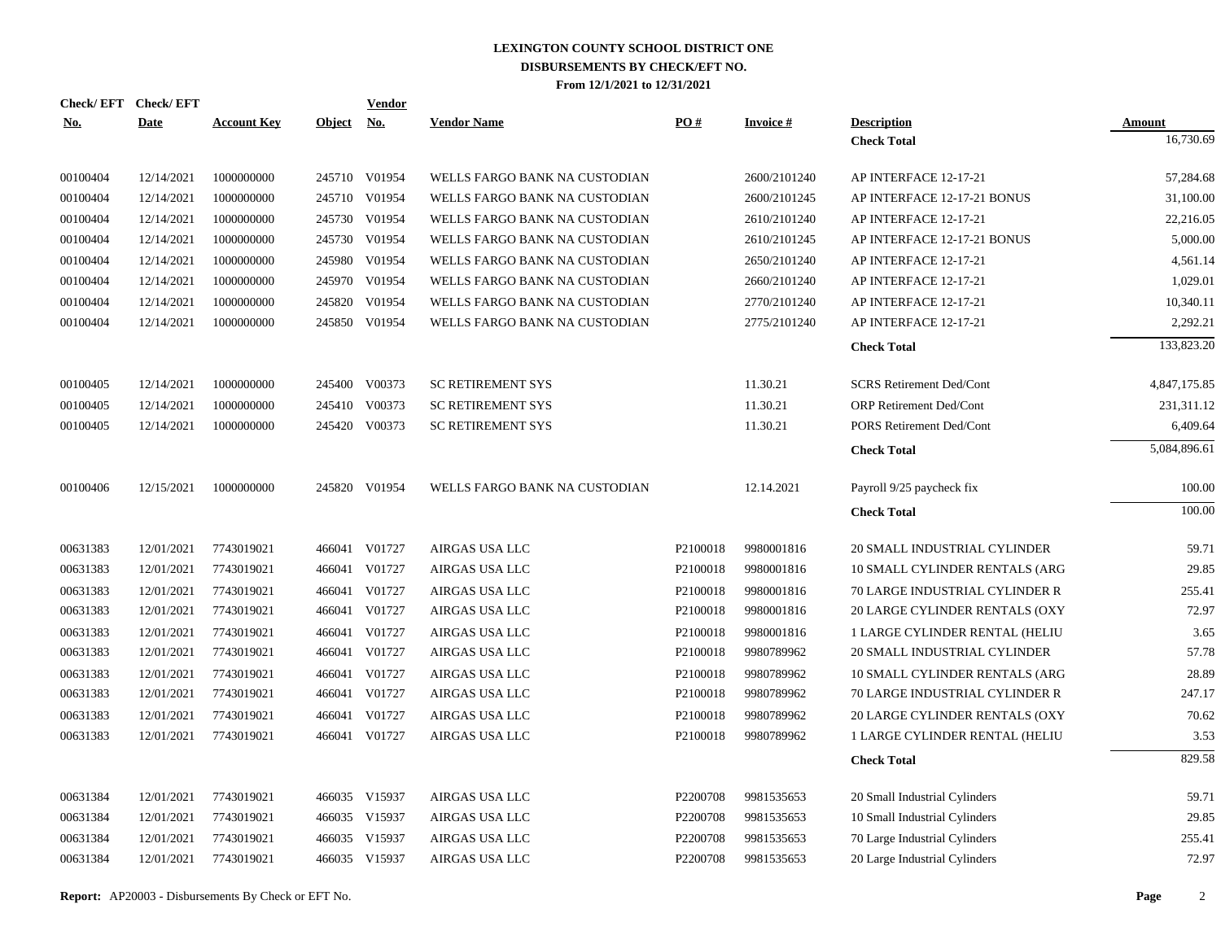# LEXINGTON COUNTY SCHOOL DISTRICT ONE
## DISBURSEMENTS BY CHECK/EFT NO.
### From 12/1/2021 to 12/31/2021

| Check/ EFT No. | Check/ EFT Date | Account Key | Object | Vendor No. | Vendor Name | PO # | Invoice # | Description | Amount |
|---|---|---|---|---|---|---|---|---|---|
| | | | | | | | | **Check Total** | 16,730.69 |
| 00100404 | 12/14/2021 | 1000000000 | 245710 | V01954 | WELLS FARGO BANK NA CUSTODIAN | | 2600/2101240 | AP INTERFACE 12-17-21 | 57,284.68 |
| 00100404 | 12/14/2021 | 1000000000 | 245710 | V01954 | WELLS FARGO BANK NA CUSTODIAN | | 2600/2101245 | AP INTERFACE 12-17-21 BONUS | 31,100.00 |
| 00100404 | 12/14/2021 | 1000000000 | 245730 | V01954 | WELLS FARGO BANK NA CUSTODIAN | | 2610/2101240 | AP INTERFACE 12-17-21 | 22,216.05 |
| 00100404 | 12/14/2021 | 1000000000 | 245730 | V01954 | WELLS FARGO BANK NA CUSTODIAN | | 2610/2101245 | AP INTERFACE 12-17-21 BONUS | 5,000.00 |
| 00100404 | 12/14/2021 | 1000000000 | 245980 | V01954 | WELLS FARGO BANK NA CUSTODIAN | | 2650/2101240 | AP INTERFACE 12-17-21 | 4,561.14 |
| 00100404 | 12/14/2021 | 1000000000 | 245970 | V01954 | WELLS FARGO BANK NA CUSTODIAN | | 2660/2101240 | AP INTERFACE 12-17-21 | 1,029.01 |
| 00100404 | 12/14/2021 | 1000000000 | 245820 | V01954 | WELLS FARGO BANK NA CUSTODIAN | | 2770/2101240 | AP INTERFACE 12-17-21 | 10,340.11 |
| 00100404 | 12/14/2021 | 1000000000 | 245850 | V01954 | WELLS FARGO BANK NA CUSTODIAN | | 2775/2101240 | AP INTERFACE 12-17-21 | 2,292.21 |
| | | | | | | | | **Check Total** | 133,823.20 |
| 00100405 | 12/14/2021 | 1000000000 | 245400 | V00373 | SC RETIREMENT SYS | | 11.30.21 | SCRS Retirement Ded/Cont | 4,847,175.85 |
| 00100405 | 12/14/2021 | 1000000000 | 245410 | V00373 | SC RETIREMENT SYS | | 11.30.21 | ORP Retirement Ded/Cont | 231,311.12 |
| 00100405 | 12/14/2021 | 1000000000 | 245420 | V00373 | SC RETIREMENT SYS | | 11.30.21 | PORS Retirement Ded/Cont | 6,409.64 |
| | | | | | | | | **Check Total** | 5,084,896.61 |
| 00100406 | 12/15/2021 | 1000000000 | 245820 | V01954 | WELLS FARGO BANK NA CUSTODIAN | | 12.14.2021 | Payroll 9/25 paycheck fix | 100.00 |
| | | | | | | | | **Check Total** | 100.00 |
| 00631383 | 12/01/2021 | 7743019021 | 466041 | V01727 | AIRGAS USA LLC | P2100018 | 9980001816 | 20 SMALL INDUSTRIAL CYLINDER | 59.71 |
| 00631383 | 12/01/2021 | 7743019021 | 466041 | V01727 | AIRGAS USA LLC | P2100018 | 9980001816 | 10 SMALL CYLINDER RENTALS (ARG | 29.85 |
| 00631383 | 12/01/2021 | 7743019021 | 466041 | V01727 | AIRGAS USA LLC | P2100018 | 9980001816 | 70 LARGE INDUSTRIAL CYLINDER R | 255.41 |
| 00631383 | 12/01/2021 | 7743019021 | 466041 | V01727 | AIRGAS USA LLC | P2100018 | 9980001816 | 20 LARGE CYLINDER RENTALS (OXY | 72.97 |
| 00631383 | 12/01/2021 | 7743019021 | 466041 | V01727 | AIRGAS USA LLC | P2100018 | 9980001816 | 1 LARGE CYLINDER RENTAL (HELIU | 3.65 |
| 00631383 | 12/01/2021 | 7743019021 | 466041 | V01727 | AIRGAS USA LLC | P2100018 | 9980789962 | 20 SMALL INDUSTRIAL CYLINDER | 57.78 |
| 00631383 | 12/01/2021 | 7743019021 | 466041 | V01727 | AIRGAS USA LLC | P2100018 | 9980789962 | 10 SMALL CYLINDER RENTALS (ARG | 28.89 |
| 00631383 | 12/01/2021 | 7743019021 | 466041 | V01727 | AIRGAS USA LLC | P2100018 | 9980789962 | 70 LARGE INDUSTRIAL CYLINDER R | 247.17 |
| 00631383 | 12/01/2021 | 7743019021 | 466041 | V01727 | AIRGAS USA LLC | P2100018 | 9980789962 | 20 LARGE CYLINDER RENTALS (OXY | 70.62 |
| 00631383 | 12/01/2021 | 7743019021 | 466041 | V01727 | AIRGAS USA LLC | P2100018 | 9980789962 | 1 LARGE CYLINDER RENTAL (HELIU | 3.53 |
| | | | | | | | | **Check Total** | 829.58 |
| 00631384 | 12/01/2021 | 7743019021 | 466035 | V15937 | AIRGAS USA LLC | P2200708 | 9981535653 | 20 Small Industrial Cylinders | 59.71 |
| 00631384 | 12/01/2021 | 7743019021 | 466035 | V15937 | AIRGAS USA LLC | P2200708 | 9981535653 | 10 Small Industrial Cylinders | 29.85 |
| 00631384 | 12/01/2021 | 7743019021 | 466035 | V15937 | AIRGAS USA LLC | P2200708 | 9981535653 | 70 Large Industrial Cylinders | 255.41 |
| 00631384 | 12/01/2021 | 7743019021 | 466035 | V15937 | AIRGAS USA LLC | P2200708 | 9981535653 | 20 Large Industrial Cylinders | 72.97 |

**Report:** AP20003 - Disbursements By Check or EFT No.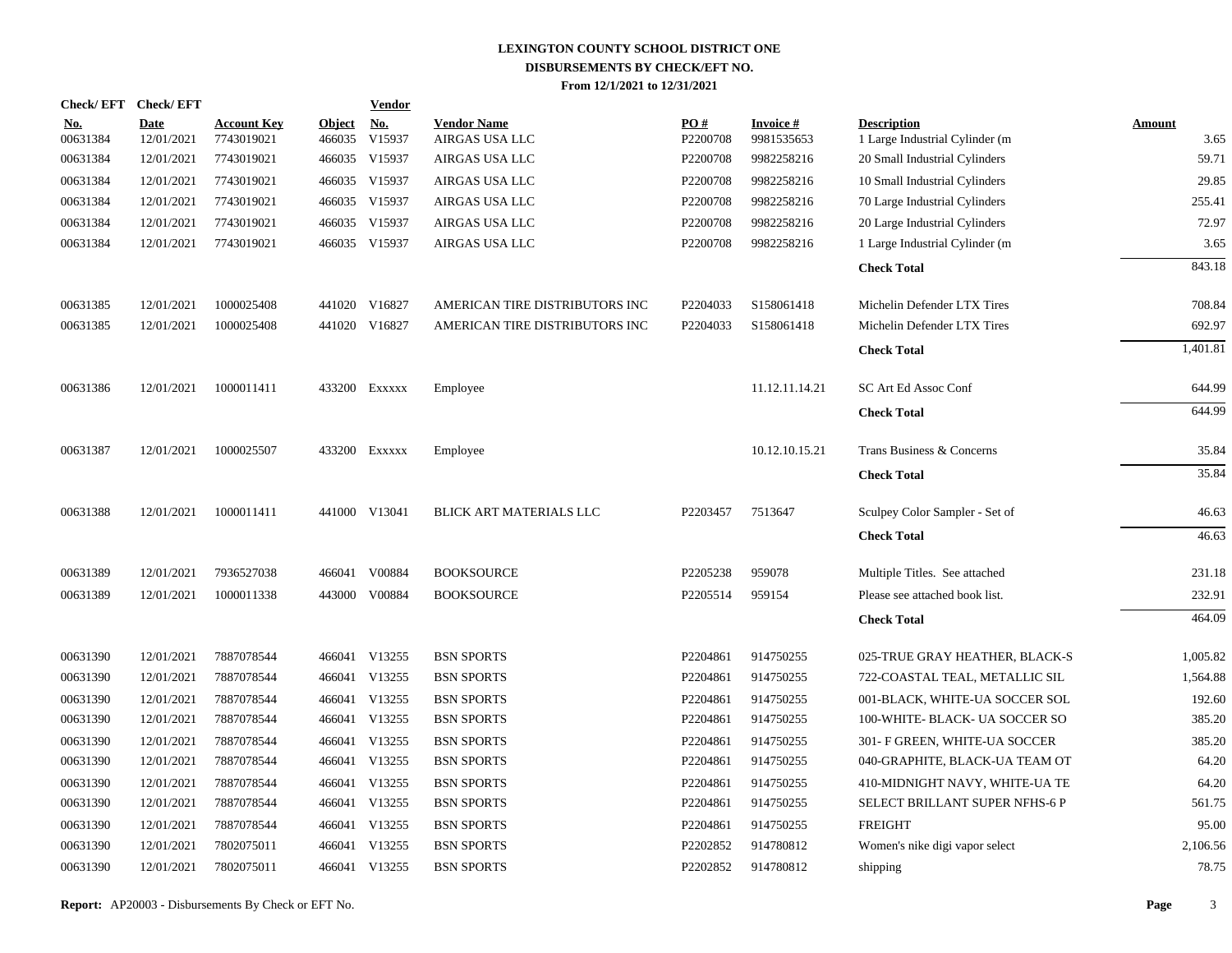# LEXINGTON COUNTY SCHOOL DISTRICT ONE

## DISBURSEMENTS BY CHECK/EFT NO.

### From 12/1/2021 to 12/31/2021

| Check/ EFT No. | Check/ EFT Date | Account Key | Object | Vendor No. | Vendor Name | PO # | Invoice # | Description | Amount |
|---|---|---|---|---|---|---|---|---|---|
| 00631384 | 12/01/2021 | 7743019021 | 466035 | V15937 | AIRGAS USA LLC | P2200708 | 9981535653 | 1 Large Industrial Cylinder (m | 3.65 |
| 00631384 | 12/01/2021 | 7743019021 | 466035 | V15937 | AIRGAS USA LLC | P2200708 | 9982258216 | 20 Small Industrial Cylinders | 59.71 |
| 00631384 | 12/01/2021 | 7743019021 | 466035 | V15937 | AIRGAS USA LLC | P2200708 | 9982258216 | 10 Small Industrial Cylinders | 29.85 |
| 00631384 | 12/01/2021 | 7743019021 | 466035 | V15937 | AIRGAS USA LLC | P2200708 | 9982258216 | 70 Large Industrial Cylinders | 255.41 |
| 00631384 | 12/01/2021 | 7743019021 | 466035 | V15937 | AIRGAS USA LLC | P2200708 | 9982258216 | 20 Large Industrial Cylinders | 72.97 |
| 00631384 | 12/01/2021 | 7743019021 | 466035 | V15937 | AIRGAS USA LLC | P2200708 | 9982258216 | 1 Large Industrial Cylinder (m | 3.65 |
| | | | | | | | | **Check Total** | 843.18 |
| 00631385 | 12/01/2021 | 1000025408 | 441020 | V16827 | AMERICAN TIRE DISTRIBUTORS INC | P2204033 | S158061418 | Michelin Defender LTX Tires | 708.84 |
| 00631385 | 12/01/2021 | 1000025408 | 441020 | V16827 | AMERICAN TIRE DISTRIBUTORS INC | P2204033 | S158061418 | Michelin Defender LTX Tires | 692.97 |
| | | | | | | | | **Check Total** | 1,401.81 |
| 00631386 | 12/01/2021 | 1000011411 | 433200 | Exxxxx | Employee | | 11.12.11.14.21 | SC Art Ed Assoc Conf | 644.99 |
| | | | | | | | | **Check Total** | 644.99 |
| 00631387 | 12/01/2021 | 1000025507 | 433200 | Exxxxx | Employee | | 10.12.10.15.21 | Trans Business & Concerns | 35.84 |
| | | | | | | | | **Check Total** | 35.84 |
| 00631388 | 12/01/2021 | 1000011411 | 441000 | V13041 | BLICK ART MATERIALS LLC | P2203457 | 7513647 | Sculpey Color Sampler - Set of | 46.63 |
| | | | | | | | | **Check Total** | 46.63 |
| 00631389 | 12/01/2021 | 7936527038 | 466041 | V00884 | BOOKSOURCE | P2205238 | 959078 | Multiple Titles. See attached | 231.18 |
| 00631389 | 12/01/2021 | 1000011338 | 443000 | V00884 | BOOKSOURCE | P2205514 | 959154 | Please see attached book list. | 232.91 |
| | | | | | | | | **Check Total** | 464.09 |
| 00631390 | 12/01/2021 | 7887078544 | 466041 | V13255 | BSN SPORTS | P2204861 | 914750255 | 025-TRUE GRAY HEATHER, BLACK-S | 1,005.82 |
| 00631390 | 12/01/2021 | 7887078544 | 466041 | V13255 | BSN SPORTS | P2204861 | 914750255 | 722-COASTAL TEAL, METALLIC SIL | 1,564.88 |
| 00631390 | 12/01/2021 | 7887078544 | 466041 | V13255 | BSN SPORTS | P2204861 | 914750255 | 001-BLACK, WHITE-UA SOCCER SOL | 192.60 |
| 00631390 | 12/01/2021 | 7887078544 | 466041 | V13255 | BSN SPORTS | P2204861 | 914750255 | 100-WHITE- BLACK- UA SOCCER SO | 385.20 |
| 00631390 | 12/01/2021 | 7887078544 | 466041 | V13255 | BSN SPORTS | P2204861 | 914750255 | 301- F GREEN, WHITE-UA SOCCER | 385.20 |
| 00631390 | 12/01/2021 | 7887078544 | 466041 | V13255 | BSN SPORTS | P2204861 | 914750255 | 040-GRAPHITE, BLACK-UA TEAM OT | 64.20 |
| 00631390 | 12/01/2021 | 7887078544 | 466041 | V13255 | BSN SPORTS | P2204861 | 914750255 | 410-MIDNIGHT NAVY, WHITE-UA TE | 64.20 |
| 00631390 | 12/01/2021 | 7887078544 | 466041 | V13255 | BSN SPORTS | P2204861 | 914750255 | SELECT BRILLANT SUPER NFHS-6 P | 561.75 |
| 00631390 | 12/01/2021 | 7887078544 | 466041 | V13255 | BSN SPORTS | P2204861 | 914750255 | FREIGHT | 95.00 |
| 00631390 | 12/01/2021 | 7802075011 | 466041 | V13255 | BSN SPORTS | P2202852 | 914780812 | Women's nike digi vapor select | 2,106.56 |
| 00631390 | 12/01/2021 | 7802075011 | 466041 | V13255 | BSN SPORTS | P2202852 | 914780812 | shipping | 78.75 |

**Report:** AP20003 - Disbursements By Check or EFT No.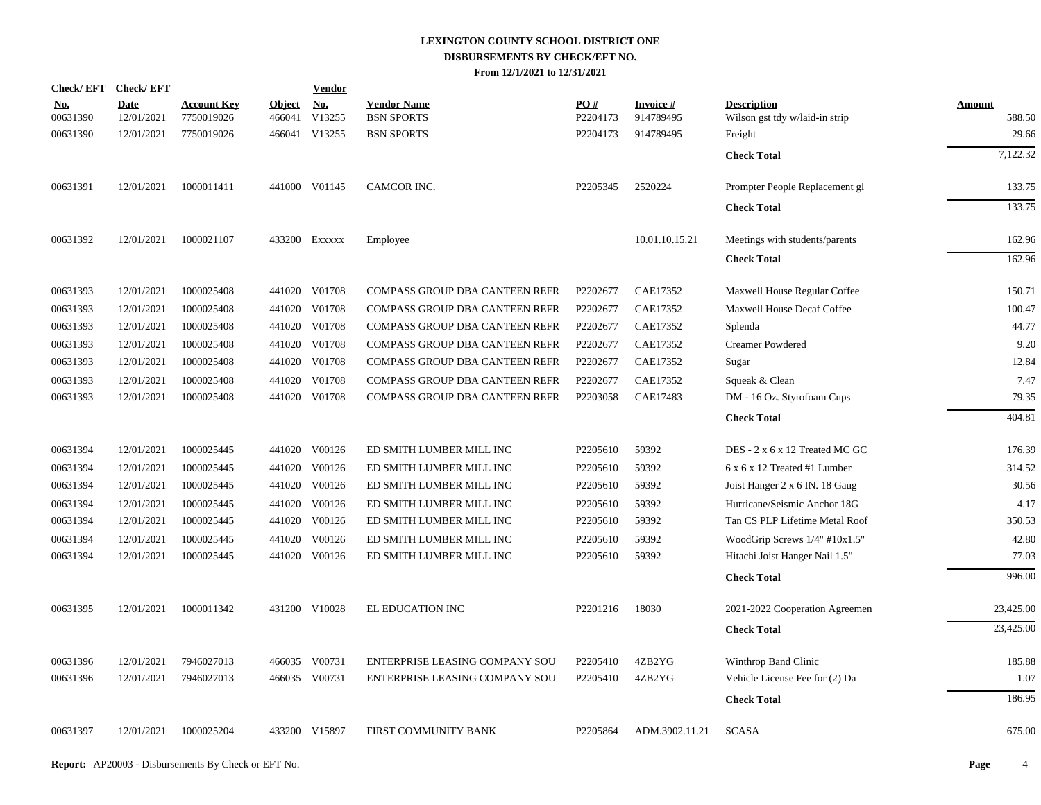# LEXINGTON COUNTY SCHOOL DISTRICT ONE
## DISBURSEMENTS BY CHECK/EFT NO.
### From 12/1/2021 to 12/31/2021

| Check/ EFT No. | Check/ EFT Date | Account Key | Object | Vendor No. | Vendor Name | PO # | Invoice # | Description | Amount |
|---|---|---|---|---|---|---|---|---|---|
| 00631390 | 12/01/2021 | 7750019026 | 466041 | V13255 | BSN SPORTS | P2204173 | 914789495 | Wilson gst tdy w/laid-in strip | 588.50 |
| 00631390 | 12/01/2021 | 7750019026 | 466041 | V13255 | BSN SPORTS | P2204173 | 914789495 | Freight | 29.66 |
| | | | | | | | | **Check Total** | 7,122.32 |
| 00631391 | 12/01/2021 | 1000011411 | 441000 | V01145 | CAMCOR INC. | P2205345 | 2520224 | Prompter People Replacement gl | 133.75 |
| | | | | | | | | **Check Total** | 133.75 |
| 00631392 | 12/01/2021 | 1000021107 | 433200 | Exxxxx | Employee | | 10.01.10.15.21 | Meetings with students/parents | 162.96 |
| | | | | | | | | **Check Total** | 162.96 |
| 00631393 | 12/01/2021 | 1000025408 | 441020 | V01708 | COMPASS GROUP DBA CANTEEN REFR | P2202677 | CAE17352 | Maxwell House Regular Coffee | 150.71 |
| 00631393 | 12/01/2021 | 1000025408 | 441020 | V01708 | COMPASS GROUP DBA CANTEEN REFR | P2202677 | CAE17352 | Maxwell House Decaf Coffee | 100.47 |
| 00631393 | 12/01/2021 | 1000025408 | 441020 | V01708 | COMPASS GROUP DBA CANTEEN REFR | P2202677 | CAE17352 | Splenda | 44.77 |
| 00631393 | 12/01/2021 | 1000025408 | 441020 | V01708 | COMPASS GROUP DBA CANTEEN REFR | P2202677 | CAE17352 | Creamer Powdered | 9.20 |
| 00631393 | 12/01/2021 | 1000025408 | 441020 | V01708 | COMPASS GROUP DBA CANTEEN REFR | P2202677 | CAE17352 | Sugar | 12.84 |
| 00631393 | 12/01/2021 | 1000025408 | 441020 | V01708 | COMPASS GROUP DBA CANTEEN REFR | P2202677 | CAE17352 | Squeak & Clean | 7.47 |
| 00631393 | 12/01/2021 | 1000025408 | 441020 | V01708 | COMPASS GROUP DBA CANTEEN REFR | P2203058 | CAE17483 | DM - 16 Oz. Styrofoam Cups | 79.35 |
| | | | | | | | | **Check Total** | 404.81 |
| 00631394 | 12/01/2021 | 1000025445 | 441020 | V00126 | ED SMITH LUMBER MILL INC | P2205610 | 59392 | DES - 2 x 6 x 12 Treated MC GC | 176.39 |
| 00631394 | 12/01/2021 | 1000025445 | 441020 | V00126 | ED SMITH LUMBER MILL INC | P2205610 | 59392 | 6 x 6 x 12 Treated #1 Lumber | 314.52 |
| 00631394 | 12/01/2021 | 1000025445 | 441020 | V00126 | ED SMITH LUMBER MILL INC | P2205610 | 59392 | Joist Hanger 2 x 6 IN. 18 Gaug | 30.56 |
| 00631394 | 12/01/2021 | 1000025445 | 441020 | V00126 | ED SMITH LUMBER MILL INC | P2205610 | 59392 | Hurricane/Seismic Anchor 18G | 4.17 |
| 00631394 | 12/01/2021 | 1000025445 | 441020 | V00126 | ED SMITH LUMBER MILL INC | P2205610 | 59392 | Tan CS PLP Lifetime Metal Roof | 350.53 |
| 00631394 | 12/01/2021 | 1000025445 | 441020 | V00126 | ED SMITH LUMBER MILL INC | P2205610 | 59392 | WoodGrip Screws 1/4" #10x1.5" | 42.80 |
| 00631394 | 12/01/2021 | 1000025445 | 441020 | V00126 | ED SMITH LUMBER MILL INC | P2205610 | 59392 | Hitachi Joist Hanger Nail 1.5" | 77.03 |
| | | | | | | | | **Check Total** | 996.00 |
| 00631395 | 12/01/2021 | 1000011342 | 431200 | V10028 | EL EDUCATION INC | P2201216 | 18030 | 2021-2022 Cooperation Agreemen | 23,425.00 |
| | | | | | | | | **Check Total** | 23,425.00 |
| 00631396 | 12/01/2021 | 7946027013 | 466035 | V00731 | ENTERPRISE LEASING COMPANY SOU | P2205410 | 4ZB2YG | Winthrop Band Clinic | 185.88 |
| 00631396 | 12/01/2021 | 7946027013 | 466035 | V00731 | ENTERPRISE LEASING COMPANY SOU | P2205410 | 4ZB2YG | Vehicle License Fee for (2) Da | 1.07 |
| | | | | | | | | **Check Total** | 186.95 |
| 00631397 | 12/01/2021 | 1000025204 | 433200 | V15897 | FIRST COMMUNITY BANK | P2205864 | ADM.3902.11.21 | SCASA | 675.00 |

**Report:** AP20003 - Disbursements By Check or EFT No.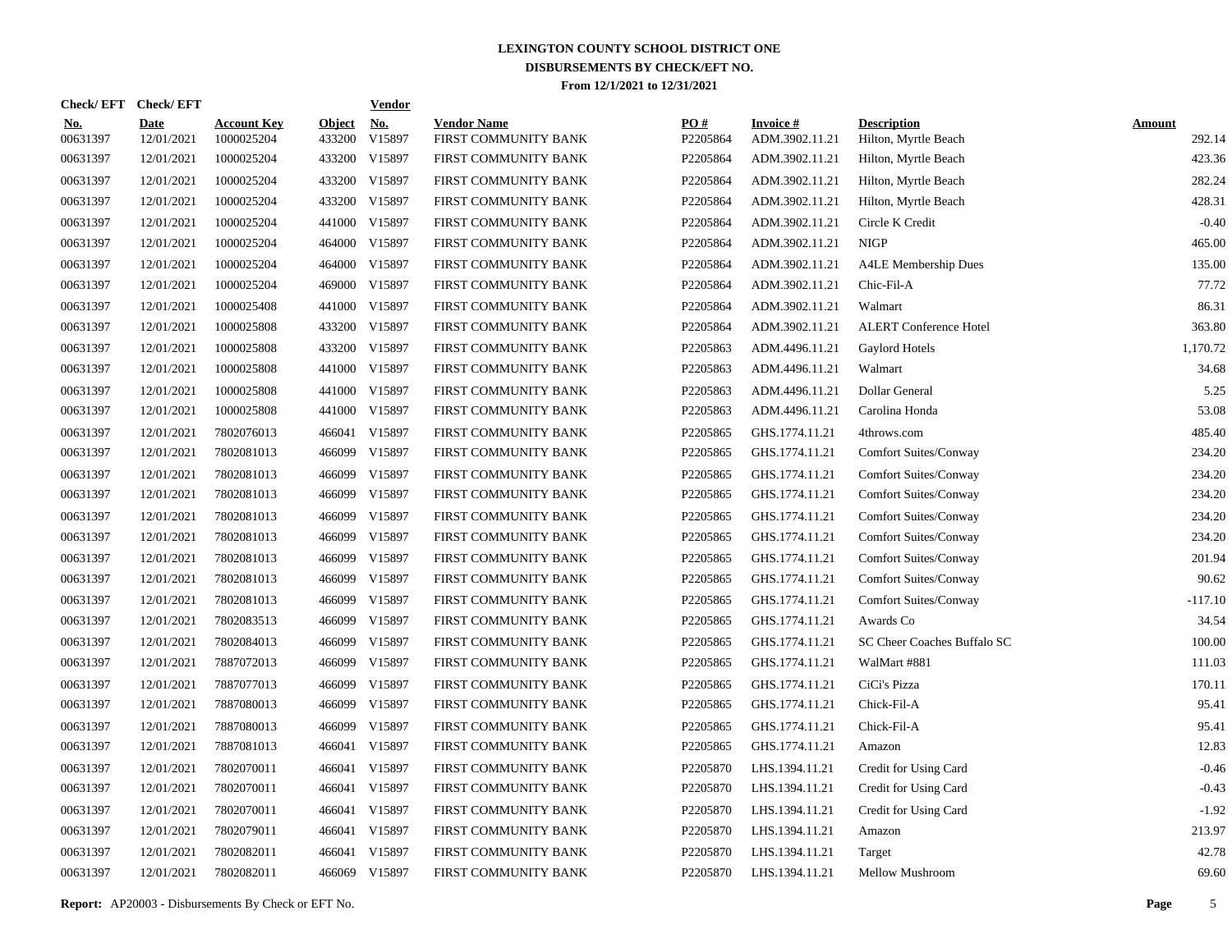# LEXINGTON COUNTY SCHOOL DISTRICT ONE
## DISBURSEMENTS BY CHECK/EFT NO.
### From 12/1/2021 to 12/31/2021

| Check/ EFT No. | Check/ EFT Date | Account Key | Object | Vendor No. | Vendor Name | PO # | Invoice # | Description | Amount |
|---|---|---|---|---|---|---|---|---|---|
| 00631397 | 12/01/2021 | 1000025204 | 433200 | V15897 | FIRST COMMUNITY BANK | P2205864 | ADM.3902.11.21 | Hilton, Myrtle Beach | 292.14 |
| 00631397 | 12/01/2021 | 1000025204 | 433200 | V15897 | FIRST COMMUNITY BANK | P2205864 | ADM.3902.11.21 | Hilton, Myrtle Beach | 423.36 |
| 00631397 | 12/01/2021 | 1000025204 | 433200 | V15897 | FIRST COMMUNITY BANK | P2205864 | ADM.3902.11.21 | Hilton, Myrtle Beach | 282.24 |
| 00631397 | 12/01/2021 | 1000025204 | 433200 | V15897 | FIRST COMMUNITY BANK | P2205864 | ADM.3902.11.21 | Hilton, Myrtle Beach | 428.31 |
| 00631397 | 12/01/2021 | 1000025204 | 441000 | V15897 | FIRST COMMUNITY BANK | P2205864 | ADM.3902.11.21 | Circle K Credit | -0.40 |
| 00631397 | 12/01/2021 | 1000025204 | 464000 | V15897 | FIRST COMMUNITY BANK | P2205864 | ADM.3902.11.21 | NIGP | 465.00 |
| 00631397 | 12/01/2021 | 1000025204 | 464000 | V15897 | FIRST COMMUNITY BANK | P2205864 | ADM.3902.11.21 | A4LE Membership Dues | 135.00 |
| 00631397 | 12/01/2021 | 1000025204 | 469000 | V15897 | FIRST COMMUNITY BANK | P2205864 | ADM.3902.11.21 | Chic-Fil-A | 77.72 |
| 00631397 | 12/01/2021 | 1000025408 | 441000 | V15897 | FIRST COMMUNITY BANK | P2205864 | ADM.3902.11.21 | Walmart | 86.31 |
| 00631397 | 12/01/2021 | 1000025808 | 433200 | V15897 | FIRST COMMUNITY BANK | P2205864 | ADM.3902.11.21 | ALERT Conference Hotel | 363.80 |
| 00631397 | 12/01/2021 | 1000025808 | 433200 | V15897 | FIRST COMMUNITY BANK | P2205863 | ADM.4496.11.21 | Gaylord Hotels | 1,170.72 |
| 00631397 | 12/01/2021 | 1000025808 | 441000 | V15897 | FIRST COMMUNITY BANK | P2205863 | ADM.4496.11.21 | Walmart | 34.68 |
| 00631397 | 12/01/2021 | 1000025808 | 441000 | V15897 | FIRST COMMUNITY BANK | P2205863 | ADM.4496.11.21 | Dollar General | 5.25 |
| 00631397 | 12/01/2021 | 1000025808 | 441000 | V15897 | FIRST COMMUNITY BANK | P2205863 | ADM.4496.11.21 | Carolina Honda | 53.08 |
| 00631397 | 12/01/2021 | 7802076013 | 466041 | V15897 | FIRST COMMUNITY BANK | P2205865 | GHS.1774.11.21 | 4throws.com | 485.40 |
| 00631397 | 12/01/2021 | 7802081013 | 466099 | V15897 | FIRST COMMUNITY BANK | P2205865 | GHS.1774.11.21 | Comfort Suites/Conway | 234.20 |
| 00631397 | 12/01/2021 | 7802081013 | 466099 | V15897 | FIRST COMMUNITY BANK | P2205865 | GHS.1774.11.21 | Comfort Suites/Conway | 234.20 |
| 00631397 | 12/01/2021 | 7802081013 | 466099 | V15897 | FIRST COMMUNITY BANK | P2205865 | GHS.1774.11.21 | Comfort Suites/Conway | 234.20 |
| 00631397 | 12/01/2021 | 7802081013 | 466099 | V15897 | FIRST COMMUNITY BANK | P2205865 | GHS.1774.11.21 | Comfort Suites/Conway | 234.20 |
| 00631397 | 12/01/2021 | 7802081013 | 466099 | V15897 | FIRST COMMUNITY BANK | P2205865 | GHS.1774.11.21 | Comfort Suites/Conway | 234.20 |
| 00631397 | 12/01/2021 | 7802081013 | 466099 | V15897 | FIRST COMMUNITY BANK | P2205865 | GHS.1774.11.21 | Comfort Suites/Conway | 201.94 |
| 00631397 | 12/01/2021 | 7802081013 | 466099 | V15897 | FIRST COMMUNITY BANK | P2205865 | GHS.1774.11.21 | Comfort Suites/Conway | 90.62 |
| 00631397 | 12/01/2021 | 7802081013 | 466099 | V15897 | FIRST COMMUNITY BANK | P2205865 | GHS.1774.11.21 | Comfort Suites/Conway | -117.10 |
| 00631397 | 12/01/2021 | 7802083513 | 466099 | V15897 | FIRST COMMUNITY BANK | P2205865 | GHS.1774.11.21 | Awards Co | 34.54 |
| 00631397 | 12/01/2021 | 7802084013 | 466099 | V15897 | FIRST COMMUNITY BANK | P2205865 | GHS.1774.11.21 | SC Cheer Coaches Buffalo SC | 100.00 |
| 00631397 | 12/01/2021 | 7887072013 | 466099 | V15897 | FIRST COMMUNITY BANK | P2205865 | GHS.1774.11.21 | WalMart #881 | 111.03 |
| 00631397 | 12/01/2021 | 7887077013 | 466099 | V15897 | FIRST COMMUNITY BANK | P2205865 | GHS.1774.11.21 | CiCi's Pizza | 170.11 |
| 00631397 | 12/01/2021 | 7887080013 | 466099 | V15897 | FIRST COMMUNITY BANK | P2205865 | GHS.1774.11.21 | Chick-Fil-A | 95.41 |
| 00631397 | 12/01/2021 | 7887080013 | 466099 | V15897 | FIRST COMMUNITY BANK | P2205865 | GHS.1774.11.21 | Chick-Fil-A | 95.41 |
| 00631397 | 12/01/2021 | 7887081013 | 466041 | V15897 | FIRST COMMUNITY BANK | P2205865 | GHS.1774.11.21 | Amazon | 12.83 |
| 00631397 | 12/01/2021 | 7802070011 | 466041 | V15897 | FIRST COMMUNITY BANK | P2205870 | LHS.1394.11.21 | Credit for Using Card | -0.46 |
| 00631397 | 12/01/2021 | 7802070011 | 466041 | V15897 | FIRST COMMUNITY BANK | P2205870 | LHS.1394.11.21 | Credit for Using Card | -0.43 |
| 00631397 | 12/01/2021 | 7802070011 | 466041 | V15897 | FIRST COMMUNITY BANK | P2205870 | LHS.1394.11.21 | Credit for Using Card | -1.92 |
| 00631397 | 12/01/2021 | 7802079011 | 466041 | V15897 | FIRST COMMUNITY BANK | P2205870 | LHS.1394.11.21 | Amazon | 213.97 |
| 00631397 | 12/01/2021 | 7802082011 | 466041 | V15897 | FIRST COMMUNITY BANK | P2205870 | LHS.1394.11.21 | Target | 42.78 |
| 00631397 | 12/01/2021 | 7802082011 | 466069 | V15897 | FIRST COMMUNITY BANK | P2205870 | LHS.1394.11.21 | Mellow Mushroom | 69.60 |

**Report:** AP20003 - Disbursements By Check or EFT No.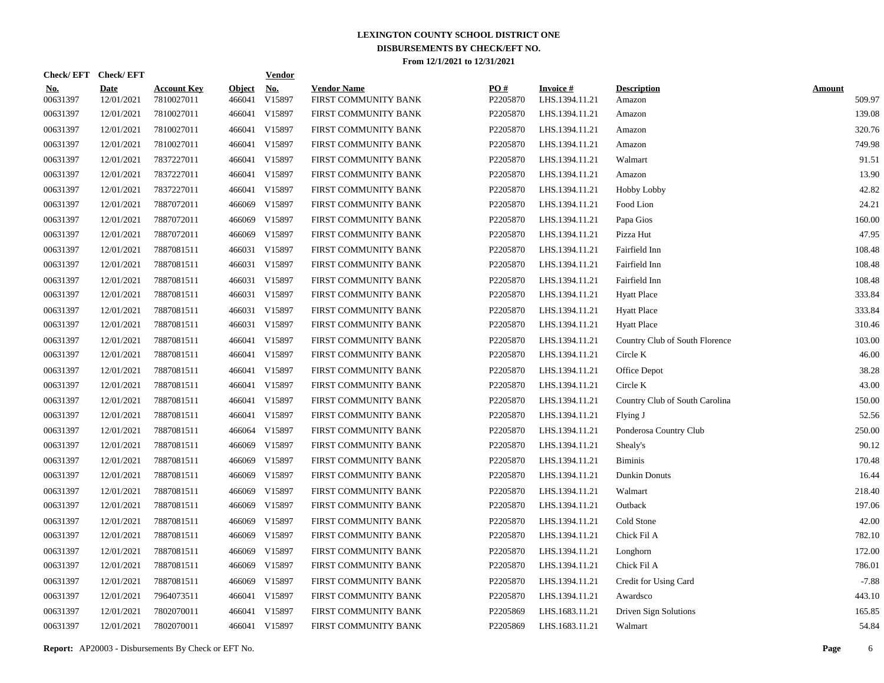# LEXINGTON COUNTY SCHOOL DISTRICT ONE
## DISBURSEMENTS BY CHECK/EFT NO.
### From 12/1/2021 to 12/31/2021

| Check/ EFT No. | Check/ EFT Date | Account Key | Object | Vendor No. | Vendor Name | PO # | Invoice # | Description | Amount |
|---|---|---|---|---|---|---|---|---|---|
| 00631397 | 12/01/2021 | 7810027011 | 466041 | V15897 | FIRST COMMUNITY BANK | P2205870 | LHS.1394.11.21 | Amazon | 509.97 |
| 00631397 | 12/01/2021 | 7810027011 | 466041 | V15897 | FIRST COMMUNITY BANK | P2205870 | LHS.1394.11.21 | Amazon | 139.08 |
| 00631397 | 12/01/2021 | 7810027011 | 466041 | V15897 | FIRST COMMUNITY BANK | P2205870 | LHS.1394.11.21 | Amazon | 320.76 |
| 00631397 | 12/01/2021 | 7810027011 | 466041 | V15897 | FIRST COMMUNITY BANK | P2205870 | LHS.1394.11.21 | Amazon | 749.98 |
| 00631397 | 12/01/2021 | 7837227011 | 466041 | V15897 | FIRST COMMUNITY BANK | P2205870 | LHS.1394.11.21 | Walmart | 91.51 |
| 00631397 | 12/01/2021 | 7837227011 | 466041 | V15897 | FIRST COMMUNITY BANK | P2205870 | LHS.1394.11.21 | Amazon | 13.90 |
| 00631397 | 12/01/2021 | 7837227011 | 466041 | V15897 | FIRST COMMUNITY BANK | P2205870 | LHS.1394.11.21 | Hobby Lobby | 42.82 |
| 00631397 | 12/01/2021 | 7887072011 | 466069 | V15897 | FIRST COMMUNITY BANK | P2205870 | LHS.1394.11.21 | Food Lion | 24.21 |
| 00631397 | 12/01/2021 | 7887072011 | 466069 | V15897 | FIRST COMMUNITY BANK | P2205870 | LHS.1394.11.21 | Papa Gios | 160.00 |
| 00631397 | 12/01/2021 | 7887072011 | 466069 | V15897 | FIRST COMMUNITY BANK | P2205870 | LHS.1394.11.21 | Pizza Hut | 47.95 |
| 00631397 | 12/01/2021 | 7887081511 | 466031 | V15897 | FIRST COMMUNITY BANK | P2205870 | LHS.1394.11.21 | Fairfield Inn | 108.48 |
| 00631397 | 12/01/2021 | 7887081511 | 466031 | V15897 | FIRST COMMUNITY BANK | P2205870 | LHS.1394.11.21 | Fairfield Inn | 108.48 |
| 00631397 | 12/01/2021 | 7887081511 | 466031 | V15897 | FIRST COMMUNITY BANK | P2205870 | LHS.1394.11.21 | Fairfield Inn | 108.48 |
| 00631397 | 12/01/2021 | 7887081511 | 466031 | V15897 | FIRST COMMUNITY BANK | P2205870 | LHS.1394.11.21 | Hyatt Place | 333.84 |
| 00631397 | 12/01/2021 | 7887081511 | 466031 | V15897 | FIRST COMMUNITY BANK | P2205870 | LHS.1394.11.21 | Hyatt Place | 333.84 |
| 00631397 | 12/01/2021 | 7887081511 | 466031 | V15897 | FIRST COMMUNITY BANK | P2205870 | LHS.1394.11.21 | Hyatt Place | 310.46 |
| 00631397 | 12/01/2021 | 7887081511 | 466041 | V15897 | FIRST COMMUNITY BANK | P2205870 | LHS.1394.11.21 | Country Club of South Florence | 103.00 |
| 00631397 | 12/01/2021 | 7887081511 | 466041 | V15897 | FIRST COMMUNITY BANK | P2205870 | LHS.1394.11.21 | Circle K | 46.00 |
| 00631397 | 12/01/2021 | 7887081511 | 466041 | V15897 | FIRST COMMUNITY BANK | P2205870 | LHS.1394.11.21 | Office Depot | 38.28 |
| 00631397 | 12/01/2021 | 7887081511 | 466041 | V15897 | FIRST COMMUNITY BANK | P2205870 | LHS.1394.11.21 | Circle K | 43.00 |
| 00631397 | 12/01/2021 | 7887081511 | 466041 | V15897 | FIRST COMMUNITY BANK | P2205870 | LHS.1394.11.21 | Country Club of South Carolina | 150.00 |
| 00631397 | 12/01/2021 | 7887081511 | 466041 | V15897 | FIRST COMMUNITY BANK | P2205870 | LHS.1394.11.21 | Flying J | 52.56 |
| 00631397 | 12/01/2021 | 7887081511 | 466064 | V15897 | FIRST COMMUNITY BANK | P2205870 | LHS.1394.11.21 | Ponderosa Country Club | 250.00 |
| 00631397 | 12/01/2021 | 7887081511 | 466069 | V15897 | FIRST COMMUNITY BANK | P2205870 | LHS.1394.11.21 | Shealy's | 90.12 |
| 00631397 | 12/01/2021 | 7887081511 | 466069 | V15897 | FIRST COMMUNITY BANK | P2205870 | LHS.1394.11.21 | Biminis | 170.48 |
| 00631397 | 12/01/2021 | 7887081511 | 466069 | V15897 | FIRST COMMUNITY BANK | P2205870 | LHS.1394.11.21 | Dunkin Donuts | 16.44 |
| 00631397 | 12/01/2021 | 7887081511 | 466069 | V15897 | FIRST COMMUNITY BANK | P2205870 | LHS.1394.11.21 | Walmart | 218.40 |
| 00631397 | 12/01/2021 | 7887081511 | 466069 | V15897 | FIRST COMMUNITY BANK | P2205870 | LHS.1394.11.21 | Outback | 197.06 |
| 00631397 | 12/01/2021 | 7887081511 | 466069 | V15897 | FIRST COMMUNITY BANK | P2205870 | LHS.1394.11.21 | Cold Stone | 42.00 |
| 00631397 | 12/01/2021 | 7887081511 | 466069 | V15897 | FIRST COMMUNITY BANK | P2205870 | LHS.1394.11.21 | Chick Fil A | 782.10 |
| 00631397 | 12/01/2021 | 7887081511 | 466069 | V15897 | FIRST COMMUNITY BANK | P2205870 | LHS.1394.11.21 | Longhorn | 172.00 |
| 00631397 | 12/01/2021 | 7887081511 | 466069 | V15897 | FIRST COMMUNITY BANK | P2205870 | LHS.1394.11.21 | Chick Fil A | 786.01 |
| 00631397 | 12/01/2021 | 7887081511 | 466069 | V15897 | FIRST COMMUNITY BANK | P2205870 | LHS.1394.11.21 | Credit for Using Card | -7.88 |
| 00631397 | 12/01/2021 | 7964073511 | 466041 | V15897 | FIRST COMMUNITY BANK | P2205870 | LHS.1394.11.21 | Awardsco | 443.10 |
| 00631397 | 12/01/2021 | 7802070011 | 466041 | V15897 | FIRST COMMUNITY BANK | P2205869 | LHS.1683.11.21 | Driven Sign Solutions | 165.85 |
| 00631397 | 12/01/2021 | 7802070011 | 466041 | V15897 | FIRST COMMUNITY BANK | P2205869 | LHS.1683.11.21 | Walmart | 54.84 |

**Report:** AP20003 - Disbursements By Check or EFT No.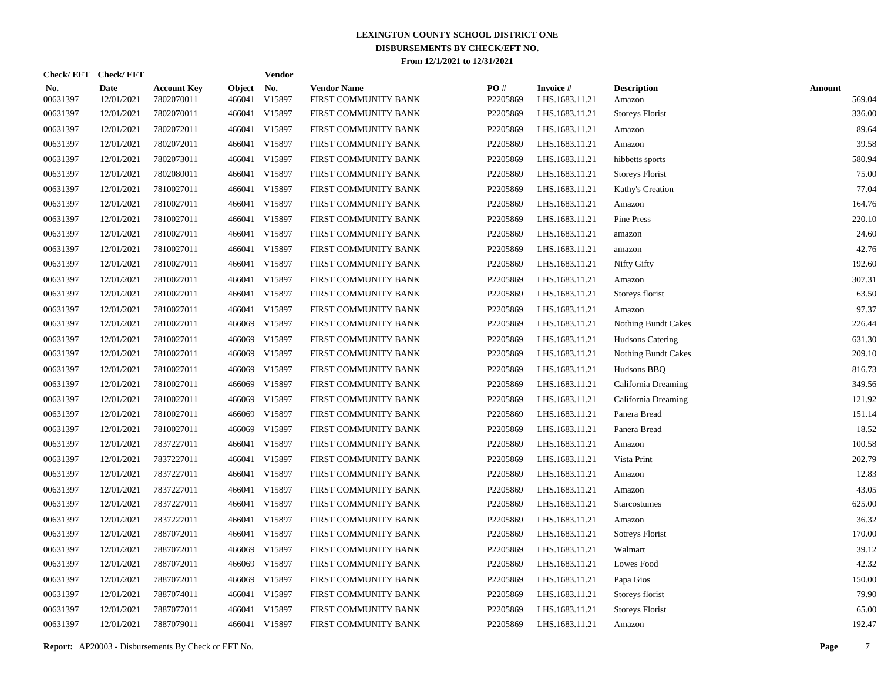# LEXINGTON COUNTY SCHOOL DISTRICT ONE
## DISBURSEMENTS BY CHECK/EFT NO.
### From 12/1/2021 to 12/31/2021

| Check/ EFT No. | Check/ EFT Date | Account Key | Object | Vendor No. | Vendor Name | PO # | Invoice # | Description | Amount |
|---|---|---|---|---|---|---|---|---|---|
| 00631397 | 12/01/2021 | 7802070011 | 466041 | V15897 | FIRST COMMUNITY BANK | P2205869 | LHS.1683.11.21 | Amazon | 569.04 |
| 00631397 | 12/01/2021 | 7802070011 | 466041 | V15897 | FIRST COMMUNITY BANK | P2205869 | LHS.1683.11.21 | Storeys Florist | 336.00 |
| 00631397 | 12/01/2021 | 7802072011 | 466041 | V15897 | FIRST COMMUNITY BANK | P2205869 | LHS.1683.11.21 | Amazon | 89.64 |
| 00631397 | 12/01/2021 | 7802072011 | 466041 | V15897 | FIRST COMMUNITY BANK | P2205869 | LHS.1683.11.21 | Amazon | 39.58 |
| 00631397 | 12/01/2021 | 7802073011 | 466041 | V15897 | FIRST COMMUNITY BANK | P2205869 | LHS.1683.11.21 | hibbetts sports | 580.94 |
| 00631397 | 12/01/2021 | 7802080011 | 466041 | V15897 | FIRST COMMUNITY BANK | P2205869 | LHS.1683.11.21 | Storeys Florist | 75.00 |
| 00631397 | 12/01/2021 | 7810027011 | 466041 | V15897 | FIRST COMMUNITY BANK | P2205869 | LHS.1683.11.21 | Kathy's Creation | 77.04 |
| 00631397 | 12/01/2021 | 7810027011 | 466041 | V15897 | FIRST COMMUNITY BANK | P2205869 | LHS.1683.11.21 | Amazon | 164.76 |
| 00631397 | 12/01/2021 | 7810027011 | 466041 | V15897 | FIRST COMMUNITY BANK | P2205869 | LHS.1683.11.21 | Pine Press | 220.10 |
| 00631397 | 12/01/2021 | 7810027011 | 466041 | V15897 | FIRST COMMUNITY BANK | P2205869 | LHS.1683.11.21 | amazon | 24.60 |
| 00631397 | 12/01/2021 | 7810027011 | 466041 | V15897 | FIRST COMMUNITY BANK | P2205869 | LHS.1683.11.21 | amazon | 42.76 |
| 00631397 | 12/01/2021 | 7810027011 | 466041 | V15897 | FIRST COMMUNITY BANK | P2205869 | LHS.1683.11.21 | Nifty Gifty | 192.60 |
| 00631397 | 12/01/2021 | 7810027011 | 466041 | V15897 | FIRST COMMUNITY BANK | P2205869 | LHS.1683.11.21 | Amazon | 307.31 |
| 00631397 | 12/01/2021 | 7810027011 | 466041 | V15897 | FIRST COMMUNITY BANK | P2205869 | LHS.1683.11.21 | Storeys florist | 63.50 |
| 00631397 | 12/01/2021 | 7810027011 | 466041 | V15897 | FIRST COMMUNITY BANK | P2205869 | LHS.1683.11.21 | Amazon | 97.37 |
| 00631397 | 12/01/2021 | 7810027011 | 466069 | V15897 | FIRST COMMUNITY BANK | P2205869 | LHS.1683.11.21 | Nothing Bundt Cakes | 226.44 |
| 00631397 | 12/01/2021 | 7810027011 | 466069 | V15897 | FIRST COMMUNITY BANK | P2205869 | LHS.1683.11.21 | Hudsons Catering | 631.30 |
| 00631397 | 12/01/2021 | 7810027011 | 466069 | V15897 | FIRST COMMUNITY BANK | P2205869 | LHS.1683.11.21 | Nothing Bundt Cakes | 209.10 |
| 00631397 | 12/01/2021 | 7810027011 | 466069 | V15897 | FIRST COMMUNITY BANK | P2205869 | LHS.1683.11.21 | Hudsons BBQ | 816.73 |
| 00631397 | 12/01/2021 | 7810027011 | 466069 | V15897 | FIRST COMMUNITY BANK | P2205869 | LHS.1683.11.21 | California Dreaming | 349.56 |
| 00631397 | 12/01/2021 | 7810027011 | 466069 | V15897 | FIRST COMMUNITY BANK | P2205869 | LHS.1683.11.21 | California Dreaming | 121.92 |
| 00631397 | 12/01/2021 | 7810027011 | 466069 | V15897 | FIRST COMMUNITY BANK | P2205869 | LHS.1683.11.21 | Panera Bread | 151.14 |
| 00631397 | 12/01/2021 | 7810027011 | 466069 | V15897 | FIRST COMMUNITY BANK | P2205869 | LHS.1683.11.21 | Panera Bread | 18.52 |
| 00631397 | 12/01/2021 | 7837227011 | 466041 | V15897 | FIRST COMMUNITY BANK | P2205869 | LHS.1683.11.21 | Amazon | 100.58 |
| 00631397 | 12/01/2021 | 7837227011 | 466041 | V15897 | FIRST COMMUNITY BANK | P2205869 | LHS.1683.11.21 | Vista Print | 202.79 |
| 00631397 | 12/01/2021 | 7837227011 | 466041 | V15897 | FIRST COMMUNITY BANK | P2205869 | LHS.1683.11.21 | Amazon | 12.83 |
| 00631397 | 12/01/2021 | 7837227011 | 466041 | V15897 | FIRST COMMUNITY BANK | P2205869 | LHS.1683.11.21 | Amazon | 43.05 |
| 00631397 | 12/01/2021 | 7837227011 | 466041 | V15897 | FIRST COMMUNITY BANK | P2205869 | LHS.1683.11.21 | Starcostumes | 625.00 |
| 00631397 | 12/01/2021 | 7837227011 | 466041 | V15897 | FIRST COMMUNITY BANK | P2205869 | LHS.1683.11.21 | Amazon | 36.32 |
| 00631397 | 12/01/2021 | 7887072011 | 466041 | V15897 | FIRST COMMUNITY BANK | P2205869 | LHS.1683.11.21 | Sotreys Florist | 170.00 |
| 00631397 | 12/01/2021 | 7887072011 | 466069 | V15897 | FIRST COMMUNITY BANK | P2205869 | LHS.1683.11.21 | Walmart | 39.12 |
| 00631397 | 12/01/2021 | 7887072011 | 466069 | V15897 | FIRST COMMUNITY BANK | P2205869 | LHS.1683.11.21 | Lowes Food | 42.32 |
| 00631397 | 12/01/2021 | 7887072011 | 466069 | V15897 | FIRST COMMUNITY BANK | P2205869 | LHS.1683.11.21 | Papa Gios | 150.00 |
| 00631397 | 12/01/2021 | 7887074011 | 466041 | V15897 | FIRST COMMUNITY BANK | P2205869 | LHS.1683.11.21 | Storeys florist | 79.90 |
| 00631397 | 12/01/2021 | 7887077011 | 466041 | V15897 | FIRST COMMUNITY BANK | P2205869 | LHS.1683.11.21 | Storeys Florist | 65.00 |
| 00631397 | 12/01/2021 | 7887079011 | 466041 | V15897 | FIRST COMMUNITY BANK | P2205869 | LHS.1683.11.21 | Amazon | 192.47 |

**Report:** AP20003 - Disbursements By Check or EFT No.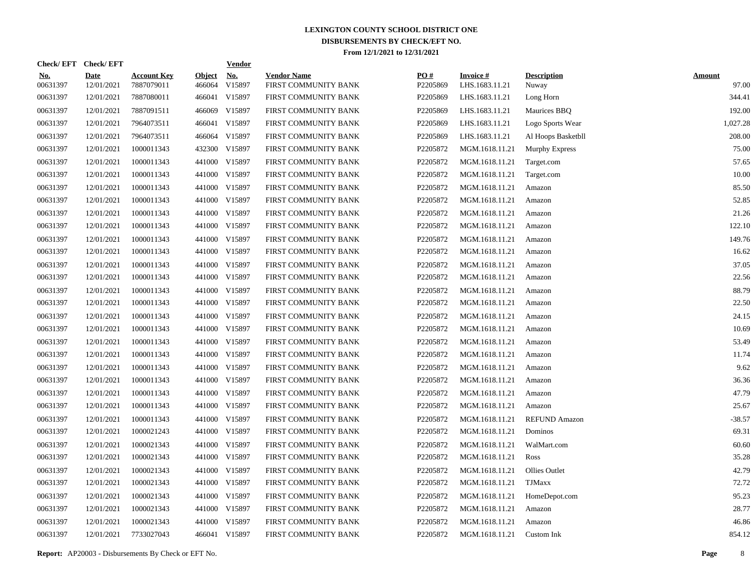**LEXINGTON COUNTY SCHOOL DISTRICT ONE**
**DISBURSEMENTS BY CHECK/EFT NO.**
**From 12/1/2021 to 12/31/2021**

| Check/ EFT No. | Check/ EFT Date | Account Key | Object | Vendor No. | Vendor Name | PO # | Invoice # | Description | Amount |
|---|---|---|---|---|---|---|---|---|---|
| 00631397 | 12/01/2021 | 7887079011 | 466064 | V15897 | FIRST COMMUNITY BANK | P2205869 | LHS.1683.11.21 | Nuway | 97.00 |
| 00631397 | 12/01/2021 | 7887080011 | 466041 | V15897 | FIRST COMMUNITY BANK | P2205869 | LHS.1683.11.21 | Long Horn | 344.41 |
| 00631397 | 12/01/2021 | 7887091511 | 466069 | V15897 | FIRST COMMUNITY BANK | P2205869 | LHS.1683.11.21 | Maurices BBQ | 192.00 |
| 00631397 | 12/01/2021 | 7964073511 | 466041 | V15897 | FIRST COMMUNITY BANK | P2205869 | LHS.1683.11.21 | Logo Sports Wear | 1,027.28 |
| 00631397 | 12/01/2021 | 7964073511 | 466064 | V15897 | FIRST COMMUNITY BANK | P2205869 | LHS.1683.11.21 | Al Hoops Basketbll | 208.00 |
| 00631397 | 12/01/2021 | 1000011343 | 432300 | V15897 | FIRST COMMUNITY BANK | P2205872 | MGM.1618.11.21 | Murphy Express | 75.00 |
| 00631397 | 12/01/2021 | 1000011343 | 441000 | V15897 | FIRST COMMUNITY BANK | P2205872 | MGM.1618.11.21 | Target.com | 57.65 |
| 00631397 | 12/01/2021 | 1000011343 | 441000 | V15897 | FIRST COMMUNITY BANK | P2205872 | MGM.1618.11.21 | Target.com | 10.00 |
| 00631397 | 12/01/2021 | 1000011343 | 441000 | V15897 | FIRST COMMUNITY BANK | P2205872 | MGM.1618.11.21 | Amazon | 85.50 |
| 00631397 | 12/01/2021 | 1000011343 | 441000 | V15897 | FIRST COMMUNITY BANK | P2205872 | MGM.1618.11.21 | Amazon | 52.85 |
| 00631397 | 12/01/2021 | 1000011343 | 441000 | V15897 | FIRST COMMUNITY BANK | P2205872 | MGM.1618.11.21 | Amazon | 21.26 |
| 00631397 | 12/01/2021 | 1000011343 | 441000 | V15897 | FIRST COMMUNITY BANK | P2205872 | MGM.1618.11.21 | Amazon | 122.10 |
| 00631397 | 12/01/2021 | 1000011343 | 441000 | V15897 | FIRST COMMUNITY BANK | P2205872 | MGM.1618.11.21 | Amazon | 149.76 |
| 00631397 | 12/01/2021 | 1000011343 | 441000 | V15897 | FIRST COMMUNITY BANK | P2205872 | MGM.1618.11.21 | Amazon | 16.62 |
| 00631397 | 12/01/2021 | 1000011343 | 441000 | V15897 | FIRST COMMUNITY BANK | P2205872 | MGM.1618.11.21 | Amazon | 37.05 |
| 00631397 | 12/01/2021 | 1000011343 | 441000 | V15897 | FIRST COMMUNITY BANK | P2205872 | MGM.1618.11.21 | Amazon | 22.56 |
| 00631397 | 12/01/2021 | 1000011343 | 441000 | V15897 | FIRST COMMUNITY BANK | P2205872 | MGM.1618.11.21 | Amazon | 88.79 |
| 00631397 | 12/01/2021 | 1000011343 | 441000 | V15897 | FIRST COMMUNITY BANK | P2205872 | MGM.1618.11.21 | Amazon | 22.50 |
| 00631397 | 12/01/2021 | 1000011343 | 441000 | V15897 | FIRST COMMUNITY BANK | P2205872 | MGM.1618.11.21 | Amazon | 24.15 |
| 00631397 | 12/01/2021 | 1000011343 | 441000 | V15897 | FIRST COMMUNITY BANK | P2205872 | MGM.1618.11.21 | Amazon | 10.69 |
| 00631397 | 12/01/2021 | 1000011343 | 441000 | V15897 | FIRST COMMUNITY BANK | P2205872 | MGM.1618.11.21 | Amazon | 53.49 |
| 00631397 | 12/01/2021 | 1000011343 | 441000 | V15897 | FIRST COMMUNITY BANK | P2205872 | MGM.1618.11.21 | Amazon | 11.74 |
| 00631397 | 12/01/2021 | 1000011343 | 441000 | V15897 | FIRST COMMUNITY BANK | P2205872 | MGM.1618.11.21 | Amazon | 9.62 |
| 00631397 | 12/01/2021 | 1000011343 | 441000 | V15897 | FIRST COMMUNITY BANK | P2205872 | MGM.1618.11.21 | Amazon | 36.36 |
| 00631397 | 12/01/2021 | 1000011343 | 441000 | V15897 | FIRST COMMUNITY BANK | P2205872 | MGM.1618.11.21 | Amazon | 47.79 |
| 00631397 | 12/01/2021 | 1000011343 | 441000 | V15897 | FIRST COMMUNITY BANK | P2205872 | MGM.1618.11.21 | Amazon | 25.67 |
| 00631397 | 12/01/2021 | 1000011343 | 441000 | V15897 | FIRST COMMUNITY BANK | P2205872 | MGM.1618.11.21 | REFUND Amazon | -38.57 |
| 00631397 | 12/01/2021 | 1000021243 | 441000 | V15897 | FIRST COMMUNITY BANK | P2205872 | MGM.1618.11.21 | Dominos | 69.31 |
| 00631397 | 12/01/2021 | 1000021343 | 441000 | V15897 | FIRST COMMUNITY BANK | P2205872 | MGM.1618.11.21 | WalMart.com | 60.60 |
| 00631397 | 12/01/2021 | 1000021343 | 441000 | V15897 | FIRST COMMUNITY BANK | P2205872 | MGM.1618.11.21 | Ross | 35.28 |
| 00631397 | 12/01/2021 | 1000021343 | 441000 | V15897 | FIRST COMMUNITY BANK | P2205872 | MGM.1618.11.21 | Ollies Outlet | 42.79 |
| 00631397 | 12/01/2021 | 1000021343 | 441000 | V15897 | FIRST COMMUNITY BANK | P2205872 | MGM.1618.11.21 | TJMaxx | 72.72 |
| 00631397 | 12/01/2021 | 1000021343 | 441000 | V15897 | FIRST COMMUNITY BANK | P2205872 | MGM.1618.11.21 | HomeDepot.com | 95.23 |
| 00631397 | 12/01/2021 | 1000021343 | 441000 | V15897 | FIRST COMMUNITY BANK | P2205872 | MGM.1618.11.21 | Amazon | 28.77 |
| 00631397 | 12/01/2021 | 1000021343 | 441000 | V15897 | FIRST COMMUNITY BANK | P2205872 | MGM.1618.11.21 | Amazon | 46.86 |
| 00631397 | 12/01/2021 | 7733027043 | 466041 | V15897 | FIRST COMMUNITY BANK | P2205872 | MGM.1618.11.21 | Custom Ink | 854.12 |

**Report:** AP20003 - Disbursements By Check or EFT No.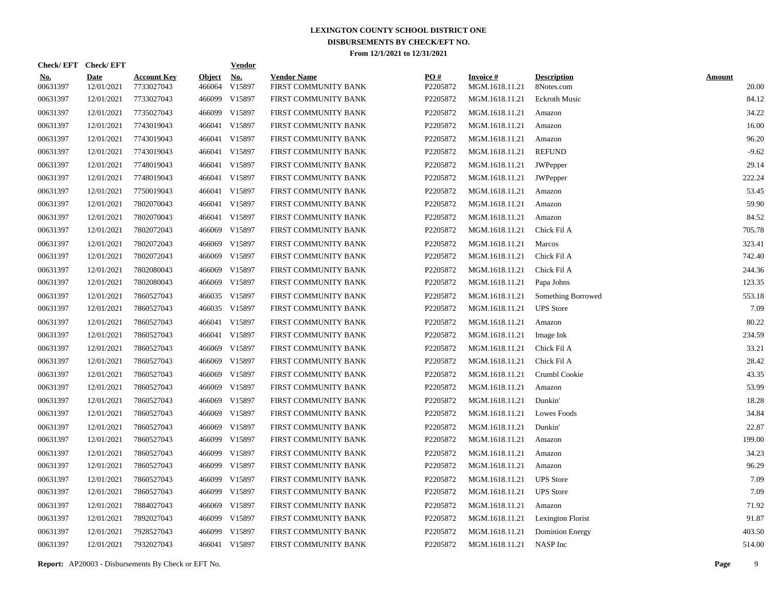# LEXINGTON COUNTY SCHOOL DISTRICT ONE
## DISBURSEMENTS BY CHECK/EFT NO.
### From 12/1/2021 to 12/31/2021

| Check/ EFT No. | Check/ EFT Date | Account Key | Object | Vendor No. | Vendor Name | PO # | Invoice # | Description | Amount |
|---|---|---|---|---|---|---|---|---|---|
| 00631397 | 12/01/2021 | 7733027043 | 466064 | V15897 | FIRST COMMUNITY BANK | P2205872 | MGM.1618.11.21 | 8Notes.com | 20.00 |
| 00631397 | 12/01/2021 | 7733027043 | 466099 | V15897 | FIRST COMMUNITY BANK | P2205872 | MGM.1618.11.21 | Eckroth Music | 84.12 |
| 00631397 | 12/01/2021 | 7735027043 | 466099 | V15897 | FIRST COMMUNITY BANK | P2205872 | MGM.1618.11.21 | Amazon | 34.22 |
| 00631397 | 12/01/2021 | 7743019043 | 466041 | V15897 | FIRST COMMUNITY BANK | P2205872 | MGM.1618.11.21 | Amazon | 16.00 |
| 00631397 | 12/01/2021 | 7743019043 | 466041 | V15897 | FIRST COMMUNITY BANK | P2205872 | MGM.1618.11.21 | Amazon | 96.20 |
| 00631397 | 12/01/2021 | 7743019043 | 466041 | V15897 | FIRST COMMUNITY BANK | P2205872 | MGM.1618.11.21 | REFUND | -9.62 |
| 00631397 | 12/01/2021 | 7748019043 | 466041 | V15897 | FIRST COMMUNITY BANK | P2205872 | MGM.1618.11.21 | JWPepper | 29.14 |
| 00631397 | 12/01/2021 | 7748019043 | 466041 | V15897 | FIRST COMMUNITY BANK | P2205872 | MGM.1618.11.21 | JWPepper | 222.24 |
| 00631397 | 12/01/2021 | 7750019043 | 466041 | V15897 | FIRST COMMUNITY BANK | P2205872 | MGM.1618.11.21 | Amazon | 53.45 |
| 00631397 | 12/01/2021 | 7802070043 | 466041 | V15897 | FIRST COMMUNITY BANK | P2205872 | MGM.1618.11.21 | Amazon | 59.90 |
| 00631397 | 12/01/2021 | 7802070043 | 466041 | V15897 | FIRST COMMUNITY BANK | P2205872 | MGM.1618.11.21 | Amazon | 84.52 |
| 00631397 | 12/01/2021 | 7802072043 | 466069 | V15897 | FIRST COMMUNITY BANK | P2205872 | MGM.1618.11.21 | Chick Fil A | 705.78 |
| 00631397 | 12/01/2021 | 7802072043 | 466069 | V15897 | FIRST COMMUNITY BANK | P2205872 | MGM.1618.11.21 | Marcos | 323.41 |
| 00631397 | 12/01/2021 | 7802072043 | 466069 | V15897 | FIRST COMMUNITY BANK | P2205872 | MGM.1618.11.21 | Chick Fil A | 742.40 |
| 00631397 | 12/01/2021 | 7802080043 | 466069 | V15897 | FIRST COMMUNITY BANK | P2205872 | MGM.1618.11.21 | Chick Fil A | 244.36 |
| 00631397 | 12/01/2021 | 7802080043 | 466069 | V15897 | FIRST COMMUNITY BANK | P2205872 | MGM.1618.11.21 | Papa Johns | 123.35 |
| 00631397 | 12/01/2021 | 7860527043 | 466035 | V15897 | FIRST COMMUNITY BANK | P2205872 | MGM.1618.11.21 | Something Borrowed | 553.18 |
| 00631397 | 12/01/2021 | 7860527043 | 466035 | V15897 | FIRST COMMUNITY BANK | P2205872 | MGM.1618.11.21 | UPS Store | 7.09 |
| 00631397 | 12/01/2021 | 7860527043 | 466041 | V15897 | FIRST COMMUNITY BANK | P2205872 | MGM.1618.11.21 | Amazon | 80.22 |
| 00631397 | 12/01/2021 | 7860527043 | 466041 | V15897 | FIRST COMMUNITY BANK | P2205872 | MGM.1618.11.21 | Image Ink | 234.59 |
| 00631397 | 12/01/2021 | 7860527043 | 466069 | V15897 | FIRST COMMUNITY BANK | P2205872 | MGM.1618.11.21 | Chick Fil A | 33.21 |
| 00631397 | 12/01/2021 | 7860527043 | 466069 | V15897 | FIRST COMMUNITY BANK | P2205872 | MGM.1618.11.21 | Chick Fil A | 28.42 |
| 00631397 | 12/01/2021 | 7860527043 | 466069 | V15897 | FIRST COMMUNITY BANK | P2205872 | MGM.1618.11.21 | Crumbl Cookie | 43.35 |
| 00631397 | 12/01/2021 | 7860527043 | 466069 | V15897 | FIRST COMMUNITY BANK | P2205872 | MGM.1618.11.21 | Amazon | 53.99 |
| 00631397 | 12/01/2021 | 7860527043 | 466069 | V15897 | FIRST COMMUNITY BANK | P2205872 | MGM.1618.11.21 | Dunkin' | 18.28 |
| 00631397 | 12/01/2021 | 7860527043 | 466069 | V15897 | FIRST COMMUNITY BANK | P2205872 | MGM.1618.11.21 | Lowes Foods | 34.84 |
| 00631397 | 12/01/2021 | 7860527043 | 466069 | V15897 | FIRST COMMUNITY BANK | P2205872 | MGM.1618.11.21 | Dunkin' | 22.87 |
| 00631397 | 12/01/2021 | 7860527043 | 466099 | V15897 | FIRST COMMUNITY BANK | P2205872 | MGM.1618.11.21 | Amazon | 199.00 |
| 00631397 | 12/01/2021 | 7860527043 | 466099 | V15897 | FIRST COMMUNITY BANK | P2205872 | MGM.1618.11.21 | Amazon | 34.23 |
| 00631397 | 12/01/2021 | 7860527043 | 466099 | V15897 | FIRST COMMUNITY BANK | P2205872 | MGM.1618.11.21 | Amazon | 96.29 |
| 00631397 | 12/01/2021 | 7860527043 | 466099 | V15897 | FIRST COMMUNITY BANK | P2205872 | MGM.1618.11.21 | UPS Store | 7.09 |
| 00631397 | 12/01/2021 | 7860527043 | 466099 | V15897 | FIRST COMMUNITY BANK | P2205872 | MGM.1618.11.21 | UPS Store | 7.09 |
| 00631397 | 12/01/2021 | 7884027043 | 466069 | V15897 | FIRST COMMUNITY BANK | P2205872 | MGM.1618.11.21 | Amazon | 71.92 |
| 00631397 | 12/01/2021 | 7892027043 | 466099 | V15897 | FIRST COMMUNITY BANK | P2205872 | MGM.1618.11.21 | Lexington Florist | 91.87 |
| 00631397 | 12/01/2021 | 7928527043 | 466099 | V15897 | FIRST COMMUNITY BANK | P2205872 | MGM.1618.11.21 | Dominion Energy | 403.50 |
| 00631397 | 12/01/2021 | 7932027043 | 466041 | V15897 | FIRST COMMUNITY BANK | P2205872 | MGM.1618.11.21 | NASP Inc | 514.00 |

**Report:** AP20003 - Disbursements By Check or EFT No.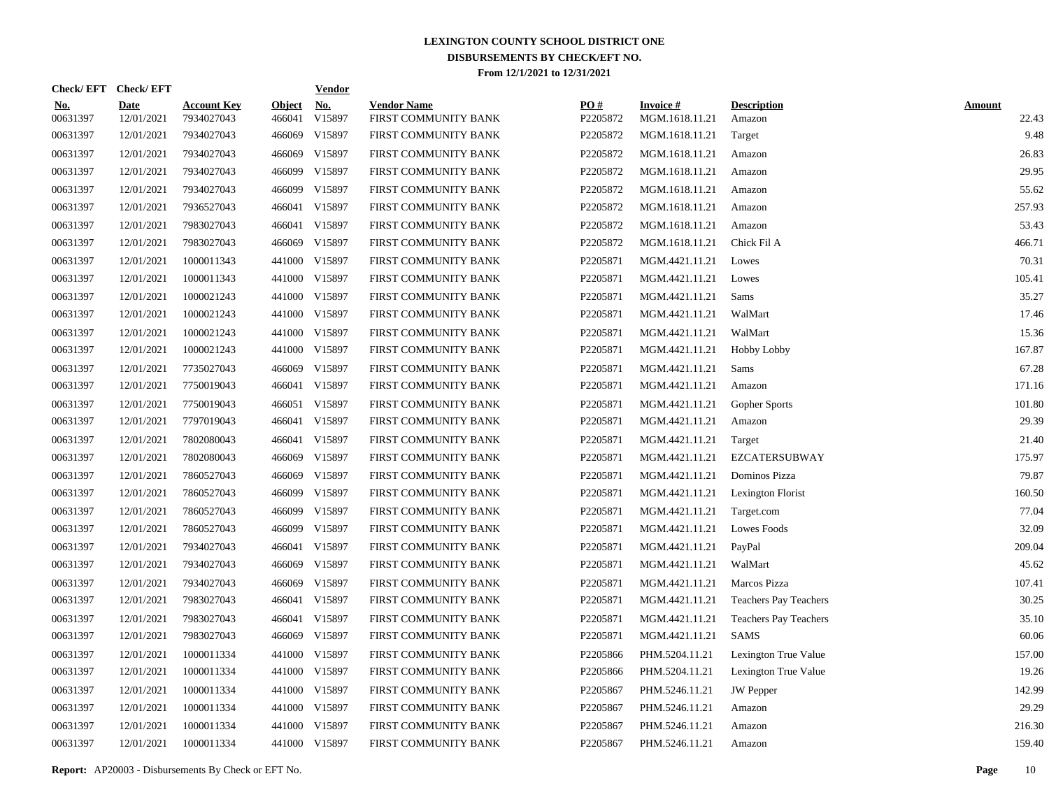# LEXINGTON COUNTY SCHOOL DISTRICT ONE

## DISBURSEMENTS BY CHECK/EFT NO.

### From 12/1/2021 to 12/31/2021

| Check/ EFT No. | Check/ EFT Date | Account Key | Object | Vendor No. | Vendor Name | PO # | Invoice # | Description | Amount |
|---|---|---|---|---|---|---|---|---|---|
| 00631397 | 12/01/2021 | 7934027043 | 466041 | V15897 | FIRST COMMUNITY BANK | P2205872 | MGM.1618.11.21 | Amazon | 22.43 |
| 00631397 | 12/01/2021 | 7934027043 | 466069 | V15897 | FIRST COMMUNITY BANK | P2205872 | MGM.1618.11.21 | Target | 9.48 |
| 00631397 | 12/01/2021 | 7934027043 | 466069 | V15897 | FIRST COMMUNITY BANK | P2205872 | MGM.1618.11.21 | Amazon | 26.83 |
| 00631397 | 12/01/2021 | 7934027043 | 466099 | V15897 | FIRST COMMUNITY BANK | P2205872 | MGM.1618.11.21 | Amazon | 29.95 |
| 00631397 | 12/01/2021 | 7934027043 | 466099 | V15897 | FIRST COMMUNITY BANK | P2205872 | MGM.1618.11.21 | Amazon | 55.62 |
| 00631397 | 12/01/2021 | 7936527043 | 466041 | V15897 | FIRST COMMUNITY BANK | P2205872 | MGM.1618.11.21 | Amazon | 257.93 |
| 00631397 | 12/01/2021 | 7983027043 | 466041 | V15897 | FIRST COMMUNITY BANK | P2205872 | MGM.1618.11.21 | Amazon | 53.43 |
| 00631397 | 12/01/2021 | 7983027043 | 466069 | V15897 | FIRST COMMUNITY BANK | P2205872 | MGM.1618.11.21 | Chick Fil A | 466.71 |
| 00631397 | 12/01/2021 | 1000011343 | 441000 | V15897 | FIRST COMMUNITY BANK | P2205871 | MGM.4421.11.21 | Lowes | 70.31 |
| 00631397 | 12/01/2021 | 1000011343 | 441000 | V15897 | FIRST COMMUNITY BANK | P2205871 | MGM.4421.11.21 | Lowes | 105.41 |
| 00631397 | 12/01/2021 | 1000021243 | 441000 | V15897 | FIRST COMMUNITY BANK | P2205871 | MGM.4421.11.21 | Sams | 35.27 |
| 00631397 | 12/01/2021 | 1000021243 | 441000 | V15897 | FIRST COMMUNITY BANK | P2205871 | MGM.4421.11.21 | WalMart | 17.46 |
| 00631397 | 12/01/2021 | 1000021243 | 441000 | V15897 | FIRST COMMUNITY BANK | P2205871 | MGM.4421.11.21 | WalMart | 15.36 |
| 00631397 | 12/01/2021 | 1000021243 | 441000 | V15897 | FIRST COMMUNITY BANK | P2205871 | MGM.4421.11.21 | Hobby Lobby | 167.87 |
| 00631397 | 12/01/2021 | 7735027043 | 466069 | V15897 | FIRST COMMUNITY BANK | P2205871 | MGM.4421.11.21 | Sams | 67.28 |
| 00631397 | 12/01/2021 | 7750019043 | 466041 | V15897 | FIRST COMMUNITY BANK | P2205871 | MGM.4421.11.21 | Amazon | 171.16 |
| 00631397 | 12/01/2021 | 7750019043 | 466051 | V15897 | FIRST COMMUNITY BANK | P2205871 | MGM.4421.11.21 | Gopher Sports | 101.80 |
| 00631397 | 12/01/2021 | 7797019043 | 466041 | V15897 | FIRST COMMUNITY BANK | P2205871 | MGM.4421.11.21 | Amazon | 29.39 |
| 00631397 | 12/01/2021 | 7802080043 | 466041 | V15897 | FIRST COMMUNITY BANK | P2205871 | MGM.4421.11.21 | Target | 21.40 |
| 00631397 | 12/01/2021 | 7802080043 | 466069 | V15897 | FIRST COMMUNITY BANK | P2205871 | MGM.4421.11.21 | EZCATERSUBWAY | 175.97 |
| 00631397 | 12/01/2021 | 7860527043 | 466069 | V15897 | FIRST COMMUNITY BANK | P2205871 | MGM.4421.11.21 | Dominos Pizza | 79.87 |
| 00631397 | 12/01/2021 | 7860527043 | 466099 | V15897 | FIRST COMMUNITY BANK | P2205871 | MGM.4421.11.21 | Lexington Florist | 160.50 |
| 00631397 | 12/01/2021 | 7860527043 | 466099 | V15897 | FIRST COMMUNITY BANK | P2205871 | MGM.4421.11.21 | Target.com | 77.04 |
| 00631397 | 12/01/2021 | 7860527043 | 466099 | V15897 | FIRST COMMUNITY BANK | P2205871 | MGM.4421.11.21 | Lowes Foods | 32.09 |
| 00631397 | 12/01/2021 | 7934027043 | 466041 | V15897 | FIRST COMMUNITY BANK | P2205871 | MGM.4421.11.21 | PayPal | 209.04 |
| 00631397 | 12/01/2021 | 7934027043 | 466069 | V15897 | FIRST COMMUNITY BANK | P2205871 | MGM.4421.11.21 | WalMart | 45.62 |
| 00631397 | 12/01/2021 | 7934027043 | 466069 | V15897 | FIRST COMMUNITY BANK | P2205871 | MGM.4421.11.21 | Marcos Pizza | 107.41 |
| 00631397 | 12/01/2021 | 7983027043 | 466041 | V15897 | FIRST COMMUNITY BANK | P2205871 | MGM.4421.11.21 | Teachers Pay Teachers | 30.25 |
| 00631397 | 12/01/2021 | 7983027043 | 466041 | V15897 | FIRST COMMUNITY BANK | P2205871 | MGM.4421.11.21 | Teachers Pay Teachers | 35.10 |
| 00631397 | 12/01/2021 | 7983027043 | 466069 | V15897 | FIRST COMMUNITY BANK | P2205871 | MGM.4421.11.21 | SAMS | 60.06 |
| 00631397 | 12/01/2021 | 1000011334 | 441000 | V15897 | FIRST COMMUNITY BANK | P2205866 | PHM.5204.11.21 | Lexington True Value | 157.00 |
| 00631397 | 12/01/2021 | 1000011334 | 441000 | V15897 | FIRST COMMUNITY BANK | P2205866 | PHM.5204.11.21 | Lexington True Value | 19.26 |
| 00631397 | 12/01/2021 | 1000011334 | 441000 | V15897 | FIRST COMMUNITY BANK | P2205867 | PHM.5246.11.21 | JW Pepper | 142.99 |
| 00631397 | 12/01/2021 | 1000011334 | 441000 | V15897 | FIRST COMMUNITY BANK | P2205867 | PHM.5246.11.21 | Amazon | 29.29 |
| 00631397 | 12/01/2021 | 1000011334 | 441000 | V15897 | FIRST COMMUNITY BANK | P2205867 | PHM.5246.11.21 | Amazon | 216.30 |
| 00631397 | 12/01/2021 | 1000011334 | 441000 | V15897 | FIRST COMMUNITY BANK | P2205867 | PHM.5246.11.21 | Amazon | 159.40 |

**Report:** AP20003 - Disbursements By Check or EFT No.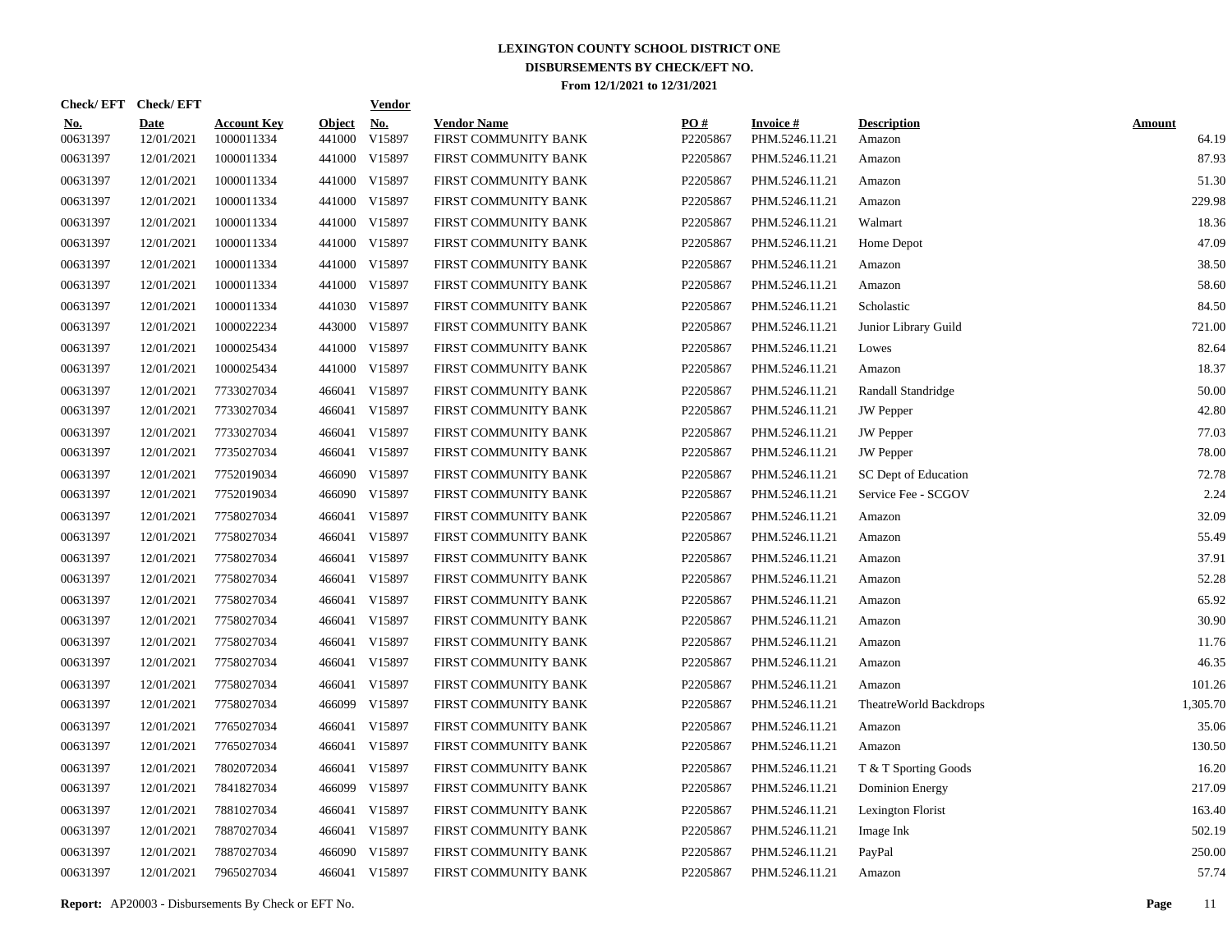# LEXINGTON COUNTY SCHOOL DISTRICT ONE
## DISBURSEMENTS BY CHECK/EFT NO.
### From 12/1/2021 to 12/31/2021

| Check/ EFT No. | Check/ EFT Date | Account Key | Object | Vendor No. | Vendor Name | PO # | Invoice # | Description | Amount |
|---|---|---|---|---|---|---|---|---|---|
| 00631397 | 12/01/2021 | 1000011334 | 441000 | V15897 | FIRST COMMUNITY BANK | P2205867 | PHM.5246.11.21 | Amazon | 64.19 |
| 00631397 | 12/01/2021 | 1000011334 | 441000 | V15897 | FIRST COMMUNITY BANK | P2205867 | PHM.5246.11.21 | Amazon | 87.93 |
| 00631397 | 12/01/2021 | 1000011334 | 441000 | V15897 | FIRST COMMUNITY BANK | P2205867 | PHM.5246.11.21 | Amazon | 51.30 |
| 00631397 | 12/01/2021 | 1000011334 | 441000 | V15897 | FIRST COMMUNITY BANK | P2205867 | PHM.5246.11.21 | Amazon | 229.98 |
| 00631397 | 12/01/2021 | 1000011334 | 441000 | V15897 | FIRST COMMUNITY BANK | P2205867 | PHM.5246.11.21 | Walmart | 18.36 |
| 00631397 | 12/01/2021 | 1000011334 | 441000 | V15897 | FIRST COMMUNITY BANK | P2205867 | PHM.5246.11.21 | Home Depot | 47.09 |
| 00631397 | 12/01/2021 | 1000011334 | 441000 | V15897 | FIRST COMMUNITY BANK | P2205867 | PHM.5246.11.21 | Amazon | 38.50 |
| 00631397 | 12/01/2021 | 1000011334 | 441000 | V15897 | FIRST COMMUNITY BANK | P2205867 | PHM.5246.11.21 | Amazon | 58.60 |
| 00631397 | 12/01/2021 | 1000011334 | 441030 | V15897 | FIRST COMMUNITY BANK | P2205867 | PHM.5246.11.21 | Scholastic | 84.50 |
| 00631397 | 12/01/2021 | 1000022234 | 443000 | V15897 | FIRST COMMUNITY BANK | P2205867 | PHM.5246.11.21 | Junior Library Guild | 721.00 |
| 00631397 | 12/01/2021 | 1000025434 | 441000 | V15897 | FIRST COMMUNITY BANK | P2205867 | PHM.5246.11.21 | Lowes | 82.64 |
| 00631397 | 12/01/2021 | 1000025434 | 441000 | V15897 | FIRST COMMUNITY BANK | P2205867 | PHM.5246.11.21 | Amazon | 18.37 |
| 00631397 | 12/01/2021 | 7733027034 | 466041 | V15897 | FIRST COMMUNITY BANK | P2205867 | PHM.5246.11.21 | Randall Standridge | 50.00 |
| 00631397 | 12/01/2021 | 7733027034 | 466041 | V15897 | FIRST COMMUNITY BANK | P2205867 | PHM.5246.11.21 | JW Pepper | 42.80 |
| 00631397 | 12/01/2021 | 7733027034 | 466041 | V15897 | FIRST COMMUNITY BANK | P2205867 | PHM.5246.11.21 | JW Pepper | 77.03 |
| 00631397 | 12/01/2021 | 7735027034 | 466041 | V15897 | FIRST COMMUNITY BANK | P2205867 | PHM.5246.11.21 | JW Pepper | 78.00 |
| 00631397 | 12/01/2021 | 7752019034 | 466090 | V15897 | FIRST COMMUNITY BANK | P2205867 | PHM.5246.11.21 | SC Dept of Education | 72.78 |
| 00631397 | 12/01/2021 | 7752019034 | 466090 | V15897 | FIRST COMMUNITY BANK | P2205867 | PHM.5246.11.21 | Service Fee - SCGOV | 2.24 |
| 00631397 | 12/01/2021 | 7758027034 | 466041 | V15897 | FIRST COMMUNITY BANK | P2205867 | PHM.5246.11.21 | Amazon | 32.09 |
| 00631397 | 12/01/2021 | 7758027034 | 466041 | V15897 | FIRST COMMUNITY BANK | P2205867 | PHM.5246.11.21 | Amazon | 55.49 |
| 00631397 | 12/01/2021 | 7758027034 | 466041 | V15897 | FIRST COMMUNITY BANK | P2205867 | PHM.5246.11.21 | Amazon | 37.91 |
| 00631397 | 12/01/2021 | 7758027034 | 466041 | V15897 | FIRST COMMUNITY BANK | P2205867 | PHM.5246.11.21 | Amazon | 52.28 |
| 00631397 | 12/01/2021 | 7758027034 | 466041 | V15897 | FIRST COMMUNITY BANK | P2205867 | PHM.5246.11.21 | Amazon | 65.92 |
| 00631397 | 12/01/2021 | 7758027034 | 466041 | V15897 | FIRST COMMUNITY BANK | P2205867 | PHM.5246.11.21 | Amazon | 30.90 |
| 00631397 | 12/01/2021 | 7758027034 | 466041 | V15897 | FIRST COMMUNITY BANK | P2205867 | PHM.5246.11.21 | Amazon | 11.76 |
| 00631397 | 12/01/2021 | 7758027034 | 466041 | V15897 | FIRST COMMUNITY BANK | P2205867 | PHM.5246.11.21 | Amazon | 46.35 |
| 00631397 | 12/01/2021 | 7758027034 | 466041 | V15897 | FIRST COMMUNITY BANK | P2205867 | PHM.5246.11.21 | Amazon | 101.26 |
| 00631397 | 12/01/2021 | 7758027034 | 466099 | V15897 | FIRST COMMUNITY BANK | P2205867 | PHM.5246.11.21 | TheatreWorld Backdrops | 1,305.70 |
| 00631397 | 12/01/2021 | 7765027034 | 466041 | V15897 | FIRST COMMUNITY BANK | P2205867 | PHM.5246.11.21 | Amazon | 35.06 |
| 00631397 | 12/01/2021 | 7765027034 | 466041 | V15897 | FIRST COMMUNITY BANK | P2205867 | PHM.5246.11.21 | Amazon | 130.50 |
| 00631397 | 12/01/2021 | 7802072034 | 466041 | V15897 | FIRST COMMUNITY BANK | P2205867 | PHM.5246.11.21 | T & T Sporting Goods | 16.20 |
| 00631397 | 12/01/2021 | 7841827034 | 466099 | V15897 | FIRST COMMUNITY BANK | P2205867 | PHM.5246.11.21 | Dominion Energy | 217.09 |
| 00631397 | 12/01/2021 | 7881027034 | 466041 | V15897 | FIRST COMMUNITY BANK | P2205867 | PHM.5246.11.21 | Lexington Florist | 163.40 |
| 00631397 | 12/01/2021 | 7887027034 | 466041 | V15897 | FIRST COMMUNITY BANK | P2205867 | PHM.5246.11.21 | Image Ink | 502.19 |
| 00631397 | 12/01/2021 | 7887027034 | 466090 | V15897 | FIRST COMMUNITY BANK | P2205867 | PHM.5246.11.21 | PayPal | 250.00 |
| 00631397 | 12/01/2021 | 7965027034 | 466041 | V15897 | FIRST COMMUNITY BANK | P2205867 | PHM.5246.11.21 | Amazon | 57.74 |

**Report:** AP20003 - Disbursements By Check or EFT No.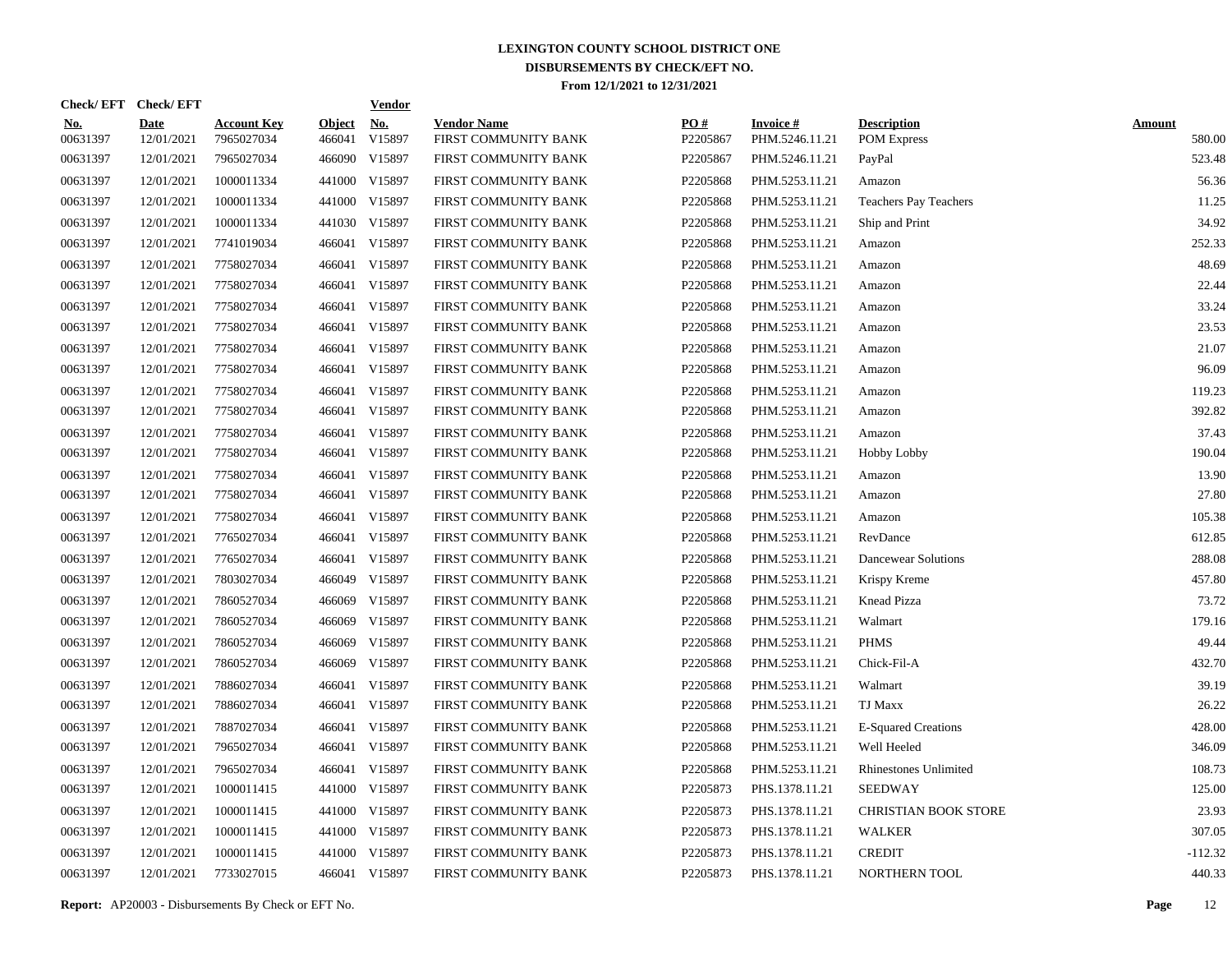# LEXINGTON COUNTY SCHOOL DISTRICT ONE
## DISBURSEMENTS BY CHECK/EFT NO.
### From 12/1/2021 to 12/31/2021

| Check/EFT No. | Check/EFT Date | Account Key | Object | Vendor No. | Vendor Name | PO # | Invoice # | Description | Amount |
|---|---|---|---|---|---|---|---|---|---|
| 00631397 | 12/01/2021 | 7965027034 | 466041 | V15897 | FIRST COMMUNITY BANK | P2205867 | PHM.5246.11.21 | POM Express | 580.00 |
| 00631397 | 12/01/2021 | 7965027034 | 466090 | V15897 | FIRST COMMUNITY BANK | P2205867 | PHM.5246.11.21 | PayPal | 523.48 |
| 00631397 | 12/01/2021 | 1000011334 | 441000 | V15897 | FIRST COMMUNITY BANK | P2205868 | PHM.5253.11.21 | Amazon | 56.36 |
| 00631397 | 12/01/2021 | 1000011334 | 441000 | V15897 | FIRST COMMUNITY BANK | P2205868 | PHM.5253.11.21 | Teachers Pay Teachers | 11.25 |
| 00631397 | 12/01/2021 | 1000011334 | 441030 | V15897 | FIRST COMMUNITY BANK | P2205868 | PHM.5253.11.21 | Ship and Print | 34.92 |
| 00631397 | 12/01/2021 | 7741019034 | 466041 | V15897 | FIRST COMMUNITY BANK | P2205868 | PHM.5253.11.21 | Amazon | 252.33 |
| 00631397 | 12/01/2021 | 7758027034 | 466041 | V15897 | FIRST COMMUNITY BANK | P2205868 | PHM.5253.11.21 | Amazon | 48.69 |
| 00631397 | 12/01/2021 | 7758027034 | 466041 | V15897 | FIRST COMMUNITY BANK | P2205868 | PHM.5253.11.21 | Amazon | 22.44 |
| 00631397 | 12/01/2021 | 7758027034 | 466041 | V15897 | FIRST COMMUNITY BANK | P2205868 | PHM.5253.11.21 | Amazon | 33.24 |
| 00631397 | 12/01/2021 | 7758027034 | 466041 | V15897 | FIRST COMMUNITY BANK | P2205868 | PHM.5253.11.21 | Amazon | 23.53 |
| 00631397 | 12/01/2021 | 7758027034 | 466041 | V15897 | FIRST COMMUNITY BANK | P2205868 | PHM.5253.11.21 | Amazon | 21.07 |
| 00631397 | 12/01/2021 | 7758027034 | 466041 | V15897 | FIRST COMMUNITY BANK | P2205868 | PHM.5253.11.21 | Amazon | 96.09 |
| 00631397 | 12/01/2021 | 7758027034 | 466041 | V15897 | FIRST COMMUNITY BANK | P2205868 | PHM.5253.11.21 | Amazon | 119.23 |
| 00631397 | 12/01/2021 | 7758027034 | 466041 | V15897 | FIRST COMMUNITY BANK | P2205868 | PHM.5253.11.21 | Amazon | 392.82 |
| 00631397 | 12/01/2021 | 7758027034 | 466041 | V15897 | FIRST COMMUNITY BANK | P2205868 | PHM.5253.11.21 | Amazon | 37.43 |
| 00631397 | 12/01/2021 | 7758027034 | 466041 | V15897 | FIRST COMMUNITY BANK | P2205868 | PHM.5253.11.21 | Hobby Lobby | 190.04 |
| 00631397 | 12/01/2021 | 7758027034 | 466041 | V15897 | FIRST COMMUNITY BANK | P2205868 | PHM.5253.11.21 | Amazon | 13.90 |
| 00631397 | 12/01/2021 | 7758027034 | 466041 | V15897 | FIRST COMMUNITY BANK | P2205868 | PHM.5253.11.21 | Amazon | 27.80 |
| 00631397 | 12/01/2021 | 7758027034 | 466041 | V15897 | FIRST COMMUNITY BANK | P2205868 | PHM.5253.11.21 | Amazon | 105.38 |
| 00631397 | 12/01/2021 | 7765027034 | 466041 | V15897 | FIRST COMMUNITY BANK | P2205868 | PHM.5253.11.21 | RevDance | 612.85 |
| 00631397 | 12/01/2021 | 7765027034 | 466041 | V15897 | FIRST COMMUNITY BANK | P2205868 | PHM.5253.11.21 | Dancewear Solutions | 288.08 |
| 00631397 | 12/01/2021 | 7803027034 | 466049 | V15897 | FIRST COMMUNITY BANK | P2205868 | PHM.5253.11.21 | Krispy Kreme | 457.80 |
| 00631397 | 12/01/2021 | 7860527034 | 466069 | V15897 | FIRST COMMUNITY BANK | P2205868 | PHM.5253.11.21 | Knead Pizza | 73.72 |
| 00631397 | 12/01/2021 | 7860527034 | 466069 | V15897 | FIRST COMMUNITY BANK | P2205868 | PHM.5253.11.21 | Walmart | 179.16 |
| 00631397 | 12/01/2021 | 7860527034 | 466069 | V15897 | FIRST COMMUNITY BANK | P2205868 | PHM.5253.11.21 | PHMS | 49.44 |
| 00631397 | 12/01/2021 | 7860527034 | 466069 | V15897 | FIRST COMMUNITY BANK | P2205868 | PHM.5253.11.21 | Chick-Fil-A | 432.70 |
| 00631397 | 12/01/2021 | 7886027034 | 466041 | V15897 | FIRST COMMUNITY BANK | P2205868 | PHM.5253.11.21 | Walmart | 39.19 |
| 00631397 | 12/01/2021 | 7886027034 | 466041 | V15897 | FIRST COMMUNITY BANK | P2205868 | PHM.5253.11.21 | TJ Maxx | 26.22 |
| 00631397 | 12/01/2021 | 7887027034 | 466041 | V15897 | FIRST COMMUNITY BANK | P2205868 | PHM.5253.11.21 | E-Squared Creations | 428.00 |
| 00631397 | 12/01/2021 | 7965027034 | 466041 | V15897 | FIRST COMMUNITY BANK | P2205868 | PHM.5253.11.21 | Well Heeled | 346.09 |
| 00631397 | 12/01/2021 | 7965027034 | 466041 | V15897 | FIRST COMMUNITY BANK | P2205868 | PHM.5253.11.21 | Rhinestones Unlimited | 108.73 |
| 00631397 | 12/01/2021 | 1000011415 | 441000 | V15897 | FIRST COMMUNITY BANK | P2205873 | PHS.1378.11.21 | SEEDWAY | 125.00 |
| 00631397 | 12/01/2021 | 1000011415 | 441000 | V15897 | FIRST COMMUNITY BANK | P2205873 | PHS.1378.11.21 | CHRISTIAN BOOK STORE | 23.93 |
| 00631397 | 12/01/2021 | 1000011415 | 441000 | V15897 | FIRST COMMUNITY BANK | P2205873 | PHS.1378.11.21 | WALKER | 307.05 |
| 00631397 | 12/01/2021 | 1000011415 | 441000 | V15897 | FIRST COMMUNITY BANK | P2205873 | PHS.1378.11.21 | CREDIT | -112.32 |
| 00631397 | 12/01/2021 | 7733027015 | 466041 | V15897 | FIRST COMMUNITY BANK | P2205873 | PHS.1378.11.21 | NORTHERN TOOL | 440.33 |

**Report:** AP20003 - Disbursements By Check or EFT No.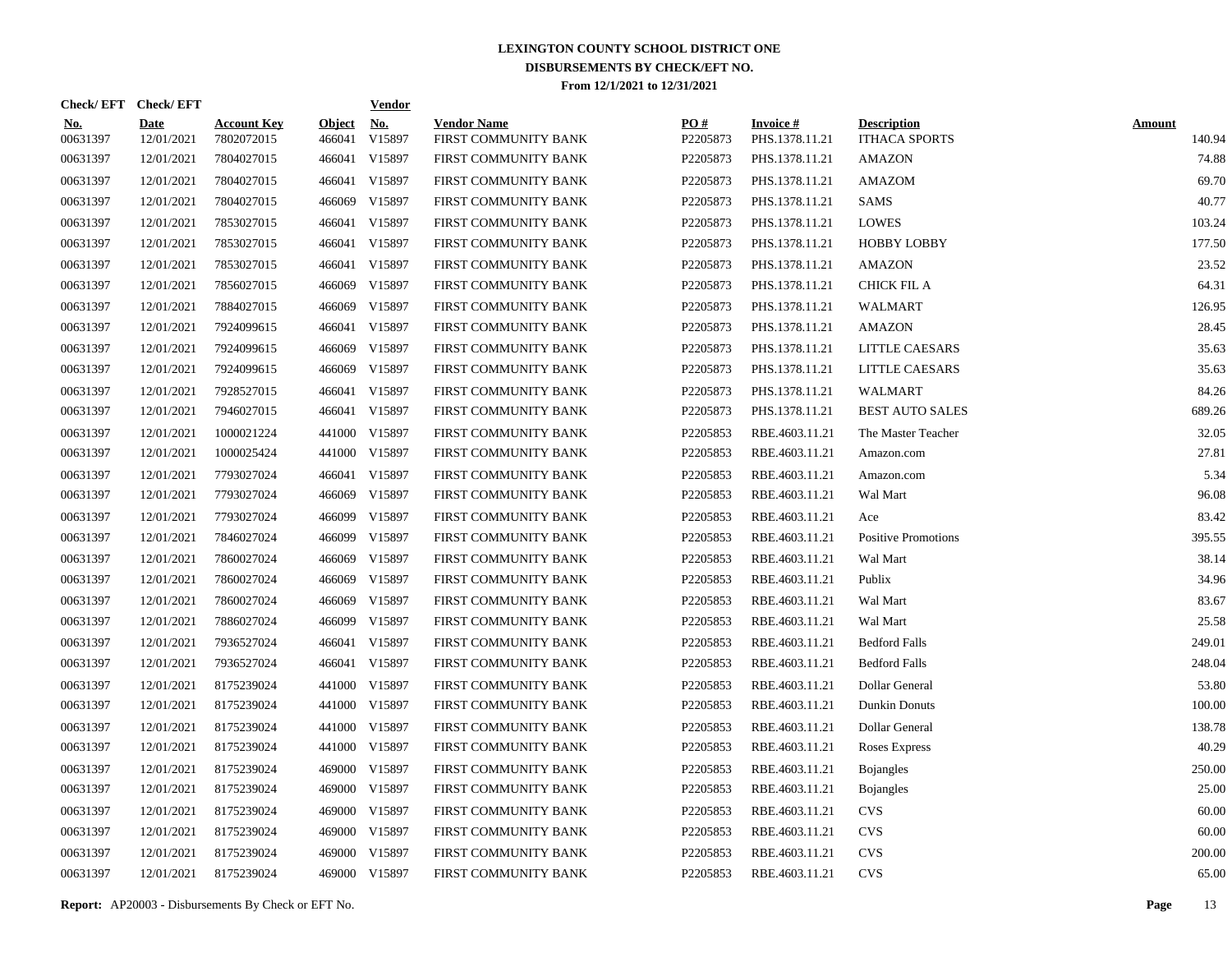# LEXINGTON COUNTY SCHOOL DISTRICT ONE
## DISBURSEMENTS BY CHECK/EFT NO.
### From 12/1/2021 to 12/31/2021

| Check/EFT No. | Check/EFT Date | Account Key | Object | Vendor No. | Vendor Name | PO # | Invoice # | Description | Amount |
|---|---|---|---|---|---|---|---|---|---|
| 00631397 | 12/01/2021 | 7802072015 | 466041 | V15897 | FIRST COMMUNITY BANK | P2205873 | PHS.1378.11.21 | ITHACA SPORTS | 140.94 |
| 00631397 | 12/01/2021 | 7804027015 | 466041 | V15897 | FIRST COMMUNITY BANK | P2205873 | PHS.1378.11.21 | AMAZON | 74.88 |
| 00631397 | 12/01/2021 | 7804027015 | 466041 | V15897 | FIRST COMMUNITY BANK | P2205873 | PHS.1378.11.21 | AMAZOM | 69.70 |
| 00631397 | 12/01/2021 | 7804027015 | 466069 | V15897 | FIRST COMMUNITY BANK | P2205873 | PHS.1378.11.21 | SAMS | 40.77 |
| 00631397 | 12/01/2021 | 7853027015 | 466041 | V15897 | FIRST COMMUNITY BANK | P2205873 | PHS.1378.11.21 | LOWES | 103.24 |
| 00631397 | 12/01/2021 | 7853027015 | 466041 | V15897 | FIRST COMMUNITY BANK | P2205873 | PHS.1378.11.21 | HOBBY LOBBY | 177.50 |
| 00631397 | 12/01/2021 | 7853027015 | 466041 | V15897 | FIRST COMMUNITY BANK | P2205873 | PHS.1378.11.21 | AMAZON | 23.52 |
| 00631397 | 12/01/2021 | 7856027015 | 466069 | V15897 | FIRST COMMUNITY BANK | P2205873 | PHS.1378.11.21 | CHICK FIL A | 64.31 |
| 00631397 | 12/01/2021 | 7884027015 | 466069 | V15897 | FIRST COMMUNITY BANK | P2205873 | PHS.1378.11.21 | WALMART | 126.95 |
| 00631397 | 12/01/2021 | 7924099615 | 466041 | V15897 | FIRST COMMUNITY BANK | P2205873 | PHS.1378.11.21 | AMAZON | 28.45 |
| 00631397 | 12/01/2021 | 7924099615 | 466069 | V15897 | FIRST COMMUNITY BANK | P2205873 | PHS.1378.11.21 | LITTLE CAESARS | 35.63 |
| 00631397 | 12/01/2021 | 7924099615 | 466069 | V15897 | FIRST COMMUNITY BANK | P2205873 | PHS.1378.11.21 | LITTLE CAESARS | 35.63 |
| 00631397 | 12/01/2021 | 7928527015 | 466041 | V15897 | FIRST COMMUNITY BANK | P2205873 | PHS.1378.11.21 | WALMART | 84.26 |
| 00631397 | 12/01/2021 | 7946027015 | 466041 | V15897 | FIRST COMMUNITY BANK | P2205873 | PHS.1378.11.21 | BEST AUTO SALES | 689.26 |
| 00631397 | 12/01/2021 | 1000021224 | 441000 | V15897 | FIRST COMMUNITY BANK | P2205853 | RBE.4603.11.21 | The Master Teacher | 32.05 |
| 00631397 | 12/01/2021 | 1000025424 | 441000 | V15897 | FIRST COMMUNITY BANK | P2205853 | RBE.4603.11.21 | Amazon.com | 27.81 |
| 00631397 | 12/01/2021 | 7793027024 | 466041 | V15897 | FIRST COMMUNITY BANK | P2205853 | RBE.4603.11.21 | Amazon.com | 5.34 |
| 00631397 | 12/01/2021 | 7793027024 | 466069 | V15897 | FIRST COMMUNITY BANK | P2205853 | RBE.4603.11.21 | Wal Mart | 96.08 |
| 00631397 | 12/01/2021 | 7793027024 | 466099 | V15897 | FIRST COMMUNITY BANK | P2205853 | RBE.4603.11.21 | Ace | 83.42 |
| 00631397 | 12/01/2021 | 7846027024 | 466099 | V15897 | FIRST COMMUNITY BANK | P2205853 | RBE.4603.11.21 | Positive Promotions | 395.55 |
| 00631397 | 12/01/2021 | 7860027024 | 466069 | V15897 | FIRST COMMUNITY BANK | P2205853 | RBE.4603.11.21 | Wal Mart | 38.14 |
| 00631397 | 12/01/2021 | 7860027024 | 466069 | V15897 | FIRST COMMUNITY BANK | P2205853 | RBE.4603.11.21 | Publix | 34.96 |
| 00631397 | 12/01/2021 | 7860027024 | 466069 | V15897 | FIRST COMMUNITY BANK | P2205853 | RBE.4603.11.21 | Wal Mart | 83.67 |
| 00631397 | 12/01/2021 | 7886027024 | 466099 | V15897 | FIRST COMMUNITY BANK | P2205853 | RBE.4603.11.21 | Wal Mart | 25.58 |
| 00631397 | 12/01/2021 | 7936527024 | 466041 | V15897 | FIRST COMMUNITY BANK | P2205853 | RBE.4603.11.21 | Bedford Falls | 249.01 |
| 00631397 | 12/01/2021 | 7936527024 | 466041 | V15897 | FIRST COMMUNITY BANK | P2205853 | RBE.4603.11.21 | Bedford Falls | 248.04 |
| 00631397 | 12/01/2021 | 8175239024 | 441000 | V15897 | FIRST COMMUNITY BANK | P2205853 | RBE.4603.11.21 | Dollar General | 53.80 |
| 00631397 | 12/01/2021 | 8175239024 | 441000 | V15897 | FIRST COMMUNITY BANK | P2205853 | RBE.4603.11.21 | Dunkin Donuts | 100.00 |
| 00631397 | 12/01/2021 | 8175239024 | 441000 | V15897 | FIRST COMMUNITY BANK | P2205853 | RBE.4603.11.21 | Dollar General | 138.78 |
| 00631397 | 12/01/2021 | 8175239024 | 441000 | V15897 | FIRST COMMUNITY BANK | P2205853 | RBE.4603.11.21 | Roses Express | 40.29 |
| 00631397 | 12/01/2021 | 8175239024 | 469000 | V15897 | FIRST COMMUNITY BANK | P2205853 | RBE.4603.11.21 | Bojangles | 250.00 |
| 00631397 | 12/01/2021 | 8175239024 | 469000 | V15897 | FIRST COMMUNITY BANK | P2205853 | RBE.4603.11.21 | Bojangles | 25.00 |
| 00631397 | 12/01/2021 | 8175239024 | 469000 | V15897 | FIRST COMMUNITY BANK | P2205853 | RBE.4603.11.21 | CVS | 60.00 |
| 00631397 | 12/01/2021 | 8175239024 | 469000 | V15897 | FIRST COMMUNITY BANK | P2205853 | RBE.4603.11.21 | CVS | 60.00 |
| 00631397 | 12/01/2021 | 8175239024 | 469000 | V15897 | FIRST COMMUNITY BANK | P2205853 | RBE.4603.11.21 | CVS | 200.00 |
| 00631397 | 12/01/2021 | 8175239024 | 469000 | V15897 | FIRST COMMUNITY BANK | P2205853 | RBE.4603.11.21 | CVS | 65.00 |

**Report:** AP20003 - Disbursements By Check or EFT No.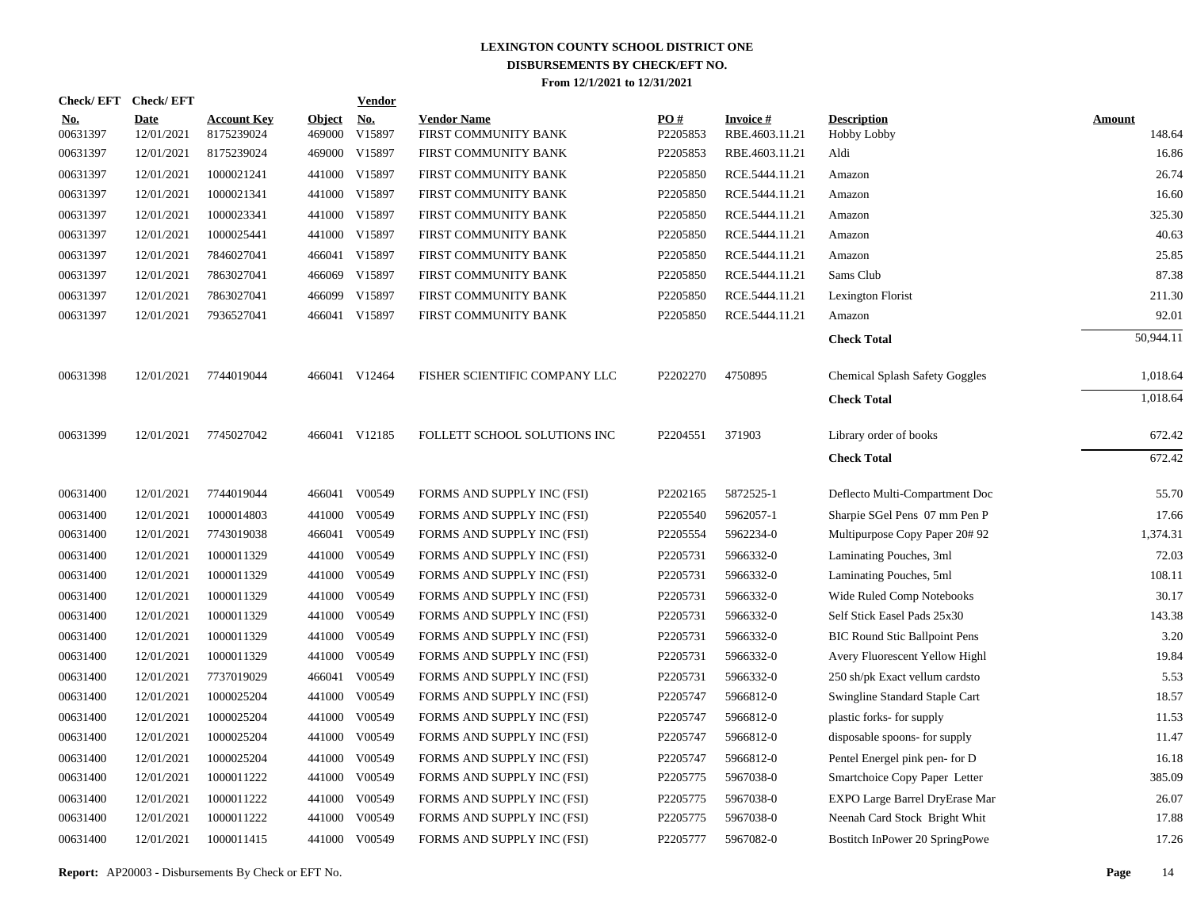# LEXINGTON COUNTY SCHOOL DISTRICT ONE
## DISBURSEMENTS BY CHECK/EFT NO.
### From 12/1/2021 to 12/31/2021

| Check/ EFT No. | Check/ EFT Date | Account Key | Object | Vendor No. | Vendor Name | PO # | Invoice # | Description | Amount |
|---|---|---|---|---|---|---|---|---|---|
| 00631397 | 12/01/2021 | 8175239024 | 469000 | V15897 | FIRST COMMUNITY BANK | P2205853 | RBE.4603.11.21 | Hobby Lobby | 148.64 |
| 00631397 | 12/01/2021 | 8175239024 | 469000 | V15897 | FIRST COMMUNITY BANK | P2205853 | RBE.4603.11.21 | Aldi | 16.86 |
| 00631397 | 12/01/2021 | 1000021241 | 441000 | V15897 | FIRST COMMUNITY BANK | P2205850 | RCE.5444.11.21 | Amazon | 26.74 |
| 00631397 | 12/01/2021 | 1000021341 | 441000 | V15897 | FIRST COMMUNITY BANK | P2205850 | RCE.5444.11.21 | Amazon | 16.60 |
| 00631397 | 12/01/2021 | 1000023341 | 441000 | V15897 | FIRST COMMUNITY BANK | P2205850 | RCE.5444.11.21 | Amazon | 325.30 |
| 00631397 | 12/01/2021 | 1000025441 | 441000 | V15897 | FIRST COMMUNITY BANK | P2205850 | RCE.5444.11.21 | Amazon | 40.63 |
| 00631397 | 12/01/2021 | 7846027041 | 466041 | V15897 | FIRST COMMUNITY BANK | P2205850 | RCE.5444.11.21 | Amazon | 25.85 |
| 00631397 | 12/01/2021 | 7863027041 | 466069 | V15897 | FIRST COMMUNITY BANK | P2205850 | RCE.5444.11.21 | Sams Club | 87.38 |
| 00631397 | 12/01/2021 | 7863027041 | 466099 | V15897 | FIRST COMMUNITY BANK | P2205850 | RCE.5444.11.21 | Lexington Florist | 211.30 |
| 00631397 | 12/01/2021 | 7936527041 | 466041 | V15897 | FIRST COMMUNITY BANK | P2205850 | RCE.5444.11.21 | Amazon | 92.01 |
| | | | | | | | | **Check Total** | 50,944.11 |
| 00631398 | 12/01/2021 | 7744019044 | 466041 | V12464 | FISHER SCIENTIFIC COMPANY LLC | P2202270 | 4750895 | Chemical Splash Safety Goggles | 1,018.64 |
| | | | | | | | | **Check Total** | 1,018.64 |
| 00631399 | 12/01/2021 | 7745027042 | 466041 | V12185 | FOLLETT SCHOOL SOLUTIONS INC | P2204551 | 371903 | Library order of books | 672.42 |
| | | | | | | | | **Check Total** | 672.42 |
| 00631400 | 12/01/2021 | 7744019044 | 466041 | V00549 | FORMS AND SUPPLY INC (FSI) | P2202165 | 5872525-1 | Deflecto Multi-Compartment Doc | 55.70 |
| 00631400 | 12/01/2021 | 1000014803 | 441000 | V00549 | FORMS AND SUPPLY INC (FSI) | P2205540 | 5962057-1 | Sharpie SGel Pens 07 mm Pen P | 17.66 |
| 00631400 | 12/01/2021 | 7743019038 | 466041 | V00549 | FORMS AND SUPPLY INC (FSI) | P2205554 | 5962234-0 | Multipurpose Copy Paper 20# 92 | 1,374.31 |
| 00631400 | 12/01/2021 | 1000011329 | 441000 | V00549 | FORMS AND SUPPLY INC (FSI) | P2205731 | 5966332-0 | Laminating Pouches, 3ml | 72.03 |
| 00631400 | 12/01/2021 | 1000011329 | 441000 | V00549 | FORMS AND SUPPLY INC (FSI) | P2205731 | 5966332-0 | Laminating Pouches, 5ml | 108.11 |
| 00631400 | 12/01/2021 | 1000011329 | 441000 | V00549 | FORMS AND SUPPLY INC (FSI) | P2205731 | 5966332-0 | Wide Ruled Comp Notebooks | 30.17 |
| 00631400 | 12/01/2021 | 1000011329 | 441000 | V00549 | FORMS AND SUPPLY INC (FSI) | P2205731 | 5966332-0 | Self Stick Easel Pads 25x30 | 143.38 |
| 00631400 | 12/01/2021 | 1000011329 | 441000 | V00549 | FORMS AND SUPPLY INC (FSI) | P2205731 | 5966332-0 | BIC Round Stic Ballpoint Pens | 3.20 |
| 00631400 | 12/01/2021 | 1000011329 | 441000 | V00549 | FORMS AND SUPPLY INC (FSI) | P2205731 | 5966332-0 | Avery Fluorescent Yellow Highl | 19.84 |
| 00631400 | 12/01/2021 | 7737019029 | 466041 | V00549 | FORMS AND SUPPLY INC (FSI) | P2205731 | 5966332-0 | 250 sh/pk Exact vellum cardsto | 5.53 |
| 00631400 | 12/01/2021 | 1000025204 | 441000 | V00549 | FORMS AND SUPPLY INC (FSI) | P2205747 | 5966812-0 | Swingline Standard Staple Cart | 18.57 |
| 00631400 | 12/01/2021 | 1000025204 | 441000 | V00549 | FORMS AND SUPPLY INC (FSI) | P2205747 | 5966812-0 | plastic forks- for supply | 11.53 |
| 00631400 | 12/01/2021 | 1000025204 | 441000 | V00549 | FORMS AND SUPPLY INC (FSI) | P2205747 | 5966812-0 | disposable spoons- for supply | 11.47 |
| 00631400 | 12/01/2021 | 1000025204 | 441000 | V00549 | FORMS AND SUPPLY INC (FSI) | P2205747 | 5966812-0 | Pentel Energel pink pen- for D | 16.18 |
| 00631400 | 12/01/2021 | 1000011222 | 441000 | V00549 | FORMS AND SUPPLY INC (FSI) | P2205775 | 5967038-0 | Smartchoice Copy Paper Letter | 385.09 |
| 00631400 | 12/01/2021 | 1000011222 | 441000 | V00549 | FORMS AND SUPPLY INC (FSI) | P2205775 | 5967038-0 | EXPO Large Barrel DryErase Mar | 26.07 |
| 00631400 | 12/01/2021 | 1000011222 | 441000 | V00549 | FORMS AND SUPPLY INC (FSI) | P2205775 | 5967038-0 | Neenah Card Stock Bright Whit | 17.88 |
| 00631400 | 12/01/2021 | 1000011415 | 441000 | V00549 | FORMS AND SUPPLY INC (FSI) | P2205777 | 5967082-0 | Bostitch InPower 20 SpringPowe | 17.26 |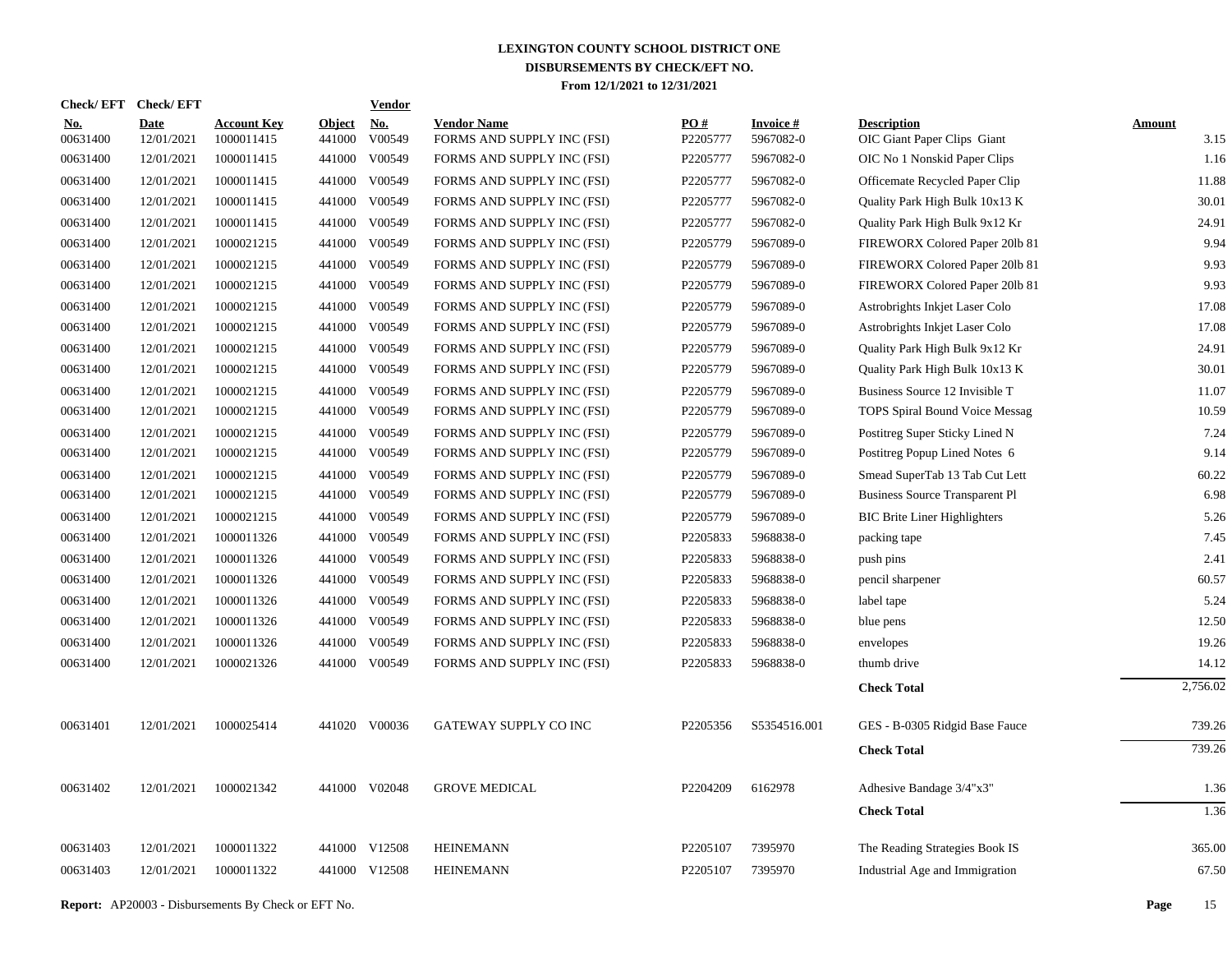# LEXINGTON COUNTY SCHOOL DISTRICT ONE
## DISBURSEMENTS BY CHECK/EFT NO.
### From 12/1/2021 to 12/31/2021

| Check/ EFT No. | Check/ EFT Date | Account Key | Object | Vendor No. | Vendor Name | PO # | Invoice # | Description | Amount |
|---|---|---|---|---|---|---|---|---|---|
| 00631400 | 12/01/2021 | 1000011415 | 441000 | V00549 | FORMS AND SUPPLY INC (FSI) | P2205777 | 5967082-0 | OIC Giant Paper Clips Giant | 3.15 |
| 00631400 | 12/01/2021 | 1000011415 | 441000 | V00549 | FORMS AND SUPPLY INC (FSI) | P2205777 | 5967082-0 | OIC No 1 Nonskid Paper Clips | 1.16 |
| 00631400 | 12/01/2021 | 1000011415 | 441000 | V00549 | FORMS AND SUPPLY INC (FSI) | P2205777 | 5967082-0 | Officemate Recycled Paper Clip | 11.88 |
| 00631400 | 12/01/2021 | 1000011415 | 441000 | V00549 | FORMS AND SUPPLY INC (FSI) | P2205777 | 5967082-0 | Quality Park High Bulk 10x13 K | 30.01 |
| 00631400 | 12/01/2021 | 1000011415 | 441000 | V00549 | FORMS AND SUPPLY INC (FSI) | P2205777 | 5967082-0 | Quality Park High Bulk 9x12 Kr | 24.91 |
| 00631400 | 12/01/2021 | 1000021215 | 441000 | V00549 | FORMS AND SUPPLY INC (FSI) | P2205779 | 5967089-0 | FIREWORX Colored Paper 20lb 81 | 9.94 |
| 00631400 | 12/01/2021 | 1000021215 | 441000 | V00549 | FORMS AND SUPPLY INC (FSI) | P2205779 | 5967089-0 | FIREWORX Colored Paper 20lb 81 | 9.93 |
| 00631400 | 12/01/2021 | 1000021215 | 441000 | V00549 | FORMS AND SUPPLY INC (FSI) | P2205779 | 5967089-0 | FIREWORX Colored Paper 20lb 81 | 9.93 |
| 00631400 | 12/01/2021 | 1000021215 | 441000 | V00549 | FORMS AND SUPPLY INC (FSI) | P2205779 | 5967089-0 | Astrobrights Inkjet Laser Colo | 17.08 |
| 00631400 | 12/01/2021 | 1000021215 | 441000 | V00549 | FORMS AND SUPPLY INC (FSI) | P2205779 | 5967089-0 | Astrobrights Inkjet Laser Colo | 17.08 |
| 00631400 | 12/01/2021 | 1000021215 | 441000 | V00549 | FORMS AND SUPPLY INC (FSI) | P2205779 | 5967089-0 | Quality Park High Bulk 9x12 Kr | 24.91 |
| 00631400 | 12/01/2021 | 1000021215 | 441000 | V00549 | FORMS AND SUPPLY INC (FSI) | P2205779 | 5967089-0 | Quality Park High Bulk 10x13 K | 30.01 |
| 00631400 | 12/01/2021 | 1000021215 | 441000 | V00549 | FORMS AND SUPPLY INC (FSI) | P2205779 | 5967089-0 | Business Source 12 Invisible T | 11.07 |
| 00631400 | 12/01/2021 | 1000021215 | 441000 | V00549 | FORMS AND SUPPLY INC (FSI) | P2205779 | 5967089-0 | TOPS Spiral Bound Voice Messag | 10.59 |
| 00631400 | 12/01/2021 | 1000021215 | 441000 | V00549 | FORMS AND SUPPLY INC (FSI) | P2205779 | 5967089-0 | Postitreg Super Sticky Lined N | 7.24 |
| 00631400 | 12/01/2021 | 1000021215 | 441000 | V00549 | FORMS AND SUPPLY INC (FSI) | P2205779 | 5967089-0 | Postitreg Popup Lined Notes 6 | 9.14 |
| 00631400 | 12/01/2021 | 1000021215 | 441000 | V00549 | FORMS AND SUPPLY INC (FSI) | P2205779 | 5967089-0 | Smead SuperTab 13 Tab Cut Lett | 60.22 |
| 00631400 | 12/01/2021 | 1000021215 | 441000 | V00549 | FORMS AND SUPPLY INC (FSI) | P2205779 | 5967089-0 | Business Source Transparent Pl | 6.98 |
| 00631400 | 12/01/2021 | 1000021215 | 441000 | V00549 | FORMS AND SUPPLY INC (FSI) | P2205779 | 5967089-0 | BIC Brite Liner Highlighters | 5.26 |
| 00631400 | 12/01/2021 | 1000011326 | 441000 | V00549 | FORMS AND SUPPLY INC (FSI) | P2205833 | 5968838-0 | packing tape | 7.45 |
| 00631400 | 12/01/2021 | 1000011326 | 441000 | V00549 | FORMS AND SUPPLY INC (FSI) | P2205833 | 5968838-0 | push pins | 2.41 |
| 00631400 | 12/01/2021 | 1000011326 | 441000 | V00549 | FORMS AND SUPPLY INC (FSI) | P2205833 | 5968838-0 | pencil sharpener | 60.57 |
| 00631400 | 12/01/2021 | 1000011326 | 441000 | V00549 | FORMS AND SUPPLY INC (FSI) | P2205833 | 5968838-0 | label tape | 5.24 |
| 00631400 | 12/01/2021 | 1000011326 | 441000 | V00549 | FORMS AND SUPPLY INC (FSI) | P2205833 | 5968838-0 | blue pens | 12.50 |
| 00631400 | 12/01/2021 | 1000011326 | 441000 | V00549 | FORMS AND SUPPLY INC (FSI) | P2205833 | 5968838-0 | envelopes | 19.26 |
| 00631400 | 12/01/2021 | 1000021326 | 441000 | V00549 | FORMS AND SUPPLY INC (FSI) | P2205833 | 5968838-0 | thumb drive | 14.12 |
| | | | | | | | | **Check Total** | 2,756.02 |
| 00631401 | 12/01/2021 | 1000025414 | 441020 | V00036 | GATEWAY SUPPLY CO INC | P2205356 | S5354516.001 | GES - B-0305 Ridgid Base Fauce | 739.26 |
| | | | | | | | | **Check Total** | 739.26 |
| 00631402 | 12/01/2021 | 1000021342 | 441000 | V02048 | GROVE MEDICAL | P2204209 | 6162978 | Adhesive Bandage 3/4"x3" | 1.36 |
| | | | | | | | | **Check Total** | 1.36 |
| 00631403 | 12/01/2021 | 1000011322 | 441000 | V12508 | HEINEMANN | P2205107 | 7395970 | The Reading Strategies Book IS | 365.00 |
| 00631403 | 12/01/2021 | 1000011322 | 441000 | V12508 | HEINEMANN | P2205107 | 7395970 | Industrial Age and Immigration | 67.50 |

**Report:** AP20003 - Disbursements By Check or EFT No.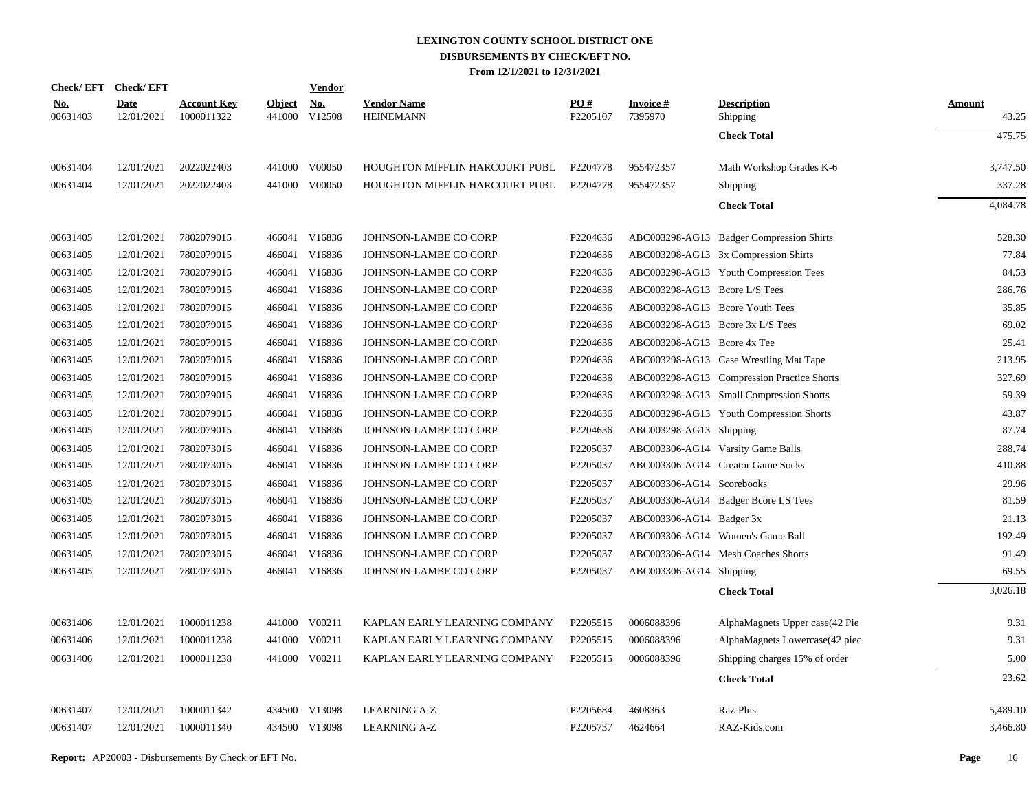# LEXINGTON COUNTY SCHOOL DISTRICT ONE
## DISBURSEMENTS BY CHECK/EFT NO.
### From 12/1/2021 to 12/31/2021

| Check/ EFT No. | Check/ EFT Date | Account Key | Object | Vendor No. | Vendor Name | PO # | Invoice # | Description | Amount |
|---|---|---|---|---|---|---|---|---|---|
| 00631403 | 12/01/2021 | 1000011322 | 441000 | V12508 | HEINEMANN | P2205107 | 7395970 | Shipping | 43.25 |
| | | | | | | | | **Check Total** | 475.75 |
| 00631404 | 12/01/2021 | 2022022403 | 441000 | V00050 | HOUGHTON MIFFLIN HARCOURT PUBL | P2204778 | 955472357 | Math Workshop Grades K-6 | 3,747.50 |
| 00631404 | 12/01/2021 | 2022022403 | 441000 | V00050 | HOUGHTON MIFFLIN HARCOURT PUBL | P2204778 | 955472357 | Shipping | 337.28 |
| | | | | | | | | **Check Total** | 4,084.78 |
| 00631405 | 12/01/2021 | 7802079015 | 466041 | V16836 | JOHNSON-LAMBE CO CORP | P2204636 | ABC003298-AG13 | Badger Compression Shirts | 528.30 |
| 00631405 | 12/01/2021 | 7802079015 | 466041 | V16836 | JOHNSON-LAMBE CO CORP | P2204636 | ABC003298-AG13 | 3x Compression Shirts | 77.84 |
| 00631405 | 12/01/2021 | 7802079015 | 466041 | V16836 | JOHNSON-LAMBE CO CORP | P2204636 | ABC003298-AG13 | Youth Compression Tees | 84.53 |
| 00631405 | 12/01/2021 | 7802079015 | 466041 | V16836 | JOHNSON-LAMBE CO CORP | P2204636 | ABC003298-AG13 | Bcore L/S Tees | 286.76 |
| 00631405 | 12/01/2021 | 7802079015 | 466041 | V16836 | JOHNSON-LAMBE CO CORP | P2204636 | ABC003298-AG13 | Bcore Youth Tees | 35.85 |
| 00631405 | 12/01/2021 | 7802079015 | 466041 | V16836 | JOHNSON-LAMBE CO CORP | P2204636 | ABC003298-AG13 | Bcore 3x L/S Tees | 69.02 |
| 00631405 | 12/01/2021 | 7802079015 | 466041 | V16836 | JOHNSON-LAMBE CO CORP | P2204636 | ABC003298-AG13 | Bcore 4x Tee | 25.41 |
| 00631405 | 12/01/2021 | 7802079015 | 466041 | V16836 | JOHNSON-LAMBE CO CORP | P2204636 | ABC003298-AG13 | Case Wrestling Mat Tape | 213.95 |
| 00631405 | 12/01/2021 | 7802079015 | 466041 | V16836 | JOHNSON-LAMBE CO CORP | P2204636 | ABC003298-AG13 | Compression Practice Shorts | 327.69 |
| 00631405 | 12/01/2021 | 7802079015 | 466041 | V16836 | JOHNSON-LAMBE CO CORP | P2204636 | ABC003298-AG13 | Small Compression Shorts | 59.39 |
| 00631405 | 12/01/2021 | 7802079015 | 466041 | V16836 | JOHNSON-LAMBE CO CORP | P2204636 | ABC003298-AG13 | Youth Compression Shorts | 43.87 |
| 00631405 | 12/01/2021 | 7802079015 | 466041 | V16836 | JOHNSON-LAMBE CO CORP | P2204636 | ABC003298-AG13 | Shipping | 87.74 |
| 00631405 | 12/01/2021 | 7802073015 | 466041 | V16836 | JOHNSON-LAMBE CO CORP | P2205037 | ABC003306-AG14 | Varsity Game Balls | 288.74 |
| 00631405 | 12/01/2021 | 7802073015 | 466041 | V16836 | JOHNSON-LAMBE CO CORP | P2205037 | ABC003306-AG14 | Creator Game Socks | 410.88 |
| 00631405 | 12/01/2021 | 7802073015 | 466041 | V16836 | JOHNSON-LAMBE CO CORP | P2205037 | ABC003306-AG14 | Scorebooks | 29.96 |
| 00631405 | 12/01/2021 | 7802073015 | 466041 | V16836 | JOHNSON-LAMBE CO CORP | P2205037 | ABC003306-AG14 | Badger Bcore LS Tees | 81.59 |
| 00631405 | 12/01/2021 | 7802073015 | 466041 | V16836 | JOHNSON-LAMBE CO CORP | P2205037 | ABC003306-AG14 | Badger 3x | 21.13 |
| 00631405 | 12/01/2021 | 7802073015 | 466041 | V16836 | JOHNSON-LAMBE CO CORP | P2205037 | ABC003306-AG14 | Women's Game Ball | 192.49 |
| 00631405 | 12/01/2021 | 7802073015 | 466041 | V16836 | JOHNSON-LAMBE CO CORP | P2205037 | ABC003306-AG14 | Mesh Coaches Shorts | 91.49 |
| 00631405 | 12/01/2021 | 7802073015 | 466041 | V16836 | JOHNSON-LAMBE CO CORP | P2205037 | ABC003306-AG14 | Shipping | 69.55 |
| | | | | | | | | **Check Total** | 3,026.18 |
| 00631406 | 12/01/2021 | 1000011238 | 441000 | V00211 | KAPLAN EARLY LEARNING COMPANY | P2205515 | 0006088396 | AlphaMagnets Upper case(42 Pie | 9.31 |
| 00631406 | 12/01/2021 | 1000011238 | 441000 | V00211 | KAPLAN EARLY LEARNING COMPANY | P2205515 | 0006088396 | AlphaMagnets Lowercase(42 piec | 9.31 |
| 00631406 | 12/01/2021 | 1000011238 | 441000 | V00211 | KAPLAN EARLY LEARNING COMPANY | P2205515 | 0006088396 | Shipping charges 15% of order | 5.00 |
| | | | | | | | | **Check Total** | 23.62 |
| 00631407 | 12/01/2021 | 1000011342 | 434500 | V13098 | LEARNING A-Z | P2205684 | 4608363 | Raz-Plus | 5,489.10 |
| 00631407 | 12/01/2021 | 1000011340 | 434500 | V13098 | LEARNING A-Z | P2205737 | 4624664 | RAZ-Kids.com | 3,466.80 |

**Report:** AP20003 - Disbursements By Check or EFT No.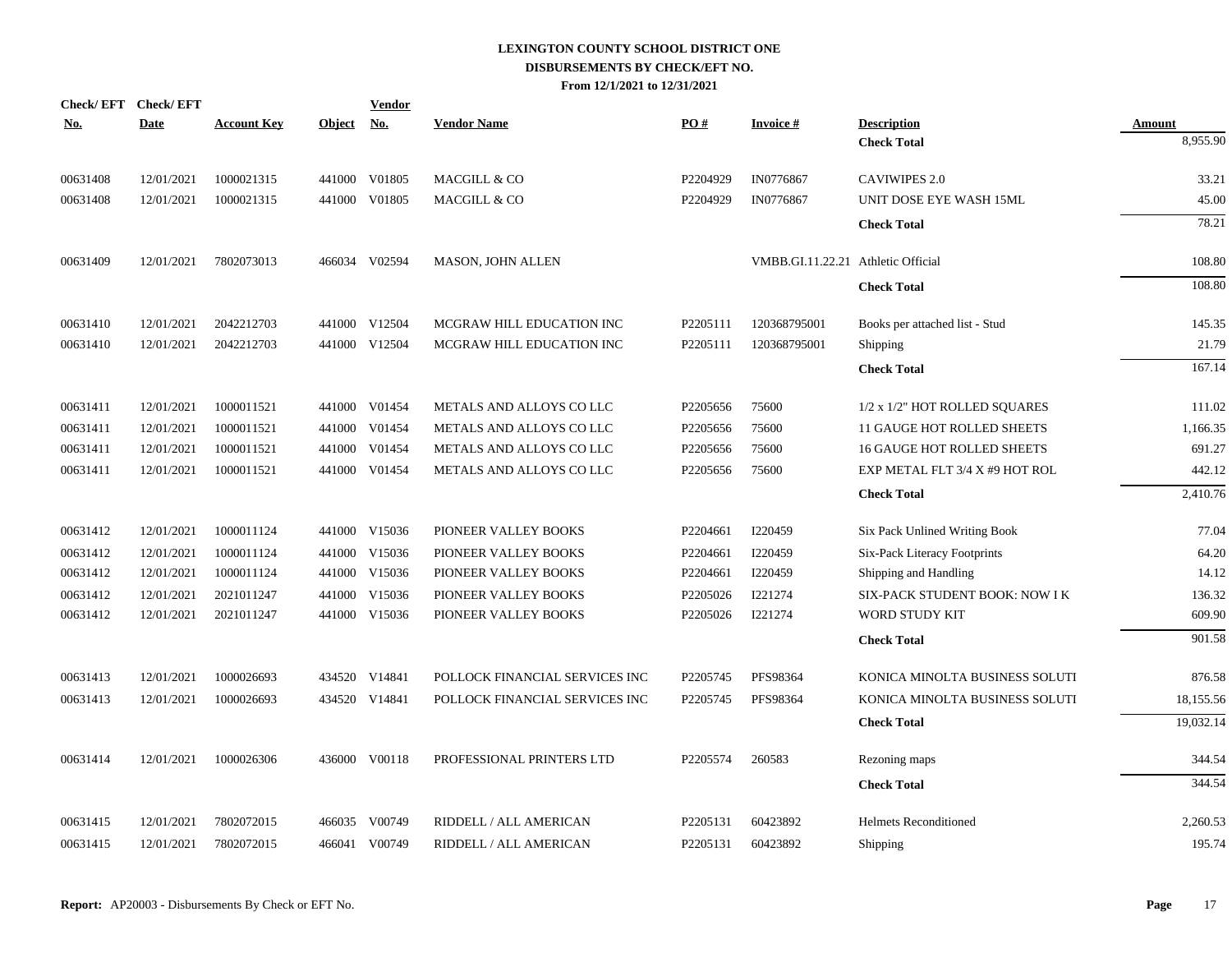# LEXINGTON COUNTY SCHOOL DISTRICT ONE
## DISBURSEMENTS BY CHECK/EFT NO.
### From 12/1/2021 to 12/31/2021

| Check/ EFT No. | Check/ EFT Date | Account Key | Object | Vendor No. | Vendor Name | PO # | Invoice # | Description | Amount |
|---|---|---|---|---|---|---|---|---|---|
| | | | | | | | | **Check Total** | 8,955.90 |
| 00631408 | 12/01/2021 | 1000021315 | 441000 | V01805 | MACGILL & CO | P2204929 | IN0776867 | CAVIWIPES 2.0 | 33.21 |
| 00631408 | 12/01/2021 | 1000021315 | 441000 | V01805 | MACGILL & CO | P2204929 | IN0776867 | UNIT DOSE EYE WASH 15ML | 45.00 |
| | | | | | | | | **Check Total** | 78.21 |
| 00631409 | 12/01/2021 | 7802073013 | 466034 | V02594 | MASON, JOHN ALLEN | | VMBB.GI.11.22.21 | Athletic Official | 108.80 |
| | | | | | | | | **Check Total** | 108.80 |
| 00631410 | 12/01/2021 | 2042212703 | 441000 | V12504 | MCGRAW HILL EDUCATION INC | P2205111 | 120368795001 | Books per attached list - Stud | 145.35 |
| 00631410 | 12/01/2021 | 2042212703 | 441000 | V12504 | MCGRAW HILL EDUCATION INC | P2205111 | 120368795001 | Shipping | 21.79 |
| | | | | | | | | **Check Total** | 167.14 |
| 00631411 | 12/01/2021 | 1000011521 | 441000 | V01454 | METALS AND ALLOYS CO LLC | P2205656 | 75600 | 1/2 x 1/2" HOT ROLLED SQUARES | 111.02 |
| 00631411 | 12/01/2021 | 1000011521 | 441000 | V01454 | METALS AND ALLOYS CO LLC | P2205656 | 75600 | 11 GAUGE HOT ROLLED SHEETS | 1,166.35 |
| 00631411 | 12/01/2021 | 1000011521 | 441000 | V01454 | METALS AND ALLOYS CO LLC | P2205656 | 75600 | 16 GAUGE HOT ROLLED SHEETS | 691.27 |
| 00631411 | 12/01/2021 | 1000011521 | 441000 | V01454 | METALS AND ALLOYS CO LLC | P2205656 | 75600 | EXP METAL FLT 3/4 X #9 HOT ROL | 442.12 |
| | | | | | | | | **Check Total** | 2,410.76 |
| 00631412 | 12/01/2021 | 1000011124 | 441000 | V15036 | PIONEER VALLEY BOOKS | P2204661 | I220459 | Six Pack Unlined Writing Book | 77.04 |
| 00631412 | 12/01/2021 | 1000011124 | 441000 | V15036 | PIONEER VALLEY BOOKS | P2204661 | I220459 | Six-Pack Literacy Footprints | 64.20 |
| 00631412 | 12/01/2021 | 1000011124 | 441000 | V15036 | PIONEER VALLEY BOOKS | P2204661 | I220459 | Shipping and Handling | 14.12 |
| 00631412 | 12/01/2021 | 2021011247 | 441000 | V15036 | PIONEER VALLEY BOOKS | P2205026 | I221274 | SIX-PACK STUDENT BOOK: NOW I K | 136.32 |
| 00631412 | 12/01/2021 | 2021011247 | 441000 | V15036 | PIONEER VALLEY BOOKS | P2205026 | I221274 | WORD STUDY KIT | 609.90 |
| | | | | | | | | **Check Total** | 901.58 |
| 00631413 | 12/01/2021 | 1000026693 | 434520 | V14841 | POLLOCK FINANCIAL SERVICES INC | P2205745 | PFS98364 | KONICA MINOLTA BUSINESS SOLUTI | 876.58 |
| 00631413 | 12/01/2021 | 1000026693 | 434520 | V14841 | POLLOCK FINANCIAL SERVICES INC | P2205745 | PFS98364 | KONICA MINOLTA BUSINESS SOLUTI | 18,155.56 |
| | | | | | | | | **Check Total** | 19,032.14 |
| 00631414 | 12/01/2021 | 1000026306 | 436000 | V00118 | PROFESSIONAL PRINTERS LTD | P2205574 | 260583 | Rezoning maps | 344.54 |
| | | | | | | | | **Check Total** | 344.54 |
| 00631415 | 12/01/2021 | 7802072015 | 466035 | V00749 | RIDDELL / ALL AMERICAN | P2205131 | 60423892 | Helmets Reconditioned | 2,260.53 |
| 00631415 | 12/01/2021 | 7802072015 | 466041 | V00749 | RIDDELL / ALL AMERICAN | P2205131 | 60423892 | Shipping | 195.74 |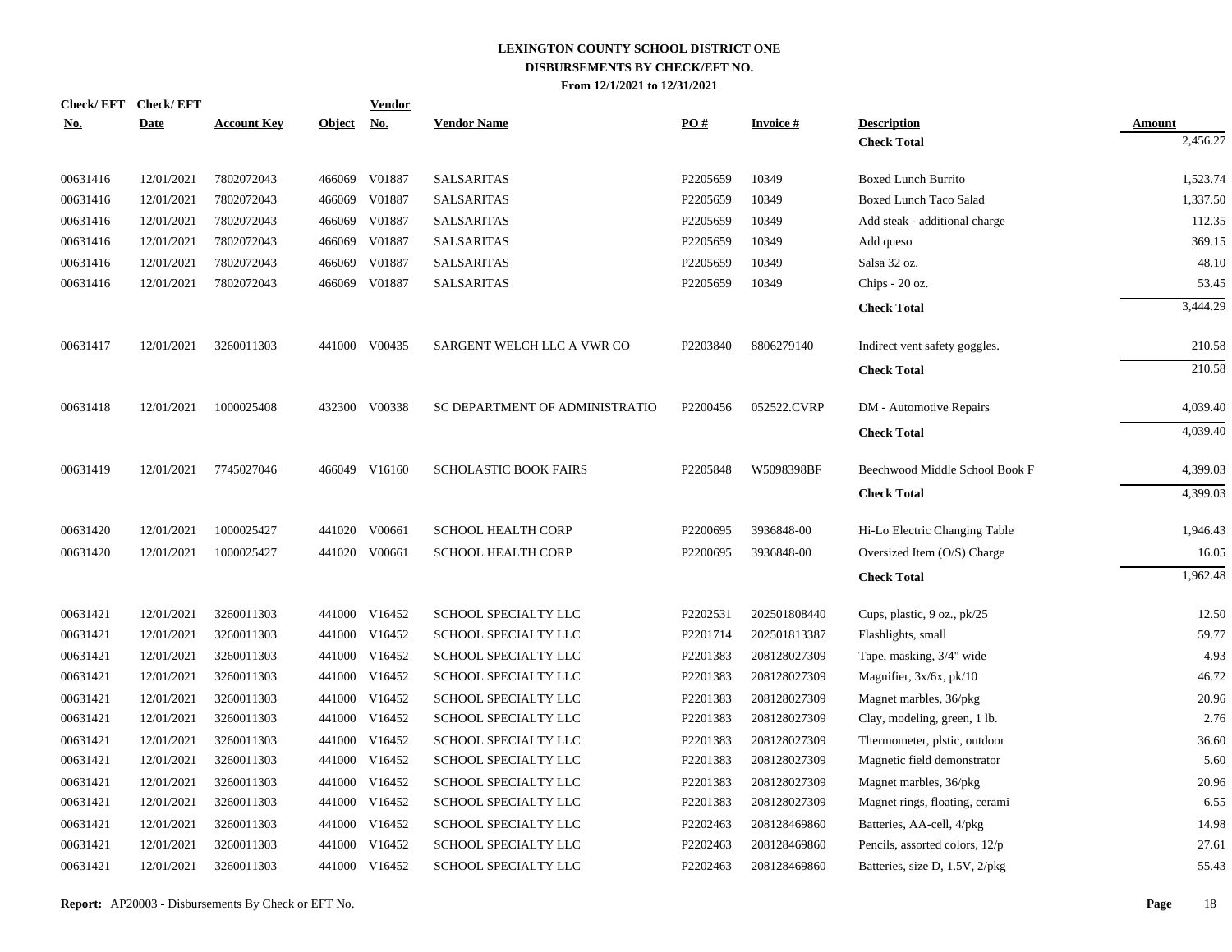# LEXINGTON COUNTY SCHOOL DISTRICT ONE
## DISBURSEMENTS BY CHECK/EFT NO.
### From 12/1/2021 to 12/31/2021

| Check/ EFT No. | Check/ EFT Date | Account Key | Object | Vendor No. | Vendor Name | PO # | Invoice # | Description | Amount |
|---|---|---|---|---|---|---|---|---|---|
| | | | | | | | | **Check Total** | 2,456.27 |
| 00631416 | 12/01/2021 | 7802072043 | 466069 | V01887 | SALSARITAS | P2205659 | 10349 | Boxed Lunch Burrito | 1,523.74 |
| 00631416 | 12/01/2021 | 7802072043 | 466069 | V01887 | SALSARITAS | P2205659 | 10349 | Boxed Lunch Taco Salad | 1,337.50 |
| 00631416 | 12/01/2021 | 7802072043 | 466069 | V01887 | SALSARITAS | P2205659 | 10349 | Add steak - additional charge | 112.35 |
| 00631416 | 12/01/2021 | 7802072043 | 466069 | V01887 | SALSARITAS | P2205659 | 10349 | Add queso | 369.15 |
| 00631416 | 12/01/2021 | 7802072043 | 466069 | V01887 | SALSARITAS | P2205659 | 10349 | Salsa 32 oz. | 48.10 |
| 00631416 | 12/01/2021 | 7802072043 | 466069 | V01887 | SALSARITAS | P2205659 | 10349 | Chips - 20 oz. | 53.45 |
| | | | | | | | | **Check Total** | 3,444.29 |
| 00631417 | 12/01/2021 | 3260011303 | 441000 | V00435 | SARGENT WELCH LLC A VWR CO | P2203840 | 8806279140 | Indirect vent safety goggles. | 210.58 |
| | | | | | | | | **Check Total** | 210.58 |
| 00631418 | 12/01/2021 | 1000025408 | 432300 | V00338 | SC DEPARTMENT OF ADMINISTRATIO | P2200456 | 052522.CVRP | DM - Automotive Repairs | 4,039.40 |
| | | | | | | | | **Check Total** | 4,039.40 |
| 00631419 | 12/01/2021 | 7745027046 | 466049 | V16160 | SCHOLASTIC BOOK FAIRS | P2205848 | W5098398BF | Beechwood Middle School Book F | 4,399.03 |
| | | | | | | | | **Check Total** | 4,399.03 |
| 00631420 | 12/01/2021 | 1000025427 | 441020 | V00661 | SCHOOL HEALTH CORP | P2200695 | 3936848-00 | Hi-Lo Electric Changing Table | 1,946.43 |
| 00631420 | 12/01/2021 | 1000025427 | 441020 | V00661 | SCHOOL HEALTH CORP | P2200695 | 3936848-00 | Oversized Item (O/S) Charge | 16.05 |
| | | | | | | | | **Check Total** | 1,962.48 |
| 00631421 | 12/01/2021 | 3260011303 | 441000 | V16452 | SCHOOL SPECIALTY LLC | P2202531 | 202501808440 | Cups, plastic, 9 oz., pk/25 | 12.50 |
| 00631421 | 12/01/2021 | 3260011303 | 441000 | V16452 | SCHOOL SPECIALTY LLC | P2201714 | 202501813387 | Flashlights, small | 59.77 |
| 00631421 | 12/01/2021 | 3260011303 | 441000 | V16452 | SCHOOL SPECIALTY LLC | P2201383 | 208128027309 | Tape, masking, 3/4" wide | 4.93 |
| 00631421 | 12/01/2021 | 3260011303 | 441000 | V16452 | SCHOOL SPECIALTY LLC | P2201383 | 208128027309 | Magnifier, 3x/6x, pk/10 | 46.72 |
| 00631421 | 12/01/2021 | 3260011303 | 441000 | V16452 | SCHOOL SPECIALTY LLC | P2201383 | 208128027309 | Magnet marbles, 36/pkg | 20.96 |
| 00631421 | 12/01/2021 | 3260011303 | 441000 | V16452 | SCHOOL SPECIALTY LLC | P2201383 | 208128027309 | Clay, modeling, green, 1 lb. | 2.76 |
| 00631421 | 12/01/2021 | 3260011303 | 441000 | V16452 | SCHOOL SPECIALTY LLC | P2201383 | 208128027309 | Thermometer, plstic, outdoor | 36.60 |
| 00631421 | 12/01/2021 | 3260011303 | 441000 | V16452 | SCHOOL SPECIALTY LLC | P2201383 | 208128027309 | Magnetic field demonstrator | 5.60 |
| 00631421 | 12/01/2021 | 3260011303 | 441000 | V16452 | SCHOOL SPECIALTY LLC | P2201383 | 208128027309 | Magnet marbles, 36/pkg | 20.96 |
| 00631421 | 12/01/2021 | 3260011303 | 441000 | V16452 | SCHOOL SPECIALTY LLC | P2201383 | 208128027309 | Magnet rings, floating, cerami | 6.55 |
| 00631421 | 12/01/2021 | 3260011303 | 441000 | V16452 | SCHOOL SPECIALTY LLC | P2202463 | 208128469860 | Batteries, AA-cell, 4/pkg | 14.98 |
| 00631421 | 12/01/2021 | 3260011303 | 441000 | V16452 | SCHOOL SPECIALTY LLC | P2202463 | 208128469860 | Pencils, assorted colors, 12/p | 27.61 |
| 00631421 | 12/01/2021 | 3260011303 | 441000 | V16452 | SCHOOL SPECIALTY LLC | P2202463 | 208128469860 | Batteries, size D, 1.5V, 2/pkg | 55.43 |

**Report:** AP20003 - Disbursements By Check or EFT No.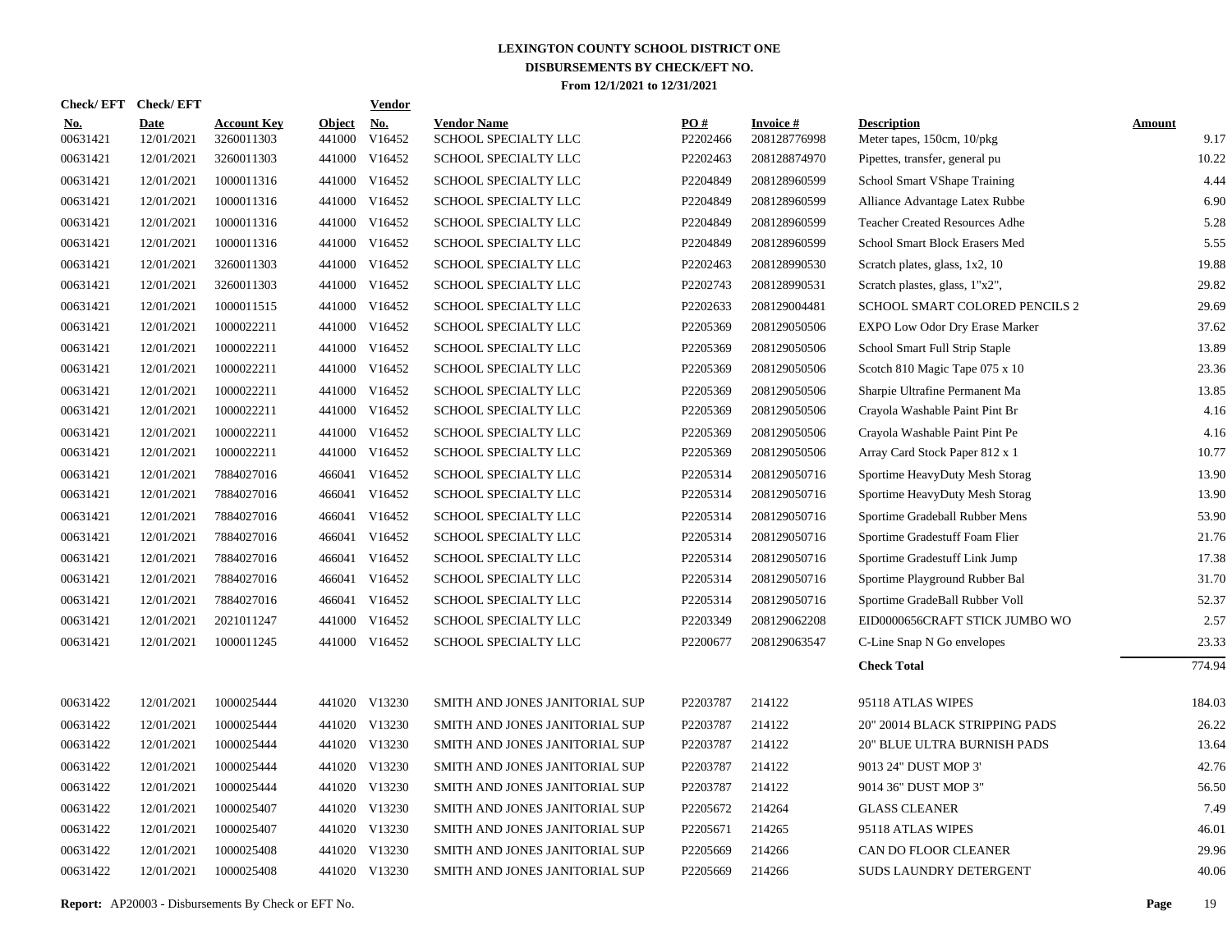# LEXINGTON COUNTY SCHOOL DISTRICT ONE
## DISBURSEMENTS BY CHECK/EFT NO.
### From 12/1/2021 to 12/31/2021

| Check/EFT No. | Check/EFT Date | Account Key | Object | Vendor No. | Vendor Name | PO # | Invoice # | Description | Amount |
|---|---|---|---|---|---|---|---|---|---|
| 00631421 | 12/01/2021 | 3260011303 | 441000 | V16452 | SCHOOL SPECIALTY LLC | P2202466 | 208128776998 | Meter tapes, 150cm, 10/pkg | 9.17 |
| 00631421 | 12/01/2021 | 3260011303 | 441000 | V16452 | SCHOOL SPECIALTY LLC | P2202463 | 208128874970 | Pipettes, transfer, general pu | 10.22 |
| 00631421 | 12/01/2021 | 1000011316 | 441000 | V16452 | SCHOOL SPECIALTY LLC | P2204849 | 208128960599 | School Smart VShape Training | 4.44 |
| 00631421 | 12/01/2021 | 1000011316 | 441000 | V16452 | SCHOOL SPECIALTY LLC | P2204849 | 208128960599 | Alliance Advantage Latex Rubbe | 6.90 |
| 00631421 | 12/01/2021 | 1000011316 | 441000 | V16452 | SCHOOL SPECIALTY LLC | P2204849 | 208128960599 | Teacher Created Resources Adhe | 5.28 |
| 00631421 | 12/01/2021 | 1000011316 | 441000 | V16452 | SCHOOL SPECIALTY LLC | P2204849 | 208128960599 | School Smart Block Erasers Med | 5.55 |
| 00631421 | 12/01/2021 | 3260011303 | 441000 | V16452 | SCHOOL SPECIALTY LLC | P2202463 | 208128990530 | Scratch plates, glass, 1x2, 10 | 19.88 |
| 00631421 | 12/01/2021 | 3260011303 | 441000 | V16452 | SCHOOL SPECIALTY LLC | P2202743 | 208128990531 | Scratch plastes, glass, 1"x2", | 29.82 |
| 00631421 | 12/01/2021 | 1000011515 | 441000 | V16452 | SCHOOL SPECIALTY LLC | P2202633 | 208129004481 | SCHOOL SMART COLORED PENCILS 2 | 29.69 |
| 00631421 | 12/01/2021 | 1000022211 | 441000 | V16452 | SCHOOL SPECIALTY LLC | P2205369 | 208129050506 | EXPO Low Odor Dry Erase Marker | 37.62 |
| 00631421 | 12/01/2021 | 1000022211 | 441000 | V16452 | SCHOOL SPECIALTY LLC | P2205369 | 208129050506 | School Smart Full Strip Staple | 13.89 |
| 00631421 | 12/01/2021 | 1000022211 | 441000 | V16452 | SCHOOL SPECIALTY LLC | P2205369 | 208129050506 | Scotch 810 Magic Tape 075 x 10 | 23.36 |
| 00631421 | 12/01/2021 | 1000022211 | 441000 | V16452 | SCHOOL SPECIALTY LLC | P2205369 | 208129050506 | Sharpie Ultrafine Permanent Ma | 13.85 |
| 00631421 | 12/01/2021 | 1000022211 | 441000 | V16452 | SCHOOL SPECIALTY LLC | P2205369 | 208129050506 | Crayola Washable Paint Pint Br | 4.16 |
| 00631421 | 12/01/2021 | 1000022211 | 441000 | V16452 | SCHOOL SPECIALTY LLC | P2205369 | 208129050506 | Crayola Washable Paint Pint Pe | 4.16 |
| 00631421 | 12/01/2021 | 1000022211 | 441000 | V16452 | SCHOOL SPECIALTY LLC | P2205369 | 208129050506 | Array Card Stock Paper 812 x 1 | 10.77 |
| 00631421 | 12/01/2021 | 7884027016 | 466041 | V16452 | SCHOOL SPECIALTY LLC | P2205314 | 208129050716 | Sportime HeavyDuty Mesh Storag | 13.90 |
| 00631421 | 12/01/2021 | 7884027016 | 466041 | V16452 | SCHOOL SPECIALTY LLC | P2205314 | 208129050716 | Sportime HeavyDuty Mesh Storag | 13.90 |
| 00631421 | 12/01/2021 | 7884027016 | 466041 | V16452 | SCHOOL SPECIALTY LLC | P2205314 | 208129050716 | Sportime Gradeball Rubber Mens | 53.90 |
| 00631421 | 12/01/2021 | 7884027016 | 466041 | V16452 | SCHOOL SPECIALTY LLC | P2205314 | 208129050716 | Sportime Gradestuff Foam Flier | 21.76 |
| 00631421 | 12/01/2021 | 7884027016 | 466041 | V16452 | SCHOOL SPECIALTY LLC | P2205314 | 208129050716 | Sportime Gradestuff Link Jump | 17.38 |
| 00631421 | 12/01/2021 | 7884027016 | 466041 | V16452 | SCHOOL SPECIALTY LLC | P2205314 | 208129050716 | Sportime Playground Rubber Bal | 31.70 |
| 00631421 | 12/01/2021 | 7884027016 | 466041 | V16452 | SCHOOL SPECIALTY LLC | P2205314 | 208129050716 | Sportime GradeBall Rubber Voll | 52.37 |
| 00631421 | 12/01/2021 | 2021011247 | 441000 | V16452 | SCHOOL SPECIALTY LLC | P2203349 | 208129062208 | EID0000656CRAFT STICK JUMBO WO | 2.57 |
| 00631421 | 12/01/2021 | 1000011245 | 441000 | V16452 | SCHOOL SPECIALTY LLC | P2200677 | 208129063547 | C-Line Snap N Go envelopes | 23.33 |
| | | | | | | | | **Check Total** | 774.94 |
| 00631422 | 12/01/2021 | 1000025444 | 441020 | V13230 | SMITH AND JONES JANITORIAL SUP | P2203787 | 214122 | 95118 ATLAS WIPES | 184.03 |
| 00631422 | 12/01/2021 | 1000025444 | 441020 | V13230 | SMITH AND JONES JANITORIAL SUP | P2203787 | 214122 | 20" 20014 BLACK STRIPPING PADS | 26.22 |
| 00631422 | 12/01/2021 | 1000025444 | 441020 | V13230 | SMITH AND JONES JANITORIAL SUP | P2203787 | 214122 | 20" BLUE ULTRA BURNISH PADS | 13.64 |
| 00631422 | 12/01/2021 | 1000025444 | 441020 | V13230 | SMITH AND JONES JANITORIAL SUP | P2203787 | 214122 | 9013 24" DUST MOP 3' | 42.76 |
| 00631422 | 12/01/2021 | 1000025444 | 441020 | V13230 | SMITH AND JONES JANITORIAL SUP | P2203787 | 214122 | 9014 36" DUST MOP 3" | 56.50 |
| 00631422 | 12/01/2021 | 1000025407 | 441020 | V13230 | SMITH AND JONES JANITORIAL SUP | P2205672 | 214264 | GLASS CLEANER | 7.49 |
| 00631422 | 12/01/2021 | 1000025407 | 441020 | V13230 | SMITH AND JONES JANITORIAL SUP | P2205671 | 214265 | 95118 ATLAS WIPES | 46.01 |
| 00631422 | 12/01/2021 | 1000025408 | 441020 | V13230 | SMITH AND JONES JANITORIAL SUP | P2205669 | 214266 | CAN DO FLOOR CLEANER | 29.96 |
| 00631422 | 12/01/2021 | 1000025408 | 441020 | V13230 | SMITH AND JONES JANITORIAL SUP | P2205669 | 214266 | SUDS LAUNDRY DETERGENT | 40.06 |

**Report:** AP20003 - Disbursements By Check or EFT No.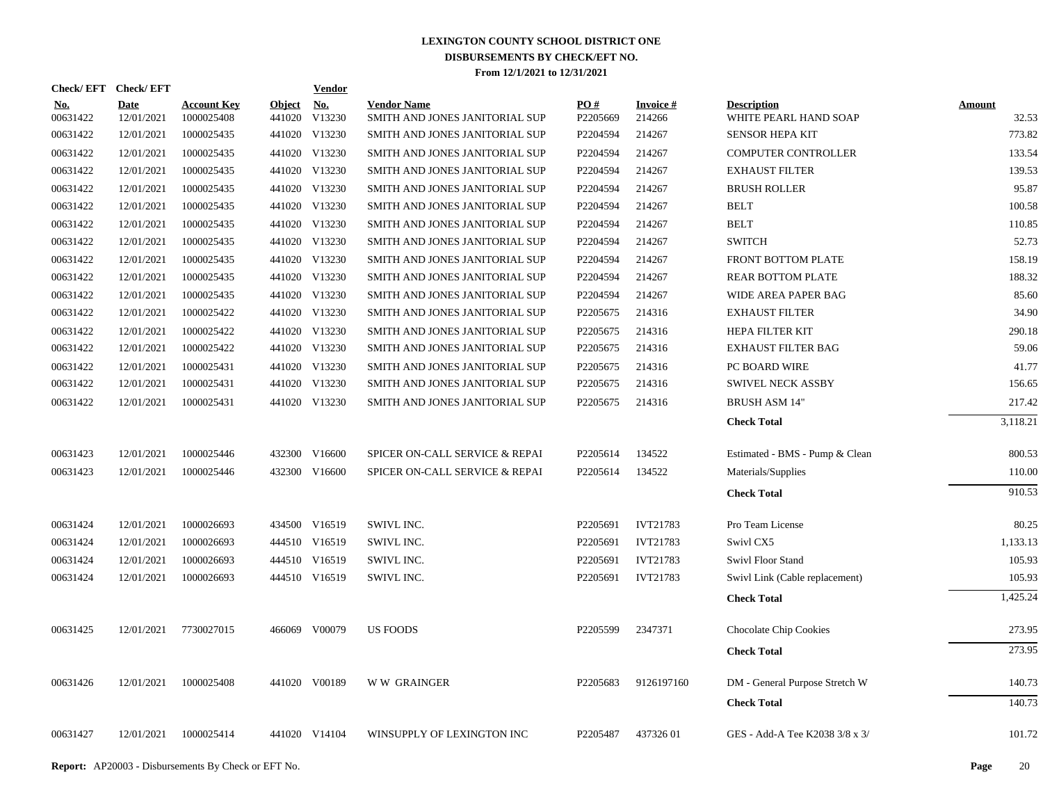# LEXINGTON COUNTY SCHOOL DISTRICT ONE
## DISBURSEMENTS BY CHECK/EFT NO.
### From 12/1/2021 to 12/31/2021

| Check/EFT No. | Check/EFT Date | Account Key | Object | Vendor No. | Vendor Name | PO # | Invoice # | Description | Amount |
|---|---|---|---|---|---|---|---|---|---|
| 00631422 | 12/01/2021 | 1000025408 | 441020 | V13230 | SMITH AND JONES JANITORIAL SUP | P2205669 | 214266 | WHITE PEARL HAND SOAP | 32.53 |
| 00631422 | 12/01/2021 | 1000025435 | 441020 | V13230 | SMITH AND JONES JANITORIAL SUP | P2204594 | 214267 | SENSOR HEPA KIT | 773.82 |
| 00631422 | 12/01/2021 | 1000025435 | 441020 | V13230 | SMITH AND JONES JANITORIAL SUP | P2204594 | 214267 | COMPUTER CONTROLLER | 133.54 |
| 00631422 | 12/01/2021 | 1000025435 | 441020 | V13230 | SMITH AND JONES JANITORIAL SUP | P2204594 | 214267 | EXHAUST FILTER | 139.53 |
| 00631422 | 12/01/2021 | 1000025435 | 441020 | V13230 | SMITH AND JONES JANITORIAL SUP | P2204594 | 214267 | BRUSH ROLLER | 95.87 |
| 00631422 | 12/01/2021 | 1000025435 | 441020 | V13230 | SMITH AND JONES JANITORIAL SUP | P2204594 | 214267 | BELT | 100.58 |
| 00631422 | 12/01/2021 | 1000025435 | 441020 | V13230 | SMITH AND JONES JANITORIAL SUP | P2204594 | 214267 | BELT | 110.85 |
| 00631422 | 12/01/2021 | 1000025435 | 441020 | V13230 | SMITH AND JONES JANITORIAL SUP | P2204594 | 214267 | SWITCH | 52.73 |
| 00631422 | 12/01/2021 | 1000025435 | 441020 | V13230 | SMITH AND JONES JANITORIAL SUP | P2204594 | 214267 | FRONT BOTTOM PLATE | 158.19 |
| 00631422 | 12/01/2021 | 1000025435 | 441020 | V13230 | SMITH AND JONES JANITORIAL SUP | P2204594 | 214267 | REAR BOTTOM PLATE | 188.32 |
| 00631422 | 12/01/2021 | 1000025435 | 441020 | V13230 | SMITH AND JONES JANITORIAL SUP | P2204594 | 214267 | WIDE AREA PAPER BAG | 85.60 |
| 00631422 | 12/01/2021 | 1000025422 | 441020 | V13230 | SMITH AND JONES JANITORIAL SUP | P2205675 | 214316 | EXHAUST FILTER | 34.90 |
| 00631422 | 12/01/2021 | 1000025422 | 441020 | V13230 | SMITH AND JONES JANITORIAL SUP | P2205675 | 214316 | HEPA FILTER KIT | 290.18 |
| 00631422 | 12/01/2021 | 1000025422 | 441020 | V13230 | SMITH AND JONES JANITORIAL SUP | P2205675 | 214316 | EXHAUST FILTER BAG | 59.06 |
| 00631422 | 12/01/2021 | 1000025431 | 441020 | V13230 | SMITH AND JONES JANITORIAL SUP | P2205675 | 214316 | PC BOARD WIRE | 41.77 |
| 00631422 | 12/01/2021 | 1000025431 | 441020 | V13230 | SMITH AND JONES JANITORIAL SUP | P2205675 | 214316 | SWIVEL NECK ASSBY | 156.65 |
| 00631422 | 12/01/2021 | 1000025431 | 441020 | V13230 | SMITH AND JONES JANITORIAL SUP | P2205675 | 214316 | BRUSH ASM 14" | 217.42 |
| | | | | | | | | **Check Total** | 3,118.21 |
| 00631423 | 12/01/2021 | 1000025446 | 432300 | V16600 | SPICER ON-CALL SERVICE & REPAI | P2205614 | 134522 | Estimated - BMS - Pump & Clean | 800.53 |
| 00631423 | 12/01/2021 | 1000025446 | 432300 | V16600 | SPICER ON-CALL SERVICE & REPAI | P2205614 | 134522 | Materials/Supplies | 110.00 |
| | | | | | | | | **Check Total** | 910.53 |
| 00631424 | 12/01/2021 | 1000026693 | 434500 | V16519 | SWIVL INC. | P2205691 | IVT21783 | Pro Team License | 80.25 |
| 00631424 | 12/01/2021 | 1000026693 | 444510 | V16519 | SWIVL INC. | P2205691 | IVT21783 | Swivl CX5 | 1,133.13 |
| 00631424 | 12/01/2021 | 1000026693 | 444510 | V16519 | SWIVL INC. | P2205691 | IVT21783 | Swivl Floor Stand | 105.93 |
| 00631424 | 12/01/2021 | 1000026693 | 444510 | V16519 | SWIVL INC. | P2205691 | IVT21783 | Swivl Link (Cable replacement) | 105.93 |
| | | | | | | | | **Check Total** | 1,425.24 |
| 00631425 | 12/01/2021 | 7730027015 | 466069 | V00079 | US FOODS | P2205599 | 2347371 | Chocolate Chip Cookies | 273.95 |
| | | | | | | | | **Check Total** | 273.95 |
| 00631426 | 12/01/2021 | 1000025408 | 441020 | V00189 | W W GRAINGER | P2205683 | 9126197160 | DM - General Purpose Stretch W | 140.73 |
| | | | | | | | | **Check Total** | 140.73 |
| 00631427 | 12/01/2021 | 1000025414 | 441020 | V14104 | WINSUPPLY OF LEXINGTON INC | P2205487 | 437326 01 | GES - Add-A Tee K2038 3/8 x 3/ | 101.72 |

**Report:** AP20003 - Disbursements By Check or EFT No.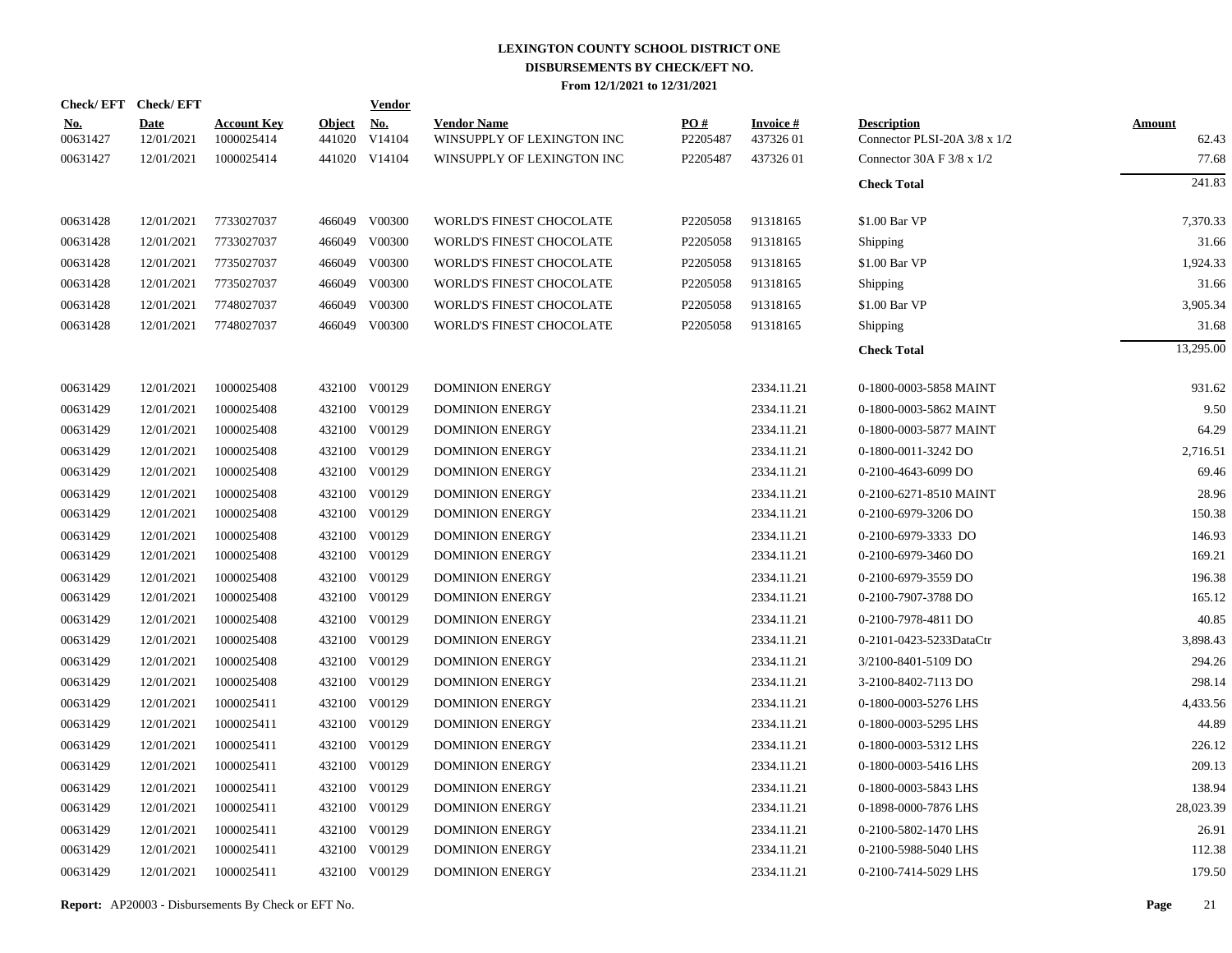# LEXINGTON COUNTY SCHOOL DISTRICT ONE
## DISBURSEMENTS BY CHECK/EFT NO.
### From 12/1/2021 to 12/31/2021

| Check/ EFT No. | Check/ EFT Date | Account Key | Object | Vendor No. | Vendor Name | PO # | Invoice # | Description | Amount |
|---|---|---|---|---|---|---|---|---|---|
| 00631427 | 12/01/2021 | 1000025414 | 441020 | V14104 | WINSUPPLY OF LEXINGTON INC | P2205487 | 437326 01 | Connector PLSI-20A 3/8 x 1/2 | 62.43 |
| 00631427 | 12/01/2021 | 1000025414 | 441020 | V14104 | WINSUPPLY OF LEXINGTON INC | P2205487 | 437326 01 | Connector 30A F 3/8 x 1/2 | 77.68 |
| | | | | | | | | **Check Total** | 241.83 |
| 00631428 | 12/01/2021 | 7733027037 | 466049 | V00300 | WORLD'S FINEST CHOCOLATE | P2205058 | 91318165 | $1.00 Bar VP | 7,370.33 |
| 00631428 | 12/01/2021 | 7733027037 | 466049 | V00300 | WORLD'S FINEST CHOCOLATE | P2205058 | 91318165 | Shipping | 31.66 |
| 00631428 | 12/01/2021 | 7735027037 | 466049 | V00300 | WORLD'S FINEST CHOCOLATE | P2205058 | 91318165 | $1.00 Bar VP | 1,924.33 |
| 00631428 | 12/01/2021 | 7735027037 | 466049 | V00300 | WORLD'S FINEST CHOCOLATE | P2205058 | 91318165 | Shipping | 31.66 |
| 00631428 | 12/01/2021 | 7748027037 | 466049 | V00300 | WORLD'S FINEST CHOCOLATE | P2205058 | 91318165 | $1.00 Bar VP | 3,905.34 |
| 00631428 | 12/01/2021 | 7748027037 | 466049 | V00300 | WORLD'S FINEST CHOCOLATE | P2205058 | 91318165 | Shipping | 31.68 |
| | | | | | | | | **Check Total** | 13,295.00 |
| 00631429 | 12/01/2021 | 1000025408 | 432100 | V00129 | DOMINION ENERGY | | 2334.11.21 | 0-1800-0003-5858 MAINT | 931.62 |
| 00631429 | 12/01/2021 | 1000025408 | 432100 | V00129 | DOMINION ENERGY | | 2334.11.21 | 0-1800-0003-5862 MAINT | 9.50 |
| 00631429 | 12/01/2021 | 1000025408 | 432100 | V00129 | DOMINION ENERGY | | 2334.11.21 | 0-1800-0003-5877 MAINT | 64.29 |
| 00631429 | 12/01/2021 | 1000025408 | 432100 | V00129 | DOMINION ENERGY | | 2334.11.21 | 0-1800-0011-3242 DO | 2,716.51 |
| 00631429 | 12/01/2021 | 1000025408 | 432100 | V00129 | DOMINION ENERGY | | 2334.11.21 | 0-2100-4643-6099 DO | 69.46 |
| 00631429 | 12/01/2021 | 1000025408 | 432100 | V00129 | DOMINION ENERGY | | 2334.11.21 | 0-2100-6271-8510 MAINT | 28.96 |
| 00631429 | 12/01/2021 | 1000025408 | 432100 | V00129 | DOMINION ENERGY | | 2334.11.21 | 0-2100-6979-3206 DO | 150.38 |
| 00631429 | 12/01/2021 | 1000025408 | 432100 | V00129 | DOMINION ENERGY | | 2334.11.21 | 0-2100-6979-3333 DO | 146.93 |
| 00631429 | 12/01/2021 | 1000025408 | 432100 | V00129 | DOMINION ENERGY | | 2334.11.21 | 0-2100-6979-3460 DO | 169.21 |
| 00631429 | 12/01/2021 | 1000025408 | 432100 | V00129 | DOMINION ENERGY | | 2334.11.21 | 0-2100-6979-3559 DO | 196.38 |
| 00631429 | 12/01/2021 | 1000025408 | 432100 | V00129 | DOMINION ENERGY | | 2334.11.21 | 0-2100-7907-3788 DO | 165.12 |
| 00631429 | 12/01/2021 | 1000025408 | 432100 | V00129 | DOMINION ENERGY | | 2334.11.21 | 0-2100-7978-4811 DO | 40.85 |
| 00631429 | 12/01/2021 | 1000025408 | 432100 | V00129 | DOMINION ENERGY | | 2334.11.21 | 0-2101-0423-5233DataCtr | 3,898.43 |
| 00631429 | 12/01/2021 | 1000025408 | 432100 | V00129 | DOMINION ENERGY | | 2334.11.21 | 3/2100-8401-5109 DO | 294.26 |
| 00631429 | 12/01/2021 | 1000025408 | 432100 | V00129 | DOMINION ENERGY | | 2334.11.21 | 3-2100-8402-7113 DO | 298.14 |
| 00631429 | 12/01/2021 | 1000025411 | 432100 | V00129 | DOMINION ENERGY | | 2334.11.21 | 0-1800-0003-5276 LHS | 4,433.56 |
| 00631429 | 12/01/2021 | 1000025411 | 432100 | V00129 | DOMINION ENERGY | | 2334.11.21 | 0-1800-0003-5295 LHS | 44.89 |
| 00631429 | 12/01/2021 | 1000025411 | 432100 | V00129 | DOMINION ENERGY | | 2334.11.21 | 0-1800-0003-5312 LHS | 226.12 |
| 00631429 | 12/01/2021 | 1000025411 | 432100 | V00129 | DOMINION ENERGY | | 2334.11.21 | 0-1800-0003-5416 LHS | 209.13 |
| 00631429 | 12/01/2021 | 1000025411 | 432100 | V00129 | DOMINION ENERGY | | 2334.11.21 | 0-1800-0003-5843 LHS | 138.94 |
| 00631429 | 12/01/2021 | 1000025411 | 432100 | V00129 | DOMINION ENERGY | | 2334.11.21 | 0-1898-0000-7876 LHS | 28,023.39 |
| 00631429 | 12/01/2021 | 1000025411 | 432100 | V00129 | DOMINION ENERGY | | 2334.11.21 | 0-2100-5802-1470 LHS | 26.91 |
| 00631429 | 12/01/2021 | 1000025411 | 432100 | V00129 | DOMINION ENERGY | | 2334.11.21 | 0-2100-5988-5040 LHS | 112.38 |
| 00631429 | 12/01/2021 | 1000025411 | 432100 | V00129 | DOMINION ENERGY | | 2334.11.21 | 0-2100-7414-5029 LHS | 179.50 |

**Report:** AP20003 - Disbursements By Check or EFT No.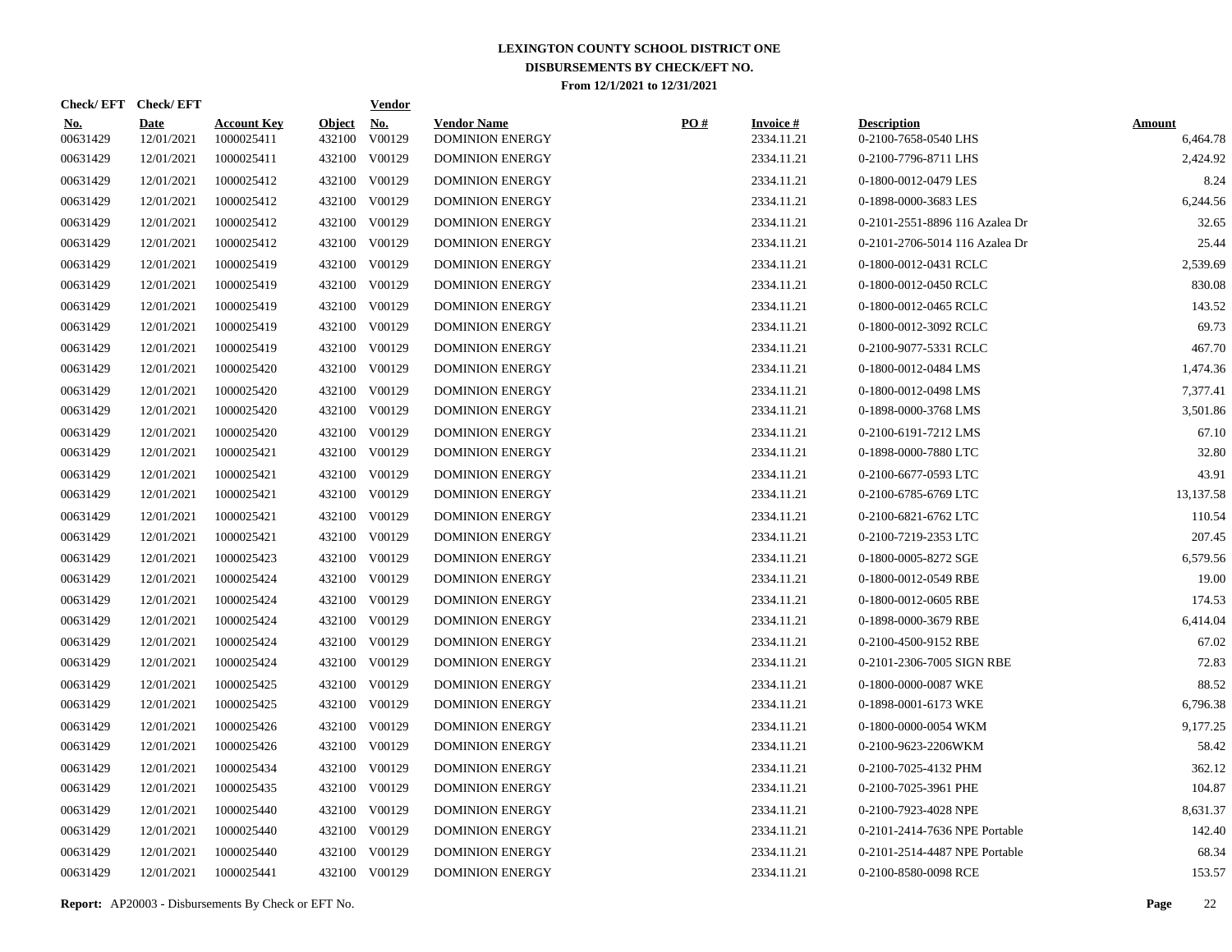# LEXINGTON COUNTY SCHOOL DISTRICT ONE

## DISBURSEMENTS BY CHECK/EFT NO.

### From 12/1/2021 to 12/31/2021

| Check/ EFT No. | Check/ EFT Date | Account Key | Object | Vendor No. | Vendor Name | PO # | Invoice # | Description | Amount |
|---|---|---|---|---|---|---|---|---|---|
| 00631429 | 12/01/2021 | 1000025411 | 432100 | V00129 | DOMINION ENERGY | | 2334.11.21 | 0-2100-7658-0540 LHS | 6,464.78 |
| 00631429 | 12/01/2021 | 1000025411 | 432100 | V00129 | DOMINION ENERGY | | 2334.11.21 | 0-2100-7796-8711 LHS | 2,424.92 |
| 00631429 | 12/01/2021 | 1000025412 | 432100 | V00129 | DOMINION ENERGY | | 2334.11.21 | 0-1800-0012-0479 LES | 8.24 |
| 00631429 | 12/01/2021 | 1000025412 | 432100 | V00129 | DOMINION ENERGY | | 2334.11.21 | 0-1898-0000-3683 LES | 6,244.56 |
| 00631429 | 12/01/2021 | 1000025412 | 432100 | V00129 | DOMINION ENERGY | | 2334.11.21 | 0-2101-2551-8896 116 Azalea Dr | 32.65 |
| 00631429 | 12/01/2021 | 1000025412 | 432100 | V00129 | DOMINION ENERGY | | 2334.11.21 | 0-2101-2706-5014 116 Azalea Dr | 25.44 |
| 00631429 | 12/01/2021 | 1000025419 | 432100 | V00129 | DOMINION ENERGY | | 2334.11.21 | 0-1800-0012-0431 RCLC | 2,539.69 |
| 00631429 | 12/01/2021 | 1000025419 | 432100 | V00129 | DOMINION ENERGY | | 2334.11.21 | 0-1800-0012-0450 RCLC | 830.08 |
| 00631429 | 12/01/2021 | 1000025419 | 432100 | V00129 | DOMINION ENERGY | | 2334.11.21 | 0-1800-0012-0465 RCLC | 143.52 |
| 00631429 | 12/01/2021 | 1000025419 | 432100 | V00129 | DOMINION ENERGY | | 2334.11.21 | 0-1800-0012-3092 RCLC | 69.73 |
| 00631429 | 12/01/2021 | 1000025419 | 432100 | V00129 | DOMINION ENERGY | | 2334.11.21 | 0-2100-9077-5331 RCLC | 467.70 |
| 00631429 | 12/01/2021 | 1000025420 | 432100 | V00129 | DOMINION ENERGY | | 2334.11.21 | 0-1800-0012-0484 LMS | 1,474.36 |
| 00631429 | 12/01/2021 | 1000025420 | 432100 | V00129 | DOMINION ENERGY | | 2334.11.21 | 0-1800-0012-0498 LMS | 7,377.41 |
| 00631429 | 12/01/2021 | 1000025420 | 432100 | V00129 | DOMINION ENERGY | | 2334.11.21 | 0-1898-0000-3768 LMS | 3,501.86 |
| 00631429 | 12/01/2021 | 1000025420 | 432100 | V00129 | DOMINION ENERGY | | 2334.11.21 | 0-2100-6191-7212 LMS | 67.10 |
| 00631429 | 12/01/2021 | 1000025421 | 432100 | V00129 | DOMINION ENERGY | | 2334.11.21 | 0-1898-0000-7880 LTC | 32.80 |
| 00631429 | 12/01/2021 | 1000025421 | 432100 | V00129 | DOMINION ENERGY | | 2334.11.21 | 0-2100-6677-0593 LTC | 43.91 |
| 00631429 | 12/01/2021 | 1000025421 | 432100 | V00129 | DOMINION ENERGY | | 2334.11.21 | 0-2100-6785-6769 LTC | 13,137.58 |
| 00631429 | 12/01/2021 | 1000025421 | 432100 | V00129 | DOMINION ENERGY | | 2334.11.21 | 0-2100-6821-6762 LTC | 110.54 |
| 00631429 | 12/01/2021 | 1000025421 | 432100 | V00129 | DOMINION ENERGY | | 2334.11.21 | 0-2100-7219-2353 LTC | 207.45 |
| 00631429 | 12/01/2021 | 1000025423 | 432100 | V00129 | DOMINION ENERGY | | 2334.11.21 | 0-1800-0005-8272 SGE | 6,579.56 |
| 00631429 | 12/01/2021 | 1000025424 | 432100 | V00129 | DOMINION ENERGY | | 2334.11.21 | 0-1800-0012-0549 RBE | 19.00 |
| 00631429 | 12/01/2021 | 1000025424 | 432100 | V00129 | DOMINION ENERGY | | 2334.11.21 | 0-1800-0012-0605 RBE | 174.53 |
| 00631429 | 12/01/2021 | 1000025424 | 432100 | V00129 | DOMINION ENERGY | | 2334.11.21 | 0-1898-0000-3679 RBE | 6,414.04 |
| 00631429 | 12/01/2021 | 1000025424 | 432100 | V00129 | DOMINION ENERGY | | 2334.11.21 | 0-2100-4500-9152 RBE | 67.02 |
| 00631429 | 12/01/2021 | 1000025424 | 432100 | V00129 | DOMINION ENERGY | | 2334.11.21 | 0-2101-2306-7005 SIGN RBE | 72.83 |
| 00631429 | 12/01/2021 | 1000025425 | 432100 | V00129 | DOMINION ENERGY | | 2334.11.21 | 0-1800-0000-0087 WKE | 88.52 |
| 00631429 | 12/01/2021 | 1000025425 | 432100 | V00129 | DOMINION ENERGY | | 2334.11.21 | 0-1898-0001-6173 WKE | 6,796.38 |
| 00631429 | 12/01/2021 | 1000025426 | 432100 | V00129 | DOMINION ENERGY | | 2334.11.21 | 0-1800-0000-0054 WKM | 9,177.25 |
| 00631429 | 12/01/2021 | 1000025426 | 432100 | V00129 | DOMINION ENERGY | | 2334.11.21 | 0-2100-9623-2206WKM | 58.42 |
| 00631429 | 12/01/2021 | 1000025434 | 432100 | V00129 | DOMINION ENERGY | | 2334.11.21 | 0-2100-7025-4132 PHM | 362.12 |
| 00631429 | 12/01/2021 | 1000025435 | 432100 | V00129 | DOMINION ENERGY | | 2334.11.21 | 0-2100-7025-3961 PHE | 104.87 |
| 00631429 | 12/01/2021 | 1000025440 | 432100 | V00129 | DOMINION ENERGY | | 2334.11.21 | 0-2100-7923-4028 NPE | 8,631.37 |
| 00631429 | 12/01/2021 | 1000025440 | 432100 | V00129 | DOMINION ENERGY | | 2334.11.21 | 0-2101-2414-7636 NPE Portable | 142.40 |
| 00631429 | 12/01/2021 | 1000025440 | 432100 | V00129 | DOMINION ENERGY | | 2334.11.21 | 0-2101-2514-4487 NPE Portable | 68.34 |
| 00631429 | 12/01/2021 | 1000025441 | 432100 | V00129 | DOMINION ENERGY | | 2334.11.21 | 0-2100-8580-0098 RCE | 153.57 |

**Report:** AP20003 - Disbursements By Check or EFT No.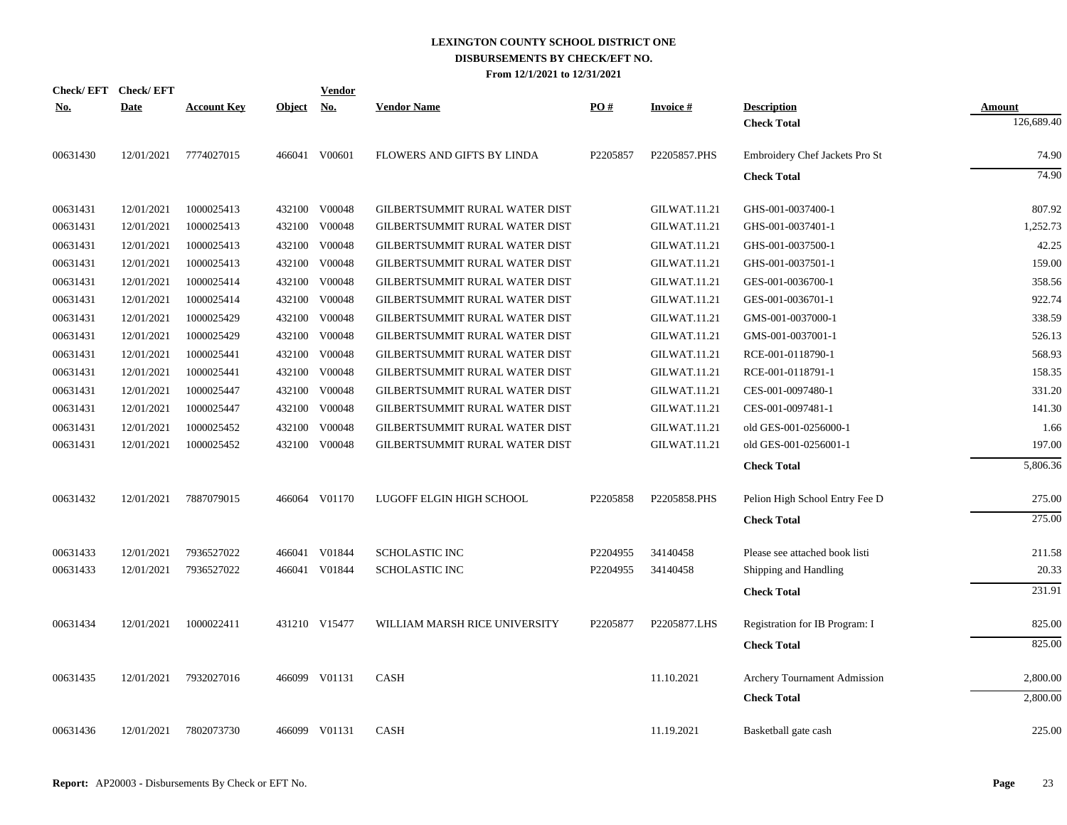# LEXINGTON COUNTY SCHOOL DISTRICT ONE
## DISBURSEMENTS BY CHECK/EFT NO.
### From 12/1/2021 to 12/31/2021

| Check/ EFT No. | Check/ EFT Date | Account Key | Object | Vendor No. | Vendor Name | PO # | Invoice # | Description | Amount |
|---|---|---|---|---|---|---|---|---|---|
| | | | | | | | | **Check Total** | 126,689.40 |
| 00631430 | 12/01/2021 | 7774027015 | 466041 | V00601 | FLOWERS AND GIFTS BY LINDA | P2205857 | P2205857.PHS | Embroidery Chef Jackets Pro St | 74.90 |
| | | | | | | | | **Check Total** | 74.90 |
| 00631431 | 12/01/2021 | 1000025413 | 432100 | V00048 | GILBERTSUMMIT RURAL WATER DIST | | GILWAT.11.21 | GHS-001-0037400-1 | 807.92 |
| 00631431 | 12/01/2021 | 1000025413 | 432100 | V00048 | GILBERTSUMMIT RURAL WATER DIST | | GILWAT.11.21 | GHS-001-0037401-1 | 1,252.73 |
| 00631431 | 12/01/2021 | 1000025413 | 432100 | V00048 | GILBERTSUMMIT RURAL WATER DIST | | GILWAT.11.21 | GHS-001-0037500-1 | 42.25 |
| 00631431 | 12/01/2021 | 1000025413 | 432100 | V00048 | GILBERTSUMMIT RURAL WATER DIST | | GILWAT.11.21 | GHS-001-0037501-1 | 159.00 |
| 00631431 | 12/01/2021 | 1000025414 | 432100 | V00048 | GILBERTSUMMIT RURAL WATER DIST | | GILWAT.11.21 | GES-001-0036700-1 | 358.56 |
| 00631431 | 12/01/2021 | 1000025414 | 432100 | V00048 | GILBERTSUMMIT RURAL WATER DIST | | GILWAT.11.21 | GES-001-0036701-1 | 922.74 |
| 00631431 | 12/01/2021 | 1000025429 | 432100 | V00048 | GILBERTSUMMIT RURAL WATER DIST | | GILWAT.11.21 | GMS-001-0037000-1 | 338.59 |
| 00631431 | 12/01/2021 | 1000025429 | 432100 | V00048 | GILBERTSUMMIT RURAL WATER DIST | | GILWAT.11.21 | GMS-001-0037001-1 | 526.13 |
| 00631431 | 12/01/2021 | 1000025441 | 432100 | V00048 | GILBERTSUMMIT RURAL WATER DIST | | GILWAT.11.21 | RCE-001-0118790-1 | 568.93 |
| 00631431 | 12/01/2021 | 1000025441 | 432100 | V00048 | GILBERTSUMMIT RURAL WATER DIST | | GILWAT.11.21 | RCE-001-0118791-1 | 158.35 |
| 00631431 | 12/01/2021 | 1000025447 | 432100 | V00048 | GILBERTSUMMIT RURAL WATER DIST | | GILWAT.11.21 | CES-001-0097480-1 | 331.20 |
| 00631431 | 12/01/2021 | 1000025447 | 432100 | V00048 | GILBERTSUMMIT RURAL WATER DIST | | GILWAT.11.21 | CES-001-0097481-1 | 141.30 |
| 00631431 | 12/01/2021 | 1000025452 | 432100 | V00048 | GILBERTSUMMIT RURAL WATER DIST | | GILWAT.11.21 | old GES-001-0256000-1 | 1.66 |
| 00631431 | 12/01/2021 | 1000025452 | 432100 | V00048 | GILBERTSUMMIT RURAL WATER DIST | | GILWAT.11.21 | old GES-001-0256001-1 | 197.00 |
| | | | | | | | | **Check Total** | 5,806.36 |
| 00631432 | 12/01/2021 | 7887079015 | 466064 | V01170 | LUGOFF ELGIN HIGH SCHOOL | P2205858 | P2205858.PHS | Pelion High School Entry Fee D | 275.00 |
| | | | | | | | | **Check Total** | 275.00 |
| 00631433 | 12/01/2021 | 7936527022 | 466041 | V01844 | SCHOLASTIC INC | P2204955 | 34140458 | Please see attached book listi | 211.58 |
| 00631433 | 12/01/2021 | 7936527022 | 466041 | V01844 | SCHOLASTIC INC | P2204955 | 34140458 | Shipping and Handling | 20.33 |
| | | | | | | | | **Check Total** | 231.91 |
| 00631434 | 12/01/2021 | 1000022411 | 431210 | V15477 | WILLIAM MARSH RICE UNIVERSITY | P2205877 | P2205877.LHS | Registration for IB Program: I | 825.00 |
| | | | | | | | | **Check Total** | 825.00 |
| 00631435 | 12/01/2021 | 7932027016 | 466099 | V01131 | CASH | | 11.10.2021 | Archery Tournament Admission | 2,800.00 |
| | | | | | | | | **Check Total** | 2,800.00 |
| 00631436 | 12/01/2021 | 7802073730 | 466099 | V01131 | CASH | | 11.19.2021 | Basketball gate cash | 225.00 |

**Report:** AP20003 - Disbursements By Check or EFT No.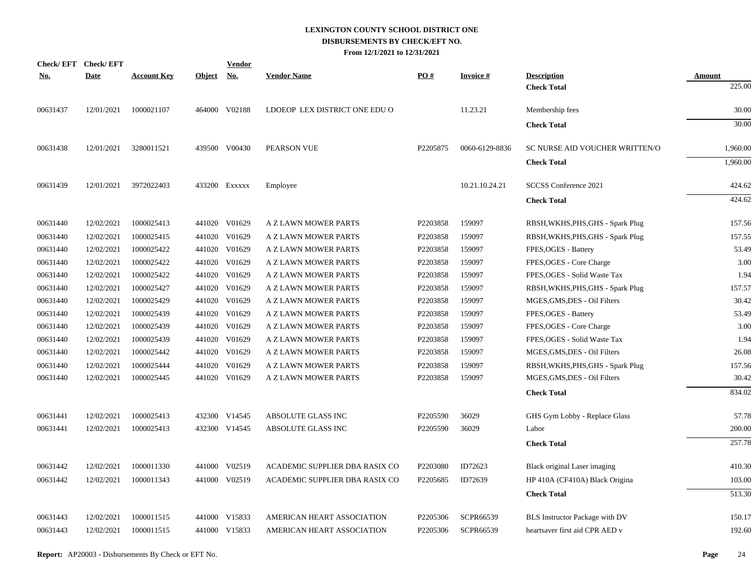# LEXINGTON COUNTY SCHOOL DISTRICT ONE
## DISBURSEMENTS BY CHECK/EFT NO.
### From 12/1/2021 to 12/31/2021

| Check/ EFT No. | Check/ EFT Date | Account Key | Object | Vendor No. | Vendor Name | PO # | Invoice # | Description | Amount |
|---|---|---|---|---|---|---|---|---|---|
| | | | | | | | | **Check Total** | 225.00 |
| 00631437 | 12/01/2021 | 1000021107 | 464000 | V02188 | LDOEOP LEX DISTRICT ONE EDU O | | 11.23.21 | Membership fees | 30.00 |
| | | | | | | | | **Check Total** | 30.00 |
| 00631438 | 12/01/2021 | 3280011521 | 439500 | V00430 | PEARSON VUE | P2205875 | 0060-6129-8836 | SC NURSE AID VOUCHER WRITTEN/O | 1,960.00 |
| | | | | | | | | **Check Total** | 1,960.00 |
| 00631439 | 12/01/2021 | 3972022403 | 433200 | Exxxxx | Employee | | 10.21.10.24.21 | SCCSS Conference 2021 | 424.62 |
| | | | | | | | | **Check Total** | 424.62 |
| 00631440 | 12/02/2021 | 1000025413 | 441020 | V01629 | A Z LAWN MOWER PARTS | P2203858 | 159097 | RBSH,WKHS,PHS,GHS - Spark Plug | 157.56 |
| 00631440 | 12/02/2021 | 1000025415 | 441020 | V01629 | A Z LAWN MOWER PARTS | P2203858 | 159097 | RBSH,WKHS,PHS,GHS - Spark Plug | 157.55 |
| 00631440 | 12/02/2021 | 1000025422 | 441020 | V01629 | A Z LAWN MOWER PARTS | P2203858 | 159097 | FPES,OGES - Battery | 53.49 |
| 00631440 | 12/02/2021 | 1000025422 | 441020 | V01629 | A Z LAWN MOWER PARTS | P2203858 | 159097 | FPES,OGES - Core Charge | 3.00 |
| 00631440 | 12/02/2021 | 1000025422 | 441020 | V01629 | A Z LAWN MOWER PARTS | P2203858 | 159097 | FPES,OGES - Solid Waste Tax | 1.94 |
| 00631440 | 12/02/2021 | 1000025427 | 441020 | V01629 | A Z LAWN MOWER PARTS | P2203858 | 159097 | RBSH,WKHS,PHS,GHS - Spark Plug | 157.57 |
| 00631440 | 12/02/2021 | 1000025429 | 441020 | V01629 | A Z LAWN MOWER PARTS | P2203858 | 159097 | MGES,GMS,DES - Oil Filters | 30.42 |
| 00631440 | 12/02/2021 | 1000025439 | 441020 | V01629 | A Z LAWN MOWER PARTS | P2203858 | 159097 | FPES,OGES - Battery | 53.49 |
| 00631440 | 12/02/2021 | 1000025439 | 441020 | V01629 | A Z LAWN MOWER PARTS | P2203858 | 159097 | FPES,OGES - Core Charge | 3.00 |
| 00631440 | 12/02/2021 | 1000025439 | 441020 | V01629 | A Z LAWN MOWER PARTS | P2203858 | 159097 | FPES,OGES - Solid Waste Tax | 1.94 |
| 00631440 | 12/02/2021 | 1000025442 | 441020 | V01629 | A Z LAWN MOWER PARTS | P2203858 | 159097 | MGES,GMS,DES - Oil Filters | 26.08 |
| 00631440 | 12/02/2021 | 1000025444 | 441020 | V01629 | A Z LAWN MOWER PARTS | P2203858 | 159097 | RBSH,WKHS,PHS,GHS - Spark Plug | 157.56 |
| 00631440 | 12/02/2021 | 1000025445 | 441020 | V01629 | A Z LAWN MOWER PARTS | P2203858 | 159097 | MGES,GMS,DES - Oil Filters | 30.42 |
| | | | | | | | | **Check Total** | 834.02 |
| 00631441 | 12/02/2021 | 1000025413 | 432300 | V14545 | ABSOLUTE GLASS INC | P2205590 | 36029 | GHS Gym Lobby - Replace Glass | 57.78 |
| 00631441 | 12/02/2021 | 1000025413 | 432300 | V14545 | ABSOLUTE GLASS INC | P2205590 | 36029 | Labor | 200.00 |
| | | | | | | | | **Check Total** | 257.78 |
| 00631442 | 12/02/2021 | 1000011330 | 441000 | V02519 | ACADEMIC SUPPLIER DBA RASIX CO | P2203080 | ID72623 | Black original Laser imaging | 410.30 |
| 00631442 | 12/02/2021 | 1000011343 | 441000 | V02519 | ACADEMIC SUPPLIER DBA RASIX CO | P2205685 | ID72639 | HP 410A (CF410A) Black Origina | 103.00 |
| | | | | | | | | **Check Total** | 513.30 |
| 00631443 | 12/02/2021 | 1000011515 | 441000 | V15833 | AMERICAN HEART ASSOCIATION | P2205306 | SCPR66539 | BLS Instructor Package with DV | 150.17 |
| 00631443 | 12/02/2021 | 1000011515 | 441000 | V15833 | AMERICAN HEART ASSOCIATION | P2205306 | SCPR66539 | heartsaver first aid CPR AED v | 192.60 |

**Report:** AP20003 - Disbursements By Check or EFT No.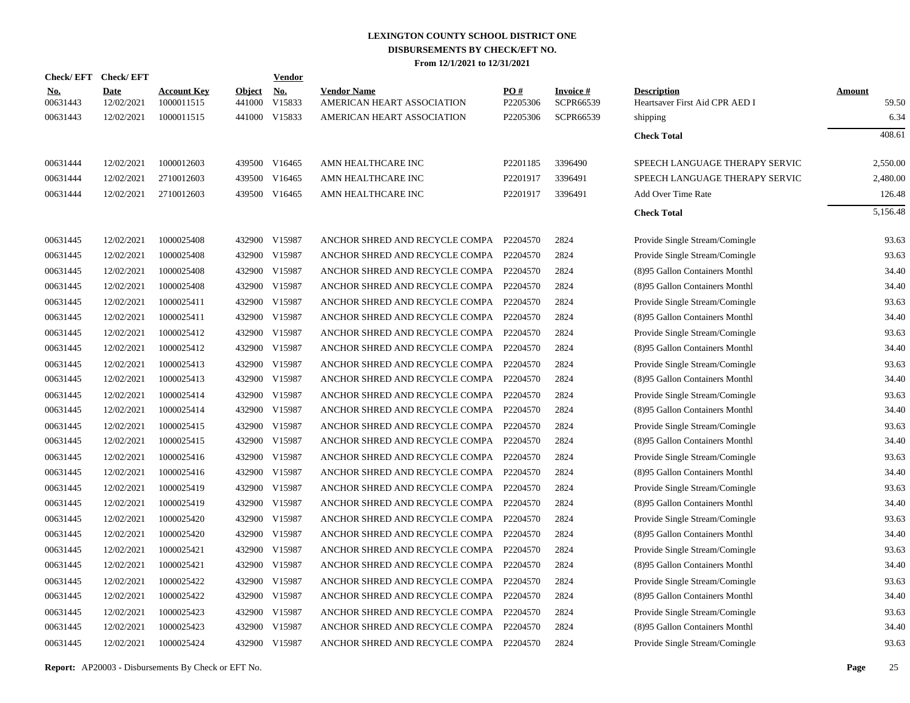# LEXINGTON COUNTY SCHOOL DISTRICT ONE
## DISBURSEMENTS BY CHECK/EFT NO.
### From 12/1/2021 to 12/31/2021

| Check/ EFT No. | Check/ EFT Date | Account Key | Object | Vendor No. | Vendor Name | PO # | Invoice # | Description | Amount |
|---|---|---|---|---|---|---|---|---|---|
| 00631443 | 12/02/2021 | 1000011515 | 441000 | V15833 | AMERICAN HEART ASSOCIATION | P2205306 | SCPR66539 | Heartsaver First Aid CPR AED I | 59.50 |
| 00631443 | 12/02/2021 | 1000011515 | 441000 | V15833 | AMERICAN HEART ASSOCIATION | P2205306 | SCPR66539 | shipping | 6.34 |
| | | | | | | | | **Check Total** | 408.61 |
| 00631444 | 12/02/2021 | 1000012603 | 439500 | V16465 | AMN HEALTHCARE INC | P2201185 | 3396490 | SPEECH LANGUAGE THERAPY SERVIC | 2,550.00 |
| 00631444 | 12/02/2021 | 2710012603 | 439500 | V16465 | AMN HEALTHCARE INC | P2201917 | 3396491 | SPEECH LANGUAGE THERAPY SERVIC | 2,480.00 |
| 00631444 | 12/02/2021 | 2710012603 | 439500 | V16465 | AMN HEALTHCARE INC | P2201917 | 3396491 | Add Over Time Rate | 126.48 |
| | | | | | | | | **Check Total** | 5,156.48 |
| 00631445 | 12/02/2021 | 1000025408 | 432900 | V15987 | ANCHOR SHRED AND RECYCLE COMPA | P2204570 | 2824 | Provide Single Stream/Comingle | 93.63 |
| 00631445 | 12/02/2021 | 1000025408 | 432900 | V15987 | ANCHOR SHRED AND RECYCLE COMPA | P2204570 | 2824 | Provide Single Stream/Comingle | 93.63 |
| 00631445 | 12/02/2021 | 1000025408 | 432900 | V15987 | ANCHOR SHRED AND RECYCLE COMPA | P2204570 | 2824 | (8)95 Gallon Containers Monthl | 34.40 |
| 00631445 | 12/02/2021 | 1000025408 | 432900 | V15987 | ANCHOR SHRED AND RECYCLE COMPA | P2204570 | 2824 | (8)95 Gallon Containers Monthl | 34.40 |
| 00631445 | 12/02/2021 | 1000025411 | 432900 | V15987 | ANCHOR SHRED AND RECYCLE COMPA | P2204570 | 2824 | Provide Single Stream/Comingle | 93.63 |
| 00631445 | 12/02/2021 | 1000025411 | 432900 | V15987 | ANCHOR SHRED AND RECYCLE COMPA | P2204570 | 2824 | (8)95 Gallon Containers Monthl | 34.40 |
| 00631445 | 12/02/2021 | 1000025412 | 432900 | V15987 | ANCHOR SHRED AND RECYCLE COMPA | P2204570 | 2824 | Provide Single Stream/Comingle | 93.63 |
| 00631445 | 12/02/2021 | 1000025412 | 432900 | V15987 | ANCHOR SHRED AND RECYCLE COMPA | P2204570 | 2824 | (8)95 Gallon Containers Monthl | 34.40 |
| 00631445 | 12/02/2021 | 1000025413 | 432900 | V15987 | ANCHOR SHRED AND RECYCLE COMPA | P2204570 | 2824 | Provide Single Stream/Comingle | 93.63 |
| 00631445 | 12/02/2021 | 1000025413 | 432900 | V15987 | ANCHOR SHRED AND RECYCLE COMPA | P2204570 | 2824 | (8)95 Gallon Containers Monthl | 34.40 |
| 00631445 | 12/02/2021 | 1000025414 | 432900 | V15987 | ANCHOR SHRED AND RECYCLE COMPA | P2204570 | 2824 | Provide Single Stream/Comingle | 93.63 |
| 00631445 | 12/02/2021 | 1000025414 | 432900 | V15987 | ANCHOR SHRED AND RECYCLE COMPA | P2204570 | 2824 | (8)95 Gallon Containers Monthl | 34.40 |
| 00631445 | 12/02/2021 | 1000025415 | 432900 | V15987 | ANCHOR SHRED AND RECYCLE COMPA | P2204570 | 2824 | Provide Single Stream/Comingle | 93.63 |
| 00631445 | 12/02/2021 | 1000025415 | 432900 | V15987 | ANCHOR SHRED AND RECYCLE COMPA | P2204570 | 2824 | (8)95 Gallon Containers Monthl | 34.40 |
| 00631445 | 12/02/2021 | 1000025416 | 432900 | V15987 | ANCHOR SHRED AND RECYCLE COMPA | P2204570 | 2824 | Provide Single Stream/Comingle | 93.63 |
| 00631445 | 12/02/2021 | 1000025416 | 432900 | V15987 | ANCHOR SHRED AND RECYCLE COMPA | P2204570 | 2824 | (8)95 Gallon Containers Monthl | 34.40 |
| 00631445 | 12/02/2021 | 1000025419 | 432900 | V15987 | ANCHOR SHRED AND RECYCLE COMPA | P2204570 | 2824 | Provide Single Stream/Comingle | 93.63 |
| 00631445 | 12/02/2021 | 1000025419 | 432900 | V15987 | ANCHOR SHRED AND RECYCLE COMPA | P2204570 | 2824 | (8)95 Gallon Containers Monthl | 34.40 |
| 00631445 | 12/02/2021 | 1000025420 | 432900 | V15987 | ANCHOR SHRED AND RECYCLE COMPA | P2204570 | 2824 | Provide Single Stream/Comingle | 93.63 |
| 00631445 | 12/02/2021 | 1000025420 | 432900 | V15987 | ANCHOR SHRED AND RECYCLE COMPA | P2204570 | 2824 | (8)95 Gallon Containers Monthl | 34.40 |
| 00631445 | 12/02/2021 | 1000025421 | 432900 | V15987 | ANCHOR SHRED AND RECYCLE COMPA | P2204570 | 2824 | Provide Single Stream/Comingle | 93.63 |
| 00631445 | 12/02/2021 | 1000025421 | 432900 | V15987 | ANCHOR SHRED AND RECYCLE COMPA | P2204570 | 2824 | (8)95 Gallon Containers Monthl | 34.40 |
| 00631445 | 12/02/2021 | 1000025422 | 432900 | V15987 | ANCHOR SHRED AND RECYCLE COMPA | P2204570 | 2824 | Provide Single Stream/Comingle | 93.63 |
| 00631445 | 12/02/2021 | 1000025422 | 432900 | V15987 | ANCHOR SHRED AND RECYCLE COMPA | P2204570 | 2824 | (8)95 Gallon Containers Monthl | 34.40 |
| 00631445 | 12/02/2021 | 1000025423 | 432900 | V15987 | ANCHOR SHRED AND RECYCLE COMPA | P2204570 | 2824 | Provide Single Stream/Comingle | 93.63 |
| 00631445 | 12/02/2021 | 1000025423 | 432900 | V15987 | ANCHOR SHRED AND RECYCLE COMPA | P2204570 | 2824 | (8)95 Gallon Containers Monthl | 34.40 |
| 00631445 | 12/02/2021 | 1000025424 | 432900 | V15987 | ANCHOR SHRED AND RECYCLE COMPA | P2204570 | 2824 | Provide Single Stream/Comingle | 93.63 |

**Report:** AP20003 - Disbursements By Check or EFT No.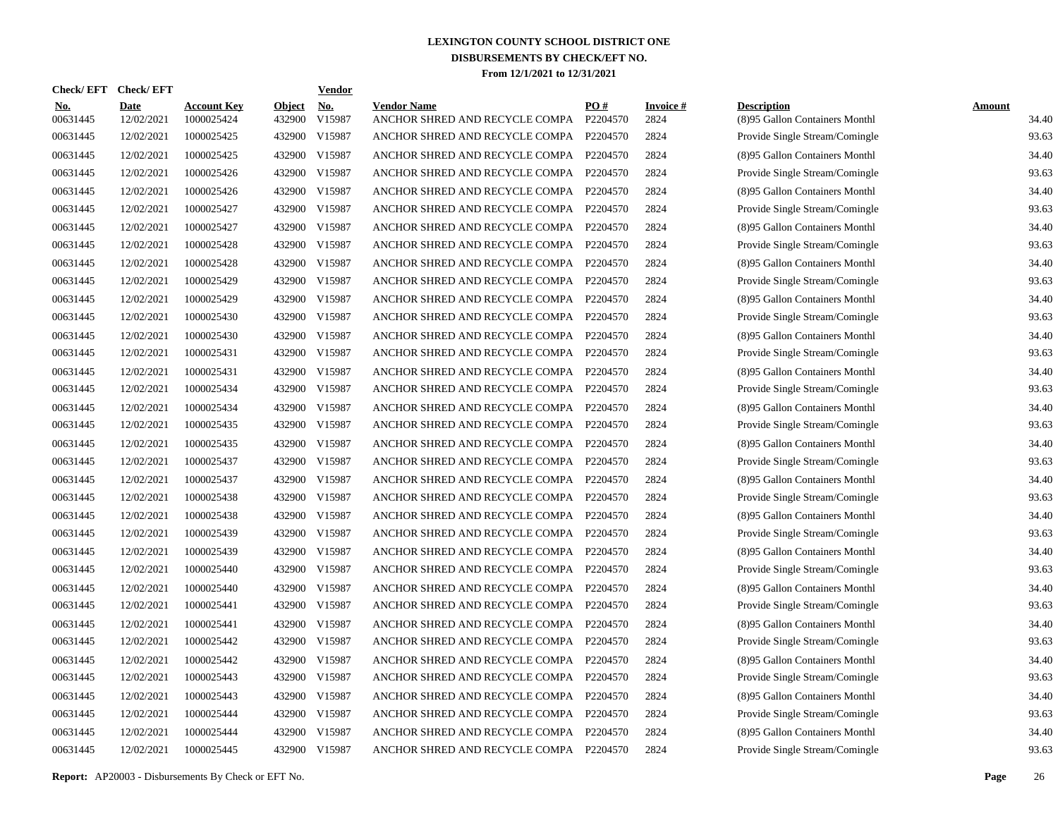# LEXINGTON COUNTY SCHOOL DISTRICT ONE
## DISBURSEMENTS BY CHECK/EFT NO.
### From 12/1/2021 to 12/31/2021

| Check/ EFT No. | Check/ EFT Date | Account Key | Object | Vendor No. | Vendor Name | PO # | Invoice # | Description | Amount |
|---|---|---|---|---|---|---|---|---|---|
| 00631445 | 12/02/2021 | 1000025424 | 432900 | V15987 | ANCHOR SHRED AND RECYCLE COMPA | P2204570 | 2824 | (8)95 Gallon Containers Monthl | 34.40 |
| 00631445 | 12/02/2021 | 1000025425 | 432900 | V15987 | ANCHOR SHRED AND RECYCLE COMPA | P2204570 | 2824 | Provide Single Stream/Comingle | 93.63 |
| 00631445 | 12/02/2021 | 1000025425 | 432900 | V15987 | ANCHOR SHRED AND RECYCLE COMPA | P2204570 | 2824 | (8)95 Gallon Containers Monthl | 34.40 |
| 00631445 | 12/02/2021 | 1000025426 | 432900 | V15987 | ANCHOR SHRED AND RECYCLE COMPA | P2204570 | 2824 | Provide Single Stream/Comingle | 93.63 |
| 00631445 | 12/02/2021 | 1000025426 | 432900 | V15987 | ANCHOR SHRED AND RECYCLE COMPA | P2204570 | 2824 | (8)95 Gallon Containers Monthl | 34.40 |
| 00631445 | 12/02/2021 | 1000025427 | 432900 | V15987 | ANCHOR SHRED AND RECYCLE COMPA | P2204570 | 2824 | Provide Single Stream/Comingle | 93.63 |
| 00631445 | 12/02/2021 | 1000025427 | 432900 | V15987 | ANCHOR SHRED AND RECYCLE COMPA | P2204570 | 2824 | (8)95 Gallon Containers Monthl | 34.40 |
| 00631445 | 12/02/2021 | 1000025428 | 432900 | V15987 | ANCHOR SHRED AND RECYCLE COMPA | P2204570 | 2824 | Provide Single Stream/Comingle | 93.63 |
| 00631445 | 12/02/2021 | 1000025428 | 432900 | V15987 | ANCHOR SHRED AND RECYCLE COMPA | P2204570 | 2824 | (8)95 Gallon Containers Monthl | 34.40 |
| 00631445 | 12/02/2021 | 1000025429 | 432900 | V15987 | ANCHOR SHRED AND RECYCLE COMPA | P2204570 | 2824 | Provide Single Stream/Comingle | 93.63 |
| 00631445 | 12/02/2021 | 1000025429 | 432900 | V15987 | ANCHOR SHRED AND RECYCLE COMPA | P2204570 | 2824 | (8)95 Gallon Containers Monthl | 34.40 |
| 00631445 | 12/02/2021 | 1000025430 | 432900 | V15987 | ANCHOR SHRED AND RECYCLE COMPA | P2204570 | 2824 | Provide Single Stream/Comingle | 93.63 |
| 00631445 | 12/02/2021 | 1000025430 | 432900 | V15987 | ANCHOR SHRED AND RECYCLE COMPA | P2204570 | 2824 | (8)95 Gallon Containers Monthl | 34.40 |
| 00631445 | 12/02/2021 | 1000025431 | 432900 | V15987 | ANCHOR SHRED AND RECYCLE COMPA | P2204570 | 2824 | Provide Single Stream/Comingle | 93.63 |
| 00631445 | 12/02/2021 | 1000025431 | 432900 | V15987 | ANCHOR SHRED AND RECYCLE COMPA | P2204570 | 2824 | (8)95 Gallon Containers Monthl | 34.40 |
| 00631445 | 12/02/2021 | 1000025434 | 432900 | V15987 | ANCHOR SHRED AND RECYCLE COMPA | P2204570 | 2824 | Provide Single Stream/Comingle | 93.63 |
| 00631445 | 12/02/2021 | 1000025434 | 432900 | V15987 | ANCHOR SHRED AND RECYCLE COMPA | P2204570 | 2824 | (8)95 Gallon Containers Monthl | 34.40 |
| 00631445 | 12/02/2021 | 1000025435 | 432900 | V15987 | ANCHOR SHRED AND RECYCLE COMPA | P2204570 | 2824 | Provide Single Stream/Comingle | 93.63 |
| 00631445 | 12/02/2021 | 1000025435 | 432900 | V15987 | ANCHOR SHRED AND RECYCLE COMPA | P2204570 | 2824 | (8)95 Gallon Containers Monthl | 34.40 |
| 00631445 | 12/02/2021 | 1000025437 | 432900 | V15987 | ANCHOR SHRED AND RECYCLE COMPA | P2204570 | 2824 | Provide Single Stream/Comingle | 93.63 |
| 00631445 | 12/02/2021 | 1000025437 | 432900 | V15987 | ANCHOR SHRED AND RECYCLE COMPA | P2204570 | 2824 | (8)95 Gallon Containers Monthl | 34.40 |
| 00631445 | 12/02/2021 | 1000025438 | 432900 | V15987 | ANCHOR SHRED AND RECYCLE COMPA | P2204570 | 2824 | Provide Single Stream/Comingle | 93.63 |
| 00631445 | 12/02/2021 | 1000025438 | 432900 | V15987 | ANCHOR SHRED AND RECYCLE COMPA | P2204570 | 2824 | (8)95 Gallon Containers Monthl | 34.40 |
| 00631445 | 12/02/2021 | 1000025439 | 432900 | V15987 | ANCHOR SHRED AND RECYCLE COMPA | P2204570 | 2824 | Provide Single Stream/Comingle | 93.63 |
| 00631445 | 12/02/2021 | 1000025439 | 432900 | V15987 | ANCHOR SHRED AND RECYCLE COMPA | P2204570 | 2824 | (8)95 Gallon Containers Monthl | 34.40 |
| 00631445 | 12/02/2021 | 1000025440 | 432900 | V15987 | ANCHOR SHRED AND RECYCLE COMPA | P2204570 | 2824 | Provide Single Stream/Comingle | 93.63 |
| 00631445 | 12/02/2021 | 1000025440 | 432900 | V15987 | ANCHOR SHRED AND RECYCLE COMPA | P2204570 | 2824 | (8)95 Gallon Containers Monthl | 34.40 |
| 00631445 | 12/02/2021 | 1000025441 | 432900 | V15987 | ANCHOR SHRED AND RECYCLE COMPA | P2204570 | 2824 | Provide Single Stream/Comingle | 93.63 |
| 00631445 | 12/02/2021 | 1000025441 | 432900 | V15987 | ANCHOR SHRED AND RECYCLE COMPA | P2204570 | 2824 | (8)95 Gallon Containers Monthl | 34.40 |
| 00631445 | 12/02/2021 | 1000025442 | 432900 | V15987 | ANCHOR SHRED AND RECYCLE COMPA | P2204570 | 2824 | Provide Single Stream/Comingle | 93.63 |
| 00631445 | 12/02/2021 | 1000025442 | 432900 | V15987 | ANCHOR SHRED AND RECYCLE COMPA | P2204570 | 2824 | (8)95 Gallon Containers Monthl | 34.40 |
| 00631445 | 12/02/2021 | 1000025443 | 432900 | V15987 | ANCHOR SHRED AND RECYCLE COMPA | P2204570 | 2824 | Provide Single Stream/Comingle | 93.63 |
| 00631445 | 12/02/2021 | 1000025443 | 432900 | V15987 | ANCHOR SHRED AND RECYCLE COMPA | P2204570 | 2824 | (8)95 Gallon Containers Monthl | 34.40 |
| 00631445 | 12/02/2021 | 1000025444 | 432900 | V15987 | ANCHOR SHRED AND RECYCLE COMPA | P2204570 | 2824 | Provide Single Stream/Comingle | 93.63 |
| 00631445 | 12/02/2021 | 1000025444 | 432900 | V15987 | ANCHOR SHRED AND RECYCLE COMPA | P2204570 | 2824 | (8)95 Gallon Containers Monthl | 34.40 |
| 00631445 | 12/02/2021 | 1000025445 | 432900 | V15987 | ANCHOR SHRED AND RECYCLE COMPA | P2204570 | 2824 | Provide Single Stream/Comingle | 93.63 |

**Report:** AP20003 - Disbursements By Check or EFT No.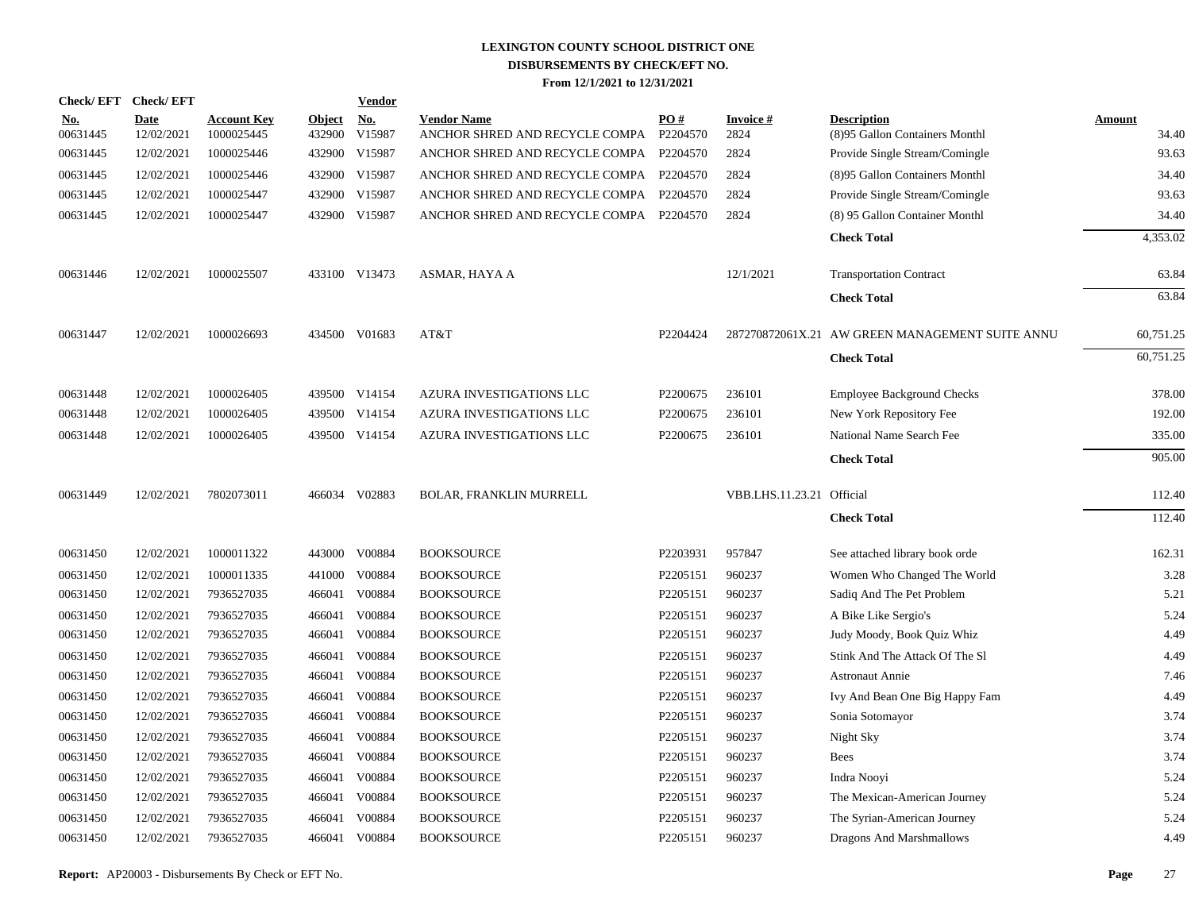# LEXINGTON COUNTY SCHOOL DISTRICT ONE
## DISBURSEMENTS BY CHECK/EFT NO.
### From 12/1/2021 to 12/31/2021

| Check/ EFT No. | Check/ EFT Date | Account Key | Object | Vendor No. | Vendor Name | PO # | Invoice # | Description | Amount |
|---|---|---|---|---|---|---|---|---|---|
| 00631445 | 12/02/2021 | 1000025445 | 432900 | V15987 | ANCHOR SHRED AND RECYCLE COMPA | P2204570 | 2824 | (8)95 Gallon Containers Monthl | 34.40 |
| 00631445 | 12/02/2021 | 1000025446 | 432900 | V15987 | ANCHOR SHRED AND RECYCLE COMPA | P2204570 | 2824 | Provide Single Stream/Comingle | 93.63 |
| 00631445 | 12/02/2021 | 1000025446 | 432900 | V15987 | ANCHOR SHRED AND RECYCLE COMPA | P2204570 | 2824 | (8)95 Gallon Containers Monthl | 34.40 |
| 00631445 | 12/02/2021 | 1000025447 | 432900 | V15987 | ANCHOR SHRED AND RECYCLE COMPA | P2204570 | 2824 | Provide Single Stream/Comingle | 93.63 |
| 00631445 | 12/02/2021 | 1000025447 | 432900 | V15987 | ANCHOR SHRED AND RECYCLE COMPA | P2204570 | 2824 | (8) 95 Gallon Container Monthl | 34.40 |
| | | | | | | | | **Check Total** | 4,353.02 |
| 00631446 | 12/02/2021 | 1000025507 | 433100 | V13473 | ASMAR, HAYA A | | 12/1/2021 | Transportation Contract | 63.84 |
| | | | | | | | | **Check Total** | 63.84 |
| 00631447 | 12/02/2021 | 1000026693 | 434500 | V01683 | AT&T | P2204424 | 287270872061X.21 | AW GREEN MANAGEMENT SUITE ANNU | 60,751.25 |
| | | | | | | | | **Check Total** | 60,751.25 |
| 00631448 | 12/02/2021 | 1000026405 | 439500 | V14154 | AZURA INVESTIGATIONS LLC | P2200675 | 236101 | Employee Background Checks | 378.00 |
| 00631448 | 12/02/2021 | 1000026405 | 439500 | V14154 | AZURA INVESTIGATIONS LLC | P2200675 | 236101 | New York Repository Fee | 192.00 |
| 00631448 | 12/02/2021 | 1000026405 | 439500 | V14154 | AZURA INVESTIGATIONS LLC | P2200675 | 236101 | National Name Search Fee | 335.00 |
| | | | | | | | | **Check Total** | 905.00 |
| 00631449 | 12/02/2021 | 7802073011 | 466034 | V02883 | BOLAR, FRANKLIN MURRELL | | VBB.LHS.11.23.21 | Official | 112.40 |
| | | | | | | | | **Check Total** | 112.40 |
| 00631450 | 12/02/2021 | 1000011322 | 443000 | V00884 | BOOKSOURCE | P2203931 | 957847 | See attached library book orde | 162.31 |
| 00631450 | 12/02/2021 | 1000011335 | 441000 | V00884 | BOOKSOURCE | P2205151 | 960237 | Women Who Changed The World | 3.28 |
| 00631450 | 12/02/2021 | 7936527035 | 466041 | V00884 | BOOKSOURCE | P2205151 | 960237 | Sadiq And The Pet Problem | 5.21 |
| 00631450 | 12/02/2021 | 7936527035 | 466041 | V00884 | BOOKSOURCE | P2205151 | 960237 | A Bike Like Sergio's | 5.24 |
| 00631450 | 12/02/2021 | 7936527035 | 466041 | V00884 | BOOKSOURCE | P2205151 | 960237 | Judy Moody, Book Quiz Whiz | 4.49 |
| 00631450 | 12/02/2021 | 7936527035 | 466041 | V00884 | BOOKSOURCE | P2205151 | 960237 | Stink And The Attack Of The Sl | 4.49 |
| 00631450 | 12/02/2021 | 7936527035 | 466041 | V00884 | BOOKSOURCE | P2205151 | 960237 | Astronaut Annie | 7.46 |
| 00631450 | 12/02/2021 | 7936527035 | 466041 | V00884 | BOOKSOURCE | P2205151 | 960237 | Ivy And Bean One Big Happy Fam | 4.49 |
| 00631450 | 12/02/2021 | 7936527035 | 466041 | V00884 | BOOKSOURCE | P2205151 | 960237 | Sonia Sotomayor | 3.74 |
| 00631450 | 12/02/2021 | 7936527035 | 466041 | V00884 | BOOKSOURCE | P2205151 | 960237 | Night Sky | 3.74 |
| 00631450 | 12/02/2021 | 7936527035 | 466041 | V00884 | BOOKSOURCE | P2205151 | 960237 | Bees | 3.74 |
| 00631450 | 12/02/2021 | 7936527035 | 466041 | V00884 | BOOKSOURCE | P2205151 | 960237 | Indra Nooyi | 5.24 |
| 00631450 | 12/02/2021 | 7936527035 | 466041 | V00884 | BOOKSOURCE | P2205151 | 960237 | The Mexican-American Journey | 5.24 |
| 00631450 | 12/02/2021 | 7936527035 | 466041 | V00884 | BOOKSOURCE | P2205151 | 960237 | The Syrian-American Journey | 5.24 |
| 00631450 | 12/02/2021 | 7936527035 | 466041 | V00884 | BOOKSOURCE | P2205151 | 960237 | Dragons And Marshmallows | 4.49 |

**Report:** AP20003 - Disbursements By Check or EFT No.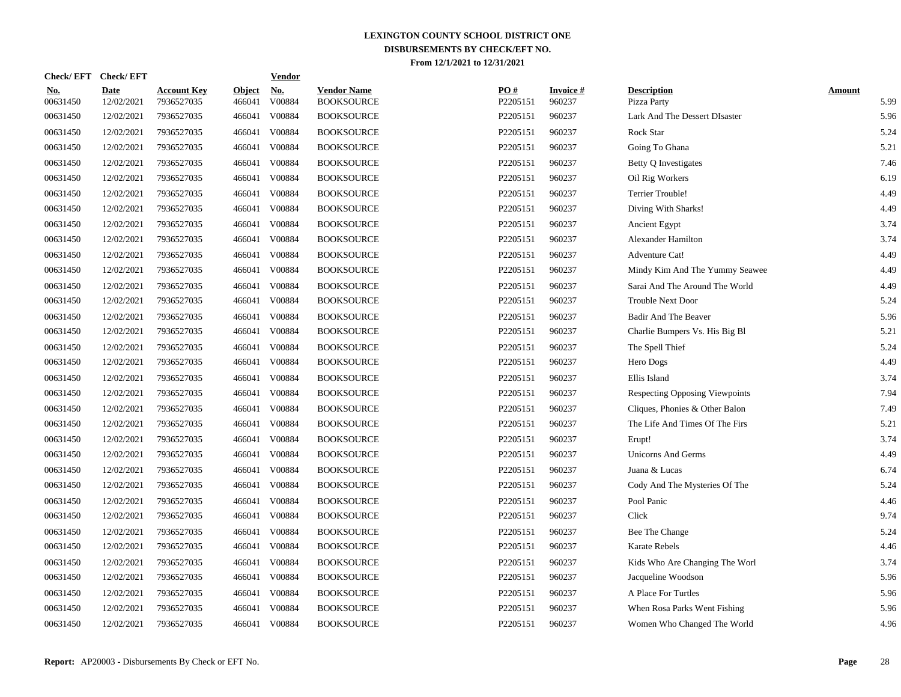# LEXINGTON COUNTY SCHOOL DISTRICT ONE
## DISBURSEMENTS BY CHECK/EFT NO.
### From 12/1/2021 to 12/31/2021

| Check/ EFT No. | Check/ EFT Date | Account Key | Object | Vendor No. | Vendor Name | PO # | Invoice # | Description | Amount |
|---|---|---|---|---|---|---|---|---|---|
| 00631450 | 12/02/2021 | 7936527035 | 466041 | V00884 | BOOKSOURCE | P2205151 | 960237 | Pizza Party | 5.99 |
| 00631450 | 12/02/2021 | 7936527035 | 466041 | V00884 | BOOKSOURCE | P2205151 | 960237 | Lark And The Dessert DIsaster | 5.96 |
| 00631450 | 12/02/2021 | 7936527035 | 466041 | V00884 | BOOKSOURCE | P2205151 | 960237 | Rock Star | 5.24 |
| 00631450 | 12/02/2021 | 7936527035 | 466041 | V00884 | BOOKSOURCE | P2205151 | 960237 | Going To Ghana | 5.21 |
| 00631450 | 12/02/2021 | 7936527035 | 466041 | V00884 | BOOKSOURCE | P2205151 | 960237 | Betty Q Investigates | 7.46 |
| 00631450 | 12/02/2021 | 7936527035 | 466041 | V00884 | BOOKSOURCE | P2205151 | 960237 | Oil Rig Workers | 6.19 |
| 00631450 | 12/02/2021 | 7936527035 | 466041 | V00884 | BOOKSOURCE | P2205151 | 960237 | Terrier Trouble! | 4.49 |
| 00631450 | 12/02/2021 | 7936527035 | 466041 | V00884 | BOOKSOURCE | P2205151 | 960237 | Diving With Sharks! | 4.49 |
| 00631450 | 12/02/2021 | 7936527035 | 466041 | V00884 | BOOKSOURCE | P2205151 | 960237 | Ancient Egypt | 3.74 |
| 00631450 | 12/02/2021 | 7936527035 | 466041 | V00884 | BOOKSOURCE | P2205151 | 960237 | Alexander Hamilton | 3.74 |
| 00631450 | 12/02/2021 | 7936527035 | 466041 | V00884 | BOOKSOURCE | P2205151 | 960237 | Adventure Cat! | 4.49 |
| 00631450 | 12/02/2021 | 7936527035 | 466041 | V00884 | BOOKSOURCE | P2205151 | 960237 | Mindy Kim And The Yummy Seawee | 4.49 |
| 00631450 | 12/02/2021 | 7936527035 | 466041 | V00884 | BOOKSOURCE | P2205151 | 960237 | Sarai And The Around The World | 4.49 |
| 00631450 | 12/02/2021 | 7936527035 | 466041 | V00884 | BOOKSOURCE | P2205151 | 960237 | Trouble Next Door | 5.24 |
| 00631450 | 12/02/2021 | 7936527035 | 466041 | V00884 | BOOKSOURCE | P2205151 | 960237 | Badir And The Beaver | 5.96 |
| 00631450 | 12/02/2021 | 7936527035 | 466041 | V00884 | BOOKSOURCE | P2205151 | 960237 | Charlie Bumpers Vs. His Big Bl | 5.21 |
| 00631450 | 12/02/2021 | 7936527035 | 466041 | V00884 | BOOKSOURCE | P2205151 | 960237 | The Spell Thief | 5.24 |
| 00631450 | 12/02/2021 | 7936527035 | 466041 | V00884 | BOOKSOURCE | P2205151 | 960237 | Hero Dogs | 4.49 |
| 00631450 | 12/02/2021 | 7936527035 | 466041 | V00884 | BOOKSOURCE | P2205151 | 960237 | Ellis Island | 3.74 |
| 00631450 | 12/02/2021 | 7936527035 | 466041 | V00884 | BOOKSOURCE | P2205151 | 960237 | Respecting Opposing Viewpoints | 7.94 |
| 00631450 | 12/02/2021 | 7936527035 | 466041 | V00884 | BOOKSOURCE | P2205151 | 960237 | Cliques, Phonies & Other Balon | 7.49 |
| 00631450 | 12/02/2021 | 7936527035 | 466041 | V00884 | BOOKSOURCE | P2205151 | 960237 | The Life And Times Of The Firs | 5.21 |
| 00631450 | 12/02/2021 | 7936527035 | 466041 | V00884 | BOOKSOURCE | P2205151 | 960237 | Erupt! | 3.74 |
| 00631450 | 12/02/2021 | 7936527035 | 466041 | V00884 | BOOKSOURCE | P2205151 | 960237 | Unicorns And Germs | 4.49 |
| 00631450 | 12/02/2021 | 7936527035 | 466041 | V00884 | BOOKSOURCE | P2205151 | 960237 | Juana & Lucas | 6.74 |
| 00631450 | 12/02/2021 | 7936527035 | 466041 | V00884 | BOOKSOURCE | P2205151 | 960237 | Cody And The Mysteries Of The | 5.24 |
| 00631450 | 12/02/2021 | 7936527035 | 466041 | V00884 | BOOKSOURCE | P2205151 | 960237 | Pool Panic | 4.46 |
| 00631450 | 12/02/2021 | 7936527035 | 466041 | V00884 | BOOKSOURCE | P2205151 | 960237 | Click | 9.74 |
| 00631450 | 12/02/2021 | 7936527035 | 466041 | V00884 | BOOKSOURCE | P2205151 | 960237 | Bee The Change | 5.24 |
| 00631450 | 12/02/2021 | 7936527035 | 466041 | V00884 | BOOKSOURCE | P2205151 | 960237 | Karate Rebels | 4.46 |
| 00631450 | 12/02/2021 | 7936527035 | 466041 | V00884 | BOOKSOURCE | P2205151 | 960237 | Kids Who Are Changing The Worl | 3.74 |
| 00631450 | 12/02/2021 | 7936527035 | 466041 | V00884 | BOOKSOURCE | P2205151 | 960237 | Jacqueline Woodson | 5.96 |
| 00631450 | 12/02/2021 | 7936527035 | 466041 | V00884 | BOOKSOURCE | P2205151 | 960237 | A Place For Turtles | 5.96 |
| 00631450 | 12/02/2021 | 7936527035 | 466041 | V00884 | BOOKSOURCE | P2205151 | 960237 | When Rosa Parks Went Fishing | 5.96 |
| 00631450 | 12/02/2021 | 7936527035 | 466041 | V00884 | BOOKSOURCE | P2205151 | 960237 | Women Who Changed The World | 4.96 |

**Report:** AP20003 - Disbursements By Check or EFT No.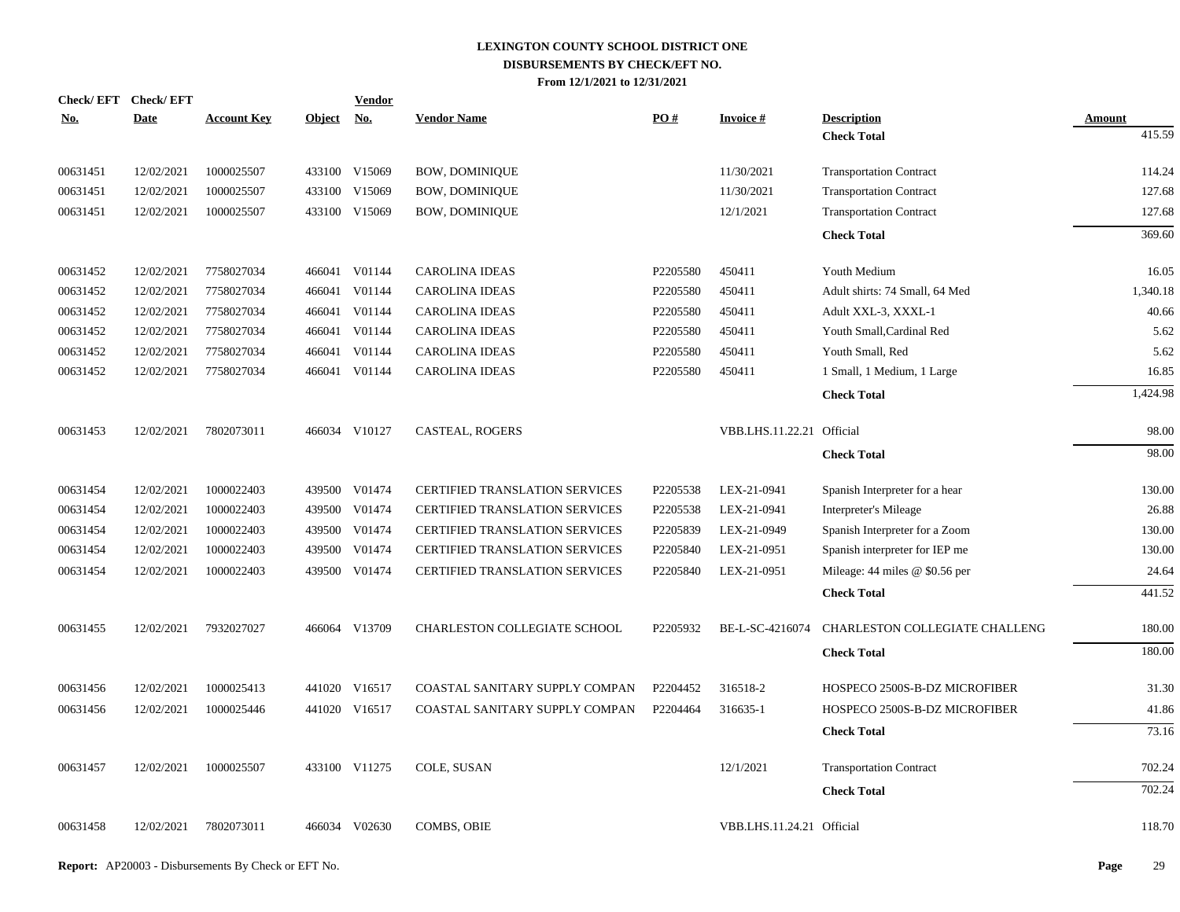# LEXINGTON COUNTY SCHOOL DISTRICT ONE
## DISBURSEMENTS BY CHECK/EFT NO.
### From 12/1/2021 to 12/31/2021

| Check/ EFT No. | Check/ EFT Date | Account Key | Object | Vendor No. | Vendor Name | PO # | Invoice # | Description | Amount |
|---|---|---|---|---|---|---|---|---|---|
| | | | | | | | | **Check Total** | 415.59 |
| 00631451 | 12/02/2021 | 1000025507 | 433100 | V15069 | BOW, DOMINIQUE | | 11/30/2021 | Transportation Contract | 114.24 |
| 00631451 | 12/02/2021 | 1000025507 | 433100 | V15069 | BOW, DOMINIQUE | | 11/30/2021 | Transportation Contract | 127.68 |
| 00631451 | 12/02/2021 | 1000025507 | 433100 | V15069 | BOW, DOMINIQUE | | 12/1/2021 | Transportation Contract | 127.68 |
| | | | | | | | | **Check Total** | 369.60 |
| 00631452 | 12/02/2021 | 7758027034 | 466041 | V01144 | CAROLINA IDEAS | P2205580 | 450411 | Youth Medium | 16.05 |
| 00631452 | 12/02/2021 | 7758027034 | 466041 | V01144 | CAROLINA IDEAS | P2205580 | 450411 | Adult shirts: 74 Small, 64 Med | 1,340.18 |
| 00631452 | 12/02/2021 | 7758027034 | 466041 | V01144 | CAROLINA IDEAS | P2205580 | 450411 | Adult XXL-3, XXXL-1 | 40.66 |
| 00631452 | 12/02/2021 | 7758027034 | 466041 | V01144 | CAROLINA IDEAS | P2205580 | 450411 | Youth Small,Cardinal Red | 5.62 |
| 00631452 | 12/02/2021 | 7758027034 | 466041 | V01144 | CAROLINA IDEAS | P2205580 | 450411 | Youth Small, Red | 5.62 |
| 00631452 | 12/02/2021 | 7758027034 | 466041 | V01144 | CAROLINA IDEAS | P2205580 | 450411 | 1 Small, 1 Medium, 1 Large | 16.85 |
| | | | | | | | | **Check Total** | 1,424.98 |
| 00631453 | 12/02/2021 | 7802073011 | 466034 | V10127 | CASTEAL, ROGERS | | VBB.LHS.11.22.21 | Official | 98.00 |
| | | | | | | | | **Check Total** | 98.00 |
| 00631454 | 12/02/2021 | 1000022403 | 439500 | V01474 | CERTIFIED TRANSLATION SERVICES | P2205538 | LEX-21-0941 | Spanish Interpreter for a hear | 130.00 |
| 00631454 | 12/02/2021 | 1000022403 | 439500 | V01474 | CERTIFIED TRANSLATION SERVICES | P2205538 | LEX-21-0941 | Interpreter's Mileage | 26.88 |
| 00631454 | 12/02/2021 | 1000022403 | 439500 | V01474 | CERTIFIED TRANSLATION SERVICES | P2205839 | LEX-21-0949 | Spanish Interpreter for a Zoom | 130.00 |
| 00631454 | 12/02/2021 | 1000022403 | 439500 | V01474 | CERTIFIED TRANSLATION SERVICES | P2205840 | LEX-21-0951 | Spanish interpreter for IEP me | 130.00 |
| 00631454 | 12/02/2021 | 1000022403 | 439500 | V01474 | CERTIFIED TRANSLATION SERVICES | P2205840 | LEX-21-0951 | Mileage: 44 miles @ $0.56 per | 24.64 |
| | | | | | | | | **Check Total** | 441.52 |
| 00631455 | 12/02/2021 | 7932027027 | 466064 | V13709 | CHARLESTON COLLEGIATE SCHOOL | P2205932 | BE-L-SC-4216074 | CHARLESTON COLLEGIATE CHALLENG | 180.00 |
| | | | | | | | | **Check Total** | 180.00 |
| 00631456 | 12/02/2021 | 1000025413 | 441020 | V16517 | COASTAL SANITARY SUPPLY COMPAN | P2204452 | 316518-2 | HOSPECO 2500S-B-DZ MICROFIBER | 31.30 |
| 00631456 | 12/02/2021 | 1000025446 | 441020 | V16517 | COASTAL SANITARY SUPPLY COMPAN | P2204464 | 316635-1 | HOSPECO 2500S-B-DZ MICROFIBER | 41.86 |
| | | | | | | | | **Check Total** | 73.16 |
| 00631457 | 12/02/2021 | 1000025507 | 433100 | V11275 | COLE, SUSAN | | 12/1/2021 | Transportation Contract | 702.24 |
| | | | | | | | | **Check Total** | 702.24 |
| 00631458 | 12/02/2021 | 7802073011 | 466034 | V02630 | COMBS, OBIE | | VBB.LHS.11.24.21 | Official | 118.70 |

**Report:** AP20003 - Disbursements By Check or EFT No.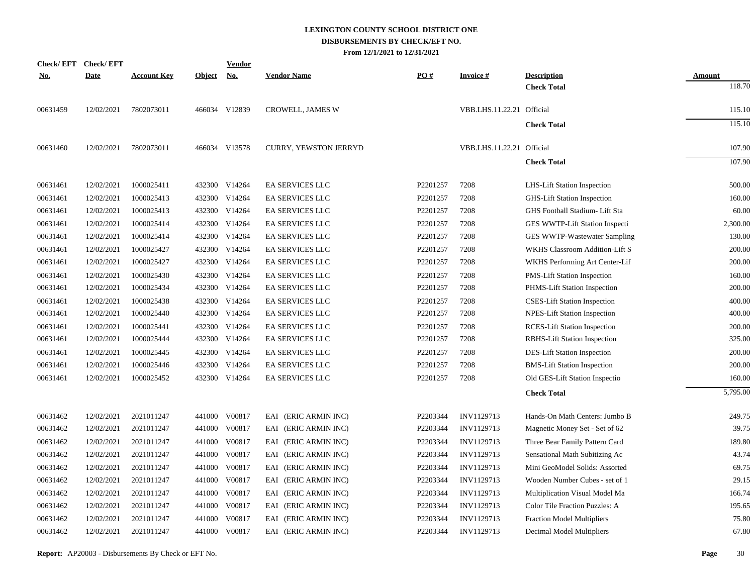# LEXINGTON COUNTY SCHOOL DISTRICT ONE
## DISBURSEMENTS BY CHECK/EFT NO.
### From 12/1/2021 to 12/31/2021

| Check/ EFT No. | Check/ EFT Date | Account Key | Object | Vendor No. | Vendor Name | PO # | Invoice # | Description | Amount |
|---|---|---|---|---|---|---|---|---|---|
| | | | | | | | | **Check Total** | 118.70 |
| 00631459 | 12/02/2021 | 7802073011 | 466034 | V12839 | CROWELL, JAMES W | | VBB.LHS.11.22.21 | Official | 115.10 |
| | | | | | | | | **Check Total** | 115.10 |
| 00631460 | 12/02/2021 | 7802073011 | 466034 | V13578 | CURRY, YEWSTON JERRYD | | VBB.LHS.11.22.21 | Official | 107.90 |
| | | | | | | | | **Check Total** | 107.90 |
| 00631461 | 12/02/2021 | 1000025411 | 432300 | V14264 | EA SERVICES LLC | P2201257 | 7208 | LHS-Lift Station Inspection | 500.00 |
| 00631461 | 12/02/2021 | 1000025413 | 432300 | V14264 | EA SERVICES LLC | P2201257 | 7208 | GHS-Lift Station Inspection | 160.00 |
| 00631461 | 12/02/2021 | 1000025413 | 432300 | V14264 | EA SERVICES LLC | P2201257 | 7208 | GHS Football Stadium- Lift Sta | 60.00 |
| 00631461 | 12/02/2021 | 1000025414 | 432300 | V14264 | EA SERVICES LLC | P2201257 | 7208 | GES WWTP-Lift Station Inspecti | 2,300.00 |
| 00631461 | 12/02/2021 | 1000025414 | 432300 | V14264 | EA SERVICES LLC | P2201257 | 7208 | GES WWTP-Wastewater Sampling | 130.00 |
| 00631461 | 12/02/2021 | 1000025427 | 432300 | V14264 | EA SERVICES LLC | P2201257 | 7208 | WKHS Classroom Addition-Lift S | 200.00 |
| 00631461 | 12/02/2021 | 1000025427 | 432300 | V14264 | EA SERVICES LLC | P2201257 | 7208 | WKHS Performing Art Center-Lif | 200.00 |
| 00631461 | 12/02/2021 | 1000025430 | 432300 | V14264 | EA SERVICES LLC | P2201257 | 7208 | PMS-Lift Station Inspection | 160.00 |
| 00631461 | 12/02/2021 | 1000025434 | 432300 | V14264 | EA SERVICES LLC | P2201257 | 7208 | PHMS-Lift Station Inspection | 200.00 |
| 00631461 | 12/02/2021 | 1000025438 | 432300 | V14264 | EA SERVICES LLC | P2201257 | 7208 | CSES-Lift Station Inspection | 400.00 |
| 00631461 | 12/02/2021 | 1000025440 | 432300 | V14264 | EA SERVICES LLC | P2201257 | 7208 | NPES-Lift Station Inspection | 400.00 |
| 00631461 | 12/02/2021 | 1000025441 | 432300 | V14264 | EA SERVICES LLC | P2201257 | 7208 | RCES-Lift Station Inspection | 200.00 |
| 00631461 | 12/02/2021 | 1000025444 | 432300 | V14264 | EA SERVICES LLC | P2201257 | 7208 | RBHS-Lift Station Inspection | 325.00 |
| 00631461 | 12/02/2021 | 1000025445 | 432300 | V14264 | EA SERVICES LLC | P2201257 | 7208 | DES-Lift Station Inspection | 200.00 |
| 00631461 | 12/02/2021 | 1000025446 | 432300 | V14264 | EA SERVICES LLC | P2201257 | 7208 | BMS-Lift Station Inspection | 200.00 |
| 00631461 | 12/02/2021 | 1000025452 | 432300 | V14264 | EA SERVICES LLC | P2201257 | 7208 | Old GES-Lift Station Inspectio | 160.00 |
| | | | | | | | | **Check Total** | 5,795.00 |
| 00631462 | 12/02/2021 | 2021011247 | 441000 | V00817 | EAI (ERIC ARMIN INC) | P2203344 | INV1129713 | Hands-On Math Centers: Jumbo B | 249.75 |
| 00631462 | 12/02/2021 | 2021011247 | 441000 | V00817 | EAI (ERIC ARMIN INC) | P2203344 | INV1129713 | Magnetic Money Set - Set of 62 | 39.75 |
| 00631462 | 12/02/2021 | 2021011247 | 441000 | V00817 | EAI (ERIC ARMIN INC) | P2203344 | INV1129713 | Three Bear Family Pattern Card | 189.80 |
| 00631462 | 12/02/2021 | 2021011247 | 441000 | V00817 | EAI (ERIC ARMIN INC) | P2203344 | INV1129713 | Sensational Math Subitizing Ac | 43.74 |
| 00631462 | 12/02/2021 | 2021011247 | 441000 | V00817 | EAI (ERIC ARMIN INC) | P2203344 | INV1129713 | Mini GeoModel Solids: Assorted | 69.75 |
| 00631462 | 12/02/2021 | 2021011247 | 441000 | V00817 | EAI (ERIC ARMIN INC) | P2203344 | INV1129713 | Wooden Number Cubes - set of 1 | 29.15 |
| 00631462 | 12/02/2021 | 2021011247 | 441000 | V00817 | EAI (ERIC ARMIN INC) | P2203344 | INV1129713 | Multiplication Visual Model Ma | 166.74 |
| 00631462 | 12/02/2021 | 2021011247 | 441000 | V00817 | EAI (ERIC ARMIN INC) | P2203344 | INV1129713 | Color Tile Fraction Puzzles: A | 195.65 |
| 00631462 | 12/02/2021 | 2021011247 | 441000 | V00817 | EAI (ERIC ARMIN INC) | P2203344 | INV1129713 | Fraction Model Multipliers | 75.80 |
| 00631462 | 12/02/2021 | 2021011247 | 441000 | V00817 | EAI (ERIC ARMIN INC) | P2203344 | INV1129713 | Decimal Model Multipliers | 67.80 |

**Report:** AP20003 - Disbursements By Check or EFT No.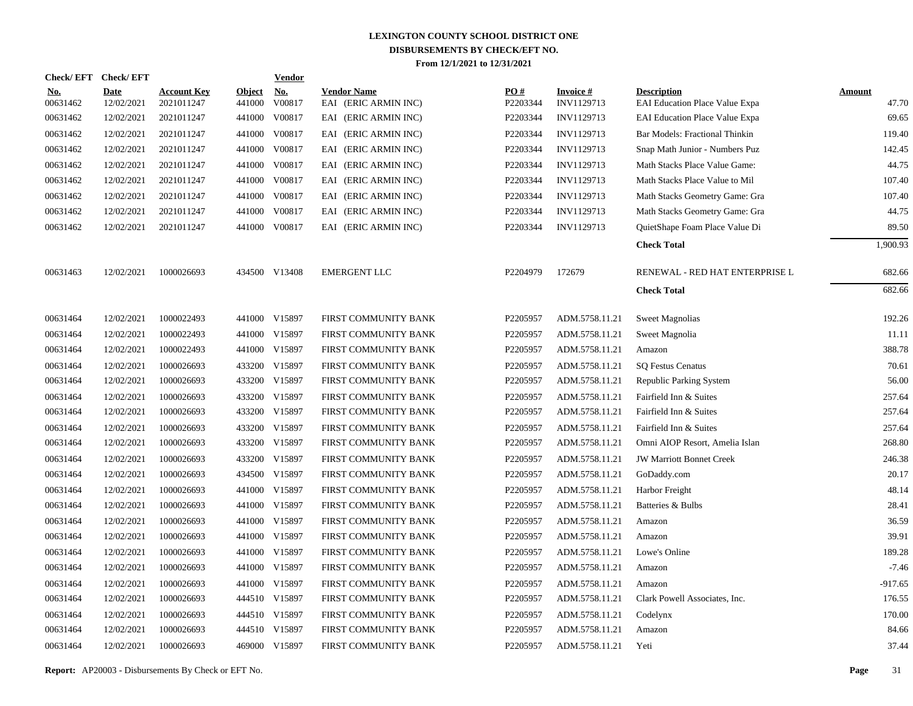# LEXINGTON COUNTY SCHOOL DISTRICT ONE
## DISBURSEMENTS BY CHECK/EFT NO.
### From 12/1/2021 to 12/31/2021

| Check/ EFT No. | Check/ EFT Date | Account Key | Object | Vendor No. | Vendor Name | PO # | Invoice # | Description | Amount |
|---|---|---|---|---|---|---|---|---|---|
| 00631462 | 12/02/2021 | 2021011247 | 441000 | V00817 | EAI (ERIC ARMIN INC) | P2203344 | INV1129713 | EAI Education Place Value Expa | 47.70 |
| 00631462 | 12/02/2021 | 2021011247 | 441000 | V00817 | EAI (ERIC ARMIN INC) | P2203344 | INV1129713 | EAI Education Place Value Expa | 69.65 |
| 00631462 | 12/02/2021 | 2021011247 | 441000 | V00817 | EAI (ERIC ARMIN INC) | P2203344 | INV1129713 | Bar Models: Fractional Thinkin | 119.40 |
| 00631462 | 12/02/2021 | 2021011247 | 441000 | V00817 | EAI (ERIC ARMIN INC) | P2203344 | INV1129713 | Snap Math Junior - Numbers Puz | 142.45 |
| 00631462 | 12/02/2021 | 2021011247 | 441000 | V00817 | EAI (ERIC ARMIN INC) | P2203344 | INV1129713 | Math Stacks Place Value Game: | 44.75 |
| 00631462 | 12/02/2021 | 2021011247 | 441000 | V00817 | EAI (ERIC ARMIN INC) | P2203344 | INV1129713 | Math Stacks Place Value to Mil | 107.40 |
| 00631462 | 12/02/2021 | 2021011247 | 441000 | V00817 | EAI (ERIC ARMIN INC) | P2203344 | INV1129713 | Math Stacks Geometry Game: Gra | 107.40 |
| 00631462 | 12/02/2021 | 2021011247 | 441000 | V00817 | EAI (ERIC ARMIN INC) | P2203344 | INV1129713 | Math Stacks Geometry Game: Gra | 44.75 |
| 00631462 | 12/02/2021 | 2021011247 | 441000 | V00817 | EAI (ERIC ARMIN INC) | P2203344 | INV1129713 | QuietShape Foam Place Value Di | 89.50 |
| | | | | | | | | **Check Total** | 1,900.93 |
| 00631463 | 12/02/2021 | 1000026693 | 434500 | V13408 | EMERGENT LLC | P2204979 | 172679 | RENEWAL - RED HAT ENTERPRISE L | 682.66 |
| | | | | | | | | **Check Total** | 682.66 |
| 00631464 | 12/02/2021 | 1000022493 | 441000 | V15897 | FIRST COMMUNITY BANK | P2205957 | ADM.5758.11.21 | Sweet Magnolias | 192.26 |
| 00631464 | 12/02/2021 | 1000022493 | 441000 | V15897 | FIRST COMMUNITY BANK | P2205957 | ADM.5758.11.21 | Sweet Magnolia | 11.11 |
| 00631464 | 12/02/2021 | 1000022493 | 441000 | V15897 | FIRST COMMUNITY BANK | P2205957 | ADM.5758.11.21 | Amazon | 388.78 |
| 00631464 | 12/02/2021 | 1000026693 | 433200 | V15897 | FIRST COMMUNITY BANK | P2205957 | ADM.5758.11.21 | SQ Festus Cenatus | 70.61 |
| 00631464 | 12/02/2021 | 1000026693 | 433200 | V15897 | FIRST COMMUNITY BANK | P2205957 | ADM.5758.11.21 | Republic Parking System | 56.00 |
| 00631464 | 12/02/2021 | 1000026693 | 433200 | V15897 | FIRST COMMUNITY BANK | P2205957 | ADM.5758.11.21 | Fairfield Inn & Suites | 257.64 |
| 00631464 | 12/02/2021 | 1000026693 | 433200 | V15897 | FIRST COMMUNITY BANK | P2205957 | ADM.5758.11.21 | Fairfield Inn & Suites | 257.64 |
| 00631464 | 12/02/2021 | 1000026693 | 433200 | V15897 | FIRST COMMUNITY BANK | P2205957 | ADM.5758.11.21 | Fairfield Inn & Suites | 257.64 |
| 00631464 | 12/02/2021 | 1000026693 | 433200 | V15897 | FIRST COMMUNITY BANK | P2205957 | ADM.5758.11.21 | Omni AIOP Resort, Amelia Islan | 268.80 |
| 00631464 | 12/02/2021 | 1000026693 | 433200 | V15897 | FIRST COMMUNITY BANK | P2205957 | ADM.5758.11.21 | JW Marriott Bonnet Creek | 246.38 |
| 00631464 | 12/02/2021 | 1000026693 | 434500 | V15897 | FIRST COMMUNITY BANK | P2205957 | ADM.5758.11.21 | GoDaddy.com | 20.17 |
| 00631464 | 12/02/2021 | 1000026693 | 441000 | V15897 | FIRST COMMUNITY BANK | P2205957 | ADM.5758.11.21 | Harbor Freight | 48.14 |
| 00631464 | 12/02/2021 | 1000026693 | 441000 | V15897 | FIRST COMMUNITY BANK | P2205957 | ADM.5758.11.21 | Batteries & Bulbs | 28.41 |
| 00631464 | 12/02/2021 | 1000026693 | 441000 | V15897 | FIRST COMMUNITY BANK | P2205957 | ADM.5758.11.21 | Amazon | 36.59 |
| 00631464 | 12/02/2021 | 1000026693 | 441000 | V15897 | FIRST COMMUNITY BANK | P2205957 | ADM.5758.11.21 | Amazon | 39.91 |
| 00631464 | 12/02/2021 | 1000026693 | 441000 | V15897 | FIRST COMMUNITY BANK | P2205957 | ADM.5758.11.21 | Lowe's Online | 189.28 |
| 00631464 | 12/02/2021 | 1000026693 | 441000 | V15897 | FIRST COMMUNITY BANK | P2205957 | ADM.5758.11.21 | Amazon | -7.46 |
| 00631464 | 12/02/2021 | 1000026693 | 441000 | V15897 | FIRST COMMUNITY BANK | P2205957 | ADM.5758.11.21 | Amazon | -917.65 |
| 00631464 | 12/02/2021 | 1000026693 | 444510 | V15897 | FIRST COMMUNITY BANK | P2205957 | ADM.5758.11.21 | Clark Powell Associates, Inc. | 176.55 |
| 00631464 | 12/02/2021 | 1000026693 | 444510 | V15897 | FIRST COMMUNITY BANK | P2205957 | ADM.5758.11.21 | Codelynx | 170.00 |
| 00631464 | 12/02/2021 | 1000026693 | 444510 | V15897 | FIRST COMMUNITY BANK | P2205957 | ADM.5758.11.21 | Amazon | 84.66 |
| 00631464 | 12/02/2021 | 1000026693 | 469000 | V15897 | FIRST COMMUNITY BANK | P2205957 | ADM.5758.11.21 | Yeti | 37.44 |

**Report:** AP20003 - Disbursements By Check or EFT No.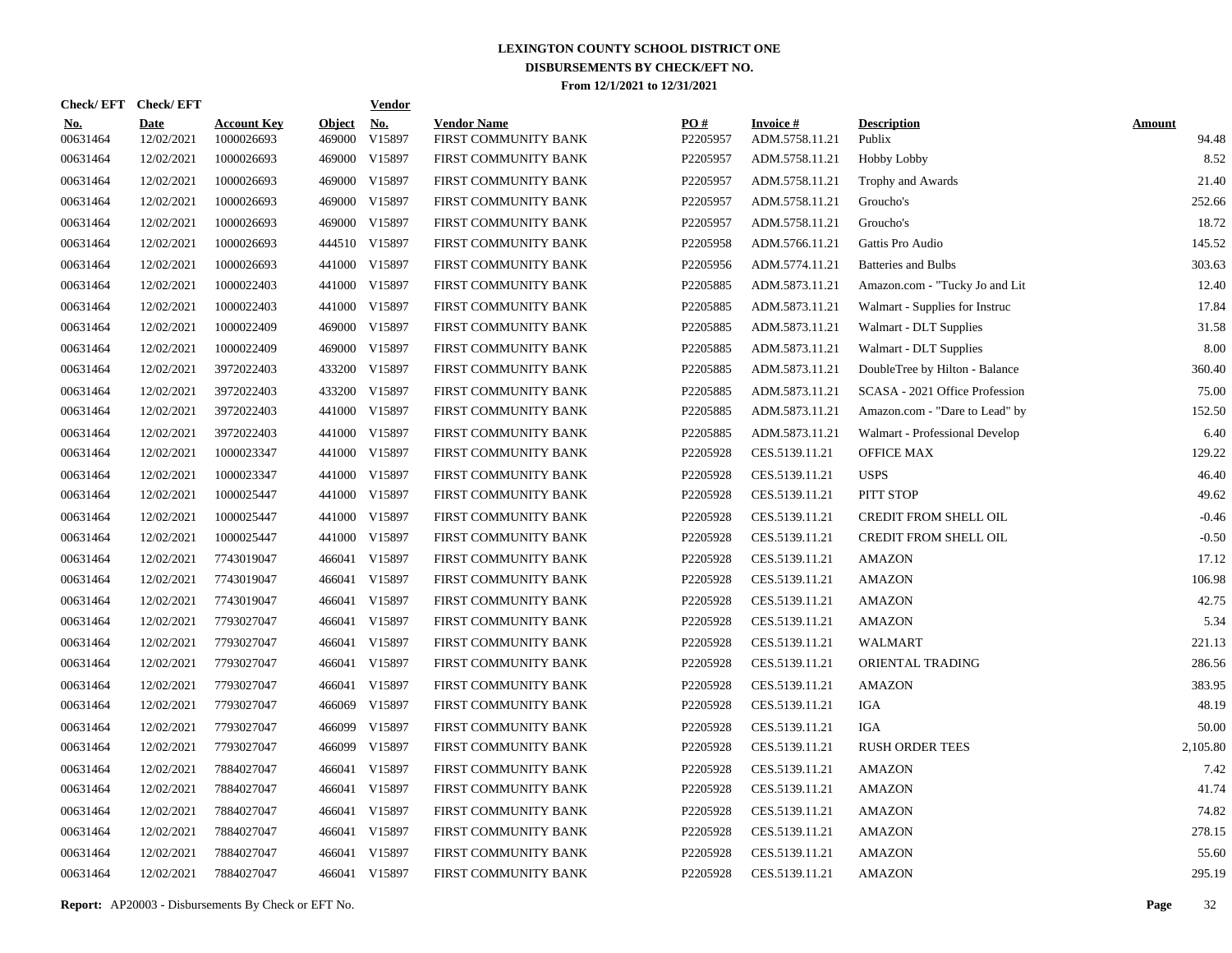# LEXINGTON COUNTY SCHOOL DISTRICT ONE
## DISBURSEMENTS BY CHECK/EFT NO.
### From 12/1/2021 to 12/31/2021

| Check/ EFT No. | Check/ EFT Date | Account Key | Object | Vendor No. | Vendor Name | PO # | Invoice # | Description | Amount |
|---|---|---|---|---|---|---|---|---|---|
| 00631464 | 12/02/2021 | 1000026693 | 469000 | V15897 | FIRST COMMUNITY BANK | P2205957 | ADM.5758.11.21 | Publix | 94.48 |
| 00631464 | 12/02/2021 | 1000026693 | 469000 | V15897 | FIRST COMMUNITY BANK | P2205957 | ADM.5758.11.21 | Hobby Lobby | 8.52 |
| 00631464 | 12/02/2021 | 1000026693 | 469000 | V15897 | FIRST COMMUNITY BANK | P2205957 | ADM.5758.11.21 | Trophy and Awards | 21.40 |
| 00631464 | 12/02/2021 | 1000026693 | 469000 | V15897 | FIRST COMMUNITY BANK | P2205957 | ADM.5758.11.21 | Groucho's | 252.66 |
| 00631464 | 12/02/2021 | 1000026693 | 469000 | V15897 | FIRST COMMUNITY BANK | P2205957 | ADM.5758.11.21 | Groucho's | 18.72 |
| 00631464 | 12/02/2021 | 1000026693 | 444510 | V15897 | FIRST COMMUNITY BANK | P2205958 | ADM.5766.11.21 | Gattis Pro Audio | 145.52 |
| 00631464 | 12/02/2021 | 1000026693 | 441000 | V15897 | FIRST COMMUNITY BANK | P2205956 | ADM.5774.11.21 | Batteries and Bulbs | 303.63 |
| 00631464 | 12/02/2021 | 1000022403 | 441000 | V15897 | FIRST COMMUNITY BANK | P2205885 | ADM.5873.11.21 | Amazon.com - "Tucky Jo and Lit | 12.40 |
| 00631464 | 12/02/2021 | 1000022403 | 441000 | V15897 | FIRST COMMUNITY BANK | P2205885 | ADM.5873.11.21 | Walmart - Supplies for Instruc | 17.84 |
| 00631464 | 12/02/2021 | 1000022409 | 469000 | V15897 | FIRST COMMUNITY BANK | P2205885 | ADM.5873.11.21 | Walmart - DLT Supplies | 31.58 |
| 00631464 | 12/02/2021 | 1000022409 | 469000 | V15897 | FIRST COMMUNITY BANK | P2205885 | ADM.5873.11.21 | Walmart - DLT Supplies | 8.00 |
| 00631464 | 12/02/2021 | 3972022403 | 433200 | V15897 | FIRST COMMUNITY BANK | P2205885 | ADM.5873.11.21 | DoubleTree by Hilton - Balance | 360.40 |
| 00631464 | 12/02/2021 | 3972022403 | 433200 | V15897 | FIRST COMMUNITY BANK | P2205885 | ADM.5873.11.21 | SCASA - 2021 Office Profession | 75.00 |
| 00631464 | 12/02/2021 | 3972022403 | 441000 | V15897 | FIRST COMMUNITY BANK | P2205885 | ADM.5873.11.21 | Amazon.com - "Dare to Lead" by | 152.50 |
| 00631464 | 12/02/2021 | 3972022403 | 441000 | V15897 | FIRST COMMUNITY BANK | P2205885 | ADM.5873.11.21 | Walmart - Professional Develop | 6.40 |
| 00631464 | 12/02/2021 | 1000023347 | 441000 | V15897 | FIRST COMMUNITY BANK | P2205928 | CES.5139.11.21 | OFFICE MAX | 129.22 |
| 00631464 | 12/02/2021 | 1000023347 | 441000 | V15897 | FIRST COMMUNITY BANK | P2205928 | CES.5139.11.21 | USPS | 46.40 |
| 00631464 | 12/02/2021 | 1000025447 | 441000 | V15897 | FIRST COMMUNITY BANK | P2205928 | CES.5139.11.21 | PITT STOP | 49.62 |
| 00631464 | 12/02/2021 | 1000025447 | 441000 | V15897 | FIRST COMMUNITY BANK | P2205928 | CES.5139.11.21 | CREDIT FROM SHELL OIL | -0.46 |
| 00631464 | 12/02/2021 | 1000025447 | 441000 | V15897 | FIRST COMMUNITY BANK | P2205928 | CES.5139.11.21 | CREDIT FROM SHELL OIL | -0.50 |
| 00631464 | 12/02/2021 | 7743019047 | 466041 | V15897 | FIRST COMMUNITY BANK | P2205928 | CES.5139.11.21 | AMAZON | 17.12 |
| 00631464 | 12/02/2021 | 7743019047 | 466041 | V15897 | FIRST COMMUNITY BANK | P2205928 | CES.5139.11.21 | AMAZON | 106.98 |
| 00631464 | 12/02/2021 | 7743019047 | 466041 | V15897 | FIRST COMMUNITY BANK | P2205928 | CES.5139.11.21 | AMAZON | 42.75 |
| 00631464 | 12/02/2021 | 7793027047 | 466041 | V15897 | FIRST COMMUNITY BANK | P2205928 | CES.5139.11.21 | AMAZON | 5.34 |
| 00631464 | 12/02/2021 | 7793027047 | 466041 | V15897 | FIRST COMMUNITY BANK | P2205928 | CES.5139.11.21 | WALMART | 221.13 |
| 00631464 | 12/02/2021 | 7793027047 | 466041 | V15897 | FIRST COMMUNITY BANK | P2205928 | CES.5139.11.21 | ORIENTAL TRADING | 286.56 |
| 00631464 | 12/02/2021 | 7793027047 | 466041 | V15897 | FIRST COMMUNITY BANK | P2205928 | CES.5139.11.21 | AMAZON | 383.95 |
| 00631464 | 12/02/2021 | 7793027047 | 466069 | V15897 | FIRST COMMUNITY BANK | P2205928 | CES.5139.11.21 | IGA | 48.19 |
| 00631464 | 12/02/2021 | 7793027047 | 466099 | V15897 | FIRST COMMUNITY BANK | P2205928 | CES.5139.11.21 | IGA | 50.00 |
| 00631464 | 12/02/2021 | 7793027047 | 466099 | V15897 | FIRST COMMUNITY BANK | P2205928 | CES.5139.11.21 | RUSH ORDER TEES | 2,105.80 |
| 00631464 | 12/02/2021 | 7884027047 | 466041 | V15897 | FIRST COMMUNITY BANK | P2205928 | CES.5139.11.21 | AMAZON | 7.42 |
| 00631464 | 12/02/2021 | 7884027047 | 466041 | V15897 | FIRST COMMUNITY BANK | P2205928 | CES.5139.11.21 | AMAZON | 41.74 |
| 00631464 | 12/02/2021 | 7884027047 | 466041 | V15897 | FIRST COMMUNITY BANK | P2205928 | CES.5139.11.21 | AMAZON | 74.82 |
| 00631464 | 12/02/2021 | 7884027047 | 466041 | V15897 | FIRST COMMUNITY BANK | P2205928 | CES.5139.11.21 | AMAZON | 278.15 |
| 00631464 | 12/02/2021 | 7884027047 | 466041 | V15897 | FIRST COMMUNITY BANK | P2205928 | CES.5139.11.21 | AMAZON | 55.60 |
| 00631464 | 12/02/2021 | 7884027047 | 466041 | V15897 | FIRST COMMUNITY BANK | P2205928 | CES.5139.11.21 | AMAZON | 295.19 |

**Report:** AP20003 - Disbursements By Check or EFT No.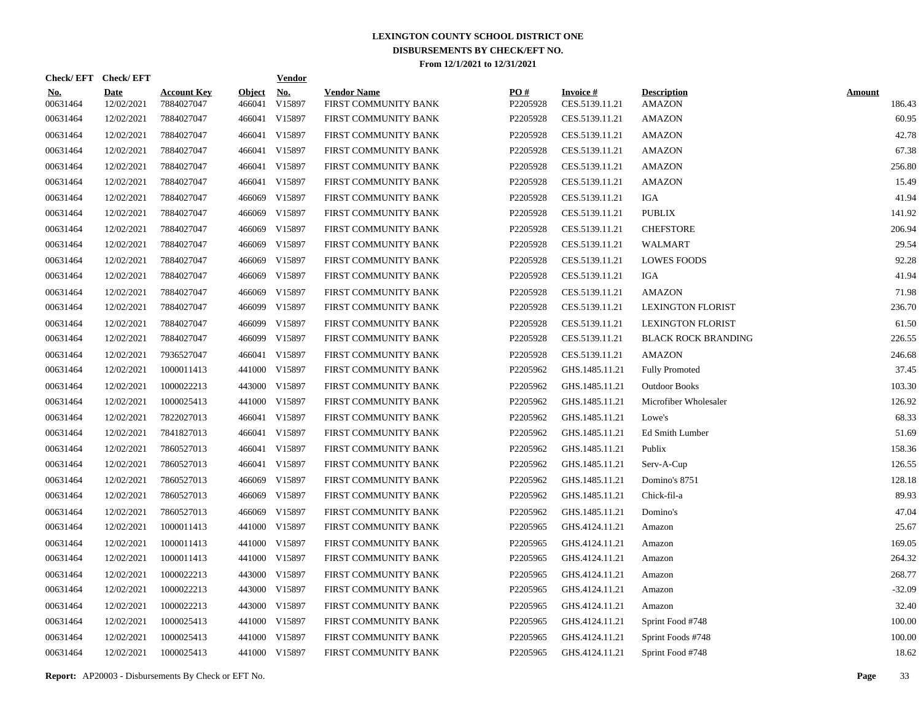# LEXINGTON COUNTY SCHOOL DISTRICT ONE
## DISBURSEMENTS BY CHECK/EFT NO.
### From 12/1/2021 to 12/31/2021

| Check/ EFT No. | Check/ EFT Date | Account Key | Object | Vendor No. | Vendor Name | PO # | Invoice # | Description | Amount |
|---|---|---|---|---|---|---|---|---|---|
| 00631464 | 12/02/2021 | 7884027047 | 466041 | V15897 | FIRST COMMUNITY BANK | P2205928 | CES.5139.11.21 | AMAZON | 186.43 |
| 00631464 | 12/02/2021 | 7884027047 | 466041 | V15897 | FIRST COMMUNITY BANK | P2205928 | CES.5139.11.21 | AMAZON | 60.95 |
| 00631464 | 12/02/2021 | 7884027047 | 466041 | V15897 | FIRST COMMUNITY BANK | P2205928 | CES.5139.11.21 | AMAZON | 42.78 |
| 00631464 | 12/02/2021 | 7884027047 | 466041 | V15897 | FIRST COMMUNITY BANK | P2205928 | CES.5139.11.21 | AMAZON | 67.38 |
| 00631464 | 12/02/2021 | 7884027047 | 466041 | V15897 | FIRST COMMUNITY BANK | P2205928 | CES.5139.11.21 | AMAZON | 256.80 |
| 00631464 | 12/02/2021 | 7884027047 | 466041 | V15897 | FIRST COMMUNITY BANK | P2205928 | CES.5139.11.21 | AMAZON | 15.49 |
| 00631464 | 12/02/2021 | 7884027047 | 466069 | V15897 | FIRST COMMUNITY BANK | P2205928 | CES.5139.11.21 | IGA | 41.94 |
| 00631464 | 12/02/2021 | 7884027047 | 466069 | V15897 | FIRST COMMUNITY BANK | P2205928 | CES.5139.11.21 | PUBLIX | 141.92 |
| 00631464 | 12/02/2021 | 7884027047 | 466069 | V15897 | FIRST COMMUNITY BANK | P2205928 | CES.5139.11.21 | CHEFSTORE | 206.94 |
| 00631464 | 12/02/2021 | 7884027047 | 466069 | V15897 | FIRST COMMUNITY BANK | P2205928 | CES.5139.11.21 | WALMART | 29.54 |
| 00631464 | 12/02/2021 | 7884027047 | 466069 | V15897 | FIRST COMMUNITY BANK | P2205928 | CES.5139.11.21 | LOWES FOODS | 92.28 |
| 00631464 | 12/02/2021 | 7884027047 | 466069 | V15897 | FIRST COMMUNITY BANK | P2205928 | CES.5139.11.21 | IGA | 41.94 |
| 00631464 | 12/02/2021 | 7884027047 | 466069 | V15897 | FIRST COMMUNITY BANK | P2205928 | CES.5139.11.21 | AMAZON | 71.98 |
| 00631464 | 12/02/2021 | 7884027047 | 466099 | V15897 | FIRST COMMUNITY BANK | P2205928 | CES.5139.11.21 | LEXINGTON FLORIST | 236.70 |
| 00631464 | 12/02/2021 | 7884027047 | 466099 | V15897 | FIRST COMMUNITY BANK | P2205928 | CES.5139.11.21 | LEXINGTON FLORIST | 61.50 |
| 00631464 | 12/02/2021 | 7884027047 | 466099 | V15897 | FIRST COMMUNITY BANK | P2205928 | CES.5139.11.21 | BLACK ROCK BRANDING | 226.55 |
| 00631464 | 12/02/2021 | 7936527047 | 466041 | V15897 | FIRST COMMUNITY BANK | P2205928 | CES.5139.11.21 | AMAZON | 246.68 |
| 00631464 | 12/02/2021 | 1000011413 | 441000 | V15897 | FIRST COMMUNITY BANK | P2205962 | GHS.1485.11.21 | Fully Promoted | 37.45 |
| 00631464 | 12/02/2021 | 1000022213 | 443000 | V15897 | FIRST COMMUNITY BANK | P2205962 | GHS.1485.11.21 | Outdoor Books | 103.30 |
| 00631464 | 12/02/2021 | 1000025413 | 441000 | V15897 | FIRST COMMUNITY BANK | P2205962 | GHS.1485.11.21 | Microfiber Wholesaler | 126.92 |
| 00631464 | 12/02/2021 | 7822027013 | 466041 | V15897 | FIRST COMMUNITY BANK | P2205962 | GHS.1485.11.21 | Lowe's | 68.33 |
| 00631464 | 12/02/2021 | 7841827013 | 466041 | V15897 | FIRST COMMUNITY BANK | P2205962 | GHS.1485.11.21 | Ed Smith Lumber | 51.69 |
| 00631464 | 12/02/2021 | 7860527013 | 466041 | V15897 | FIRST COMMUNITY BANK | P2205962 | GHS.1485.11.21 | Publix | 158.36 |
| 00631464 | 12/02/2021 | 7860527013 | 466041 | V15897 | FIRST COMMUNITY BANK | P2205962 | GHS.1485.11.21 | Serv-A-Cup | 126.55 |
| 00631464 | 12/02/2021 | 7860527013 | 466069 | V15897 | FIRST COMMUNITY BANK | P2205962 | GHS.1485.11.21 | Domino's 8751 | 128.18 |
| 00631464 | 12/02/2021 | 7860527013 | 466069 | V15897 | FIRST COMMUNITY BANK | P2205962 | GHS.1485.11.21 | Chick-fil-a | 89.93 |
| 00631464 | 12/02/2021 | 7860527013 | 466069 | V15897 | FIRST COMMUNITY BANK | P2205962 | GHS.1485.11.21 | Domino's | 47.04 |
| 00631464 | 12/02/2021 | 1000011413 | 441000 | V15897 | FIRST COMMUNITY BANK | P2205965 | GHS.4124.11.21 | Amazon | 25.67 |
| 00631464 | 12/02/2021 | 1000011413 | 441000 | V15897 | FIRST COMMUNITY BANK | P2205965 | GHS.4124.11.21 | Amazon | 169.05 |
| 00631464 | 12/02/2021 | 1000011413 | 441000 | V15897 | FIRST COMMUNITY BANK | P2205965 | GHS.4124.11.21 | Amazon | 264.32 |
| 00631464 | 12/02/2021 | 1000022213 | 443000 | V15897 | FIRST COMMUNITY BANK | P2205965 | GHS.4124.11.21 | Amazon | 268.77 |
| 00631464 | 12/02/2021 | 1000022213 | 443000 | V15897 | FIRST COMMUNITY BANK | P2205965 | GHS.4124.11.21 | Amazon | -32.09 |
| 00631464 | 12/02/2021 | 1000022213 | 443000 | V15897 | FIRST COMMUNITY BANK | P2205965 | GHS.4124.11.21 | Amazon | 32.40 |
| 00631464 | 12/02/2021 | 1000025413 | 441000 | V15897 | FIRST COMMUNITY BANK | P2205965 | GHS.4124.11.21 | Sprint Food #748 | 100.00 |
| 00631464 | 12/02/2021 | 1000025413 | 441000 | V15897 | FIRST COMMUNITY BANK | P2205965 | GHS.4124.11.21 | Sprint Foods #748 | 100.00 |
| 00631464 | 12/02/2021 | 1000025413 | 441000 | V15897 | FIRST COMMUNITY BANK | P2205965 | GHS.4124.11.21 | Sprint Food #748 | 18.62 |

**Report:** AP20003 - Disbursements By Check or EFT No.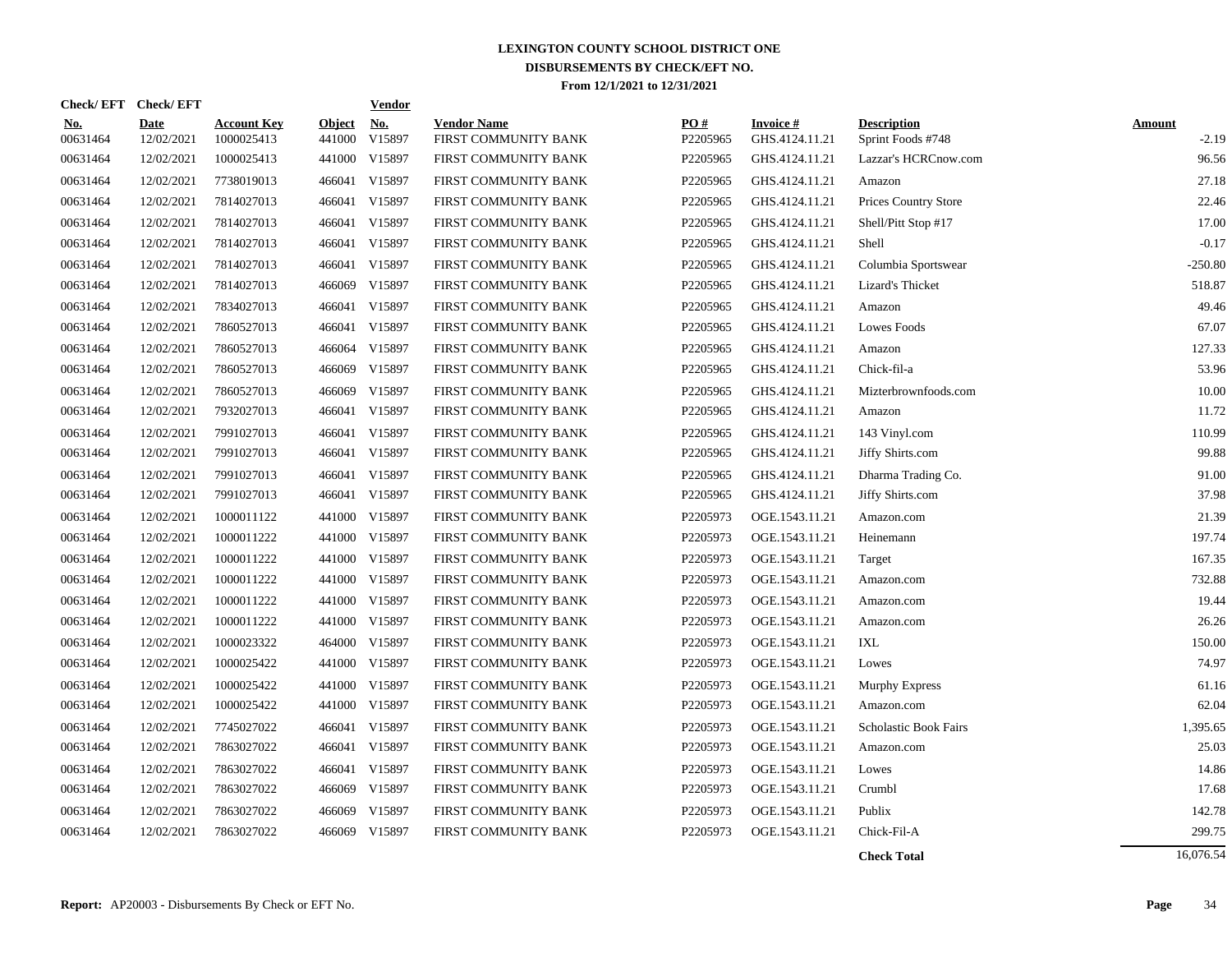# LEXINGTON COUNTY SCHOOL DISTRICT ONE
## DISBURSEMENTS BY CHECK/EFT NO.
### From 12/1/2021 to 12/31/2021

| Check/ EFT No. | Check/ EFT Date | Account Key | Object | Vendor No. | Vendor Name | PO # | Invoice # | Description | Amount |
|---|---|---|---|---|---|---|---|---|---|
| 00631464 | 12/02/2021 | 1000025413 | 441000 | V15897 | FIRST COMMUNITY BANK | P2205965 | GHS.4124.11.21 | Sprint Foods #748 | -2.19 |
| 00631464 | 12/02/2021 | 1000025413 | 441000 | V15897 | FIRST COMMUNITY BANK | P2205965 | GHS.4124.11.21 | Lazzar's HCRCnow.com | 96.56 |
| 00631464 | 12/02/2021 | 7738019013 | 466041 | V15897 | FIRST COMMUNITY BANK | P2205965 | GHS.4124.11.21 | Amazon | 27.18 |
| 00631464 | 12/02/2021 | 7814027013 | 466041 | V15897 | FIRST COMMUNITY BANK | P2205965 | GHS.4124.11.21 | Prices Country Store | 22.46 |
| 00631464 | 12/02/2021 | 7814027013 | 466041 | V15897 | FIRST COMMUNITY BANK | P2205965 | GHS.4124.11.21 | Shell/Pitt Stop #17 | 17.00 |
| 00631464 | 12/02/2021 | 7814027013 | 466041 | V15897 | FIRST COMMUNITY BANK | P2205965 | GHS.4124.11.21 | Shell | -0.17 |
| 00631464 | 12/02/2021 | 7814027013 | 466041 | V15897 | FIRST COMMUNITY BANK | P2205965 | GHS.4124.11.21 | Columbia Sportswear | -250.80 |
| 00631464 | 12/02/2021 | 7814027013 | 466069 | V15897 | FIRST COMMUNITY BANK | P2205965 | GHS.4124.11.21 | Lizard's Thicket | 518.87 |
| 00631464 | 12/02/2021 | 7834027013 | 466041 | V15897 | FIRST COMMUNITY BANK | P2205965 | GHS.4124.11.21 | Amazon | 49.46 |
| 00631464 | 12/02/2021 | 7860527013 | 466041 | V15897 | FIRST COMMUNITY BANK | P2205965 | GHS.4124.11.21 | Lowes Foods | 67.07 |
| 00631464 | 12/02/2021 | 7860527013 | 466064 | V15897 | FIRST COMMUNITY BANK | P2205965 | GHS.4124.11.21 | Amazon | 127.33 |
| 00631464 | 12/02/2021 | 7860527013 | 466069 | V15897 | FIRST COMMUNITY BANK | P2205965 | GHS.4124.11.21 | Chick-fil-a | 53.96 |
| 00631464 | 12/02/2021 | 7860527013 | 466069 | V15897 | FIRST COMMUNITY BANK | P2205965 | GHS.4124.11.21 | Mizterbrownfoods.com | 10.00 |
| 00631464 | 12/02/2021 | 7932027013 | 466041 | V15897 | FIRST COMMUNITY BANK | P2205965 | GHS.4124.11.21 | Amazon | 11.72 |
| 00631464 | 12/02/2021 | 7991027013 | 466041 | V15897 | FIRST COMMUNITY BANK | P2205965 | GHS.4124.11.21 | 143 Vinyl.com | 110.99 |
| 00631464 | 12/02/2021 | 7991027013 | 466041 | V15897 | FIRST COMMUNITY BANK | P2205965 | GHS.4124.11.21 | Jiffy Shirts.com | 99.88 |
| 00631464 | 12/02/2021 | 7991027013 | 466041 | V15897 | FIRST COMMUNITY BANK | P2205965 | GHS.4124.11.21 | Dharma Trading Co. | 91.00 |
| 00631464 | 12/02/2021 | 7991027013 | 466041 | V15897 | FIRST COMMUNITY BANK | P2205965 | GHS.4124.11.21 | Jiffy Shirts.com | 37.98 |
| 00631464 | 12/02/2021 | 1000011122 | 441000 | V15897 | FIRST COMMUNITY BANK | P2205973 | OGE.1543.11.21 | Amazon.com | 21.39 |
| 00631464 | 12/02/2021 | 1000011222 | 441000 | V15897 | FIRST COMMUNITY BANK | P2205973 | OGE.1543.11.21 | Heinemann | 197.74 |
| 00631464 | 12/02/2021 | 1000011222 | 441000 | V15897 | FIRST COMMUNITY BANK | P2205973 | OGE.1543.11.21 | Target | 167.35 |
| 00631464 | 12/02/2021 | 1000011222 | 441000 | V15897 | FIRST COMMUNITY BANK | P2205973 | OGE.1543.11.21 | Amazon.com | 732.88 |
| 00631464 | 12/02/2021 | 1000011222 | 441000 | V15897 | FIRST COMMUNITY BANK | P2205973 | OGE.1543.11.21 | Amazon.com | 19.44 |
| 00631464 | 12/02/2021 | 1000011222 | 441000 | V15897 | FIRST COMMUNITY BANK | P2205973 | OGE.1543.11.21 | Amazon.com | 26.26 |
| 00631464 | 12/02/2021 | 1000023322 | 464000 | V15897 | FIRST COMMUNITY BANK | P2205973 | OGE.1543.11.21 | IXL | 150.00 |
| 00631464 | 12/02/2021 | 1000025422 | 441000 | V15897 | FIRST COMMUNITY BANK | P2205973 | OGE.1543.11.21 | Lowes | 74.97 |
| 00631464 | 12/02/2021 | 1000025422 | 441000 | V15897 | FIRST COMMUNITY BANK | P2205973 | OGE.1543.11.21 | Murphy Express | 61.16 |
| 00631464 | 12/02/2021 | 1000025422 | 441000 | V15897 | FIRST COMMUNITY BANK | P2205973 | OGE.1543.11.21 | Amazon.com | 62.04 |
| 00631464 | 12/02/2021 | 7745027022 | 466041 | V15897 | FIRST COMMUNITY BANK | P2205973 | OGE.1543.11.21 | Scholastic Book Fairs | 1,395.65 |
| 00631464 | 12/02/2021 | 7863027022 | 466041 | V15897 | FIRST COMMUNITY BANK | P2205973 | OGE.1543.11.21 | Amazon.com | 25.03 |
| 00631464 | 12/02/2021 | 7863027022 | 466041 | V15897 | FIRST COMMUNITY BANK | P2205973 | OGE.1543.11.21 | Lowes | 14.86 |
| 00631464 | 12/02/2021 | 7863027022 | 466069 | V15897 | FIRST COMMUNITY BANK | P2205973 | OGE.1543.11.21 | Crumbl | 17.68 |
| 00631464 | 12/02/2021 | 7863027022 | 466069 | V15897 | FIRST COMMUNITY BANK | P2205973 | OGE.1543.11.21 | Publix | 142.78 |
| 00631464 | 12/02/2021 | 7863027022 | 466069 | V15897 | FIRST COMMUNITY BANK | P2205973 | OGE.1543.11.21 | Chick-Fil-A | 299.75 |
| | | | | | | | | **Check Total** | 16,076.54 |

**Report:** AP20003 - Disbursements By Check or EFT No.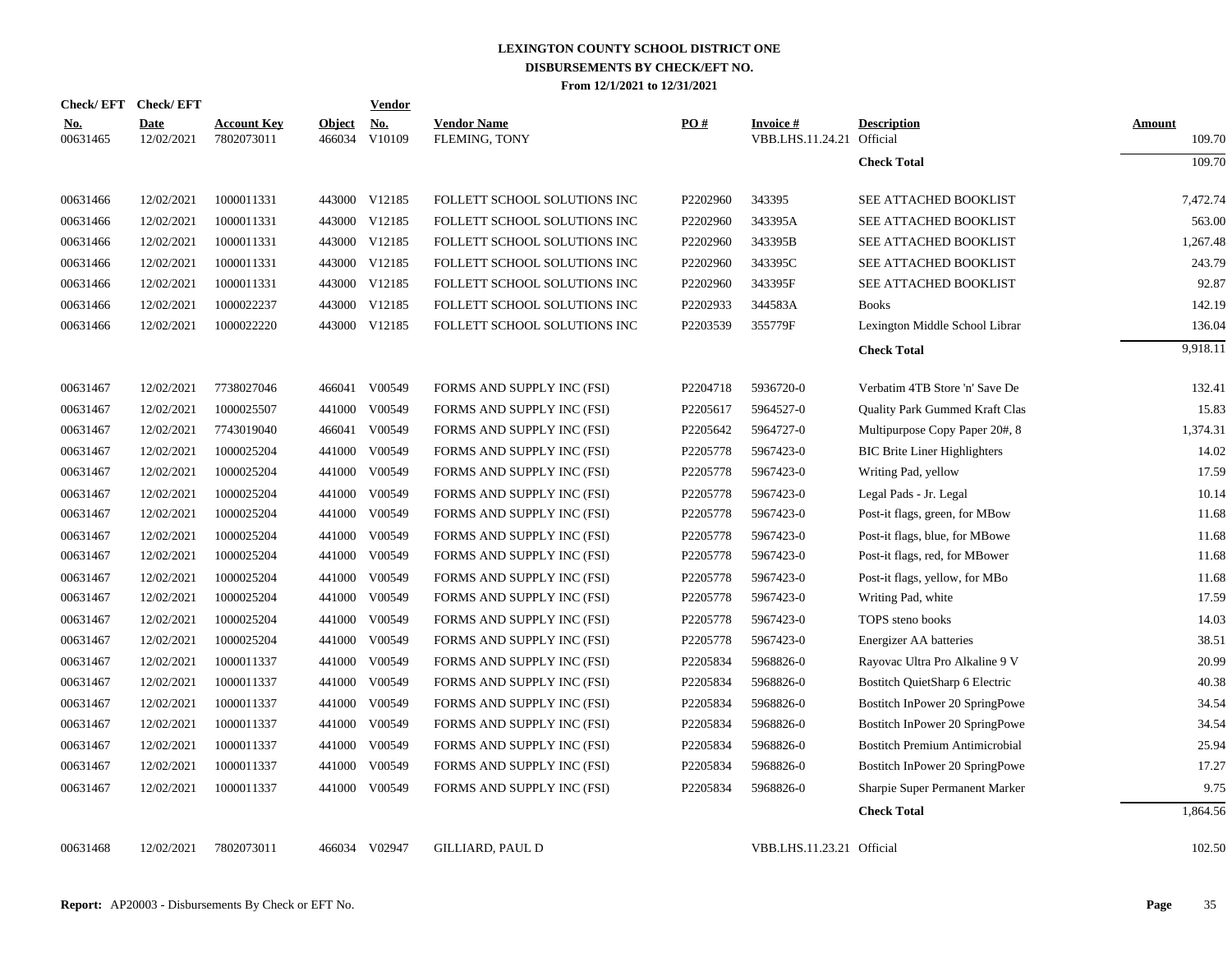# LEXINGTON COUNTY SCHOOL DISTRICT ONE
## DISBURSEMENTS BY CHECK/EFT NO.
### From 12/1/2021 to 12/31/2021

| Check/EFT No. | Check/EFT Date | Account Key | Object | Vendor No. | Vendor Name | PO # | Invoice # | Description | Amount |
|---|---|---|---|---|---|---|---|---|---|
| 00631465 | 12/02/2021 | 7802073011 | 466034 | V10109 | FLEMING, TONY | | VBB.LHS.11.24.21 | Official | 109.70 |
| | | | | | | | | **Check Total** | 109.70 |
| 00631466 | 12/02/2021 | 1000011331 | 443000 | V12185 | FOLLETT SCHOOL SOLUTIONS INC | P2202960 | 343395 | SEE ATTACHED BOOKLIST | 7,472.74 |
| 00631466 | 12/02/2021 | 1000011331 | 443000 | V12185 | FOLLETT SCHOOL SOLUTIONS INC | P2202960 | 343395A | SEE ATTACHED BOOKLIST | 563.00 |
| 00631466 | 12/02/2021 | 1000011331 | 443000 | V12185 | FOLLETT SCHOOL SOLUTIONS INC | P2202960 | 343395B | SEE ATTACHED BOOKLIST | 1,267.48 |
| 00631466 | 12/02/2021 | 1000011331 | 443000 | V12185 | FOLLETT SCHOOL SOLUTIONS INC | P2202960 | 343395C | SEE ATTACHED BOOKLIST | 243.79 |
| 00631466 | 12/02/2021 | 1000011331 | 443000 | V12185 | FOLLETT SCHOOL SOLUTIONS INC | P2202960 | 343395F | SEE ATTACHED BOOKLIST | 92.87 |
| 00631466 | 12/02/2021 | 1000022237 | 443000 | V12185 | FOLLETT SCHOOL SOLUTIONS INC | P2202933 | 344583A | Books | 142.19 |
| 00631466 | 12/02/2021 | 1000022220 | 443000 | V12185 | FOLLETT SCHOOL SOLUTIONS INC | P2203539 | 355779F | Lexington Middle School Librar | 136.04 |
| | | | | | | | | **Check Total** | 9,918.11 |
| 00631467 | 12/02/2021 | 7738027046 | 466041 | V00549 | FORMS AND SUPPLY INC (FSI) | P2204718 | 5936720-0 | Verbatim 4TB Store 'n' Save De | 132.41 |
| 00631467 | 12/02/2021 | 1000025507 | 441000 | V00549 | FORMS AND SUPPLY INC (FSI) | P2205617 | 5964527-0 | Quality Park Gummed Kraft Clas | 15.83 |
| 00631467 | 12/02/2021 | 7743019040 | 466041 | V00549 | FORMS AND SUPPLY INC (FSI) | P2205642 | 5964727-0 | Multipurpose Copy Paper 20#, 8 | 1,374.31 |
| 00631467 | 12/02/2021 | 1000025204 | 441000 | V00549 | FORMS AND SUPPLY INC (FSI) | P2205778 | 5967423-0 | BIC Brite Liner Highlighters | 14.02 |
| 00631467 | 12/02/2021 | 1000025204 | 441000 | V00549 | FORMS AND SUPPLY INC (FSI) | P2205778 | 5967423-0 | Writing Pad, yellow | 17.59 |
| 00631467 | 12/02/2021 | 1000025204 | 441000 | V00549 | FORMS AND SUPPLY INC (FSI) | P2205778 | 5967423-0 | Legal Pads - Jr. Legal | 10.14 |
| 00631467 | 12/02/2021 | 1000025204 | 441000 | V00549 | FORMS AND SUPPLY INC (FSI) | P2205778 | 5967423-0 | Post-it flags, green, for MBow | 11.68 |
| 00631467 | 12/02/2021 | 1000025204 | 441000 | V00549 | FORMS AND SUPPLY INC (FSI) | P2205778 | 5967423-0 | Post-it flags, blue, for MBowe | 11.68 |
| 00631467 | 12/02/2021 | 1000025204 | 441000 | V00549 | FORMS AND SUPPLY INC (FSI) | P2205778 | 5967423-0 | Post-it flags, red, for MBower | 11.68 |
| 00631467 | 12/02/2021 | 1000025204 | 441000 | V00549 | FORMS AND SUPPLY INC (FSI) | P2205778 | 5967423-0 | Post-it flags, yellow, for MBo | 11.68 |
| 00631467 | 12/02/2021 | 1000025204 | 441000 | V00549 | FORMS AND SUPPLY INC (FSI) | P2205778 | 5967423-0 | Writing Pad, white | 17.59 |
| 00631467 | 12/02/2021 | 1000025204 | 441000 | V00549 | FORMS AND SUPPLY INC (FSI) | P2205778 | 5967423-0 | TOPS steno books | 14.03 |
| 00631467 | 12/02/2021 | 1000025204 | 441000 | V00549 | FORMS AND SUPPLY INC (FSI) | P2205778 | 5967423-0 | Energizer AA batteries | 38.51 |
| 00631467 | 12/02/2021 | 1000011337 | 441000 | V00549 | FORMS AND SUPPLY INC (FSI) | P2205834 | 5968826-0 | Rayovac Ultra Pro Alkaline 9 V | 20.99 |
| 00631467 | 12/02/2021 | 1000011337 | 441000 | V00549 | FORMS AND SUPPLY INC (FSI) | P2205834 | 5968826-0 | Bostitch QuietSharp 6 Electric | 40.38 |
| 00631467 | 12/02/2021 | 1000011337 | 441000 | V00549 | FORMS AND SUPPLY INC (FSI) | P2205834 | 5968826-0 | Bostitch InPower 20 SpringPowe | 34.54 |
| 00631467 | 12/02/2021 | 1000011337 | 441000 | V00549 | FORMS AND SUPPLY INC (FSI) | P2205834 | 5968826-0 | Bostitch InPower 20 SpringPowe | 34.54 |
| 00631467 | 12/02/2021 | 1000011337 | 441000 | V00549 | FORMS AND SUPPLY INC (FSI) | P2205834 | 5968826-0 | Bostitch Premium Antimicrobial | 25.94 |
| 00631467 | 12/02/2021 | 1000011337 | 441000 | V00549 | FORMS AND SUPPLY INC (FSI) | P2205834 | 5968826-0 | Bostitch InPower 20 SpringPowe | 17.27 |
| 00631467 | 12/02/2021 | 1000011337 | 441000 | V00549 | FORMS AND SUPPLY INC (FSI) | P2205834 | 5968826-0 | Sharpie Super Permanent Marker | 9.75 |
| | | | | | | | | **Check Total** | 1,864.56 |
| 00631468 | 12/02/2021 | 7802073011 | 466034 | V02947 | GILLIARD, PAUL D | | VBB.LHS.11.23.21 | Official | 102.50 |

**Report:** AP20003 - Disbursements By Check or EFT No.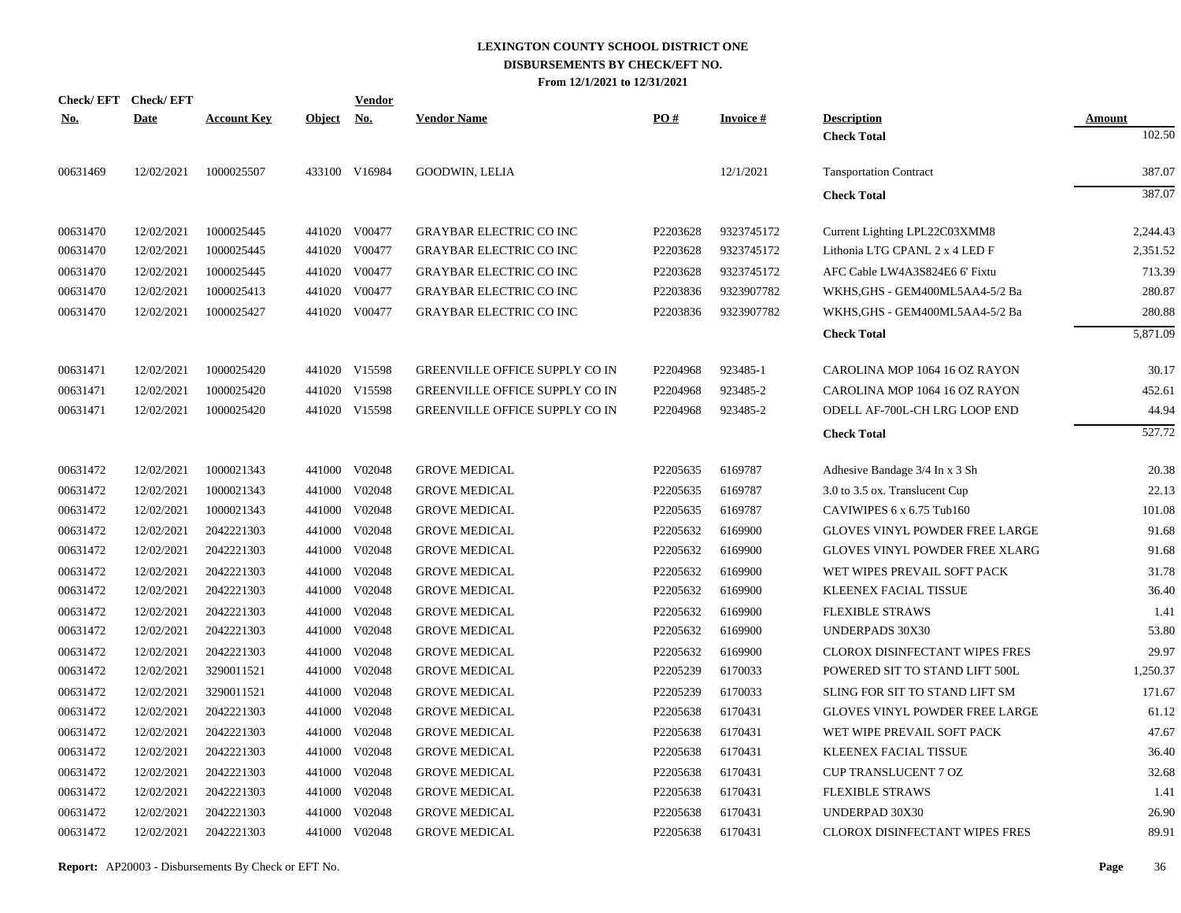# LEXINGTON COUNTY SCHOOL DISTRICT ONE
## DISBURSEMENTS BY CHECK/EFT NO.
### From 12/1/2021 to 12/31/2021

| Check/ EFT No. | Check/ EFT Date | Account Key | Object | Vendor No. | Vendor Name | PO # | Invoice # | Description | Amount |
|---|---|---|---|---|---|---|---|---|---|
| | | | | | | | | **Check Total** | 102.50 |
| 00631469 | 12/02/2021 | 1000025507 | 433100 | V16984 | GOODWIN, LELIA | | 12/1/2021 | Tansportation Contract | 387.07 |
| | | | | | | | | **Check Total** | 387.07 |
| 00631470 | 12/02/2021 | 1000025445 | 441020 | V00477 | GRAYBAR ELECTRIC CO INC | P2203628 | 9323745172 | Current Lighting LPL22C03XMM8 | 2,244.43 |
| 00631470 | 12/02/2021 | 1000025445 | 441020 | V00477 | GRAYBAR ELECTRIC CO INC | P2203628 | 9323745172 | Lithonia LTG CPANL 2 x 4 LED F | 2,351.52 |
| 00631470 | 12/02/2021 | 1000025445 | 441020 | V00477 | GRAYBAR ELECTRIC CO INC | P2203628 | 9323745172 | AFC Cable LW4A3S824E6 6' Fixtu | 713.39 |
| 00631470 | 12/02/2021 | 1000025413 | 441020 | V00477 | GRAYBAR ELECTRIC CO INC | P2203836 | 9323907782 | WKHS,GHS - GEM400ML5AA4-5/2 Ba | 280.87 |
| 00631470 | 12/02/2021 | 1000025427 | 441020 | V00477 | GRAYBAR ELECTRIC CO INC | P2203836 | 9323907782 | WKHS,GHS - GEM400ML5AA4-5/2 Ba | 280.88 |
| | | | | | | | | **Check Total** | 5,871.09 |
| 00631471 | 12/02/2021 | 1000025420 | 441020 | V15598 | GREENVILLE OFFICE SUPPLY CO IN | P2204968 | 923485-1 | CAROLINA MOP 1064 16 OZ RAYON | 30.17 |
| 00631471 | 12/02/2021 | 1000025420 | 441020 | V15598 | GREENVILLE OFFICE SUPPLY CO IN | P2204968 | 923485-2 | CAROLINA MOP 1064 16 OZ RAYON | 452.61 |
| 00631471 | 12/02/2021 | 1000025420 | 441020 | V15598 | GREENVILLE OFFICE SUPPLY CO IN | P2204968 | 923485-2 | ODELL AF-700L-CH LRG LOOP END | 44.94 |
| | | | | | | | | **Check Total** | 527.72 |
| 00631472 | 12/02/2021 | 1000021343 | 441000 | V02048 | GROVE MEDICAL | P2205635 | 6169787 | Adhesive Bandage 3/4 In x 3 Sh | 20.38 |
| 00631472 | 12/02/2021 | 1000021343 | 441000 | V02048 | GROVE MEDICAL | P2205635 | 6169787 | 3.0 to 3.5 ox. Translucent Cup | 22.13 |
| 00631472 | 12/02/2021 | 1000021343 | 441000 | V02048 | GROVE MEDICAL | P2205635 | 6169787 | CAVIWIPES 6 x 6.75 Tub160 | 101.08 |
| 00631472 | 12/02/2021 | 2042221303 | 441000 | V02048 | GROVE MEDICAL | P2205632 | 6169900 | GLOVES VINYL POWDER FREE LARGE | 91.68 |
| 00631472 | 12/02/2021 | 2042221303 | 441000 | V02048 | GROVE MEDICAL | P2205632 | 6169900 | GLOVES VINYL POWDER FREE XLARG | 91.68 |
| 00631472 | 12/02/2021 | 2042221303 | 441000 | V02048 | GROVE MEDICAL | P2205632 | 6169900 | WET WIPES PREVAIL SOFT PACK | 31.78 |
| 00631472 | 12/02/2021 | 2042221303 | 441000 | V02048 | GROVE MEDICAL | P2205632 | 6169900 | KLEENEX FACIAL TISSUE | 36.40 |
| 00631472 | 12/02/2021 | 2042221303 | 441000 | V02048 | GROVE MEDICAL | P2205632 | 6169900 | FLEXIBLE STRAWS | 1.41 |
| 00631472 | 12/02/2021 | 2042221303 | 441000 | V02048 | GROVE MEDICAL | P2205632 | 6169900 | UNDERPADS 30X30 | 53.80 |
| 00631472 | 12/02/2021 | 2042221303 | 441000 | V02048 | GROVE MEDICAL | P2205632 | 6169900 | CLOROX DISINFECTANT WIPES FRES | 29.97 |
| 00631472 | 12/02/2021 | 3290011521 | 441000 | V02048 | GROVE MEDICAL | P2205239 | 6170033 | POWERED SIT TO STAND LIFT 500L | 1,250.37 |
| 00631472 | 12/02/2021 | 3290011521 | 441000 | V02048 | GROVE MEDICAL | P2205239 | 6170033 | SLING FOR SIT TO STAND LIFT SM | 171.67 |
| 00631472 | 12/02/2021 | 2042221303 | 441000 | V02048 | GROVE MEDICAL | P2205638 | 6170431 | GLOVES VINYL POWDER FREE LARGE | 61.12 |
| 00631472 | 12/02/2021 | 2042221303 | 441000 | V02048 | GROVE MEDICAL | P2205638 | 6170431 | WET WIPE PREVAIL SOFT PACK | 47.67 |
| 00631472 | 12/02/2021 | 2042221303 | 441000 | V02048 | GROVE MEDICAL | P2205638 | 6170431 | KLEENEX FACIAL TISSUE | 36.40 |
| 00631472 | 12/02/2021 | 2042221303 | 441000 | V02048 | GROVE MEDICAL | P2205638 | 6170431 | CUP TRANSLUCENT 7 OZ | 32.68 |
| 00631472 | 12/02/2021 | 2042221303 | 441000 | V02048 | GROVE MEDICAL | P2205638 | 6170431 | FLEXIBLE STRAWS | 1.41 |
| 00631472 | 12/02/2021 | 2042221303 | 441000 | V02048 | GROVE MEDICAL | P2205638 | 6170431 | UNDERPAD 30X30 | 26.90 |
| 00631472 | 12/02/2021 | 2042221303 | 441000 | V02048 | GROVE MEDICAL | P2205638 | 6170431 | CLOROX DISINFECTANT WIPES FRES | 89.91 |

**Report:** AP20003 - Disbursements By Check or EFT No.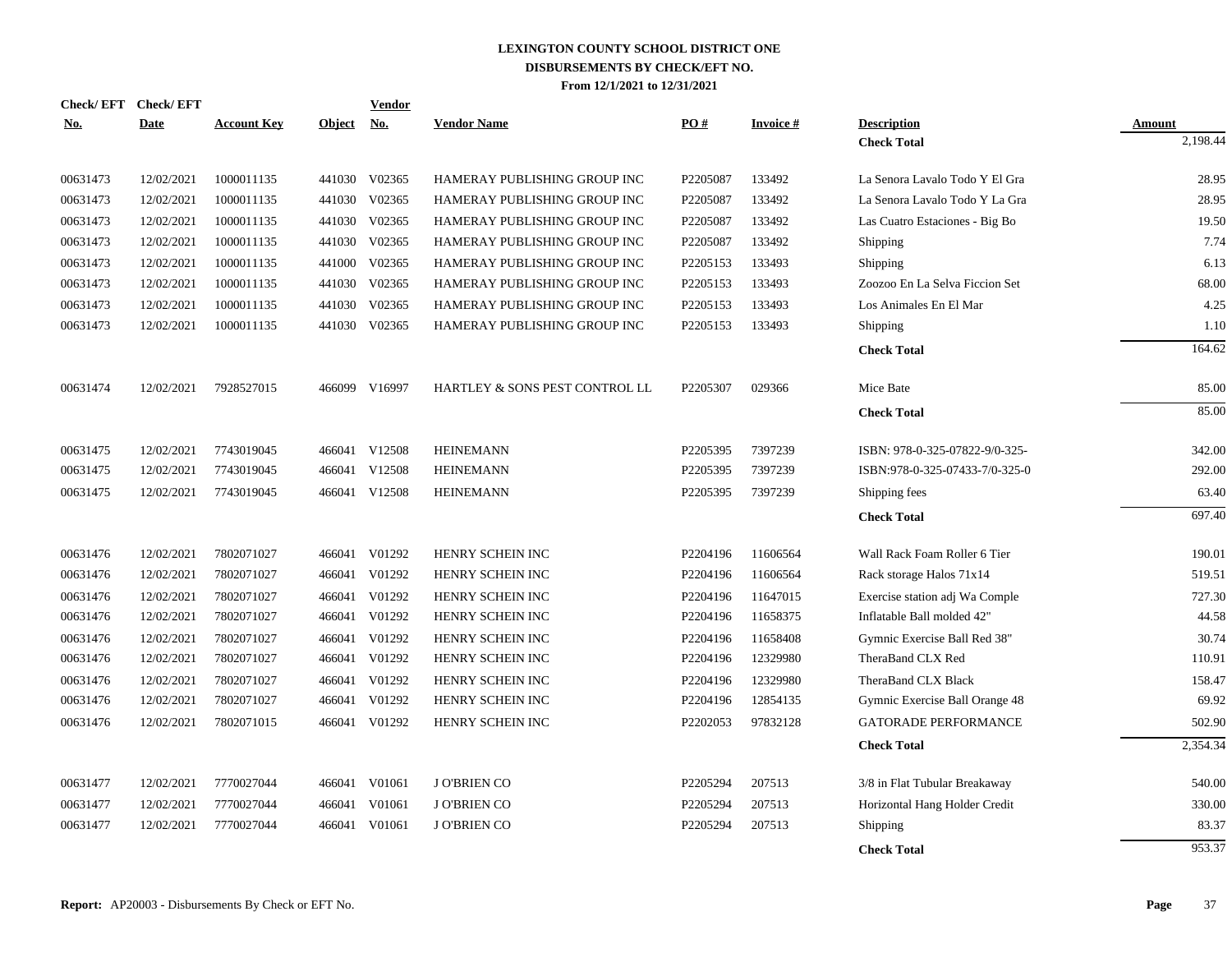# LEXINGTON COUNTY SCHOOL DISTRICT ONE
## DISBURSEMENTS BY CHECK/EFT NO.
### From 12/1/2021 to 12/31/2021

| Check/ EFT No. | Check/ EFT Date | Account Key | Object | Vendor No. | Vendor Name | PO # | Invoice # | Description | Amount |
|---|---|---|---|---|---|---|---|---|---|
| | | | | | | | | **Check Total** | 2,198.44 |
| 00631473 | 12/02/2021 | 1000011135 | 441030 | V02365 | HAMERAY PUBLISHING GROUP INC | P2205087 | 133492 | La Senora Lavalo Todo Y El Gra | 28.95 |
| 00631473 | 12/02/2021 | 1000011135 | 441030 | V02365 | HAMERAY PUBLISHING GROUP INC | P2205087 | 133492 | La Senora Lavalo Todo Y La Gra | 28.95 |
| 00631473 | 12/02/2021 | 1000011135 | 441030 | V02365 | HAMERAY PUBLISHING GROUP INC | P2205087 | 133492 | Las Cuatro Estaciones - Big Bo | 19.50 |
| 00631473 | 12/02/2021 | 1000011135 | 441030 | V02365 | HAMERAY PUBLISHING GROUP INC | P2205087 | 133492 | Shipping | 7.74 |
| 00631473 | 12/02/2021 | 1000011135 | 441000 | V02365 | HAMERAY PUBLISHING GROUP INC | P2205153 | 133493 | Shipping | 6.13 |
| 00631473 | 12/02/2021 | 1000011135 | 441030 | V02365 | HAMERAY PUBLISHING GROUP INC | P2205153 | 133493 | Zoozoo En La Selva Ficcion Set | 68.00 |
| 00631473 | 12/02/2021 | 1000011135 | 441030 | V02365 | HAMERAY PUBLISHING GROUP INC | P2205153 | 133493 | Los Animales En El Mar | 4.25 |
| 00631473 | 12/02/2021 | 1000011135 | 441030 | V02365 | HAMERAY PUBLISHING GROUP INC | P2205153 | 133493 | Shipping | 1.10 |
| | | | | | | | | **Check Total** | 164.62 |
| 00631474 | 12/02/2021 | 7928527015 | 466099 | V16997 | HARTLEY & SONS PEST CONTROL LL | P2205307 | 029366 | Mice Bate | 85.00 |
| | | | | | | | | **Check Total** | 85.00 |
| 00631475 | 12/02/2021 | 7743019045 | 466041 | V12508 | HEINEMANN | P2205395 | 7397239 | ISBN: 978-0-325-07822-9/0-325- | 342.00 |
| 00631475 | 12/02/2021 | 7743019045 | 466041 | V12508 | HEINEMANN | P2205395 | 7397239 | ISBN:978-0-325-07433-7/0-325-0 | 292.00 |
| 00631475 | 12/02/2021 | 7743019045 | 466041 | V12508 | HEINEMANN | P2205395 | 7397239 | Shipping fees | 63.40 |
| | | | | | | | | **Check Total** | 697.40 |
| 00631476 | 12/02/2021 | 7802071027 | 466041 | V01292 | HENRY SCHEIN INC | P2204196 | 11606564 | Wall Rack Foam Roller 6 Tier | 190.01 |
| 00631476 | 12/02/2021 | 7802071027 | 466041 | V01292 | HENRY SCHEIN INC | P2204196 | 11606564 | Rack storage Halos 71x14 | 519.51 |
| 00631476 | 12/02/2021 | 7802071027 | 466041 | V01292 | HENRY SCHEIN INC | P2204196 | 11647015 | Exercise station adj Wa Comple | 727.30 |
| 00631476 | 12/02/2021 | 7802071027 | 466041 | V01292 | HENRY SCHEIN INC | P2204196 | 11658375 | Inflatable Ball molded 42" | 44.58 |
| 00631476 | 12/02/2021 | 7802071027 | 466041 | V01292 | HENRY SCHEIN INC | P2204196 | 11658408 | Gymnic Exercise Ball Red 38" | 30.74 |
| 00631476 | 12/02/2021 | 7802071027 | 466041 | V01292 | HENRY SCHEIN INC | P2204196 | 12329980 | TheraBand CLX Red | 110.91 |
| 00631476 | 12/02/2021 | 7802071027 | 466041 | V01292 | HENRY SCHEIN INC | P2204196 | 12329980 | TheraBand CLX Black | 158.47 |
| 00631476 | 12/02/2021 | 7802071027 | 466041 | V01292 | HENRY SCHEIN INC | P2204196 | 12854135 | Gymnic Exercise Ball Orange 48 | 69.92 |
| 00631476 | 12/02/2021 | 7802071015 | 466041 | V01292 | HENRY SCHEIN INC | P2202053 | 97832128 | GATORADE PERFORMANCE | 502.90 |
| | | | | | | | | **Check Total** | 2,354.34 |
| 00631477 | 12/02/2021 | 7770027044 | 466041 | V01061 | J O'BRIEN CO | P2205294 | 207513 | 3/8 in Flat Tubular Breakaway | 540.00 |
| 00631477 | 12/02/2021 | 7770027044 | 466041 | V01061 | J O'BRIEN CO | P2205294 | 207513 | Horizontal Hang Holder Credit | 330.00 |
| 00631477 | 12/02/2021 | 7770027044 | 466041 | V01061 | J O'BRIEN CO | P2205294 | 207513 | Shipping | 83.37 |
| | | | | | | | | **Check Total** | 953.37 |

**Report:** AP20003 - Disbursements By Check or EFT No.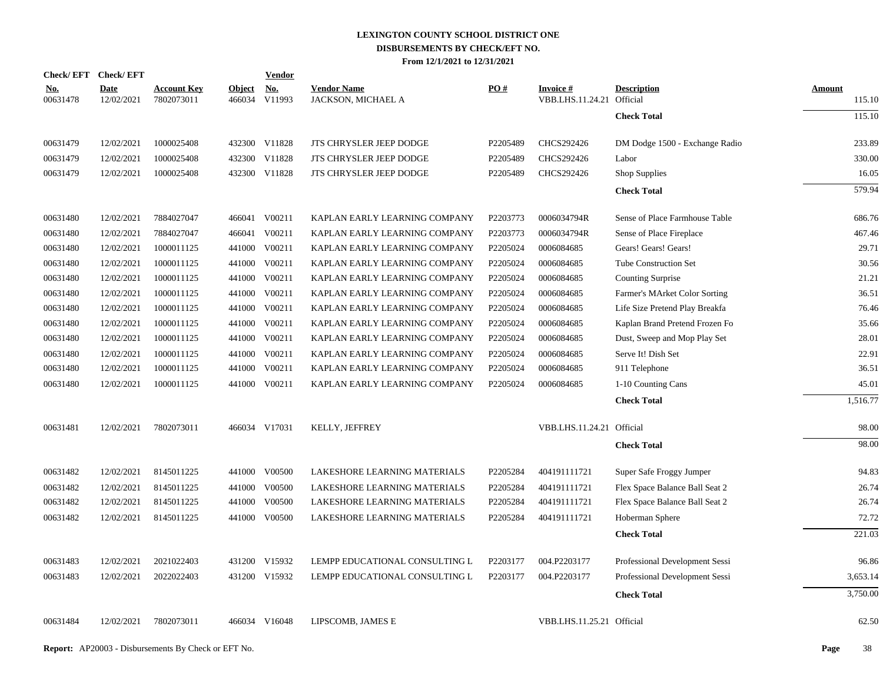# LEXINGTON COUNTY SCHOOL DISTRICT ONE
## DISBURSEMENTS BY CHECK/EFT NO.
### From 12/1/2021 to 12/31/2021

| Check/ EFT No. | Check/ EFT Date | Account Key | Object | Vendor No. | Vendor Name | PO # | Invoice # | Description | Amount |
|---|---|---|---|---|---|---|---|---|---|
| 00631478 | 12/02/2021 | 7802073011 | 466034 | V11993 | JACKSON, MICHAEL A | | VBB.LHS.11.24.21 | Official | 115.10 |
| | | | | | | | | **Check Total** | 115.10 |
| 00631479 | 12/02/2021 | 1000025408 | 432300 | V11828 | JTS CHRYSLER JEEP DODGE | P2205489 | CHCS292426 | DM Dodge 1500 - Exchange Radio | 233.89 |
| 00631479 | 12/02/2021 | 1000025408 | 432300 | V11828 | JTS CHRYSLER JEEP DODGE | P2205489 | CHCS292426 | Labor | 330.00 |
| 00631479 | 12/02/2021 | 1000025408 | 432300 | V11828 | JTS CHRYSLER JEEP DODGE | P2205489 | CHCS292426 | Shop Supplies | 16.05 |
| | | | | | | | | **Check Total** | 579.94 |
| 00631480 | 12/02/2021 | 7884027047 | 466041 | V00211 | KAPLAN EARLY LEARNING COMPANY | P2203773 | 0006034794R | Sense of Place Farmhouse Table | 686.76 |
| 00631480 | 12/02/2021 | 7884027047 | 466041 | V00211 | KAPLAN EARLY LEARNING COMPANY | P2203773 | 0006034794R | Sense of Place Fireplace | 467.46 |
| 00631480 | 12/02/2021 | 1000011125 | 441000 | V00211 | KAPLAN EARLY LEARNING COMPANY | P2205024 | 0006084685 | Gears! Gears! Gears! | 29.71 |
| 00631480 | 12/02/2021 | 1000011125 | 441000 | V00211 | KAPLAN EARLY LEARNING COMPANY | P2205024 | 0006084685 | Tube Construction Set | 30.56 |
| 00631480 | 12/02/2021 | 1000011125 | 441000 | V00211 | KAPLAN EARLY LEARNING COMPANY | P2205024 | 0006084685 | Counting Surprise | 21.21 |
| 00631480 | 12/02/2021 | 1000011125 | 441000 | V00211 | KAPLAN EARLY LEARNING COMPANY | P2205024 | 0006084685 | Farmer's MArket Color Sorting | 36.51 |
| 00631480 | 12/02/2021 | 1000011125 | 441000 | V00211 | KAPLAN EARLY LEARNING COMPANY | P2205024 | 0006084685 | Life Size Pretend Play Breakfa | 76.46 |
| 00631480 | 12/02/2021 | 1000011125 | 441000 | V00211 | KAPLAN EARLY LEARNING COMPANY | P2205024 | 0006084685 | Kaplan Brand Pretend Frozen Fo | 35.66 |
| 00631480 | 12/02/2021 | 1000011125 | 441000 | V00211 | KAPLAN EARLY LEARNING COMPANY | P2205024 | 0006084685 | Dust, Sweep and Mop Play Set | 28.01 |
| 00631480 | 12/02/2021 | 1000011125 | 441000 | V00211 | KAPLAN EARLY LEARNING COMPANY | P2205024 | 0006084685 | Serve It! Dish Set | 22.91 |
| 00631480 | 12/02/2021 | 1000011125 | 441000 | V00211 | KAPLAN EARLY LEARNING COMPANY | P2205024 | 0006084685 | 911 Telephone | 36.51 |
| 00631480 | 12/02/2021 | 1000011125 | 441000 | V00211 | KAPLAN EARLY LEARNING COMPANY | P2205024 | 0006084685 | 1-10 Counting Cans | 45.01 |
| | | | | | | | | **Check Total** | 1,516.77 |
| 00631481 | 12/02/2021 | 7802073011 | 466034 | V17031 | KELLY, JEFFREY | | VBB.LHS.11.24.21 | Official | 98.00 |
| | | | | | | | | **Check Total** | 98.00 |
| 00631482 | 12/02/2021 | 8145011225 | 441000 | V00500 | LAKESHORE LEARNING MATERIALS | P2205284 | 404191111721 | Super Safe Froggy Jumper | 94.83 |
| 00631482 | 12/02/2021 | 8145011225 | 441000 | V00500 | LAKESHORE LEARNING MATERIALS | P2205284 | 404191111721 | Flex Space Balance Ball Seat 2 | 26.74 |
| 00631482 | 12/02/2021 | 8145011225 | 441000 | V00500 | LAKESHORE LEARNING MATERIALS | P2205284 | 404191111721 | Flex Space Balance Ball Seat 2 | 26.74 |
| 00631482 | 12/02/2021 | 8145011225 | 441000 | V00500 | LAKESHORE LEARNING MATERIALS | P2205284 | 404191111721 | Hoberman Sphere | 72.72 |
| | | | | | | | | **Check Total** | 221.03 |
| 00631483 | 12/02/2021 | 2021022403 | 431200 | V15932 | LEMPP EDUCATIONAL CONSULTING L | P2203177 | 004.P2203177 | Professional Development Sessi | 96.86 |
| 00631483 | 12/02/2021 | 2022022403 | 431200 | V15932 | LEMPP EDUCATIONAL CONSULTING L | P2203177 | 004.P2203177 | Professional Development Sessi | 3,653.14 |
| | | | | | | | | **Check Total** | 3,750.00 |
| 00631484 | 12/02/2021 | 7802073011 | 466034 | V16048 | LIPSCOMB, JAMES E | | VBB.LHS.11.25.21 | Official | 62.50 |

**Report:** AP20003 - Disbursements By Check or EFT No.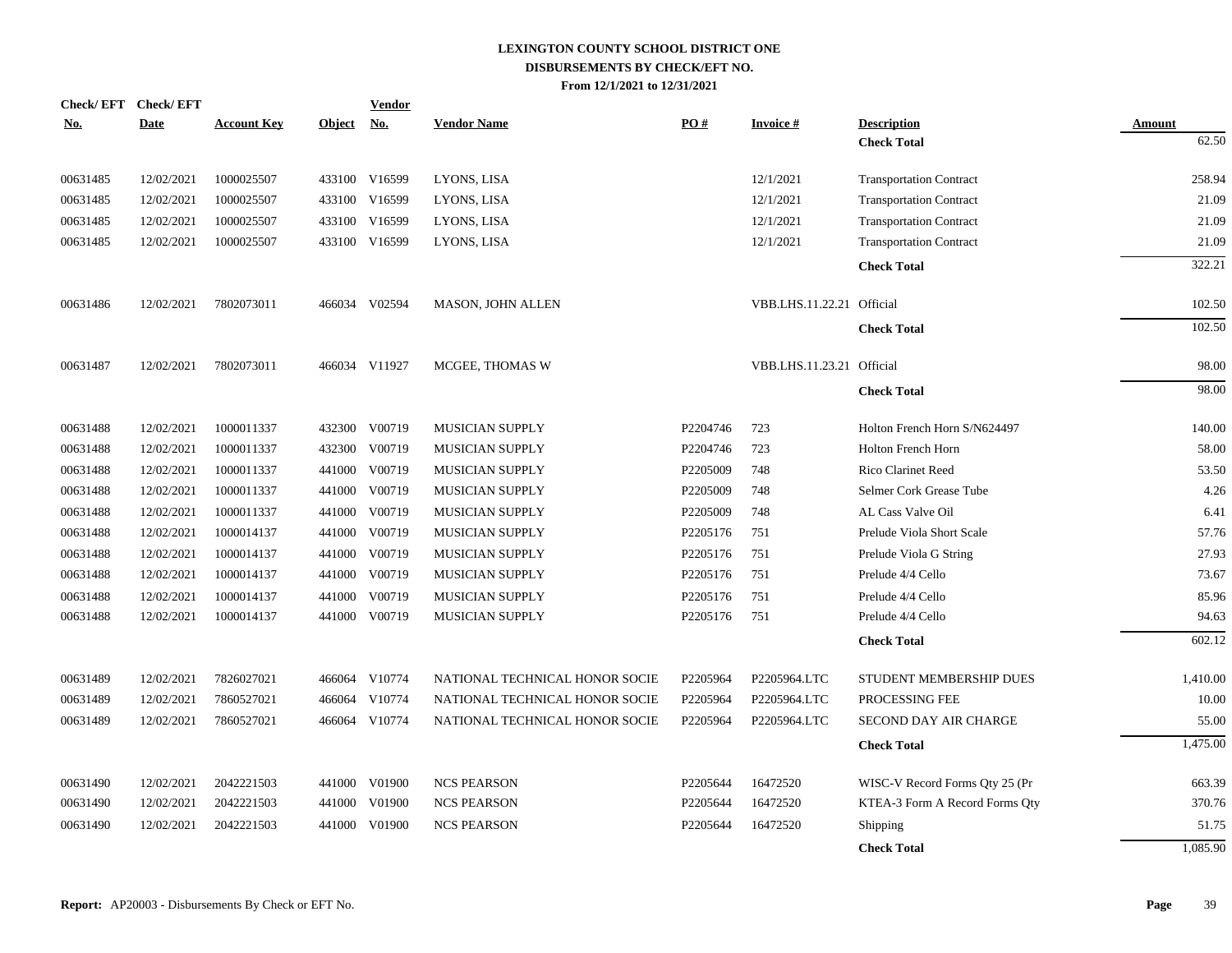# LEXINGTON COUNTY SCHOOL DISTRICT ONE
## DISBURSEMENTS BY CHECK/EFT NO.
### From 12/1/2021 to 12/31/2021

| Check/ EFT No. | Check/ EFT Date | Account Key | Object | Vendor No. | Vendor Name | PO # | Invoice # | Description | Amount |
|---|---|---|---|---|---|---|---|---|---|
| | | | | | | | | **Check Total** | 62.50 |
| 00631485 | 12/02/2021 | 1000025507 | 433100 | V16599 | LYONS, LISA | | 12/1/2021 | Transportation Contract | 258.94 |
| 00631485 | 12/02/2021 | 1000025507 | 433100 | V16599 | LYONS, LISA | | 12/1/2021 | Transportation Contract | 21.09 |
| 00631485 | 12/02/2021 | 1000025507 | 433100 | V16599 | LYONS, LISA | | 12/1/2021 | Transportation Contract | 21.09 |
| 00631485 | 12/02/2021 | 1000025507 | 433100 | V16599 | LYONS, LISA | | 12/1/2021 | Transportation Contract | 21.09 |
| | | | | | | | | **Check Total** | 322.21 |
| 00631486 | 12/02/2021 | 7802073011 | 466034 | V02594 | MASON, JOHN ALLEN | | VBB.LHS.11.22.21 | Official | 102.50 |
| | | | | | | | | **Check Total** | 102.50 |
| 00631487 | 12/02/2021 | 7802073011 | 466034 | V11927 | MCGEE, THOMAS W | | VBB.LHS.11.23.21 | Official | 98.00 |
| | | | | | | | | **Check Total** | 98.00 |
| 00631488 | 12/02/2021 | 1000011337 | 432300 | V00719 | MUSICIAN SUPPLY | P2204746 | 723 | Holton French Horn S/N624497 | 140.00 |
| 00631488 | 12/02/2021 | 1000011337 | 432300 | V00719 | MUSICIAN SUPPLY | P2204746 | 723 | Holton French Horn | 58.00 |
| 00631488 | 12/02/2021 | 1000011337 | 441000 | V00719 | MUSICIAN SUPPLY | P2205009 | 748 | Rico Clarinet Reed | 53.50 |
| 00631488 | 12/02/2021 | 1000011337 | 441000 | V00719 | MUSICIAN SUPPLY | P2205009 | 748 | Selmer Cork Grease Tube | 4.26 |
| 00631488 | 12/02/2021 | 1000011337 | 441000 | V00719 | MUSICIAN SUPPLY | P2205009 | 748 | AL Cass Valve Oil | 6.41 |
| 00631488 | 12/02/2021 | 1000014137 | 441000 | V00719 | MUSICIAN SUPPLY | P2205176 | 751 | Prelude Viola Short Scale | 57.76 |
| 00631488 | 12/02/2021 | 1000014137 | 441000 | V00719 | MUSICIAN SUPPLY | P2205176 | 751 | Prelude Viola G String | 27.93 |
| 00631488 | 12/02/2021 | 1000014137 | 441000 | V00719 | MUSICIAN SUPPLY | P2205176 | 751 | Prelude 4/4 Cello | 73.67 |
| 00631488 | 12/02/2021 | 1000014137 | 441000 | V00719 | MUSICIAN SUPPLY | P2205176 | 751 | Prelude 4/4 Cello | 85.96 |
| 00631488 | 12/02/2021 | 1000014137 | 441000 | V00719 | MUSICIAN SUPPLY | P2205176 | 751 | Prelude 4/4 Cello | 94.63 |
| | | | | | | | | **Check Total** | 602.12 |
| 00631489 | 12/02/2021 | 7826027021 | 466064 | V10774 | NATIONAL TECHNICAL HONOR SOCIE | P2205964 | P2205964.LTC | STUDENT MEMBERSHIP DUES | 1,410.00 |
| 00631489 | 12/02/2021 | 7860527021 | 466064 | V10774 | NATIONAL TECHNICAL HONOR SOCIE | P2205964 | P2205964.LTC | PROCESSING FEE | 10.00 |
| 00631489 | 12/02/2021 | 7860527021 | 466064 | V10774 | NATIONAL TECHNICAL HONOR SOCIE | P2205964 | P2205964.LTC | SECOND DAY AIR CHARGE | 55.00 |
| | | | | | | | | **Check Total** | 1,475.00 |
| 00631490 | 12/02/2021 | 2042221503 | 441000 | V01900 | NCS PEARSON | P2205644 | 16472520 | WISC-V Record Forms Qty 25 (Pr | 663.39 |
| 00631490 | 12/02/2021 | 2042221503 | 441000 | V01900 | NCS PEARSON | P2205644 | 16472520 | KTEA-3 Form A Record Forms Qty | 370.76 |
| 00631490 | 12/02/2021 | 2042221503 | 441000 | V01900 | NCS PEARSON | P2205644 | 16472520 | Shipping | 51.75 |
| | | | | | | | | **Check Total** | 1,085.90 |

**Report:** AP20003 - Disbursements By Check or EFT No.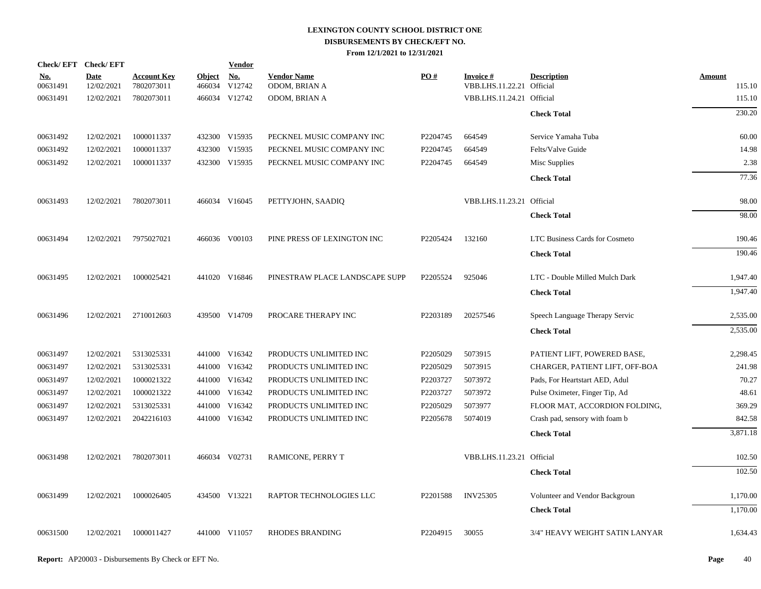# LEXINGTON COUNTY SCHOOL DISTRICT ONE
## DISBURSEMENTS BY CHECK/EFT NO.
### From 12/1/2021 to 12/31/2021

| Check/ EFT No. | Check/ EFT Date | Account Key | Object | Vendor No. | Vendor Name | PO # | Invoice # | Description | Amount |
|---|---|---|---|---|---|---|---|---|---|
| 00631491 | 12/02/2021 | 7802073011 | 466034 | V12742 | ODOM, BRIAN A | | VBB.LHS.11.22.21 | Official | 115.10 |
| 00631491 | 12/02/2021 | 7802073011 | 466034 | V12742 | ODOM, BRIAN A | | VBB.LHS.11.24.21 | Official | 115.10 |
| | | | | | | | | **Check Total** | 230.20 |
| 00631492 | 12/02/2021 | 1000011337 | 432300 | V15935 | PECKNEL MUSIC COMPANY INC | P2204745 | 664549 | Service Yamaha Tuba | 60.00 |
| 00631492 | 12/02/2021 | 1000011337 | 432300 | V15935 | PECKNEL MUSIC COMPANY INC | P2204745 | 664549 | Felts/Valve Guide | 14.98 |
| 00631492 | 12/02/2021 | 1000011337 | 432300 | V15935 | PECKNEL MUSIC COMPANY INC | P2204745 | 664549 | Misc Supplies | 2.38 |
| | | | | | | | | **Check Total** | 77.36 |
| 00631493 | 12/02/2021 | 7802073011 | 466034 | V16045 | PETTYJOHN, SAADIQ | | VBB.LHS.11.23.21 | Official | 98.00 |
| | | | | | | | | **Check Total** | 98.00 |
| 00631494 | 12/02/2021 | 7975027021 | 466036 | V00103 | PINE PRESS OF LEXINGTON INC | P2205424 | 132160 | LTC Business Cards for Cosmeto | 190.46 |
| | | | | | | | | **Check Total** | 190.46 |
| 00631495 | 12/02/2021 | 1000025421 | 441020 | V16846 | PINESTRAW PLACE LANDSCAPE SUPP | P2205524 | 925046 | LTC - Double Milled Mulch Dark | 1,947.40 |
| | | | | | | | | **Check Total** | 1,947.40 |
| 00631496 | 12/02/2021 | 2710012603 | 439500 | V14709 | PROCARE THERAPY INC | P2203189 | 20257546 | Speech Language Therapy Servic | 2,535.00 |
| | | | | | | | | **Check Total** | 2,535.00 |
| 00631497 | 12/02/2021 | 5313025331 | 441000 | V16342 | PRODUCTS UNLIMITED INC | P2205029 | 5073915 | PATIENT LIFT, POWERED BASE, | 2,298.45 |
| 00631497 | 12/02/2021 | 5313025331 | 441000 | V16342 | PRODUCTS UNLIMITED INC | P2205029 | 5073915 | CHARGER, PATIENT LIFT, OFF-BOA | 241.98 |
| 00631497 | 12/02/2021 | 1000021322 | 441000 | V16342 | PRODUCTS UNLIMITED INC | P2203727 | 5073972 | Pads, For Heartstart AED, Adul | 70.27 |
| 00631497 | 12/02/2021 | 1000021322 | 441000 | V16342 | PRODUCTS UNLIMITED INC | P2203727 | 5073972 | Pulse Oximeter, Finger Tip, Ad | 48.61 |
| 00631497 | 12/02/2021 | 5313025331 | 441000 | V16342 | PRODUCTS UNLIMITED INC | P2205029 | 5073977 | FLOOR MAT, ACCORDION FOLDING, | 369.29 |
| 00631497 | 12/02/2021 | 2042216103 | 441000 | V16342 | PRODUCTS UNLIMITED INC | P2205678 | 5074019 | Crash pad, sensory with foam b | 842.58 |
| | | | | | | | | **Check Total** | 3,871.18 |
| 00631498 | 12/02/2021 | 7802073011 | 466034 | V02731 | RAMICONE, PERRY T | | VBB.LHS.11.23.21 | Official | 102.50 |
| | | | | | | | | **Check Total** | 102.50 |
| 00631499 | 12/02/2021 | 1000026405 | 434500 | V13221 | RAPTOR TECHNOLOGIES LLC | P2201588 | INV25305 | Volunteer and Vendor Backgroun | 1,170.00 |
| | | | | | | | | **Check Total** | 1,170.00 |
| 00631500 | 12/02/2021 | 1000011427 | 441000 | V11057 | RHODES BRANDING | P2204915 | 30055 | 3/4" HEAVY WEIGHT SATIN LANYAR | 1,634.43 |

**Report:** AP20003 - Disbursements By Check or EFT No.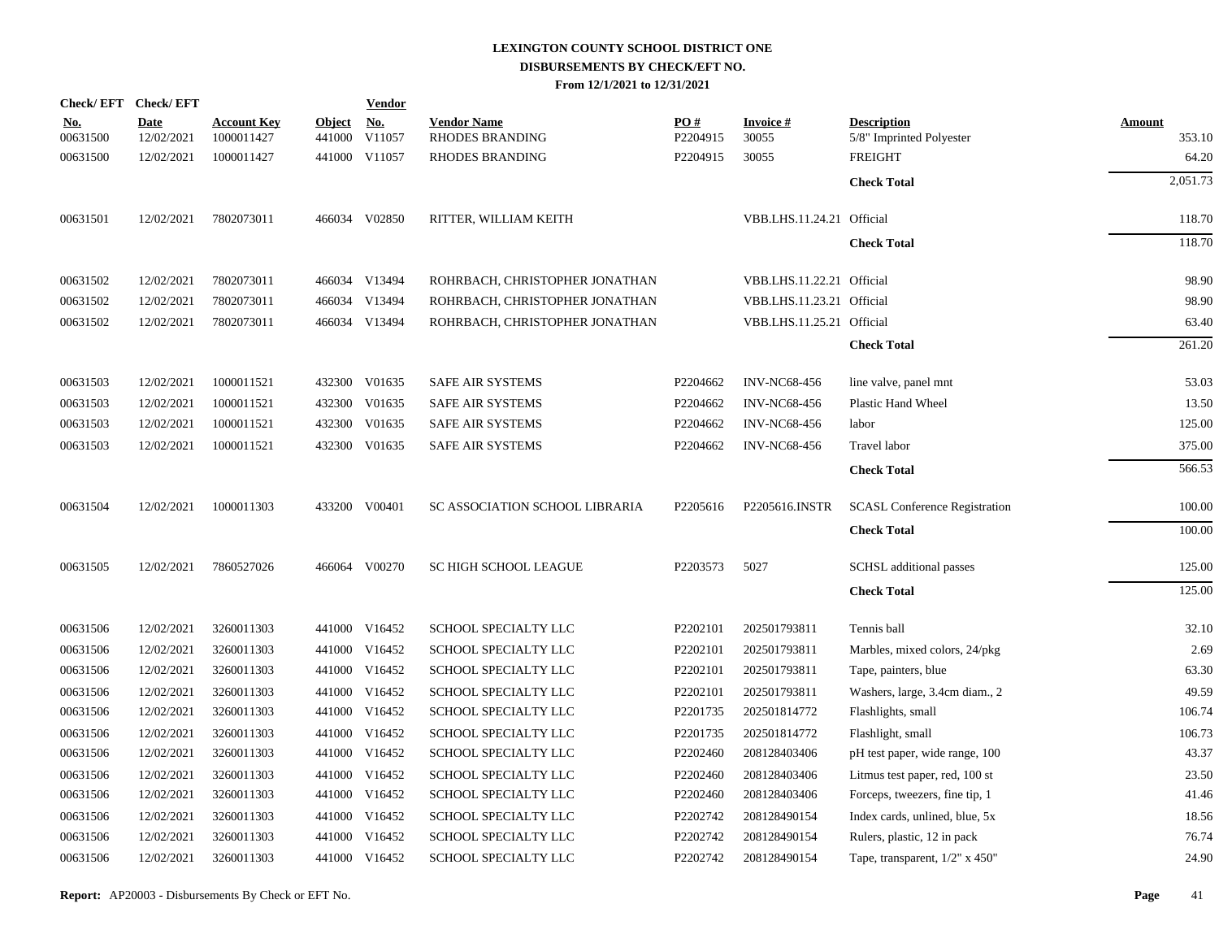# LEXINGTON COUNTY SCHOOL DISTRICT ONE

## DISBURSEMENTS BY CHECK/EFT NO.

### From 12/1/2021 to 12/31/2021

| Check/EFT No. | Check/EFT Date | Account Key | Object | Vendor No. | Vendor Name | PO # | Invoice # | Description | Amount |
|---|---|---|---|---|---|---|---|---|---|
| 00631500 | 12/02/2021 | 1000011427 | 441000 | V11057 | RHODES BRANDING | P2204915 | 30055 | 5/8" Imprinted Polyester | 353.10 |
| 00631500 | 12/02/2021 | 1000011427 | 441000 | V11057 | RHODES BRANDING | P2204915 | 30055 | FREIGHT | 64.20 |
| | | | | | | | | **Check Total** | 2,051.73 |
| 00631501 | 12/02/2021 | 7802073011 | 466034 | V02850 | RITTER, WILLIAM KEITH | | VBB.LHS.11.24.21 | Official | 118.70 |
| | | | | | | | | **Check Total** | 118.70 |
| 00631502 | 12/02/2021 | 7802073011 | 466034 | V13494 | ROHRBACH, CHRISTOPHER JONATHAN | | VBB.LHS.11.22.21 | Official | 98.90 |
| 00631502 | 12/02/2021 | 7802073011 | 466034 | V13494 | ROHRBACH, CHRISTOPHER JONATHAN | | VBB.LHS.11.23.21 | Official | 98.90 |
| 00631502 | 12/02/2021 | 7802073011 | 466034 | V13494 | ROHRBACH, CHRISTOPHER JONATHAN | | VBB.LHS.11.25.21 | Official | 63.40 |
| | | | | | | | | **Check Total** | 261.20 |
| 00631503 | 12/02/2021 | 1000011521 | 432300 | V01635 | SAFE AIR SYSTEMS | P2204662 | INV-NC68-456 | line valve, panel mnt | 53.03 |
| 00631503 | 12/02/2021 | 1000011521 | 432300 | V01635 | SAFE AIR SYSTEMS | P2204662 | INV-NC68-456 | Plastic Hand Wheel | 13.50 |
| 00631503 | 12/02/2021 | 1000011521 | 432300 | V01635 | SAFE AIR SYSTEMS | P2204662 | INV-NC68-456 | labor | 125.00 |
| 00631503 | 12/02/2021 | 1000011521 | 432300 | V01635 | SAFE AIR SYSTEMS | P2204662 | INV-NC68-456 | Travel labor | 375.00 |
| | | | | | | | | **Check Total** | 566.53 |
| 00631504 | 12/02/2021 | 1000011303 | 433200 | V00401 | SC ASSOCIATION SCHOOL LIBRARIA | P2205616 | P2205616.INSTR | SCASL Conference Registration | 100.00 |
| | | | | | | | | **Check Total** | 100.00 |
| 00631505 | 12/02/2021 | 7860527026 | 466064 | V00270 | SC HIGH SCHOOL LEAGUE | P2203573 | 5027 | SCHSL additional passes | 125.00 |
| | | | | | | | | **Check Total** | 125.00 |
| 00631506 | 12/02/2021 | 3260011303 | 441000 | V16452 | SCHOOL SPECIALTY LLC | P2202101 | 202501793811 | Tennis ball | 32.10 |
| 00631506 | 12/02/2021 | 3260011303 | 441000 | V16452 | SCHOOL SPECIALTY LLC | P2202101 | 202501793811 | Marbles, mixed colors, 24/pkg | 2.69 |
| 00631506 | 12/02/2021 | 3260011303 | 441000 | V16452 | SCHOOL SPECIALTY LLC | P2202101 | 202501793811 | Tape, painters, blue | 63.30 |
| 00631506 | 12/02/2021 | 3260011303 | 441000 | V16452 | SCHOOL SPECIALTY LLC | P2202101 | 202501793811 | Washers, large, 3.4cm diam., 2 | 49.59 |
| 00631506 | 12/02/2021 | 3260011303 | 441000 | V16452 | SCHOOL SPECIALTY LLC | P2201735 | 202501814772 | Flashlights, small | 106.74 |
| 00631506 | 12/02/2021 | 3260011303 | 441000 | V16452 | SCHOOL SPECIALTY LLC | P2201735 | 202501814772 | Flashlight, small | 106.73 |
| 00631506 | 12/02/2021 | 3260011303 | 441000 | V16452 | SCHOOL SPECIALTY LLC | P2202460 | 208128403406 | pH test paper, wide range, 100 | 43.37 |
| 00631506 | 12/02/2021 | 3260011303 | 441000 | V16452 | SCHOOL SPECIALTY LLC | P2202460 | 208128403406 | Litmus test paper, red, 100 st | 23.50 |
| 00631506 | 12/02/2021 | 3260011303 | 441000 | V16452 | SCHOOL SPECIALTY LLC | P2202460 | 208128403406 | Forceps, tweezers, fine tip, 1 | 41.46 |
| 00631506 | 12/02/2021 | 3260011303 | 441000 | V16452 | SCHOOL SPECIALTY LLC | P2202742 | 208128490154 | Index cards, unlined, blue, 5x | 18.56 |
| 00631506 | 12/02/2021 | 3260011303 | 441000 | V16452 | SCHOOL SPECIALTY LLC | P2202742 | 208128490154 | Rulers, plastic, 12 in pack | 76.74 |
| 00631506 | 12/02/2021 | 3260011303 | 441000 | V16452 | SCHOOL SPECIALTY LLC | P2202742 | 208128490154 | Tape, transparent, 1/2" x 450" | 24.90 |

**Report:** AP20003 - Disbursements By Check or EFT No.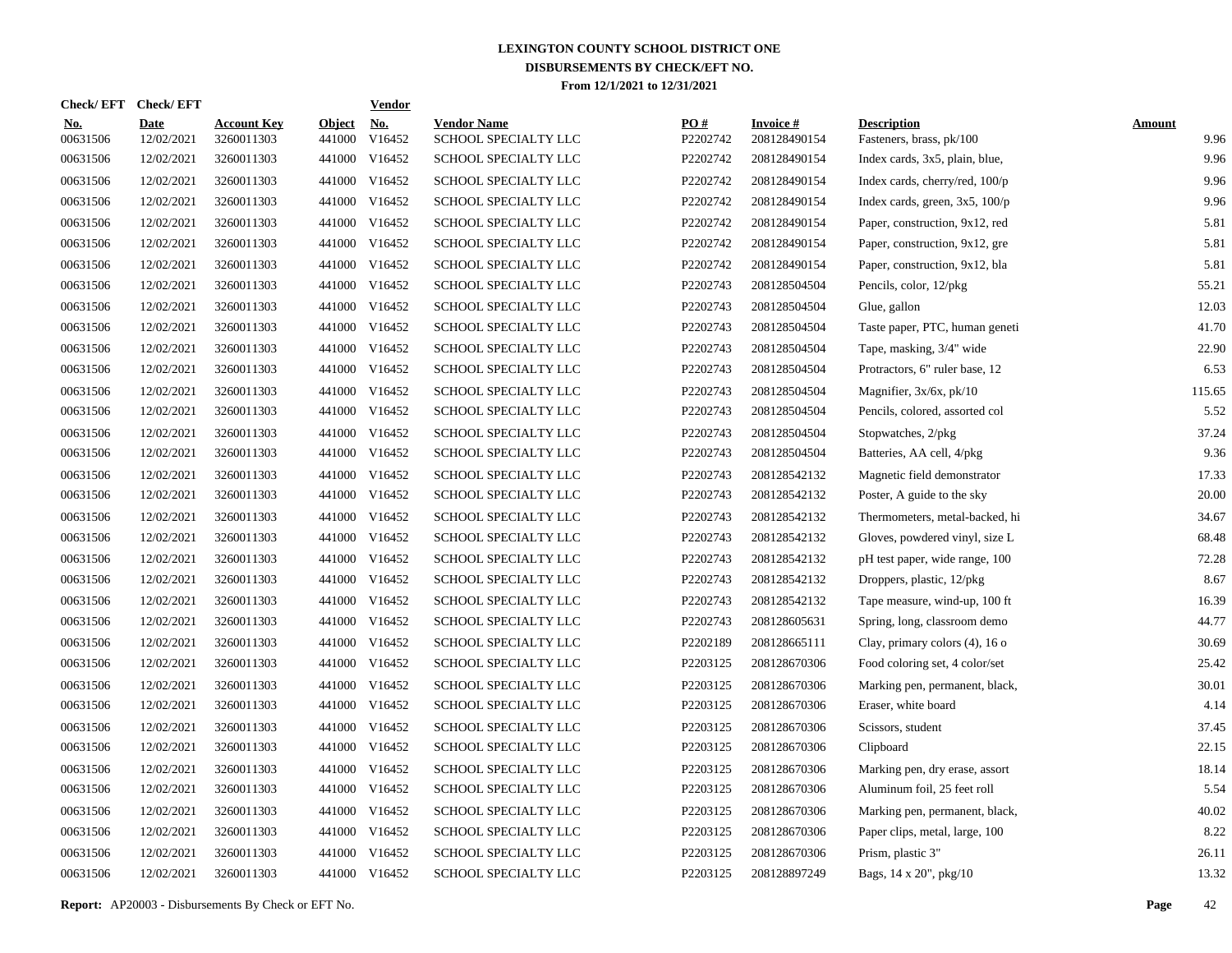# LEXINGTON COUNTY SCHOOL DISTRICT ONE
## DISBURSEMENTS BY CHECK/EFT NO.
### From 12/1/2021 to 12/31/2021

| Check/EFT No. | Check/EFT Date | Account Key | Object | Vendor No. | Vendor Name | PO # | Invoice # | Description | Amount |
|---|---|---|---|---|---|---|---|---|---|
| 00631506 | 12/02/2021 | 3260011303 | 441000 | V16452 | SCHOOL SPECIALTY LLC | P2202742 | 208128490154 | Fasteners, brass, pk/100 | 9.96 |
| 00631506 | 12/02/2021 | 3260011303 | 441000 | V16452 | SCHOOL SPECIALTY LLC | P2202742 | 208128490154 | Index cards, 3x5, plain, blue, | 9.96 |
| 00631506 | 12/02/2021 | 3260011303 | 441000 | V16452 | SCHOOL SPECIALTY LLC | P2202742 | 208128490154 | Index cards, cherry/red, 100/p | 9.96 |
| 00631506 | 12/02/2021 | 3260011303 | 441000 | V16452 | SCHOOL SPECIALTY LLC | P2202742 | 208128490154 | Index cards, green, 3x5, 100/p | 9.96 |
| 00631506 | 12/02/2021 | 3260011303 | 441000 | V16452 | SCHOOL SPECIALTY LLC | P2202742 | 208128490154 | Paper, construction, 9x12, red | 5.81 |
| 00631506 | 12/02/2021 | 3260011303 | 441000 | V16452 | SCHOOL SPECIALTY LLC | P2202742 | 208128490154 | Paper, construction, 9x12, gre | 5.81 |
| 00631506 | 12/02/2021 | 3260011303 | 441000 | V16452 | SCHOOL SPECIALTY LLC | P2202742 | 208128490154 | Paper, construction, 9x12, bla | 5.81 |
| 00631506 | 12/02/2021 | 3260011303 | 441000 | V16452 | SCHOOL SPECIALTY LLC | P2202743 | 208128504504 | Pencils, color, 12/pkg | 55.21 |
| 00631506 | 12/02/2021 | 3260011303 | 441000 | V16452 | SCHOOL SPECIALTY LLC | P2202743 | 208128504504 | Glue, gallon | 12.03 |
| 00631506 | 12/02/2021 | 3260011303 | 441000 | V16452 | SCHOOL SPECIALTY LLC | P2202743 | 208128504504 | Taste paper, PTC, human geneti | 41.70 |
| 00631506 | 12/02/2021 | 3260011303 | 441000 | V16452 | SCHOOL SPECIALTY LLC | P2202743 | 208128504504 | Tape, masking, 3/4" wide | 22.90 |
| 00631506 | 12/02/2021 | 3260011303 | 441000 | V16452 | SCHOOL SPECIALTY LLC | P2202743 | 208128504504 | Protractors, 6" ruler base, 12 | 6.53 |
| 00631506 | 12/02/2021 | 3260011303 | 441000 | V16452 | SCHOOL SPECIALTY LLC | P2202743 | 208128504504 | Magnifier, 3x/6x, pk/10 | 115.65 |
| 00631506 | 12/02/2021 | 3260011303 | 441000 | V16452 | SCHOOL SPECIALTY LLC | P2202743 | 208128504504 | Pencils, colored, assorted col | 5.52 |
| 00631506 | 12/02/2021 | 3260011303 | 441000 | V16452 | SCHOOL SPECIALTY LLC | P2202743 | 208128504504 | Stopwatches, 2/pkg | 37.24 |
| 00631506 | 12/02/2021 | 3260011303 | 441000 | V16452 | SCHOOL SPECIALTY LLC | P2202743 | 208128504504 | Batteries, AA cell, 4/pkg | 9.36 |
| 00631506 | 12/02/2021 | 3260011303 | 441000 | V16452 | SCHOOL SPECIALTY LLC | P2202743 | 208128542132 | Magnetic field demonstrator | 17.33 |
| 00631506 | 12/02/2021 | 3260011303 | 441000 | V16452 | SCHOOL SPECIALTY LLC | P2202743 | 208128542132 | Poster, A guide to the sky | 20.00 |
| 00631506 | 12/02/2021 | 3260011303 | 441000 | V16452 | SCHOOL SPECIALTY LLC | P2202743 | 208128542132 | Thermometers, metal-backed, hi | 34.67 |
| 00631506 | 12/02/2021 | 3260011303 | 441000 | V16452 | SCHOOL SPECIALTY LLC | P2202743 | 208128542132 | Gloves, powdered vinyl, size L | 68.48 |
| 00631506 | 12/02/2021 | 3260011303 | 441000 | V16452 | SCHOOL SPECIALTY LLC | P2202743 | 208128542132 | pH test paper, wide range, 100 | 72.28 |
| 00631506 | 12/02/2021 | 3260011303 | 441000 | V16452 | SCHOOL SPECIALTY LLC | P2202743 | 208128542132 | Droppers, plastic, 12/pkg | 8.67 |
| 00631506 | 12/02/2021 | 3260011303 | 441000 | V16452 | SCHOOL SPECIALTY LLC | P2202743 | 208128542132 | Tape measure, wind-up, 100 ft | 16.39 |
| 00631506 | 12/02/2021 | 3260011303 | 441000 | V16452 | SCHOOL SPECIALTY LLC | P2202743 | 208128605631 | Spring, long, classroom demo | 44.77 |
| 00631506 | 12/02/2021 | 3260011303 | 441000 | V16452 | SCHOOL SPECIALTY LLC | P2202189 | 208128665111 | Clay, primary colors (4), 16 o | 30.69 |
| 00631506 | 12/02/2021 | 3260011303 | 441000 | V16452 | SCHOOL SPECIALTY LLC | P2203125 | 208128670306 | Food coloring set, 4 color/set | 25.42 |
| 00631506 | 12/02/2021 | 3260011303 | 441000 | V16452 | SCHOOL SPECIALTY LLC | P2203125 | 208128670306 | Marking pen, permanent, black, | 30.01 |
| 00631506 | 12/02/2021 | 3260011303 | 441000 | V16452 | SCHOOL SPECIALTY LLC | P2203125 | 208128670306 | Eraser, white board | 4.14 |
| 00631506 | 12/02/2021 | 3260011303 | 441000 | V16452 | SCHOOL SPECIALTY LLC | P2203125 | 208128670306 | Scissors, student | 37.45 |
| 00631506 | 12/02/2021 | 3260011303 | 441000 | V16452 | SCHOOL SPECIALTY LLC | P2203125 | 208128670306 | Clipboard | 22.15 |
| 00631506 | 12/02/2021 | 3260011303 | 441000 | V16452 | SCHOOL SPECIALTY LLC | P2203125 | 208128670306 | Marking pen, dry erase, assort | 18.14 |
| 00631506 | 12/02/2021 | 3260011303 | 441000 | V16452 | SCHOOL SPECIALTY LLC | P2203125 | 208128670306 | Aluminum foil, 25 feet roll | 5.54 |
| 00631506 | 12/02/2021 | 3260011303 | 441000 | V16452 | SCHOOL SPECIALTY LLC | P2203125 | 208128670306 | Marking pen, permanent, black, | 40.02 |
| 00631506 | 12/02/2021 | 3260011303 | 441000 | V16452 | SCHOOL SPECIALTY LLC | P2203125 | 208128670306 | Paper clips, metal, large, 100 | 8.22 |
| 00631506 | 12/02/2021 | 3260011303 | 441000 | V16452 | SCHOOL SPECIALTY LLC | P2203125 | 208128670306 | Prism, plastic 3" | 26.11 |
| 00631506 | 12/02/2021 | 3260011303 | 441000 | V16452 | SCHOOL SPECIALTY LLC | P2203125 | 208128897249 | Bags, 14 x 20", pkg/10 | 13.32 |

**Report:** AP20003 - Disbursements By Check or EFT No.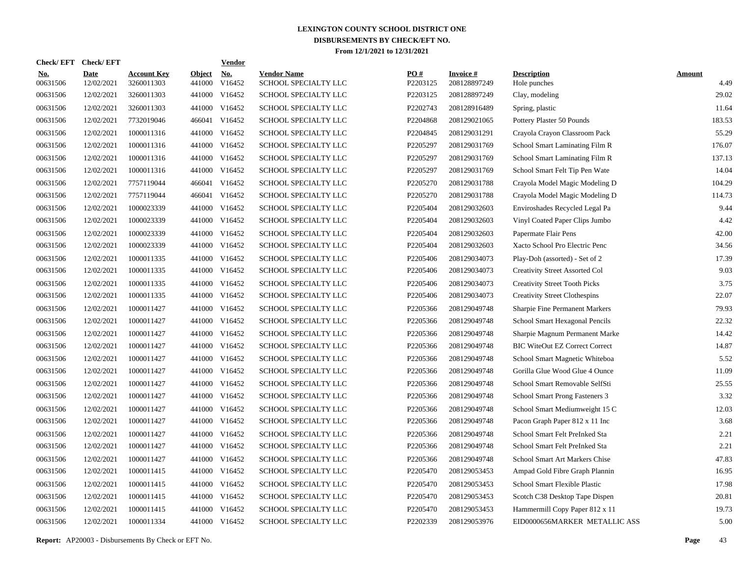**LEXINGTON COUNTY SCHOOL DISTRICT ONE**
**DISBURSEMENTS BY CHECK/EFT NO.**
**From 12/1/2021 to 12/31/2021**

| Check/ EFT No. | Check/ EFT Date | Account Key | Object | Vendor No. | Vendor Name | PO # | Invoice # | Description | Amount |
|---|---|---|---|---|---|---|---|---|---|
| 00631506 | 12/02/2021 | 3260011303 | 441000 | V16452 | SCHOOL SPECIALTY LLC | P2203125 | 208128897249 | Hole punches | 4.49 |
| 00631506 | 12/02/2021 | 3260011303 | 441000 | V16452 | SCHOOL SPECIALTY LLC | P2203125 | 208128897249 | Clay, modeling | 29.02 |
| 00631506 | 12/02/2021 | 3260011303 | 441000 | V16452 | SCHOOL SPECIALTY LLC | P2202743 | 208128916489 | Spring, plastic | 11.64 |
| 00631506 | 12/02/2021 | 7732019046 | 466041 | V16452 | SCHOOL SPECIALTY LLC | P2204868 | 208129021065 | Pottery Plaster 50 Pounds | 183.53 |
| 00631506 | 12/02/2021 | 1000011316 | 441000 | V16452 | SCHOOL SPECIALTY LLC | P2204845 | 208129031291 | Crayola Crayon Classroom Pack | 55.29 |
| 00631506 | 12/02/2021 | 1000011316 | 441000 | V16452 | SCHOOL SPECIALTY LLC | P2205297 | 208129031769 | School Smart Laminating Film R | 176.07 |
| 00631506 | 12/02/2021 | 1000011316 | 441000 | V16452 | SCHOOL SPECIALTY LLC | P2205297 | 208129031769 | School Smart Laminating Film R | 137.13 |
| 00631506 | 12/02/2021 | 1000011316 | 441000 | V16452 | SCHOOL SPECIALTY LLC | P2205297 | 208129031769 | School Smart Felt Tip Pen Wate | 14.04 |
| 00631506 | 12/02/2021 | 7757119044 | 466041 | V16452 | SCHOOL SPECIALTY LLC | P2205270 | 208129031788 | Crayola Model Magic Modeling D | 104.29 |
| 00631506 | 12/02/2021 | 7757119044 | 466041 | V16452 | SCHOOL SPECIALTY LLC | P2205270 | 208129031788 | Crayola Model Magic Modeling D | 114.73 |
| 00631506 | 12/02/2021 | 1000023339 | 441000 | V16452 | SCHOOL SPECIALTY LLC | P2205404 | 208129032603 | Enviroshades Recycled Legal Pa | 9.44 |
| 00631506 | 12/02/2021 | 1000023339 | 441000 | V16452 | SCHOOL SPECIALTY LLC | P2205404 | 208129032603 | Vinyl Coated Paper Clips Jumbo | 4.42 |
| 00631506 | 12/02/2021 | 1000023339 | 441000 | V16452 | SCHOOL SPECIALTY LLC | P2205404 | 208129032603 | Papermate Flair Pens | 42.00 |
| 00631506 | 12/02/2021 | 1000023339 | 441000 | V16452 | SCHOOL SPECIALTY LLC | P2205404 | 208129032603 | Xacto School Pro Electric Penc | 34.56 |
| 00631506 | 12/02/2021 | 1000011335 | 441000 | V16452 | SCHOOL SPECIALTY LLC | P2205406 | 208129034073 | Play-Doh (assorted) - Set of 2 | 17.39 |
| 00631506 | 12/02/2021 | 1000011335 | 441000 | V16452 | SCHOOL SPECIALTY LLC | P2205406 | 208129034073 | Creativity Street Assorted Col | 9.03 |
| 00631506 | 12/02/2021 | 1000011335 | 441000 | V16452 | SCHOOL SPECIALTY LLC | P2205406 | 208129034073 | Creativity Street Tooth Picks | 3.75 |
| 00631506 | 12/02/2021 | 1000011335 | 441000 | V16452 | SCHOOL SPECIALTY LLC | P2205406 | 208129034073 | Creativity Street Clothespins | 22.07 |
| 00631506 | 12/02/2021 | 1000011427 | 441000 | V16452 | SCHOOL SPECIALTY LLC | P2205366 | 208129049748 | Sharpie Fine Permanent Markers | 79.93 |
| 00631506 | 12/02/2021 | 1000011427 | 441000 | V16452 | SCHOOL SPECIALTY LLC | P2205366 | 208129049748 | School Smart Hexagonal Pencils | 22.32 |
| 00631506 | 12/02/2021 | 1000011427 | 441000 | V16452 | SCHOOL SPECIALTY LLC | P2205366 | 208129049748 | Sharpie Magnum Permanent Marke | 14.42 |
| 00631506 | 12/02/2021 | 1000011427 | 441000 | V16452 | SCHOOL SPECIALTY LLC | P2205366 | 208129049748 | BIC WiteOut EZ Correct Correct | 14.87 |
| 00631506 | 12/02/2021 | 1000011427 | 441000 | V16452 | SCHOOL SPECIALTY LLC | P2205366 | 208129049748 | School Smart Magnetic Whiteboa | 5.52 |
| 00631506 | 12/02/2021 | 1000011427 | 441000 | V16452 | SCHOOL SPECIALTY LLC | P2205366 | 208129049748 | Gorilla Glue Wood Glue 4 Ounce | 11.09 |
| 00631506 | 12/02/2021 | 1000011427 | 441000 | V16452 | SCHOOL SPECIALTY LLC | P2205366 | 208129049748 | School Smart Removable SelfSti | 25.55 |
| 00631506 | 12/02/2021 | 1000011427 | 441000 | V16452 | SCHOOL SPECIALTY LLC | P2205366 | 208129049748 | School Smart Prong Fasteners 3 | 3.32 |
| 00631506 | 12/02/2021 | 1000011427 | 441000 | V16452 | SCHOOL SPECIALTY LLC | P2205366 | 208129049748 | School Smart Mediumweight 15 C | 12.03 |
| 00631506 | 12/02/2021 | 1000011427 | 441000 | V16452 | SCHOOL SPECIALTY LLC | P2205366 | 208129049748 | Pacon Graph Paper 812 x 11 Inc | 3.68 |
| 00631506 | 12/02/2021 | 1000011427 | 441000 | V16452 | SCHOOL SPECIALTY LLC | P2205366 | 208129049748 | School Smart Felt PreInked Sta | 2.21 |
| 00631506 | 12/02/2021 | 1000011427 | 441000 | V16452 | SCHOOL SPECIALTY LLC | P2205366 | 208129049748 | School Smart Felt PreInked Sta | 2.21 |
| 00631506 | 12/02/2021 | 1000011427 | 441000 | V16452 | SCHOOL SPECIALTY LLC | P2205366 | 208129049748 | School Smart Art Markers Chise | 47.83 |
| 00631506 | 12/02/2021 | 1000011415 | 441000 | V16452 | SCHOOL SPECIALTY LLC | P2205470 | 208129053453 | Ampad Gold Fibre Graph Plannin | 16.95 |
| 00631506 | 12/02/2021 | 1000011415 | 441000 | V16452 | SCHOOL SPECIALTY LLC | P2205470 | 208129053453 | School Smart Flexible Plastic | 17.98 |
| 00631506 | 12/02/2021 | 1000011415 | 441000 | V16452 | SCHOOL SPECIALTY LLC | P2205470 | 208129053453 | Scotch C38 Desktop Tape Dispen | 20.81 |
| 00631506 | 12/02/2021 | 1000011415 | 441000 | V16452 | SCHOOL SPECIALTY LLC | P2205470 | 208129053453 | Hammermill Copy Paper 812 x 11 | 19.73 |
| 00631506 | 12/02/2021 | 1000011334 | 441000 | V16452 | SCHOOL SPECIALTY LLC | P2202339 | 208129053976 | EID0000656MARKER METALLIC ASS | 5.00 |

**Report:** AP20003 - Disbursements By Check or EFT No.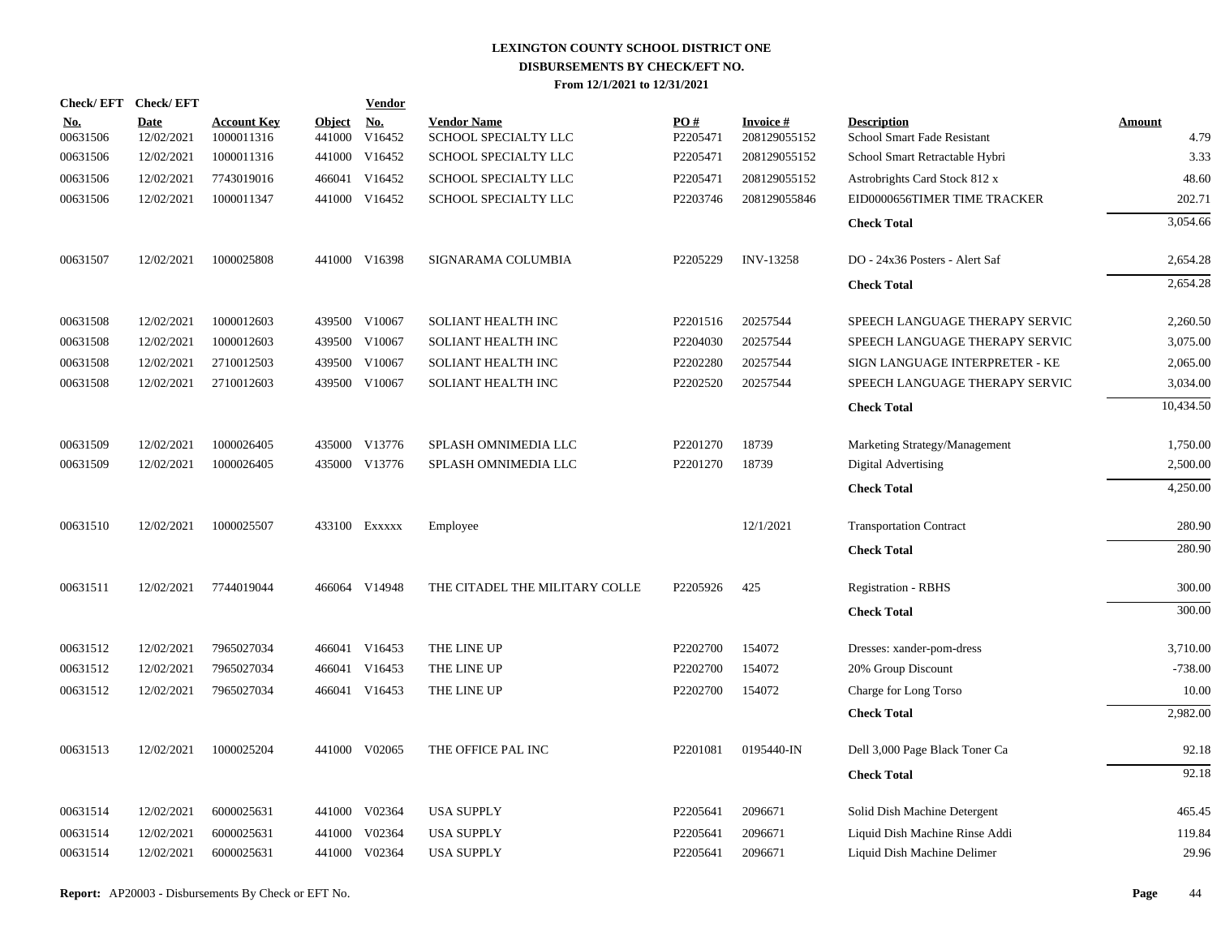# LEXINGTON COUNTY SCHOOL DISTRICT ONE
## DISBURSEMENTS BY CHECK/EFT NO.
### From 12/1/2021 to 12/31/2021

| Check/ EFT No. | Check/ EFT Date | Account Key | Object | Vendor No. | Vendor Name | PO # | Invoice # | Description | Amount |
|---|---|---|---|---|---|---|---|---|---|
| 00631506 | 12/02/2021 | 1000011316 | 441000 | V16452 | SCHOOL SPECIALTY LLC | P2205471 | 208129055152 | School Smart Fade Resistant | 4.79 |
| 00631506 | 12/02/2021 | 1000011316 | 441000 | V16452 | SCHOOL SPECIALTY LLC | P2205471 | 208129055152 | School Smart Retractable Hybri | 3.33 |
| 00631506 | 12/02/2021 | 7743019016 | 466041 | V16452 | SCHOOL SPECIALTY LLC | P2205471 | 208129055152 | Astrobrights Card Stock 812 x | 48.60 |
| 00631506 | 12/02/2021 | 1000011347 | 441000 | V16452 | SCHOOL SPECIALTY LLC | P2203746 | 208129055846 | EID0000656TIMER TIME TRACKER | 202.71 |
| | | | | | | | | **Check Total** | 3,054.66 |
| 00631507 | 12/02/2021 | 1000025808 | 441000 | V16398 | SIGNARAMA COLUMBIA | P2205229 | INV-13258 | DO - 24x36 Posters - Alert Saf | 2,654.28 |
| | | | | | | | | **Check Total** | 2,654.28 |
| 00631508 | 12/02/2021 | 1000012603 | 439500 | V10067 | SOLIANT HEALTH INC | P2201516 | 20257544 | SPEECH LANGUAGE THERAPY SERVIC | 2,260.50 |
| 00631508 | 12/02/2021 | 1000012603 | 439500 | V10067 | SOLIANT HEALTH INC | P2204030 | 20257544 | SPEECH LANGUAGE THERAPY SERVIC | 3,075.00 |
| 00631508 | 12/02/2021 | 2710012503 | 439500 | V10067 | SOLIANT HEALTH INC | P2202280 | 20257544 | SIGN LANGUAGE INTERPRETER - KE | 2,065.00 |
| 00631508 | 12/02/2021 | 2710012603 | 439500 | V10067 | SOLIANT HEALTH INC | P2202520 | 20257544 | SPEECH LANGUAGE THERAPY SERVIC | 3,034.00 |
| | | | | | | | | **Check Total** | 10,434.50 |
| 00631509 | 12/02/2021 | 1000026405 | 435000 | V13776 | SPLASH OMNIMEDIA LLC | P2201270 | 18739 | Marketing Strategy/Management | 1,750.00 |
| 00631509 | 12/02/2021 | 1000026405 | 435000 | V13776 | SPLASH OMNIMEDIA LLC | P2201270 | 18739 | Digital Advertising | 2,500.00 |
| | | | | | | | | **Check Total** | 4,250.00 |
| 00631510 | 12/02/2021 | 1000025507 | 433100 | Exxxxx | Employee | | 12/1/2021 | Transportation Contract | 280.90 |
| | | | | | | | | **Check Total** | 280.90 |
| 00631511 | 12/02/2021 | 7744019044 | 466064 | V14948 | THE CITADEL THE MILITARY COLLE | P2205926 | 425 | Registration - RBHS | 300.00 |
| | | | | | | | | **Check Total** | 300.00 |
| 00631512 | 12/02/2021 | 7965027034 | 466041 | V16453 | THE LINE UP | P2202700 | 154072 | Dresses: xander-pom-dress | 3,710.00 |
| 00631512 | 12/02/2021 | 7965027034 | 466041 | V16453 | THE LINE UP | P2202700 | 154072 | 20% Group Discount | -738.00 |
| 00631512 | 12/02/2021 | 7965027034 | 466041 | V16453 | THE LINE UP | P2202700 | 154072 | Charge for Long Torso | 10.00 |
| | | | | | | | | **Check Total** | 2,982.00 |
| 00631513 | 12/02/2021 | 1000025204 | 441000 | V02065 | THE OFFICE PAL INC | P2201081 | 0195440-IN | Dell 3,000 Page Black Toner Ca | 92.18 |
| | | | | | | | | **Check Total** | 92.18 |
| 00631514 | 12/02/2021 | 6000025631 | 441000 | V02364 | USA SUPPLY | P2205641 | 2096671 | Solid Dish Machine Detergent | 465.45 |
| 00631514 | 12/02/2021 | 6000025631 | 441000 | V02364 | USA SUPPLY | P2205641 | 2096671 | Liquid Dish Machine Rinse Addi | 119.84 |
| 00631514 | 12/02/2021 | 6000025631 | 441000 | V02364 | USA SUPPLY | P2205641 | 2096671 | Liquid Dish Machine Delimer | 29.96 |

**Report:** AP20003 - Disbursements By Check or EFT No.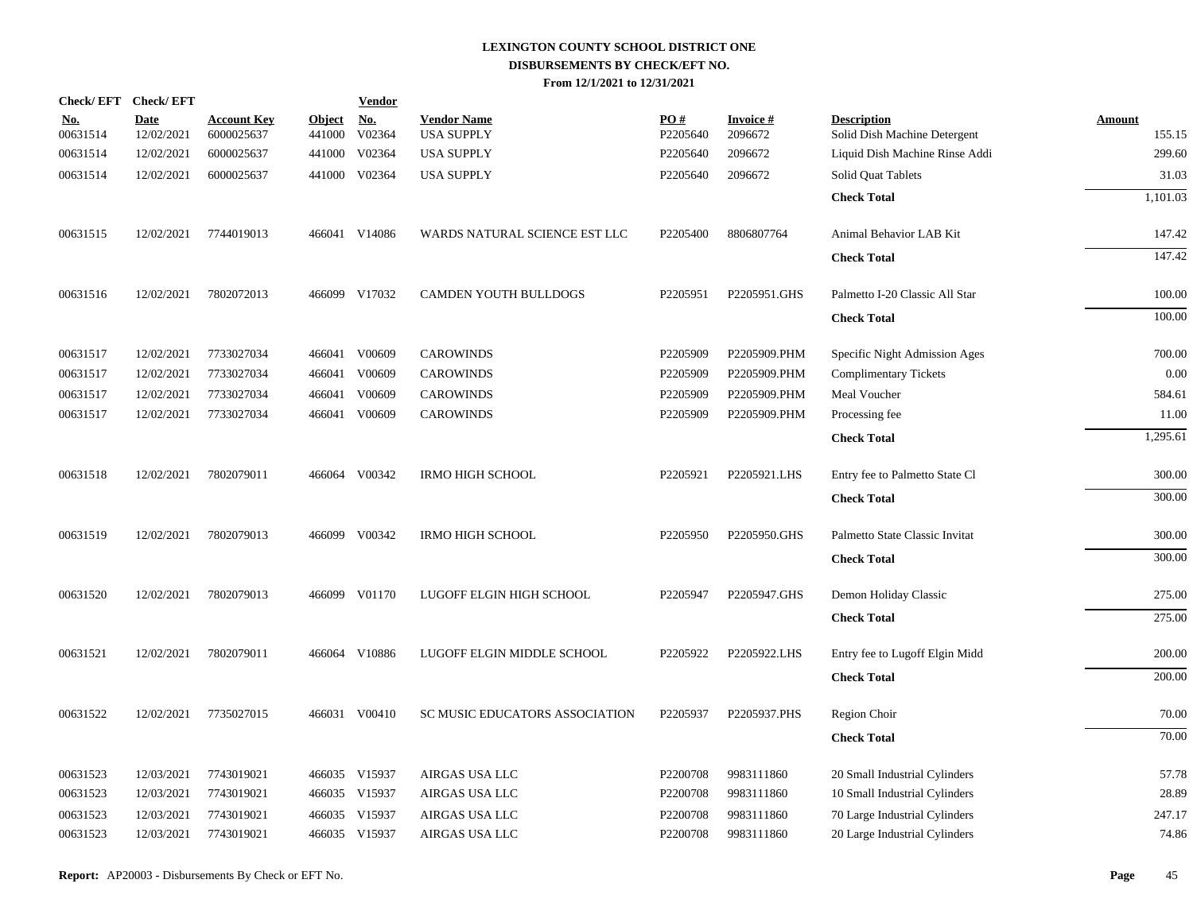# LEXINGTON COUNTY SCHOOL DISTRICT ONE
## DISBURSEMENTS BY CHECK/EFT NO.
### From 12/1/2021 to 12/31/2021

| Check/ EFT No. | Check/ EFT Date | Account Key | Object | Vendor No. | Vendor Name | PO # | Invoice # | Description | Amount |
|---|---|---|---|---|---|---|---|---|---|
| 00631514 | 12/02/2021 | 6000025637 | 441000 | V02364 | USA SUPPLY | P2205640 | 2096672 | Solid Dish Machine Detergent | 155.15 |
| 00631514 | 12/02/2021 | 6000025637 | 441000 | V02364 | USA SUPPLY | P2205640 | 2096672 | Liquid Dish Machine Rinse Addi | 299.60 |
| 00631514 | 12/02/2021 | 6000025637 | 441000 | V02364 | USA SUPPLY | P2205640 | 2096672 | Solid Quat Tablets | 31.03 |
| | | | | | | | | **Check Total** | 1,101.03 |
| 00631515 | 12/02/2021 | 7744019013 | 466041 | V14086 | WARDS NATURAL SCIENCE EST LLC | P2205400 | 8806807764 | Animal Behavior LAB Kit | 147.42 |
| | | | | | | | | **Check Total** | 147.42 |
| 00631516 | 12/02/2021 | 7802072013 | 466099 | V17032 | CAMDEN YOUTH BULLDOGS | P2205951 | P2205951.GHS | Palmetto I-20 Classic All Star | 100.00 |
| | | | | | | | | **Check Total** | 100.00 |
| 00631517 | 12/02/2021 | 7733027034 | 466041 | V00609 | CAROWINDS | P2205909 | P2205909.PHM | Specific Night Admission Ages | 700.00 |
| 00631517 | 12/02/2021 | 7733027034 | 466041 | V00609 | CAROWINDS | P2205909 | P2205909.PHM | Complimentary Tickets | 0.00 |
| 00631517 | 12/02/2021 | 7733027034 | 466041 | V00609 | CAROWINDS | P2205909 | P2205909.PHM | Meal Voucher | 584.61 |
| 00631517 | 12/02/2021 | 7733027034 | 466041 | V00609 | CAROWINDS | P2205909 | P2205909.PHM | Processing fee | 11.00 |
| | | | | | | | | **Check Total** | 1,295.61 |
| 00631518 | 12/02/2021 | 7802079011 | 466064 | V00342 | IRMO HIGH SCHOOL | P2205921 | P2205921.LHS | Entry fee to Palmetto State Cl | 300.00 |
| | | | | | | | | **Check Total** | 300.00 |
| 00631519 | 12/02/2021 | 7802079013 | 466099 | V00342 | IRMO HIGH SCHOOL | P2205950 | P2205950.GHS | Palmetto State Classic Invitat | 300.00 |
| | | | | | | | | **Check Total** | 300.00 |
| 00631520 | 12/02/2021 | 7802079013 | 466099 | V01170 | LUGOFF ELGIN HIGH SCHOOL | P2205947 | P2205947.GHS | Demon Holiday Classic | 275.00 |
| | | | | | | | | **Check Total** | 275.00 |
| 00631521 | 12/02/2021 | 7802079011 | 466064 | V10886 | LUGOFF ELGIN MIDDLE SCHOOL | P2205922 | P2205922.LHS | Entry fee to Lugoff Elgin Midd | 200.00 |
| | | | | | | | | **Check Total** | 200.00 |
| 00631522 | 12/02/2021 | 7735027015 | 466031 | V00410 | SC MUSIC EDUCATORS ASSOCIATION | P2205937 | P2205937.PHS | Region Choir | 70.00 |
| | | | | | | | | **Check Total** | 70.00 |
| 00631523 | 12/03/2021 | 7743019021 | 466035 | V15937 | AIRGAS USA LLC | P2200708 | 9983111860 | 20 Small Industrial Cylinders | 57.78 |
| 00631523 | 12/03/2021 | 7743019021 | 466035 | V15937 | AIRGAS USA LLC | P2200708 | 9983111860 | 10 Small Industrial Cylinders | 28.89 |
| 00631523 | 12/03/2021 | 7743019021 | 466035 | V15937 | AIRGAS USA LLC | P2200708 | 9983111860 | 70 Large Industrial Cylinders | 247.17 |
| 00631523 | 12/03/2021 | 7743019021 | 466035 | V15937 | AIRGAS USA LLC | P2200708 | 9983111860 | 20 Large Industrial Cylinders | 74.86 |

**Report:** AP20003 - Disbursements By Check or EFT No.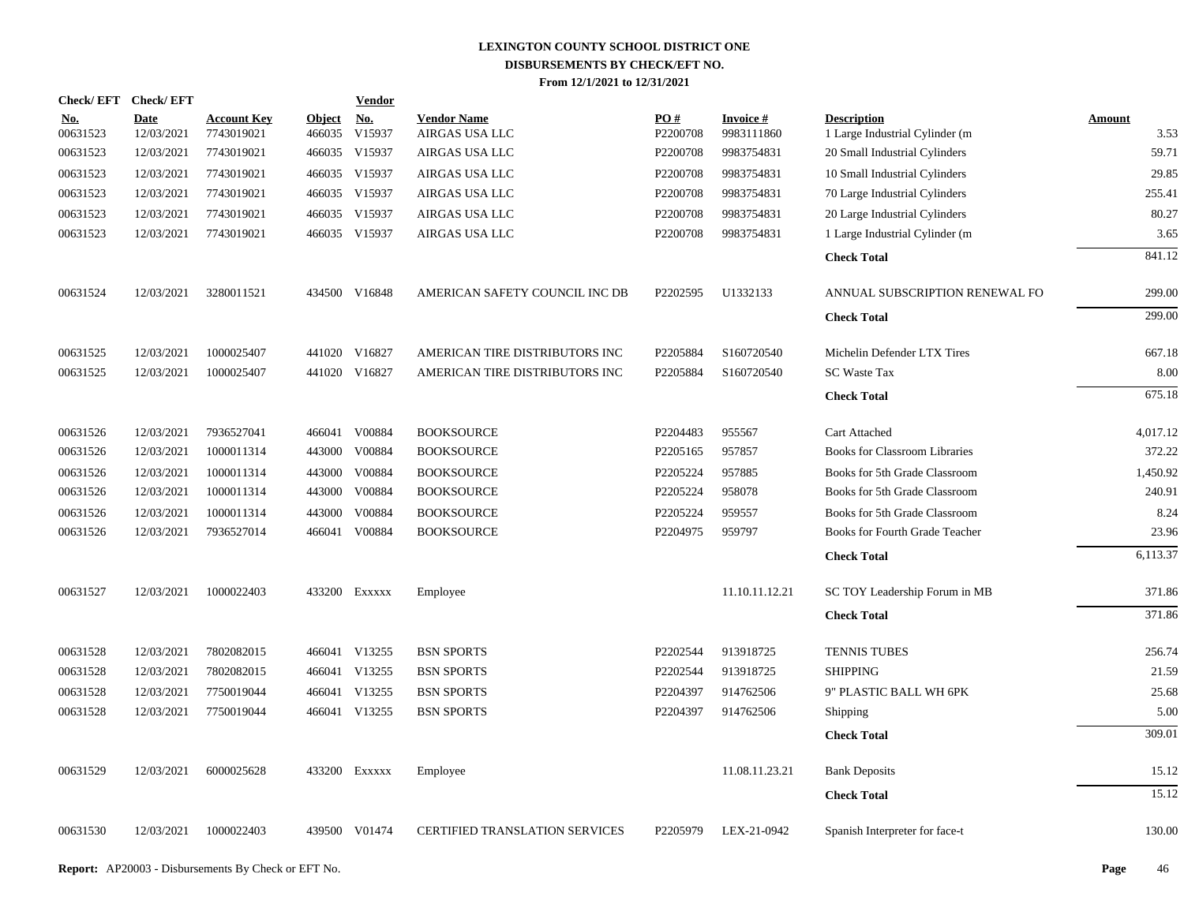# LEXINGTON COUNTY SCHOOL DISTRICT ONE
## DISBURSEMENTS BY CHECK/EFT NO.
### From 12/1/2021 to 12/31/2021

| Check/EFT No. | Check/EFT Date | Account Key | Object | Vendor No. | Vendor Name | PO # | Invoice # | Description | Amount |
|---|---|---|---|---|---|---|---|---|---|
| 00631523 | 12/03/2021 | 7743019021 | 466035 | V15937 | AIRGAS USA LLC | P2200708 | 9983111860 | 1 Large Industrial Cylinder (m | 3.53 |
| 00631523 | 12/03/2021 | 7743019021 | 466035 | V15937 | AIRGAS USA LLC | P2200708 | 9983754831 | 20 Small Industrial Cylinders | 59.71 |
| 00631523 | 12/03/2021 | 7743019021 | 466035 | V15937 | AIRGAS USA LLC | P2200708 | 9983754831 | 10 Small Industrial Cylinders | 29.85 |
| 00631523 | 12/03/2021 | 7743019021 | 466035 | V15937 | AIRGAS USA LLC | P2200708 | 9983754831 | 70 Large Industrial Cylinders | 255.41 |
| 00631523 | 12/03/2021 | 7743019021 | 466035 | V15937 | AIRGAS USA LLC | P2200708 | 9983754831 | 20 Large Industrial Cylinders | 80.27 |
| 00631523 | 12/03/2021 | 7743019021 | 466035 | V15937 | AIRGAS USA LLC | P2200708 | 9983754831 | 1 Large Industrial Cylinder (m | 3.65 |
| | | | | | | | | **Check Total** | 841.12 |
| 00631524 | 12/03/2021 | 3280011521 | 434500 | V16848 | AMERICAN SAFETY COUNCIL INC DB | P2202595 | U1332133 | ANNUAL SUBSCRIPTION RENEWAL FO | 299.00 |
| | | | | | | | | **Check Total** | 299.00 |
| 00631525 | 12/03/2021 | 1000025407 | 441020 | V16827 | AMERICAN TIRE DISTRIBUTORS INC | P2205884 | S160720540 | Michelin Defender LTX Tires | 667.18 |
| 00631525 | 12/03/2021 | 1000025407 | 441020 | V16827 | AMERICAN TIRE DISTRIBUTORS INC | P2205884 | S160720540 | SC Waste Tax | 8.00 |
| | | | | | | | | **Check Total** | 675.18 |
| 00631526 | 12/03/2021 | 7936527041 | 466041 | V00884 | BOOKSOURCE | P2204483 | 955567 | Cart Attached | 4,017.12 |
| 00631526 | 12/03/2021 | 1000011314 | 443000 | V00884 | BOOKSOURCE | P2205165 | 957857 | Books for Classroom Libraries | 372.22 |
| 00631526 | 12/03/2021 | 1000011314 | 443000 | V00884 | BOOKSOURCE | P2205224 | 957885 | Books for 5th Grade Classroom | 1,450.92 |
| 00631526 | 12/03/2021 | 1000011314 | 443000 | V00884 | BOOKSOURCE | P2205224 | 958078 | Books for 5th Grade Classroom | 240.91 |
| 00631526 | 12/03/2021 | 1000011314 | 443000 | V00884 | BOOKSOURCE | P2205224 | 959557 | Books for 5th Grade Classroom | 8.24 |
| 00631526 | 12/03/2021 | 7936527014 | 466041 | V00884 | BOOKSOURCE | P2204975 | 959797 | Books for Fourth Grade Teacher | 23.96 |
| | | | | | | | | **Check Total** | 6,113.37 |
| 00631527 | 12/03/2021 | 1000022403 | 433200 | Exxxxx | Employee | | 11.10.11.12.21 | SC TOY Leadership Forum in MB | 371.86 |
| | | | | | | | | **Check Total** | 371.86 |
| 00631528 | 12/03/2021 | 7802082015 | 466041 | V13255 | BSN SPORTS | P2202544 | 913918725 | TENNIS TUBES | 256.74 |
| 00631528 | 12/03/2021 | 7802082015 | 466041 | V13255 | BSN SPORTS | P2202544 | 913918725 | SHIPPING | 21.59 |
| 00631528 | 12/03/2021 | 7750019044 | 466041 | V13255 | BSN SPORTS | P2204397 | 914762506 | 9" PLASTIC BALL WH 6PK | 25.68 |
| 00631528 | 12/03/2021 | 7750019044 | 466041 | V13255 | BSN SPORTS | P2204397 | 914762506 | Shipping | 5.00 |
| | | | | | | | | **Check Total** | 309.01 |
| 00631529 | 12/03/2021 | 6000025628 | 433200 | Exxxxx | Employee | | 11.08.11.23.21 | Bank Deposits | 15.12 |
| | | | | | | | | **Check Total** | 15.12 |
| 00631530 | 12/03/2021 | 1000022403 | 439500 | V01474 | CERTIFIED TRANSLATION SERVICES | P2205979 | LEX-21-0942 | Spanish Interpreter for face-t | 130.00 |

**Report:** AP20003 - Disbursements By Check or EFT No.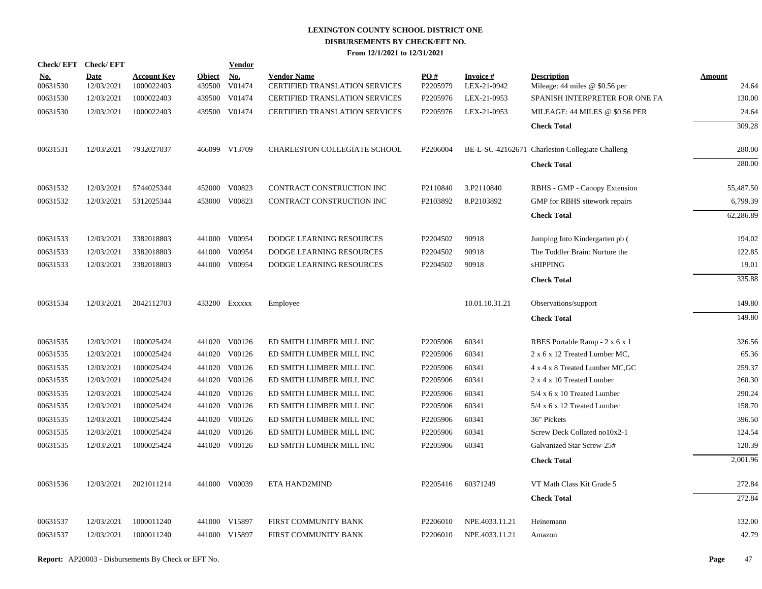# LEXINGTON COUNTY SCHOOL DISTRICT ONE
## DISBURSEMENTS BY CHECK/EFT NO.
### From 12/1/2021 to 12/31/2021

| Check/ EFT No. | Check/ EFT Date | Account Key | Object | Vendor No. | Vendor Name | PO # | Invoice # | Description | Amount |
|---|---|---|---|---|---|---|---|---|---|
| 00631530 | 12/03/2021 | 1000022403 | 439500 | V01474 | CERTIFIED TRANSLATION SERVICES | P2205979 | LEX-21-0942 | Mileage: 44 miles @ $0.56 per | 24.64 |
| 00631530 | 12/03/2021 | 1000022403 | 439500 | V01474 | CERTIFIED TRANSLATION SERVICES | P2205976 | LEX-21-0953 | SPANISH INTERPRETER FOR ONE FA | 130.00 |
| 00631530 | 12/03/2021 | 1000022403 | 439500 | V01474 | CERTIFIED TRANSLATION SERVICES | P2205976 | LEX-21-0953 | MILEAGE: 44 MILES @ $0.56 PER | 24.64 |
| | | | | | | | | **Check Total** | 309.28 |
| 00631531 | 12/03/2021 | 7932027037 | 466099 | V13709 | CHARLESTON COLLEGIATE SCHOOL | P2206004 | BE-L-SC-42162671 | Charleston Collegiate Challeng | 280.00 |
| | | | | | | | | **Check Total** | 280.00 |
| 00631532 | 12/03/2021 | 5744025344 | 452000 | V00823 | CONTRACT CONSTRUCTION INC | P2110840 | 3.P2110840 | RBHS - GMP - Canopy Extension | 55,487.50 |
| 00631532 | 12/03/2021 | 5312025344 | 453000 | V00823 | CONTRACT CONSTRUCTION INC | P2103892 | 8.P2103892 | GMP for RBHS sitework repairs | 6,799.39 |
| | | | | | | | | **Check Total** | 62,286.89 |
| 00631533 | 12/03/2021 | 3382018803 | 441000 | V00954 | DODGE LEARNING RESOURCES | P2204502 | 90918 | Jumping Into Kindergarten pb ( | 194.02 |
| 00631533 | 12/03/2021 | 3382018803 | 441000 | V00954 | DODGE LEARNING RESOURCES | P2204502 | 90918 | The Toddler Brain: Nurture the | 122.85 |
| 00631533 | 12/03/2021 | 3382018803 | 441000 | V00954 | DODGE LEARNING RESOURCES | P2204502 | 90918 | sHIPPING | 19.01 |
| | | | | | | | | **Check Total** | 335.88 |
| 00631534 | 12/03/2021 | 2042112703 | 433200 | Exxxxx | Employee | | 10.01.10.31.21 | Observations/support | 149.80 |
| | | | | | | | | **Check Total** | 149.80 |
| 00631535 | 12/03/2021 | 1000025424 | 441020 | V00126 | ED SMITH LUMBER MILL INC | P2205906 | 60341 | RBES Portable Ramp - 2 x 6 x 1 | 326.56 |
| 00631535 | 12/03/2021 | 1000025424 | 441020 | V00126 | ED SMITH LUMBER MILL INC | P2205906 | 60341 | 2 x 6 x 12 Treated Lumber MC, | 65.36 |
| 00631535 | 12/03/2021 | 1000025424 | 441020 | V00126 | ED SMITH LUMBER MILL INC | P2205906 | 60341 | 4 x 4 x 8 Treated Lumber MC,GC | 259.37 |
| 00631535 | 12/03/2021 | 1000025424 | 441020 | V00126 | ED SMITH LUMBER MILL INC | P2205906 | 60341 | 2 x 4 x 10 Treated Lumber | 260.30 |
| 00631535 | 12/03/2021 | 1000025424 | 441020 | V00126 | ED SMITH LUMBER MILL INC | P2205906 | 60341 | 5/4 x 6 x 10 Treated Lumber | 290.24 |
| 00631535 | 12/03/2021 | 1000025424 | 441020 | V00126 | ED SMITH LUMBER MILL INC | P2205906 | 60341 | 5/4 x 6 x 12 Treated Lumber | 158.70 |
| 00631535 | 12/03/2021 | 1000025424 | 441020 | V00126 | ED SMITH LUMBER MILL INC | P2205906 | 60341 | 36" Pickets | 396.50 |
| 00631535 | 12/03/2021 | 1000025424 | 441020 | V00126 | ED SMITH LUMBER MILL INC | P2205906 | 60341 | Screw Deck Collated no10x2-1 | 124.54 |
| 00631535 | 12/03/2021 | 1000025424 | 441020 | V00126 | ED SMITH LUMBER MILL INC | P2205906 | 60341 | Galvanized Star Screw-25# | 120.39 |
| | | | | | | | | **Check Total** | 2,001.96 |
| 00631536 | 12/03/2021 | 2021011214 | 441000 | V00039 | ETA HAND2MIND | P2205416 | 60371249 | VT Math Class Kit Grade 5 | 272.84 |
| | | | | | | | | **Check Total** | 272.84 |
| 00631537 | 12/03/2021 | 1000011240 | 441000 | V15897 | FIRST COMMUNITY BANK | P2206010 | NPE.4033.11.21 | Heinemann | 132.00 |
| 00631537 | 12/03/2021 | 1000011240 | 441000 | V15897 | FIRST COMMUNITY BANK | P2206010 | NPE.4033.11.21 | Amazon | 42.79 |

**Report:** AP20003 - Disbursements By Check or EFT No.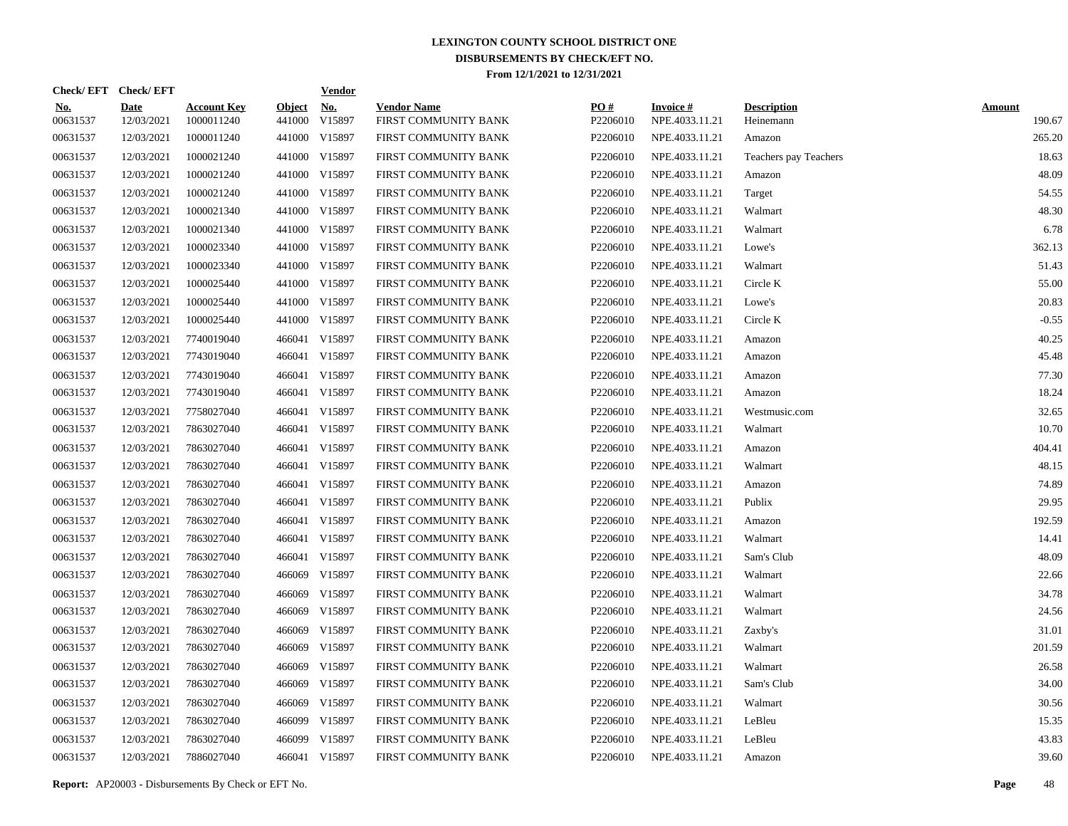# LEXINGTON COUNTY SCHOOL DISTRICT ONE
## DISBURSEMENTS BY CHECK/EFT NO.
### From 12/1/2021 to 12/31/2021

| Check/EFT No. | Check/EFT Date | Account Key | Object | Vendor No. | Vendor Name | PO # | Invoice # | Description | Amount |
|---|---|---|---|---|---|---|---|---|---|
| 00631537 | 12/03/2021 | 1000011240 | 441000 | V15897 | FIRST COMMUNITY BANK | P2206010 | NPE.4033.11.21 | Heinemann | 190.67 |
| 00631537 | 12/03/2021 | 1000011240 | 441000 | V15897 | FIRST COMMUNITY BANK | P2206010 | NPE.4033.11.21 | Amazon | 265.20 |
| 00631537 | 12/03/2021 | 1000021240 | 441000 | V15897 | FIRST COMMUNITY BANK | P2206010 | NPE.4033.11.21 | Teachers pay Teachers | 18.63 |
| 00631537 | 12/03/2021 | 1000021240 | 441000 | V15897 | FIRST COMMUNITY BANK | P2206010 | NPE.4033.11.21 | Amazon | 48.09 |
| 00631537 | 12/03/2021 | 1000021240 | 441000 | V15897 | FIRST COMMUNITY BANK | P2206010 | NPE.4033.11.21 | Target | 54.55 |
| 00631537 | 12/03/2021 | 1000021340 | 441000 | V15897 | FIRST COMMUNITY BANK | P2206010 | NPE.4033.11.21 | Walmart | 48.30 |
| 00631537 | 12/03/2021 | 1000021340 | 441000 | V15897 | FIRST COMMUNITY BANK | P2206010 | NPE.4033.11.21 | Walmart | 6.78 |
| 00631537 | 12/03/2021 | 1000023340 | 441000 | V15897 | FIRST COMMUNITY BANK | P2206010 | NPE.4033.11.21 | Lowe's | 362.13 |
| 00631537 | 12/03/2021 | 1000023340 | 441000 | V15897 | FIRST COMMUNITY BANK | P2206010 | NPE.4033.11.21 | Walmart | 51.43 |
| 00631537 | 12/03/2021 | 1000025440 | 441000 | V15897 | FIRST COMMUNITY BANK | P2206010 | NPE.4033.11.21 | Circle K | 55.00 |
| 00631537 | 12/03/2021 | 1000025440 | 441000 | V15897 | FIRST COMMUNITY BANK | P2206010 | NPE.4033.11.21 | Lowe's | 20.83 |
| 00631537 | 12/03/2021 | 1000025440 | 441000 | V15897 | FIRST COMMUNITY BANK | P2206010 | NPE.4033.11.21 | Circle K | -0.55 |
| 00631537 | 12/03/2021 | 7740019040 | 466041 | V15897 | FIRST COMMUNITY BANK | P2206010 | NPE.4033.11.21 | Amazon | 40.25 |
| 00631537 | 12/03/2021 | 7743019040 | 466041 | V15897 | FIRST COMMUNITY BANK | P2206010 | NPE.4033.11.21 | Amazon | 45.48 |
| 00631537 | 12/03/2021 | 7743019040 | 466041 | V15897 | FIRST COMMUNITY BANK | P2206010 | NPE.4033.11.21 | Amazon | 77.30 |
| 00631537 | 12/03/2021 | 7743019040 | 466041 | V15897 | FIRST COMMUNITY BANK | P2206010 | NPE.4033.11.21 | Amazon | 18.24 |
| 00631537 | 12/03/2021 | 7758027040 | 466041 | V15897 | FIRST COMMUNITY BANK | P2206010 | NPE.4033.11.21 | Westmusic.com | 32.65 |
| 00631537 | 12/03/2021 | 7863027040 | 466041 | V15897 | FIRST COMMUNITY BANK | P2206010 | NPE.4033.11.21 | Walmart | 10.70 |
| 00631537 | 12/03/2021 | 7863027040 | 466041 | V15897 | FIRST COMMUNITY BANK | P2206010 | NPE.4033.11.21 | Amazon | 404.41 |
| 00631537 | 12/03/2021 | 7863027040 | 466041 | V15897 | FIRST COMMUNITY BANK | P2206010 | NPE.4033.11.21 | Walmart | 48.15 |
| 00631537 | 12/03/2021 | 7863027040 | 466041 | V15897 | FIRST COMMUNITY BANK | P2206010 | NPE.4033.11.21 | Amazon | 74.89 |
| 00631537 | 12/03/2021 | 7863027040 | 466041 | V15897 | FIRST COMMUNITY BANK | P2206010 | NPE.4033.11.21 | Publix | 29.95 |
| 00631537 | 12/03/2021 | 7863027040 | 466041 | V15897 | FIRST COMMUNITY BANK | P2206010 | NPE.4033.11.21 | Amazon | 192.59 |
| 00631537 | 12/03/2021 | 7863027040 | 466041 | V15897 | FIRST COMMUNITY BANK | P2206010 | NPE.4033.11.21 | Walmart | 14.41 |
| 00631537 | 12/03/2021 | 7863027040 | 466041 | V15897 | FIRST COMMUNITY BANK | P2206010 | NPE.4033.11.21 | Sam's Club | 48.09 |
| 00631537 | 12/03/2021 | 7863027040 | 466069 | V15897 | FIRST COMMUNITY BANK | P2206010 | NPE.4033.11.21 | Walmart | 22.66 |
| 00631537 | 12/03/2021 | 7863027040 | 466069 | V15897 | FIRST COMMUNITY BANK | P2206010 | NPE.4033.11.21 | Walmart | 34.78 |
| 00631537 | 12/03/2021 | 7863027040 | 466069 | V15897 | FIRST COMMUNITY BANK | P2206010 | NPE.4033.11.21 | Walmart | 24.56 |
| 00631537 | 12/03/2021 | 7863027040 | 466069 | V15897 | FIRST COMMUNITY BANK | P2206010 | NPE.4033.11.21 | Zaxby's | 31.01 |
| 00631537 | 12/03/2021 | 7863027040 | 466069 | V15897 | FIRST COMMUNITY BANK | P2206010 | NPE.4033.11.21 | Walmart | 201.59 |
| 00631537 | 12/03/2021 | 7863027040 | 466069 | V15897 | FIRST COMMUNITY BANK | P2206010 | NPE.4033.11.21 | Walmart | 26.58 |
| 00631537 | 12/03/2021 | 7863027040 | 466069 | V15897 | FIRST COMMUNITY BANK | P2206010 | NPE.4033.11.21 | Sam's Club | 34.00 |
| 00631537 | 12/03/2021 | 7863027040 | 466069 | V15897 | FIRST COMMUNITY BANK | P2206010 | NPE.4033.11.21 | Walmart | 30.56 |
| 00631537 | 12/03/2021 | 7863027040 | 466099 | V15897 | FIRST COMMUNITY BANK | P2206010 | NPE.4033.11.21 | LeBleu | 15.35 |
| 00631537 | 12/03/2021 | 7863027040 | 466099 | V15897 | FIRST COMMUNITY BANK | P2206010 | NPE.4033.11.21 | LeBleu | 43.83 |
| 00631537 | 12/03/2021 | 7886027040 | 466041 | V15897 | FIRST COMMUNITY BANK | P2206010 | NPE.4033.11.21 | Amazon | 39.60 |

**Report:** AP20003 - Disbursements By Check or EFT No.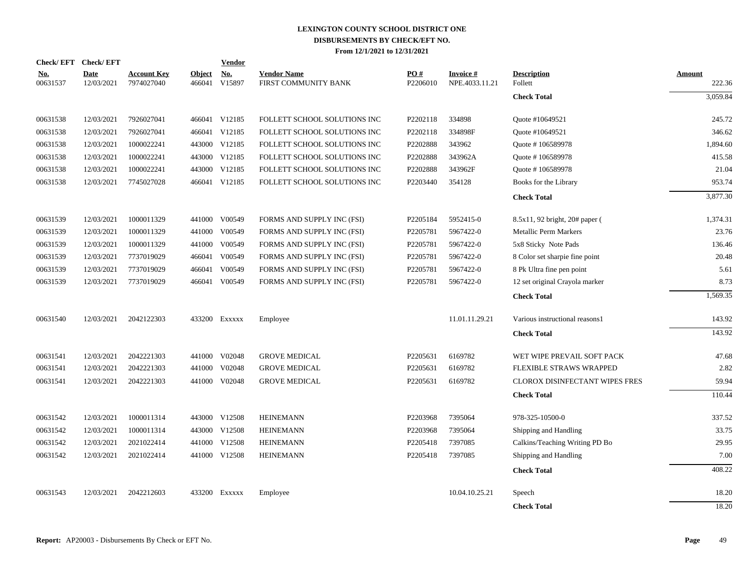**LEXINGTON COUNTY SCHOOL DISTRICT ONE**
**DISBURSEMENTS BY CHECK/EFT NO.**
**From 12/1/2021 to 12/31/2021**

| Check/ EFT No. | Check/ EFT Date | Account Key | Object | Vendor No. | Vendor Name | PO # | Invoice # | Description | Amount |
|---|---|---|---|---|---|---|---|---|---|
| 00631537 | 12/03/2021 | 7974027040 | 466041 | V15897 | FIRST COMMUNITY BANK | P2206010 | NPE.4033.11.21 | Follett | 222.36 |
| | | | | | | | | **Check Total** | 3,059.84 |
| 00631538 | 12/03/2021 | 7926027041 | 466041 | V12185 | FOLLETT SCHOOL SOLUTIONS INC | P2202118 | 334898 | Quote #10649521 | 245.72 |
| 00631538 | 12/03/2021 | 7926027041 | 466041 | V12185 | FOLLETT SCHOOL SOLUTIONS INC | P2202118 | 334898F | Quote #10649521 | 346.62 |
| 00631538 | 12/03/2021 | 1000022241 | 443000 | V12185 | FOLLETT SCHOOL SOLUTIONS INC | P2202888 | 343962 | Quote # 106589978 | 1,894.60 |
| 00631538 | 12/03/2021 | 1000022241 | 443000 | V12185 | FOLLETT SCHOOL SOLUTIONS INC | P2202888 | 343962A | Quote # 106589978 | 415.58 |
| 00631538 | 12/03/2021 | 1000022241 | 443000 | V12185 | FOLLETT SCHOOL SOLUTIONS INC | P2202888 | 343962F | Quote # 106589978 | 21.04 |
| 00631538 | 12/03/2021 | 7745027028 | 466041 | V12185 | FOLLETT SCHOOL SOLUTIONS INC | P2203440 | 354128 | Books for the Library | 953.74 |
| | | | | | | | | **Check Total** | 3,877.30 |
| 00631539 | 12/03/2021 | 1000011329 | 441000 | V00549 | FORMS AND SUPPLY INC (FSI) | P2205184 | 5952415-0 | 8.5x11, 92 bright, 20# paper ( | 1,374.31 |
| 00631539 | 12/03/2021 | 1000011329 | 441000 | V00549 | FORMS AND SUPPLY INC (FSI) | P2205781 | 5967422-0 | Metallic Perm Markers | 23.76 |
| 00631539 | 12/03/2021 | 1000011329 | 441000 | V00549 | FORMS AND SUPPLY INC (FSI) | P2205781 | 5967422-0 | 5x8 Sticky Note Pads | 136.46 |
| 00631539 | 12/03/2021 | 7737019029 | 466041 | V00549 | FORMS AND SUPPLY INC (FSI) | P2205781 | 5967422-0 | 8 Color set sharpie fine point | 20.48 |
| 00631539 | 12/03/2021 | 7737019029 | 466041 | V00549 | FORMS AND SUPPLY INC (FSI) | P2205781 | 5967422-0 | 8 Pk Ultra fine pen point | 5.61 |
| 00631539 | 12/03/2021 | 7737019029 | 466041 | V00549 | FORMS AND SUPPLY INC (FSI) | P2205781 | 5967422-0 | 12 set original Crayola marker | 8.73 |
| | | | | | | | | **Check Total** | 1,569.35 |
| 00631540 | 12/03/2021 | 2042122303 | 433200 | Exxxxx | Employee | | 11.01.11.29.21 | Various instructional reasons1 | 143.92 |
| | | | | | | | | **Check Total** | 143.92 |
| 00631541 | 12/03/2021 | 2042221303 | 441000 | V02048 | GROVE MEDICAL | P2205631 | 6169782 | WET WIPE PREVAIL SOFT PACK | 47.68 |
| 00631541 | 12/03/2021 | 2042221303 | 441000 | V02048 | GROVE MEDICAL | P2205631 | 6169782 | FLEXIBLE STRAWS WRAPPED | 2.82 |
| 00631541 | 12/03/2021 | 2042221303 | 441000 | V02048 | GROVE MEDICAL | P2205631 | 6169782 | CLOROX DISINFECTANT WIPES FRES | 59.94 |
| | | | | | | | | **Check Total** | 110.44 |
| 00631542 | 12/03/2021 | 1000011314 | 443000 | V12508 | HEINEMANN | P2203968 | 7395064 | 978-325-10500-0 | 337.52 |
| 00631542 | 12/03/2021 | 1000011314 | 443000 | V12508 | HEINEMANN | P2203968 | 7395064 | Shipping and Handling | 33.75 |
| 00631542 | 12/03/2021 | 2021022414 | 441000 | V12508 | HEINEMANN | P2205418 | 7397085 | Calkins/Teaching Writing PD Bo | 29.95 |
| 00631542 | 12/03/2021 | 2021022414 | 441000 | V12508 | HEINEMANN | P2205418 | 7397085 | Shipping and Handling | 7.00 |
| | | | | | | | | **Check Total** | 408.22 |
| 00631543 | 12/03/2021 | 2042212603 | 433200 | Exxxxx | Employee | | 10.04.10.25.21 | Speech | 18.20 |
| | | | | | | | | **Check Total** | 18.20 |

**Report:** AP20003 - Disbursements By Check or EFT No.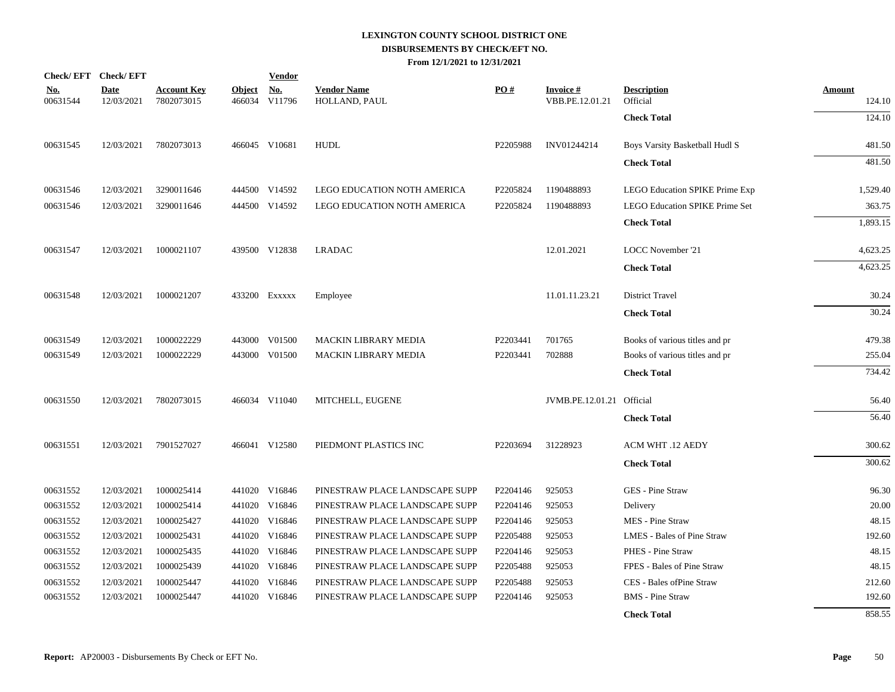# LEXINGTON COUNTY SCHOOL DISTRICT ONE
## DISBURSEMENTS BY CHECK/EFT NO.
### From 12/1/2021 to 12/31/2021

| Check/ EFT No. | Check/ EFT Date | Account Key | Object | Vendor No. | Vendor Name | PO # | Invoice # | Description | Amount |
|---|---|---|---|---|---|---|---|---|---|
| 00631544 | 12/03/2021 | 7802073015 | 466034 | V11796 | HOLLAND, PAUL | | VBB.PE.12.01.21 | Official | 124.10 |
| | | | | | | | | **Check Total** | 124.10 |
| 00631545 | 12/03/2021 | 7802073013 | 466045 | V10681 | HUDL | P2205988 | INV01244214 | Boys Varsity Basketball Hudl S | 481.50 |
| | | | | | | | | **Check Total** | 481.50 |
| 00631546 | 12/03/2021 | 3290011646 | 444500 | V14592 | LEGO EDUCATION NOTH AMERICA | P2205824 | 1190488893 | LEGO Education SPIKE Prime Exp | 1,529.40 |
| 00631546 | 12/03/2021 | 3290011646 | 444500 | V14592 | LEGO EDUCATION NOTH AMERICA | P2205824 | 1190488893 | LEGO Education SPIKE Prime Set | 363.75 |
| | | | | | | | | **Check Total** | 1,893.15 |
| 00631547 | 12/03/2021 | 1000021107 | 439500 | V12838 | LRADAC | | 12.01.2021 | LOCC November '21 | 4,623.25 |
| | | | | | | | | **Check Total** | 4,623.25 |
| 00631548 | 12/03/2021 | 1000021207 | 433200 | Exxxxx | Employee | | 11.01.11.23.21 | District Travel | 30.24 |
| | | | | | | | | **Check Total** | 30.24 |
| 00631549 | 12/03/2021 | 1000022229 | 443000 | V01500 | MACKIN LIBRARY MEDIA | P2203441 | 701765 | Books of various titles and pr | 479.38 |
| 00631549 | 12/03/2021 | 1000022229 | 443000 | V01500 | MACKIN LIBRARY MEDIA | P2203441 | 702888 | Books of various titles and pr | 255.04 |
| | | | | | | | | **Check Total** | 734.42 |
| 00631550 | 12/03/2021 | 7802073015 | 466034 | V11040 | MITCHELL, EUGENE | | JVMB.PE.12.01.21 | Official | 56.40 |
| | | | | | | | | **Check Total** | 56.40 |
| 00631551 | 12/03/2021 | 7901527027 | 466041 | V12580 | PIEDMONT PLASTICS INC | P2203694 | 31228923 | ACM WHT .12 AEDY | 300.62 |
| | | | | | | | | **Check Total** | 300.62 |
| 00631552 | 12/03/2021 | 1000025414 | 441020 | V16846 | PINESTRAW PLACE LANDSCAPE SUPP | P2204146 | 925053 | GES - Pine Straw | 96.30 |
| 00631552 | 12/03/2021 | 1000025414 | 441020 | V16846 | PINESTRAW PLACE LANDSCAPE SUPP | P2204146 | 925053 | Delivery | 20.00 |
| 00631552 | 12/03/2021 | 1000025427 | 441020 | V16846 | PINESTRAW PLACE LANDSCAPE SUPP | P2204146 | 925053 | MES - Pine Straw | 48.15 |
| 00631552 | 12/03/2021 | 1000025431 | 441020 | V16846 | PINESTRAW PLACE LANDSCAPE SUPP | P2205488 | 925053 | LMES - Bales of Pine Straw | 192.60 |
| 00631552 | 12/03/2021 | 1000025435 | 441020 | V16846 | PINESTRAW PLACE LANDSCAPE SUPP | P2204146 | 925053 | PHES - Pine Straw | 48.15 |
| 00631552 | 12/03/2021 | 1000025439 | 441020 | V16846 | PINESTRAW PLACE LANDSCAPE SUPP | P2205488 | 925053 | FPES - Bales of Pine Straw | 48.15 |
| 00631552 | 12/03/2021 | 1000025447 | 441020 | V16846 | PINESTRAW PLACE LANDSCAPE SUPP | P2205488 | 925053 | CES - Bales ofPine Straw | 212.60 |
| 00631552 | 12/03/2021 | 1000025447 | 441020 | V16846 | PINESTRAW PLACE LANDSCAPE SUPP | P2204146 | 925053 | BMS - Pine Straw | 192.60 |
| | | | | | | | | **Check Total** | 858.55 |

**Report:** AP20003 - Disbursements By Check or EFT No.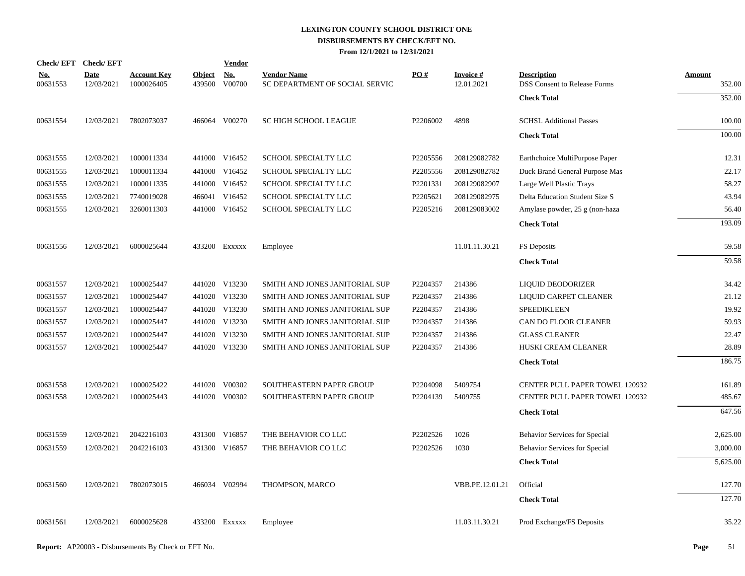# LEXINGTON COUNTY SCHOOL DISTRICT ONE

## DISBURSEMENTS BY CHECK/EFT NO.

### From 12/1/2021 to 12/31/2021

| Check/ EFT No. | Check/ EFT Date | Account Key | Object | Vendor No. | Vendor Name | PO # | Invoice # | Description | Amount |
|---|---|---|---|---|---|---|---|---|---|
| 00631553 | 12/03/2021 | 1000026405 | 439500 | V00700 | SC DEPARTMENT OF SOCIAL SERVIC | | 12.01.2021 | DSS Consent to Release Forms | 352.00 |
| | | | | | | | | **Check Total** | 352.00 |
| 00631554 | 12/03/2021 | 7802073037 | 466064 | V00270 | SC HIGH SCHOOL LEAGUE | P2206002 | 4898 | SCHSL Additional Passes | 100.00 |
| | | | | | | | | **Check Total** | 100.00 |
| 00631555 | 12/03/2021 | 1000011334 | 441000 | V16452 | SCHOOL SPECIALTY LLC | P2205556 | 208129082782 | Earthchoice MultiPurpose Paper | 12.31 |
| 00631555 | 12/03/2021 | 1000011334 | 441000 | V16452 | SCHOOL SPECIALTY LLC | P2205556 | 208129082782 | Duck Brand General Purpose Mas | 22.17 |
| 00631555 | 12/03/2021 | 1000011335 | 441000 | V16452 | SCHOOL SPECIALTY LLC | P2201331 | 208129082907 | Large Well Plastic Trays | 58.27 |
| 00631555 | 12/03/2021 | 7740019028 | 466041 | V16452 | SCHOOL SPECIALTY LLC | P2205621 | 208129082975 | Delta Education Student Size S | 43.94 |
| 00631555 | 12/03/2021 | 3260011303 | 441000 | V16452 | SCHOOL SPECIALTY LLC | P2205216 | 208129083002 | Amylase powder, 25 g (non-haza | 56.40 |
| | | | | | | | | **Check Total** | 193.09 |
| 00631556 | 12/03/2021 | 6000025644 | 433200 | Exxxxx | Employee | | 11.01.11.30.21 | FS Deposits | 59.58 |
| | | | | | | | | **Check Total** | 59.58 |
| 00631557 | 12/03/2021 | 1000025447 | 441020 | V13230 | SMITH AND JONES JANITORIAL SUP | P2204357 | 214386 | LIQUID DEODORIZER | 34.42 |
| 00631557 | 12/03/2021 | 1000025447 | 441020 | V13230 | SMITH AND JONES JANITORIAL SUP | P2204357 | 214386 | LIQUID CARPET CLEANER | 21.12 |
| 00631557 | 12/03/2021 | 1000025447 | 441020 | V13230 | SMITH AND JONES JANITORIAL SUP | P2204357 | 214386 | SPEEDIKLEEN | 19.92 |
| 00631557 | 12/03/2021 | 1000025447 | 441020 | V13230 | SMITH AND JONES JANITORIAL SUP | P2204357 | 214386 | CAN DO FLOOR CLEANER | 59.93 |
| 00631557 | 12/03/2021 | 1000025447 | 441020 | V13230 | SMITH AND JONES JANITORIAL SUP | P2204357 | 214386 | GLASS CLEANER | 22.47 |
| 00631557 | 12/03/2021 | 1000025447 | 441020 | V13230 | SMITH AND JONES JANITORIAL SUP | P2204357 | 214386 | HUSKI CREAM CLEANER | 28.89 |
| | | | | | | | | **Check Total** | 186.75 |
| 00631558 | 12/03/2021 | 1000025422 | 441020 | V00302 | SOUTHEASTERN PAPER GROUP | P2204098 | 5409754 | CENTER PULL PAPER TOWEL 120932 | 161.89 |
| 00631558 | 12/03/2021 | 1000025443 | 441020 | V00302 | SOUTHEASTERN PAPER GROUP | P2204139 | 5409755 | CENTER PULL PAPER TOWEL 120932 | 485.67 |
| | | | | | | | | **Check Total** | 647.56 |
| 00631559 | 12/03/2021 | 2042216103 | 431300 | V16857 | THE BEHAVIOR CO LLC | P2202526 | 1026 | Behavior Services for Special | 2,625.00 |
| 00631559 | 12/03/2021 | 2042216103 | 431300 | V16857 | THE BEHAVIOR CO LLC | P2202526 | 1030 | Behavior Services for Special | 3,000.00 |
| | | | | | | | | **Check Total** | 5,625.00 |
| 00631560 | 12/03/2021 | 7802073015 | 466034 | V02994 | THOMPSON, MARCO | | VBB.PE.12.01.21 | Official | 127.70 |
| | | | | | | | | **Check Total** | 127.70 |
| 00631561 | 12/03/2021 | 6000025628 | 433200 | Exxxxx | Employee | | 11.03.11.30.21 | Prod Exchange/FS Deposits | 35.22 |

**Report:** AP20003 - Disbursements By Check or EFT No.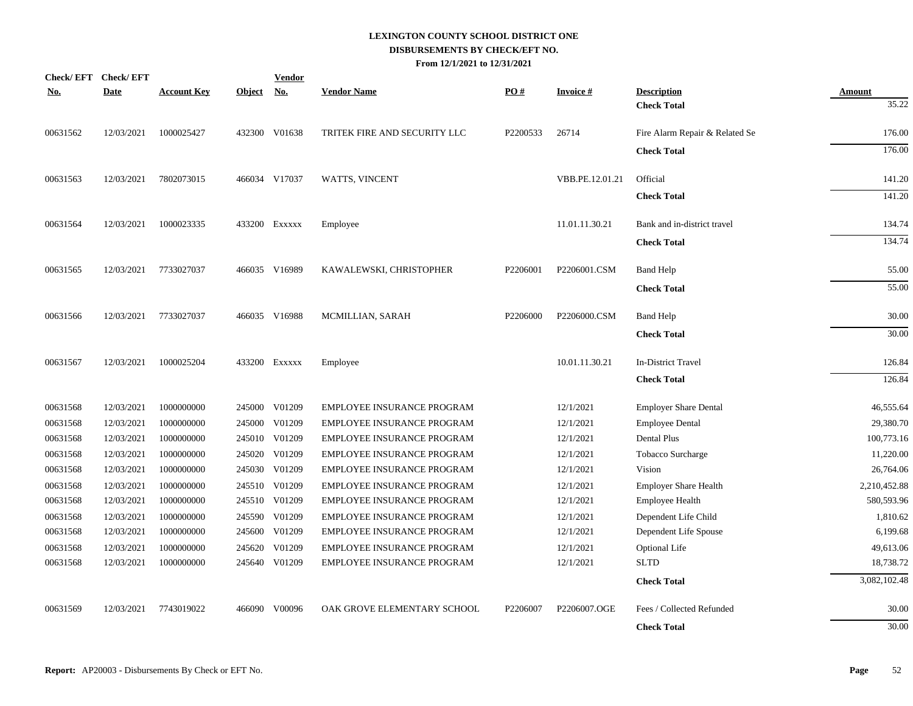# LEXINGTON COUNTY SCHOOL DISTRICT ONE
## DISBURSEMENTS BY CHECK/EFT NO.
### From 12/1/2021 to 12/31/2021

| Check/ EFT No. | Check/ EFT Date | Account Key | Object | Vendor No. | Vendor Name | PO # | Invoice # | Description | Amount |
|---|---|---|---|---|---|---|---|---|---|
| | | | | | | | | **Check Total** | 35.22 |
| 00631562 | 12/03/2021 | 1000025427 | 432300 | V01638 | TRITEK FIRE AND SECURITY LLC | P2200533 | 26714 | Fire Alarm Repair & Related Se | 176.00 |
| | | | | | | | | **Check Total** | 176.00 |
| 00631563 | 12/03/2021 | 7802073015 | 466034 | V17037 | WATTS, VINCENT | | VBB.PE.12.01.21 | Official | 141.20 |
| | | | | | | | | **Check Total** | 141.20 |
| 00631564 | 12/03/2021 | 1000023335 | 433200 | Exxxxx | Employee | | 11.01.11.30.21 | Bank and in-district travel | 134.74 |
| | | | | | | | | **Check Total** | 134.74 |
| 00631565 | 12/03/2021 | 7733027037 | 466035 | V16989 | KAWALEWSKI, CHRISTOPHER | P2206001 | P2206001.CSM | Band Help | 55.00 |
| | | | | | | | | **Check Total** | 55.00 |
| 00631566 | 12/03/2021 | 7733027037 | 466035 | V16988 | MCMILLIAN, SARAH | P2206000 | P2206000.CSM | Band Help | 30.00 |
| | | | | | | | | **Check Total** | 30.00 |
| 00631567 | 12/03/2021 | 1000025204 | 433200 | Exxxxx | Employee | | 10.01.11.30.21 | In-District Travel | 126.84 |
| | | | | | | | | **Check Total** | 126.84 |
| 00631568 | 12/03/2021 | 1000000000 | 245000 | V01209 | EMPLOYEE INSURANCE PROGRAM | | 12/1/2021 | Employer Share Dental | 46,555.64 |
| 00631568 | 12/03/2021 | 1000000000 | 245000 | V01209 | EMPLOYEE INSURANCE PROGRAM | | 12/1/2021 | Employee Dental | 29,380.70 |
| 00631568 | 12/03/2021 | 1000000000 | 245010 | V01209 | EMPLOYEE INSURANCE PROGRAM | | 12/1/2021 | Dental Plus | 100,773.16 |
| 00631568 | 12/03/2021 | 1000000000 | 245020 | V01209 | EMPLOYEE INSURANCE PROGRAM | | 12/1/2021 | Tobacco Surcharge | 11,220.00 |
| 00631568 | 12/03/2021 | 1000000000 | 245030 | V01209 | EMPLOYEE INSURANCE PROGRAM | | 12/1/2021 | Vision | 26,764.06 |
| 00631568 | 12/03/2021 | 1000000000 | 245510 | V01209 | EMPLOYEE INSURANCE PROGRAM | | 12/1/2021 | Employer Share Health | 2,210,452.88 |
| 00631568 | 12/03/2021 | 1000000000 | 245510 | V01209 | EMPLOYEE INSURANCE PROGRAM | | 12/1/2021 | Employee Health | 580,593.96 |
| 00631568 | 12/03/2021 | 1000000000 | 245590 | V01209 | EMPLOYEE INSURANCE PROGRAM | | 12/1/2021 | Dependent Life Child | 1,810.62 |
| 00631568 | 12/03/2021 | 1000000000 | 245600 | V01209 | EMPLOYEE INSURANCE PROGRAM | | 12/1/2021 | Dependent Life Spouse | 6,199.68 |
| 00631568 | 12/03/2021 | 1000000000 | 245620 | V01209 | EMPLOYEE INSURANCE PROGRAM | | 12/1/2021 | Optional Life | 49,613.06 |
| 00631568 | 12/03/2021 | 1000000000 | 245640 | V01209 | EMPLOYEE INSURANCE PROGRAM | | 12/1/2021 | SLTD | 18,738.72 |
| | | | | | | | | **Check Total** | 3,082,102.48 |
| 00631569 | 12/03/2021 | 7743019022 | 466090 | V00096 | OAK GROVE ELEMENTARY SCHOOL | P2206007 | P2206007.OGE | Fees / Collected Refunded | 30.00 |
| | | | | | | | | **Check Total** | 30.00 |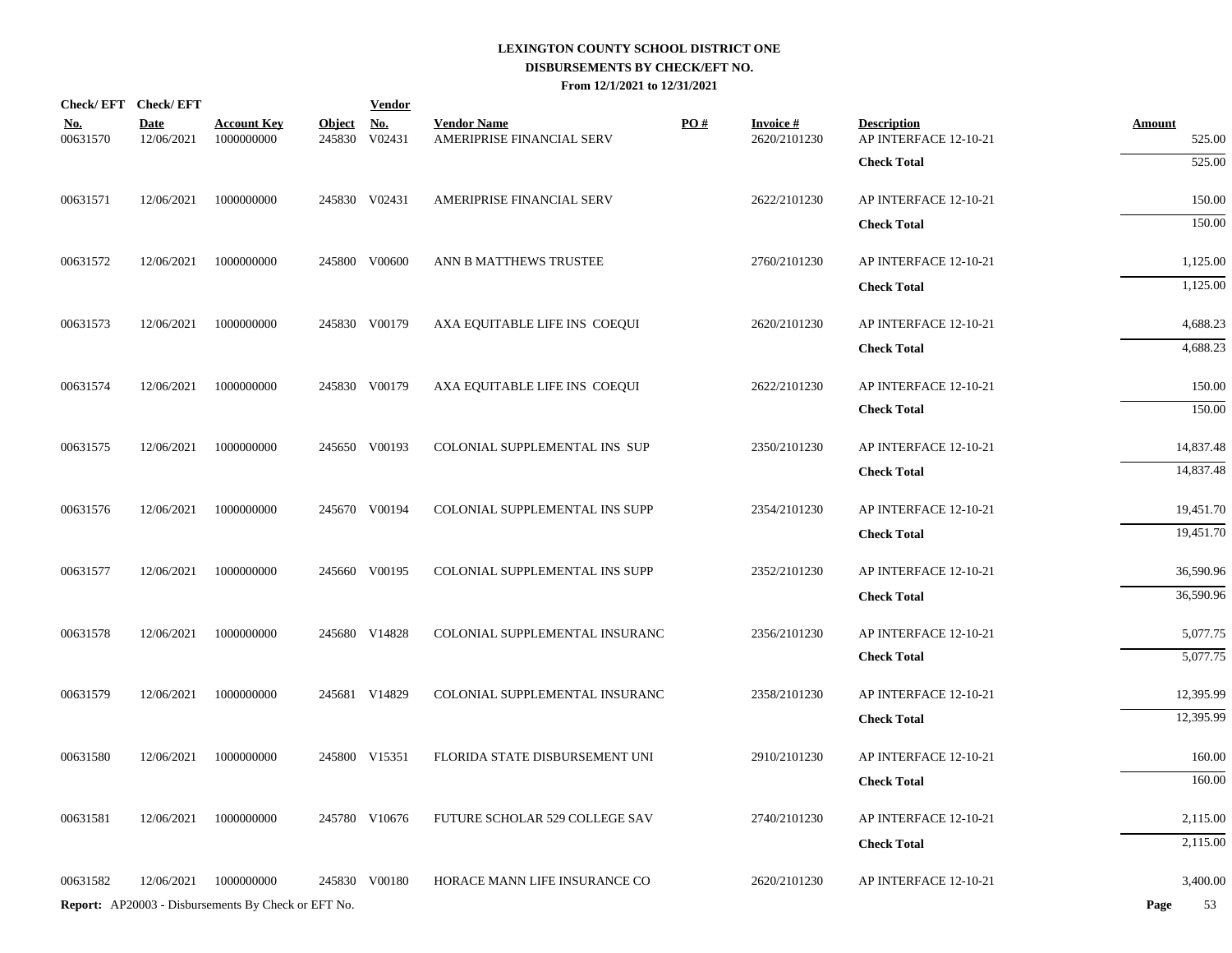# LEXINGTON COUNTY SCHOOL DISTRICT ONE

## DISBURSEMENTS BY CHECK/EFT NO.

### From 12/1/2021 to 12/31/2021

| Check/ EFT No. | Check/ EFT Date | Account Key | Object | Vendor No. | Vendor Name | PO # | Invoice # | Description | Amount |
|---|---|---|---|---|---|---|---|---|---|
| 00631570 | 12/06/2021 | 1000000000 | 245830 | V02431 | AMERIPRISE FINANCIAL SERV | | 2620/2101230 | AP INTERFACE 12-10-21 | 525.00 |
| | | | | | | | | **Check Total** | 525.00 |
| 00631571 | 12/06/2021 | 1000000000 | 245830 | V02431 | AMERIPRISE FINANCIAL SERV | | 2622/2101230 | AP INTERFACE 12-10-21 | 150.00 |
| | | | | | | | | **Check Total** | 150.00 |
| 00631572 | 12/06/2021 | 1000000000 | 245800 | V00600 | ANN B MATTHEWS TRUSTEE | | 2760/2101230 | AP INTERFACE 12-10-21 | 1,125.00 |
| | | | | | | | | **Check Total** | 1,125.00 |
| 00631573 | 12/06/2021 | 1000000000 | 245830 | V00179 | AXA EQUITABLE LIFE INS COEQUI | | 2620/2101230 | AP INTERFACE 12-10-21 | 4,688.23 |
| | | | | | | | | **Check Total** | 4,688.23 |
| 00631574 | 12/06/2021 | 1000000000 | 245830 | V00179 | AXA EQUITABLE LIFE INS COEQUI | | 2622/2101230 | AP INTERFACE 12-10-21 | 150.00 |
| | | | | | | | | **Check Total** | 150.00 |
| 00631575 | 12/06/2021 | 1000000000 | 245650 | V00193 | COLONIAL SUPPLEMENTAL INS SUP | | 2350/2101230 | AP INTERFACE 12-10-21 | 14,837.48 |
| | | | | | | | | **Check Total** | 14,837.48 |
| 00631576 | 12/06/2021 | 1000000000 | 245670 | V00194 | COLONIAL SUPPLEMENTAL INS SUPP | | 2354/2101230 | AP INTERFACE 12-10-21 | 19,451.70 |
| | | | | | | | | **Check Total** | 19,451.70 |
| 00631577 | 12/06/2021 | 1000000000 | 245660 | V00195 | COLONIAL SUPPLEMENTAL INS SUPP | | 2352/2101230 | AP INTERFACE 12-10-21 | 36,590.96 |
| | | | | | | | | **Check Total** | 36,590.96 |
| 00631578 | 12/06/2021 | 1000000000 | 245680 | V14828 | COLONIAL SUPPLEMENTAL INSURANC | | 2356/2101230 | AP INTERFACE 12-10-21 | 5,077.75 |
| | | | | | | | | **Check Total** | 5,077.75 |
| 00631579 | 12/06/2021 | 1000000000 | 245681 | V14829 | COLONIAL SUPPLEMENTAL INSURANC | | 2358/2101230 | AP INTERFACE 12-10-21 | 12,395.99 |
| | | | | | | | | **Check Total** | 12,395.99 |
| 00631580 | 12/06/2021 | 1000000000 | 245800 | V15351 | FLORIDA STATE DISBURSEMENT UNI | | 2910/2101230 | AP INTERFACE 12-10-21 | 160.00 |
| | | | | | | | | **Check Total** | 160.00 |
| 00631581 | 12/06/2021 | 1000000000 | 245780 | V10676 | FUTURE SCHOLAR 529 COLLEGE SAV | | 2740/2101230 | AP INTERFACE 12-10-21 | 2,115.00 |
| | | | | | | | | **Check Total** | 2,115.00 |
| 00631582 | 12/06/2021 | 1000000000 | 245830 | V00180 | HORACE MANN LIFE INSURANCE CO | | 2620/2101230 | AP INTERFACE 12-10-21 | 3,400.00 |

**Report:** AP20003 - Disbursements By Check or EFT No.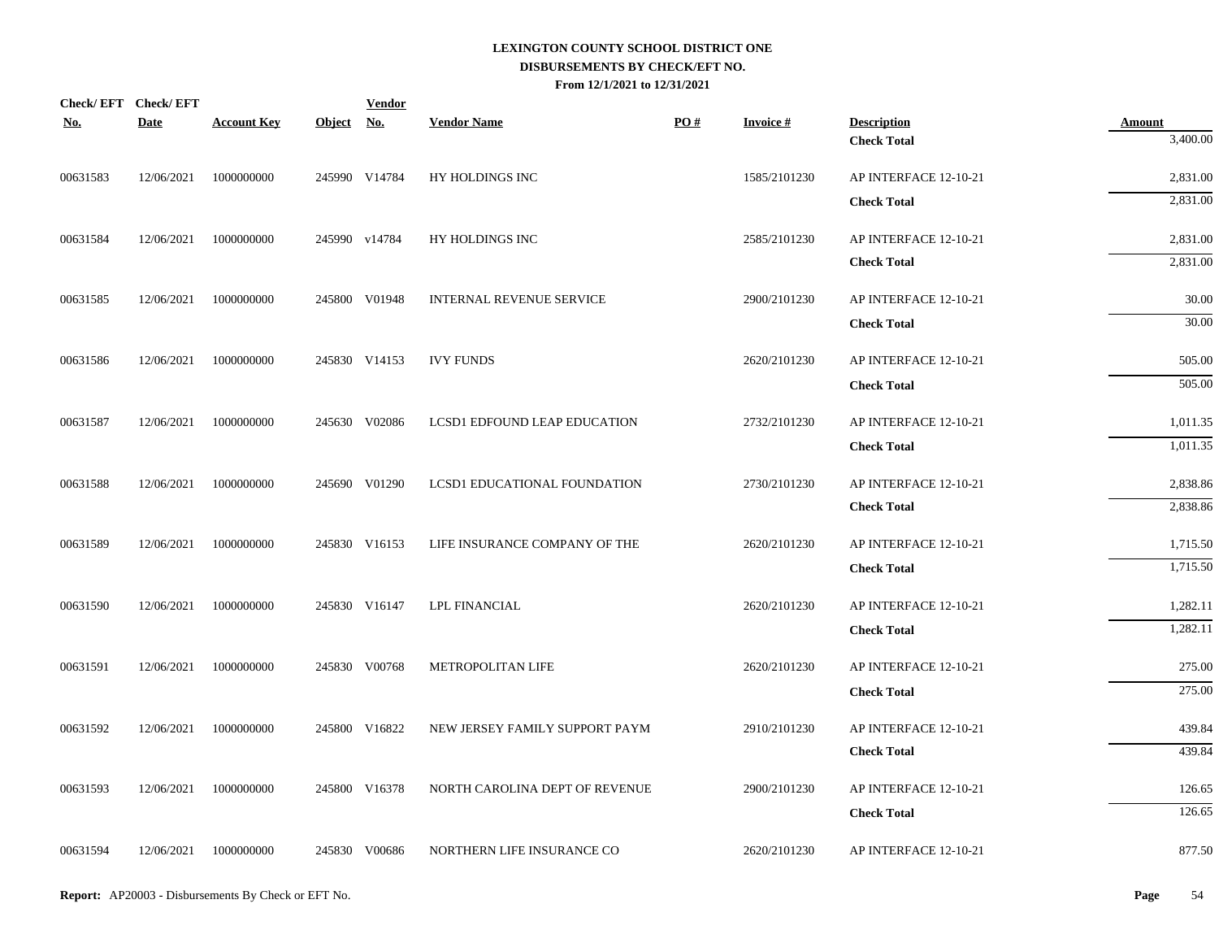# LEXINGTON COUNTY SCHOOL DISTRICT ONE
## DISBURSEMENTS BY CHECK/EFT NO.
### From 12/1/2021 to 12/31/2021

| Check/ EFT No. | Check/ EFT Date | Account Key | Object | Vendor No. | Vendor Name | PO # | Invoice # | Description | Amount |
|---|---|---|---|---|---|---|---|---|---|
| | | | | | | | | **Check Total** | 3,400.00 |
| 00631583 | 12/06/2021 | 1000000000 | 245990 | V14784 | HY HOLDINGS INC | | 1585/2101230 | AP INTERFACE 12-10-21 | 2,831.00 |
| | | | | | | | | **Check Total** | 2,831.00 |
| 00631584 | 12/06/2021 | 1000000000 | 245990 | v14784 | HY HOLDINGS INC | | 2585/2101230 | AP INTERFACE 12-10-21 | 2,831.00 |
| | | | | | | | | **Check Total** | 2,831.00 |
| 00631585 | 12/06/2021 | 1000000000 | 245800 | V01948 | INTERNAL REVENUE SERVICE | | 2900/2101230 | AP INTERFACE 12-10-21 | 30.00 |
| | | | | | | | | **Check Total** | 30.00 |
| 00631586 | 12/06/2021 | 1000000000 | 245830 | V14153 | IVY FUNDS | | 2620/2101230 | AP INTERFACE 12-10-21 | 505.00 |
| | | | | | | | | **Check Total** | 505.00 |
| 00631587 | 12/06/2021 | 1000000000 | 245630 | V02086 | LCSD1 EDFOUND LEAP EDUCATION | | 2732/2101230 | AP INTERFACE 12-10-21 | 1,011.35 |
| | | | | | | | | **Check Total** | 1,011.35 |
| 00631588 | 12/06/2021 | 1000000000 | 245690 | V01290 | LCSD1 EDUCATIONAL FOUNDATION | | 2730/2101230 | AP INTERFACE 12-10-21 | 2,838.86 |
| | | | | | | | | **Check Total** | 2,838.86 |
| 00631589 | 12/06/2021 | 1000000000 | 245830 | V16153 | LIFE INSURANCE COMPANY OF THE | | 2620/2101230 | AP INTERFACE 12-10-21 | 1,715.50 |
| | | | | | | | | **Check Total** | 1,715.50 |
| 00631590 | 12/06/2021 | 1000000000 | 245830 | V16147 | LPL FINANCIAL | | 2620/2101230 | AP INTERFACE 12-10-21 | 1,282.11 |
| | | | | | | | | **Check Total** | 1,282.11 |
| 00631591 | 12/06/2021 | 1000000000 | 245830 | V00768 | METROPOLITAN LIFE | | 2620/2101230 | AP INTERFACE 12-10-21 | 275.00 |
| | | | | | | | | **Check Total** | 275.00 |
| 00631592 | 12/06/2021 | 1000000000 | 245800 | V16822 | NEW JERSEY FAMILY SUPPORT PAYM | | 2910/2101230 | AP INTERFACE 12-10-21 | 439.84 |
| | | | | | | | | **Check Total** | 439.84 |
| 00631593 | 12/06/2021 | 1000000000 | 245800 | V16378 | NORTH CAROLINA DEPT OF REVENUE | | 2900/2101230 | AP INTERFACE 12-10-21 | 126.65 |
| | | | | | | | | **Check Total** | 126.65 |
| 00631594 | 12/06/2021 | 1000000000 | 245830 | V00686 | NORTHERN LIFE INSURANCE CO | | 2620/2101230 | AP INTERFACE 12-10-21 | 877.50 |

**Report:** AP20003 - Disbursements By Check or EFT No.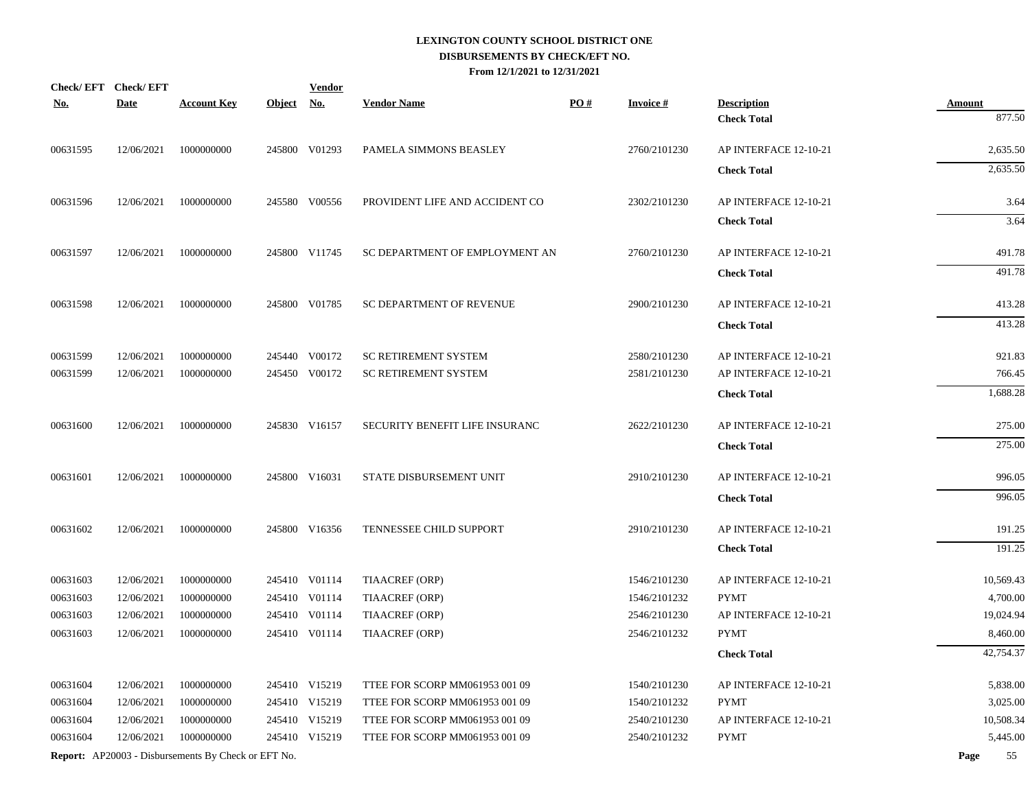# LEXINGTON COUNTY SCHOOL DISTRICT ONE
## DISBURSEMENTS BY CHECK/EFT NO.
### From 12/1/2021 to 12/31/2021

| Check/ EFT No. | Check/ EFT Date | Account Key | Object | Vendor No. | Vendor Name | PO # | Invoice # | Description | Amount |
|---|---|---|---|---|---|---|---|---|---|
| | | | | | | | | **Check Total** | 877.50 |
| 00631595 | 12/06/2021 | 1000000000 | 245800 | V01293 | PAMELA SIMMONS BEASLEY | | 2760/2101230 | AP INTERFACE 12-10-21 | 2,635.50 |
| | | | | | | | | **Check Total** | 2,635.50 |
| 00631596 | 12/06/2021 | 1000000000 | 245580 | V00556 | PROVIDENT LIFE AND ACCIDENT CO | | 2302/2101230 | AP INTERFACE 12-10-21 | 3.64 |
| | | | | | | | | **Check Total** | 3.64 |
| 00631597 | 12/06/2021 | 1000000000 | 245800 | V11745 | SC DEPARTMENT OF EMPLOYMENT AN | | 2760/2101230 | AP INTERFACE 12-10-21 | 491.78 |
| | | | | | | | | **Check Total** | 491.78 |
| 00631598 | 12/06/2021 | 1000000000 | 245800 | V01785 | SC DEPARTMENT OF REVENUE | | 2900/2101230 | AP INTERFACE 12-10-21 | 413.28 |
| | | | | | | | | **Check Total** | 413.28 |
| 00631599 | 12/06/2021 | 1000000000 | 245440 | V00172 | SC RETIREMENT SYSTEM | | 2580/2101230 | AP INTERFACE 12-10-21 | 921.83 |
| 00631599 | 12/06/2021 | 1000000000 | 245450 | V00172 | SC RETIREMENT SYSTEM | | 2581/2101230 | AP INTERFACE 12-10-21 | 766.45 |
| | | | | | | | | **Check Total** | 1,688.28 |
| 00631600 | 12/06/2021 | 1000000000 | 245830 | V16157 | SECURITY BENEFIT LIFE INSURANC | | 2622/2101230 | AP INTERFACE 12-10-21 | 275.00 |
| | | | | | | | | **Check Total** | 275.00 |
| 00631601 | 12/06/2021 | 1000000000 | 245800 | V16031 | STATE DISBURSEMENT UNIT | | 2910/2101230 | AP INTERFACE 12-10-21 | 996.05 |
| | | | | | | | | **Check Total** | 996.05 |
| 00631602 | 12/06/2021 | 1000000000 | 245800 | V16356 | TENNESSEE CHILD SUPPORT | | 2910/2101230 | AP INTERFACE 12-10-21 | 191.25 |
| | | | | | | | | **Check Total** | 191.25 |
| 00631603 | 12/06/2021 | 1000000000 | 245410 | V01114 | TIAACREF (ORP) | | 1546/2101230 | AP INTERFACE 12-10-21 | 10,569.43 |
| 00631603 | 12/06/2021 | 1000000000 | 245410 | V01114 | TIAACREF (ORP) | | 1546/2101232 | PYMT | 4,700.00 |
| 00631603 | 12/06/2021 | 1000000000 | 245410 | V01114 | TIAACREF (ORP) | | 2546/2101230 | AP INTERFACE 12-10-21 | 19,024.94 |
| 00631603 | 12/06/2021 | 1000000000 | 245410 | V01114 | TIAACREF (ORP) | | 2546/2101232 | PYMT | 8,460.00 |
| | | | | | | | | **Check Total** | 42,754.37 |
| 00631604 | 12/06/2021 | 1000000000 | 245410 | V15219 | TTEE FOR SCORP MM061953 001 09 | | 1540/2101230 | AP INTERFACE 12-10-21 | 5,838.00 |
| 00631604 | 12/06/2021 | 1000000000 | 245410 | V15219 | TTEE FOR SCORP MM061953 001 09 | | 1540/2101232 | PYMT | 3,025.00 |
| 00631604 | 12/06/2021 | 1000000000 | 245410 | V15219 | TTEE FOR SCORP MM061953 001 09 | | 2540/2101230 | AP INTERFACE 12-10-21 | 10,508.34 |
| 00631604 | 12/06/2021 | 1000000000 | 245410 | V15219 | TTEE FOR SCORP MM061953 001 09 | | 2540/2101232 | PYMT | 5,445.00 |

**Report:** AP20003 - Disbursements By Check or EFT No.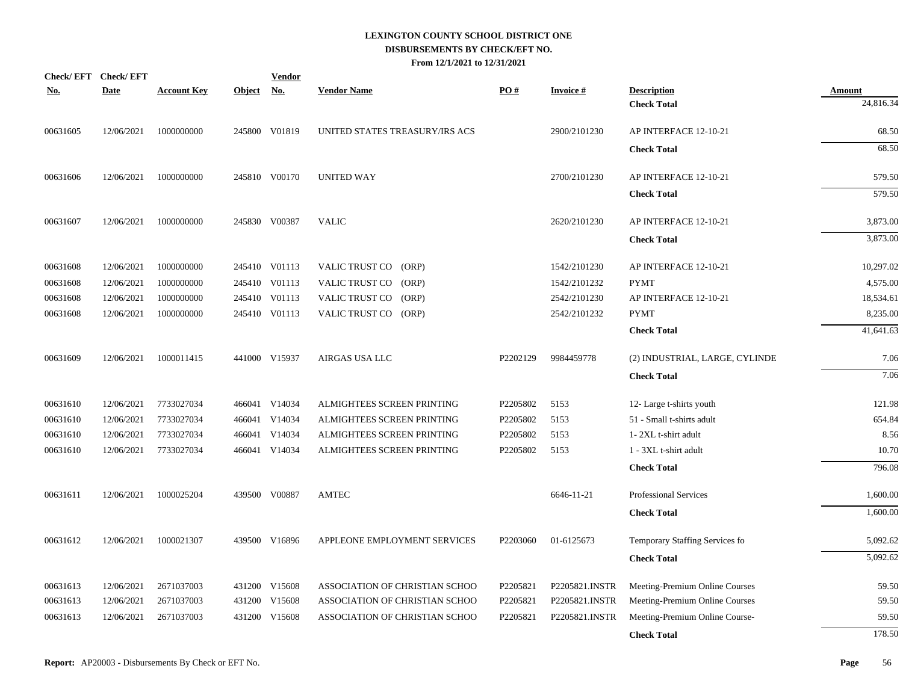# LEXINGTON COUNTY SCHOOL DISTRICT ONE
## DISBURSEMENTS BY CHECK/EFT NO.
### From 12/1/2021 to 12/31/2021

| Check/ EFT No. | Check/ EFT Date | Account Key | Object | Vendor No. | Vendor Name | PO # | Invoice # | Description | Amount |
|---|---|---|---|---|---|---|---|---|---|
| | | | | | | | | **Check Total** | 24,816.34 |
| 00631605 | 12/06/2021 | 1000000000 | 245800 | V01819 | UNITED STATES TREASURY/IRS ACS | | 2900/2101230 | AP INTERFACE 12-10-21 | 68.50 |
| | | | | | | | | **Check Total** | 68.50 |
| 00631606 | 12/06/2021 | 1000000000 | 245810 | V00170 | UNITED WAY | | 2700/2101230 | AP INTERFACE 12-10-21 | 579.50 |
| | | | | | | | | **Check Total** | 579.50 |
| 00631607 | 12/06/2021 | 1000000000 | 245830 | V00387 | VALIC | | 2620/2101230 | AP INTERFACE 12-10-21 | 3,873.00 |
| | | | | | | | | **Check Total** | 3,873.00 |
| 00631608 | 12/06/2021 | 1000000000 | 245410 | V01113 | VALIC TRUST CO (ORP) | | 1542/2101230 | AP INTERFACE 12-10-21 | 10,297.02 |
| 00631608 | 12/06/2021 | 1000000000 | 245410 | V01113 | VALIC TRUST CO (ORP) | | 1542/2101232 | PYMT | 4,575.00 |
| 00631608 | 12/06/2021 | 1000000000 | 245410 | V01113 | VALIC TRUST CO (ORP) | | 2542/2101230 | AP INTERFACE 12-10-21 | 18,534.61 |
| 00631608 | 12/06/2021 | 1000000000 | 245410 | V01113 | VALIC TRUST CO (ORP) | | 2542/2101232 | PYMT | 8,235.00 |
| | | | | | | | | **Check Total** | 41,641.63 |
| 00631609 | 12/06/2021 | 1000011415 | 441000 | V15937 | AIRGAS USA LLC | P2202129 | 9984459778 | (2) INDUSTRIAL, LARGE, CYLINDE | 7.06 |
| | | | | | | | | **Check Total** | 7.06 |
| 00631610 | 12/06/2021 | 7733027034 | 466041 | V14034 | ALMIGHTEES SCREEN PRINTING | P2205802 | 5153 | 12- Large t-shirts youth | 121.98 |
| 00631610 | 12/06/2021 | 7733027034 | 466041 | V14034 | ALMIGHTEES SCREEN PRINTING | P2205802 | 5153 | 51 - Small t-shirts adult | 654.84 |
| 00631610 | 12/06/2021 | 7733027034 | 466041 | V14034 | ALMIGHTEES SCREEN PRINTING | P2205802 | 5153 | 1- 2XL t-shirt adult | 8.56 |
| 00631610 | 12/06/2021 | 7733027034 | 466041 | V14034 | ALMIGHTEES SCREEN PRINTING | P2205802 | 5153 | 1 - 3XL t-shirt adult | 10.70 |
| | | | | | | | | **Check Total** | 796.08 |
| 00631611 | 12/06/2021 | 1000025204 | 439500 | V00887 | AMTEC | | 6646-11-21 | Professional Services | 1,600.00 |
| | | | | | | | | **Check Total** | 1,600.00 |
| 00631612 | 12/06/2021 | 1000021307 | 439500 | V16896 | APPLEONE EMPLOYMENT SERVICES | P2203060 | 01-6125673 | Temporary Staffing Services fo | 5,092.62 |
| | | | | | | | | **Check Total** | 5,092.62 |
| 00631613 | 12/06/2021 | 2671037003 | 431200 | V15608 | ASSOCIATION OF CHRISTIAN SCHOO | P2205821 | P2205821.INSTR | Meeting-Premium Online Courses | 59.50 |
| 00631613 | 12/06/2021 | 2671037003 | 431200 | V15608 | ASSOCIATION OF CHRISTIAN SCHOO | P2205821 | P2205821.INSTR | Meeting-Premium Online Courses | 59.50 |
| 00631613 | 12/06/2021 | 2671037003 | 431200 | V15608 | ASSOCIATION OF CHRISTIAN SCHOO | P2205821 | P2205821.INSTR | Meeting-Premium Online Course- | 59.50 |
| | | | | | | | | **Check Total** | 178.50 |

**Report:** AP20003 - Disbursements By Check or EFT No.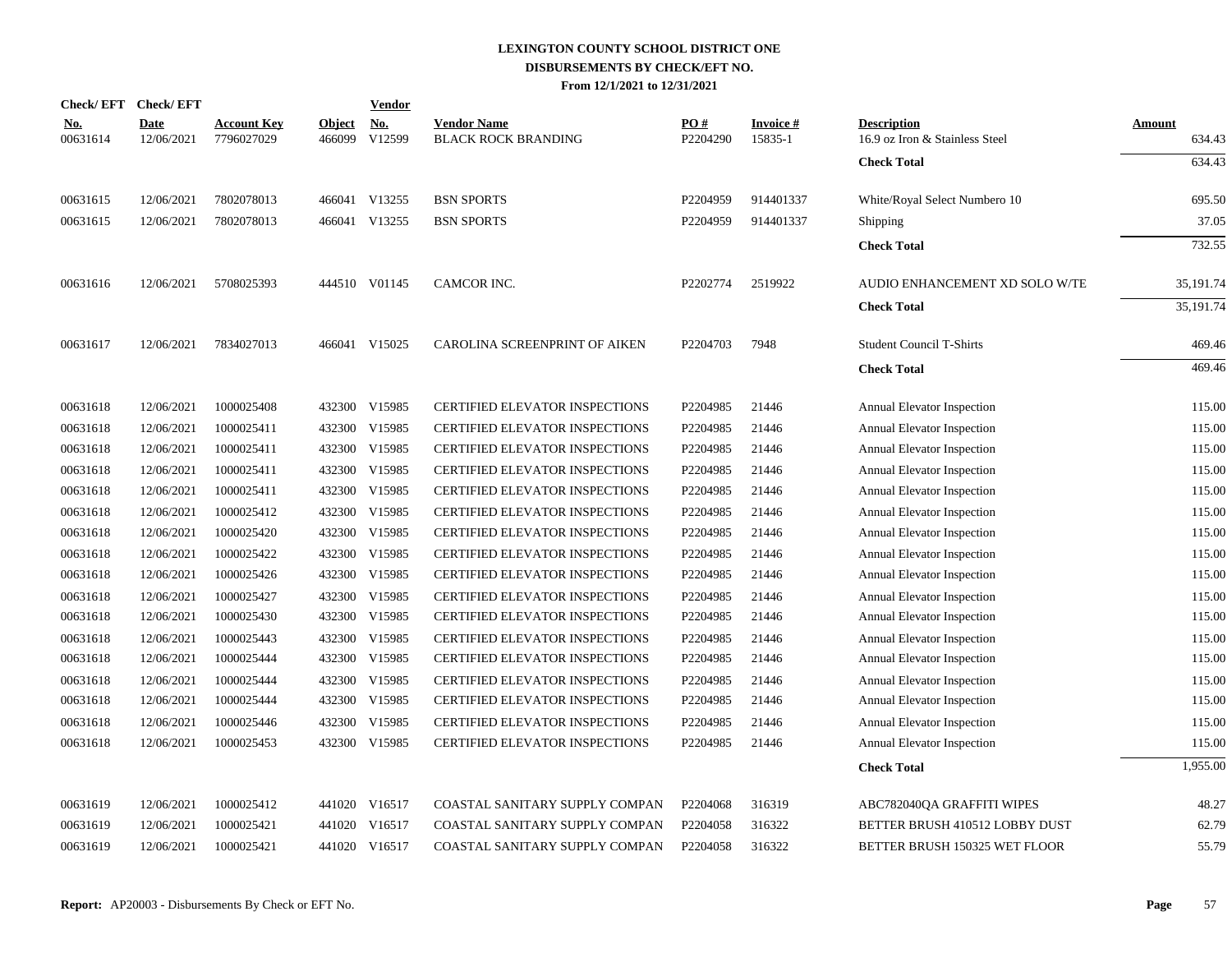# LEXINGTON COUNTY SCHOOL DISTRICT ONE
## DISBURSEMENTS BY CHECK/EFT NO.
### From 12/1/2021 to 12/31/2021

| Check/ EFT No. | Check/ EFT Date | Account Key | Object | Vendor No. | Vendor Name | PO # | Invoice # | Description | Amount |
|---|---|---|---|---|---|---|---|---|---|
| 00631614 | 12/06/2021 | 7796027029 | 466099 | V12599 | BLACK ROCK BRANDING | P2204290 | 15835-1 | 16.9 oz Iron & Stainless Steel | 634.43 |
| | | | | | | | | **Check Total** | 634.43 |
| 00631615 | 12/06/2021 | 7802078013 | 466041 | V13255 | BSN SPORTS | P2204959 | 914401337 | White/Royal Select Numbero 10 | 695.50 |
| 00631615 | 12/06/2021 | 7802078013 | 466041 | V13255 | BSN SPORTS | P2204959 | 914401337 | Shipping | 37.05 |
| | | | | | | | | **Check Total** | 732.55 |
| 00631616 | 12/06/2021 | 5708025393 | 444510 | V01145 | CAMCOR INC. | P2202774 | 2519922 | AUDIO ENHANCEMENT XD SOLO W/TE | 35,191.74 |
| | | | | | | | | **Check Total** | 35,191.74 |
| 00631617 | 12/06/2021 | 7834027013 | 466041 | V15025 | CAROLINA SCREENPRINT OF AIKEN | P2204703 | 7948 | Student Council T-Shirts | 469.46 |
| | | | | | | | | **Check Total** | 469.46 |
| 00631618 | 12/06/2021 | 1000025408 | 432300 | V15985 | CERTIFIED ELEVATOR INSPECTIONS | P2204985 | 21446 | Annual Elevator Inspection | 115.00 |
| 00631618 | 12/06/2021 | 1000025411 | 432300 | V15985 | CERTIFIED ELEVATOR INSPECTIONS | P2204985 | 21446 | Annual Elevator Inspection | 115.00 |
| 00631618 | 12/06/2021 | 1000025411 | 432300 | V15985 | CERTIFIED ELEVATOR INSPECTIONS | P2204985 | 21446 | Annual Elevator Inspection | 115.00 |
| 00631618 | 12/06/2021 | 1000025411 | 432300 | V15985 | CERTIFIED ELEVATOR INSPECTIONS | P2204985 | 21446 | Annual Elevator Inspection | 115.00 |
| 00631618 | 12/06/2021 | 1000025411 | 432300 | V15985 | CERTIFIED ELEVATOR INSPECTIONS | P2204985 | 21446 | Annual Elevator Inspection | 115.00 |
| 00631618 | 12/06/2021 | 1000025412 | 432300 | V15985 | CERTIFIED ELEVATOR INSPECTIONS | P2204985 | 21446 | Annual Elevator Inspection | 115.00 |
| 00631618 | 12/06/2021 | 1000025420 | 432300 | V15985 | CERTIFIED ELEVATOR INSPECTIONS | P2204985 | 21446 | Annual Elevator Inspection | 115.00 |
| 00631618 | 12/06/2021 | 1000025422 | 432300 | V15985 | CERTIFIED ELEVATOR INSPECTIONS | P2204985 | 21446 | Annual Elevator Inspection | 115.00 |
| 00631618 | 12/06/2021 | 1000025426 | 432300 | V15985 | CERTIFIED ELEVATOR INSPECTIONS | P2204985 | 21446 | Annual Elevator Inspection | 115.00 |
| 00631618 | 12/06/2021 | 1000025427 | 432300 | V15985 | CERTIFIED ELEVATOR INSPECTIONS | P2204985 | 21446 | Annual Elevator Inspection | 115.00 |
| 00631618 | 12/06/2021 | 1000025430 | 432300 | V15985 | CERTIFIED ELEVATOR INSPECTIONS | P2204985 | 21446 | Annual Elevator Inspection | 115.00 |
| 00631618 | 12/06/2021 | 1000025443 | 432300 | V15985 | CERTIFIED ELEVATOR INSPECTIONS | P2204985 | 21446 | Annual Elevator Inspection | 115.00 |
| 00631618 | 12/06/2021 | 1000025444 | 432300 | V15985 | CERTIFIED ELEVATOR INSPECTIONS | P2204985 | 21446 | Annual Elevator Inspection | 115.00 |
| 00631618 | 12/06/2021 | 1000025444 | 432300 | V15985 | CERTIFIED ELEVATOR INSPECTIONS | P2204985 | 21446 | Annual Elevator Inspection | 115.00 |
| 00631618 | 12/06/2021 | 1000025444 | 432300 | V15985 | CERTIFIED ELEVATOR INSPECTIONS | P2204985 | 21446 | Annual Elevator Inspection | 115.00 |
| 00631618 | 12/06/2021 | 1000025446 | 432300 | V15985 | CERTIFIED ELEVATOR INSPECTIONS | P2204985 | 21446 | Annual Elevator Inspection | 115.00 |
| 00631618 | 12/06/2021 | 1000025453 | 432300 | V15985 | CERTIFIED ELEVATOR INSPECTIONS | P2204985 | 21446 | Annual Elevator Inspection | 115.00 |
| | | | | | | | | **Check Total** | 1,955.00 |
| 00631619 | 12/06/2021 | 1000025412 | 441020 | V16517 | COASTAL SANITARY SUPPLY COMPAN | P2204068 | 316319 | ABC782040QA GRAFFITI WIPES | 48.27 |
| 00631619 | 12/06/2021 | 1000025421 | 441020 | V16517 | COASTAL SANITARY SUPPLY COMPAN | P2204058 | 316322 | BETTER BRUSH 410512 LOBBY DUST | 62.79 |
| 00631619 | 12/06/2021 | 1000025421 | 441020 | V16517 | COASTAL SANITARY SUPPLY COMPAN | P2204058 | 316322 | BETTER BRUSH 150325 WET FLOOR | 55.79 |

**Report:** AP20003 - Disbursements By Check or EFT No.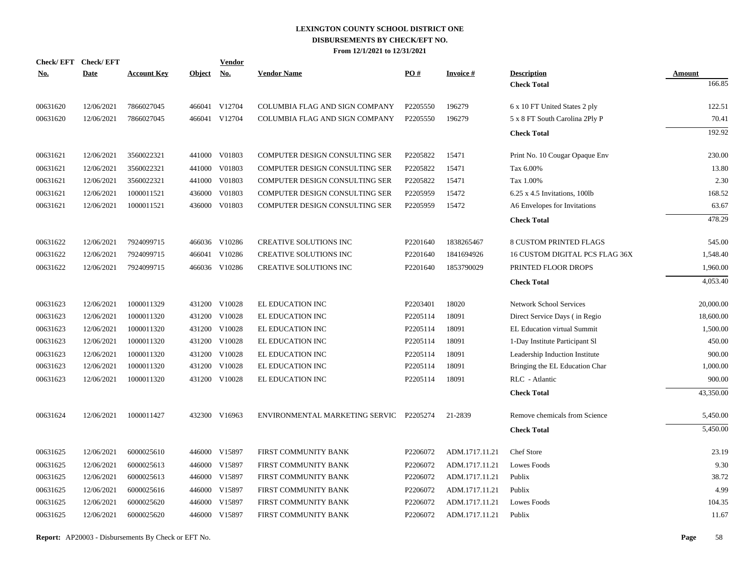# LEXINGTON COUNTY SCHOOL DISTRICT ONE
## DISBURSEMENTS BY CHECK/EFT NO.
### From 12/1/2021 to 12/31/2021

| Check/ EFT No. | Check/ EFT Date | Account Key | Object | Vendor No. | Vendor Name | PO # | Invoice # | Description | Amount |
|---|---|---|---|---|---|---|---|---|---|
| | | | | | | | | **Check Total** | 166.85 |
| 00631620 | 12/06/2021 | 7866027045 | 466041 | V12704 | COLUMBIA FLAG AND SIGN COMPANY | P2205550 | 196279 | 6 x 10 FT United States 2 ply | 122.51 |
| 00631620 | 12/06/2021 | 7866027045 | 466041 | V12704 | COLUMBIA FLAG AND SIGN COMPANY | P2205550 | 196279 | 5 x 8 FT South Carolina 2Ply P | 70.41 |
| | | | | | | | | **Check Total** | 192.92 |
| 00631621 | 12/06/2021 | 3560022321 | 441000 | V01803 | COMPUTER DESIGN CONSULTING SER | P2205822 | 15471 | Print No. 10 Cougar Opaque Env | 230.00 |
| 00631621 | 12/06/2021 | 3560022321 | 441000 | V01803 | COMPUTER DESIGN CONSULTING SER | P2205822 | 15471 | Tax 6.00% | 13.80 |
| 00631621 | 12/06/2021 | 3560022321 | 441000 | V01803 | COMPUTER DESIGN CONSULTING SER | P2205822 | 15471 | Tax 1.00% | 2.30 |
| 00631621 | 12/06/2021 | 1000011521 | 436000 | V01803 | COMPUTER DESIGN CONSULTING SER | P2205959 | 15472 | 6.25 x 4.5 Invitations, 100lb | 168.52 |
| 00631621 | 12/06/2021 | 1000011521 | 436000 | V01803 | COMPUTER DESIGN CONSULTING SER | P2205959 | 15472 | A6 Envelopes for Invitations | 63.67 |
| | | | | | | | | **Check Total** | 478.29 |
| 00631622 | 12/06/2021 | 7924099715 | 466036 | V10286 | CREATIVE SOLUTIONS INC | P2201640 | 1838265467 | 8 CUSTOM PRINTED FLAGS | 545.00 |
| 00631622 | 12/06/2021 | 7924099715 | 466041 | V10286 | CREATIVE SOLUTIONS INC | P2201640 | 1841694926 | 16 CUSTOM DIGITAL PCS FLAG 36X | 1,548.40 |
| 00631622 | 12/06/2021 | 7924099715 | 466036 | V10286 | CREATIVE SOLUTIONS INC | P2201640 | 1853790029 | PRINTED FLOOR DROPS | 1,960.00 |
| | | | | | | | | **Check Total** | 4,053.40 |
| 00631623 | 12/06/2021 | 1000011329 | 431200 | V10028 | EL EDUCATION INC | P2203401 | 18020 | Network School Services | 20,000.00 |
| 00631623 | 12/06/2021 | 1000011320 | 431200 | V10028 | EL EDUCATION INC | P2205114 | 18091 | Direct Service Days ( in Regio | 18,600.00 |
| 00631623 | 12/06/2021 | 1000011320 | 431200 | V10028 | EL EDUCATION INC | P2205114 | 18091 | EL Education virtual Summit | 1,500.00 |
| 00631623 | 12/06/2021 | 1000011320 | 431200 | V10028 | EL EDUCATION INC | P2205114 | 18091 | 1-Day Institute Participant Sl | 450.00 |
| 00631623 | 12/06/2021 | 1000011320 | 431200 | V10028 | EL EDUCATION INC | P2205114 | 18091 | Leadership Induction Institute | 900.00 |
| 00631623 | 12/06/2021 | 1000011320 | 431200 | V10028 | EL EDUCATION INC | P2205114 | 18091 | Bringing the EL Education Char | 1,000.00 |
| 00631623 | 12/06/2021 | 1000011320 | 431200 | V10028 | EL EDUCATION INC | P2205114 | 18091 | RLC - Atlantic | 900.00 |
| | | | | | | | | **Check Total** | 43,350.00 |
| 00631624 | 12/06/2021 | 1000011427 | 432300 | V16963 | ENVIRONMENTAL MARKETING SERVIC | P2205274 | 21-2839 | Remove chemicals from Science | 5,450.00 |
| | | | | | | | | **Check Total** | 5,450.00 |
| 00631625 | 12/06/2021 | 6000025610 | 446000 | V15897 | FIRST COMMUNITY BANK | P2206072 | ADM.1717.11.21 | Chef Store | 23.19 |
| 00631625 | 12/06/2021 | 6000025613 | 446000 | V15897 | FIRST COMMUNITY BANK | P2206072 | ADM.1717.11.21 | Lowes Foods | 9.30 |
| 00631625 | 12/06/2021 | 6000025613 | 446000 | V15897 | FIRST COMMUNITY BANK | P2206072 | ADM.1717.11.21 | Publix | 38.72 |
| 00631625 | 12/06/2021 | 6000025616 | 446000 | V15897 | FIRST COMMUNITY BANK | P2206072 | ADM.1717.11.21 | Publix | 4.99 |
| 00631625 | 12/06/2021 | 6000025620 | 446000 | V15897 | FIRST COMMUNITY BANK | P2206072 | ADM.1717.11.21 | Lowes Foods | 104.35 |
| 00631625 | 12/06/2021 | 6000025620 | 446000 | V15897 | FIRST COMMUNITY BANK | P2206072 | ADM.1717.11.21 | Publix | 11.67 |

**Report:** AP20003 - Disbursements By Check or EFT No.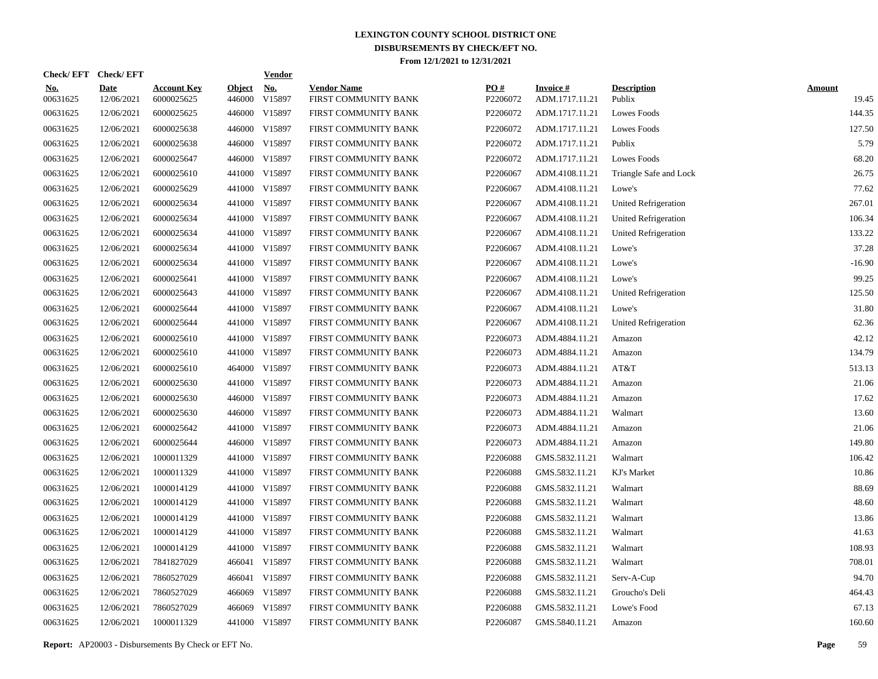# LEXINGTON COUNTY SCHOOL DISTRICT ONE
## DISBURSEMENTS BY CHECK/EFT NO.
### From 12/1/2021 to 12/31/2021

| Check/ EFT No. | Check/ EFT Date | Account Key | Object | Vendor No. | Vendor Name | PO # | Invoice # | Description | Amount |
|---|---|---|---|---|---|---|---|---|---|
| 00631625 | 12/06/2021 | 6000025625 | 446000 | V15897 | FIRST COMMUNITY BANK | P2206072 | ADM.1717.11.21 | Publix | 19.45 |
| 00631625 | 12/06/2021 | 6000025625 | 446000 | V15897 | FIRST COMMUNITY BANK | P2206072 | ADM.1717.11.21 | Lowes Foods | 144.35 |
| 00631625 | 12/06/2021 | 6000025638 | 446000 | V15897 | FIRST COMMUNITY BANK | P2206072 | ADM.1717.11.21 | Lowes Foods | 127.50 |
| 00631625 | 12/06/2021 | 6000025638 | 446000 | V15897 | FIRST COMMUNITY BANK | P2206072 | ADM.1717.11.21 | Publix | 5.79 |
| 00631625 | 12/06/2021 | 6000025647 | 446000 | V15897 | FIRST COMMUNITY BANK | P2206072 | ADM.1717.11.21 | Lowes Foods | 68.20 |
| 00631625 | 12/06/2021 | 6000025610 | 441000 | V15897 | FIRST COMMUNITY BANK | P2206067 | ADM.4108.11.21 | Triangle Safe and Lock | 26.75 |
| 00631625 | 12/06/2021 | 6000025629 | 441000 | V15897 | FIRST COMMUNITY BANK | P2206067 | ADM.4108.11.21 | Lowe's | 77.62 |
| 00631625 | 12/06/2021 | 6000025634 | 441000 | V15897 | FIRST COMMUNITY BANK | P2206067 | ADM.4108.11.21 | United Refrigeration | 267.01 |
| 00631625 | 12/06/2021 | 6000025634 | 441000 | V15897 | FIRST COMMUNITY BANK | P2206067 | ADM.4108.11.21 | United Refrigeration | 106.34 |
| 00631625 | 12/06/2021 | 6000025634 | 441000 | V15897 | FIRST COMMUNITY BANK | P2206067 | ADM.4108.11.21 | United Refrigeration | 133.22 |
| 00631625 | 12/06/2021 | 6000025634 | 441000 | V15897 | FIRST COMMUNITY BANK | P2206067 | ADM.4108.11.21 | Lowe's | 37.28 |
| 00631625 | 12/06/2021 | 6000025634 | 441000 | V15897 | FIRST COMMUNITY BANK | P2206067 | ADM.4108.11.21 | Lowe's | -16.90 |
| 00631625 | 12/06/2021 | 6000025641 | 441000 | V15897 | FIRST COMMUNITY BANK | P2206067 | ADM.4108.11.21 | Lowe's | 99.25 |
| 00631625 | 12/06/2021 | 6000025643 | 441000 | V15897 | FIRST COMMUNITY BANK | P2206067 | ADM.4108.11.21 | United Refrigeration | 125.50 |
| 00631625 | 12/06/2021 | 6000025644 | 441000 | V15897 | FIRST COMMUNITY BANK | P2206067 | ADM.4108.11.21 | Lowe's | 31.80 |
| 00631625 | 12/06/2021 | 6000025644 | 441000 | V15897 | FIRST COMMUNITY BANK | P2206067 | ADM.4108.11.21 | United Refrigeration | 62.36 |
| 00631625 | 12/06/2021 | 6000025610 | 441000 | V15897 | FIRST COMMUNITY BANK | P2206073 | ADM.4884.11.21 | Amazon | 42.12 |
| 00631625 | 12/06/2021 | 6000025610 | 441000 | V15897 | FIRST COMMUNITY BANK | P2206073 | ADM.4884.11.21 | Amazon | 134.79 |
| 00631625 | 12/06/2021 | 6000025610 | 464000 | V15897 | FIRST COMMUNITY BANK | P2206073 | ADM.4884.11.21 | AT&T | 513.13 |
| 00631625 | 12/06/2021 | 6000025630 | 441000 | V15897 | FIRST COMMUNITY BANK | P2206073 | ADM.4884.11.21 | Amazon | 21.06 |
| 00631625 | 12/06/2021 | 6000025630 | 446000 | V15897 | FIRST COMMUNITY BANK | P2206073 | ADM.4884.11.21 | Amazon | 17.62 |
| 00631625 | 12/06/2021 | 6000025630 | 446000 | V15897 | FIRST COMMUNITY BANK | P2206073 | ADM.4884.11.21 | Walmart | 13.60 |
| 00631625 | 12/06/2021 | 6000025642 | 441000 | V15897 | FIRST COMMUNITY BANK | P2206073 | ADM.4884.11.21 | Amazon | 21.06 |
| 00631625 | 12/06/2021 | 6000025644 | 446000 | V15897 | FIRST COMMUNITY BANK | P2206073 | ADM.4884.11.21 | Amazon | 149.80 |
| 00631625 | 12/06/2021 | 1000011329 | 441000 | V15897 | FIRST COMMUNITY BANK | P2206088 | GMS.5832.11.21 | Walmart | 106.42 |
| 00631625 | 12/06/2021 | 1000011329 | 441000 | V15897 | FIRST COMMUNITY BANK | P2206088 | GMS.5832.11.21 | KJ's Market | 10.86 |
| 00631625 | 12/06/2021 | 1000014129 | 441000 | V15897 | FIRST COMMUNITY BANK | P2206088 | GMS.5832.11.21 | Walmart | 88.69 |
| 00631625 | 12/06/2021 | 1000014129 | 441000 | V15897 | FIRST COMMUNITY BANK | P2206088 | GMS.5832.11.21 | Walmart | 48.60 |
| 00631625 | 12/06/2021 | 1000014129 | 441000 | V15897 | FIRST COMMUNITY BANK | P2206088 | GMS.5832.11.21 | Walmart | 13.86 |
| 00631625 | 12/06/2021 | 1000014129 | 441000 | V15897 | FIRST COMMUNITY BANK | P2206088 | GMS.5832.11.21 | Walmart | 41.63 |
| 00631625 | 12/06/2021 | 1000014129 | 441000 | V15897 | FIRST COMMUNITY BANK | P2206088 | GMS.5832.11.21 | Walmart | 108.93 |
| 00631625 | 12/06/2021 | 7841827029 | 466041 | V15897 | FIRST COMMUNITY BANK | P2206088 | GMS.5832.11.21 | Walmart | 708.01 |
| 00631625 | 12/06/2021 | 7860527029 | 466041 | V15897 | FIRST COMMUNITY BANK | P2206088 | GMS.5832.11.21 | Serv-A-Cup | 94.70 |
| 00631625 | 12/06/2021 | 7860527029 | 466069 | V15897 | FIRST COMMUNITY BANK | P2206088 | GMS.5832.11.21 | Groucho's Deli | 464.43 |
| 00631625 | 12/06/2021 | 7860527029 | 466069 | V15897 | FIRST COMMUNITY BANK | P2206088 | GMS.5832.11.21 | Lowe's Food | 67.13 |
| 00631625 | 12/06/2021 | 1000011329 | 441000 | V15897 | FIRST COMMUNITY BANK | P2206087 | GMS.5840.11.21 | Amazon | 160.60 |

**Report:** AP20003 - Disbursements By Check or EFT No.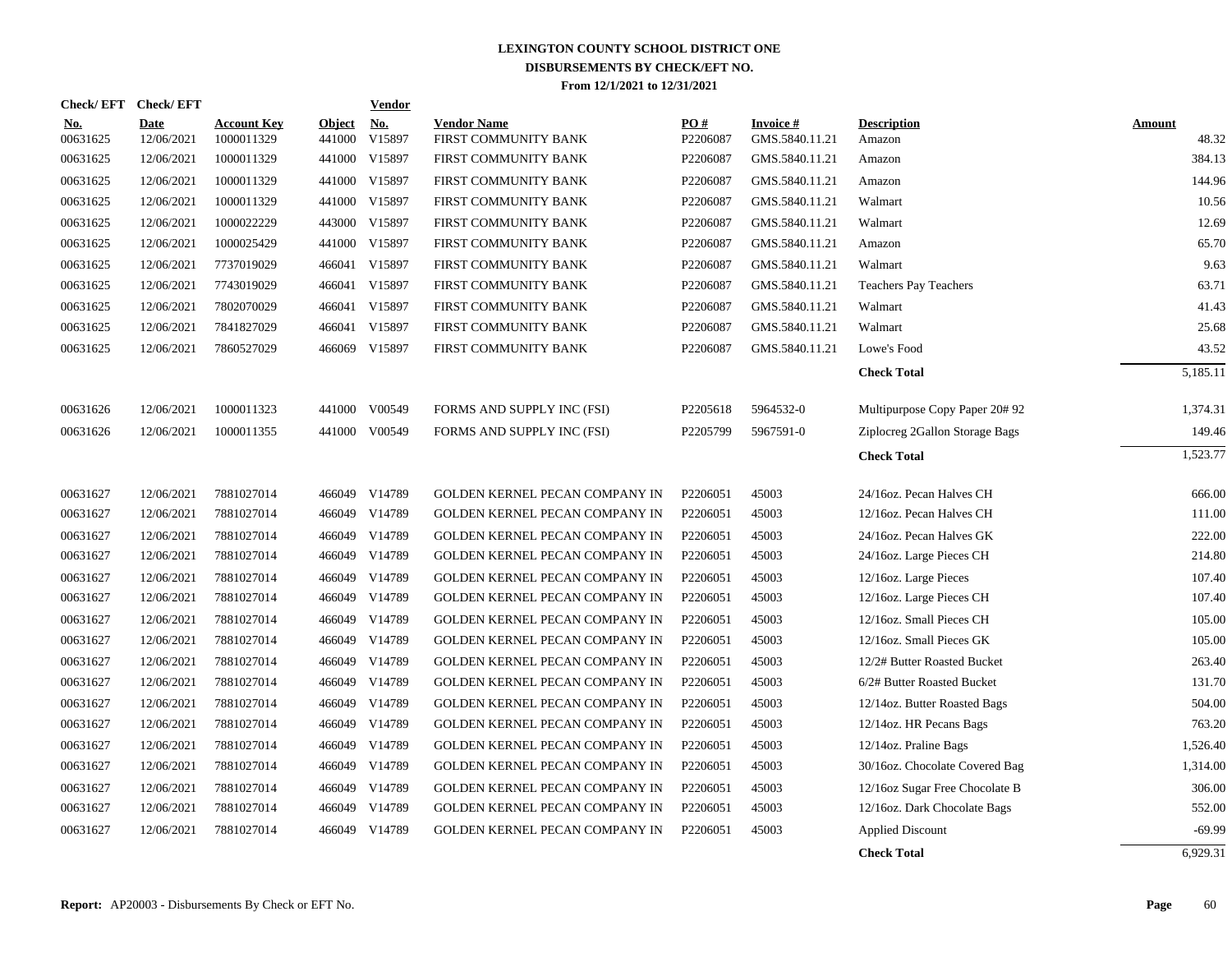# LEXINGTON COUNTY SCHOOL DISTRICT ONE
## DISBURSEMENTS BY CHECK/EFT NO.
### From 12/1/2021 to 12/31/2021

| Check/ EFT No. | Check/ EFT Date | Account Key | Object | Vendor No. | Vendor Name | PO # | Invoice # | Description | Amount |
|---|---|---|---|---|---|---|---|---|---|
| 00631625 | 12/06/2021 | 1000011329 | 441000 | V15897 | FIRST COMMUNITY BANK | P2206087 | GMS.5840.11.21 | Amazon | 48.32 |
| 00631625 | 12/06/2021 | 1000011329 | 441000 | V15897 | FIRST COMMUNITY BANK | P2206087 | GMS.5840.11.21 | Amazon | 384.13 |
| 00631625 | 12/06/2021 | 1000011329 | 441000 | V15897 | FIRST COMMUNITY BANK | P2206087 | GMS.5840.11.21 | Amazon | 144.96 |
| 00631625 | 12/06/2021 | 1000011329 | 441000 | V15897 | FIRST COMMUNITY BANK | P2206087 | GMS.5840.11.21 | Walmart | 10.56 |
| 00631625 | 12/06/2021 | 1000022229 | 443000 | V15897 | FIRST COMMUNITY BANK | P2206087 | GMS.5840.11.21 | Walmart | 12.69 |
| 00631625 | 12/06/2021 | 1000025429 | 441000 | V15897 | FIRST COMMUNITY BANK | P2206087 | GMS.5840.11.21 | Amazon | 65.70 |
| 00631625 | 12/06/2021 | 7737019029 | 466041 | V15897 | FIRST COMMUNITY BANK | P2206087 | GMS.5840.11.21 | Walmart | 9.63 |
| 00631625 | 12/06/2021 | 7743019029 | 466041 | V15897 | FIRST COMMUNITY BANK | P2206087 | GMS.5840.11.21 | Teachers Pay Teachers | 63.71 |
| 00631625 | 12/06/2021 | 7802070029 | 466041 | V15897 | FIRST COMMUNITY BANK | P2206087 | GMS.5840.11.21 | Walmart | 41.43 |
| 00631625 | 12/06/2021 | 7841827029 | 466041 | V15897 | FIRST COMMUNITY BANK | P2206087 | GMS.5840.11.21 | Walmart | 25.68 |
| 00631625 | 12/06/2021 | 7860527029 | 466069 | V15897 | FIRST COMMUNITY BANK | P2206087 | GMS.5840.11.21 | Lowe's Food | 43.52 |
| | | | | | | | | **Check Total** | 5,185.11 |
| 00631626 | 12/06/2021 | 1000011323 | 441000 | V00549 | FORMS AND SUPPLY INC (FSI) | P2205618 | 5964532-0 | Multipurpose Copy Paper 20# 92 | 1,374.31 |
| 00631626 | 12/06/2021 | 1000011355 | 441000 | V00549 | FORMS AND SUPPLY INC (FSI) | P2205799 | 5967591-0 | Ziplocreg 2Gallon Storage Bags | 149.46 |
| | | | | | | | | **Check Total** | 1,523.77 |
| 00631627 | 12/06/2021 | 7881027014 | 466049 | V14789 | GOLDEN KERNEL PECAN COMPANY IN | P2206051 | 45003 | 24/16oz. Pecan Halves CH | 666.00 |
| 00631627 | 12/06/2021 | 7881027014 | 466049 | V14789 | GOLDEN KERNEL PECAN COMPANY IN | P2206051 | 45003 | 12/16oz. Pecan Halves CH | 111.00 |
| 00631627 | 12/06/2021 | 7881027014 | 466049 | V14789 | GOLDEN KERNEL PECAN COMPANY IN | P2206051 | 45003 | 24/16oz. Pecan Halves GK | 222.00 |
| 00631627 | 12/06/2021 | 7881027014 | 466049 | V14789 | GOLDEN KERNEL PECAN COMPANY IN | P2206051 | 45003 | 24/16oz. Large Pieces CH | 214.80 |
| 00631627 | 12/06/2021 | 7881027014 | 466049 | V14789 | GOLDEN KERNEL PECAN COMPANY IN | P2206051 | 45003 | 12/16oz. Large Pieces | 107.40 |
| 00631627 | 12/06/2021 | 7881027014 | 466049 | V14789 | GOLDEN KERNEL PECAN COMPANY IN | P2206051 | 45003 | 12/16oz. Large Pieces CH | 107.40 |
| 00631627 | 12/06/2021 | 7881027014 | 466049 | V14789 | GOLDEN KERNEL PECAN COMPANY IN | P2206051 | 45003 | 12/16oz. Small Pieces CH | 105.00 |
| 00631627 | 12/06/2021 | 7881027014 | 466049 | V14789 | GOLDEN KERNEL PECAN COMPANY IN | P2206051 | 45003 | 12/16oz. Small Pieces GK | 105.00 |
| 00631627 | 12/06/2021 | 7881027014 | 466049 | V14789 | GOLDEN KERNEL PECAN COMPANY IN | P2206051 | 45003 | 12/2# Butter Roasted Bucket | 263.40 |
| 00631627 | 12/06/2021 | 7881027014 | 466049 | V14789 | GOLDEN KERNEL PECAN COMPANY IN | P2206051 | 45003 | 6/2# Butter Roasted Bucket | 131.70 |
| 00631627 | 12/06/2021 | 7881027014 | 466049 | V14789 | GOLDEN KERNEL PECAN COMPANY IN | P2206051 | 45003 | 12/14oz. Butter Roasted Bags | 504.00 |
| 00631627 | 12/06/2021 | 7881027014 | 466049 | V14789 | GOLDEN KERNEL PECAN COMPANY IN | P2206051 | 45003 | 12/14oz. HR Pecans Bags | 763.20 |
| 00631627 | 12/06/2021 | 7881027014 | 466049 | V14789 | GOLDEN KERNEL PECAN COMPANY IN | P2206051 | 45003 | 12/14oz. Praline Bags | 1,526.40 |
| 00631627 | 12/06/2021 | 7881027014 | 466049 | V14789 | GOLDEN KERNEL PECAN COMPANY IN | P2206051 | 45003 | 30/16oz. Chocolate Covered Bag | 1,314.00 |
| 00631627 | 12/06/2021 | 7881027014 | 466049 | V14789 | GOLDEN KERNEL PECAN COMPANY IN | P2206051 | 45003 | 12/16oz Sugar Free Chocolate B | 306.00 |
| 00631627 | 12/06/2021 | 7881027014 | 466049 | V14789 | GOLDEN KERNEL PECAN COMPANY IN | P2206051 | 45003 | 12/16oz. Dark Chocolate Bags | 552.00 |
| 00631627 | 12/06/2021 | 7881027014 | 466049 | V14789 | GOLDEN KERNEL PECAN COMPANY IN | P2206051 | 45003 | Applied Discount | -69.99 |
| | | | | | | | | **Check Total** | 6,929.31 |

**Report:** AP20003 - Disbursements By Check or EFT No.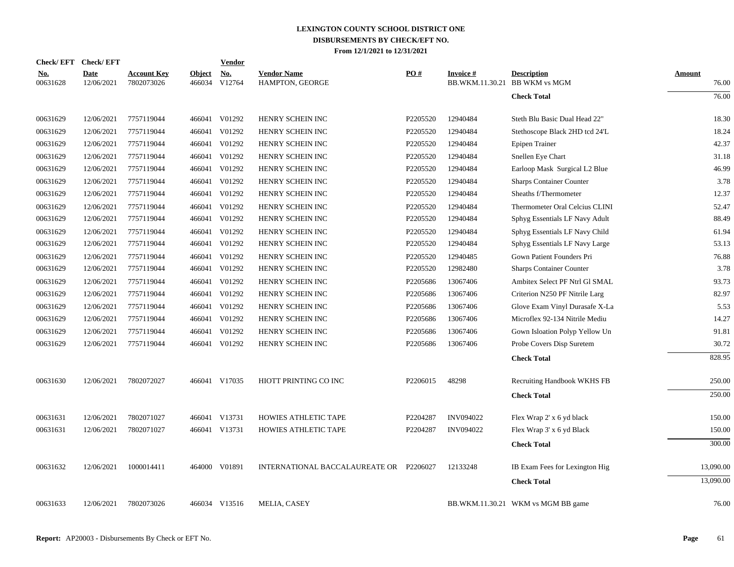# LEXINGTON COUNTY SCHOOL DISTRICT ONE
## DISBURSEMENTS BY CHECK/EFT NO.
### From 12/1/2021 to 12/31/2021

| Check/ EFT No. | Check/ EFT Date | Account Key | Object | Vendor No. | Vendor Name | PO # | Invoice # | Description | Amount |
|---|---|---|---|---|---|---|---|---|---|
| 00631628 | 12/06/2021 | 7802073026 | 466034 | V12764 | HAMPTON, GEORGE | | BB.WKM.11.30.21 | BB WKM vs MGM | 76.00 |
| | | | | | | | | **Check Total** | 76.00 |
| 00631629 | 12/06/2021 | 7757119044 | 466041 | V01292 | HENRY SCHEIN INC | P2205520 | 12940484 | Steth Blu Basic Dual Head 22" | 18.30 |
| 00631629 | 12/06/2021 | 7757119044 | 466041 | V01292 | HENRY SCHEIN INC | P2205520 | 12940484 | Stethoscope Black 2HD tcd 24'L | 18.24 |
| 00631629 | 12/06/2021 | 7757119044 | 466041 | V01292 | HENRY SCHEIN INC | P2205520 | 12940484 | Epipen Trainer | 42.37 |
| 00631629 | 12/06/2021 | 7757119044 | 466041 | V01292 | HENRY SCHEIN INC | P2205520 | 12940484 | Snellen Eye Chart | 31.18 |
| 00631629 | 12/06/2021 | 7757119044 | 466041 | V01292 | HENRY SCHEIN INC | P2205520 | 12940484 | Earloop Mask Surgical L2 Blue | 46.99 |
| 00631629 | 12/06/2021 | 7757119044 | 466041 | V01292 | HENRY SCHEIN INC | P2205520 | 12940484 | Sharps Container Counter | 3.78 |
| 00631629 | 12/06/2021 | 7757119044 | 466041 | V01292 | HENRY SCHEIN INC | P2205520 | 12940484 | Sheaths f/Thermometer | 12.37 |
| 00631629 | 12/06/2021 | 7757119044 | 466041 | V01292 | HENRY SCHEIN INC | P2205520 | 12940484 | Thermometer Oral Celcius CLINI | 52.47 |
| 00631629 | 12/06/2021 | 7757119044 | 466041 | V01292 | HENRY SCHEIN INC | P2205520 | 12940484 | Sphyg Essentials LF Navy Adult | 88.49 |
| 00631629 | 12/06/2021 | 7757119044 | 466041 | V01292 | HENRY SCHEIN INC | P2205520 | 12940484 | Sphyg Essentials LF Navy Child | 61.94 |
| 00631629 | 12/06/2021 | 7757119044 | 466041 | V01292 | HENRY SCHEIN INC | P2205520 | 12940484 | Sphyg Essentials LF Navy Large | 53.13 |
| 00631629 | 12/06/2021 | 7757119044 | 466041 | V01292 | HENRY SCHEIN INC | P2205520 | 12940485 | Gown Patient Founders Pri | 76.88 |
| 00631629 | 12/06/2021 | 7757119044 | 466041 | V01292 | HENRY SCHEIN INC | P2205520 | 12982480 | Sharps Container Counter | 3.78 |
| 00631629 | 12/06/2021 | 7757119044 | 466041 | V01292 | HENRY SCHEIN INC | P2205686 | 13067406 | Ambitex Select PF Ntrl Gl SMAL | 93.73 |
| 00631629 | 12/06/2021 | 7757119044 | 466041 | V01292 | HENRY SCHEIN INC | P2205686 | 13067406 | Criterion N250 PF Nitrile Larg | 82.97 |
| 00631629 | 12/06/2021 | 7757119044 | 466041 | V01292 | HENRY SCHEIN INC | P2205686 | 13067406 | Glove Exam Vinyl Durasafe X-La | 5.53 |
| 00631629 | 12/06/2021 | 7757119044 | 466041 | V01292 | HENRY SCHEIN INC | P2205686 | 13067406 | Microflex 92-134 Nitrile Mediu | 14.27 |
| 00631629 | 12/06/2021 | 7757119044 | 466041 | V01292 | HENRY SCHEIN INC | P2205686 | 13067406 | Gown Isloation Polyp Yellow Un | 91.81 |
| 00631629 | 12/06/2021 | 7757119044 | 466041 | V01292 | HENRY SCHEIN INC | P2205686 | 13067406 | Probe Covers Disp Suretem | 30.72 |
| | | | | | | | | **Check Total** | 828.95 |
| 00631630 | 12/06/2021 | 7802072027 | 466041 | V17035 | HIOTT PRINTING CO INC | P2206015 | 48298 | Recruiting Handbook WKHS FB | 250.00 |
| | | | | | | | | **Check Total** | 250.00 |
| 00631631 | 12/06/2021 | 7802071027 | 466041 | V13731 | HOWIES ATHLETIC TAPE | P2204287 | INV094022 | Flex Wrap 2' x 6 yd black | 150.00 |
| 00631631 | 12/06/2021 | 7802071027 | 466041 | V13731 | HOWIES ATHLETIC TAPE | P2204287 | INV094022 | Flex Wrap 3' x 6 yd Black | 150.00 |
| | | | | | | | | **Check Total** | 300.00 |
| 00631632 | 12/06/2021 | 1000014411 | 464000 | V01891 | INTERNATIONAL BACCALAUREATE OR | P2206027 | 12133248 | IB Exam Fees for Lexington Hig | 13,090.00 |
| | | | | | | | | **Check Total** | 13,090.00 |
| 00631633 | 12/06/2021 | 7802073026 | 466034 | V13516 | MELIA, CASEY | | BB.WKM.11.30.21 | WKM vs MGM BB game | 76.00 |

**Report:** AP20003 - Disbursements By Check or EFT No.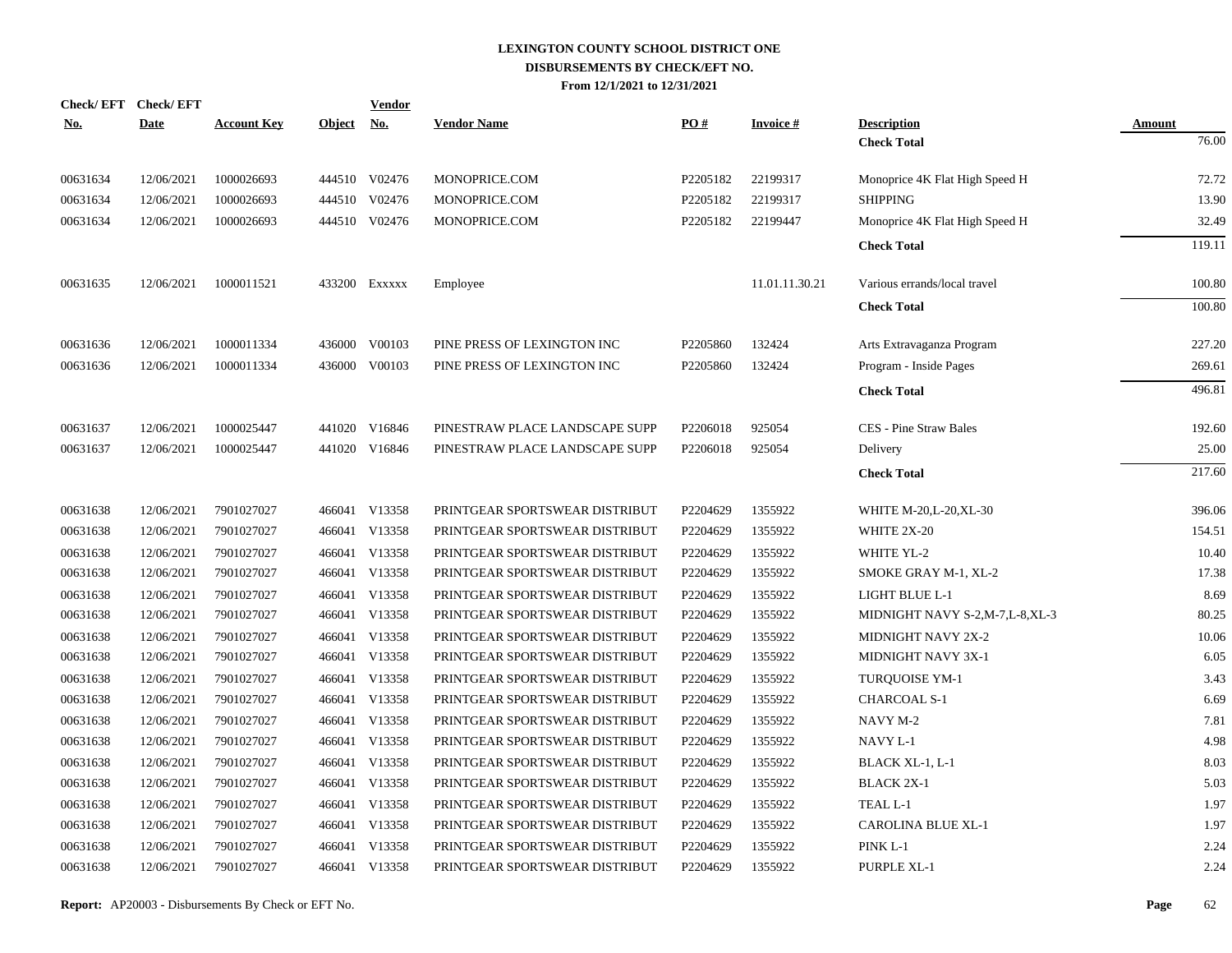# LEXINGTON COUNTY SCHOOL DISTRICT ONE
## DISBURSEMENTS BY CHECK/EFT NO.
### From 12/1/2021 to 12/31/2021

| Check/ EFT No. | Check/ EFT Date | Account Key | Object | Vendor No. | Vendor Name | PO # | Invoice # | Description | Amount |
|---|---|---|---|---|---|---|---|---|---|
| | | | | | | | | **Check Total** | 76.00 |
| 00631634 | 12/06/2021 | 1000026693 | 444510 | V02476 | MONOPRICE.COM | P2205182 | 22199317 | Monoprice 4K Flat High Speed H | 72.72 |
| 00631634 | 12/06/2021 | 1000026693 | 444510 | V02476 | MONOPRICE.COM | P2205182 | 22199317 | SHIPPING | 13.90 |
| 00631634 | 12/06/2021 | 1000026693 | 444510 | V02476 | MONOPRICE.COM | P2205182 | 22199447 | Monoprice 4K Flat High Speed H | 32.49 |
| | | | | | | | | **Check Total** | 119.11 |
| 00631635 | 12/06/2021 | 1000011521 | 433200 | Exxxxx | Employee | | 11.01.11.30.21 | Various errands/local travel | 100.80 |
| | | | | | | | | **Check Total** | 100.80 |
| 00631636 | 12/06/2021 | 1000011334 | 436000 | V00103 | PINE PRESS OF LEXINGTON INC | P2205860 | 132424 | Arts Extravaganza Program | 227.20 |
| 00631636 | 12/06/2021 | 1000011334 | 436000 | V00103 | PINE PRESS OF LEXINGTON INC | P2205860 | 132424 | Program - Inside Pages | 269.61 |
| | | | | | | | | **Check Total** | 496.81 |
| 00631637 | 12/06/2021 | 1000025447 | 441020 | V16846 | PINESTRAW PLACE LANDSCAPE SUPP | P2206018 | 925054 | CES - Pine Straw Bales | 192.60 |
| 00631637 | 12/06/2021 | 1000025447 | 441020 | V16846 | PINESTRAW PLACE LANDSCAPE SUPP | P2206018 | 925054 | Delivery | 25.00 |
| | | | | | | | | **Check Total** | 217.60 |
| 00631638 | 12/06/2021 | 7901027027 | 466041 | V13358 | PRINTGEAR SPORTSWEAR DISTRIBUT | P2204629 | 1355922 | WHITE M-20,L-20,XL-30 | 396.06 |
| 00631638 | 12/06/2021 | 7901027027 | 466041 | V13358 | PRINTGEAR SPORTSWEAR DISTRIBUT | P2204629 | 1355922 | WHITE 2X-20 | 154.51 |
| 00631638 | 12/06/2021 | 7901027027 | 466041 | V13358 | PRINTGEAR SPORTSWEAR DISTRIBUT | P2204629 | 1355922 | WHITE YL-2 | 10.40 |
| 00631638 | 12/06/2021 | 7901027027 | 466041 | V13358 | PRINTGEAR SPORTSWEAR DISTRIBUT | P2204629 | 1355922 | SMOKE GRAY M-1, XL-2 | 17.38 |
| 00631638 | 12/06/2021 | 7901027027 | 466041 | V13358 | PRINTGEAR SPORTSWEAR DISTRIBUT | P2204629 | 1355922 | LIGHT BLUE L-1 | 8.69 |
| 00631638 | 12/06/2021 | 7901027027 | 466041 | V13358 | PRINTGEAR SPORTSWEAR DISTRIBUT | P2204629 | 1355922 | MIDNIGHT NAVY S-2,M-7,L-8,XL-3 | 80.25 |
| 00631638 | 12/06/2021 | 7901027027 | 466041 | V13358 | PRINTGEAR SPORTSWEAR DISTRIBUT | P2204629 | 1355922 | MIDNIGHT NAVY 2X-2 | 10.06 |
| 00631638 | 12/06/2021 | 7901027027 | 466041 | V13358 | PRINTGEAR SPORTSWEAR DISTRIBUT | P2204629 | 1355922 | MIDNIGHT NAVY 3X-1 | 6.05 |
| 00631638 | 12/06/2021 | 7901027027 | 466041 | V13358 | PRINTGEAR SPORTSWEAR DISTRIBUT | P2204629 | 1355922 | TURQUOISE YM-1 | 3.43 |
| 00631638 | 12/06/2021 | 7901027027 | 466041 | V13358 | PRINTGEAR SPORTSWEAR DISTRIBUT | P2204629 | 1355922 | CHARCOAL S-1 | 6.69 |
| 00631638 | 12/06/2021 | 7901027027 | 466041 | V13358 | PRINTGEAR SPORTSWEAR DISTRIBUT | P2204629 | 1355922 | NAVY M-2 | 7.81 |
| 00631638 | 12/06/2021 | 7901027027 | 466041 | V13358 | PRINTGEAR SPORTSWEAR DISTRIBUT | P2204629 | 1355922 | NAVY L-1 | 4.98 |
| 00631638 | 12/06/2021 | 7901027027 | 466041 | V13358 | PRINTGEAR SPORTSWEAR DISTRIBUT | P2204629 | 1355922 | BLACK XL-1, L-1 | 8.03 |
| 00631638 | 12/06/2021 | 7901027027 | 466041 | V13358 | PRINTGEAR SPORTSWEAR DISTRIBUT | P2204629 | 1355922 | BLACK 2X-1 | 5.03 |
| 00631638 | 12/06/2021 | 7901027027 | 466041 | V13358 | PRINTGEAR SPORTSWEAR DISTRIBUT | P2204629 | 1355922 | TEAL L-1 | 1.97 |
| 00631638 | 12/06/2021 | 7901027027 | 466041 | V13358 | PRINTGEAR SPORTSWEAR DISTRIBUT | P2204629 | 1355922 | CAROLINA BLUE XL-1 | 1.97 |
| 00631638 | 12/06/2021 | 7901027027 | 466041 | V13358 | PRINTGEAR SPORTSWEAR DISTRIBUT | P2204629 | 1355922 | PINK L-1 | 2.24 |
| 00631638 | 12/06/2021 | 7901027027 | 466041 | V13358 | PRINTGEAR SPORTSWEAR DISTRIBUT | P2204629 | 1355922 | PURPLE XL-1 | 2.24 |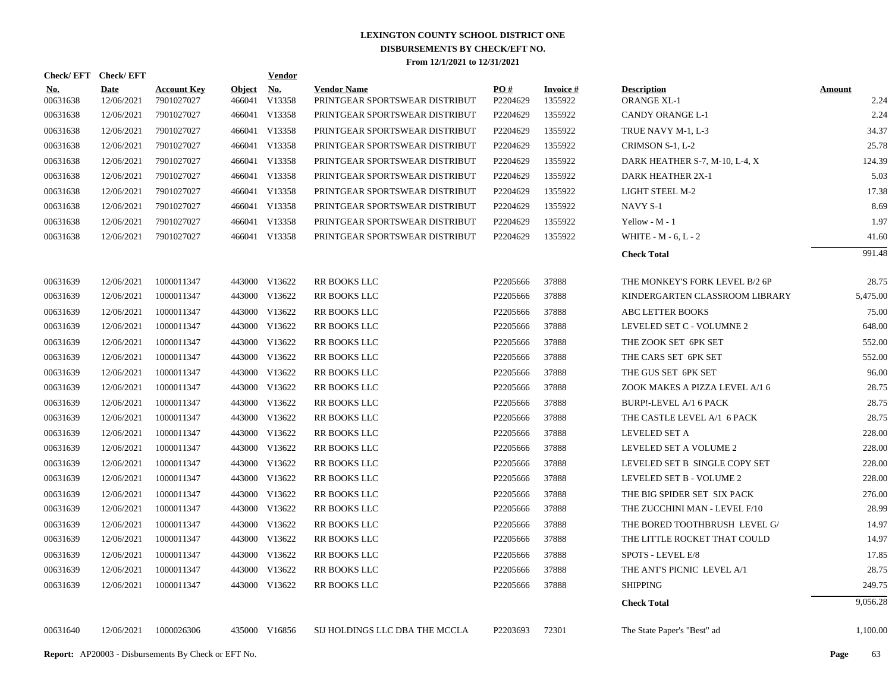# LEXINGTON COUNTY SCHOOL DISTRICT ONE
## DISBURSEMENTS BY CHECK/EFT NO.
### From 12/1/2021 to 12/31/2021

| Check/ EFT No. | Check/ EFT Date | Account Key | Object | Vendor No. | Vendor Name | PO # | Invoice # | Description | Amount |
|---|---|---|---|---|---|---|---|---|---|
| 00631638 | 12/06/2021 | 7901027027 | 466041 | V13358 | PRINTGEAR SPORTSWEAR DISTRIBUT | P2204629 | 1355922 | ORANGE XL-1 | 2.24 |
| 00631638 | 12/06/2021 | 7901027027 | 466041 | V13358 | PRINTGEAR SPORTSWEAR DISTRIBUT | P2204629 | 1355922 | CANDY ORANGE L-1 | 2.24 |
| 00631638 | 12/06/2021 | 7901027027 | 466041 | V13358 | PRINTGEAR SPORTSWEAR DISTRIBUT | P2204629 | 1355922 | TRUE NAVY M-1, L-3 | 34.37 |
| 00631638 | 12/06/2021 | 7901027027 | 466041 | V13358 | PRINTGEAR SPORTSWEAR DISTRIBUT | P2204629 | 1355922 | CRIMSON S-1, L-2 | 25.78 |
| 00631638 | 12/06/2021 | 7901027027 | 466041 | V13358 | PRINTGEAR SPORTSWEAR DISTRIBUT | P2204629 | 1355922 | DARK HEATHER S-7, M-10, L-4, X | 124.39 |
| 00631638 | 12/06/2021 | 7901027027 | 466041 | V13358 | PRINTGEAR SPORTSWEAR DISTRIBUT | P2204629 | 1355922 | DARK HEATHER 2X-1 | 5.03 |
| 00631638 | 12/06/2021 | 7901027027 | 466041 | V13358 | PRINTGEAR SPORTSWEAR DISTRIBUT | P2204629 | 1355922 | LIGHT STEEL M-2 | 17.38 |
| 00631638 | 12/06/2021 | 7901027027 | 466041 | V13358 | PRINTGEAR SPORTSWEAR DISTRIBUT | P2204629 | 1355922 | NAVY S-1 | 8.69 |
| 00631638 | 12/06/2021 | 7901027027 | 466041 | V13358 | PRINTGEAR SPORTSWEAR DISTRIBUT | P2204629 | 1355922 | Yellow - M - 1 | 1.97 |
| 00631638 | 12/06/2021 | 7901027027 | 466041 | V13358 | PRINTGEAR SPORTSWEAR DISTRIBUT | P2204629 | 1355922 | WHITE - M - 6, L - 2 | 41.60 |
| | | | | | | | | **Check Total** | 991.48 |
| 00631639 | 12/06/2021 | 1000011347 | 443000 | V13622 | RR BOOKS LLC | P2205666 | 37888 | THE MONKEY'S FORK LEVEL B/2 6P | 28.75 |
| 00631639 | 12/06/2021 | 1000011347 | 443000 | V13622 | RR BOOKS LLC | P2205666 | 37888 | KINDERGARTEN CLASSROOM LIBRARY | 5,475.00 |
| 00631639 | 12/06/2021 | 1000011347 | 443000 | V13622 | RR BOOKS LLC | P2205666 | 37888 | ABC LETTER BOOKS | 75.00 |
| 00631639 | 12/06/2021 | 1000011347 | 443000 | V13622 | RR BOOKS LLC | P2205666 | 37888 | LEVELED SET C - VOLUMNE 2 | 648.00 |
| 00631639 | 12/06/2021 | 1000011347 | 443000 | V13622 | RR BOOKS LLC | P2205666 | 37888 | THE ZOOK SET 6PK SET | 552.00 |
| 00631639 | 12/06/2021 | 1000011347 | 443000 | V13622 | RR BOOKS LLC | P2205666 | 37888 | THE CARS SET 6PK SET | 552.00 |
| 00631639 | 12/06/2021 | 1000011347 | 443000 | V13622 | RR BOOKS LLC | P2205666 | 37888 | THE GUS SET 6PK SET | 96.00 |
| 00631639 | 12/06/2021 | 1000011347 | 443000 | V13622 | RR BOOKS LLC | P2205666 | 37888 | ZOOK MAKES A PIZZA LEVEL A/1 6 | 28.75 |
| 00631639 | 12/06/2021 | 1000011347 | 443000 | V13622 | RR BOOKS LLC | P2205666 | 37888 | BURP!-LEVEL A/1 6 PACK | 28.75 |
| 00631639 | 12/06/2021 | 1000011347 | 443000 | V13622 | RR BOOKS LLC | P2205666 | 37888 | THE CASTLE LEVEL A/1 6 PACK | 28.75 |
| 00631639 | 12/06/2021 | 1000011347 | 443000 | V13622 | RR BOOKS LLC | P2205666 | 37888 | LEVELED SET A | 228.00 |
| 00631639 | 12/06/2021 | 1000011347 | 443000 | V13622 | RR BOOKS LLC | P2205666 | 37888 | LEVELED SET A VOLUME 2 | 228.00 |
| 00631639 | 12/06/2021 | 1000011347 | 443000 | V13622 | RR BOOKS LLC | P2205666 | 37888 | LEVELED SET B SINGLE COPY SET | 228.00 |
| 00631639 | 12/06/2021 | 1000011347 | 443000 | V13622 | RR BOOKS LLC | P2205666 | 37888 | LEVELED SET B - VOLUME 2 | 228.00 |
| 00631639 | 12/06/2021 | 1000011347 | 443000 | V13622 | RR BOOKS LLC | P2205666 | 37888 | THE BIG SPIDER SET SIX PACK | 276.00 |
| 00631639 | 12/06/2021 | 1000011347 | 443000 | V13622 | RR BOOKS LLC | P2205666 | 37888 | THE ZUCCHINI MAN - LEVEL F/10 | 28.99 |
| 00631639 | 12/06/2021 | 1000011347 | 443000 | V13622 | RR BOOKS LLC | P2205666 | 37888 | THE BORED TOOTHBRUSH LEVEL G/ | 14.97 |
| 00631639 | 12/06/2021 | 1000011347 | 443000 | V13622 | RR BOOKS LLC | P2205666 | 37888 | THE LITTLE ROCKET THAT COULD | 14.97 |
| 00631639 | 12/06/2021 | 1000011347 | 443000 | V13622 | RR BOOKS LLC | P2205666 | 37888 | SPOTS - LEVEL E/8 | 17.85 |
| 00631639 | 12/06/2021 | 1000011347 | 443000 | V13622 | RR BOOKS LLC | P2205666 | 37888 | THE ANT'S PICNIC LEVEL A/1 | 28.75 |
| 00631639 | 12/06/2021 | 1000011347 | 443000 | V13622 | RR BOOKS LLC | P2205666 | 37888 | SHIPPING | 249.75 |
| | | | | | | | | **Check Total** | 9,056.28 |
| 00631640 | 12/06/2021 | 1000026306 | 435000 | V16856 | SIJ HOLDINGS LLC DBA THE MCCLA | P2203693 | 72301 | The State Paper's "Best" ad | 1,100.00 |

**Report:** AP20003 - Disbursements By Check or EFT No.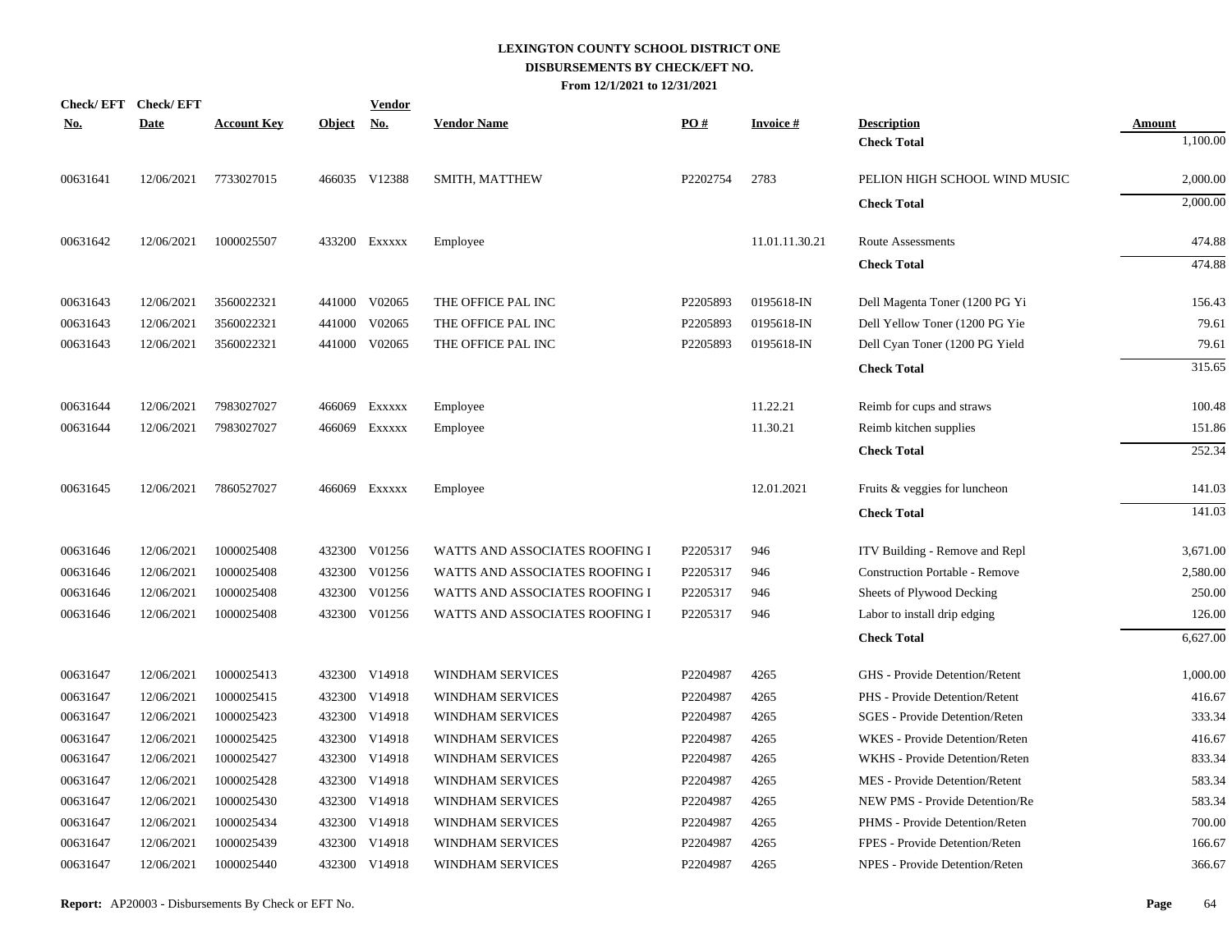# LEXINGTON COUNTY SCHOOL DISTRICT ONE
## DISBURSEMENTS BY CHECK/EFT NO.
### From 12/1/2021 to 12/31/2021

| Check/ EFT No. | Check/ EFT Date | Account Key | Object | Vendor No. | Vendor Name | PO # | Invoice # | Description | Amount |
|---|---|---|---|---|---|---|---|---|---|
| | | | | | | | | **Check Total** | 1,100.00 |
| 00631641 | 12/06/2021 | 7733027015 | 466035 | V12388 | SMITH, MATTHEW | P2202754 | 2783 | PELION HIGH SCHOOL WIND MUSIC | 2,000.00 |
| | | | | | | | | **Check Total** | 2,000.00 |
| 00631642 | 12/06/2021 | 1000025507 | 433200 | Exxxxx | Employee | | 11.01.11.30.21 | Route Assessments | 474.88 |
| | | | | | | | | **Check Total** | 474.88 |
| 00631643 | 12/06/2021 | 3560022321 | 441000 | V02065 | THE OFFICE PAL INC | P2205893 | 0195618-IN | Dell Magenta Toner (1200 PG Yi | 156.43 |
| 00631643 | 12/06/2021 | 3560022321 | 441000 | V02065 | THE OFFICE PAL INC | P2205893 | 0195618-IN | Dell Yellow Toner (1200 PG Yie | 79.61 |
| 00631643 | 12/06/2021 | 3560022321 | 441000 | V02065 | THE OFFICE PAL INC | P2205893 | 0195618-IN | Dell Cyan Toner (1200 PG Yield | 79.61 |
| | | | | | | | | **Check Total** | 315.65 |
| 00631644 | 12/06/2021 | 7983027027 | 466069 | Exxxxx | Employee | | 11.22.21 | Reimb for cups and straws | 100.48 |
| 00631644 | 12/06/2021 | 7983027027 | 466069 | Exxxxx | Employee | | 11.30.21 | Reimb kitchen supplies | 151.86 |
| | | | | | | | | **Check Total** | 252.34 |
| 00631645 | 12/06/2021 | 7860527027 | 466069 | Exxxxx | Employee | | 12.01.2021 | Fruits & veggies for luncheon | 141.03 |
| | | | | | | | | **Check Total** | 141.03 |
| 00631646 | 12/06/2021 | 1000025408 | 432300 | V01256 | WATTS AND ASSOCIATES ROOFING I | P2205317 | 946 | ITV Building - Remove and Repl | 3,671.00 |
| 00631646 | 12/06/2021 | 1000025408 | 432300 | V01256 | WATTS AND ASSOCIATES ROOFING I | P2205317 | 946 | Construction Portable - Remove | 2,580.00 |
| 00631646 | 12/06/2021 | 1000025408 | 432300 | V01256 | WATTS AND ASSOCIATES ROOFING I | P2205317 | 946 | Sheets of Plywood Decking | 250.00 |
| 00631646 | 12/06/2021 | 1000025408 | 432300 | V01256 | WATTS AND ASSOCIATES ROOFING I | P2205317 | 946 | Labor to install drip edging | 126.00 |
| | | | | | | | | **Check Total** | 6,627.00 |
| 00631647 | 12/06/2021 | 1000025413 | 432300 | V14918 | WINDHAM SERVICES | P2204987 | 4265 | GHS - Provide Detention/Retent | 1,000.00 |
| 00631647 | 12/06/2021 | 1000025415 | 432300 | V14918 | WINDHAM SERVICES | P2204987 | 4265 | PHS - Provide Detention/Retent | 416.67 |
| 00631647 | 12/06/2021 | 1000025423 | 432300 | V14918 | WINDHAM SERVICES | P2204987 | 4265 | SGES - Provide Detention/Reten | 333.34 |
| 00631647 | 12/06/2021 | 1000025425 | 432300 | V14918 | WINDHAM SERVICES | P2204987 | 4265 | WKES - Provide Detention/Reten | 416.67 |
| 00631647 | 12/06/2021 | 1000025427 | 432300 | V14918 | WINDHAM SERVICES | P2204987 | 4265 | WKHS - Provide Detention/Reten | 833.34 |
| 00631647 | 12/06/2021 | 1000025428 | 432300 | V14918 | WINDHAM SERVICES | P2204987 | 4265 | MES - Provide Detention/Retent | 583.34 |
| 00631647 | 12/06/2021 | 1000025430 | 432300 | V14918 | WINDHAM SERVICES | P2204987 | 4265 | NEW PMS - Provide Detention/Re | 583.34 |
| 00631647 | 12/06/2021 | 1000025434 | 432300 | V14918 | WINDHAM SERVICES | P2204987 | 4265 | PHMS - Provide Detention/Reten | 700.00 |
| 00631647 | 12/06/2021 | 1000025439 | 432300 | V14918 | WINDHAM SERVICES | P2204987 | 4265 | FPES - Provide Detention/Reten | 166.67 |
| 00631647 | 12/06/2021 | 1000025440 | 432300 | V14918 | WINDHAM SERVICES | P2204987 | 4265 | NPES - Provide Detention/Reten | 366.67 |

**Report:** AP20003 - Disbursements By Check or EFT No.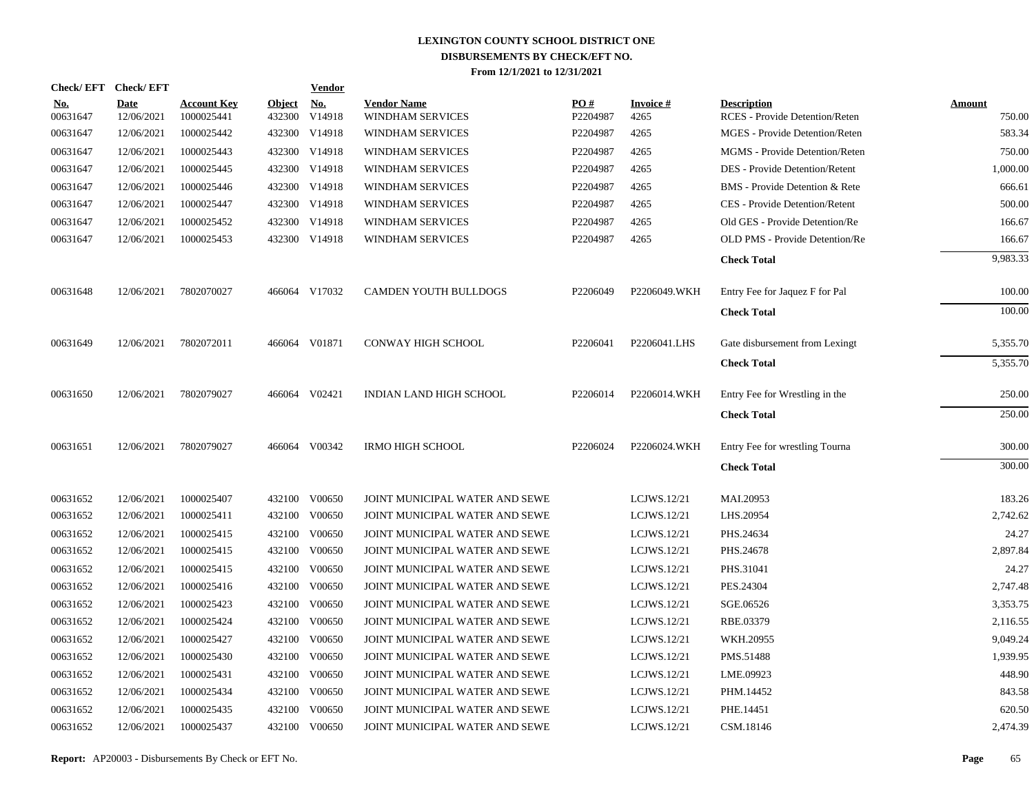# LEXINGTON COUNTY SCHOOL DISTRICT ONE
## DISBURSEMENTS BY CHECK/EFT NO.
### From 12/1/2021 to 12/31/2021

| Check/ EFT No. | Check/ EFT Date | Account Key | Object | Vendor No. | Vendor Name | PO # | Invoice # | Description | Amount |
|---|---|---|---|---|---|---|---|---|---|
| 00631647 | 12/06/2021 | 1000025441 | 432300 | V14918 | WINDHAM SERVICES | P2204987 | 4265 | RCES - Provide Detention/Reten | 750.00 |
| 00631647 | 12/06/2021 | 1000025442 | 432300 | V14918 | WINDHAM SERVICES | P2204987 | 4265 | MGES - Provide Detention/Reten | 583.34 |
| 00631647 | 12/06/2021 | 1000025443 | 432300 | V14918 | WINDHAM SERVICES | P2204987 | 4265 | MGMS - Provide Detention/Reten | 750.00 |
| 00631647 | 12/06/2021 | 1000025445 | 432300 | V14918 | WINDHAM SERVICES | P2204987 | 4265 | DES - Provide Detention/Retent | 1,000.00 |
| 00631647 | 12/06/2021 | 1000025446 | 432300 | V14918 | WINDHAM SERVICES | P2204987 | 4265 | BMS - Provide Detention & Rete | 666.61 |
| 00631647 | 12/06/2021 | 1000025447 | 432300 | V14918 | WINDHAM SERVICES | P2204987 | 4265 | CES - Provide Detention/Retent | 500.00 |
| 00631647 | 12/06/2021 | 1000025452 | 432300 | V14918 | WINDHAM SERVICES | P2204987 | 4265 | Old GES - Provide Detention/Re | 166.67 |
| 00631647 | 12/06/2021 | 1000025453 | 432300 | V14918 | WINDHAM SERVICES | P2204987 | 4265 | OLD PMS - Provide Detention/Re | 166.67 |
| | | | | | | | | **Check Total** | 9,983.33 |
| 00631648 | 12/06/2021 | 7802070027 | 466064 | V17032 | CAMDEN YOUTH BULLDOGS | P2206049 | P2206049.WKH | Entry Fee for Jaquez F for Pal | 100.00 |
| | | | | | | | | **Check Total** | 100.00 |
| 00631649 | 12/06/2021 | 7802072011 | 466064 | V01871 | CONWAY HIGH SCHOOL | P2206041 | P2206041.LHS | Gate disbursement from Lexingt | 5,355.70 |
| | | | | | | | | **Check Total** | 5,355.70 |
| 00631650 | 12/06/2021 | 7802079027 | 466064 | V02421 | INDIAN LAND HIGH SCHOOL | P2206014 | P2206014.WKH | Entry Fee for Wrestling in the | 250.00 |
| | | | | | | | | **Check Total** | 250.00 |
| 00631651 | 12/06/2021 | 7802079027 | 466064 | V00342 | IRMO HIGH SCHOOL | P2206024 | P2206024.WKH | Entry Fee for wrestling Tourna | 300.00 |
| | | | | | | | | **Check Total** | 300.00 |
| 00631652 | 12/06/2021 | 1000025407 | 432100 | V00650 | JOINT MUNICIPAL WATER AND SEWE | | LCJWS.12/21 | MAI.20953 | 183.26 |
| 00631652 | 12/06/2021 | 1000025411 | 432100 | V00650 | JOINT MUNICIPAL WATER AND SEWE | | LCJWS.12/21 | LHS.20954 | 2,742.62 |
| 00631652 | 12/06/2021 | 1000025415 | 432100 | V00650 | JOINT MUNICIPAL WATER AND SEWE | | LCJWS.12/21 | PHS.24634 | 24.27 |
| 00631652 | 12/06/2021 | 1000025415 | 432100 | V00650 | JOINT MUNICIPAL WATER AND SEWE | | LCJWS.12/21 | PHS.24678 | 2,897.84 |
| 00631652 | 12/06/2021 | 1000025415 | 432100 | V00650 | JOINT MUNICIPAL WATER AND SEWE | | LCJWS.12/21 | PHS.31041 | 24.27 |
| 00631652 | 12/06/2021 | 1000025416 | 432100 | V00650 | JOINT MUNICIPAL WATER AND SEWE | | LCJWS.12/21 | PES.24304 | 2,747.48 |
| 00631652 | 12/06/2021 | 1000025423 | 432100 | V00650 | JOINT MUNICIPAL WATER AND SEWE | | LCJWS.12/21 | SGE.06526 | 3,353.75 |
| 00631652 | 12/06/2021 | 1000025424 | 432100 | V00650 | JOINT MUNICIPAL WATER AND SEWE | | LCJWS.12/21 | RBE.03379 | 2,116.55 |
| 00631652 | 12/06/2021 | 1000025427 | 432100 | V00650 | JOINT MUNICIPAL WATER AND SEWE | | LCJWS.12/21 | WKH.20955 | 9,049.24 |
| 00631652 | 12/06/2021 | 1000025430 | 432100 | V00650 | JOINT MUNICIPAL WATER AND SEWE | | LCJWS.12/21 | PMS.51488 | 1,939.95 |
| 00631652 | 12/06/2021 | 1000025431 | 432100 | V00650 | JOINT MUNICIPAL WATER AND SEWE | | LCJWS.12/21 | LME.09923 | 448.90 |
| 00631652 | 12/06/2021 | 1000025434 | 432100 | V00650 | JOINT MUNICIPAL WATER AND SEWE | | LCJWS.12/21 | PHM.14452 | 843.58 |
| 00631652 | 12/06/2021 | 1000025435 | 432100 | V00650 | JOINT MUNICIPAL WATER AND SEWE | | LCJWS.12/21 | PHE.14451 | 620.50 |
| 00631652 | 12/06/2021 | 1000025437 | 432100 | V00650 | JOINT MUNICIPAL WATER AND SEWE | | LCJWS.12/21 | CSM.18146 | 2,474.39 |

**Report:** AP20003 - Disbursements By Check or EFT No.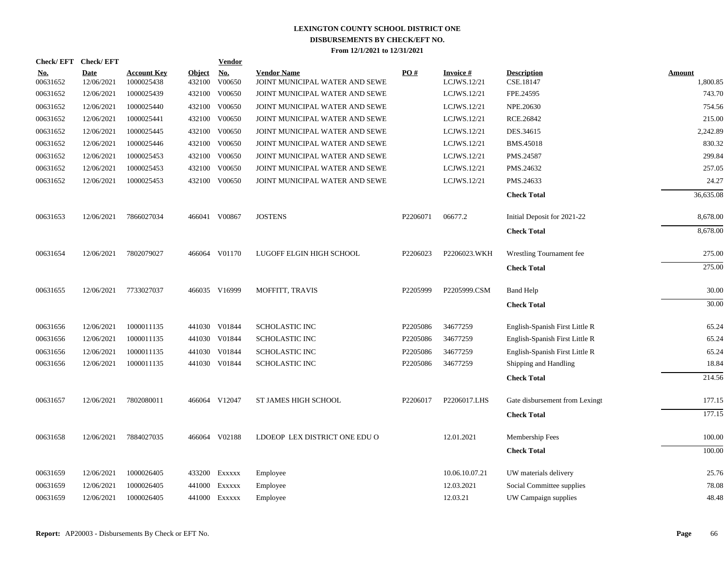# LEXINGTON COUNTY SCHOOL DISTRICT ONE
## DISBURSEMENTS BY CHECK/EFT NO.
### From 12/1/2021 to 12/31/2021

| Check/ EFT No. | Check/ EFT Date | Account Key | Object | Vendor No. | Vendor Name | PO # | Invoice # | Description | Amount |
|---|---|---|---|---|---|---|---|---|---|
| 00631652 | 12/06/2021 | 1000025438 | 432100 | V00650 | JOINT MUNICIPAL WATER AND SEWE | | LCJWS.12/21 | CSE.18147 | 1,800.85 |
| 00631652 | 12/06/2021 | 1000025439 | 432100 | V00650 | JOINT MUNICIPAL WATER AND SEWE | | LCJWS.12/21 | FPE.24595 | 743.70 |
| 00631652 | 12/06/2021 | 1000025440 | 432100 | V00650 | JOINT MUNICIPAL WATER AND SEWE | | LCJWS.12/21 | NPE.20630 | 754.56 |
| 00631652 | 12/06/2021 | 1000025441 | 432100 | V00650 | JOINT MUNICIPAL WATER AND SEWE | | LCJWS.12/21 | RCE.26842 | 215.00 |
| 00631652 | 12/06/2021 | 1000025445 | 432100 | V00650 | JOINT MUNICIPAL WATER AND SEWE | | LCJWS.12/21 | DES.34615 | 2,242.89 |
| 00631652 | 12/06/2021 | 1000025446 | 432100 | V00650 | JOINT MUNICIPAL WATER AND SEWE | | LCJWS.12/21 | BMS.45018 | 830.32 |
| 00631652 | 12/06/2021 | 1000025453 | 432100 | V00650 | JOINT MUNICIPAL WATER AND SEWE | | LCJWS.12/21 | PMS.24587 | 299.84 |
| 00631652 | 12/06/2021 | 1000025453 | 432100 | V00650 | JOINT MUNICIPAL WATER AND SEWE | | LCJWS.12/21 | PMS.24632 | 257.05 |
| 00631652 | 12/06/2021 | 1000025453 | 432100 | V00650 | JOINT MUNICIPAL WATER AND SEWE | | LCJWS.12/21 | PMS.24633 | 24.27 |
| | | | | | | | | **Check Total** | 36,635.08 |
| 00631653 | 12/06/2021 | 7866027034 | 466041 | V00867 | JOSTENS | P2206071 | 06677.2 | Initial Deposit for 2021-22 | 8,678.00 |
| | | | | | | | | **Check Total** | 8,678.00 |
| 00631654 | 12/06/2021 | 7802079027 | 466064 | V01170 | LUGOFF ELGIN HIGH SCHOOL | P2206023 | P2206023.WKH | Wrestling Tournament fee | 275.00 |
| | | | | | | | | **Check Total** | 275.00 |
| 00631655 | 12/06/2021 | 7733027037 | 466035 | V16999 | MOFFITT, TRAVIS | P2205999 | P2205999.CSM | Band Help | 30.00 |
| | | | | | | | | **Check Total** | 30.00 |
| 00631656 | 12/06/2021 | 1000011135 | 441030 | V01844 | SCHOLASTIC INC | P2205086 | 34677259 | English-Spanish First Little R | 65.24 |
| 00631656 | 12/06/2021 | 1000011135 | 441030 | V01844 | SCHOLASTIC INC | P2205086 | 34677259 | English-Spanish First Little R | 65.24 |
| 00631656 | 12/06/2021 | 1000011135 | 441030 | V01844 | SCHOLASTIC INC | P2205086 | 34677259 | English-Spanish First Little R | 65.24 |
| 00631656 | 12/06/2021 | 1000011135 | 441030 | V01844 | SCHOLASTIC INC | P2205086 | 34677259 | Shipping and Handling | 18.84 |
| | | | | | | | | **Check Total** | 214.56 |
| 00631657 | 12/06/2021 | 7802080011 | 466064 | V12047 | ST JAMES HIGH SCHOOL | P2206017 | P2206017.LHS | Gate disbursement from Lexingt | 177.15 |
| | | | | | | | | **Check Total** | 177.15 |
| 00631658 | 12/06/2021 | 7884027035 | 466064 | V02188 | LDOEOP LEX DISTRICT ONE EDU O | | 12.01.2021 | Membership Fees | 100.00 |
| | | | | | | | | **Check Total** | 100.00 |
| 00631659 | 12/06/2021 | 1000026405 | 433200 | Exxxxx | Employee | | 10.06.10.07.21 | UW materials delivery | 25.76 |
| 00631659 | 12/06/2021 | 1000026405 | 441000 | Exxxxx | Employee | | 12.03.2021 | Social Committee supplies | 78.08 |
| 00631659 | 12/06/2021 | 1000026405 | 441000 | Exxxxx | Employee | | 12.03.21 | UW Campaign supplies | 48.48 |

**Report:** AP20003 - Disbursements By Check or EFT No.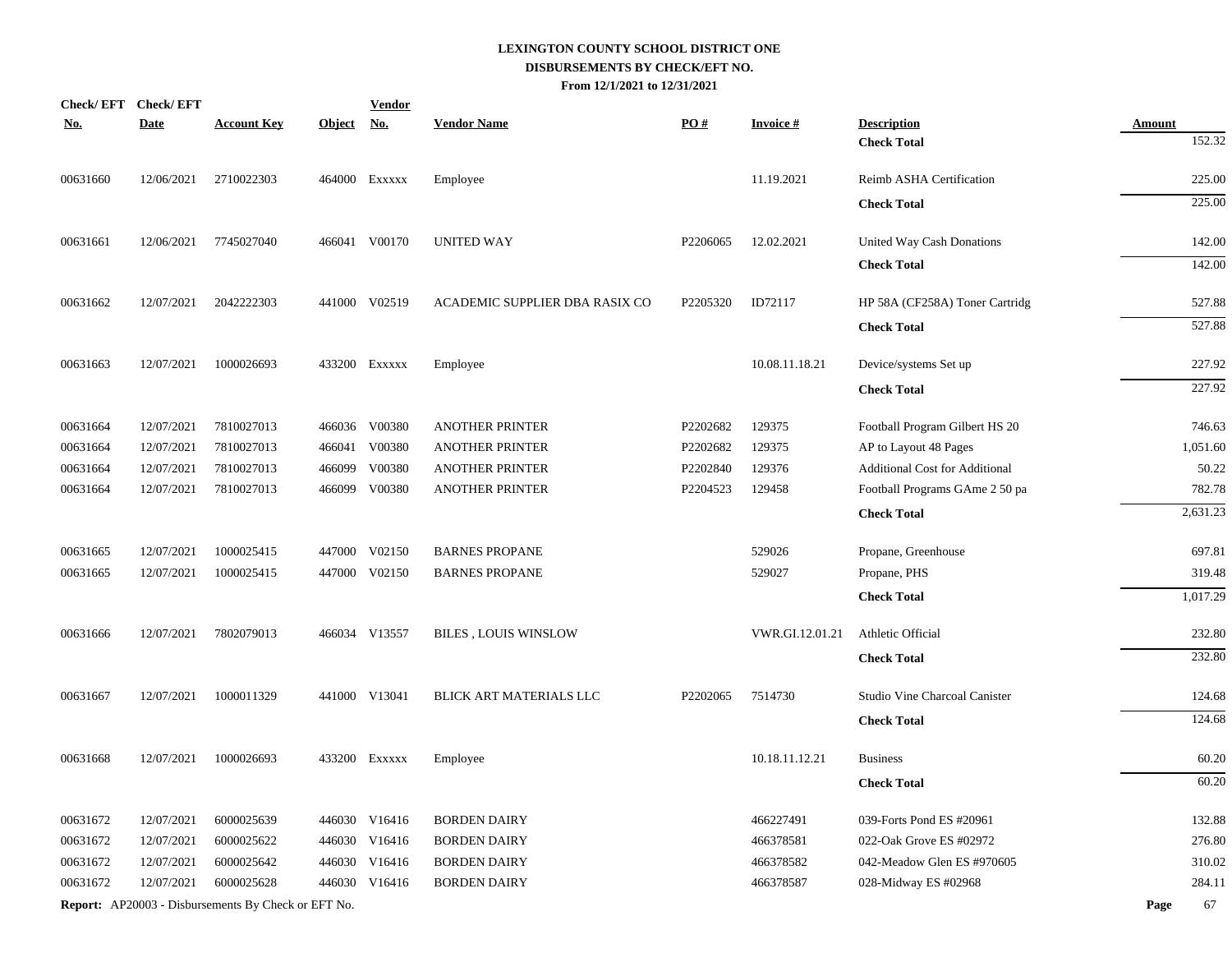# LEXINGTON COUNTY SCHOOL DISTRICT ONE
## DISBURSEMENTS BY CHECK/EFT NO.
### From 12/1/2021 to 12/31/2021

| Check/ EFT No. | Check/ EFT Date | Account Key | Object | Vendor No. | Vendor Name | PO # | Invoice # | Description | Amount |
|---|---|---|---|---|---|---|---|---|---|
| | | | | | | | | **Check Total** | 152.32 |
| 00631660 | 12/06/2021 | 2710022303 | 464000 | Exxxxx | Employee | | 11.19.2021 | Reimb ASHA Certification | 225.00 |
| | | | | | | | | **Check Total** | 225.00 |
| 00631661 | 12/06/2021 | 7745027040 | 466041 | V00170 | UNITED WAY | P2206065 | 12.02.2021 | United Way Cash Donations | 142.00 |
| | | | | | | | | **Check Total** | 142.00 |
| 00631662 | 12/07/2021 | 2042222303 | 441000 | V02519 | ACADEMIC SUPPLIER DBA RASIX CO | P2205320 | ID72117 | HP 58A (CF258A) Toner Cartridg | 527.88 |
| | | | | | | | | **Check Total** | 527.88 |
| 00631663 | 12/07/2021 | 1000026693 | 433200 | Exxxxx | Employee | | 10.08.11.18.21 | Device/systems Set up | 227.92 |
| | | | | | | | | **Check Total** | 227.92 |
| 00631664 | 12/07/2021 | 7810027013 | 466036 | V00380 | ANOTHER PRINTER | P2202682 | 129375 | Football Program Gilbert HS 20 | 746.63 |
| 00631664 | 12/07/2021 | 7810027013 | 466041 | V00380 | ANOTHER PRINTER | P2202682 | 129375 | AP to Layout 48 Pages | 1,051.60 |
| 00631664 | 12/07/2021 | 7810027013 | 466099 | V00380 | ANOTHER PRINTER | P2202840 | 129376 | Additional Cost for Additional | 50.22 |
| 00631664 | 12/07/2021 | 7810027013 | 466099 | V00380 | ANOTHER PRINTER | P2204523 | 129458 | Football Programs GAme 2 50 pa | 782.78 |
| | | | | | | | | **Check Total** | 2,631.23 |
| 00631665 | 12/07/2021 | 1000025415 | 447000 | V02150 | BARNES PROPANE | | 529026 | Propane, Greenhouse | 697.81 |
| 00631665 | 12/07/2021 | 1000025415 | 447000 | V02150 | BARNES PROPANE | | 529027 | Propane, PHS | 319.48 |
| | | | | | | | | **Check Total** | 1,017.29 |
| 00631666 | 12/07/2021 | 7802079013 | 466034 | V13557 | BILES , LOUIS WINSLOW | | VWR.GI.12.01.21 | Athletic Official | 232.80 |
| | | | | | | | | **Check Total** | 232.80 |
| 00631667 | 12/07/2021 | 1000011329 | 441000 | V13041 | BLICK ART MATERIALS LLC | P2202065 | 7514730 | Studio Vine Charcoal Canister | 124.68 |
| | | | | | | | | **Check Total** | 124.68 |
| 00631668 | 12/07/2021 | 1000026693 | 433200 | Exxxxx | Employee | | 10.18.11.12.21 | Business | 60.20 |
| | | | | | | | | **Check Total** | 60.20 |
| 00631672 | 12/07/2021 | 6000025639 | 446030 | V16416 | BORDEN DAIRY | | 466227491 | 039-Forts Pond ES #20961 | 132.88 |
| 00631672 | 12/07/2021 | 6000025622 | 446030 | V16416 | BORDEN DAIRY | | 466378581 | 022-Oak Grove ES #02972 | 276.80 |
| 00631672 | 12/07/2021 | 6000025642 | 446030 | V16416 | BORDEN DAIRY | | 466378582 | 042-Meadow Glen ES #970605 | 310.02 |
| 00631672 | 12/07/2021 | 6000025628 | 446030 | V16416 | BORDEN DAIRY | | 466378587 | 028-Midway ES #02968 | 284.11 |

Report: AP20003 - Disbursements By Check or EFT No.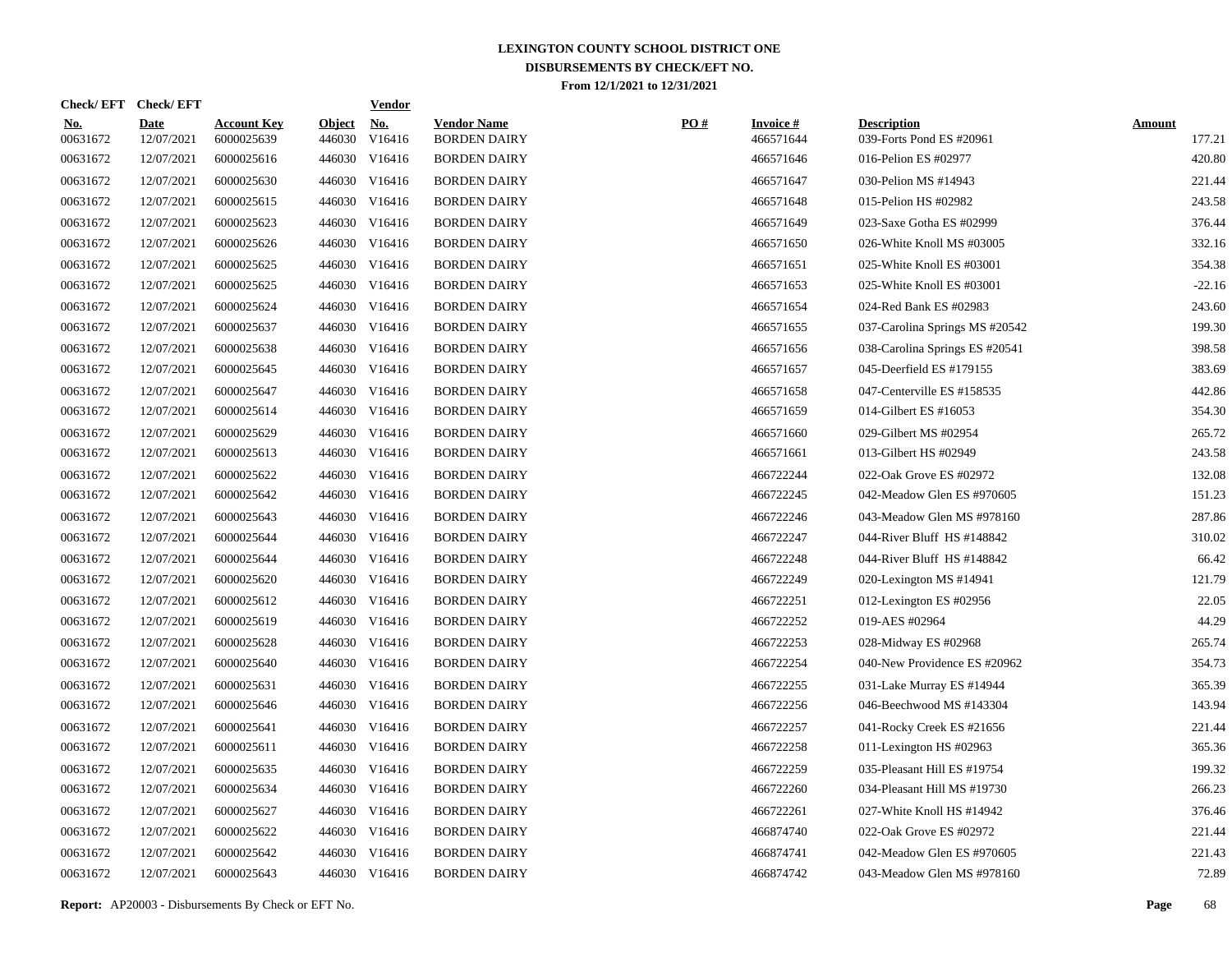# LEXINGTON COUNTY SCHOOL DISTRICT ONE
## DISBURSEMENTS BY CHECK/EFT NO.
### From 12/1/2021 to 12/31/2021

| Check/ EFT No. | Check/ EFT Date | Account Key | Object | Vendor No. | Vendor Name | PO # | Invoice # | Description | Amount |
|---|---|---|---|---|---|---|---|---|---|
| 00631672 | 12/07/2021 | 6000025639 | 446030 | V16416 | BORDEN DAIRY | | 466571644 | 039-Forts Pond ES #20961 | 177.21 |
| 00631672 | 12/07/2021 | 6000025616 | 446030 | V16416 | BORDEN DAIRY | | 466571646 | 016-Pelion ES #02977 | 420.80 |
| 00631672 | 12/07/2021 | 6000025630 | 446030 | V16416 | BORDEN DAIRY | | 466571647 | 030-Pelion MS #14943 | 221.44 |
| 00631672 | 12/07/2021 | 6000025615 | 446030 | V16416 | BORDEN DAIRY | | 466571648 | 015-Pelion HS #02982 | 243.58 |
| 00631672 | 12/07/2021 | 6000025623 | 446030 | V16416 | BORDEN DAIRY | | 466571649 | 023-Saxe Gotha ES #02999 | 376.44 |
| 00631672 | 12/07/2021 | 6000025626 | 446030 | V16416 | BORDEN DAIRY | | 466571650 | 026-White Knoll MS #03005 | 332.16 |
| 00631672 | 12/07/2021 | 6000025625 | 446030 | V16416 | BORDEN DAIRY | | 466571651 | 025-White Knoll ES #03001 | 354.38 |
| 00631672 | 12/07/2021 | 6000025625 | 446030 | V16416 | BORDEN DAIRY | | 466571653 | 025-White Knoll ES #03001 | -22.16 |
| 00631672 | 12/07/2021 | 6000025624 | 446030 | V16416 | BORDEN DAIRY | | 466571654 | 024-Red Bank ES #02983 | 243.60 |
| 00631672 | 12/07/2021 | 6000025637 | 446030 | V16416 | BORDEN DAIRY | | 466571655 | 037-Carolina Springs MS #20542 | 199.30 |
| 00631672 | 12/07/2021 | 6000025638 | 446030 | V16416 | BORDEN DAIRY | | 466571656 | 038-Carolina Springs ES #20541 | 398.58 |
| 00631672 | 12/07/2021 | 6000025645 | 446030 | V16416 | BORDEN DAIRY | | 466571657 | 045-Deerfield ES #179155 | 383.69 |
| 00631672 | 12/07/2021 | 6000025647 | 446030 | V16416 | BORDEN DAIRY | | 466571658 | 047-Centerville ES #158535 | 442.86 |
| 00631672 | 12/07/2021 | 6000025614 | 446030 | V16416 | BORDEN DAIRY | | 466571659 | 014-Gilbert ES #16053 | 354.30 |
| 00631672 | 12/07/2021 | 6000025629 | 446030 | V16416 | BORDEN DAIRY | | 466571660 | 029-Gilbert MS #02954 | 265.72 |
| 00631672 | 12/07/2021 | 6000025613 | 446030 | V16416 | BORDEN DAIRY | | 466571661 | 013-Gilbert HS #02949 | 243.58 |
| 00631672 | 12/07/2021 | 6000025622 | 446030 | V16416 | BORDEN DAIRY | | 466722244 | 022-Oak Grove ES #02972 | 132.08 |
| 00631672 | 12/07/2021 | 6000025642 | 446030 | V16416 | BORDEN DAIRY | | 466722245 | 042-Meadow Glen ES #970605 | 151.23 |
| 00631672 | 12/07/2021 | 6000025643 | 446030 | V16416 | BORDEN DAIRY | | 466722246 | 043-Meadow Glen MS #978160 | 287.86 |
| 00631672 | 12/07/2021 | 6000025644 | 446030 | V16416 | BORDEN DAIRY | | 466722247 | 044-River Bluff HS #148842 | 310.02 |
| 00631672 | 12/07/2021 | 6000025644 | 446030 | V16416 | BORDEN DAIRY | | 466722248 | 044-River Bluff HS #148842 | 66.42 |
| 00631672 | 12/07/2021 | 6000025620 | 446030 | V16416 | BORDEN DAIRY | | 466722249 | 020-Lexington MS #14941 | 121.79 |
| 00631672 | 12/07/2021 | 6000025612 | 446030 | V16416 | BORDEN DAIRY | | 466722251 | 012-Lexington ES #02956 | 22.05 |
| 00631672 | 12/07/2021 | 6000025619 | 446030 | V16416 | BORDEN DAIRY | | 466722252 | 019-AES #02964 | 44.29 |
| 00631672 | 12/07/2021 | 6000025628 | 446030 | V16416 | BORDEN DAIRY | | 466722253 | 028-Midway ES #02968 | 265.74 |
| 00631672 | 12/07/2021 | 6000025640 | 446030 | V16416 | BORDEN DAIRY | | 466722254 | 040-New Providence ES #20962 | 354.73 |
| 00631672 | 12/07/2021 | 6000025631 | 446030 | V16416 | BORDEN DAIRY | | 466722255 | 031-Lake Murray ES #14944 | 365.39 |
| 00631672 | 12/07/2021 | 6000025646 | 446030 | V16416 | BORDEN DAIRY | | 466722256 | 046-Beechwood MS #143304 | 143.94 |
| 00631672 | 12/07/2021 | 6000025641 | 446030 | V16416 | BORDEN DAIRY | | 466722257 | 041-Rocky Creek ES #21656 | 221.44 |
| 00631672 | 12/07/2021 | 6000025611 | 446030 | V16416 | BORDEN DAIRY | | 466722258 | 011-Lexington HS #02963 | 365.36 |
| 00631672 | 12/07/2021 | 6000025635 | 446030 | V16416 | BORDEN DAIRY | | 466722259 | 035-Pleasant Hill ES #19754 | 199.32 |
| 00631672 | 12/07/2021 | 6000025634 | 446030 | V16416 | BORDEN DAIRY | | 466722260 | 034-Pleasant Hill MS #19730 | 266.23 |
| 00631672 | 12/07/2021 | 6000025627 | 446030 | V16416 | BORDEN DAIRY | | 466722261 | 027-White Knoll HS #14942 | 376.46 |
| 00631672 | 12/07/2021 | 6000025622 | 446030 | V16416 | BORDEN DAIRY | | 466874740 | 022-Oak Grove ES #02972 | 221.44 |
| 00631672 | 12/07/2021 | 6000025642 | 446030 | V16416 | BORDEN DAIRY | | 466874741 | 042-Meadow Glen ES #970605 | 221.43 |
| 00631672 | 12/07/2021 | 6000025643 | 446030 | V16416 | BORDEN DAIRY | | 466874742 | 043-Meadow Glen MS #978160 | 72.89 |

**Report:** AP20003 - Disbursements By Check or EFT No.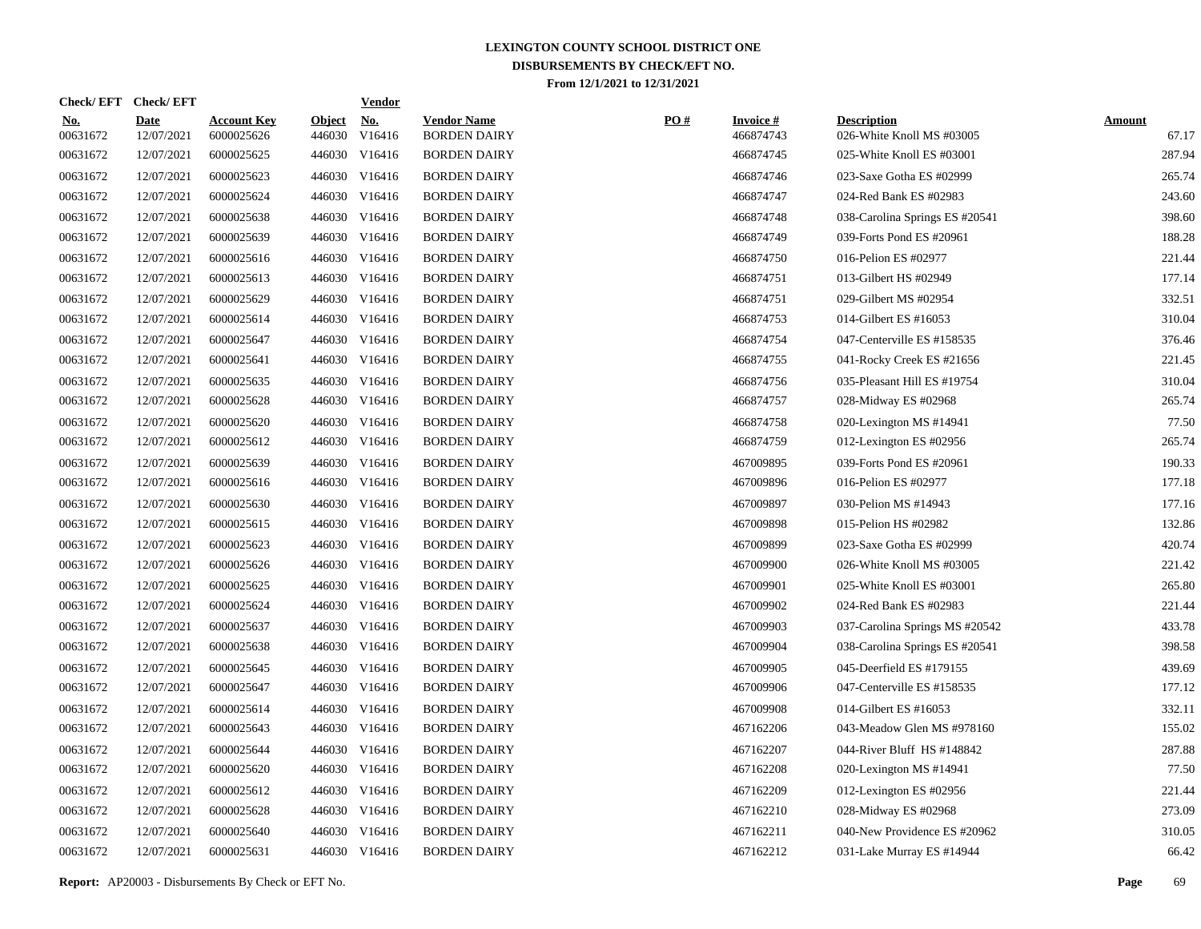# LEXINGTON COUNTY SCHOOL DISTRICT ONE
## DISBURSEMENTS BY CHECK/EFT NO.
### From 12/1/2021 to 12/31/2021

| Check/ EFT No. | Check/ EFT Date | Account Key | Object | Vendor No. | Vendor Name | PO # | Invoice # | Description | Amount |
|---|---|---|---|---|---|---|---|---|---|
| 00631672 | 12/07/2021 | 6000025626 | 446030 | V16416 | BORDEN DAIRY | | 466874743 | 026-White Knoll MS #03005 | 67.17 |
| 00631672 | 12/07/2021 | 6000025625 | 446030 | V16416 | BORDEN DAIRY | | 466874745 | 025-White Knoll ES #03001 | 287.94 |
| 00631672 | 12/07/2021 | 6000025623 | 446030 | V16416 | BORDEN DAIRY | | 466874746 | 023-Saxe Gotha ES #02999 | 265.74 |
| 00631672 | 12/07/2021 | 6000025624 | 446030 | V16416 | BORDEN DAIRY | | 466874747 | 024-Red Bank ES #02983 | 243.60 |
| 00631672 | 12/07/2021 | 6000025638 | 446030 | V16416 | BORDEN DAIRY | | 466874748 | 038-Carolina Springs ES #20541 | 398.60 |
| 00631672 | 12/07/2021 | 6000025639 | 446030 | V16416 | BORDEN DAIRY | | 466874749 | 039-Forts Pond ES #20961 | 188.28 |
| 00631672 | 12/07/2021 | 6000025616 | 446030 | V16416 | BORDEN DAIRY | | 466874750 | 016-Pelion ES #02977 | 221.44 |
| 00631672 | 12/07/2021 | 6000025613 | 446030 | V16416 | BORDEN DAIRY | | 466874751 | 013-Gilbert HS #02949 | 177.14 |
| 00631672 | 12/07/2021 | 6000025629 | 446030 | V16416 | BORDEN DAIRY | | 466874751 | 029-Gilbert MS #02954 | 332.51 |
| 00631672 | 12/07/2021 | 6000025614 | 446030 | V16416 | BORDEN DAIRY | | 466874753 | 014-Gilbert ES #16053 | 310.04 |
| 00631672 | 12/07/2021 | 6000025647 | 446030 | V16416 | BORDEN DAIRY | | 466874754 | 047-Centerville ES #158535 | 376.46 |
| 00631672 | 12/07/2021 | 6000025641 | 446030 | V16416 | BORDEN DAIRY | | 466874755 | 041-Rocky Creek ES #21656 | 221.45 |
| 00631672 | 12/07/2021 | 6000025635 | 446030 | V16416 | BORDEN DAIRY | | 466874756 | 035-Pleasant Hill ES #19754 | 310.04 |
| 00631672 | 12/07/2021 | 6000025628 | 446030 | V16416 | BORDEN DAIRY | | 466874757 | 028-Midway ES #02968 | 265.74 |
| 00631672 | 12/07/2021 | 6000025620 | 446030 | V16416 | BORDEN DAIRY | | 466874758 | 020-Lexington MS #14941 | 77.50 |
| 00631672 | 12/07/2021 | 6000025612 | 446030 | V16416 | BORDEN DAIRY | | 466874759 | 012-Lexington ES #02956 | 265.74 |
| 00631672 | 12/07/2021 | 6000025639 | 446030 | V16416 | BORDEN DAIRY | | 467009895 | 039-Forts Pond ES #20961 | 190.33 |
| 00631672 | 12/07/2021 | 6000025616 | 446030 | V16416 | BORDEN DAIRY | | 467009896 | 016-Pelion ES #02977 | 177.18 |
| 00631672 | 12/07/2021 | 6000025630 | 446030 | V16416 | BORDEN DAIRY | | 467009897 | 030-Pelion MS #14943 | 177.16 |
| 00631672 | 12/07/2021 | 6000025615 | 446030 | V16416 | BORDEN DAIRY | | 467009898 | 015-Pelion HS #02982 | 132.86 |
| 00631672 | 12/07/2021 | 6000025623 | 446030 | V16416 | BORDEN DAIRY | | 467009899 | 023-Saxe Gotha ES #02999 | 420.74 |
| 00631672 | 12/07/2021 | 6000025626 | 446030 | V16416 | BORDEN DAIRY | | 467009900 | 026-White Knoll MS #03005 | 221.42 |
| 00631672 | 12/07/2021 | 6000025625 | 446030 | V16416 | BORDEN DAIRY | | 467009901 | 025-White Knoll ES #03001 | 265.80 |
| 00631672 | 12/07/2021 | 6000025624 | 446030 | V16416 | BORDEN DAIRY | | 467009902 | 024-Red Bank ES #02983 | 221.44 |
| 00631672 | 12/07/2021 | 6000025637 | 446030 | V16416 | BORDEN DAIRY | | 467009903 | 037-Carolina Springs MS #20542 | 433.78 |
| 00631672 | 12/07/2021 | 6000025638 | 446030 | V16416 | BORDEN DAIRY | | 467009904 | 038-Carolina Springs ES #20541 | 398.58 |
| 00631672 | 12/07/2021 | 6000025645 | 446030 | V16416 | BORDEN DAIRY | | 467009905 | 045-Deerfield ES #179155 | 439.69 |
| 00631672 | 12/07/2021 | 6000025647 | 446030 | V16416 | BORDEN DAIRY | | 467009906 | 047-Centerville ES #158535 | 177.12 |
| 00631672 | 12/07/2021 | 6000025614 | 446030 | V16416 | BORDEN DAIRY | | 467009908 | 014-Gilbert ES #16053 | 332.11 |
| 00631672 | 12/07/2021 | 6000025643 | 446030 | V16416 | BORDEN DAIRY | | 467162206 | 043-Meadow Glen MS #978160 | 155.02 |
| 00631672 | 12/07/2021 | 6000025644 | 446030 | V16416 | BORDEN DAIRY | | 467162207 | 044-River Bluff HS #148842 | 287.88 |
| 00631672 | 12/07/2021 | 6000025620 | 446030 | V16416 | BORDEN DAIRY | | 467162208 | 020-Lexington MS #14941 | 77.50 |
| 00631672 | 12/07/2021 | 6000025612 | 446030 | V16416 | BORDEN DAIRY | | 467162209 | 012-Lexington ES #02956 | 221.44 |
| 00631672 | 12/07/2021 | 6000025628 | 446030 | V16416 | BORDEN DAIRY | | 467162210 | 028-Midway ES #02968 | 273.09 |
| 00631672 | 12/07/2021 | 6000025640 | 446030 | V16416 | BORDEN DAIRY | | 467162211 | 040-New Providence ES #20962 | 310.05 |
| 00631672 | 12/07/2021 | 6000025631 | 446030 | V16416 | BORDEN DAIRY | | 467162212 | 031-Lake Murray ES #14944 | 66.42 |

**Report:** AP20003 - Disbursements By Check or EFT No.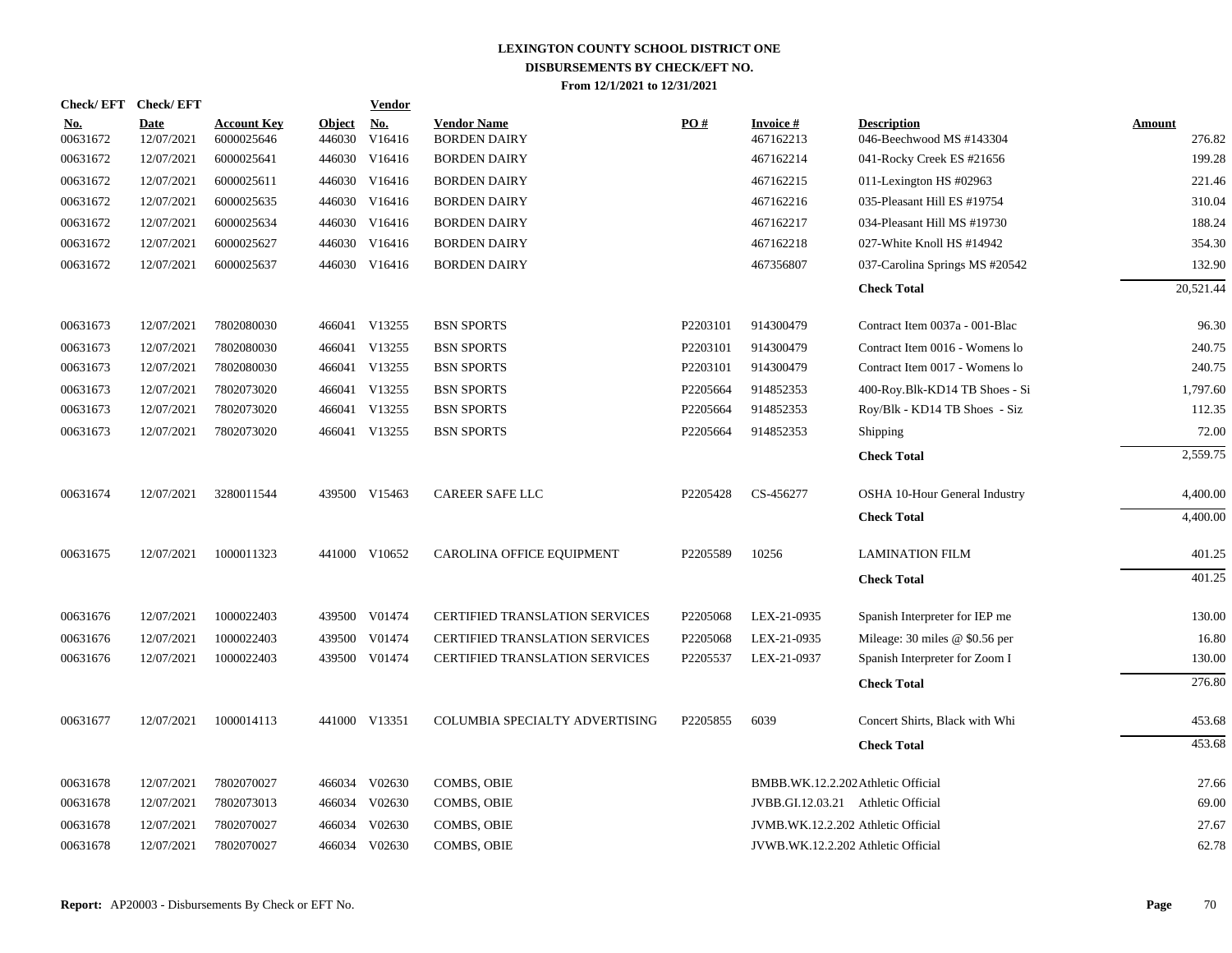# LEXINGTON COUNTY SCHOOL DISTRICT ONE
## DISBURSEMENTS BY CHECK/EFT NO.
### From 12/1/2021 to 12/31/2021

| Check/EFT No. | Check/EFT Date | Account Key | Object | Vendor No. | Vendor Name | PO # | Invoice # | Description | Amount |
|---|---|---|---|---|---|---|---|---|---|
| 00631672 | 12/07/2021 | 6000025646 | 446030 | V16416 | BORDEN DAIRY | | 467162213 | 046-Beechwood MS #143304 | 276.82 |
| 00631672 | 12/07/2021 | 6000025641 | 446030 | V16416 | BORDEN DAIRY | | 467162214 | 041-Rocky Creek ES #21656 | 199.28 |
| 00631672 | 12/07/2021 | 6000025611 | 446030 | V16416 | BORDEN DAIRY | | 467162215 | 011-Lexington HS #02963 | 221.46 |
| 00631672 | 12/07/2021 | 6000025635 | 446030 | V16416 | BORDEN DAIRY | | 467162216 | 035-Pleasant Hill ES #19754 | 310.04 |
| 00631672 | 12/07/2021 | 6000025634 | 446030 | V16416 | BORDEN DAIRY | | 467162217 | 034-Pleasant Hill MS #19730 | 188.24 |
| 00631672 | 12/07/2021 | 6000025627 | 446030 | V16416 | BORDEN DAIRY | | 467162218 | 027-White Knoll HS #14942 | 354.30 |
| 00631672 | 12/07/2021 | 6000025637 | 446030 | V16416 | BORDEN DAIRY | | 467356807 | 037-Carolina Springs MS #20542 | 132.90 |
| | | | | | | | | **Check Total** | 20,521.44 |
| 00631673 | 12/07/2021 | 7802080030 | 466041 | V13255 | BSN SPORTS | P2203101 | 914300479 | Contract Item 0037a - 001-Blac | 96.30 |
| 00631673 | 12/07/2021 | 7802080030 | 466041 | V13255 | BSN SPORTS | P2203101 | 914300479 | Contract Item 0016 - Womens lo | 240.75 |
| 00631673 | 12/07/2021 | 7802080030 | 466041 | V13255 | BSN SPORTS | P2203101 | 914300479 | Contract Item 0017 - Womens lo | 240.75 |
| 00631673 | 12/07/2021 | 7802073020 | 466041 | V13255 | BSN SPORTS | P2205664 | 914852353 | 400-Roy.Blk-KD14 TB Shoes - Si | 1,797.60 |
| 00631673 | 12/07/2021 | 7802073020 | 466041 | V13255 | BSN SPORTS | P2205664 | 914852353 | Roy/Blk - KD14 TB Shoes - Siz | 112.35 |
| 00631673 | 12/07/2021 | 7802073020 | 466041 | V13255 | BSN SPORTS | P2205664 | 914852353 | Shipping | 72.00 |
| | | | | | | | | **Check Total** | 2,559.75 |
| 00631674 | 12/07/2021 | 3280011544 | 439500 | V15463 | CAREER SAFE LLC | P2205428 | CS-456277 | OSHA 10-Hour General Industry | 4,400.00 |
| | | | | | | | | **Check Total** | 4,400.00 |
| 00631675 | 12/07/2021 | 1000011323 | 441000 | V10652 | CAROLINA OFFICE EQUIPMENT | P2205589 | 10256 | LAMINATION FILM | 401.25 |
| | | | | | | | | **Check Total** | 401.25 |
| 00631676 | 12/07/2021 | 1000022403 | 439500 | V01474 | CERTIFIED TRANSLATION SERVICES | P2205068 | LEX-21-0935 | Spanish Interpreter for IEP me | 130.00 |
| 00631676 | 12/07/2021 | 1000022403 | 439500 | V01474 | CERTIFIED TRANSLATION SERVICES | P2205068 | LEX-21-0935 | Mileage: 30 miles @ $0.56 per | 16.80 |
| 00631676 | 12/07/2021 | 1000022403 | 439500 | V01474 | CERTIFIED TRANSLATION SERVICES | P2205537 | LEX-21-0937 | Spanish Interpreter for Zoom I | 130.00 |
| | | | | | | | | **Check Total** | 276.80 |
| 00631677 | 12/07/2021 | 1000014113 | 441000 | V13351 | COLUMBIA SPECIALTY ADVERTISING | P2205855 | 6039 | Concert Shirts, Black with Whi | 453.68 |
| | | | | | | | | **Check Total** | 453.68 |
| 00631678 | 12/07/2021 | 7802070027 | 466034 | V02630 | COMBS, OBIE | | BMBB.WK.12.2.202 | Athletic Official | 27.66 |
| 00631678 | 12/07/2021 | 7802073013 | 466034 | V02630 | COMBS, OBIE | | JVBB.GI.12.03.21 | Athletic Official | 69.00 |
| 00631678 | 12/07/2021 | 7802070027 | 466034 | V02630 | COMBS, OBIE | | JVMB.WK.12.2.202 | Athletic Official | 27.67 |
| 00631678 | 12/07/2021 | 7802070027 | 466034 | V02630 | COMBS, OBIE | | JVWB.WK.12.2.202 | Athletic Official | 62.78 |

**Report:** AP20003 - Disbursements By Check or EFT No.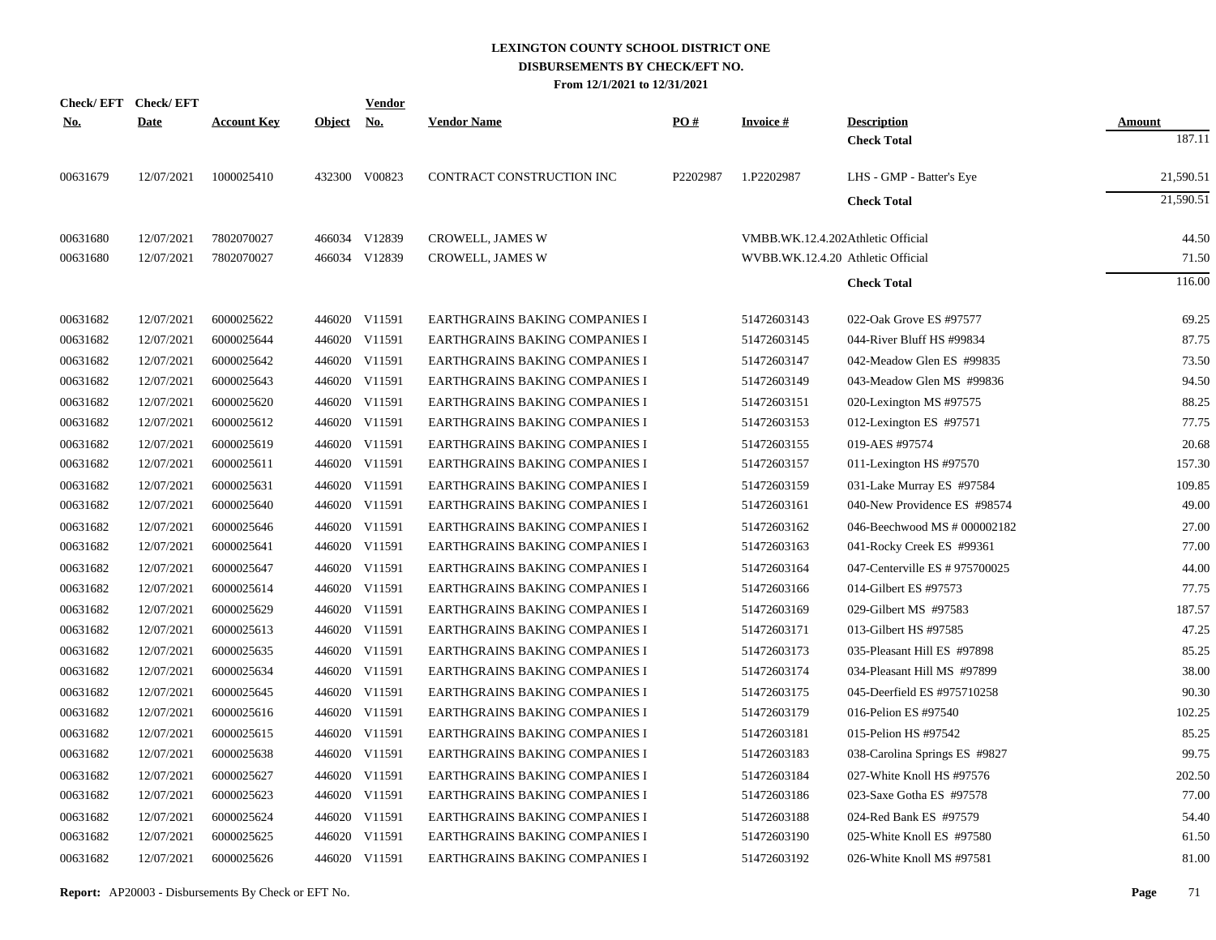# LEXINGTON COUNTY SCHOOL DISTRICT ONE
## DISBURSEMENTS BY CHECK/EFT NO.
### From 12/1/2021 to 12/31/2021

| Check/ EFT No. | Check/ EFT Date | Account Key | Object | Vendor No. | Vendor Name | PO # | Invoice # | Description | Amount |
|---|---|---|---|---|---|---|---|---|---|
| | | | | | | | | **Check Total** | 187.11 |
| 00631679 | 12/07/2021 | 1000025410 | 432300 | V00823 | CONTRACT CONSTRUCTION INC | P2202987 | 1.P2202987 | LHS - GMP - Batter's Eye | 21,590.51 |
| | | | | | | | | **Check Total** | 21,590.51 |
| 00631680 | 12/07/2021 | 7802070027 | 466034 | V12839 | CROWELL, JAMES W | | VMBB.WK.12.4.202 | Athletic Official | 44.50 |
| 00631680 | 12/07/2021 | 7802070027 | 466034 | V12839 | CROWELL, JAMES W | | WVBB.WK.12.4.20 | Athletic Official | 71.50 |
| | | | | | | | | **Check Total** | 116.00 |
| 00631682 | 12/07/2021 | 6000025622 | 446020 | V11591 | EARTHGRAINS BAKING COMPANIES I | | 51472603143 | 022-Oak Grove ES #97577 | 69.25 |
| 00631682 | 12/07/2021 | 6000025644 | 446020 | V11591 | EARTHGRAINS BAKING COMPANIES I | | 51472603145 | 044-River Bluff HS #99834 | 87.75 |
| 00631682 | 12/07/2021 | 6000025642 | 446020 | V11591 | EARTHGRAINS BAKING COMPANIES I | | 51472603147 | 042-Meadow Glen ES #99835 | 73.50 |
| 00631682 | 12/07/2021 | 6000025643 | 446020 | V11591 | EARTHGRAINS BAKING COMPANIES I | | 51472603149 | 043-Meadow Glen MS #99836 | 94.50 |
| 00631682 | 12/07/2021 | 6000025620 | 446020 | V11591 | EARTHGRAINS BAKING COMPANIES I | | 51472603151 | 020-Lexington MS #97575 | 88.25 |
| 00631682 | 12/07/2021 | 6000025612 | 446020 | V11591 | EARTHGRAINS BAKING COMPANIES I | | 51472603153 | 012-Lexington ES #97571 | 77.75 |
| 00631682 | 12/07/2021 | 6000025619 | 446020 | V11591 | EARTHGRAINS BAKING COMPANIES I | | 51472603155 | 019-AES #97574 | 20.68 |
| 00631682 | 12/07/2021 | 6000025611 | 446020 | V11591 | EARTHGRAINS BAKING COMPANIES I | | 51472603157 | 011-Lexington HS #97570 | 157.30 |
| 00631682 | 12/07/2021 | 6000025631 | 446020 | V11591 | EARTHGRAINS BAKING COMPANIES I | | 51472603159 | 031-Lake Murray ES #97584 | 109.85 |
| 00631682 | 12/07/2021 | 6000025640 | 446020 | V11591 | EARTHGRAINS BAKING COMPANIES I | | 51472603161 | 040-New Providence ES #98574 | 49.00 |
| 00631682 | 12/07/2021 | 6000025646 | 446020 | V11591 | EARTHGRAINS BAKING COMPANIES I | | 51472603162 | 046-Beechwood MS # 000002182 | 27.00 |
| 00631682 | 12/07/2021 | 6000025641 | 446020 | V11591 | EARTHGRAINS BAKING COMPANIES I | | 51472603163 | 041-Rocky Creek ES #99361 | 77.00 |
| 00631682 | 12/07/2021 | 6000025647 | 446020 | V11591 | EARTHGRAINS BAKING COMPANIES I | | 51472603164 | 047-Centerville ES # 975700025 | 44.00 |
| 00631682 | 12/07/2021 | 6000025614 | 446020 | V11591 | EARTHGRAINS BAKING COMPANIES I | | 51472603166 | 014-Gilbert ES #97573 | 77.75 |
| 00631682 | 12/07/2021 | 6000025629 | 446020 | V11591 | EARTHGRAINS BAKING COMPANIES I | | 51472603169 | 029-Gilbert MS #97583 | 187.57 |
| 00631682 | 12/07/2021 | 6000025613 | 446020 | V11591 | EARTHGRAINS BAKING COMPANIES I | | 51472603171 | 013-Gilbert HS #97585 | 47.25 |
| 00631682 | 12/07/2021 | 6000025635 | 446020 | V11591 | EARTHGRAINS BAKING COMPANIES I | | 51472603173 | 035-Pleasant Hill ES #97898 | 85.25 |
| 00631682 | 12/07/2021 | 6000025634 | 446020 | V11591 | EARTHGRAINS BAKING COMPANIES I | | 51472603174 | 034-Pleasant Hill MS #97899 | 38.00 |
| 00631682 | 12/07/2021 | 6000025645 | 446020 | V11591 | EARTHGRAINS BAKING COMPANIES I | | 51472603175 | 045-Deerfield ES #975710258 | 90.30 |
| 00631682 | 12/07/2021 | 6000025616 | 446020 | V11591 | EARTHGRAINS BAKING COMPANIES I | | 51472603179 | 016-Pelion ES #97540 | 102.25 |
| 00631682 | 12/07/2021 | 6000025615 | 446020 | V11591 | EARTHGRAINS BAKING COMPANIES I | | 51472603181 | 015-Pelion HS #97542 | 85.25 |
| 00631682 | 12/07/2021 | 6000025638 | 446020 | V11591 | EARTHGRAINS BAKING COMPANIES I | | 51472603183 | 038-Carolina Springs ES #9827 | 99.75 |
| 00631682 | 12/07/2021 | 6000025627 | 446020 | V11591 | EARTHGRAINS BAKING COMPANIES I | | 51472603184 | 027-White Knoll HS #97576 | 202.50 |
| 00631682 | 12/07/2021 | 6000025623 | 446020 | V11591 | EARTHGRAINS BAKING COMPANIES I | | 51472603186 | 023-Saxe Gotha ES #97578 | 77.00 |
| 00631682 | 12/07/2021 | 6000025624 | 446020 | V11591 | EARTHGRAINS BAKING COMPANIES I | | 51472603188 | 024-Red Bank ES #97579 | 54.40 |
| 00631682 | 12/07/2021 | 6000025625 | 446020 | V11591 | EARTHGRAINS BAKING COMPANIES I | | 51472603190 | 025-White Knoll ES #97580 | 61.50 |
| 00631682 | 12/07/2021 | 6000025626 | 446020 | V11591 | EARTHGRAINS BAKING COMPANIES I | | 51472603192 | 026-White Knoll MS #97581 | 81.00 |

**Report:** AP20003 - Disbursements By Check or EFT No.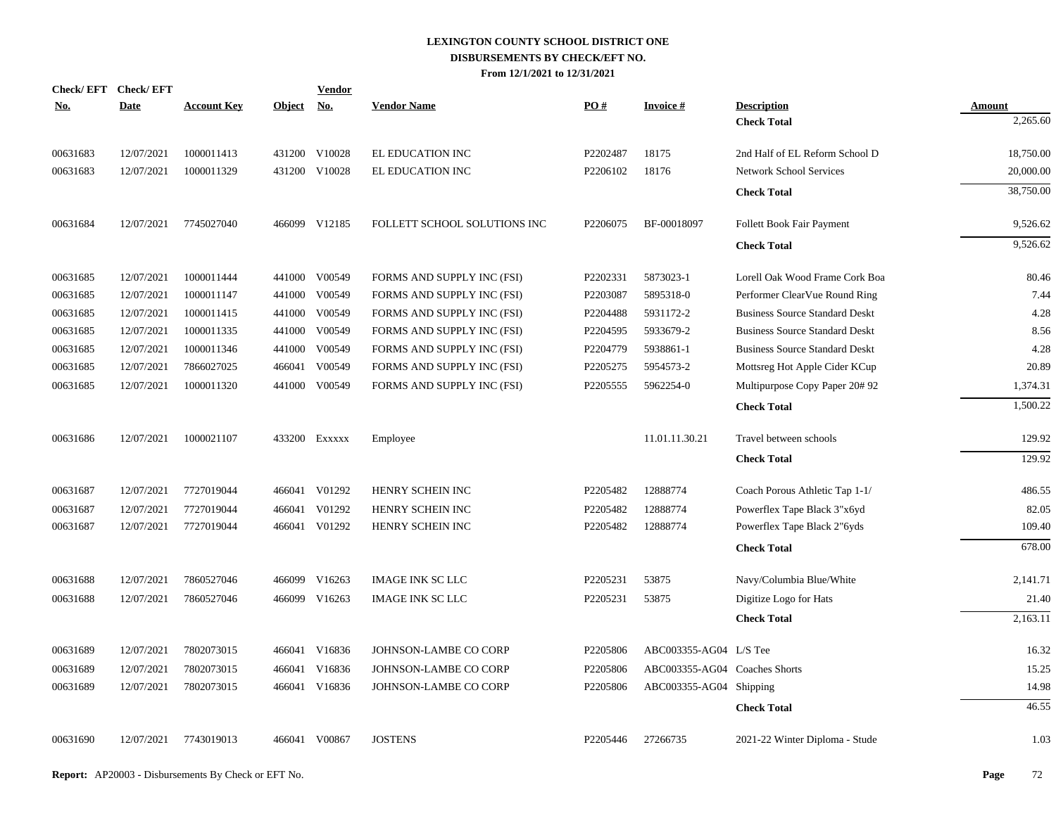# LEXINGTON COUNTY SCHOOL DISTRICT ONE
## DISBURSEMENTS BY CHECK/EFT NO.
### From 12/1/2021 to 12/31/2021

| Check/ EFT No. | Check/ EFT Date | Account Key | Object | Vendor No. | Vendor Name | PO # | Invoice # | Description | Amount |
|---|---|---|---|---|---|---|---|---|---|
| | | | | | | | | **Check Total** | 2,265.60 |
| 00631683 | 12/07/2021 | 1000011413 | 431200 | V10028 | EL EDUCATION INC | P2202487 | 18175 | 2nd Half of EL Reform School D | 18,750.00 |
| 00631683 | 12/07/2021 | 1000011329 | 431200 | V10028 | EL EDUCATION INC | P2206102 | 18176 | Network School Services | 20,000.00 |
| | | | | | | | | **Check Total** | 38,750.00 |
| 00631684 | 12/07/2021 | 7745027040 | 466099 | V12185 | FOLLETT SCHOOL SOLUTIONS INC | P2206075 | BF-00018097 | Follett Book Fair Payment | 9,526.62 |
| | | | | | | | | **Check Total** | 9,526.62 |
| 00631685 | 12/07/2021 | 1000011444 | 441000 | V00549 | FORMS AND SUPPLY INC (FSI) | P2202331 | 5873023-1 | Lorell Oak Wood Frame Cork Boa | 80.46 |
| 00631685 | 12/07/2021 | 1000011147 | 441000 | V00549 | FORMS AND SUPPLY INC (FSI) | P2203087 | 5895318-0 | Performer ClearVue Round Ring | 7.44 |
| 00631685 | 12/07/2021 | 1000011415 | 441000 | V00549 | FORMS AND SUPPLY INC (FSI) | P2204488 | 5931172-2 | Business Source Standard Deskt | 4.28 |
| 00631685 | 12/07/2021 | 1000011335 | 441000 | V00549 | FORMS AND SUPPLY INC (FSI) | P2204595 | 5933679-2 | Business Source Standard Deskt | 8.56 |
| 00631685 | 12/07/2021 | 1000011346 | 441000 | V00549 | FORMS AND SUPPLY INC (FSI) | P2204779 | 5938861-1 | Business Source Standard Deskt | 4.28 |
| 00631685 | 12/07/2021 | 7866027025 | 466041 | V00549 | FORMS AND SUPPLY INC (FSI) | P2205275 | 5954573-2 | Mottsreg Hot Apple Cider KCup | 20.89 |
| 00631685 | 12/07/2021 | 1000011320 | 441000 | V00549 | FORMS AND SUPPLY INC (FSI) | P2205555 | 5962254-0 | Multipurpose Copy Paper 20# 92 | 1,374.31 |
| | | | | | | | | **Check Total** | 1,500.22 |
| 00631686 | 12/07/2021 | 1000021107 | 433200 | Exxxxx | Employee | | 11.01.11.30.21 | Travel between schools | 129.92 |
| | | | | | | | | **Check Total** | 129.92 |
| 00631687 | 12/07/2021 | 7727019044 | 466041 | V01292 | HENRY SCHEIN INC | P2205482 | 12888774 | Coach Porous Athletic Tap 1-1/ | 486.55 |
| 00631687 | 12/07/2021 | 7727019044 | 466041 | V01292 | HENRY SCHEIN INC | P2205482 | 12888774 | Powerflex Tape Black 3"x6yd | 82.05 |
| 00631687 | 12/07/2021 | 7727019044 | 466041 | V01292 | HENRY SCHEIN INC | P2205482 | 12888774 | Powerflex Tape Black 2"6yds | 109.40 |
| | | | | | | | | **Check Total** | 678.00 |
| 00631688 | 12/07/2021 | 7860527046 | 466099 | V16263 | IMAGE INK SC LLC | P2205231 | 53875 | Navy/Columbia Blue/White | 2,141.71 |
| 00631688 | 12/07/2021 | 7860527046 | 466099 | V16263 | IMAGE INK SC LLC | P2205231 | 53875 | Digitize Logo for Hats | 21.40 |
| | | | | | | | | **Check Total** | 2,163.11 |
| 00631689 | 12/07/2021 | 7802073015 | 466041 | V16836 | JOHNSON-LAMBE CO CORP | P2205806 | ABC003355-AG04 | L/S Tee | 16.32 |
| 00631689 | 12/07/2021 | 7802073015 | 466041 | V16836 | JOHNSON-LAMBE CO CORP | P2205806 | ABC003355-AG04 | Coaches Shorts | 15.25 |
| 00631689 | 12/07/2021 | 7802073015 | 466041 | V16836 | JOHNSON-LAMBE CO CORP | P2205806 | ABC003355-AG04 | Shipping | 14.98 |
| | | | | | | | | **Check Total** | 46.55 |
| 00631690 | 12/07/2021 | 7743019013 | 466041 | V00867 | JOSTENS | P2205446 | 27266735 | 2021-22 Winter Diploma - Stude | 1.03 |

**Report:** AP20003 - Disbursements By Check or EFT No.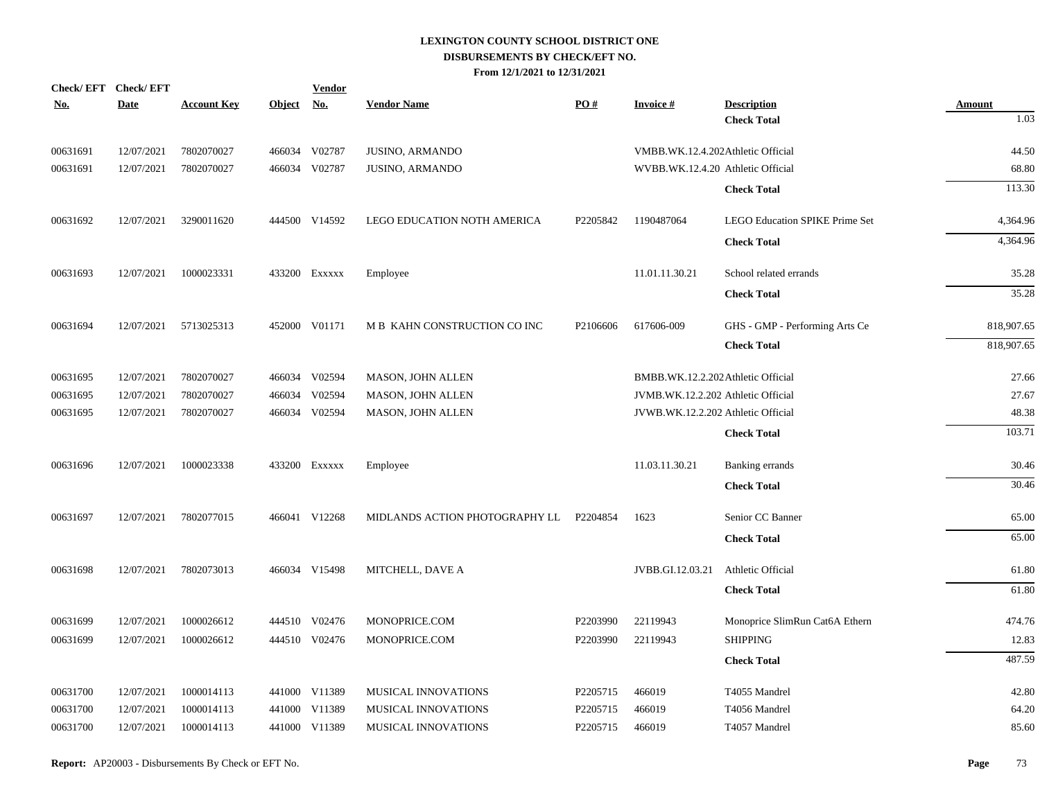# LEXINGTON COUNTY SCHOOL DISTRICT ONE
## DISBURSEMENTS BY CHECK/EFT NO.
### From 12/1/2021 to 12/31/2021

| Check/ EFT No. | Check/ EFT Date | Account Key | Object | Vendor No. | Vendor Name | PO # | Invoice # | Description | Amount |
|---|---|---|---|---|---|---|---|---|---|
| | | | | | | | | **Check Total** | 1.03 |
| 00631691 | 12/07/2021 | 7802070027 | 466034 | V02787 | JUSINO, ARMANDO | | VMBB.WK.12.4.202 | Athletic Official | 44.50 |
| 00631691 | 12/07/2021 | 7802070027 | 466034 | V02787 | JUSINO, ARMANDO | | WVBB.WK.12.4.20 | Athletic Official | 68.80 |
| | | | | | | | | **Check Total** | 113.30 |
| 00631692 | 12/07/2021 | 3290011620 | 444500 | V14592 | LEGO EDUCATION NOTH AMERICA | P2205842 | 1190487064 | LEGO Education SPIKE Prime Set | 4,364.96 |
| | | | | | | | | **Check Total** | 4,364.96 |
| 00631693 | 12/07/2021 | 1000023331 | 433200 | Exxxxx | Employee | | 11.01.11.30.21 | School related errands | 35.28 |
| | | | | | | | | **Check Total** | 35.28 |
| 00631694 | 12/07/2021 | 5713025313 | 452000 | V01171 | M B KAHN CONSTRUCTION CO INC | P2106606 | 617606-009 | GHS - GMP - Performing Arts Ce | 818,907.65 |
| | | | | | | | | **Check Total** | 818,907.65 |
| 00631695 | 12/07/2021 | 7802070027 | 466034 | V02594 | MASON, JOHN ALLEN | | BMBB.WK.12.2.202 | Athletic Official | 27.66 |
| 00631695 | 12/07/2021 | 7802070027 | 466034 | V02594 | MASON, JOHN ALLEN | | JVMB.WK.12.2.202 | Athletic Official | 27.67 |
| 00631695 | 12/07/2021 | 7802070027 | 466034 | V02594 | MASON, JOHN ALLEN | | JVWB.WK.12.2.202 | Athletic Official | 48.38 |
| | | | | | | | | **Check Total** | 103.71 |
| 00631696 | 12/07/2021 | 1000023338 | 433200 | Exxxxx | Employee | | 11.03.11.30.21 | Banking errands | 30.46 |
| | | | | | | | | **Check Total** | 30.46 |
| 00631697 | 12/07/2021 | 7802077015 | 466041 | V12268 | MIDLANDS ACTION PHOTOGRAPHY LL | P2204854 | 1623 | Senior CC Banner | 65.00 |
| | | | | | | | | **Check Total** | 65.00 |
| 00631698 | 12/07/2021 | 7802073013 | 466034 | V15498 | MITCHELL, DAVE A | | JVBB.GI.12.03.21 | Athletic Official | 61.80 |
| | | | | | | | | **Check Total** | 61.80 |
| 00631699 | 12/07/2021 | 1000026612 | 444510 | V02476 | MONOPRICE.COM | P2203990 | 22119943 | Monoprice SlimRun Cat6A Ethern | 474.76 |
| 00631699 | 12/07/2021 | 1000026612 | 444510 | V02476 | MONOPRICE.COM | P2203990 | 22119943 | SHIPPING | 12.83 |
| | | | | | | | | **Check Total** | 487.59 |
| 00631700 | 12/07/2021 | 1000014113 | 441000 | V11389 | MUSICAL INNOVATIONS | P2205715 | 466019 | T4055 Mandrel | 42.80 |
| 00631700 | 12/07/2021 | 1000014113 | 441000 | V11389 | MUSICAL INNOVATIONS | P2205715 | 466019 | T4056 Mandrel | 64.20 |
| 00631700 | 12/07/2021 | 1000014113 | 441000 | V11389 | MUSICAL INNOVATIONS | P2205715 | 466019 | T4057 Mandrel | 85.60 |

**Report:** AP20003 - Disbursements By Check or EFT No.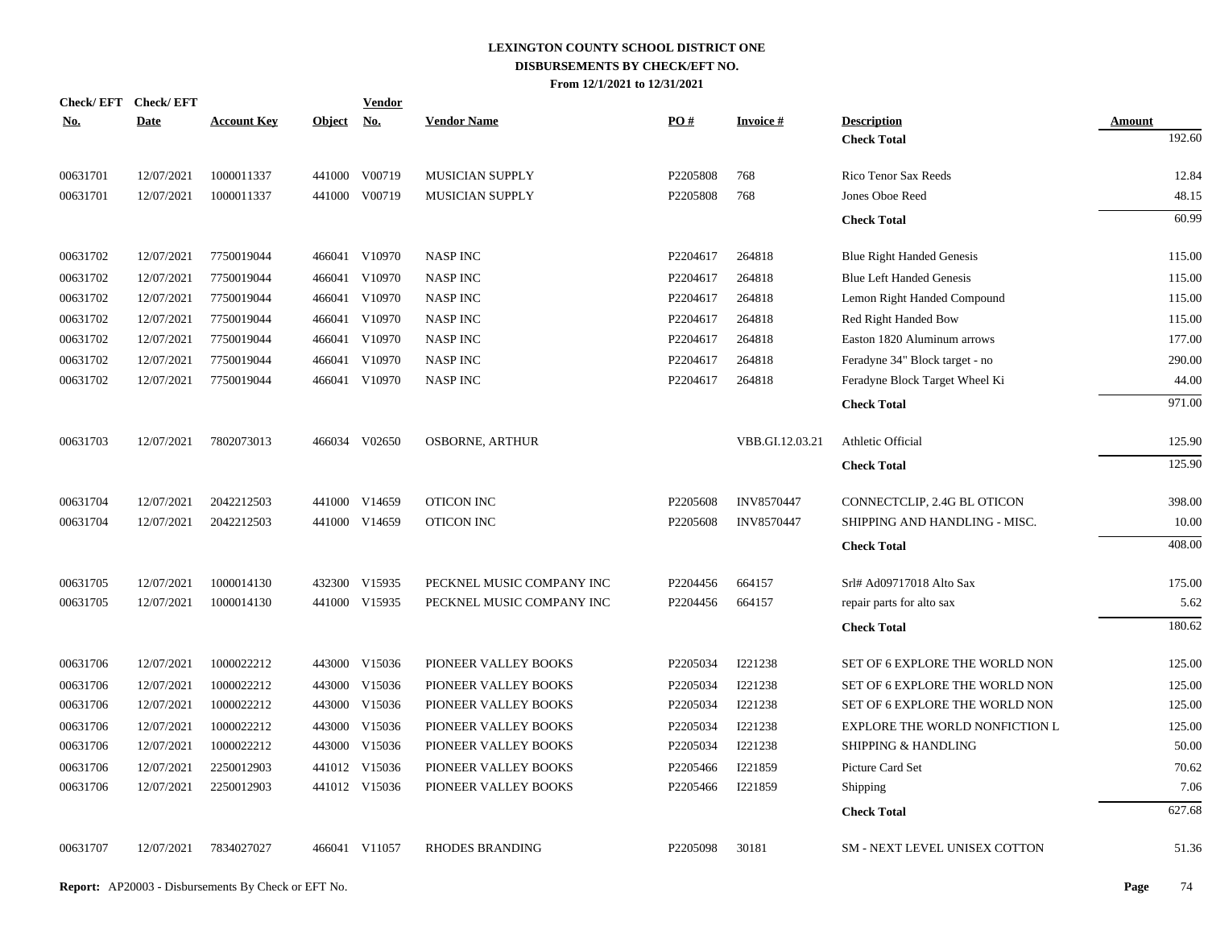# LEXINGTON COUNTY SCHOOL DISTRICT ONE
## DISBURSEMENTS BY CHECK/EFT NO.
### From 12/1/2021 to 12/31/2021

| Check/ EFT No. | Check/ EFT Date | Account Key | Object | Vendor No. | Vendor Name | PO # | Invoice # | Description | Amount |
|---|---|---|---|---|---|---|---|---|---|
| | | | | | | | | **Check Total** | 192.60 |
| 00631701 | 12/07/2021 | 1000011337 | 441000 | V00719 | MUSICIAN SUPPLY | P2205808 | 768 | Rico Tenor Sax Reeds | 12.84 |
| 00631701 | 12/07/2021 | 1000011337 | 441000 | V00719 | MUSICIAN SUPPLY | P2205808 | 768 | Jones Oboe Reed | 48.15 |
| | | | | | | | | **Check Total** | 60.99 |
| 00631702 | 12/07/2021 | 7750019044 | 466041 | V10970 | NASP INC | P2204617 | 264818 | Blue Right Handed Genesis | 115.00 |
| 00631702 | 12/07/2021 | 7750019044 | 466041 | V10970 | NASP INC | P2204617 | 264818 | Blue Left Handed Genesis | 115.00 |
| 00631702 | 12/07/2021 | 7750019044 | 466041 | V10970 | NASP INC | P2204617 | 264818 | Lemon Right Handed Compound | 115.00 |
| 00631702 | 12/07/2021 | 7750019044 | 466041 | V10970 | NASP INC | P2204617 | 264818 | Red Right Handed Bow | 115.00 |
| 00631702 | 12/07/2021 | 7750019044 | 466041 | V10970 | NASP INC | P2204617 | 264818 | Easton 1820 Aluminum arrows | 177.00 |
| 00631702 | 12/07/2021 | 7750019044 | 466041 | V10970 | NASP INC | P2204617 | 264818 | Feradyne 34" Block target - no | 290.00 |
| 00631702 | 12/07/2021 | 7750019044 | 466041 | V10970 | NASP INC | P2204617 | 264818 | Feradyne Block Target Wheel Ki | 44.00 |
| | | | | | | | | **Check Total** | 971.00 |
| 00631703 | 12/07/2021 | 7802073013 | 466034 | V02650 | OSBORNE, ARTHUR | | VBB.GI.12.03.21 | Athletic Official | 125.90 |
| | | | | | | | | **Check Total** | 125.90 |
| 00631704 | 12/07/2021 | 2042212503 | 441000 | V14659 | OTICON INC | P2205608 | INV8570447 | CONNECTCLIP, 2.4G BL OTICON | 398.00 |
| 00631704 | 12/07/2021 | 2042212503 | 441000 | V14659 | OTICON INC | P2205608 | INV8570447 | SHIPPING AND HANDLING - MISC. | 10.00 |
| | | | | | | | | **Check Total** | 408.00 |
| 00631705 | 12/07/2021 | 1000014130 | 432300 | V15935 | PECKNEL MUSIC COMPANY INC | P2204456 | 664157 | Srl# Ad09717018 Alto Sax | 175.00 |
| 00631705 | 12/07/2021 | 1000014130 | 441000 | V15935 | PECKNEL MUSIC COMPANY INC | P2204456 | 664157 | repair parts for alto sax | 5.62 |
| | | | | | | | | **Check Total** | 180.62 |
| 00631706 | 12/07/2021 | 1000022212 | 443000 | V15036 | PIONEER VALLEY BOOKS | P2205034 | I221238 | SET OF 6 EXPLORE THE WORLD NON | 125.00 |
| 00631706 | 12/07/2021 | 1000022212 | 443000 | V15036 | PIONEER VALLEY BOOKS | P2205034 | I221238 | SET OF 6 EXPLORE THE WORLD NON | 125.00 |
| 00631706 | 12/07/2021 | 1000022212 | 443000 | V15036 | PIONEER VALLEY BOOKS | P2205034 | I221238 | SET OF 6 EXPLORE THE WORLD NON | 125.00 |
| 00631706 | 12/07/2021 | 1000022212 | 443000 | V15036 | PIONEER VALLEY BOOKS | P2205034 | I221238 | EXPLORE THE WORLD NONFICTION L | 125.00 |
| 00631706 | 12/07/2021 | 1000022212 | 443000 | V15036 | PIONEER VALLEY BOOKS | P2205034 | I221238 | SHIPPING & HANDLING | 50.00 |
| 00631706 | 12/07/2021 | 2250012903 | 441012 | V15036 | PIONEER VALLEY BOOKS | P2205466 | I221859 | Picture Card Set | 70.62 |
| 00631706 | 12/07/2021 | 2250012903 | 441012 | V15036 | PIONEER VALLEY BOOKS | P2205466 | I221859 | Shipping | 7.06 |
| | | | | | | | | **Check Total** | 627.68 |
| 00631707 | 12/07/2021 | 7834027027 | 466041 | V11057 | RHODES BRANDING | P2205098 | 30181 | SM - NEXT LEVEL UNISEX COTTON | 51.36 |

**Report:** AP20003 - Disbursements By Check or EFT No.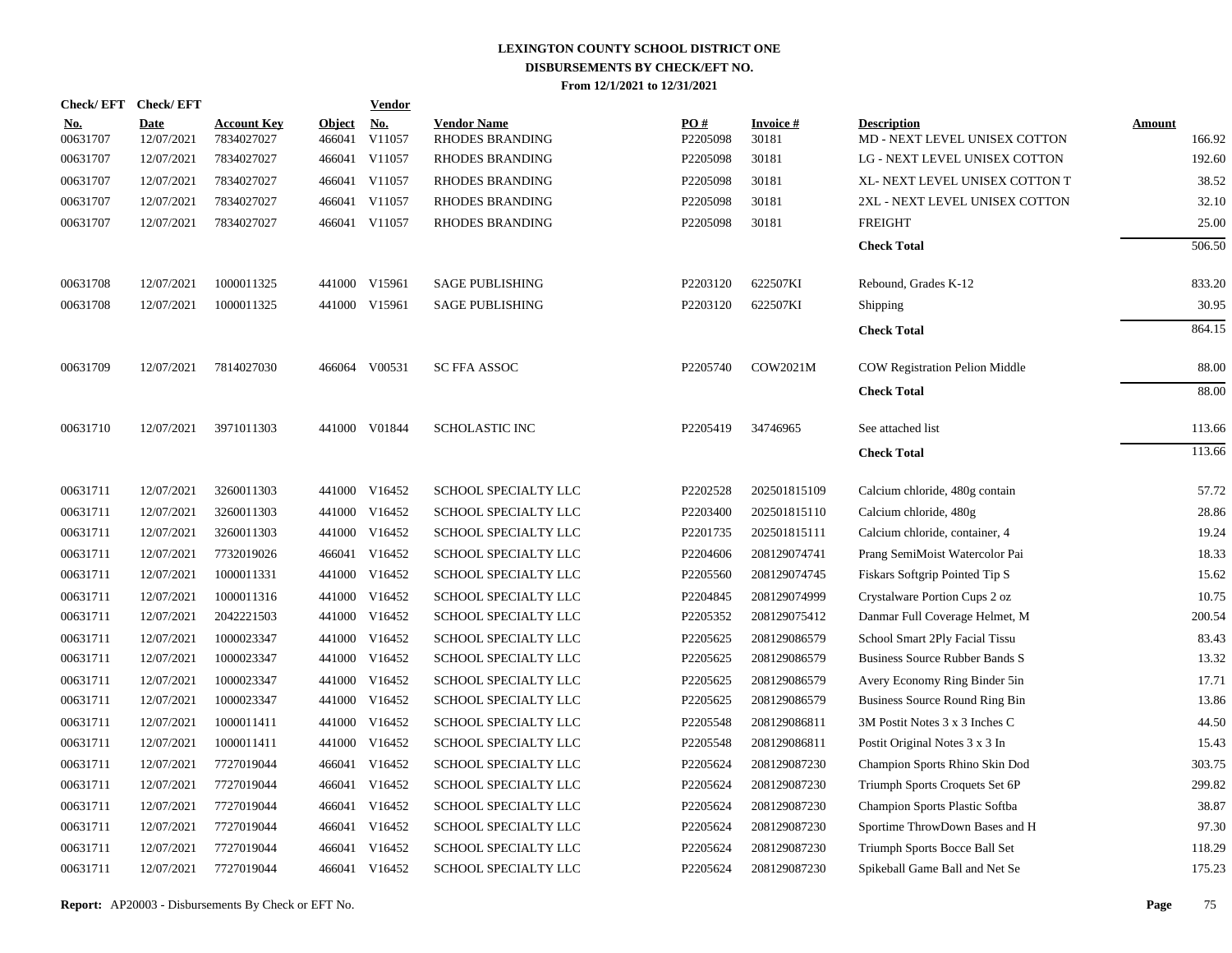# LEXINGTON COUNTY SCHOOL DISTRICT ONE
## DISBURSEMENTS BY CHECK/EFT NO.
### From 12/1/2021 to 12/31/2021

| Check/ EFT No. | Check/ EFT Date | Account Key | Object | Vendor No. | Vendor Name | PO # | Invoice # | Description | Amount |
|---|---|---|---|---|---|---|---|---|---|
| 00631707 | 12/07/2021 | 7834027027 | 466041 | V11057 | RHODES BRANDING | P2205098 | 30181 | MD - NEXT LEVEL UNISEX COTTON | 166.92 |
| 00631707 | 12/07/2021 | 7834027027 | 466041 | V11057 | RHODES BRANDING | P2205098 | 30181 | LG - NEXT LEVEL UNISEX COTTON | 192.60 |
| 00631707 | 12/07/2021 | 7834027027 | 466041 | V11057 | RHODES BRANDING | P2205098 | 30181 | XL- NEXT LEVEL UNISEX COTTON T | 38.52 |
| 00631707 | 12/07/2021 | 7834027027 | 466041 | V11057 | RHODES BRANDING | P2205098 | 30181 | 2XL - NEXT LEVEL UNISEX COTTON | 32.10 |
| 00631707 | 12/07/2021 | 7834027027 | 466041 | V11057 | RHODES BRANDING | P2205098 | 30181 | FREIGHT | 25.00 |
| | | | | | | | | **Check Total** | 506.50 |
| 00631708 | 12/07/2021 | 1000011325 | 441000 | V15961 | SAGE PUBLISHING | P2203120 | 622507KI | Rebound, Grades K-12 | 833.20 |
| 00631708 | 12/07/2021 | 1000011325 | 441000 | V15961 | SAGE PUBLISHING | P2203120 | 622507KI | Shipping | 30.95 |
| | | | | | | | | **Check Total** | 864.15 |
| 00631709 | 12/07/2021 | 7814027030 | 466064 | V00531 | SC FFA ASSOC | P2205740 | COW2021M | COW Registration Pelion Middle | 88.00 |
| | | | | | | | | **Check Total** | 88.00 |
| 00631710 | 12/07/2021 | 3971011303 | 441000 | V01844 | SCHOLASTIC INC | P2205419 | 34746965 | See attached list | 113.66 |
| | | | | | | | | **Check Total** | 113.66 |
| 00631711 | 12/07/2021 | 3260011303 | 441000 | V16452 | SCHOOL SPECIALTY LLC | P2202528 | 202501815109 | Calcium chloride, 480g contain | 57.72 |
| 00631711 | 12/07/2021 | 3260011303 | 441000 | V16452 | SCHOOL SPECIALTY LLC | P2203400 | 202501815110 | Calcium chloride, 480g | 28.86 |
| 00631711 | 12/07/2021 | 3260011303 | 441000 | V16452 | SCHOOL SPECIALTY LLC | P2201735 | 202501815111 | Calcium chloride, container, 4 | 19.24 |
| 00631711 | 12/07/2021 | 7732019026 | 466041 | V16452 | SCHOOL SPECIALTY LLC | P2204606 | 208129074741 | Prang SemiMoist Watercolor Pai | 18.33 |
| 00631711 | 12/07/2021 | 1000011331 | 441000 | V16452 | SCHOOL SPECIALTY LLC | P2205560 | 208129074745 | Fiskars Softgrip Pointed Tip S | 15.62 |
| 00631711 | 12/07/2021 | 1000011316 | 441000 | V16452 | SCHOOL SPECIALTY LLC | P2204845 | 208129074999 | Crystalware Portion Cups 2 oz | 10.75 |
| 00631711 | 12/07/2021 | 2042221503 | 441000 | V16452 | SCHOOL SPECIALTY LLC | P2205352 | 208129075412 | Danmar Full Coverage Helmet, M | 200.54 |
| 00631711 | 12/07/2021 | 1000023347 | 441000 | V16452 | SCHOOL SPECIALTY LLC | P2205625 | 208129086579 | School Smart 2Ply Facial Tissu | 83.43 |
| 00631711 | 12/07/2021 | 1000023347 | 441000 | V16452 | SCHOOL SPECIALTY LLC | P2205625 | 208129086579 | Business Source Rubber Bands S | 13.32 |
| 00631711 | 12/07/2021 | 1000023347 | 441000 | V16452 | SCHOOL SPECIALTY LLC | P2205625 | 208129086579 | Avery Economy Ring Binder 5in | 17.71 |
| 00631711 | 12/07/2021 | 1000023347 | 441000 | V16452 | SCHOOL SPECIALTY LLC | P2205625 | 208129086579 | Business Source Round Ring Bin | 13.86 |
| 00631711 | 12/07/2021 | 1000011411 | 441000 | V16452 | SCHOOL SPECIALTY LLC | P2205548 | 208129086811 | 3M Postit Notes 3 x 3 Inches C | 44.50 |
| 00631711 | 12/07/2021 | 1000011411 | 441000 | V16452 | SCHOOL SPECIALTY LLC | P2205548 | 208129086811 | Postit Original Notes 3 x 3 In | 15.43 |
| 00631711 | 12/07/2021 | 7727019044 | 466041 | V16452 | SCHOOL SPECIALTY LLC | P2205624 | 208129087230 | Champion Sports Rhino Skin Dod | 303.75 |
| 00631711 | 12/07/2021 | 7727019044 | 466041 | V16452 | SCHOOL SPECIALTY LLC | P2205624 | 208129087230 | Triumph Sports Croquets Set 6P | 299.82 |
| 00631711 | 12/07/2021 | 7727019044 | 466041 | V16452 | SCHOOL SPECIALTY LLC | P2205624 | 208129087230 | Champion Sports Plastic Softba | 38.87 |
| 00631711 | 12/07/2021 | 7727019044 | 466041 | V16452 | SCHOOL SPECIALTY LLC | P2205624 | 208129087230 | Sportime ThrowDown Bases and H | 97.30 |
| 00631711 | 12/07/2021 | 7727019044 | 466041 | V16452 | SCHOOL SPECIALTY LLC | P2205624 | 208129087230 | Triumph Sports Bocce Ball Set | 118.29 |
| 00631711 | 12/07/2021 | 7727019044 | 466041 | V16452 | SCHOOL SPECIALTY LLC | P2205624 | 208129087230 | Spikeball Game Ball and Net Se | 175.23 |

**Report:** AP20003 - Disbursements By Check or EFT No.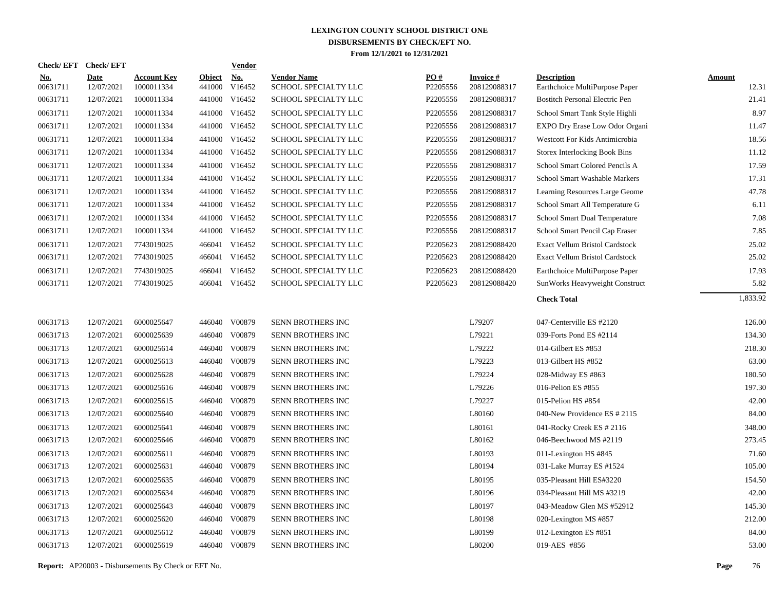# LEXINGTON COUNTY SCHOOL DISTRICT ONE
## DISBURSEMENTS BY CHECK/EFT NO.
### From 12/1/2021 to 12/31/2021

| Check/ EFT No. | Check/ EFT Date | Account Key | Object | Vendor No. | Vendor Name | PO # | Invoice # | Description | Amount |
|---|---|---|---|---|---|---|---|---|---|
| 00631711 | 12/07/2021 | 1000011334 | 441000 | V16452 | SCHOOL SPECIALTY LLC | P2205556 | 208129088317 | Earthchoice MultiPurpose Paper | 12.31 |
| 00631711 | 12/07/2021 | 1000011334 | 441000 | V16452 | SCHOOL SPECIALTY LLC | P2205556 | 208129088317 | Bostitch Personal Electric Pen | 21.41 |
| 00631711 | 12/07/2021 | 1000011334 | 441000 | V16452 | SCHOOL SPECIALTY LLC | P2205556 | 208129088317 | School Smart Tank Style Highli | 8.97 |
| 00631711 | 12/07/2021 | 1000011334 | 441000 | V16452 | SCHOOL SPECIALTY LLC | P2205556 | 208129088317 | EXPO Dry Erase Low Odor Organi | 11.47 |
| 00631711 | 12/07/2021 | 1000011334 | 441000 | V16452 | SCHOOL SPECIALTY LLC | P2205556 | 208129088317 | Westcott For Kids Antimicrobia | 18.56 |
| 00631711 | 12/07/2021 | 1000011334 | 441000 | V16452 | SCHOOL SPECIALTY LLC | P2205556 | 208129088317 | Storex Interlocking Book Bins | 11.12 |
| 00631711 | 12/07/2021 | 1000011334 | 441000 | V16452 | SCHOOL SPECIALTY LLC | P2205556 | 208129088317 | School Smart Colored Pencils A | 17.59 |
| 00631711 | 12/07/2021 | 1000011334 | 441000 | V16452 | SCHOOL SPECIALTY LLC | P2205556 | 208129088317 | School Smart Washable Markers | 17.31 |
| 00631711 | 12/07/2021 | 1000011334 | 441000 | V16452 | SCHOOL SPECIALTY LLC | P2205556 | 208129088317 | Learning Resources Large Geome | 47.78 |
| 00631711 | 12/07/2021 | 1000011334 | 441000 | V16452 | SCHOOL SPECIALTY LLC | P2205556 | 208129088317 | School Smart All Temperature G | 6.11 |
| 00631711 | 12/07/2021 | 1000011334 | 441000 | V16452 | SCHOOL SPECIALTY LLC | P2205556 | 208129088317 | School Smart Dual Temperature | 7.08 |
| 00631711 | 12/07/2021 | 1000011334 | 441000 | V16452 | SCHOOL SPECIALTY LLC | P2205556 | 208129088317 | School Smart Pencil Cap Eraser | 7.85 |
| 00631711 | 12/07/2021 | 7743019025 | 466041 | V16452 | SCHOOL SPECIALTY LLC | P2205623 | 208129088420 | Exact Vellum Bristol Cardstock | 25.02 |
| 00631711 | 12/07/2021 | 7743019025 | 466041 | V16452 | SCHOOL SPECIALTY LLC | P2205623 | 208129088420 | Exact Vellum Bristol Cardstock | 25.02 |
| 00631711 | 12/07/2021 | 7743019025 | 466041 | V16452 | SCHOOL SPECIALTY LLC | P2205623 | 208129088420 | Earthchoice MultiPurpose Paper | 17.93 |
| 00631711 | 12/07/2021 | 7743019025 | 466041 | V16452 | SCHOOL SPECIALTY LLC | P2205623 | 208129088420 | SunWorks Heavyweight Construct | 5.82 |
| | | | | | | | | **Check Total** | 1,833.92 |
| 00631713 | 12/07/2021 | 6000025647 | 446040 | V00879 | SENN BROTHERS INC | | L79207 | 047-Centerville ES #2120 | 126.00 |
| 00631713 | 12/07/2021 | 6000025639 | 446040 | V00879 | SENN BROTHERS INC | | L79221 | 039-Forts Pond ES #2114 | 134.30 |
| 00631713 | 12/07/2021 | 6000025614 | 446040 | V00879 | SENN BROTHERS INC | | L79222 | 014-Gilbert ES #853 | 218.30 |
| 00631713 | 12/07/2021 | 6000025613 | 446040 | V00879 | SENN BROTHERS INC | | L79223 | 013-Gilbert HS #852 | 63.00 |
| 00631713 | 12/07/2021 | 6000025628 | 446040 | V00879 | SENN BROTHERS INC | | L79224 | 028-Midway ES #863 | 180.50 |
| 00631713 | 12/07/2021 | 6000025616 | 446040 | V00879 | SENN BROTHERS INC | | L79226 | 016-Pelion ES #855 | 197.30 |
| 00631713 | 12/07/2021 | 6000025615 | 446040 | V00879 | SENN BROTHERS INC | | L79227 | 015-Pelion HS #854 | 42.00 |
| 00631713 | 12/07/2021 | 6000025640 | 446040 | V00879 | SENN BROTHERS INC | | L80160 | 040-New Providence ES # 2115 | 84.00 |
| 00631713 | 12/07/2021 | 6000025641 | 446040 | V00879 | SENN BROTHERS INC | | L80161 | 041-Rocky Creek ES # 2116 | 348.00 |
| 00631713 | 12/07/2021 | 6000025646 | 446040 | V00879 | SENN BROTHERS INC | | L80162 | 046-Beechwood MS #2119 | 273.45 |
| 00631713 | 12/07/2021 | 6000025611 | 446040 | V00879 | SENN BROTHERS INC | | L80193 | 011-Lexington HS #845 | 71.60 |
| 00631713 | 12/07/2021 | 6000025631 | 446040 | V00879 | SENN BROTHERS INC | | L80194 | 031-Lake Murray ES #1524 | 105.00 |
| 00631713 | 12/07/2021 | 6000025635 | 446040 | V00879 | SENN BROTHERS INC | | L80195 | 035-Pleasant Hill ES#3220 | 154.50 |
| 00631713 | 12/07/2021 | 6000025634 | 446040 | V00879 | SENN BROTHERS INC | | L80196 | 034-Pleasant Hill MS #3219 | 42.00 |
| 00631713 | 12/07/2021 | 6000025643 | 446040 | V00879 | SENN BROTHERS INC | | L80197 | 043-Meadow Glen MS #52912 | 145.30 |
| 00631713 | 12/07/2021 | 6000025620 | 446040 | V00879 | SENN BROTHERS INC | | L80198 | 020-Lexington MS #857 | 212.00 |
| 00631713 | 12/07/2021 | 6000025612 | 446040 | V00879 | SENN BROTHERS INC | | L80199 | 012-Lexington ES #851 | 84.00 |
| 00631713 | 12/07/2021 | 6000025619 | 446040 | V00879 | SENN BROTHERS INC | | L80200 | 019-AES #856 | 53.00 |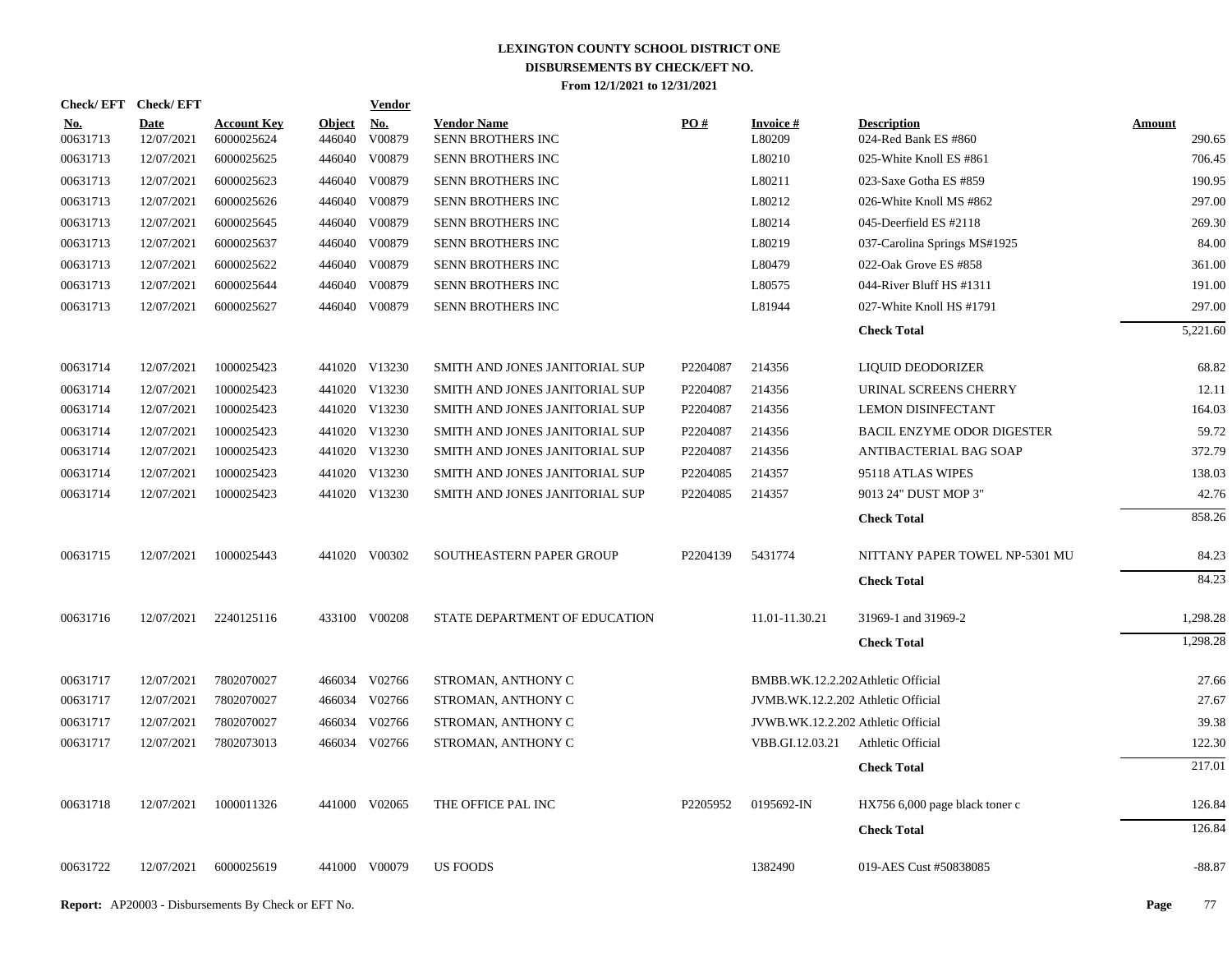# LEXINGTON COUNTY SCHOOL DISTRICT ONE
## DISBURSEMENTS BY CHECK/EFT NO.
### From 12/1/2021 to 12/31/2021

| Check/ EFT No. | Check/ EFT Date | Account Key | Object | Vendor No. | Vendor Name | PO # | Invoice # | Description | Amount |
|---|---|---|---|---|---|---|---|---|---|
| 00631713 | 12/07/2021 | 6000025624 | 446040 | V00879 | SENN BROTHERS INC | | L80209 | 024-Red Bank ES #860 | 290.65 |
| 00631713 | 12/07/2021 | 6000025625 | 446040 | V00879 | SENN BROTHERS INC | | L80210 | 025-White Knoll ES #861 | 706.45 |
| 00631713 | 12/07/2021 | 6000025623 | 446040 | V00879 | SENN BROTHERS INC | | L80211 | 023-Saxe Gotha ES #859 | 190.95 |
| 00631713 | 12/07/2021 | 6000025626 | 446040 | V00879 | SENN BROTHERS INC | | L80212 | 026-White Knoll MS #862 | 297.00 |
| 00631713 | 12/07/2021 | 6000025645 | 446040 | V00879 | SENN BROTHERS INC | | L80214 | 045-Deerfield ES #2118 | 269.30 |
| 00631713 | 12/07/2021 | 6000025637 | 446040 | V00879 | SENN BROTHERS INC | | L80219 | 037-Carolina Springs MS#1925 | 84.00 |
| 00631713 | 12/07/2021 | 6000025622 | 446040 | V00879 | SENN BROTHERS INC | | L80479 | 022-Oak Grove ES #858 | 361.00 |
| 00631713 | 12/07/2021 | 6000025644 | 446040 | V00879 | SENN BROTHERS INC | | L80575 | 044-River Bluff HS #1311 | 191.00 |
| 00631713 | 12/07/2021 | 6000025627 | 446040 | V00879 | SENN BROTHERS INC | | L81944 | 027-White Knoll HS #1791 | 297.00 |
| | | | | | | | | **Check Total** | 5,221.60 |
| 00631714 | 12/07/2021 | 1000025423 | 441020 | V13230 | SMITH AND JONES JANITORIAL SUP | P2204087 | 214356 | LIQUID DEODORIZER | 68.82 |
| 00631714 | 12/07/2021 | 1000025423 | 441020 | V13230 | SMITH AND JONES JANITORIAL SUP | P2204087 | 214356 | URINAL SCREENS CHERRY | 12.11 |
| 00631714 | 12/07/2021 | 1000025423 | 441020 | V13230 | SMITH AND JONES JANITORIAL SUP | P2204087 | 214356 | LEMON DISINFECTANT | 164.03 |
| 00631714 | 12/07/2021 | 1000025423 | 441020 | V13230 | SMITH AND JONES JANITORIAL SUP | P2204087 | 214356 | BACIL ENZYME ODOR DIGESTER | 59.72 |
| 00631714 | 12/07/2021 | 1000025423 | 441020 | V13230 | SMITH AND JONES JANITORIAL SUP | P2204087 | 214356 | ANTIBACTERIAL BAG SOAP | 372.79 |
| 00631714 | 12/07/2021 | 1000025423 | 441020 | V13230 | SMITH AND JONES JANITORIAL SUP | P2204085 | 214357 | 95118 ATLAS WIPES | 138.03 |
| 00631714 | 12/07/2021 | 1000025423 | 441020 | V13230 | SMITH AND JONES JANITORIAL SUP | P2204085 | 214357 | 9013 24" DUST MOP 3" | 42.76 |
| | | | | | | | | **Check Total** | 858.26 |
| 00631715 | 12/07/2021 | 1000025443 | 441020 | V00302 | SOUTHEASTERN PAPER GROUP | P2204139 | 5431774 | NITTANY PAPER TOWEL NP-5301 MU | 84.23 |
| | | | | | | | | **Check Total** | 84.23 |
| 00631716 | 12/07/2021 | 2240125116 | 433100 | V00208 | STATE DEPARTMENT OF EDUCATION | | 11.01-11.30.21 | 31969-1 and 31969-2 | 1,298.28 |
| | | | | | | | | **Check Total** | 1,298.28 |
| 00631717 | 12/07/2021 | 7802070027 | 466034 | V02766 | STROMAN, ANTHONY C | | BMBB.WK.12.2.202 | Athletic Official | 27.66 |
| 00631717 | 12/07/2021 | 7802070027 | 466034 | V02766 | STROMAN, ANTHONY C | | JVMB.WK.12.2.202 | Athletic Official | 27.67 |
| 00631717 | 12/07/2021 | 7802070027 | 466034 | V02766 | STROMAN, ANTHONY C | | JVWB.WK.12.2.202 | Athletic Official | 39.38 |
| 00631717 | 12/07/2021 | 7802073013 | 466034 | V02766 | STROMAN, ANTHONY C | | VBB.GI.12.03.21 | Athletic Official | 122.30 |
| | | | | | | | | **Check Total** | 217.01 |
| 00631718 | 12/07/2021 | 1000011326 | 441000 | V02065 | THE OFFICE PAL INC | P2205952 | 0195692-IN | HX756 6,000 page black toner c | 126.84 |
| | | | | | | | | **Check Total** | 126.84 |
| 00631722 | 12/07/2021 | 6000025619 | 441000 | V00079 | US FOODS | | 1382490 | 019-AES Cust #50838085 | -88.87 |

**Report:** AP20003 - Disbursements By Check or EFT No.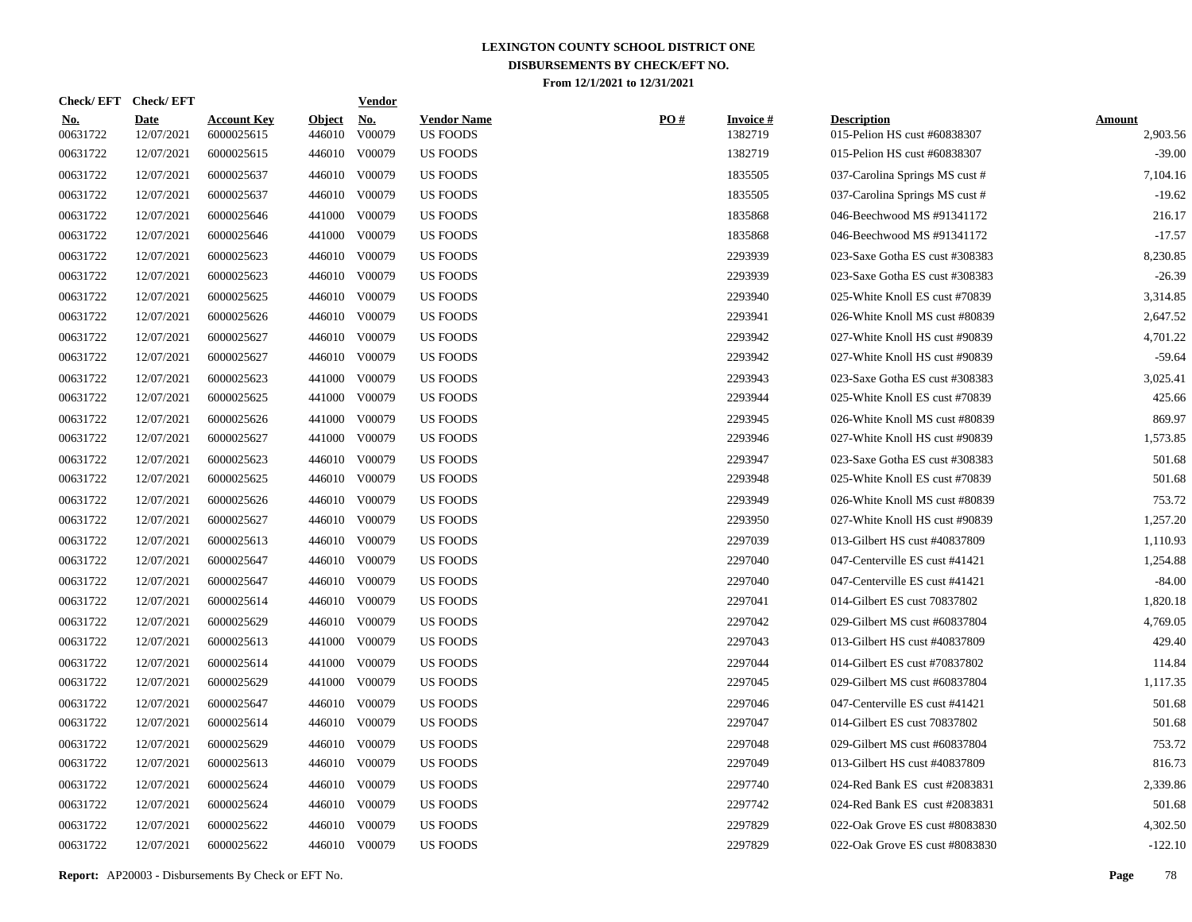# LEXINGTON COUNTY SCHOOL DISTRICT ONE
## DISBURSEMENTS BY CHECK/EFT NO.
### From 12/1/2021 to 12/31/2021

| Check/ EFT No. | Check/ EFT Date | Account Key | Object | Vendor No. | Vendor Name | PO # | Invoice # | Description | Amount |
|---|---|---|---|---|---|---|---|---|---|
| 00631722 | 12/07/2021 | 6000025615 | 446010 | V00079 | US FOODS | | 1382719 | 015-Pelion HS cust #60838307 | 2,903.56 |
| 00631722 | 12/07/2021 | 6000025615 | 446010 | V00079 | US FOODS | | 1382719 | 015-Pelion HS cust #60838307 | -39.00 |
| 00631722 | 12/07/2021 | 6000025637 | 446010 | V00079 | US FOODS | | 1835505 | 037-Carolina Springs MS cust # | 7,104.16 |
| 00631722 | 12/07/2021 | 6000025637 | 446010 | V00079 | US FOODS | | 1835505 | 037-Carolina Springs MS cust # | -19.62 |
| 00631722 | 12/07/2021 | 6000025646 | 441000 | V00079 | US FOODS | | 1835868 | 046-Beechwood MS #91341172 | 216.17 |
| 00631722 | 12/07/2021 | 6000025646 | 441000 | V00079 | US FOODS | | 1835868 | 046-Beechwood MS #91341172 | -17.57 |
| 00631722 | 12/07/2021 | 6000025623 | 446010 | V00079 | US FOODS | | 2293939 | 023-Saxe Gotha ES cust #308383 | 8,230.85 |
| 00631722 | 12/07/2021 | 6000025623 | 446010 | V00079 | US FOODS | | 2293939 | 023-Saxe Gotha ES cust #308383 | -26.39 |
| 00631722 | 12/07/2021 | 6000025625 | 446010 | V00079 | US FOODS | | 2293940 | 025-White Knoll ES cust #70839 | 3,314.85 |
| 00631722 | 12/07/2021 | 6000025626 | 446010 | V00079 | US FOODS | | 2293941 | 026-White Knoll MS cust #80839 | 2,647.52 |
| 00631722 | 12/07/2021 | 6000025627 | 446010 | V00079 | US FOODS | | 2293942 | 027-White Knoll HS cust #90839 | 4,701.22 |
| 00631722 | 12/07/2021 | 6000025627 | 446010 | V00079 | US FOODS | | 2293942 | 027-White Knoll HS cust #90839 | -59.64 |
| 00631722 | 12/07/2021 | 6000025623 | 441000 | V00079 | US FOODS | | 2293943 | 023-Saxe Gotha ES cust #308383 | 3,025.41 |
| 00631722 | 12/07/2021 | 6000025625 | 441000 | V00079 | US FOODS | | 2293944 | 025-White Knoll ES cust #70839 | 425.66 |
| 00631722 | 12/07/2021 | 6000025626 | 441000 | V00079 | US FOODS | | 2293945 | 026-White Knoll MS cust #80839 | 869.97 |
| 00631722 | 12/07/2021 | 6000025627 | 441000 | V00079 | US FOODS | | 2293946 | 027-White Knoll HS cust #90839 | 1,573.85 |
| 00631722 | 12/07/2021 | 6000025623 | 446010 | V00079 | US FOODS | | 2293947 | 023-Saxe Gotha ES cust #308383 | 501.68 |
| 00631722 | 12/07/2021 | 6000025625 | 446010 | V00079 | US FOODS | | 2293948 | 025-White Knoll ES cust #70839 | 501.68 |
| 00631722 | 12/07/2021 | 6000025626 | 446010 | V00079 | US FOODS | | 2293949 | 026-White Knoll MS cust #80839 | 753.72 |
| 00631722 | 12/07/2021 | 6000025627 | 446010 | V00079 | US FOODS | | 2293950 | 027-White Knoll HS cust #90839 | 1,257.20 |
| 00631722 | 12/07/2021 | 6000025613 | 446010 | V00079 | US FOODS | | 2297039 | 013-Gilbert HS cust #40837809 | 1,110.93 |
| 00631722 | 12/07/2021 | 6000025647 | 446010 | V00079 | US FOODS | | 2297040 | 047-Centerville ES cust #41421 | 1,254.88 |
| 00631722 | 12/07/2021 | 6000025647 | 446010 | V00079 | US FOODS | | 2297040 | 047-Centerville ES cust #41421 | -84.00 |
| 00631722 | 12/07/2021 | 6000025614 | 446010 | V00079 | US FOODS | | 2297041 | 014-Gilbert ES cust 70837802 | 1,820.18 |
| 00631722 | 12/07/2021 | 6000025629 | 446010 | V00079 | US FOODS | | 2297042 | 029-Gilbert MS cust #60837804 | 4,769.05 |
| 00631722 | 12/07/2021 | 6000025613 | 441000 | V00079 | US FOODS | | 2297043 | 013-Gilbert HS cust #40837809 | 429.40 |
| 00631722 | 12/07/2021 | 6000025614 | 441000 | V00079 | US FOODS | | 2297044 | 014-Gilbert ES cust #70837802 | 114.84 |
| 00631722 | 12/07/2021 | 6000025629 | 441000 | V00079 | US FOODS | | 2297045 | 029-Gilbert MS cust #60837804 | 1,117.35 |
| 00631722 | 12/07/2021 | 6000025647 | 446010 | V00079 | US FOODS | | 2297046 | 047-Centerville ES cust #41421 | 501.68 |
| 00631722 | 12/07/2021 | 6000025614 | 446010 | V00079 | US FOODS | | 2297047 | 014-Gilbert ES cust 70837802 | 501.68 |
| 00631722 | 12/07/2021 | 6000025629 | 446010 | V00079 | US FOODS | | 2297048 | 029-Gilbert MS cust #60837804 | 753.72 |
| 00631722 | 12/07/2021 | 6000025613 | 446010 | V00079 | US FOODS | | 2297049 | 013-Gilbert HS cust #40837809 | 816.73 |
| 00631722 | 12/07/2021 | 6000025624 | 446010 | V00079 | US FOODS | | 2297740 | 024-Red Bank ES cust #2083831 | 2,339.86 |
| 00631722 | 12/07/2021 | 6000025624 | 446010 | V00079 | US FOODS | | 2297742 | 024-Red Bank ES cust #2083831 | 501.68 |
| 00631722 | 12/07/2021 | 6000025622 | 446010 | V00079 | US FOODS | | 2297829 | 022-Oak Grove ES cust #8083830 | 4,302.50 |
| 00631722 | 12/07/2021 | 6000025622 | 446010 | V00079 | US FOODS | | 2297829 | 022-Oak Grove ES cust #8083830 | -122.10 |

**Report:** AP20003 - Disbursements By Check or EFT No.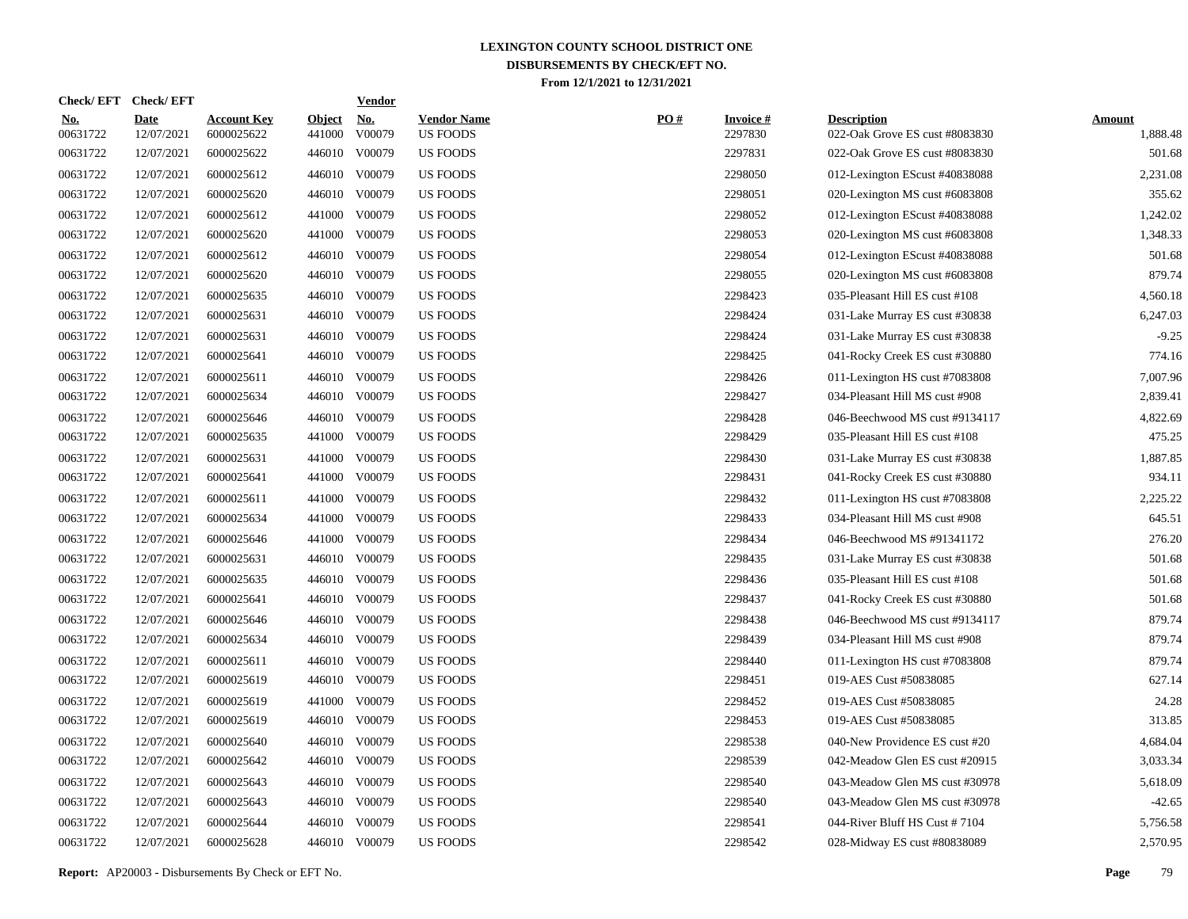# LEXINGTON COUNTY SCHOOL DISTRICT ONE
## DISBURSEMENTS BY CHECK/EFT NO.
### From 12/1/2021 to 12/31/2021

| Check/ EFT No. | Check/ EFT Date | Account Key | Object | Vendor No. | Vendor Name | PO # | Invoice # | Description | Amount |
|---|---|---|---|---|---|---|---|---|---|
| 00631722 | 12/07/2021 | 6000025622 | 441000 | V00079 | US FOODS | | 2297830 | 022-Oak Grove ES cust #8083830 | 1,888.48 |
| 00631722 | 12/07/2021 | 6000025622 | 446010 | V00079 | US FOODS | | 2297831 | 022-Oak Grove ES cust #8083830 | 501.68 |
| 00631722 | 12/07/2021 | 6000025612 | 446010 | V00079 | US FOODS | | 2298050 | 012-Lexington EScust #40838088 | 2,231.08 |
| 00631722 | 12/07/2021 | 6000025620 | 446010 | V00079 | US FOODS | | 2298051 | 020-Lexington MS cust #6083808 | 355.62 |
| 00631722 | 12/07/2021 | 6000025612 | 441000 | V00079 | US FOODS | | 2298052 | 012-Lexington EScust #40838088 | 1,242.02 |
| 00631722 | 12/07/2021 | 6000025620 | 441000 | V00079 | US FOODS | | 2298053 | 020-Lexington MS cust #6083808 | 1,348.33 |
| 00631722 | 12/07/2021 | 6000025612 | 446010 | V00079 | US FOODS | | 2298054 | 012-Lexington EScust #40838088 | 501.68 |
| 00631722 | 12/07/2021 | 6000025620 | 446010 | V00079 | US FOODS | | 2298055 | 020-Lexington MS cust #6083808 | 879.74 |
| 00631722 | 12/07/2021 | 6000025635 | 446010 | V00079 | US FOODS | | 2298423 | 035-Pleasant Hill ES cust #108 | 4,560.18 |
| 00631722 | 12/07/2021 | 6000025631 | 446010 | V00079 | US FOODS | | 2298424 | 031-Lake Murray ES cust #30838 | 6,247.03 |
| 00631722 | 12/07/2021 | 6000025631 | 446010 | V00079 | US FOODS | | 2298424 | 031-Lake Murray ES cust #30838 | -9.25 |
| 00631722 | 12/07/2021 | 6000025641 | 446010 | V00079 | US FOODS | | 2298425 | 041-Rocky Creek ES cust #30880 | 774.16 |
| 00631722 | 12/07/2021 | 6000025611 | 446010 | V00079 | US FOODS | | 2298426 | 011-Lexington HS cust #7083808 | 7,007.96 |
| 00631722 | 12/07/2021 | 6000025634 | 446010 | V00079 | US FOODS | | 2298427 | 034-Pleasant Hill MS cust #908 | 2,839.41 |
| 00631722 | 12/07/2021 | 6000025646 | 446010 | V00079 | US FOODS | | 2298428 | 046-Beechwood MS cust #9134117 | 4,822.69 |
| 00631722 | 12/07/2021 | 6000025635 | 441000 | V00079 | US FOODS | | 2298429 | 035-Pleasant Hill ES cust #108 | 475.25 |
| 00631722 | 12/07/2021 | 6000025631 | 441000 | V00079 | US FOODS | | 2298430 | 031-Lake Murray ES cust #30838 | 1,887.85 |
| 00631722 | 12/07/2021 | 6000025641 | 441000 | V00079 | US FOODS | | 2298431 | 041-Rocky Creek ES cust #30880 | 934.11 |
| 00631722 | 12/07/2021 | 6000025611 | 441000 | V00079 | US FOODS | | 2298432 | 011-Lexington HS cust #7083808 | 2,225.22 |
| 00631722 | 12/07/2021 | 6000025634 | 441000 | V00079 | US FOODS | | 2298433 | 034-Pleasant Hill MS cust #908 | 645.51 |
| 00631722 | 12/07/2021 | 6000025646 | 441000 | V00079 | US FOODS | | 2298434 | 046-Beechwood MS #91341172 | 276.20 |
| 00631722 | 12/07/2021 | 6000025631 | 446010 | V00079 | US FOODS | | 2298435 | 031-Lake Murray ES cust #30838 | 501.68 |
| 00631722 | 12/07/2021 | 6000025635 | 446010 | V00079 | US FOODS | | 2298436 | 035-Pleasant Hill ES cust #108 | 501.68 |
| 00631722 | 12/07/2021 | 6000025641 | 446010 | V00079 | US FOODS | | 2298437 | 041-Rocky Creek ES cust #30880 | 501.68 |
| 00631722 | 12/07/2021 | 6000025646 | 446010 | V00079 | US FOODS | | 2298438 | 046-Beechwood MS cust #9134117 | 879.74 |
| 00631722 | 12/07/2021 | 6000025634 | 446010 | V00079 | US FOODS | | 2298439 | 034-Pleasant Hill MS cust #908 | 879.74 |
| 00631722 | 12/07/2021 | 6000025611 | 446010 | V00079 | US FOODS | | 2298440 | 011-Lexington HS cust #7083808 | 879.74 |
| 00631722 | 12/07/2021 | 6000025619 | 446010 | V00079 | US FOODS | | 2298451 | 019-AES Cust #50838085 | 627.14 |
| 00631722 | 12/07/2021 | 6000025619 | 441000 | V00079 | US FOODS | | 2298452 | 019-AES Cust #50838085 | 24.28 |
| 00631722 | 12/07/2021 | 6000025619 | 446010 | V00079 | US FOODS | | 2298453 | 019-AES Cust #50838085 | 313.85 |
| 00631722 | 12/07/2021 | 6000025640 | 446010 | V00079 | US FOODS | | 2298538 | 040-New Providence ES cust #20 | 4,684.04 |
| 00631722 | 12/07/2021 | 6000025642 | 446010 | V00079 | US FOODS | | 2298539 | 042-Meadow Glen ES cust #20915 | 3,033.34 |
| 00631722 | 12/07/2021 | 6000025643 | 446010 | V00079 | US FOODS | | 2298540 | 043-Meadow Glen MS cust #30978 | 5,618.09 |
| 00631722 | 12/07/2021 | 6000025643 | 446010 | V00079 | US FOODS | | 2298540 | 043-Meadow Glen MS cust #30978 | -42.65 |
| 00631722 | 12/07/2021 | 6000025644 | 446010 | V00079 | US FOODS | | 2298541 | 044-River Bluff HS Cust # 7104 | 5,756.58 |
| 00631722 | 12/07/2021 | 6000025628 | 446010 | V00079 | US FOODS | | 2298542 | 028-Midway ES cust #80838089 | 2,570.95 |

**Report:** AP20003 - Disbursements By Check or EFT No.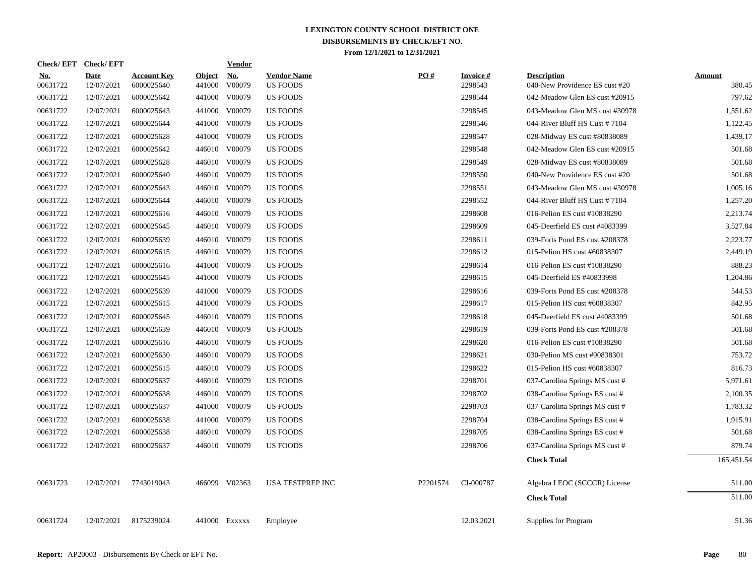# LEXINGTON COUNTY SCHOOL DISTRICT ONE
## DISBURSEMENTS BY CHECK/EFT NO.
### From 12/1/2021 to 12/31/2021

| Check/ EFT No. | Check/ EFT Date | Account Key | Object | Vendor No. | Vendor Name | PO # | Invoice # | Description | Amount |
|---|---|---|---|---|---|---|---|---|---|
| 00631722 | 12/07/2021 | 6000025640 | 441000 | V00079 | US FOODS | | 2298543 | 040-New Providence ES cust #20 | 380.45 |
| 00631722 | 12/07/2021 | 6000025642 | 441000 | V00079 | US FOODS | | 2298544 | 042-Meadow Glen ES cust #20915 | 797.62 |
| 00631722 | 12/07/2021 | 6000025643 | 441000 | V00079 | US FOODS | | 2298545 | 043-Meadow Glen MS cust #30978 | 1,551.62 |
| 00631722 | 12/07/2021 | 6000025644 | 441000 | V00079 | US FOODS | | 2298546 | 044-River Bluff HS Cust # 7104 | 1,122.45 |
| 00631722 | 12/07/2021 | 6000025628 | 441000 | V00079 | US FOODS | | 2298547 | 028-Midway ES cust #80838089 | 1,439.17 |
| 00631722 | 12/07/2021 | 6000025642 | 446010 | V00079 | US FOODS | | 2298548 | 042-Meadow Glen ES cust #20915 | 501.68 |
| 00631722 | 12/07/2021 | 6000025628 | 446010 | V00079 | US FOODS | | 2298549 | 028-Midway ES cust #80838089 | 501.68 |
| 00631722 | 12/07/2021 | 6000025640 | 446010 | V00079 | US FOODS | | 2298550 | 040-New Providence ES cust #20 | 501.68 |
| 00631722 | 12/07/2021 | 6000025643 | 446010 | V00079 | US FOODS | | 2298551 | 043-Meadow Glen MS cust #30978 | 1,005.16 |
| 00631722 | 12/07/2021 | 6000025644 | 446010 | V00079 | US FOODS | | 2298552 | 044-River Bluff HS Cust # 7104 | 1,257.20 |
| 00631722 | 12/07/2021 | 6000025616 | 446010 | V00079 | US FOODS | | 2298608 | 016-Pelion ES cust #10838290 | 2,213.74 |
| 00631722 | 12/07/2021 | 6000025645 | 446010 | V00079 | US FOODS | | 2298609 | 045-Deerfield ES cust #4083399 | 3,527.84 |
| 00631722 | 12/07/2021 | 6000025639 | 446010 | V00079 | US FOODS | | 2298611 | 039-Forts Pond ES cust #208378 | 2,223.77 |
| 00631722 | 12/07/2021 | 6000025615 | 446010 | V00079 | US FOODS | | 2298612 | 015-Pelion HS cust #60838307 | 2,449.19 |
| 00631722 | 12/07/2021 | 6000025616 | 441000 | V00079 | US FOODS | | 2298614 | 016-Pelion ES cust #10838290 | 888.23 |
| 00631722 | 12/07/2021 | 6000025645 | 441000 | V00079 | US FOODS | | 2298615 | 045-Deerfield ES #40833998 | 1,204.86 |
| 00631722 | 12/07/2021 | 6000025639 | 441000 | V00079 | US FOODS | | 2298616 | 039-Forts Pond ES cust #208378 | 544.53 |
| 00631722 | 12/07/2021 | 6000025615 | 441000 | V00079 | US FOODS | | 2298617 | 015-Pelion HS cust #60838307 | 842.95 |
| 00631722 | 12/07/2021 | 6000025645 | 446010 | V00079 | US FOODS | | 2298618 | 045-Deerfield ES cust #4083399 | 501.68 |
| 00631722 | 12/07/2021 | 6000025639 | 446010 | V00079 | US FOODS | | 2298619 | 039-Forts Pond ES cust #208378 | 501.68 |
| 00631722 | 12/07/2021 | 6000025616 | 446010 | V00079 | US FOODS | | 2298620 | 016-Pelion ES cust #10838290 | 501.68 |
| 00631722 | 12/07/2021 | 6000025630 | 446010 | V00079 | US FOODS | | 2298621 | 030-Pelion MS cust #90838301 | 753.72 |
| 00631722 | 12/07/2021 | 6000025615 | 446010 | V00079 | US FOODS | | 2298622 | 015-Pelion HS cust #60838307 | 816.73 |
| 00631722 | 12/07/2021 | 6000025637 | 446010 | V00079 | US FOODS | | 2298701 | 037-Carolina Springs MS cust # | 5,971.61 |
| 00631722 | 12/07/2021 | 6000025638 | 446010 | V00079 | US FOODS | | 2298702 | 038-Carolina Springs ES cust # | 2,100.35 |
| 00631722 | 12/07/2021 | 6000025637 | 441000 | V00079 | US FOODS | | 2298703 | 037-Carolina Springs MS cust # | 1,783.32 |
| 00631722 | 12/07/2021 | 6000025638 | 441000 | V00079 | US FOODS | | 2298704 | 038-Carolina Springs ES cust # | 1,915.91 |
| 00631722 | 12/07/2021 | 6000025638 | 446010 | V00079 | US FOODS | | 2298705 | 038-Carolina Springs ES cust # | 501.68 |
| 00631722 | 12/07/2021 | 6000025637 | 446010 | V00079 | US FOODS | | 2298706 | 037-Carolina Springs MS cust # | 879.74 |
| | | | | | | | | **Check Total** | 165,451.54 |
| 00631723 | 12/07/2021 | 7743019043 | 466099 | V02363 | USA TESTPREP INC | P2201574 | CI-000787 | Algebra I EOC (SCCCR) License | 511.00 |
| | | | | | | | | **Check Total** | 511.00 |
| 00631724 | 12/07/2021 | 8175239024 | 441000 | Exxxxx | Employee | | 12.03.2021 | Supplies for Program | 51.36 |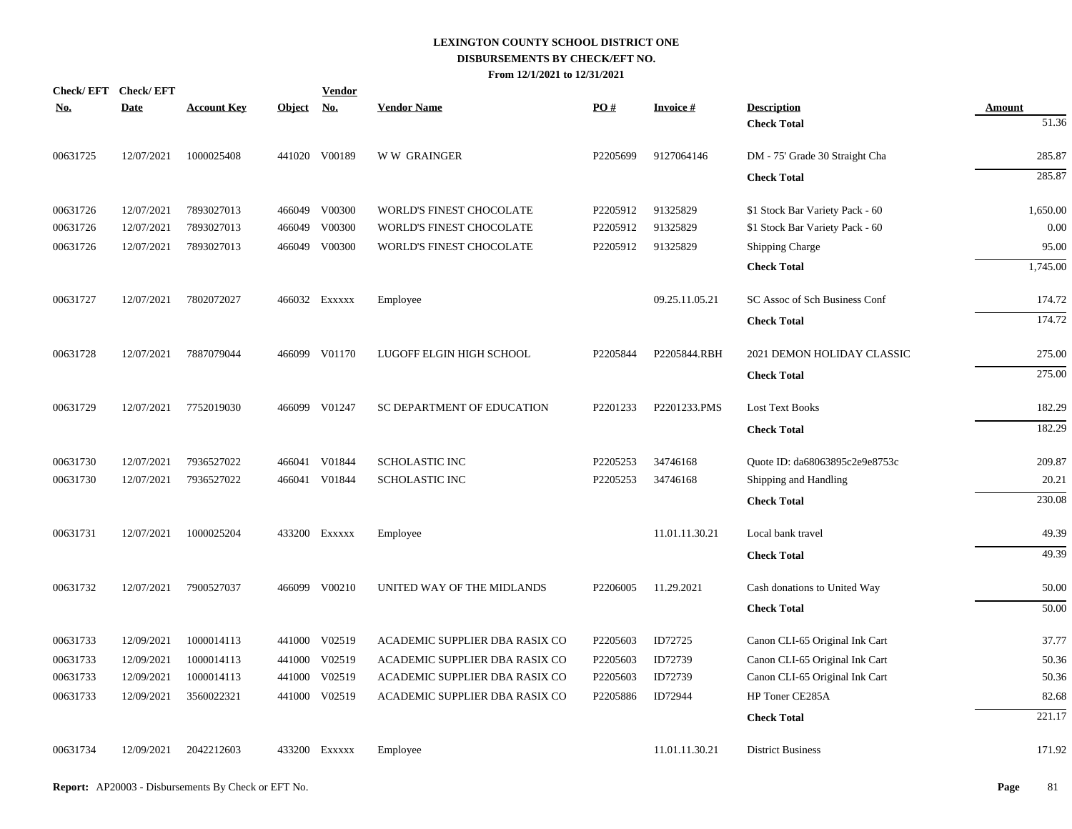# LEXINGTON COUNTY SCHOOL DISTRICT ONE
## DISBURSEMENTS BY CHECK/EFT NO.
### From 12/1/2021 to 12/31/2021

| Check/ EFT No. | Check/ EFT Date | Account Key | Object | Vendor No. | Vendor Name | PO # | Invoice # | Description | Amount |
|---|---|---|---|---|---|---|---|---|---|
| | | | | | | | | **Check Total** | 51.36 |
| 00631725 | 12/07/2021 | 1000025408 | 441020 | V00189 | W W GRAINGER | P2205699 | 9127064146 | DM - 75' Grade 30 Straight Cha | 285.87 |
| | | | | | | | | **Check Total** | 285.87 |
| 00631726 | 12/07/2021 | 7893027013 | 466049 | V00300 | WORLD'S FINEST CHOCOLATE | P2205912 | 91325829 | $1 Stock Bar Variety Pack - 60 | 1,650.00 |
| 00631726 | 12/07/2021 | 7893027013 | 466049 | V00300 | WORLD'S FINEST CHOCOLATE | P2205912 | 91325829 | $1 Stock Bar Variety Pack - 60 | 0.00 |
| 00631726 | 12/07/2021 | 7893027013 | 466049 | V00300 | WORLD'S FINEST CHOCOLATE | P2205912 | 91325829 | Shipping Charge | 95.00 |
| | | | | | | | | **Check Total** | 1,745.00 |
| 00631727 | 12/07/2021 | 7802072027 | 466032 | Exxxxx | Employee | | 09.25.11.05.21 | SC Assoc of Sch Business Conf | 174.72 |
| | | | | | | | | **Check Total** | 174.72 |
| 00631728 | 12/07/2021 | 7887079044 | 466099 | V01170 | LUGOFF ELGIN HIGH SCHOOL | P2205844 | P2205844.RBH | 2021 DEMON HOLIDAY CLASSIC | 275.00 |
| | | | | | | | | **Check Total** | 275.00 |
| 00631729 | 12/07/2021 | 7752019030 | 466099 | V01247 | SC DEPARTMENT OF EDUCATION | P2201233 | P2201233.PMS | Lost Text Books | 182.29 |
| | | | | | | | | **Check Total** | 182.29 |
| 00631730 | 12/07/2021 | 7936527022 | 466041 | V01844 | SCHOLASTIC INC | P2205253 | 34746168 | Quote ID: da68063895c2e9e8753c | 209.87 |
| 00631730 | 12/07/2021 | 7936527022 | 466041 | V01844 | SCHOLASTIC INC | P2205253 | 34746168 | Shipping and Handling | 20.21 |
| | | | | | | | | **Check Total** | 230.08 |
| 00631731 | 12/07/2021 | 1000025204 | 433200 | Exxxxx | Employee | | 11.01.11.30.21 | Local bank travel | 49.39 |
| | | | | | | | | **Check Total** | 49.39 |
| 00631732 | 12/07/2021 | 7900527037 | 466099 | V00210 | UNITED WAY OF THE MIDLANDS | P2206005 | 11.29.2021 | Cash donations to United Way | 50.00 |
| | | | | | | | | **Check Total** | 50.00 |
| 00631733 | 12/09/2021 | 1000014113 | 441000 | V02519 | ACADEMIC SUPPLIER DBA RASIX CO | P2205603 | ID72725 | Canon CLI-65 Original Ink Cart | 37.77 |
| 00631733 | 12/09/2021 | 1000014113 | 441000 | V02519 | ACADEMIC SUPPLIER DBA RASIX CO | P2205603 | ID72739 | Canon CLI-65 Original Ink Cart | 50.36 |
| 00631733 | 12/09/2021 | 1000014113 | 441000 | V02519 | ACADEMIC SUPPLIER DBA RASIX CO | P2205603 | ID72739 | Canon CLI-65 Original Ink Cart | 50.36 |
| 00631733 | 12/09/2021 | 3560022321 | 441000 | V02519 | ACADEMIC SUPPLIER DBA RASIX CO | P2205886 | ID72944 | HP Toner CE285A | 82.68 |
| | | | | | | | | **Check Total** | 221.17 |
| 00631734 | 12/09/2021 | 2042212603 | 433200 | Exxxxx | Employee | | 11.01.11.30.21 | District Business | 171.92 |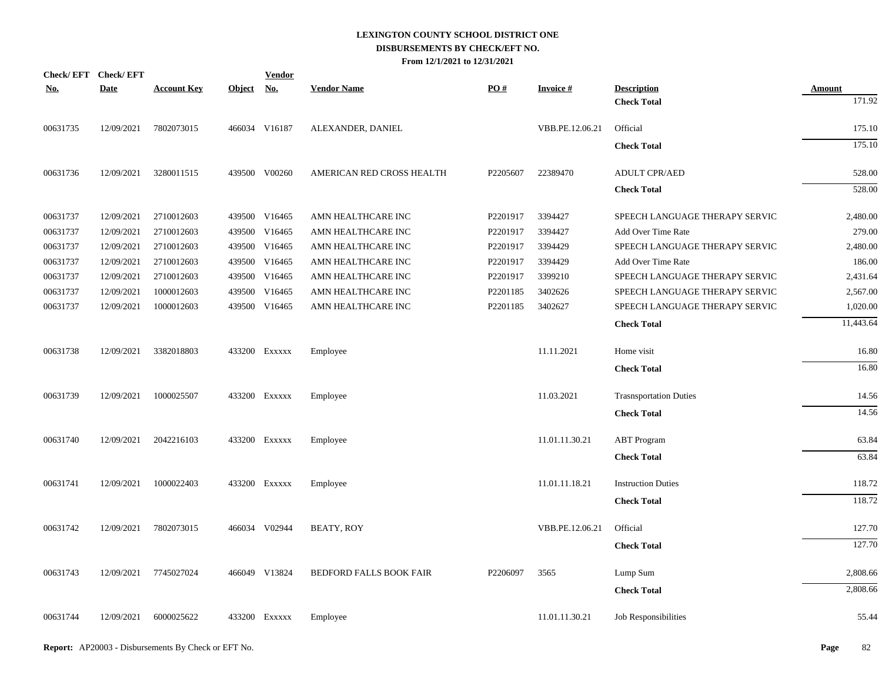# LEXINGTON COUNTY SCHOOL DISTRICT ONE

## DISBURSEMENTS BY CHECK/EFT NO.

### From 12/1/2021 to 12/31/2021

| Check/ EFT No. | Check/ EFT Date | Account Key | Object | Vendor No. | Vendor Name | PO # | Invoice # | Description | Amount |
|---|---|---|---|---|---|---|---|---|---|
| | | | | | | | | **Check Total** | 171.92 |
| 00631735 | 12/09/2021 | 7802073015 | 466034 | V16187 | ALEXANDER, DANIEL | | VBB.PE.12.06.21 | Official | 175.10 |
| | | | | | | | | **Check Total** | 175.10 |
| 00631736 | 12/09/2021 | 3280011515 | 439500 | V00260 | AMERICAN RED CROSS HEALTH | P2205607 | 22389470 | ADULT CPR/AED | 528.00 |
| | | | | | | | | **Check Total** | 528.00 |
| 00631737 | 12/09/2021 | 2710012603 | 439500 | V16465 | AMN HEALTHCARE INC | P2201917 | 3394427 | SPEECH LANGUAGE THERAPY SERVIC | 2,480.00 |
| 00631737 | 12/09/2021 | 2710012603 | 439500 | V16465 | AMN HEALTHCARE INC | P2201917 | 3394427 | Add Over Time Rate | 279.00 |
| 00631737 | 12/09/2021 | 2710012603 | 439500 | V16465 | AMN HEALTHCARE INC | P2201917 | 3394429 | SPEECH LANGUAGE THERAPY SERVIC | 2,480.00 |
| 00631737 | 12/09/2021 | 2710012603 | 439500 | V16465 | AMN HEALTHCARE INC | P2201917 | 3394429 | Add Over Time Rate | 186.00 |
| 00631737 | 12/09/2021 | 2710012603 | 439500 | V16465 | AMN HEALTHCARE INC | P2201917 | 3399210 | SPEECH LANGUAGE THERAPY SERVIC | 2,431.64 |
| 00631737 | 12/09/2021 | 1000012603 | 439500 | V16465 | AMN HEALTHCARE INC | P2201185 | 3402626 | SPEECH LANGUAGE THERAPY SERVIC | 2,567.00 |
| 00631737 | 12/09/2021 | 1000012603 | 439500 | V16465 | AMN HEALTHCARE INC | P2201185 | 3402627 | SPEECH LANGUAGE THERAPY SERVIC | 1,020.00 |
| | | | | | | | | **Check Total** | 11,443.64 |
| 00631738 | 12/09/2021 | 3382018803 | 433200 | Exxxxx | Employee | | 11.11.2021 | Home visit | 16.80 |
| | | | | | | | | **Check Total** | 16.80 |
| 00631739 | 12/09/2021 | 1000025507 | 433200 | Exxxxx | Employee | | 11.03.2021 | Trasnsportation Duties | 14.56 |
| | | | | | | | | **Check Total** | 14.56 |
| 00631740 | 12/09/2021 | 2042216103 | 433200 | Exxxxx | Employee | | 11.01.11.30.21 | ABT Program | 63.84 |
| | | | | | | | | **Check Total** | 63.84 |
| 00631741 | 12/09/2021 | 1000022403 | 433200 | Exxxxx | Employee | | 11.01.11.18.21 | Instruction Duties | 118.72 |
| | | | | | | | | **Check Total** | 118.72 |
| 00631742 | 12/09/2021 | 7802073015 | 466034 | V02944 | BEATY, ROY | | VBB.PE.12.06.21 | Official | 127.70 |
| | | | | | | | | **Check Total** | 127.70 |
| 00631743 | 12/09/2021 | 7745027024 | 466049 | V13824 | BEDFORD FALLS BOOK FAIR | P2206097 | 3565 | Lump Sum | 2,808.66 |
| | | | | | | | | **Check Total** | 2,808.66 |
| 00631744 | 12/09/2021 | 6000025622 | 433200 | Exxxxx | Employee | | 11.01.11.30.21 | Job Responsibilities | 55.44 |

**Report:** AP20003 - Disbursements By Check or EFT No.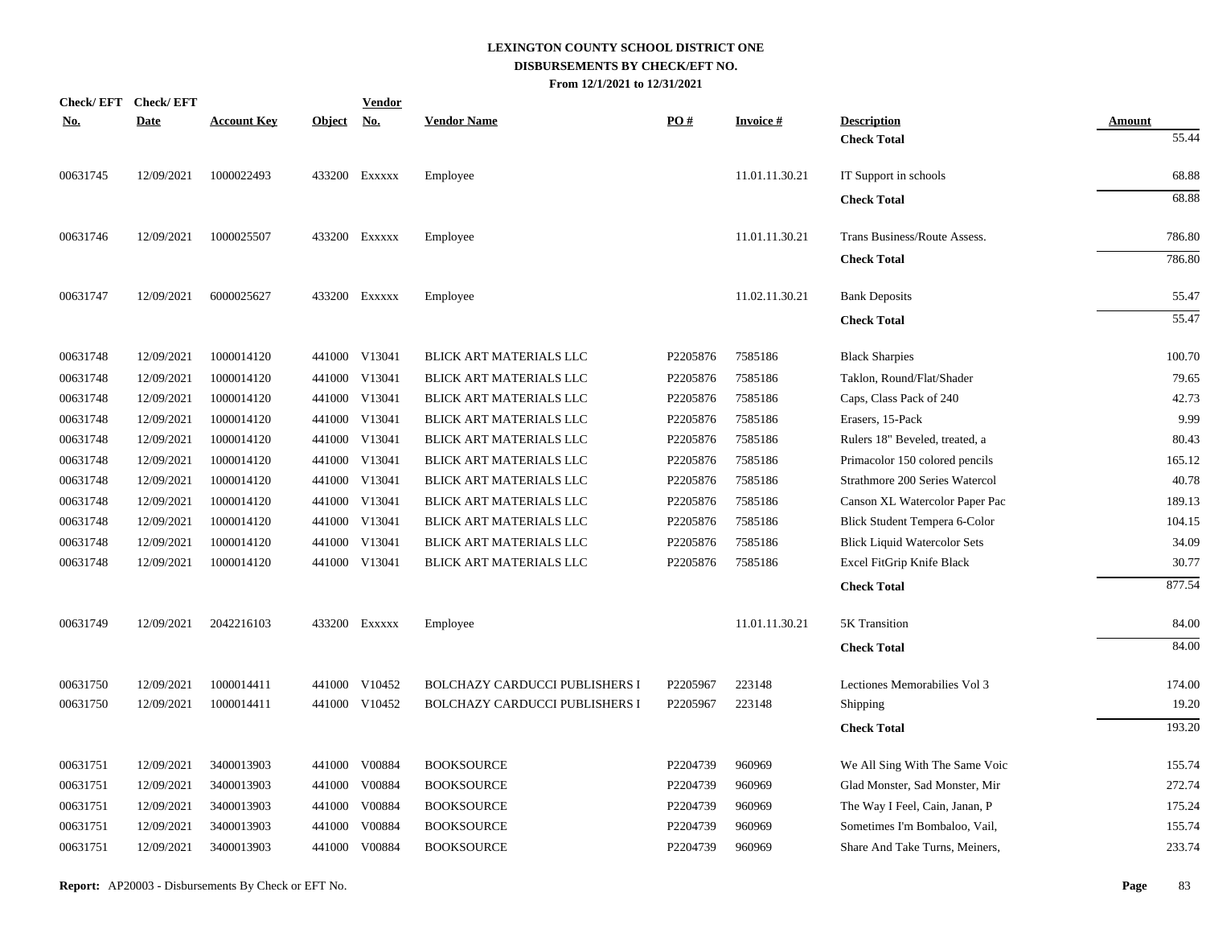# LEXINGTON COUNTY SCHOOL DISTRICT ONE
## DISBURSEMENTS BY CHECK/EFT NO.
### From 12/1/2021 to 12/31/2021

| Check/ EFT No. | Check/ EFT Date | Account Key | Object | Vendor No. | Vendor Name | PO # | Invoice # | Description | Amount |
|---|---|---|---|---|---|---|---|---|---|
| | | | | | | | | **Check Total** | 55.44 |
| 00631745 | 12/09/2021 | 1000022493 | 433200 | Exxxxx | Employee | | 11.01.11.30.21 | IT Support in schools | 68.88 |
| | | | | | | | | **Check Total** | 68.88 |
| 00631746 | 12/09/2021 | 1000025507 | 433200 | Exxxxx | Employee | | 11.01.11.30.21 | Trans Business/Route Assess. | 786.80 |
| | | | | | | | | **Check Total** | 786.80 |
| 00631747 | 12/09/2021 | 6000025627 | 433200 | Exxxxx | Employee | | 11.02.11.30.21 | Bank Deposits | 55.47 |
| | | | | | | | | **Check Total** | 55.47 |
| 00631748 | 12/09/2021 | 1000014120 | 441000 | V13041 | BLICK ART MATERIALS LLC | P2205876 | 7585186 | Black Sharpies | 100.70 |
| 00631748 | 12/09/2021 | 1000014120 | 441000 | V13041 | BLICK ART MATERIALS LLC | P2205876 | 7585186 | Taklon, Round/Flat/Shader | 79.65 |
| 00631748 | 12/09/2021 | 1000014120 | 441000 | V13041 | BLICK ART MATERIALS LLC | P2205876 | 7585186 | Caps, Class Pack of 240 | 42.73 |
| 00631748 | 12/09/2021 | 1000014120 | 441000 | V13041 | BLICK ART MATERIALS LLC | P2205876 | 7585186 | Erasers, 15-Pack | 9.99 |
| 00631748 | 12/09/2021 | 1000014120 | 441000 | V13041 | BLICK ART MATERIALS LLC | P2205876 | 7585186 | Rulers 18" Beveled, treated, a | 80.43 |
| 00631748 | 12/09/2021 | 1000014120 | 441000 | V13041 | BLICK ART MATERIALS LLC | P2205876 | 7585186 | Primacolor 150 colored pencils | 165.12 |
| 00631748 | 12/09/2021 | 1000014120 | 441000 | V13041 | BLICK ART MATERIALS LLC | P2205876 | 7585186 | Strathmore 200 Series Watercol | 40.78 |
| 00631748 | 12/09/2021 | 1000014120 | 441000 | V13041 | BLICK ART MATERIALS LLC | P2205876 | 7585186 | Canson XL Watercolor Paper Pac | 189.13 |
| 00631748 | 12/09/2021 | 1000014120 | 441000 | V13041 | BLICK ART MATERIALS LLC | P2205876 | 7585186 | Blick Student Tempera 6-Color | 104.15 |
| 00631748 | 12/09/2021 | 1000014120 | 441000 | V13041 | BLICK ART MATERIALS LLC | P2205876 | 7585186 | Blick Liquid Watercolor Sets | 34.09 |
| 00631748 | 12/09/2021 | 1000014120 | 441000 | V13041 | BLICK ART MATERIALS LLC | P2205876 | 7585186 | Excel FitGrip Knife Black | 30.77 |
| | | | | | | | | **Check Total** | 877.54 |
| 00631749 | 12/09/2021 | 2042216103 | 433200 | Exxxxx | Employee | | 11.01.11.30.21 | 5K Transition | 84.00 |
| | | | | | | | | **Check Total** | 84.00 |
| 00631750 | 12/09/2021 | 1000014411 | 441000 | V10452 | BOLCHAZY CARDUCCI PUBLISHERS I | P2205967 | 223148 | Lectiones Memorabilies Vol 3 | 174.00 |
| 00631750 | 12/09/2021 | 1000014411 | 441000 | V10452 | BOLCHAZY CARDUCCI PUBLISHERS I | P2205967 | 223148 | Shipping | 19.20 |
| | | | | | | | | **Check Total** | 193.20 |
| 00631751 | 12/09/2021 | 3400013903 | 441000 | V00884 | BOOKSOURCE | P2204739 | 960969 | We All Sing With The Same Voic | 155.74 |
| 00631751 | 12/09/2021 | 3400013903 | 441000 | V00884 | BOOKSOURCE | P2204739 | 960969 | Glad Monster, Sad Monster, Mir | 272.74 |
| 00631751 | 12/09/2021 | 3400013903 | 441000 | V00884 | BOOKSOURCE | P2204739 | 960969 | The Way I Feel, Cain, Janan, P | 175.24 |
| 00631751 | 12/09/2021 | 3400013903 | 441000 | V00884 | BOOKSOURCE | P2204739 | 960969 | Sometimes I'm Bombaloo, Vail, | 155.74 |
| 00631751 | 12/09/2021 | 3400013903 | 441000 | V00884 | BOOKSOURCE | P2204739 | 960969 | Share And Take Turns, Meiners, | 233.74 |

**Report:** AP20003 - Disbursements By Check or EFT No.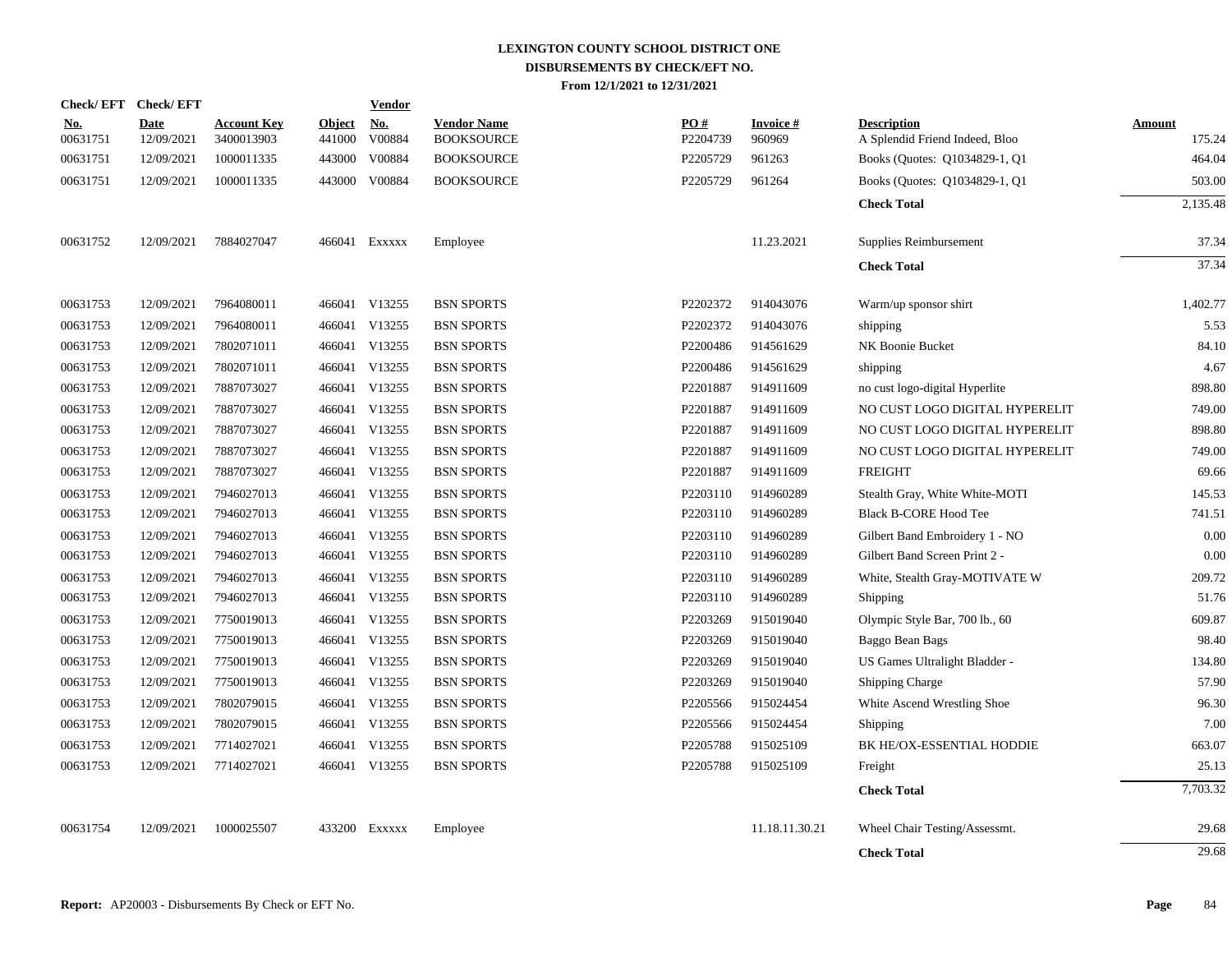# LEXINGTON COUNTY SCHOOL DISTRICT ONE
## DISBURSEMENTS BY CHECK/EFT NO.
### From 12/1/2021 to 12/31/2021

| Check/EFT No. | Check/EFT Date | Account Key | Object | Vendor No. | Vendor Name | PO # | Invoice # | Description | Amount |
|---|---|---|---|---|---|---|---|---|---|
| 00631751 | 12/09/2021 | 3400013903 | 441000 | V00884 | BOOKSOURCE | P2204739 | 960969 | A Splendid Friend Indeed, Bloo | 175.24 |
| 00631751 | 12/09/2021 | 1000011335 | 443000 | V00884 | BOOKSOURCE | P2205729 | 961263 | Books (Quotes: Q1034829-1, Q1 | 464.04 |
| 00631751 | 12/09/2021 | 1000011335 | 443000 | V00884 | BOOKSOURCE | P2205729 | 961264 | Books (Quotes: Q1034829-1, Q1 | 503.00 |
| | | | | | | | | **Check Total** | 2,135.48 |
| 00631752 | 12/09/2021 | 7884027047 | 466041 | Exxxxx | Employee | | 11.23.2021 | Supplies Reimbursement | 37.34 |
| | | | | | | | | **Check Total** | 37.34 |
| 00631753 | 12/09/2021 | 7964080011 | 466041 | V13255 | BSN SPORTS | P2202372 | 914043076 | Warm/up sponsor shirt | 1,402.77 |
| 00631753 | 12/09/2021 | 7964080011 | 466041 | V13255 | BSN SPORTS | P2202372 | 914043076 | shipping | 5.53 |
| 00631753 | 12/09/2021 | 7802071011 | 466041 | V13255 | BSN SPORTS | P2200486 | 914561629 | NK Boonie Bucket | 84.10 |
| 00631753 | 12/09/2021 | 7802071011 | 466041 | V13255 | BSN SPORTS | P2200486 | 914561629 | shipping | 4.67 |
| 00631753 | 12/09/2021 | 7887073027 | 466041 | V13255 | BSN SPORTS | P2201887 | 914911609 | no cust logo-digital Hyperlite | 898.80 |
| 00631753 | 12/09/2021 | 7887073027 | 466041 | V13255 | BSN SPORTS | P2201887 | 914911609 | NO CUST LOGO DIGITAL HYPERELIT | 749.00 |
| 00631753 | 12/09/2021 | 7887073027 | 466041 | V13255 | BSN SPORTS | P2201887 | 914911609 | NO CUST LOGO DIGITAL HYPERELIT | 898.80 |
| 00631753 | 12/09/2021 | 7887073027 | 466041 | V13255 | BSN SPORTS | P2201887 | 914911609 | NO CUST LOGO DIGITAL HYPERELIT | 749.00 |
| 00631753 | 12/09/2021 | 7887073027 | 466041 | V13255 | BSN SPORTS | P2201887 | 914911609 | FREIGHT | 69.66 |
| 00631753 | 12/09/2021 | 7946027013 | 466041 | V13255 | BSN SPORTS | P2203110 | 914960289 | Stealth Gray, White White-MOTI | 145.53 |
| 00631753 | 12/09/2021 | 7946027013 | 466041 | V13255 | BSN SPORTS | P2203110 | 914960289 | Black B-CORE Hood Tee | 741.51 |
| 00631753 | 12/09/2021 | 7946027013 | 466041 | V13255 | BSN SPORTS | P2203110 | 914960289 | Gilbert Band Embroidery 1 - NO | 0.00 |
| 00631753 | 12/09/2021 | 7946027013 | 466041 | V13255 | BSN SPORTS | P2203110 | 914960289 | Gilbert Band Screen Print 2 - | 0.00 |
| 00631753 | 12/09/2021 | 7946027013 | 466041 | V13255 | BSN SPORTS | P2203110 | 914960289 | White, Stealth Gray-MOTIVATE W | 209.72 |
| 00631753 | 12/09/2021 | 7946027013 | 466041 | V13255 | BSN SPORTS | P2203110 | 914960289 | Shipping | 51.76 |
| 00631753 | 12/09/2021 | 7750019013 | 466041 | V13255 | BSN SPORTS | P2203269 | 915019040 | Olympic Style Bar, 700 lb., 60 | 609.87 |
| 00631753 | 12/09/2021 | 7750019013 | 466041 | V13255 | BSN SPORTS | P2203269 | 915019040 | Baggo Bean Bags | 98.40 |
| 00631753 | 12/09/2021 | 7750019013 | 466041 | V13255 | BSN SPORTS | P2203269 | 915019040 | US Games Ultralight Bladder - | 134.80 |
| 00631753 | 12/09/2021 | 7750019013 | 466041 | V13255 | BSN SPORTS | P2203269 | 915019040 | Shipping Charge | 57.90 |
| 00631753 | 12/09/2021 | 7802079015 | 466041 | V13255 | BSN SPORTS | P2205566 | 915024454 | White Ascend Wrestling Shoe | 96.30 |
| 00631753 | 12/09/2021 | 7802079015 | 466041 | V13255 | BSN SPORTS | P2205566 | 915024454 | Shipping | 7.00 |
| 00631753 | 12/09/2021 | 7714027021 | 466041 | V13255 | BSN SPORTS | P2205788 | 915025109 | BK HE/OX-ESSENTIAL HODDIE | 663.07 |
| 00631753 | 12/09/2021 | 7714027021 | 466041 | V13255 | BSN SPORTS | P2205788 | 915025109 | Freight | 25.13 |
| | | | | | | | | **Check Total** | 7,703.32 |
| 00631754 | 12/09/2021 | 1000025507 | 433200 | Exxxxx | Employee | | 11.18.11.30.21 | Wheel Chair Testing/Assessmt. | 29.68 |
| | | | | | | | | **Check Total** | 29.68 |

**Report:** AP20003 - Disbursements By Check or EFT No.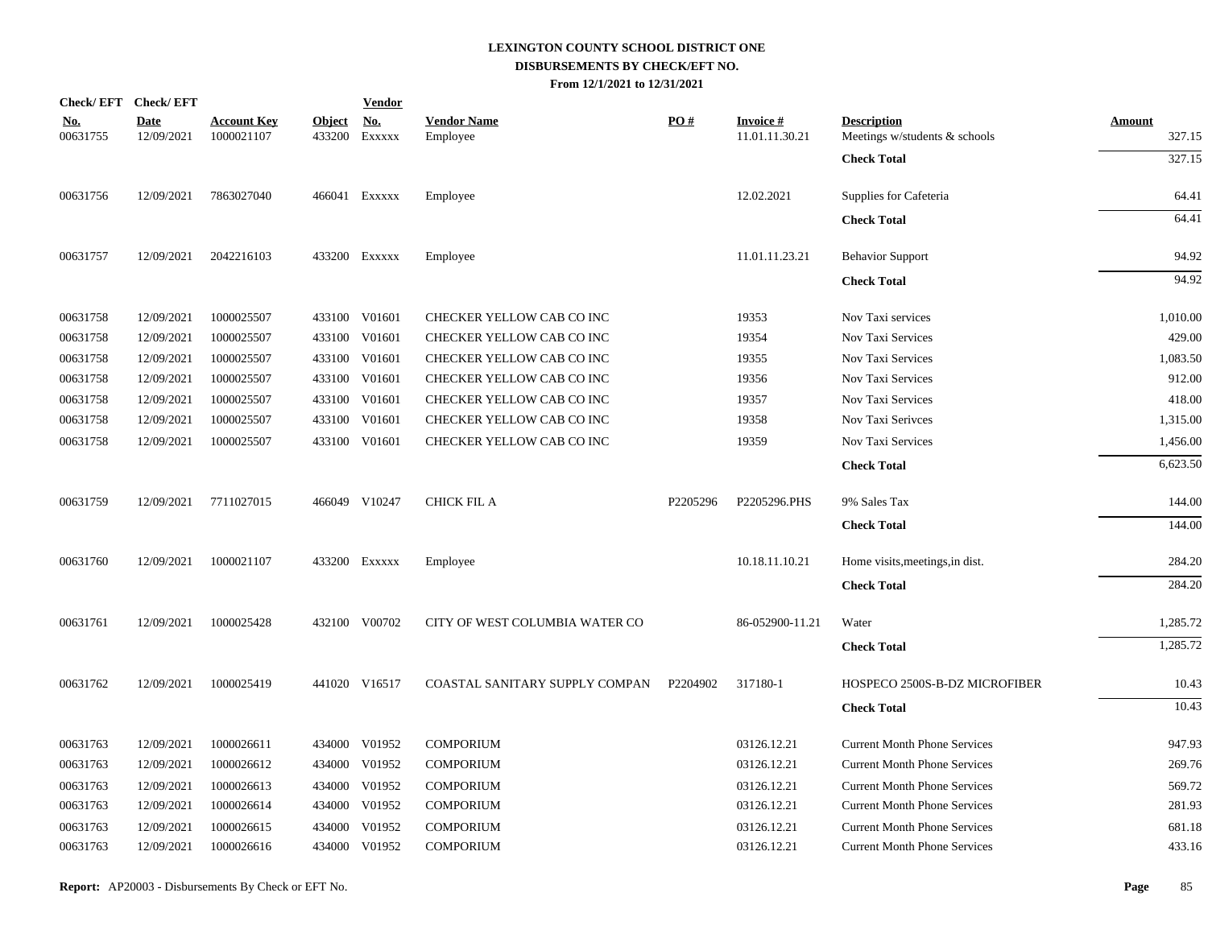**LEXINGTON COUNTY SCHOOL DISTRICT ONE**
**DISBURSEMENTS BY CHECK/EFT NO.**
**From 12/1/2021 to 12/31/2021**

| Check/ EFT No. | Check/ EFT Date | Account Key | Object | Vendor No. | Vendor Name | PO # | Invoice # | Description | Amount |
|---|---|---|---|---|---|---|---|---|---|
| 00631755 | 12/09/2021 | 1000021107 | 433200 | Exxxxx | Employee | | 11.01.11.30.21 | Meetings w/students & schools | 327.15 |
| | | | | | | | | **Check Total** | 327.15 |
| 00631756 | 12/09/2021 | 7863027040 | 466041 | Exxxxx | Employee | | 12.02.2021 | Supplies for Cafeteria | 64.41 |
| | | | | | | | | **Check Total** | 64.41 |
| 00631757 | 12/09/2021 | 2042216103 | 433200 | Exxxxx | Employee | | 11.01.11.23.21 | Behavior Support | 94.92 |
| | | | | | | | | **Check Total** | 94.92 |
| 00631758 | 12/09/2021 | 1000025507 | 433100 | V01601 | CHECKER YELLOW CAB CO INC | | 19353 | Nov Taxi services | 1,010.00 |
| 00631758 | 12/09/2021 | 1000025507 | 433100 | V01601 | CHECKER YELLOW CAB CO INC | | 19354 | Nov Taxi Services | 429.00 |
| 00631758 | 12/09/2021 | 1000025507 | 433100 | V01601 | CHECKER YELLOW CAB CO INC | | 19355 | Nov Taxi Services | 1,083.50 |
| 00631758 | 12/09/2021 | 1000025507 | 433100 | V01601 | CHECKER YELLOW CAB CO INC | | 19356 | Nov Taxi Services | 912.00 |
| 00631758 | 12/09/2021 | 1000025507 | 433100 | V01601 | CHECKER YELLOW CAB CO INC | | 19357 | Nov Taxi Services | 418.00 |
| 00631758 | 12/09/2021 | 1000025507 | 433100 | V01601 | CHECKER YELLOW CAB CO INC | | 19358 | Nov Taxi Serivces | 1,315.00 |
| 00631758 | 12/09/2021 | 1000025507 | 433100 | V01601 | CHECKER YELLOW CAB CO INC | | 19359 | Nov Taxi Services | 1,456.00 |
| | | | | | | | | **Check Total** | 6,623.50 |
| 00631759 | 12/09/2021 | 7711027015 | 466049 | V10247 | CHICK FIL A | P2205296 | P2205296.PHS | 9% Sales Tax | 144.00 |
| | | | | | | | | **Check Total** | 144.00 |
| 00631760 | 12/09/2021 | 1000021107 | 433200 | Exxxxx | Employee | | 10.18.11.10.21 | Home visits,meetings,in dist. | 284.20 |
| | | | | | | | | **Check Total** | 284.20 |
| 00631761 | 12/09/2021 | 1000025428 | 432100 | V00702 | CITY OF WEST COLUMBIA WATER CO | | 86-052900-11.21 | Water | 1,285.72 |
| | | | | | | | | **Check Total** | 1,285.72 |
| 00631762 | 12/09/2021 | 1000025419 | 441020 | V16517 | COASTAL SANITARY SUPPLY COMPAN | P2204902 | 317180-1 | HOSPECO 2500S-B-DZ MICROFIBER | 10.43 |
| | | | | | | | | **Check Total** | 10.43 |
| 00631763 | 12/09/2021 | 1000026611 | 434000 | V01952 | COMPORIUM | | 03126.12.21 | Current Month Phone Services | 947.93 |
| 00631763 | 12/09/2021 | 1000026612 | 434000 | V01952 | COMPORIUM | | 03126.12.21 | Current Month Phone Services | 269.76 |
| 00631763 | 12/09/2021 | 1000026613 | 434000 | V01952 | COMPORIUM | | 03126.12.21 | Current Month Phone Services | 569.72 |
| 00631763 | 12/09/2021 | 1000026614 | 434000 | V01952 | COMPORIUM | | 03126.12.21 | Current Month Phone Services | 281.93 |
| 00631763 | 12/09/2021 | 1000026615 | 434000 | V01952 | COMPORIUM | | 03126.12.21 | Current Month Phone Services | 681.18 |
| 00631763 | 12/09/2021 | 1000026616 | 434000 | V01952 | COMPORIUM | | 03126.12.21 | Current Month Phone Services | 433.16 |

**Report:** AP20003 - Disbursements By Check or EFT No.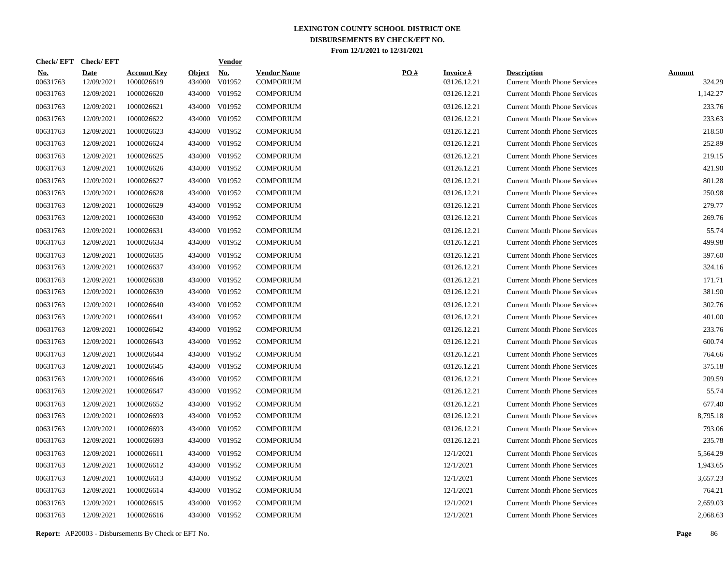# LEXINGTON COUNTY SCHOOL DISTRICT ONE
## DISBURSEMENTS BY CHECK/EFT NO.
### From 12/1/2021 to 12/31/2021

| Check/EFT No. | Check/EFT Date | Account Key | Object | Vendor No. | Vendor Name | PO # | Invoice # | Description | Amount |
|---|---|---|---|---|---|---|---|---|---|
| 00631763 | 12/09/2021 | 1000026619 | 434000 | V01952 | COMPORIUM | | 03126.12.21 | Current Month Phone Services | 324.29 |
| 00631763 | 12/09/2021 | 1000026620 | 434000 | V01952 | COMPORIUM | | 03126.12.21 | Current Month Phone Services | 1,142.27 |
| 00631763 | 12/09/2021 | 1000026621 | 434000 | V01952 | COMPORIUM | | 03126.12.21 | Current Month Phone Services | 233.76 |
| 00631763 | 12/09/2021 | 1000026622 | 434000 | V01952 | COMPORIUM | | 03126.12.21 | Current Month Phone Services | 233.63 |
| 00631763 | 12/09/2021 | 1000026623 | 434000 | V01952 | COMPORIUM | | 03126.12.21 | Current Month Phone Services | 218.50 |
| 00631763 | 12/09/2021 | 1000026624 | 434000 | V01952 | COMPORIUM | | 03126.12.21 | Current Month Phone Services | 252.89 |
| 00631763 | 12/09/2021 | 1000026625 | 434000 | V01952 | COMPORIUM | | 03126.12.21 | Current Month Phone Services | 219.15 |
| 00631763 | 12/09/2021 | 1000026626 | 434000 | V01952 | COMPORIUM | | 03126.12.21 | Current Month Phone Services | 421.90 |
| 00631763 | 12/09/2021 | 1000026627 | 434000 | V01952 | COMPORIUM | | 03126.12.21 | Current Month Phone Services | 801.28 |
| 00631763 | 12/09/2021 | 1000026628 | 434000 | V01952 | COMPORIUM | | 03126.12.21 | Current Month Phone Services | 250.98 |
| 00631763 | 12/09/2021 | 1000026629 | 434000 | V01952 | COMPORIUM | | 03126.12.21 | Current Month Phone Services | 279.77 |
| 00631763 | 12/09/2021 | 1000026630 | 434000 | V01952 | COMPORIUM | | 03126.12.21 | Current Month Phone Services | 269.76 |
| 00631763 | 12/09/2021 | 1000026631 | 434000 | V01952 | COMPORIUM | | 03126.12.21 | Current Month Phone Services | 55.74 |
| 00631763 | 12/09/2021 | 1000026634 | 434000 | V01952 | COMPORIUM | | 03126.12.21 | Current Month Phone Services | 499.98 |
| 00631763 | 12/09/2021 | 1000026635 | 434000 | V01952 | COMPORIUM | | 03126.12.21 | Current Month Phone Services | 397.60 |
| 00631763 | 12/09/2021 | 1000026637 | 434000 | V01952 | COMPORIUM | | 03126.12.21 | Current Month Phone Services | 324.16 |
| 00631763 | 12/09/2021 | 1000026638 | 434000 | V01952 | COMPORIUM | | 03126.12.21 | Current Month Phone Services | 171.71 |
| 00631763 | 12/09/2021 | 1000026639 | 434000 | V01952 | COMPORIUM | | 03126.12.21 | Current Month Phone Services | 381.90 |
| 00631763 | 12/09/2021 | 1000026640 | 434000 | V01952 | COMPORIUM | | 03126.12.21 | Current Month Phone Services | 302.76 |
| 00631763 | 12/09/2021 | 1000026641 | 434000 | V01952 | COMPORIUM | | 03126.12.21 | Current Month Phone Services | 401.00 |
| 00631763 | 12/09/2021 | 1000026642 | 434000 | V01952 | COMPORIUM | | 03126.12.21 | Current Month Phone Services | 233.76 |
| 00631763 | 12/09/2021 | 1000026643 | 434000 | V01952 | COMPORIUM | | 03126.12.21 | Current Month Phone Services | 600.74 |
| 00631763 | 12/09/2021 | 1000026644 | 434000 | V01952 | COMPORIUM | | 03126.12.21 | Current Month Phone Services | 764.66 |
| 00631763 | 12/09/2021 | 1000026645 | 434000 | V01952 | COMPORIUM | | 03126.12.21 | Current Month Phone Services | 375.18 |
| 00631763 | 12/09/2021 | 1000026646 | 434000 | V01952 | COMPORIUM | | 03126.12.21 | Current Month Phone Services | 209.59 |
| 00631763 | 12/09/2021 | 1000026647 | 434000 | V01952 | COMPORIUM | | 03126.12.21 | Current Month Phone Services | 55.74 |
| 00631763 | 12/09/2021 | 1000026652 | 434000 | V01952 | COMPORIUM | | 03126.12.21 | Current Month Phone Services | 677.40 |
| 00631763 | 12/09/2021 | 1000026693 | 434000 | V01952 | COMPORIUM | | 03126.12.21 | Current Month Phone Services | 8,795.18 |
| 00631763 | 12/09/2021 | 1000026693 | 434000 | V01952 | COMPORIUM | | 03126.12.21 | Current Month Phone Services | 793.06 |
| 00631763 | 12/09/2021 | 1000026693 | 434000 | V01952 | COMPORIUM | | 03126.12.21 | Current Month Phone Services | 235.78 |
| 00631763 | 12/09/2021 | 1000026611 | 434000 | V01952 | COMPORIUM | | 12/1/2021 | Current Month Phone Services | 5,564.29 |
| 00631763 | 12/09/2021 | 1000026612 | 434000 | V01952 | COMPORIUM | | 12/1/2021 | Current Month Phone Services | 1,943.65 |
| 00631763 | 12/09/2021 | 1000026613 | 434000 | V01952 | COMPORIUM | | 12/1/2021 | Current Month Phone Services | 3,657.23 |
| 00631763 | 12/09/2021 | 1000026614 | 434000 | V01952 | COMPORIUM | | 12/1/2021 | Current Month Phone Services | 764.21 |
| 00631763 | 12/09/2021 | 1000026615 | 434000 | V01952 | COMPORIUM | | 12/1/2021 | Current Month Phone Services | 2,659.03 |
| 00631763 | 12/09/2021 | 1000026616 | 434000 | V01952 | COMPORIUM | | 12/1/2021 | Current Month Phone Services | 2,068.63 |

**Report:** AP20003 - Disbursements By Check or EFT No.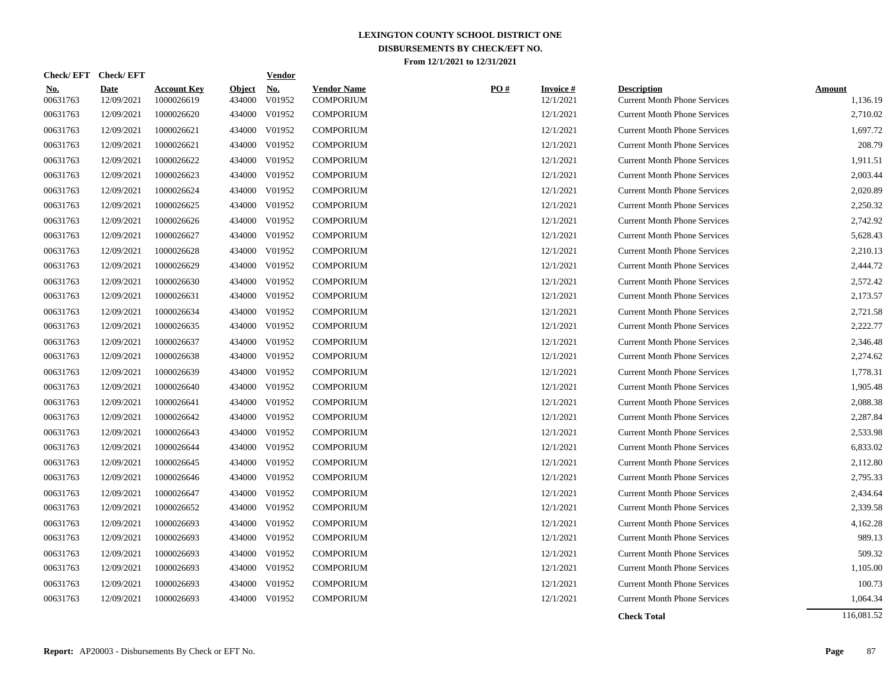# LEXINGTON COUNTY SCHOOL DISTRICT ONE
## DISBURSEMENTS BY CHECK/EFT NO.
### From 12/1/2021 to 12/31/2021

| Check/ EFT No. | Check/ EFT Date | Account Key | Object | Vendor No. | Vendor Name | PO # | Invoice # | Description | Amount |
|---|---|---|---|---|---|---|---|---|---|
| 00631763 | 12/09/2021 | 1000026619 | 434000 | V01952 | COMPORIUM | | 12/1/2021 | Current Month Phone Services | 1,136.19 |
| 00631763 | 12/09/2021 | 1000026620 | 434000 | V01952 | COMPORIUM | | 12/1/2021 | Current Month Phone Services | 2,710.02 |
| 00631763 | 12/09/2021 | 1000026621 | 434000 | V01952 | COMPORIUM | | 12/1/2021 | Current Month Phone Services | 1,697.72 |
| 00631763 | 12/09/2021 | 1000026621 | 434000 | V01952 | COMPORIUM | | 12/1/2021 | Current Month Phone Services | 208.79 |
| 00631763 | 12/09/2021 | 1000026622 | 434000 | V01952 | COMPORIUM | | 12/1/2021 | Current Month Phone Services | 1,911.51 |
| 00631763 | 12/09/2021 | 1000026623 | 434000 | V01952 | COMPORIUM | | 12/1/2021 | Current Month Phone Services | 2,003.44 |
| 00631763 | 12/09/2021 | 1000026624 | 434000 | V01952 | COMPORIUM | | 12/1/2021 | Current Month Phone Services | 2,020.89 |
| 00631763 | 12/09/2021 | 1000026625 | 434000 | V01952 | COMPORIUM | | 12/1/2021 | Current Month Phone Services | 2,250.32 |
| 00631763 | 12/09/2021 | 1000026626 | 434000 | V01952 | COMPORIUM | | 12/1/2021 | Current Month Phone Services | 2,742.92 |
| 00631763 | 12/09/2021 | 1000026627 | 434000 | V01952 | COMPORIUM | | 12/1/2021 | Current Month Phone Services | 5,628.43 |
| 00631763 | 12/09/2021 | 1000026628 | 434000 | V01952 | COMPORIUM | | 12/1/2021 | Current Month Phone Services | 2,210.13 |
| 00631763 | 12/09/2021 | 1000026629 | 434000 | V01952 | COMPORIUM | | 12/1/2021 | Current Month Phone Services | 2,444.72 |
| 00631763 | 12/09/2021 | 1000026630 | 434000 | V01952 | COMPORIUM | | 12/1/2021 | Current Month Phone Services | 2,572.42 |
| 00631763 | 12/09/2021 | 1000026631 | 434000 | V01952 | COMPORIUM | | 12/1/2021 | Current Month Phone Services | 2,173.57 |
| 00631763 | 12/09/2021 | 1000026634 | 434000 | V01952 | COMPORIUM | | 12/1/2021 | Current Month Phone Services | 2,721.58 |
| 00631763 | 12/09/2021 | 1000026635 | 434000 | V01952 | COMPORIUM | | 12/1/2021 | Current Month Phone Services | 2,222.77 |
| 00631763 | 12/09/2021 | 1000026637 | 434000 | V01952 | COMPORIUM | | 12/1/2021 | Current Month Phone Services | 2,346.48 |
| 00631763 | 12/09/2021 | 1000026638 | 434000 | V01952 | COMPORIUM | | 12/1/2021 | Current Month Phone Services | 2,274.62 |
| 00631763 | 12/09/2021 | 1000026639 | 434000 | V01952 | COMPORIUM | | 12/1/2021 | Current Month Phone Services | 1,778.31 |
| 00631763 | 12/09/2021 | 1000026640 | 434000 | V01952 | COMPORIUM | | 12/1/2021 | Current Month Phone Services | 1,905.48 |
| 00631763 | 12/09/2021 | 1000026641 | 434000 | V01952 | COMPORIUM | | 12/1/2021 | Current Month Phone Services | 2,088.38 |
| 00631763 | 12/09/2021 | 1000026642 | 434000 | V01952 | COMPORIUM | | 12/1/2021 | Current Month Phone Services | 2,287.84 |
| 00631763 | 12/09/2021 | 1000026643 | 434000 | V01952 | COMPORIUM | | 12/1/2021 | Current Month Phone Services | 2,533.98 |
| 00631763 | 12/09/2021 | 1000026644 | 434000 | V01952 | COMPORIUM | | 12/1/2021 | Current Month Phone Services | 6,833.02 |
| 00631763 | 12/09/2021 | 1000026645 | 434000 | V01952 | COMPORIUM | | 12/1/2021 | Current Month Phone Services | 2,112.80 |
| 00631763 | 12/09/2021 | 1000026646 | 434000 | V01952 | COMPORIUM | | 12/1/2021 | Current Month Phone Services | 2,795.33 |
| 00631763 | 12/09/2021 | 1000026647 | 434000 | V01952 | COMPORIUM | | 12/1/2021 | Current Month Phone Services | 2,434.64 |
| 00631763 | 12/09/2021 | 1000026652 | 434000 | V01952 | COMPORIUM | | 12/1/2021 | Current Month Phone Services | 2,339.58 |
| 00631763 | 12/09/2021 | 1000026693 | 434000 | V01952 | COMPORIUM | | 12/1/2021 | Current Month Phone Services | 4,162.28 |
| 00631763 | 12/09/2021 | 1000026693 | 434000 | V01952 | COMPORIUM | | 12/1/2021 | Current Month Phone Services | 989.13 |
| 00631763 | 12/09/2021 | 1000026693 | 434000 | V01952 | COMPORIUM | | 12/1/2021 | Current Month Phone Services | 509.32 |
| 00631763 | 12/09/2021 | 1000026693 | 434000 | V01952 | COMPORIUM | | 12/1/2021 | Current Month Phone Services | 1,105.00 |
| 00631763 | 12/09/2021 | 1000026693 | 434000 | V01952 | COMPORIUM | | 12/1/2021 | Current Month Phone Services | 100.73 |
| 00631763 | 12/09/2021 | 1000026693 | 434000 | V01952 | COMPORIUM | | 12/1/2021 | Current Month Phone Services | 1,064.34 |
| | | | | | | | | **Check Total** | 116,081.52 |

**Report:** AP20003 - Disbursements By Check or EFT No.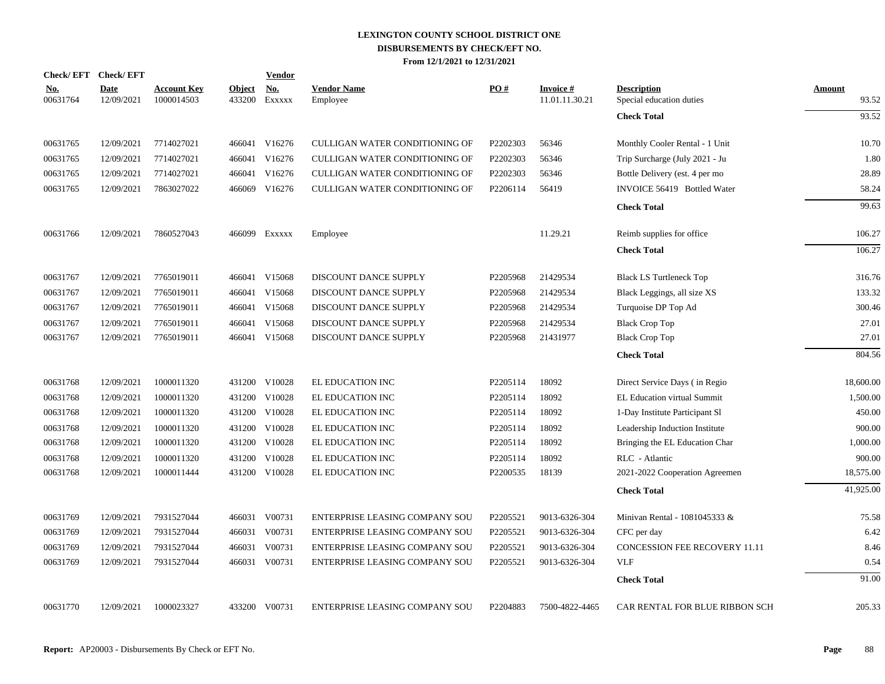# LEXINGTON COUNTY SCHOOL DISTRICT ONE
## DISBURSEMENTS BY CHECK/EFT NO.
### From 12/1/2021 to 12/31/2021

| Check/EFT No. | Check/EFT Date | Account Key | Object | Vendor No. | Vendor Name | PO # | Invoice # | Description | Amount |
|---|---|---|---|---|---|---|---|---|---|
| 00631764 | 12/09/2021 | 1000014503 | 433200 | Exxxxx | Employee | | 11.01.11.30.21 | Special education duties | 93.52 |
| | | | | | | | | **Check Total** | 93.52 |
| 00631765 | 12/09/2021 | 7714027021 | 466041 | V16276 | CULLIGAN WATER CONDITIONING OF | P2202303 | 56346 | Monthly Cooler Rental - 1 Unit | 10.70 |
| 00631765 | 12/09/2021 | 7714027021 | 466041 | V16276 | CULLIGAN WATER CONDITIONING OF | P2202303 | 56346 | Trip Surcharge (July 2021 - Ju | 1.80 |
| 00631765 | 12/09/2021 | 7714027021 | 466041 | V16276 | CULLIGAN WATER CONDITIONING OF | P2202303 | 56346 | Bottle Delivery (est. 4 per mo | 28.89 |
| 00631765 | 12/09/2021 | 7863027022 | 466069 | V16276 | CULLIGAN WATER CONDITIONING OF | P2206114 | 56419 | INVOICE 56419 Bottled Water | 58.24 |
| | | | | | | | | **Check Total** | 99.63 |
| 00631766 | 12/09/2021 | 7860527043 | 466099 | Exxxxx | Employee | | 11.29.21 | Reimb supplies for office | 106.27 |
| | | | | | | | | **Check Total** | 106.27 |
| 00631767 | 12/09/2021 | 7765019011 | 466041 | V15068 | DISCOUNT DANCE SUPPLY | P2205968 | 21429534 | Black LS Turtleneck Top | 316.76 |
| 00631767 | 12/09/2021 | 7765019011 | 466041 | V15068 | DISCOUNT DANCE SUPPLY | P2205968 | 21429534 | Black Leggings, all size XS | 133.32 |
| 00631767 | 12/09/2021 | 7765019011 | 466041 | V15068 | DISCOUNT DANCE SUPPLY | P2205968 | 21429534 | Turquoise DP Top Ad | 300.46 |
| 00631767 | 12/09/2021 | 7765019011 | 466041 | V15068 | DISCOUNT DANCE SUPPLY | P2205968 | 21429534 | Black Crop Top | 27.01 |
| 00631767 | 12/09/2021 | 7765019011 | 466041 | V15068 | DISCOUNT DANCE SUPPLY | P2205968 | 21431977 | Black Crop Top | 27.01 |
| | | | | | | | | **Check Total** | 804.56 |
| 00631768 | 12/09/2021 | 1000011320 | 431200 | V10028 | EL EDUCATION INC | P2205114 | 18092 | Direct Service Days ( in Regio | 18,600.00 |
| 00631768 | 12/09/2021 | 1000011320 | 431200 | V10028 | EL EDUCATION INC | P2205114 | 18092 | EL Education virtual Summit | 1,500.00 |
| 00631768 | 12/09/2021 | 1000011320 | 431200 | V10028 | EL EDUCATION INC | P2205114 | 18092 | 1-Day Institute Participant Sl | 450.00 |
| 00631768 | 12/09/2021 | 1000011320 | 431200 | V10028 | EL EDUCATION INC | P2205114 | 18092 | Leadership Induction Institute | 900.00 |
| 00631768 | 12/09/2021 | 1000011320 | 431200 | V10028 | EL EDUCATION INC | P2205114 | 18092 | Bringing the EL Education Char | 1,000.00 |
| 00631768 | 12/09/2021 | 1000011320 | 431200 | V10028 | EL EDUCATION INC | P2205114 | 18092 | RLC - Atlantic | 900.00 |
| 00631768 | 12/09/2021 | 1000011444 | 431200 | V10028 | EL EDUCATION INC | P2200535 | 18139 | 2021-2022 Cooperation Agreemen | 18,575.00 |
| | | | | | | | | **Check Total** | 41,925.00 |
| 00631769 | 12/09/2021 | 7931527044 | 466031 | V00731 | ENTERPRISE LEASING COMPANY SOU | P2205521 | 9013-6326-304 | Minivan Rental - 1081045333 & | 75.58 |
| 00631769 | 12/09/2021 | 7931527044 | 466031 | V00731 | ENTERPRISE LEASING COMPANY SOU | P2205521 | 9013-6326-304 | CFC per day | 6.42 |
| 00631769 | 12/09/2021 | 7931527044 | 466031 | V00731 | ENTERPRISE LEASING COMPANY SOU | P2205521 | 9013-6326-304 | CONCESSION FEE RECOVERY 11.11 | 8.46 |
| 00631769 | 12/09/2021 | 7931527044 | 466031 | V00731 | ENTERPRISE LEASING COMPANY SOU | P2205521 | 9013-6326-304 | VLF | 0.54 |
| | | | | | | | | **Check Total** | 91.00 |
| 00631770 | 12/09/2021 | 1000023327 | 433200 | V00731 | ENTERPRISE LEASING COMPANY SOU | P2204883 | 7500-4822-4465 | CAR RENTAL FOR BLUE RIBBON SCH | 205.33 |

**Report:** AP20003 - Disbursements By Check or EFT No.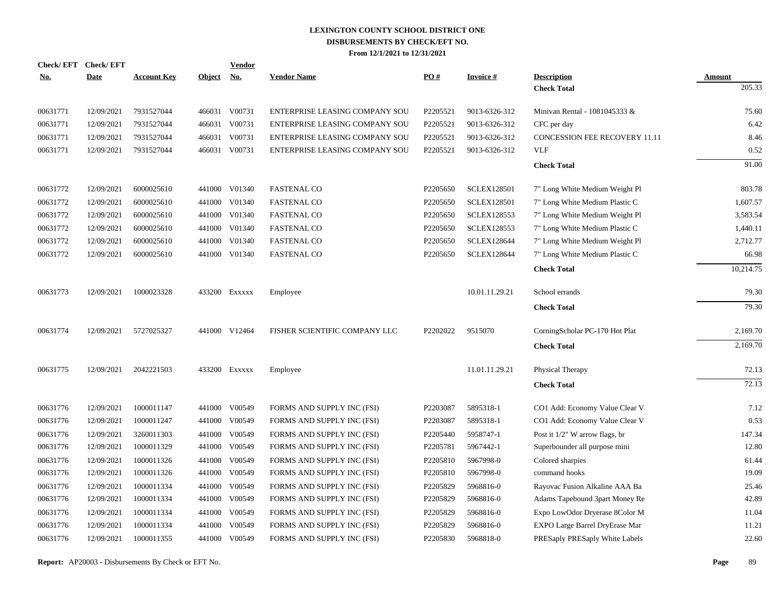**LEXINGTON COUNTY SCHOOL DISTRICT ONE**
**DISBURSEMENTS BY CHECK/EFT NO.**
**From 12/1/2021 to 12/31/2021**

| Check/ EFT No. | Check/ EFT Date | Account Key | Object | Vendor No. | Vendor Name | PO # | Invoice # | Description | Amount |
|---|---|---|---|---|---|---|---|---|---|
| | | | | | | | | **Check Total** | 205.33 |
| 00631771 | 12/09/2021 | 7931527044 | 466031 | V00731 | ENTERPRISE LEASING COMPANY SOU | P2205521 | 9013-6326-312 | Minivan Rental - 1081045333 & | 75.60 |
| 00631771 | 12/09/2021 | 7931527044 | 466031 | V00731 | ENTERPRISE LEASING COMPANY SOU | P2205521 | 9013-6326-312 | CFC per day | 6.42 |
| 00631771 | 12/09/2021 | 7931527044 | 466031 | V00731 | ENTERPRISE LEASING COMPANY SOU | P2205521 | 9013-6326-312 | CONCESSION FEE RECOVERY 11.11 | 8.46 |
| 00631771 | 12/09/2021 | 7931527044 | 466031 | V00731 | ENTERPRISE LEASING COMPANY SOU | P2205521 | 9013-6326-312 | VLF | 0.52 |
| | | | | | | | | **Check Total** | 91.00 |
| 00631772 | 12/09/2021 | 6000025610 | 441000 | V01340 | FASTENAL CO | P2205650 | SCLEX128501 | 7" Long White Medium Weight Pl | 803.78 |
| 00631772 | 12/09/2021 | 6000025610 | 441000 | V01340 | FASTENAL CO | P2205650 | SCLEX128501 | 7" Long White Medium Plastic C | 1,607.57 |
| 00631772 | 12/09/2021 | 6000025610 | 441000 | V01340 | FASTENAL CO | P2205650 | SCLEX128553 | 7" Long White Medium Weight Pl | 3,583.54 |
| 00631772 | 12/09/2021 | 6000025610 | 441000 | V01340 | FASTENAL CO | P2205650 | SCLEX128553 | 7" Long White Medium Plastic C | 1,440.11 |
| 00631772 | 12/09/2021 | 6000025610 | 441000 | V01340 | FASTENAL CO | P2205650 | SCLEX128644 | 7" Long White Medium Weight Pl | 2,712.77 |
| 00631772 | 12/09/2021 | 6000025610 | 441000 | V01340 | FASTENAL CO | P2205650 | SCLEX128644 | 7" Long White Medium Plastic C | 66.98 |
| | | | | | | | | **Check Total** | 10,214.75 |
| 00631773 | 12/09/2021 | 1000023328 | 433200 | Exxxxx | Employee | | 10.01.11.29.21 | School errands | 79.30 |
| | | | | | | | | **Check Total** | 79.30 |
| 00631774 | 12/09/2021 | 5727025327 | 441000 | V12464 | FISHER SCIENTIFIC COMPANY LLC | P2202022 | 9515070 | CorningScholar PC-170 Hot Plat | 2,169.70 |
| | | | | | | | | **Check Total** | 2,169.70 |
| 00631775 | 12/09/2021 | 2042221503 | 433200 | Exxxxx | Employee | | 11.01.11.29.21 | Physical Therapy | 72.13 |
| | | | | | | | | **Check Total** | 72.13 |
| 00631776 | 12/09/2021 | 1000011147 | 441000 | V00549 | FORMS AND SUPPLY INC (FSI) | P2203087 | 5895318-1 | CO1 Add: Economy Value Clear V | 7.12 |
| 00631776 | 12/09/2021 | 1000011247 | 441000 | V00549 | FORMS AND SUPPLY INC (FSI) | P2203087 | 5895318-1 | CO1 Add: Economy Value Clear V | 0.53 |
| 00631776 | 12/09/2021 | 3260011303 | 441000 | V00549 | FORMS AND SUPPLY INC (FSI) | P2205440 | 5958747-1 | Post it 1/2" W arrow flags, br | 147.34 |
| 00631776 | 12/09/2021 | 1000011329 | 441000 | V00549 | FORMS AND SUPPLY INC (FSI) | P2205781 | 5967442-1 | Superbounder all purpose mini | 12.80 |
| 00631776 | 12/09/2021 | 1000011326 | 441000 | V00549 | FORMS AND SUPPLY INC (FSI) | P2205810 | 5967998-0 | Colored sharpies | 61.44 |
| 00631776 | 12/09/2021 | 1000011326 | 441000 | V00549 | FORMS AND SUPPLY INC (FSI) | P2205810 | 5967998-0 | command hooks | 19.09 |
| 00631776 | 12/09/2021 | 1000011334 | 441000 | V00549 | FORMS AND SUPPLY INC (FSI) | P2205829 | 5968816-0 | Rayovac Fusion Alkaline AAA Ba | 25.46 |
| 00631776 | 12/09/2021 | 1000011334 | 441000 | V00549 | FORMS AND SUPPLY INC (FSI) | P2205829 | 5968816-0 | Adams Tapebound 3part Money Re | 42.89 |
| 00631776 | 12/09/2021 | 1000011334 | 441000 | V00549 | FORMS AND SUPPLY INC (FSI) | P2205829 | 5968816-0 | Expo LowOdor Dryerase 8Color M | 11.04 |
| 00631776 | 12/09/2021 | 1000011334 | 441000 | V00549 | FORMS AND SUPPLY INC (FSI) | P2205829 | 5968816-0 | EXPO Large Barrel DryErase Mar | 11.21 |
| 00631776 | 12/09/2021 | 1000011355 | 441000 | V00549 | FORMS AND SUPPLY INC (FSI) | P2205830 | 5968818-0 | PRESaply PRESaply White Labels | 22.60 |

**Report:** AP20003 - Disbursements By Check or EFT No.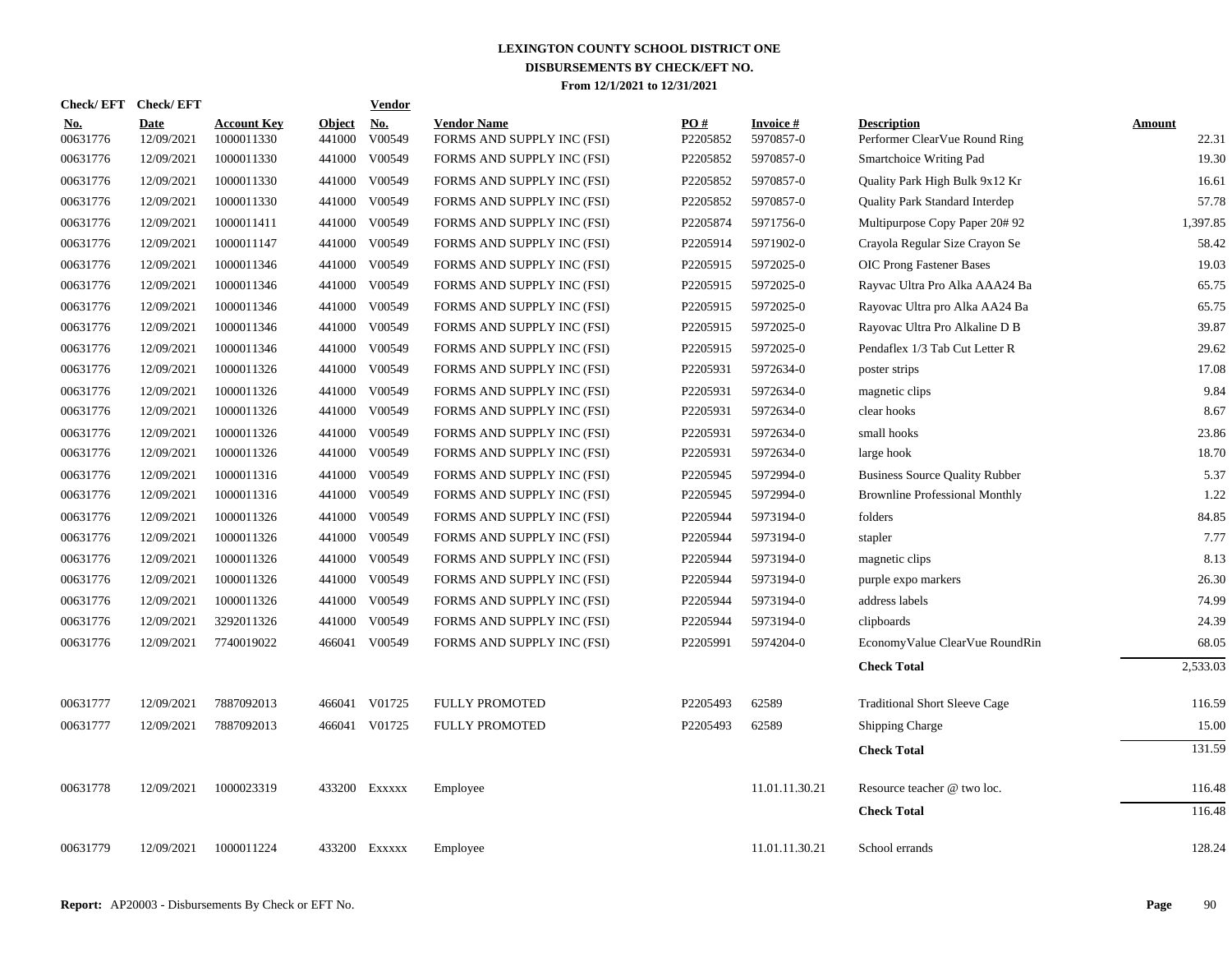# LEXINGTON COUNTY SCHOOL DISTRICT ONE
## DISBURSEMENTS BY CHECK/EFT NO.
### From 12/1/2021 to 12/31/2021

| Check/ EFT No. | Check/ EFT Date | Account Key | Object | Vendor No. | Vendor Name | PO # | Invoice # | Description | Amount |
|---|---|---|---|---|---|---|---|---|---|
| 00631776 | 12/09/2021 | 1000011330 | 441000 | V00549 | FORMS AND SUPPLY INC (FSI) | P2205852 | 5970857-0 | Performer ClearVue Round Ring | 22.31 |
| 00631776 | 12/09/2021 | 1000011330 | 441000 | V00549 | FORMS AND SUPPLY INC (FSI) | P2205852 | 5970857-0 | Smartchoice Writing Pad | 19.30 |
| 00631776 | 12/09/2021 | 1000011330 | 441000 | V00549 | FORMS AND SUPPLY INC (FSI) | P2205852 | 5970857-0 | Quality Park High Bulk 9x12 Kr | 16.61 |
| 00631776 | 12/09/2021 | 1000011330 | 441000 | V00549 | FORMS AND SUPPLY INC (FSI) | P2205852 | 5970857-0 | Quality Park Standard Interdep | 57.78 |
| 00631776 | 12/09/2021 | 1000011411 | 441000 | V00549 | FORMS AND SUPPLY INC (FSI) | P2205874 | 5971756-0 | Multipurpose Copy Paper 20# 92 | 1,397.85 |
| 00631776 | 12/09/2021 | 1000011147 | 441000 | V00549 | FORMS AND SUPPLY INC (FSI) | P2205914 | 5971902-0 | Crayola Regular Size Crayon Se | 58.42 |
| 00631776 | 12/09/2021 | 1000011346 | 441000 | V00549 | FORMS AND SUPPLY INC (FSI) | P2205915 | 5972025-0 | OIC Prong Fastener Bases | 19.03 |
| 00631776 | 12/09/2021 | 1000011346 | 441000 | V00549 | FORMS AND SUPPLY INC (FSI) | P2205915 | 5972025-0 | Rayvac Ultra Pro Alka AAA24 Ba | 65.75 |
| 00631776 | 12/09/2021 | 1000011346 | 441000 | V00549 | FORMS AND SUPPLY INC (FSI) | P2205915 | 5972025-0 | Rayovac Ultra pro Alka AA24 Ba | 65.75 |
| 00631776 | 12/09/2021 | 1000011346 | 441000 | V00549 | FORMS AND SUPPLY INC (FSI) | P2205915 | 5972025-0 | Rayovac Ultra Pro Alkaline D B | 39.87 |
| 00631776 | 12/09/2021 | 1000011346 | 441000 | V00549 | FORMS AND SUPPLY INC (FSI) | P2205915 | 5972025-0 | Pendaflex 1/3 Tab Cut Letter R | 29.62 |
| 00631776 | 12/09/2021 | 1000011326 | 441000 | V00549 | FORMS AND SUPPLY INC (FSI) | P2205931 | 5972634-0 | poster strips | 17.08 |
| 00631776 | 12/09/2021 | 1000011326 | 441000 | V00549 | FORMS AND SUPPLY INC (FSI) | P2205931 | 5972634-0 | magnetic clips | 9.84 |
| 00631776 | 12/09/2021 | 1000011326 | 441000 | V00549 | FORMS AND SUPPLY INC (FSI) | P2205931 | 5972634-0 | clear hooks | 8.67 |
| 00631776 | 12/09/2021 | 1000011326 | 441000 | V00549 | FORMS AND SUPPLY INC (FSI) | P2205931 | 5972634-0 | small hooks | 23.86 |
| 00631776 | 12/09/2021 | 1000011326 | 441000 | V00549 | FORMS AND SUPPLY INC (FSI) | P2205931 | 5972634-0 | large hook | 18.70 |
| 00631776 | 12/09/2021 | 1000011316 | 441000 | V00549 | FORMS AND SUPPLY INC (FSI) | P2205945 | 5972994-0 | Business Source Quality Rubber | 5.37 |
| 00631776 | 12/09/2021 | 1000011316 | 441000 | V00549 | FORMS AND SUPPLY INC (FSI) | P2205945 | 5972994-0 | Brownline Professional Monthly | 1.22 |
| 00631776 | 12/09/2021 | 1000011326 | 441000 | V00549 | FORMS AND SUPPLY INC (FSI) | P2205944 | 5973194-0 | folders | 84.85 |
| 00631776 | 12/09/2021 | 1000011326 | 441000 | V00549 | FORMS AND SUPPLY INC (FSI) | P2205944 | 5973194-0 | stapler | 7.77 |
| 00631776 | 12/09/2021 | 1000011326 | 441000 | V00549 | FORMS AND SUPPLY INC (FSI) | P2205944 | 5973194-0 | magnetic clips | 8.13 |
| 00631776 | 12/09/2021 | 1000011326 | 441000 | V00549 | FORMS AND SUPPLY INC (FSI) | P2205944 | 5973194-0 | purple expo markers | 26.30 |
| 00631776 | 12/09/2021 | 1000011326 | 441000 | V00549 | FORMS AND SUPPLY INC (FSI) | P2205944 | 5973194-0 | address labels | 74.99 |
| 00631776 | 12/09/2021 | 3292011326 | 441000 | V00549 | FORMS AND SUPPLY INC (FSI) | P2205944 | 5973194-0 | clipboards | 24.39 |
| 00631776 | 12/09/2021 | 7740019022 | 466041 | V00549 | FORMS AND SUPPLY INC (FSI) | P2205991 | 5974204-0 | EconomyValue ClearVue RoundRin | 68.05 |
| | | | | | | | | **Check Total** | 2,533.03 |
| 00631777 | 12/09/2021 | 7887092013 | 466041 | V01725 | FULLY PROMOTED | P2205493 | 62589 | Traditional Short Sleeve Cage | 116.59 |
| 00631777 | 12/09/2021 | 7887092013 | 466041 | V01725 | FULLY PROMOTED | P2205493 | 62589 | Shipping Charge | 15.00 |
| | | | | | | | | **Check Total** | 131.59 |
| 00631778 | 12/09/2021 | 1000023319 | 433200 | Exxxxx | Employee | | 11.01.11.30.21 | Resource teacher @ two loc. | 116.48 |
| | | | | | | | | **Check Total** | 116.48 |
| 00631779 | 12/09/2021 | 1000011224 | 433200 | Exxxxx | Employee | | 11.01.11.30.21 | School errands | 128.24 |

**Report:** AP20003 - Disbursements By Check or EFT No.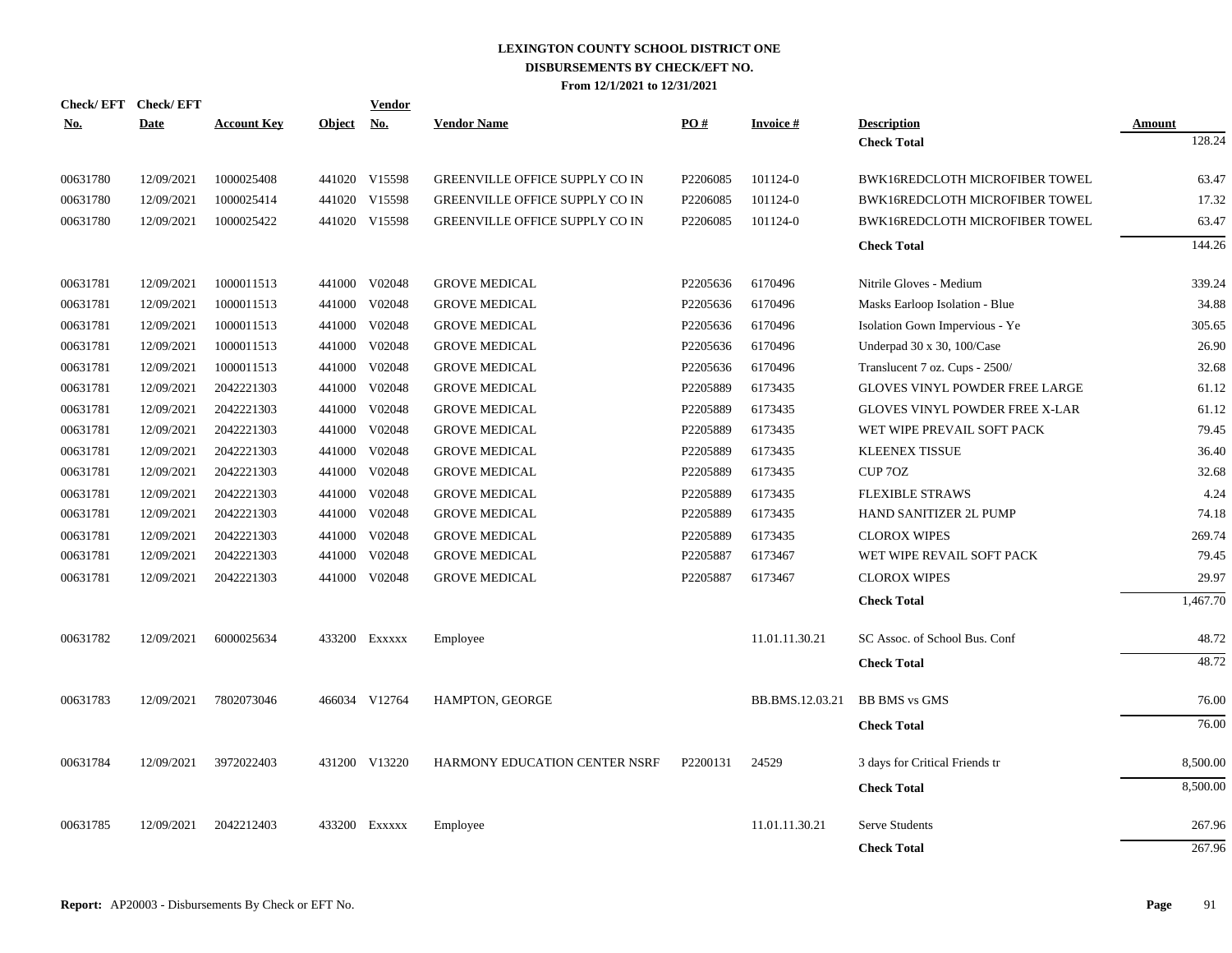# LEXINGTON COUNTY SCHOOL DISTRICT ONE
## DISBURSEMENTS BY CHECK/EFT NO.
### From 12/1/2021 to 12/31/2021

| Check/ EFT No. | Check/ EFT Date | Account Key | Object | Vendor No. | Vendor Name | PO # | Invoice # | Description | Amount |
|---|---|---|---|---|---|---|---|---|---|
| | | | | | | | | **Check Total** | 128.24 |
| 00631780 | 12/09/2021 | 1000025408 | 441020 | V15598 | GREENVILLE OFFICE SUPPLY CO IN | P2206085 | 101124-0 | BWK16REDCLOTH MICROFIBER TOWEL | 63.47 |
| 00631780 | 12/09/2021 | 1000025414 | 441020 | V15598 | GREENVILLE OFFICE SUPPLY CO IN | P2206085 | 101124-0 | BWK16REDCLOTH MICROFIBER TOWEL | 17.32 |
| 00631780 | 12/09/2021 | 1000025422 | 441020 | V15598 | GREENVILLE OFFICE SUPPLY CO IN | P2206085 | 101124-0 | BWK16REDCLOTH MICROFIBER TOWEL | 63.47 |
| | | | | | | | | **Check Total** | 144.26 |
| 00631781 | 12/09/2021 | 1000011513 | 441000 | V02048 | GROVE MEDICAL | P2205636 | 6170496 | Nitrile Gloves - Medium | 339.24 |
| 00631781 | 12/09/2021 | 1000011513 | 441000 | V02048 | GROVE MEDICAL | P2205636 | 6170496 | Masks Earloop Isolation - Blue | 34.88 |
| 00631781 | 12/09/2021 | 1000011513 | 441000 | V02048 | GROVE MEDICAL | P2205636 | 6170496 | Isolation Gown Impervious - Ye | 305.65 |
| 00631781 | 12/09/2021 | 1000011513 | 441000 | V02048 | GROVE MEDICAL | P2205636 | 6170496 | Underpad 30 x 30, 100/Case | 26.90 |
| 00631781 | 12/09/2021 | 1000011513 | 441000 | V02048 | GROVE MEDICAL | P2205636 | 6170496 | Translucent 7 oz. Cups - 2500/ | 32.68 |
| 00631781 | 12/09/2021 | 2042221303 | 441000 | V02048 | GROVE MEDICAL | P2205889 | 6173435 | GLOVES VINYL POWDER FREE LARGE | 61.12 |
| 00631781 | 12/09/2021 | 2042221303 | 441000 | V02048 | GROVE MEDICAL | P2205889 | 6173435 | GLOVES VINYL POWDER FREE X-LAR | 61.12 |
| 00631781 | 12/09/2021 | 2042221303 | 441000 | V02048 | GROVE MEDICAL | P2205889 | 6173435 | WET WIPE PREVAIL SOFT PACK | 79.45 |
| 00631781 | 12/09/2021 | 2042221303 | 441000 | V02048 | GROVE MEDICAL | P2205889 | 6173435 | KLEENEX TISSUE | 36.40 |
| 00631781 | 12/09/2021 | 2042221303 | 441000 | V02048 | GROVE MEDICAL | P2205889 | 6173435 | CUP 7OZ | 32.68 |
| 00631781 | 12/09/2021 | 2042221303 | 441000 | V02048 | GROVE MEDICAL | P2205889 | 6173435 | FLEXIBLE STRAWS | 4.24 |
| 00631781 | 12/09/2021 | 2042221303 | 441000 | V02048 | GROVE MEDICAL | P2205889 | 6173435 | HAND SANITIZER 2L PUMP | 74.18 |
| 00631781 | 12/09/2021 | 2042221303 | 441000 | V02048 | GROVE MEDICAL | P2205889 | 6173435 | CLOROX WIPES | 269.74 |
| 00631781 | 12/09/2021 | 2042221303 | 441000 | V02048 | GROVE MEDICAL | P2205887 | 6173467 | WET WIPE REVAIL SOFT PACK | 79.45 |
| 00631781 | 12/09/2021 | 2042221303 | 441000 | V02048 | GROVE MEDICAL | P2205887 | 6173467 | CLOROX WIPES | 29.97 |
| | | | | | | | | **Check Total** | 1,467.70 |
| 00631782 | 12/09/2021 | 6000025634 | 433200 | Exxxxx | Employee | | 11.01.11.30.21 | SC Assoc. of School Bus. Conf | 48.72 |
| | | | | | | | | **Check Total** | 48.72 |
| 00631783 | 12/09/2021 | 7802073046 | 466034 | V12764 | HAMPTON, GEORGE | | BB.BMS.12.03.21 | BB BMS vs GMS | 76.00 |
| | | | | | | | | **Check Total** | 76.00 |
| 00631784 | 12/09/2021 | 3972022403 | 431200 | V13220 | HARMONY EDUCATION CENTER NSRF | P2200131 | 24529 | 3 days for Critical Friends tr | 8,500.00 |
| | | | | | | | | **Check Total** | 8,500.00 |
| 00631785 | 12/09/2021 | 2042212403 | 433200 | Exxxxx | Employee | | 11.01.11.30.21 | Serve Students | 267.96 |
| | | | | | | | | **Check Total** | 267.96 |

**Report:** AP20003 - Disbursements By Check or EFT No.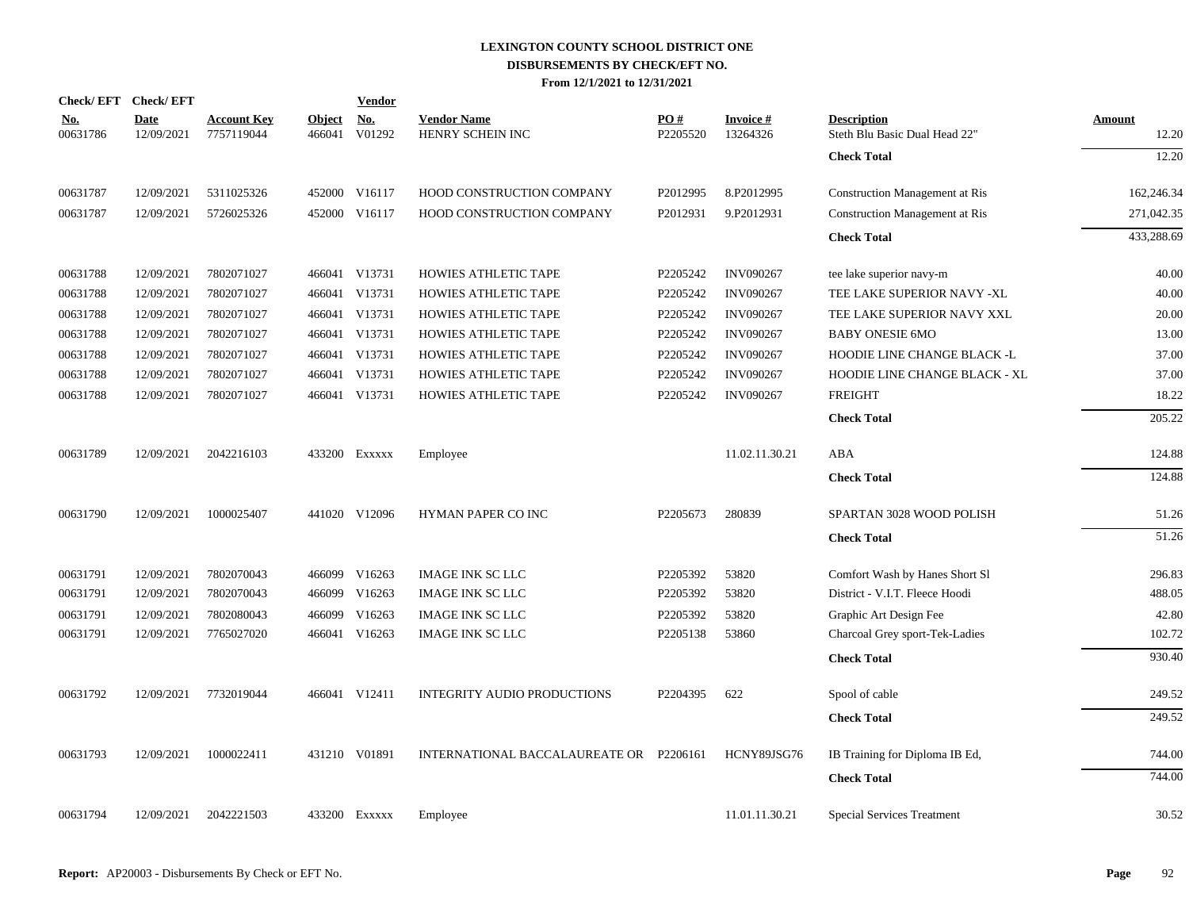# LEXINGTON COUNTY SCHOOL DISTRICT ONE
## DISBURSEMENTS BY CHECK/EFT NO.
### From 12/1/2021 to 12/31/2021

| Check/ EFT No. | Check/ EFT Date | Account Key | Object | Vendor No. | Vendor Name | PO # | Invoice # | Description | Amount |
|---|---|---|---|---|---|---|---|---|---|
| 00631786 | 12/09/2021 | 7757119044 | 466041 | V01292 | HENRY SCHEIN INC | P2205520 | 13264326 | Steth Blu Basic Dual Head 22" | 12.20 |
| | | | | | | | | **Check Total** | 12.20 |
| 00631787 | 12/09/2021 | 5311025326 | 452000 | V16117 | HOOD CONSTRUCTION COMPANY | P2012995 | 8.P2012995 | Construction Management at Ris | 162,246.34 |
| 00631787 | 12/09/2021 | 5726025326 | 452000 | V16117 | HOOD CONSTRUCTION COMPANY | P2012931 | 9.P2012931 | Construction Management at Ris | 271,042.35 |
| | | | | | | | | **Check Total** | 433,288.69 |
| 00631788 | 12/09/2021 | 7802071027 | 466041 | V13731 | HOWIES ATHLETIC TAPE | P2205242 | INV090267 | tee lake superior navy-m | 40.00 |
| 00631788 | 12/09/2021 | 7802071027 | 466041 | V13731 | HOWIES ATHLETIC TAPE | P2205242 | INV090267 | TEE LAKE SUPERIOR NAVY -XL | 40.00 |
| 00631788 | 12/09/2021 | 7802071027 | 466041 | V13731 | HOWIES ATHLETIC TAPE | P2205242 | INV090267 | TEE LAKE SUPERIOR NAVY XXL | 20.00 |
| 00631788 | 12/09/2021 | 7802071027 | 466041 | V13731 | HOWIES ATHLETIC TAPE | P2205242 | INV090267 | BABY ONESIE 6MO | 13.00 |
| 00631788 | 12/09/2021 | 7802071027 | 466041 | V13731 | HOWIES ATHLETIC TAPE | P2205242 | INV090267 | HOODIE LINE CHANGE BLACK -L | 37.00 |
| 00631788 | 12/09/2021 | 7802071027 | 466041 | V13731 | HOWIES ATHLETIC TAPE | P2205242 | INV090267 | HOODIE LINE CHANGE BLACK - XL | 37.00 |
| 00631788 | 12/09/2021 | 7802071027 | 466041 | V13731 | HOWIES ATHLETIC TAPE | P2205242 | INV090267 | FREIGHT | 18.22 |
| | | | | | | | | **Check Total** | 205.22 |
| 00631789 | 12/09/2021 | 2042216103 | 433200 | Exxxxx | Employee | | 11.02.11.30.21 | ABA | 124.88 |
| | | | | | | | | **Check Total** | 124.88 |
| 00631790 | 12/09/2021 | 1000025407 | 441020 | V12096 | HYMAN PAPER CO INC | P2205673 | 280839 | SPARTAN 3028 WOOD POLISH | 51.26 |
| | | | | | | | | **Check Total** | 51.26 |
| 00631791 | 12/09/2021 | 7802070043 | 466099 | V16263 | IMAGE INK SC LLC | P2205392 | 53820 | Comfort Wash by Hanes Short Sl | 296.83 |
| 00631791 | 12/09/2021 | 7802070043 | 466099 | V16263 | IMAGE INK SC LLC | P2205392 | 53820 | District - V.I.T. Fleece Hoodi | 488.05 |
| 00631791 | 12/09/2021 | 7802080043 | 466099 | V16263 | IMAGE INK SC LLC | P2205392 | 53820 | Graphic Art Design Fee | 42.80 |
| 00631791 | 12/09/2021 | 7765027020 | 466041 | V16263 | IMAGE INK SC LLC | P2205138 | 53860 | Charcoal Grey sport-Tek-Ladies | 102.72 |
| | | | | | | | | **Check Total** | 930.40 |
| 00631792 | 12/09/2021 | 7732019044 | 466041 | V12411 | INTEGRITY AUDIO PRODUCTIONS | P2204395 | 622 | Spool of cable | 249.52 |
| | | | | | | | | **Check Total** | 249.52 |
| 00631793 | 12/09/2021 | 1000022411 | 431210 | V01891 | INTERNATIONAL BACCALAUREATE OR | P2206161 | HCNY89JSG76 | IB Training for Diploma IB Ed, | 744.00 |
| | | | | | | | | **Check Total** | 744.00 |
| 00631794 | 12/09/2021 | 2042221503 | 433200 | Exxxxx | Employee | | 11.01.11.30.21 | Special Services Treatment | 30.52 |

**Report:** AP20003 - Disbursements By Check or EFT No.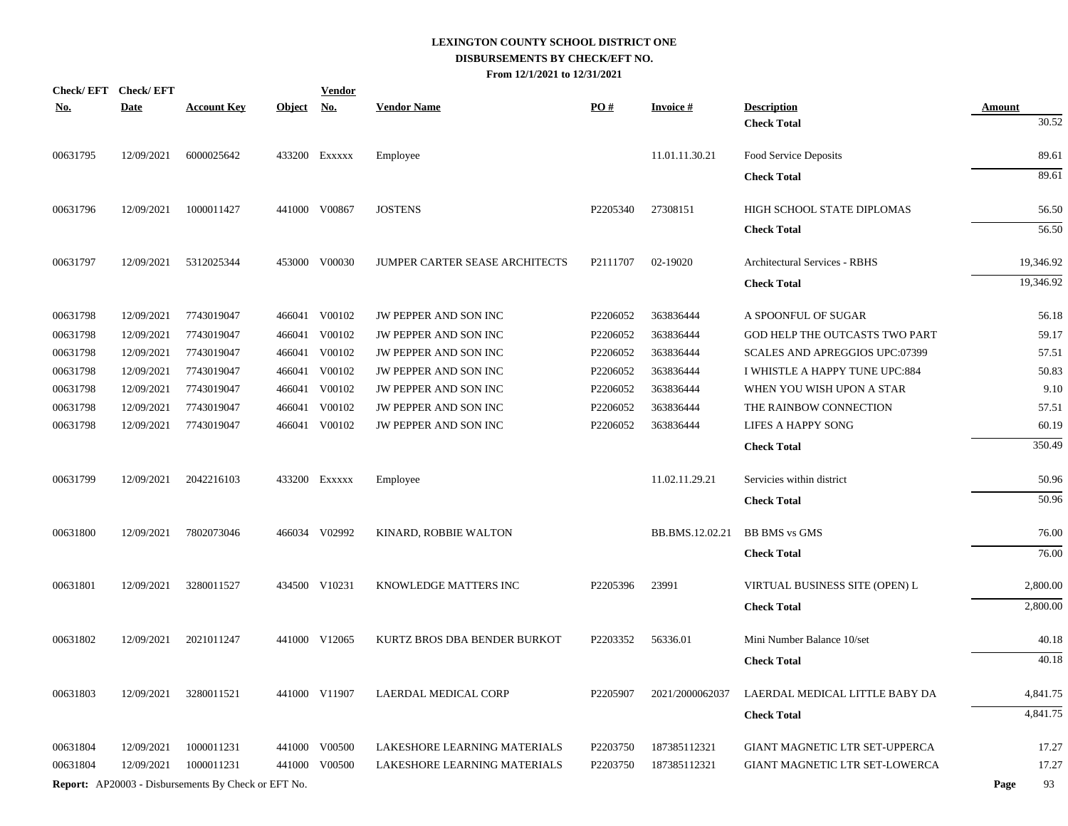# LEXINGTON COUNTY SCHOOL DISTRICT ONE
## DISBURSEMENTS BY CHECK/EFT NO.
### From 12/1/2021 to 12/31/2021

| Check/ EFT No. | Check/ EFT Date | Account Key | Object | Vendor No. | Vendor Name | PO # | Invoice # | Description | Amount |
|---|---|---|---|---|---|---|---|---|---|
| | | | | | | | | **Check Total** | 30.52 |
| 00631795 | 12/09/2021 | 6000025642 | 433200 | Exxxxx | Employee | | 11.01.11.30.21 | Food Service Deposits | 89.61 |
| | | | | | | | | **Check Total** | 89.61 |
| 00631796 | 12/09/2021 | 1000011427 | 441000 | V00867 | JOSTENS | P2205340 | 27308151 | HIGH SCHOOL STATE DIPLOMAS | 56.50 |
| | | | | | | | | **Check Total** | 56.50 |
| 00631797 | 12/09/2021 | 5312025344 | 453000 | V00030 | JUMPER CARTER SEASE ARCHITECTS | P2111707 | 02-19020 | Architectural Services - RBHS | 19,346.92 |
| | | | | | | | | **Check Total** | 19,346.92 |
| 00631798 | 12/09/2021 | 7743019047 | 466041 | V00102 | JW PEPPER AND SON INC | P2206052 | 363836444 | A SPOONFUL OF SUGAR | 56.18 |
| 00631798 | 12/09/2021 | 7743019047 | 466041 | V00102 | JW PEPPER AND SON INC | P2206052 | 363836444 | GOD HELP THE OUTCASTS TWO PART | 59.17 |
| 00631798 | 12/09/2021 | 7743019047 | 466041 | V00102 | JW PEPPER AND SON INC | P2206052 | 363836444 | SCALES AND APREGGIOS UPC:07399 | 57.51 |
| 00631798 | 12/09/2021 | 7743019047 | 466041 | V00102 | JW PEPPER AND SON INC | P2206052 | 363836444 | I WHISTLE A HAPPY TUNE UPC:884 | 50.83 |
| 00631798 | 12/09/2021 | 7743019047 | 466041 | V00102 | JW PEPPER AND SON INC | P2206052 | 363836444 | WHEN YOU WISH UPON A STAR | 9.10 |
| 00631798 | 12/09/2021 | 7743019047 | 466041 | V00102 | JW PEPPER AND SON INC | P2206052 | 363836444 | THE RAINBOW CONNECTION | 57.51 |
| 00631798 | 12/09/2021 | 7743019047 | 466041 | V00102 | JW PEPPER AND SON INC | P2206052 | 363836444 | LIFES A HAPPY SONG | 60.19 |
| | | | | | | | | **Check Total** | 350.49 |
| 00631799 | 12/09/2021 | 2042216103 | 433200 | Exxxxx | Employee | | 11.02.11.29.21 | Servicies within district | 50.96 |
| | | | | | | | | **Check Total** | 50.96 |
| 00631800 | 12/09/2021 | 7802073046 | 466034 | V02992 | KINARD, ROBBIE WALTON | | BB.BMS.12.02.21 | BB BMS vs GMS | 76.00 |
| | | | | | | | | **Check Total** | 76.00 |
| 00631801 | 12/09/2021 | 3280011527 | 434500 | V10231 | KNOWLEDGE MATTERS INC | P2205396 | 23991 | VIRTUAL BUSINESS SITE (OPEN) L | 2,800.00 |
| | | | | | | | | **Check Total** | 2,800.00 |
| 00631802 | 12/09/2021 | 2021011247 | 441000 | V12065 | KURTZ BROS DBA BENDER BURKOT | P2203352 | 56336.01 | Mini Number Balance 10/set | 40.18 |
| | | | | | | | | **Check Total** | 40.18 |
| 00631803 | 12/09/2021 | 3280011521 | 441000 | V11907 | LAERDAL MEDICAL CORP | P2205907 | 2021/2000062037 | LAERDAL MEDICAL LITTLE BABY DA | 4,841.75 |
| | | | | | | | | **Check Total** | 4,841.75 |
| 00631804 | 12/09/2021 | 1000011231 | 441000 | V00500 | LAKESHORE LEARNING MATERIALS | P2203750 | 187385112321 | GIANT MAGNETIC LTR SET-UPPERCA | 17.27 |
| 00631804 | 12/09/2021 | 1000011231 | 441000 | V00500 | LAKESHORE LEARNING MATERIALS | P2203750 | 187385112321 | GIANT MAGNETIC LTR SET-LOWERCA | 17.27 |

**Report:** AP20003 - Disbursements By Check or EFT No.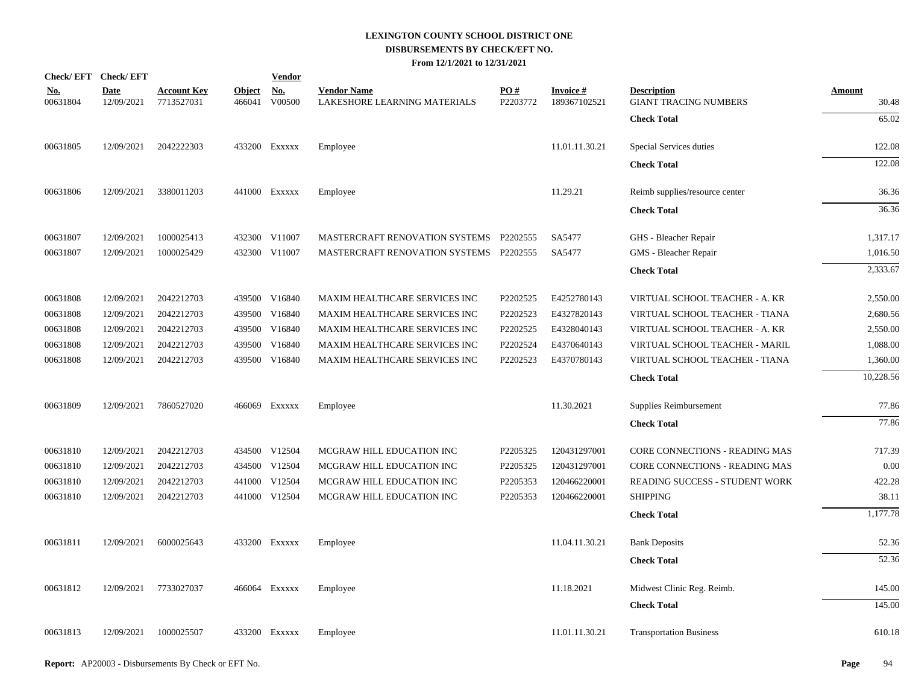# LEXINGTON COUNTY SCHOOL DISTRICT ONE
## DISBURSEMENTS BY CHECK/EFT NO.
### From 12/1/2021 to 12/31/2021

| Check/ EFT No. | Check/ EFT Date | Account Key | Object | Vendor No. | Vendor Name | PO # | Invoice # | Description | Amount |
|---|---|---|---|---|---|---|---|---|---|
| 00631804 | 12/09/2021 | 7713527031 | 466041 | V00500 | LAKESHORE LEARNING MATERIALS | P2203772 | 189367102521 | GIANT TRACING NUMBERS | 30.48 |
| | | | | | | | | **Check Total** | 65.02 |
| 00631805 | 12/09/2021 | 2042222303 | 433200 | Exxxxx | Employee | | 11.01.11.30.21 | Special Services duties | 122.08 |
| | | | | | | | | **Check Total** | 122.08 |
| 00631806 | 12/09/2021 | 3380011203 | 441000 | Exxxxx | Employee | | 11.29.21 | Reimb supplies/resource center | 36.36 |
| | | | | | | | | **Check Total** | 36.36 |
| 00631807 | 12/09/2021 | 1000025413 | 432300 | V11007 | MASTERCRAFT RENOVATION SYSTEMS | P2202555 | SA5477 | GHS - Bleacher Repair | 1,317.17 |
| 00631807 | 12/09/2021 | 1000025429 | 432300 | V11007 | MASTERCRAFT RENOVATION SYSTEMS | P2202555 | SA5477 | GMS - Bleacher Repair | 1,016.50 |
| | | | | | | | | **Check Total** | 2,333.67 |
| 00631808 | 12/09/2021 | 2042212703 | 439500 | V16840 | MAXIM HEALTHCARE SERVICES INC | P2202525 | E4252780143 | VIRTUAL SCHOOL TEACHER - A. KR | 2,550.00 |
| 00631808 | 12/09/2021 | 2042212703 | 439500 | V16840 | MAXIM HEALTHCARE SERVICES INC | P2202523 | E4327820143 | VIRTUAL SCHOOL TEACHER - TIANA | 2,680.56 |
| 00631808 | 12/09/2021 | 2042212703 | 439500 | V16840 | MAXIM HEALTHCARE SERVICES INC | P2202525 | E4328040143 | VIRTUAL SCHOOL TEACHER - A. KR | 2,550.00 |
| 00631808 | 12/09/2021 | 2042212703 | 439500 | V16840 | MAXIM HEALTHCARE SERVICES INC | P2202524 | E4370640143 | VIRTUAL SCHOOL TEACHER - MARIL | 1,088.00 |
| 00631808 | 12/09/2021 | 2042212703 | 439500 | V16840 | MAXIM HEALTHCARE SERVICES INC | P2202523 | E4370780143 | VIRTUAL SCHOOL TEACHER - TIANA | 1,360.00 |
| | | | | | | | | **Check Total** | 10,228.56 |
| 00631809 | 12/09/2021 | 7860527020 | 466069 | Exxxxx | Employee | | 11.30.2021 | Supplies Reimbursement | 77.86 |
| | | | | | | | | **Check Total** | 77.86 |
| 00631810 | 12/09/2021 | 2042212703 | 434500 | V12504 | MCGRAW HILL EDUCATION INC | P2205325 | 120431297001 | CORE CONNECTIONS - READING MAS | 717.39 |
| 00631810 | 12/09/2021 | 2042212703 | 434500 | V12504 | MCGRAW HILL EDUCATION INC | P2205325 | 120431297001 | CORE CONNECTIONS - READING MAS | 0.00 |
| 00631810 | 12/09/2021 | 2042212703 | 441000 | V12504 | MCGRAW HILL EDUCATION INC | P2205353 | 120466220001 | READING SUCCESS - STUDENT WORK | 422.28 |
| 00631810 | 12/09/2021 | 2042212703 | 441000 | V12504 | MCGRAW HILL EDUCATION INC | P2205353 | 120466220001 | SHIPPING | 38.11 |
| | | | | | | | | **Check Total** | 1,177.78 |
| 00631811 | 12/09/2021 | 6000025643 | 433200 | Exxxxx | Employee | | 11.04.11.30.21 | Bank Deposits | 52.36 |
| | | | | | | | | **Check Total** | 52.36 |
| 00631812 | 12/09/2021 | 7733027037 | 466064 | Exxxxx | Employee | | 11.18.2021 | Midwest Clinic Reg. Reimb. | 145.00 |
| | | | | | | | | **Check Total** | 145.00 |
| 00631813 | 12/09/2021 | 1000025507 | 433200 | Exxxxx | Employee | | 11.01.11.30.21 | Transportation Business | 610.18 |

**Report:** AP20003 - Disbursements By Check or EFT No.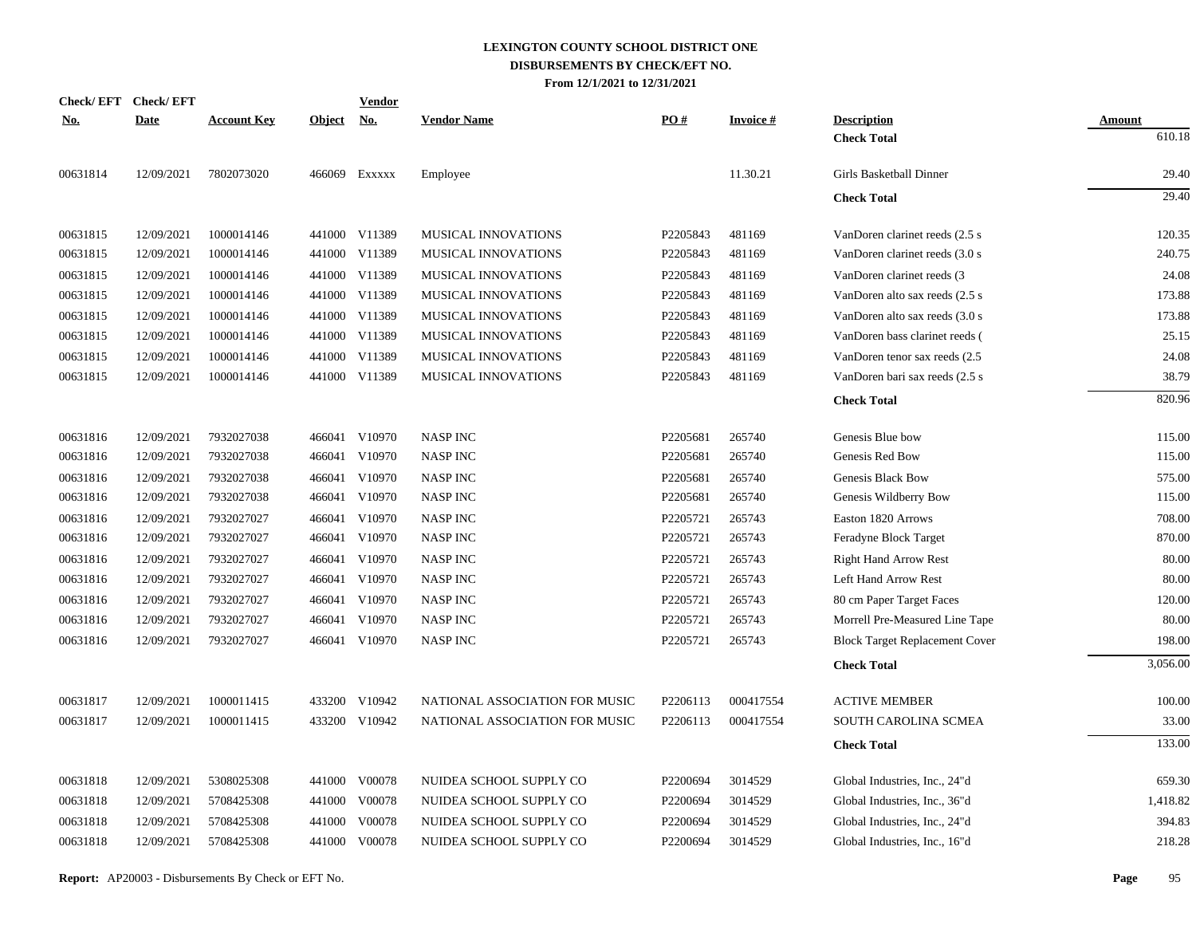# LEXINGTON COUNTY SCHOOL DISTRICT ONE
## DISBURSEMENTS BY CHECK/EFT NO.
### From 12/1/2021 to 12/31/2021

| Check/ EFT No. | Check/ EFT Date | Account Key | Object | Vendor No. | Vendor Name | PO # | Invoice # | Description | Amount |
|---|---|---|---|---|---|---|---|---|---|
| | | | | | | | | **Check Total** | 610.18 |
| 00631814 | 12/09/2021 | 7802073020 | 466069 | Exxxxx | Employee | | 11.30.21 | Girls Basketball Dinner | 29.40 |
| | | | | | | | | **Check Total** | 29.40 |
| 00631815 | 12/09/2021 | 1000014146 | 441000 | V11389 | MUSICAL INNOVATIONS | P2205843 | 481169 | VanDoren clarinet reeds (2.5 s | 120.35 |
| 00631815 | 12/09/2021 | 1000014146 | 441000 | V11389 | MUSICAL INNOVATIONS | P2205843 | 481169 | VanDoren clarinet reeds (3.0 s | 240.75 |
| 00631815 | 12/09/2021 | 1000014146 | 441000 | V11389 | MUSICAL INNOVATIONS | P2205843 | 481169 | VanDoren clarinet reeds (3 | 24.08 |
| 00631815 | 12/09/2021 | 1000014146 | 441000 | V11389 | MUSICAL INNOVATIONS | P2205843 | 481169 | VanDoren alto sax reeds (2.5 s | 173.88 |
| 00631815 | 12/09/2021 | 1000014146 | 441000 | V11389 | MUSICAL INNOVATIONS | P2205843 | 481169 | VanDoren alto sax reeds (3.0 s | 173.88 |
| 00631815 | 12/09/2021 | 1000014146 | 441000 | V11389 | MUSICAL INNOVATIONS | P2205843 | 481169 | VanDoren bass clarinet reeds ( | 25.15 |
| 00631815 | 12/09/2021 | 1000014146 | 441000 | V11389 | MUSICAL INNOVATIONS | P2205843 | 481169 | VanDoren tenor sax reeds (2.5 | 24.08 |
| 00631815 | 12/09/2021 | 1000014146 | 441000 | V11389 | MUSICAL INNOVATIONS | P2205843 | 481169 | VanDoren bari sax reeds (2.5 s | 38.79 |
| | | | | | | | | **Check Total** | 820.96 |
| 00631816 | 12/09/2021 | 7932027038 | 466041 | V10970 | NASP INC | P2205681 | 265740 | Genesis Blue bow | 115.00 |
| 00631816 | 12/09/2021 | 7932027038 | 466041 | V10970 | NASP INC | P2205681 | 265740 | Genesis Red Bow | 115.00 |
| 00631816 | 12/09/2021 | 7932027038 | 466041 | V10970 | NASP INC | P2205681 | 265740 | Genesis Black Bow | 575.00 |
| 00631816 | 12/09/2021 | 7932027038 | 466041 | V10970 | NASP INC | P2205681 | 265740 | Genesis Wildberry Bow | 115.00 |
| 00631816 | 12/09/2021 | 7932027027 | 466041 | V10970 | NASP INC | P2205721 | 265743 | Easton 1820 Arrows | 708.00 |
| 00631816 | 12/09/2021 | 7932027027 | 466041 | V10970 | NASP INC | P2205721 | 265743 | Feradyne Block Target | 870.00 |
| 00631816 | 12/09/2021 | 7932027027 | 466041 | V10970 | NASP INC | P2205721 | 265743 | Right Hand Arrow Rest | 80.00 |
| 00631816 | 12/09/2021 | 7932027027 | 466041 | V10970 | NASP INC | P2205721 | 265743 | Left Hand Arrow Rest | 80.00 |
| 00631816 | 12/09/2021 | 7932027027 | 466041 | V10970 | NASP INC | P2205721 | 265743 | 80 cm Paper Target Faces | 120.00 |
| 00631816 | 12/09/2021 | 7932027027 | 466041 | V10970 | NASP INC | P2205721 | 265743 | Morrell Pre-Measured Line Tape | 80.00 |
| 00631816 | 12/09/2021 | 7932027027 | 466041 | V10970 | NASP INC | P2205721 | 265743 | Block Target Replacement Cover | 198.00 |
| | | | | | | | | **Check Total** | 3,056.00 |
| 00631817 | 12/09/2021 | 1000011415 | 433200 | V10942 | NATIONAL ASSOCIATION FOR MUSIC | P2206113 | 000417554 | ACTIVE MEMBER | 100.00 |
| 00631817 | 12/09/2021 | 1000011415 | 433200 | V10942 | NATIONAL ASSOCIATION FOR MUSIC | P2206113 | 000417554 | SOUTH CAROLINA SCMEA | 33.00 |
| | | | | | | | | **Check Total** | 133.00 |
| 00631818 | 12/09/2021 | 5308025308 | 441000 | V00078 | NUIDEA SCHOOL SUPPLY CO | P2200694 | 3014529 | Global Industries, Inc., 24"d | 659.30 |
| 00631818 | 12/09/2021 | 5708425308 | 441000 | V00078 | NUIDEA SCHOOL SUPPLY CO | P2200694 | 3014529 | Global Industries, Inc., 36"d | 1,418.82 |
| 00631818 | 12/09/2021 | 5708425308 | 441000 | V00078 | NUIDEA SCHOOL SUPPLY CO | P2200694 | 3014529 | Global Industries, Inc., 24"d | 394.83 |
| 00631818 | 12/09/2021 | 5708425308 | 441000 | V00078 | NUIDEA SCHOOL SUPPLY CO | P2200694 | 3014529 | Global Industries, Inc., 16"d | 218.28 |

**Report:** AP20003 - Disbursements By Check or EFT No.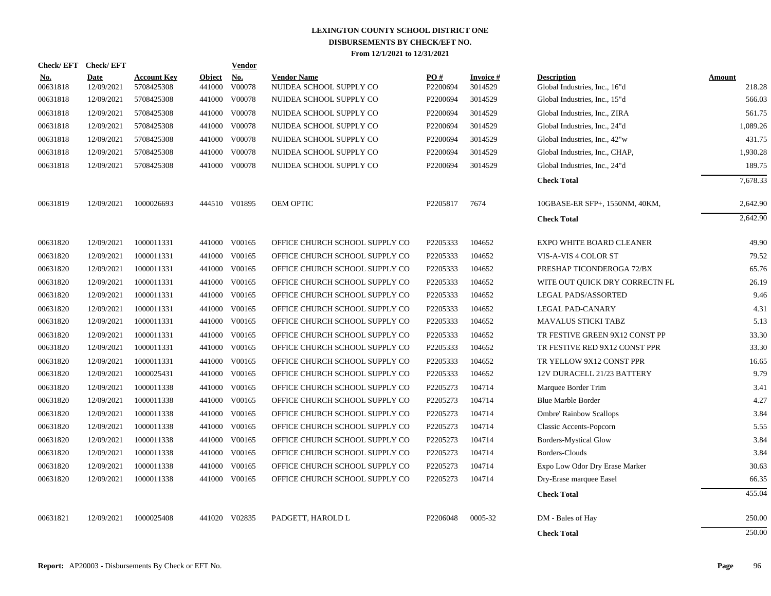# LEXINGTON COUNTY SCHOOL DISTRICT ONE
## DISBURSEMENTS BY CHECK/EFT NO.
### From 12/1/2021 to 12/31/2021

| Check/ EFT No. | Check/ EFT Date | Account Key | Object | Vendor No. | Vendor Name | PO # | Invoice # | Description | Amount |
|---|---|---|---|---|---|---|---|---|---|
| 00631818 | 12/09/2021 | 5708425308 | 441000 | V00078 | NUIDEA SCHOOL SUPPLY CO | P2200694 | 3014529 | Global Industries, Inc., 16"d | 218.28 |
| 00631818 | 12/09/2021 | 5708425308 | 441000 | V00078 | NUIDEA SCHOOL SUPPLY CO | P2200694 | 3014529 | Global Industries, Inc., 15"d | 566.03 |
| 00631818 | 12/09/2021 | 5708425308 | 441000 | V00078 | NUIDEA SCHOOL SUPPLY CO | P2200694 | 3014529 | Global Industries, Inc., ZIRA | 561.75 |
| 00631818 | 12/09/2021 | 5708425308 | 441000 | V00078 | NUIDEA SCHOOL SUPPLY CO | P2200694 | 3014529 | Global Industries, Inc., 24"d | 1,089.26 |
| 00631818 | 12/09/2021 | 5708425308 | 441000 | V00078 | NUIDEA SCHOOL SUPPLY CO | P2200694 | 3014529 | Global Industries, Inc., 42"w | 431.75 |
| 00631818 | 12/09/2021 | 5708425308 | 441000 | V00078 | NUIDEA SCHOOL SUPPLY CO | P2200694 | 3014529 | Global Industries, Inc., CHAP, | 1,930.28 |
| 00631818 | 12/09/2021 | 5708425308 | 441000 | V00078 | NUIDEA SCHOOL SUPPLY CO | P2200694 | 3014529 | Global Industries, Inc., 24"d | 189.75 |
| | | | | | | | | **Check Total** | 7,678.33 |
| 00631819 | 12/09/2021 | 1000026693 | 444510 | V01895 | OEM OPTIC | P2205817 | 7674 | 10GBASE-ER SFP+, 1550NM, 40KM, | 2,642.90 |
| | | | | | | | | **Check Total** | 2,642.90 |
| 00631820 | 12/09/2021 | 1000011331 | 441000 | V00165 | OFFICE CHURCH SCHOOL SUPPLY CO | P2205333 | 104652 | EXPO WHITE BOARD CLEANER | 49.90 |
| 00631820 | 12/09/2021 | 1000011331 | 441000 | V00165 | OFFICE CHURCH SCHOOL SUPPLY CO | P2205333 | 104652 | VIS-A-VIS 4 COLOR ST | 79.52 |
| 00631820 | 12/09/2021 | 1000011331 | 441000 | V00165 | OFFICE CHURCH SCHOOL SUPPLY CO | P2205333 | 104652 | PRESHAP TICONDEROGA 72/BX | 65.76 |
| 00631820 | 12/09/2021 | 1000011331 | 441000 | V00165 | OFFICE CHURCH SCHOOL SUPPLY CO | P2205333 | 104652 | WITE OUT QUICK DRY CORRECTN FL | 26.19 |
| 00631820 | 12/09/2021 | 1000011331 | 441000 | V00165 | OFFICE CHURCH SCHOOL SUPPLY CO | P2205333 | 104652 | LEGAL PADS/ASSORTED | 9.46 |
| 00631820 | 12/09/2021 | 1000011331 | 441000 | V00165 | OFFICE CHURCH SCHOOL SUPPLY CO | P2205333 | 104652 | LEGAL PAD-CANARY | 4.31 |
| 00631820 | 12/09/2021 | 1000011331 | 441000 | V00165 | OFFICE CHURCH SCHOOL SUPPLY CO | P2205333 | 104652 | MAVALUS STICKI TABZ | 5.13 |
| 00631820 | 12/09/2021 | 1000011331 | 441000 | V00165 | OFFICE CHURCH SCHOOL SUPPLY CO | P2205333 | 104652 | TR FESTIVE GREEN 9X12 CONST PP | 33.30 |
| 00631820 | 12/09/2021 | 1000011331 | 441000 | V00165 | OFFICE CHURCH SCHOOL SUPPLY CO | P2205333 | 104652 | TR FESTIVE RED 9X12 CONST PPR | 33.30 |
| 00631820 | 12/09/2021 | 1000011331 | 441000 | V00165 | OFFICE CHURCH SCHOOL SUPPLY CO | P2205333 | 104652 | TR YELLOW 9X12 CONST PPR | 16.65 |
| 00631820 | 12/09/2021 | 1000025431 | 441000 | V00165 | OFFICE CHURCH SCHOOL SUPPLY CO | P2205333 | 104652 | 12V DURACELL 21/23 BATTERY | 9.79 |
| 00631820 | 12/09/2021 | 1000011338 | 441000 | V00165 | OFFICE CHURCH SCHOOL SUPPLY CO | P2205273 | 104714 | Marquee Border Trim | 3.41 |
| 00631820 | 12/09/2021 | 1000011338 | 441000 | V00165 | OFFICE CHURCH SCHOOL SUPPLY CO | P2205273 | 104714 | Blue Marble Border | 4.27 |
| 00631820 | 12/09/2021 | 1000011338 | 441000 | V00165 | OFFICE CHURCH SCHOOL SUPPLY CO | P2205273 | 104714 | Ombre' Rainbow Scallops | 3.84 |
| 00631820 | 12/09/2021 | 1000011338 | 441000 | V00165 | OFFICE CHURCH SCHOOL SUPPLY CO | P2205273 | 104714 | Classic Accents-Popcorn | 5.55 |
| 00631820 | 12/09/2021 | 1000011338 | 441000 | V00165 | OFFICE CHURCH SCHOOL SUPPLY CO | P2205273 | 104714 | Borders-Mystical Glow | 3.84 |
| 00631820 | 12/09/2021 | 1000011338 | 441000 | V00165 | OFFICE CHURCH SCHOOL SUPPLY CO | P2205273 | 104714 | Borders-Clouds | 3.84 |
| 00631820 | 12/09/2021 | 1000011338 | 441000 | V00165 | OFFICE CHURCH SCHOOL SUPPLY CO | P2205273 | 104714 | Expo Low Odor Dry Erase Marker | 30.63 |
| 00631820 | 12/09/2021 | 1000011338 | 441000 | V00165 | OFFICE CHURCH SCHOOL SUPPLY CO | P2205273 | 104714 | Dry-Erase marquee Easel | 66.35 |
| | | | | | | | | **Check Total** | 455.04 |
| 00631821 | 12/09/2021 | 1000025408 | 441020 | V02835 | PADGETT, HAROLD L | P2206048 | 0005-32 | DM - Bales of Hay | 250.00 |
| | | | | | | | | **Check Total** | 250.00 |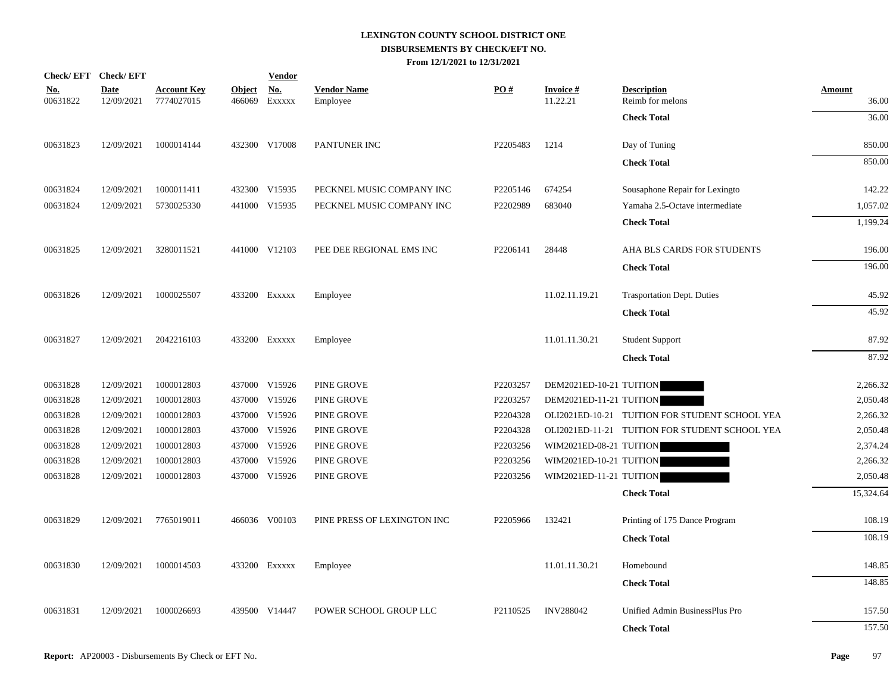# LEXINGTON COUNTY SCHOOL DISTRICT ONE
## DISBURSEMENTS BY CHECK/EFT NO.
### From 12/1/2021 to 12/31/2021

| Check/ EFT No. | Check/ EFT Date | Account Key | Object | Vendor No. | Vendor Name | PO # | Invoice # | Description | Amount |
|---|---|---|---|---|---|---|---|---|---|
| 00631822 | 12/09/2021 | 7774027015 | 466069 | Exxxxx | Employee | | 11.22.21 | Reimb for melons | 36.00 |
| | | | | | | | | **Check Total** | 36.00 |
| 00631823 | 12/09/2021 | 1000014144 | 432300 | V17008 | PANTUNER INC | P2205483 | 1214 | Day of Tuning | 850.00 |
| | | | | | | | | **Check Total** | 850.00 |
| 00631824 | 12/09/2021 | 1000011411 | 432300 | V15935 | PECKNEL MUSIC COMPANY INC | P2205146 | 674254 | Sousaphone Repair for Lexingto | 142.22 |
| 00631824 | 12/09/2021 | 5730025330 | 441000 | V15935 | PECKNEL MUSIC COMPANY INC | P2202989 | 683040 | Yamaha 2.5-Octave intermediate | 1,057.02 |
| | | | | | | | | **Check Total** | 1,199.24 |
| 00631825 | 12/09/2021 | 3280011521 | 441000 | V12103 | PEE DEE REGIONAL EMS INC | P2206141 | 28448 | AHA BLS CARDS FOR STUDENTS | 196.00 |
| | | | | | | | | **Check Total** | 196.00 |
| 00631826 | 12/09/2021 | 1000025507 | 433200 | Exxxxx | Employee | | 11.02.11.19.21 | Trasportation Dept. Duties | 45.92 |
| | | | | | | | | **Check Total** | 45.92 |
| 00631827 | 12/09/2021 | 2042216103 | 433200 | Exxxxx | Employee | | 11.01.11.30.21 | Student Support | 87.92 |
| | | | | | | | | **Check Total** | 87.92 |
| 00631828 | 12/09/2021 | 1000012803 | 437000 | V15926 | PINE GROVE | P2203257 | DEM2021ED-10-21 | TUITION | 2,266.32 |
| 00631828 | 12/09/2021 | 1000012803 | 437000 | V15926 | PINE GROVE | P2203257 | DEM2021ED-11-21 | TUITION | 2,050.48 |
| 00631828 | 12/09/2021 | 1000012803 | 437000 | V15926 | PINE GROVE | P2204328 | OLI2021ED-10-21 | TUITION FOR STUDENT SCHOOL YEA | 2,266.32 |
| 00631828 | 12/09/2021 | 1000012803 | 437000 | V15926 | PINE GROVE | P2204328 | OLI2021ED-11-21 | TUITION FOR STUDENT SCHOOL YEA | 2,050.48 |
| 00631828 | 12/09/2021 | 1000012803 | 437000 | V15926 | PINE GROVE | P2203256 | WIM2021ED-08-21 | TUITION | 2,374.24 |
| 00631828 | 12/09/2021 | 1000012803 | 437000 | V15926 | PINE GROVE | P2203256 | WIM2021ED-10-21 | TUITION | 2,266.32 |
| 00631828 | 12/09/2021 | 1000012803 | 437000 | V15926 | PINE GROVE | P2203256 | WIM2021ED-11-21 | TUITION | 2,050.48 |
| | | | | | | | | **Check Total** | 15,324.64 |
| 00631829 | 12/09/2021 | 7765019011 | 466036 | V00103 | PINE PRESS OF LEXINGTON INC | P2205966 | 132421 | Printing of 175 Dance Program | 108.19 |
| | | | | | | | | **Check Total** | 108.19 |
| 00631830 | 12/09/2021 | 1000014503 | 433200 | Exxxxx | Employee | | 11.01.11.30.21 | Homebound | 148.85 |
| | | | | | | | | **Check Total** | 148.85 |
| 00631831 | 12/09/2021 | 1000026693 | 439500 | V14447 | POWER SCHOOL GROUP LLC | P2110525 | INV288042 | Unified Admin BusinessPlus Pro | 157.50 |
| | | | | | | | | **Check Total** | 157.50 |

**Report:** AP20003 - Disbursements By Check or EFT No.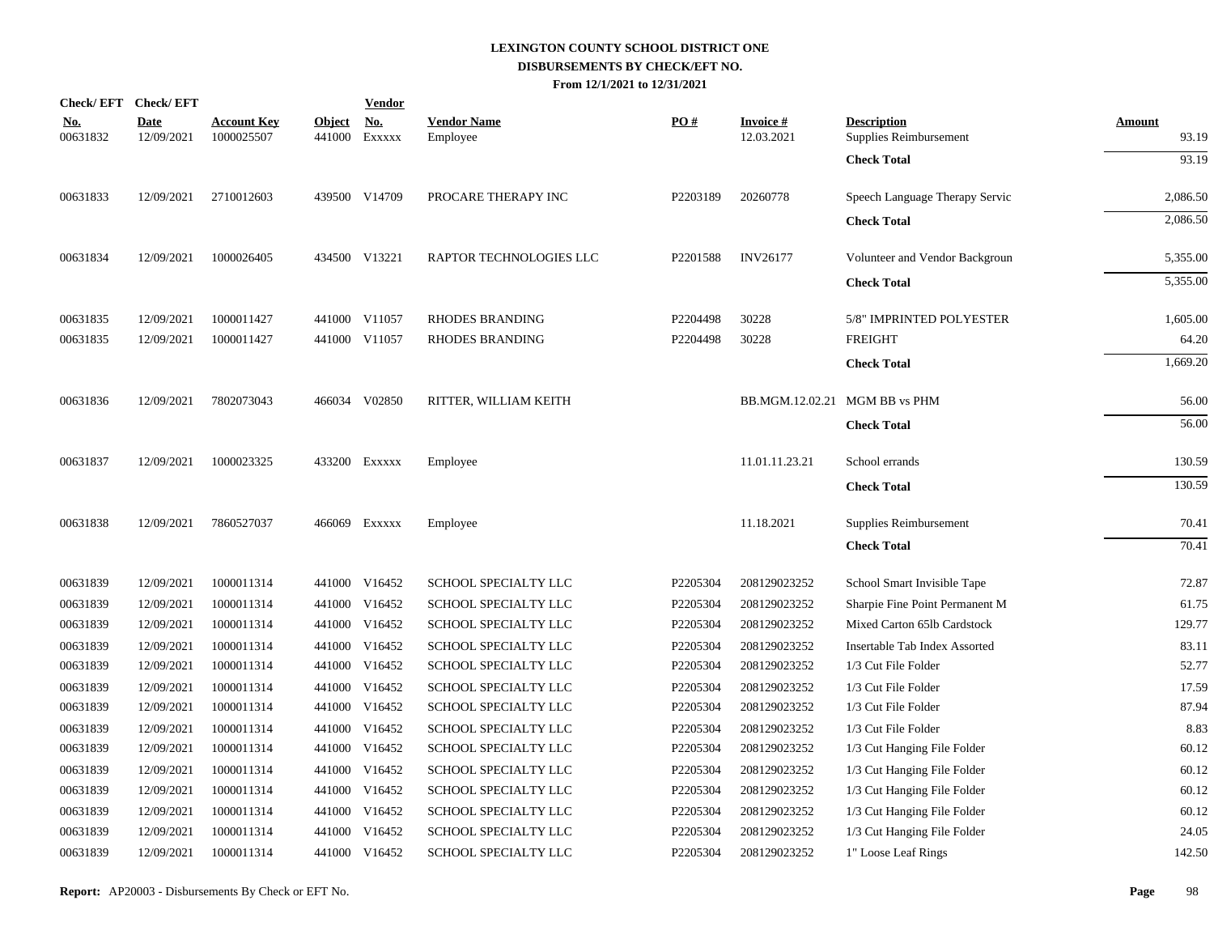# LEXINGTON COUNTY SCHOOL DISTRICT ONE
## DISBURSEMENTS BY CHECK/EFT NO.
### From 12/1/2021 to 12/31/2021

| Check/ EFT No. | Check/ EFT Date | Account Key | Object | Vendor No. | Vendor Name | PO # | Invoice # | Description | Amount |
|---|---|---|---|---|---|---|---|---|---|
| 00631832 | 12/09/2021 | 1000025507 | 441000 | Exxxxx | Employee | | 12.03.2021 | Supplies Reimbursement | 93.19 |
| | | | | | | | | **Check Total** | 93.19 |
| 00631833 | 12/09/2021 | 2710012603 | 439500 | V14709 | PROCARE THERAPY INC | P2203189 | 20260778 | Speech Language Therapy Servic | 2,086.50 |
| | | | | | | | | **Check Total** | 2,086.50 |
| 00631834 | 12/09/2021 | 1000026405 | 434500 | V13221 | RAPTOR TECHNOLOGIES LLC | P2201588 | INV26177 | Volunteer and Vendor Backgroun | 5,355.00 |
| | | | | | | | | **Check Total** | 5,355.00 |
| 00631835 | 12/09/2021 | 1000011427 | 441000 | V11057 | RHODES BRANDING | P2204498 | 30228 | 5/8" IMPRINTED POLYESTER | 1,605.00 |
| 00631835 | 12/09/2021 | 1000011427 | 441000 | V11057 | RHODES BRANDING | P2204498 | 30228 | FREIGHT | 64.20 |
| | | | | | | | | **Check Total** | 1,669.20 |
| 00631836 | 12/09/2021 | 7802073043 | 466034 | V02850 | RITTER, WILLIAM KEITH | | BB.MGM.12.02.21 | MGM BB vs PHM | 56.00 |
| | | | | | | | | **Check Total** | 56.00 |
| 00631837 | 12/09/2021 | 1000023325 | 433200 | Exxxxx | Employee | | 11.01.11.23.21 | School errands | 130.59 |
| | | | | | | | | **Check Total** | 130.59 |
| 00631838 | 12/09/2021 | 7860527037 | 466069 | Exxxxx | Employee | | 11.18.2021 | Supplies Reimbursement | 70.41 |
| | | | | | | | | **Check Total** | 70.41 |
| 00631839 | 12/09/2021 | 1000011314 | 441000 | V16452 | SCHOOL SPECIALTY LLC | P2205304 | 208129023252 | School Smart Invisible Tape | 72.87 |
| 00631839 | 12/09/2021 | 1000011314 | 441000 | V16452 | SCHOOL SPECIALTY LLC | P2205304 | 208129023252 | Sharpie Fine Point Permanent M | 61.75 |
| 00631839 | 12/09/2021 | 1000011314 | 441000 | V16452 | SCHOOL SPECIALTY LLC | P2205304 | 208129023252 | Mixed Carton 65lb Cardstock | 129.77 |
| 00631839 | 12/09/2021 | 1000011314 | 441000 | V16452 | SCHOOL SPECIALTY LLC | P2205304 | 208129023252 | Insertable Tab Index Assorted | 83.11 |
| 00631839 | 12/09/2021 | 1000011314 | 441000 | V16452 | SCHOOL SPECIALTY LLC | P2205304 | 208129023252 | 1/3 Cut File Folder | 52.77 |
| 00631839 | 12/09/2021 | 1000011314 | 441000 | V16452 | SCHOOL SPECIALTY LLC | P2205304 | 208129023252 | 1/3 Cut File Folder | 17.59 |
| 00631839 | 12/09/2021 | 1000011314 | 441000 | V16452 | SCHOOL SPECIALTY LLC | P2205304 | 208129023252 | 1/3 Cut File Folder | 87.94 |
| 00631839 | 12/09/2021 | 1000011314 | 441000 | V16452 | SCHOOL SPECIALTY LLC | P2205304 | 208129023252 | 1/3 Cut File Folder | 8.83 |
| 00631839 | 12/09/2021 | 1000011314 | 441000 | V16452 | SCHOOL SPECIALTY LLC | P2205304 | 208129023252 | 1/3 Cut Hanging File Folder | 60.12 |
| 00631839 | 12/09/2021 | 1000011314 | 441000 | V16452 | SCHOOL SPECIALTY LLC | P2205304 | 208129023252 | 1/3 Cut Hanging File Folder | 60.12 |
| 00631839 | 12/09/2021 | 1000011314 | 441000 | V16452 | SCHOOL SPECIALTY LLC | P2205304 | 208129023252 | 1/3 Cut Hanging File Folder | 60.12 |
| 00631839 | 12/09/2021 | 1000011314 | 441000 | V16452 | SCHOOL SPECIALTY LLC | P2205304 | 208129023252 | 1/3 Cut Hanging File Folder | 60.12 |
| 00631839 | 12/09/2021 | 1000011314 | 441000 | V16452 | SCHOOL SPECIALTY LLC | P2205304 | 208129023252 | 1/3 Cut Hanging File Folder | 24.05 |
| 00631839 | 12/09/2021 | 1000011314 | 441000 | V16452 | SCHOOL SPECIALTY LLC | P2205304 | 208129023252 | 1" Loose Leaf Rings | 142.50 |

**Report:** AP20003 - Disbursements By Check or EFT No.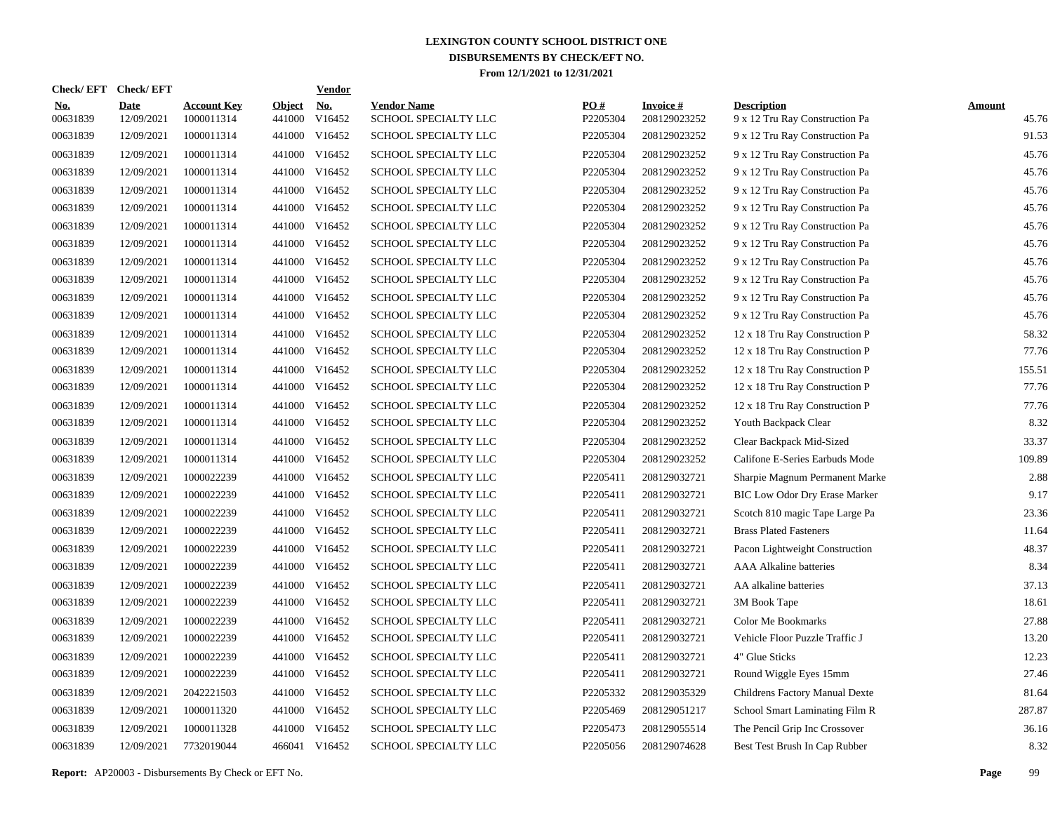# LEXINGTON COUNTY SCHOOL DISTRICT ONE
## DISBURSEMENTS BY CHECK/EFT NO.
### From 12/1/2021 to 12/31/2021

| Check/ EFT No. | Check/ EFT Date | Account Key | Object | Vendor No. | Vendor Name | PO # | Invoice # | Description | Amount |
|---|---|---|---|---|---|---|---|---|---|
| 00631839 | 12/09/2021 | 1000011314 | 441000 | V16452 | SCHOOL SPECIALTY LLC | P2205304 | 208129023252 | 9 x 12 Tru Ray Construction Pa | 45.76 |
| 00631839 | 12/09/2021 | 1000011314 | 441000 | V16452 | SCHOOL SPECIALTY LLC | P2205304 | 208129023252 | 9 x 12 Tru Ray Construction Pa | 91.53 |
| 00631839 | 12/09/2021 | 1000011314 | 441000 | V16452 | SCHOOL SPECIALTY LLC | P2205304 | 208129023252 | 9 x 12 Tru Ray Construction Pa | 45.76 |
| 00631839 | 12/09/2021 | 1000011314 | 441000 | V16452 | SCHOOL SPECIALTY LLC | P2205304 | 208129023252 | 9 x 12 Tru Ray Construction Pa | 45.76 |
| 00631839 | 12/09/2021 | 1000011314 | 441000 | V16452 | SCHOOL SPECIALTY LLC | P2205304 | 208129023252 | 9 x 12 Tru Ray Construction Pa | 45.76 |
| 00631839 | 12/09/2021 | 1000011314 | 441000 | V16452 | SCHOOL SPECIALTY LLC | P2205304 | 208129023252 | 9 x 12 Tru Ray Construction Pa | 45.76 |
| 00631839 | 12/09/2021 | 1000011314 | 441000 | V16452 | SCHOOL SPECIALTY LLC | P2205304 | 208129023252 | 9 x 12 Tru Ray Construction Pa | 45.76 |
| 00631839 | 12/09/2021 | 1000011314 | 441000 | V16452 | SCHOOL SPECIALTY LLC | P2205304 | 208129023252 | 9 x 12 Tru Ray Construction Pa | 45.76 |
| 00631839 | 12/09/2021 | 1000011314 | 441000 | V16452 | SCHOOL SPECIALTY LLC | P2205304 | 208129023252 | 9 x 12 Tru Ray Construction Pa | 45.76 |
| 00631839 | 12/09/2021 | 1000011314 | 441000 | V16452 | SCHOOL SPECIALTY LLC | P2205304 | 208129023252 | 9 x 12 Tru Ray Construction Pa | 45.76 |
| 00631839 | 12/09/2021 | 1000011314 | 441000 | V16452 | SCHOOL SPECIALTY LLC | P2205304 | 208129023252 | 9 x 12 Tru Ray Construction Pa | 45.76 |
| 00631839 | 12/09/2021 | 1000011314 | 441000 | V16452 | SCHOOL SPECIALTY LLC | P2205304 | 208129023252 | 9 x 12 Tru Ray Construction Pa | 45.76 |
| 00631839 | 12/09/2021 | 1000011314 | 441000 | V16452 | SCHOOL SPECIALTY LLC | P2205304 | 208129023252 | 12 x 18 Tru Ray Construction P | 58.32 |
| 00631839 | 12/09/2021 | 1000011314 | 441000 | V16452 | SCHOOL SPECIALTY LLC | P2205304 | 208129023252 | 12 x 18 Tru Ray Construction P | 77.76 |
| 00631839 | 12/09/2021 | 1000011314 | 441000 | V16452 | SCHOOL SPECIALTY LLC | P2205304 | 208129023252 | 12 x 18 Tru Ray Construction P | 155.51 |
| 00631839 | 12/09/2021 | 1000011314 | 441000 | V16452 | SCHOOL SPECIALTY LLC | P2205304 | 208129023252 | 12 x 18 Tru Ray Construction P | 77.76 |
| 00631839 | 12/09/2021 | 1000011314 | 441000 | V16452 | SCHOOL SPECIALTY LLC | P2205304 | 208129023252 | 12 x 18 Tru Ray Construction P | 77.76 |
| 00631839 | 12/09/2021 | 1000011314 | 441000 | V16452 | SCHOOL SPECIALTY LLC | P2205304 | 208129023252 | Youth Backpack Clear | 8.32 |
| 00631839 | 12/09/2021 | 1000011314 | 441000 | V16452 | SCHOOL SPECIALTY LLC | P2205304 | 208129023252 | Clear Backpack Mid-Sized | 33.37 |
| 00631839 | 12/09/2021 | 1000011314 | 441000 | V16452 | SCHOOL SPECIALTY LLC | P2205304 | 208129023252 | Califone E-Series Earbuds Mode | 109.89 |
| 00631839 | 12/09/2021 | 1000022239 | 441000 | V16452 | SCHOOL SPECIALTY LLC | P2205411 | 208129032721 | Sharpie Magnum Permanent Marke | 2.88 |
| 00631839 | 12/09/2021 | 1000022239 | 441000 | V16452 | SCHOOL SPECIALTY LLC | P2205411 | 208129032721 | BIC Low Odor Dry Erase Marker | 9.17 |
| 00631839 | 12/09/2021 | 1000022239 | 441000 | V16452 | SCHOOL SPECIALTY LLC | P2205411 | 208129032721 | Scotch 810 magic Tape Large Pa | 23.36 |
| 00631839 | 12/09/2021 | 1000022239 | 441000 | V16452 | SCHOOL SPECIALTY LLC | P2205411 | 208129032721 | Brass Plated Fasteners | 11.64 |
| 00631839 | 12/09/2021 | 1000022239 | 441000 | V16452 | SCHOOL SPECIALTY LLC | P2205411 | 208129032721 | Pacon Lightweight Construction | 48.37 |
| 00631839 | 12/09/2021 | 1000022239 | 441000 | V16452 | SCHOOL SPECIALTY LLC | P2205411 | 208129032721 | AAA Alkaline batteries | 8.34 |
| 00631839 | 12/09/2021 | 1000022239 | 441000 | V16452 | SCHOOL SPECIALTY LLC | P2205411 | 208129032721 | AA alkaline batteries | 37.13 |
| 00631839 | 12/09/2021 | 1000022239 | 441000 | V16452 | SCHOOL SPECIALTY LLC | P2205411 | 208129032721 | 3M Book Tape | 18.61 |
| 00631839 | 12/09/2021 | 1000022239 | 441000 | V16452 | SCHOOL SPECIALTY LLC | P2205411 | 208129032721 | Color Me Bookmarks | 27.88 |
| 00631839 | 12/09/2021 | 1000022239 | 441000 | V16452 | SCHOOL SPECIALTY LLC | P2205411 | 208129032721 | Vehicle Floor Puzzle Traffic J | 13.20 |
| 00631839 | 12/09/2021 | 1000022239 | 441000 | V16452 | SCHOOL SPECIALTY LLC | P2205411 | 208129032721 | 4" Glue Sticks | 12.23 |
| 00631839 | 12/09/2021 | 1000022239 | 441000 | V16452 | SCHOOL SPECIALTY LLC | P2205411 | 208129032721 | Round Wiggle Eyes 15mm | 27.46 |
| 00631839 | 12/09/2021 | 2042221503 | 441000 | V16452 | SCHOOL SPECIALTY LLC | P2205332 | 208129035329 | Childrens Factory Manual Dexte | 81.64 |
| 00631839 | 12/09/2021 | 1000011320 | 441000 | V16452 | SCHOOL SPECIALTY LLC | P2205469 | 208129051217 | School Smart Laminating Film R | 287.87 |
| 00631839 | 12/09/2021 | 1000011328 | 441000 | V16452 | SCHOOL SPECIALTY LLC | P2205473 | 208129055514 | The Pencil Grip Inc Crossover | 36.16 |
| 00631839 | 12/09/2021 | 7732019044 | 466041 | V16452 | SCHOOL SPECIALTY LLC | P2205056 | 208129074628 | Best Test Brush In Cap Rubber | 8.32 |

**Report:** AP20003 - Disbursements By Check or EFT No.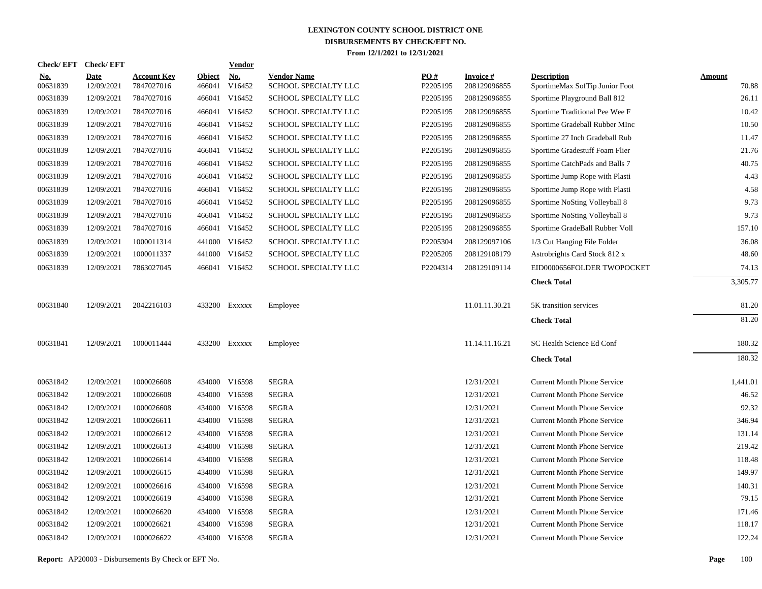# LEXINGTON COUNTY SCHOOL DISTRICT ONE
## DISBURSEMENTS BY CHECK/EFT NO.
### From 12/1/2021 to 12/31/2021

| Check/ EFT No. | Check/ EFT Date | Account Key | Object | Vendor No. | Vendor Name | PO # | Invoice # | Description | Amount |
|---|---|---|---|---|---|---|---|---|---|
| 00631839 | 12/09/2021 | 7847027016 | 466041 | V16452 | SCHOOL SPECIALTY LLC | P2205195 | 208129096855 | SportimeMax SofTip Junior Foot | 70.88 |
| 00631839 | 12/09/2021 | 7847027016 | 466041 | V16452 | SCHOOL SPECIALTY LLC | P2205195 | 208129096855 | Sportime Playground Ball 812 | 26.11 |
| 00631839 | 12/09/2021 | 7847027016 | 466041 | V16452 | SCHOOL SPECIALTY LLC | P2205195 | 208129096855 | Sportime Traditional Pee Wee F | 10.42 |
| 00631839 | 12/09/2021 | 7847027016 | 466041 | V16452 | SCHOOL SPECIALTY LLC | P2205195 | 208129096855 | Sportime Gradeball Rubber MInc | 10.50 |
| 00631839 | 12/09/2021 | 7847027016 | 466041 | V16452 | SCHOOL SPECIALTY LLC | P2205195 | 208129096855 | Sportime 27 Inch Gradeball Rub | 11.47 |
| 00631839 | 12/09/2021 | 7847027016 | 466041 | V16452 | SCHOOL SPECIALTY LLC | P2205195 | 208129096855 | Sportime Gradestuff Foam Flier | 21.76 |
| 00631839 | 12/09/2021 | 7847027016 | 466041 | V16452 | SCHOOL SPECIALTY LLC | P2205195 | 208129096855 | Sportime CatchPads and Balls 7 | 40.75 |
| 00631839 | 12/09/2021 | 7847027016 | 466041 | V16452 | SCHOOL SPECIALTY LLC | P2205195 | 208129096855 | Sportime Jump Rope with Plasti | 4.43 |
| 00631839 | 12/09/2021 | 7847027016 | 466041 | V16452 | SCHOOL SPECIALTY LLC | P2205195 | 208129096855 | Sportime Jump Rope with Plasti | 4.58 |
| 00631839 | 12/09/2021 | 7847027016 | 466041 | V16452 | SCHOOL SPECIALTY LLC | P2205195 | 208129096855 | Sportime NoSting Volleyball 8 | 9.73 |
| 00631839 | 12/09/2021 | 7847027016 | 466041 | V16452 | SCHOOL SPECIALTY LLC | P2205195 | 208129096855 | Sportime NoSting Volleyball 8 | 9.73 |
| 00631839 | 12/09/2021 | 7847027016 | 466041 | V16452 | SCHOOL SPECIALTY LLC | P2205195 | 208129096855 | Sportime GradeBall Rubber Voll | 157.10 |
| 00631839 | 12/09/2021 | 1000011314 | 441000 | V16452 | SCHOOL SPECIALTY LLC | P2205304 | 208129097106 | 1/3 Cut Hanging File Folder | 36.08 |
| 00631839 | 12/09/2021 | 1000011337 | 441000 | V16452 | SCHOOL SPECIALTY LLC | P2205205 | 208129108179 | Astrobrights Card Stock 812 x | 48.60 |
| 00631839 | 12/09/2021 | 7863027045 | 466041 | V16452 | SCHOOL SPECIALTY LLC | P2204314 | 208129109114 | EID0000656FOLDER TWOPOCKET | 74.13 |
| | | | | | | | | **Check Total** | 3,305.77 |
| 00631840 | 12/09/2021 | 2042216103 | 433200 | Exxxxx | Employee | | 11.01.11.30.21 | 5K transition services | 81.20 |
| | | | | | | | | **Check Total** | 81.20 |
| 00631841 | 12/09/2021 | 1000011444 | 433200 | Exxxxx | Employee | | 11.14.11.16.21 | SC Health Science Ed Conf | 180.32 |
| | | | | | | | | **Check Total** | 180.32 |
| 00631842 | 12/09/2021 | 1000026608 | 434000 | V16598 | SEGRA | | 12/31/2021 | Current Month Phone Service | 1,441.01 |
| 00631842 | 12/09/2021 | 1000026608 | 434000 | V16598 | SEGRA | | 12/31/2021 | Current Month Phone Service | 46.52 |
| 00631842 | 12/09/2021 | 1000026608 | 434000 | V16598 | SEGRA | | 12/31/2021 | Current Month Phone Service | 92.32 |
| 00631842 | 12/09/2021 | 1000026611 | 434000 | V16598 | SEGRA | | 12/31/2021 | Current Month Phone Service | 346.94 |
| 00631842 | 12/09/2021 | 1000026612 | 434000 | V16598 | SEGRA | | 12/31/2021 | Current Month Phone Service | 131.14 |
| 00631842 | 12/09/2021 | 1000026613 | 434000 | V16598 | SEGRA | | 12/31/2021 | Current Month Phone Service | 219.42 |
| 00631842 | 12/09/2021 | 1000026614 | 434000 | V16598 | SEGRA | | 12/31/2021 | Current Month Phone Service | 118.48 |
| 00631842 | 12/09/2021 | 1000026615 | 434000 | V16598 | SEGRA | | 12/31/2021 | Current Month Phone Service | 149.97 |
| 00631842 | 12/09/2021 | 1000026616 | 434000 | V16598 | SEGRA | | 12/31/2021 | Current Month Phone Service | 140.31 |
| 00631842 | 12/09/2021 | 1000026619 | 434000 | V16598 | SEGRA | | 12/31/2021 | Current Month Phone Service | 79.15 |
| 00631842 | 12/09/2021 | 1000026620 | 434000 | V16598 | SEGRA | | 12/31/2021 | Current Month Phone Service | 171.46 |
| 00631842 | 12/09/2021 | 1000026621 | 434000 | V16598 | SEGRA | | 12/31/2021 | Current Month Phone Service | 118.17 |
| 00631842 | 12/09/2021 | 1000026622 | 434000 | V16598 | SEGRA | | 12/31/2021 | Current Month Phone Service | 122.24 |

**Report:** AP20003 - Disbursements By Check or EFT No.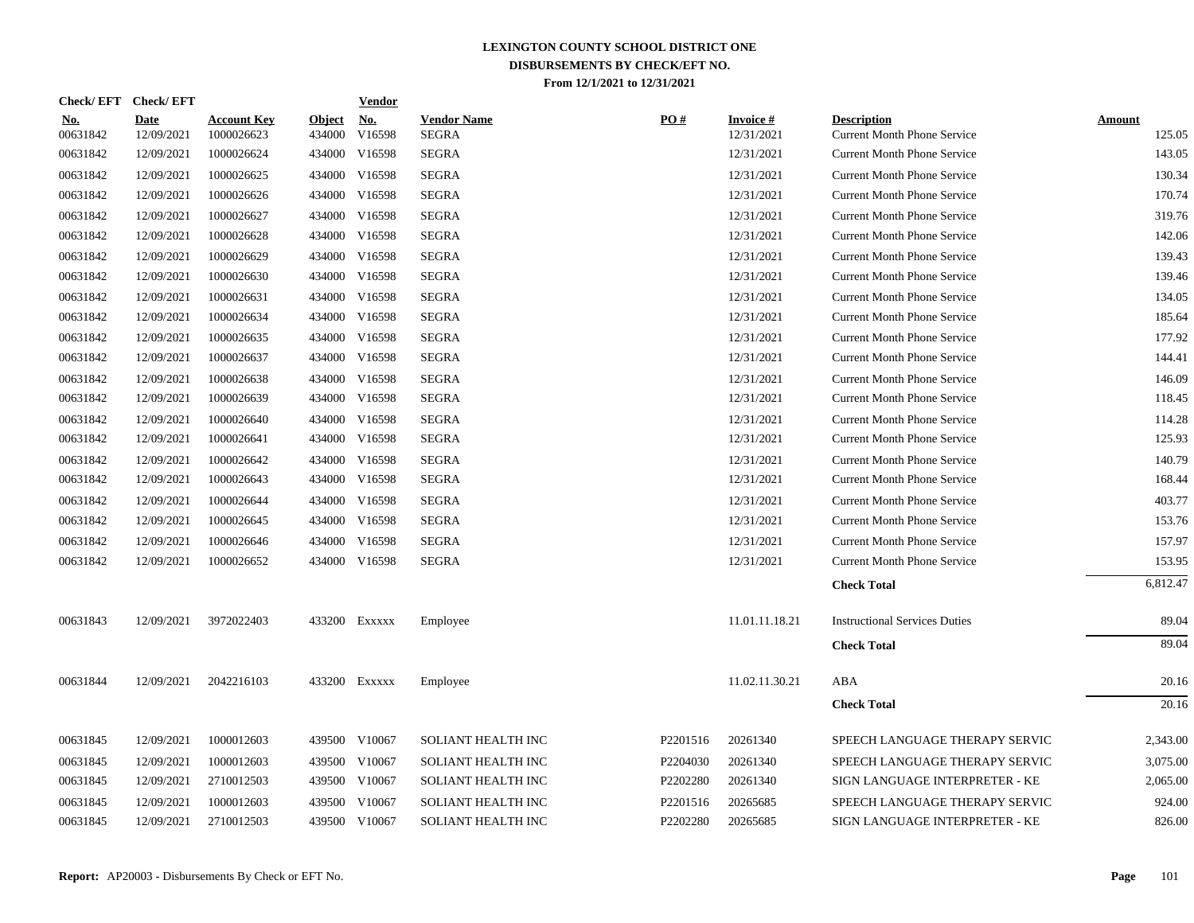# LEXINGTON COUNTY SCHOOL DISTRICT ONE
## DISBURSEMENTS BY CHECK/EFT NO.
### From 12/1/2021 to 12/31/2021

| Check/ EFT No. | Check/ EFT Date | Account Key | Object | Vendor No. | Vendor Name | PO # | Invoice # | Description | Amount |
|---|---|---|---|---|---|---|---|---|---|
| 00631842 | 12/09/2021 | 1000026623 | 434000 | V16598 | SEGRA | | 12/31/2021 | Current Month Phone Service | 125.05 |
| 00631842 | 12/09/2021 | 1000026624 | 434000 | V16598 | SEGRA | | 12/31/2021 | Current Month Phone Service | 143.05 |
| 00631842 | 12/09/2021 | 1000026625 | 434000 | V16598 | SEGRA | | 12/31/2021 | Current Month Phone Service | 130.34 |
| 00631842 | 12/09/2021 | 1000026626 | 434000 | V16598 | SEGRA | | 12/31/2021 | Current Month Phone Service | 170.74 |
| 00631842 | 12/09/2021 | 1000026627 | 434000 | V16598 | SEGRA | | 12/31/2021 | Current Month Phone Service | 319.76 |
| 00631842 | 12/09/2021 | 1000026628 | 434000 | V16598 | SEGRA | | 12/31/2021 | Current Month Phone Service | 142.06 |
| 00631842 | 12/09/2021 | 1000026629 | 434000 | V16598 | SEGRA | | 12/31/2021 | Current Month Phone Service | 139.43 |
| 00631842 | 12/09/2021 | 1000026630 | 434000 | V16598 | SEGRA | | 12/31/2021 | Current Month Phone Service | 139.46 |
| 00631842 | 12/09/2021 | 1000026631 | 434000 | V16598 | SEGRA | | 12/31/2021 | Current Month Phone Service | 134.05 |
| 00631842 | 12/09/2021 | 1000026634 | 434000 | V16598 | SEGRA | | 12/31/2021 | Current Month Phone Service | 185.64 |
| 00631842 | 12/09/2021 | 1000026635 | 434000 | V16598 | SEGRA | | 12/31/2021 | Current Month Phone Service | 177.92 |
| 00631842 | 12/09/2021 | 1000026637 | 434000 | V16598 | SEGRA | | 12/31/2021 | Current Month Phone Service | 144.41 |
| 00631842 | 12/09/2021 | 1000026638 | 434000 | V16598 | SEGRA | | 12/31/2021 | Current Month Phone Service | 146.09 |
| 00631842 | 12/09/2021 | 1000026639 | 434000 | V16598 | SEGRA | | 12/31/2021 | Current Month Phone Service | 118.45 |
| 00631842 | 12/09/2021 | 1000026640 | 434000 | V16598 | SEGRA | | 12/31/2021 | Current Month Phone Service | 114.28 |
| 00631842 | 12/09/2021 | 1000026641 | 434000 | V16598 | SEGRA | | 12/31/2021 | Current Month Phone Service | 125.93 |
| 00631842 | 12/09/2021 | 1000026642 | 434000 | V16598 | SEGRA | | 12/31/2021 | Current Month Phone Service | 140.79 |
| 00631842 | 12/09/2021 | 1000026643 | 434000 | V16598 | SEGRA | | 12/31/2021 | Current Month Phone Service | 168.44 |
| 00631842 | 12/09/2021 | 1000026644 | 434000 | V16598 | SEGRA | | 12/31/2021 | Current Month Phone Service | 403.77 |
| 00631842 | 12/09/2021 | 1000026645 | 434000 | V16598 | SEGRA | | 12/31/2021 | Current Month Phone Service | 153.76 |
| 00631842 | 12/09/2021 | 1000026646 | 434000 | V16598 | SEGRA | | 12/31/2021 | Current Month Phone Service | 157.97 |
| 00631842 | 12/09/2021 | 1000026652 | 434000 | V16598 | SEGRA | | 12/31/2021 | Current Month Phone Service | 153.95 |
| | | | | | | | | **Check Total** | 6,812.47 |
| 00631843 | 12/09/2021 | 3972022403 | 433200 | Exxxxx | Employee | | 11.01.11.18.21 | Instructional Services Duties | 89.04 |
| | | | | | | | | **Check Total** | 89.04 |
| 00631844 | 12/09/2021 | 2042216103 | 433200 | Exxxxx | Employee | | 11.02.11.30.21 | ABA | 20.16 |
| | | | | | | | | **Check Total** | 20.16 |
| 00631845 | 12/09/2021 | 1000012603 | 439500 | V10067 | SOLIANT HEALTH INC | P2201516 | 20261340 | SPEECH LANGUAGE THERAPY SERVIC | 2,343.00 |
| 00631845 | 12/09/2021 | 1000012603 | 439500 | V10067 | SOLIANT HEALTH INC | P2204030 | 20261340 | SPEECH LANGUAGE THERAPY SERVIC | 3,075.00 |
| 00631845 | 12/09/2021 | 2710012503 | 439500 | V10067 | SOLIANT HEALTH INC | P2202280 | 20261340 | SIGN LANGUAGE INTERPRETER - KE | 2,065.00 |
| 00631845 | 12/09/2021 | 1000012603 | 439500 | V10067 | SOLIANT HEALTH INC | P2201516 | 20265685 | SPEECH LANGUAGE THERAPY SERVIC | 924.00 |
| 00631845 | 12/09/2021 | 2710012503 | 439500 | V10067 | SOLIANT HEALTH INC | P2202280 | 20265685 | SIGN LANGUAGE INTERPRETER - KE | 826.00 |

**Report:** AP20003 - Disbursements By Check or EFT No.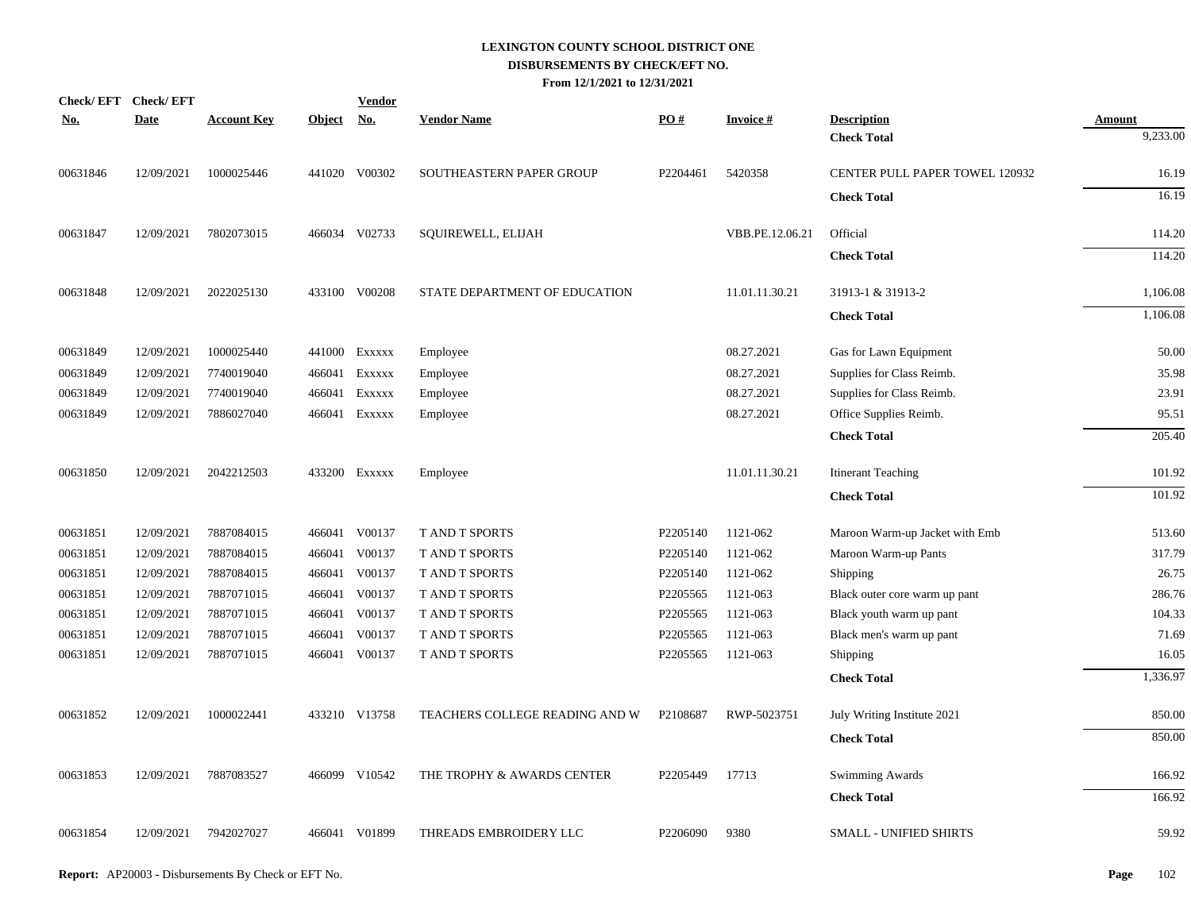# LEXINGTON COUNTY SCHOOL DISTRICT ONE
## DISBURSEMENTS BY CHECK/EFT NO.
### From 12/1/2021 to 12/31/2021

| Check/ EFT No. | Check/ EFT Date | Account Key | Object | Vendor No. | Vendor Name | PO # | Invoice # | Description | Amount |
|---|---|---|---|---|---|---|---|---|---|
| | | | | | | | | **Check Total** | 9,233.00 |
| 00631846 | 12/09/2021 | 1000025446 | 441020 | V00302 | SOUTHEASTERN PAPER GROUP | P2204461 | 5420358 | CENTER PULL PAPER TOWEL 120932 | 16.19 |
| | | | | | | | | **Check Total** | 16.19 |
| 00631847 | 12/09/2021 | 7802073015 | 466034 | V02733 | SQUIREWELL, ELIJAH | | VBB.PE.12.06.21 | Official | 114.20 |
| | | | | | | | | **Check Total** | 114.20 |
| 00631848 | 12/09/2021 | 2022025130 | 433100 | V00208 | STATE DEPARTMENT OF EDUCATION | | 11.01.11.30.21 | 31913-1 & 31913-2 | 1,106.08 |
| | | | | | | | | **Check Total** | 1,106.08 |
| 00631849 | 12/09/2021 | 1000025440 | 441000 | Exxxxx | Employee | | 08.27.2021 | Gas for Lawn Equipment | 50.00 |
| 00631849 | 12/09/2021 | 7740019040 | 466041 | Exxxxx | Employee | | 08.27.2021 | Supplies for Class Reimb. | 35.98 |
| 00631849 | 12/09/2021 | 7740019040 | 466041 | Exxxxx | Employee | | 08.27.2021 | Supplies for Class Reimb. | 23.91 |
| 00631849 | 12/09/2021 | 7886027040 | 466041 | Exxxxx | Employee | | 08.27.2021 | Office Supplies Reimb. | 95.51 |
| | | | | | | | | **Check Total** | 205.40 |
| 00631850 | 12/09/2021 | 2042212503 | 433200 | Exxxxx | Employee | | 11.01.11.30.21 | Itinerant Teaching | 101.92 |
| | | | | | | | | **Check Total** | 101.92 |
| 00631851 | 12/09/2021 | 7887084015 | 466041 | V00137 | T AND T SPORTS | P2205140 | 1121-062 | Maroon Warm-up Jacket with Emb | 513.60 |
| 00631851 | 12/09/2021 | 7887084015 | 466041 | V00137 | T AND T SPORTS | P2205140 | 1121-062 | Maroon Warm-up Pants | 317.79 |
| 00631851 | 12/09/2021 | 7887084015 | 466041 | V00137 | T AND T SPORTS | P2205140 | 1121-062 | Shipping | 26.75 |
| 00631851 | 12/09/2021 | 7887071015 | 466041 | V00137 | T AND T SPORTS | P2205565 | 1121-063 | Black outer core warm up pant | 286.76 |
| 00631851 | 12/09/2021 | 7887071015 | 466041 | V00137 | T AND T SPORTS | P2205565 | 1121-063 | Black youth warm up pant | 104.33 |
| 00631851 | 12/09/2021 | 7887071015 | 466041 | V00137 | T AND T SPORTS | P2205565 | 1121-063 | Black men's warm up pant | 71.69 |
| 00631851 | 12/09/2021 | 7887071015 | 466041 | V00137 | T AND T SPORTS | P2205565 | 1121-063 | Shipping | 16.05 |
| | | | | | | | | **Check Total** | 1,336.97 |
| 00631852 | 12/09/2021 | 1000022441 | 433210 | V13758 | TEACHERS COLLEGE READING AND W | P2108687 | RWP-5023751 | July Writing Institute 2021 | 850.00 |
| | | | | | | | | **Check Total** | 850.00 |
| 00631853 | 12/09/2021 | 7887083527 | 466099 | V10542 | THE TROPHY & AWARDS CENTER | P2205449 | 17713 | Swimming Awards | 166.92 |
| | | | | | | | | **Check Total** | 166.92 |
| 00631854 | 12/09/2021 | 7942027027 | 466041 | V01899 | THREADS EMBROIDERY LLC | P2206090 | 9380 | SMALL - UNIFIED SHIRTS | 59.92 |

**Report:** AP20003 - Disbursements By Check or EFT No.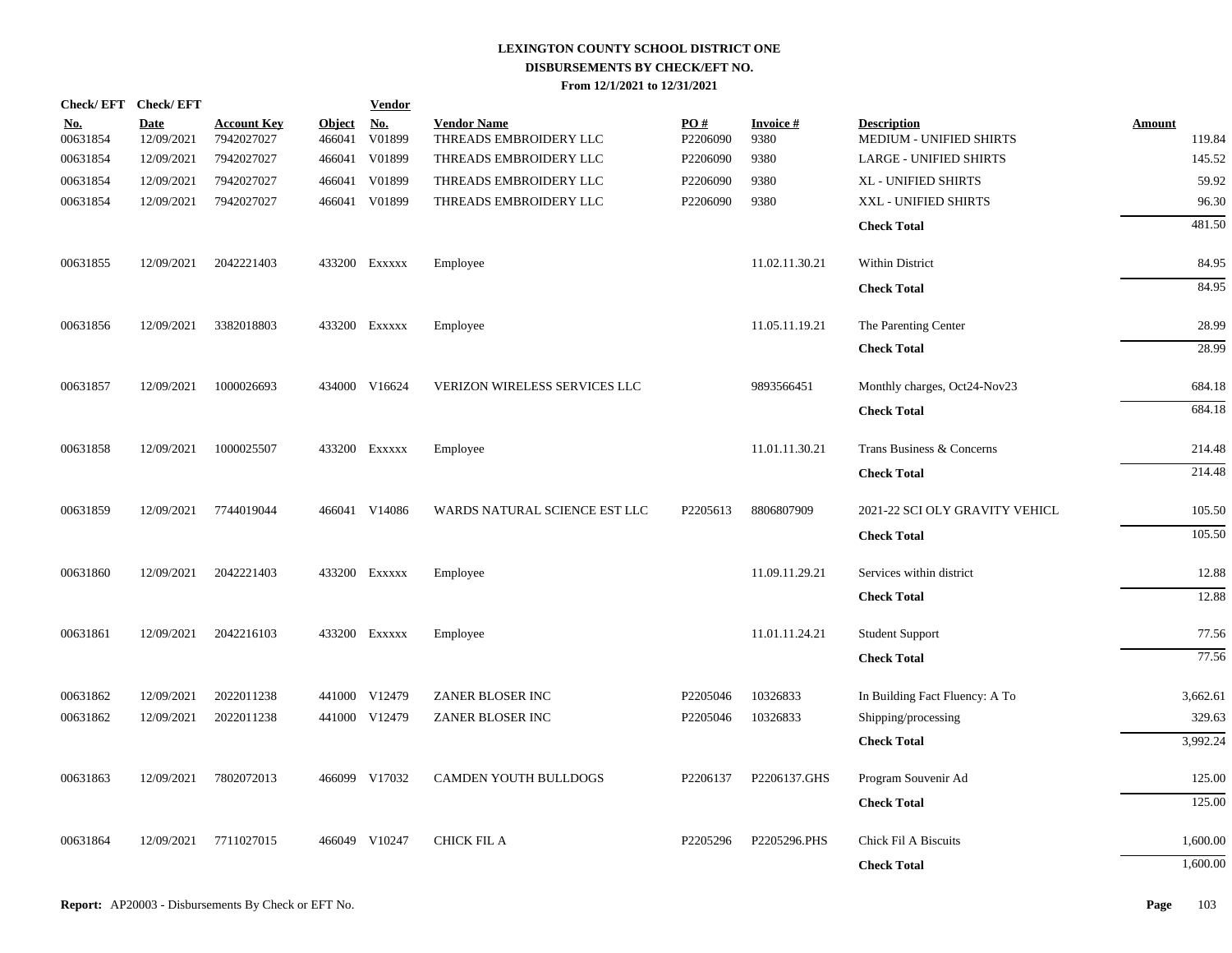# LEXINGTON COUNTY SCHOOL DISTRICT ONE
## DISBURSEMENTS BY CHECK/EFT NO.
### From 12/1/2021 to 12/31/2021

| Check/ EFT No. | Check/ EFT Date | Account Key | Object | Vendor No. | Vendor Name | PO # | Invoice # | Description | Amount |
|---|---|---|---|---|---|---|---|---|---|
| 00631854 | 12/09/2021 | 7942027027 | 466041 | V01899 | THREADS EMBROIDERY LLC | P2206090 | 9380 | MEDIUM - UNIFIED SHIRTS | 119.84 |
| 00631854 | 12/09/2021 | 7942027027 | 466041 | V01899 | THREADS EMBROIDERY LLC | P2206090 | 9380 | LARGE - UNIFIED SHIRTS | 145.52 |
| 00631854 | 12/09/2021 | 7942027027 | 466041 | V01899 | THREADS EMBROIDERY LLC | P2206090 | 9380 | XL - UNIFIED SHIRTS | 59.92 |
| 00631854 | 12/09/2021 | 7942027027 | 466041 | V01899 | THREADS EMBROIDERY LLC | P2206090 | 9380 | XXL - UNIFIED SHIRTS | 96.30 |
| | | | | | | | | **Check Total** | 481.50 |
| 00631855 | 12/09/2021 | 2042221403 | 433200 | Exxxxx | Employee | | 11.02.11.30.21 | Within District | 84.95 |
| | | | | | | | | **Check Total** | 84.95 |
| 00631856 | 12/09/2021 | 3382018803 | 433200 | Exxxxx | Employee | | 11.05.11.19.21 | The Parenting Center | 28.99 |
| | | | | | | | | **Check Total** | 28.99 |
| 00631857 | 12/09/2021 | 1000026693 | 434000 | V16624 | VERIZON WIRELESS SERVICES LLC | | 9893566451 | Monthly charges, Oct24-Nov23 | 684.18 |
| | | | | | | | | **Check Total** | 684.18 |
| 00631858 | 12/09/2021 | 1000025507 | 433200 | Exxxxx | Employee | | 11.01.11.30.21 | Trans Business & Concerns | 214.48 |
| | | | | | | | | **Check Total** | 214.48 |
| 00631859 | 12/09/2021 | 7744019044 | 466041 | V14086 | WARDS NATURAL SCIENCE EST LLC | P2205613 | 8806807909 | 2021-22 SCI OLY GRAVITY VEHICL | 105.50 |
| | | | | | | | | **Check Total** | 105.50 |
| 00631860 | 12/09/2021 | 2042221403 | 433200 | Exxxxx | Employee | | 11.09.11.29.21 | Services within district | 12.88 |
| | | | | | | | | **Check Total** | 12.88 |
| 00631861 | 12/09/2021 | 2042216103 | 433200 | Exxxxx | Employee | | 11.01.11.24.21 | Student Support | 77.56 |
| | | | | | | | | **Check Total** | 77.56 |
| 00631862 | 12/09/2021 | 2022011238 | 441000 | V12479 | ZANER BLOSER INC | P2205046 | 10326833 | In Building Fact Fluency: A To | 3,662.61 |
| 00631862 | 12/09/2021 | 2022011238 | 441000 | V12479 | ZANER BLOSER INC | P2205046 | 10326833 | Shipping/processing | 329.63 |
| | | | | | | | | **Check Total** | 3,992.24 |
| 00631863 | 12/09/2021 | 7802072013 | 466099 | V17032 | CAMDEN YOUTH BULLDOGS | P2206137 | P2206137.GHS | Program Souvenir Ad | 125.00 |
| | | | | | | | | **Check Total** | 125.00 |
| 00631864 | 12/09/2021 | 7711027015 | 466049 | V10247 | CHICK FIL A | P2205296 | P2205296.PHS | Chick Fil A Biscuits | 1,600.00 |
| | | | | | | | | **Check Total** | 1,600.00 |

**Report:** AP20003 - Disbursements By Check or EFT No.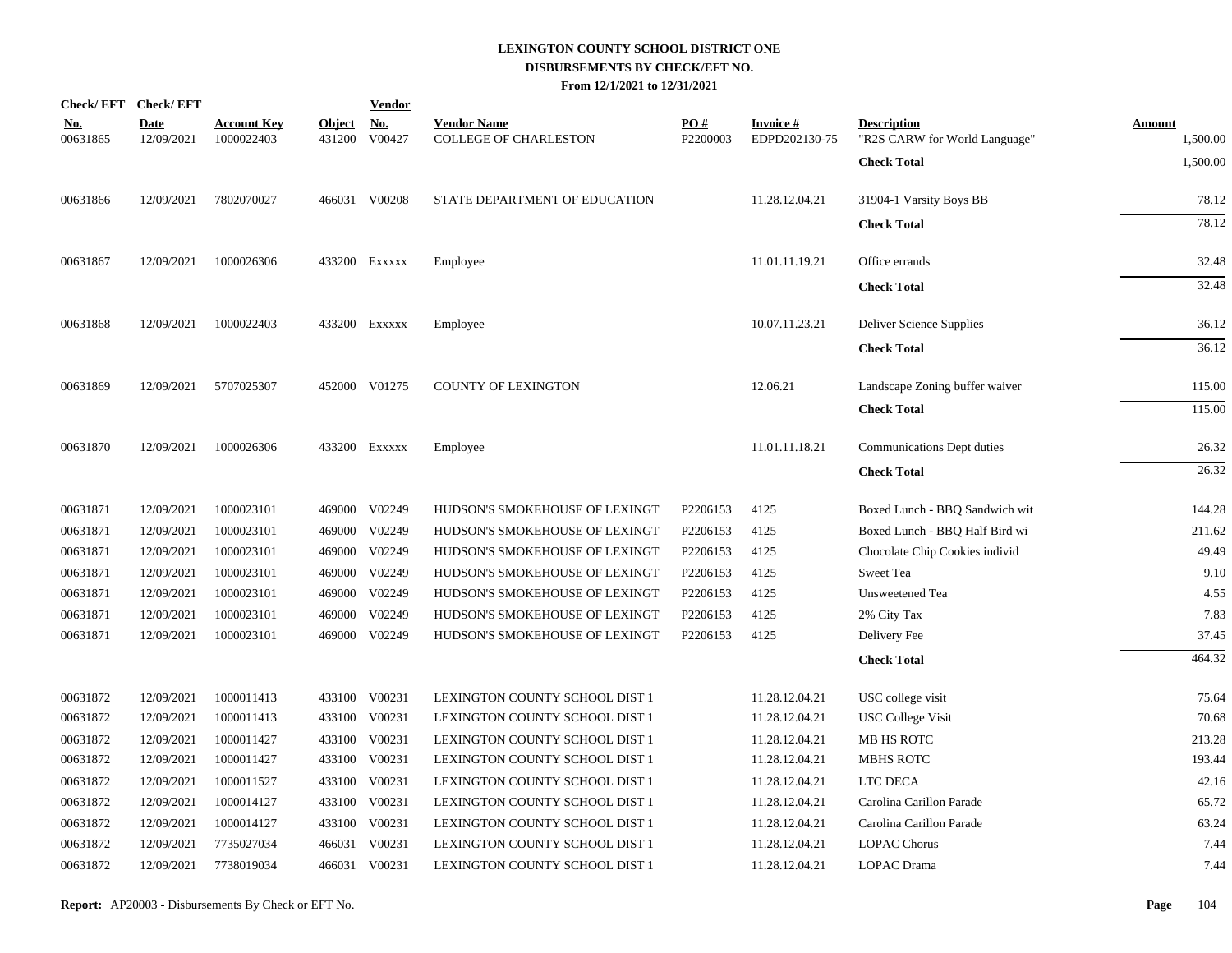# LEXINGTON COUNTY SCHOOL DISTRICT ONE
## DISBURSEMENTS BY CHECK/EFT NO.
### From 12/1/2021 to 12/31/2021

| Check/ EFT No. | Check/ EFT Date | Account Key | Object | Vendor No. | Vendor Name | PO # | Invoice # | Description | Amount |
|---|---|---|---|---|---|---|---|---|---|
| 00631865 | 12/09/2021 | 1000022403 | 431200 | V00427 | COLLEGE OF CHARLESTON | P2200003 | EDPD202130-75 | "R2S CARW for World Language" | 1,500.00 |
| | | | | | | | | **Check Total** | 1,500.00 |
| 00631866 | 12/09/2021 | 7802070027 | 466031 | V00208 | STATE DEPARTMENT OF EDUCATION | | 11.28.12.04.21 | 31904-1 Varsity Boys BB | 78.12 |
| | | | | | | | | **Check Total** | 78.12 |
| 00631867 | 12/09/2021 | 1000026306 | 433200 | Exxxxx | Employee | | 11.01.11.19.21 | Office errands | 32.48 |
| | | | | | | | | **Check Total** | 32.48 |
| 00631868 | 12/09/2021 | 1000022403 | 433200 | Exxxxx | Employee | | 10.07.11.23.21 | Deliver Science Supplies | 36.12 |
| | | | | | | | | **Check Total** | 36.12 |
| 00631869 | 12/09/2021 | 5707025307 | 452000 | V01275 | COUNTY OF LEXINGTON | | 12.06.21 | Landscape Zoning buffer waiver | 115.00 |
| | | | | | | | | **Check Total** | 115.00 |
| 00631870 | 12/09/2021 | 1000026306 | 433200 | Exxxxx | Employee | | 11.01.11.18.21 | Communications Dept duties | 26.32 |
| | | | | | | | | **Check Total** | 26.32 |
| 00631871 | 12/09/2021 | 1000023101 | 469000 | V02249 | HUDSON'S SMOKEHOUSE OF LEXINGT | P2206153 | 4125 | Boxed Lunch - BBQ Sandwich wit | 144.28 |
| 00631871 | 12/09/2021 | 1000023101 | 469000 | V02249 | HUDSON'S SMOKEHOUSE OF LEXINGT | P2206153 | 4125 | Boxed Lunch - BBQ Half Bird wi | 211.62 |
| 00631871 | 12/09/2021 | 1000023101 | 469000 | V02249 | HUDSON'S SMOKEHOUSE OF LEXINGT | P2206153 | 4125 | Chocolate Chip Cookies individ | 49.49 |
| 00631871 | 12/09/2021 | 1000023101 | 469000 | V02249 | HUDSON'S SMOKEHOUSE OF LEXINGT | P2206153 | 4125 | Sweet Tea | 9.10 |
| 00631871 | 12/09/2021 | 1000023101 | 469000 | V02249 | HUDSON'S SMOKEHOUSE OF LEXINGT | P2206153 | 4125 | Unsweetened Tea | 4.55 |
| 00631871 | 12/09/2021 | 1000023101 | 469000 | V02249 | HUDSON'S SMOKEHOUSE OF LEXINGT | P2206153 | 4125 | 2% City Tax | 7.83 |
| 00631871 | 12/09/2021 | 1000023101 | 469000 | V02249 | HUDSON'S SMOKEHOUSE OF LEXINGT | P2206153 | 4125 | Delivery Fee | 37.45 |
| | | | | | | | | **Check Total** | 464.32 |
| 00631872 | 12/09/2021 | 1000011413 | 433100 | V00231 | LEXINGTON COUNTY SCHOOL DIST 1 | | 11.28.12.04.21 | USC college visit | 75.64 |
| 00631872 | 12/09/2021 | 1000011413 | 433100 | V00231 | LEXINGTON COUNTY SCHOOL DIST 1 | | 11.28.12.04.21 | USC College Visit | 70.68 |
| 00631872 | 12/09/2021 | 1000011427 | 433100 | V00231 | LEXINGTON COUNTY SCHOOL DIST 1 | | 11.28.12.04.21 | MB HS ROTC | 213.28 |
| 00631872 | 12/09/2021 | 1000011427 | 433100 | V00231 | LEXINGTON COUNTY SCHOOL DIST 1 | | 11.28.12.04.21 | MBHS ROTC | 193.44 |
| 00631872 | 12/09/2021 | 1000011527 | 433100 | V00231 | LEXINGTON COUNTY SCHOOL DIST 1 | | 11.28.12.04.21 | LTC DECA | 42.16 |
| 00631872 | 12/09/2021 | 1000014127 | 433100 | V00231 | LEXINGTON COUNTY SCHOOL DIST 1 | | 11.28.12.04.21 | Carolina Carillon Parade | 65.72 |
| 00631872 | 12/09/2021 | 1000014127 | 433100 | V00231 | LEXINGTON COUNTY SCHOOL DIST 1 | | 11.28.12.04.21 | Carolina Carillon Parade | 63.24 |
| 00631872 | 12/09/2021 | 7735027034 | 466031 | V00231 | LEXINGTON COUNTY SCHOOL DIST 1 | | 11.28.12.04.21 | LOPAC Chorus | 7.44 |
| 00631872 | 12/09/2021 | 7738019034 | 466031 | V00231 | LEXINGTON COUNTY SCHOOL DIST 1 | | 11.28.12.04.21 | LOPAC Drama | 7.44 |

**Report:** AP20003 - Disbursements By Check or EFT No.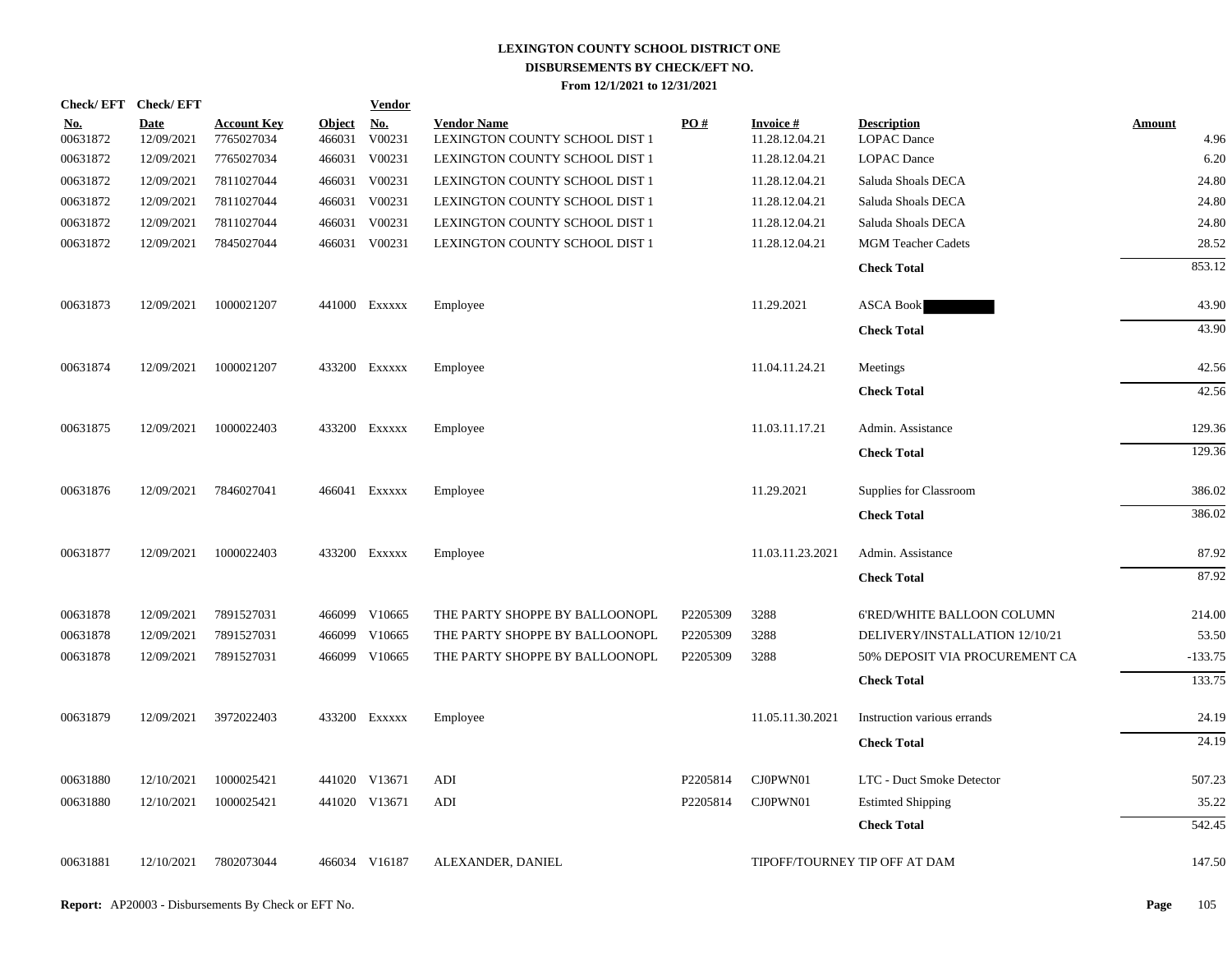**LEXINGTON COUNTY SCHOOL DISTRICT ONE**
**DISBURSEMENTS BY CHECK/EFT NO.**
**From 12/1/2021 to 12/31/2021**

| Check/EFT No. | Check/EFT Date | Account Key | Object | Vendor No. | Vendor Name | PO # | Invoice # | Description | Amount |
|---|---|---|---|---|---|---|---|---|---|
| 00631872 | 12/09/2021 | 7765027034 | 466031 | V00231 | LEXINGTON COUNTY SCHOOL DIST 1 | | 11.28.12.04.21 | LOPAC Dance | 4.96 |
| 00631872 | 12/09/2021 | 7765027034 | 466031 | V00231 | LEXINGTON COUNTY SCHOOL DIST 1 | | 11.28.12.04.21 | LOPAC Dance | 6.20 |
| 00631872 | 12/09/2021 | 7811027044 | 466031 | V00231 | LEXINGTON COUNTY SCHOOL DIST 1 | | 11.28.12.04.21 | Saluda Shoals DECA | 24.80 |
| 00631872 | 12/09/2021 | 7811027044 | 466031 | V00231 | LEXINGTON COUNTY SCHOOL DIST 1 | | 11.28.12.04.21 | Saluda Shoals DECA | 24.80 |
| 00631872 | 12/09/2021 | 7811027044 | 466031 | V00231 | LEXINGTON COUNTY SCHOOL DIST 1 | | 11.28.12.04.21 | Saluda Shoals DECA | 24.80 |
| 00631872 | 12/09/2021 | 7845027044 | 466031 | V00231 | LEXINGTON COUNTY SCHOOL DIST 1 | | 11.28.12.04.21 | MGM Teacher Cadets | 28.52 |
| | | | | | | | | **Check Total** | 853.12 |
| 00631873 | 12/09/2021 | 1000021207 | 441000 | Exxxxx | Employee | | 11.29.2021 | ASCA Book | 43.90 |
| | | | | | | | | **Check Total** | 43.90 |
| 00631874 | 12/09/2021 | 1000021207 | 433200 | Exxxxx | Employee | | 11.04.11.24.21 | Meetings | 42.56 |
| | | | | | | | | **Check Total** | 42.56 |
| 00631875 | 12/09/2021 | 1000022403 | 433200 | Exxxxx | Employee | | 11.03.11.17.21 | Admin. Assistance | 129.36 |
| | | | | | | | | **Check Total** | 129.36 |
| 00631876 | 12/09/2021 | 7846027041 | 466041 | Exxxxx | Employee | | 11.29.2021 | Supplies for Classroom | 386.02 |
| | | | | | | | | **Check Total** | 386.02 |
| 00631877 | 12/09/2021 | 1000022403 | 433200 | Exxxxx | Employee | | 11.03.11.23.2021 | Admin. Assistance | 87.92 |
| | | | | | | | | **Check Total** | 87.92 |
| 00631878 | 12/09/2021 | 7891527031 | 466099 | V10665 | THE PARTY SHOPPE BY BALLOONOPL | P2205309 | 3288 | 6'RED/WHITE BALLOON COLUMN | 214.00 |
| 00631878 | 12/09/2021 | 7891527031 | 466099 | V10665 | THE PARTY SHOPPE BY BALLOONOPL | P2205309 | 3288 | DELIVERY/INSTALLATION 12/10/21 | 53.50 |
| 00631878 | 12/09/2021 | 7891527031 | 466099 | V10665 | THE PARTY SHOPPE BY BALLOONOPL | P2205309 | 3288 | 50% DEPOSIT VIA PROCUREMENT CA | -133.75 |
| | | | | | | | | **Check Total** | 133.75 |
| 00631879 | 12/09/2021 | 3972022403 | 433200 | Exxxxx | Employee | | 11.05.11.30.2021 | Instruction various errands | 24.19 |
| | | | | | | | | **Check Total** | 24.19 |
| 00631880 | 12/10/2021 | 1000025421 | 441020 | V13671 | ADI | P2205814 | CJ0PWN01 | LTC - Duct Smoke Detector | 507.23 |
| 00631880 | 12/10/2021 | 1000025421 | 441020 | V13671 | ADI | P2205814 | CJ0PWN01 | Estimted Shipping | 35.22 |
| | | | | | | | | **Check Total** | 542.45 |
| 00631881 | 12/10/2021 | 7802073044 | 466034 | V16187 | ALEXANDER, DANIEL | | TIPOFF/TOURNEY | TIP OFF AT DAM | 147.50 |

**Report:** AP20003 - Disbursements By Check or EFT No.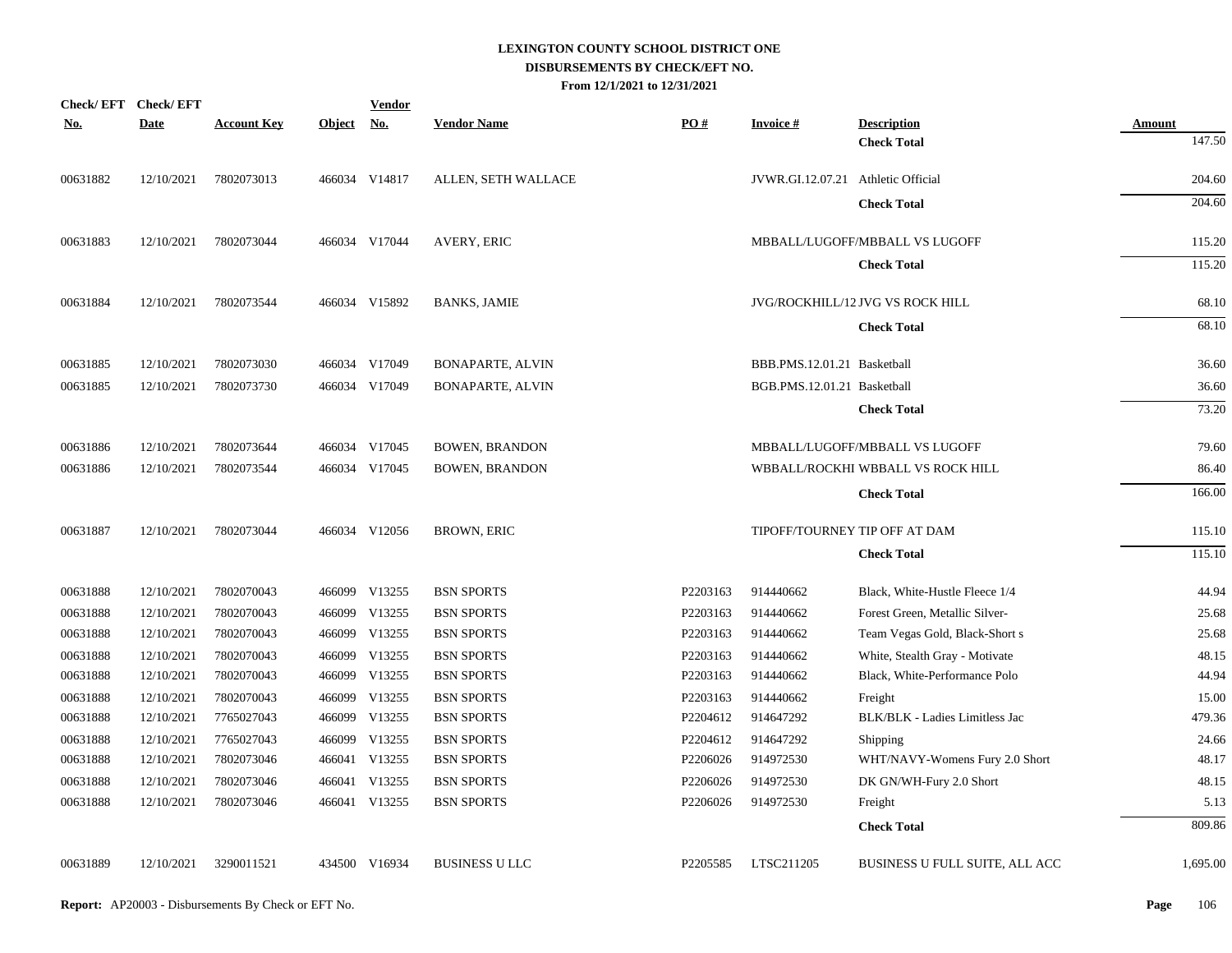# LEXINGTON COUNTY SCHOOL DISTRICT ONE
## DISBURSEMENTS BY CHECK/EFT NO.
### From 12/1/2021 to 12/31/2021

| Check/ EFT No. | Check/ EFT Date | Account Key | Object | Vendor No. | Vendor Name | PO # | Invoice # | Description | Amount |
|---|---|---|---|---|---|---|---|---|---|
| | | | | | | | | **Check Total** | 147.50 |
| 00631882 | 12/10/2021 | 7802073013 | 466034 | V14817 | ALLEN, SETH WALLACE | | JVWR.GI.12.07.21 | Athletic Official | 204.60 |
| | | | | | | | | **Check Total** | 204.60 |
| 00631883 | 12/10/2021 | 7802073044 | 466034 | V17044 | AVERY, ERIC | | MBBALL/LUGOFF/ | MBBALL VS LUGOFF | 115.20 |
| | | | | | | | | **Check Total** | 115.20 |
| 00631884 | 12/10/2021 | 7802073544 | 466034 | V15892 | BANKS, JAMIE | | JVG/ROCKHILL/12 | JVG VS ROCK HILL | 68.10 |
| | | | | | | | | **Check Total** | 68.10 |
| 00631885 | 12/10/2021 | 7802073030 | 466034 | V17049 | BONAPARTE, ALVIN | | BBB.PMS.12.01.21 | Basketball | 36.60 |
| 00631885 | 12/10/2021 | 7802073730 | 466034 | V17049 | BONAPARTE, ALVIN | | BGB.PMS.12.01.21 | Basketball | 36.60 |
| | | | | | | | | **Check Total** | 73.20 |
| 00631886 | 12/10/2021 | 7802073644 | 466034 | V17045 | BOWEN, BRANDON | | MBBALL/LUGOFF/ | MBBALL VS LUGOFF | 79.60 |
| 00631886 | 12/10/2021 | 7802073544 | 466034 | V17045 | BOWEN, BRANDON | | WBBALL/ROCKHI | WBBALL VS ROCK HILL | 86.40 |
| | | | | | | | | **Check Total** | 166.00 |
| 00631887 | 12/10/2021 | 7802073044 | 466034 | V12056 | BROWN, ERIC | | TIPOFF/TOURNEY | TIP OFF AT DAM | 115.10 |
| | | | | | | | | **Check Total** | 115.10 |
| 00631888 | 12/10/2021 | 7802070043 | 466099 | V13255 | BSN SPORTS | P2203163 | 914440662 | Black, White-Hustle Fleece 1/4 | 44.94 |
| 00631888 | 12/10/2021 | 7802070043 | 466099 | V13255 | BSN SPORTS | P2203163 | 914440662 | Forest Green, Metallic Silver- | 25.68 |
| 00631888 | 12/10/2021 | 7802070043 | 466099 | V13255 | BSN SPORTS | P2203163 | 914440662 | Team Vegas Gold, Black-Short s | 25.68 |
| 00631888 | 12/10/2021 | 7802070043 | 466099 | V13255 | BSN SPORTS | P2203163 | 914440662 | White, Stealth Gray - Motivate | 48.15 |
| 00631888 | 12/10/2021 | 7802070043 | 466099 | V13255 | BSN SPORTS | P2203163 | 914440662 | Black, White-Performance Polo | 44.94 |
| 00631888 | 12/10/2021 | 7802070043 | 466099 | V13255 | BSN SPORTS | P2203163 | 914440662 | Freight | 15.00 |
| 00631888 | 12/10/2021 | 7765027043 | 466099 | V13255 | BSN SPORTS | P2204612 | 914647292 | BLK/BLK - Ladies Limitless Jac | 479.36 |
| 00631888 | 12/10/2021 | 7765027043 | 466099 | V13255 | BSN SPORTS | P2204612 | 914647292 | Shipping | 24.66 |
| 00631888 | 12/10/2021 | 7802073046 | 466041 | V13255 | BSN SPORTS | P2206026 | 914972530 | WHT/NAVY-Womens Fury 2.0 Short | 48.17 |
| 00631888 | 12/10/2021 | 7802073046 | 466041 | V13255 | BSN SPORTS | P2206026 | 914972530 | DK GN/WH-Fury 2.0 Short | 48.15 |
| 00631888 | 12/10/2021 | 7802073046 | 466041 | V13255 | BSN SPORTS | P2206026 | 914972530 | Freight | 5.13 |
| | | | | | | | | **Check Total** | 809.86 |
| 00631889 | 12/10/2021 | 3290011521 | 434500 | V16934 | BUSINESS U LLC | P2205585 | LTSC211205 | BUSINESS U FULL SUITE, ALL ACC | 1,695.00 |

**Report:** AP20003 - Disbursements By Check or EFT No.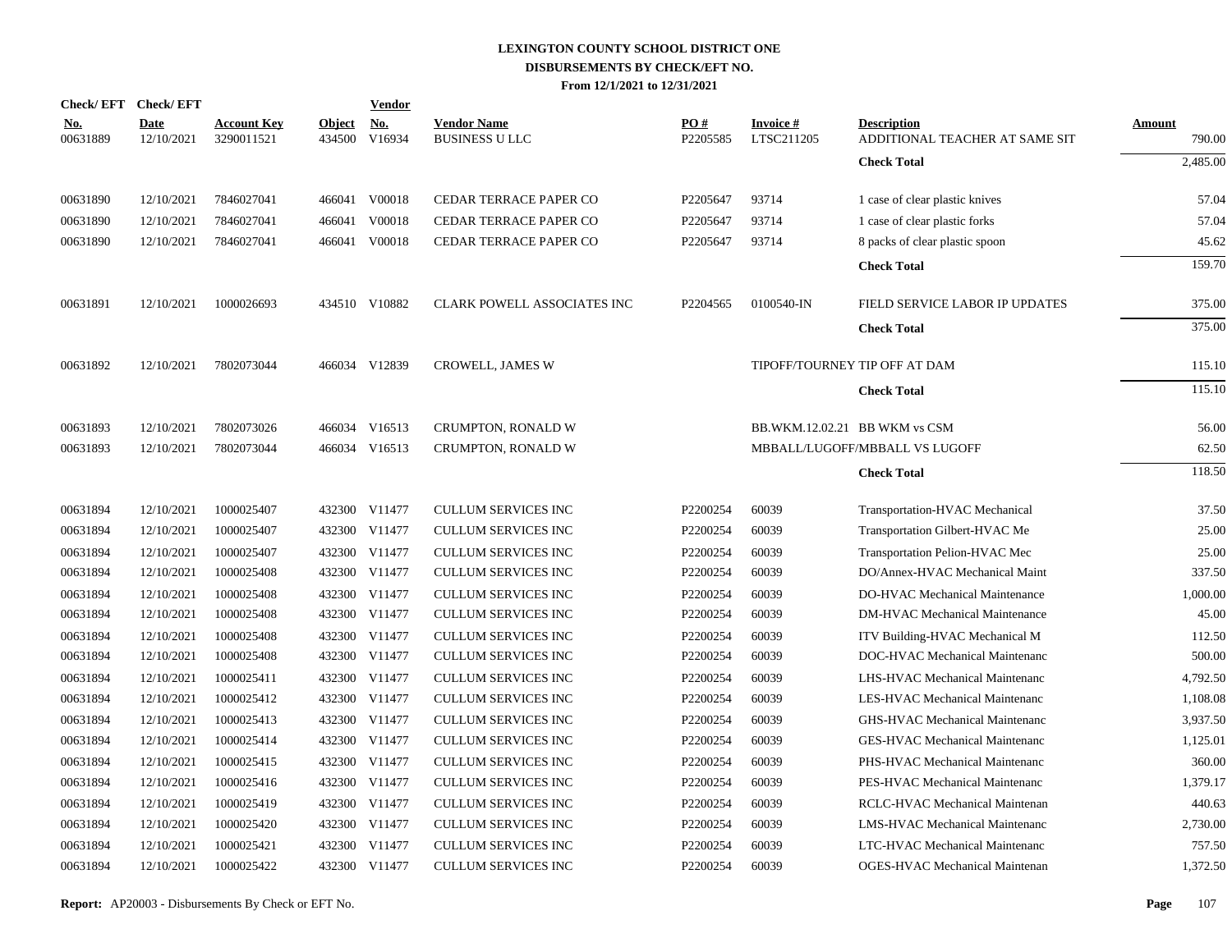# LEXINGTON COUNTY SCHOOL DISTRICT ONE
## DISBURSEMENTS BY CHECK/EFT NO.
### From 12/1/2021 to 12/31/2021

| Check/ EFT No. | Check/ EFT Date | Account Key | Object | Vendor No. | Vendor Name | PO # | Invoice # | Description | Amount |
|---|---|---|---|---|---|---|---|---|---|
| 00631889 | 12/10/2021 | 3290011521 | 434500 | V16934 | BUSINESS U LLC | P2205585 | LTSC211205 | ADDITIONAL TEACHER AT SAME SIT | 790.00 |
| | | | | | | | | **Check Total** | 2,485.00 |
| 00631890 | 12/10/2021 | 7846027041 | 466041 | V00018 | CEDAR TERRACE PAPER CO | P2205647 | 93714 | 1 case of clear plastic knives | 57.04 |
| 00631890 | 12/10/2021 | 7846027041 | 466041 | V00018 | CEDAR TERRACE PAPER CO | P2205647 | 93714 | 1 case of clear plastic forks | 57.04 |
| 00631890 | 12/10/2021 | 7846027041 | 466041 | V00018 | CEDAR TERRACE PAPER CO | P2205647 | 93714 | 8 packs of clear plastic spoon | 45.62 |
| | | | | | | | | **Check Total** | 159.70 |
| 00631891 | 12/10/2021 | 1000026693 | 434510 | V10882 | CLARK POWELL ASSOCIATES INC | P2204565 | 0100540-IN | FIELD SERVICE LABOR IP UPDATES | 375.00 |
| | | | | | | | | **Check Total** | 375.00 |
| 00631892 | 12/10/2021 | 7802073044 | 466034 | V12839 | CROWELL, JAMES W | | TIPOFF/TOURNEY | TIP OFF AT DAM | 115.10 |
| | | | | | | | | **Check Total** | 115.10 |
| 00631893 | 12/10/2021 | 7802073026 | 466034 | V16513 | CRUMPTON, RONALD W | | BB.WKM.12.02.21 | BB WKM vs CSM | 56.00 |
| 00631893 | 12/10/2021 | 7802073044 | 466034 | V16513 | CRUMPTON, RONALD W | | MBBALL/LUGOFF | MBBALL VS LUGOFF | 62.50 |
| | | | | | | | | **Check Total** | 118.50 |
| 00631894 | 12/10/2021 | 1000025407 | 432300 | V11477 | CULLUM SERVICES INC | P2200254 | 60039 | Transportation-HVAC Mechanical | 37.50 |
| 00631894 | 12/10/2021 | 1000025407 | 432300 | V11477 | CULLUM SERVICES INC | P2200254 | 60039 | Transportation Gilbert-HVAC Me | 25.00 |
| 00631894 | 12/10/2021 | 1000025407 | 432300 | V11477 | CULLUM SERVICES INC | P2200254 | 60039 | Transportation Pelion-HVAC Mec | 25.00 |
| 00631894 | 12/10/2021 | 1000025408 | 432300 | V11477 | CULLUM SERVICES INC | P2200254 | 60039 | DO/Annex-HVAC Mechanical Maint | 337.50 |
| 00631894 | 12/10/2021 | 1000025408 | 432300 | V11477 | CULLUM SERVICES INC | P2200254 | 60039 | DO-HVAC Mechanical Maintenance | 1,000.00 |
| 00631894 | 12/10/2021 | 1000025408 | 432300 | V11477 | CULLUM SERVICES INC | P2200254 | 60039 | DM-HVAC Mechanical Maintenance | 45.00 |
| 00631894 | 12/10/2021 | 1000025408 | 432300 | V11477 | CULLUM SERVICES INC | P2200254 | 60039 | ITV Building-HVAC Mechanical M | 112.50 |
| 00631894 | 12/10/2021 | 1000025408 | 432300 | V11477 | CULLUM SERVICES INC | P2200254 | 60039 | DOC-HVAC Mechanical Maintenanc | 500.00 |
| 00631894 | 12/10/2021 | 1000025411 | 432300 | V11477 | CULLUM SERVICES INC | P2200254 | 60039 | LHS-HVAC Mechanical Maintenanc | 4,792.50 |
| 00631894 | 12/10/2021 | 1000025412 | 432300 | V11477 | CULLUM SERVICES INC | P2200254 | 60039 | LES-HVAC Mechanical Maintenanc | 1,108.08 |
| 00631894 | 12/10/2021 | 1000025413 | 432300 | V11477 | CULLUM SERVICES INC | P2200254 | 60039 | GHS-HVAC Mechanical Maintenanc | 3,937.50 |
| 00631894 | 12/10/2021 | 1000025414 | 432300 | V11477 | CULLUM SERVICES INC | P2200254 | 60039 | GES-HVAC Mechanical Maintenanc | 1,125.01 |
| 00631894 | 12/10/2021 | 1000025415 | 432300 | V11477 | CULLUM SERVICES INC | P2200254 | 60039 | PHS-HVAC Mechanical Maintenanc | 360.00 |
| 00631894 | 12/10/2021 | 1000025416 | 432300 | V11477 | CULLUM SERVICES INC | P2200254 | 60039 | PES-HVAC Mechanical Maintenanc | 1,379.17 |
| 00631894 | 12/10/2021 | 1000025419 | 432300 | V11477 | CULLUM SERVICES INC | P2200254 | 60039 | RCLC-HVAC Mechanical Maintenan | 440.63 |
| 00631894 | 12/10/2021 | 1000025420 | 432300 | V11477 | CULLUM SERVICES INC | P2200254 | 60039 | LMS-HVAC Mechanical Maintenanc | 2,730.00 |
| 00631894 | 12/10/2021 | 1000025421 | 432300 | V11477 | CULLUM SERVICES INC | P2200254 | 60039 | LTC-HVAC Mechanical Maintenanc | 757.50 |
| 00631894 | 12/10/2021 | 1000025422 | 432300 | V11477 | CULLUM SERVICES INC | P2200254 | 60039 | OGES-HVAC Mechanical Maintenan | 1,372.50 |

**Report:** AP20003 - Disbursements By Check or EFT No.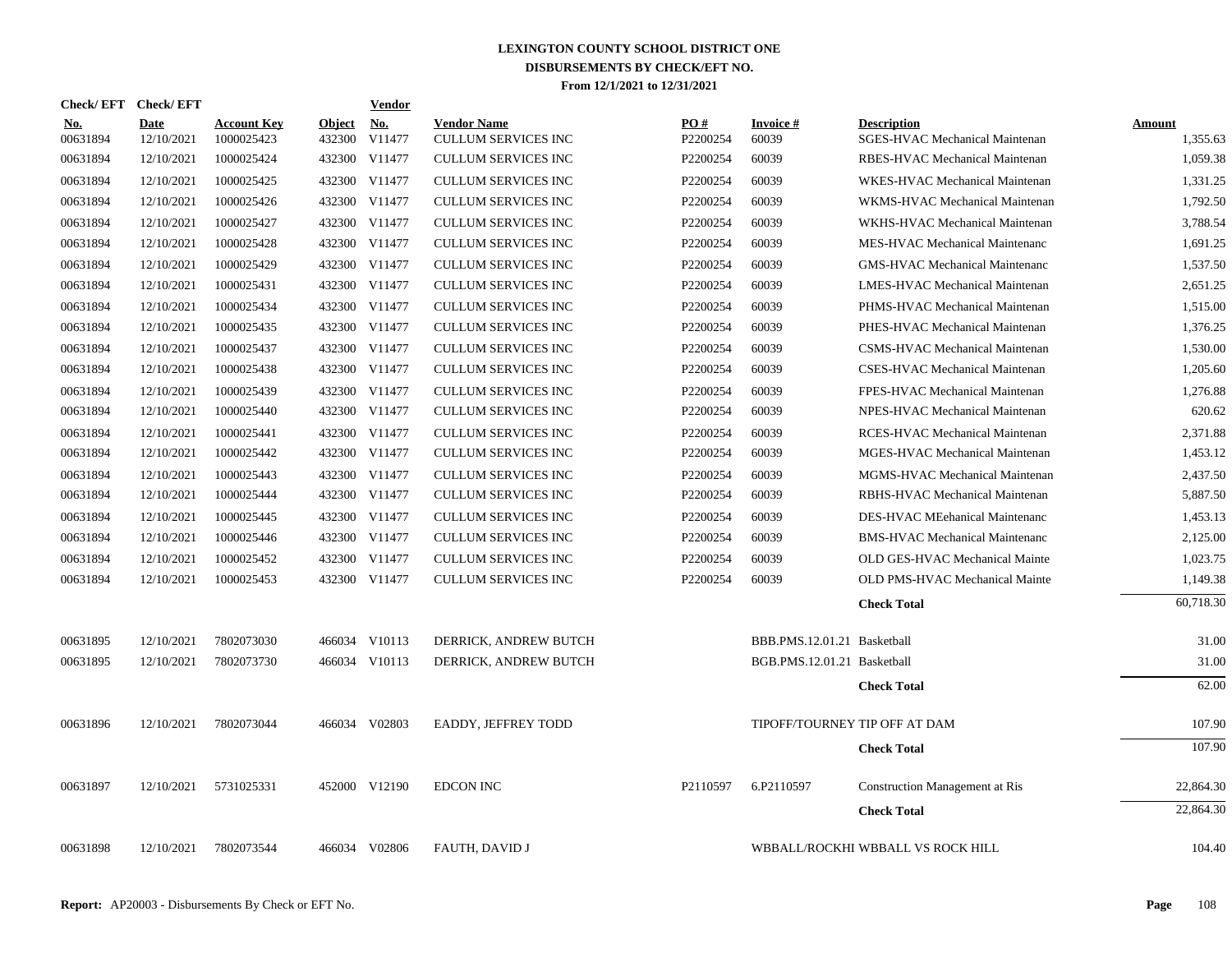# LEXINGTON COUNTY SCHOOL DISTRICT ONE
## DISBURSEMENTS BY CHECK/EFT NO.
### From 12/1/2021 to 12/31/2021

| Check/ EFT No. | Check/ EFT Date | Account Key | Object | Vendor No. | Vendor Name | PO # | Invoice # | Description | Amount |
|---|---|---|---|---|---|---|---|---|---|
| 00631894 | 12/10/2021 | 1000025423 | 432300 | V11477 | CULLUM SERVICES INC | P2200254 | 60039 | SGES-HVAC Mechanical Maintenan | 1,355.63 |
| 00631894 | 12/10/2021 | 1000025424 | 432300 | V11477 | CULLUM SERVICES INC | P2200254 | 60039 | RBES-HVAC Mechanical Maintenan | 1,059.38 |
| 00631894 | 12/10/2021 | 1000025425 | 432300 | V11477 | CULLUM SERVICES INC | P2200254 | 60039 | WKES-HVAC Mechanical Maintenan | 1,331.25 |
| 00631894 | 12/10/2021 | 1000025426 | 432300 | V11477 | CULLUM SERVICES INC | P2200254 | 60039 | WKMS-HVAC Mechanical Maintenan | 1,792.50 |
| 00631894 | 12/10/2021 | 1000025427 | 432300 | V11477 | CULLUM SERVICES INC | P2200254 | 60039 | WKHS-HVAC Mechanical Maintenan | 3,788.54 |
| 00631894 | 12/10/2021 | 1000025428 | 432300 | V11477 | CULLUM SERVICES INC | P2200254 | 60039 | MES-HVAC Mechanical Maintenanc | 1,691.25 |
| 00631894 | 12/10/2021 | 1000025429 | 432300 | V11477 | CULLUM SERVICES INC | P2200254 | 60039 | GMS-HVAC Mechanical Maintenanc | 1,537.50 |
| 00631894 | 12/10/2021 | 1000025431 | 432300 | V11477 | CULLUM SERVICES INC | P2200254 | 60039 | LMES-HVAC Mechanical Maintenan | 2,651.25 |
| 00631894 | 12/10/2021 | 1000025434 | 432300 | V11477 | CULLUM SERVICES INC | P2200254 | 60039 | PHMS-HVAC Mechanical Maintenan | 1,515.00 |
| 00631894 | 12/10/2021 | 1000025435 | 432300 | V11477 | CULLUM SERVICES INC | P2200254 | 60039 | PHES-HVAC Mechanical Maintenan | 1,376.25 |
| 00631894 | 12/10/2021 | 1000025437 | 432300 | V11477 | CULLUM SERVICES INC | P2200254 | 60039 | CSMS-HVAC Mechanical Maintenan | 1,530.00 |
| 00631894 | 12/10/2021 | 1000025438 | 432300 | V11477 | CULLUM SERVICES INC | P2200254 | 60039 | CSES-HVAC Mechanical Maintenan | 1,205.60 |
| 00631894 | 12/10/2021 | 1000025439 | 432300 | V11477 | CULLUM SERVICES INC | P2200254 | 60039 | FPES-HVAC Mechanical Maintenan | 1,276.88 |
| 00631894 | 12/10/2021 | 1000025440 | 432300 | V11477 | CULLUM SERVICES INC | P2200254 | 60039 | NPES-HVAC Mechanical Maintenan | 620.62 |
| 00631894 | 12/10/2021 | 1000025441 | 432300 | V11477 | CULLUM SERVICES INC | P2200254 | 60039 | RCES-HVAC Mechanical Maintenan | 2,371.88 |
| 00631894 | 12/10/2021 | 1000025442 | 432300 | V11477 | CULLUM SERVICES INC | P2200254 | 60039 | MGES-HVAC Mechanical Maintenan | 1,453.12 |
| 00631894 | 12/10/2021 | 1000025443 | 432300 | V11477 | CULLUM SERVICES INC | P2200254 | 60039 | MGMS-HVAC Mechanical Maintenan | 2,437.50 |
| 00631894 | 12/10/2021 | 1000025444 | 432300 | V11477 | CULLUM SERVICES INC | P2200254 | 60039 | RBHS-HVAC Mechanical Maintenan | 5,887.50 |
| 00631894 | 12/10/2021 | 1000025445 | 432300 | V11477 | CULLUM SERVICES INC | P2200254 | 60039 | DES-HVAC MEehanical Maintenanc | 1,453.13 |
| 00631894 | 12/10/2021 | 1000025446 | 432300 | V11477 | CULLUM SERVICES INC | P2200254 | 60039 | BMS-HVAC Mechanical Maintenanc | 2,125.00 |
| 00631894 | 12/10/2021 | 1000025452 | 432300 | V11477 | CULLUM SERVICES INC | P2200254 | 60039 | OLD GES-HVAC Mechanical Mainte | 1,023.75 |
| 00631894 | 12/10/2021 | 1000025453 | 432300 | V11477 | CULLUM SERVICES INC | P2200254 | 60039 | OLD PMS-HVAC Mechanical Mainte | 1,149.38 |
| | | | | | | | | **Check Total** | 60,718.30 |
| 00631895 | 12/10/2021 | 7802073030 | 466034 | V10113 | DERRICK, ANDREW BUTCH | | BBB.PMS.12.01.21 | Basketball | 31.00 |
| 00631895 | 12/10/2021 | 7802073730 | 466034 | V10113 | DERRICK, ANDREW BUTCH | | BGB.PMS.12.01.21 | Basketball | 31.00 |
| | | | | | | | | **Check Total** | 62.00 |
| 00631896 | 12/10/2021 | 7802073044 | 466034 | V02803 | EADDY, JEFFREY TODD | | TIPOFF/TOURNEY | TIP OFF AT DAM | 107.90 |
| | | | | | | | | **Check Total** | 107.90 |
| 00631897 | 12/10/2021 | 5731025331 | 452000 | V12190 | EDCON INC | P2110597 | 6.P2110597 | Construction Management at Ris | 22,864.30 |
| | | | | | | | | **Check Total** | 22,864.30 |
| 00631898 | 12/10/2021 | 7802073544 | 466034 | V02806 | FAUTH, DAVID J | | WBBALL/ROCKHI | WBBALL VS ROCK HILL | 104.40 |

**Report:** AP20003 - Disbursements By Check or EFT No.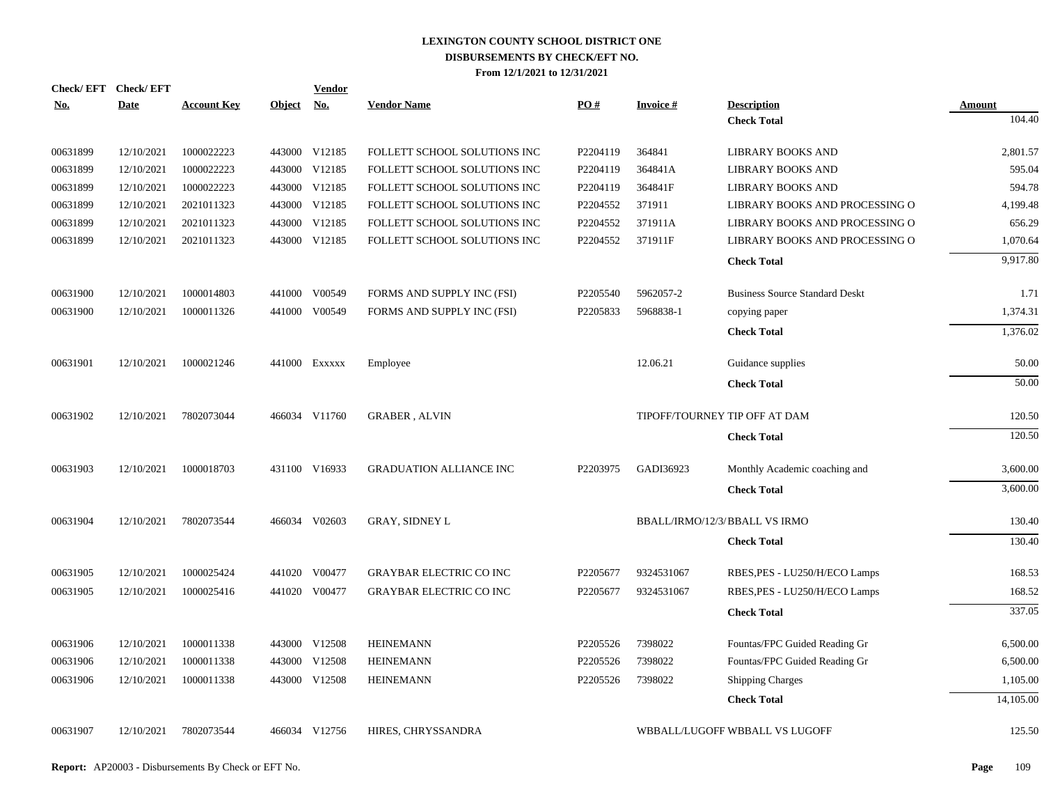# LEXINGTON COUNTY SCHOOL DISTRICT ONE
## DISBURSEMENTS BY CHECK/EFT NO.
### From 12/1/2021 to 12/31/2021

| Check/ EFT No. | Check/ EFT Date | Account Key | Object | Vendor No. | Vendor Name | PO # | Invoice # | Description | Amount |
|---|---|---|---|---|---|---|---|---|---|
| | | | | | | | | **Check Total** | 104.40 |
| 00631899 | 12/10/2021 | 1000022223 | 443000 | V12185 | FOLLETT SCHOOL SOLUTIONS INC | P2204119 | 364841 | LIBRARY BOOKS AND | 2,801.57 |
| 00631899 | 12/10/2021 | 1000022223 | 443000 | V12185 | FOLLETT SCHOOL SOLUTIONS INC | P2204119 | 364841A | LIBRARY BOOKS AND | 595.04 |
| 00631899 | 12/10/2021 | 1000022223 | 443000 | V12185 | FOLLETT SCHOOL SOLUTIONS INC | P2204119 | 364841F | LIBRARY BOOKS AND | 594.78 |
| 00631899 | 12/10/2021 | 2021011323 | 443000 | V12185 | FOLLETT SCHOOL SOLUTIONS INC | P2204552 | 371911 | LIBRARY BOOKS AND PROCESSING O | 4,199.48 |
| 00631899 | 12/10/2021 | 2021011323 | 443000 | V12185 | FOLLETT SCHOOL SOLUTIONS INC | P2204552 | 371911A | LIBRARY BOOKS AND PROCESSING O | 656.29 |
| 00631899 | 12/10/2021 | 2021011323 | 443000 | V12185 | FOLLETT SCHOOL SOLUTIONS INC | P2204552 | 371911F | LIBRARY BOOKS AND PROCESSING O | 1,070.64 |
| | | | | | | | | **Check Total** | 9,917.80 |
| 00631900 | 12/10/2021 | 1000014803 | 441000 | V00549 | FORMS AND SUPPLY INC (FSI) | P2205540 | 5962057-2 | Business Source Standard Deskt | 1.71 |
| 00631900 | 12/10/2021 | 1000011326 | 441000 | V00549 | FORMS AND SUPPLY INC (FSI) | P2205833 | 5968838-1 | copying paper | 1,374.31 |
| | | | | | | | | **Check Total** | 1,376.02 |
| 00631901 | 12/10/2021 | 1000021246 | 441000 | Exxxxx | Employee | | 12.06.21 | Guidance supplies | 50.00 |
| | | | | | | | | **Check Total** | 50.00 |
| 00631902 | 12/10/2021 | 7802073044 | 466034 | V11760 | GRABER , ALVIN | | TIPOFF/TOURNEY | TIP OFF AT DAM | 120.50 |
| | | | | | | | | **Check Total** | 120.50 |
| 00631903 | 12/10/2021 | 1000018703 | 431100 | V16933 | GRADUATION ALLIANCE INC | P2203975 | GADI36923 | Monthly Academic coaching and | 3,600.00 |
| | | | | | | | | **Check Total** | 3,600.00 |
| 00631904 | 12/10/2021 | 7802073544 | 466034 | V02603 | GRAY, SIDNEY L | | BBALL/IRMO/12/3/ | BBALL VS IRMO | 130.40 |
| | | | | | | | | **Check Total** | 130.40 |
| 00631905 | 12/10/2021 | 1000025424 | 441020 | V00477 | GRAYBAR ELECTRIC CO INC | P2205677 | 9324531067 | RBES,PES - LU250/H/ECO Lamps | 168.53 |
| 00631905 | 12/10/2021 | 1000025416 | 441020 | V00477 | GRAYBAR ELECTRIC CO INC | P2205677 | 9324531067 | RBES,PES - LU250/H/ECO Lamps | 168.52 |
| | | | | | | | | **Check Total** | 337.05 |
| 00631906 | 12/10/2021 | 1000011338 | 443000 | V12508 | HEINEMANN | P2205526 | 7398022 | Fountas/FPC Guided Reading Gr | 6,500.00 |
| 00631906 | 12/10/2021 | 1000011338 | 443000 | V12508 | HEINEMANN | P2205526 | 7398022 | Fountas/FPC Guided Reading Gr | 6,500.00 |
| 00631906 | 12/10/2021 | 1000011338 | 443000 | V12508 | HEINEMANN | P2205526 | 7398022 | Shipping Charges | 1,105.00 |
| | | | | | | | | **Check Total** | 14,105.00 |
| 00631907 | 12/10/2021 | 7802073544 | 466034 | V12756 | HIRES, CHRYSSANDRA | | WBBALL/LUGOFF | WBBALL VS LUGOFF | 125.50 |

**Report:** AP20003 - Disbursements By Check or EFT No.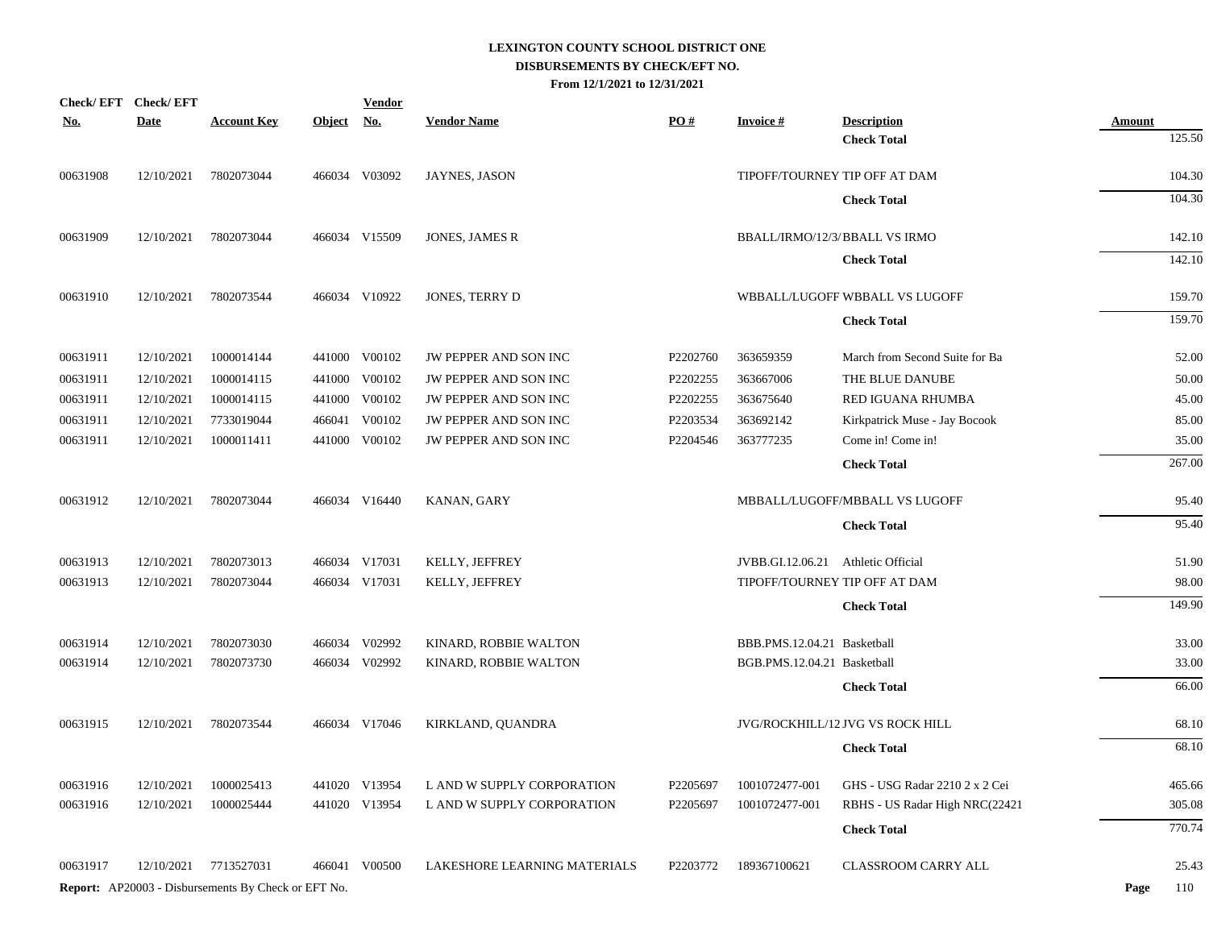**LEXINGTON COUNTY SCHOOL DISTRICT ONE**
**DISBURSEMENTS BY CHECK/EFT NO.**
**From 12/1/2021 to 12/31/2021**

| Check/ EFT No. | Check/ EFT Date | Account Key | Object | Vendor No. | Vendor Name | PO # | Invoice # | Description | Amount |
|---|---|---|---|---|---|---|---|---|---|
| | | | | | | | | **Check Total** | 125.50 |
| 00631908 | 12/10/2021 | 7802073044 | 466034 | V03092 | JAYNES, JASON | | TIPOFF/TOURNEY | TIP OFF AT DAM | 104.30 |
| | | | | | | | | **Check Total** | 104.30 |
| 00631909 | 12/10/2021 | 7802073044 | 466034 | V15509 | JONES, JAMES R | | BBALL/IRMO/12/3/ | BBALL VS IRMO | 142.10 |
| | | | | | | | | **Check Total** | 142.10 |
| 00631910 | 12/10/2021 | 7802073544 | 466034 | V10922 | JONES, TERRY D | | WBBALL/LUGOFF | WBBALL VS LUGOFF | 159.70 |
| | | | | | | | | **Check Total** | 159.70 |
| 00631911 | 12/10/2021 | 1000014144 | 441000 | V00102 | JW PEPPER AND SON INC | P2202760 | 363659359 | March from Second Suite for Ba | 52.00 |
| 00631911 | 12/10/2021 | 1000014115 | 441000 | V00102 | JW PEPPER AND SON INC | P2202255 | 363667006 | THE BLUE DANUBE | 50.00 |
| 00631911 | 12/10/2021 | 1000014115 | 441000 | V00102 | JW PEPPER AND SON INC | P2202255 | 363675640 | RED IGUANA RHUMBA | 45.00 |
| 00631911 | 12/10/2021 | 7733019044 | 466041 | V00102 | JW PEPPER AND SON INC | P2203534 | 363692142 | Kirkpatrick Muse - Jay Bocook | 85.00 |
| 00631911 | 12/10/2021 | 1000011411 | 441000 | V00102 | JW PEPPER AND SON INC | P2204546 | 363777235 | Come in! Come in! | 35.00 |
| | | | | | | | | **Check Total** | 267.00 |
| 00631912 | 12/10/2021 | 7802073044 | 466034 | V16440 | KANAN, GARY | | MBBALL/LUGOFF/ | MBBALL VS LUGOFF | 95.40 |
| | | | | | | | | **Check Total** | 95.40 |
| 00631913 | 12/10/2021 | 7802073013 | 466034 | V17031 | KELLY, JEFFREY | | JVBB.GI.12.06.21 | Athletic Official | 51.90 |
| 00631913 | 12/10/2021 | 7802073044 | 466034 | V17031 | KELLY, JEFFREY | | TIPOFF/TOURNEY | TIP OFF AT DAM | 98.00 |
| | | | | | | | | **Check Total** | 149.90 |
| 00631914 | 12/10/2021 | 7802073030 | 466034 | V02992 | KINARD, ROBBIE WALTON | | BBB.PMS.12.04.21 | Basketball | 33.00 |
| 00631914 | 12/10/2021 | 7802073730 | 466034 | V02992 | KINARD, ROBBIE WALTON | | BGB.PMS.12.04.21 | Basketball | 33.00 |
| | | | | | | | | **Check Total** | 66.00 |
| 00631915 | 12/10/2021 | 7802073544 | 466034 | V17046 | KIRKLAND, QUANDRA | | JVG/ROCKHILL/12 | JVG VS ROCK HILL | 68.10 |
| | | | | | | | | **Check Total** | 68.10 |
| 00631916 | 12/10/2021 | 1000025413 | 441020 | V13954 | L AND W SUPPLY CORPORATION | P2205697 | 1001072477-001 | GHS - USG Radar 2210 2 x 2 Cei | 465.66 |
| 00631916 | 12/10/2021 | 1000025444 | 441020 | V13954 | L AND W SUPPLY CORPORATION | P2205697 | 1001072477-001 | RBHS - US Radar High NRC(22421 | 305.08 |
| | | | | | | | | **Check Total** | 770.74 |
| 00631917 | 12/10/2021 | 7713527031 | 466041 | V00500 | LAKESHORE LEARNING MATERIALS | P2203772 | 189367100621 | CLASSROOM CARRY ALL | 25.43 |

**Report:** AP20003 - Disbursements By Check or EFT No.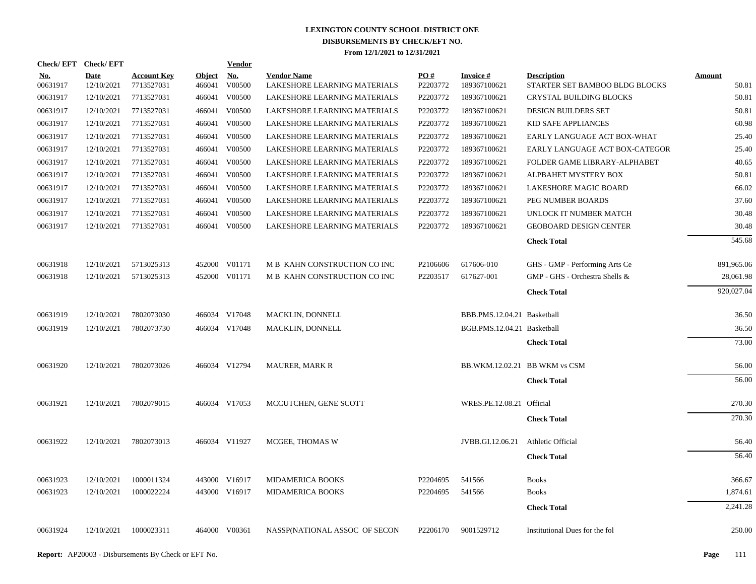# LEXINGTON COUNTY SCHOOL DISTRICT ONE
## DISBURSEMENTS BY CHECK/EFT NO.
### From 12/1/2021 to 12/31/2021

| Check/ EFT No. | Check/ EFT Date | Account Key | Object | Vendor No. | Vendor Name | PO # | Invoice # | Description | Amount |
|---|---|---|---|---|---|---|---|---|---|
| 00631917 | 12/10/2021 | 7713527031 | 466041 | V00500 | LAKESHORE LEARNING MATERIALS | P2203772 | 189367100621 | STARTER SET BAMBOO BLDG BLOCKS | 50.81 |
| 00631917 | 12/10/2021 | 7713527031 | 466041 | V00500 | LAKESHORE LEARNING MATERIALS | P2203772 | 189367100621 | CRYSTAL BUILDING BLOCKS | 50.81 |
| 00631917 | 12/10/2021 | 7713527031 | 466041 | V00500 | LAKESHORE LEARNING MATERIALS | P2203772 | 189367100621 | DESIGN BUILDERS SET | 50.81 |
| 00631917 | 12/10/2021 | 7713527031 | 466041 | V00500 | LAKESHORE LEARNING MATERIALS | P2203772 | 189367100621 | KID SAFE APPLIANCES | 60.98 |
| 00631917 | 12/10/2021 | 7713527031 | 466041 | V00500 | LAKESHORE LEARNING MATERIALS | P2203772 | 189367100621 | EARLY LANGUAGE ACT BOX-WHAT | 25.40 |
| 00631917 | 12/10/2021 | 7713527031 | 466041 | V00500 | LAKESHORE LEARNING MATERIALS | P2203772 | 189367100621 | EARLY LANGUAGE ACT BOX-CATEGOR | 25.40 |
| 00631917 | 12/10/2021 | 7713527031 | 466041 | V00500 | LAKESHORE LEARNING MATERIALS | P2203772 | 189367100621 | FOLDER GAME LIBRARY-ALPHABET | 40.65 |
| 00631917 | 12/10/2021 | 7713527031 | 466041 | V00500 | LAKESHORE LEARNING MATERIALS | P2203772 | 189367100621 | ALPBAHET MYSTERY BOX | 50.81 |
| 00631917 | 12/10/2021 | 7713527031 | 466041 | V00500 | LAKESHORE LEARNING MATERIALS | P2203772 | 189367100621 | LAKESHORE MAGIC BOARD | 66.02 |
| 00631917 | 12/10/2021 | 7713527031 | 466041 | V00500 | LAKESHORE LEARNING MATERIALS | P2203772 | 189367100621 | PEG NUMBER BOARDS | 37.60 |
| 00631917 | 12/10/2021 | 7713527031 | 466041 | V00500 | LAKESHORE LEARNING MATERIALS | P2203772 | 189367100621 | UNLOCK IT NUMBER MATCH | 30.48 |
| 00631917 | 12/10/2021 | 7713527031 | 466041 | V00500 | LAKESHORE LEARNING MATERIALS | P2203772 | 189367100621 | GEOBOARD DESIGN CENTER | 30.48 |
| | | | | | | | | **Check Total** | 545.68 |
| 00631918 | 12/10/2021 | 5713025313 | 452000 | V01171 | M B KAHN CONSTRUCTION CO INC | P2106606 | 617606-010 | GHS - GMP - Performing Arts Ce | 891,965.06 |
| 00631918 | 12/10/2021 | 5713025313 | 452000 | V01171 | M B KAHN CONSTRUCTION CO INC | P2203517 | 617627-001 | GMP - GHS - Orchestra Shells & | 28,061.98 |
| | | | | | | | | **Check Total** | 920,027.04 |
| 00631919 | 12/10/2021 | 7802073030 | 466034 | V17048 | MACKLIN, DONNELL | | BBB.PMS.12.04.21 | Basketball | 36.50 |
| 00631919 | 12/10/2021 | 7802073730 | 466034 | V17048 | MACKLIN, DONNELL | | BGB.PMS.12.04.21 | Basketball | 36.50 |
| | | | | | | | | **Check Total** | 73.00 |
| 00631920 | 12/10/2021 | 7802073026 | 466034 | V12794 | MAURER, MARK R | | BB.WKM.12.02.21 | BB WKM vs CSM | 56.00 |
| | | | | | | | | **Check Total** | 56.00 |
| 00631921 | 12/10/2021 | 7802079015 | 466034 | V17053 | MCCUTCHEN, GENE SCOTT | | WRES.PE.12.08.21 | Official | 270.30 |
| | | | | | | | | **Check Total** | 270.30 |
| 00631922 | 12/10/2021 | 7802073013 | 466034 | V11927 | MCGEE, THOMAS W | | JVBB.GI.12.06.21 | Athletic Official | 56.40 |
| | | | | | | | | **Check Total** | 56.40 |
| 00631923 | 12/10/2021 | 1000011324 | 443000 | V16917 | MIDAMERICA BOOKS | P2204695 | 541566 | Books | 366.67 |
| 00631923 | 12/10/2021 | 1000022224 | 443000 | V16917 | MIDAMERICA BOOKS | P2204695 | 541566 | Books | 1,874.61 |
| | | | | | | | | **Check Total** | 2,241.28 |
| 00631924 | 12/10/2021 | 1000023311 | 464000 | V00361 | NASSP(NATIONAL ASSOC OF SECON | P2206170 | 9001529712 | Institutional Dues for the fol | 250.00 |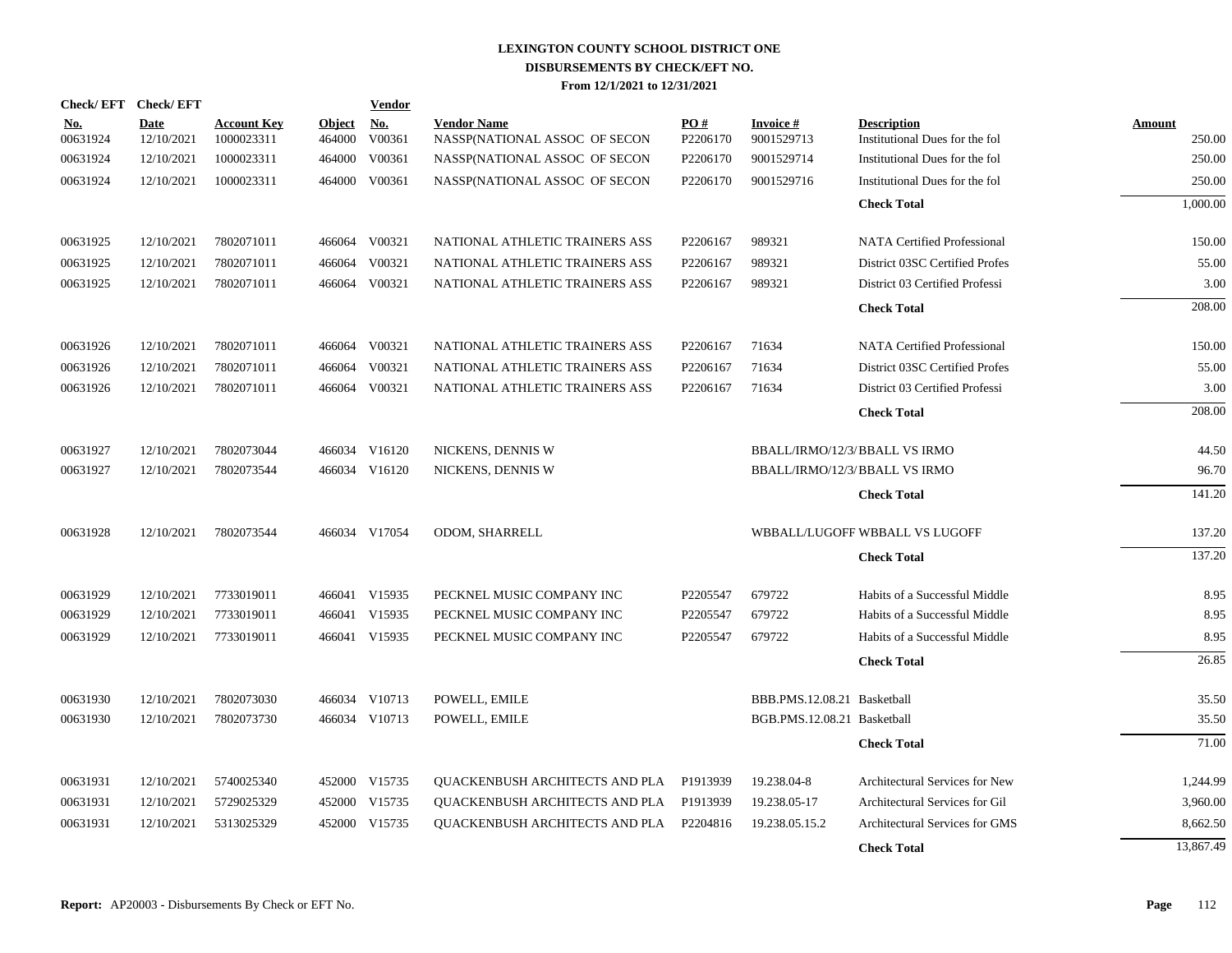# LEXINGTON COUNTY SCHOOL DISTRICT ONE
## DISBURSEMENTS BY CHECK/EFT NO.
### From 12/1/2021 to 12/31/2021

| Check/ EFT No. | Check/ EFT Date | Account Key | Object | Vendor No. | Vendor Name | PO # | Invoice # | Description | Amount |
|---|---|---|---|---|---|---|---|---|---|
| 00631924 | 12/10/2021 | 1000023311 | 464000 | V00361 | NASSP(NATIONAL ASSOC OF SECON | P2206170 | 9001529713 | Institutional Dues for the fol | 250.00 |
| 00631924 | 12/10/2021 | 1000023311 | 464000 | V00361 | NASSP(NATIONAL ASSOC OF SECON | P2206170 | 9001529714 | Institutional Dues for the fol | 250.00 |
| 00631924 | 12/10/2021 | 1000023311 | 464000 | V00361 | NASSP(NATIONAL ASSOC OF SECON | P2206170 | 9001529716 | Institutional Dues for the fol | 250.00 |
| | | | | | | | | **Check Total** | 1,000.00 |
| 00631925 | 12/10/2021 | 7802071011 | 466064 | V00321 | NATIONAL ATHLETIC TRAINERS ASS | P2206167 | 989321 | NATA Certified Professional | 150.00 |
| 00631925 | 12/10/2021 | 7802071011 | 466064 | V00321 | NATIONAL ATHLETIC TRAINERS ASS | P2206167 | 989321 | District 03SC Certified Profes | 55.00 |
| 00631925 | 12/10/2021 | 7802071011 | 466064 | V00321 | NATIONAL ATHLETIC TRAINERS ASS | P2206167 | 989321 | District 03 Certified Professi | 3.00 |
| | | | | | | | | **Check Total** | 208.00 |
| 00631926 | 12/10/2021 | 7802071011 | 466064 | V00321 | NATIONAL ATHLETIC TRAINERS ASS | P2206167 | 71634 | NATA Certified Professional | 150.00 |
| 00631926 | 12/10/2021 | 7802071011 | 466064 | V00321 | NATIONAL ATHLETIC TRAINERS ASS | P2206167 | 71634 | District 03SC Certified Profes | 55.00 |
| 00631926 | 12/10/2021 | 7802071011 | 466064 | V00321 | NATIONAL ATHLETIC TRAINERS ASS | P2206167 | 71634 | District 03 Certified Professi | 3.00 |
| | | | | | | | | **Check Total** | 208.00 |
| 00631927 | 12/10/2021 | 7802073044 | 466034 | V16120 | NICKENS, DENNIS W | | BBALL/IRMO/12/3/ | BBALL VS IRMO | 44.50 |
| 00631927 | 12/10/2021 | 7802073544 | 466034 | V16120 | NICKENS, DENNIS W | | BBALL/IRMO/12/3/ | BBALL VS IRMO | 96.70 |
| | | | | | | | | **Check Total** | 141.20 |
| 00631928 | 12/10/2021 | 7802073544 | 466034 | V17054 | ODOM, SHARRELL | | WBBALL/LUGOFF | WBBALL VS LUGOFF | 137.20 |
| | | | | | | | | **Check Total** | 137.20 |
| 00631929 | 12/10/2021 | 7733019011 | 466041 | V15935 | PECKNEL MUSIC COMPANY INC | P2205547 | 679722 | Habits of a Successful Middle | 8.95 |
| 00631929 | 12/10/2021 | 7733019011 | 466041 | V15935 | PECKNEL MUSIC COMPANY INC | P2205547 | 679722 | Habits of a Successful Middle | 8.95 |
| 00631929 | 12/10/2021 | 7733019011 | 466041 | V15935 | PECKNEL MUSIC COMPANY INC | P2205547 | 679722 | Habits of a Successful Middle | 8.95 |
| | | | | | | | | **Check Total** | 26.85 |
| 00631930 | 12/10/2021 | 7802073030 | 466034 | V10713 | POWELL, EMILE | | BBB.PMS.12.08.21 | Basketball | 35.50 |
| 00631930 | 12/10/2021 | 7802073730 | 466034 | V10713 | POWELL, EMILE | | BGB.PMS.12.08.21 | Basketball | 35.50 |
| | | | | | | | | **Check Total** | 71.00 |
| 00631931 | 12/10/2021 | 5740025340 | 452000 | V15735 | QUACKENBUSH ARCHITECTS AND PLA | P1913939 | 19.238.04-8 | Architectural Services for New | 1,244.99 |
| 00631931 | 12/10/2021 | 5729025329 | 452000 | V15735 | QUACKENBUSH ARCHITECTS AND PLA | P1913939 | 19.238.05-17 | Architectural Services for Gil | 3,960.00 |
| 00631931 | 12/10/2021 | 5313025329 | 452000 | V15735 | QUACKENBUSH ARCHITECTS AND PLA | P2204816 | 19.238.05.15.2 | Architectural Services for GMS | 8,662.50 |
| | | | | | | | | **Check Total** | 13,867.49 |

**Report:** AP20003 - Disbursements By Check or EFT No.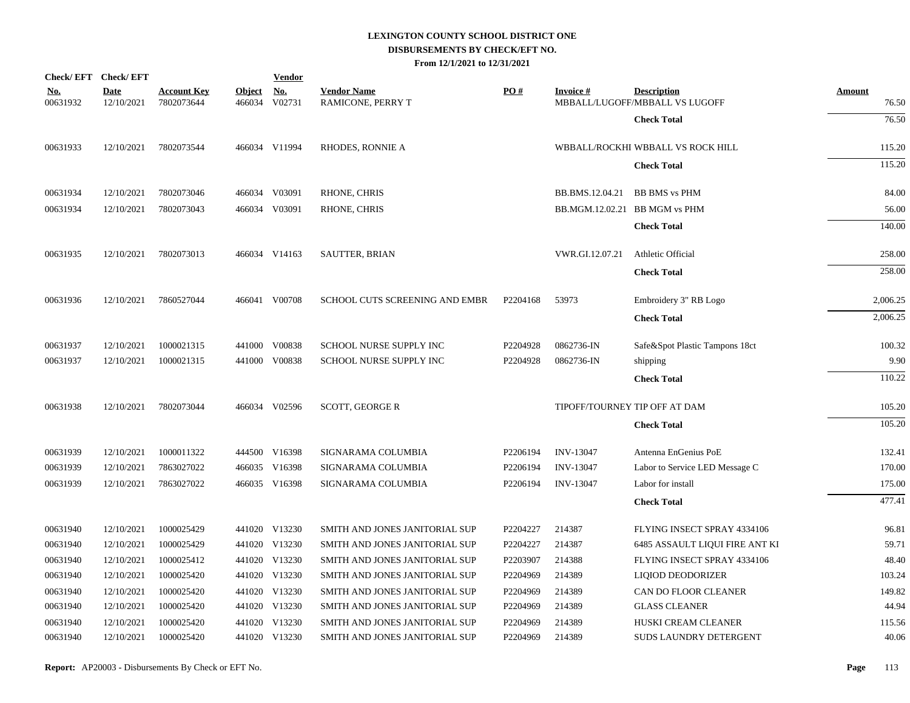# LEXINGTON COUNTY SCHOOL DISTRICT ONE
## DISBURSEMENTS BY CHECK/EFT NO.
### From 12/1/2021 to 12/31/2021

| Check/ EFT No. | Check/ EFT Date | Account Key | Object | Vendor No. | Vendor Name | PO # | Invoice # | Description | Amount |
|---|---|---|---|---|---|---|---|---|---|
| 00631932 | 12/10/2021 | 7802073644 | 466034 | V02731 | RAMICONE, PERRY T | | MBBALL/LUGOFF | MBBALL VS LUGOFF | 76.50 |
| | | | | | | | | **Check Total** | 76.50 |
| 00631933 | 12/10/2021 | 7802073544 | 466034 | V11994 | RHODES, RONNIE A | | WBBALL/ROCKHI | WBBALL VS ROCK HILL | 115.20 |
| | | | | | | | | **Check Total** | 115.20 |
| 00631934 | 12/10/2021 | 7802073046 | 466034 | V03091 | RHONE, CHRIS | | BB.BMS.12.04.21 | BB BMS vs PHM | 84.00 |
| 00631934 | 12/10/2021 | 7802073043 | 466034 | V03091 | RHONE, CHRIS | | BB.MGM.12.02.21 | BB MGM vs PHM | 56.00 |
| | | | | | | | | **Check Total** | 140.00 |
| 00631935 | 12/10/2021 | 7802073013 | 466034 | V14163 | SAUTTER, BRIAN | | VWR.GI.12.07.21 | Athletic Official | 258.00 |
| | | | | | | | | **Check Total** | 258.00 |
| 00631936 | 12/10/2021 | 7860527044 | 466041 | V00708 | SCHOOL CUTS SCREENING AND EMBR | P2204168 | 53973 | Embroidery 3" RB Logo | 2,006.25 |
| | | | | | | | | **Check Total** | 2,006.25 |
| 00631937 | 12/10/2021 | 1000021315 | 441000 | V00838 | SCHOOL NURSE SUPPLY INC | P2204928 | 0862736-IN | Safe&Spot Plastic Tampons 18ct | 100.32 |
| 00631937 | 12/10/2021 | 1000021315 | 441000 | V00838 | SCHOOL NURSE SUPPLY INC | P2204928 | 0862736-IN | shipping | 9.90 |
| | | | | | | | | **Check Total** | 110.22 |
| 00631938 | 12/10/2021 | 7802073044 | 466034 | V02596 | SCOTT, GEORGE R | | TIPOFF/TOURNEY | TIP OFF AT DAM | 105.20 |
| | | | | | | | | **Check Total** | 105.20 |
| 00631939 | 12/10/2021 | 1000011322 | 444500 | V16398 | SIGNARAMA COLUMBIA | P2206194 | INV-13047 | Antenna EnGenius PoE | 132.41 |
| 00631939 | 12/10/2021 | 7863027022 | 466035 | V16398 | SIGNARAMA COLUMBIA | P2206194 | INV-13047 | Labor to Service LED Message C | 170.00 |
| 00631939 | 12/10/2021 | 7863027022 | 466035 | V16398 | SIGNARAMA COLUMBIA | P2206194 | INV-13047 | Labor for install | 175.00 |
| | | | | | | | | **Check Total** | 477.41 |
| 00631940 | 12/10/2021 | 1000025429 | 441020 | V13230 | SMITH AND JONES JANITORIAL SUP | P2204227 | 214387 | FLYING INSECT SPRAY 4334106 | 96.81 |
| 00631940 | 12/10/2021 | 1000025429 | 441020 | V13230 | SMITH AND JONES JANITORIAL SUP | P2204227 | 214387 | 6485 ASSAULT LIQUI FIRE ANT KI | 59.71 |
| 00631940 | 12/10/2021 | 1000025412 | 441020 | V13230 | SMITH AND JONES JANITORIAL SUP | P2203907 | 214388 | FLYING INSECT SPRAY 4334106 | 48.40 |
| 00631940 | 12/10/2021 | 1000025420 | 441020 | V13230 | SMITH AND JONES JANITORIAL SUP | P2204969 | 214389 | LIQIOD DEODORIZER | 103.24 |
| 00631940 | 12/10/2021 | 1000025420 | 441020 | V13230 | SMITH AND JONES JANITORIAL SUP | P2204969 | 214389 | CAN DO FLOOR CLEANER | 149.82 |
| 00631940 | 12/10/2021 | 1000025420 | 441020 | V13230 | SMITH AND JONES JANITORIAL SUP | P2204969 | 214389 | GLASS CLEANER | 44.94 |
| 00631940 | 12/10/2021 | 1000025420 | 441020 | V13230 | SMITH AND JONES JANITORIAL SUP | P2204969 | 214389 | HUSKI CREAM CLEANER | 115.56 |
| 00631940 | 12/10/2021 | 1000025420 | 441020 | V13230 | SMITH AND JONES JANITORIAL SUP | P2204969 | 214389 | SUDS LAUNDRY DETERGENT | 40.06 |

**Report:** AP20003 - Disbursements By Check or EFT No.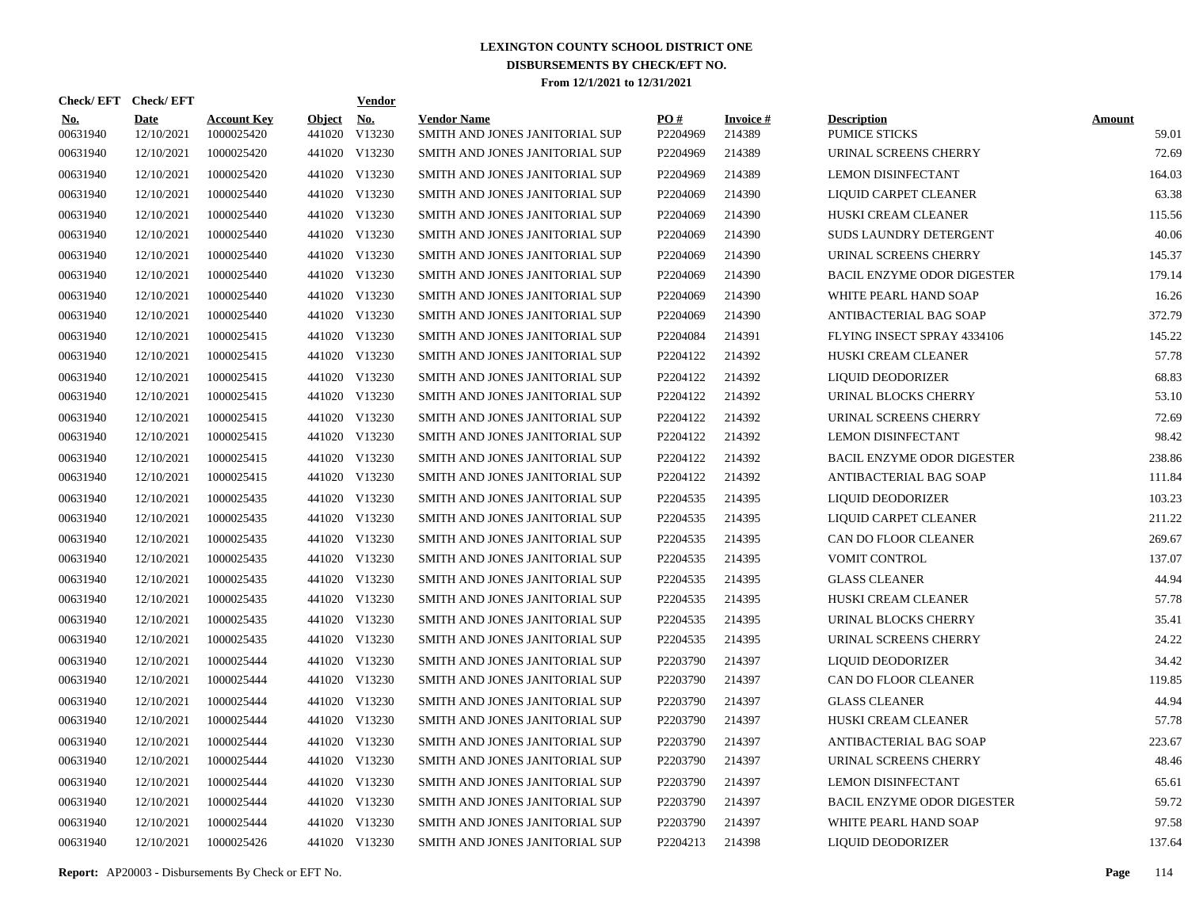# LEXINGTON COUNTY SCHOOL DISTRICT ONE
## DISBURSEMENTS BY CHECK/EFT NO.
### From 12/1/2021 to 12/31/2021

| Check/ EFT No. | Check/ EFT Date | Account Key | Object | Vendor No. | Vendor Name | PO # | Invoice # | Description | Amount |
|---|---|---|---|---|---|---|---|---|---|
| 00631940 | 12/10/2021 | 1000025420 | 441020 | V13230 | SMITH AND JONES JANITORIAL SUP | P2204969 | 214389 | PUMICE STICKS | 59.01 |
| 00631940 | 12/10/2021 | 1000025420 | 441020 | V13230 | SMITH AND JONES JANITORIAL SUP | P2204969 | 214389 | URINAL SCREENS CHERRY | 72.69 |
| 00631940 | 12/10/2021 | 1000025420 | 441020 | V13230 | SMITH AND JONES JANITORIAL SUP | P2204969 | 214389 | LEMON DISINFECTANT | 164.03 |
| 00631940 | 12/10/2021 | 1000025440 | 441020 | V13230 | SMITH AND JONES JANITORIAL SUP | P2204069 | 214390 | LIQUID CARPET CLEANER | 63.38 |
| 00631940 | 12/10/2021 | 1000025440 | 441020 | V13230 | SMITH AND JONES JANITORIAL SUP | P2204069 | 214390 | HUSKI CREAM CLEANER | 115.56 |
| 00631940 | 12/10/2021 | 1000025440 | 441020 | V13230 | SMITH AND JONES JANITORIAL SUP | P2204069 | 214390 | SUDS LAUNDRY DETERGENT | 40.06 |
| 00631940 | 12/10/2021 | 1000025440 | 441020 | V13230 | SMITH AND JONES JANITORIAL SUP | P2204069 | 214390 | URINAL SCREENS CHERRY | 145.37 |
| 00631940 | 12/10/2021 | 1000025440 | 441020 | V13230 | SMITH AND JONES JANITORIAL SUP | P2204069 | 214390 | BACIL ENZYME ODOR DIGESTER | 179.14 |
| 00631940 | 12/10/2021 | 1000025440 | 441020 | V13230 | SMITH AND JONES JANITORIAL SUP | P2204069 | 214390 | WHITE PEARL HAND SOAP | 16.26 |
| 00631940 | 12/10/2021 | 1000025440 | 441020 | V13230 | SMITH AND JONES JANITORIAL SUP | P2204069 | 214390 | ANTIBACTERIAL BAG SOAP | 372.79 |
| 00631940 | 12/10/2021 | 1000025415 | 441020 | V13230 | SMITH AND JONES JANITORIAL SUP | P2204084 | 214391 | FLYING INSECT SPRAY 4334106 | 145.22 |
| 00631940 | 12/10/2021 | 1000025415 | 441020 | V13230 | SMITH AND JONES JANITORIAL SUP | P2204122 | 214392 | HUSKI CREAM CLEANER | 57.78 |
| 00631940 | 12/10/2021 | 1000025415 | 441020 | V13230 | SMITH AND JONES JANITORIAL SUP | P2204122 | 214392 | LIQUID DEODORIZER | 68.83 |
| 00631940 | 12/10/2021 | 1000025415 | 441020 | V13230 | SMITH AND JONES JANITORIAL SUP | P2204122 | 214392 | URINAL BLOCKS CHERRY | 53.10 |
| 00631940 | 12/10/2021 | 1000025415 | 441020 | V13230 | SMITH AND JONES JANITORIAL SUP | P2204122 | 214392 | URINAL SCREENS CHERRY | 72.69 |
| 00631940 | 12/10/2021 | 1000025415 | 441020 | V13230 | SMITH AND JONES JANITORIAL SUP | P2204122 | 214392 | LEMON DISINFECTANT | 98.42 |
| 00631940 | 12/10/2021 | 1000025415 | 441020 | V13230 | SMITH AND JONES JANITORIAL SUP | P2204122 | 214392 | BACIL ENZYME ODOR DIGESTER | 238.86 |
| 00631940 | 12/10/2021 | 1000025415 | 441020 | V13230 | SMITH AND JONES JANITORIAL SUP | P2204122 | 214392 | ANTIBACTERIAL BAG SOAP | 111.84 |
| 00631940 | 12/10/2021 | 1000025435 | 441020 | V13230 | SMITH AND JONES JANITORIAL SUP | P2204535 | 214395 | LIQUID DEODORIZER | 103.23 |
| 00631940 | 12/10/2021 | 1000025435 | 441020 | V13230 | SMITH AND JONES JANITORIAL SUP | P2204535 | 214395 | LIQUID CARPET CLEANER | 211.22 |
| 00631940 | 12/10/2021 | 1000025435 | 441020 | V13230 | SMITH AND JONES JANITORIAL SUP | P2204535 | 214395 | CAN DO FLOOR CLEANER | 269.67 |
| 00631940 | 12/10/2021 | 1000025435 | 441020 | V13230 | SMITH AND JONES JANITORIAL SUP | P2204535 | 214395 | VOMIT CONTROL | 137.07 |
| 00631940 | 12/10/2021 | 1000025435 | 441020 | V13230 | SMITH AND JONES JANITORIAL SUP | P2204535 | 214395 | GLASS CLEANER | 44.94 |
| 00631940 | 12/10/2021 | 1000025435 | 441020 | V13230 | SMITH AND JONES JANITORIAL SUP | P2204535 | 214395 | HUSKI CREAM CLEANER | 57.78 |
| 00631940 | 12/10/2021 | 1000025435 | 441020 | V13230 | SMITH AND JONES JANITORIAL SUP | P2204535 | 214395 | URINAL BLOCKS CHERRY | 35.41 |
| 00631940 | 12/10/2021 | 1000025435 | 441020 | V13230 | SMITH AND JONES JANITORIAL SUP | P2204535 | 214395 | URINAL SCREENS CHERRY | 24.22 |
| 00631940 | 12/10/2021 | 1000025444 | 441020 | V13230 | SMITH AND JONES JANITORIAL SUP | P2203790 | 214397 | LIQUID DEODORIZER | 34.42 |
| 00631940 | 12/10/2021 | 1000025444 | 441020 | V13230 | SMITH AND JONES JANITORIAL SUP | P2203790 | 214397 | CAN DO FLOOR CLEANER | 119.85 |
| 00631940 | 12/10/2021 | 1000025444 | 441020 | V13230 | SMITH AND JONES JANITORIAL SUP | P2203790 | 214397 | GLASS CLEANER | 44.94 |
| 00631940 | 12/10/2021 | 1000025444 | 441020 | V13230 | SMITH AND JONES JANITORIAL SUP | P2203790 | 214397 | HUSKI CREAM CLEANER | 57.78 |
| 00631940 | 12/10/2021 | 1000025444 | 441020 | V13230 | SMITH AND JONES JANITORIAL SUP | P2203790 | 214397 | ANTIBACTERIAL BAG SOAP | 223.67 |
| 00631940 | 12/10/2021 | 1000025444 | 441020 | V13230 | SMITH AND JONES JANITORIAL SUP | P2203790 | 214397 | URINAL SCREENS CHERRY | 48.46 |
| 00631940 | 12/10/2021 | 1000025444 | 441020 | V13230 | SMITH AND JONES JANITORIAL SUP | P2203790 | 214397 | LEMON DISINFECTANT | 65.61 |
| 00631940 | 12/10/2021 | 1000025444 | 441020 | V13230 | SMITH AND JONES JANITORIAL SUP | P2203790 | 214397 | BACIL ENZYME ODOR DIGESTER | 59.72 |
| 00631940 | 12/10/2021 | 1000025444 | 441020 | V13230 | SMITH AND JONES JANITORIAL SUP | P2203790 | 214397 | WHITE PEARL HAND SOAP | 97.58 |
| 00631940 | 12/10/2021 | 1000025426 | 441020 | V13230 | SMITH AND JONES JANITORIAL SUP | P2204213 | 214398 | LIQUID DEODORIZER | 137.64 |

**Report:** AP20003 - Disbursements By Check or EFT No.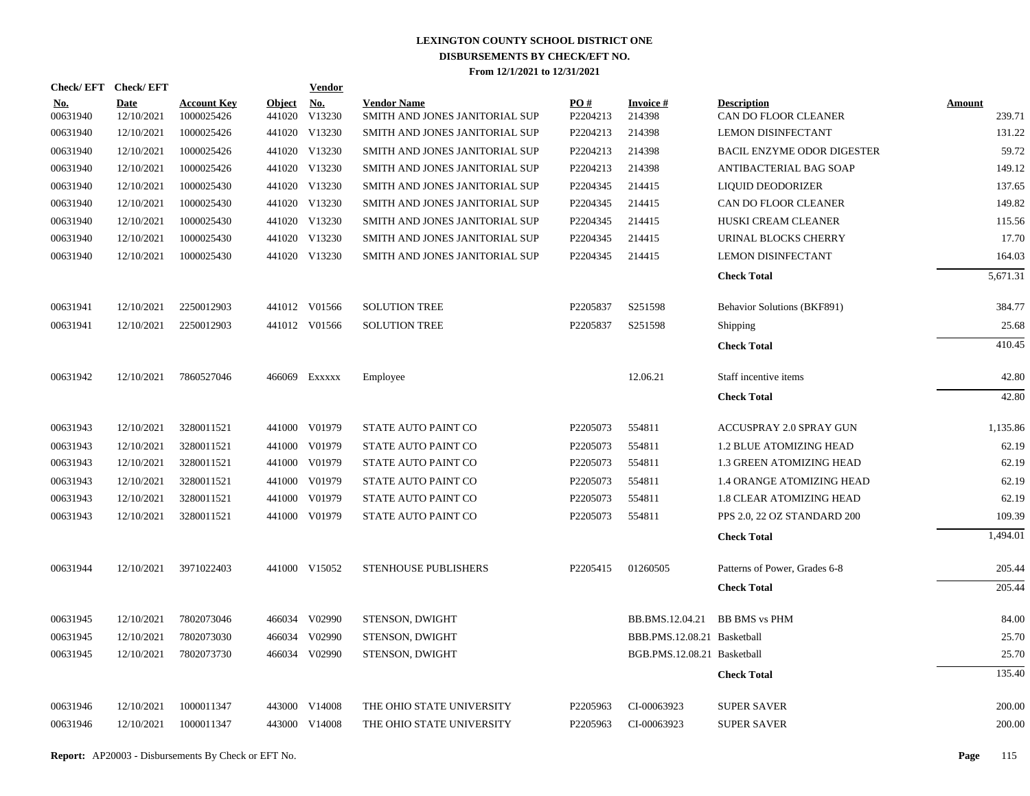# LEXINGTON COUNTY SCHOOL DISTRICT ONE
## DISBURSEMENTS BY CHECK/EFT NO.
### From 12/1/2021 to 12/31/2021

| Check/EFT No. | Check/EFT Date | Account Key | Object | Vendor No. | Vendor Name | PO # | Invoice # | Description | Amount |
|---|---|---|---|---|---|---|---|---|---|
| 00631940 | 12/10/2021 | 1000025426 | 441020 | V13230 | SMITH AND JONES JANITORIAL SUP | P2204213 | 214398 | CAN DO FLOOR CLEANER | 239.71 |
| 00631940 | 12/10/2021 | 1000025426 | 441020 | V13230 | SMITH AND JONES JANITORIAL SUP | P2204213 | 214398 | LEMON DISINFECTANT | 131.22 |
| 00631940 | 12/10/2021 | 1000025426 | 441020 | V13230 | SMITH AND JONES JANITORIAL SUP | P2204213 | 214398 | BACIL ENZYME ODOR DIGESTER | 59.72 |
| 00631940 | 12/10/2021 | 1000025426 | 441020 | V13230 | SMITH AND JONES JANITORIAL SUP | P2204213 | 214398 | ANTIBACTERIAL BAG SOAP | 149.12 |
| 00631940 | 12/10/2021 | 1000025430 | 441020 | V13230 | SMITH AND JONES JANITORIAL SUP | P2204345 | 214415 | LIQUID DEODORIZER | 137.65 |
| 00631940 | 12/10/2021 | 1000025430 | 441020 | V13230 | SMITH AND JONES JANITORIAL SUP | P2204345 | 214415 | CAN DO FLOOR CLEANER | 149.82 |
| 00631940 | 12/10/2021 | 1000025430 | 441020 | V13230 | SMITH AND JONES JANITORIAL SUP | P2204345 | 214415 | HUSKI CREAM CLEANER | 115.56 |
| 00631940 | 12/10/2021 | 1000025430 | 441020 | V13230 | SMITH AND JONES JANITORIAL SUP | P2204345 | 214415 | URINAL BLOCKS CHERRY | 17.70 |
| 00631940 | 12/10/2021 | 1000025430 | 441020 | V13230 | SMITH AND JONES JANITORIAL SUP | P2204345 | 214415 | LEMON DISINFECTANT | 164.03 |
| | | | | | | | | **Check Total** | 5,671.31 |
| 00631941 | 12/10/2021 | 2250012903 | 441012 | V01566 | SOLUTION TREE | P2205837 | S251598 | Behavior Solutions (BKF891) | 384.77 |
| 00631941 | 12/10/2021 | 2250012903 | 441012 | V01566 | SOLUTION TREE | P2205837 | S251598 | Shipping | 25.68 |
| | | | | | | | | **Check Total** | 410.45 |
| 00631942 | 12/10/2021 | 7860527046 | 466069 | Exxxxx | Employee | | 12.06.21 | Staff incentive items | 42.80 |
| | | | | | | | | **Check Total** | 42.80 |
| 00631943 | 12/10/2021 | 3280011521 | 441000 | V01979 | STATE AUTO PAINT CO | P2205073 | 554811 | ACCUSPRAY 2.0 SPRAY GUN | 1,135.86 |
| 00631943 | 12/10/2021 | 3280011521 | 441000 | V01979 | STATE AUTO PAINT CO | P2205073 | 554811 | 1.2 BLUE ATOMIZING HEAD | 62.19 |
| 00631943 | 12/10/2021 | 3280011521 | 441000 | V01979 | STATE AUTO PAINT CO | P2205073 | 554811 | 1.3 GREEN ATOMIZING HEAD | 62.19 |
| 00631943 | 12/10/2021 | 3280011521 | 441000 | V01979 | STATE AUTO PAINT CO | P2205073 | 554811 | 1.4 ORANGE ATOMIZING HEAD | 62.19 |
| 00631943 | 12/10/2021 | 3280011521 | 441000 | V01979 | STATE AUTO PAINT CO | P2205073 | 554811 | 1.8 CLEAR ATOMIZING HEAD | 62.19 |
| 00631943 | 12/10/2021 | 3280011521 | 441000 | V01979 | STATE AUTO PAINT CO | P2205073 | 554811 | PPS 2.0, 22 OZ STANDARD 200 | 109.39 |
| | | | | | | | | **Check Total** | 1,494.01 |
| 00631944 | 12/10/2021 | 3971022403 | 441000 | V15052 | STENHOUSE PUBLISHERS | P2205415 | 01260505 | Patterns of Power, Grades 6-8 | 205.44 |
| | | | | | | | | **Check Total** | 205.44 |
| 00631945 | 12/10/2021 | 7802073046 | 466034 | V02990 | STENSON, DWIGHT | | BB.BMS.12.04.21 | BB BMS vs PHM | 84.00 |
| 00631945 | 12/10/2021 | 7802073030 | 466034 | V02990 | STENSON, DWIGHT | | BBB.PMS.12.08.21 | Basketball | 25.70 |
| 00631945 | 12/10/2021 | 7802073730 | 466034 | V02990 | STENSON, DWIGHT | | BGB.PMS.12.08.21 | Basketball | 25.70 |
| | | | | | | | | **Check Total** | 135.40 |
| 00631946 | 12/10/2021 | 1000011347 | 443000 | V14008 | THE OHIO STATE UNIVERSITY | P2205963 | CI-00063923 | SUPER SAVER | 200.00 |
| 00631946 | 12/10/2021 | 1000011347 | 443000 | V14008 | THE OHIO STATE UNIVERSITY | P2205963 | CI-00063923 | SUPER SAVER | 200.00 |

**Report:** AP20003 - Disbursements By Check or EFT No.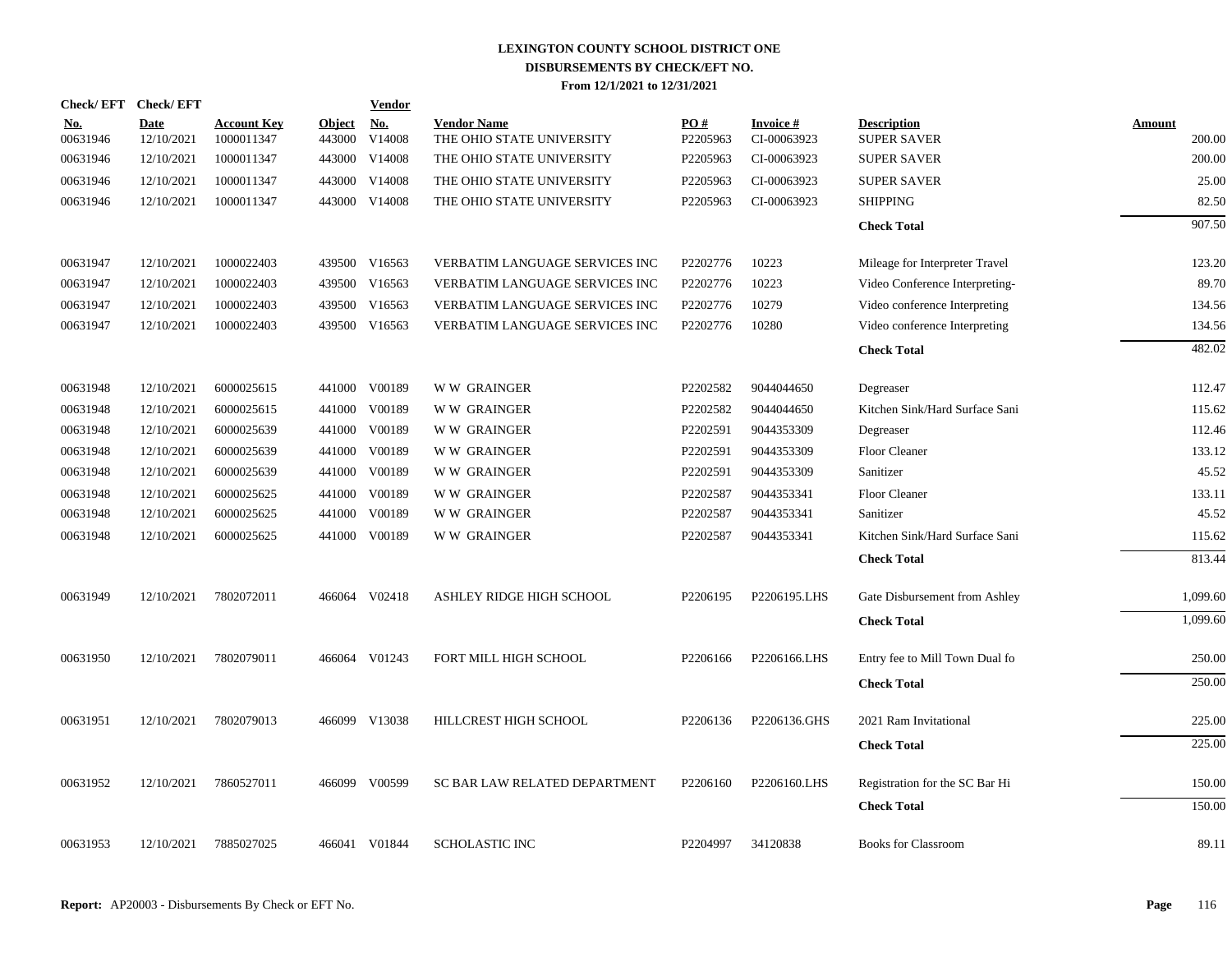# LEXINGTON COUNTY SCHOOL DISTRICT ONE
## DISBURSEMENTS BY CHECK/EFT NO.
### From 12/1/2021 to 12/31/2021

| Check/ EFT No. | Check/ EFT Date | Account Key | Object | Vendor No. | Vendor Name | PO # | Invoice # | Description | Amount |
|---|---|---|---|---|---|---|---|---|---|
| 00631946 | 12/10/2021 | 1000011347 | 443000 | V14008 | THE OHIO STATE UNIVERSITY | P2205963 | CI-00063923 | SUPER SAVER | 200.00 |
| 00631946 | 12/10/2021 | 1000011347 | 443000 | V14008 | THE OHIO STATE UNIVERSITY | P2205963 | CI-00063923 | SUPER SAVER | 200.00 |
| 00631946 | 12/10/2021 | 1000011347 | 443000 | V14008 | THE OHIO STATE UNIVERSITY | P2205963 | CI-00063923 | SUPER SAVER | 25.00 |
| 00631946 | 12/10/2021 | 1000011347 | 443000 | V14008 | THE OHIO STATE UNIVERSITY | P2205963 | CI-00063923 | SHIPPING | 82.50 |
| | | | | | | | | **Check Total** | 907.50 |
| 00631947 | 12/10/2021 | 1000022403 | 439500 | V16563 | VERBATIM LANGUAGE SERVICES INC | P2202776 | 10223 | Mileage for Interpreter Travel | 123.20 |
| 00631947 | 12/10/2021 | 1000022403 | 439500 | V16563 | VERBATIM LANGUAGE SERVICES INC | P2202776 | 10223 | Video Conference Interpreting- | 89.70 |
| 00631947 | 12/10/2021 | 1000022403 | 439500 | V16563 | VERBATIM LANGUAGE SERVICES INC | P2202776 | 10279 | Video conference Interpreting | 134.56 |
| 00631947 | 12/10/2021 | 1000022403 | 439500 | V16563 | VERBATIM LANGUAGE SERVICES INC | P2202776 | 10280 | Video conference Interpreting | 134.56 |
| | | | | | | | | **Check Total** | 482.02 |
| 00631948 | 12/10/2021 | 6000025615 | 441000 | V00189 | W W GRAINGER | P2202582 | 9044044650 | Degreaser | 112.47 |
| 00631948 | 12/10/2021 | 6000025615 | 441000 | V00189 | W W GRAINGER | P2202582 | 9044044650 | Kitchen Sink/Hard Surface Sani | 115.62 |
| 00631948 | 12/10/2021 | 6000025639 | 441000 | V00189 | W W GRAINGER | P2202591 | 9044353309 | Degreaser | 112.46 |
| 00631948 | 12/10/2021 | 6000025639 | 441000 | V00189 | W W GRAINGER | P2202591 | 9044353309 | Floor Cleaner | 133.12 |
| 00631948 | 12/10/2021 | 6000025639 | 441000 | V00189 | W W GRAINGER | P2202591 | 9044353309 | Sanitizer | 45.52 |
| 00631948 | 12/10/2021 | 6000025625 | 441000 | V00189 | W W GRAINGER | P2202587 | 9044353341 | Floor Cleaner | 133.11 |
| 00631948 | 12/10/2021 | 6000025625 | 441000 | V00189 | W W GRAINGER | P2202587 | 9044353341 | Sanitizer | 45.52 |
| 00631948 | 12/10/2021 | 6000025625 | 441000 | V00189 | W W GRAINGER | P2202587 | 9044353341 | Kitchen Sink/Hard Surface Sani | 115.62 |
| | | | | | | | | **Check Total** | 813.44 |
| 00631949 | 12/10/2021 | 7802072011 | 466064 | V02418 | ASHLEY RIDGE HIGH SCHOOL | P2206195 | P2206195.LHS | Gate Disbursement from Ashley | 1,099.60 |
| | | | | | | | | **Check Total** | 1,099.60 |
| 00631950 | 12/10/2021 | 7802079011 | 466064 | V01243 | FORT MILL HIGH SCHOOL | P2206166 | P2206166.LHS | Entry fee to Mill Town Dual fo | 250.00 |
| | | | | | | | | **Check Total** | 250.00 |
| 00631951 | 12/10/2021 | 7802079013 | 466099 | V13038 | HILLCREST HIGH SCHOOL | P2206136 | P2206136.GHS | 2021 Ram Invitational | 225.00 |
| | | | | | | | | **Check Total** | 225.00 |
| 00631952 | 12/10/2021 | 7860527011 | 466099 | V00599 | SC BAR LAW RELATED DEPARTMENT | P2206160 | P2206160.LHS | Registration for the SC Bar Hi | 150.00 |
| | | | | | | | | **Check Total** | 150.00 |
| 00631953 | 12/10/2021 | 7885027025 | 466041 | V01844 | SCHOLASTIC INC | P2204997 | 34120838 | Books for Classroom | 89.11 |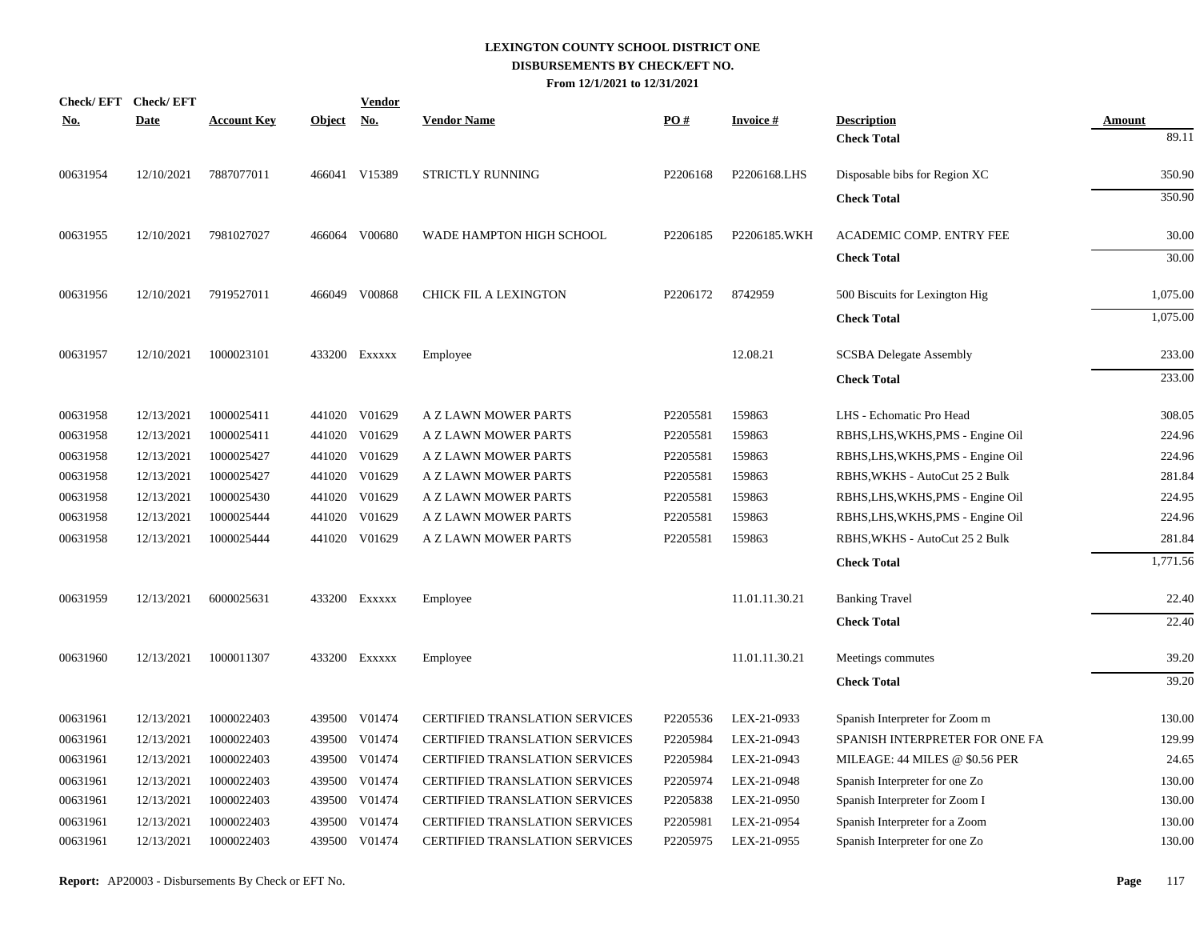# LEXINGTON COUNTY SCHOOL DISTRICT ONE
## DISBURSEMENTS BY CHECK/EFT NO.
### From 12/1/2021 to 12/31/2021

| Check/ EFT No. | Check/ EFT Date | Account Key | Object | Vendor No. | Vendor Name | PO # | Invoice # | Description | Amount |
|---|---|---|---|---|---|---|---|---|---|
| | | | | | | | | **Check Total** | 89.11 |
| 00631954 | 12/10/2021 | 7887077011 | 466041 | V15389 | STRICTLY RUNNING | P2206168 | P2206168.LHS | Disposable bibs for Region XC | 350.90 |
| | | | | | | | | **Check Total** | 350.90 |
| 00631955 | 12/10/2021 | 7981027027 | 466064 | V00680 | WADE HAMPTON HIGH SCHOOL | P2206185 | P2206185.WKH | ACADEMIC COMP. ENTRY FEE | 30.00 |
| | | | | | | | | **Check Total** | 30.00 |
| 00631956 | 12/10/2021 | 7919527011 | 466049 | V00868 | CHICK FIL A LEXINGTON | P2206172 | 8742959 | 500 Biscuits for Lexington Hig | 1,075.00 |
| | | | | | | | | **Check Total** | 1,075.00 |
| 00631957 | 12/10/2021 | 1000023101 | 433200 | Exxxxx | Employee | | 12.08.21 | SCSBA Delegate Assembly | 233.00 |
| | | | | | | | | **Check Total** | 233.00 |
| 00631958 | 12/13/2021 | 1000025411 | 441020 | V01629 | A Z LAWN MOWER PARTS | P2205581 | 159863 | LHS - Echomatic Pro Head | 308.05 |
| 00631958 | 12/13/2021 | 1000025411 | 441020 | V01629 | A Z LAWN MOWER PARTS | P2205581 | 159863 | RBHS,LHS,WKHS,PMS - Engine Oil | 224.96 |
| 00631958 | 12/13/2021 | 1000025427 | 441020 | V01629 | A Z LAWN MOWER PARTS | P2205581 | 159863 | RBHS,LHS,WKHS,PMS - Engine Oil | 224.96 |
| 00631958 | 12/13/2021 | 1000025427 | 441020 | V01629 | A Z LAWN MOWER PARTS | P2205581 | 159863 | RBHS,WKHS - AutoCut 25 2 Bulk | 281.84 |
| 00631958 | 12/13/2021 | 1000025430 | 441020 | V01629 | A Z LAWN MOWER PARTS | P2205581 | 159863 | RBHS,LHS,WKHS,PMS - Engine Oil | 224.95 |
| 00631958 | 12/13/2021 | 1000025444 | 441020 | V01629 | A Z LAWN MOWER PARTS | P2205581 | 159863 | RBHS,LHS,WKHS,PMS - Engine Oil | 224.96 |
| 00631958 | 12/13/2021 | 1000025444 | 441020 | V01629 | A Z LAWN MOWER PARTS | P2205581 | 159863 | RBHS,WKHS - AutoCut 25 2 Bulk | 281.84 |
| | | | | | | | | **Check Total** | 1,771.56 |
| 00631959 | 12/13/2021 | 6000025631 | 433200 | Exxxxx | Employee | | 11.01.11.30.21 | Banking Travel | 22.40 |
| | | | | | | | | **Check Total** | 22.40 |
| 00631960 | 12/13/2021 | 1000011307 | 433200 | Exxxxx | Employee | | 11.01.11.30.21 | Meetings commutes | 39.20 |
| | | | | | | | | **Check Total** | 39.20 |
| 00631961 | 12/13/2021 | 1000022403 | 439500 | V01474 | CERTIFIED TRANSLATION SERVICES | P2205536 | LEX-21-0933 | Spanish Interpreter for Zoom m | 130.00 |
| 00631961 | 12/13/2021 | 1000022403 | 439500 | V01474 | CERTIFIED TRANSLATION SERVICES | P2205984 | LEX-21-0943 | SPANISH INTERPRETER FOR ONE FA | 129.99 |
| 00631961 | 12/13/2021 | 1000022403 | 439500 | V01474 | CERTIFIED TRANSLATION SERVICES | P2205984 | LEX-21-0943 | MILEAGE: 44 MILES @ $0.56 PER | 24.65 |
| 00631961 | 12/13/2021 | 1000022403 | 439500 | V01474 | CERTIFIED TRANSLATION SERVICES | P2205974 | LEX-21-0948 | Spanish Interpreter for one Zo | 130.00 |
| 00631961 | 12/13/2021 | 1000022403 | 439500 | V01474 | CERTIFIED TRANSLATION SERVICES | P2205838 | LEX-21-0950 | Spanish Interpreter for Zoom I | 130.00 |
| 00631961 | 12/13/2021 | 1000022403 | 439500 | V01474 | CERTIFIED TRANSLATION SERVICES | P2205981 | LEX-21-0954 | Spanish Interpreter for a Zoom | 130.00 |
| 00631961 | 12/13/2021 | 1000022403 | 439500 | V01474 | CERTIFIED TRANSLATION SERVICES | P2205975 | LEX-21-0955 | Spanish Interpreter for one Zo | 130.00 |

**Report:** AP20003 - Disbursements By Check or EFT No.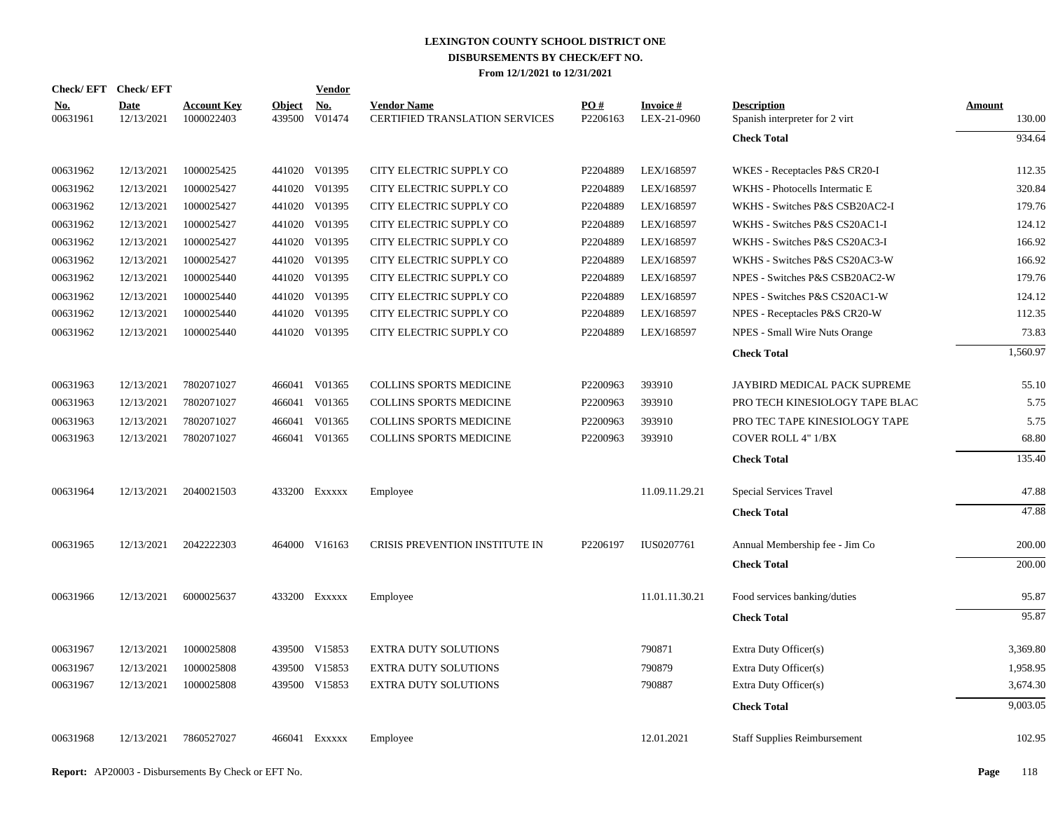# LEXINGTON COUNTY SCHOOL DISTRICT ONE
## DISBURSEMENTS BY CHECK/EFT NO.
### From 12/1/2021 to 12/31/2021

| Check/ EFT No. | Check/ EFT Date | Account Key | Object | Vendor No. | Vendor Name | PO # | Invoice # | Description | Amount |
|---|---|---|---|---|---|---|---|---|---|
| 00631961 | 12/13/2021 | 1000022403 | 439500 | V01474 | CERTIFIED TRANSLATION SERVICES | P2206163 | LEX-21-0960 | Spanish interpreter for 2 virt | 130.00 |
| | | | | | | | | **Check Total** | 934.64 |
| 00631962 | 12/13/2021 | 1000025425 | 441020 | V01395 | CITY ELECTRIC SUPPLY CO | P2204889 | LEX/168597 | WKES - Receptacles P&S CR20-I | 112.35 |
| 00631962 | 12/13/2021 | 1000025427 | 441020 | V01395 | CITY ELECTRIC SUPPLY CO | P2204889 | LEX/168597 | WKHS - Photocells Intermatic E | 320.84 |
| 00631962 | 12/13/2021 | 1000025427 | 441020 | V01395 | CITY ELECTRIC SUPPLY CO | P2204889 | LEX/168597 | WKHS - Switches P&S CSB20AC2-I | 179.76 |
| 00631962 | 12/13/2021 | 1000025427 | 441020 | V01395 | CITY ELECTRIC SUPPLY CO | P2204889 | LEX/168597 | WKHS - Switches P&S CS20AC1-I | 124.12 |
| 00631962 | 12/13/2021 | 1000025427 | 441020 | V01395 | CITY ELECTRIC SUPPLY CO | P2204889 | LEX/168597 | WKHS - Switches P&S CS20AC3-I | 166.92 |
| 00631962 | 12/13/2021 | 1000025427 | 441020 | V01395 | CITY ELECTRIC SUPPLY CO | P2204889 | LEX/168597 | WKHS - Switches P&S CS20AC3-W | 166.92 |
| 00631962 | 12/13/2021 | 1000025440 | 441020 | V01395 | CITY ELECTRIC SUPPLY CO | P2204889 | LEX/168597 | NPES - Switches P&S CSB20AC2-W | 179.76 |
| 00631962 | 12/13/2021 | 1000025440 | 441020 | V01395 | CITY ELECTRIC SUPPLY CO | P2204889 | LEX/168597 | NPES - Switches P&S CS20AC1-W | 124.12 |
| 00631962 | 12/13/2021 | 1000025440 | 441020 | V01395 | CITY ELECTRIC SUPPLY CO | P2204889 | LEX/168597 | NPES - Receptacles P&S CR20-W | 112.35 |
| 00631962 | 12/13/2021 | 1000025440 | 441020 | V01395 | CITY ELECTRIC SUPPLY CO | P2204889 | LEX/168597 | NPES - Small Wire Nuts Orange | 73.83 |
| | | | | | | | | **Check Total** | 1,560.97 |
| 00631963 | 12/13/2021 | 7802071027 | 466041 | V01365 | COLLINS SPORTS MEDICINE | P2200963 | 393910 | JAYBIRD MEDICAL PACK SUPREME | 55.10 |
| 00631963 | 12/13/2021 | 7802071027 | 466041 | V01365 | COLLINS SPORTS MEDICINE | P2200963 | 393910 | PRO TECH KINESIOLOGY TAPE BLAC | 5.75 |
| 00631963 | 12/13/2021 | 7802071027 | 466041 | V01365 | COLLINS SPORTS MEDICINE | P2200963 | 393910 | PRO TEC TAPE KINESIOLOGY TAPE | 5.75 |
| 00631963 | 12/13/2021 | 7802071027 | 466041 | V01365 | COLLINS SPORTS MEDICINE | P2200963 | 393910 | COVER ROLL 4" 1/BX | 68.80 |
| | | | | | | | | **Check Total** | 135.40 |
| 00631964 | 12/13/2021 | 2040021503 | 433200 | Exxxxx | Employee | | 11.09.11.29.21 | Special Services Travel | 47.88 |
| | | | | | | | | **Check Total** | 47.88 |
| 00631965 | 12/13/2021 | 2042222303 | 464000 | V16163 | CRISIS PREVENTION INSTITUTE IN | P2206197 | IUS0207761 | Annual Membership fee - Jim Co | 200.00 |
| | | | | | | | | **Check Total** | 200.00 |
| 00631966 | 12/13/2021 | 6000025637 | 433200 | Exxxxx | Employee | | 11.01.11.30.21 | Food services banking/duties | 95.87 |
| | | | | | | | | **Check Total** | 95.87 |
| 00631967 | 12/13/2021 | 1000025808 | 439500 | V15853 | EXTRA DUTY SOLUTIONS | | 790871 | Extra Duty Officer(s) | 3,369.80 |
| 00631967 | 12/13/2021 | 1000025808 | 439500 | V15853 | EXTRA DUTY SOLUTIONS | | 790879 | Extra Duty Officer(s) | 1,958.95 |
| 00631967 | 12/13/2021 | 1000025808 | 439500 | V15853 | EXTRA DUTY SOLUTIONS | | 790887 | Extra Duty Officer(s) | 3,674.30 |
| | | | | | | | | **Check Total** | 9,003.05 |
| 00631968 | 12/13/2021 | 7860527027 | 466041 | Exxxxx | Employee | | 12.01.2021 | Staff Supplies Reimbursement | 102.95 |

**Report:** AP20003 - Disbursements By Check or EFT No.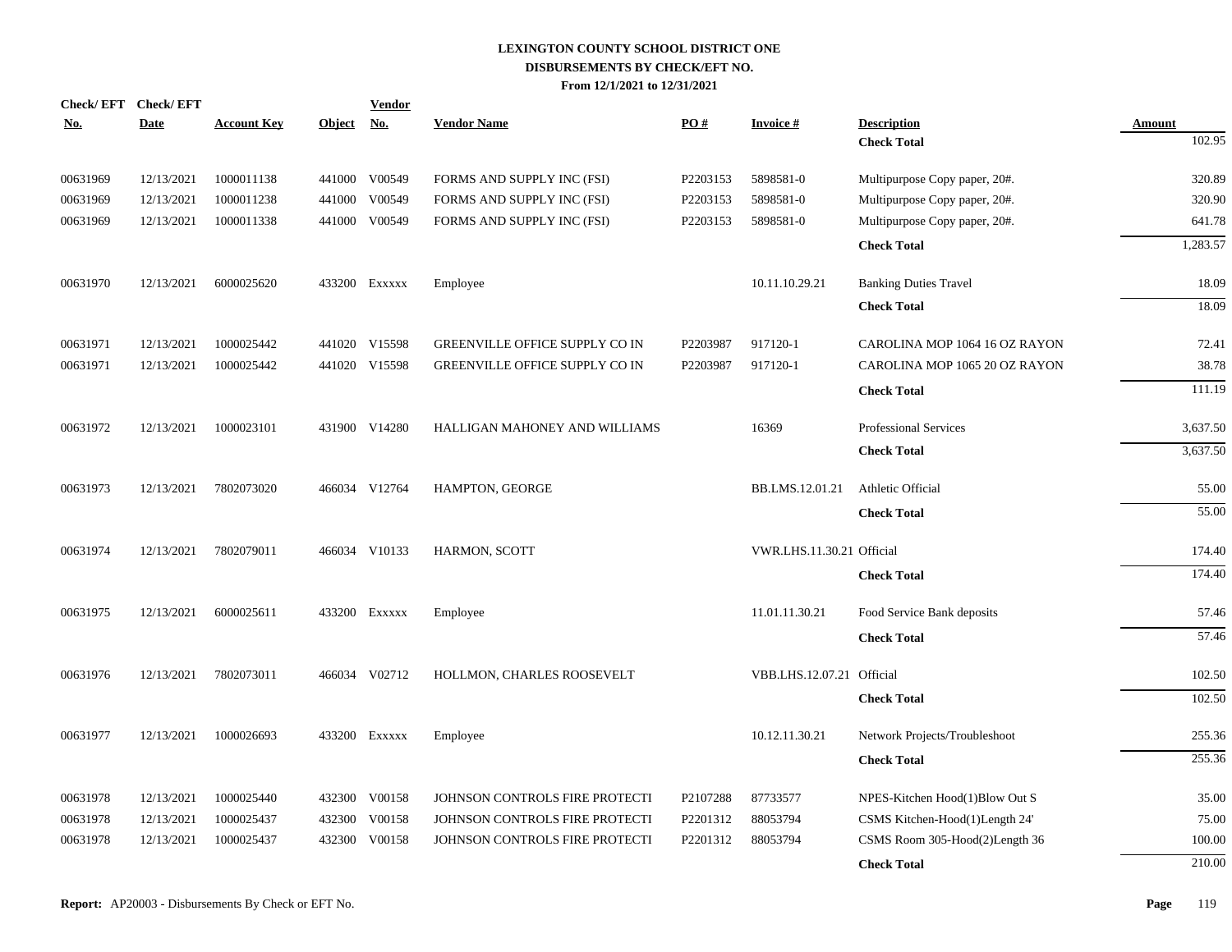# LEXINGTON COUNTY SCHOOL DISTRICT ONE
## DISBURSEMENTS BY CHECK/EFT NO.
### From 12/1/2021 to 12/31/2021

| Check/ EFT No. | Check/ EFT Date | Account Key | Object | Vendor No. | Vendor Name | PO # | Invoice # | Description | Amount |
|---|---|---|---|---|---|---|---|---|---|
| | | | | | | | | **Check Total** | 102.95 |
| 00631969 | 12/13/2021 | 1000011138 | 441000 | V00549 | FORMS AND SUPPLY INC (FSI) | P2203153 | 5898581-0 | Multipurpose Copy paper, 20#. | 320.89 |
| 00631969 | 12/13/2021 | 1000011238 | 441000 | V00549 | FORMS AND SUPPLY INC (FSI) | P2203153 | 5898581-0 | Multipurpose Copy paper, 20#. | 320.90 |
| 00631969 | 12/13/2021 | 1000011338 | 441000 | V00549 | FORMS AND SUPPLY INC (FSI) | P2203153 | 5898581-0 | Multipurpose Copy paper, 20#. | 641.78 |
| | | | | | | | | **Check Total** | 1,283.57 |
| 00631970 | 12/13/2021 | 6000025620 | 433200 | Exxxxx | Employee | | 10.11.10.29.21 | Banking Duties Travel | 18.09 |
| | | | | | | | | **Check Total** | 18.09 |
| 00631971 | 12/13/2021 | 1000025442 | 441020 | V15598 | GREENVILLE OFFICE SUPPLY CO IN | P2203987 | 917120-1 | CAROLINA MOP 1064 16 OZ RAYON | 72.41 |
| 00631971 | 12/13/2021 | 1000025442 | 441020 | V15598 | GREENVILLE OFFICE SUPPLY CO IN | P2203987 | 917120-1 | CAROLINA MOP 1065 20 OZ RAYON | 38.78 |
| | | | | | | | | **Check Total** | 111.19 |
| 00631972 | 12/13/2021 | 1000023101 | 431900 | V14280 | HALLIGAN MAHONEY AND WILLIAMS | | 16369 | Professional Services | 3,637.50 |
| | | | | | | | | **Check Total** | 3,637.50 |
| 00631973 | 12/13/2021 | 7802073020 | 466034 | V12764 | HAMPTON, GEORGE | | BB.LMS.12.01.21 | Athletic Official | 55.00 |
| | | | | | | | | **Check Total** | 55.00 |
| 00631974 | 12/13/2021 | 7802079011 | 466034 | V10133 | HARMON, SCOTT | | VWR.LHS.11.30.21 | Official | 174.40 |
| | | | | | | | | **Check Total** | 174.40 |
| 00631975 | 12/13/2021 | 6000025611 | 433200 | Exxxxx | Employee | | 11.01.11.30.21 | Food Service Bank deposits | 57.46 |
| | | | | | | | | **Check Total** | 57.46 |
| 00631976 | 12/13/2021 | 7802073011 | 466034 | V02712 | HOLLMON, CHARLES ROOSEVELT | | VBB.LHS.12.07.21 | Official | 102.50 |
| | | | | | | | | **Check Total** | 102.50 |
| 00631977 | 12/13/2021 | 1000026693 | 433200 | Exxxxx | Employee | | 10.12.11.30.21 | Network Projects/Troubleshoot | 255.36 |
| | | | | | | | | **Check Total** | 255.36 |
| 00631978 | 12/13/2021 | 1000025440 | 432300 | V00158 | JOHNSON CONTROLS FIRE PROTECTI | P2107288 | 87733577 | NPES-Kitchen Hood(1)Blow Out S | 35.00 |
| 00631978 | 12/13/2021 | 1000025437 | 432300 | V00158 | JOHNSON CONTROLS FIRE PROTECTI | P2201312 | 88053794 | CSMS Kitchen-Hood(1)Length 24' | 75.00 |
| 00631978 | 12/13/2021 | 1000025437 | 432300 | V00158 | JOHNSON CONTROLS FIRE PROTECTI | P2201312 | 88053794 | CSMS Room 305-Hood(2)Length 36 | 100.00 |
| | | | | | | | | **Check Total** | 210.00 |

**Report:** AP20003 - Disbursements By Check or EFT No.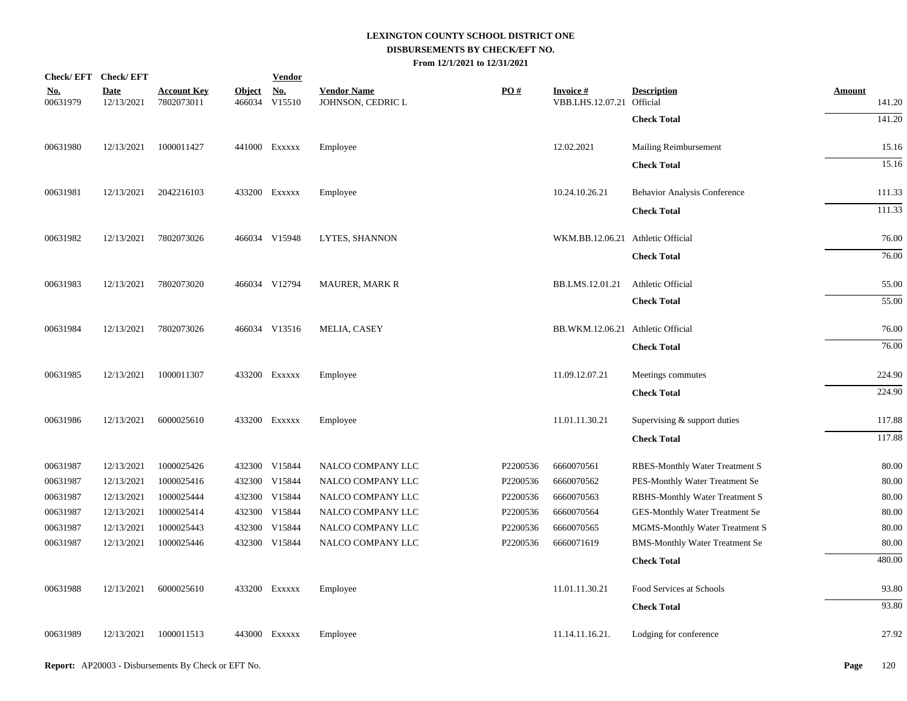# LEXINGTON COUNTY SCHOOL DISTRICT ONE
## DISBURSEMENTS BY CHECK/EFT NO.
### From 12/1/2021 to 12/31/2021

| Check/ EFT No. | Check/ EFT Date | Account Key | Object | Vendor No. | Vendor Name | PO # | Invoice # | Description | Amount |
|---|---|---|---|---|---|---|---|---|---|
| 00631979 | 12/13/2021 | 7802073011 | 466034 | V15510 | JOHNSON, CEDRIC L | | VBB.LHS.12.07.21 | Official | 141.20 |
| | | | | | | | | **Check Total** | 141.20 |
| 00631980 | 12/13/2021 | 1000011427 | 441000 | Exxxxx | Employee | | 12.02.2021 | Mailing Reimbursement | 15.16 |
| | | | | | | | | **Check Total** | 15.16 |
| 00631981 | 12/13/2021 | 2042216103 | 433200 | Exxxxx | Employee | | 10.24.10.26.21 | Behavior Analysis Conference | 111.33 |
| | | | | | | | | **Check Total** | 111.33 |
| 00631982 | 12/13/2021 | 7802073026 | 466034 | V15948 | LYTES, SHANNON | | WKM.BB.12.06.21 | Athletic Official | 76.00 |
| | | | | | | | | **Check Total** | 76.00 |
| 00631983 | 12/13/2021 | 7802073020 | 466034 | V12794 | MAURER, MARK R | | BB.LMS.12.01.21 | Athletic Official | 55.00 |
| | | | | | | | | **Check Total** | 55.00 |
| 00631984 | 12/13/2021 | 7802073026 | 466034 | V13516 | MELIA, CASEY | | BB.WKM.12.06.21 | Athletic Official | 76.00 |
| | | | | | | | | **Check Total** | 76.00 |
| 00631985 | 12/13/2021 | 1000011307 | 433200 | Exxxxx | Employee | | 11.09.12.07.21 | Meetings commutes | 224.90 |
| | | | | | | | | **Check Total** | 224.90 |
| 00631986 | 12/13/2021 | 6000025610 | 433200 | Exxxxx | Employee | | 11.01.11.30.21 | Supervising & support duties | 117.88 |
| | | | | | | | | **Check Total** | 117.88 |
| 00631987 | 12/13/2021 | 1000025426 | 432300 | V15844 | NALCO COMPANY LLC | P2200536 | 6660070561 | RBES-Monthly Water Treatment S | 80.00 |
| 00631987 | 12/13/2021 | 1000025416 | 432300 | V15844 | NALCO COMPANY LLC | P2200536 | 6660070562 | PES-Monthly Water Treatment Se | 80.00 |
| 00631987 | 12/13/2021 | 1000025444 | 432300 | V15844 | NALCO COMPANY LLC | P2200536 | 6660070563 | RBHS-Monthly Water Treatment S | 80.00 |
| 00631987 | 12/13/2021 | 1000025414 | 432300 | V15844 | NALCO COMPANY LLC | P2200536 | 6660070564 | GES-Monthly Water Treatment Se | 80.00 |
| 00631987 | 12/13/2021 | 1000025443 | 432300 | V15844 | NALCO COMPANY LLC | P2200536 | 6660070565 | MGMS-Monthly Water Treatment S | 80.00 |
| 00631987 | 12/13/2021 | 1000025446 | 432300 | V15844 | NALCO COMPANY LLC | P2200536 | 6660071619 | BMS-Monthly Water Treatment Se | 80.00 |
| | | | | | | | | **Check Total** | 480.00 |
| 00631988 | 12/13/2021 | 6000025610 | 433200 | Exxxxx | Employee | | 11.01.11.30.21 | Food Services at Schools | 93.80 |
| | | | | | | | | **Check Total** | 93.80 |
| 00631989 | 12/13/2021 | 1000011513 | 443000 | Exxxxx | Employee | | 11.14.11.16.21. | Lodging for conference | 27.92 |

**Report:** AP20003 - Disbursements By Check or EFT No.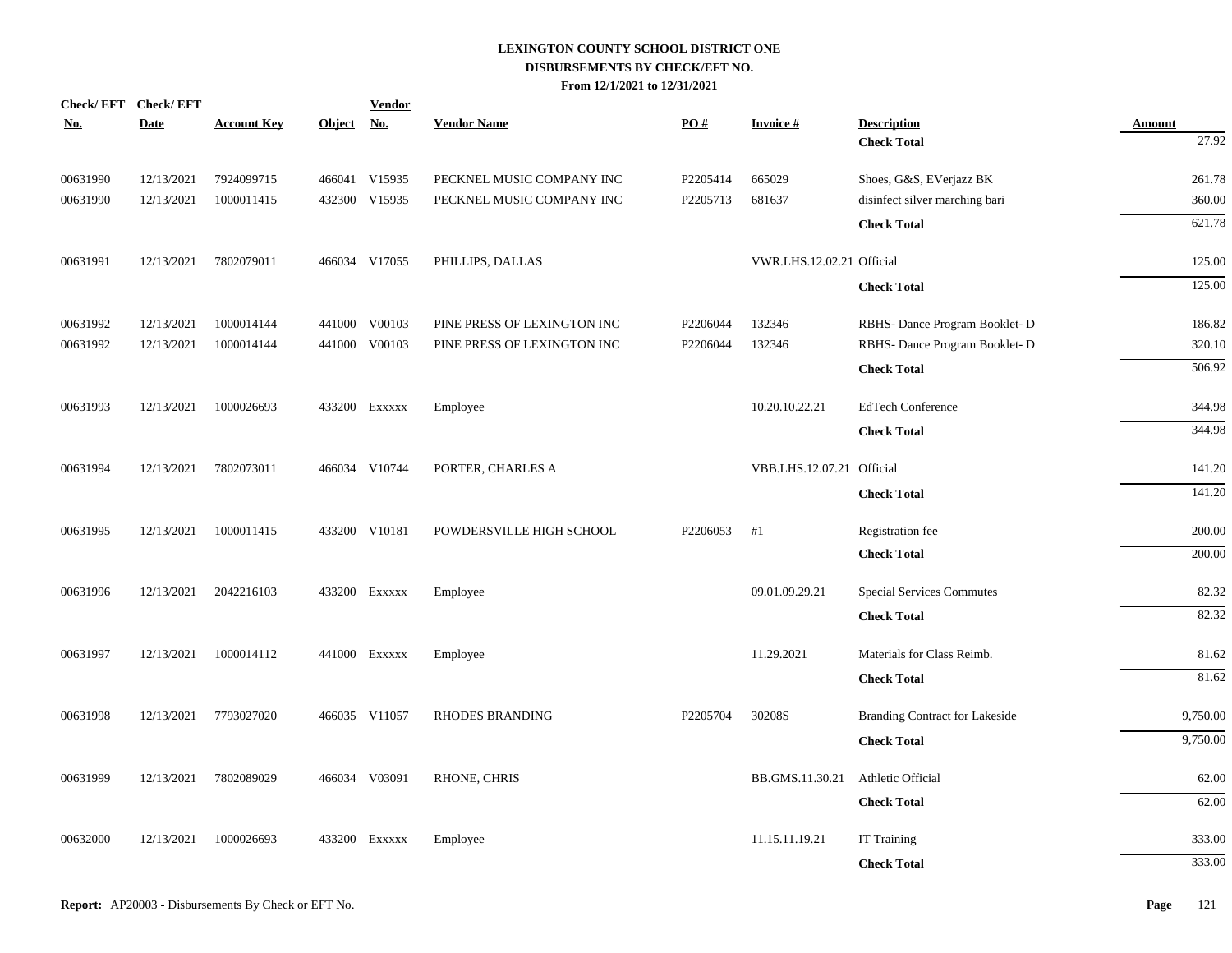# LEXINGTON COUNTY SCHOOL DISTRICT ONE
## DISBURSEMENTS BY CHECK/EFT NO.
### From 12/1/2021 to 12/31/2021

| Check/ EFT No. | Check/ EFT Date | Account Key | Object | Vendor No. | Vendor Name | PO # | Invoice # | Description | Amount |
|---|---|---|---|---|---|---|---|---|---|
| | | | | | | | | **Check Total** | 27.92 |
| 00631990 | 12/13/2021 | 7924099715 | 466041 | V15935 | PECKNEL MUSIC COMPANY INC | P2205414 | 665029 | Shoes, G&S, EVerjazz BK | 261.78 |
| 00631990 | 12/13/2021 | 1000011415 | 432300 | V15935 | PECKNEL MUSIC COMPANY INC | P2205713 | 681637 | disinfect silver marching bari | 360.00 |
| | | | | | | | | **Check Total** | 621.78 |
| 00631991 | 12/13/2021 | 7802079011 | 466034 | V17055 | PHILLIPS, DALLAS | | VWR.LHS.12.02.21 | Official | 125.00 |
| | | | | | | | | **Check Total** | 125.00 |
| 00631992 | 12/13/2021 | 1000014144 | 441000 | V00103 | PINE PRESS OF LEXINGTON INC | P2206044 | 132346 | RBHS- Dance Program Booklet- D | 186.82 |
| 00631992 | 12/13/2021 | 1000014144 | 441000 | V00103 | PINE PRESS OF LEXINGTON INC | P2206044 | 132346 | RBHS- Dance Program Booklet- D | 320.10 |
| | | | | | | | | **Check Total** | 506.92 |
| 00631993 | 12/13/2021 | 1000026693 | 433200 | Exxxxx | Employee | | 10.20.10.22.21 | EdTech Conference | 344.98 |
| | | | | | | | | **Check Total** | 344.98 |
| 00631994 | 12/13/2021 | 7802073011 | 466034 | V10744 | PORTER, CHARLES A | | VBB.LHS.12.07.21 | Official | 141.20 |
| | | | | | | | | **Check Total** | 141.20 |
| 00631995 | 12/13/2021 | 1000011415 | 433200 | V10181 | POWDERSVILLE HIGH SCHOOL | P2206053 | #1 | Registration fee | 200.00 |
| | | | | | | | | **Check Total** | 200.00 |
| 00631996 | 12/13/2021 | 2042216103 | 433200 | Exxxxx | Employee | | 09.01.09.29.21 | Special Services Commutes | 82.32 |
| | | | | | | | | **Check Total** | 82.32 |
| 00631997 | 12/13/2021 | 1000014112 | 441000 | Exxxxx | Employee | | 11.29.2021 | Materials for Class Reimb. | 81.62 |
| | | | | | | | | **Check Total** | 81.62 |
| 00631998 | 12/13/2021 | 7793027020 | 466035 | V11057 | RHODES BRANDING | P2205704 | 30208S | Branding Contract for Lakeside | 9,750.00 |
| | | | | | | | | **Check Total** | 9,750.00 |
| 00631999 | 12/13/2021 | 7802089029 | 466034 | V03091 | RHONE, CHRIS | | BB.GMS.11.30.21 | Athletic Official | 62.00 |
| | | | | | | | | **Check Total** | 62.00 |
| 00632000 | 12/13/2021 | 1000026693 | 433200 | Exxxxx | Employee | | 11.15.11.19.21 | IT Training | 333.00 |
| | | | | | | | | **Check Total** | 333.00 |

**Report:** AP20003 - Disbursements By Check or EFT No.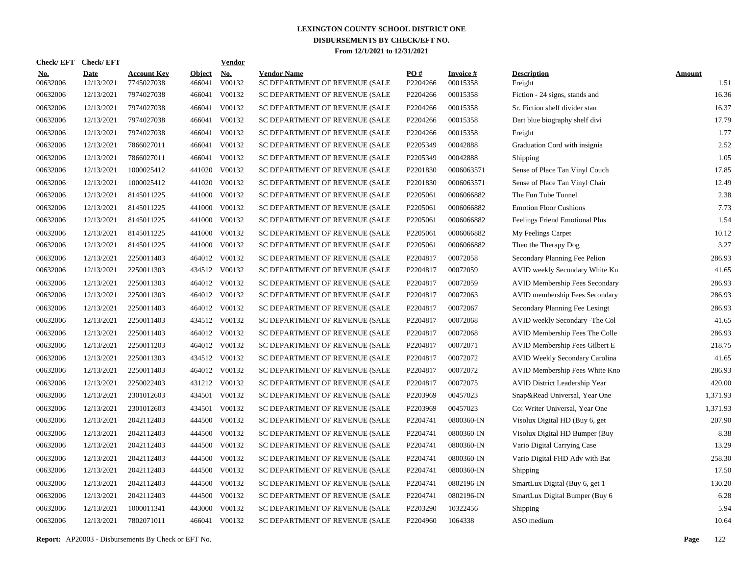# LEXINGTON COUNTY SCHOOL DISTRICT ONE
## DISBURSEMENTS BY CHECK/EFT NO.
### From 12/1/2021 to 12/31/2021

| Check/ EFT No. | Check/ EFT Date | Account Key | Object | Vendor No. | Vendor Name | PO # | Invoice # | Description | Amount |
|---|---|---|---|---|---|---|---|---|---|
| 00632006 | 12/13/2021 | 7745027038 | 466041 | V00132 | SC DEPARTMENT OF REVENUE (SALE | P2204266 | 00015358 | Freight | 1.51 |
| 00632006 | 12/13/2021 | 7974027038 | 466041 | V00132 | SC DEPARTMENT OF REVENUE (SALE | P2204266 | 00015358 | Fiction - 24 signs, stands and | 16.36 |
| 00632006 | 12/13/2021 | 7974027038 | 466041 | V00132 | SC DEPARTMENT OF REVENUE (SALE | P2204266 | 00015358 | Sr. Fiction shelf divider stan | 16.37 |
| 00632006 | 12/13/2021 | 7974027038 | 466041 | V00132 | SC DEPARTMENT OF REVENUE (SALE | P2204266 | 00015358 | Dart blue biography shelf divi | 17.79 |
| 00632006 | 12/13/2021 | 7974027038 | 466041 | V00132 | SC DEPARTMENT OF REVENUE (SALE | P2204266 | 00015358 | Freight | 1.77 |
| 00632006 | 12/13/2021 | 7866027011 | 466041 | V00132 | SC DEPARTMENT OF REVENUE (SALE | P2205349 | 00042888 | Graduation Cord with insignia | 2.52 |
| 00632006 | 12/13/2021 | 7866027011 | 466041 | V00132 | SC DEPARTMENT OF REVENUE (SALE | P2205349 | 00042888 | Shipping | 1.05 |
| 00632006 | 12/13/2021 | 1000025412 | 441020 | V00132 | SC DEPARTMENT OF REVENUE (SALE | P2201830 | 0006063571 | Sense of Place Tan Vinyl Couch | 17.85 |
| 00632006 | 12/13/2021 | 1000025412 | 441020 | V00132 | SC DEPARTMENT OF REVENUE (SALE | P2201830 | 0006063571 | Sense of Place Tan Vinyl Chair | 12.49 |
| 00632006 | 12/13/2021 | 8145011225 | 441000 | V00132 | SC DEPARTMENT OF REVENUE (SALE | P2205061 | 0006066882 | The Fun Tube Tunnel | 2.38 |
| 00632006 | 12/13/2021 | 8145011225 | 441000 | V00132 | SC DEPARTMENT OF REVENUE (SALE | P2205061 | 0006066882 | Emotion Floor Cushions | 7.73 |
| 00632006 | 12/13/2021 | 8145011225 | 441000 | V00132 | SC DEPARTMENT OF REVENUE (SALE | P2205061 | 0006066882 | Feelings Friend Emotional Plus | 1.54 |
| 00632006 | 12/13/2021 | 8145011225 | 441000 | V00132 | SC DEPARTMENT OF REVENUE (SALE | P2205061 | 0006066882 | My Feelings Carpet | 10.12 |
| 00632006 | 12/13/2021 | 8145011225 | 441000 | V00132 | SC DEPARTMENT OF REVENUE (SALE | P2205061 | 0006066882 | Theo the Therapy Dog | 3.27 |
| 00632006 | 12/13/2021 | 2250011403 | 464012 | V00132 | SC DEPARTMENT OF REVENUE (SALE | P2204817 | 00072058 | Secondary Planning Fee Pelion | 286.93 |
| 00632006 | 12/13/2021 | 2250011303 | 434512 | V00132 | SC DEPARTMENT OF REVENUE (SALE | P2204817 | 00072059 | AVID weekly Secondary White Kn | 41.65 |
| 00632006 | 12/13/2021 | 2250011303 | 464012 | V00132 | SC DEPARTMENT OF REVENUE (SALE | P2204817 | 00072059 | AVID Membership Fees Secondary | 286.93 |
| 00632006 | 12/13/2021 | 2250011303 | 464012 | V00132 | SC DEPARTMENT OF REVENUE (SALE | P2204817 | 00072063 | AVID membership Fees Secondary | 286.93 |
| 00632006 | 12/13/2021 | 2250011403 | 464012 | V00132 | SC DEPARTMENT OF REVENUE (SALE | P2204817 | 00072067 | Secondary Planning Fee Lexingt | 286.93 |
| 00632006 | 12/13/2021 | 2250011403 | 434512 | V00132 | SC DEPARTMENT OF REVENUE (SALE | P2204817 | 00072068 | AVID weekly Secondary -The Col | 41.65 |
| 00632006 | 12/13/2021 | 2250011403 | 464012 | V00132 | SC DEPARTMENT OF REVENUE (SALE | P2204817 | 00072068 | AVID Membership Fees The Colle | 286.93 |
| 00632006 | 12/13/2021 | 2250011203 | 464012 | V00132 | SC DEPARTMENT OF REVENUE (SALE | P2204817 | 00072071 | AVID Membership Fees Gilbert E | 218.75 |
| 00632006 | 12/13/2021 | 2250011303 | 434512 | V00132 | SC DEPARTMENT OF REVENUE (SALE | P2204817 | 00072072 | AVID Weekly Secondary Carolina | 41.65 |
| 00632006 | 12/13/2021 | 2250011403 | 464012 | V00132 | SC DEPARTMENT OF REVENUE (SALE | P2204817 | 00072072 | AVID Membership Fees White Kno | 286.93 |
| 00632006 | 12/13/2021 | 2250022403 | 431212 | V00132 | SC DEPARTMENT OF REVENUE (SALE | P2204817 | 00072075 | AVID District Leadership Year | 420.00 |
| 00632006 | 12/13/2021 | 2301012603 | 434501 | V00132 | SC DEPARTMENT OF REVENUE (SALE | P2203969 | 00457023 | Snap&Read Universal, Year One | 1,371.93 |
| 00632006 | 12/13/2021 | 2301012603 | 434501 | V00132 | SC DEPARTMENT OF REVENUE (SALE | P2203969 | 00457023 | Co: Writer Universal, Year One | 1,371.93 |
| 00632006 | 12/13/2021 | 2042112403 | 444500 | V00132 | SC DEPARTMENT OF REVENUE (SALE | P2204741 | 0800360-IN | Visolux Digital HD (Buy 6, get | 207.90 |
| 00632006 | 12/13/2021 | 2042112403 | 444500 | V00132 | SC DEPARTMENT OF REVENUE (SALE | P2204741 | 0800360-IN | Visolux Digital HD Bumper (Buy | 8.38 |
| 00632006 | 12/13/2021 | 2042112403 | 444500 | V00132 | SC DEPARTMENT OF REVENUE (SALE | P2204741 | 0800360-IN | Vario Digital Carrying Case | 13.29 |
| 00632006 | 12/13/2021 | 2042112403 | 444500 | V00132 | SC DEPARTMENT OF REVENUE (SALE | P2204741 | 0800360-IN | Vario Digital FHD Adv with Bat | 258.30 |
| 00632006 | 12/13/2021 | 2042112403 | 444500 | V00132 | SC DEPARTMENT OF REVENUE (SALE | P2204741 | 0800360-IN | Shipping | 17.50 |
| 00632006 | 12/13/2021 | 2042112403 | 444500 | V00132 | SC DEPARTMENT OF REVENUE (SALE | P2204741 | 0802196-IN | SmartLux Digital (Buy 6, get 1 | 130.20 |
| 00632006 | 12/13/2021 | 2042112403 | 444500 | V00132 | SC DEPARTMENT OF REVENUE (SALE | P2204741 | 0802196-IN | SmartLux Digital Bumper (Buy 6 | 6.28 |
| 00632006 | 12/13/2021 | 1000011341 | 443000 | V00132 | SC DEPARTMENT OF REVENUE (SALE | P2203290 | 10322456 | Shipping | 5.94 |
| 00632006 | 12/13/2021 | 7802071011 | 466041 | V00132 | SC DEPARTMENT OF REVENUE (SALE | P2204960 | 1064338 | ASO medium | 10.64 |

**Report:** AP20003 - Disbursements By Check or EFT No.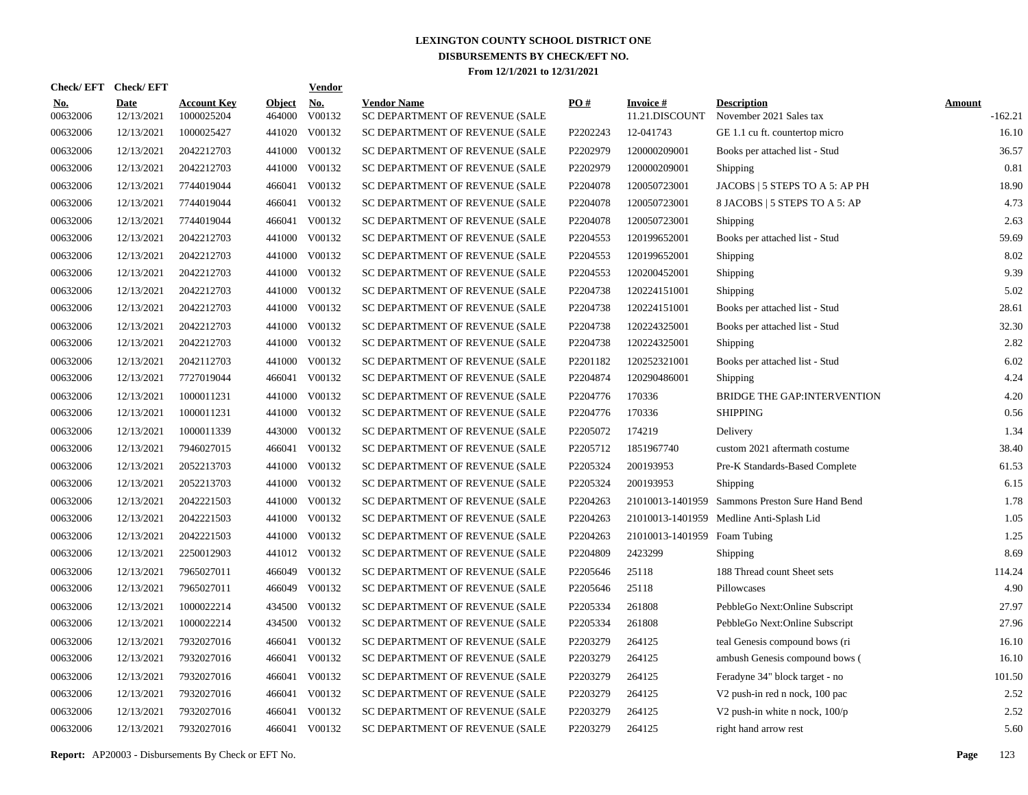# LEXINGTON COUNTY SCHOOL DISTRICT ONE

## DISBURSEMENTS BY CHECK/EFT NO.

### From 12/1/2021 to 12/31/2021

| Check/ EFT No. | Check/ EFT Date | Account Key | Object | Vendor No. | Vendor Name | PO # | Invoice # | Description | Amount |
|---|---|---|---|---|---|---|---|---|---|
| 00632006 | 12/13/2021 | 1000025204 | 464000 | V00132 | SC DEPARTMENT OF REVENUE (SALE | | 11.21.DISCOUNT | November 2021 Sales tax | -162.21 |
| 00632006 | 12/13/2021 | 1000025427 | 441020 | V00132 | SC DEPARTMENT OF REVENUE (SALE | P2202243 | 12-041743 | GE 1.1 cu ft. countertop micro | 16.10 |
| 00632006 | 12/13/2021 | 2042212703 | 441000 | V00132 | SC DEPARTMENT OF REVENUE (SALE | P2202979 | 120000209001 | Books per attached list - Stud | 36.57 |
| 00632006 | 12/13/2021 | 2042212703 | 441000 | V00132 | SC DEPARTMENT OF REVENUE (SALE | P2202979 | 120000209001 | Shipping | 0.81 |
| 00632006 | 12/13/2021 | 7744019044 | 466041 | V00132 | SC DEPARTMENT OF REVENUE (SALE | P2204078 | 120050723001 | JACOBS \| 5 STEPS TO A 5: AP PH | 18.90 |
| 00632006 | 12/13/2021 | 7744019044 | 466041 | V00132 | SC DEPARTMENT OF REVENUE (SALE | P2204078 | 120050723001 | 8 JACOBS \| 5 STEPS TO A 5: AP | 4.73 |
| 00632006 | 12/13/2021 | 7744019044 | 466041 | V00132 | SC DEPARTMENT OF REVENUE (SALE | P2204078 | 120050723001 | Shipping | 2.63 |
| 00632006 | 12/13/2021 | 2042212703 | 441000 | V00132 | SC DEPARTMENT OF REVENUE (SALE | P2204553 | 120199652001 | Books per attached list - Stud | 59.69 |
| 00632006 | 12/13/2021 | 2042212703 | 441000 | V00132 | SC DEPARTMENT OF REVENUE (SALE | P2204553 | 120199652001 | Shipping | 8.02 |
| 00632006 | 12/13/2021 | 2042212703 | 441000 | V00132 | SC DEPARTMENT OF REVENUE (SALE | P2204553 | 120200452001 | Shipping | 9.39 |
| 00632006 | 12/13/2021 | 2042212703 | 441000 | V00132 | SC DEPARTMENT OF REVENUE (SALE | P2204738 | 120224151001 | Shipping | 5.02 |
| 00632006 | 12/13/2021 | 2042212703 | 441000 | V00132 | SC DEPARTMENT OF REVENUE (SALE | P2204738 | 120224151001 | Books per attached list - Stud | 28.61 |
| 00632006 | 12/13/2021 | 2042212703 | 441000 | V00132 | SC DEPARTMENT OF REVENUE (SALE | P2204738 | 120224325001 | Books per attached list - Stud | 32.30 |
| 00632006 | 12/13/2021 | 2042212703 | 441000 | V00132 | SC DEPARTMENT OF REVENUE (SALE | P2204738 | 120224325001 | Shipping | 2.82 |
| 00632006 | 12/13/2021 | 2042112703 | 441000 | V00132 | SC DEPARTMENT OF REVENUE (SALE | P2201182 | 120252321001 | Books per attached list - Stud | 6.02 |
| 00632006 | 12/13/2021 | 7727019044 | 466041 | V00132 | SC DEPARTMENT OF REVENUE (SALE | P2204874 | 120290486001 | Shipping | 4.24 |
| 00632006 | 12/13/2021 | 1000011231 | 441000 | V00132 | SC DEPARTMENT OF REVENUE (SALE | P2204776 | 170336 | BRIDGE THE GAP:INTERVENTION | 4.20 |
| 00632006 | 12/13/2021 | 1000011231 | 441000 | V00132 | SC DEPARTMENT OF REVENUE (SALE | P2204776 | 170336 | SHIPPING | 0.56 |
| 00632006 | 12/13/2021 | 1000011339 | 443000 | V00132 | SC DEPARTMENT OF REVENUE (SALE | P2205072 | 174219 | Delivery | 1.34 |
| 00632006 | 12/13/2021 | 7946027015 | 466041 | V00132 | SC DEPARTMENT OF REVENUE (SALE | P2205712 | 1851967740 | custom 2021 aftermath costume | 38.40 |
| 00632006 | 12/13/2021 | 2052213703 | 441000 | V00132 | SC DEPARTMENT OF REVENUE (SALE | P2205324 | 200193953 | Pre-K Standards-Based Complete | 61.53 |
| 00632006 | 12/13/2021 | 2052213703 | 441000 | V00132 | SC DEPARTMENT OF REVENUE (SALE | P2205324 | 200193953 | Shipping | 6.15 |
| 00632006 | 12/13/2021 | 2042221503 | 441000 | V00132 | SC DEPARTMENT OF REVENUE (SALE | P2204263 | 21010013-1401959 | Sammons Preston Sure Hand Bend | 1.78 |
| 00632006 | 12/13/2021 | 2042221503 | 441000 | V00132 | SC DEPARTMENT OF REVENUE (SALE | P2204263 | 21010013-1401959 | Medline Anti-Splash Lid | 1.05 |
| 00632006 | 12/13/2021 | 2042221503 | 441000 | V00132 | SC DEPARTMENT OF REVENUE (SALE | P2204263 | 21010013-1401959 | Foam Tubing | 1.25 |
| 00632006 | 12/13/2021 | 2250012903 | 441012 | V00132 | SC DEPARTMENT OF REVENUE (SALE | P2204809 | 2423299 | Shipping | 8.69 |
| 00632006 | 12/13/2021 | 7965027011 | 466049 | V00132 | SC DEPARTMENT OF REVENUE (SALE | P2205646 | 25118 | 188 Thread count Sheet sets | 114.24 |
| 00632006 | 12/13/2021 | 7965027011 | 466049 | V00132 | SC DEPARTMENT OF REVENUE (SALE | P2205646 | 25118 | Pillowcases | 4.90 |
| 00632006 | 12/13/2021 | 1000022214 | 434500 | V00132 | SC DEPARTMENT OF REVENUE (SALE | P2205334 | 261808 | PebbleGo Next:Online Subscript | 27.97 |
| 00632006 | 12/13/2021 | 1000022214 | 434500 | V00132 | SC DEPARTMENT OF REVENUE (SALE | P2205334 | 261808 | PebbleGo Next:Online Subscript | 27.96 |
| 00632006 | 12/13/2021 | 7932027016 | 466041 | V00132 | SC DEPARTMENT OF REVENUE (SALE | P2203279 | 264125 | teal Genesis compound bows (ri | 16.10 |
| 00632006 | 12/13/2021 | 7932027016 | 466041 | V00132 | SC DEPARTMENT OF REVENUE (SALE | P2203279 | 264125 | ambush Genesis compound bows ( | 16.10 |
| 00632006 | 12/13/2021 | 7932027016 | 466041 | V00132 | SC DEPARTMENT OF REVENUE (SALE | P2203279 | 264125 | Feradyne 34" block target - no | 101.50 |
| 00632006 | 12/13/2021 | 7932027016 | 466041 | V00132 | SC DEPARTMENT OF REVENUE (SALE | P2203279 | 264125 | V2 push-in red n nock, 100 pac | 2.52 |
| 00632006 | 12/13/2021 | 7932027016 | 466041 | V00132 | SC DEPARTMENT OF REVENUE (SALE | P2203279 | 264125 | V2 push-in white n nock, 100/p | 2.52 |
| 00632006 | 12/13/2021 | 7932027016 | 466041 | V00132 | SC DEPARTMENT OF REVENUE (SALE | P2203279 | 264125 | right hand arrow rest | 5.60 |

**Report:** AP20003 - Disbursements By Check or EFT No.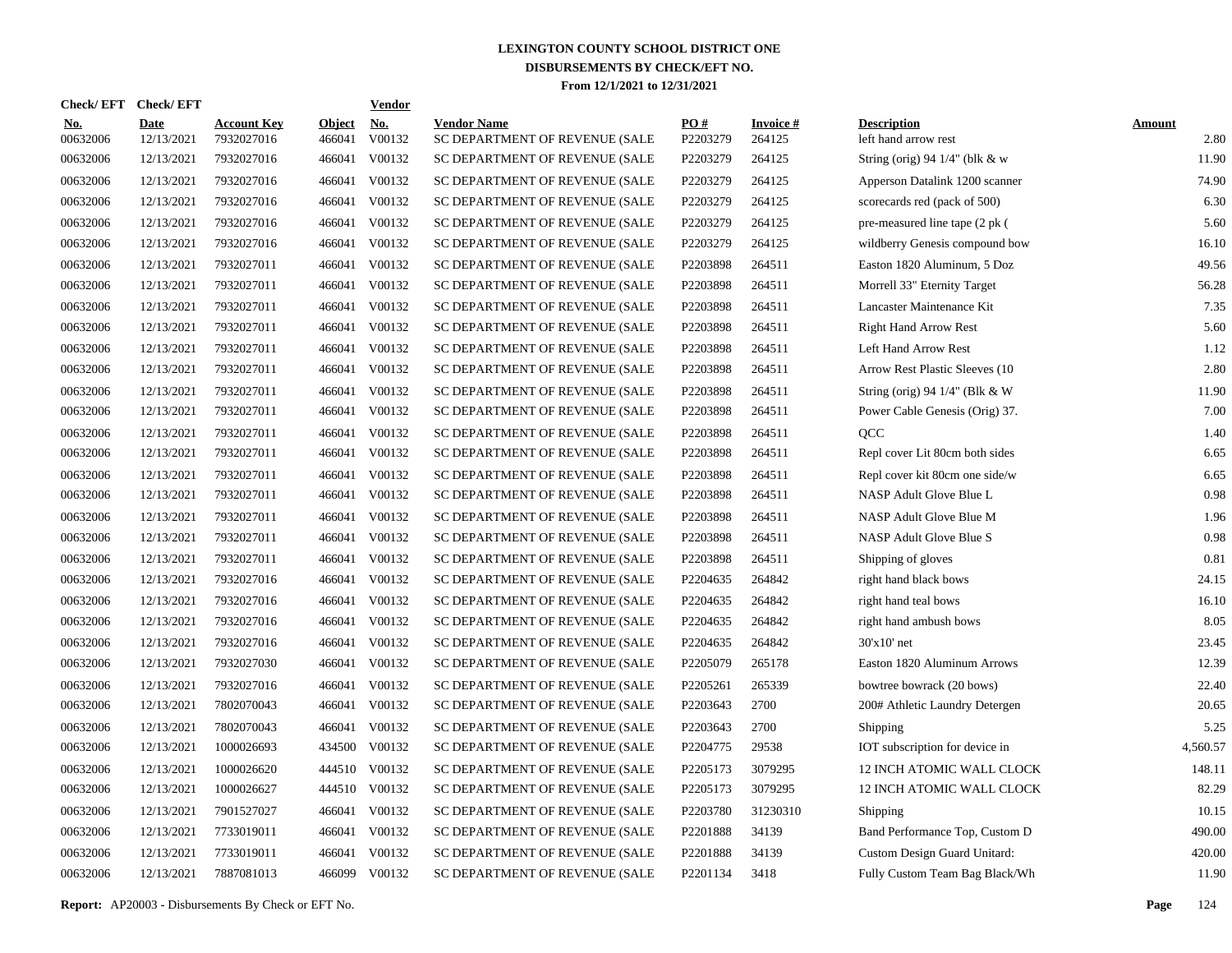# LEXINGTON COUNTY SCHOOL DISTRICT ONE
## DISBURSEMENTS BY CHECK/EFT NO.
### From 12/1/2021 to 12/31/2021

| Check/ EFT No. | Check/ EFT Date | Account Key | Object | Vendor No. | Vendor Name | PO # | Invoice # | Description | Amount |
|---|---|---|---|---|---|---|---|---|---|
| 00632006 | 12/13/2021 | 7932027016 | 466041 | V00132 | SC DEPARTMENT OF REVENUE (SALE | P2203279 | 264125 | left hand arrow rest | 2.80 |
| 00632006 | 12/13/2021 | 7932027016 | 466041 | V00132 | SC DEPARTMENT OF REVENUE (SALE | P2203279 | 264125 | String (orig) 94 1/4" (blk & w | 11.90 |
| 00632006 | 12/13/2021 | 7932027016 | 466041 | V00132 | SC DEPARTMENT OF REVENUE (SALE | P2203279 | 264125 | Apperson Datalink 1200 scanner | 74.90 |
| 00632006 | 12/13/2021 | 7932027016 | 466041 | V00132 | SC DEPARTMENT OF REVENUE (SALE | P2203279 | 264125 | scorecards red (pack of 500) | 6.30 |
| 00632006 | 12/13/2021 | 7932027016 | 466041 | V00132 | SC DEPARTMENT OF REVENUE (SALE | P2203279 | 264125 | pre-measured line tape (2 pk ( | 5.60 |
| 00632006 | 12/13/2021 | 7932027016 | 466041 | V00132 | SC DEPARTMENT OF REVENUE (SALE | P2203279 | 264125 | wildberry Genesis compound bow | 16.10 |
| 00632006 | 12/13/2021 | 7932027011 | 466041 | V00132 | SC DEPARTMENT OF REVENUE (SALE | P2203898 | 264511 | Easton 1820 Aluminum, 5 Doz | 49.56 |
| 00632006 | 12/13/2021 | 7932027011 | 466041 | V00132 | SC DEPARTMENT OF REVENUE (SALE | P2203898 | 264511 | Morrell 33" Eternity Target | 56.28 |
| 00632006 | 12/13/2021 | 7932027011 | 466041 | V00132 | SC DEPARTMENT OF REVENUE (SALE | P2203898 | 264511 | Lancaster Maintenance Kit | 7.35 |
| 00632006 | 12/13/2021 | 7932027011 | 466041 | V00132 | SC DEPARTMENT OF REVENUE (SALE | P2203898 | 264511 | Right Hand Arrow Rest | 5.60 |
| 00632006 | 12/13/2021 | 7932027011 | 466041 | V00132 | SC DEPARTMENT OF REVENUE (SALE | P2203898 | 264511 | Left Hand Arrow Rest | 1.12 |
| 00632006 | 12/13/2021 | 7932027011 | 466041 | V00132 | SC DEPARTMENT OF REVENUE (SALE | P2203898 | 264511 | Arrow Rest Plastic Sleeves (10 | 2.80 |
| 00632006 | 12/13/2021 | 7932027011 | 466041 | V00132 | SC DEPARTMENT OF REVENUE (SALE | P2203898 | 264511 | String (orig) 94 1/4" (Blk & W | 11.90 |
| 00632006 | 12/13/2021 | 7932027011 | 466041 | V00132 | SC DEPARTMENT OF REVENUE (SALE | P2203898 | 264511 | Power Cable Genesis (Orig) 37. | 7.00 |
| 00632006 | 12/13/2021 | 7932027011 | 466041 | V00132 | SC DEPARTMENT OF REVENUE (SALE | P2203898 | 264511 | QCC | 1.40 |
| 00632006 | 12/13/2021 | 7932027011 | 466041 | V00132 | SC DEPARTMENT OF REVENUE (SALE | P2203898 | 264511 | Repl cover Lit 80cm both sides | 6.65 |
| 00632006 | 12/13/2021 | 7932027011 | 466041 | V00132 | SC DEPARTMENT OF REVENUE (SALE | P2203898 | 264511 | Repl cover kit 80cm one side/w | 6.65 |
| 00632006 | 12/13/2021 | 7932027011 | 466041 | V00132 | SC DEPARTMENT OF REVENUE (SALE | P2203898 | 264511 | NASP Adult Glove Blue L | 0.98 |
| 00632006 | 12/13/2021 | 7932027011 | 466041 | V00132 | SC DEPARTMENT OF REVENUE (SALE | P2203898 | 264511 | NASP Adult Glove Blue M | 1.96 |
| 00632006 | 12/13/2021 | 7932027011 | 466041 | V00132 | SC DEPARTMENT OF REVENUE (SALE | P2203898 | 264511 | NASP Adult Glove Blue S | 0.98 |
| 00632006 | 12/13/2021 | 7932027011 | 466041 | V00132 | SC DEPARTMENT OF REVENUE (SALE | P2203898 | 264511 | Shipping of gloves | 0.81 |
| 00632006 | 12/13/2021 | 7932027016 | 466041 | V00132 | SC DEPARTMENT OF REVENUE (SALE | P2204635 | 264842 | right hand black bows | 24.15 |
| 00632006 | 12/13/2021 | 7932027016 | 466041 | V00132 | SC DEPARTMENT OF REVENUE (SALE | P2204635 | 264842 | right hand teal bows | 16.10 |
| 00632006 | 12/13/2021 | 7932027016 | 466041 | V00132 | SC DEPARTMENT OF REVENUE (SALE | P2204635 | 264842 | right hand ambush bows | 8.05 |
| 00632006 | 12/13/2021 | 7932027016 | 466041 | V00132 | SC DEPARTMENT OF REVENUE (SALE | P2204635 | 264842 | 30'x10' net | 23.45 |
| 00632006 | 12/13/2021 | 7932027030 | 466041 | V00132 | SC DEPARTMENT OF REVENUE (SALE | P2205079 | 265178 | Easton 1820 Aluminum Arrows | 12.39 |
| 00632006 | 12/13/2021 | 7932027016 | 466041 | V00132 | SC DEPARTMENT OF REVENUE (SALE | P2205261 | 265339 | bowtree bowrack (20 bows) | 22.40 |
| 00632006 | 12/13/2021 | 7802070043 | 466041 | V00132 | SC DEPARTMENT OF REVENUE (SALE | P2203643 | 2700 | 200# Athletic Laundry Detergen | 20.65 |
| 00632006 | 12/13/2021 | 7802070043 | 466041 | V00132 | SC DEPARTMENT OF REVENUE (SALE | P2203643 | 2700 | Shipping | 5.25 |
| 00632006 | 12/13/2021 | 1000026693 | 434500 | V00132 | SC DEPARTMENT OF REVENUE (SALE | P2204775 | 29538 | IOT subscription for device in | 4,560.57 |
| 00632006 | 12/13/2021 | 1000026620 | 444510 | V00132 | SC DEPARTMENT OF REVENUE (SALE | P2205173 | 3079295 | 12 INCH ATOMIC WALL CLOCK | 148.11 |
| 00632006 | 12/13/2021 | 1000026627 | 444510 | V00132 | SC DEPARTMENT OF REVENUE (SALE | P2205173 | 3079295 | 12 INCH ATOMIC WALL CLOCK | 82.29 |
| 00632006 | 12/13/2021 | 7901527027 | 466041 | V00132 | SC DEPARTMENT OF REVENUE (SALE | P2203780 | 31230310 | Shipping | 10.15 |
| 00632006 | 12/13/2021 | 7733019011 | 466041 | V00132 | SC DEPARTMENT OF REVENUE (SALE | P2201888 | 34139 | Band Performance Top, Custom D | 490.00 |
| 00632006 | 12/13/2021 | 7733019011 | 466041 | V00132 | SC DEPARTMENT OF REVENUE (SALE | P2201888 | 34139 | Custom Design Guard Unitard: | 420.00 |
| 00632006 | 12/13/2021 | 7887081013 | 466099 | V00132 | SC DEPARTMENT OF REVENUE (SALE | P2201134 | 3418 | Fully Custom Team Bag Black/Wh | 11.90 |

**Report:** AP20003 - Disbursements By Check or EFT No.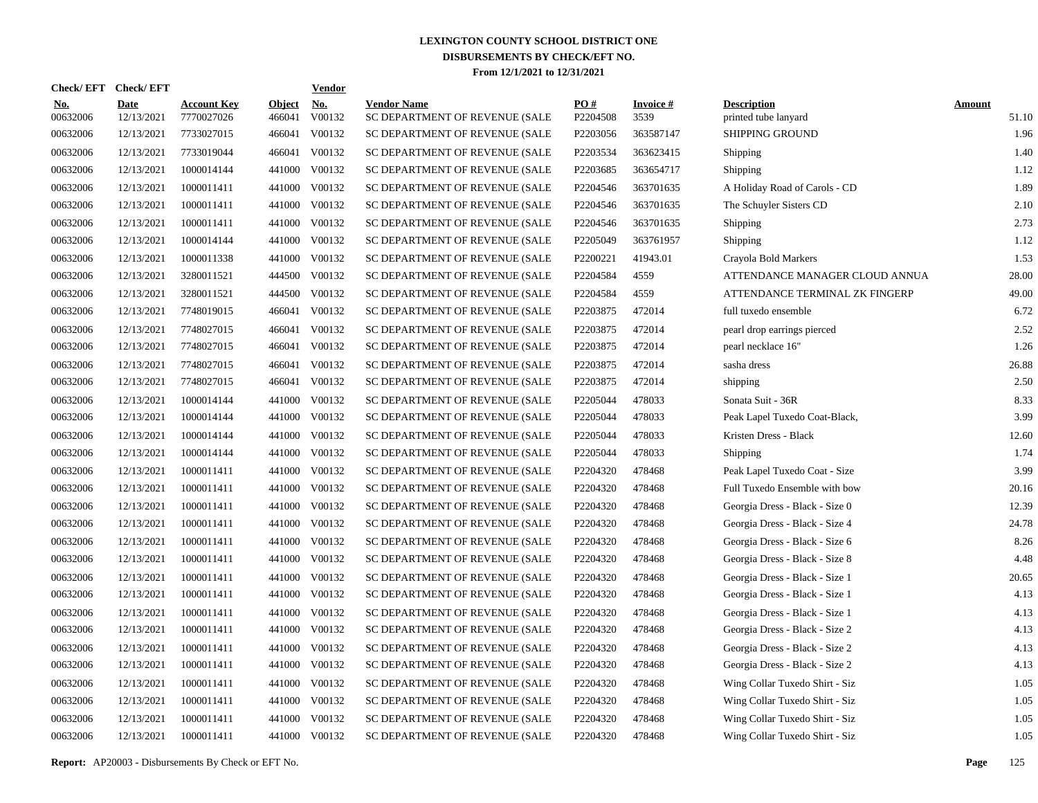# LEXINGTON COUNTY SCHOOL DISTRICT ONE
## DISBURSEMENTS BY CHECK/EFT NO.
### From 12/1/2021 to 12/31/2021

| Check/ EFT No. | Check/ EFT Date | Account Key | Object | Vendor No. | Vendor Name | PO # | Invoice # | Description | Amount |
|---|---|---|---|---|---|---|---|---|---|
| 00632006 | 12/13/2021 | 7770027026 | 466041 | V00132 | SC DEPARTMENT OF REVENUE (SALE | P2204508 | 3539 | printed tube lanyard | 51.10 |
| 00632006 | 12/13/2021 | 7733027015 | 466041 | V00132 | SC DEPARTMENT OF REVENUE (SALE | P2203056 | 363587147 | SHIPPING GROUND | 1.96 |
| 00632006 | 12/13/2021 | 7733019044 | 466041 | V00132 | SC DEPARTMENT OF REVENUE (SALE | P2203534 | 363623415 | Shipping | 1.40 |
| 00632006 | 12/13/2021 | 1000014144 | 441000 | V00132 | SC DEPARTMENT OF REVENUE (SALE | P2203685 | 363654717 | Shipping | 1.12 |
| 00632006 | 12/13/2021 | 1000011411 | 441000 | V00132 | SC DEPARTMENT OF REVENUE (SALE | P2204546 | 363701635 | A Holiday Road of Carols - CD | 1.89 |
| 00632006 | 12/13/2021 | 1000011411 | 441000 | V00132 | SC DEPARTMENT OF REVENUE (SALE | P2204546 | 363701635 | The Schuyler Sisters CD | 2.10 |
| 00632006 | 12/13/2021 | 1000011411 | 441000 | V00132 | SC DEPARTMENT OF REVENUE (SALE | P2204546 | 363701635 | Shipping | 2.73 |
| 00632006 | 12/13/2021 | 1000014144 | 441000 | V00132 | SC DEPARTMENT OF REVENUE (SALE | P2205049 | 363761957 | Shipping | 1.12 |
| 00632006 | 12/13/2021 | 1000011338 | 441000 | V00132 | SC DEPARTMENT OF REVENUE (SALE | P2200221 | 41943.01 | Crayola Bold Markers | 1.53 |
| 00632006 | 12/13/2021 | 3280011521 | 444500 | V00132 | SC DEPARTMENT OF REVENUE (SALE | P2204584 | 4559 | ATTENDANCE MANAGER CLOUD ANNUA | 28.00 |
| 00632006 | 12/13/2021 | 3280011521 | 444500 | V00132 | SC DEPARTMENT OF REVENUE (SALE | P2204584 | 4559 | ATTENDANCE TERMINAL ZK FINGERP | 49.00 |
| 00632006 | 12/13/2021 | 7748019015 | 466041 | V00132 | SC DEPARTMENT OF REVENUE (SALE | P2203875 | 472014 | full tuxedo ensemble | 6.72 |
| 00632006 | 12/13/2021 | 7748027015 | 466041 | V00132 | SC DEPARTMENT OF REVENUE (SALE | P2203875 | 472014 | pearl drop earrings pierced | 2.52 |
| 00632006 | 12/13/2021 | 7748027015 | 466041 | V00132 | SC DEPARTMENT OF REVENUE (SALE | P2203875 | 472014 | pearl necklace 16" | 1.26 |
| 00632006 | 12/13/2021 | 7748027015 | 466041 | V00132 | SC DEPARTMENT OF REVENUE (SALE | P2203875 | 472014 | sasha dress | 26.88 |
| 00632006 | 12/13/2021 | 7748027015 | 466041 | V00132 | SC DEPARTMENT OF REVENUE (SALE | P2203875 | 472014 | shipping | 2.50 |
| 00632006 | 12/13/2021 | 1000014144 | 441000 | V00132 | SC DEPARTMENT OF REVENUE (SALE | P2205044 | 478033 | Sonata Suit - 36R | 8.33 |
| 00632006 | 12/13/2021 | 1000014144 | 441000 | V00132 | SC DEPARTMENT OF REVENUE (SALE | P2205044 | 478033 | Peak Lapel Tuxedo Coat-Black, | 3.99 |
| 00632006 | 12/13/2021 | 1000014144 | 441000 | V00132 | SC DEPARTMENT OF REVENUE (SALE | P2205044 | 478033 | Kristen Dress - Black | 12.60 |
| 00632006 | 12/13/2021 | 1000014144 | 441000 | V00132 | SC DEPARTMENT OF REVENUE (SALE | P2205044 | 478033 | Shipping | 1.74 |
| 00632006 | 12/13/2021 | 1000011411 | 441000 | V00132 | SC DEPARTMENT OF REVENUE (SALE | P2204320 | 478468 | Peak Lapel Tuxedo Coat - Size | 3.99 |
| 00632006 | 12/13/2021 | 1000011411 | 441000 | V00132 | SC DEPARTMENT OF REVENUE (SALE | P2204320 | 478468 | Full Tuxedo Ensemble with bow | 20.16 |
| 00632006 | 12/13/2021 | 1000011411 | 441000 | V00132 | SC DEPARTMENT OF REVENUE (SALE | P2204320 | 478468 | Georgia Dress - Black - Size 0 | 12.39 |
| 00632006 | 12/13/2021 | 1000011411 | 441000 | V00132 | SC DEPARTMENT OF REVENUE (SALE | P2204320 | 478468 | Georgia Dress - Black - Size 4 | 24.78 |
| 00632006 | 12/13/2021 | 1000011411 | 441000 | V00132 | SC DEPARTMENT OF REVENUE (SALE | P2204320 | 478468 | Georgia Dress - Black - Size 6 | 8.26 |
| 00632006 | 12/13/2021 | 1000011411 | 441000 | V00132 | SC DEPARTMENT OF REVENUE (SALE | P2204320 | 478468 | Georgia Dress - Black - Size 8 | 4.48 |
| 00632006 | 12/13/2021 | 1000011411 | 441000 | V00132 | SC DEPARTMENT OF REVENUE (SALE | P2204320 | 478468 | Georgia Dress - Black - Size 1 | 20.65 |
| 00632006 | 12/13/2021 | 1000011411 | 441000 | V00132 | SC DEPARTMENT OF REVENUE (SALE | P2204320 | 478468 | Georgia Dress - Black - Size 1 | 4.13 |
| 00632006 | 12/13/2021 | 1000011411 | 441000 | V00132 | SC DEPARTMENT OF REVENUE (SALE | P2204320 | 478468 | Georgia Dress - Black - Size 1 | 4.13 |
| 00632006 | 12/13/2021 | 1000011411 | 441000 | V00132 | SC DEPARTMENT OF REVENUE (SALE | P2204320 | 478468 | Georgia Dress - Black - Size 2 | 4.13 |
| 00632006 | 12/13/2021 | 1000011411 | 441000 | V00132 | SC DEPARTMENT OF REVENUE (SALE | P2204320 | 478468 | Georgia Dress - Black - Size 2 | 4.13 |
| 00632006 | 12/13/2021 | 1000011411 | 441000 | V00132 | SC DEPARTMENT OF REVENUE (SALE | P2204320 | 478468 | Georgia Dress - Black - Size 2 | 4.13 |
| 00632006 | 12/13/2021 | 1000011411 | 441000 | V00132 | SC DEPARTMENT OF REVENUE (SALE | P2204320 | 478468 | Wing Collar Tuxedo Shirt - Siz | 1.05 |
| 00632006 | 12/13/2021 | 1000011411 | 441000 | V00132 | SC DEPARTMENT OF REVENUE (SALE | P2204320 | 478468 | Wing Collar Tuxedo Shirt - Siz | 1.05 |
| 00632006 | 12/13/2021 | 1000011411 | 441000 | V00132 | SC DEPARTMENT OF REVENUE (SALE | P2204320 | 478468 | Wing Collar Tuxedo Shirt - Siz | 1.05 |
| 00632006 | 12/13/2021 | 1000011411 | 441000 | V00132 | SC DEPARTMENT OF REVENUE (SALE | P2204320 | 478468 | Wing Collar Tuxedo Shirt - Siz | 1.05 |

**Report:** AP20003 - Disbursements By Check or EFT No.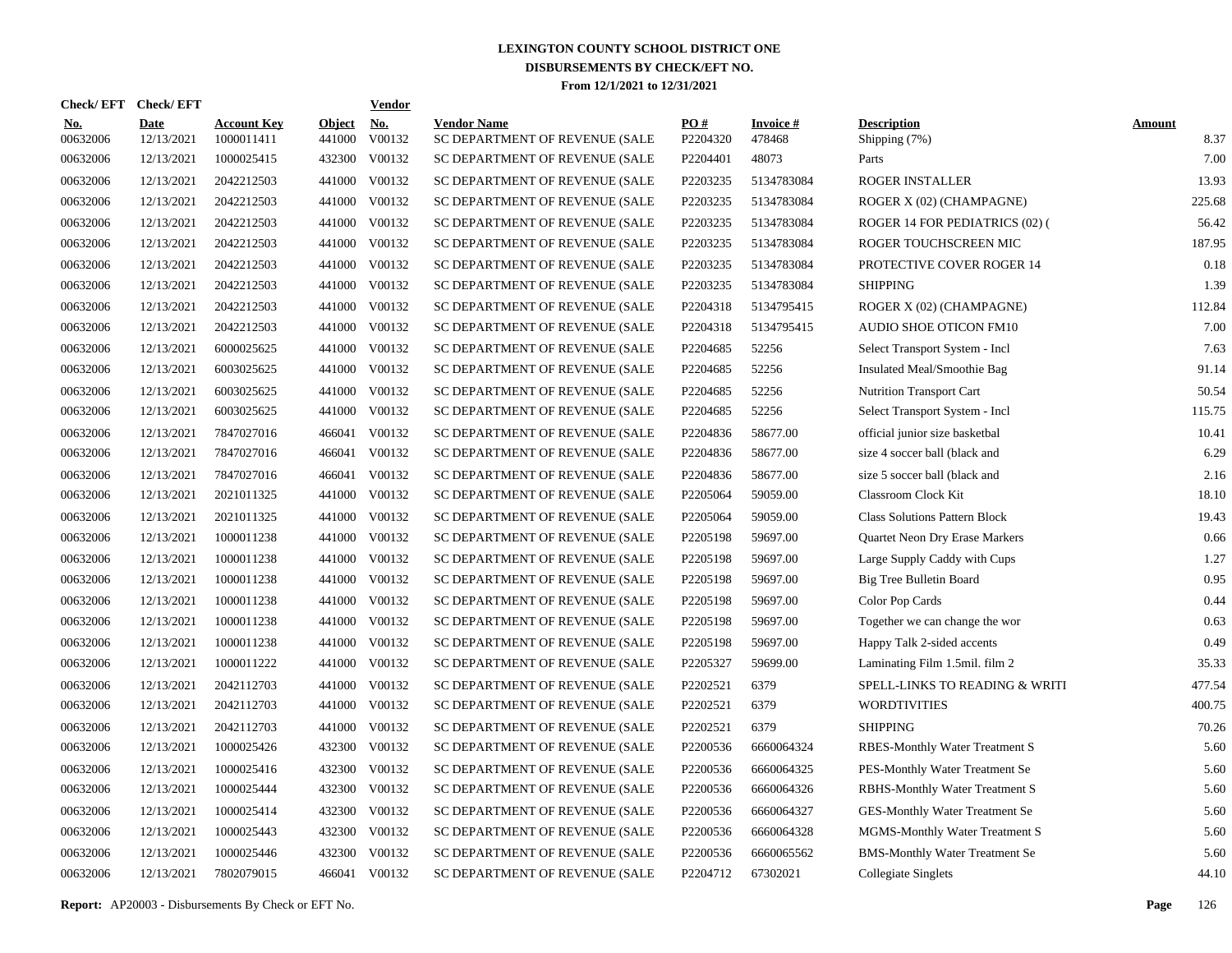# LEXINGTON COUNTY SCHOOL DISTRICT ONE
## DISBURSEMENTS BY CHECK/EFT NO.
### From 12/1/2021 to 12/31/2021

| Check/ EFT No. | Check/ EFT Date | Account Key | Object | Vendor No. | Vendor Name | PO # | Invoice # | Description | Amount |
|---|---|---|---|---|---|---|---|---|---|
| 00632006 | 12/13/2021 | 1000011411 | 441000 | V00132 | SC DEPARTMENT OF REVENUE (SALE | P2204320 | 478468 | Shipping (7%) | 8.37 |
| 00632006 | 12/13/2021 | 1000025415 | 432300 | V00132 | SC DEPARTMENT OF REVENUE (SALE | P2204401 | 48073 | Parts | 7.00 |
| 00632006 | 12/13/2021 | 2042212503 | 441000 | V00132 | SC DEPARTMENT OF REVENUE (SALE | P2203235 | 5134783084 | ROGER INSTALLER | 13.93 |
| 00632006 | 12/13/2021 | 2042212503 | 441000 | V00132 | SC DEPARTMENT OF REVENUE (SALE | P2203235 | 5134783084 | ROGER X (02) (CHAMPAGNE) | 225.68 |
| 00632006 | 12/13/2021 | 2042212503 | 441000 | V00132 | SC DEPARTMENT OF REVENUE (SALE | P2203235 | 5134783084 | ROGER 14 FOR PEDIATRICS (02) ( | 56.42 |
| 00632006 | 12/13/2021 | 2042212503 | 441000 | V00132 | SC DEPARTMENT OF REVENUE (SALE | P2203235 | 5134783084 | ROGER TOUCHSCREEN MIC | 187.95 |
| 00632006 | 12/13/2021 | 2042212503 | 441000 | V00132 | SC DEPARTMENT OF REVENUE (SALE | P2203235 | 5134783084 | PROTECTIVE COVER ROGER 14 | 0.18 |
| 00632006 | 12/13/2021 | 2042212503 | 441000 | V00132 | SC DEPARTMENT OF REVENUE (SALE | P2203235 | 5134783084 | SHIPPING | 1.39 |
| 00632006 | 12/13/2021 | 2042212503 | 441000 | V00132 | SC DEPARTMENT OF REVENUE (SALE | P2204318 | 5134795415 | ROGER X (02) (CHAMPAGNE) | 112.84 |
| 00632006 | 12/13/2021 | 2042212503 | 441000 | V00132 | SC DEPARTMENT OF REVENUE (SALE | P2204318 | 5134795415 | AUDIO SHOE OTICON FM10 | 7.00 |
| 00632006 | 12/13/2021 | 6000025625 | 441000 | V00132 | SC DEPARTMENT OF REVENUE (SALE | P2204685 | 52256 | Select Transport System - Incl | 7.63 |
| 00632006 | 12/13/2021 | 6003025625 | 441000 | V00132 | SC DEPARTMENT OF REVENUE (SALE | P2204685 | 52256 | Insulated Meal/Smoothie Bag | 91.14 |
| 00632006 | 12/13/2021 | 6003025625 | 441000 | V00132 | SC DEPARTMENT OF REVENUE (SALE | P2204685 | 52256 | Nutrition Transport Cart | 50.54 |
| 00632006 | 12/13/2021 | 6003025625 | 441000 | V00132 | SC DEPARTMENT OF REVENUE (SALE | P2204685 | 52256 | Select Transport System - Incl | 115.75 |
| 00632006 | 12/13/2021 | 7847027016 | 466041 | V00132 | SC DEPARTMENT OF REVENUE (SALE | P2204836 | 58677.00 | official junior size basketbal | 10.41 |
| 00632006 | 12/13/2021 | 7847027016 | 466041 | V00132 | SC DEPARTMENT OF REVENUE (SALE | P2204836 | 58677.00 | size 4 soccer ball (black and | 6.29 |
| 00632006 | 12/13/2021 | 7847027016 | 466041 | V00132 | SC DEPARTMENT OF REVENUE (SALE | P2204836 | 58677.00 | size 5 soccer ball (black and | 2.16 |
| 00632006 | 12/13/2021 | 2021011325 | 441000 | V00132 | SC DEPARTMENT OF REVENUE (SALE | P2205064 | 59059.00 | Classroom Clock Kit | 18.10 |
| 00632006 | 12/13/2021 | 2021011325 | 441000 | V00132 | SC DEPARTMENT OF REVENUE (SALE | P2205064 | 59059.00 | Class Solutions Pattern Block | 19.43 |
| 00632006 | 12/13/2021 | 1000011238 | 441000 | V00132 | SC DEPARTMENT OF REVENUE (SALE | P2205198 | 59697.00 | Quartet Neon Dry Erase Markers | 0.66 |
| 00632006 | 12/13/2021 | 1000011238 | 441000 | V00132 | SC DEPARTMENT OF REVENUE (SALE | P2205198 | 59697.00 | Large Supply Caddy with Cups | 1.27 |
| 00632006 | 12/13/2021 | 1000011238 | 441000 | V00132 | SC DEPARTMENT OF REVENUE (SALE | P2205198 | 59697.00 | Big Tree Bulletin Board | 0.95 |
| 00632006 | 12/13/2021 | 1000011238 | 441000 | V00132 | SC DEPARTMENT OF REVENUE (SALE | P2205198 | 59697.00 | Color Pop Cards | 0.44 |
| 00632006 | 12/13/2021 | 1000011238 | 441000 | V00132 | SC DEPARTMENT OF REVENUE (SALE | P2205198 | 59697.00 | Together we can change the wor | 0.63 |
| 00632006 | 12/13/2021 | 1000011238 | 441000 | V00132 | SC DEPARTMENT OF REVENUE (SALE | P2205198 | 59697.00 | Happy Talk 2-sided accents | 0.49 |
| 00632006 | 12/13/2021 | 1000011222 | 441000 | V00132 | SC DEPARTMENT OF REVENUE (SALE | P2205327 | 59699.00 | Laminating Film 1.5mil. film 2 | 35.33 |
| 00632006 | 12/13/2021 | 2042112703 | 441000 | V00132 | SC DEPARTMENT OF REVENUE (SALE | P2202521 | 6379 | SPELL-LINKS TO READING & WRITI | 477.54 |
| 00632006 | 12/13/2021 | 2042112703 | 441000 | V00132 | SC DEPARTMENT OF REVENUE (SALE | P2202521 | 6379 | WORDTIVITIES | 400.75 |
| 00632006 | 12/13/2021 | 2042112703 | 441000 | V00132 | SC DEPARTMENT OF REVENUE (SALE | P2202521 | 6379 | SHIPPING | 70.26 |
| 00632006 | 12/13/2021 | 1000025426 | 432300 | V00132 | SC DEPARTMENT OF REVENUE (SALE | P2200536 | 6660064324 | RBES-Monthly Water Treatment S | 5.60 |
| 00632006 | 12/13/2021 | 1000025416 | 432300 | V00132 | SC DEPARTMENT OF REVENUE (SALE | P2200536 | 6660064325 | PES-Monthly Water Treatment Se | 5.60 |
| 00632006 | 12/13/2021 | 1000025444 | 432300 | V00132 | SC DEPARTMENT OF REVENUE (SALE | P2200536 | 6660064326 | RBHS-Monthly Water Treatment S | 5.60 |
| 00632006 | 12/13/2021 | 1000025414 | 432300 | V00132 | SC DEPARTMENT OF REVENUE (SALE | P2200536 | 6660064327 | GES-Monthly Water Treatment Se | 5.60 |
| 00632006 | 12/13/2021 | 1000025443 | 432300 | V00132 | SC DEPARTMENT OF REVENUE (SALE | P2200536 | 6660064328 | MGMS-Monthly Water Treatment S | 5.60 |
| 00632006 | 12/13/2021 | 1000025446 | 432300 | V00132 | SC DEPARTMENT OF REVENUE (SALE | P2200536 | 6660065562 | BMS-Monthly Water Treatment Se | 5.60 |
| 00632006 | 12/13/2021 | 7802079015 | 466041 | V00132 | SC DEPARTMENT OF REVENUE (SALE | P2204712 | 67302021 | Collegiate Singlets | 44.10 |

**Report:** AP20003 - Disbursements By Check or EFT No.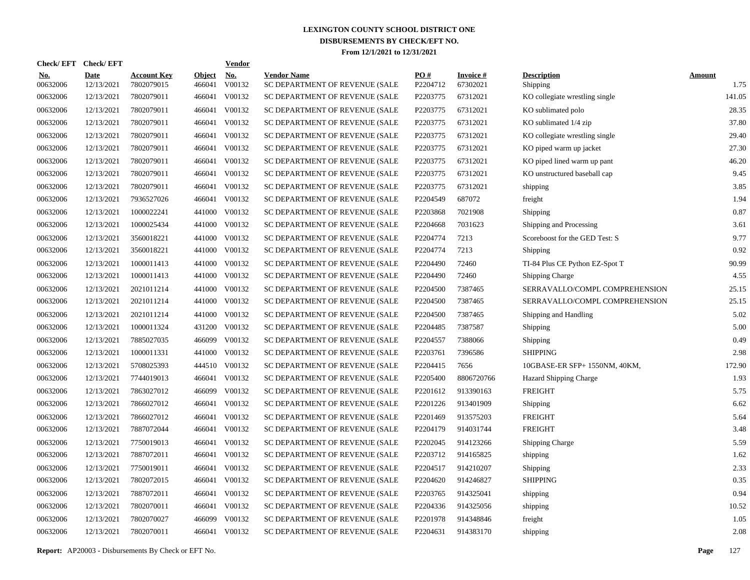# LEXINGTON COUNTY SCHOOL DISTRICT ONE
## DISBURSEMENTS BY CHECK/EFT NO.
### From 12/1/2021 to 12/31/2021

| Check/ EFT No. | Check/ EFT Date | Account Key | Object | Vendor No. | Vendor Name | PO # | Invoice # | Description | Amount |
|---|---|---|---|---|---|---|---|---|---|
| 00632006 | 12/13/2021 | 7802079015 | 466041 | V00132 | SC DEPARTMENT OF REVENUE (SALE | P2204712 | 67302021 | Shipping | 1.75 |
| 00632006 | 12/13/2021 | 7802079011 | 466041 | V00132 | SC DEPARTMENT OF REVENUE (SALE | P2203775 | 67312021 | KO collegiate wrestling single | 141.05 |
| 00632006 | 12/13/2021 | 7802079011 | 466041 | V00132 | SC DEPARTMENT OF REVENUE (SALE | P2203775 | 67312021 | KO sublimated polo | 28.35 |
| 00632006 | 12/13/2021 | 7802079011 | 466041 | V00132 | SC DEPARTMENT OF REVENUE (SALE | P2203775 | 67312021 | KO sublimated 1/4 zip | 37.80 |
| 00632006 | 12/13/2021 | 7802079011 | 466041 | V00132 | SC DEPARTMENT OF REVENUE (SALE | P2203775 | 67312021 | KO collegiate wrestling single | 29.40 |
| 00632006 | 12/13/2021 | 7802079011 | 466041 | V00132 | SC DEPARTMENT OF REVENUE (SALE | P2203775 | 67312021 | KO piped warm up jacket | 27.30 |
| 00632006 | 12/13/2021 | 7802079011 | 466041 | V00132 | SC DEPARTMENT OF REVENUE (SALE | P2203775 | 67312021 | KO piped lined warm up pant | 46.20 |
| 00632006 | 12/13/2021 | 7802079011 | 466041 | V00132 | SC DEPARTMENT OF REVENUE (SALE | P2203775 | 67312021 | KO unstructured baseball cap | 9.45 |
| 00632006 | 12/13/2021 | 7802079011 | 466041 | V00132 | SC DEPARTMENT OF REVENUE (SALE | P2203775 | 67312021 | shipping | 3.85 |
| 00632006 | 12/13/2021 | 7936527026 | 466041 | V00132 | SC DEPARTMENT OF REVENUE (SALE | P2204549 | 687072 | freight | 1.94 |
| 00632006 | 12/13/2021 | 1000022241 | 441000 | V00132 | SC DEPARTMENT OF REVENUE (SALE | P2203868 | 7021908 | Shipping | 0.87 |
| 00632006 | 12/13/2021 | 1000025434 | 441000 | V00132 | SC DEPARTMENT OF REVENUE (SALE | P2204668 | 7031623 | Shipping and Processing | 3.61 |
| 00632006 | 12/13/2021 | 3560018221 | 441000 | V00132 | SC DEPARTMENT OF REVENUE (SALE | P2204774 | 7213 | Scoreboost for the GED Test: S | 9.77 |
| 00632006 | 12/13/2021 | 3560018221 | 441000 | V00132 | SC DEPARTMENT OF REVENUE (SALE | P2204774 | 7213 | Shipping | 0.92 |
| 00632006 | 12/13/2021 | 1000011413 | 441000 | V00132 | SC DEPARTMENT OF REVENUE (SALE | P2204490 | 72460 | TI-84 Plus CE Python EZ-Spot T | 90.99 |
| 00632006 | 12/13/2021 | 1000011413 | 441000 | V00132 | SC DEPARTMENT OF REVENUE (SALE | P2204490 | 72460 | Shipping Charge | 4.55 |
| 00632006 | 12/13/2021 | 2021011214 | 441000 | V00132 | SC DEPARTMENT OF REVENUE (SALE | P2204500 | 7387465 | SERRAVALLO/COMPL COMPREHENSION | 25.15 |
| 00632006 | 12/13/2021 | 2021011214 | 441000 | V00132 | SC DEPARTMENT OF REVENUE (SALE | P2204500 | 7387465 | SERRAVALLO/COMPL COMPREHENSION | 25.15 |
| 00632006 | 12/13/2021 | 2021011214 | 441000 | V00132 | SC DEPARTMENT OF REVENUE (SALE | P2204500 | 7387465 | Shipping and Handling | 5.02 |
| 00632006 | 12/13/2021 | 1000011324 | 431200 | V00132 | SC DEPARTMENT OF REVENUE (SALE | P2204485 | 7387587 | Shipping | 5.00 |
| 00632006 | 12/13/2021 | 7885027035 | 466099 | V00132 | SC DEPARTMENT OF REVENUE (SALE | P2204557 | 7388066 | Shipping | 0.49 |
| 00632006 | 12/13/2021 | 1000011331 | 441000 | V00132 | SC DEPARTMENT OF REVENUE (SALE | P2203761 | 7396586 | SHIPPING | 2.98 |
| 00632006 | 12/13/2021 | 5708025393 | 444510 | V00132 | SC DEPARTMENT OF REVENUE (SALE | P2204415 | 7656 | 10GBASE-ER SFP+ 1550NM, 40KM, | 172.90 |
| 00632006 | 12/13/2021 | 7744019013 | 466041 | V00132 | SC DEPARTMENT OF REVENUE (SALE | P2205400 | 8806720766 | Hazard Shipping Charge | 1.93 |
| 00632006 | 12/13/2021 | 7863027012 | 466099 | V00132 | SC DEPARTMENT OF REVENUE (SALE | P2201612 | 913390163 | FREIGHT | 5.75 |
| 00632006 | 12/13/2021 | 7866027012 | 466041 | V00132 | SC DEPARTMENT OF REVENUE (SALE | P2201226 | 913401909 | Shipping | 6.62 |
| 00632006 | 12/13/2021 | 7866027012 | 466041 | V00132 | SC DEPARTMENT OF REVENUE (SALE | P2201469 | 913575203 | FREIGHT | 5.64 |
| 00632006 | 12/13/2021 | 7887072044 | 466041 | V00132 | SC DEPARTMENT OF REVENUE (SALE | P2204179 | 914031744 | FREIGHT | 3.48 |
| 00632006 | 12/13/2021 | 7750019013 | 466041 | V00132 | SC DEPARTMENT OF REVENUE (SALE | P2202045 | 914123266 | Shipping Charge | 5.59 |
| 00632006 | 12/13/2021 | 7887072011 | 466041 | V00132 | SC DEPARTMENT OF REVENUE (SALE | P2203712 | 914165825 | shipping | 1.62 |
| 00632006 | 12/13/2021 | 7750019011 | 466041 | V00132 | SC DEPARTMENT OF REVENUE (SALE | P2204517 | 914210207 | Shipping | 2.33 |
| 00632006 | 12/13/2021 | 7802072015 | 466041 | V00132 | SC DEPARTMENT OF REVENUE (SALE | P2204620 | 914246827 | SHIPPING | 0.35 |
| 00632006 | 12/13/2021 | 7887072011 | 466041 | V00132 | SC DEPARTMENT OF REVENUE (SALE | P2203765 | 914325041 | shipping | 0.94 |
| 00632006 | 12/13/2021 | 7802070011 | 466041 | V00132 | SC DEPARTMENT OF REVENUE (SALE | P2204336 | 914325056 | shipping | 10.52 |
| 00632006 | 12/13/2021 | 7802070027 | 466099 | V00132 | SC DEPARTMENT OF REVENUE (SALE | P2201978 | 914348846 | freight | 1.05 |
| 00632006 | 12/13/2021 | 7802070011 | 466041 | V00132 | SC DEPARTMENT OF REVENUE (SALE | P2204631 | 914383170 | shipping | 2.08 |

**Report:** AP20003 - Disbursements By Check or EFT No.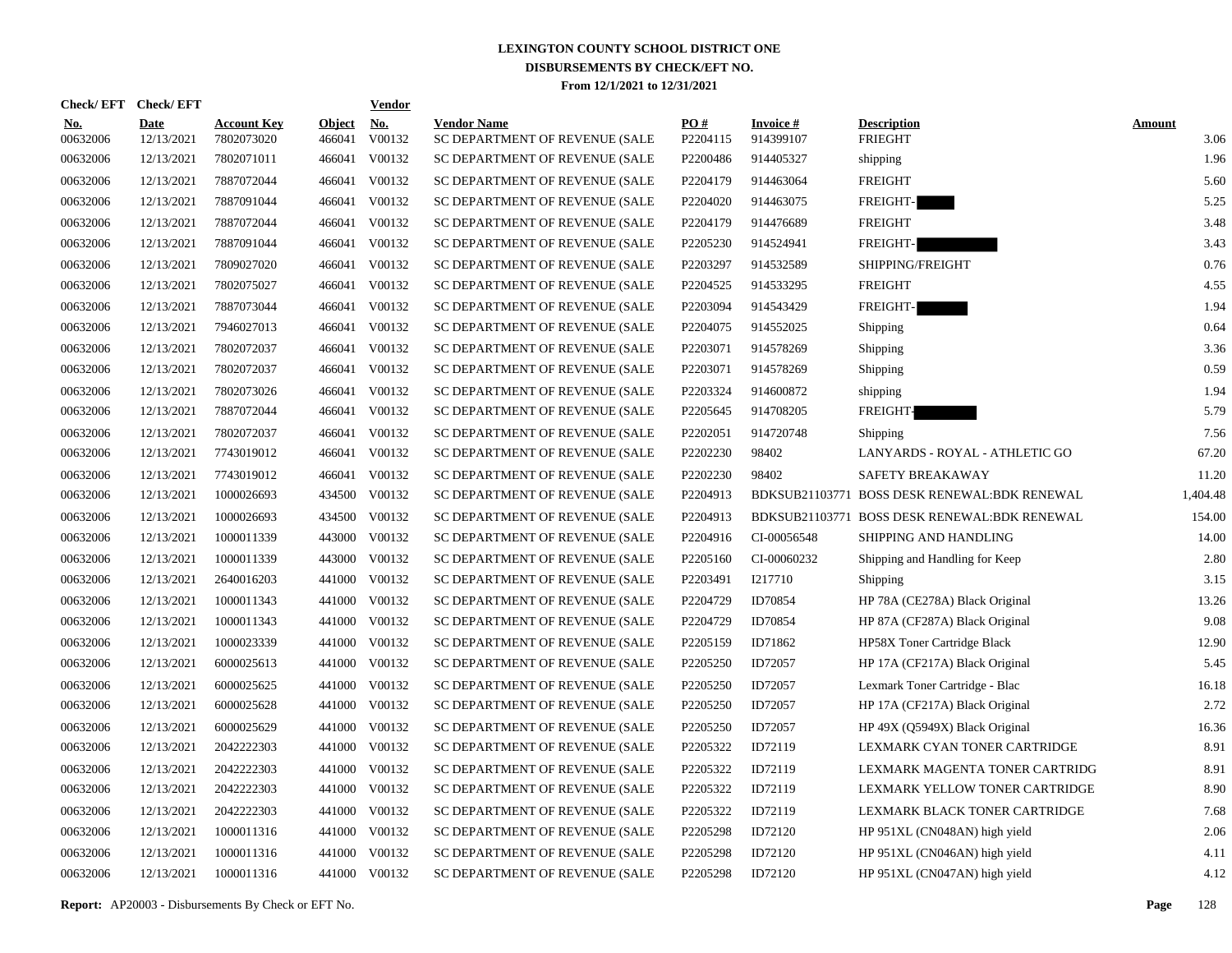# LEXINGTON COUNTY SCHOOL DISTRICT ONE
## DISBURSEMENTS BY CHECK/EFT NO.
### From 12/1/2021 to 12/31/2021

| Check/ EFT No. | Check/ EFT Date | Account Key | Object | Vendor No. | Vendor Name | PO # | Invoice # | Description | Amount |
|---|---|---|---|---|---|---|---|---|---|
| 00632006 | 12/13/2021 | 7802073020 | 466041 | V00132 | SC DEPARTMENT OF REVENUE (SALE | P2204115 | 914399107 | FREIGHT | 3.06 |
| 00632006 | 12/13/2021 | 7802071011 | 466041 | V00132 | SC DEPARTMENT OF REVENUE (SALE | P2200486 | 914405327 | shipping | 1.96 |
| 00632006 | 12/13/2021 | 7887072044 | 466041 | V00132 | SC DEPARTMENT OF REVENUE (SALE | P2204179 | 914463064 | FREIGHT | 5.60 |
| 00632006 | 12/13/2021 | 7887091044 | 466041 | V00132 | SC DEPARTMENT OF REVENUE (SALE | P2204020 | 914463075 | FREIGHT- | 5.25 |
| 00632006 | 12/13/2021 | 7887072044 | 466041 | V00132 | SC DEPARTMENT OF REVENUE (SALE | P2204179 | 914476689 | FREIGHT | 3.48 |
| 00632006 | 12/13/2021 | 7887091044 | 466041 | V00132 | SC DEPARTMENT OF REVENUE (SALE | P2205230 | 914524941 | FREIGHT- | 3.43 |
| 00632006 | 12/13/2021 | 7809027020 | 466041 | V00132 | SC DEPARTMENT OF REVENUE (SALE | P2203297 | 914532589 | SHIPPING/FREIGHT | 0.76 |
| 00632006 | 12/13/2021 | 7802075027 | 466041 | V00132 | SC DEPARTMENT OF REVENUE (SALE | P2204525 | 914533295 | FREIGHT | 4.55 |
| 00632006 | 12/13/2021 | 7887073044 | 466041 | V00132 | SC DEPARTMENT OF REVENUE (SALE | P2203094 | 914543429 | FREIGHT- | 1.94 |
| 00632006 | 12/13/2021 | 7946027013 | 466041 | V00132 | SC DEPARTMENT OF REVENUE (SALE | P2204075 | 914552025 | Shipping | 0.64 |
| 00632006 | 12/13/2021 | 7802072037 | 466041 | V00132 | SC DEPARTMENT OF REVENUE (SALE | P2203071 | 914578269 | Shipping | 3.36 |
| 00632006 | 12/13/2021 | 7802072037 | 466041 | V00132 | SC DEPARTMENT OF REVENUE (SALE | P2203071 | 914578269 | Shipping | 0.59 |
| 00632006 | 12/13/2021 | 7802073026 | 466041 | V00132 | SC DEPARTMENT OF REVENUE (SALE | P2203324 | 914600872 | shipping | 1.94 |
| 00632006 | 12/13/2021 | 7887072044 | 466041 | V00132 | SC DEPARTMENT OF REVENUE (SALE | P2205645 | 914708205 | FREIGHT- | 5.79 |
| 00632006 | 12/13/2021 | 7802072037 | 466041 | V00132 | SC DEPARTMENT OF REVENUE (SALE | P2202051 | 914720748 | Shipping | 7.56 |
| 00632006 | 12/13/2021 | 7743019012 | 466041 | V00132 | SC DEPARTMENT OF REVENUE (SALE | P2202230 | 98402 | LANYARDS - ROYAL - ATHLETIC GO | 67.20 |
| 00632006 | 12/13/2021 | 7743019012 | 466041 | V00132 | SC DEPARTMENT OF REVENUE (SALE | P2202230 | 98402 | SAFETY BREAKAWAY | 11.20 |
| 00632006 | 12/13/2021 | 1000026693 | 434500 | V00132 | SC DEPARTMENT OF REVENUE (SALE | P2204913 | BDKSUB21103771 | BOSS DESK RENEWAL:BDK RENEWAL | 1,404.48 |
| 00632006 | 12/13/2021 | 1000026693 | 434500 | V00132 | SC DEPARTMENT OF REVENUE (SALE | P2204913 | BDKSUB21103771 | BOSS DESK RENEWAL:BDK RENEWAL | 154.00 |
| 00632006 | 12/13/2021 | 1000011339 | 443000 | V00132 | SC DEPARTMENT OF REVENUE (SALE | P2204916 | CI-00056548 | SHIPPING AND HANDLING | 14.00 |
| 00632006 | 12/13/2021 | 1000011339 | 443000 | V00132 | SC DEPARTMENT OF REVENUE (SALE | P2205160 | CI-00060232 | Shipping and Handling for Keep | 2.80 |
| 00632006 | 12/13/2021 | 2640016203 | 441000 | V00132 | SC DEPARTMENT OF REVENUE (SALE | P2203491 | I217710 | Shipping | 3.15 |
| 00632006 | 12/13/2021 | 1000011343 | 441000 | V00132 | SC DEPARTMENT OF REVENUE (SALE | P2204729 | ID70854 | HP 78A (CE278A) Black Original | 13.26 |
| 00632006 | 12/13/2021 | 1000011343 | 441000 | V00132 | SC DEPARTMENT OF REVENUE (SALE | P2204729 | ID70854 | HP 87A (CF287A) Black Original | 9.08 |
| 00632006 | 12/13/2021 | 1000023339 | 441000 | V00132 | SC DEPARTMENT OF REVENUE (SALE | P2205159 | ID71862 | HP58X Toner Cartridge Black | 12.90 |
| 00632006 | 12/13/2021 | 6000025613 | 441000 | V00132 | SC DEPARTMENT OF REVENUE (SALE | P2205250 | ID72057 | HP 17A (CF217A) Black Original | 5.45 |
| 00632006 | 12/13/2021 | 6000025625 | 441000 | V00132 | SC DEPARTMENT OF REVENUE (SALE | P2205250 | ID72057 | Lexmark Toner Cartridge - Blac | 16.18 |
| 00632006 | 12/13/2021 | 6000025628 | 441000 | V00132 | SC DEPARTMENT OF REVENUE (SALE | P2205250 | ID72057 | HP 17A (CF217A) Black Original | 2.72 |
| 00632006 | 12/13/2021 | 6000025629 | 441000 | V00132 | SC DEPARTMENT OF REVENUE (SALE | P2205250 | ID72057 | HP 49X (Q5949X) Black Original | 16.36 |
| 00632006 | 12/13/2021 | 2042222303 | 441000 | V00132 | SC DEPARTMENT OF REVENUE (SALE | P2205322 | ID72119 | LEXMARK CYAN TONER CARTRIDGE | 8.91 |
| 00632006 | 12/13/2021 | 2042222303 | 441000 | V00132 | SC DEPARTMENT OF REVENUE (SALE | P2205322 | ID72119 | LEXMARK MAGENTA TONER CARTRIDG | 8.91 |
| 00632006 | 12/13/2021 | 2042222303 | 441000 | V00132 | SC DEPARTMENT OF REVENUE (SALE | P2205322 | ID72119 | LEXMARK YELLOW TONER CARTRIDGE | 8.90 |
| 00632006 | 12/13/2021 | 2042222303 | 441000 | V00132 | SC DEPARTMENT OF REVENUE (SALE | P2205322 | ID72119 | LEXMARK BLACK TONER CARTRIDGE | 7.68 |
| 00632006 | 12/13/2021 | 1000011316 | 441000 | V00132 | SC DEPARTMENT OF REVENUE (SALE | P2205298 | ID72120 | HP 951XL (CN048AN) high yield | 2.06 |
| 00632006 | 12/13/2021 | 1000011316 | 441000 | V00132 | SC DEPARTMENT OF REVENUE (SALE | P2205298 | ID72120 | HP 951XL (CN046AN) high yield | 4.11 |
| 00632006 | 12/13/2021 | 1000011316 | 441000 | V00132 | SC DEPARTMENT OF REVENUE (SALE | P2205298 | ID72120 | HP 951XL (CN047AN) high yield | 4.12 |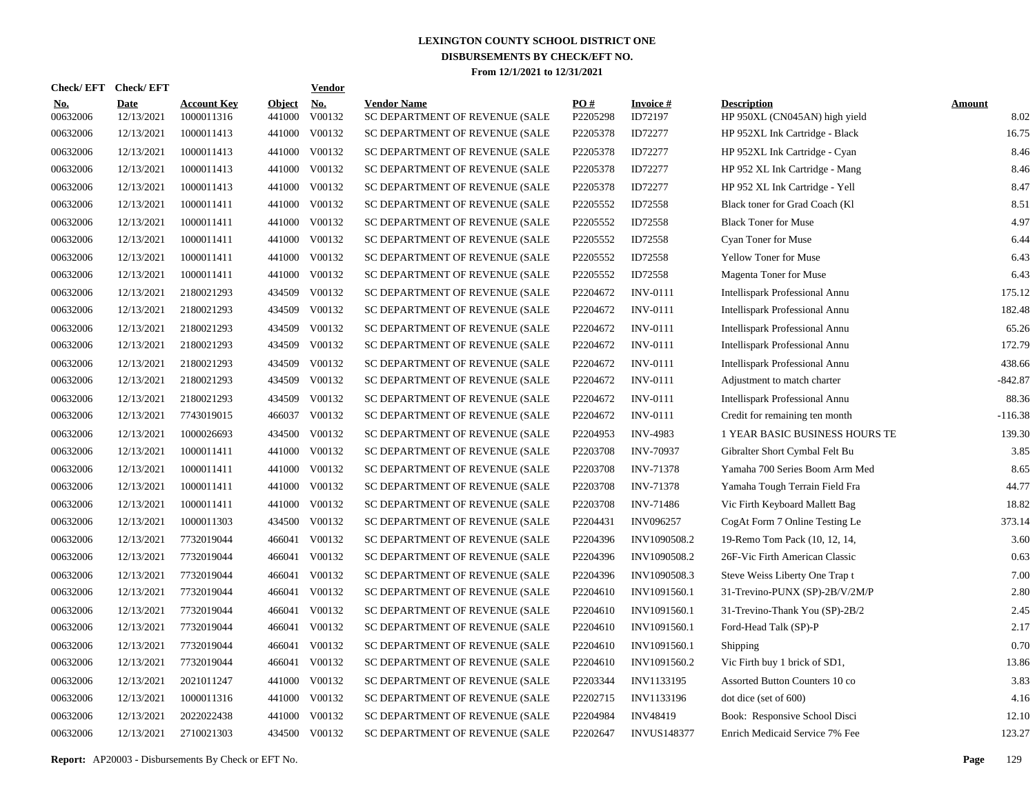# LEXINGTON COUNTY SCHOOL DISTRICT ONE
## DISBURSEMENTS BY CHECK/EFT NO.
### From 12/1/2021 to 12/31/2021

| Check/ EFT No. | Check/ EFT Date | Account Key | Object | Vendor No. | Vendor Name | PO # | Invoice # | Description | Amount |
|---|---|---|---|---|---|---|---|---|---|
| 00632006 | 12/13/2021 | 1000011316 | 441000 | V00132 | SC DEPARTMENT OF REVENUE (SALE | P2205298 | ID72197 | HP 950XL (CN045AN) high yield | 8.02 |
| 00632006 | 12/13/2021 | 1000011413 | 441000 | V00132 | SC DEPARTMENT OF REVENUE (SALE | P2205378 | ID72277 | HP 952XL Ink Cartridge - Black | 16.75 |
| 00632006 | 12/13/2021 | 1000011413 | 441000 | V00132 | SC DEPARTMENT OF REVENUE (SALE | P2205378 | ID72277 | HP 952XL Ink Cartridge - Cyan | 8.46 |
| 00632006 | 12/13/2021 | 1000011413 | 441000 | V00132 | SC DEPARTMENT OF REVENUE (SALE | P2205378 | ID72277 | HP 952 XL Ink Cartridge - Mang | 8.46 |
| 00632006 | 12/13/2021 | 1000011413 | 441000 | V00132 | SC DEPARTMENT OF REVENUE (SALE | P2205378 | ID72277 | HP 952 XL Ink Cartridge - Yell | 8.47 |
| 00632006 | 12/13/2021 | 1000011411 | 441000 | V00132 | SC DEPARTMENT OF REVENUE (SALE | P2205552 | ID72558 | Black toner for Grad Coach (Kl | 8.51 |
| 00632006 | 12/13/2021 | 1000011411 | 441000 | V00132 | SC DEPARTMENT OF REVENUE (SALE | P2205552 | ID72558 | Black Toner for Muse | 4.97 |
| 00632006 | 12/13/2021 | 1000011411 | 441000 | V00132 | SC DEPARTMENT OF REVENUE (SALE | P2205552 | ID72558 | Cyan Toner for Muse | 6.44 |
| 00632006 | 12/13/2021 | 1000011411 | 441000 | V00132 | SC DEPARTMENT OF REVENUE (SALE | P2205552 | ID72558 | Yellow Toner for Muse | 6.43 |
| 00632006 | 12/13/2021 | 1000011411 | 441000 | V00132 | SC DEPARTMENT OF REVENUE (SALE | P2205552 | ID72558 | Magenta Toner for Muse | 6.43 |
| 00632006 | 12/13/2021 | 2180021293 | 434509 | V00132 | SC DEPARTMENT OF REVENUE (SALE | P2204672 | INV-0111 | Intellispark Professional Annu | 175.12 |
| 00632006 | 12/13/2021 | 2180021293 | 434509 | V00132 | SC DEPARTMENT OF REVENUE (SALE | P2204672 | INV-0111 | Intellispark Professional Annu | 182.48 |
| 00632006 | 12/13/2021 | 2180021293 | 434509 | V00132 | SC DEPARTMENT OF REVENUE (SALE | P2204672 | INV-0111 | Intellispark Professional Annu | 65.26 |
| 00632006 | 12/13/2021 | 2180021293 | 434509 | V00132 | SC DEPARTMENT OF REVENUE (SALE | P2204672 | INV-0111 | Intellispark Professional Annu | 172.79 |
| 00632006 | 12/13/2021 | 2180021293 | 434509 | V00132 | SC DEPARTMENT OF REVENUE (SALE | P2204672 | INV-0111 | Intellispark Professional Annu | 438.66 |
| 00632006 | 12/13/2021 | 2180021293 | 434509 | V00132 | SC DEPARTMENT OF REVENUE (SALE | P2204672 | INV-0111 | Adjustment to match charter | -842.87 |
| 00632006 | 12/13/2021 | 2180021293 | 434509 | V00132 | SC DEPARTMENT OF REVENUE (SALE | P2204672 | INV-0111 | Intellispark Professional Annu | 88.36 |
| 00632006 | 12/13/2021 | 7743019015 | 466037 | V00132 | SC DEPARTMENT OF REVENUE (SALE | P2204672 | INV-0111 | Credit for remaining ten month | -116.38 |
| 00632006 | 12/13/2021 | 1000026693 | 434500 | V00132 | SC DEPARTMENT OF REVENUE (SALE | P2204953 | INV-4983 | 1 YEAR BASIC BUSINESS HOURS TE | 139.30 |
| 00632006 | 12/13/2021 | 1000011411 | 441000 | V00132 | SC DEPARTMENT OF REVENUE (SALE | P2203708 | INV-70937 | Gibralter Short Cymbal Felt Bu | 3.85 |
| 00632006 | 12/13/2021 | 1000011411 | 441000 | V00132 | SC DEPARTMENT OF REVENUE (SALE | P2203708 | INV-71378 | Yamaha 700 Series Boom Arm Med | 8.65 |
| 00632006 | 12/13/2021 | 1000011411 | 441000 | V00132 | SC DEPARTMENT OF REVENUE (SALE | P2203708 | INV-71378 | Yamaha Tough Terrain Field Fra | 44.77 |
| 00632006 | 12/13/2021 | 1000011411 | 441000 | V00132 | SC DEPARTMENT OF REVENUE (SALE | P2203708 | INV-71486 | Vic Firth Keyboard Mallett Bag | 18.82 |
| 00632006 | 12/13/2021 | 1000011303 | 434500 | V00132 | SC DEPARTMENT OF REVENUE (SALE | P2204431 | INV096257 | CogAt Form 7 Online Testing Le | 373.14 |
| 00632006 | 12/13/2021 | 7732019044 | 466041 | V00132 | SC DEPARTMENT OF REVENUE (SALE | P2204396 | INV1090508.2 | 19-Remo Tom Pack (10, 12, 14, | 3.60 |
| 00632006 | 12/13/2021 | 7732019044 | 466041 | V00132 | SC DEPARTMENT OF REVENUE (SALE | P2204396 | INV1090508.2 | 26F-Vic Firth American Classic | 0.63 |
| 00632006 | 12/13/2021 | 7732019044 | 466041 | V00132 | SC DEPARTMENT OF REVENUE (SALE | P2204396 | INV1090508.3 | Steve Weiss Liberty One Trap t | 7.00 |
| 00632006 | 12/13/2021 | 7732019044 | 466041 | V00132 | SC DEPARTMENT OF REVENUE (SALE | P2204610 | INV1091560.1 | 31-Trevino-PUNX (SP)-2B/V/2M/P | 2.80 |
| 00632006 | 12/13/2021 | 7732019044 | 466041 | V00132 | SC DEPARTMENT OF REVENUE (SALE | P2204610 | INV1091560.1 | 31-Trevino-Thank You (SP)-2B/2 | 2.45 |
| 00632006 | 12/13/2021 | 7732019044 | 466041 | V00132 | SC DEPARTMENT OF REVENUE (SALE | P2204610 | INV1091560.1 | Ford-Head Talk (SP)-P | 2.17 |
| 00632006 | 12/13/2021 | 7732019044 | 466041 | V00132 | SC DEPARTMENT OF REVENUE (SALE | P2204610 | INV1091560.1 | Shipping | 0.70 |
| 00632006 | 12/13/2021 | 7732019044 | 466041 | V00132 | SC DEPARTMENT OF REVENUE (SALE | P2204610 | INV1091560.2 | Vic Firth buy 1 brick of SD1, | 13.86 |
| 00632006 | 12/13/2021 | 2021011247 | 441000 | V00132 | SC DEPARTMENT OF REVENUE (SALE | P2203344 | INV1133195 | Assorted Button Counters 10 co | 3.83 |
| 00632006 | 12/13/2021 | 1000011316 | 441000 | V00132 | SC DEPARTMENT OF REVENUE (SALE | P2202715 | INV1133196 | dot dice (set of 600) | 4.16 |
| 00632006 | 12/13/2021 | 2022022438 | 441000 | V00132 | SC DEPARTMENT OF REVENUE (SALE | P2204984 | INV48419 | Book: Responsive School Disci | 12.10 |
| 00632006 | 12/13/2021 | 2710021303 | 434500 | V00132 | SC DEPARTMENT OF REVENUE (SALE | P2202647 | INVUS148377 | Enrich Medicaid Service 7% Fee | 123.27 |

**Report:** AP20003 - Disbursements By Check or EFT No.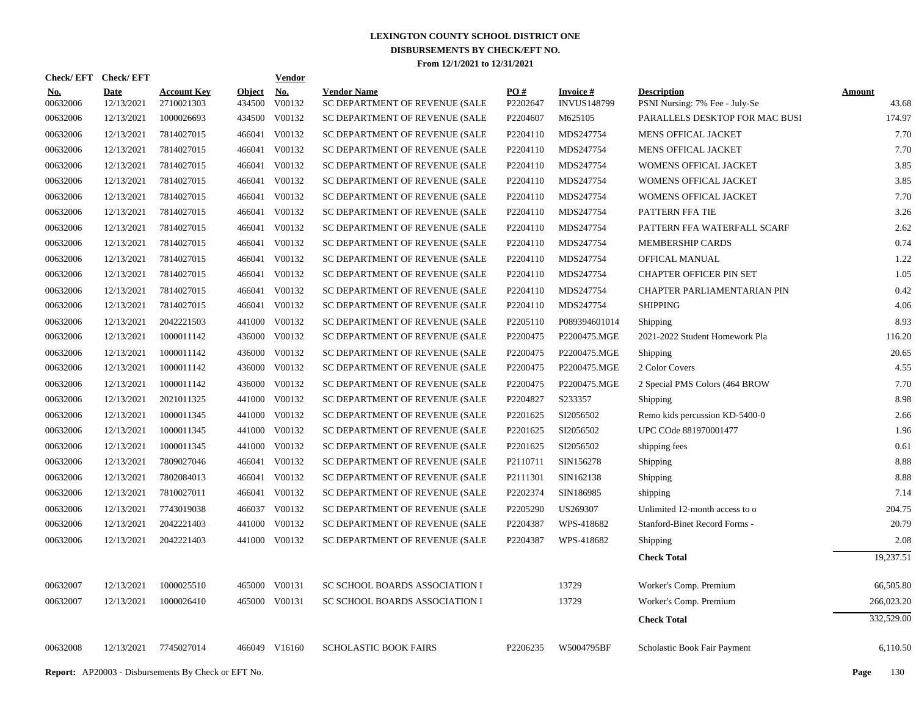# LEXINGTON COUNTY SCHOOL DISTRICT ONE
## DISBURSEMENTS BY CHECK/EFT NO.
### From 12/1/2021 to 12/31/2021

| Check/ EFT No. | Check/ EFT Date | Account Key | Object | Vendor No. | Vendor Name | PO # | Invoice # | Description | Amount |
|---|---|---|---|---|---|---|---|---|---|
| 00632006 | 12/13/2021 | 2710021303 | 434500 | V00132 | SC DEPARTMENT OF REVENUE (SALE | P2202647 | INVUS148799 | PSNI Nursing: 7% Fee - July-Se | 43.68 |
| 00632006 | 12/13/2021 | 1000026693 | 434500 | V00132 | SC DEPARTMENT OF REVENUE (SALE | P2204607 | M625105 | PARALLELS DESKTOP FOR MAC BUSI | 174.97 |
| 00632006 | 12/13/2021 | 7814027015 | 466041 | V00132 | SC DEPARTMENT OF REVENUE (SALE | P2204110 | MDS247754 | MENS OFFICAL JACKET | 7.70 |
| 00632006 | 12/13/2021 | 7814027015 | 466041 | V00132 | SC DEPARTMENT OF REVENUE (SALE | P2204110 | MDS247754 | MENS OFFICAL JACKET | 7.70 |
| 00632006 | 12/13/2021 | 7814027015 | 466041 | V00132 | SC DEPARTMENT OF REVENUE (SALE | P2204110 | MDS247754 | WOMENS OFFICAL JACKET | 3.85 |
| 00632006 | 12/13/2021 | 7814027015 | 466041 | V00132 | SC DEPARTMENT OF REVENUE (SALE | P2204110 | MDS247754 | WOMENS OFFICAL JACKET | 3.85 |
| 00632006 | 12/13/2021 | 7814027015 | 466041 | V00132 | SC DEPARTMENT OF REVENUE (SALE | P2204110 | MDS247754 | WOMENS OFFICAL JACKET | 7.70 |
| 00632006 | 12/13/2021 | 7814027015 | 466041 | V00132 | SC DEPARTMENT OF REVENUE (SALE | P2204110 | MDS247754 | PATTERN FFA TIE | 3.26 |
| 00632006 | 12/13/2021 | 7814027015 | 466041 | V00132 | SC DEPARTMENT OF REVENUE (SALE | P2204110 | MDS247754 | PATTERN FFA WATERFALL SCARF | 2.62 |
| 00632006 | 12/13/2021 | 7814027015 | 466041 | V00132 | SC DEPARTMENT OF REVENUE (SALE | P2204110 | MDS247754 | MEMBERSHIP CARDS | 0.74 |
| 00632006 | 12/13/2021 | 7814027015 | 466041 | V00132 | SC DEPARTMENT OF REVENUE (SALE | P2204110 | MDS247754 | OFFICAL MANUAL | 1.22 |
| 00632006 | 12/13/2021 | 7814027015 | 466041 | V00132 | SC DEPARTMENT OF REVENUE (SALE | P2204110 | MDS247754 | CHAPTER OFFICER PIN SET | 1.05 |
| 00632006 | 12/13/2021 | 7814027015 | 466041 | V00132 | SC DEPARTMENT OF REVENUE (SALE | P2204110 | MDS247754 | CHAPTER PARLIAMENTARIAN PIN | 0.42 |
| 00632006 | 12/13/2021 | 7814027015 | 466041 | V00132 | SC DEPARTMENT OF REVENUE (SALE | P2204110 | MDS247754 | SHIPPING | 4.06 |
| 00632006 | 12/13/2021 | 2042221503 | 441000 | V00132 | SC DEPARTMENT OF REVENUE (SALE | P2205110 | P089394601014 | Shipping | 8.93 |
| 00632006 | 12/13/2021 | 1000011142 | 436000 | V00132 | SC DEPARTMENT OF REVENUE (SALE | P2200475 | P2200475.MGE | 2021-2022 Student Homework Pla | 116.20 |
| 00632006 | 12/13/2021 | 1000011142 | 436000 | V00132 | SC DEPARTMENT OF REVENUE (SALE | P2200475 | P2200475.MGE | Shipping | 20.65 |
| 00632006 | 12/13/2021 | 1000011142 | 436000 | V00132 | SC DEPARTMENT OF REVENUE (SALE | P2200475 | P2200475.MGE | 2 Color Covers | 4.55 |
| 00632006 | 12/13/2021 | 1000011142 | 436000 | V00132 | SC DEPARTMENT OF REVENUE (SALE | P2200475 | P2200475.MGE | 2 Special PMS Colors (464 BROW | 7.70 |
| 00632006 | 12/13/2021 | 2021011325 | 441000 | V00132 | SC DEPARTMENT OF REVENUE (SALE | P2204827 | S233357 | Shipping | 8.98 |
| 00632006 | 12/13/2021 | 1000011345 | 441000 | V00132 | SC DEPARTMENT OF REVENUE (SALE | P2201625 | SI2056502 | Remo kids percussion KD-5400-0 | 2.66 |
| 00632006 | 12/13/2021 | 1000011345 | 441000 | V00132 | SC DEPARTMENT OF REVENUE (SALE | P2201625 | SI2056502 | UPC COde 881970001477 | 1.96 |
| 00632006 | 12/13/2021 | 1000011345 | 441000 | V00132 | SC DEPARTMENT OF REVENUE (SALE | P2201625 | SI2056502 | shipping fees | 0.61 |
| 00632006 | 12/13/2021 | 7809027046 | 466041 | V00132 | SC DEPARTMENT OF REVENUE (SALE | P2110711 | SIN156278 | Shipping | 8.88 |
| 00632006 | 12/13/2021 | 7802084013 | 466041 | V00132 | SC DEPARTMENT OF REVENUE (SALE | P2111301 | SIN162138 | Shipping | 8.88 |
| 00632006 | 12/13/2021 | 7810027011 | 466041 | V00132 | SC DEPARTMENT OF REVENUE (SALE | P2202374 | SIN186985 | shipping | 7.14 |
| 00632006 | 12/13/2021 | 7743019038 | 466037 | V00132 | SC DEPARTMENT OF REVENUE (SALE | P2205290 | US269307 | Unlimited 12-month access to o | 204.75 |
| 00632006 | 12/13/2021 | 2042221403 | 441000 | V00132 | SC DEPARTMENT OF REVENUE (SALE | P2204387 | WPS-418682 | Stanford-Binet Record Forms - | 20.79 |
| 00632006 | 12/13/2021 | 2042221403 | 441000 | V00132 | SC DEPARTMENT OF REVENUE (SALE | P2204387 | WPS-418682 | Shipping | 2.08 |
| | | | | | | | | **Check Total** | 19,237.51 |
| 00632007 | 12/13/2021 | 1000025510 | 465000 | V00131 | SC SCHOOL BOARDS ASSOCIATION I | | 13729 | Worker's Comp. Premium | 66,505.80 |
| 00632007 | 12/13/2021 | 1000026410 | 465000 | V00131 | SC SCHOOL BOARDS ASSOCIATION I | | 13729 | Worker's Comp. Premium | 266,023.20 |
| | | | | | | | | **Check Total** | 332,529.00 |
| 00632008 | 12/13/2021 | 7745027014 | 466049 | V16160 | SCHOLASTIC BOOK FAIRS | P2206235 | W5004795BF | Scholastic Book Fair Payment | 6,110.50 |

**Report:** AP20003 - Disbursements By Check or EFT No.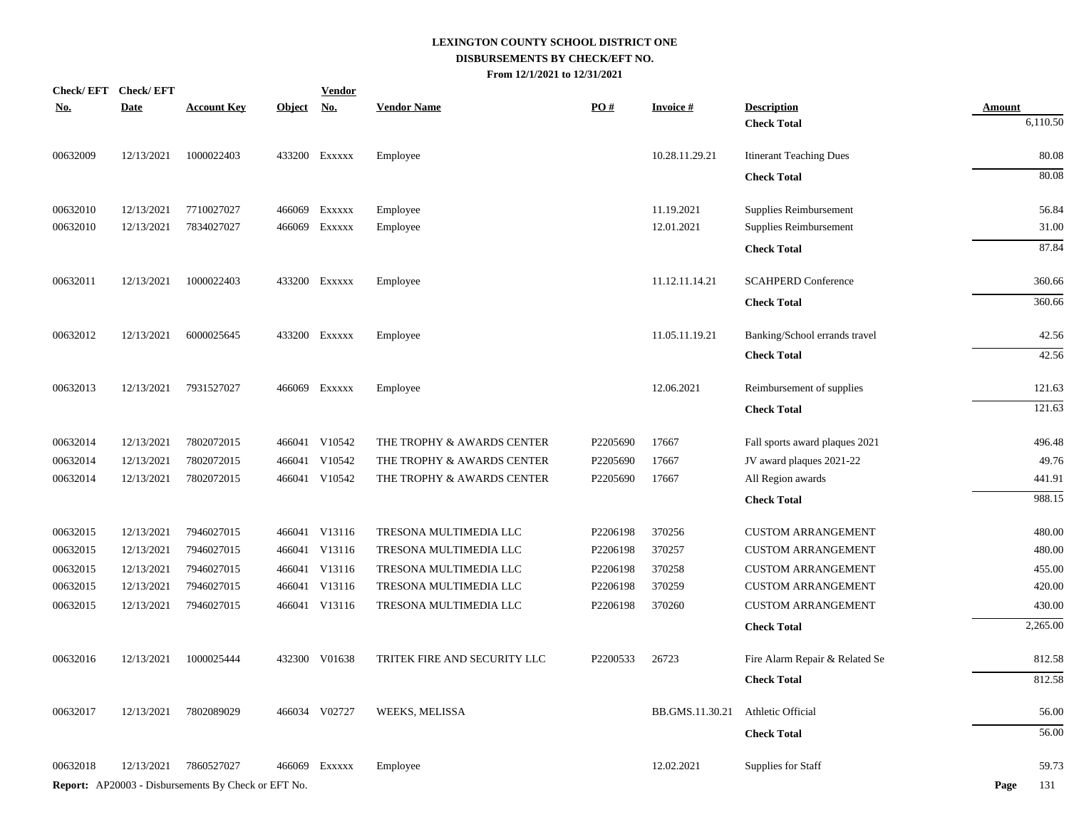# LEXINGTON COUNTY SCHOOL DISTRICT ONE
## DISBURSEMENTS BY CHECK/EFT NO.
### From 12/1/2021 to 12/31/2021

| Check/ EFT No. | Check/ EFT Date | Account Key | Object | Vendor No. | Vendor Name | PO # | Invoice # | Description | Amount |
|---|---|---|---|---|---|---|---|---|---|
| | | | | | | | | **Check Total** | 6,110.50 |
| 00632009 | 12/13/2021 | 1000022403 | 433200 | Exxxxx | Employee | | 10.28.11.29.21 | Itinerant Teaching Dues | 80.08 |
| | | | | | | | | **Check Total** | 80.08 |
| 00632010 | 12/13/2021 | 7710027027 | 466069 | Exxxxx | Employee | | 11.19.2021 | Supplies Reimbursement | 56.84 |
| 00632010 | 12/13/2021 | 7834027027 | 466069 | Exxxxx | Employee | | 12.01.2021 | Supplies Reimbursement | 31.00 |
| | | | | | | | | **Check Total** | 87.84 |
| 00632011 | 12/13/2021 | 1000022403 | 433200 | Exxxxx | Employee | | 11.12.11.14.21 | SCAHPERD Conference | 360.66 |
| | | | | | | | | **Check Total** | 360.66 |
| 00632012 | 12/13/2021 | 6000025645 | 433200 | Exxxxx | Employee | | 11.05.11.19.21 | Banking/School errands travel | 42.56 |
| | | | | | | | | **Check Total** | 42.56 |
| 00632013 | 12/13/2021 | 7931527027 | 466069 | Exxxxx | Employee | | 12.06.2021 | Reimbursement of supplies | 121.63 |
| | | | | | | | | **Check Total** | 121.63 |
| 00632014 | 12/13/2021 | 7802072015 | 466041 | V10542 | THE TROPHY & AWARDS CENTER | P2205690 | 17667 | Fall sports award plaques 2021 | 496.48 |
| 00632014 | 12/13/2021 | 7802072015 | 466041 | V10542 | THE TROPHY & AWARDS CENTER | P2205690 | 17667 | JV award plaques 2021-22 | 49.76 |
| 00632014 | 12/13/2021 | 7802072015 | 466041 | V10542 | THE TROPHY & AWARDS CENTER | P2205690 | 17667 | All Region awards | 441.91 |
| | | | | | | | | **Check Total** | 988.15 |
| 00632015 | 12/13/2021 | 7946027015 | 466041 | V13116 | TRESONA MULTIMEDIA LLC | P2206198 | 370256 | CUSTOM ARRANGEMENT | 480.00 |
| 00632015 | 12/13/2021 | 7946027015 | 466041 | V13116 | TRESONA MULTIMEDIA LLC | P2206198 | 370257 | CUSTOM ARRANGEMENT | 480.00 |
| 00632015 | 12/13/2021 | 7946027015 | 466041 | V13116 | TRESONA MULTIMEDIA LLC | P2206198 | 370258 | CUSTOM ARRANGEMENT | 455.00 |
| 00632015 | 12/13/2021 | 7946027015 | 466041 | V13116 | TRESONA MULTIMEDIA LLC | P2206198 | 370259 | CUSTOM ARRANGEMENT | 420.00 |
| 00632015 | 12/13/2021 | 7946027015 | 466041 | V13116 | TRESONA MULTIMEDIA LLC | P2206198 | 370260 | CUSTOM ARRANGEMENT | 430.00 |
| | | | | | | | | **Check Total** | 2,265.00 |
| 00632016 | 12/13/2021 | 1000025444 | 432300 | V01638 | TRITEK FIRE AND SECURITY LLC | P2200533 | 26723 | Fire Alarm Repair & Related Se | 812.58 |
| | | | | | | | | **Check Total** | 812.58 |
| 00632017 | 12/13/2021 | 7802089029 | 466034 | V02727 | WEEKS, MELISSA | | BB.GMS.11.30.21 | Athletic Official | 56.00 |
| | | | | | | | | **Check Total** | 56.00 |
| 00632018 | 12/13/2021 | 7860527027 | 466069 | Exxxxx | Employee | | 12.02.2021 | Supplies for Staff | 59.73 |

**Report:** AP20003 - Disbursements By Check or EFT No.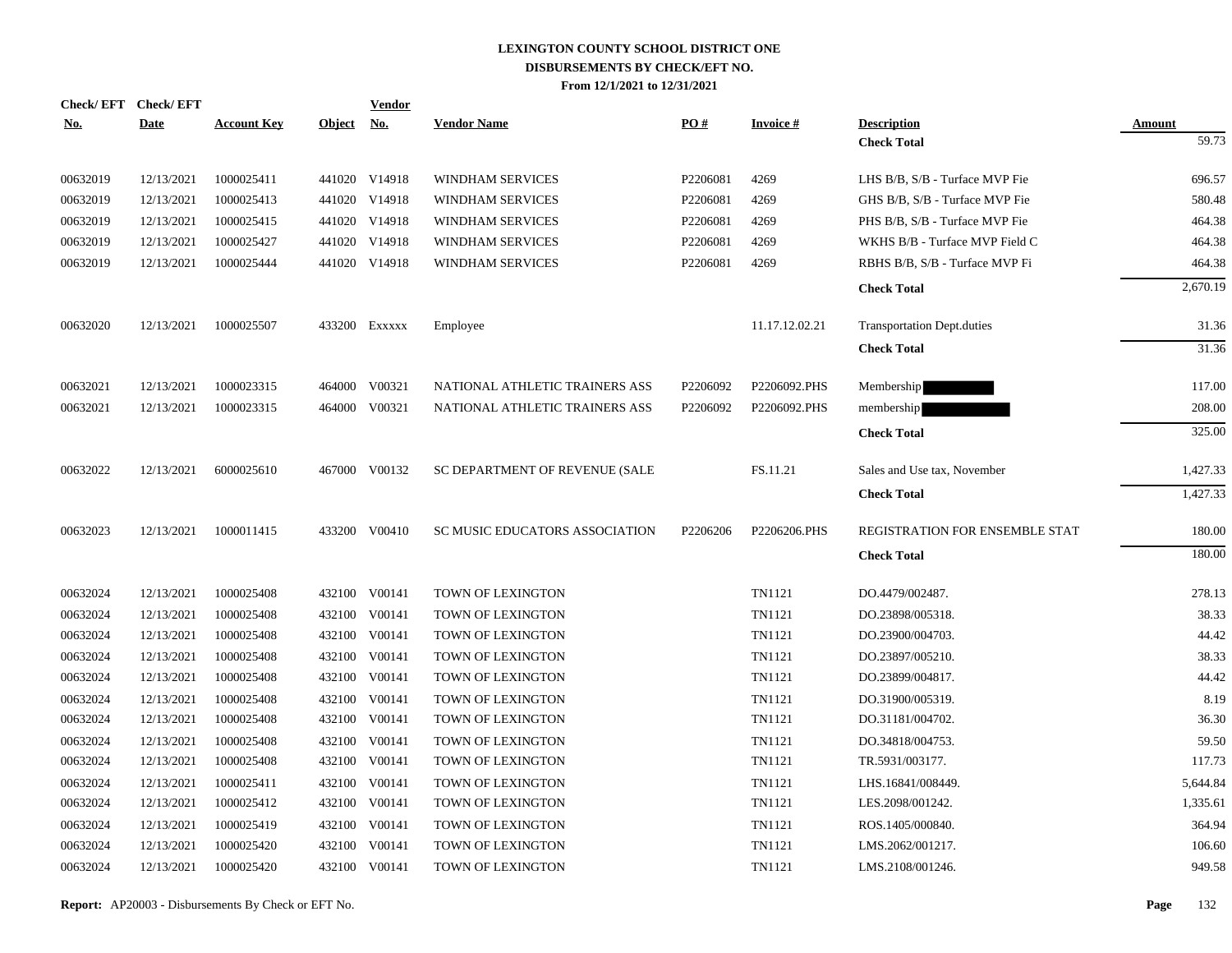# LEXINGTON COUNTY SCHOOL DISTRICT ONE
## DISBURSEMENTS BY CHECK/EFT NO.
### From 12/1/2021 to 12/31/2021

| Check/ EFT No. | Check/ EFT Date | Account Key | Object | Vendor No. | Vendor Name | PO # | Invoice # | Description | Amount |
|---|---|---|---|---|---|---|---|---|---|
| | | | | | | | | **Check Total** | 59.73 |
| 00632019 | 12/13/2021 | 1000025411 | 441020 | V14918 | WINDHAM SERVICES | P2206081 | 4269 | LHS B/B, S/B - Turface MVP Fie | 696.57 |
| 00632019 | 12/13/2021 | 1000025413 | 441020 | V14918 | WINDHAM SERVICES | P2206081 | 4269 | GHS B/B, S/B - Turface MVP Fie | 580.48 |
| 00632019 | 12/13/2021 | 1000025415 | 441020 | V14918 | WINDHAM SERVICES | P2206081 | 4269 | PHS B/B, S/B - Turface MVP Fie | 464.38 |
| 00632019 | 12/13/2021 | 1000025427 | 441020 | V14918 | WINDHAM SERVICES | P2206081 | 4269 | WKHS B/B - Turface MVP Field C | 464.38 |
| 00632019 | 12/13/2021 | 1000025444 | 441020 | V14918 | WINDHAM SERVICES | P2206081 | 4269 | RBHS B/B, S/B - Turface MVP Fi | 464.38 |
| | | | | | | | | **Check Total** | 2,670.19 |
| 00632020 | 12/13/2021 | 1000025507 | 433200 | Exxxxx | Employee | | 11.17.12.02.21 | Transportation Dept.duties | 31.36 |
| | | | | | | | | **Check Total** | 31.36 |
| 00632021 | 12/13/2021 | 1000023315 | 464000 | V00321 | NATIONAL ATHLETIC TRAINERS ASS | P2206092 | P2206092.PHS | Membership | 117.00 |
| 00632021 | 12/13/2021 | 1000023315 | 464000 | V00321 | NATIONAL ATHLETIC TRAINERS ASS | P2206092 | P2206092.PHS | membership | 208.00 |
| | | | | | | | | **Check Total** | 325.00 |
| 00632022 | 12/13/2021 | 6000025610 | 467000 | V00132 | SC DEPARTMENT OF REVENUE (SALE | | FS.11.21 | Sales and Use tax, November | 1,427.33 |
| | | | | | | | | **Check Total** | 1,427.33 |
| 00632023 | 12/13/2021 | 1000011415 | 433200 | V00410 | SC MUSIC EDUCATORS ASSOCIATION | P2206206 | P2206206.PHS | REGISTRATION FOR ENSEMBLE STAT | 180.00 |
| | | | | | | | | **Check Total** | 180.00 |
| 00632024 | 12/13/2021 | 1000025408 | 432100 | V00141 | TOWN OF LEXINGTON | | TN1121 | DO.4479/002487. | 278.13 |
| 00632024 | 12/13/2021 | 1000025408 | 432100 | V00141 | TOWN OF LEXINGTON | | TN1121 | DO.23898/005318. | 38.33 |
| 00632024 | 12/13/2021 | 1000025408 | 432100 | V00141 | TOWN OF LEXINGTON | | TN1121 | DO.23900/004703. | 44.42 |
| 00632024 | 12/13/2021 | 1000025408 | 432100 | V00141 | TOWN OF LEXINGTON | | TN1121 | DO.23897/005210. | 38.33 |
| 00632024 | 12/13/2021 | 1000025408 | 432100 | V00141 | TOWN OF LEXINGTON | | TN1121 | DO.23899/004817. | 44.42 |
| 00632024 | 12/13/2021 | 1000025408 | 432100 | V00141 | TOWN OF LEXINGTON | | TN1121 | DO.31900/005319. | 8.19 |
| 00632024 | 12/13/2021 | 1000025408 | 432100 | V00141 | TOWN OF LEXINGTON | | TN1121 | DO.31181/004702. | 36.30 |
| 00632024 | 12/13/2021 | 1000025408 | 432100 | V00141 | TOWN OF LEXINGTON | | TN1121 | DO.34818/004753. | 59.50 |
| 00632024 | 12/13/2021 | 1000025408 | 432100 | V00141 | TOWN OF LEXINGTON | | TN1121 | TR.5931/003177. | 117.73 |
| 00632024 | 12/13/2021 | 1000025411 | 432100 | V00141 | TOWN OF LEXINGTON | | TN1121 | LHS.16841/008449. | 5,644.84 |
| 00632024 | 12/13/2021 | 1000025412 | 432100 | V00141 | TOWN OF LEXINGTON | | TN1121 | LES.2098/001242. | 1,335.61 |
| 00632024 | 12/13/2021 | 1000025419 | 432100 | V00141 | TOWN OF LEXINGTON | | TN1121 | ROS.1405/000840. | 364.94 |
| 00632024 | 12/13/2021 | 1000025420 | 432100 | V00141 | TOWN OF LEXINGTON | | TN1121 | LMS.2062/001217. | 106.60 |
| 00632024 | 12/13/2021 | 1000025420 | 432100 | V00141 | TOWN OF LEXINGTON | | TN1121 | LMS.2108/001246. | 949.58 |

**Report:** AP20003 - Disbursements By Check or EFT No.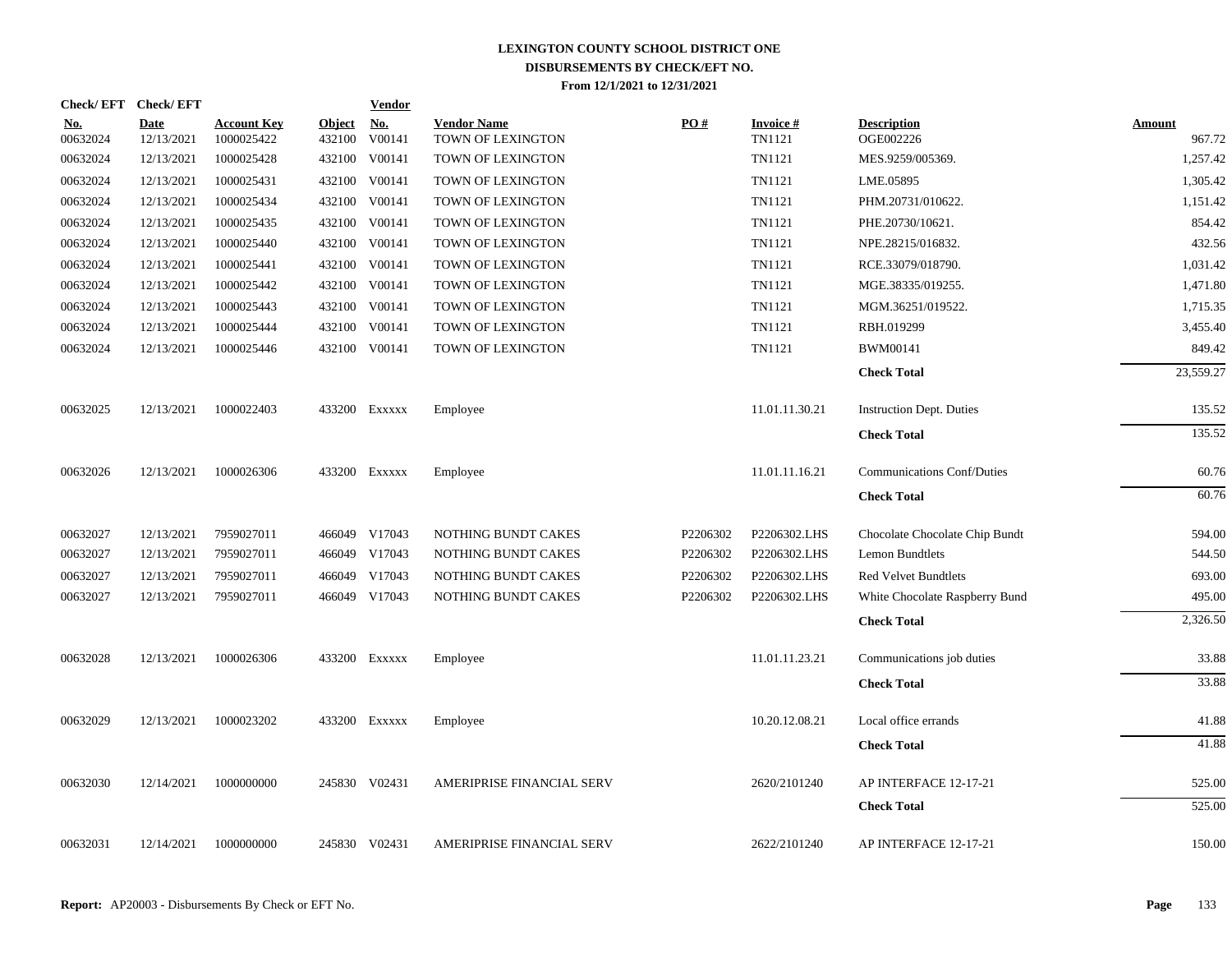# LEXINGTON COUNTY SCHOOL DISTRICT ONE
## DISBURSEMENTS BY CHECK/EFT NO.
### From 12/1/2021 to 12/31/2021

| Check/EFT No. | Check/EFT Date | Account Key | Object | Vendor No. | Vendor Name | PO # | Invoice # | Description | Amount |
|---|---|---|---|---|---|---|---|---|---|
| 00632024 | 12/13/2021 | 1000025422 | 432100 | V00141 | TOWN OF LEXINGTON | | TN1121 | OGE002226 | 967.72 |
| 00632024 | 12/13/2021 | 1000025428 | 432100 | V00141 | TOWN OF LEXINGTON | | TN1121 | MES.9259/005369. | 1,257.42 |
| 00632024 | 12/13/2021 | 1000025431 | 432100 | V00141 | TOWN OF LEXINGTON | | TN1121 | LME.05895 | 1,305.42 |
| 00632024 | 12/13/2021 | 1000025434 | 432100 | V00141 | TOWN OF LEXINGTON | | TN1121 | PHM.20731/010622. | 1,151.42 |
| 00632024 | 12/13/2021 | 1000025435 | 432100 | V00141 | TOWN OF LEXINGTON | | TN1121 | PHE.20730/10621. | 854.42 |
| 00632024 | 12/13/2021 | 1000025440 | 432100 | V00141 | TOWN OF LEXINGTON | | TN1121 | NPE.28215/016832. | 432.56 |
| 00632024 | 12/13/2021 | 1000025441 | 432100 | V00141 | TOWN OF LEXINGTON | | TN1121 | RCE.33079/018790. | 1,031.42 |
| 00632024 | 12/13/2021 | 1000025442 | 432100 | V00141 | TOWN OF LEXINGTON | | TN1121 | MGE.38335/019255. | 1,471.80 |
| 00632024 | 12/13/2021 | 1000025443 | 432100 | V00141 | TOWN OF LEXINGTON | | TN1121 | MGM.36251/019522. | 1,715.35 |
| 00632024 | 12/13/2021 | 1000025444 | 432100 | V00141 | TOWN OF LEXINGTON | | TN1121 | RBH.019299 | 3,455.40 |
| 00632024 | 12/13/2021 | 1000025446 | 432100 | V00141 | TOWN OF LEXINGTON | | TN1121 | BWM00141 | 849.42 |
| | | | | | | | | **Check Total** | 23,559.27 |
| 00632025 | 12/13/2021 | 1000022403 | 433200 | Exxxxx | Employee | | 11.01.11.30.21 | Instruction Dept. Duties | 135.52 |
| | | | | | | | | **Check Total** | 135.52 |
| 00632026 | 12/13/2021 | 1000026306 | 433200 | Exxxxx | Employee | | 11.01.11.16.21 | Communications Conf/Duties | 60.76 |
| | | | | | | | | **Check Total** | 60.76 |
| 00632027 | 12/13/2021 | 7959027011 | 466049 | V17043 | NOTHING BUNDT CAKES | P2206302 | P2206302.LHS | Chocolate Chocolate Chip Bundt | 594.00 |
| 00632027 | 12/13/2021 | 7959027011 | 466049 | V17043 | NOTHING BUNDT CAKES | P2206302 | P2206302.LHS | Lemon Bundtlets | 544.50 |
| 00632027 | 12/13/2021 | 7959027011 | 466049 | V17043 | NOTHING BUNDT CAKES | P2206302 | P2206302.LHS | Red Velvet Bundtlets | 693.00 |
| 00632027 | 12/13/2021 | 7959027011 | 466049 | V17043 | NOTHING BUNDT CAKES | P2206302 | P2206302.LHS | White Chocolate Raspberry Bund | 495.00 |
| | | | | | | | | **Check Total** | 2,326.50 |
| 00632028 | 12/13/2021 | 1000026306 | 433200 | Exxxxx | Employee | | 11.01.11.23.21 | Communications job duties | 33.88 |
| | | | | | | | | **Check Total** | 33.88 |
| 00632029 | 12/13/2021 | 1000023202 | 433200 | Exxxxx | Employee | | 10.20.12.08.21 | Local office errands | 41.88 |
| | | | | | | | | **Check Total** | 41.88 |
| 00632030 | 12/14/2021 | 1000000000 | 245830 | V02431 | AMERIPRISE FINANCIAL SERV | | 2620/2101240 | AP INTERFACE 12-17-21 | 525.00 |
| | | | | | | | | **Check Total** | 525.00 |
| 00632031 | 12/14/2021 | 1000000000 | 245830 | V02431 | AMERIPRISE FINANCIAL SERV | | 2622/2101240 | AP INTERFACE 12-17-21 | 150.00 |

**Report:** AP20003 - Disbursements By Check or EFT No.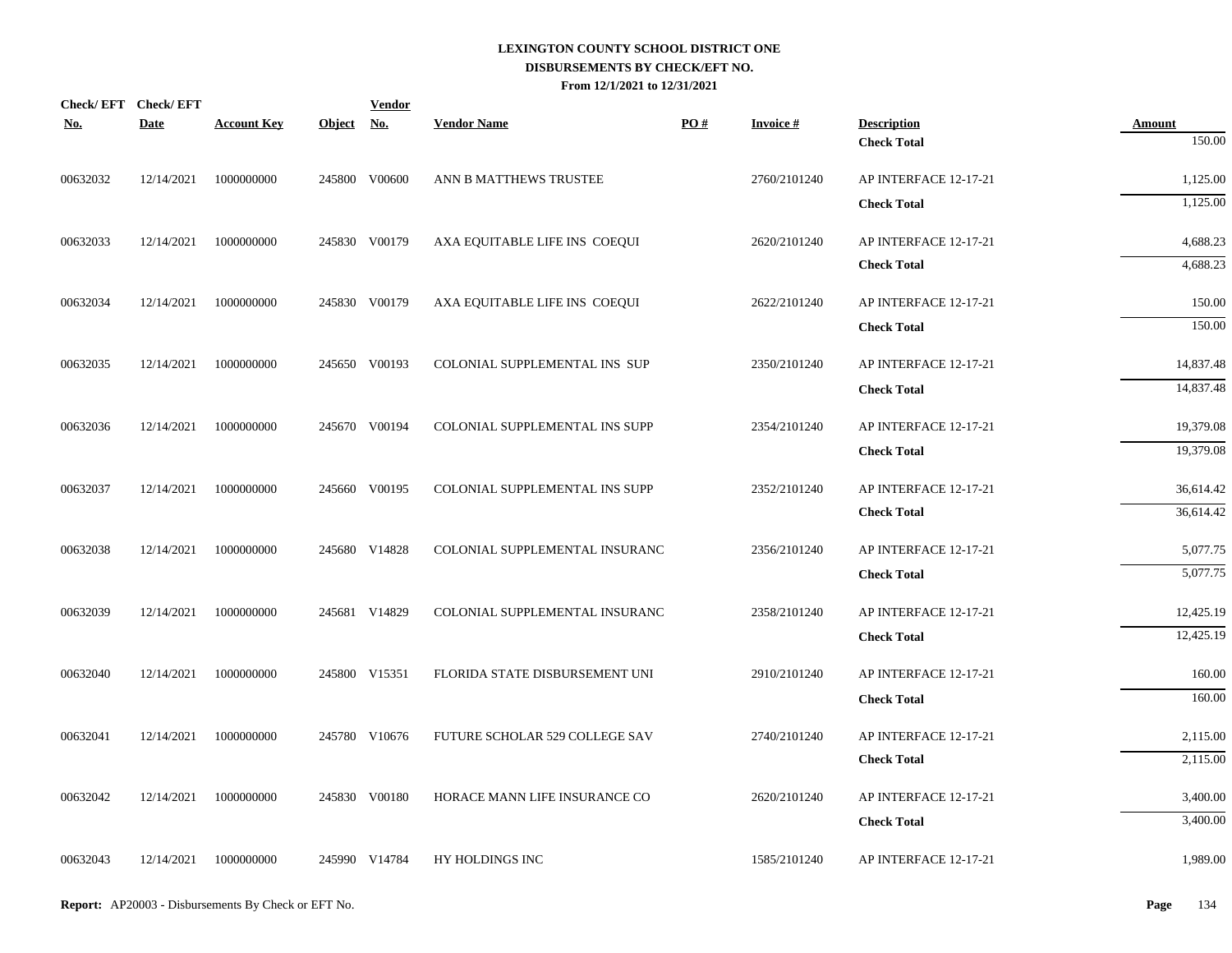**LEXINGTON COUNTY SCHOOL DISTRICT ONE**
**DISBURSEMENTS BY CHECK/EFT NO.**
**From 12/1/2021 to 12/31/2021**

| Check/ EFT No. | Check/ EFT Date | Account Key | Object | Vendor No. | Vendor Name | PO # | Invoice # | Description | Amount |
|---|---|---|---|---|---|---|---|---|---|
| | | | | | | | | **Check Total** | 150.00 |
| 00632032 | 12/14/2021 | 1000000000 | 245800 | V00600 | ANN B MATTHEWS TRUSTEE | | 2760/2101240 | AP INTERFACE 12-17-21 | 1,125.00 |
| | | | | | | | | **Check Total** | 1,125.00 |
| 00632033 | 12/14/2021 | 1000000000 | 245830 | V00179 | AXA EQUITABLE LIFE INS COEQUI | | 2620/2101240 | AP INTERFACE 12-17-21 | 4,688.23 |
| | | | | | | | | **Check Total** | 4,688.23 |
| 00632034 | 12/14/2021 | 1000000000 | 245830 | V00179 | AXA EQUITABLE LIFE INS COEQUI | | 2622/2101240 | AP INTERFACE 12-17-21 | 150.00 |
| | | | | | | | | **Check Total** | 150.00 |
| 00632035 | 12/14/2021 | 1000000000 | 245650 | V00193 | COLONIAL SUPPLEMENTAL INS SUP | | 2350/2101240 | AP INTERFACE 12-17-21 | 14,837.48 |
| | | | | | | | | **Check Total** | 14,837.48 |
| 00632036 | 12/14/2021 | 1000000000 | 245670 | V00194 | COLONIAL SUPPLEMENTAL INS SUPP | | 2354/2101240 | AP INTERFACE 12-17-21 | 19,379.08 |
| | | | | | | | | **Check Total** | 19,379.08 |
| 00632037 | 12/14/2021 | 1000000000 | 245660 | V00195 | COLONIAL SUPPLEMENTAL INS SUPP | | 2352/2101240 | AP INTERFACE 12-17-21 | 36,614.42 |
| | | | | | | | | **Check Total** | 36,614.42 |
| 00632038 | 12/14/2021 | 1000000000 | 245680 | V14828 | COLONIAL SUPPLEMENTAL INSURANC | | 2356/2101240 | AP INTERFACE 12-17-21 | 5,077.75 |
| | | | | | | | | **Check Total** | 5,077.75 |
| 00632039 | 12/14/2021 | 1000000000 | 245681 | V14829 | COLONIAL SUPPLEMENTAL INSURANC | | 2358/2101240 | AP INTERFACE 12-17-21 | 12,425.19 |
| | | | | | | | | **Check Total** | 12,425.19 |
| 00632040 | 12/14/2021 | 1000000000 | 245800 | V15351 | FLORIDA STATE DISBURSEMENT UNI | | 2910/2101240 | AP INTERFACE 12-17-21 | 160.00 |
| | | | | | | | | **Check Total** | 160.00 |
| 00632041 | 12/14/2021 | 1000000000 | 245780 | V10676 | FUTURE SCHOLAR 529 COLLEGE SAV | | 2740/2101240 | AP INTERFACE 12-17-21 | 2,115.00 |
| | | | | | | | | **Check Total** | 2,115.00 |
| 00632042 | 12/14/2021 | 1000000000 | 245830 | V00180 | HORACE MANN LIFE INSURANCE CO | | 2620/2101240 | AP INTERFACE 12-17-21 | 3,400.00 |
| | | | | | | | | **Check Total** | 3,400.00 |
| 00632043 | 12/14/2021 | 1000000000 | 245990 | V14784 | HY HOLDINGS INC | | 1585/2101240 | AP INTERFACE 12-17-21 | 1,989.00 |

**Report:** AP20003 - Disbursements By Check or EFT No.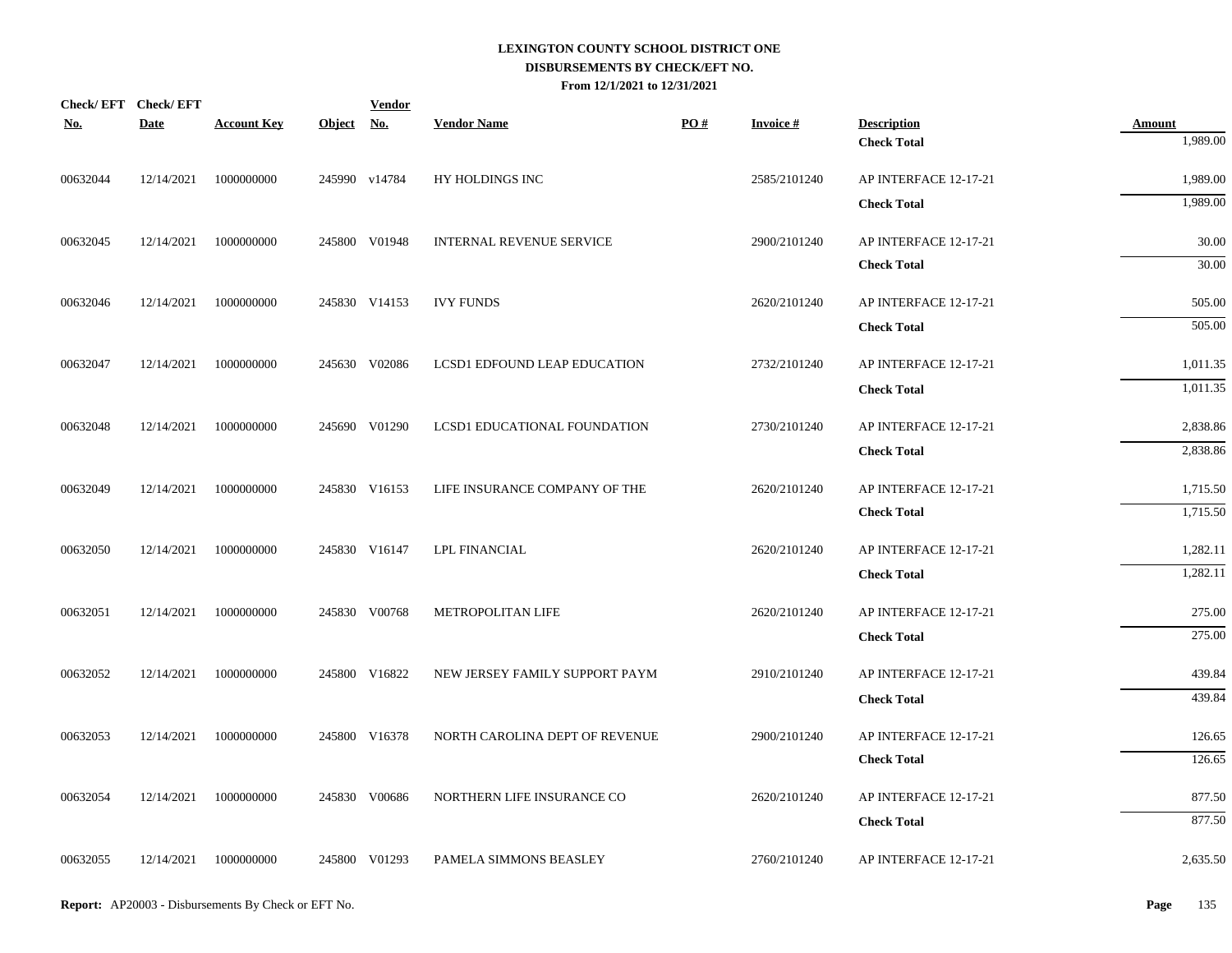# LEXINGTON COUNTY SCHOOL DISTRICT ONE
## DISBURSEMENTS BY CHECK/EFT NO.
### From 12/1/2021 to 12/31/2021

| Check/ EFT No. | Check/ EFT Date | Account Key | Object | Vendor No. | Vendor Name | PO # | Invoice # | Description | Amount |
|---|---|---|---|---|---|---|---|---|---|
| | | | | | | | | **Check Total** | 1,989.00 |
| 00632044 | 12/14/2021 | 1000000000 | 245990 | v14784 | HY HOLDINGS INC | | 2585/2101240 | AP INTERFACE 12-17-21 | 1,989.00 |
| | | | | | | | | **Check Total** | 1,989.00 |
| 00632045 | 12/14/2021 | 1000000000 | 245800 | V01948 | INTERNAL REVENUE SERVICE | | 2900/2101240 | AP INTERFACE 12-17-21 | 30.00 |
| | | | | | | | | **Check Total** | 30.00 |
| 00632046 | 12/14/2021 | 1000000000 | 245830 | V14153 | IVY FUNDS | | 2620/2101240 | AP INTERFACE 12-17-21 | 505.00 |
| | | | | | | | | **Check Total** | 505.00 |
| 00632047 | 12/14/2021 | 1000000000 | 245630 | V02086 | LCSD1 EDFOUND LEAP EDUCATION | | 2732/2101240 | AP INTERFACE 12-17-21 | 1,011.35 |
| | | | | | | | | **Check Total** | 1,011.35 |
| 00632048 | 12/14/2021 | 1000000000 | 245690 | V01290 | LCSD1 EDUCATIONAL FOUNDATION | | 2730/2101240 | AP INTERFACE 12-17-21 | 2,838.86 |
| | | | | | | | | **Check Total** | 2,838.86 |
| 00632049 | 12/14/2021 | 1000000000 | 245830 | V16153 | LIFE INSURANCE COMPANY OF THE | | 2620/2101240 | AP INTERFACE 12-17-21 | 1,715.50 |
| | | | | | | | | **Check Total** | 1,715.50 |
| 00632050 | 12/14/2021 | 1000000000 | 245830 | V16147 | LPL FINANCIAL | | 2620/2101240 | AP INTERFACE 12-17-21 | 1,282.11 |
| | | | | | | | | **Check Total** | 1,282.11 |
| 00632051 | 12/14/2021 | 1000000000 | 245830 | V00768 | METROPOLITAN LIFE | | 2620/2101240 | AP INTERFACE 12-17-21 | 275.00 |
| | | | | | | | | **Check Total** | 275.00 |
| 00632052 | 12/14/2021 | 1000000000 | 245800 | V16822 | NEW JERSEY FAMILY SUPPORT PAYM | | 2910/2101240 | AP INTERFACE 12-17-21 | 439.84 |
| | | | | | | | | **Check Total** | 439.84 |
| 00632053 | 12/14/2021 | 1000000000 | 245800 | V16378 | NORTH CAROLINA DEPT OF REVENUE | | 2900/2101240 | AP INTERFACE 12-17-21 | 126.65 |
| | | | | | | | | **Check Total** | 126.65 |
| 00632054 | 12/14/2021 | 1000000000 | 245830 | V00686 | NORTHERN LIFE INSURANCE CO | | 2620/2101240 | AP INTERFACE 12-17-21 | 877.50 |
| | | | | | | | | **Check Total** | 877.50 |
| 00632055 | 12/14/2021 | 1000000000 | 245800 | V01293 | PAMELA SIMMONS BEASLEY | | 2760/2101240 | AP INTERFACE 12-17-21 | 2,635.50 |

**Report:** AP20003 - Disbursements By Check or EFT No.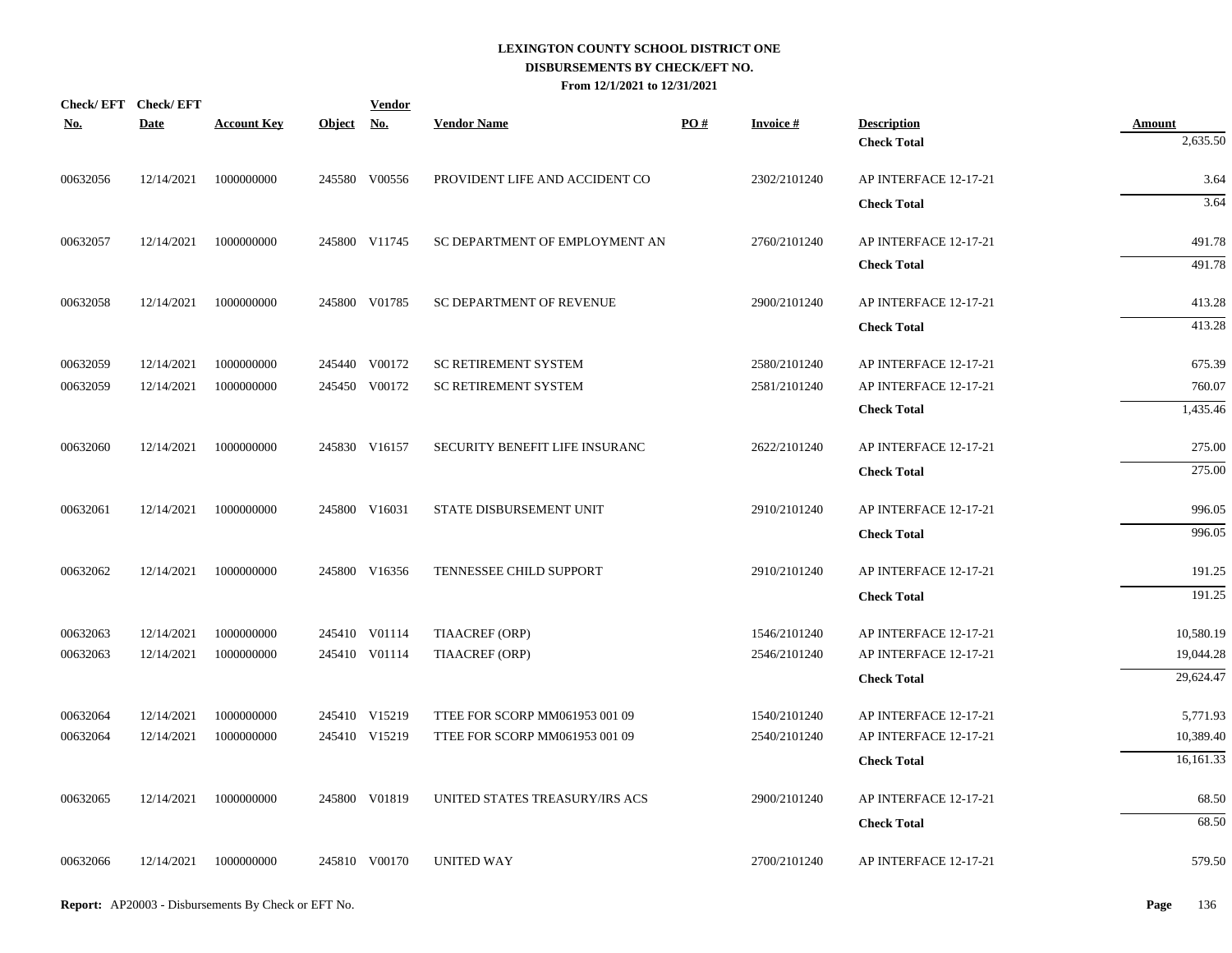# LEXINGTON COUNTY SCHOOL DISTRICT ONE
## DISBURSEMENTS BY CHECK/EFT NO.
### From 12/1/2021 to 12/31/2021

| Check/ EFT No. | Check/ EFT Date | Account Key | Object | Vendor No. | Vendor Name | PO # | Invoice # | Description | Amount |
|---|---|---|---|---|---|---|---|---|---|
| | | | | | | | | **Check Total** | 2,635.50 |
| 00632056 | 12/14/2021 | 1000000000 | 245580 | V00556 | PROVIDENT LIFE AND ACCIDENT CO | | 2302/2101240 | AP INTERFACE 12-17-21 | 3.64 |
| | | | | | | | | **Check Total** | 3.64 |
| 00632057 | 12/14/2021 | 1000000000 | 245800 | V11745 | SC DEPARTMENT OF EMPLOYMENT AN | | 2760/2101240 | AP INTERFACE 12-17-21 | 491.78 |
| | | | | | | | | **Check Total** | 491.78 |
| 00632058 | 12/14/2021 | 1000000000 | 245800 | V01785 | SC DEPARTMENT OF REVENUE | | 2900/2101240 | AP INTERFACE 12-17-21 | 413.28 |
| | | | | | | | | **Check Total** | 413.28 |
| 00632059 | 12/14/2021 | 1000000000 | 245440 | V00172 | SC RETIREMENT SYSTEM | | 2580/2101240 | AP INTERFACE 12-17-21 | 675.39 |
| 00632059 | 12/14/2021 | 1000000000 | 245450 | V00172 | SC RETIREMENT SYSTEM | | 2581/2101240 | AP INTERFACE 12-17-21 | 760.07 |
| | | | | | | | | **Check Total** | 1,435.46 |
| 00632060 | 12/14/2021 | 1000000000 | 245830 | V16157 | SECURITY BENEFIT LIFE INSURANC | | 2622/2101240 | AP INTERFACE 12-17-21 | 275.00 |
| | | | | | | | | **Check Total** | 275.00 |
| 00632061 | 12/14/2021 | 1000000000 | 245800 | V16031 | STATE DISBURSEMENT UNIT | | 2910/2101240 | AP INTERFACE 12-17-21 | 996.05 |
| | | | | | | | | **Check Total** | 996.05 |
| 00632062 | 12/14/2021 | 1000000000 | 245800 | V16356 | TENNESSEE CHILD SUPPORT | | 2910/2101240 | AP INTERFACE 12-17-21 | 191.25 |
| | | | | | | | | **Check Total** | 191.25 |
| 00632063 | 12/14/2021 | 1000000000 | 245410 | V01114 | TIAACREF (ORP) | | 1546/2101240 | AP INTERFACE 12-17-21 | 10,580.19 |
| 00632063 | 12/14/2021 | 1000000000 | 245410 | V01114 | TIAACREF (ORP) | | 2546/2101240 | AP INTERFACE 12-17-21 | 19,044.28 |
| | | | | | | | | **Check Total** | 29,624.47 |
| 00632064 | 12/14/2021 | 1000000000 | 245410 | V15219 | TTEE FOR SCORP MM061953 001 09 | | 1540/2101240 | AP INTERFACE 12-17-21 | 5,771.93 |
| 00632064 | 12/14/2021 | 1000000000 | 245410 | V15219 | TTEE FOR SCORP MM061953 001 09 | | 2540/2101240 | AP INTERFACE 12-17-21 | 10,389.40 |
| | | | | | | | | **Check Total** | 16,161.33 |
| 00632065 | 12/14/2021 | 1000000000 | 245800 | V01819 | UNITED STATES TREASURY/IRS ACS | | 2900/2101240 | AP INTERFACE 12-17-21 | 68.50 |
| | | | | | | | | **Check Total** | 68.50 |
| 00632066 | 12/14/2021 | 1000000000 | 245810 | V00170 | UNITED WAY | | 2700/2101240 | AP INTERFACE 12-17-21 | 579.50 |

**Report:** AP20003 - Disbursements By Check or EFT No.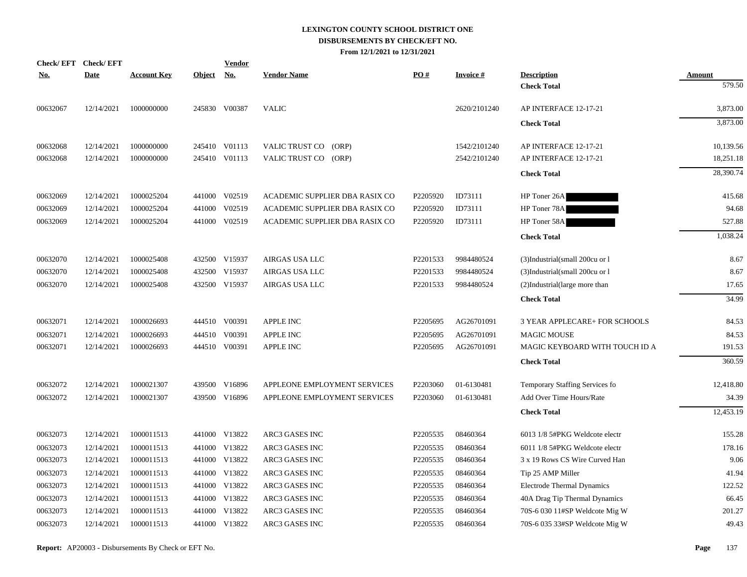# LEXINGTON COUNTY SCHOOL DISTRICT ONE
## DISBURSEMENTS BY CHECK/EFT NO.
### From 12/1/2021 to 12/31/2021

| Check/ EFT No. | Check/ EFT Date | Account Key | Object | Vendor No. | Vendor Name | PO # | Invoice # | Description | Amount |
|---|---|---|---|---|---|---|---|---|---|
| | | | | | | | | **Check Total** | 579.50 |
| 00632067 | 12/14/2021 | 1000000000 | 245830 | V00387 | VALIC | | 2620/2101240 | AP INTERFACE 12-17-21 | 3,873.00 |
| | | | | | | | | **Check Total** | 3,873.00 |
| 00632068 | 12/14/2021 | 1000000000 | 245410 | V01113 | VALIC TRUST CO (ORP) | | 1542/2101240 | AP INTERFACE 12-17-21 | 10,139.56 |
| 00632068 | 12/14/2021 | 1000000000 | 245410 | V01113 | VALIC TRUST CO (ORP) | | 2542/2101240 | AP INTERFACE 12-17-21 | 18,251.18 |
| | | | | | | | | **Check Total** | 28,390.74 |
| 00632069 | 12/14/2021 | 1000025204 | 441000 | V02519 | ACADEMIC SUPPLIER DBA RASIX CO | P2205920 | ID73111 | HP Toner 26A | 415.68 |
| 00632069 | 12/14/2021 | 1000025204 | 441000 | V02519 | ACADEMIC SUPPLIER DBA RASIX CO | P2205920 | ID73111 | HP Toner 78A | 94.68 |
| 00632069 | 12/14/2021 | 1000025204 | 441000 | V02519 | ACADEMIC SUPPLIER DBA RASIX CO | P2205920 | ID73111 | HP Toner 58A | 527.88 |
| | | | | | | | | **Check Total** | 1,038.24 |
| 00632070 | 12/14/2021 | 1000025408 | 432500 | V15937 | AIRGAS USA LLC | P2201533 | 9984480524 | (3)Industrial(small 200cu or l | 8.67 |
| 00632070 | 12/14/2021 | 1000025408 | 432500 | V15937 | AIRGAS USA LLC | P2201533 | 9984480524 | (3)Industrial(small 200cu or l | 8.67 |
| 00632070 | 12/14/2021 | 1000025408 | 432500 | V15937 | AIRGAS USA LLC | P2201533 | 9984480524 | (2)Industrial(large more than | 17.65 |
| | | | | | | | | **Check Total** | 34.99 |
| 00632071 | 12/14/2021 | 1000026693 | 444510 | V00391 | APPLE INC | P2205695 | AG26701091 | 3 YEAR APPLECARE+ FOR SCHOOLS | 84.53 |
| 00632071 | 12/14/2021 | 1000026693 | 444510 | V00391 | APPLE INC | P2205695 | AG26701091 | MAGIC MOUSE | 84.53 |
| 00632071 | 12/14/2021 | 1000026693 | 444510 | V00391 | APPLE INC | P2205695 | AG26701091 | MAGIC KEYBOARD WITH TOUCH ID A | 191.53 |
| | | | | | | | | **Check Total** | 360.59 |
| 00632072 | 12/14/2021 | 1000021307 | 439500 | V16896 | APPLEONE EMPLOYMENT SERVICES | P2203060 | 01-6130481 | Temporary Staffing Services fo | 12,418.80 |
| 00632072 | 12/14/2021 | 1000021307 | 439500 | V16896 | APPLEONE EMPLOYMENT SERVICES | P2203060 | 01-6130481 | Add Over Time Hours/Rate | 34.39 |
| | | | | | | | | **Check Total** | 12,453.19 |
| 00632073 | 12/14/2021 | 1000011513 | 441000 | V13822 | ARC3 GASES INC | P2205535 | 08460364 | 6013 1/8 5#PKG Weldcote electr | 155.28 |
| 00632073 | 12/14/2021 | 1000011513 | 441000 | V13822 | ARC3 GASES INC | P2205535 | 08460364 | 6011 1/8 5#PKG Weldcote electr | 178.16 |
| 00632073 | 12/14/2021 | 1000011513 | 441000 | V13822 | ARC3 GASES INC | P2205535 | 08460364 | 3 x 19 Rows CS Wire Curved Han | 9.06 |
| 00632073 | 12/14/2021 | 1000011513 | 441000 | V13822 | ARC3 GASES INC | P2205535 | 08460364 | Tip 25 AMP Miller | 41.94 |
| 00632073 | 12/14/2021 | 1000011513 | 441000 | V13822 | ARC3 GASES INC | P2205535 | 08460364 | Electrode Thermal Dynamics | 122.52 |
| 00632073 | 12/14/2021 | 1000011513 | 441000 | V13822 | ARC3 GASES INC | P2205535 | 08460364 | 40A Drag Tip Thermal Dynamics | 66.45 |
| 00632073 | 12/14/2021 | 1000011513 | 441000 | V13822 | ARC3 GASES INC | P2205535 | 08460364 | 70S-6 030 11#SP Weldcote Mig W | 201.27 |
| 00632073 | 12/14/2021 | 1000011513 | 441000 | V13822 | ARC3 GASES INC | P2205535 | 08460364 | 70S-6 035 33#SP Weldcote Mig W | 49.43 |

**Report:** AP20003 - Disbursements By Check or EFT No.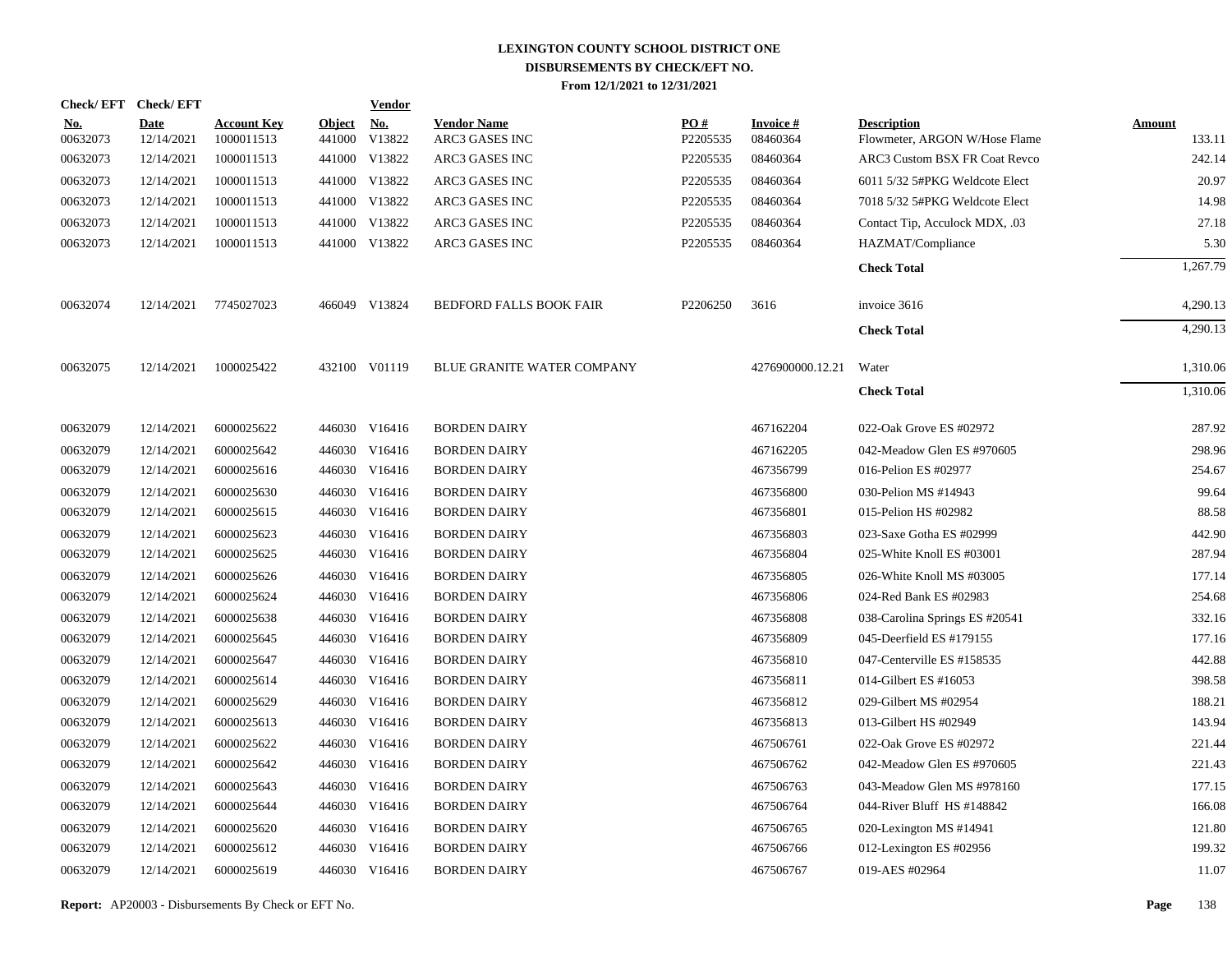# LEXINGTON COUNTY SCHOOL DISTRICT ONE
## DISBURSEMENTS BY CHECK/EFT NO.
### From 12/1/2021 to 12/31/2021

| Check/ EFT No. | Check/ EFT Date | Account Key | Object | Vendor No. | Vendor Name | PO # | Invoice # | Description | Amount |
|---|---|---|---|---|---|---|---|---|---|
| 00632073 | 12/14/2021 | 1000011513 | 441000 | V13822 | ARC3 GASES INC | P2205535 | 08460364 | Flowmeter, ARGON W/Hose Flame | 133.11 |
| 00632073 | 12/14/2021 | 1000011513 | 441000 | V13822 | ARC3 GASES INC | P2205535 | 08460364 | ARC3 Custom BSX FR Coat Revco | 242.14 |
| 00632073 | 12/14/2021 | 1000011513 | 441000 | V13822 | ARC3 GASES INC | P2205535 | 08460364 | 6011 5/32 5#PKG Weldcote Elect | 20.97 |
| 00632073 | 12/14/2021 | 1000011513 | 441000 | V13822 | ARC3 GASES INC | P2205535 | 08460364 | 7018 5/32 5#PKG Weldcote Elect | 14.98 |
| 00632073 | 12/14/2021 | 1000011513 | 441000 | V13822 | ARC3 GASES INC | P2205535 | 08460364 | Contact Tip, Acculock MDX, .03 | 27.18 |
| 00632073 | 12/14/2021 | 1000011513 | 441000 | V13822 | ARC3 GASES INC | P2205535 | 08460364 | HAZMAT/Compliance | 5.30 |
| | | | | | | | | **Check Total** | 1,267.79 |
| 00632074 | 12/14/2021 | 7745027023 | 466049 | V13824 | BEDFORD FALLS BOOK FAIR | P2206250 | 3616 | invoice 3616 | 4,290.13 |
| | | | | | | | | **Check Total** | 4,290.13 |
| 00632075 | 12/14/2021 | 1000025422 | 432100 | V01119 | BLUE GRANITE WATER COMPANY | | 4276900000.12.21 | Water | 1,310.06 |
| | | | | | | | | **Check Total** | 1,310.06 |
| 00632079 | 12/14/2021 | 6000025622 | 446030 | V16416 | BORDEN DAIRY | | 467162204 | 022-Oak Grove ES #02972 | 287.92 |
| 00632079 | 12/14/2021 | 6000025642 | 446030 | V16416 | BORDEN DAIRY | | 467162205 | 042-Meadow Glen ES #970605 | 298.96 |
| 00632079 | 12/14/2021 | 6000025616 | 446030 | V16416 | BORDEN DAIRY | | 467356799 | 016-Pelion ES #02977 | 254.67 |
| 00632079 | 12/14/2021 | 6000025630 | 446030 | V16416 | BORDEN DAIRY | | 467356800 | 030-Pelion MS #14943 | 99.64 |
| 00632079 | 12/14/2021 | 6000025615 | 446030 | V16416 | BORDEN DAIRY | | 467356801 | 015-Pelion HS #02982 | 88.58 |
| 00632079 | 12/14/2021 | 6000025623 | 446030 | V16416 | BORDEN DAIRY | | 467356803 | 023-Saxe Gotha ES #02999 | 442.90 |
| 00632079 | 12/14/2021 | 6000025625 | 446030 | V16416 | BORDEN DAIRY | | 467356804 | 025-White Knoll ES #03001 | 287.94 |
| 00632079 | 12/14/2021 | 6000025626 | 446030 | V16416 | BORDEN DAIRY | | 467356805 | 026-White Knoll MS #03005 | 177.14 |
| 00632079 | 12/14/2021 | 6000025624 | 446030 | V16416 | BORDEN DAIRY | | 467356806 | 024-Red Bank ES #02983 | 254.68 |
| 00632079 | 12/14/2021 | 6000025638 | 446030 | V16416 | BORDEN DAIRY | | 467356808 | 038-Carolina Springs ES #20541 | 332.16 |
| 00632079 | 12/14/2021 | 6000025645 | 446030 | V16416 | BORDEN DAIRY | | 467356809 | 045-Deerfield ES #179155 | 177.16 |
| 00632079 | 12/14/2021 | 6000025647 | 446030 | V16416 | BORDEN DAIRY | | 467356810 | 047-Centerville ES #158535 | 442.88 |
| 00632079 | 12/14/2021 | 6000025614 | 446030 | V16416 | BORDEN DAIRY | | 467356811 | 014-Gilbert ES #16053 | 398.58 |
| 00632079 | 12/14/2021 | 6000025629 | 446030 | V16416 | BORDEN DAIRY | | 467356812 | 029-Gilbert MS #02954 | 188.21 |
| 00632079 | 12/14/2021 | 6000025613 | 446030 | V16416 | BORDEN DAIRY | | 467356813 | 013-Gilbert HS #02949 | 143.94 |
| 00632079 | 12/14/2021 | 6000025622 | 446030 | V16416 | BORDEN DAIRY | | 467506761 | 022-Oak Grove ES #02972 | 221.44 |
| 00632079 | 12/14/2021 | 6000025642 | 446030 | V16416 | BORDEN DAIRY | | 467506762 | 042-Meadow Glen ES #970605 | 221.43 |
| 00632079 | 12/14/2021 | 6000025643 | 446030 | V16416 | BORDEN DAIRY | | 467506763 | 043-Meadow Glen MS #978160 | 177.15 |
| 00632079 | 12/14/2021 | 6000025644 | 446030 | V16416 | BORDEN DAIRY | | 467506764 | 044-River Bluff HS #148842 | 166.08 |
| 00632079 | 12/14/2021 | 6000025620 | 446030 | V16416 | BORDEN DAIRY | | 467506765 | 020-Lexington MS #14941 | 121.80 |
| 00632079 | 12/14/2021 | 6000025612 | 446030 | V16416 | BORDEN DAIRY | | 467506766 | 012-Lexington ES #02956 | 199.32 |
| 00632079 | 12/14/2021 | 6000025619 | 446030 | V16416 | BORDEN DAIRY | | 467506767 | 019-AES #02964 | 11.07 |

**Report:** AP20003 - Disbursements By Check or EFT No.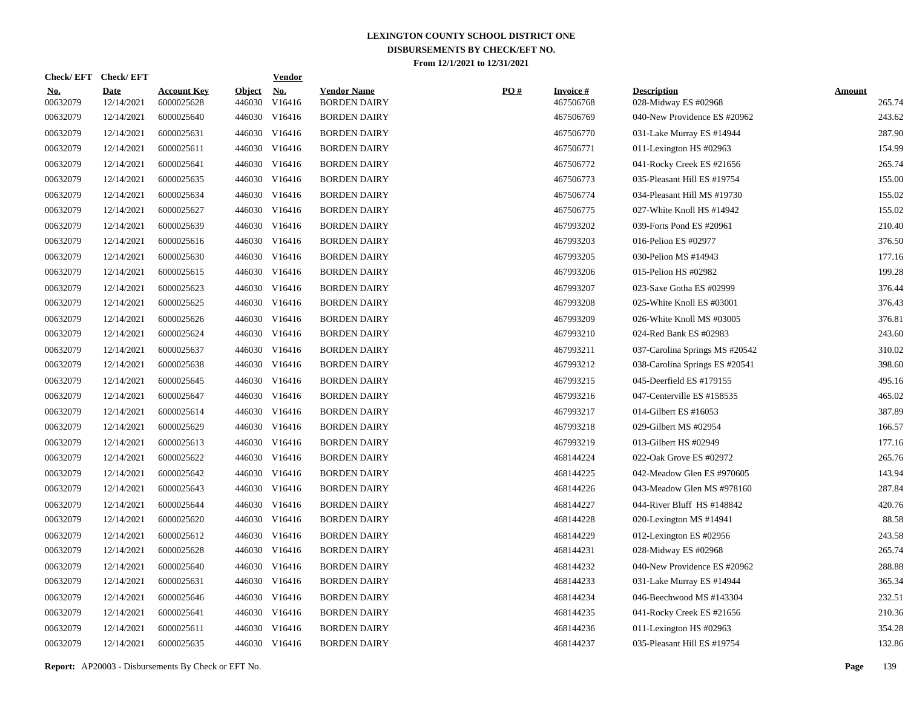# LEXINGTON COUNTY SCHOOL DISTRICT ONE
## DISBURSEMENTS BY CHECK/EFT NO.
### From 12/1/2021 to 12/31/2021

| Check/ EFT No. | Check/ EFT Date | Account Key | Object | Vendor No. | Vendor Name | PO # | Invoice # | Description | Amount |
|---|---|---|---|---|---|---|---|---|---|
| 00632079 | 12/14/2021 | 6000025628 | 446030 | V16416 | BORDEN DAIRY | | 467506768 | 028-Midway ES #02968 | 265.74 |
| 00632079 | 12/14/2021 | 6000025640 | 446030 | V16416 | BORDEN DAIRY | | 467506769 | 040-New Providence ES #20962 | 243.62 |
| 00632079 | 12/14/2021 | 6000025631 | 446030 | V16416 | BORDEN DAIRY | | 467506770 | 031-Lake Murray ES #14944 | 287.90 |
| 00632079 | 12/14/2021 | 6000025611 | 446030 | V16416 | BORDEN DAIRY | | 467506771 | 011-Lexington HS #02963 | 154.99 |
| 00632079 | 12/14/2021 | 6000025641 | 446030 | V16416 | BORDEN DAIRY | | 467506772 | 041-Rocky Creek ES #21656 | 265.74 |
| 00632079 | 12/14/2021 | 6000025635 | 446030 | V16416 | BORDEN DAIRY | | 467506773 | 035-Pleasant Hill ES #19754 | 155.00 |
| 00632079 | 12/14/2021 | 6000025634 | 446030 | V16416 | BORDEN DAIRY | | 467506774 | 034-Pleasant Hill MS #19730 | 155.02 |
| 00632079 | 12/14/2021 | 6000025627 | 446030 | V16416 | BORDEN DAIRY | | 467506775 | 027-White Knoll HS #14942 | 155.02 |
| 00632079 | 12/14/2021 | 6000025639 | 446030 | V16416 | BORDEN DAIRY | | 467993202 | 039-Forts Pond ES #20961 | 210.40 |
| 00632079 | 12/14/2021 | 6000025616 | 446030 | V16416 | BORDEN DAIRY | | 467993203 | 016-Pelion ES #02977 | 376.50 |
| 00632079 | 12/14/2021 | 6000025630 | 446030 | V16416 | BORDEN DAIRY | | 467993205 | 030-Pelion MS #14943 | 177.16 |
| 00632079 | 12/14/2021 | 6000025615 | 446030 | V16416 | BORDEN DAIRY | | 467993206 | 015-Pelion HS #02982 | 199.28 |
| 00632079 | 12/14/2021 | 6000025623 | 446030 | V16416 | BORDEN DAIRY | | 467993207 | 023-Saxe Gotha ES #02999 | 376.44 |
| 00632079 | 12/14/2021 | 6000025625 | 446030 | V16416 | BORDEN DAIRY | | 467993208 | 025-White Knoll ES #03001 | 376.43 |
| 00632079 | 12/14/2021 | 6000025626 | 446030 | V16416 | BORDEN DAIRY | | 467993209 | 026-White Knoll MS #03005 | 376.81 |
| 00632079 | 12/14/2021 | 6000025624 | 446030 | V16416 | BORDEN DAIRY | | 467993210 | 024-Red Bank ES #02983 | 243.60 |
| 00632079 | 12/14/2021 | 6000025637 | 446030 | V16416 | BORDEN DAIRY | | 467993211 | 037-Carolina Springs MS #20542 | 310.02 |
| 00632079 | 12/14/2021 | 6000025638 | 446030 | V16416 | BORDEN DAIRY | | 467993212 | 038-Carolina Springs ES #20541 | 398.60 |
| 00632079 | 12/14/2021 | 6000025645 | 446030 | V16416 | BORDEN DAIRY | | 467993215 | 045-Deerfield ES #179155 | 495.16 |
| 00632079 | 12/14/2021 | 6000025647 | 446030 | V16416 | BORDEN DAIRY | | 467993216 | 047-Centerville ES #158535 | 465.02 |
| 00632079 | 12/14/2021 | 6000025614 | 446030 | V16416 | BORDEN DAIRY | | 467993217 | 014-Gilbert ES #16053 | 387.89 |
| 00632079 | 12/14/2021 | 6000025629 | 446030 | V16416 | BORDEN DAIRY | | 467993218 | 029-Gilbert MS #02954 | 166.57 |
| 00632079 | 12/14/2021 | 6000025613 | 446030 | V16416 | BORDEN DAIRY | | 467993219 | 013-Gilbert HS #02949 | 177.16 |
| 00632079 | 12/14/2021 | 6000025622 | 446030 | V16416 | BORDEN DAIRY | | 468144224 | 022-Oak Grove ES #02972 | 265.76 |
| 00632079 | 12/14/2021 | 6000025642 | 446030 | V16416 | BORDEN DAIRY | | 468144225 | 042-Meadow Glen ES #970605 | 143.94 |
| 00632079 | 12/14/2021 | 6000025643 | 446030 | V16416 | BORDEN DAIRY | | 468144226 | 043-Meadow Glen MS #978160 | 287.84 |
| 00632079 | 12/14/2021 | 6000025644 | 446030 | V16416 | BORDEN DAIRY | | 468144227 | 044-River Bluff HS #148842 | 420.76 |
| 00632079 | 12/14/2021 | 6000025620 | 446030 | V16416 | BORDEN DAIRY | | 468144228 | 020-Lexington MS #14941 | 88.58 |
| 00632079 | 12/14/2021 | 6000025612 | 446030 | V16416 | BORDEN DAIRY | | 468144229 | 012-Lexington ES #02956 | 243.58 |
| 00632079 | 12/14/2021 | 6000025628 | 446030 | V16416 | BORDEN DAIRY | | 468144231 | 028-Midway ES #02968 | 265.74 |
| 00632079 | 12/14/2021 | 6000025640 | 446030 | V16416 | BORDEN DAIRY | | 468144232 | 040-New Providence ES #20962 | 288.88 |
| 00632079 | 12/14/2021 | 6000025631 | 446030 | V16416 | BORDEN DAIRY | | 468144233 | 031-Lake Murray ES #14944 | 365.34 |
| 00632079 | 12/14/2021 | 6000025646 | 446030 | V16416 | BORDEN DAIRY | | 468144234 | 046-Beechwood MS #143304 | 232.51 |
| 00632079 | 12/14/2021 | 6000025641 | 446030 | V16416 | BORDEN DAIRY | | 468144235 | 041-Rocky Creek ES #21656 | 210.36 |
| 00632079 | 12/14/2021 | 6000025611 | 446030 | V16416 | BORDEN DAIRY | | 468144236 | 011-Lexington HS #02963 | 354.28 |
| 00632079 | 12/14/2021 | 6000025635 | 446030 | V16416 | BORDEN DAIRY | | 468144237 | 035-Pleasant Hill ES #19754 | 132.86 |

**Report:** AP20003 - Disbursements By Check or EFT No.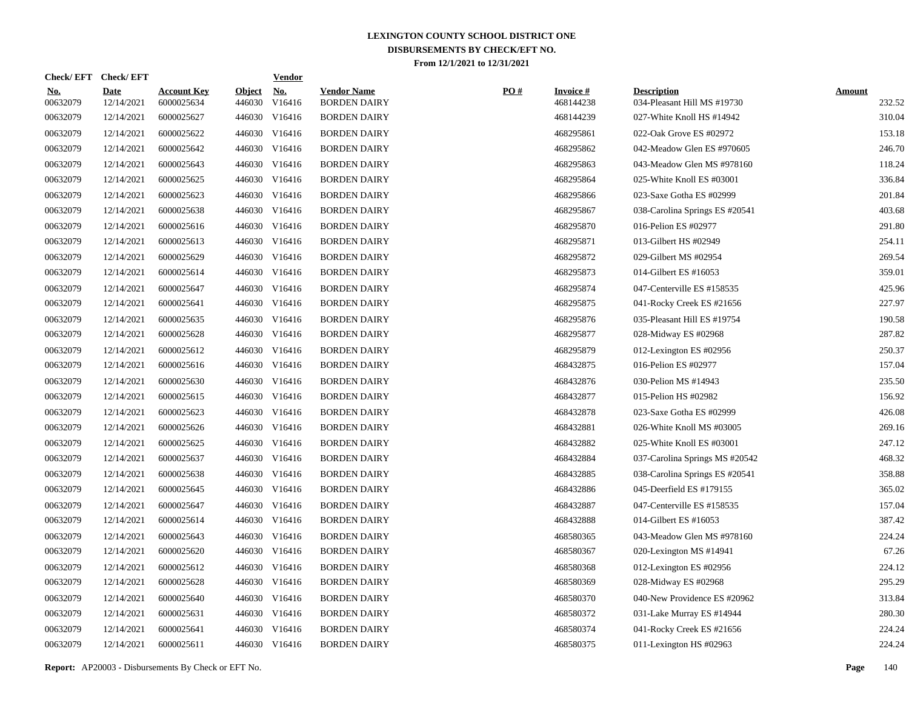# LEXINGTON COUNTY SCHOOL DISTRICT ONE
## DISBURSEMENTS BY CHECK/EFT NO.
### From 12/1/2021 to 12/31/2021

| Check/ EFT No. | Check/ EFT Date | Account Key | Object | Vendor No. | Vendor Name | PO # | Invoice # | Description | Amount |
|---|---|---|---|---|---|---|---|---|---|
| 00632079 | 12/14/2021 | 6000025634 | 446030 | V16416 | BORDEN DAIRY | | 468144238 | 034-Pleasant Hill MS #19730 | 232.52 |
| 00632079 | 12/14/2021 | 6000025627 | 446030 | V16416 | BORDEN DAIRY | | 468144239 | 027-White Knoll HS #14942 | 310.04 |
| 00632079 | 12/14/2021 | 6000025622 | 446030 | V16416 | BORDEN DAIRY | | 468295861 | 022-Oak Grove ES #02972 | 153.18 |
| 00632079 | 12/14/2021 | 6000025642 | 446030 | V16416 | BORDEN DAIRY | | 468295862 | 042-Meadow Glen ES #970605 | 246.70 |
| 00632079 | 12/14/2021 | 6000025643 | 446030 | V16416 | BORDEN DAIRY | | 468295863 | 043-Meadow Glen MS #978160 | 118.24 |
| 00632079 | 12/14/2021 | 6000025625 | 446030 | V16416 | BORDEN DAIRY | | 468295864 | 025-White Knoll ES #03001 | 336.84 |
| 00632079 | 12/14/2021 | 6000025623 | 446030 | V16416 | BORDEN DAIRY | | 468295866 | 023-Saxe Gotha ES #02999 | 201.84 |
| 00632079 | 12/14/2021 | 6000025638 | 446030 | V16416 | BORDEN DAIRY | | 468295867 | 038-Carolina Springs ES #20541 | 403.68 |
| 00632079 | 12/14/2021 | 6000025616 | 446030 | V16416 | BORDEN DAIRY | | 468295870 | 016-Pelion ES #02977 | 291.80 |
| 00632079 | 12/14/2021 | 6000025613 | 446030 | V16416 | BORDEN DAIRY | | 468295871 | 013-Gilbert HS #02949 | 254.11 |
| 00632079 | 12/14/2021 | 6000025629 | 446030 | V16416 | BORDEN DAIRY | | 468295872 | 029-Gilbert MS #02954 | 269.54 |
| 00632079 | 12/14/2021 | 6000025614 | 446030 | V16416 | BORDEN DAIRY | | 468295873 | 014-Gilbert ES #16053 | 359.01 |
| 00632079 | 12/14/2021 | 6000025647 | 446030 | V16416 | BORDEN DAIRY | | 468295874 | 047-Centerville ES #158535 | 425.96 |
| 00632079 | 12/14/2021 | 6000025641 | 446030 | V16416 | BORDEN DAIRY | | 468295875 | 041-Rocky Creek ES #21656 | 227.97 |
| 00632079 | 12/14/2021 | 6000025635 | 446030 | V16416 | BORDEN DAIRY | | 468295876 | 035-Pleasant Hill ES #19754 | 190.58 |
| 00632079 | 12/14/2021 | 6000025628 | 446030 | V16416 | BORDEN DAIRY | | 468295877 | 028-Midway ES #02968 | 287.82 |
| 00632079 | 12/14/2021 | 6000025612 | 446030 | V16416 | BORDEN DAIRY | | 468295879 | 012-Lexington ES #02956 | 250.37 |
| 00632079 | 12/14/2021 | 6000025616 | 446030 | V16416 | BORDEN DAIRY | | 468432875 | 016-Pelion ES #02977 | 157.04 |
| 00632079 | 12/14/2021 | 6000025630 | 446030 | V16416 | BORDEN DAIRY | | 468432876 | 030-Pelion MS #14943 | 235.50 |
| 00632079 | 12/14/2021 | 6000025615 | 446030 | V16416 | BORDEN DAIRY | | 468432877 | 015-Pelion HS #02982 | 156.92 |
| 00632079 | 12/14/2021 | 6000025623 | 446030 | V16416 | BORDEN DAIRY | | 468432878 | 023-Saxe Gotha ES #02999 | 426.08 |
| 00632079 | 12/14/2021 | 6000025626 | 446030 | V16416 | BORDEN DAIRY | | 468432881 | 026-White Knoll MS #03005 | 269.16 |
| 00632079 | 12/14/2021 | 6000025625 | 446030 | V16416 | BORDEN DAIRY | | 468432882 | 025-White Knoll ES #03001 | 247.12 |
| 00632079 | 12/14/2021 | 6000025637 | 446030 | V16416 | BORDEN DAIRY | | 468432884 | 037-Carolina Springs MS #20542 | 468.32 |
| 00632079 | 12/14/2021 | 6000025638 | 446030 | V16416 | BORDEN DAIRY | | 468432885 | 038-Carolina Springs ES #20541 | 358.88 |
| 00632079 | 12/14/2021 | 6000025645 | 446030 | V16416 | BORDEN DAIRY | | 468432886 | 045-Deerfield ES #179155 | 365.02 |
| 00632079 | 12/14/2021 | 6000025647 | 446030 | V16416 | BORDEN DAIRY | | 468432887 | 047-Centerville ES #158535 | 157.04 |
| 00632079 | 12/14/2021 | 6000025614 | 446030 | V16416 | BORDEN DAIRY | | 468432888 | 014-Gilbert ES #16053 | 387.42 |
| 00632079 | 12/14/2021 | 6000025643 | 446030 | V16416 | BORDEN DAIRY | | 468580365 | 043-Meadow Glen MS #978160 | 224.24 |
| 00632079 | 12/14/2021 | 6000025620 | 446030 | V16416 | BORDEN DAIRY | | 468580367 | 020-Lexington MS #14941 | 67.26 |
| 00632079 | 12/14/2021 | 6000025612 | 446030 | V16416 | BORDEN DAIRY | | 468580368 | 012-Lexington ES #02956 | 224.12 |
| 00632079 | 12/14/2021 | 6000025628 | 446030 | V16416 | BORDEN DAIRY | | 468580369 | 028-Midway ES #02968 | 295.29 |
| 00632079 | 12/14/2021 | 6000025640 | 446030 | V16416 | BORDEN DAIRY | | 468580370 | 040-New Providence ES #20962 | 313.84 |
| 00632079 | 12/14/2021 | 6000025631 | 446030 | V16416 | BORDEN DAIRY | | 468580372 | 031-Lake Murray ES #14944 | 280.30 |
| 00632079 | 12/14/2021 | 6000025641 | 446030 | V16416 | BORDEN DAIRY | | 468580374 | 041-Rocky Creek ES #21656 | 224.24 |
| 00632079 | 12/14/2021 | 6000025611 | 446030 | V16416 | BORDEN DAIRY | | 468580375 | 011-Lexington HS #02963 | 224.24 |

**Report:** AP20003 - Disbursements By Check or EFT No.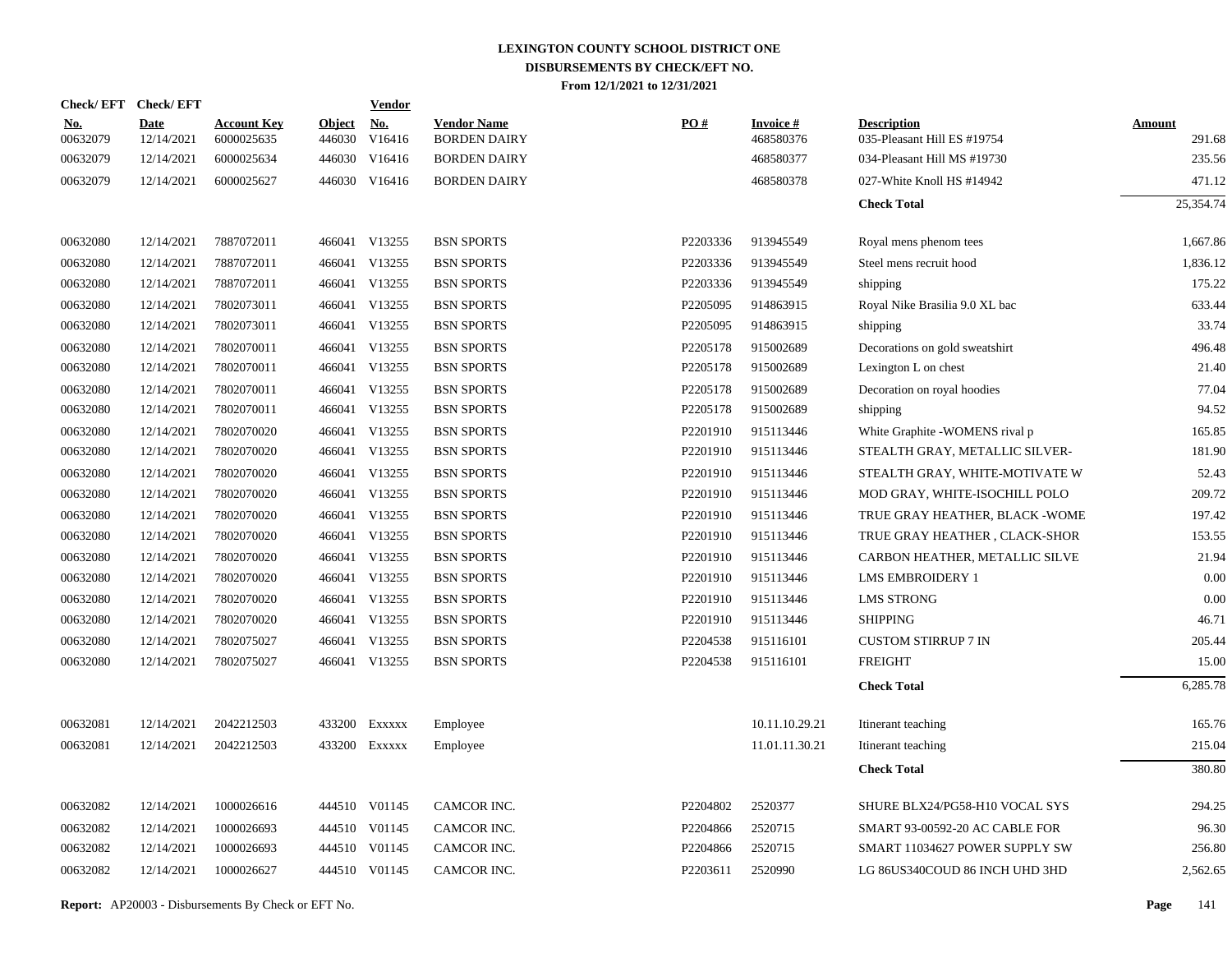# LEXINGTON COUNTY SCHOOL DISTRICT ONE
## DISBURSEMENTS BY CHECK/EFT NO.
### From 12/1/2021 to 12/31/2021

| Check/ EFT No. | Check/ EFT Date | Account Key | Object | Vendor No. | Vendor Name | PO # | Invoice # | Description | Amount |
|---|---|---|---|---|---|---|---|---|---|
| 00632079 | 12/14/2021 | 6000025635 | 446030 | V16416 | BORDEN DAIRY | | 468580376 | 035-Pleasant Hill ES #19754 | 291.68 |
| 00632079 | 12/14/2021 | 6000025634 | 446030 | V16416 | BORDEN DAIRY | | 468580377 | 034-Pleasant Hill MS #19730 | 235.56 |
| 00632079 | 12/14/2021 | 6000025627 | 446030 | V16416 | BORDEN DAIRY | | 468580378 | 027-White Knoll HS #14942 | 471.12 |
| | | | | | | | | **Check Total** | 25,354.74 |
| 00632080 | 12/14/2021 | 7887072011 | 466041 | V13255 | BSN SPORTS | P2203336 | 913945549 | Royal mens phenom tees | 1,667.86 |
| 00632080 | 12/14/2021 | 7887072011 | 466041 | V13255 | BSN SPORTS | P2203336 | 913945549 | Steel mens recruit hood | 1,836.12 |
| 00632080 | 12/14/2021 | 7887072011 | 466041 | V13255 | BSN SPORTS | P2203336 | 913945549 | shipping | 175.22 |
| 00632080 | 12/14/2021 | 7802073011 | 466041 | V13255 | BSN SPORTS | P2205095 | 914863915 | Royal Nike Brasilia 9.0 XL bac | 633.44 |
| 00632080 | 12/14/2021 | 7802073011 | 466041 | V13255 | BSN SPORTS | P2205095 | 914863915 | shipping | 33.74 |
| 00632080 | 12/14/2021 | 7802070011 | 466041 | V13255 | BSN SPORTS | P2205178 | 915002689 | Decorations on gold sweatshirt | 496.48 |
| 00632080 | 12/14/2021 | 7802070011 | 466041 | V13255 | BSN SPORTS | P2205178 | 915002689 | Lexington L on chest | 21.40 |
| 00632080 | 12/14/2021 | 7802070011 | 466041 | V13255 | BSN SPORTS | P2205178 | 915002689 | Decoration on royal hoodies | 77.04 |
| 00632080 | 12/14/2021 | 7802070011 | 466041 | V13255 | BSN SPORTS | P2205178 | 915002689 | shipping | 94.52 |
| 00632080 | 12/14/2021 | 7802070020 | 466041 | V13255 | BSN SPORTS | P2201910 | 915113446 | White Graphite -WOMENS rival p | 165.85 |
| 00632080 | 12/14/2021 | 7802070020 | 466041 | V13255 | BSN SPORTS | P2201910 | 915113446 | STEALTH GRAY, METALLIC SILVER- | 181.90 |
| 00632080 | 12/14/2021 | 7802070020 | 466041 | V13255 | BSN SPORTS | P2201910 | 915113446 | STEALTH GRAY, WHITE-MOTIVATE W | 52.43 |
| 00632080 | 12/14/2021 | 7802070020 | 466041 | V13255 | BSN SPORTS | P2201910 | 915113446 | MOD GRAY, WHITE-ISOCHILL POLO | 209.72 |
| 00632080 | 12/14/2021 | 7802070020 | 466041 | V13255 | BSN SPORTS | P2201910 | 915113446 | TRUE GRAY HEATHER, BLACK -WOME | 197.42 |
| 00632080 | 12/14/2021 | 7802070020 | 466041 | V13255 | BSN SPORTS | P2201910 | 915113446 | TRUE GRAY HEATHER , CLACK-SHOR | 153.55 |
| 00632080 | 12/14/2021 | 7802070020 | 466041 | V13255 | BSN SPORTS | P2201910 | 915113446 | CARBON HEATHER, METALLIC SILVE | 21.94 |
| 00632080 | 12/14/2021 | 7802070020 | 466041 | V13255 | BSN SPORTS | P2201910 | 915113446 | LMS EMBROIDERY 1 | 0.00 |
| 00632080 | 12/14/2021 | 7802070020 | 466041 | V13255 | BSN SPORTS | P2201910 | 915113446 | LMS STRONG | 0.00 |
| 00632080 | 12/14/2021 | 7802070020 | 466041 | V13255 | BSN SPORTS | P2201910 | 915113446 | SHIPPING | 46.71 |
| 00632080 | 12/14/2021 | 7802075027 | 466041 | V13255 | BSN SPORTS | P2204538 | 915116101 | CUSTOM STIRRUP 7 IN | 205.44 |
| 00632080 | 12/14/2021 | 7802075027 | 466041 | V13255 | BSN SPORTS | P2204538 | 915116101 | FREIGHT | 15.00 |
| | | | | | | | | **Check Total** | 6,285.78 |
| 00632081 | 12/14/2021 | 2042212503 | 433200 | Exxxxx | Employee | | 10.11.10.29.21 | Itinerant teaching | 165.76 |
| 00632081 | 12/14/2021 | 2042212503 | 433200 | Exxxxx | Employee | | 11.01.11.30.21 | Itinerant teaching | 215.04 |
| | | | | | | | | **Check Total** | 380.80 |
| 00632082 | 12/14/2021 | 1000026616 | 444510 | V01145 | CAMCOR INC. | P2204802 | 2520377 | SHURE BLX24/PG58-H10 VOCAL SYS | 294.25 |
| 00632082 | 12/14/2021 | 1000026693 | 444510 | V01145 | CAMCOR INC. | P2204866 | 2520715 | SMART 93-00592-20 AC CABLE FOR | 96.30 |
| 00632082 | 12/14/2021 | 1000026693 | 444510 | V01145 | CAMCOR INC. | P2204866 | 2520715 | SMART 11034627 POWER SUPPLY SW | 256.80 |
| 00632082 | 12/14/2021 | 1000026627 | 444510 | V01145 | CAMCOR INC. | P2203611 | 2520990 | LG 86US340COUD 86 INCH UHD 3HD | 2,562.65 |

**Report:** AP20003 - Disbursements By Check or EFT No.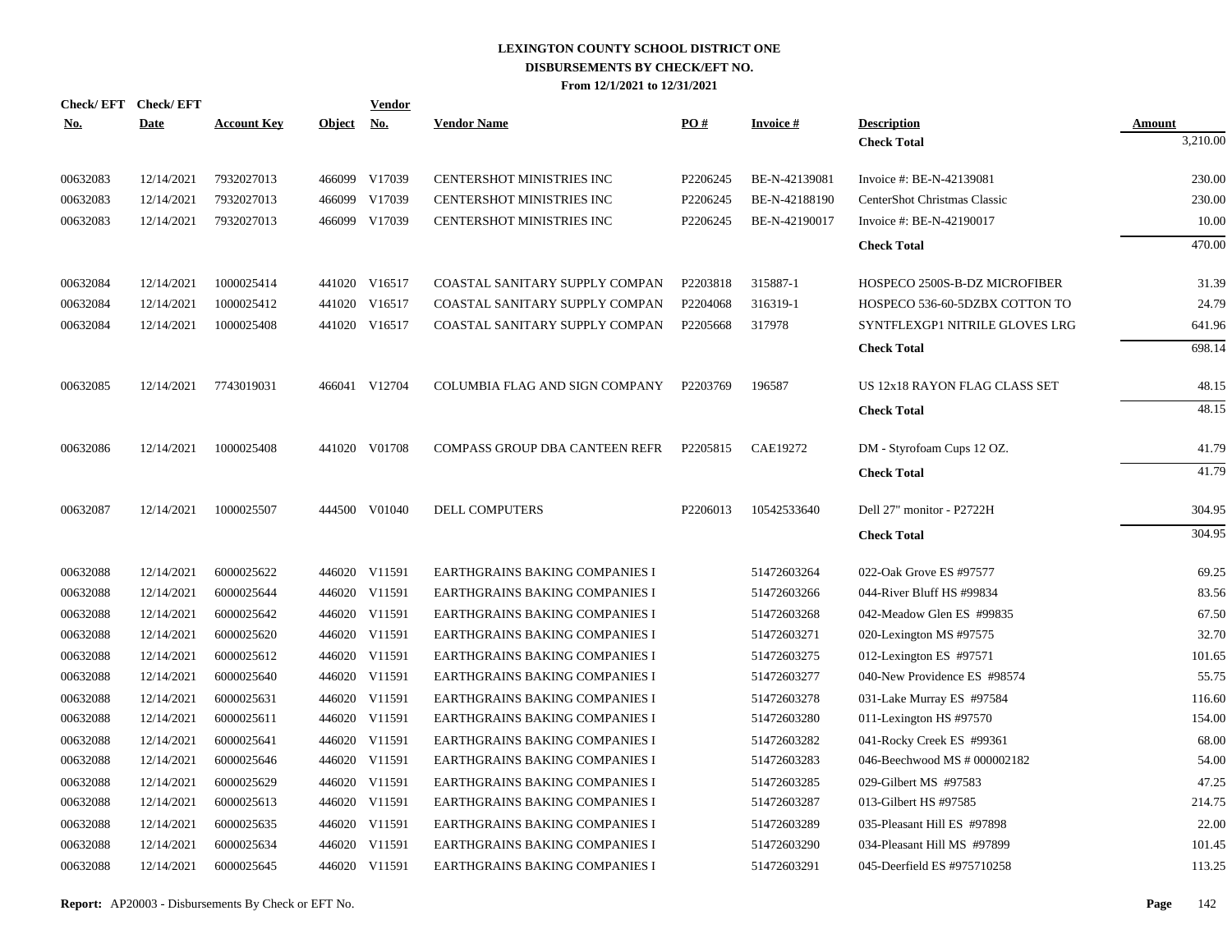**LEXINGTON COUNTY SCHOOL DISTRICT ONE**
**DISBURSEMENTS BY CHECK/EFT NO.**
**From 12/1/2021 to 12/31/2021**

| Check/ EFT No. | Check/ EFT Date | Account Key | Object | Vendor No. | Vendor Name | PO # | Invoice # | Description | Amount |
|---|---|---|---|---|---|---|---|---|---|
| | | | | | | | | **Check Total** | 3,210.00 |
| 00632083 | 12/14/2021 | 7932027013 | 466099 | V17039 | CENTERSHOT MINISTRIES INC | P2206245 | BE-N-42139081 | Invoice #: BE-N-42139081 | 230.00 |
| 00632083 | 12/14/2021 | 7932027013 | 466099 | V17039 | CENTERSHOT MINISTRIES INC | P2206245 | BE-N-42188190 | CenterShot Christmas Classic | 230.00 |
| 00632083 | 12/14/2021 | 7932027013 | 466099 | V17039 | CENTERSHOT MINISTRIES INC | P2206245 | BE-N-42190017 | Invoice #: BE-N-42190017 | 10.00 |
| | | | | | | | | **Check Total** | 470.00 |
| 00632084 | 12/14/2021 | 1000025414 | 441020 | V16517 | COASTAL SANITARY SUPPLY COMPAN | P2203818 | 315887-1 | HOSPECO 2500S-B-DZ MICROFIBER | 31.39 |
| 00632084 | 12/14/2021 | 1000025412 | 441020 | V16517 | COASTAL SANITARY SUPPLY COMPAN | P2204068 | 316319-1 | HOSPECO 536-60-5DZBX COTTON TO | 24.79 |
| 00632084 | 12/14/2021 | 1000025408 | 441020 | V16517 | COASTAL SANITARY SUPPLY COMPAN | P2205668 | 317978 | SYNTFLEXGP1 NITRILE GLOVES LRG | 641.96 |
| | | | | | | | | **Check Total** | 698.14 |
| 00632085 | 12/14/2021 | 7743019031 | 466041 | V12704 | COLUMBIA FLAG AND SIGN COMPANY | P2203769 | 196587 | US 12x18 RAYON FLAG CLASS SET | 48.15 |
| | | | | | | | | **Check Total** | 48.15 |
| 00632086 | 12/14/2021 | 1000025408 | 441020 | V01708 | COMPASS GROUP DBA CANTEEN REFR | P2205815 | CAE19272 | DM - Styrofoam Cups 12 OZ. | 41.79 |
| | | | | | | | | **Check Total** | 41.79 |
| 00632087 | 12/14/2021 | 1000025507 | 444500 | V01040 | DELL COMPUTERS | P2206013 | 10542533640 | Dell 27" monitor - P2722H | 304.95 |
| | | | | | | | | **Check Total** | 304.95 |
| 00632088 | 12/14/2021 | 6000025622 | 446020 | V11591 | EARTHGRAINS BAKING COMPANIES I | | 51472603264 | 022-Oak Grove ES #97577 | 69.25 |
| 00632088 | 12/14/2021 | 6000025644 | 446020 | V11591 | EARTHGRAINS BAKING COMPANIES I | | 51472603266 | 044-River Bluff HS #99834 | 83.56 |
| 00632088 | 12/14/2021 | 6000025642 | 446020 | V11591 | EARTHGRAINS BAKING COMPANIES I | | 51472603268 | 042-Meadow Glen ES #99835 | 67.50 |
| 00632088 | 12/14/2021 | 6000025620 | 446020 | V11591 | EARTHGRAINS BAKING COMPANIES I | | 51472603271 | 020-Lexington MS #97575 | 32.70 |
| 00632088 | 12/14/2021 | 6000025612 | 446020 | V11591 | EARTHGRAINS BAKING COMPANIES I | | 51472603275 | 012-Lexington ES #97571 | 101.65 |
| 00632088 | 12/14/2021 | 6000025640 | 446020 | V11591 | EARTHGRAINS BAKING COMPANIES I | | 51472603277 | 040-New Providence ES #98574 | 55.75 |
| 00632088 | 12/14/2021 | 6000025631 | 446020 | V11591 | EARTHGRAINS BAKING COMPANIES I | | 51472603278 | 031-Lake Murray ES #97584 | 116.60 |
| 00632088 | 12/14/2021 | 6000025611 | 446020 | V11591 | EARTHGRAINS BAKING COMPANIES I | | 51472603280 | 011-Lexington HS #97570 | 154.00 |
| 00632088 | 12/14/2021 | 6000025641 | 446020 | V11591 | EARTHGRAINS BAKING COMPANIES I | | 51472603282 | 041-Rocky Creek ES #99361 | 68.00 |
| 00632088 | 12/14/2021 | 6000025646 | 446020 | V11591 | EARTHGRAINS BAKING COMPANIES I | | 51472603283 | 046-Beechwood MS # 000002182 | 54.00 |
| 00632088 | 12/14/2021 | 6000025629 | 446020 | V11591 | EARTHGRAINS BAKING COMPANIES I | | 51472603285 | 029-Gilbert MS #97583 | 47.25 |
| 00632088 | 12/14/2021 | 6000025613 | 446020 | V11591 | EARTHGRAINS BAKING COMPANIES I | | 51472603287 | 013-Gilbert HS #97585 | 214.75 |
| 00632088 | 12/14/2021 | 6000025635 | 446020 | V11591 | EARTHGRAINS BAKING COMPANIES I | | 51472603289 | 035-Pleasant Hill ES #97898 | 22.00 |
| 00632088 | 12/14/2021 | 6000025634 | 446020 | V11591 | EARTHGRAINS BAKING COMPANIES I | | 51472603290 | 034-Pleasant Hill MS #97899 | 101.45 |
| 00632088 | 12/14/2021 | 6000025645 | 446020 | V11591 | EARTHGRAINS BAKING COMPANIES I | | 51472603291 | 045-Deerfield ES #975710258 | 113.25 |

**Report:** AP20003 - Disbursements By Check or EFT No.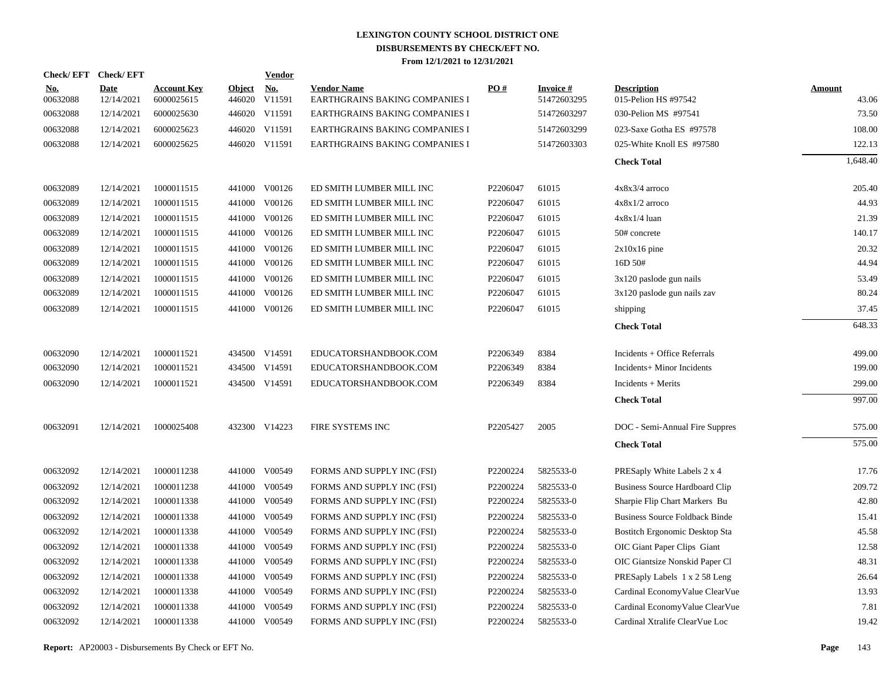**LEXINGTON COUNTY SCHOOL DISTRICT ONE**
**DISBURSEMENTS BY CHECK/EFT NO.**
**From 12/1/2021 to 12/31/2021**

| Check/ EFT No. | Check/ EFT Date | Account Key | Object | Vendor No. | Vendor Name | PO # | Invoice # | Description | Amount |
|---|---|---|---|---|---|---|---|---|---|
| 00632088 | 12/14/2021 | 6000025615 | 446020 | V11591 | EARTHGRAINS BAKING COMPANIES I | | 51472603295 | 015-Pelion HS #97542 | 43.06 |
| 00632088 | 12/14/2021 | 6000025630 | 446020 | V11591 | EARTHGRAINS BAKING COMPANIES I | | 51472603297 | 030-Pelion MS #97541 | 73.50 |
| 00632088 | 12/14/2021 | 6000025623 | 446020 | V11591 | EARTHGRAINS BAKING COMPANIES I | | 51472603299 | 023-Saxe Gotha ES #97578 | 108.00 |
| 00632088 | 12/14/2021 | 6000025625 | 446020 | V11591 | EARTHGRAINS BAKING COMPANIES I | | 51472603303 | 025-White Knoll ES #97580 | 122.13 |
| | | | | | | | | **Check Total** | 1,648.40 |
| 00632089 | 12/14/2021 | 1000011515 | 441000 | V00126 | ED SMITH LUMBER MILL INC | P2206047 | 61015 | 4x8x3/4 arroco | 205.40 |
| 00632089 | 12/14/2021 | 1000011515 | 441000 | V00126 | ED SMITH LUMBER MILL INC | P2206047 | 61015 | 4x8x1/2 arroco | 44.93 |
| 00632089 | 12/14/2021 | 1000011515 | 441000 | V00126 | ED SMITH LUMBER MILL INC | P2206047 | 61015 | 4x8x1/4 luan | 21.39 |
| 00632089 | 12/14/2021 | 1000011515 | 441000 | V00126 | ED SMITH LUMBER MILL INC | P2206047 | 61015 | 50# concrete | 140.17 |
| 00632089 | 12/14/2021 | 1000011515 | 441000 | V00126 | ED SMITH LUMBER MILL INC | P2206047 | 61015 | 2x10x16 pine | 20.32 |
| 00632089 | 12/14/2021 | 1000011515 | 441000 | V00126 | ED SMITH LUMBER MILL INC | P2206047 | 61015 | 16D 50# | 44.94 |
| 00632089 | 12/14/2021 | 1000011515 | 441000 | V00126 | ED SMITH LUMBER MILL INC | P2206047 | 61015 | 3x120 paslode gun nails | 53.49 |
| 00632089 | 12/14/2021 | 1000011515 | 441000 | V00126 | ED SMITH LUMBER MILL INC | P2206047 | 61015 | 3x120 paslode gun nails zav | 80.24 |
| 00632089 | 12/14/2021 | 1000011515 | 441000 | V00126 | ED SMITH LUMBER MILL INC | P2206047 | 61015 | shipping | 37.45 |
| | | | | | | | | **Check Total** | 648.33 |
| 00632090 | 12/14/2021 | 1000011521 | 434500 | V14591 | EDUCATORSHANDBOOK.COM | P2206349 | 8384 | Incidents + Office Referrals | 499.00 |
| 00632090 | 12/14/2021 | 1000011521 | 434500 | V14591 | EDUCATORSHANDBOOK.COM | P2206349 | 8384 | Incidents+ Minor Incidents | 199.00 |
| 00632090 | 12/14/2021 | 1000011521 | 434500 | V14591 | EDUCATORSHANDBOOK.COM | P2206349 | 8384 | Incidents + Merits | 299.00 |
| | | | | | | | | **Check Total** | 997.00 |
| 00632091 | 12/14/2021 | 1000025408 | 432300 | V14223 | FIRE SYSTEMS INC | P2205427 | 2005 | DOC - Semi-Annual Fire Suppres | 575.00 |
| | | | | | | | | **Check Total** | 575.00 |
| 00632092 | 12/14/2021 | 1000011238 | 441000 | V00549 | FORMS AND SUPPLY INC (FSI) | P2200224 | 5825533-0 | PRESaply White Labels 2 x 4 | 17.76 |
| 00632092 | 12/14/2021 | 1000011238 | 441000 | V00549 | FORMS AND SUPPLY INC (FSI) | P2200224 | 5825533-0 | Business Source Hardboard Clip | 209.72 |
| 00632092 | 12/14/2021 | 1000011338 | 441000 | V00549 | FORMS AND SUPPLY INC (FSI) | P2200224 | 5825533-0 | Sharpie Flip Chart Markers Bu | 42.80 |
| 00632092 | 12/14/2021 | 1000011338 | 441000 | V00549 | FORMS AND SUPPLY INC (FSI) | P2200224 | 5825533-0 | Business Source Foldback Binde | 15.41 |
| 00632092 | 12/14/2021 | 1000011338 | 441000 | V00549 | FORMS AND SUPPLY INC (FSI) | P2200224 | 5825533-0 | Bostitch Ergonomic Desktop Sta | 45.58 |
| 00632092 | 12/14/2021 | 1000011338 | 441000 | V00549 | FORMS AND SUPPLY INC (FSI) | P2200224 | 5825533-0 | OIC Giant Paper Clips Giant | 12.58 |
| 00632092 | 12/14/2021 | 1000011338 | 441000 | V00549 | FORMS AND SUPPLY INC (FSI) | P2200224 | 5825533-0 | OIC Giantsize Nonskid Paper Cl | 48.31 |
| 00632092 | 12/14/2021 | 1000011338 | 441000 | V00549 | FORMS AND SUPPLY INC (FSI) | P2200224 | 5825533-0 | PRESaply Labels 1 x 2 58 Leng | 26.64 |
| 00632092 | 12/14/2021 | 1000011338 | 441000 | V00549 | FORMS AND SUPPLY INC (FSI) | P2200224 | 5825533-0 | Cardinal EconomyValue ClearVue | 13.93 |
| 00632092 | 12/14/2021 | 1000011338 | 441000 | V00549 | FORMS AND SUPPLY INC (FSI) | P2200224 | 5825533-0 | Cardinal EconomyValue ClearVue | 7.81 |
| 00632092 | 12/14/2021 | 1000011338 | 441000 | V00549 | FORMS AND SUPPLY INC (FSI) | P2200224 | 5825533-0 | Cardinal Xtralife ClearVue Loc | 19.42 |

**Report:** AP20003 - Disbursements By Check or EFT No.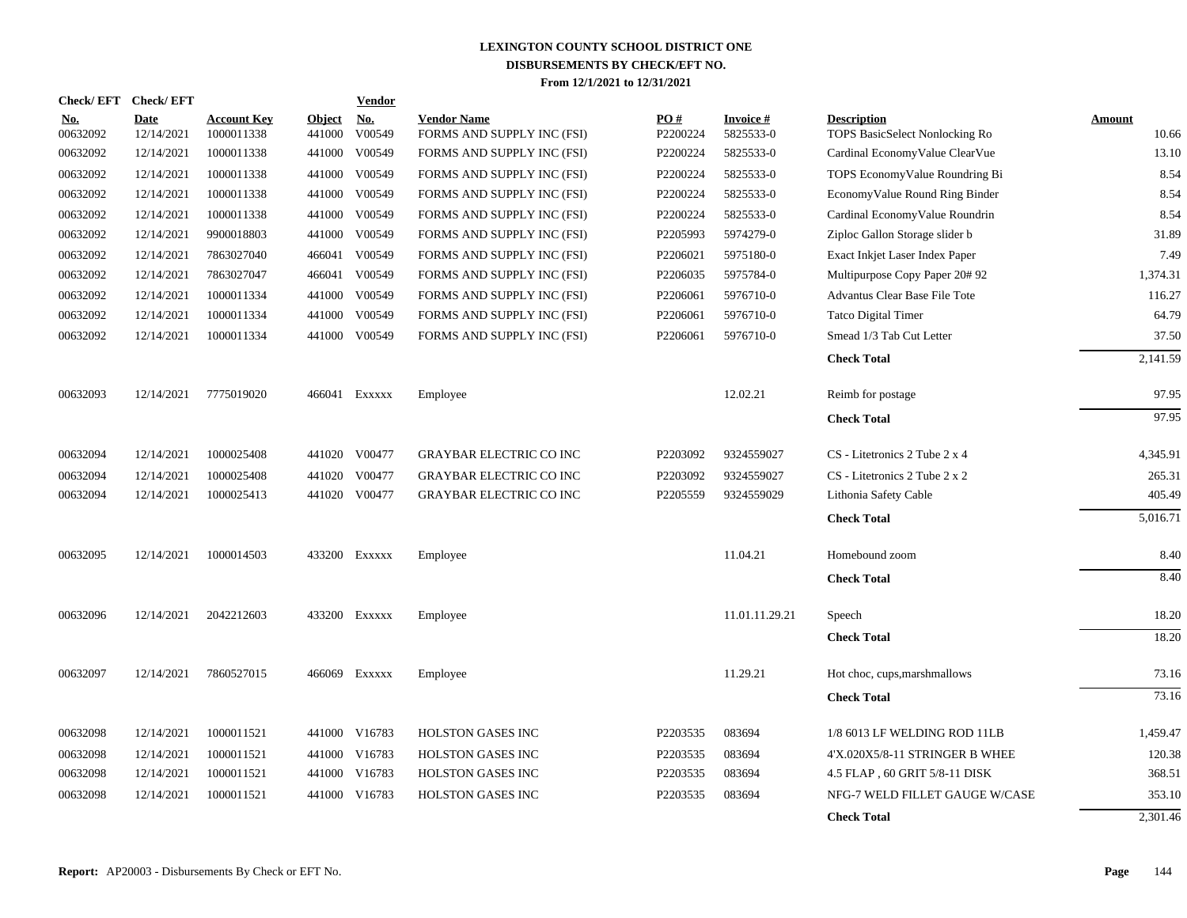# LEXINGTON COUNTY SCHOOL DISTRICT ONE
## DISBURSEMENTS BY CHECK/EFT NO.
### From 12/1/2021 to 12/31/2021

| Check/ EFT No. | Check/ EFT Date | Account Key | Object | Vendor No. | Vendor Name | PO # | Invoice # | Description | Amount |
|---|---|---|---|---|---|---|---|---|---|
| 00632092 | 12/14/2021 | 1000011338 | 441000 | V00549 | FORMS AND SUPPLY INC (FSI) | P2200224 | 5825533-0 | TOPS BasicSelect Nonlocking Ro | 10.66 |
| 00632092 | 12/14/2021 | 1000011338 | 441000 | V00549 | FORMS AND SUPPLY INC (FSI) | P2200224 | 5825533-0 | Cardinal EconomyValue ClearVue | 13.10 |
| 00632092 | 12/14/2021 | 1000011338 | 441000 | V00549 | FORMS AND SUPPLY INC (FSI) | P2200224 | 5825533-0 | TOPS EconomyValue Roundring Bi | 8.54 |
| 00632092 | 12/14/2021 | 1000011338 | 441000 | V00549 | FORMS AND SUPPLY INC (FSI) | P2200224 | 5825533-0 | EconomyValue Round Ring Binder | 8.54 |
| 00632092 | 12/14/2021 | 1000011338 | 441000 | V00549 | FORMS AND SUPPLY INC (FSI) | P2200224 | 5825533-0 | Cardinal EconomyValue Roundrin | 8.54 |
| 00632092 | 12/14/2021 | 9900018803 | 441000 | V00549 | FORMS AND SUPPLY INC (FSI) | P2205993 | 5974279-0 | Ziploc Gallon Storage slider b | 31.89 |
| 00632092 | 12/14/2021 | 7863027040 | 466041 | V00549 | FORMS AND SUPPLY INC (FSI) | P2206021 | 5975180-0 | Exact Inkjet Laser Index Paper | 7.49 |
| 00632092 | 12/14/2021 | 7863027047 | 466041 | V00549 | FORMS AND SUPPLY INC (FSI) | P2206035 | 5975784-0 | Multipurpose Copy Paper 20# 92 | 1,374.31 |
| 00632092 | 12/14/2021 | 1000011334 | 441000 | V00549 | FORMS AND SUPPLY INC (FSI) | P2206061 | 5976710-0 | Advantus Clear Base File Tote | 116.27 |
| 00632092 | 12/14/2021 | 1000011334 | 441000 | V00549 | FORMS AND SUPPLY INC (FSI) | P2206061 | 5976710-0 | Tatco Digital Timer | 64.79 |
| 00632092 | 12/14/2021 | 1000011334 | 441000 | V00549 | FORMS AND SUPPLY INC (FSI) | P2206061 | 5976710-0 | Smead 1/3 Tab Cut Letter | 37.50 |
| | | | | | | | | **Check Total** | 2,141.59 |
| 00632093 | 12/14/2021 | 7775019020 | 466041 | Exxxxx | Employee | | 12.02.21 | Reimb for postage | 97.95 |
| | | | | | | | | **Check Total** | 97.95 |
| 00632094 | 12/14/2021 | 1000025408 | 441020 | V00477 | GRAYBAR ELECTRIC CO INC | P2203092 | 9324559027 | CS - Litetronics 2 Tube 2 x 4 | 4,345.91 |
| 00632094 | 12/14/2021 | 1000025408 | 441020 | V00477 | GRAYBAR ELECTRIC CO INC | P2203092 | 9324559027 | CS - Litetronics 2 Tube 2 x 2 | 265.31 |
| 00632094 | 12/14/2021 | 1000025413 | 441020 | V00477 | GRAYBAR ELECTRIC CO INC | P2205559 | 9324559029 | Lithonia Safety Cable | 405.49 |
| | | | | | | | | **Check Total** | 5,016.71 |
| 00632095 | 12/14/2021 | 1000014503 | 433200 | Exxxxx | Employee | | 11.04.21 | Homebound zoom | 8.40 |
| | | | | | | | | **Check Total** | 8.40 |
| 00632096 | 12/14/2021 | 2042212603 | 433200 | Exxxxx | Employee | | 11.01.11.29.21 | Speech | 18.20 |
| | | | | | | | | **Check Total** | 18.20 |
| 00632097 | 12/14/2021 | 7860527015 | 466069 | Exxxxx | Employee | | 11.29.21 | Hot choc, cups,marshmallows | 73.16 |
| | | | | | | | | **Check Total** | 73.16 |
| 00632098 | 12/14/2021 | 1000011521 | 441000 | V16783 | HOLSTON GASES INC | P2203535 | 083694 | 1/8 6013 LF WELDING ROD 11LB | 1,459.47 |
| 00632098 | 12/14/2021 | 1000011521 | 441000 | V16783 | HOLSTON GASES INC | P2203535 | 083694 | 4'X.020X5/8-11 STRINGER B WHEE | 120.38 |
| 00632098 | 12/14/2021 | 1000011521 | 441000 | V16783 | HOLSTON GASES INC | P2203535 | 083694 | 4.5 FLAP , 60 GRIT 5/8-11 DISK | 368.51 |
| 00632098 | 12/14/2021 | 1000011521 | 441000 | V16783 | HOLSTON GASES INC | P2203535 | 083694 | NFG-7 WELD FILLET GAUGE W/CASE | 353.10 |
| | | | | | | | | **Check Total** | 2,301.46 |

**Report:** AP20003 - Disbursements By Check or EFT No.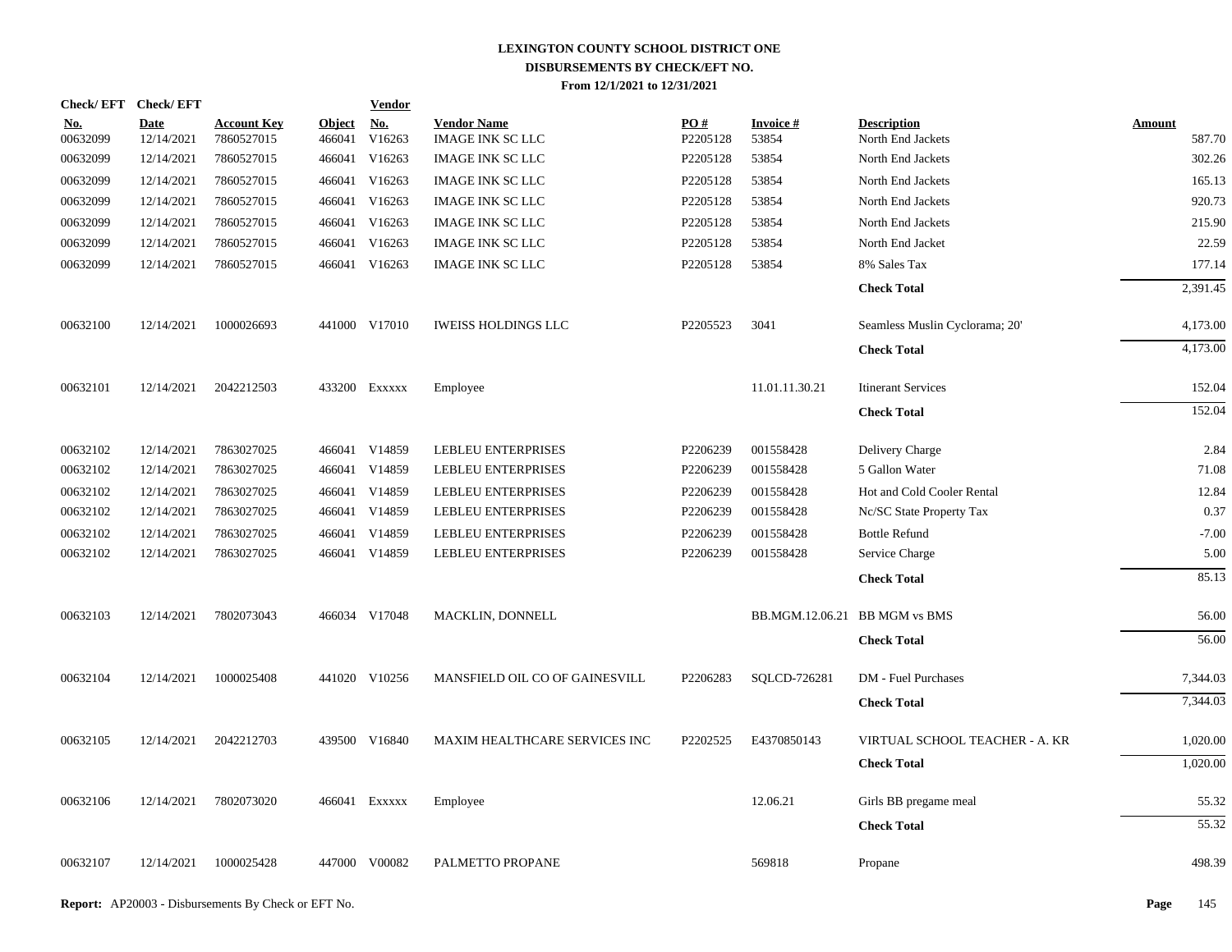# LEXINGTON COUNTY SCHOOL DISTRICT ONE
## DISBURSEMENTS BY CHECK/EFT NO.
### From 12/1/2021 to 12/31/2021

| Check/ EFT No. | Check/ EFT Date | Account Key | Object | Vendor No. | Vendor Name | PO # | Invoice # | Description | Amount |
|---|---|---|---|---|---|---|---|---|---|
| 00632099 | 12/14/2021 | 7860527015 | 466041 | V16263 | IMAGE INK SC LLC | P2205128 | 53854 | North End Jackets | 587.70 |
| 00632099 | 12/14/2021 | 7860527015 | 466041 | V16263 | IMAGE INK SC LLC | P2205128 | 53854 | North End Jackets | 302.26 |
| 00632099 | 12/14/2021 | 7860527015 | 466041 | V16263 | IMAGE INK SC LLC | P2205128 | 53854 | North End Jackets | 165.13 |
| 00632099 | 12/14/2021 | 7860527015 | 466041 | V16263 | IMAGE INK SC LLC | P2205128 | 53854 | North End Jackets | 920.73 |
| 00632099 | 12/14/2021 | 7860527015 | 466041 | V16263 | IMAGE INK SC LLC | P2205128 | 53854 | North End Jackets | 215.90 |
| 00632099 | 12/14/2021 | 7860527015 | 466041 | V16263 | IMAGE INK SC LLC | P2205128 | 53854 | North End Jacket | 22.59 |
| 00632099 | 12/14/2021 | 7860527015 | 466041 | V16263 | IMAGE INK SC LLC | P2205128 | 53854 | 8% Sales Tax | 177.14 |
| | | | | | | | | **Check Total** | 2,391.45 |
| 00632100 | 12/14/2021 | 1000026693 | 441000 | V17010 | IWEISS HOLDINGS LLC | P2205523 | 3041 | Seamless Muslin Cyclorama; 20' | 4,173.00 |
| | | | | | | | | **Check Total** | 4,173.00 |
| 00632101 | 12/14/2021 | 2042212503 | 433200 | Exxxxx | Employee | | 11.01.11.30.21 | Itinerant Services | 152.04 |
| | | | | | | | | **Check Total** | 152.04 |
| 00632102 | 12/14/2021 | 7863027025 | 466041 | V14859 | LEBLEU ENTERPRISES | P2206239 | 001558428 | Delivery Charge | 2.84 |
| 00632102 | 12/14/2021 | 7863027025 | 466041 | V14859 | LEBLEU ENTERPRISES | P2206239 | 001558428 | 5 Gallon Water | 71.08 |
| 00632102 | 12/14/2021 | 7863027025 | 466041 | V14859 | LEBLEU ENTERPRISES | P2206239 | 001558428 | Hot and Cold Cooler Rental | 12.84 |
| 00632102 | 12/14/2021 | 7863027025 | 466041 | V14859 | LEBLEU ENTERPRISES | P2206239 | 001558428 | Nc/SC State Property Tax | 0.37 |
| 00632102 | 12/14/2021 | 7863027025 | 466041 | V14859 | LEBLEU ENTERPRISES | P2206239 | 001558428 | Bottle Refund | -7.00 |
| 00632102 | 12/14/2021 | 7863027025 | 466041 | V14859 | LEBLEU ENTERPRISES | P2206239 | 001558428 | Service Charge | 5.00 |
| | | | | | | | | **Check Total** | 85.13 |
| 00632103 | 12/14/2021 | 7802073043 | 466034 | V17048 | MACKLIN, DONNELL | | BB.MGM.12.06.21 | BB MGM vs BMS | 56.00 |
| | | | | | | | | **Check Total** | 56.00 |
| 00632104 | 12/14/2021 | 1000025408 | 441020 | V10256 | MANSFIELD OIL CO OF GAINESVILL | P2206283 | SQLCD-726281 | DM - Fuel Purchases | 7,344.03 |
| | | | | | | | | **Check Total** | 7,344.03 |
| 00632105 | 12/14/2021 | 2042212703 | 439500 | V16840 | MAXIM HEALTHCARE SERVICES INC | P2202525 | E4370850143 | VIRTUAL SCHOOL TEACHER - A. KR | 1,020.00 |
| | | | | | | | | **Check Total** | 1,020.00 |
| 00632106 | 12/14/2021 | 7802073020 | 466041 | Exxxxx | Employee | | 12.06.21 | Girls BB pregame meal | 55.32 |
| | | | | | | | | **Check Total** | 55.32 |
| 00632107 | 12/14/2021 | 1000025428 | 447000 | V00082 | PALMETTO PROPANE | | 569818 | Propane | 498.39 |

**Report:** AP20003 - Disbursements By Check or EFT No.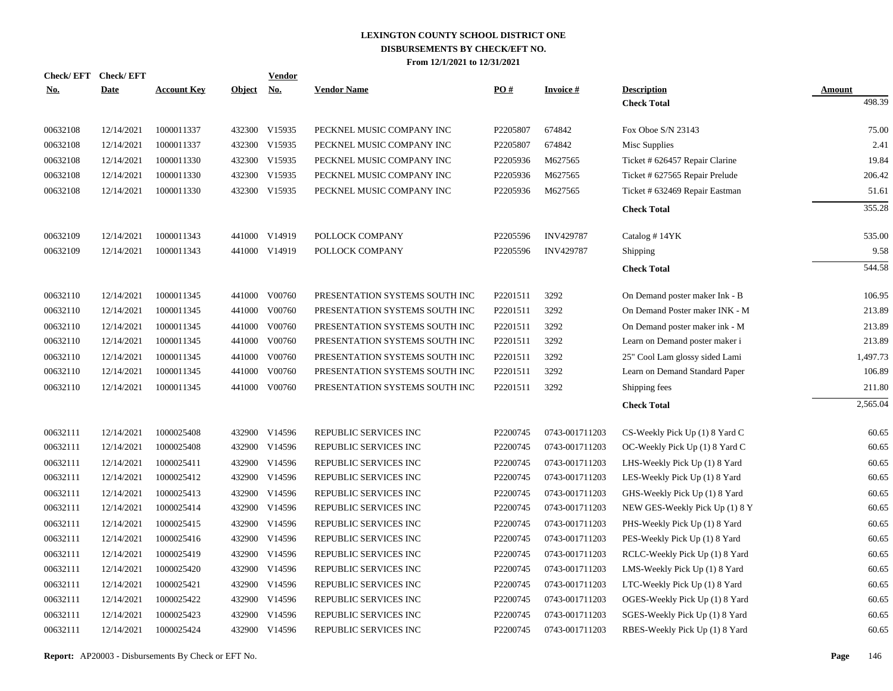# LEXINGTON COUNTY SCHOOL DISTRICT ONE
## DISBURSEMENTS BY CHECK/EFT NO.
### From 12/1/2021 to 12/31/2021

| Check/ EFT No. | Check/ EFT Date | Account Key | Object | Vendor No. | Vendor Name | PO # | Invoice # | Description | Amount |
|---|---|---|---|---|---|---|---|---|---|
| | | | | | | | | **Check Total** | 498.39 |
| 00632108 | 12/14/2021 | 1000011337 | 432300 | V15935 | PECKNEL MUSIC COMPANY INC | P2205807 | 674842 | Fox Oboe S/N 23143 | 75.00 |
| 00632108 | 12/14/2021 | 1000011337 | 432300 | V15935 | PECKNEL MUSIC COMPANY INC | P2205807 | 674842 | Misc Supplies | 2.41 |
| 00632108 | 12/14/2021 | 1000011330 | 432300 | V15935 | PECKNEL MUSIC COMPANY INC | P2205936 | M627565 | Ticket # 626457 Repair Clarine | 19.84 |
| 00632108 | 12/14/2021 | 1000011330 | 432300 | V15935 | PECKNEL MUSIC COMPANY INC | P2205936 | M627565 | Ticket # 627565 Repair Prelude | 206.42 |
| 00632108 | 12/14/2021 | 1000011330 | 432300 | V15935 | PECKNEL MUSIC COMPANY INC | P2205936 | M627565 | Ticket # 632469 Repair Eastman | 51.61 |
| | | | | | | | | **Check Total** | 355.28 |
| 00632109 | 12/14/2021 | 1000011343 | 441000 | V14919 | POLLOCK COMPANY | P2205596 | INV429787 | Catalog # 14YK | 535.00 |
| 00632109 | 12/14/2021 | 1000011343 | 441000 | V14919 | POLLOCK COMPANY | P2205596 | INV429787 | Shipping | 9.58 |
| | | | | | | | | **Check Total** | 544.58 |
| 00632110 | 12/14/2021 | 1000011345 | 441000 | V00760 | PRESENTATION SYSTEMS SOUTH INC | P2201511 | 3292 | On Demand poster maker Ink - B | 106.95 |
| 00632110 | 12/14/2021 | 1000011345 | 441000 | V00760 | PRESENTATION SYSTEMS SOUTH INC | P2201511 | 3292 | On Demand Poster maker INK - M | 213.89 |
| 00632110 | 12/14/2021 | 1000011345 | 441000 | V00760 | PRESENTATION SYSTEMS SOUTH INC | P2201511 | 3292 | On Demand poster maker ink - M | 213.89 |
| 00632110 | 12/14/2021 | 1000011345 | 441000 | V00760 | PRESENTATION SYSTEMS SOUTH INC | P2201511 | 3292 | Learn on Demand poster maker i | 213.89 |
| 00632110 | 12/14/2021 | 1000011345 | 441000 | V00760 | PRESENTATION SYSTEMS SOUTH INC | P2201511 | 3292 | 25" Cool Lam glossy sided Lami | 1,497.73 |
| 00632110 | 12/14/2021 | 1000011345 | 441000 | V00760 | PRESENTATION SYSTEMS SOUTH INC | P2201511 | 3292 | Learn on Demand Standard Paper | 106.89 |
| 00632110 | 12/14/2021 | 1000011345 | 441000 | V00760 | PRESENTATION SYSTEMS SOUTH INC | P2201511 | 3292 | Shipping fees | 211.80 |
| | | | | | | | | **Check Total** | 2,565.04 |
| 00632111 | 12/14/2021 | 1000025408 | 432900 | V14596 | REPUBLIC SERVICES INC | P2200745 | 0743-001711203 | CS-Weekly Pick Up (1) 8 Yard C | 60.65 |
| 00632111 | 12/14/2021 | 1000025408 | 432900 | V14596 | REPUBLIC SERVICES INC | P2200745 | 0743-001711203 | OC-Weekly Pick Up (1) 8 Yard C | 60.65 |
| 00632111 | 12/14/2021 | 1000025411 | 432900 | V14596 | REPUBLIC SERVICES INC | P2200745 | 0743-001711203 | LHS-Weekly Pick Up (1) 8 Yard | 60.65 |
| 00632111 | 12/14/2021 | 1000025412 | 432900 | V14596 | REPUBLIC SERVICES INC | P2200745 | 0743-001711203 | LES-Weekly Pick Up (1) 8 Yard | 60.65 |
| 00632111 | 12/14/2021 | 1000025413 | 432900 | V14596 | REPUBLIC SERVICES INC | P2200745 | 0743-001711203 | GHS-Weekly Pick Up (1) 8 Yard | 60.65 |
| 00632111 | 12/14/2021 | 1000025414 | 432900 | V14596 | REPUBLIC SERVICES INC | P2200745 | 0743-001711203 | NEW GES-Weekly Pick Up (1) 8 Y | 60.65 |
| 00632111 | 12/14/2021 | 1000025415 | 432900 | V14596 | REPUBLIC SERVICES INC | P2200745 | 0743-001711203 | PHS-Weekly Pick Up (1) 8 Yard | 60.65 |
| 00632111 | 12/14/2021 | 1000025416 | 432900 | V14596 | REPUBLIC SERVICES INC | P2200745 | 0743-001711203 | PES-Weekly Pick Up (1) 8 Yard | 60.65 |
| 00632111 | 12/14/2021 | 1000025419 | 432900 | V14596 | REPUBLIC SERVICES INC | P2200745 | 0743-001711203 | RCLC-Weekly Pick Up (1) 8 Yard | 60.65 |
| 00632111 | 12/14/2021 | 1000025420 | 432900 | V14596 | REPUBLIC SERVICES INC | P2200745 | 0743-001711203 | LMS-Weekly Pick Up (1) 8 Yard | 60.65 |
| 00632111 | 12/14/2021 | 1000025421 | 432900 | V14596 | REPUBLIC SERVICES INC | P2200745 | 0743-001711203 | LTC-Weekly Pick Up (1) 8 Yard | 60.65 |
| 00632111 | 12/14/2021 | 1000025422 | 432900 | V14596 | REPUBLIC SERVICES INC | P2200745 | 0743-001711203 | OGES-Weekly Pick Up (1) 8 Yard | 60.65 |
| 00632111 | 12/14/2021 | 1000025423 | 432900 | V14596 | REPUBLIC SERVICES INC | P2200745 | 0743-001711203 | SGES-Weekly Pick Up (1) 8 Yard | 60.65 |
| 00632111 | 12/14/2021 | 1000025424 | 432900 | V14596 | REPUBLIC SERVICES INC | P2200745 | 0743-001711203 | RBES-Weekly Pick Up (1) 8 Yard | 60.65 |

**Report:** AP20003 - Disbursements By Check or EFT No.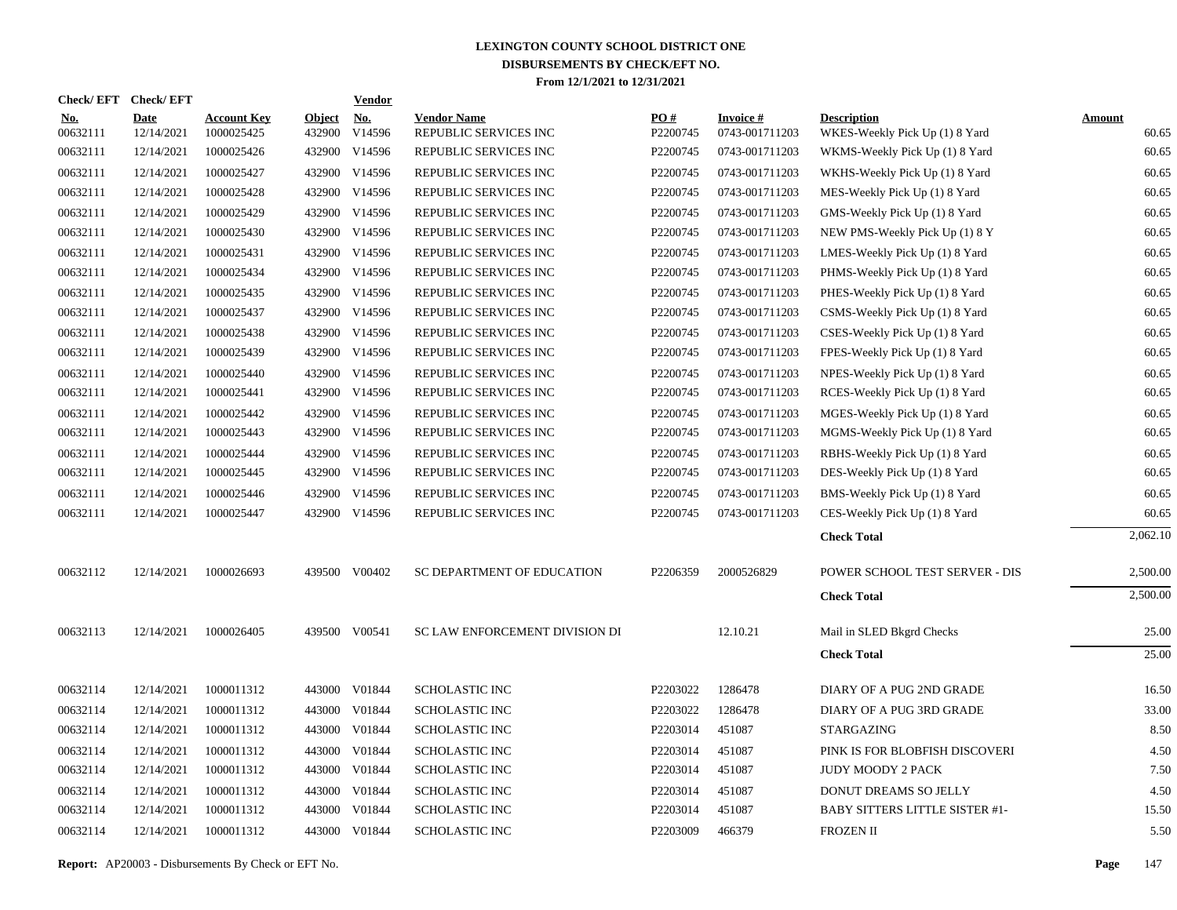# LEXINGTON COUNTY SCHOOL DISTRICT ONE
## DISBURSEMENTS BY CHECK/EFT NO.
### From 12/1/2021 to 12/31/2021

| Check/EFT No. | Check/EFT Date | Account Key | Object | Vendor No. | Vendor Name | PO # | Invoice # | Description | Amount |
|---|---|---|---|---|---|---|---|---|---|
| 00632111 | 12/14/2021 | 1000025425 | 432900 | V14596 | REPUBLIC SERVICES INC | P2200745 | 0743-001711203 | WKES-Weekly Pick Up (1) 8 Yard | 60.65 |
| 00632111 | 12/14/2021 | 1000025426 | 432900 | V14596 | REPUBLIC SERVICES INC | P2200745 | 0743-001711203 | WKMS-Weekly Pick Up (1) 8 Yard | 60.65 |
| 00632111 | 12/14/2021 | 1000025427 | 432900 | V14596 | REPUBLIC SERVICES INC | P2200745 | 0743-001711203 | WKHS-Weekly Pick Up (1) 8 Yard | 60.65 |
| 00632111 | 12/14/2021 | 1000025428 | 432900 | V14596 | REPUBLIC SERVICES INC | P2200745 | 0743-001711203 | MES-Weekly Pick Up (1) 8 Yard | 60.65 |
| 00632111 | 12/14/2021 | 1000025429 | 432900 | V14596 | REPUBLIC SERVICES INC | P2200745 | 0743-001711203 | GMS-Weekly Pick Up (1) 8 Yard | 60.65 |
| 00632111 | 12/14/2021 | 1000025430 | 432900 | V14596 | REPUBLIC SERVICES INC | P2200745 | 0743-001711203 | NEW PMS-Weekly Pick Up (1) 8 Y | 60.65 |
| 00632111 | 12/14/2021 | 1000025431 | 432900 | V14596 | REPUBLIC SERVICES INC | P2200745 | 0743-001711203 | LMES-Weekly Pick Up (1) 8 Yard | 60.65 |
| 00632111 | 12/14/2021 | 1000025434 | 432900 | V14596 | REPUBLIC SERVICES INC | P2200745 | 0743-001711203 | PHMS-Weekly Pick Up (1) 8 Yard | 60.65 |
| 00632111 | 12/14/2021 | 1000025435 | 432900 | V14596 | REPUBLIC SERVICES INC | P2200745 | 0743-001711203 | PHES-Weekly Pick Up (1) 8 Yard | 60.65 |
| 00632111 | 12/14/2021 | 1000025437 | 432900 | V14596 | REPUBLIC SERVICES INC | P2200745 | 0743-001711203 | CSMS-Weekly Pick Up (1) 8 Yard | 60.65 |
| 00632111 | 12/14/2021 | 1000025438 | 432900 | V14596 | REPUBLIC SERVICES INC | P2200745 | 0743-001711203 | CSES-Weekly Pick Up (1) 8 Yard | 60.65 |
| 00632111 | 12/14/2021 | 1000025439 | 432900 | V14596 | REPUBLIC SERVICES INC | P2200745 | 0743-001711203 | FPES-Weekly Pick Up (1) 8 Yard | 60.65 |
| 00632111 | 12/14/2021 | 1000025440 | 432900 | V14596 | REPUBLIC SERVICES INC | P2200745 | 0743-001711203 | NPES-Weekly Pick Up (1) 8 Yard | 60.65 |
| 00632111 | 12/14/2021 | 1000025441 | 432900 | V14596 | REPUBLIC SERVICES INC | P2200745 | 0743-001711203 | RCES-Weekly Pick Up (1) 8 Yard | 60.65 |
| 00632111 | 12/14/2021 | 1000025442 | 432900 | V14596 | REPUBLIC SERVICES INC | P2200745 | 0743-001711203 | MGES-Weekly Pick Up (1) 8 Yard | 60.65 |
| 00632111 | 12/14/2021 | 1000025443 | 432900 | V14596 | REPUBLIC SERVICES INC | P2200745 | 0743-001711203 | MGMS-Weekly Pick Up (1) 8 Yard | 60.65 |
| 00632111 | 12/14/2021 | 1000025444 | 432900 | V14596 | REPUBLIC SERVICES INC | P2200745 | 0743-001711203 | RBHS-Weekly Pick Up (1) 8 Yard | 60.65 |
| 00632111 | 12/14/2021 | 1000025445 | 432900 | V14596 | REPUBLIC SERVICES INC | P2200745 | 0743-001711203 | DES-Weekly Pick Up (1) 8 Yard | 60.65 |
| 00632111 | 12/14/2021 | 1000025446 | 432900 | V14596 | REPUBLIC SERVICES INC | P2200745 | 0743-001711203 | BMS-Weekly Pick Up (1) 8 Yard | 60.65 |
| 00632111 | 12/14/2021 | 1000025447 | 432900 | V14596 | REPUBLIC SERVICES INC | P2200745 | 0743-001711203 | CES-Weekly Pick Up (1) 8 Yard | 60.65 |
| | | | | | | | | **Check Total** | 2,062.10 |
| 00632112 | 12/14/2021 | 1000026693 | 439500 | V00402 | SC DEPARTMENT OF EDUCATION | P2206359 | 2000526829 | POWER SCHOOL TEST SERVER - DIS | 2,500.00 |
| | | | | | | | | **Check Total** | 2,500.00 |
| 00632113 | 12/14/2021 | 1000026405 | 439500 | V00541 | SC LAW ENFORCEMENT DIVISION DI | | 12.10.21 | Mail in SLED Bkgrd Checks | 25.00 |
| | | | | | | | | **Check Total** | 25.00 |
| 00632114 | 12/14/2021 | 1000011312 | 443000 | V01844 | SCHOLASTIC INC | P2203022 | 1286478 | DIARY OF A PUG 2ND GRADE | 16.50 |
| 00632114 | 12/14/2021 | 1000011312 | 443000 | V01844 | SCHOLASTIC INC | P2203022 | 1286478 | DIARY OF A PUG 3RD GRADE | 33.00 |
| 00632114 | 12/14/2021 | 1000011312 | 443000 | V01844 | SCHOLASTIC INC | P2203014 | 451087 | STARGAZING | 8.50 |
| 00632114 | 12/14/2021 | 1000011312 | 443000 | V01844 | SCHOLASTIC INC | P2203014 | 451087 | PINK IS FOR BLOBFISH DISCOVERI | 4.50 |
| 00632114 | 12/14/2021 | 1000011312 | 443000 | V01844 | SCHOLASTIC INC | P2203014 | 451087 | JUDY MOODY 2 PACK | 7.50 |
| 00632114 | 12/14/2021 | 1000011312 | 443000 | V01844 | SCHOLASTIC INC | P2203014 | 451087 | DONUT DREAMS SO JELLY | 4.50 |
| 00632114 | 12/14/2021 | 1000011312 | 443000 | V01844 | SCHOLASTIC INC | P2203014 | 451087 | BABY SITTERS LITTLE SISTER #1- | 15.50 |
| 00632114 | 12/14/2021 | 1000011312 | 443000 | V01844 | SCHOLASTIC INC | P2203009 | 466379 | FROZEN II | 5.50 |

**Report:** AP20003 - Disbursements By Check or EFT No.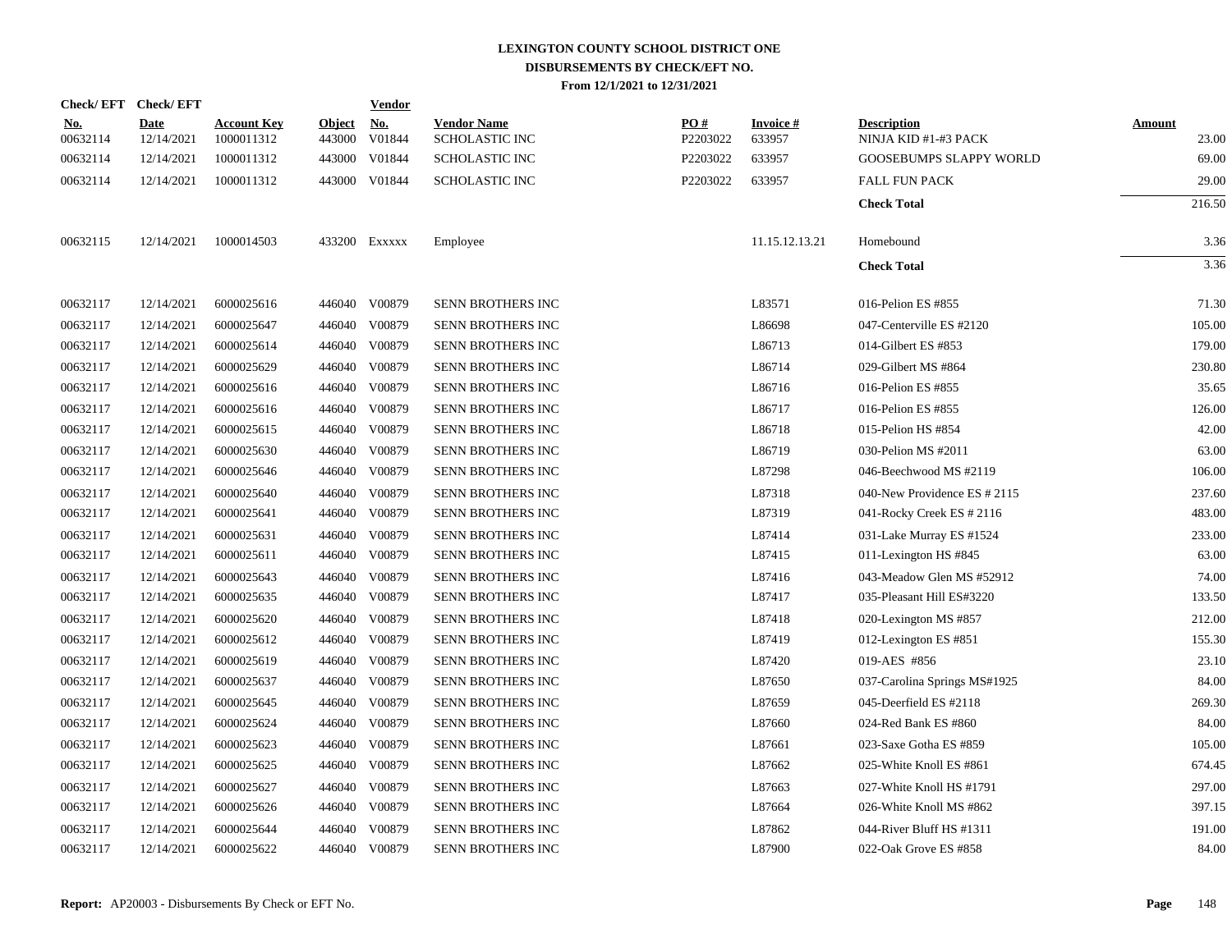# LEXINGTON COUNTY SCHOOL DISTRICT ONE
## DISBURSEMENTS BY CHECK/EFT NO.
### From 12/1/2021 to 12/31/2021

| Check/ EFT No. | Check/ EFT Date | Account Key | Object | Vendor No. | Vendor Name | PO # | Invoice # | Description | Amount |
|---|---|---|---|---|---|---|---|---|---|
| 00632114 | 12/14/2021 | 1000011312 | 443000 | V01844 | SCHOLASTIC INC | P2203022 | 633957 | NINJA KID #1-#3 PACK | 23.00 |
| 00632114 | 12/14/2021 | 1000011312 | 443000 | V01844 | SCHOLASTIC INC | P2203022 | 633957 | GOOSEBUMPS SLAPPY WORLD | 69.00 |
| 00632114 | 12/14/2021 | 1000011312 | 443000 | V01844 | SCHOLASTIC INC | P2203022 | 633957 | FALL FUN PACK | 29.00 |
| | | | | | | | | **Check Total** | 216.50 |
| 00632115 | 12/14/2021 | 1000014503 | 433200 | Exxxxx | Employee | | 11.15.12.13.21 | Homebound | 3.36 |
| | | | | | | | | **Check Total** | 3.36 |
| 00632117 | 12/14/2021 | 6000025616 | 446040 | V00879 | SENN BROTHERS INC | | L83571 | 016-Pelion ES #855 | 71.30 |
| 00632117 | 12/14/2021 | 6000025647 | 446040 | V00879 | SENN BROTHERS INC | | L86698 | 047-Centerville ES #2120 | 105.00 |
| 00632117 | 12/14/2021 | 6000025614 | 446040 | V00879 | SENN BROTHERS INC | | L86713 | 014-Gilbert ES #853 | 179.00 |
| 00632117 | 12/14/2021 | 6000025629 | 446040 | V00879 | SENN BROTHERS INC | | L86714 | 029-Gilbert MS #864 | 230.80 |
| 00632117 | 12/14/2021 | 6000025616 | 446040 | V00879 | SENN BROTHERS INC | | L86716 | 016-Pelion ES #855 | 35.65 |
| 00632117 | 12/14/2021 | 6000025616 | 446040 | V00879 | SENN BROTHERS INC | | L86717 | 016-Pelion ES #855 | 126.00 |
| 00632117 | 12/14/2021 | 6000025615 | 446040 | V00879 | SENN BROTHERS INC | | L86718 | 015-Pelion HS #854 | 42.00 |
| 00632117 | 12/14/2021 | 6000025630 | 446040 | V00879 | SENN BROTHERS INC | | L86719 | 030-Pelion MS #2011 | 63.00 |
| 00632117 | 12/14/2021 | 6000025646 | 446040 | V00879 | SENN BROTHERS INC | | L87298 | 046-Beechwood MS #2119 | 106.00 |
| 00632117 | 12/14/2021 | 6000025640 | 446040 | V00879 | SENN BROTHERS INC | | L87318 | 040-New Providence ES # 2115 | 237.60 |
| 00632117 | 12/14/2021 | 6000025641 | 446040 | V00879 | SENN BROTHERS INC | | L87319 | 041-Rocky Creek ES # 2116 | 483.00 |
| 00632117 | 12/14/2021 | 6000025631 | 446040 | V00879 | SENN BROTHERS INC | | L87414 | 031-Lake Murray ES #1524 | 233.00 |
| 00632117 | 12/14/2021 | 6000025611 | 446040 | V00879 | SENN BROTHERS INC | | L87415 | 011-Lexington HS #845 | 63.00 |
| 00632117 | 12/14/2021 | 6000025643 | 446040 | V00879 | SENN BROTHERS INC | | L87416 | 043-Meadow Glen MS #52912 | 74.00 |
| 00632117 | 12/14/2021 | 6000025635 | 446040 | V00879 | SENN BROTHERS INC | | L87417 | 035-Pleasant Hill ES#3220 | 133.50 |
| 00632117 | 12/14/2021 | 6000025620 | 446040 | V00879 | SENN BROTHERS INC | | L87418 | 020-Lexington MS #857 | 212.00 |
| 00632117 | 12/14/2021 | 6000025612 | 446040 | V00879 | SENN BROTHERS INC | | L87419 | 012-Lexington ES #851 | 155.30 |
| 00632117 | 12/14/2021 | 6000025619 | 446040 | V00879 | SENN BROTHERS INC | | L87420 | 019-AES #856 | 23.10 |
| 00632117 | 12/14/2021 | 6000025637 | 446040 | V00879 | SENN BROTHERS INC | | L87650 | 037-Carolina Springs MS#1925 | 84.00 |
| 00632117 | 12/14/2021 | 6000025645 | 446040 | V00879 | SENN BROTHERS INC | | L87659 | 045-Deerfield ES #2118 | 269.30 |
| 00632117 | 12/14/2021 | 6000025624 | 446040 | V00879 | SENN BROTHERS INC | | L87660 | 024-Red Bank ES #860 | 84.00 |
| 00632117 | 12/14/2021 | 6000025623 | 446040 | V00879 | SENN BROTHERS INC | | L87661 | 023-Saxe Gotha ES #859 | 105.00 |
| 00632117 | 12/14/2021 | 6000025625 | 446040 | V00879 | SENN BROTHERS INC | | L87662 | 025-White Knoll ES #861 | 674.45 |
| 00632117 | 12/14/2021 | 6000025627 | 446040 | V00879 | SENN BROTHERS INC | | L87663 | 027-White Knoll HS #1791 | 297.00 |
| 00632117 | 12/14/2021 | 6000025626 | 446040 | V00879 | SENN BROTHERS INC | | L87664 | 026-White Knoll MS #862 | 397.15 |
| 00632117 | 12/14/2021 | 6000025644 | 446040 | V00879 | SENN BROTHERS INC | | L87862 | 044-River Bluff HS #1311 | 191.00 |
| 00632117 | 12/14/2021 | 6000025622 | 446040 | V00879 | SENN BROTHERS INC | | L87900 | 022-Oak Grove ES #858 | 84.00 |

**Report:** AP20003 - Disbursements By Check or EFT No.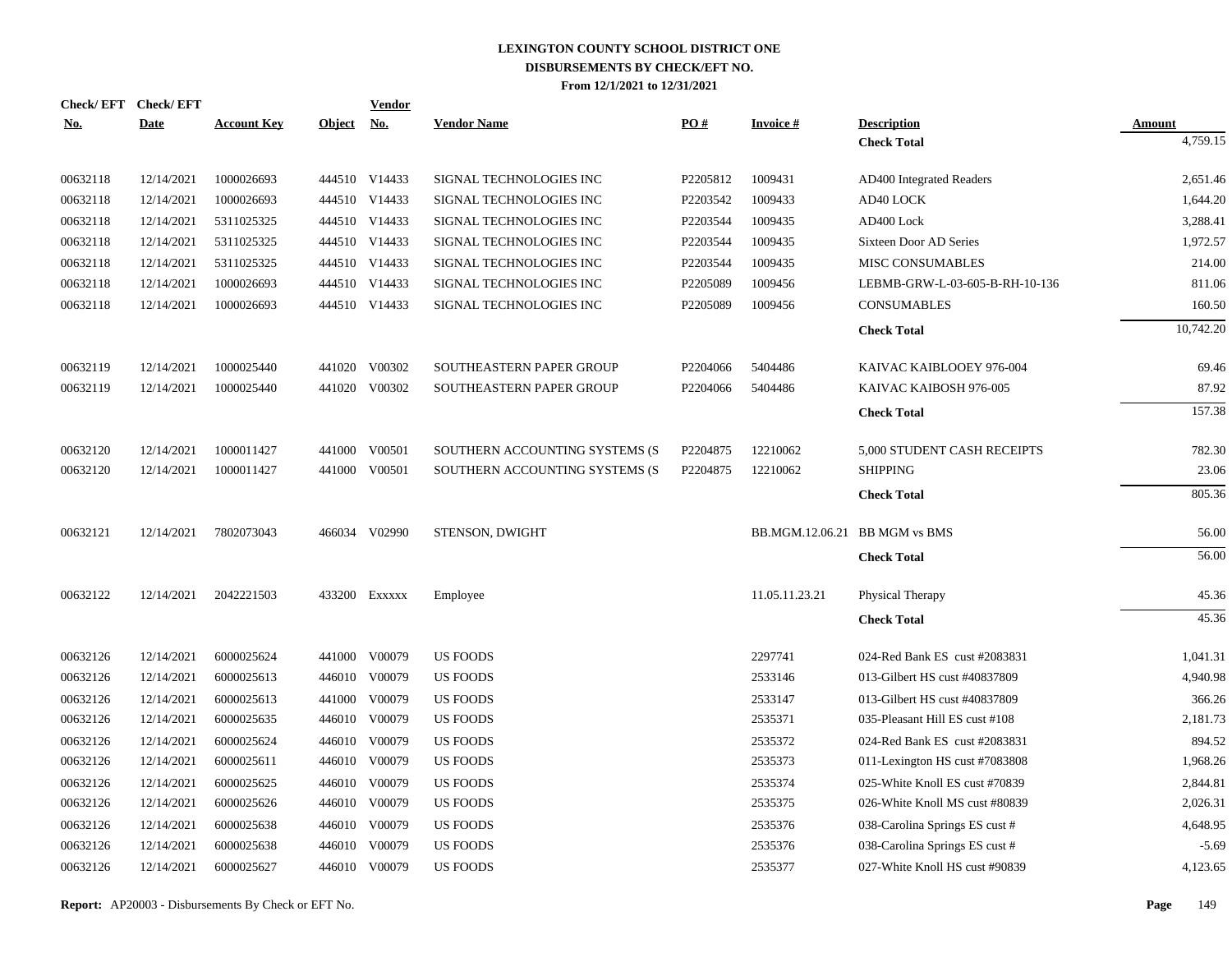# LEXINGTON COUNTY SCHOOL DISTRICT ONE
## DISBURSEMENTS BY CHECK/EFT NO.
### From 12/1/2021 to 12/31/2021

| Check/ EFT No. | Check/ EFT Date | Account Key | Object | Vendor No. | Vendor Name | PO # | Invoice # | Description | Amount |
|---|---|---|---|---|---|---|---|---|---|
| | | | | | | | | **Check Total** | 4,759.15 |
| 00632118 | 12/14/2021 | 1000026693 | 444510 | V14433 | SIGNAL TECHNOLOGIES INC | P2205812 | 1009431 | AD400 Integrated Readers | 2,651.46 |
| 00632118 | 12/14/2021 | 1000026693 | 444510 | V14433 | SIGNAL TECHNOLOGIES INC | P2203542 | 1009433 | AD40 LOCK | 1,644.20 |
| 00632118 | 12/14/2021 | 5311025325 | 444510 | V14433 | SIGNAL TECHNOLOGIES INC | P2203544 | 1009435 | AD400 Lock | 3,288.41 |
| 00632118 | 12/14/2021 | 5311025325 | 444510 | V14433 | SIGNAL TECHNOLOGIES INC | P2203544 | 1009435 | Sixteen Door AD Series | 1,972.57 |
| 00632118 | 12/14/2021 | 5311025325 | 444510 | V14433 | SIGNAL TECHNOLOGIES INC | P2203544 | 1009435 | MISC CONSUMABLES | 214.00 |
| 00632118 | 12/14/2021 | 1000026693 | 444510 | V14433 | SIGNAL TECHNOLOGIES INC | P2205089 | 1009456 | LEBMB-GRW-L-03-605-B-RH-10-136 | 811.06 |
| 00632118 | 12/14/2021 | 1000026693 | 444510 | V14433 | SIGNAL TECHNOLOGIES INC | P2205089 | 1009456 | CONSUMABLES | 160.50 |
| | | | | | | | | **Check Total** | 10,742.20 |
| 00632119 | 12/14/2021 | 1000025440 | 441020 | V00302 | SOUTHEASTERN PAPER GROUP | P2204066 | 5404486 | KAIVAC KAIBLOOEY 976-004 | 69.46 |
| 00632119 | 12/14/2021 | 1000025440 | 441020 | V00302 | SOUTHEASTERN PAPER GROUP | P2204066 | 5404486 | KAIVAC KAIBOSH 976-005 | 87.92 |
| | | | | | | | | **Check Total** | 157.38 |
| 00632120 | 12/14/2021 | 1000011427 | 441000 | V00501 | SOUTHERN ACCOUNTING SYSTEMS (S | P2204875 | 12210062 | 5,000 STUDENT CASH RECEIPTS | 782.30 |
| 00632120 | 12/14/2021 | 1000011427 | 441000 | V00501 | SOUTHERN ACCOUNTING SYSTEMS (S | P2204875 | 12210062 | SHIPPING | 23.06 |
| | | | | | | | | **Check Total** | 805.36 |
| 00632121 | 12/14/2021 | 7802073043 | 466034 | V02990 | STENSON, DWIGHT | | BB.MGM.12.06.21 | BB MGM vs BMS | 56.00 |
| | | | | | | | | **Check Total** | 56.00 |
| 00632122 | 12/14/2021 | 2042221503 | 433200 | Exxxxx | Employee | | 11.05.11.23.21 | Physical Therapy | 45.36 |
| | | | | | | | | **Check Total** | 45.36 |
| 00632126 | 12/14/2021 | 6000025624 | 441000 | V00079 | US FOODS | | 2297741 | 024-Red Bank ES cust #2083831 | 1,041.31 |
| 00632126 | 12/14/2021 | 6000025613 | 446010 | V00079 | US FOODS | | 2533146 | 013-Gilbert HS cust #40837809 | 4,940.98 |
| 00632126 | 12/14/2021 | 6000025613 | 441000 | V00079 | US FOODS | | 2533147 | 013-Gilbert HS cust #40837809 | 366.26 |
| 00632126 | 12/14/2021 | 6000025635 | 446010 | V00079 | US FOODS | | 2535371 | 035-Pleasant Hill ES cust #108 | 2,181.73 |
| 00632126 | 12/14/2021 | 6000025624 | 446010 | V00079 | US FOODS | | 2535372 | 024-Red Bank ES cust #2083831 | 894.52 |
| 00632126 | 12/14/2021 | 6000025611 | 446010 | V00079 | US FOODS | | 2535373 | 011-Lexington HS cust #7083808 | 1,968.26 |
| 00632126 | 12/14/2021 | 6000025625 | 446010 | V00079 | US FOODS | | 2535374 | 025-White Knoll ES cust #70839 | 2,844.81 |
| 00632126 | 12/14/2021 | 6000025626 | 446010 | V00079 | US FOODS | | 2535375 | 026-White Knoll MS cust #80839 | 2,026.31 |
| 00632126 | 12/14/2021 | 6000025638 | 446010 | V00079 | US FOODS | | 2535376 | 038-Carolina Springs ES cust # | 4,648.95 |
| 00632126 | 12/14/2021 | 6000025638 | 446010 | V00079 | US FOODS | | 2535376 | 038-Carolina Springs ES cust # | -5.69 |
| 00632126 | 12/14/2021 | 6000025627 | 446010 | V00079 | US FOODS | | 2535377 | 027-White Knoll HS cust #90839 | 4,123.65 |

**Report:** AP20003 - Disbursements By Check or EFT No.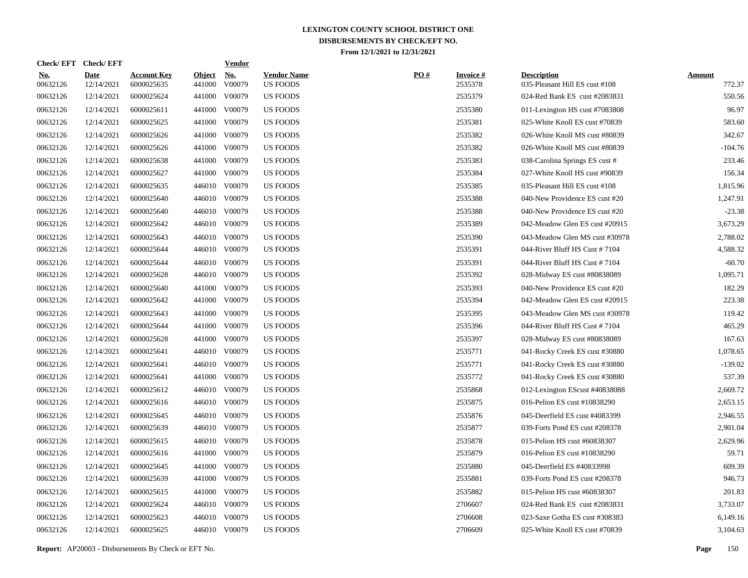# LEXINGTON COUNTY SCHOOL DISTRICT ONE
## DISBURSEMENTS BY CHECK/EFT NO.
### From 12/1/2021 to 12/31/2021

| Check/ EFT No. | Check/ EFT Date | Account Key | Object | Vendor No. | Vendor Name | PO # | Invoice # | Description | Amount |
|---|---|---|---|---|---|---|---|---|---|
| 00632126 | 12/14/2021 | 6000025635 | 441000 | V00079 | US FOODS | | 2535378 | 035-Pleasant Hill ES cust #108 | 772.37 |
| 00632126 | 12/14/2021 | 6000025624 | 441000 | V00079 | US FOODS | | 2535379 | 024-Red Bank ES cust #2083831 | 550.56 |
| 00632126 | 12/14/2021 | 6000025611 | 441000 | V00079 | US FOODS | | 2535380 | 011-Lexington HS cust #7083808 | 96.97 |
| 00632126 | 12/14/2021 | 6000025625 | 441000 | V00079 | US FOODS | | 2535381 | 025-White Knoll ES cust #70839 | 583.60 |
| 00632126 | 12/14/2021 | 6000025626 | 441000 | V00079 | US FOODS | | 2535382 | 026-White Knoll MS cust #80839 | 342.67 |
| 00632126 | 12/14/2021 | 6000025626 | 441000 | V00079 | US FOODS | | 2535382 | 026-White Knoll MS cust #80839 | -104.76 |
| 00632126 | 12/14/2021 | 6000025638 | 441000 | V00079 | US FOODS | | 2535383 | 038-Carolina Springs ES cust # | 233.46 |
| 00632126 | 12/14/2021 | 6000025627 | 441000 | V00079 | US FOODS | | 2535384 | 027-White Knoll HS cust #90839 | 156.34 |
| 00632126 | 12/14/2021 | 6000025635 | 446010 | V00079 | US FOODS | | 2535385 | 035-Pleasant Hill ES cust #108 | 1,815.96 |
| 00632126 | 12/14/2021 | 6000025640 | 446010 | V00079 | US FOODS | | 2535388 | 040-New Providence ES cust #20 | 1,247.91 |
| 00632126 | 12/14/2021 | 6000025640 | 446010 | V00079 | US FOODS | | 2535388 | 040-New Providence ES cust #20 | -23.38 |
| 00632126 | 12/14/2021 | 6000025642 | 446010 | V00079 | US FOODS | | 2535389 | 042-Meadow Glen ES cust #20915 | 3,673.29 |
| 00632126 | 12/14/2021 | 6000025643 | 446010 | V00079 | US FOODS | | 2535390 | 043-Meadow Glen MS cust #30978 | 2,788.02 |
| 00632126 | 12/14/2021 | 6000025644 | 446010 | V00079 | US FOODS | | 2535391 | 044-River Bluff HS Cust # 7104 | 4,588.32 |
| 00632126 | 12/14/2021 | 6000025644 | 446010 | V00079 | US FOODS | | 2535391 | 044-River Bluff HS Cust # 7104 | -60.70 |
| 00632126 | 12/14/2021 | 6000025628 | 446010 | V00079 | US FOODS | | 2535392 | 028-Midway ES cust #80838089 | 1,095.71 |
| 00632126 | 12/14/2021 | 6000025640 | 441000 | V00079 | US FOODS | | 2535393 | 040-New Providence ES cust #20 | 182.29 |
| 00632126 | 12/14/2021 | 6000025642 | 441000 | V00079 | US FOODS | | 2535394 | 042-Meadow Glen ES cust #20915 | 223.38 |
| 00632126 | 12/14/2021 | 6000025643 | 441000 | V00079 | US FOODS | | 2535395 | 043-Meadow Glen MS cust #30978 | 119.42 |
| 00632126 | 12/14/2021 | 6000025644 | 441000 | V00079 | US FOODS | | 2535396 | 044-River Bluff HS Cust # 7104 | 465.29 |
| 00632126 | 12/14/2021 | 6000025628 | 441000 | V00079 | US FOODS | | 2535397 | 028-Midway ES cust #80838089 | 167.63 |
| 00632126 | 12/14/2021 | 6000025641 | 446010 | V00079 | US FOODS | | 2535771 | 041-Rocky Creek ES cust #30880 | 1,078.65 |
| 00632126 | 12/14/2021 | 6000025641 | 446010 | V00079 | US FOODS | | 2535771 | 041-Rocky Creek ES cust #30880 | -139.02 |
| 00632126 | 12/14/2021 | 6000025641 | 441000 | V00079 | US FOODS | | 2535772 | 041-Rocky Creek ES cust #30880 | 537.39 |
| 00632126 | 12/14/2021 | 6000025612 | 446010 | V00079 | US FOODS | | 2535868 | 012-Lexington EScust #40838088 | 2,669.72 |
| 00632126 | 12/14/2021 | 6000025616 | 446010 | V00079 | US FOODS | | 2535875 | 016-Pelion ES cust #10838290 | 2,653.15 |
| 00632126 | 12/14/2021 | 6000025645 | 446010 | V00079 | US FOODS | | 2535876 | 045-Deerfield ES cust #4083399 | 2,946.55 |
| 00632126 | 12/14/2021 | 6000025639 | 446010 | V00079 | US FOODS | | 2535877 | 039-Forts Pond ES cust #208378 | 2,901.04 |
| 00632126 | 12/14/2021 | 6000025615 | 446010 | V00079 | US FOODS | | 2535878 | 015-Pelion HS cust #60838307 | 2,629.96 |
| 00632126 | 12/14/2021 | 6000025616 | 441000 | V00079 | US FOODS | | 2535879 | 016-Pelion ES cust #10838290 | 59.71 |
| 00632126 | 12/14/2021 | 6000025645 | 441000 | V00079 | US FOODS | | 2535880 | 045-Deerfield ES #40833998 | 609.39 |
| 00632126 | 12/14/2021 | 6000025639 | 441000 | V00079 | US FOODS | | 2535881 | 039-Forts Pond ES cust #208378 | 946.73 |
| 00632126 | 12/14/2021 | 6000025615 | 441000 | V00079 | US FOODS | | 2535882 | 015-Pelion HS cust #60838307 | 201.83 |
| 00632126 | 12/14/2021 | 6000025624 | 446010 | V00079 | US FOODS | | 2706607 | 024-Red Bank ES cust #2083831 | 3,733.07 |
| 00632126 | 12/14/2021 | 6000025623 | 446010 | V00079 | US FOODS | | 2706608 | 023-Saxe Gotha ES cust #308383 | 6,149.16 |
| 00632126 | 12/14/2021 | 6000025625 | 446010 | V00079 | US FOODS | | 2706609 | 025-White Knoll ES cust #70839 | 3,104.63 |

**Report:** AP20003 - Disbursements By Check or EFT No.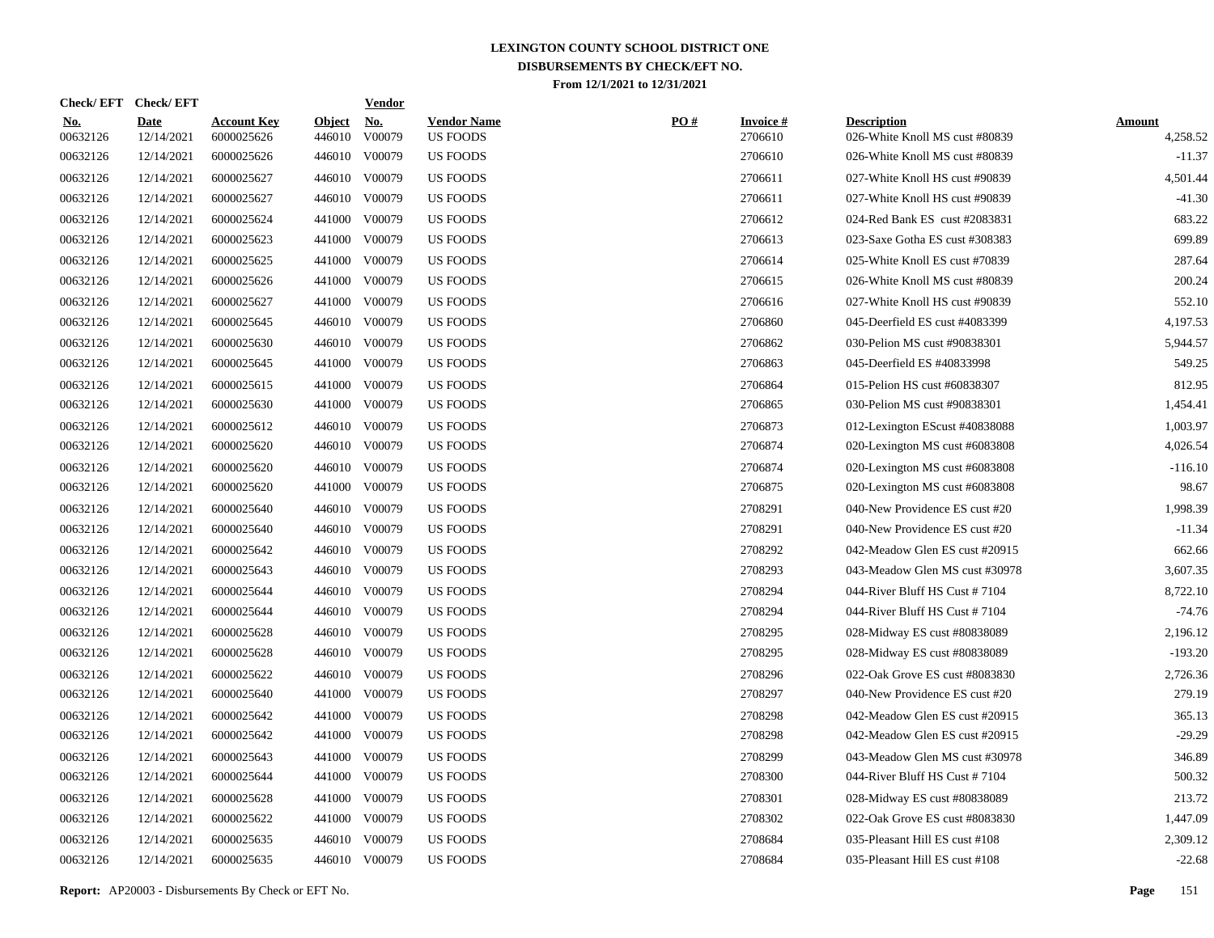**LEXINGTON COUNTY SCHOOL DISTRICT ONE**
**DISBURSEMENTS BY CHECK/EFT NO.**
**From 12/1/2021 to 12/31/2021**

| Check/ EFT No. | Check/ EFT Date | Account Key | Object | Vendor No. | Vendor Name | PO # | Invoice # | Description | Amount |
|---|---|---|---|---|---|---|---|---|---|
| 00632126 | 12/14/2021 | 6000025626 | 446010 | V00079 | US FOODS | | 2706610 | 026-White Knoll MS cust #80839 | 4,258.52 |
| 00632126 | 12/14/2021 | 6000025626 | 446010 | V00079 | US FOODS | | 2706610 | 026-White Knoll MS cust #80839 | -11.37 |
| 00632126 | 12/14/2021 | 6000025627 | 446010 | V00079 | US FOODS | | 2706611 | 027-White Knoll HS cust #90839 | 4,501.44 |
| 00632126 | 12/14/2021 | 6000025627 | 446010 | V00079 | US FOODS | | 2706611 | 027-White Knoll HS cust #90839 | -41.30 |
| 00632126 | 12/14/2021 | 6000025624 | 441000 | V00079 | US FOODS | | 2706612 | 024-Red Bank ES cust #2083831 | 683.22 |
| 00632126 | 12/14/2021 | 6000025623 | 441000 | V00079 | US FOODS | | 2706613 | 023-Saxe Gotha ES cust #308383 | 699.89 |
| 00632126 | 12/14/2021 | 6000025625 | 441000 | V00079 | US FOODS | | 2706614 | 025-White Knoll ES cust #70839 | 287.64 |
| 00632126 | 12/14/2021 | 6000025626 | 441000 | V00079 | US FOODS | | 2706615 | 026-White Knoll MS cust #80839 | 200.24 |
| 00632126 | 12/14/2021 | 6000025627 | 441000 | V00079 | US FOODS | | 2706616 | 027-White Knoll HS cust #90839 | 552.10 |
| 00632126 | 12/14/2021 | 6000025645 | 446010 | V00079 | US FOODS | | 2706860 | 045-Deerfield ES cust #4083399 | 4,197.53 |
| 00632126 | 12/14/2021 | 6000025630 | 446010 | V00079 | US FOODS | | 2706862 | 030-Pelion MS cust #90838301 | 5,944.57 |
| 00632126 | 12/14/2021 | 6000025645 | 441000 | V00079 | US FOODS | | 2706863 | 045-Deerfield ES #40833998 | 549.25 |
| 00632126 | 12/14/2021 | 6000025615 | 441000 | V00079 | US FOODS | | 2706864 | 015-Pelion HS cust #60838307 | 812.95 |
| 00632126 | 12/14/2021 | 6000025630 | 441000 | V00079 | US FOODS | | 2706865 | 030-Pelion MS cust #90838301 | 1,454.41 |
| 00632126 | 12/14/2021 | 6000025612 | 446010 | V00079 | US FOODS | | 2706873 | 012-Lexington EScust #40838088 | 1,003.97 |
| 00632126 | 12/14/2021 | 6000025620 | 446010 | V00079 | US FOODS | | 2706874 | 020-Lexington MS cust #6083808 | 4,026.54 |
| 00632126 | 12/14/2021 | 6000025620 | 446010 | V00079 | US FOODS | | 2706874 | 020-Lexington MS cust #6083808 | -116.10 |
| 00632126 | 12/14/2021 | 6000025620 | 441000 | V00079 | US FOODS | | 2706875 | 020-Lexington MS cust #6083808 | 98.67 |
| 00632126 | 12/14/2021 | 6000025640 | 446010 | V00079 | US FOODS | | 2708291 | 040-New Providence ES cust #20 | 1,998.39 |
| 00632126 | 12/14/2021 | 6000025640 | 446010 | V00079 | US FOODS | | 2708291 | 040-New Providence ES cust #20 | -11.34 |
| 00632126 | 12/14/2021 | 6000025642 | 446010 | V00079 | US FOODS | | 2708292 | 042-Meadow Glen ES cust #20915 | 662.66 |
| 00632126 | 12/14/2021 | 6000025643 | 446010 | V00079 | US FOODS | | 2708293 | 043-Meadow Glen MS cust #30978 | 3,607.35 |
| 00632126 | 12/14/2021 | 6000025644 | 446010 | V00079 | US FOODS | | 2708294 | 044-River Bluff HS Cust # 7104 | 8,722.10 |
| 00632126 | 12/14/2021 | 6000025644 | 446010 | V00079 | US FOODS | | 2708294 | 044-River Bluff HS Cust # 7104 | -74.76 |
| 00632126 | 12/14/2021 | 6000025628 | 446010 | V00079 | US FOODS | | 2708295 | 028-Midway ES cust #80838089 | 2,196.12 |
| 00632126 | 12/14/2021 | 6000025628 | 446010 | V00079 | US FOODS | | 2708295 | 028-Midway ES cust #80838089 | -193.20 |
| 00632126 | 12/14/2021 | 6000025622 | 446010 | V00079 | US FOODS | | 2708296 | 022-Oak Grove ES cust #8083830 | 2,726.36 |
| 00632126 | 12/14/2021 | 6000025640 | 441000 | V00079 | US FOODS | | 2708297 | 040-New Providence ES cust #20 | 279.19 |
| 00632126 | 12/14/2021 | 6000025642 | 441000 | V00079 | US FOODS | | 2708298 | 042-Meadow Glen ES cust #20915 | 365.13 |
| 00632126 | 12/14/2021 | 6000025642 | 441000 | V00079 | US FOODS | | 2708298 | 042-Meadow Glen ES cust #20915 | -29.29 |
| 00632126 | 12/14/2021 | 6000025643 | 441000 | V00079 | US FOODS | | 2708299 | 043-Meadow Glen MS cust #30978 | 346.89 |
| 00632126 | 12/14/2021 | 6000025644 | 441000 | V00079 | US FOODS | | 2708300 | 044-River Bluff HS Cust # 7104 | 500.32 |
| 00632126 | 12/14/2021 | 6000025628 | 441000 | V00079 | US FOODS | | 2708301 | 028-Midway ES cust #80838089 | 213.72 |
| 00632126 | 12/14/2021 | 6000025622 | 441000 | V00079 | US FOODS | | 2708302 | 022-Oak Grove ES cust #8083830 | 1,447.09 |
| 00632126 | 12/14/2021 | 6000025635 | 446010 | V00079 | US FOODS | | 2708684 | 035-Pleasant Hill ES cust #108 | 2,309.12 |
| 00632126 | 12/14/2021 | 6000025635 | 446010 | V00079 | US FOODS | | 2708684 | 035-Pleasant Hill ES cust #108 | -22.68 |

**Report:** AP20003 - Disbursements By Check or EFT No.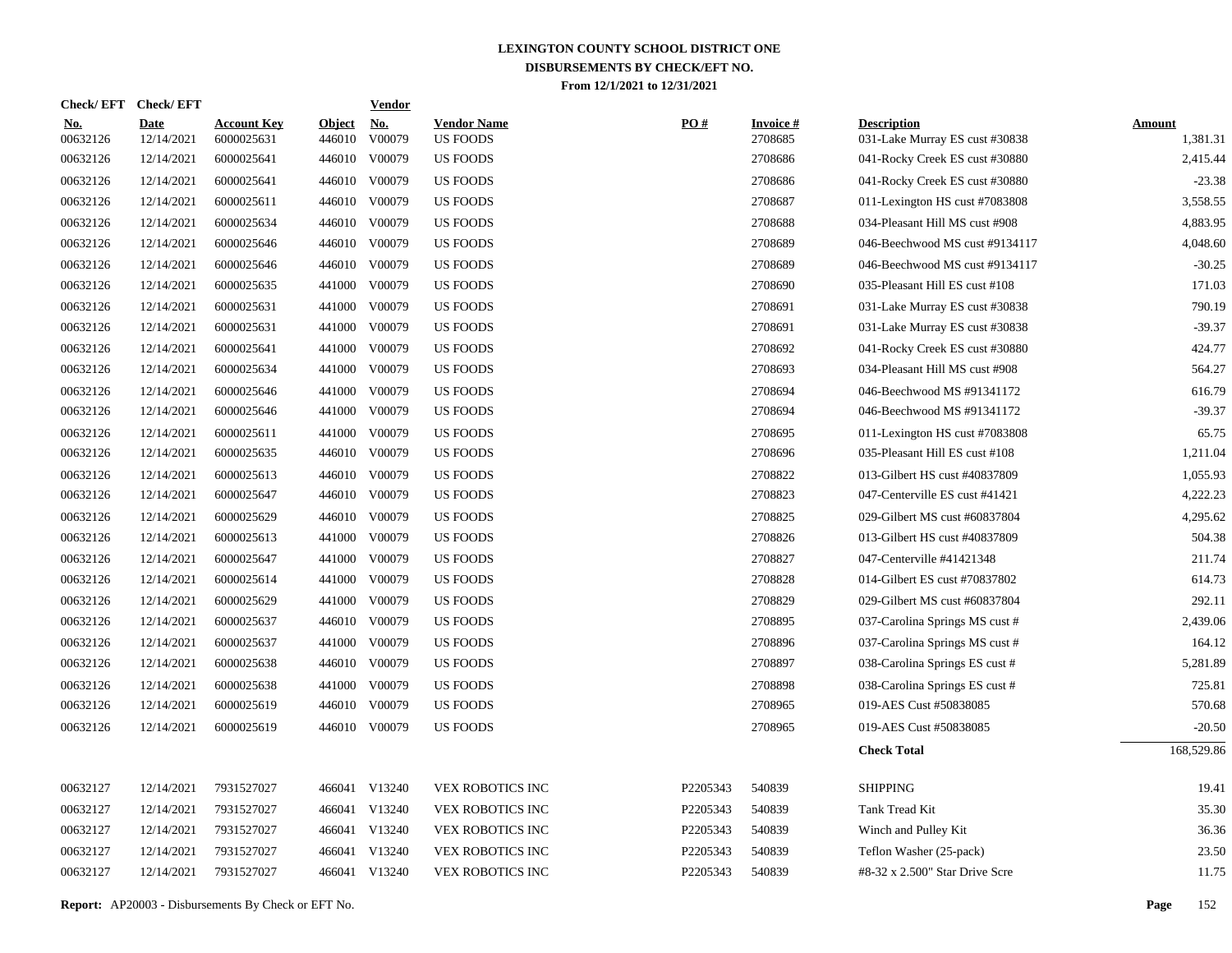# LEXINGTON COUNTY SCHOOL DISTRICT ONE
## DISBURSEMENTS BY CHECK/EFT NO.
### From 12/1/2021 to 12/31/2021

| Check/ EFT No. | Check/ EFT Date | Account Key | Object | Vendor No. | Vendor Name | PO # | Invoice # | Description | Amount |
|---|---|---|---|---|---|---|---|---|---|
| 00632126 | 12/14/2021 | 6000025631 | 446010 | V00079 | US FOODS | | 2708685 | 031-Lake Murray ES cust #30838 | 1,381.31 |
| 00632126 | 12/14/2021 | 6000025641 | 446010 | V00079 | US FOODS | | 2708686 | 041-Rocky Creek ES cust #30880 | 2,415.44 |
| 00632126 | 12/14/2021 | 6000025641 | 446010 | V00079 | US FOODS | | 2708686 | 041-Rocky Creek ES cust #30880 | -23.38 |
| 00632126 | 12/14/2021 | 6000025611 | 446010 | V00079 | US FOODS | | 2708687 | 011-Lexington HS cust #7083808 | 3,558.55 |
| 00632126 | 12/14/2021 | 6000025634 | 446010 | V00079 | US FOODS | | 2708688 | 034-Pleasant Hill MS cust #908 | 4,883.95 |
| 00632126 | 12/14/2021 | 6000025646 | 446010 | V00079 | US FOODS | | 2708689 | 046-Beechwood MS cust #9134117 | 4,048.60 |
| 00632126 | 12/14/2021 | 6000025646 | 446010 | V00079 | US FOODS | | 2708689 | 046-Beechwood MS cust #9134117 | -30.25 |
| 00632126 | 12/14/2021 | 6000025635 | 441000 | V00079 | US FOODS | | 2708690 | 035-Pleasant Hill ES cust #108 | 171.03 |
| 00632126 | 12/14/2021 | 6000025631 | 441000 | V00079 | US FOODS | | 2708691 | 031-Lake Murray ES cust #30838 | 790.19 |
| 00632126 | 12/14/2021 | 6000025631 | 441000 | V00079 | US FOODS | | 2708691 | 031-Lake Murray ES cust #30838 | -39.37 |
| 00632126 | 12/14/2021 | 6000025641 | 441000 | V00079 | US FOODS | | 2708692 | 041-Rocky Creek ES cust #30880 | 424.77 |
| 00632126 | 12/14/2021 | 6000025634 | 441000 | V00079 | US FOODS | | 2708693 | 034-Pleasant Hill MS cust #908 | 564.27 |
| 00632126 | 12/14/2021 | 6000025646 | 441000 | V00079 | US FOODS | | 2708694 | 046-Beechwood MS #91341172 | 616.79 |
| 00632126 | 12/14/2021 | 6000025646 | 441000 | V00079 | US FOODS | | 2708694 | 046-Beechwood MS #91341172 | -39.37 |
| 00632126 | 12/14/2021 | 6000025611 | 441000 | V00079 | US FOODS | | 2708695 | 011-Lexington HS cust #7083808 | 65.75 |
| 00632126 | 12/14/2021 | 6000025635 | 446010 | V00079 | US FOODS | | 2708696 | 035-Pleasant Hill ES cust #108 | 1,211.04 |
| 00632126 | 12/14/2021 | 6000025613 | 446010 | V00079 | US FOODS | | 2708822 | 013-Gilbert HS cust #40837809 | 1,055.93 |
| 00632126 | 12/14/2021 | 6000025647 | 446010 | V00079 | US FOODS | | 2708823 | 047-Centerville ES cust #41421 | 4,222.23 |
| 00632126 | 12/14/2021 | 6000025629 | 446010 | V00079 | US FOODS | | 2708825 | 029-Gilbert MS cust #60837804 | 4,295.62 |
| 00632126 | 12/14/2021 | 6000025613 | 441000 | V00079 | US FOODS | | 2708826 | 013-Gilbert HS cust #40837809 | 504.38 |
| 00632126 | 12/14/2021 | 6000025647 | 441000 | V00079 | US FOODS | | 2708827 | 047-Centerville #41421348 | 211.74 |
| 00632126 | 12/14/2021 | 6000025614 | 441000 | V00079 | US FOODS | | 2708828 | 014-Gilbert ES cust #70837802 | 614.73 |
| 00632126 | 12/14/2021 | 6000025629 | 441000 | V00079 | US FOODS | | 2708829 | 029-Gilbert MS cust #60837804 | 292.11 |
| 00632126 | 12/14/2021 | 6000025637 | 446010 | V00079 | US FOODS | | 2708895 | 037-Carolina Springs MS cust # | 2,439.06 |
| 00632126 | 12/14/2021 | 6000025637 | 441000 | V00079 | US FOODS | | 2708896 | 037-Carolina Springs MS cust # | 164.12 |
| 00632126 | 12/14/2021 | 6000025638 | 446010 | V00079 | US FOODS | | 2708897 | 038-Carolina Springs ES cust # | 5,281.89 |
| 00632126 | 12/14/2021 | 6000025638 | 441000 | V00079 | US FOODS | | 2708898 | 038-Carolina Springs ES cust # | 725.81 |
| 00632126 | 12/14/2021 | 6000025619 | 446010 | V00079 | US FOODS | | 2708965 | 019-AES Cust #50838085 | 570.68 |
| 00632126 | 12/14/2021 | 6000025619 | 446010 | V00079 | US FOODS | | 2708965 | 019-AES Cust #50838085 | -20.50 |
| | | | | | | | | **Check Total** | 168,529.86 |
| 00632127 | 12/14/2021 | 7931527027 | 466041 | V13240 | VEX ROBOTICS INC | P2205343 | 540839 | SHIPPING | 19.41 |
| 00632127 | 12/14/2021 | 7931527027 | 466041 | V13240 | VEX ROBOTICS INC | P2205343 | 540839 | Tank Tread Kit | 35.30 |
| 00632127 | 12/14/2021 | 7931527027 | 466041 | V13240 | VEX ROBOTICS INC | P2205343 | 540839 | Winch and Pulley Kit | 36.36 |
| 00632127 | 12/14/2021 | 7931527027 | 466041 | V13240 | VEX ROBOTICS INC | P2205343 | 540839 | Teflon Washer (25-pack) | 23.50 |
| 00632127 | 12/14/2021 | 7931527027 | 466041 | V13240 | VEX ROBOTICS INC | P2205343 | 540839 | #8-32 x 2.500" Star Drive Scre | 11.75 |

**Report:** AP20003 - Disbursements By Check or EFT No.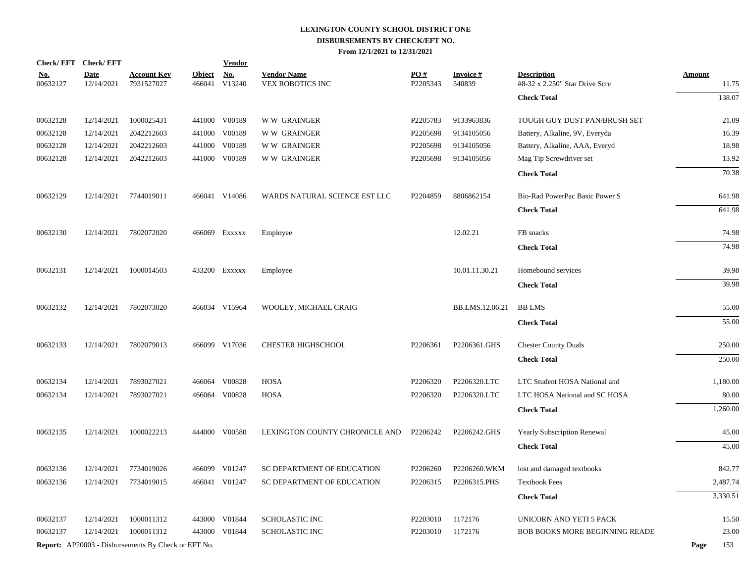# LEXINGTON COUNTY SCHOOL DISTRICT ONE
## DISBURSEMENTS BY CHECK/EFT NO.
### From 12/1/2021 to 12/31/2021

| Check/ EFT No. | Check/ EFT Date | Account Key | Object | Vendor No. | Vendor Name | PO # | Invoice # | Description | Amount |
|---|---|---|---|---|---|---|---|---|---|
| 00632127 | 12/14/2021 | 7931527027 | 466041 | V13240 | VEX ROBOTICS INC | P2205343 | 540839 | #8-32 x 2.250" Star Drive Scre | 11.75 |
| | | | | | | | | **Check Total** | 138.07 |
| 00632128 | 12/14/2021 | 1000025431 | 441000 | V00189 | W W GRAINGER | P2205783 | 9133963836 | TOUGH GUY DUST PAN/BRUSH SET | 21.09 |
| 00632128 | 12/14/2021 | 2042212603 | 441000 | V00189 | W W GRAINGER | P2205698 | 9134105056 | Battery, Alkaline, 9V, Everyda | 16.39 |
| 00632128 | 12/14/2021 | 2042212603 | 441000 | V00189 | W W GRAINGER | P2205698 | 9134105056 | Battery, Alkaline, AAA, Everyd | 18.98 |
| 00632128 | 12/14/2021 | 2042212603 | 441000 | V00189 | W W GRAINGER | P2205698 | 9134105056 | Mag Tip Screwdriver set | 13.92 |
| | | | | | | | | **Check Total** | 70.38 |
| 00632129 | 12/14/2021 | 7744019011 | 466041 | V14086 | WARDS NATURAL SCIENCE EST LLC | P2204859 | 8806862154 | Bio-Rad PowerPac Basic Power S | 641.98 |
| | | | | | | | | **Check Total** | 641.98 |
| 00632130 | 12/14/2021 | 7802072020 | 466069 | Exxxxx | Employee | | 12.02.21 | FB snacks | 74.98 |
| | | | | | | | | **Check Total** | 74.98 |
| 00632131 | 12/14/2021 | 1000014503 | 433200 | Exxxxx | Employee | | 10.01.11.30.21 | Homebound services | 39.98 |
| | | | | | | | | **Check Total** | 39.98 |
| 00632132 | 12/14/2021 | 7802073020 | 466034 | V15964 | WOOLEY, MICHAEL CRAIG | | BB.LMS.12.06.21 | BB LMS | 55.00 |
| | | | | | | | | **Check Total** | 55.00 |
| 00632133 | 12/14/2021 | 7802079013 | 466099 | V17036 | CHESTER HIGHSCHOOL | P2206361 | P2206361.GHS | Chester County Duals | 250.00 |
| | | | | | | | | **Check Total** | 250.00 |
| 00632134 | 12/14/2021 | 7893027021 | 466064 | V00828 | HOSA | P2206320 | P2206320.LTC | LTC Student HOSA National and | 1,180.00 |
| 00632134 | 12/14/2021 | 7893027021 | 466064 | V00828 | HOSA | P2206320 | P2206320.LTC | LTC HOSA National and SC HOSA | 80.00 |
| | | | | | | | | **Check Total** | 1,260.00 |
| 00632135 | 12/14/2021 | 1000022213 | 444000 | V00580 | LEXINGTON COUNTY CHRONICLE AND | P2206242 | P2206242.GHS | Yearly Subscription Renewal | 45.00 |
| | | | | | | | | **Check Total** | 45.00 |
| 00632136 | 12/14/2021 | 7734019026 | 466099 | V01247 | SC DEPARTMENT OF EDUCATION | P2206260 | P2206260.WKM | lost and damaged textbooks | 842.77 |
| 00632136 | 12/14/2021 | 7734019015 | 466041 | V01247 | SC DEPARTMENT OF EDUCATION | P2206315 | P2206315.PHS | Textbook Fees | 2,487.74 |
| | | | | | | | | **Check Total** | 3,330.51 |
| 00632137 | 12/14/2021 | 1000011312 | 443000 | V01844 | SCHOLASTIC INC | P2203010 | 1172176 | UNICORN AND YETI 5 PACK | 15.50 |
| 00632137 | 12/14/2021 | 1000011312 | 443000 | V01844 | SCHOLASTIC INC | P2203010 | 1172176 | BOB BOOKS MORE BEGINNING READE | 23.00 |

**Report:** AP20003 - Disbursements By Check or EFT No.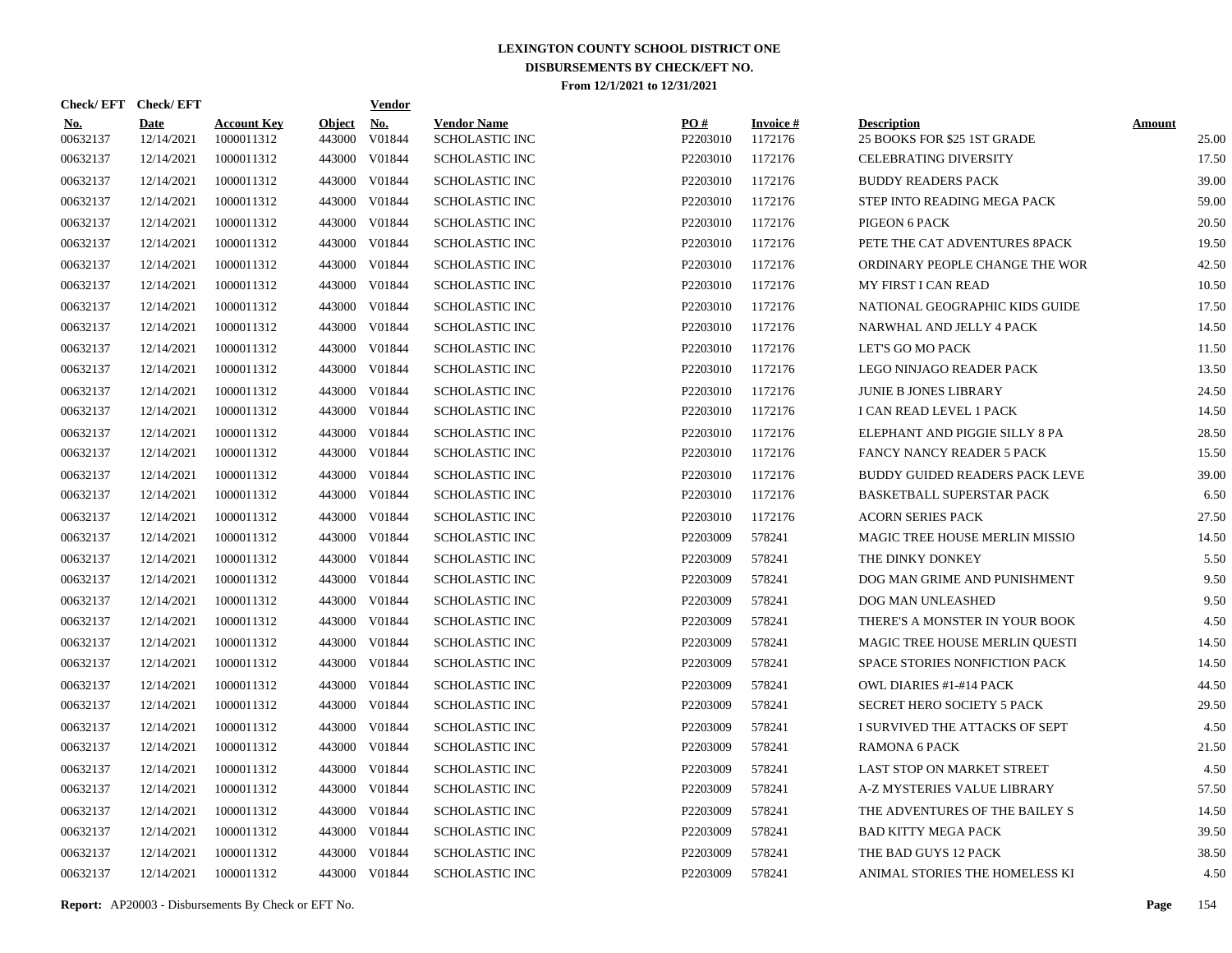# LEXINGTON COUNTY SCHOOL DISTRICT ONE
## DISBURSEMENTS BY CHECK/EFT NO.
### From 12/1/2021 to 12/31/2021

| Check/ EFT No. | Check/ EFT Date | Account Key | Object | Vendor No. | Vendor Name | PO # | Invoice # | Description | Amount |
|---|---|---|---|---|---|---|---|---|---|
| 00632137 | 12/14/2021 | 1000011312 | 443000 | V01844 | SCHOLASTIC INC | P2203010 | 1172176 | 25 BOOKS FOR $25 1ST GRADE | 25.00 |
| 00632137 | 12/14/2021 | 1000011312 | 443000 | V01844 | SCHOLASTIC INC | P2203010 | 1172176 | CELEBRATING DIVERSITY | 17.50 |
| 00632137 | 12/14/2021 | 1000011312 | 443000 | V01844 | SCHOLASTIC INC | P2203010 | 1172176 | BUDDY READERS PACK | 39.00 |
| 00632137 | 12/14/2021 | 1000011312 | 443000 | V01844 | SCHOLASTIC INC | P2203010 | 1172176 | STEP INTO READING MEGA PACK | 59.00 |
| 00632137 | 12/14/2021 | 1000011312 | 443000 | V01844 | SCHOLASTIC INC | P2203010 | 1172176 | PIGEON 6 PACK | 20.50 |
| 00632137 | 12/14/2021 | 1000011312 | 443000 | V01844 | SCHOLASTIC INC | P2203010 | 1172176 | PETE THE CAT ADVENTURES 8PACK | 19.50 |
| 00632137 | 12/14/2021 | 1000011312 | 443000 | V01844 | SCHOLASTIC INC | P2203010 | 1172176 | ORDINARY PEOPLE CHANGE THE WOR | 42.50 |
| 00632137 | 12/14/2021 | 1000011312 | 443000 | V01844 | SCHOLASTIC INC | P2203010 | 1172176 | MY FIRST I CAN READ | 10.50 |
| 00632137 | 12/14/2021 | 1000011312 | 443000 | V01844 | SCHOLASTIC INC | P2203010 | 1172176 | NATIONAL GEOGRAPHIC KIDS GUIDE | 17.50 |
| 00632137 | 12/14/2021 | 1000011312 | 443000 | V01844 | SCHOLASTIC INC | P2203010 | 1172176 | NARWHAL AND JELLY 4 PACK | 14.50 |
| 00632137 | 12/14/2021 | 1000011312 | 443000 | V01844 | SCHOLASTIC INC | P2203010 | 1172176 | LET'S GO MO PACK | 11.50 |
| 00632137 | 12/14/2021 | 1000011312 | 443000 | V01844 | SCHOLASTIC INC | P2203010 | 1172176 | LEGO NINJAGO READER PACK | 13.50 |
| 00632137 | 12/14/2021 | 1000011312 | 443000 | V01844 | SCHOLASTIC INC | P2203010 | 1172176 | JUNIE B JONES LIBRARY | 24.50 |
| 00632137 | 12/14/2021 | 1000011312 | 443000 | V01844 | SCHOLASTIC INC | P2203010 | 1172176 | I CAN READ LEVEL 1 PACK | 14.50 |
| 00632137 | 12/14/2021 | 1000011312 | 443000 | V01844 | SCHOLASTIC INC | P2203010 | 1172176 | ELEPHANT AND PIGGIE SILLY 8 PA | 28.50 |
| 00632137 | 12/14/2021 | 1000011312 | 443000 | V01844 | SCHOLASTIC INC | P2203010 | 1172176 | FANCY NANCY READER 5 PACK | 15.50 |
| 00632137 | 12/14/2021 | 1000011312 | 443000 | V01844 | SCHOLASTIC INC | P2203010 | 1172176 | BUDDY GUIDED READERS PACK LEVE | 39.00 |
| 00632137 | 12/14/2021 | 1000011312 | 443000 | V01844 | SCHOLASTIC INC | P2203010 | 1172176 | BASKETBALL SUPERSTAR PACK | 6.50 |
| 00632137 | 12/14/2021 | 1000011312 | 443000 | V01844 | SCHOLASTIC INC | P2203010 | 1172176 | ACORN SERIES PACK | 27.50 |
| 00632137 | 12/14/2021 | 1000011312 | 443000 | V01844 | SCHOLASTIC INC | P2203009 | 578241 | MAGIC TREE HOUSE MERLIN MISSIO | 14.50 |
| 00632137 | 12/14/2021 | 1000011312 | 443000 | V01844 | SCHOLASTIC INC | P2203009 | 578241 | THE DINKY DONKEY | 5.50 |
| 00632137 | 12/14/2021 | 1000011312 | 443000 | V01844 | SCHOLASTIC INC | P2203009 | 578241 | DOG MAN GRIME AND PUNISHMENT | 9.50 |
| 00632137 | 12/14/2021 | 1000011312 | 443000 | V01844 | SCHOLASTIC INC | P2203009 | 578241 | DOG MAN UNLEASHED | 9.50 |
| 00632137 | 12/14/2021 | 1000011312 | 443000 | V01844 | SCHOLASTIC INC | P2203009 | 578241 | THERE'S A MONSTER IN YOUR BOOK | 4.50 |
| 00632137 | 12/14/2021 | 1000011312 | 443000 | V01844 | SCHOLASTIC INC | P2203009 | 578241 | MAGIC TREE HOUSE MERLIN QUESTI | 14.50 |
| 00632137 | 12/14/2021 | 1000011312 | 443000 | V01844 | SCHOLASTIC INC | P2203009 | 578241 | SPACE STORIES NONFICTION PACK | 14.50 |
| 00632137 | 12/14/2021 | 1000011312 | 443000 | V01844 | SCHOLASTIC INC | P2203009 | 578241 | OWL DIARIES #1-#14 PACK | 44.50 |
| 00632137 | 12/14/2021 | 1000011312 | 443000 | V01844 | SCHOLASTIC INC | P2203009 | 578241 | SECRET HERO SOCIETY 5 PACK | 29.50 |
| 00632137 | 12/14/2021 | 1000011312 | 443000 | V01844 | SCHOLASTIC INC | P2203009 | 578241 | I SURVIVED THE ATTACKS OF SEPT | 4.50 |
| 00632137 | 12/14/2021 | 1000011312 | 443000 | V01844 | SCHOLASTIC INC | P2203009 | 578241 | RAMONA 6 PACK | 21.50 |
| 00632137 | 12/14/2021 | 1000011312 | 443000 | V01844 | SCHOLASTIC INC | P2203009 | 578241 | LAST STOP ON MARKET STREET | 4.50 |
| 00632137 | 12/14/2021 | 1000011312 | 443000 | V01844 | SCHOLASTIC INC | P2203009 | 578241 | A-Z MYSTERIES VALUE LIBRARY | 57.50 |
| 00632137 | 12/14/2021 | 1000011312 | 443000 | V01844 | SCHOLASTIC INC | P2203009 | 578241 | THE ADVENTURES OF THE BAILEY S | 14.50 |
| 00632137 | 12/14/2021 | 1000011312 | 443000 | V01844 | SCHOLASTIC INC | P2203009 | 578241 | BAD KITTY MEGA PACK | 39.50 |
| 00632137 | 12/14/2021 | 1000011312 | 443000 | V01844 | SCHOLASTIC INC | P2203009 | 578241 | THE BAD GUYS 12 PACK | 38.50 |
| 00632137 | 12/14/2021 | 1000011312 | 443000 | V01844 | SCHOLASTIC INC | P2203009 | 578241 | ANIMAL STORIES THE HOMELESS KI | 4.50 |

**Report:** AP20003 - Disbursements By Check or EFT No.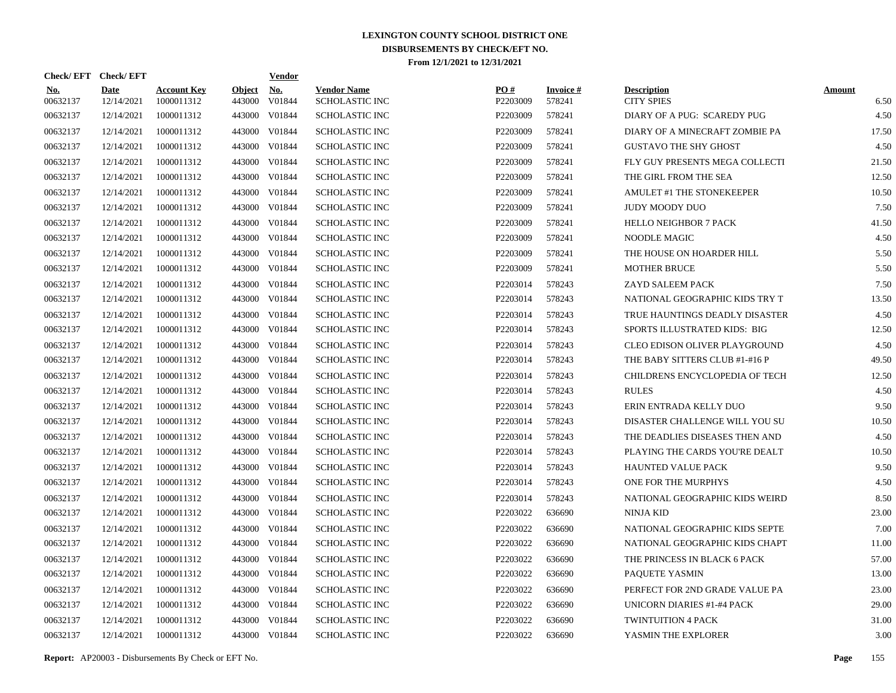# LEXINGTON COUNTY SCHOOL DISTRICT ONE
## DISBURSEMENTS BY CHECK/EFT NO.
### From 12/1/2021 to 12/31/2021

| Check/ EFT No. | Check/ EFT Date | Account Key | Object | Vendor No. | Vendor Name | PO # | Invoice # | Description | Amount |
|---|---|---|---|---|---|---|---|---|---|
| 00632137 | 12/14/2021 | 1000011312 | 443000 | V01844 | SCHOLASTIC INC | P2203009 | 578241 | CITY SPIES | 6.50 |
| 00632137 | 12/14/2021 | 1000011312 | 443000 | V01844 | SCHOLASTIC INC | P2203009 | 578241 | DIARY OF A PUG: SCAREDY PUG | 4.50 |
| 00632137 | 12/14/2021 | 1000011312 | 443000 | V01844 | SCHOLASTIC INC | P2203009 | 578241 | DIARY OF A MINECRAFT ZOMBIE PA | 17.50 |
| 00632137 | 12/14/2021 | 1000011312 | 443000 | V01844 | SCHOLASTIC INC | P2203009 | 578241 | GUSTAVO THE SHY GHOST | 4.50 |
| 00632137 | 12/14/2021 | 1000011312 | 443000 | V01844 | SCHOLASTIC INC | P2203009 | 578241 | FLY GUY PRESENTS MEGA COLLECTI | 21.50 |
| 00632137 | 12/14/2021 | 1000011312 | 443000 | V01844 | SCHOLASTIC INC | P2203009 | 578241 | THE GIRL FROM THE SEA | 12.50 |
| 00632137 | 12/14/2021 | 1000011312 | 443000 | V01844 | SCHOLASTIC INC | P2203009 | 578241 | AMULET #1 THE STONEKEEPER | 10.50 |
| 00632137 | 12/14/2021 | 1000011312 | 443000 | V01844 | SCHOLASTIC INC | P2203009 | 578241 | JUDY MOODY DUO | 7.50 |
| 00632137 | 12/14/2021 | 1000011312 | 443000 | V01844 | SCHOLASTIC INC | P2203009 | 578241 | HELLO NEIGHBOR 7 PACK | 41.50 |
| 00632137 | 12/14/2021 | 1000011312 | 443000 | V01844 | SCHOLASTIC INC | P2203009 | 578241 | NOODLE MAGIC | 4.50 |
| 00632137 | 12/14/2021 | 1000011312 | 443000 | V01844 | SCHOLASTIC INC | P2203009 | 578241 | THE HOUSE ON HOARDER HILL | 5.50 |
| 00632137 | 12/14/2021 | 1000011312 | 443000 | V01844 | SCHOLASTIC INC | P2203009 | 578241 | MOTHER BRUCE | 5.50 |
| 00632137 | 12/14/2021 | 1000011312 | 443000 | V01844 | SCHOLASTIC INC | P2203014 | 578243 | ZAYD SALEEM PACK | 7.50 |
| 00632137 | 12/14/2021 | 1000011312 | 443000 | V01844 | SCHOLASTIC INC | P2203014 | 578243 | NATIONAL GEOGRAPHIC KIDS TRY T | 13.50 |
| 00632137 | 12/14/2021 | 1000011312 | 443000 | V01844 | SCHOLASTIC INC | P2203014 | 578243 | TRUE HAUNTINGS DEADLY DISASTER | 4.50 |
| 00632137 | 12/14/2021 | 1000011312 | 443000 | V01844 | SCHOLASTIC INC | P2203014 | 578243 | SPORTS ILLUSTRATED KIDS: BIG | 12.50 |
| 00632137 | 12/14/2021 | 1000011312 | 443000 | V01844 | SCHOLASTIC INC | P2203014 | 578243 | CLEO EDISON OLIVER PLAYGROUND | 4.50 |
| 00632137 | 12/14/2021 | 1000011312 | 443000 | V01844 | SCHOLASTIC INC | P2203014 | 578243 | THE BABY SITTERS CLUB #1-#16 P | 49.50 |
| 00632137 | 12/14/2021 | 1000011312 | 443000 | V01844 | SCHOLASTIC INC | P2203014 | 578243 | CHILDRENS ENCYCLOPEDIA OF TECH | 12.50 |
| 00632137 | 12/14/2021 | 1000011312 | 443000 | V01844 | SCHOLASTIC INC | P2203014 | 578243 | RULES | 4.50 |
| 00632137 | 12/14/2021 | 1000011312 | 443000 | V01844 | SCHOLASTIC INC | P2203014 | 578243 | ERIN ENTRADA KELLY DUO | 9.50 |
| 00632137 | 12/14/2021 | 1000011312 | 443000 | V01844 | SCHOLASTIC INC | P2203014 | 578243 | DISASTER CHALLENGE WILL YOU SU | 10.50 |
| 00632137 | 12/14/2021 | 1000011312 | 443000 | V01844 | SCHOLASTIC INC | P2203014 | 578243 | THE DEADLIES DISEASES THEN AND | 4.50 |
| 00632137 | 12/14/2021 | 1000011312 | 443000 | V01844 | SCHOLASTIC INC | P2203014 | 578243 | PLAYING THE CARDS YOU'RE DEALT | 10.50 |
| 00632137 | 12/14/2021 | 1000011312 | 443000 | V01844 | SCHOLASTIC INC | P2203014 | 578243 | HAUNTED VALUE PACK | 9.50 |
| 00632137 | 12/14/2021 | 1000011312 | 443000 | V01844 | SCHOLASTIC INC | P2203014 | 578243 | ONE FOR THE MURPHYS | 4.50 |
| 00632137 | 12/14/2021 | 1000011312 | 443000 | V01844 | SCHOLASTIC INC | P2203014 | 578243 | NATIONAL GEOGRAPHIC KIDS WEIRD | 8.50 |
| 00632137 | 12/14/2021 | 1000011312 | 443000 | V01844 | SCHOLASTIC INC | P2203022 | 636690 | NINJA KID | 23.00 |
| 00632137 | 12/14/2021 | 1000011312 | 443000 | V01844 | SCHOLASTIC INC | P2203022 | 636690 | NATIONAL GEOGRAPHIC KIDS SEPTE | 7.00 |
| 00632137 | 12/14/2021 | 1000011312 | 443000 | V01844 | SCHOLASTIC INC | P2203022 | 636690 | NATIONAL GEOGRAPHIC KIDS CHAPT | 11.00 |
| 00632137 | 12/14/2021 | 1000011312 | 443000 | V01844 | SCHOLASTIC INC | P2203022 | 636690 | THE PRINCESS IN BLACK 6 PACK | 57.00 |
| 00632137 | 12/14/2021 | 1000011312 | 443000 | V01844 | SCHOLASTIC INC | P2203022 | 636690 | PAQUETE YASMIN | 13.00 |
| 00632137 | 12/14/2021 | 1000011312 | 443000 | V01844 | SCHOLASTIC INC | P2203022 | 636690 | PERFECT FOR 2ND GRADE VALUE PA | 23.00 |
| 00632137 | 12/14/2021 | 1000011312 | 443000 | V01844 | SCHOLASTIC INC | P2203022 | 636690 | UNICORN DIARIES #1-#4 PACK | 29.00 |
| 00632137 | 12/14/2021 | 1000011312 | 443000 | V01844 | SCHOLASTIC INC | P2203022 | 636690 | TWINTUITION 4 PACK | 31.00 |
| 00632137 | 12/14/2021 | 1000011312 | 443000 | V01844 | SCHOLASTIC INC | P2203022 | 636690 | YASMIN THE EXPLORER | 3.00 |

**Report:** AP20003 - Disbursements By Check or EFT No.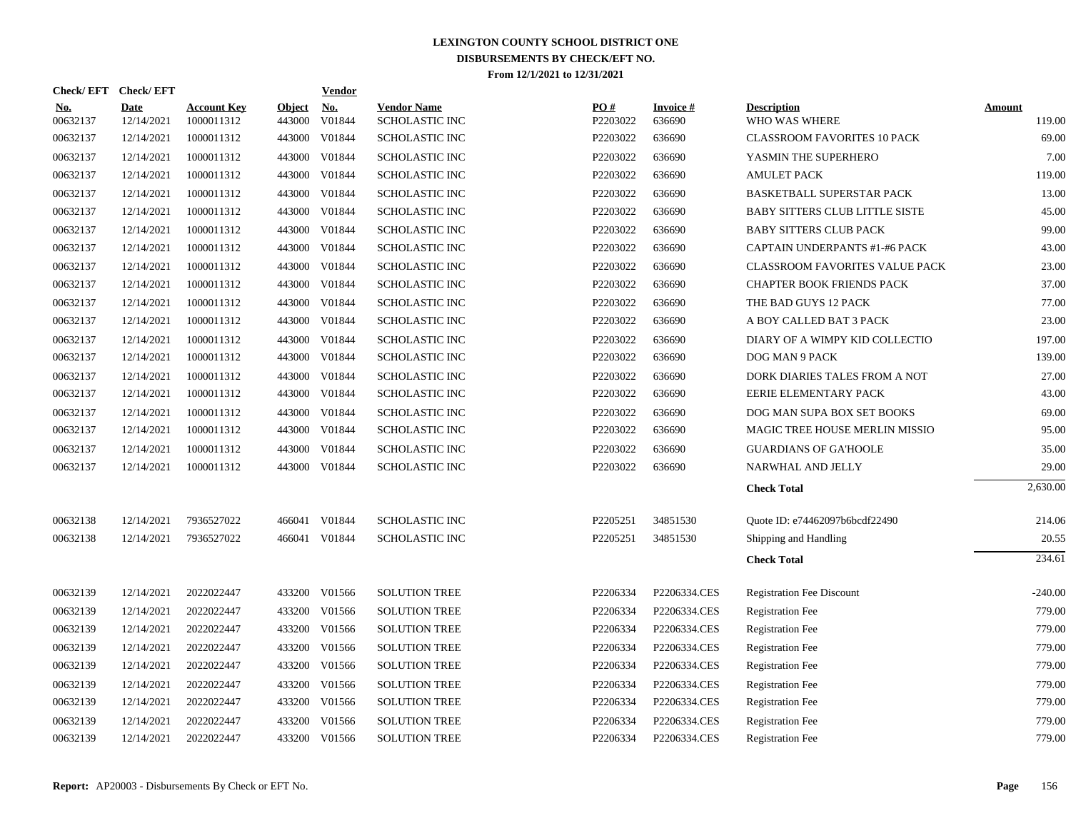# LEXINGTON COUNTY SCHOOL DISTRICT ONE
## DISBURSEMENTS BY CHECK/EFT NO.
### From 12/1/2021 to 12/31/2021

| Check/ EFT No. | Check/ EFT Date | Account Key | Object | Vendor No. | Vendor Name | PO # | Invoice # | Description | Amount |
|---|---|---|---|---|---|---|---|---|---|
| 00632137 | 12/14/2021 | 1000011312 | 443000 | V01844 | SCHOLASTIC INC | P2203022 | 636690 | WHO WAS WHERE | 119.00 |
| 00632137 | 12/14/2021 | 1000011312 | 443000 | V01844 | SCHOLASTIC INC | P2203022 | 636690 | CLASSROOM FAVORITES 10 PACK | 69.00 |
| 00632137 | 12/14/2021 | 1000011312 | 443000 | V01844 | SCHOLASTIC INC | P2203022 | 636690 | YASMIN THE SUPERHERO | 7.00 |
| 00632137 | 12/14/2021 | 1000011312 | 443000 | V01844 | SCHOLASTIC INC | P2203022 | 636690 | AMULET PACK | 119.00 |
| 00632137 | 12/14/2021 | 1000011312 | 443000 | V01844 | SCHOLASTIC INC | P2203022 | 636690 | BASKETBALL SUPERSTAR PACK | 13.00 |
| 00632137 | 12/14/2021 | 1000011312 | 443000 | V01844 | SCHOLASTIC INC | P2203022 | 636690 | BABY SITTERS CLUB LITTLE SISTE | 45.00 |
| 00632137 | 12/14/2021 | 1000011312 | 443000 | V01844 | SCHOLASTIC INC | P2203022 | 636690 | BABY SITTERS CLUB PACK | 99.00 |
| 00632137 | 12/14/2021 | 1000011312 | 443000 | V01844 | SCHOLASTIC INC | P2203022 | 636690 | CAPTAIN UNDERPANTS #1-#6 PACK | 43.00 |
| 00632137 | 12/14/2021 | 1000011312 | 443000 | V01844 | SCHOLASTIC INC | P2203022 | 636690 | CLASSROOM FAVORITES VALUE PACK | 23.00 |
| 00632137 | 12/14/2021 | 1000011312 | 443000 | V01844 | SCHOLASTIC INC | P2203022 | 636690 | CHAPTER BOOK FRIENDS PACK | 37.00 |
| 00632137 | 12/14/2021 | 1000011312 | 443000 | V01844 | SCHOLASTIC INC | P2203022 | 636690 | THE BAD GUYS 12 PACK | 77.00 |
| 00632137 | 12/14/2021 | 1000011312 | 443000 | V01844 | SCHOLASTIC INC | P2203022 | 636690 | A BOY CALLED BAT 3 PACK | 23.00 |
| 00632137 | 12/14/2021 | 1000011312 | 443000 | V01844 | SCHOLASTIC INC | P2203022 | 636690 | DIARY OF A WIMPY KID COLLECTIO | 197.00 |
| 00632137 | 12/14/2021 | 1000011312 | 443000 | V01844 | SCHOLASTIC INC | P2203022 | 636690 | DOG MAN 9 PACK | 139.00 |
| 00632137 | 12/14/2021 | 1000011312 | 443000 | V01844 | SCHOLASTIC INC | P2203022 | 636690 | DORK DIARIES TALES FROM A NOT | 27.00 |
| 00632137 | 12/14/2021 | 1000011312 | 443000 | V01844 | SCHOLASTIC INC | P2203022 | 636690 | EERIE ELEMENTARY PACK | 43.00 |
| 00632137 | 12/14/2021 | 1000011312 | 443000 | V01844 | SCHOLASTIC INC | P2203022 | 636690 | DOG MAN SUPA BOX SET BOOKS | 69.00 |
| 00632137 | 12/14/2021 | 1000011312 | 443000 | V01844 | SCHOLASTIC INC | P2203022 | 636690 | MAGIC TREE HOUSE MERLIN MISSIO | 95.00 |
| 00632137 | 12/14/2021 | 1000011312 | 443000 | V01844 | SCHOLASTIC INC | P2203022 | 636690 | GUARDIANS OF GA'HOOLE | 35.00 |
| 00632137 | 12/14/2021 | 1000011312 | 443000 | V01844 | SCHOLASTIC INC | P2203022 | 636690 | NARWHAL AND JELLY | 29.00 |
| | | | | | | | | **Check Total** | 2,630.00 |
| 00632138 | 12/14/2021 | 7936527022 | 466041 | V01844 | SCHOLASTIC INC | P2205251 | 34851530 | Quote ID: e74462097b6bcdf22490 | 214.06 |
| 00632138 | 12/14/2021 | 7936527022 | 466041 | V01844 | SCHOLASTIC INC | P2205251 | 34851530 | Shipping and Handling | 20.55 |
| | | | | | | | | **Check Total** | 234.61 |
| 00632139 | 12/14/2021 | 2022022447 | 433200 | V01566 | SOLUTION TREE | P2206334 | P2206334.CES | Registration Fee Discount | -240.00 |
| 00632139 | 12/14/2021 | 2022022447 | 433200 | V01566 | SOLUTION TREE | P2206334 | P2206334.CES | Registration Fee | 779.00 |
| 00632139 | 12/14/2021 | 2022022447 | 433200 | V01566 | SOLUTION TREE | P2206334 | P2206334.CES | Registration Fee | 779.00 |
| 00632139 | 12/14/2021 | 2022022447 | 433200 | V01566 | SOLUTION TREE | P2206334 | P2206334.CES | Registration Fee | 779.00 |
| 00632139 | 12/14/2021 | 2022022447 | 433200 | V01566 | SOLUTION TREE | P2206334 | P2206334.CES | Registration Fee | 779.00 |
| 00632139 | 12/14/2021 | 2022022447 | 433200 | V01566 | SOLUTION TREE | P2206334 | P2206334.CES | Registration Fee | 779.00 |
| 00632139 | 12/14/2021 | 2022022447 | 433200 | V01566 | SOLUTION TREE | P2206334 | P2206334.CES | Registration Fee | 779.00 |
| 00632139 | 12/14/2021 | 2022022447 | 433200 | V01566 | SOLUTION TREE | P2206334 | P2206334.CES | Registration Fee | 779.00 |
| 00632139 | 12/14/2021 | 2022022447 | 433200 | V01566 | SOLUTION TREE | P2206334 | P2206334.CES | Registration Fee | 779.00 |

**Report:** AP20003 - Disbursements By Check or EFT No.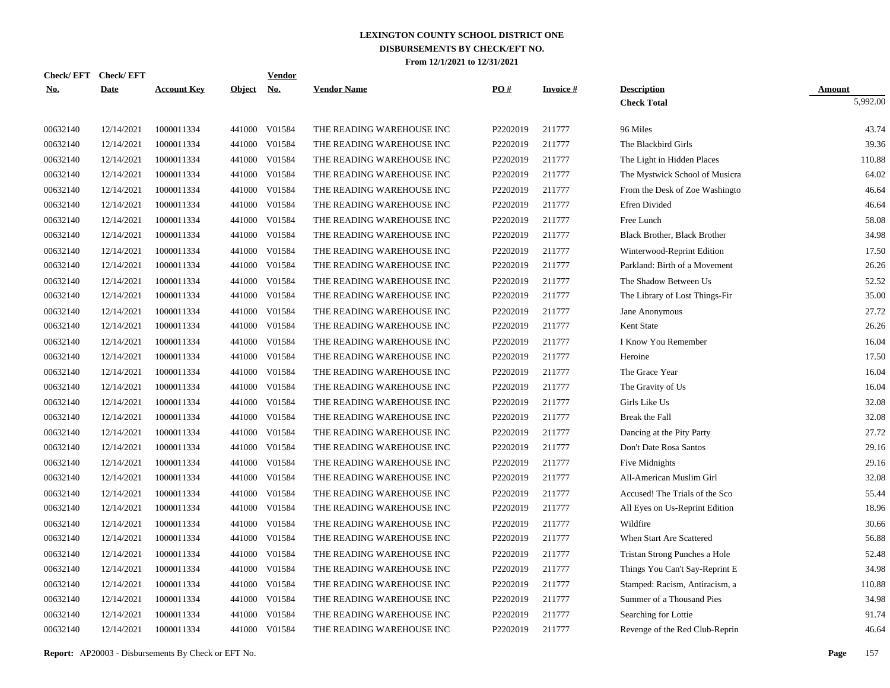# LEXINGTON COUNTY SCHOOL DISTRICT ONE
## DISBURSEMENTS BY CHECK/EFT NO.
### From 12/1/2021 to 12/31/2021

| Check/ EFT No. | Check/ EFT Date | Account Key | Object | Vendor No. | Vendor Name | PO # | Invoice # | Description | Amount |
|---|---|---|---|---|---|---|---|---|---|
| | | | | | | | | **Check Total** | 5,992.00 |
| 00632140 | 12/14/2021 | 1000011334 | 441000 | V01584 | THE READING WAREHOUSE INC | P2202019 | 211777 | 96 Miles | 43.74 |
| 00632140 | 12/14/2021 | 1000011334 | 441000 | V01584 | THE READING WAREHOUSE INC | P2202019 | 211777 | The Blackbird Girls | 39.36 |
| 00632140 | 12/14/2021 | 1000011334 | 441000 | V01584 | THE READING WAREHOUSE INC | P2202019 | 211777 | The Light in Hidden Places | 110.88 |
| 00632140 | 12/14/2021 | 1000011334 | 441000 | V01584 | THE READING WAREHOUSE INC | P2202019 | 211777 | The Mystwick School of Musicra | 64.02 |
| 00632140 | 12/14/2021 | 1000011334 | 441000 | V01584 | THE READING WAREHOUSE INC | P2202019 | 211777 | From the Desk of Zoe Washingto | 46.64 |
| 00632140 | 12/14/2021 | 1000011334 | 441000 | V01584 | THE READING WAREHOUSE INC | P2202019 | 211777 | Efren Divided | 46.64 |
| 00632140 | 12/14/2021 | 1000011334 | 441000 | V01584 | THE READING WAREHOUSE INC | P2202019 | 211777 | Free Lunch | 58.08 |
| 00632140 | 12/14/2021 | 1000011334 | 441000 | V01584 | THE READING WAREHOUSE INC | P2202019 | 211777 | Black Brother, Black Brother | 34.98 |
| 00632140 | 12/14/2021 | 1000011334 | 441000 | V01584 | THE READING WAREHOUSE INC | P2202019 | 211777 | Winterwood-Reprint Edition | 17.50 |
| 00632140 | 12/14/2021 | 1000011334 | 441000 | V01584 | THE READING WAREHOUSE INC | P2202019 | 211777 | Parkland: Birth of a Movement | 26.26 |
| 00632140 | 12/14/2021 | 1000011334 | 441000 | V01584 | THE READING WAREHOUSE INC | P2202019 | 211777 | The Shadow Between Us | 52.52 |
| 00632140 | 12/14/2021 | 1000011334 | 441000 | V01584 | THE READING WAREHOUSE INC | P2202019 | 211777 | The Library of Lost Things-Fir | 35.00 |
| 00632140 | 12/14/2021 | 1000011334 | 441000 | V01584 | THE READING WAREHOUSE INC | P2202019 | 211777 | Jane Anonymous | 27.72 |
| 00632140 | 12/14/2021 | 1000011334 | 441000 | V01584 | THE READING WAREHOUSE INC | P2202019 | 211777 | Kent State | 26.26 |
| 00632140 | 12/14/2021 | 1000011334 | 441000 | V01584 | THE READING WAREHOUSE INC | P2202019 | 211777 | I Know You Remember | 16.04 |
| 00632140 | 12/14/2021 | 1000011334 | 441000 | V01584 | THE READING WAREHOUSE INC | P2202019 | 211777 | Heroine | 17.50 |
| 00632140 | 12/14/2021 | 1000011334 | 441000 | V01584 | THE READING WAREHOUSE INC | P2202019 | 211777 | The Grace Year | 16.04 |
| 00632140 | 12/14/2021 | 1000011334 | 441000 | V01584 | THE READING WAREHOUSE INC | P2202019 | 211777 | The Gravity of Us | 16.04 |
| 00632140 | 12/14/2021 | 1000011334 | 441000 | V01584 | THE READING WAREHOUSE INC | P2202019 | 211777 | Girls Like Us | 32.08 |
| 00632140 | 12/14/2021 | 1000011334 | 441000 | V01584 | THE READING WAREHOUSE INC | P2202019 | 211777 | Break the Fall | 32.08 |
| 00632140 | 12/14/2021 | 1000011334 | 441000 | V01584 | THE READING WAREHOUSE INC | P2202019 | 211777 | Dancing at the Pity Party | 27.72 |
| 00632140 | 12/14/2021 | 1000011334 | 441000 | V01584 | THE READING WAREHOUSE INC | P2202019 | 211777 | Don't Date Rosa Santos | 29.16 |
| 00632140 | 12/14/2021 | 1000011334 | 441000 | V01584 | THE READING WAREHOUSE INC | P2202019 | 211777 | Five Midnights | 29.16 |
| 00632140 | 12/14/2021 | 1000011334 | 441000 | V01584 | THE READING WAREHOUSE INC | P2202019 | 211777 | All-American Muslim Girl | 32.08 |
| 00632140 | 12/14/2021 | 1000011334 | 441000 | V01584 | THE READING WAREHOUSE INC | P2202019 | 211777 | Accused! The Trials of the Sco | 55.44 |
| 00632140 | 12/14/2021 | 1000011334 | 441000 | V01584 | THE READING WAREHOUSE INC | P2202019 | 211777 | All Eyes on Us-Reprint Edition | 18.96 |
| 00632140 | 12/14/2021 | 1000011334 | 441000 | V01584 | THE READING WAREHOUSE INC | P2202019 | 211777 | Wildfire | 30.66 |
| 00632140 | 12/14/2021 | 1000011334 | 441000 | V01584 | THE READING WAREHOUSE INC | P2202019 | 211777 | When Start Are Scattered | 56.88 |
| 00632140 | 12/14/2021 | 1000011334 | 441000 | V01584 | THE READING WAREHOUSE INC | P2202019 | 211777 | Tristan Strong Punches a Hole | 52.48 |
| 00632140 | 12/14/2021 | 1000011334 | 441000 | V01584 | THE READING WAREHOUSE INC | P2202019 | 211777 | Things You Can't Say-Reprint E | 34.98 |
| 00632140 | 12/14/2021 | 1000011334 | 441000 | V01584 | THE READING WAREHOUSE INC | P2202019 | 211777 | Stamped: Racism, Antiracism, a | 110.88 |
| 00632140 | 12/14/2021 | 1000011334 | 441000 | V01584 | THE READING WAREHOUSE INC | P2202019 | 211777 | Summer of a Thousand Pies | 34.98 |
| 00632140 | 12/14/2021 | 1000011334 | 441000 | V01584 | THE READING WAREHOUSE INC | P2202019 | 211777 | Searching for Lottie | 91.74 |
| 00632140 | 12/14/2021 | 1000011334 | 441000 | V01584 | THE READING WAREHOUSE INC | P2202019 | 211777 | Revenge of the Red Club-Reprin | 46.64 |

**Report:** AP20003 - Disbursements By Check or EFT No.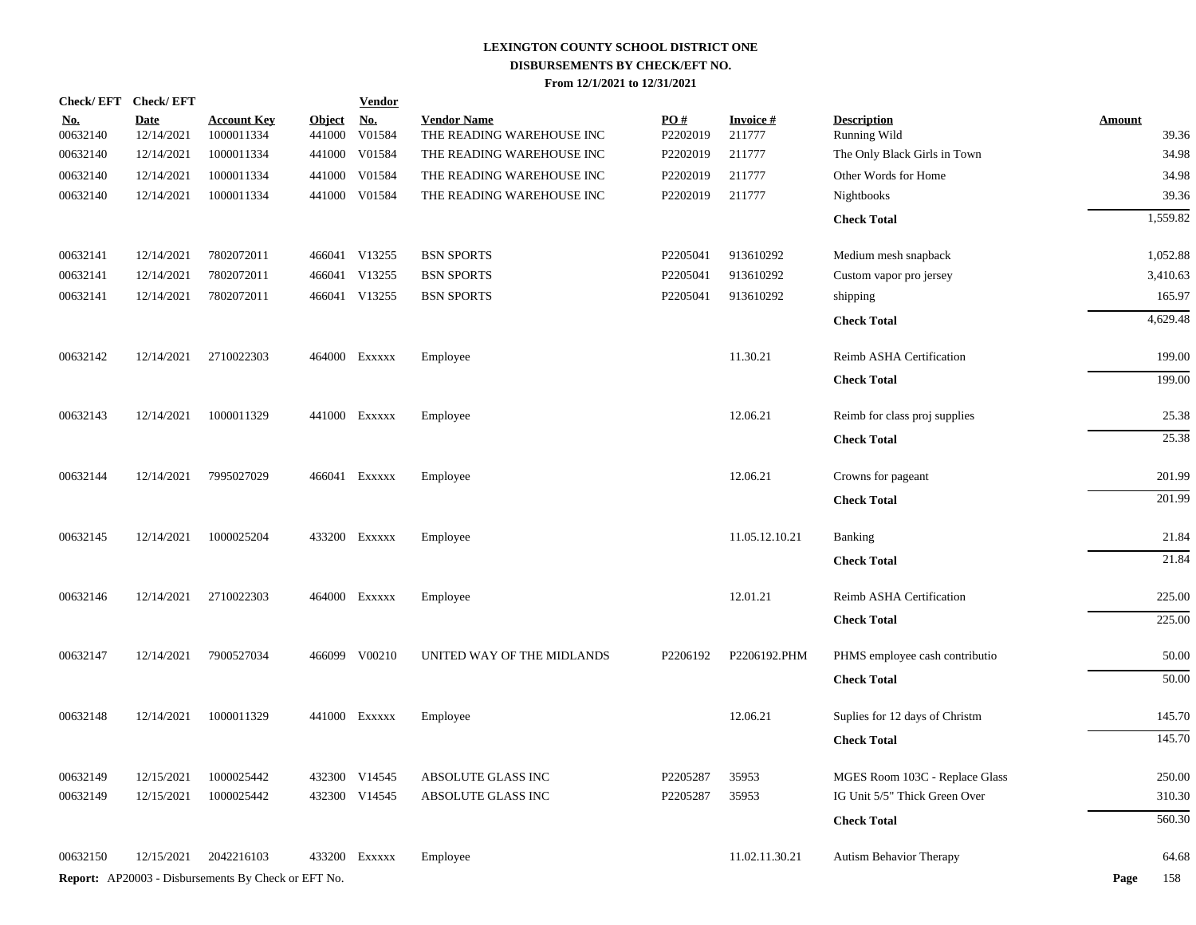# LEXINGTON COUNTY SCHOOL DISTRICT ONE
## DISBURSEMENTS BY CHECK/EFT NO.
### From 12/1/2021 to 12/31/2021

| Check/ EFT No. | Check/ EFT Date | Account Key | Object | Vendor No. | Vendor Name | PO # | Invoice # | Description | Amount |
|---|---|---|---|---|---|---|---|---|---|
| 00632140 | 12/14/2021 | 1000011334 | 441000 | V01584 | THE READING WAREHOUSE INC | P2202019 | 211777 | Running Wild | 39.36 |
| 00632140 | 12/14/2021 | 1000011334 | 441000 | V01584 | THE READING WAREHOUSE INC | P2202019 | 211777 | The Only Black Girls in Town | 34.98 |
| 00632140 | 12/14/2021 | 1000011334 | 441000 | V01584 | THE READING WAREHOUSE INC | P2202019 | 211777 | Other Words for Home | 34.98 |
| 00632140 | 12/14/2021 | 1000011334 | 441000 | V01584 | THE READING WAREHOUSE INC | P2202019 | 211777 | Nightbooks | 39.36 |
| | | | | | | | | **Check Total** | 1,559.82 |
| 00632141 | 12/14/2021 | 7802072011 | 466041 | V13255 | BSN SPORTS | P2205041 | 913610292 | Medium mesh snapback | 1,052.88 |
| 00632141 | 12/14/2021 | 7802072011 | 466041 | V13255 | BSN SPORTS | P2205041 | 913610292 | Custom vapor pro jersey | 3,410.63 |
| 00632141 | 12/14/2021 | 7802072011 | 466041 | V13255 | BSN SPORTS | P2205041 | 913610292 | shipping | 165.97 |
| | | | | | | | | **Check Total** | 4,629.48 |
| 00632142 | 12/14/2021 | 2710022303 | 464000 | Exxxxx | Employee | | 11.30.21 | Reimb ASHA Certification | 199.00 |
| | | | | | | | | **Check Total** | 199.00 |
| 00632143 | 12/14/2021 | 1000011329 | 441000 | Exxxxx | Employee | | 12.06.21 | Reimb for class proj supplies | 25.38 |
| | | | | | | | | **Check Total** | 25.38 |
| 00632144 | 12/14/2021 | 7995027029 | 466041 | Exxxxx | Employee | | 12.06.21 | Crowns for pageant | 201.99 |
| | | | | | | | | **Check Total** | 201.99 |
| 00632145 | 12/14/2021 | 1000025204 | 433200 | Exxxxx | Employee | | 11.05.12.10.21 | Banking | 21.84 |
| | | | | | | | | **Check Total** | 21.84 |
| 00632146 | 12/14/2021 | 2710022303 | 464000 | Exxxxx | Employee | | 12.01.21 | Reimb ASHA Certification | 225.00 |
| | | | | | | | | **Check Total** | 225.00 |
| 00632147 | 12/14/2021 | 7900527034 | 466099 | V00210 | UNITED WAY OF THE MIDLANDS | P2206192 | P2206192.PHM | PHMS employee cash contributio | 50.00 |
| | | | | | | | | **Check Total** | 50.00 |
| 00632148 | 12/14/2021 | 1000011329 | 441000 | Exxxxx | Employee | | 12.06.21 | Suplies for 12 days of Christm | 145.70 |
| | | | | | | | | **Check Total** | 145.70 |
| 00632149 | 12/15/2021 | 1000025442 | 432300 | V14545 | ABSOLUTE GLASS INC | P2205287 | 35953 | MGES Room 103C - Replace Glass | 250.00 |
| 00632149 | 12/15/2021 | 1000025442 | 432300 | V14545 | ABSOLUTE GLASS INC | P2205287 | 35953 | IG Unit 5/5" Thick Green Over | 310.30 |
| | | | | | | | | **Check Total** | 560.30 |
| 00632150 | 12/15/2021 | 2042216103 | 433200 | Exxxxx | Employee | | 11.02.11.30.21 | Autism Behavior Therapy | 64.68 |

**Report:** AP20003 - Disbursements By Check or EFT No.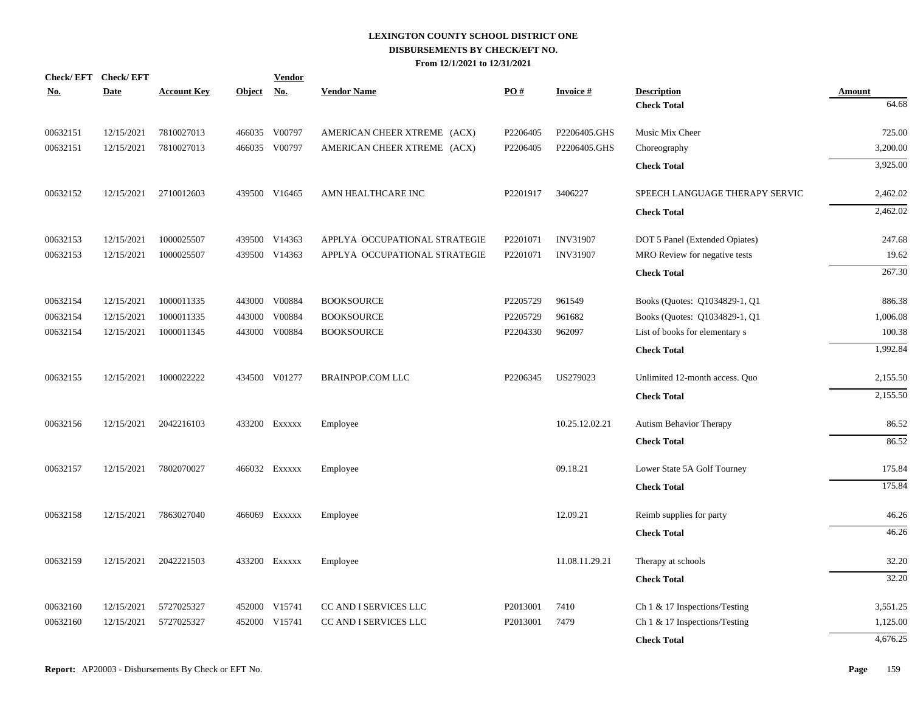# LEXINGTON COUNTY SCHOOL DISTRICT ONE
## DISBURSEMENTS BY CHECK/EFT NO.
### From 12/1/2021 to 12/31/2021

| Check/ EFT No. | Check/ EFT Date | Account Key | Object | Vendor No. | Vendor Name | PO # | Invoice # | Description | Amount |
|---|---|---|---|---|---|---|---|---|---|
| | | | | | | | | **Check Total** | 64.68 |
| 00632151 | 12/15/2021 | 7810027013 | 466035 | V00797 | AMERICAN CHEER XTREME (ACX) | P2206405 | P2206405.GHS | Music Mix Cheer | 725.00 |
| 00632151 | 12/15/2021 | 7810027013 | 466035 | V00797 | AMERICAN CHEER XTREME (ACX) | P2206405 | P2206405.GHS | Choreography | 3,200.00 |
| | | | | | | | | **Check Total** | 3,925.00 |
| 00632152 | 12/15/2021 | 2710012603 | 439500 | V16465 | AMN HEALTHCARE INC | P2201917 | 3406227 | SPEECH LANGUAGE THERAPY SERVIC | 2,462.02 |
| | | | | | | | | **Check Total** | 2,462.02 |
| 00632153 | 12/15/2021 | 1000025507 | 439500 | V14363 | APPLYA OCCUPATIONAL STRATEGIE | P2201071 | INV31907 | DOT 5 Panel (Extended Opiates) | 247.68 |
| 00632153 | 12/15/2021 | 1000025507 | 439500 | V14363 | APPLYA OCCUPATIONAL STRATEGIE | P2201071 | INV31907 | MRO Review for negative tests | 19.62 |
| | | | | | | | | **Check Total** | 267.30 |
| 00632154 | 12/15/2021 | 1000011335 | 443000 | V00884 | BOOKSOURCE | P2205729 | 961549 | Books (Quotes: Q1034829-1, Q1 | 886.38 |
| 00632154 | 12/15/2021 | 1000011335 | 443000 | V00884 | BOOKSOURCE | P2205729 | 961682 | Books (Quotes: Q1034829-1, Q1 | 1,006.08 |
| 00632154 | 12/15/2021 | 1000011345 | 443000 | V00884 | BOOKSOURCE | P2204330 | 962097 | List of books for elementary s | 100.38 |
| | | | | | | | | **Check Total** | 1,992.84 |
| 00632155 | 12/15/2021 | 1000022222 | 434500 | V01277 | BRAINPOP.COM LLC | P2206345 | US279023 | Unlimited 12-month access. Quo | 2,155.50 |
| | | | | | | | | **Check Total** | 2,155.50 |
| 00632156 | 12/15/2021 | 2042216103 | 433200 | Exxxxx | Employee | | 10.25.12.02.21 | Autism Behavior Therapy | 86.52 |
| | | | | | | | | **Check Total** | 86.52 |
| 00632157 | 12/15/2021 | 7802070027 | 466032 | Exxxxx | Employee | | 09.18.21 | Lower State 5A Golf Tourney | 175.84 |
| | | | | | | | | **Check Total** | 175.84 |
| 00632158 | 12/15/2021 | 7863027040 | 466069 | Exxxxx | Employee | | 12.09.21 | Reimb supplies for party | 46.26 |
| | | | | | | | | **Check Total** | 46.26 |
| 00632159 | 12/15/2021 | 2042221503 | 433200 | Exxxxx | Employee | | 11.08.11.29.21 | Therapy at schools | 32.20 |
| | | | | | | | | **Check Total** | 32.20 |
| 00632160 | 12/15/2021 | 5727025327 | 452000 | V15741 | CC AND I SERVICES LLC | P2013001 | 7410 | Ch 1 & 17 Inspections/Testing | 3,551.25 |
| 00632160 | 12/15/2021 | 5727025327 | 452000 | V15741 | CC AND I SERVICES LLC | P2013001 | 7479 | Ch 1 & 17 Inspections/Testing | 1,125.00 |
| | | | | | | | | **Check Total** | 4,676.25 |

**Report:** AP20003 - Disbursements By Check or EFT No.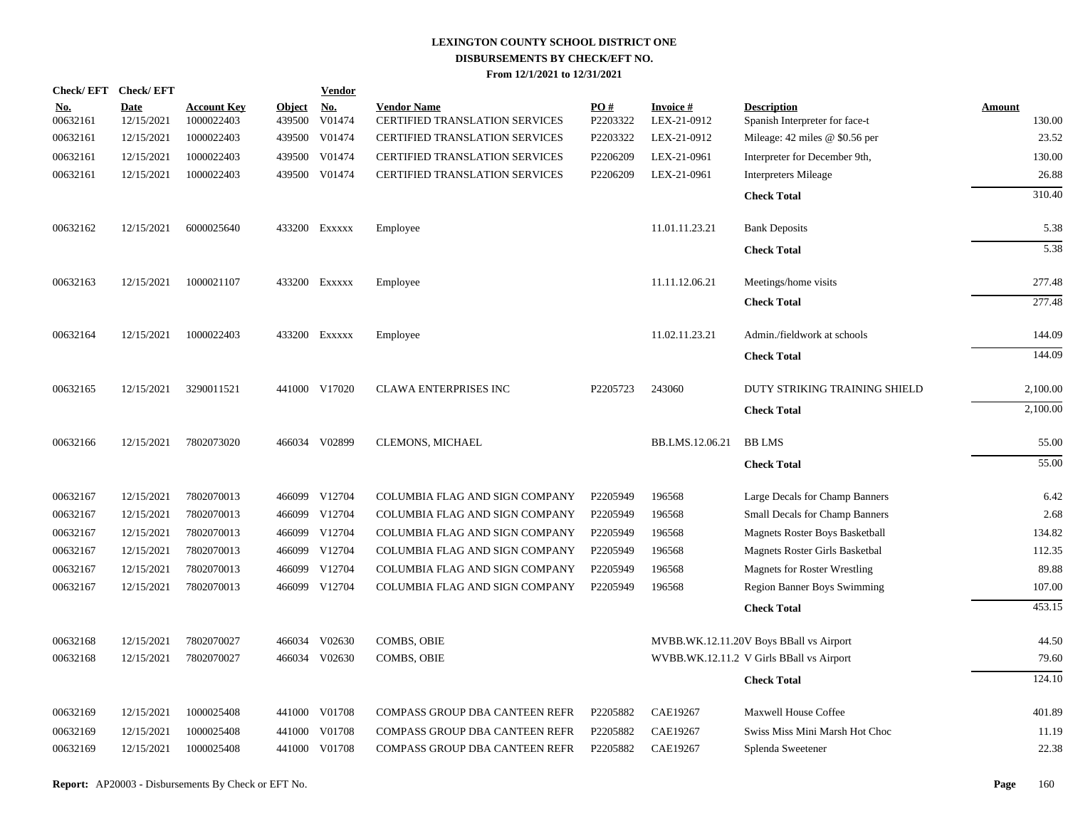# LEXINGTON COUNTY SCHOOL DISTRICT ONE
## DISBURSEMENTS BY CHECK/EFT NO.
### From 12/1/2021 to 12/31/2021

| Check/ EFT No. | Check/ EFT Date | Account Key | Object | Vendor No. | Vendor Name | PO # | Invoice # | Description | Amount |
|---|---|---|---|---|---|---|---|---|---|
| 00632161 | 12/15/2021 | 1000022403 | 439500 | V01474 | CERTIFIED TRANSLATION SERVICES | P2203322 | LEX-21-0912 | Spanish Interpreter for face-t | 130.00 |
| 00632161 | 12/15/2021 | 1000022403 | 439500 | V01474 | CERTIFIED TRANSLATION SERVICES | P2203322 | LEX-21-0912 | Mileage: 42 miles @ $0.56 per | 23.52 |
| 00632161 | 12/15/2021 | 1000022403 | 439500 | V01474 | CERTIFIED TRANSLATION SERVICES | P2206209 | LEX-21-0961 | Interpreter for December 9th, | 130.00 |
| 00632161 | 12/15/2021 | 1000022403 | 439500 | V01474 | CERTIFIED TRANSLATION SERVICES | P2206209 | LEX-21-0961 | Interpreters Mileage | 26.88 |
| | | | | | | | | **Check Total** | 310.40 |
| 00632162 | 12/15/2021 | 6000025640 | 433200 | Exxxxx | Employee | | 11.01.11.23.21 | Bank Deposits | 5.38 |
| | | | | | | | | **Check Total** | 5.38 |
| 00632163 | 12/15/2021 | 1000021107 | 433200 | Exxxxx | Employee | | 11.11.12.06.21 | Meetings/home visits | 277.48 |
| | | | | | | | | **Check Total** | 277.48 |
| 00632164 | 12/15/2021 | 1000022403 | 433200 | Exxxxx | Employee | | 11.02.11.23.21 | Admin./fieldwork at schools | 144.09 |
| | | | | | | | | **Check Total** | 144.09 |
| 00632165 | 12/15/2021 | 3290011521 | 441000 | V17020 | CLAWA ENTERPRISES INC | P2205723 | 243060 | DUTY STRIKING TRAINING SHIELD | 2,100.00 |
| | | | | | | | | **Check Total** | 2,100.00 |
| 00632166 | 12/15/2021 | 7802073020 | 466034 | V02899 | CLEMONS, MICHAEL | | BB.LMS.12.06.21 | BB LMS | 55.00 |
| | | | | | | | | **Check Total** | 55.00 |
| 00632167 | 12/15/2021 | 7802070013 | 466099 | V12704 | COLUMBIA FLAG AND SIGN COMPANY | P2205949 | 196568 | Large Decals for Champ Banners | 6.42 |
| 00632167 | 12/15/2021 | 7802070013 | 466099 | V12704 | COLUMBIA FLAG AND SIGN COMPANY | P2205949 | 196568 | Small Decals for Champ Banners | 2.68 |
| 00632167 | 12/15/2021 | 7802070013 | 466099 | V12704 | COLUMBIA FLAG AND SIGN COMPANY | P2205949 | 196568 | Magnets Roster Boys Basketball | 134.82 |
| 00632167 | 12/15/2021 | 7802070013 | 466099 | V12704 | COLUMBIA FLAG AND SIGN COMPANY | P2205949 | 196568 | Magnets Roster Girls Basketbal | 112.35 |
| 00632167 | 12/15/2021 | 7802070013 | 466099 | V12704 | COLUMBIA FLAG AND SIGN COMPANY | P2205949 | 196568 | Magnets for Roster Wrestling | 89.88 |
| 00632167 | 12/15/2021 | 7802070013 | 466099 | V12704 | COLUMBIA FLAG AND SIGN COMPANY | P2205949 | 196568 | Region Banner Boys Swimming | 107.00 |
| | | | | | | | | **Check Total** | 453.15 |
| 00632168 | 12/15/2021 | 7802070027 | 466034 | V02630 | COMBS, OBIE | | MVBB.WK.12.11.20 | V Boys BBall vs Airport | 44.50 |
| 00632168 | 12/15/2021 | 7802070027 | 466034 | V02630 | COMBS, OBIE | | WVBB.WK.12.11.2 | V Girls BBall vs Airport | 79.60 |
| | | | | | | | | **Check Total** | 124.10 |
| 00632169 | 12/15/2021 | 1000025408 | 441000 | V01708 | COMPASS GROUP DBA CANTEEN REFR | P2205882 | CAE19267 | Maxwell House Coffee | 401.89 |
| 00632169 | 12/15/2021 | 1000025408 | 441000 | V01708 | COMPASS GROUP DBA CANTEEN REFR | P2205882 | CAE19267 | Swiss Miss Mini Marsh Hot Choc | 11.19 |
| 00632169 | 12/15/2021 | 1000025408 | 441000 | V01708 | COMPASS GROUP DBA CANTEEN REFR | P2205882 | CAE19267 | Splenda Sweetener | 22.38 |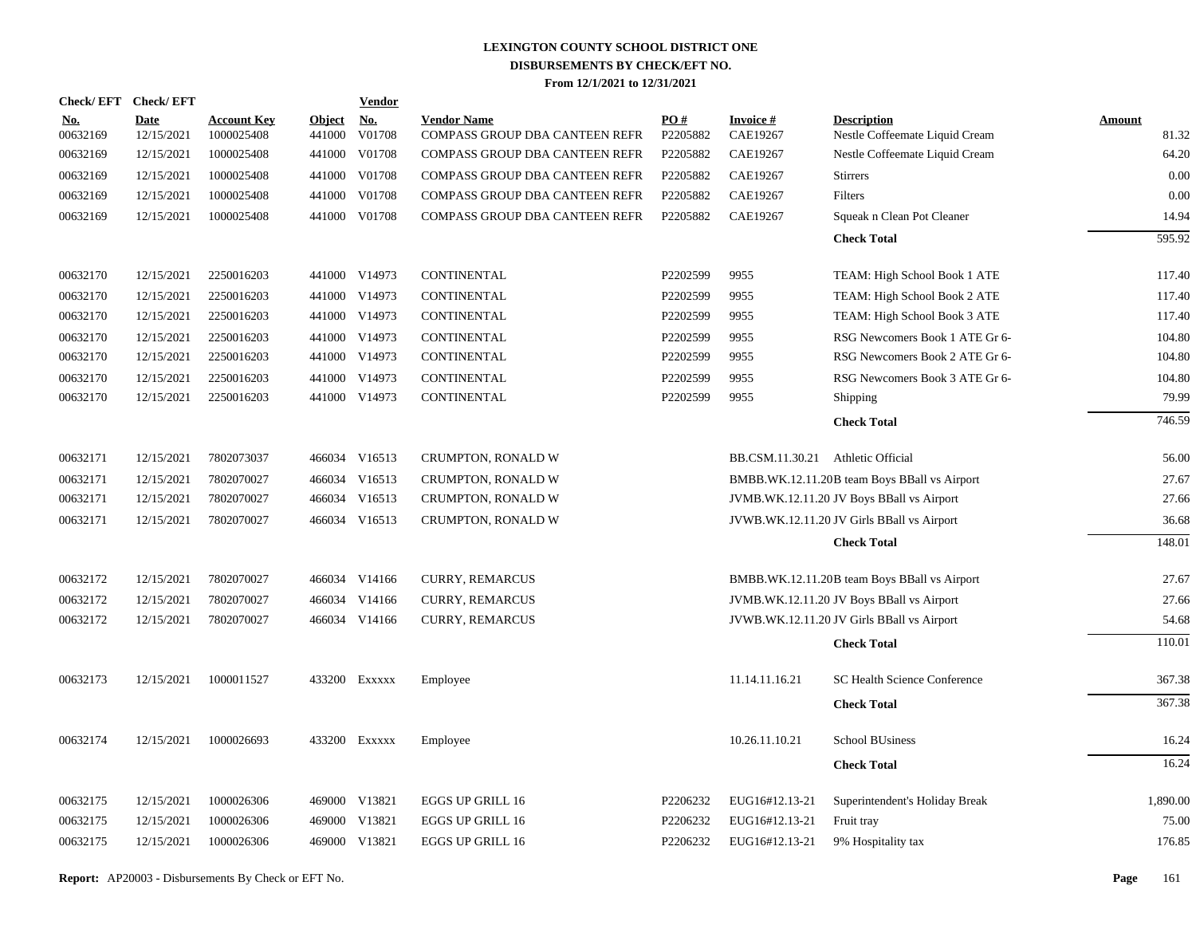# LEXINGTON COUNTY SCHOOL DISTRICT ONE
## DISBURSEMENTS BY CHECK/EFT NO.
### From 12/1/2021 to 12/31/2021

| Check/ EFT No. | Check/ EFT Date | Account Key | Object | Vendor No. | Vendor Name | PO # | Invoice # | Description | Amount |
|---|---|---|---|---|---|---|---|---|---|
| 00632169 | 12/15/2021 | 1000025408 | 441000 | V01708 | COMPASS GROUP DBA CANTEEN REFR | P2205882 | CAE19267 | Nestle Coffeemate Liquid Cream | 81.32 |
| 00632169 | 12/15/2021 | 1000025408 | 441000 | V01708 | COMPASS GROUP DBA CANTEEN REFR | P2205882 | CAE19267 | Nestle Coffeemate Liquid Cream | 64.20 |
| 00632169 | 12/15/2021 | 1000025408 | 441000 | V01708 | COMPASS GROUP DBA CANTEEN REFR | P2205882 | CAE19267 | Stirrers | 0.00 |
| 00632169 | 12/15/2021 | 1000025408 | 441000 | V01708 | COMPASS GROUP DBA CANTEEN REFR | P2205882 | CAE19267 | Filters | 0.00 |
| 00632169 | 12/15/2021 | 1000025408 | 441000 | V01708 | COMPASS GROUP DBA CANTEEN REFR | P2205882 | CAE19267 | Squeak n Clean Pot Cleaner | 14.94 |
| | | | | | | | | **Check Total** | 595.92 |
| 00632170 | 12/15/2021 | 2250016203 | 441000 | V14973 | CONTINENTAL | P2202599 | 9955 | TEAM: High School Book 1 ATE | 117.40 |
| 00632170 | 12/15/2021 | 2250016203 | 441000 | V14973 | CONTINENTAL | P2202599 | 9955 | TEAM: High School Book 2 ATE | 117.40 |
| 00632170 | 12/15/2021 | 2250016203 | 441000 | V14973 | CONTINENTAL | P2202599 | 9955 | TEAM: High School Book 3 ATE | 117.40 |
| 00632170 | 12/15/2021 | 2250016203 | 441000 | V14973 | CONTINENTAL | P2202599 | 9955 | RSG Newcomers Book 1 ATE Gr 6- | 104.80 |
| 00632170 | 12/15/2021 | 2250016203 | 441000 | V14973 | CONTINENTAL | P2202599 | 9955 | RSG Newcomers Book 2 ATE Gr 6- | 104.80 |
| 00632170 | 12/15/2021 | 2250016203 | 441000 | V14973 | CONTINENTAL | P2202599 | 9955 | RSG Newcomers Book 3 ATE Gr 6- | 104.80 |
| 00632170 | 12/15/2021 | 2250016203 | 441000 | V14973 | CONTINENTAL | P2202599 | 9955 | Shipping | 79.99 |
| | | | | | | | | **Check Total** | 746.59 |
| 00632171 | 12/15/2021 | 7802073037 | 466034 | V16513 | CRUMPTON, RONALD W | | BB.CSM.11.30.21 | Athletic Official | 56.00 |
| 00632171 | 12/15/2021 | 7802070027 | 466034 | V16513 | CRUMPTON, RONALD W | | BMBB.WK.12.11.20 | B team Boys BBall vs Airport | 27.67 |
| 00632171 | 12/15/2021 | 7802070027 | 466034 | V16513 | CRUMPTON, RONALD W | | JVMB.WK.12.11.20 | JV Boys BBall vs Airport | 27.66 |
| 00632171 | 12/15/2021 | 7802070027 | 466034 | V16513 | CRUMPTON, RONALD W | | JVWB.WK.12.11.20 | JV Girls BBall vs Airport | 36.68 |
| | | | | | | | | **Check Total** | 148.01 |
| 00632172 | 12/15/2021 | 7802070027 | 466034 | V14166 | CURRY, REMARCUS | | BMBB.WK.12.11.20 | B team Boys BBall vs Airport | 27.67 |
| 00632172 | 12/15/2021 | 7802070027 | 466034 | V14166 | CURRY, REMARCUS | | JVMB.WK.12.11.20 | JV Boys BBall vs Airport | 27.66 |
| 00632172 | 12/15/2021 | 7802070027 | 466034 | V14166 | CURRY, REMARCUS | | JVWB.WK.12.11.20 | JV Girls BBall vs Airport | 54.68 |
| | | | | | | | | **Check Total** | 110.01 |
| 00632173 | 12/15/2021 | 1000011527 | 433200 | Exxxxx | Employee | | 11.14.11.16.21 | SC Health Science Conference | 367.38 |
| | | | | | | | | **Check Total** | 367.38 |
| 00632174 | 12/15/2021 | 1000026693 | 433200 | Exxxxx | Employee | | 10.26.11.10.21 | School BUsiness | 16.24 |
| | | | | | | | | **Check Total** | 16.24 |
| 00632175 | 12/15/2021 | 1000026306 | 469000 | V13821 | EGGS UP GRILL 16 | P2206232 | EUG16#12.13-21 | Superintendent's Holiday Break | 1,890.00 |
| 00632175 | 12/15/2021 | 1000026306 | 469000 | V13821 | EGGS UP GRILL 16 | P2206232 | EUG16#12.13-21 | Fruit tray | 75.00 |
| 00632175 | 12/15/2021 | 1000026306 | 469000 | V13821 | EGGS UP GRILL 16 | P2206232 | EUG16#12.13-21 | 9% Hospitality tax | 176.85 |

**Report:** AP20003 - Disbursements By Check or EFT No.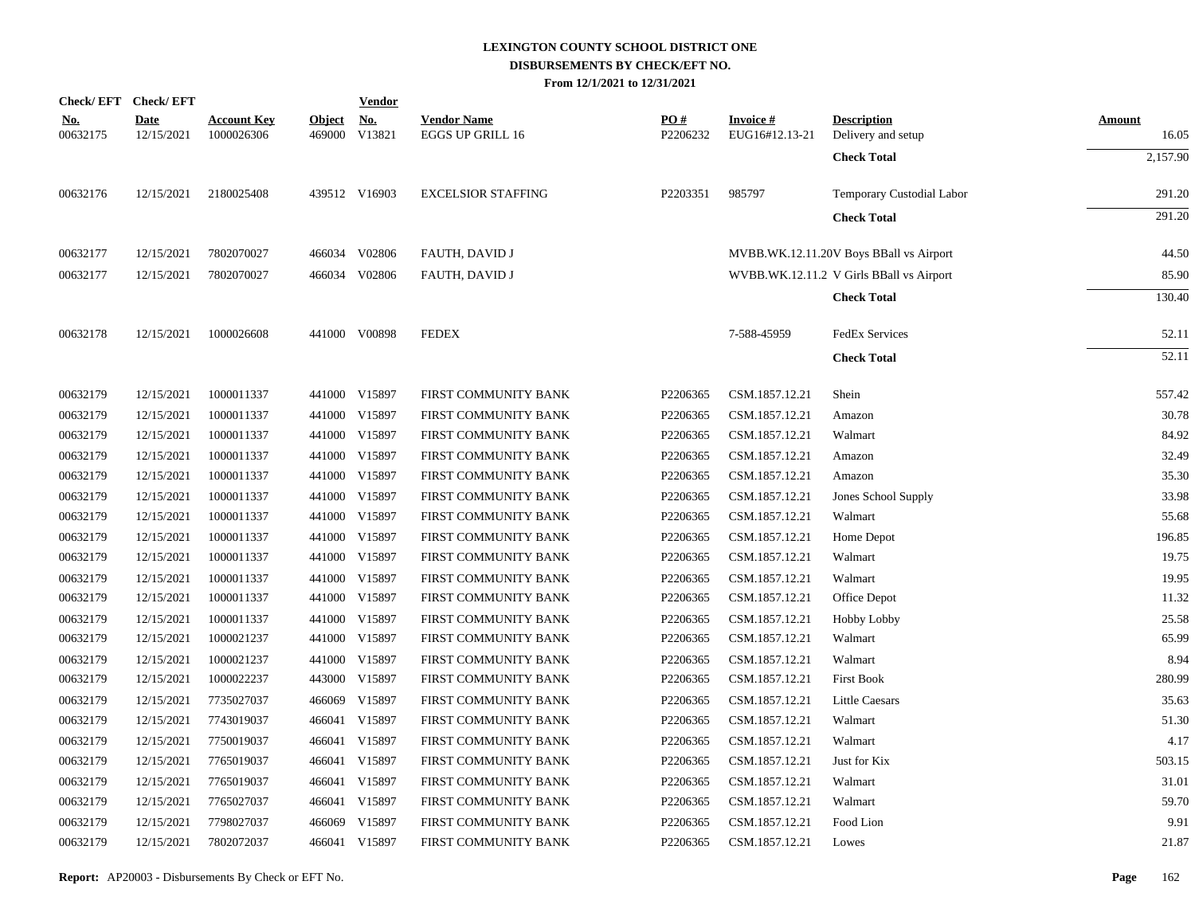# LEXINGTON COUNTY SCHOOL DISTRICT ONE
## DISBURSEMENTS BY CHECK/EFT NO.
### From 12/1/2021 to 12/31/2021

| Check/ EFT No. | Check/ EFT Date | Account Key | Object | Vendor No. | Vendor Name | PO # | Invoice # | Description | Amount |
|---|---|---|---|---|---|---|---|---|---|
| 00632175 | 12/15/2021 | 1000026306 | 469000 | V13821 | EGGS UP GRILL 16 | P2206232 | EUG16#12.13-21 | Delivery and setup | 16.05 |
| | | | | | | | | **Check Total** | 2,157.90 |
| 00632176 | 12/15/2021 | 2180025408 | 439512 | V16903 | EXCELSIOR STAFFING | P2203351 | 985797 | Temporary Custodial Labor | 291.20 |
| | | | | | | | | **Check Total** | 291.20 |
| 00632177 | 12/15/2021 | 7802070027 | 466034 | V02806 | FAUTH, DAVID J | | MVBB.WK.12.11.20 | V Boys BBall vs Airport | 44.50 |
| 00632177 | 12/15/2021 | 7802070027 | 466034 | V02806 | FAUTH, DAVID J | | WVBB.WK.12.11.2 | V Girls BBall vs Airport | 85.90 |
| | | | | | | | | **Check Total** | 130.40 |
| 00632178 | 12/15/2021 | 1000026608 | 441000 | V00898 | FEDEX | | 7-588-45959 | FedEx Services | 52.11 |
| | | | | | | | | **Check Total** | 52.11 |
| 00632179 | 12/15/2021 | 1000011337 | 441000 | V15897 | FIRST COMMUNITY BANK | P2206365 | CSM.1857.12.21 | Shein | 557.42 |
| 00632179 | 12/15/2021 | 1000011337 | 441000 | V15897 | FIRST COMMUNITY BANK | P2206365 | CSM.1857.12.21 | Amazon | 30.78 |
| 00632179 | 12/15/2021 | 1000011337 | 441000 | V15897 | FIRST COMMUNITY BANK | P2206365 | CSM.1857.12.21 | Walmart | 84.92 |
| 00632179 | 12/15/2021 | 1000011337 | 441000 | V15897 | FIRST COMMUNITY BANK | P2206365 | CSM.1857.12.21 | Amazon | 32.49 |
| 00632179 | 12/15/2021 | 1000011337 | 441000 | V15897 | FIRST COMMUNITY BANK | P2206365 | CSM.1857.12.21 | Amazon | 35.30 |
| 00632179 | 12/15/2021 | 1000011337 | 441000 | V15897 | FIRST COMMUNITY BANK | P2206365 | CSM.1857.12.21 | Jones School Supply | 33.98 |
| 00632179 | 12/15/2021 | 1000011337 | 441000 | V15897 | FIRST COMMUNITY BANK | P2206365 | CSM.1857.12.21 | Walmart | 55.68 |
| 00632179 | 12/15/2021 | 1000011337 | 441000 | V15897 | FIRST COMMUNITY BANK | P2206365 | CSM.1857.12.21 | Home Depot | 196.85 |
| 00632179 | 12/15/2021 | 1000011337 | 441000 | V15897 | FIRST COMMUNITY BANK | P2206365 | CSM.1857.12.21 | Walmart | 19.75 |
| 00632179 | 12/15/2021 | 1000011337 | 441000 | V15897 | FIRST COMMUNITY BANK | P2206365 | CSM.1857.12.21 | Walmart | 19.95 |
| 00632179 | 12/15/2021 | 1000011337 | 441000 | V15897 | FIRST COMMUNITY BANK | P2206365 | CSM.1857.12.21 | Office Depot | 11.32 |
| 00632179 | 12/15/2021 | 1000011337 | 441000 | V15897 | FIRST COMMUNITY BANK | P2206365 | CSM.1857.12.21 | Hobby Lobby | 25.58 |
| 00632179 | 12/15/2021 | 1000021237 | 441000 | V15897 | FIRST COMMUNITY BANK | P2206365 | CSM.1857.12.21 | Walmart | 65.99 |
| 00632179 | 12/15/2021 | 1000021237 | 441000 | V15897 | FIRST COMMUNITY BANK | P2206365 | CSM.1857.12.21 | Walmart | 8.94 |
| 00632179 | 12/15/2021 | 1000022237 | 443000 | V15897 | FIRST COMMUNITY BANK | P2206365 | CSM.1857.12.21 | First Book | 280.99 |
| 00632179 | 12/15/2021 | 7735027037 | 466069 | V15897 | FIRST COMMUNITY BANK | P2206365 | CSM.1857.12.21 | Little Caesars | 35.63 |
| 00632179 | 12/15/2021 | 7743019037 | 466041 | V15897 | FIRST COMMUNITY BANK | P2206365 | CSM.1857.12.21 | Walmart | 51.30 |
| 00632179 | 12/15/2021 | 7750019037 | 466041 | V15897 | FIRST COMMUNITY BANK | P2206365 | CSM.1857.12.21 | Walmart | 4.17 |
| 00632179 | 12/15/2021 | 7765019037 | 466041 | V15897 | FIRST COMMUNITY BANK | P2206365 | CSM.1857.12.21 | Just for Kix | 503.15 |
| 00632179 | 12/15/2021 | 7765019037 | 466041 | V15897 | FIRST COMMUNITY BANK | P2206365 | CSM.1857.12.21 | Walmart | 31.01 |
| 00632179 | 12/15/2021 | 7765027037 | 466041 | V15897 | FIRST COMMUNITY BANK | P2206365 | CSM.1857.12.21 | Walmart | 59.70 |
| 00632179 | 12/15/2021 | 7798027037 | 466069 | V15897 | FIRST COMMUNITY BANK | P2206365 | CSM.1857.12.21 | Food Lion | 9.91 |
| 00632179 | 12/15/2021 | 7802072037 | 466041 | V15897 | FIRST COMMUNITY BANK | P2206365 | CSM.1857.12.21 | Lowes | 21.87 |

**Report:** AP20003 - Disbursements By Check or EFT No.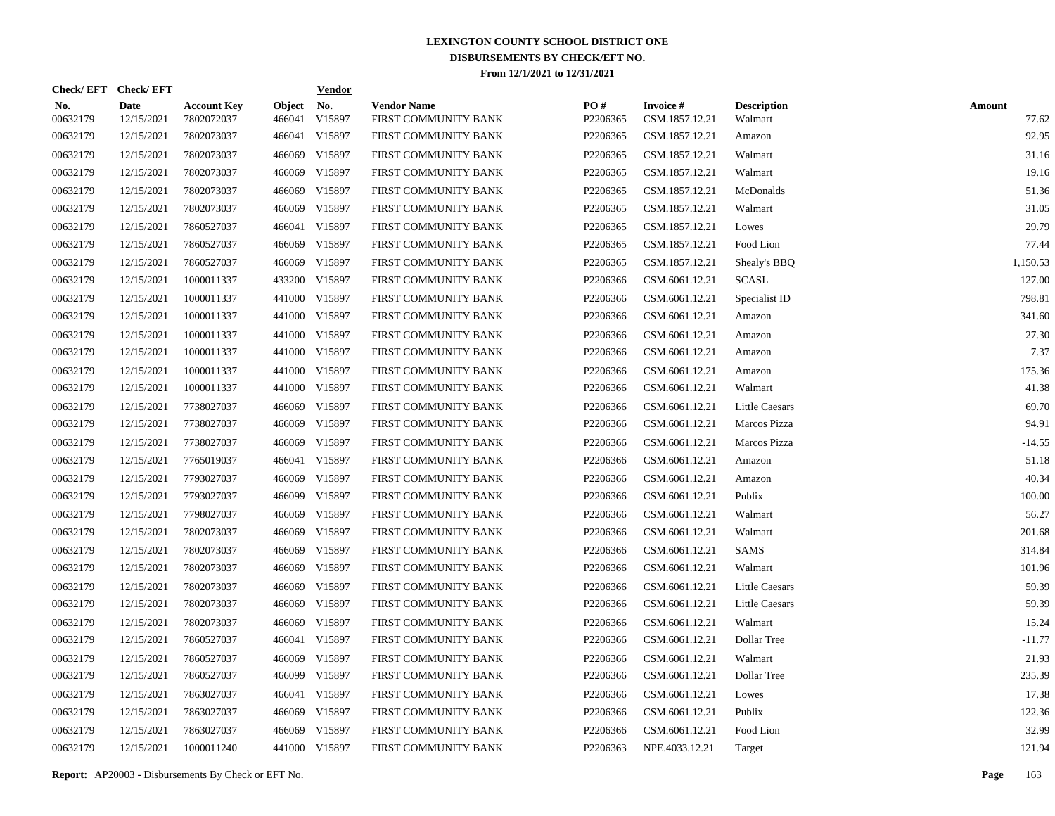**LEXINGTON COUNTY SCHOOL DISTRICT ONE**
**DISBURSEMENTS BY CHECK/EFT NO.**
**From 12/1/2021 to 12/31/2021**

| Check/ EFT No. | Check/ EFT Date | Account Key | Object | Vendor No. | Vendor Name | PO # | Invoice # | Description | Amount |
|---|---|---|---|---|---|---|---|---|---|
| 00632179 | 12/15/2021 | 7802072037 | 466041 | V15897 | FIRST COMMUNITY BANK | P2206365 | CSM.1857.12.21 | Walmart | 77.62 |
| 00632179 | 12/15/2021 | 7802073037 | 466041 | V15897 | FIRST COMMUNITY BANK | P2206365 | CSM.1857.12.21 | Amazon | 92.95 |
| 00632179 | 12/15/2021 | 7802073037 | 466069 | V15897 | FIRST COMMUNITY BANK | P2206365 | CSM.1857.12.21 | Walmart | 31.16 |
| 00632179 | 12/15/2021 | 7802073037 | 466069 | V15897 | FIRST COMMUNITY BANK | P2206365 | CSM.1857.12.21 | Walmart | 19.16 |
| 00632179 | 12/15/2021 | 7802073037 | 466069 | V15897 | FIRST COMMUNITY BANK | P2206365 | CSM.1857.12.21 | McDonalds | 51.36 |
| 00632179 | 12/15/2021 | 7802073037 | 466069 | V15897 | FIRST COMMUNITY BANK | P2206365 | CSM.1857.12.21 | Walmart | 31.05 |
| 00632179 | 12/15/2021 | 7860527037 | 466041 | V15897 | FIRST COMMUNITY BANK | P2206365 | CSM.1857.12.21 | Lowes | 29.79 |
| 00632179 | 12/15/2021 | 7860527037 | 466069 | V15897 | FIRST COMMUNITY BANK | P2206365 | CSM.1857.12.21 | Food Lion | 77.44 |
| 00632179 | 12/15/2021 | 7860527037 | 466069 | V15897 | FIRST COMMUNITY BANK | P2206365 | CSM.1857.12.21 | Shealy's BBQ | 1,150.53 |
| 00632179 | 12/15/2021 | 1000011337 | 433200 | V15897 | FIRST COMMUNITY BANK | P2206366 | CSM.6061.12.21 | SCASL | 127.00 |
| 00632179 | 12/15/2021 | 1000011337 | 441000 | V15897 | FIRST COMMUNITY BANK | P2206366 | CSM.6061.12.21 | Specialist ID | 798.81 |
| 00632179 | 12/15/2021 | 1000011337 | 441000 | V15897 | FIRST COMMUNITY BANK | P2206366 | CSM.6061.12.21 | Amazon | 341.60 |
| 00632179 | 12/15/2021 | 1000011337 | 441000 | V15897 | FIRST COMMUNITY BANK | P2206366 | CSM.6061.12.21 | Amazon | 27.30 |
| 00632179 | 12/15/2021 | 1000011337 | 441000 | V15897 | FIRST COMMUNITY BANK | P2206366 | CSM.6061.12.21 | Amazon | 7.37 |
| 00632179 | 12/15/2021 | 1000011337 | 441000 | V15897 | FIRST COMMUNITY BANK | P2206366 | CSM.6061.12.21 | Amazon | 175.36 |
| 00632179 | 12/15/2021 | 1000011337 | 441000 | V15897 | FIRST COMMUNITY BANK | P2206366 | CSM.6061.12.21 | Walmart | 41.38 |
| 00632179 | 12/15/2021 | 7738027037 | 466069 | V15897 | FIRST COMMUNITY BANK | P2206366 | CSM.6061.12.21 | Little Caesars | 69.70 |
| 00632179 | 12/15/2021 | 7738027037 | 466069 | V15897 | FIRST COMMUNITY BANK | P2206366 | CSM.6061.12.21 | Marcos Pizza | 94.91 |
| 00632179 | 12/15/2021 | 7738027037 | 466069 | V15897 | FIRST COMMUNITY BANK | P2206366 | CSM.6061.12.21 | Marcos Pizza | -14.55 |
| 00632179 | 12/15/2021 | 7765019037 | 466041 | V15897 | FIRST COMMUNITY BANK | P2206366 | CSM.6061.12.21 | Amazon | 51.18 |
| 00632179 | 12/15/2021 | 7793027037 | 466069 | V15897 | FIRST COMMUNITY BANK | P2206366 | CSM.6061.12.21 | Amazon | 40.34 |
| 00632179 | 12/15/2021 | 7793027037 | 466099 | V15897 | FIRST COMMUNITY BANK | P2206366 | CSM.6061.12.21 | Publix | 100.00 |
| 00632179 | 12/15/2021 | 7798027037 | 466069 | V15897 | FIRST COMMUNITY BANK | P2206366 | CSM.6061.12.21 | Walmart | 56.27 |
| 00632179 | 12/15/2021 | 7802073037 | 466069 | V15897 | FIRST COMMUNITY BANK | P2206366 | CSM.6061.12.21 | Walmart | 201.68 |
| 00632179 | 12/15/2021 | 7802073037 | 466069 | V15897 | FIRST COMMUNITY BANK | P2206366 | CSM.6061.12.21 | SAMS | 314.84 |
| 00632179 | 12/15/2021 | 7802073037 | 466069 | V15897 | FIRST COMMUNITY BANK | P2206366 | CSM.6061.12.21 | Walmart | 101.96 |
| 00632179 | 12/15/2021 | 7802073037 | 466069 | V15897 | FIRST COMMUNITY BANK | P2206366 | CSM.6061.12.21 | Little Caesars | 59.39 |
| 00632179 | 12/15/2021 | 7802073037 | 466069 | V15897 | FIRST COMMUNITY BANK | P2206366 | CSM.6061.12.21 | Little Caesars | 59.39 |
| 00632179 | 12/15/2021 | 7802073037 | 466069 | V15897 | FIRST COMMUNITY BANK | P2206366 | CSM.6061.12.21 | Walmart | 15.24 |
| 00632179 | 12/15/2021 | 7860527037 | 466041 | V15897 | FIRST COMMUNITY BANK | P2206366 | CSM.6061.12.21 | Dollar Tree | -11.77 |
| 00632179 | 12/15/2021 | 7860527037 | 466069 | V15897 | FIRST COMMUNITY BANK | P2206366 | CSM.6061.12.21 | Walmart | 21.93 |
| 00632179 | 12/15/2021 | 7860527037 | 466099 | V15897 | FIRST COMMUNITY BANK | P2206366 | CSM.6061.12.21 | Dollar Tree | 235.39 |
| 00632179 | 12/15/2021 | 7863027037 | 466041 | V15897 | FIRST COMMUNITY BANK | P2206366 | CSM.6061.12.21 | Lowes | 17.38 |
| 00632179 | 12/15/2021 | 7863027037 | 466069 | V15897 | FIRST COMMUNITY BANK | P2206366 | CSM.6061.12.21 | Publix | 122.36 |
| 00632179 | 12/15/2021 | 7863027037 | 466069 | V15897 | FIRST COMMUNITY BANK | P2206366 | CSM.6061.12.21 | Food Lion | 32.99 |
| 00632179 | 12/15/2021 | 1000011240 | 441000 | V15897 | FIRST COMMUNITY BANK | P2206363 | NPE.4033.12.21 | Target | 121.94 |

**Report:** AP20003 - Disbursements By Check or EFT No.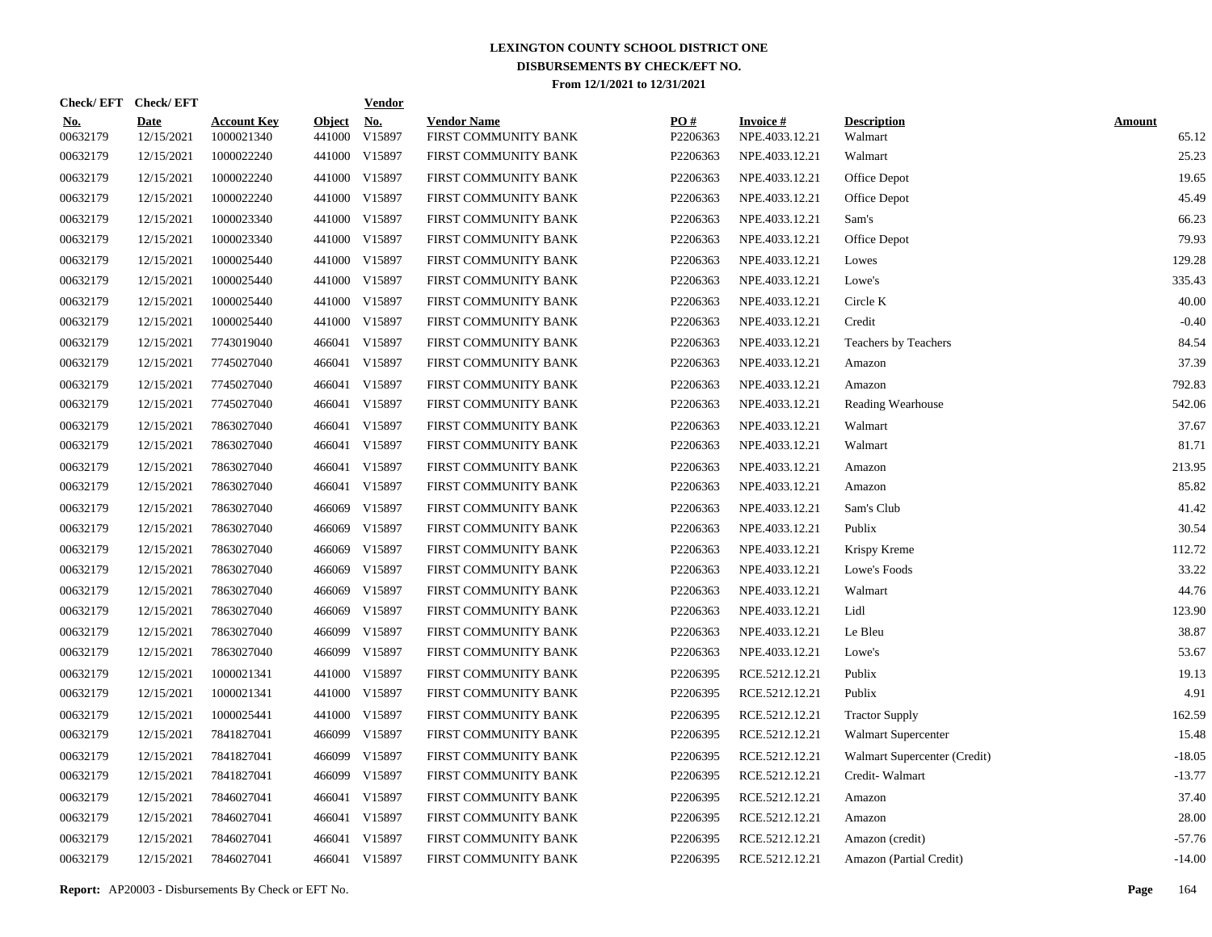# LEXINGTON COUNTY SCHOOL DISTRICT ONE
## DISBURSEMENTS BY CHECK/EFT NO.
### From 12/1/2021 to 12/31/2021

| Check/ EFT No. | Check/ EFT Date | Account Key | Object | Vendor No. | Vendor Name | PO # | Invoice # | Description | Amount |
|---|---|---|---|---|---|---|---|---|---|
| 00632179 | 12/15/2021 | 1000021340 | 441000 | V15897 | FIRST COMMUNITY BANK | P2206363 | NPE.4033.12.21 | Walmart | 65.12 |
| 00632179 | 12/15/2021 | 1000022240 | 441000 | V15897 | FIRST COMMUNITY BANK | P2206363 | NPE.4033.12.21 | Walmart | 25.23 |
| 00632179 | 12/15/2021 | 1000022240 | 441000 | V15897 | FIRST COMMUNITY BANK | P2206363 | NPE.4033.12.21 | Office Depot | 19.65 |
| 00632179 | 12/15/2021 | 1000022240 | 441000 | V15897 | FIRST COMMUNITY BANK | P2206363 | NPE.4033.12.21 | Office Depot | 45.49 |
| 00632179 | 12/15/2021 | 1000023340 | 441000 | V15897 | FIRST COMMUNITY BANK | P2206363 | NPE.4033.12.21 | Sam's | 66.23 |
| 00632179 | 12/15/2021 | 1000023340 | 441000 | V15897 | FIRST COMMUNITY BANK | P2206363 | NPE.4033.12.21 | Office Depot | 79.93 |
| 00632179 | 12/15/2021 | 1000025440 | 441000 | V15897 | FIRST COMMUNITY BANK | P2206363 | NPE.4033.12.21 | Lowes | 129.28 |
| 00632179 | 12/15/2021 | 1000025440 | 441000 | V15897 | FIRST COMMUNITY BANK | P2206363 | NPE.4033.12.21 | Lowe's | 335.43 |
| 00632179 | 12/15/2021 | 1000025440 | 441000 | V15897 | FIRST COMMUNITY BANK | P2206363 | NPE.4033.12.21 | Circle K | 40.00 |
| 00632179 | 12/15/2021 | 1000025440 | 441000 | V15897 | FIRST COMMUNITY BANK | P2206363 | NPE.4033.12.21 | Credit | -0.40 |
| 00632179 | 12/15/2021 | 7743019040 | 466041 | V15897 | FIRST COMMUNITY BANK | P2206363 | NPE.4033.12.21 | Teachers by Teachers | 84.54 |
| 00632179 | 12/15/2021 | 7745027040 | 466041 | V15897 | FIRST COMMUNITY BANK | P2206363 | NPE.4033.12.21 | Amazon | 37.39 |
| 00632179 | 12/15/2021 | 7745027040 | 466041 | V15897 | FIRST COMMUNITY BANK | P2206363 | NPE.4033.12.21 | Amazon | 792.83 |
| 00632179 | 12/15/2021 | 7745027040 | 466041 | V15897 | FIRST COMMUNITY BANK | P2206363 | NPE.4033.12.21 | Reading Wearhouse | 542.06 |
| 00632179 | 12/15/2021 | 7863027040 | 466041 | V15897 | FIRST COMMUNITY BANK | P2206363 | NPE.4033.12.21 | Walmart | 37.67 |
| 00632179 | 12/15/2021 | 7863027040 | 466041 | V15897 | FIRST COMMUNITY BANK | P2206363 | NPE.4033.12.21 | Walmart | 81.71 |
| 00632179 | 12/15/2021 | 7863027040 | 466041 | V15897 | FIRST COMMUNITY BANK | P2206363 | NPE.4033.12.21 | Amazon | 213.95 |
| 00632179 | 12/15/2021 | 7863027040 | 466041 | V15897 | FIRST COMMUNITY BANK | P2206363 | NPE.4033.12.21 | Amazon | 85.82 |
| 00632179 | 12/15/2021 | 7863027040 | 466069 | V15897 | FIRST COMMUNITY BANK | P2206363 | NPE.4033.12.21 | Sam's Club | 41.42 |
| 00632179 | 12/15/2021 | 7863027040 | 466069 | V15897 | FIRST COMMUNITY BANK | P2206363 | NPE.4033.12.21 | Publix | 30.54 |
| 00632179 | 12/15/2021 | 7863027040 | 466069 | V15897 | FIRST COMMUNITY BANK | P2206363 | NPE.4033.12.21 | Krispy Kreme | 112.72 |
| 00632179 | 12/15/2021 | 7863027040 | 466069 | V15897 | FIRST COMMUNITY BANK | P2206363 | NPE.4033.12.21 | Lowe's Foods | 33.22 |
| 00632179 | 12/15/2021 | 7863027040 | 466069 | V15897 | FIRST COMMUNITY BANK | P2206363 | NPE.4033.12.21 | Walmart | 44.76 |
| 00632179 | 12/15/2021 | 7863027040 | 466069 | V15897 | FIRST COMMUNITY BANK | P2206363 | NPE.4033.12.21 | Lidl | 123.90 |
| 00632179 | 12/15/2021 | 7863027040 | 466099 | V15897 | FIRST COMMUNITY BANK | P2206363 | NPE.4033.12.21 | Le Bleu | 38.87 |
| 00632179 | 12/15/2021 | 7863027040 | 466099 | V15897 | FIRST COMMUNITY BANK | P2206363 | NPE.4033.12.21 | Lowe's | 53.67 |
| 00632179 | 12/15/2021 | 1000021341 | 441000 | V15897 | FIRST COMMUNITY BANK | P2206395 | RCE.5212.12.21 | Publix | 19.13 |
| 00632179 | 12/15/2021 | 1000021341 | 441000 | V15897 | FIRST COMMUNITY BANK | P2206395 | RCE.5212.12.21 | Publix | 4.91 |
| 00632179 | 12/15/2021 | 1000025441 | 441000 | V15897 | FIRST COMMUNITY BANK | P2206395 | RCE.5212.12.21 | Tractor Supply | 162.59 |
| 00632179 | 12/15/2021 | 7841827041 | 466099 | V15897 | FIRST COMMUNITY BANK | P2206395 | RCE.5212.12.21 | Walmart Supercenter | 15.48 |
| 00632179 | 12/15/2021 | 7841827041 | 466099 | V15897 | FIRST COMMUNITY BANK | P2206395 | RCE.5212.12.21 | Walmart Supercenter (Credit) | -18.05 |
| 00632179 | 12/15/2021 | 7841827041 | 466099 | V15897 | FIRST COMMUNITY BANK | P2206395 | RCE.5212.12.21 | Credit- Walmart | -13.77 |
| 00632179 | 12/15/2021 | 7846027041 | 466041 | V15897 | FIRST COMMUNITY BANK | P2206395 | RCE.5212.12.21 | Amazon | 37.40 |
| 00632179 | 12/15/2021 | 7846027041 | 466041 | V15897 | FIRST COMMUNITY BANK | P2206395 | RCE.5212.12.21 | Amazon | 28.00 |
| 00632179 | 12/15/2021 | 7846027041 | 466041 | V15897 | FIRST COMMUNITY BANK | P2206395 | RCE.5212.12.21 | Amazon (credit) | -57.76 |
| 00632179 | 12/15/2021 | 7846027041 | 466041 | V15897 | FIRST COMMUNITY BANK | P2206395 | RCE.5212.12.21 | Amazon (Partial Credit) | -14.00 |

**Report:** AP20003 - Disbursements By Check or EFT No.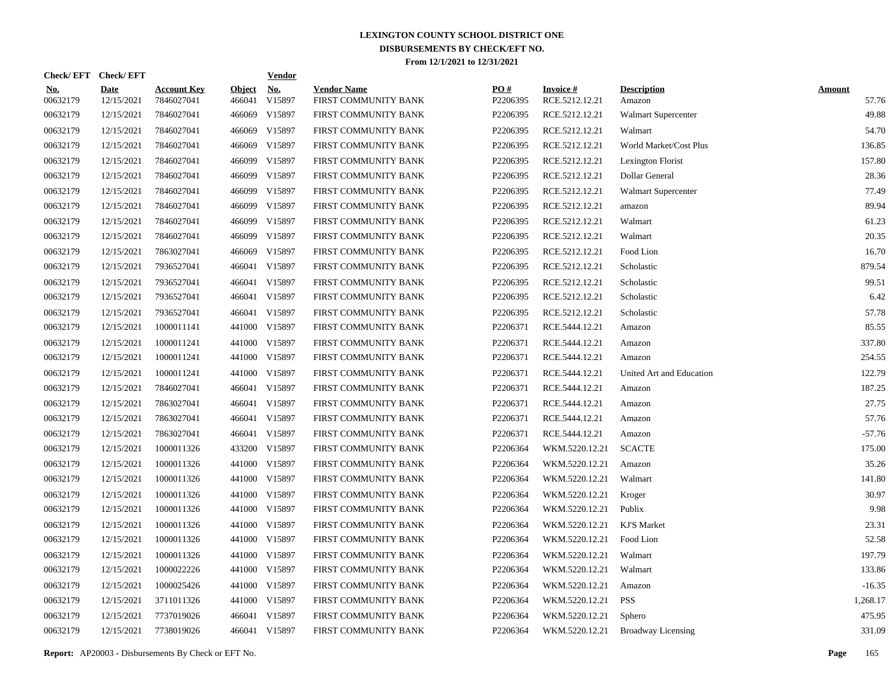# LEXINGTON COUNTY SCHOOL DISTRICT ONE
## DISBURSEMENTS BY CHECK/EFT NO.
### From 12/1/2021 to 12/31/2021

| Check/ EFT No. | Check/ EFT Date | Account Key | Object | Vendor No. | Vendor Name | PO # | Invoice # | Description | Amount |
|---|---|---|---|---|---|---|---|---|---|
| 00632179 | 12/15/2021 | 7846027041 | 466041 | V15897 | FIRST COMMUNITY BANK | P2206395 | RCE.5212.12.21 | Amazon | 57.76 |
| 00632179 | 12/15/2021 | 7846027041 | 466069 | V15897 | FIRST COMMUNITY BANK | P2206395 | RCE.5212.12.21 | Walmart Supercenter | 49.88 |
| 00632179 | 12/15/2021 | 7846027041 | 466069 | V15897 | FIRST COMMUNITY BANK | P2206395 | RCE.5212.12.21 | Walmart | 54.70 |
| 00632179 | 12/15/2021 | 7846027041 | 466069 | V15897 | FIRST COMMUNITY BANK | P2206395 | RCE.5212.12.21 | World Market/Cost Plus | 136.85 |
| 00632179 | 12/15/2021 | 7846027041 | 466099 | V15897 | FIRST COMMUNITY BANK | P2206395 | RCE.5212.12.21 | Lexington Florist | 157.80 |
| 00632179 | 12/15/2021 | 7846027041 | 466099 | V15897 | FIRST COMMUNITY BANK | P2206395 | RCE.5212.12.21 | Dollar General | 28.36 |
| 00632179 | 12/15/2021 | 7846027041 | 466099 | V15897 | FIRST COMMUNITY BANK | P2206395 | RCE.5212.12.21 | Walmart Supercenter | 77.49 |
| 00632179 | 12/15/2021 | 7846027041 | 466099 | V15897 | FIRST COMMUNITY BANK | P2206395 | RCE.5212.12.21 | amazon | 89.94 |
| 00632179 | 12/15/2021 | 7846027041 | 466099 | V15897 | FIRST COMMUNITY BANK | P2206395 | RCE.5212.12.21 | Walmart | 61.23 |
| 00632179 | 12/15/2021 | 7846027041 | 466099 | V15897 | FIRST COMMUNITY BANK | P2206395 | RCE.5212.12.21 | Walmart | 20.35 |
| 00632179 | 12/15/2021 | 7863027041 | 466069 | V15897 | FIRST COMMUNITY BANK | P2206395 | RCE.5212.12.21 | Food Lion | 16.70 |
| 00632179 | 12/15/2021 | 7936527041 | 466041 | V15897 | FIRST COMMUNITY BANK | P2206395 | RCE.5212.12.21 | Scholastic | 879.54 |
| 00632179 | 12/15/2021 | 7936527041 | 466041 | V15897 | FIRST COMMUNITY BANK | P2206395 | RCE.5212.12.21 | Scholastic | 99.51 |
| 00632179 | 12/15/2021 | 7936527041 | 466041 | V15897 | FIRST COMMUNITY BANK | P2206395 | RCE.5212.12.21 | Scholastic | 6.42 |
| 00632179 | 12/15/2021 | 7936527041 | 466041 | V15897 | FIRST COMMUNITY BANK | P2206395 | RCE.5212.12.21 | Scholastic | 57.78 |
| 00632179 | 12/15/2021 | 1000011141 | 441000 | V15897 | FIRST COMMUNITY BANK | P2206371 | RCE.5444.12.21 | Amazon | 85.55 |
| 00632179 | 12/15/2021 | 1000011241 | 441000 | V15897 | FIRST COMMUNITY BANK | P2206371 | RCE.5444.12.21 | Amazon | 337.80 |
| 00632179 | 12/15/2021 | 1000011241 | 441000 | V15897 | FIRST COMMUNITY BANK | P2206371 | RCE.5444.12.21 | Amazon | 254.55 |
| 00632179 | 12/15/2021 | 1000011241 | 441000 | V15897 | FIRST COMMUNITY BANK | P2206371 | RCE.5444.12.21 | United Art and Education | 122.79 |
| 00632179 | 12/15/2021 | 7846027041 | 466041 | V15897 | FIRST COMMUNITY BANK | P2206371 | RCE.5444.12.21 | Amazon | 187.25 |
| 00632179 | 12/15/2021 | 7863027041 | 466041 | V15897 | FIRST COMMUNITY BANK | P2206371 | RCE.5444.12.21 | Amazon | 27.75 |
| 00632179 | 12/15/2021 | 7863027041 | 466041 | V15897 | FIRST COMMUNITY BANK | P2206371 | RCE.5444.12.21 | Amazon | 57.76 |
| 00632179 | 12/15/2021 | 7863027041 | 466041 | V15897 | FIRST COMMUNITY BANK | P2206371 | RCE.5444.12.21 | Amazon | -57.76 |
| 00632179 | 12/15/2021 | 1000011326 | 433200 | V15897 | FIRST COMMUNITY BANK | P2206364 | WKM.5220.12.21 | SCACTE | 175.00 |
| 00632179 | 12/15/2021 | 1000011326 | 441000 | V15897 | FIRST COMMUNITY BANK | P2206364 | WKM.5220.12.21 | Amazon | 35.26 |
| 00632179 | 12/15/2021 | 1000011326 | 441000 | V15897 | FIRST COMMUNITY BANK | P2206364 | WKM.5220.12.21 | Walmart | 141.80 |
| 00632179 | 12/15/2021 | 1000011326 | 441000 | V15897 | FIRST COMMUNITY BANK | P2206364 | WKM.5220.12.21 | Kroger | 30.97 |
| 00632179 | 12/15/2021 | 1000011326 | 441000 | V15897 | FIRST COMMUNITY BANK | P2206364 | WKM.5220.12.21 | Publix | 9.98 |
| 00632179 | 12/15/2021 | 1000011326 | 441000 | V15897 | FIRST COMMUNITY BANK | P2206364 | WKM.5220.12.21 | KJ'S Market | 23.31 |
| 00632179 | 12/15/2021 | 1000011326 | 441000 | V15897 | FIRST COMMUNITY BANK | P2206364 | WKM.5220.12.21 | Food Lion | 52.58 |
| 00632179 | 12/15/2021 | 1000011326 | 441000 | V15897 | FIRST COMMUNITY BANK | P2206364 | WKM.5220.12.21 | Walmart | 197.79 |
| 00632179 | 12/15/2021 | 1000022226 | 441000 | V15897 | FIRST COMMUNITY BANK | P2206364 | WKM.5220.12.21 | Walmart | 133.86 |
| 00632179 | 12/15/2021 | 1000025426 | 441000 | V15897 | FIRST COMMUNITY BANK | P2206364 | WKM.5220.12.21 | Amazon | -16.35 |
| 00632179 | 12/15/2021 | 3711011326 | 441000 | V15897 | FIRST COMMUNITY BANK | P2206364 | WKM.5220.12.21 | PSS | 1,268.17 |
| 00632179 | 12/15/2021 | 7737019026 | 466041 | V15897 | FIRST COMMUNITY BANK | P2206364 | WKM.5220.12.21 | Sphero | 475.95 |
| 00632179 | 12/15/2021 | 7738019026 | 466041 | V15897 | FIRST COMMUNITY BANK | P2206364 | WKM.5220.12.21 | Broadway Licensing | 331.09 |

**Report:** AP20003 - Disbursements By Check or EFT No.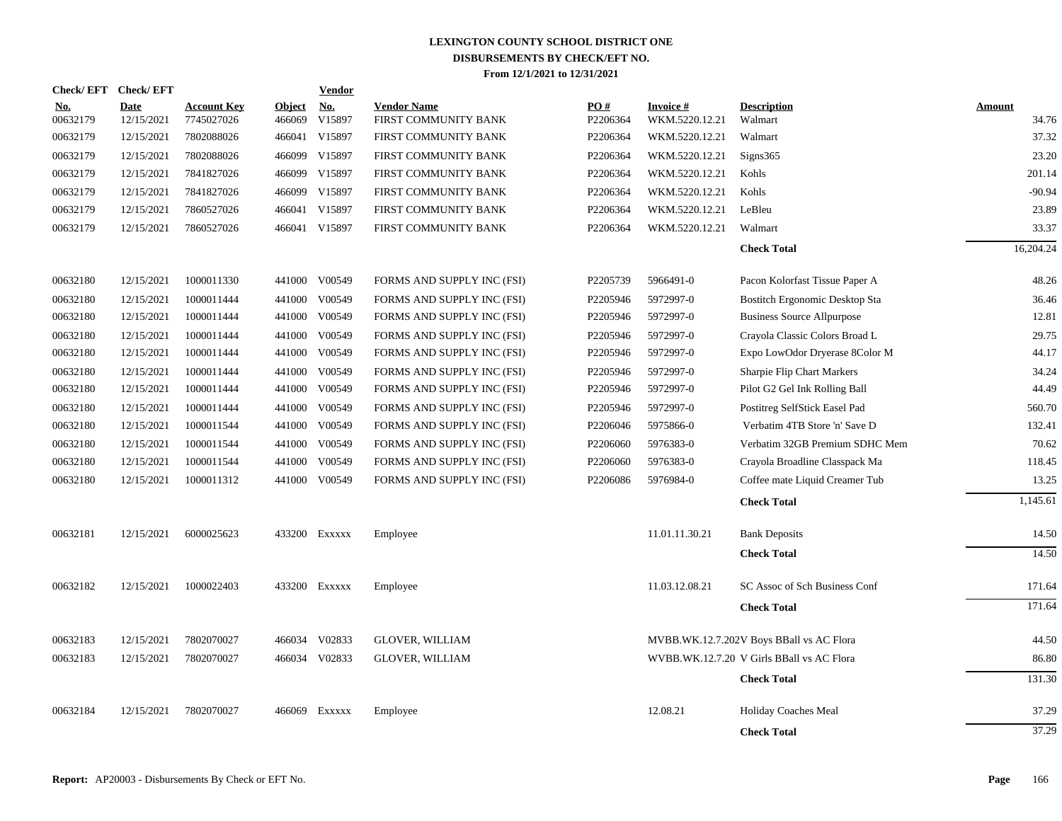# LEXINGTON COUNTY SCHOOL DISTRICT ONE
## DISBURSEMENTS BY CHECK/EFT NO.
### From 12/1/2021 to 12/31/2021

| Check/ EFT No. | Check/ EFT Date | Account Key | Object | Vendor No. | Vendor Name | PO # | Invoice # | Description | Amount |
|---|---|---|---|---|---|---|---|---|---|
| 00632179 | 12/15/2021 | 7745027026 | 466069 | V15897 | FIRST COMMUNITY BANK | P2206364 | WKM.5220.12.21 | Walmart | 34.76 |
| 00632179 | 12/15/2021 | 7802088026 | 466041 | V15897 | FIRST COMMUNITY BANK | P2206364 | WKM.5220.12.21 | Walmart | 37.32 |
| 00632179 | 12/15/2021 | 7802088026 | 466099 | V15897 | FIRST COMMUNITY BANK | P2206364 | WKM.5220.12.21 | Signs365 | 23.20 |
| 00632179 | 12/15/2021 | 7841827026 | 466099 | V15897 | FIRST COMMUNITY BANK | P2206364 | WKM.5220.12.21 | Kohls | 201.14 |
| 00632179 | 12/15/2021 | 7841827026 | 466099 | V15897 | FIRST COMMUNITY BANK | P2206364 | WKM.5220.12.21 | Kohls | -90.94 |
| 00632179 | 12/15/2021 | 7860527026 | 466041 | V15897 | FIRST COMMUNITY BANK | P2206364 | WKM.5220.12.21 | LeBleu | 23.89 |
| 00632179 | 12/15/2021 | 7860527026 | 466041 | V15897 | FIRST COMMUNITY BANK | P2206364 | WKM.5220.12.21 | Walmart | 33.37 |
| | | | | | | | | **Check Total** | 16,204.24 |
| 00632180 | 12/15/2021 | 1000011330 | 441000 | V00549 | FORMS AND SUPPLY INC (FSI) | P2205739 | 5966491-0 | Pacon Kolorfast Tissue Paper A | 48.26 |
| 00632180 | 12/15/2021 | 1000011444 | 441000 | V00549 | FORMS AND SUPPLY INC (FSI) | P2205946 | 5972997-0 | Bostitch Ergonomic Desktop Sta | 36.46 |
| 00632180 | 12/15/2021 | 1000011444 | 441000 | V00549 | FORMS AND SUPPLY INC (FSI) | P2205946 | 5972997-0 | Business Source Allpurpose | 12.81 |
| 00632180 | 12/15/2021 | 1000011444 | 441000 | V00549 | FORMS AND SUPPLY INC (FSI) | P2205946 | 5972997-0 | Crayola Classic Colors Broad L | 29.75 |
| 00632180 | 12/15/2021 | 1000011444 | 441000 | V00549 | FORMS AND SUPPLY INC (FSI) | P2205946 | 5972997-0 | Expo LowOdor Dryerase 8Color M | 44.17 |
| 00632180 | 12/15/2021 | 1000011444 | 441000 | V00549 | FORMS AND SUPPLY INC (FSI) | P2205946 | 5972997-0 | Sharpie Flip Chart Markers | 34.24 |
| 00632180 | 12/15/2021 | 1000011444 | 441000 | V00549 | FORMS AND SUPPLY INC (FSI) | P2205946 | 5972997-0 | Pilot G2 Gel Ink Rolling Ball | 44.49 |
| 00632180 | 12/15/2021 | 1000011444 | 441000 | V00549 | FORMS AND SUPPLY INC (FSI) | P2205946 | 5972997-0 | Postitreg SelfStick Easel Pad | 560.70 |
| 00632180 | 12/15/2021 | 1000011544 | 441000 | V00549 | FORMS AND SUPPLY INC (FSI) | P2206046 | 5975866-0 | Verbatim 4TB Store 'n' Save D | 132.41 |
| 00632180 | 12/15/2021 | 1000011544 | 441000 | V00549 | FORMS AND SUPPLY INC (FSI) | P2206060 | 5976383-0 | Verbatim 32GB Premium SDHC Mem | 70.62 |
| 00632180 | 12/15/2021 | 1000011544 | 441000 | V00549 | FORMS AND SUPPLY INC (FSI) | P2206060 | 5976383-0 | Crayola Broadline Classpack Ma | 118.45 |
| 00632180 | 12/15/2021 | 1000011312 | 441000 | V00549 | FORMS AND SUPPLY INC (FSI) | P2206086 | 5976984-0 | Coffee mate Liquid Creamer Tub | 13.25 |
| | | | | | | | | **Check Total** | 1,145.61 |
| 00632181 | 12/15/2021 | 6000025623 | 433200 | Exxxxx | Employee | | 11.01.11.30.21 | Bank Deposits | 14.50 |
| | | | | | | | | **Check Total** | 14.50 |
| 00632182 | 12/15/2021 | 1000022403 | 433200 | Exxxxx | Employee | | 11.03.12.08.21 | SC Assoc of Sch Business Conf | 171.64 |
| | | | | | | | | **Check Total** | 171.64 |
| 00632183 | 12/15/2021 | 7802070027 | 466034 | V02833 | GLOVER, WILLIAM | | MVBB.WK.12.7.202 | V Boys BBall vs AC Flora | 44.50 |
| 00632183 | 12/15/2021 | 7802070027 | 466034 | V02833 | GLOVER, WILLIAM | | WVBB.WK.12.7.20 | V Girls BBall vs AC Flora | 86.80 |
| | | | | | | | | **Check Total** | 131.30 |
| 00632184 | 12/15/2021 | 7802070027 | 466069 | Exxxxx | Employee | | 12.08.21 | Holiday Coaches Meal | 37.29 |
| | | | | | | | | **Check Total** | 37.29 |

**Report:** AP20003 - Disbursements By Check or EFT No.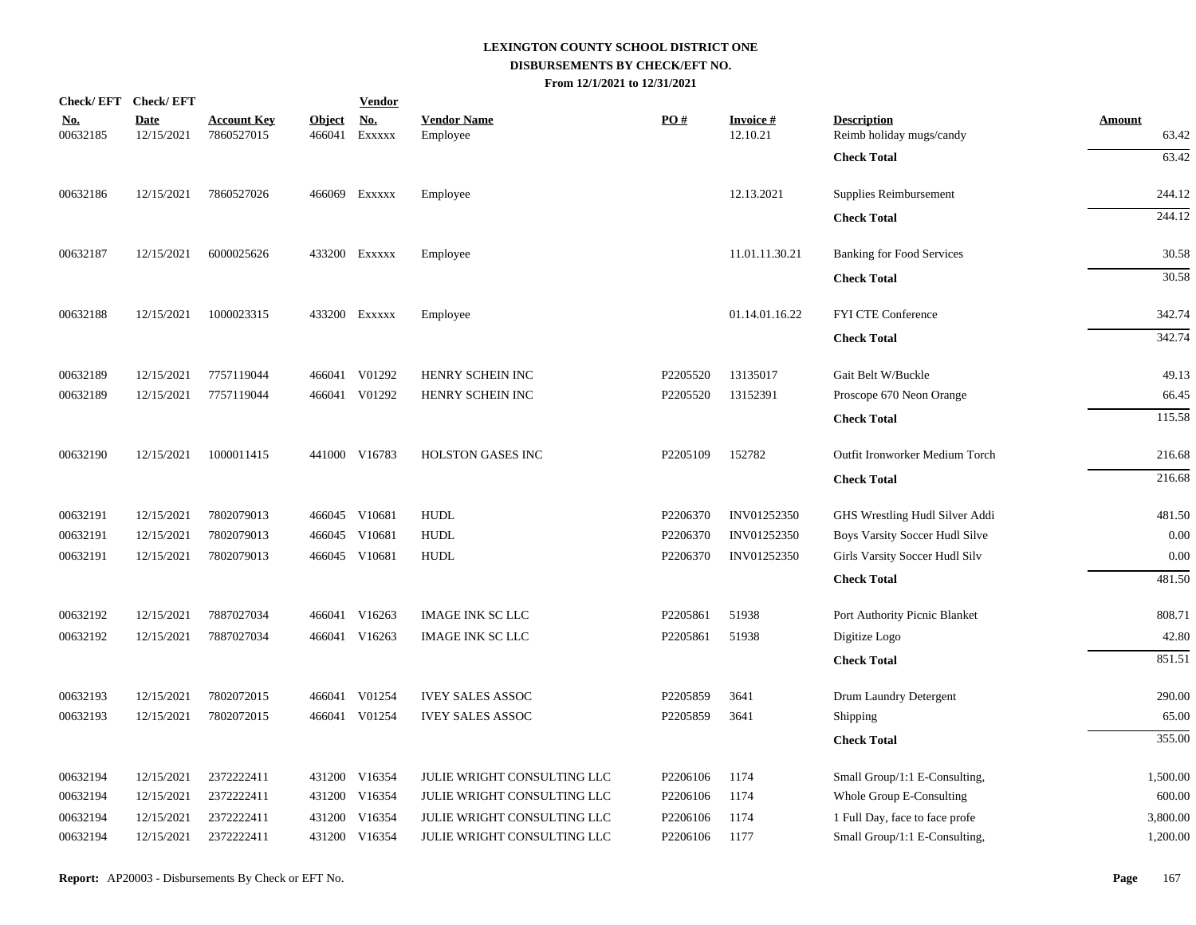# LEXINGTON COUNTY SCHOOL DISTRICT ONE
## DISBURSEMENTS BY CHECK/EFT NO.
### From 12/1/2021 to 12/31/2021

| Check/ EFT No. | Check/ EFT Date | Account Key | Object | Vendor No. | Vendor Name | PO # | Invoice # | Description | Amount |
|---|---|---|---|---|---|---|---|---|---|
| 00632185 | 12/15/2021 | 7860527015 | 466041 | Exxxxx | Employee | | 12.10.21 | Reimb holiday mugs/candy | 63.42 |
| | | | | | | | | **Check Total** | 63.42 |
| 00632186 | 12/15/2021 | 7860527026 | 466069 | Exxxxx | Employee | | 12.13.2021 | Supplies Reimbursement | 244.12 |
| | | | | | | | | **Check Total** | 244.12 |
| 00632187 | 12/15/2021 | 6000025626 | 433200 | Exxxxx | Employee | | 11.01.11.30.21 | Banking for Food Services | 30.58 |
| | | | | | | | | **Check Total** | 30.58 |
| 00632188 | 12/15/2021 | 1000023315 | 433200 | Exxxxx | Employee | | 01.14.01.16.22 | FYI CTE Conference | 342.74 |
| | | | | | | | | **Check Total** | 342.74 |
| 00632189 | 12/15/2021 | 7757119044 | 466041 | V01292 | HENRY SCHEIN INC | P2205520 | 13135017 | Gait Belt W/Buckle | 49.13 |
| 00632189 | 12/15/2021 | 7757119044 | 466041 | V01292 | HENRY SCHEIN INC | P2205520 | 13152391 | Proscope 670 Neon Orange | 66.45 |
| | | | | | | | | **Check Total** | 115.58 |
| 00632190 | 12/15/2021 | 1000011415 | 441000 | V16783 | HOLSTON GASES INC | P2205109 | 152782 | Outfit Ironworker Medium Torch | 216.68 |
| | | | | | | | | **Check Total** | 216.68 |
| 00632191 | 12/15/2021 | 7802079013 | 466045 | V10681 | HUDL | P2206370 | INV01252350 | GHS Wrestling Hudl Silver Addi | 481.50 |
| 00632191 | 12/15/2021 | 7802079013 | 466045 | V10681 | HUDL | P2206370 | INV01252350 | Boys Varsity Soccer Hudl Silve | 0.00 |
| 00632191 | 12/15/2021 | 7802079013 | 466045 | V10681 | HUDL | P2206370 | INV01252350 | Girls Varsity Soccer Hudl Silv | 0.00 |
| | | | | | | | | **Check Total** | 481.50 |
| 00632192 | 12/15/2021 | 7887027034 | 466041 | V16263 | IMAGE INK SC LLC | P2205861 | 51938 | Port Authority Picnic Blanket | 808.71 |
| 00632192 | 12/15/2021 | 7887027034 | 466041 | V16263 | IMAGE INK SC LLC | P2205861 | 51938 | Digitize Logo | 42.80 |
| | | | | | | | | **Check Total** | 851.51 |
| 00632193 | 12/15/2021 | 7802072015 | 466041 | V01254 | IVEY SALES ASSOC | P2205859 | 3641 | Drum Laundry Detergent | 290.00 |
| 00632193 | 12/15/2021 | 7802072015 | 466041 | V01254 | IVEY SALES ASSOC | P2205859 | 3641 | Shipping | 65.00 |
| | | | | | | | | **Check Total** | 355.00 |
| 00632194 | 12/15/2021 | 2372222411 | 431200 | V16354 | JULIE WRIGHT CONSULTING LLC | P2206106 | 1174 | Small Group/1:1 E-Consulting, | 1,500.00 |
| 00632194 | 12/15/2021 | 2372222411 | 431200 | V16354 | JULIE WRIGHT CONSULTING LLC | P2206106 | 1174 | Whole Group E-Consulting | 600.00 |
| 00632194 | 12/15/2021 | 2372222411 | 431200 | V16354 | JULIE WRIGHT CONSULTING LLC | P2206106 | 1174 | 1 Full Day, face to face profe | 3,800.00 |
| 00632194 | 12/15/2021 | 2372222411 | 431200 | V16354 | JULIE WRIGHT CONSULTING LLC | P2206106 | 1177 | Small Group/1:1 E-Consulting, | 1,200.00 |

**Report:** AP20003 - Disbursements By Check or EFT No.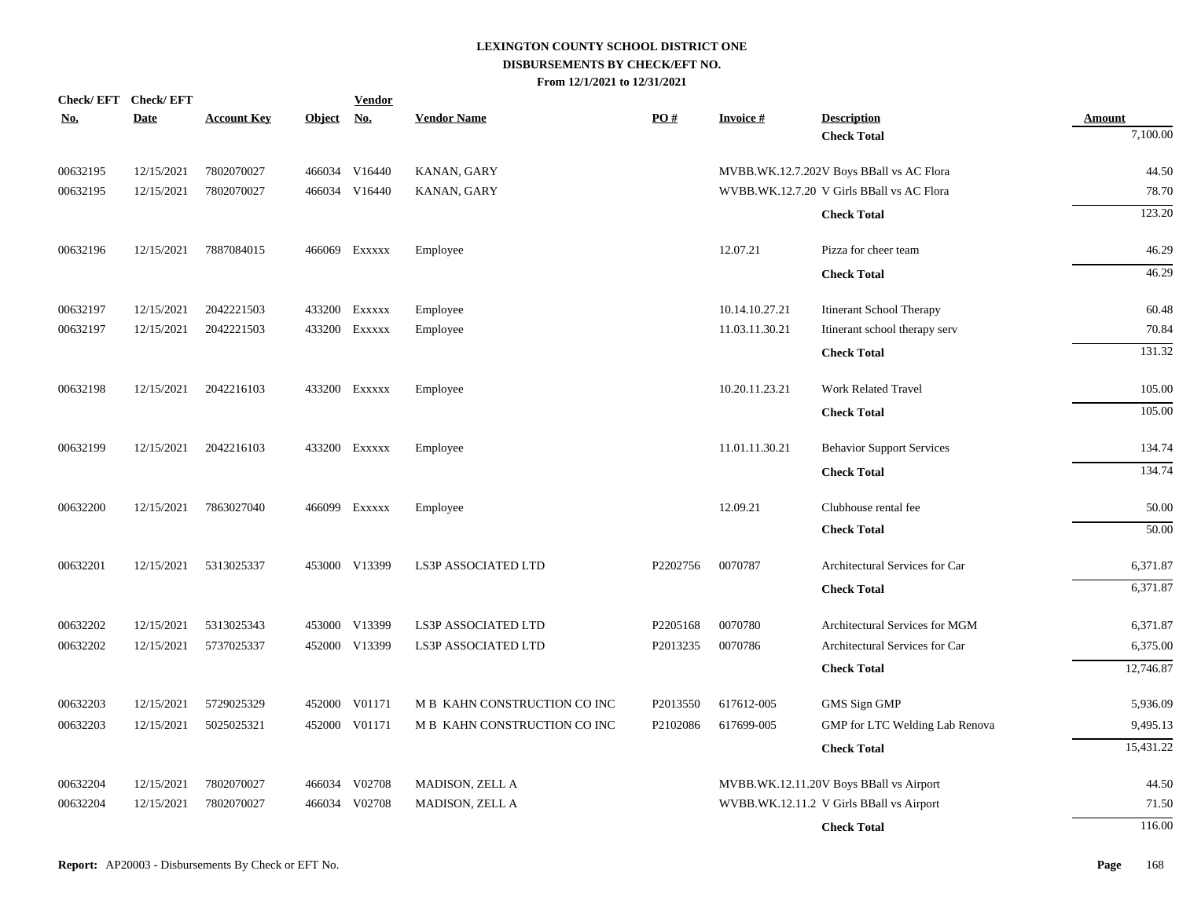# LEXINGTON COUNTY SCHOOL DISTRICT ONE
## DISBURSEMENTS BY CHECK/EFT NO.
### From 12/1/2021 to 12/31/2021

| Check/ EFT No. | Check/ EFT Date | Account Key | Object | Vendor No. | Vendor Name | PO # | Invoice # | Description | Amount |
|---|---|---|---|---|---|---|---|---|---|
| | | | | | | | | **Check Total** | 7,100.00 |
| 00632195 | 12/15/2021 | 7802070027 | 466034 | V16440 | KANAN, GARY | | MVBB.WK.12.7.202 | V Boys BBall vs AC Flora | 44.50 |
| 00632195 | 12/15/2021 | 7802070027 | 466034 | V16440 | KANAN, GARY | | WVBB.WK.12.7.20 | V Girls BBall vs AC Flora | 78.70 |
| | | | | | | | | **Check Total** | 123.20 |
| 00632196 | 12/15/2021 | 7887084015 | 466069 | Exxxxx | Employee | | 12.07.21 | Pizza for cheer team | 46.29 |
| | | | | | | | | **Check Total** | 46.29 |
| 00632197 | 12/15/2021 | 2042221503 | 433200 | Exxxxx | Employee | | 10.14.10.27.21 | Itinerant School Therapy | 60.48 |
| 00632197 | 12/15/2021 | 2042221503 | 433200 | Exxxxx | Employee | | 11.03.11.30.21 | Itinerant school therapy serv | 70.84 |
| | | | | | | | | **Check Total** | 131.32 |
| 00632198 | 12/15/2021 | 2042216103 | 433200 | Exxxxx | Employee | | 10.20.11.23.21 | Work Related Travel | 105.00 |
| | | | | | | | | **Check Total** | 105.00 |
| 00632199 | 12/15/2021 | 2042216103 | 433200 | Exxxxx | Employee | | 11.01.11.30.21 | Behavior Support Services | 134.74 |
| | | | | | | | | **Check Total** | 134.74 |
| 00632200 | 12/15/2021 | 7863027040 | 466099 | Exxxxx | Employee | | 12.09.21 | Clubhouse rental fee | 50.00 |
| | | | | | | | | **Check Total** | 50.00 |
| 00632201 | 12/15/2021 | 5313025337 | 453000 | V13399 | LS3P ASSOCIATED LTD | P2202756 | 0070787 | Architectural Services for Car | 6,371.87 |
| | | | | | | | | **Check Total** | 6,371.87 |
| 00632202 | 12/15/2021 | 5313025343 | 453000 | V13399 | LS3P ASSOCIATED LTD | P2205168 | 0070780 | Architectural Services for MGM | 6,371.87 |
| 00632202 | 12/15/2021 | 5737025337 | 452000 | V13399 | LS3P ASSOCIATED LTD | P2013235 | 0070786 | Architectural Services for Car | 6,375.00 |
| | | | | | | | | **Check Total** | 12,746.87 |
| 00632203 | 12/15/2021 | 5729025329 | 452000 | V01171 | M B KAHN CONSTRUCTION CO INC | P2013550 | 617612-005 | GMS Sign GMP | 5,936.09 |
| 00632203 | 12/15/2021 | 5025025321 | 452000 | V01171 | M B KAHN CONSTRUCTION CO INC | P2102086 | 617699-005 | GMP for LTC Welding Lab Renova | 9,495.13 |
| | | | | | | | | **Check Total** | 15,431.22 |
| 00632204 | 12/15/2021 | 7802070027 | 466034 | V02708 | MADISON, ZELL A | | MVBB.WK.12.11.20 | V Boys BBall vs Airport | 44.50 |
| 00632204 | 12/15/2021 | 7802070027 | 466034 | V02708 | MADISON, ZELL A | | WVBB.WK.12.11.2 | V Girls BBall vs Airport | 71.50 |
| | | | | | | | | **Check Total** | 116.00 |

**Report:** AP20003 - Disbursements By Check or EFT No.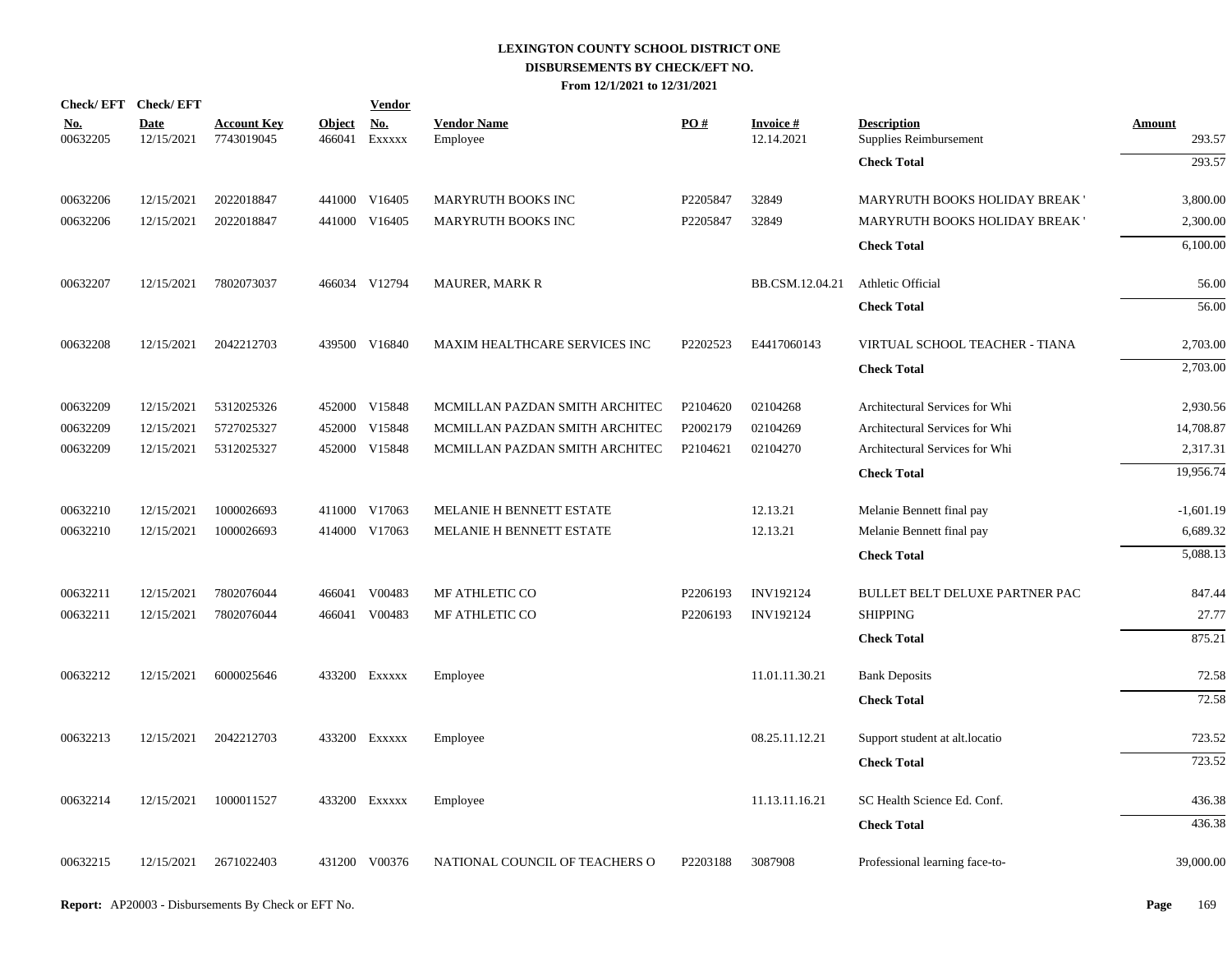# LEXINGTON COUNTY SCHOOL DISTRICT ONE
## DISBURSEMENTS BY CHECK/EFT NO.
### From 12/1/2021 to 12/31/2021

| Check/ EFT No. | Check/ EFT Date | Account Key | Object | Vendor No. | Vendor Name | PO # | Invoice # | Description | Amount |
|---|---|---|---|---|---|---|---|---|---|
| 00632205 | 12/15/2021 | 7743019045 | 466041 | Exxxxx | Employee | | 12.14.2021 | Supplies Reimbursement | 293.57 |
| | | | | | | | | **Check Total** | 293.57 |
| 00632206 | 12/15/2021 | 2022018847 | 441000 | V16405 | MARYRUTH BOOKS INC | P2205847 | 32849 | MARYRUTH BOOKS HOLIDAY BREAK ' | 3,800.00 |
| 00632206 | 12/15/2021 | 2022018847 | 441000 | V16405 | MARYRUTH BOOKS INC | P2205847 | 32849 | MARYRUTH BOOKS HOLIDAY BREAK ' | 2,300.00 |
| | | | | | | | | **Check Total** | 6,100.00 |
| 00632207 | 12/15/2021 | 7802073037 | 466034 | V12794 | MAURER, MARK R | | BB.CSM.12.04.21 | Athletic Official | 56.00 |
| | | | | | | | | **Check Total** | 56.00 |
| 00632208 | 12/15/2021 | 2042212703 | 439500 | V16840 | MAXIM HEALTHCARE SERVICES INC | P2202523 | E4417060143 | VIRTUAL SCHOOL TEACHER - TIANA | 2,703.00 |
| | | | | | | | | **Check Total** | 2,703.00 |
| 00632209 | 12/15/2021 | 5312025326 | 452000 | V15848 | MCMILLAN PAZDAN SMITH ARCHITEC | P2104620 | 02104268 | Architectural Services for Whi | 2,930.56 |
| 00632209 | 12/15/2021 | 5727025327 | 452000 | V15848 | MCMILLAN PAZDAN SMITH ARCHITEC | P2002179 | 02104269 | Architectural Services for Whi | 14,708.87 |
| 00632209 | 12/15/2021 | 5312025327 | 452000 | V15848 | MCMILLAN PAZDAN SMITH ARCHITEC | P2104621 | 02104270 | Architectural Services for Whi | 2,317.31 |
| | | | | | | | | **Check Total** | 19,956.74 |
| 00632210 | 12/15/2021 | 1000026693 | 411000 | V17063 | MELANIE H BENNETT ESTATE | | 12.13.21 | Melanie Bennett final pay | -1,601.19 |
| 00632210 | 12/15/2021 | 1000026693 | 414000 | V17063 | MELANIE H BENNETT ESTATE | | 12.13.21 | Melanie Bennett final pay | 6,689.32 |
| | | | | | | | | **Check Total** | 5,088.13 |
| 00632211 | 12/15/2021 | 7802076044 | 466041 | V00483 | MF ATHLETIC CO | P2206193 | INV192124 | BULLET BELT DELUXE PARTNER PAC | 847.44 |
| 00632211 | 12/15/2021 | 7802076044 | 466041 | V00483 | MF ATHLETIC CO | P2206193 | INV192124 | SHIPPING | 27.77 |
| | | | | | | | | **Check Total** | 875.21 |
| 00632212 | 12/15/2021 | 6000025646 | 433200 | Exxxxx | Employee | | 11.01.11.30.21 | Bank Deposits | 72.58 |
| | | | | | | | | **Check Total** | 72.58 |
| 00632213 | 12/15/2021 | 2042212703 | 433200 | Exxxxx | Employee | | 08.25.11.12.21 | Support student at alt.locatio | 723.52 |
| | | | | | | | | **Check Total** | 723.52 |
| 00632214 | 12/15/2021 | 1000011527 | 433200 | Exxxxx | Employee | | 11.13.11.16.21 | SC Health Science Ed. Conf. | 436.38 |
| | | | | | | | | **Check Total** | 436.38 |
| 00632215 | 12/15/2021 | 2671022403 | 431200 | V00376 | NATIONAL COUNCIL OF TEACHERS O | P2203188 | 3087908 | Professional learning face-to- | 39,000.00 |

**Report:** AP20003 - Disbursements By Check or EFT No.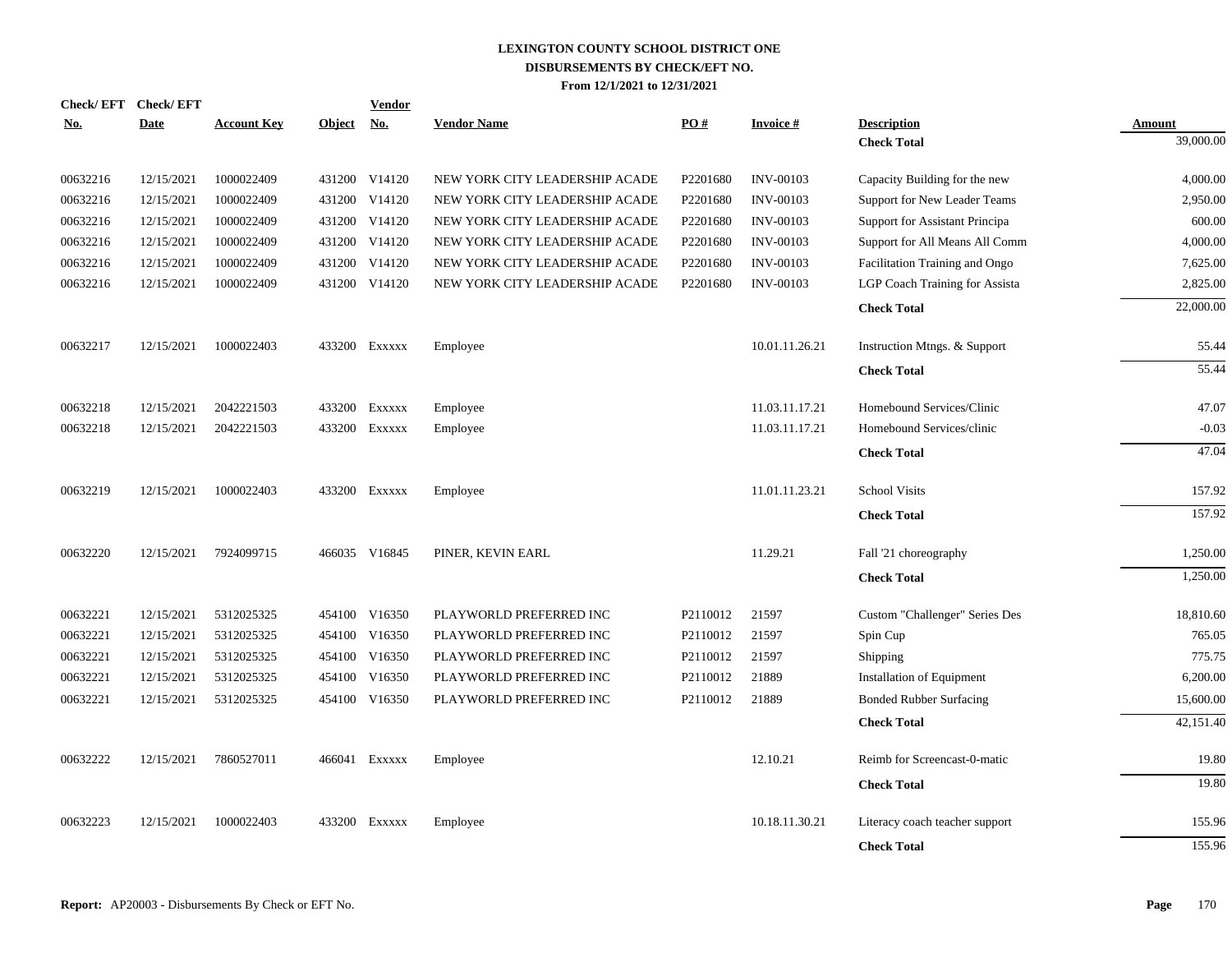# LEXINGTON COUNTY SCHOOL DISTRICT ONE
## DISBURSEMENTS BY CHECK/EFT NO.
### From 12/1/2021 to 12/31/2021

| Check/ EFT No. | Check/ EFT Date | Account Key | Object | Vendor No. | Vendor Name | PO # | Invoice # | Description | Amount |
|---|---|---|---|---|---|---|---|---|---|
| | | | | | | | | **Check Total** | 39,000.00 |
| 00632216 | 12/15/2021 | 1000022409 | 431200 | V14120 | NEW YORK CITY LEADERSHIP ACADE | P2201680 | INV-00103 | Capacity Building for the new | 4,000.00 |
| 00632216 | 12/15/2021 | 1000022409 | 431200 | V14120 | NEW YORK CITY LEADERSHIP ACADE | P2201680 | INV-00103 | Support for New Leader Teams | 2,950.00 |
| 00632216 | 12/15/2021 | 1000022409 | 431200 | V14120 | NEW YORK CITY LEADERSHIP ACADE | P2201680 | INV-00103 | Support for Assistant Principa | 600.00 |
| 00632216 | 12/15/2021 | 1000022409 | 431200 | V14120 | NEW YORK CITY LEADERSHIP ACADE | P2201680 | INV-00103 | Support for All Means All Comm | 4,000.00 |
| 00632216 | 12/15/2021 | 1000022409 | 431200 | V14120 | NEW YORK CITY LEADERSHIP ACADE | P2201680 | INV-00103 | Facilitation Training and Ongo | 7,625.00 |
| 00632216 | 12/15/2021 | 1000022409 | 431200 | V14120 | NEW YORK CITY LEADERSHIP ACADE | P2201680 | INV-00103 | LGP Coach Training for Assista | 2,825.00 |
| | | | | | | | | **Check Total** | 22,000.00 |
| 00632217 | 12/15/2021 | 1000022403 | 433200 | Exxxxx | Employee | | 10.01.11.26.21 | Instruction Mtngs. & Support | 55.44 |
| | | | | | | | | **Check Total** | 55.44 |
| 00632218 | 12/15/2021 | 2042221503 | 433200 | Exxxxx | Employee | | 11.03.11.17.21 | Homebound Services/Clinic | 47.07 |
| 00632218 | 12/15/2021 | 2042221503 | 433200 | Exxxxx | Employee | | 11.03.11.17.21 | Homebound Services/clinic | -0.03 |
| | | | | | | | | **Check Total** | 47.04 |
| 00632219 | 12/15/2021 | 1000022403 | 433200 | Exxxxx | Employee | | 11.01.11.23.21 | School Visits | 157.92 |
| | | | | | | | | **Check Total** | 157.92 |
| 00632220 | 12/15/2021 | 7924099715 | 466035 | V16845 | PINER, KEVIN EARL | | 11.29.21 | Fall '21 choreography | 1,250.00 |
| | | | | | | | | **Check Total** | 1,250.00 |
| 00632221 | 12/15/2021 | 5312025325 | 454100 | V16350 | PLAYWORLD PREFERRED INC | P2110012 | 21597 | Custom "Challenger" Series Des | 18,810.60 |
| 00632221 | 12/15/2021 | 5312025325 | 454100 | V16350 | PLAYWORLD PREFERRED INC | P2110012 | 21597 | Spin Cup | 765.05 |
| 00632221 | 12/15/2021 | 5312025325 | 454100 | V16350 | PLAYWORLD PREFERRED INC | P2110012 | 21597 | Shipping | 775.75 |
| 00632221 | 12/15/2021 | 5312025325 | 454100 | V16350 | PLAYWORLD PREFERRED INC | P2110012 | 21889 | Installation of Equipment | 6,200.00 |
| 00632221 | 12/15/2021 | 5312025325 | 454100 | V16350 | PLAYWORLD PREFERRED INC | P2110012 | 21889 | Bonded Rubber Surfacing | 15,600.00 |
| | | | | | | | | **Check Total** | 42,151.40 |
| 00632222 | 12/15/2021 | 7860527011 | 466041 | Exxxxx | Employee | | 12.10.21 | Reimb for Screencast-0-matic | 19.80 |
| | | | | | | | | **Check Total** | 19.80 |
| 00632223 | 12/15/2021 | 1000022403 | 433200 | Exxxxx | Employee | | 10.18.11.30.21 | Literacy coach teacher support | 155.96 |
| | | | | | | | | **Check Total** | 155.96 |

**Report:** AP20003 - Disbursements By Check or EFT No.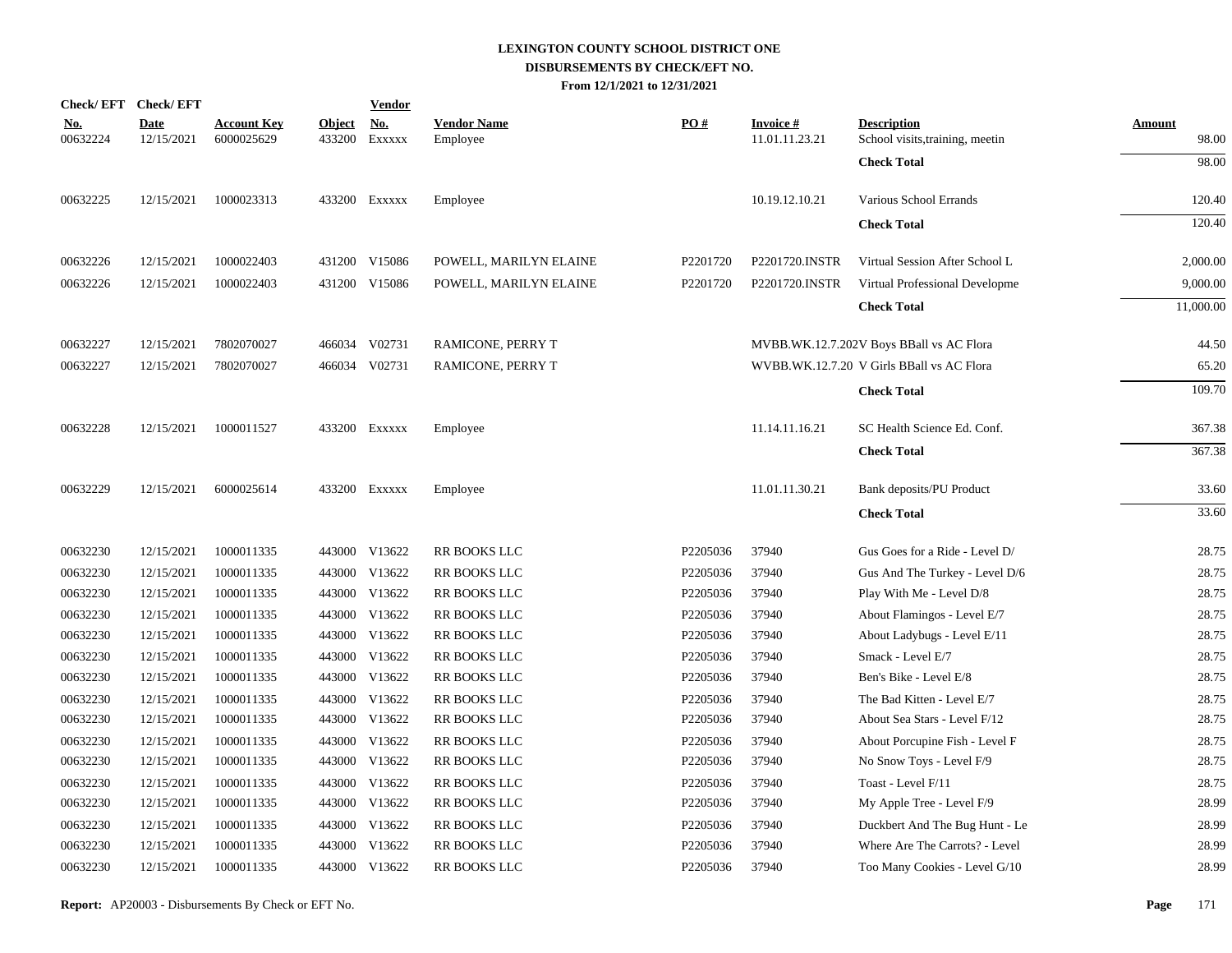# LEXINGTON COUNTY SCHOOL DISTRICT ONE
## DISBURSEMENTS BY CHECK/EFT NO.
### From 12/1/2021 to 12/31/2021

| Check/ EFT No. | Check/ EFT Date | Account Key | Object | Vendor No. | Vendor Name | PO # | Invoice # | Description | Amount |
|---|---|---|---|---|---|---|---|---|---|
| 00632224 | 12/15/2021 | 6000025629 | 433200 | Exxxxx | Employee | | 11.01.11.23.21 | School visits,training, meetin | 98.00 |
| | | | | | | | | **Check Total** | 98.00 |
| 00632225 | 12/15/2021 | 1000023313 | 433200 | Exxxxx | Employee | | 10.19.12.10.21 | Various School Errands | 120.40 |
| | | | | | | | | **Check Total** | 120.40 |
| 00632226 | 12/15/2021 | 1000022403 | 431200 | V15086 | POWELL, MARILYN ELAINE | P2201720 | P2201720.INSTR | Virtual Session After School L | 2,000.00 |
| 00632226 | 12/15/2021 | 1000022403 | 431200 | V15086 | POWELL, MARILYN ELAINE | P2201720 | P2201720.INSTR | Virtual Professional Developme | 9,000.00 |
| | | | | | | | | **Check Total** | 11,000.00 |
| 00632227 | 12/15/2021 | 7802070027 | 466034 | V02731 | RAMICONE, PERRY T | | MVBB.WK.12.7.202 | V Boys BBall vs AC Flora | 44.50 |
| 00632227 | 12/15/2021 | 7802070027 | 466034 | V02731 | RAMICONE, PERRY T | | WVBB.WK.12.7.20 | V Girls BBall vs AC Flora | 65.20 |
| | | | | | | | | **Check Total** | 109.70 |
| 00632228 | 12/15/2021 | 1000011527 | 433200 | Exxxxx | Employee | | 11.14.11.16.21 | SC Health Science Ed. Conf. | 367.38 |
| | | | | | | | | **Check Total** | 367.38 |
| 00632229 | 12/15/2021 | 6000025614 | 433200 | Exxxxx | Employee | | 11.01.11.30.21 | Bank deposits/PU Product | 33.60 |
| | | | | | | | | **Check Total** | 33.60 |
| 00632230 | 12/15/2021 | 1000011335 | 443000 | V13622 | RR BOOKS LLC | P2205036 | 37940 | Gus Goes for a Ride - Level D/ | 28.75 |
| 00632230 | 12/15/2021 | 1000011335 | 443000 | V13622 | RR BOOKS LLC | P2205036 | 37940 | Gus And The Turkey - Level D/6 | 28.75 |
| 00632230 | 12/15/2021 | 1000011335 | 443000 | V13622 | RR BOOKS LLC | P2205036 | 37940 | Play With Me - Level D/8 | 28.75 |
| 00632230 | 12/15/2021 | 1000011335 | 443000 | V13622 | RR BOOKS LLC | P2205036 | 37940 | About Flamingos - Level E/7 | 28.75 |
| 00632230 | 12/15/2021 | 1000011335 | 443000 | V13622 | RR BOOKS LLC | P2205036 | 37940 | About Ladybugs - Level E/11 | 28.75 |
| 00632230 | 12/15/2021 | 1000011335 | 443000 | V13622 | RR BOOKS LLC | P2205036 | 37940 | Smack - Level E/7 | 28.75 |
| 00632230 | 12/15/2021 | 1000011335 | 443000 | V13622 | RR BOOKS LLC | P2205036 | 37940 | Ben's Bike - Level E/8 | 28.75 |
| 00632230 | 12/15/2021 | 1000011335 | 443000 | V13622 | RR BOOKS LLC | P2205036 | 37940 | The Bad Kitten - Level E/7 | 28.75 |
| 00632230 | 12/15/2021 | 1000011335 | 443000 | V13622 | RR BOOKS LLC | P2205036 | 37940 | About Sea Stars - Level F/12 | 28.75 |
| 00632230 | 12/15/2021 | 1000011335 | 443000 | V13622 | RR BOOKS LLC | P2205036 | 37940 | About Porcupine Fish - Level F | 28.75 |
| 00632230 | 12/15/2021 | 1000011335 | 443000 | V13622 | RR BOOKS LLC | P2205036 | 37940 | No Snow Toys - Level F/9 | 28.75 |
| 00632230 | 12/15/2021 | 1000011335 | 443000 | V13622 | RR BOOKS LLC | P2205036 | 37940 | Toast - Level F/11 | 28.75 |
| 00632230 | 12/15/2021 | 1000011335 | 443000 | V13622 | RR BOOKS LLC | P2205036 | 37940 | My Apple Tree - Level F/9 | 28.99 |
| 00632230 | 12/15/2021 | 1000011335 | 443000 | V13622 | RR BOOKS LLC | P2205036 | 37940 | Duckbert And The Bug Hunt - Le | 28.99 |
| 00632230 | 12/15/2021 | 1000011335 | 443000 | V13622 | RR BOOKS LLC | P2205036 | 37940 | Where Are The Carrots? - Level | 28.99 |
| 00632230 | 12/15/2021 | 1000011335 | 443000 | V13622 | RR BOOKS LLC | P2205036 | 37940 | Too Many Cookies - Level G/10 | 28.99 |

**Report:** AP20003 - Disbursements By Check or EFT No.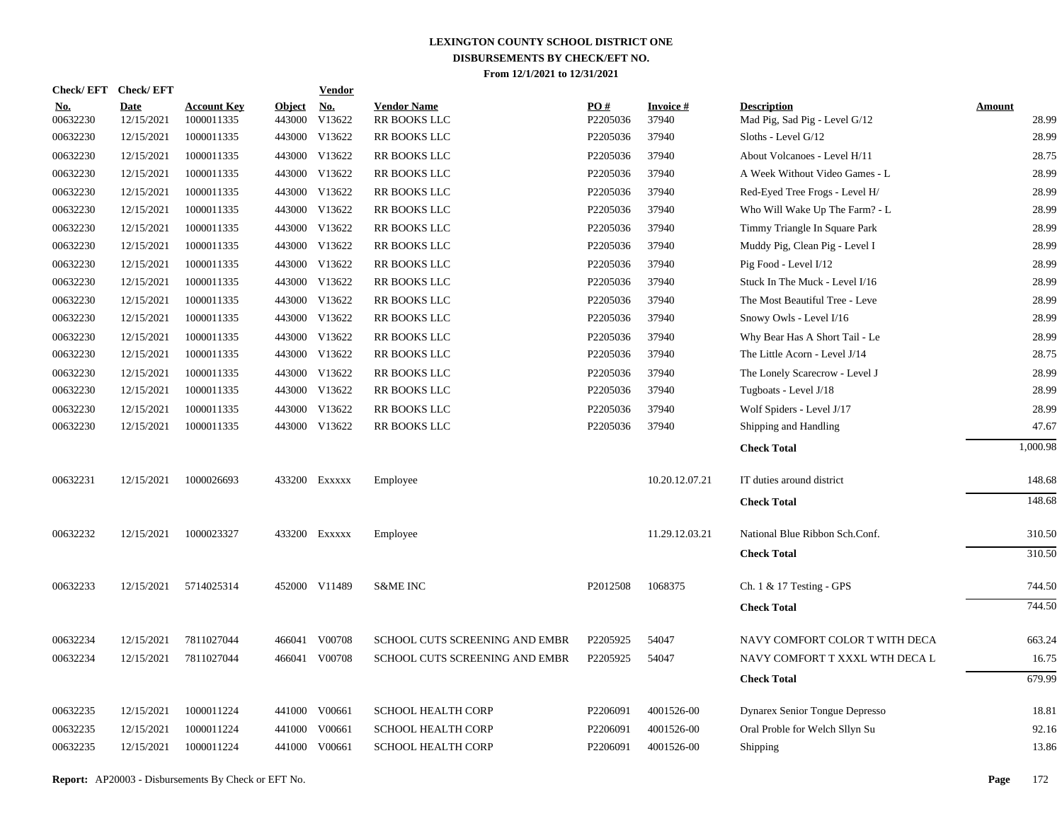# LEXINGTON COUNTY SCHOOL DISTRICT ONE
## DISBURSEMENTS BY CHECK/EFT NO.
### From 12/1/2021 to 12/31/2021

| Check/ EFT No. | Check/ EFT Date | Account Key | Object | Vendor No. | Vendor Name | PO # | Invoice # | Description | Amount |
|---|---|---|---|---|---|---|---|---|---|
| 00632230 | 12/15/2021 | 1000011335 | 443000 | V13622 | RR BOOKS LLC | P2205036 | 37940 | Mad Pig, Sad Pig - Level G/12 | 28.99 |
| 00632230 | 12/15/2021 | 1000011335 | 443000 | V13622 | RR BOOKS LLC | P2205036 | 37940 | Sloths - Level G/12 | 28.99 |
| 00632230 | 12/15/2021 | 1000011335 | 443000 | V13622 | RR BOOKS LLC | P2205036 | 37940 | About Volcanoes - Level H/11 | 28.75 |
| 00632230 | 12/15/2021 | 1000011335 | 443000 | V13622 | RR BOOKS LLC | P2205036 | 37940 | A Week Without Video Games - L | 28.99 |
| 00632230 | 12/15/2021 | 1000011335 | 443000 | V13622 | RR BOOKS LLC | P2205036 | 37940 | Red-Eyed Tree Frogs - Level H/ | 28.99 |
| 00632230 | 12/15/2021 | 1000011335 | 443000 | V13622 | RR BOOKS LLC | P2205036 | 37940 | Who Will Wake Up The Farm? - L | 28.99 |
| 00632230 | 12/15/2021 | 1000011335 | 443000 | V13622 | RR BOOKS LLC | P2205036 | 37940 | Timmy Triangle In Square Park | 28.99 |
| 00632230 | 12/15/2021 | 1000011335 | 443000 | V13622 | RR BOOKS LLC | P2205036 | 37940 | Muddy Pig, Clean Pig - Level I | 28.99 |
| 00632230 | 12/15/2021 | 1000011335 | 443000 | V13622 | RR BOOKS LLC | P2205036 | 37940 | Pig Food - Level I/12 | 28.99 |
| 00632230 | 12/15/2021 | 1000011335 | 443000 | V13622 | RR BOOKS LLC | P2205036 | 37940 | Stuck In The Muck - Level I/16 | 28.99 |
| 00632230 | 12/15/2021 | 1000011335 | 443000 | V13622 | RR BOOKS LLC | P2205036 | 37940 | The Most Beautiful Tree - Leve | 28.99 |
| 00632230 | 12/15/2021 | 1000011335 | 443000 | V13622 | RR BOOKS LLC | P2205036 | 37940 | Snowy Owls - Level I/16 | 28.99 |
| 00632230 | 12/15/2021 | 1000011335 | 443000 | V13622 | RR BOOKS LLC | P2205036 | 37940 | Why Bear Has A Short Tail - Le | 28.99 |
| 00632230 | 12/15/2021 | 1000011335 | 443000 | V13622 | RR BOOKS LLC | P2205036 | 37940 | The Little Acorn - Level J/14 | 28.75 |
| 00632230 | 12/15/2021 | 1000011335 | 443000 | V13622 | RR BOOKS LLC | P2205036 | 37940 | The Lonely Scarecrow - Level J | 28.99 |
| 00632230 | 12/15/2021 | 1000011335 | 443000 | V13622 | RR BOOKS LLC | P2205036 | 37940 | Tugboats - Level J/18 | 28.99 |
| 00632230 | 12/15/2021 | 1000011335 | 443000 | V13622 | RR BOOKS LLC | P2205036 | 37940 | Wolf Spiders - Level J/17 | 28.99 |
| 00632230 | 12/15/2021 | 1000011335 | 443000 | V13622 | RR BOOKS LLC | P2205036 | 37940 | Shipping and Handling | 47.67 |
| | | | | | | | | **Check Total** | 1,000.98 |
| 00632231 | 12/15/2021 | 1000026693 | 433200 | Exxxxx | Employee | | 10.20.12.07.21 | IT duties around district | 148.68 |
| | | | | | | | | **Check Total** | 148.68 |
| 00632232 | 12/15/2021 | 1000023327 | 433200 | Exxxxx | Employee | | 11.29.12.03.21 | National Blue Ribbon Sch.Conf. | 310.50 |
| | | | | | | | | **Check Total** | 310.50 |
| 00632233 | 12/15/2021 | 5714025314 | 452000 | V11489 | S&ME INC | P2012508 | 1068375 | Ch. 1 & 17 Testing - GPS | 744.50 |
| | | | | | | | | **Check Total** | 744.50 |
| 00632234 | 12/15/2021 | 7811027044 | 466041 | V00708 | SCHOOL CUTS SCREENING AND EMBR | P2205925 | 54047 | NAVY COMFORT COLOR T WITH DECA | 663.24 |
| 00632234 | 12/15/2021 | 7811027044 | 466041 | V00708 | SCHOOL CUTS SCREENING AND EMBR | P2205925 | 54047 | NAVY COMFORT T XXXL WTH DECA L | 16.75 |
| | | | | | | | | **Check Total** | 679.99 |
| 00632235 | 12/15/2021 | 1000011224 | 441000 | V00661 | SCHOOL HEALTH CORP | P2206091 | 4001526-00 | Dynarex Senior Tongue Depresso | 18.81 |
| 00632235 | 12/15/2021 | 1000011224 | 441000 | V00661 | SCHOOL HEALTH CORP | P2206091 | 4001526-00 | Oral Proble for Welch Sllyn Su | 92.16 |
| 00632235 | 12/15/2021 | 1000011224 | 441000 | V00661 | SCHOOL HEALTH CORP | P2206091 | 4001526-00 | Shipping | 13.86 |

**Report:** AP20003 - Disbursements By Check or EFT No.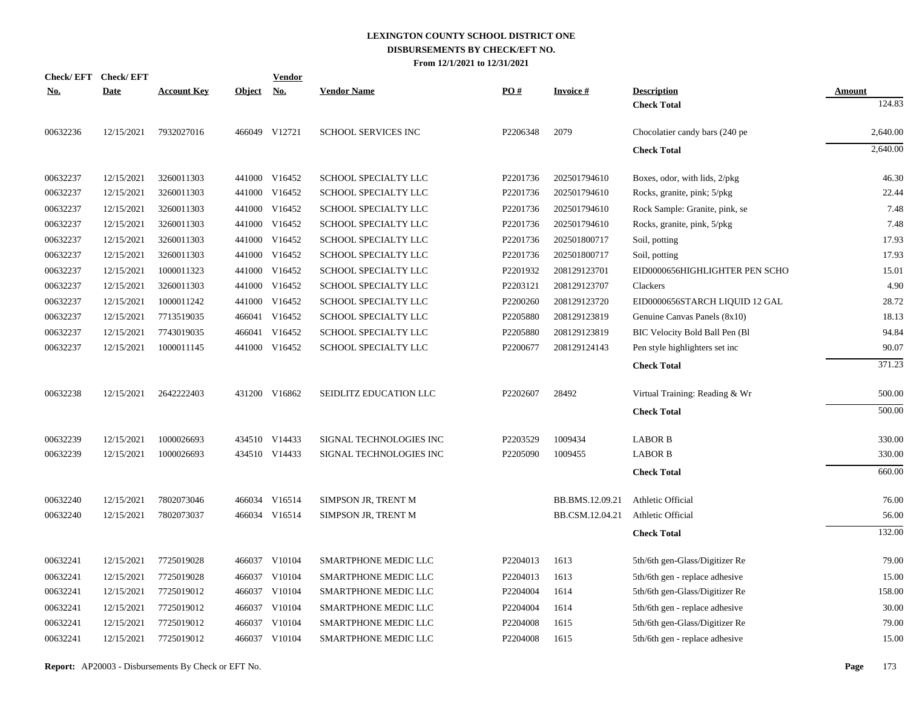# LEXINGTON COUNTY SCHOOL DISTRICT ONE
## DISBURSEMENTS BY CHECK/EFT NO.
### From 12/1/2021 to 12/31/2021

| Check/ EFT No. | Check/ EFT Date | Account Key | Object | Vendor No. | Vendor Name | PO # | Invoice # | Description | Amount |
|---|---|---|---|---|---|---|---|---|---|
| | | | | | | | | **Check Total** | 124.83 |
| 00632236 | 12/15/2021 | 7932027016 | 466049 | V12721 | SCHOOL SERVICES INC | P2206348 | 2079 | Chocolatier candy bars (240 pe | 2,640.00 |
| | | | | | | | | **Check Total** | 2,640.00 |
| 00632237 | 12/15/2021 | 3260011303 | 441000 | V16452 | SCHOOL SPECIALTY LLC | P2201736 | 202501794610 | Boxes, odor, with lids, 2/pkg | 46.30 |
| 00632237 | 12/15/2021 | 3260011303 | 441000 | V16452 | SCHOOL SPECIALTY LLC | P2201736 | 202501794610 | Rocks, granite, pink; 5/pkg | 22.44 |
| 00632237 | 12/15/2021 | 3260011303 | 441000 | V16452 | SCHOOL SPECIALTY LLC | P2201736 | 202501794610 | Rock Sample: Granite, pink, se | 7.48 |
| 00632237 | 12/15/2021 | 3260011303 | 441000 | V16452 | SCHOOL SPECIALTY LLC | P2201736 | 202501794610 | Rocks, granite, pink, 5/pkg | 7.48 |
| 00632237 | 12/15/2021 | 3260011303 | 441000 | V16452 | SCHOOL SPECIALTY LLC | P2201736 | 202501800717 | Soil, potting | 17.93 |
| 00632237 | 12/15/2021 | 3260011303 | 441000 | V16452 | SCHOOL SPECIALTY LLC | P2201736 | 202501800717 | Soil, potting | 17.93 |
| 00632237 | 12/15/2021 | 1000011323 | 441000 | V16452 | SCHOOL SPECIALTY LLC | P2201932 | 208129123701 | EID0000656HIGHLIGHTER PEN SCHO | 15.01 |
| 00632237 | 12/15/2021 | 3260011303 | 441000 | V16452 | SCHOOL SPECIALTY LLC | P2203121 | 208129123707 | Clackers | 4.90 |
| 00632237 | 12/15/2021 | 1000011242 | 441000 | V16452 | SCHOOL SPECIALTY LLC | P2200260 | 208129123720 | EID0000656STARCH LIQUID 12 GAL | 28.72 |
| 00632237 | 12/15/2021 | 7713519035 | 466041 | V16452 | SCHOOL SPECIALTY LLC | P2205880 | 208129123819 | Genuine Canvas Panels (8x10) | 18.13 |
| 00632237 | 12/15/2021 | 7743019035 | 466041 | V16452 | SCHOOL SPECIALTY LLC | P2205880 | 208129123819 | BIC Velocity Bold Ball Pen (Bl | 94.84 |
| 00632237 | 12/15/2021 | 1000011145 | 441000 | V16452 | SCHOOL SPECIALTY LLC | P2200677 | 208129124143 | Pen style highlighters set inc | 90.07 |
| | | | | | | | | **Check Total** | 371.23 |
| 00632238 | 12/15/2021 | 2642222403 | 431200 | V16862 | SEIDLITZ EDUCATION LLC | P2202607 | 28492 | Virtual Training: Reading & Wr | 500.00 |
| | | | | | | | | **Check Total** | 500.00 |
| 00632239 | 12/15/2021 | 1000026693 | 434510 | V14433 | SIGNAL TECHNOLOGIES INC | P2203529 | 1009434 | LABOR B | 330.00 |
| 00632239 | 12/15/2021 | 1000026693 | 434510 | V14433 | SIGNAL TECHNOLOGIES INC | P2205090 | 1009455 | LABOR B | 330.00 |
| | | | | | | | | **Check Total** | 660.00 |
| 00632240 | 12/15/2021 | 7802073046 | 466034 | V16514 | SIMPSON JR, TRENT M | | BB.BMS.12.09.21 | Athletic Official | 76.00 |
| 00632240 | 12/15/2021 | 7802073037 | 466034 | V16514 | SIMPSON JR, TRENT M | | BB.CSM.12.04.21 | Athletic Official | 56.00 |
| | | | | | | | | **Check Total** | 132.00 |
| 00632241 | 12/15/2021 | 7725019028 | 466037 | V10104 | SMARTPHONE MEDIC LLC | P2204013 | 1613 | 5th/6th gen-Glass/Digitizer Re | 79.00 |
| 00632241 | 12/15/2021 | 7725019028 | 466037 | V10104 | SMARTPHONE MEDIC LLC | P2204013 | 1613 | 5th/6th gen - replace adhesive | 15.00 |
| 00632241 | 12/15/2021 | 7725019012 | 466037 | V10104 | SMARTPHONE MEDIC LLC | P2204004 | 1614 | 5th/6th gen-Glass/Digitizer Re | 158.00 |
| 00632241 | 12/15/2021 | 7725019012 | 466037 | V10104 | SMARTPHONE MEDIC LLC | P2204004 | 1614 | 5th/6th gen - replace adhesive | 30.00 |
| 00632241 | 12/15/2021 | 7725019012 | 466037 | V10104 | SMARTPHONE MEDIC LLC | P2204008 | 1615 | 5th/6th gen-Glass/Digitizer Re | 79.00 |
| 00632241 | 12/15/2021 | 7725019012 | 466037 | V10104 | SMARTPHONE MEDIC LLC | P2204008 | 1615 | 5th/6th gen - replace adhesive | 15.00 |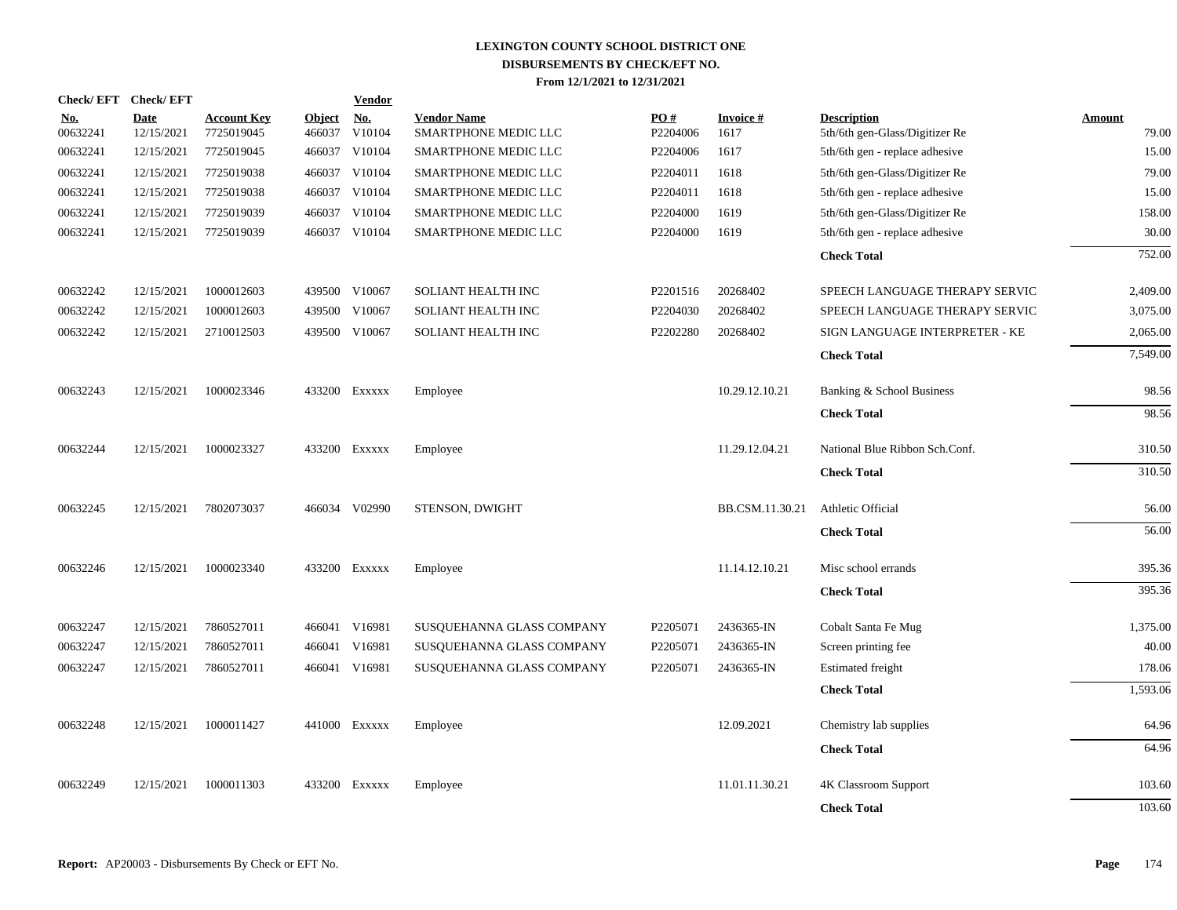# LEXINGTON COUNTY SCHOOL DISTRICT ONE
## DISBURSEMENTS BY CHECK/EFT NO.
### From 12/1/2021 to 12/31/2021

| Check/ EFT No. | Check/ EFT Date | Account Key | Object | Vendor No. | Vendor Name | PO # | Invoice # | Description | Amount |
|---|---|---|---|---|---|---|---|---|---|
| 00632241 | 12/15/2021 | 7725019045 | 466037 | V10104 | SMARTPHONE MEDIC LLC | P2204006 | 1617 | 5th/6th gen-Glass/Digitizer Re | 79.00 |
| 00632241 | 12/15/2021 | 7725019045 | 466037 | V10104 | SMARTPHONE MEDIC LLC | P2204006 | 1617 | 5th/6th gen - replace adhesive | 15.00 |
| 00632241 | 12/15/2021 | 7725019038 | 466037 | V10104 | SMARTPHONE MEDIC LLC | P2204011 | 1618 | 5th/6th gen-Glass/Digitizer Re | 79.00 |
| 00632241 | 12/15/2021 | 7725019038 | 466037 | V10104 | SMARTPHONE MEDIC LLC | P2204011 | 1618 | 5th/6th gen - replace adhesive | 15.00 |
| 00632241 | 12/15/2021 | 7725019039 | 466037 | V10104 | SMARTPHONE MEDIC LLC | P2204000 | 1619 | 5th/6th gen-Glass/Digitizer Re | 158.00 |
| 00632241 | 12/15/2021 | 7725019039 | 466037 | V10104 | SMARTPHONE MEDIC LLC | P2204000 | 1619 | 5th/6th gen - replace adhesive | 30.00 |
| | | | | | | | | **Check Total** | 752.00 |
| 00632242 | 12/15/2021 | 1000012603 | 439500 | V10067 | SOLIANT HEALTH INC | P2201516 | 20268402 | SPEECH LANGUAGE THERAPY SERVIC | 2,409.00 |
| 00632242 | 12/15/2021 | 1000012603 | 439500 | V10067 | SOLIANT HEALTH INC | P2204030 | 20268402 | SPEECH LANGUAGE THERAPY SERVIC | 3,075.00 |
| 00632242 | 12/15/2021 | 2710012503 | 439500 | V10067 | SOLIANT HEALTH INC | P2202280 | 20268402 | SIGN LANGUAGE INTERPRETER - KE | 2,065.00 |
| | | | | | | | | **Check Total** | 7,549.00 |
| 00632243 | 12/15/2021 | 1000023346 | 433200 | Exxxxx | Employee | | 10.29.12.10.21 | Banking & School Business | 98.56 |
| | | | | | | | | **Check Total** | 98.56 |
| 00632244 | 12/15/2021 | 1000023327 | 433200 | Exxxxx | Employee | | 11.29.12.04.21 | National Blue Ribbon Sch.Conf. | 310.50 |
| | | | | | | | | **Check Total** | 310.50 |
| 00632245 | 12/15/2021 | 7802073037 | 466034 | V02990 | STENSON, DWIGHT | | BB.CSM.11.30.21 | Athletic Official | 56.00 |
| | | | | | | | | **Check Total** | 56.00 |
| 00632246 | 12/15/2021 | 1000023340 | 433200 | Exxxxx | Employee | | 11.14.12.10.21 | Misc school errands | 395.36 |
| | | | | | | | | **Check Total** | 395.36 |
| 00632247 | 12/15/2021 | 7860527011 | 466041 | V16981 | SUSQUEHANNA GLASS COMPANY | P2205071 | 2436365-IN | Cobalt Santa Fe Mug | 1,375.00 |
| 00632247 | 12/15/2021 | 7860527011 | 466041 | V16981 | SUSQUEHANNA GLASS COMPANY | P2205071 | 2436365-IN | Screen printing fee | 40.00 |
| 00632247 | 12/15/2021 | 7860527011 | 466041 | V16981 | SUSQUEHANNA GLASS COMPANY | P2205071 | 2436365-IN | Estimated freight | 178.06 |
| | | | | | | | | **Check Total** | 1,593.06 |
| 00632248 | 12/15/2021 | 1000011427 | 441000 | Exxxxx | Employee | | 12.09.2021 | Chemistry lab supplies | 64.96 |
| | | | | | | | | **Check Total** | 64.96 |
| 00632249 | 12/15/2021 | 1000011303 | 433200 | Exxxxx | Employee | | 11.01.11.30.21 | 4K Classroom Support | 103.60 |
| | | | | | | | | **Check Total** | 103.60 |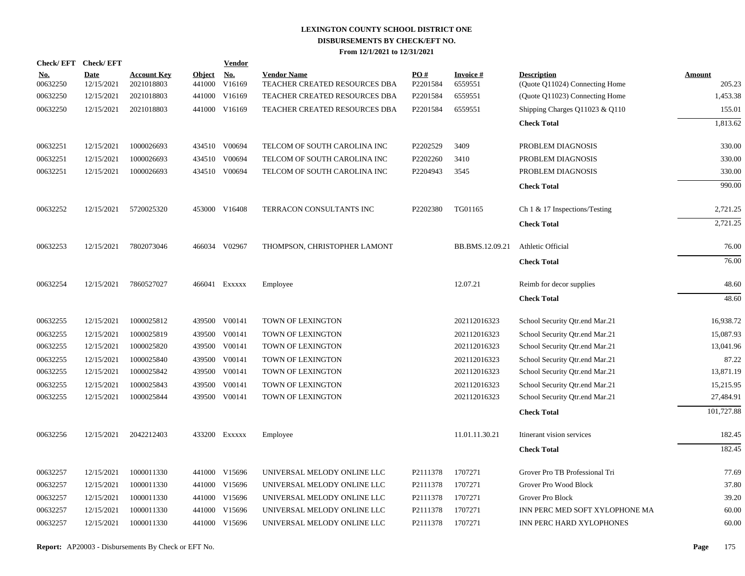# LEXINGTON COUNTY SCHOOL DISTRICT ONE
## DISBURSEMENTS BY CHECK/EFT NO.
### From 12/1/2021 to 12/31/2021

| Check/ EFT No. | Check/ EFT Date | Account Key | Object | Vendor No. | Vendor Name | PO # | Invoice # | Description | Amount |
|---|---|---|---|---|---|---|---|---|---|
| 00632250 | 12/15/2021 | 2021018803 | 441000 | V16169 | TEACHER CREATED RESOURCES DBA | P2201584 | 6559551 | (Quote Q11024) Connecting Home | 205.23 |
| 00632250 | 12/15/2021 | 2021018803 | 441000 | V16169 | TEACHER CREATED RESOURCES DBA | P2201584 | 6559551 | (Quote Q11023) Connecting Home | 1,453.38 |
| 00632250 | 12/15/2021 | 2021018803 | 441000 | V16169 | TEACHER CREATED RESOURCES DBA | P2201584 | 6559551 | Shipping Charges Q11023 & Q110 | 155.01 |
| | | | | | | | | **Check Total** | 1,813.62 |
| 00632251 | 12/15/2021 | 1000026693 | 434510 | V00694 | TELCOM OF SOUTH CAROLINA INC | P2202529 | 3409 | PROBLEM DIAGNOSIS | 330.00 |
| 00632251 | 12/15/2021 | 1000026693 | 434510 | V00694 | TELCOM OF SOUTH CAROLINA INC | P2202260 | 3410 | PROBLEM DIAGNOSIS | 330.00 |
| 00632251 | 12/15/2021 | 1000026693 | 434510 | V00694 | TELCOM OF SOUTH CAROLINA INC | P2204943 | 3545 | PROBLEM DIAGNOSIS | 330.00 |
| | | | | | | | | **Check Total** | 990.00 |
| 00632252 | 12/15/2021 | 5720025320 | 453000 | V16408 | TERRACON CONSULTANTS INC | P2202380 | TG01165 | Ch 1 & 17 Inspections/Testing | 2,721.25 |
| | | | | | | | | **Check Total** | 2,721.25 |
| 00632253 | 12/15/2021 | 7802073046 | 466034 | V02967 | THOMPSON, CHRISTOPHER LAMONT | | BB.BMS.12.09.21 | Athletic Official | 76.00 |
| | | | | | | | | **Check Total** | 76.00 |
| 00632254 | 12/15/2021 | 7860527027 | 466041 | Exxxxx | Employee | | 12.07.21 | Reimb for decor supplies | 48.60 |
| | | | | | | | | **Check Total** | 48.60 |
| 00632255 | 12/15/2021 | 1000025812 | 439500 | V00141 | TOWN OF LEXINGTON | | 202112016323 | School Security Qtr.end Mar.21 | 16,938.72 |
| 00632255 | 12/15/2021 | 1000025819 | 439500 | V00141 | TOWN OF LEXINGTON | | 202112016323 | School Security Qtr.end Mar.21 | 15,087.93 |
| 00632255 | 12/15/2021 | 1000025820 | 439500 | V00141 | TOWN OF LEXINGTON | | 202112016323 | School Security Qtr.end Mar.21 | 13,041.96 |
| 00632255 | 12/15/2021 | 1000025840 | 439500 | V00141 | TOWN OF LEXINGTON | | 202112016323 | School Security Qtr.end Mar.21 | 87.22 |
| 00632255 | 12/15/2021 | 1000025842 | 439500 | V00141 | TOWN OF LEXINGTON | | 202112016323 | School Security Qtr.end Mar.21 | 13,871.19 |
| 00632255 | 12/15/2021 | 1000025843 | 439500 | V00141 | TOWN OF LEXINGTON | | 202112016323 | School Security Qtr.end Mar.21 | 15,215.95 |
| 00632255 | 12/15/2021 | 1000025844 | 439500 | V00141 | TOWN OF LEXINGTON | | 202112016323 | School Security Qtr.end Mar.21 | 27,484.91 |
| | | | | | | | | **Check Total** | 101,727.88 |
| 00632256 | 12/15/2021 | 2042212403 | 433200 | Exxxxx | Employee | | 11.01.11.30.21 | Itinerant vision services | 182.45 |
| | | | | | | | | **Check Total** | 182.45 |
| 00632257 | 12/15/2021 | 1000011330 | 441000 | V15696 | UNIVERSAL MELODY ONLINE LLC | P2111378 | 1707271 | Grover Pro TB Professional Tri | 77.69 |
| 00632257 | 12/15/2021 | 1000011330 | 441000 | V15696 | UNIVERSAL MELODY ONLINE LLC | P2111378 | 1707271 | Grover Pro Wood Block | 37.80 |
| 00632257 | 12/15/2021 | 1000011330 | 441000 | V15696 | UNIVERSAL MELODY ONLINE LLC | P2111378 | 1707271 | Grover Pro Block | 39.20 |
| 00632257 | 12/15/2021 | 1000011330 | 441000 | V15696 | UNIVERSAL MELODY ONLINE LLC | P2111378 | 1707271 | INN PERC MED SOFT XYLOPHONE MA | 60.00 |
| 00632257 | 12/15/2021 | 1000011330 | 441000 | V15696 | UNIVERSAL MELODY ONLINE LLC | P2111378 | 1707271 | INN PERC HARD XYLOPHONES | 60.00 |

**Report:** AP20003 - Disbursements By Check or EFT No.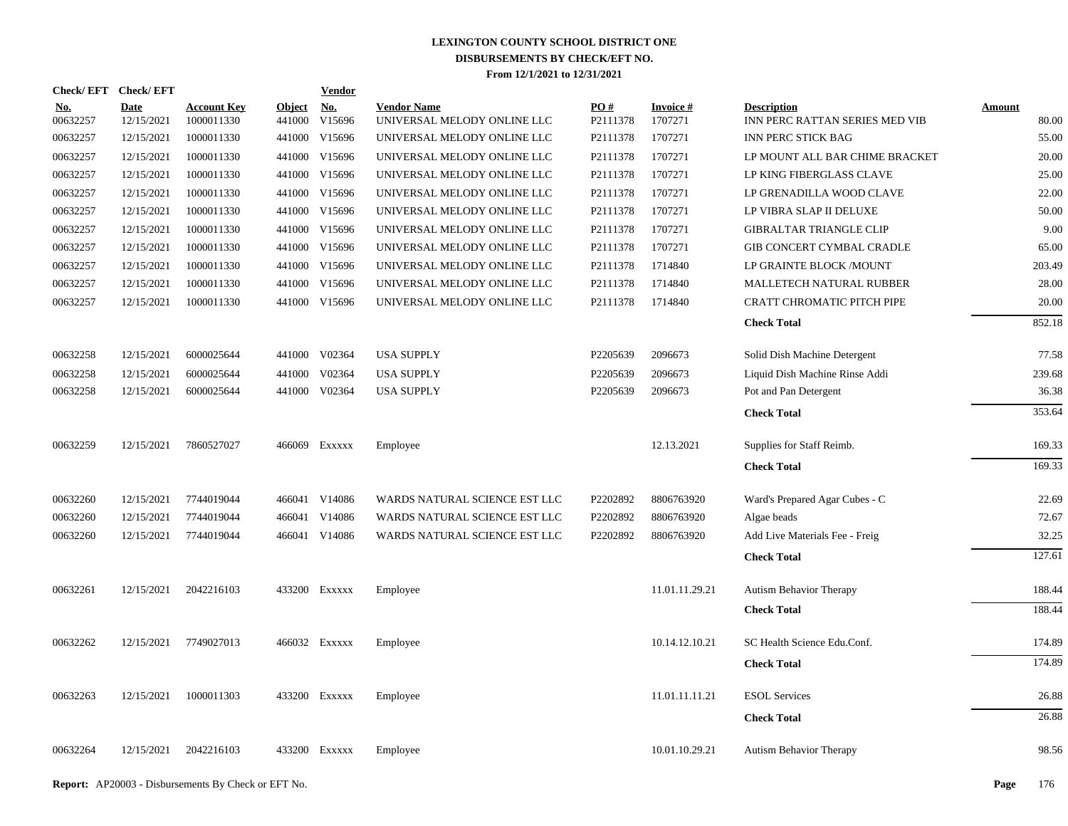# LEXINGTON COUNTY SCHOOL DISTRICT ONE
## DISBURSEMENTS BY CHECK/EFT NO.
### From 12/1/2021 to 12/31/2021

| Check/ EFT No. | Check/ EFT Date | Account Key | Object | Vendor No. | Vendor Name | PO # | Invoice # | Description | Amount |
|---|---|---|---|---|---|---|---|---|---|
| 00632257 | 12/15/2021 | 1000011330 | 441000 | V15696 | UNIVERSAL MELODY ONLINE LLC | P2111378 | 1707271 | INN PERC RATTAN SERIES MED VIB | 80.00 |
| 00632257 | 12/15/2021 | 1000011330 | 441000 | V15696 | UNIVERSAL MELODY ONLINE LLC | P2111378 | 1707271 | INN PERC STICK BAG | 55.00 |
| 00632257 | 12/15/2021 | 1000011330 | 441000 | V15696 | UNIVERSAL MELODY ONLINE LLC | P2111378 | 1707271 | LP MOUNT ALL BAR CHIME BRACKET | 20.00 |
| 00632257 | 12/15/2021 | 1000011330 | 441000 | V15696 | UNIVERSAL MELODY ONLINE LLC | P2111378 | 1707271 | LP KING FIBERGLASS CLAVE | 25.00 |
| 00632257 | 12/15/2021 | 1000011330 | 441000 | V15696 | UNIVERSAL MELODY ONLINE LLC | P2111378 | 1707271 | LP GRENADILLA WOOD CLAVE | 22.00 |
| 00632257 | 12/15/2021 | 1000011330 | 441000 | V15696 | UNIVERSAL MELODY ONLINE LLC | P2111378 | 1707271 | LP VIBRA SLAP II DELUXE | 50.00 |
| 00632257 | 12/15/2021 | 1000011330 | 441000 | V15696 | UNIVERSAL MELODY ONLINE LLC | P2111378 | 1707271 | GIBRALTAR TRIANGLE CLIP | 9.00 |
| 00632257 | 12/15/2021 | 1000011330 | 441000 | V15696 | UNIVERSAL MELODY ONLINE LLC | P2111378 | 1707271 | GIB CONCERT CYMBAL CRADLE | 65.00 |
| 00632257 | 12/15/2021 | 1000011330 | 441000 | V15696 | UNIVERSAL MELODY ONLINE LLC | P2111378 | 1714840 | LP GRAINTE BLOCK /MOUNT | 203.49 |
| 00632257 | 12/15/2021 | 1000011330 | 441000 | V15696 | UNIVERSAL MELODY ONLINE LLC | P2111378 | 1714840 | MALLETECH NATURAL RUBBER | 28.00 |
| 00632257 | 12/15/2021 | 1000011330 | 441000 | V15696 | UNIVERSAL MELODY ONLINE LLC | P2111378 | 1714840 | CRATT CHROMATIC PITCH PIPE | 20.00 |
| | | | | | | | | **Check Total** | 852.18 |
| 00632258 | 12/15/2021 | 6000025644 | 441000 | V02364 | USA SUPPLY | P2205639 | 2096673 | Solid Dish Machine Detergent | 77.58 |
| 00632258 | 12/15/2021 | 6000025644 | 441000 | V02364 | USA SUPPLY | P2205639 | 2096673 | Liquid Dish Machine Rinse Addi | 239.68 |
| 00632258 | 12/15/2021 | 6000025644 | 441000 | V02364 | USA SUPPLY | P2205639 | 2096673 | Pot and Pan Detergent | 36.38 |
| | | | | | | | | **Check Total** | 353.64 |
| 00632259 | 12/15/2021 | 7860527027 | 466069 | Exxxxx | Employee | | 12.13.2021 | Supplies for Staff Reimb. | 169.33 |
| | | | | | | | | **Check Total** | 169.33 |
| 00632260 | 12/15/2021 | 7744019044 | 466041 | V14086 | WARDS NATURAL SCIENCE EST LLC | P2202892 | 8806763920 | Ward's Prepared Agar Cubes - C | 22.69 |
| 00632260 | 12/15/2021 | 7744019044 | 466041 | V14086 | WARDS NATURAL SCIENCE EST LLC | P2202892 | 8806763920 | Algae beads | 72.67 |
| 00632260 | 12/15/2021 | 7744019044 | 466041 | V14086 | WARDS NATURAL SCIENCE EST LLC | P2202892 | 8806763920 | Add Live Materials Fee - Freig | 32.25 |
| | | | | | | | | **Check Total** | 127.61 |
| 00632261 | 12/15/2021 | 2042216103 | 433200 | Exxxxx | Employee | | 11.01.11.29.21 | Autism Behavior Therapy | 188.44 |
| | | | | | | | | **Check Total** | 188.44 |
| 00632262 | 12/15/2021 | 7749027013 | 466032 | Exxxxx | Employee | | 10.14.12.10.21 | SC Health Science Edu.Conf. | 174.89 |
| | | | | | | | | **Check Total** | 174.89 |
| 00632263 | 12/15/2021 | 1000011303 | 433200 | Exxxxx | Employee | | 11.01.11.11.21 | ESOL Services | 26.88 |
| | | | | | | | | **Check Total** | 26.88 |
| 00632264 | 12/15/2021 | 2042216103 | 433200 | Exxxxx | Employee | | 10.01.10.29.21 | Autism Behavior Therapy | 98.56 |

**Report:** AP20003 - Disbursements By Check or EFT No.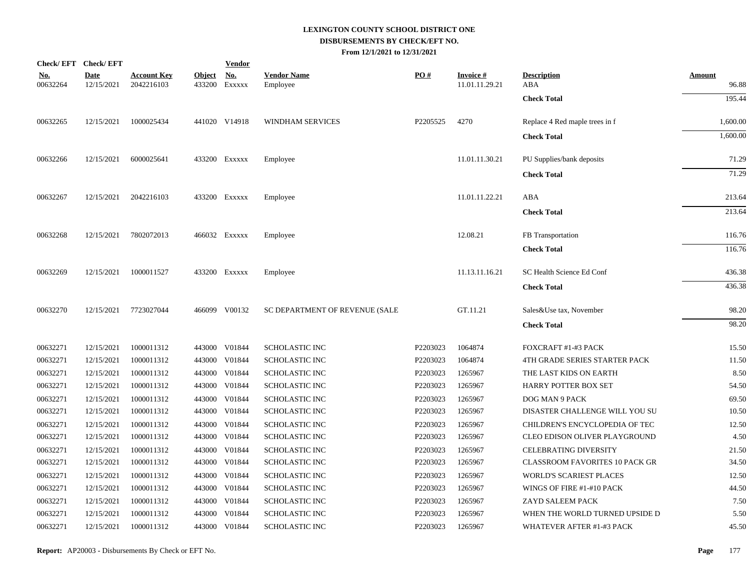# LEXINGTON COUNTY SCHOOL DISTRICT ONE
## DISBURSEMENTS BY CHECK/EFT NO.
### From 12/1/2021 to 12/31/2021

| Check/ EFT No. | Check/ EFT Date | Account Key | Object | Vendor No. | Vendor Name | PO # | Invoice # | Description | Amount |
|---|---|---|---|---|---|---|---|---|---|
| 00632264 | 12/15/2021 | 2042216103 | 433200 | Exxxxx | Employee | | 11.01.11.29.21 | ABA | 96.88 |
| | | | | | | | | **Check Total** | 195.44 |
| 00632265 | 12/15/2021 | 1000025434 | 441020 | V14918 | WINDHAM SERVICES | P2205525 | 4270 | Replace 4 Red maple trees in f | 1,600.00 |
| | | | | | | | | **Check Total** | 1,600.00 |
| 00632266 | 12/15/2021 | 6000025641 | 433200 | Exxxxx | Employee | | 11.01.11.30.21 | PU Supplies/bank deposits | 71.29 |
| | | | | | | | | **Check Total** | 71.29 |
| 00632267 | 12/15/2021 | 2042216103 | 433200 | Exxxxx | Employee | | 11.01.11.22.21 | ABA | 213.64 |
| | | | | | | | | **Check Total** | 213.64 |
| 00632268 | 12/15/2021 | 7802072013 | 466032 | Exxxxx | Employee | | 12.08.21 | FB Transportation | 116.76 |
| | | | | | | | | **Check Total** | 116.76 |
| 00632269 | 12/15/2021 | 1000011527 | 433200 | Exxxxx | Employee | | 11.13.11.16.21 | SC Health Science Ed Conf | 436.38 |
| | | | | | | | | **Check Total** | 436.38 |
| 00632270 | 12/15/2021 | 7723027044 | 466099 | V00132 | SC DEPARTMENT OF REVENUE (SALE | | GT.11.21 | Sales&Use tax, November | 98.20 |
| | | | | | | | | **Check Total** | 98.20 |
| 00632271 | 12/15/2021 | 1000011312 | 443000 | V01844 | SCHOLASTIC INC | P2203023 | 1064874 | FOXCRAFT #1-#3 PACK | 15.50 |
| 00632271 | 12/15/2021 | 1000011312 | 443000 | V01844 | SCHOLASTIC INC | P2203023 | 1064874 | 4TH GRADE SERIES STARTER PACK | 11.50 |
| 00632271 | 12/15/2021 | 1000011312 | 443000 | V01844 | SCHOLASTIC INC | P2203023 | 1265967 | THE LAST KIDS ON EARTH | 8.50 |
| 00632271 | 12/15/2021 | 1000011312 | 443000 | V01844 | SCHOLASTIC INC | P2203023 | 1265967 | HARRY POTTER BOX SET | 54.50 |
| 00632271 | 12/15/2021 | 1000011312 | 443000 | V01844 | SCHOLASTIC INC | P2203023 | 1265967 | DOG MAN 9 PACK | 69.50 |
| 00632271 | 12/15/2021 | 1000011312 | 443000 | V01844 | SCHOLASTIC INC | P2203023 | 1265967 | DISASTER CHALLENGE WILL YOU SU | 10.50 |
| 00632271 | 12/15/2021 | 1000011312 | 443000 | V01844 | SCHOLASTIC INC | P2203023 | 1265967 | CHILDREN'S ENCYCLOPEDIA OF TEC | 12.50 |
| 00632271 | 12/15/2021 | 1000011312 | 443000 | V01844 | SCHOLASTIC INC | P2203023 | 1265967 | CLEO EDISON OLIVER PLAYGROUND | 4.50 |
| 00632271 | 12/15/2021 | 1000011312 | 443000 | V01844 | SCHOLASTIC INC | P2203023 | 1265967 | CELEBRATING DIVERSITY | 21.50 |
| 00632271 | 12/15/2021 | 1000011312 | 443000 | V01844 | SCHOLASTIC INC | P2203023 | 1265967 | CLASSROOM FAVORITES 10 PACK GR | 34.50 |
| 00632271 | 12/15/2021 | 1000011312 | 443000 | V01844 | SCHOLASTIC INC | P2203023 | 1265967 | WORLD'S SCARIEST PLACES | 12.50 |
| 00632271 | 12/15/2021 | 1000011312 | 443000 | V01844 | SCHOLASTIC INC | P2203023 | 1265967 | WINGS OF FIRE #1-#10 PACK | 44.50 |
| 00632271 | 12/15/2021 | 1000011312 | 443000 | V01844 | SCHOLASTIC INC | P2203023 | 1265967 | ZAYD SALEEM PACK | 7.50 |
| 00632271 | 12/15/2021 | 1000011312 | 443000 | V01844 | SCHOLASTIC INC | P2203023 | 1265967 | WHEN THE WORLD TURNED UPSIDE D | 5.50 |
| 00632271 | 12/15/2021 | 1000011312 | 443000 | V01844 | SCHOLASTIC INC | P2203023 | 1265967 | WHATEVER AFTER #1-#3 PACK | 45.50 |

**Report:** AP20003 - Disbursements By Check or EFT No.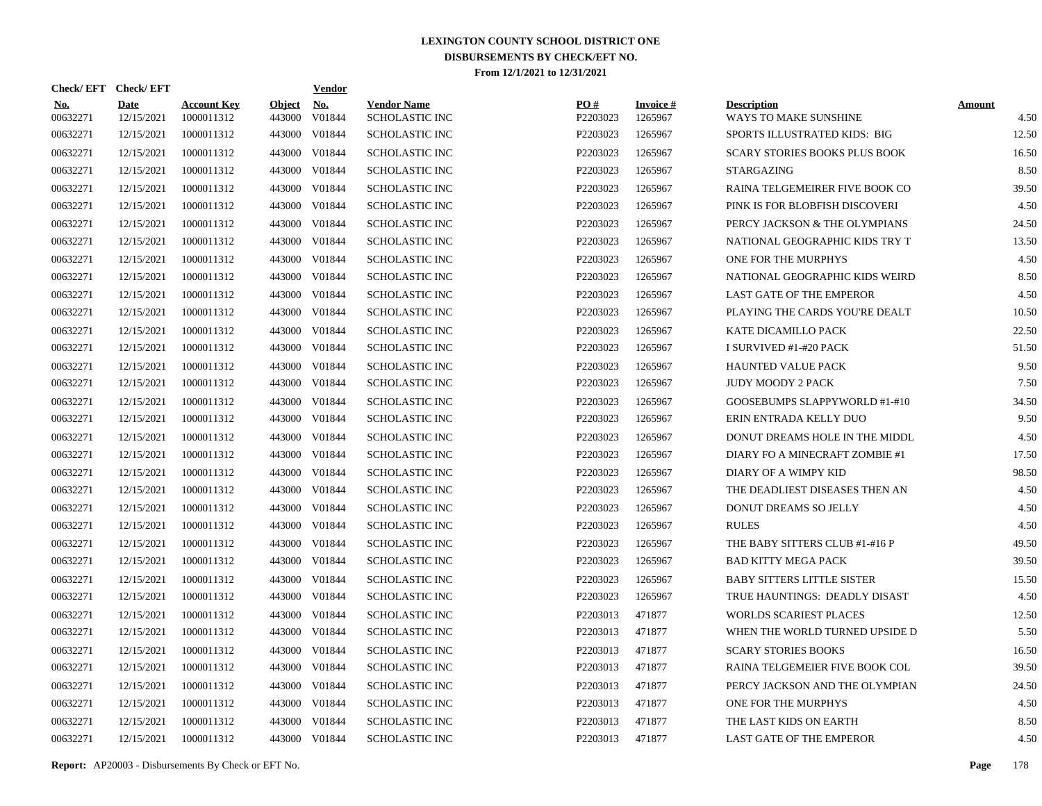# LEXINGTON COUNTY SCHOOL DISTRICT ONE
## DISBURSEMENTS BY CHECK/EFT NO.
### From 12/1/2021 to 12/31/2021

| Check/ EFT No. | Check/ EFT Date | Account Key | Object | Vendor No. | Vendor Name | PO # | Invoice # | Description | Amount |
|---|---|---|---|---|---|---|---|---|---|
| 00632271 | 12/15/2021 | 1000011312 | 443000 | V01844 | SCHOLASTIC INC | P2203023 | 1265967 | WAYS TO MAKE SUNSHINE | 4.50 |
| 00632271 | 12/15/2021 | 1000011312 | 443000 | V01844 | SCHOLASTIC INC | P2203023 | 1265967 | SPORTS ILLUSTRATED KIDS: BIG | 12.50 |
| 00632271 | 12/15/2021 | 1000011312 | 443000 | V01844 | SCHOLASTIC INC | P2203023 | 1265967 | SCARY STORIES BOOKS PLUS BOOK | 16.50 |
| 00632271 | 12/15/2021 | 1000011312 | 443000 | V01844 | SCHOLASTIC INC | P2203023 | 1265967 | STARGAZING | 8.50 |
| 00632271 | 12/15/2021 | 1000011312 | 443000 | V01844 | SCHOLASTIC INC | P2203023 | 1265967 | RAINA TELGEMEIRER FIVE BOOK CO | 39.50 |
| 00632271 | 12/15/2021 | 1000011312 | 443000 | V01844 | SCHOLASTIC INC | P2203023 | 1265967 | PINK IS FOR BLOBFISH DISCOVERI | 4.50 |
| 00632271 | 12/15/2021 | 1000011312 | 443000 | V01844 | SCHOLASTIC INC | P2203023 | 1265967 | PERCY JACKSON & THE OLYMPIANS | 24.50 |
| 00632271 | 12/15/2021 | 1000011312 | 443000 | V01844 | SCHOLASTIC INC | P2203023 | 1265967 | NATIONAL GEOGRAPHIC KIDS TRY T | 13.50 |
| 00632271 | 12/15/2021 | 1000011312 | 443000 | V01844 | SCHOLASTIC INC | P2203023 | 1265967 | ONE FOR THE MURPHYS | 4.50 |
| 00632271 | 12/15/2021 | 1000011312 | 443000 | V01844 | SCHOLASTIC INC | P2203023 | 1265967 | NATIONAL GEOGRAPHIC KIDS WEIRD | 8.50 |
| 00632271 | 12/15/2021 | 1000011312 | 443000 | V01844 | SCHOLASTIC INC | P2203023 | 1265967 | LAST GATE OF THE EMPEROR | 4.50 |
| 00632271 | 12/15/2021 | 1000011312 | 443000 | V01844 | SCHOLASTIC INC | P2203023 | 1265967 | PLAYING THE CARDS YOU'RE DEALT | 10.50 |
| 00632271 | 12/15/2021 | 1000011312 | 443000 | V01844 | SCHOLASTIC INC | P2203023 | 1265967 | KATE DICAMILLO PACK | 22.50 |
| 00632271 | 12/15/2021 | 1000011312 | 443000 | V01844 | SCHOLASTIC INC | P2203023 | 1265967 | I SURVIVED #1-#20 PACK | 51.50 |
| 00632271 | 12/15/2021 | 1000011312 | 443000 | V01844 | SCHOLASTIC INC | P2203023 | 1265967 | HAUNTED VALUE PACK | 9.50 |
| 00632271 | 12/15/2021 | 1000011312 | 443000 | V01844 | SCHOLASTIC INC | P2203023 | 1265967 | JUDY MOODY 2 PACK | 7.50 |
| 00632271 | 12/15/2021 | 1000011312 | 443000 | V01844 | SCHOLASTIC INC | P2203023 | 1265967 | GOOSEBUMPS SLAPPYWORLD #1-#10 | 34.50 |
| 00632271 | 12/15/2021 | 1000011312 | 443000 | V01844 | SCHOLASTIC INC | P2203023 | 1265967 | ERIN ENTRADA KELLY DUO | 9.50 |
| 00632271 | 12/15/2021 | 1000011312 | 443000 | V01844 | SCHOLASTIC INC | P2203023 | 1265967 | DONUT DREAMS HOLE IN THE MIDDL | 4.50 |
| 00632271 | 12/15/2021 | 1000011312 | 443000 | V01844 | SCHOLASTIC INC | P2203023 | 1265967 | DIARY FO A MINECRAFT ZOMBIE #1 | 17.50 |
| 00632271 | 12/15/2021 | 1000011312 | 443000 | V01844 | SCHOLASTIC INC | P2203023 | 1265967 | DIARY OF A WIMPY KID | 98.50 |
| 00632271 | 12/15/2021 | 1000011312 | 443000 | V01844 | SCHOLASTIC INC | P2203023 | 1265967 | THE DEADLIEST DISEASES THEN AN | 4.50 |
| 00632271 | 12/15/2021 | 1000011312 | 443000 | V01844 | SCHOLASTIC INC | P2203023 | 1265967 | DONUT DREAMS SO JELLY | 4.50 |
| 00632271 | 12/15/2021 | 1000011312 | 443000 | V01844 | SCHOLASTIC INC | P2203023 | 1265967 | RULES | 4.50 |
| 00632271 | 12/15/2021 | 1000011312 | 443000 | V01844 | SCHOLASTIC INC | P2203023 | 1265967 | THE BABY SITTERS CLUB #1-#16 P | 49.50 |
| 00632271 | 12/15/2021 | 1000011312 | 443000 | V01844 | SCHOLASTIC INC | P2203023 | 1265967 | BAD KITTY MEGA PACK | 39.50 |
| 00632271 | 12/15/2021 | 1000011312 | 443000 | V01844 | SCHOLASTIC INC | P2203023 | 1265967 | BABY SITTERS LITTLE SISTER | 15.50 |
| 00632271 | 12/15/2021 | 1000011312 | 443000 | V01844 | SCHOLASTIC INC | P2203023 | 1265967 | TRUE HAUNTINGS: DEADLY DISAST | 4.50 |
| 00632271 | 12/15/2021 | 1000011312 | 443000 | V01844 | SCHOLASTIC INC | P2203013 | 471877 | WORLDS SCARIEST PLACES | 12.50 |
| 00632271 | 12/15/2021 | 1000011312 | 443000 | V01844 | SCHOLASTIC INC | P2203013 | 471877 | WHEN THE WORLD TURNED UPSIDE D | 5.50 |
| 00632271 | 12/15/2021 | 1000011312 | 443000 | V01844 | SCHOLASTIC INC | P2203013 | 471877 | SCARY STORIES BOOKS | 16.50 |
| 00632271 | 12/15/2021 | 1000011312 | 443000 | V01844 | SCHOLASTIC INC | P2203013 | 471877 | RAINA TELGEMEIER FIVE BOOK COL | 39.50 |
| 00632271 | 12/15/2021 | 1000011312 | 443000 | V01844 | SCHOLASTIC INC | P2203013 | 471877 | PERCY JACKSON AND THE OLYMPIAN | 24.50 |
| 00632271 | 12/15/2021 | 1000011312 | 443000 | V01844 | SCHOLASTIC INC | P2203013 | 471877 | ONE FOR THE MURPHYS | 4.50 |
| 00632271 | 12/15/2021 | 1000011312 | 443000 | V01844 | SCHOLASTIC INC | P2203013 | 471877 | THE LAST KIDS ON EARTH | 8.50 |
| 00632271 | 12/15/2021 | 1000011312 | 443000 | V01844 | SCHOLASTIC INC | P2203013 | 471877 | LAST GATE OF THE EMPEROR | 4.50 |

**Report:** AP20003 - Disbursements By Check or EFT No.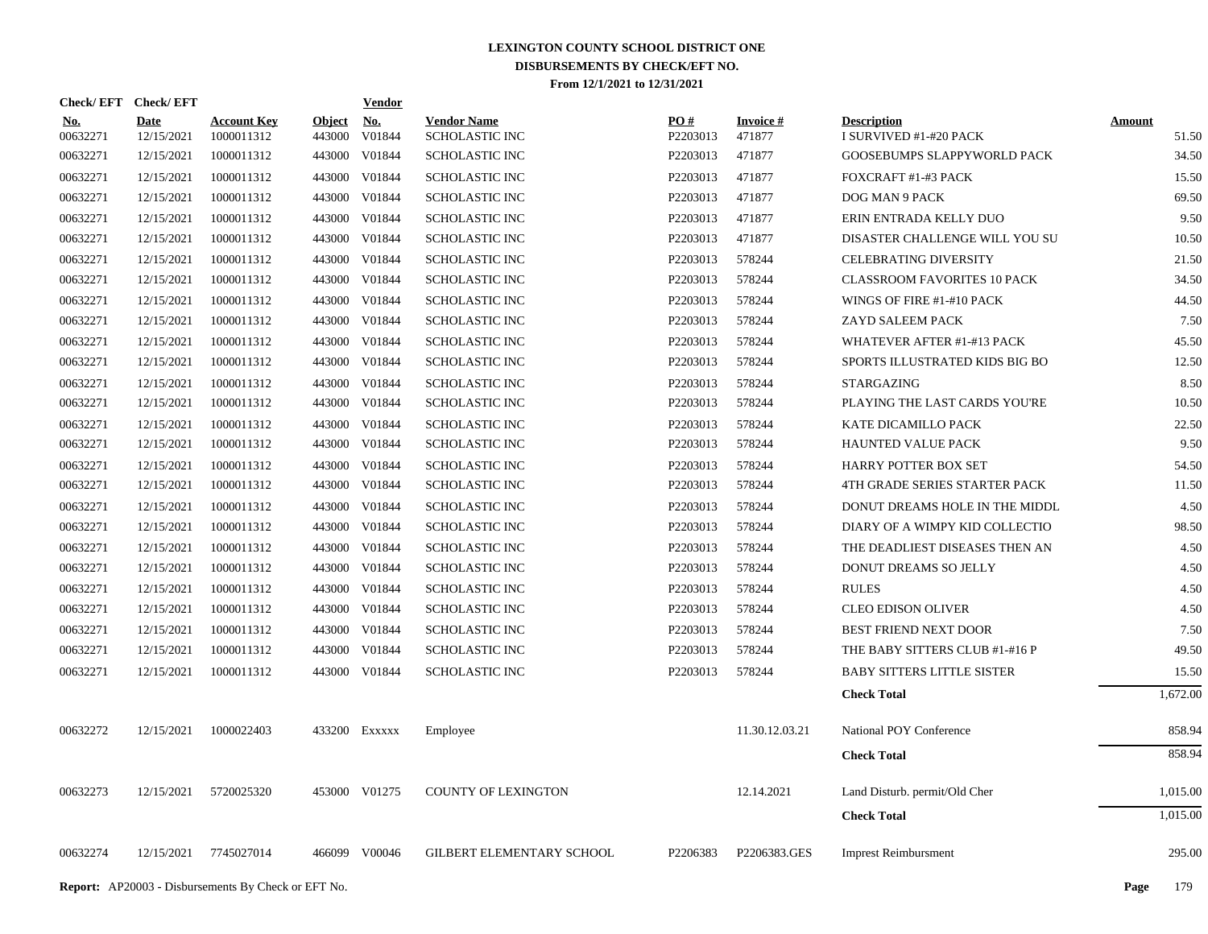# LEXINGTON COUNTY SCHOOL DISTRICT ONE
## DISBURSEMENTS BY CHECK/EFT NO.
### From 12/1/2021 to 12/31/2021

| Check/EFT No. | Check/EFT Date | Account Key | Object | Vendor No. | Vendor Name | PO # | Invoice # | Description | Amount |
|---|---|---|---|---|---|---|---|---|---|
| 00632271 | 12/15/2021 | 1000011312 | 443000 | V01844 | SCHOLASTIC INC | P2203013 | 471877 | I SURVIVED #1-#20 PACK | 51.50 |
| 00632271 | 12/15/2021 | 1000011312 | 443000 | V01844 | SCHOLASTIC INC | P2203013 | 471877 | GOOSEBUMPS SLAPPYWORLD PACK | 34.50 |
| 00632271 | 12/15/2021 | 1000011312 | 443000 | V01844 | SCHOLASTIC INC | P2203013 | 471877 | FOXCRAFT #1-#3 PACK | 15.50 |
| 00632271 | 12/15/2021 | 1000011312 | 443000 | V01844 | SCHOLASTIC INC | P2203013 | 471877 | DOG MAN 9 PACK | 69.50 |
| 00632271 | 12/15/2021 | 1000011312 | 443000 | V01844 | SCHOLASTIC INC | P2203013 | 471877 | ERIN ENTRADA KELLY DUO | 9.50 |
| 00632271 | 12/15/2021 | 1000011312 | 443000 | V01844 | SCHOLASTIC INC | P2203013 | 471877 | DISASTER CHALLENGE WILL YOU SU | 10.50 |
| 00632271 | 12/15/2021 | 1000011312 | 443000 | V01844 | SCHOLASTIC INC | P2203013 | 578244 | CELEBRATING DIVERSITY | 21.50 |
| 00632271 | 12/15/2021 | 1000011312 | 443000 | V01844 | SCHOLASTIC INC | P2203013 | 578244 | CLASSROOM FAVORITES 10 PACK | 34.50 |
| 00632271 | 12/15/2021 | 1000011312 | 443000 | V01844 | SCHOLASTIC INC | P2203013 | 578244 | WINGS OF FIRE #1-#10 PACK | 44.50 |
| 00632271 | 12/15/2021 | 1000011312 | 443000 | V01844 | SCHOLASTIC INC | P2203013 | 578244 | ZAYD SALEEM PACK | 7.50 |
| 00632271 | 12/15/2021 | 1000011312 | 443000 | V01844 | SCHOLASTIC INC | P2203013 | 578244 | WHATEVER AFTER #1-#13 PACK | 45.50 |
| 00632271 | 12/15/2021 | 1000011312 | 443000 | V01844 | SCHOLASTIC INC | P2203013 | 578244 | SPORTS ILLUSTRATED KIDS BIG BO | 12.50 |
| 00632271 | 12/15/2021 | 1000011312 | 443000 | V01844 | SCHOLASTIC INC | P2203013 | 578244 | STARGAZING | 8.50 |
| 00632271 | 12/15/2021 | 1000011312 | 443000 | V01844 | SCHOLASTIC INC | P2203013 | 578244 | PLAYING THE LAST CARDS YOU'RE | 10.50 |
| 00632271 | 12/15/2021 | 1000011312 | 443000 | V01844 | SCHOLASTIC INC | P2203013 | 578244 | KATE DICAMILLO PACK | 22.50 |
| 00632271 | 12/15/2021 | 1000011312 | 443000 | V01844 | SCHOLASTIC INC | P2203013 | 578244 | HAUNTED VALUE PACK | 9.50 |
| 00632271 | 12/15/2021 | 1000011312 | 443000 | V01844 | SCHOLASTIC INC | P2203013 | 578244 | HARRY POTTER BOX SET | 54.50 |
| 00632271 | 12/15/2021 | 1000011312 | 443000 | V01844 | SCHOLASTIC INC | P2203013 | 578244 | 4TH GRADE SERIES STARTER PACK | 11.50 |
| 00632271 | 12/15/2021 | 1000011312 | 443000 | V01844 | SCHOLASTIC INC | P2203013 | 578244 | DONUT DREAMS HOLE IN THE MIDDL | 4.50 |
| 00632271 | 12/15/2021 | 1000011312 | 443000 | V01844 | SCHOLASTIC INC | P2203013 | 578244 | DIARY OF A WIMPY KID COLLECTIO | 98.50 |
| 00632271 | 12/15/2021 | 1000011312 | 443000 | V01844 | SCHOLASTIC INC | P2203013 | 578244 | THE DEADLIEST DISEASES THEN AN | 4.50 |
| 00632271 | 12/15/2021 | 1000011312 | 443000 | V01844 | SCHOLASTIC INC | P2203013 | 578244 | DONUT DREAMS SO JELLY | 4.50 |
| 00632271 | 12/15/2021 | 1000011312 | 443000 | V01844 | SCHOLASTIC INC | P2203013 | 578244 | RULES | 4.50 |
| 00632271 | 12/15/2021 | 1000011312 | 443000 | V01844 | SCHOLASTIC INC | P2203013 | 578244 | CLEO EDISON OLIVER | 4.50 |
| 00632271 | 12/15/2021 | 1000011312 | 443000 | V01844 | SCHOLASTIC INC | P2203013 | 578244 | BEST FRIEND NEXT DOOR | 7.50 |
| 00632271 | 12/15/2021 | 1000011312 | 443000 | V01844 | SCHOLASTIC INC | P2203013 | 578244 | THE BABY SITTERS CLUB #1-#16 P | 49.50 |
| 00632271 | 12/15/2021 | 1000011312 | 443000 | V01844 | SCHOLASTIC INC | P2203013 | 578244 | BABY SITTERS LITTLE SISTER | 15.50 |
| | | | | | | | | **Check Total** | 1,672.00 |
| 00632272 | 12/15/2021 | 1000022403 | 433200 | Exxxxx | Employee | | 11.30.12.03.21 | National POY Conference | 858.94 |
| | | | | | | | | **Check Total** | 858.94 |
| 00632273 | 12/15/2021 | 5720025320 | 453000 | V01275 | COUNTY OF LEXINGTON | | 12.14.2021 | Land Disturb. permit/Old Cher | 1,015.00 |
| | | | | | | | | **Check Total** | 1,015.00 |
| 00632274 | 12/15/2021 | 7745027014 | 466099 | V00046 | GILBERT ELEMENTARY SCHOOL | P2206383 | P2206383.GES | Imprest Reimbursment | 295.00 |

**Report:** AP20003 - Disbursements By Check or EFT No.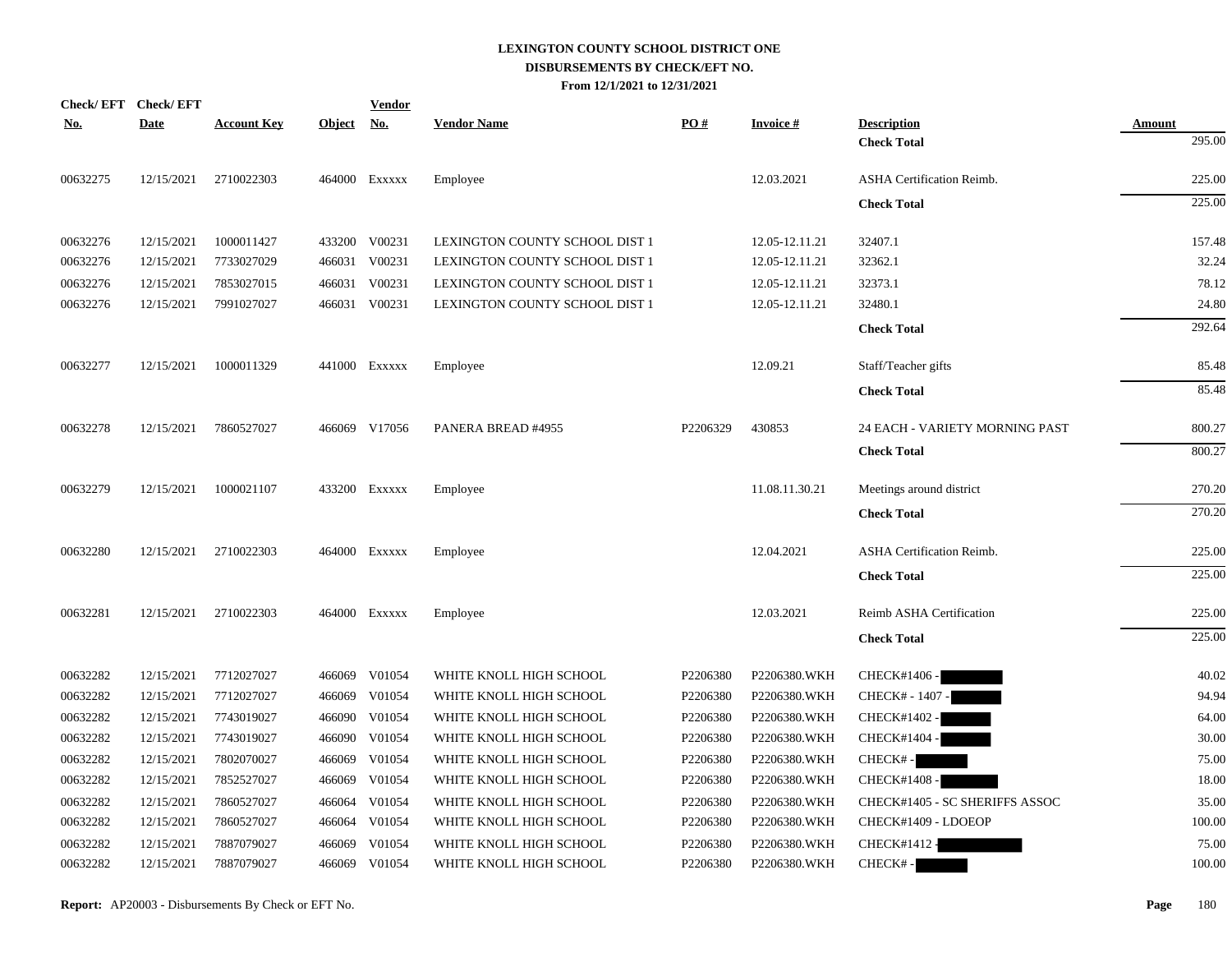# LEXINGTON COUNTY SCHOOL DISTRICT ONE
## DISBURSEMENTS BY CHECK/EFT NO.
### From 12/1/2021 to 12/31/2021

| Check/ EFT No. | Check/ EFT Date | Account Key | Object | Vendor No. | Vendor Name | PO # | Invoice # | Description | Amount |
|---|---|---|---|---|---|---|---|---|---|
| | | | | | | | | **Check Total** | 295.00 |
| 00632275 | 12/15/2021 | 2710022303 | 464000 | Exxxxx | Employee | | 12.03.2021 | ASHA Certification Reimb. | 225.00 |
| | | | | | | | | **Check Total** | 225.00 |
| 00632276 | 12/15/2021 | 1000011427 | 433200 | V00231 | LEXINGTON COUNTY SCHOOL DIST 1 | | 12.05-12.11.21 | 32407.1 | 157.48 |
| 00632276 | 12/15/2021 | 7733027029 | 466031 | V00231 | LEXINGTON COUNTY SCHOOL DIST 1 | | 12.05-12.11.21 | 32362.1 | 32.24 |
| 00632276 | 12/15/2021 | 7853027015 | 466031 | V00231 | LEXINGTON COUNTY SCHOOL DIST 1 | | 12.05-12.11.21 | 32373.1 | 78.12 |
| 00632276 | 12/15/2021 | 7991027027 | 466031 | V00231 | LEXINGTON COUNTY SCHOOL DIST 1 | | 12.05-12.11.21 | 32480.1 | 24.80 |
| | | | | | | | | **Check Total** | 292.64 |
| 00632277 | 12/15/2021 | 1000011329 | 441000 | Exxxxx | Employee | | 12.09.21 | Staff/Teacher gifts | 85.48 |
| | | | | | | | | **Check Total** | 85.48 |
| 00632278 | 12/15/2021 | 7860527027 | 466069 | V17056 | PANERA BREAD #4955 | P2206329 | 430853 | 24 EACH - VARIETY MORNING PAST | 800.27 |
| | | | | | | | | **Check Total** | 800.27 |
| 00632279 | 12/15/2021 | 1000021107 | 433200 | Exxxxx | Employee | | 11.08.11.30.21 | Meetings around district | 270.20 |
| | | | | | | | | **Check Total** | 270.20 |
| 00632280 | 12/15/2021 | 2710022303 | 464000 | Exxxxx | Employee | | 12.04.2021 | ASHA Certification Reimb. | 225.00 |
| | | | | | | | | **Check Total** | 225.00 |
| 00632281 | 12/15/2021 | 2710022303 | 464000 | Exxxxx | Employee | | 12.03.2021 | Reimb ASHA Certification | 225.00 |
| | | | | | | | | **Check Total** | 225.00 |
| 00632282 | 12/15/2021 | 7712027027 | 466069 | V01054 | WHITE KNOLL HIGH SCHOOL | P2206380 | P2206380.WKH | CHECK#1406 - [REDACTED] | 40.02 |
| 00632282 | 12/15/2021 | 7712027027 | 466069 | V01054 | WHITE KNOLL HIGH SCHOOL | P2206380 | P2206380.WKH | CHECK# - 1407 - [REDACTED] | 94.94 |
| 00632282 | 12/15/2021 | 7743019027 | 466090 | V01054 | WHITE KNOLL HIGH SCHOOL | P2206380 | P2206380.WKH | CHECK#1402 - [REDACTED] | 64.00 |
| 00632282 | 12/15/2021 | 7743019027 | 466090 | V01054 | WHITE KNOLL HIGH SCHOOL | P2206380 | P2206380.WKH | CHECK#1404 - [REDACTED] | 30.00 |
| 00632282 | 12/15/2021 | 7802070027 | 466069 | V01054 | WHITE KNOLL HIGH SCHOOL | P2206380 | P2206380.WKH | CHECK# - [REDACTED] | 75.00 |
| 00632282 | 12/15/2021 | 7852527027 | 466069 | V01054 | WHITE KNOLL HIGH SCHOOL | P2206380 | P2206380.WKH | CHECK#1408 - [REDACTED] | 18.00 |
| 00632282 | 12/15/2021 | 7860527027 | 466064 | V01054 | WHITE KNOLL HIGH SCHOOL | P2206380 | P2206380.WKH | CHECK#1405 - SC SHERIFFS ASSOC | 35.00 |
| 00632282 | 12/15/2021 | 7860527027 | 466064 | V01054 | WHITE KNOLL HIGH SCHOOL | P2206380 | P2206380.WKH | CHECK#1409 - LDOEOP | 100.00 |
| 00632282 | 12/15/2021 | 7887079027 | 466069 | V01054 | WHITE KNOLL HIGH SCHOOL | P2206380 | P2206380.WKH | CHECK#1412 - [REDACTED] | 75.00 |
| 00632282 | 12/15/2021 | 7887079027 | 466069 | V01054 | WHITE KNOLL HIGH SCHOOL | P2206380 | P2206380.WKH | CHECK# - [REDACTED] | 100.00 |

**Report:** AP20003 - Disbursements By Check or EFT No.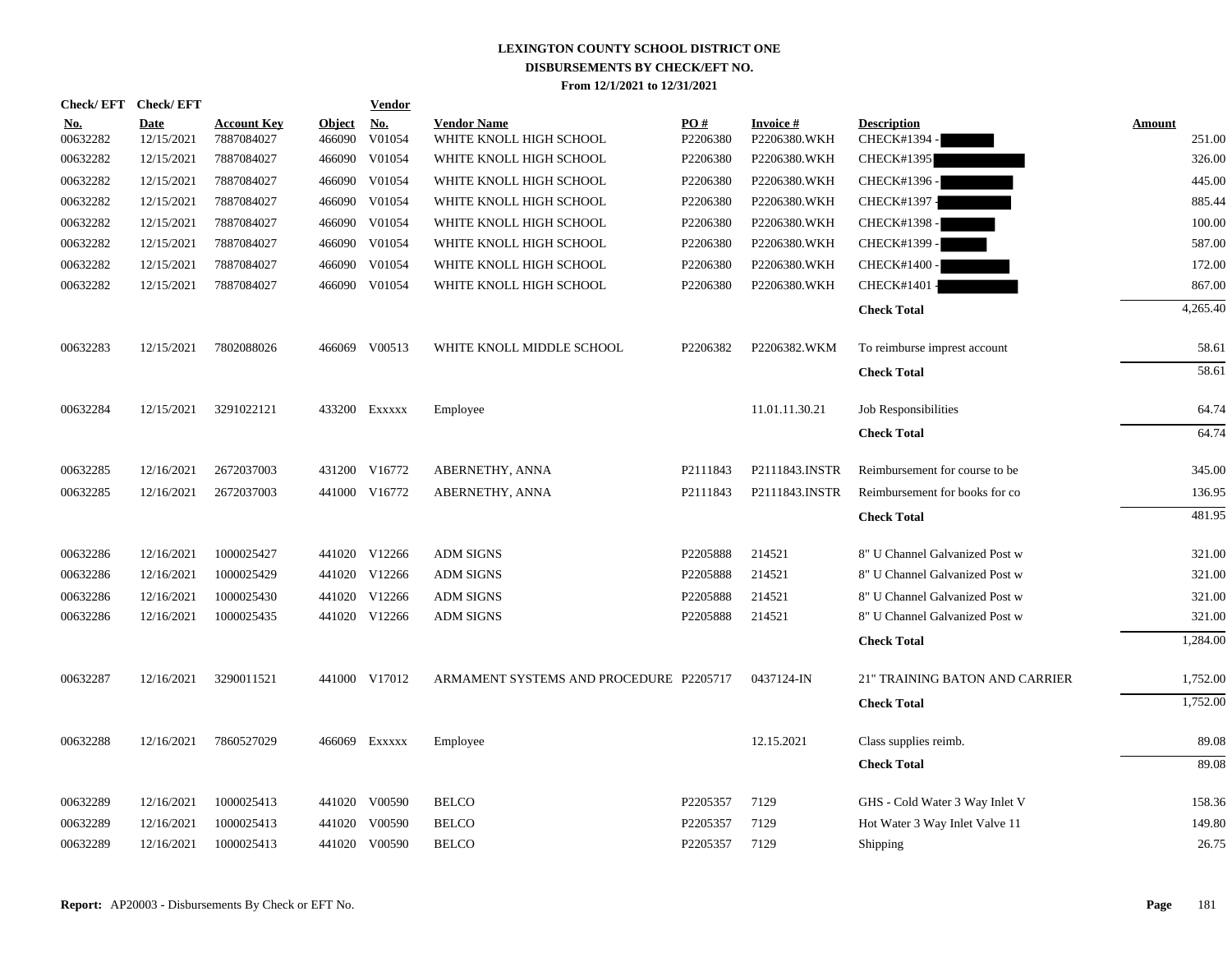# LEXINGTON COUNTY SCHOOL DISTRICT ONE
## DISBURSEMENTS BY CHECK/EFT NO.
### From 12/1/2021 to 12/31/2021

| Check/ EFT No. | Check/ EFT Date | Account Key | Object | Vendor No. | Vendor Name | PO # | Invoice # | Description | Amount |
|---|---|---|---|---|---|---|---|---|---|
| 00632282 | 12/15/2021 | 7887084027 | 466090 | V01054 | WHITE KNOLL HIGH SCHOOL | P2206380 | P2206380.WKH | CHECK#1394 - | 251.00 |
| 00632282 | 12/15/2021 | 7887084027 | 466090 | V01054 | WHITE KNOLL HIGH SCHOOL | P2206380 | P2206380.WKH | CHECK#1395 | 326.00 |
| 00632282 | 12/15/2021 | 7887084027 | 466090 | V01054 | WHITE KNOLL HIGH SCHOOL | P2206380 | P2206380.WKH | CHECK#1396 - | 445.00 |
| 00632282 | 12/15/2021 | 7887084027 | 466090 | V01054 | WHITE KNOLL HIGH SCHOOL | P2206380 | P2206380.WKH | CHECK#1397 - | 885.44 |
| 00632282 | 12/15/2021 | 7887084027 | 466090 | V01054 | WHITE KNOLL HIGH SCHOOL | P2206380 | P2206380.WKH | CHECK#1398 - | 100.00 |
| 00632282 | 12/15/2021 | 7887084027 | 466090 | V01054 | WHITE KNOLL HIGH SCHOOL | P2206380 | P2206380.WKH | CHECK#1399 - | 587.00 |
| 00632282 | 12/15/2021 | 7887084027 | 466090 | V01054 | WHITE KNOLL HIGH SCHOOL | P2206380 | P2206380.WKH | CHECK#1400 - | 172.00 |
| 00632282 | 12/15/2021 | 7887084027 | 466090 | V01054 | WHITE KNOLL HIGH SCHOOL | P2206380 | P2206380.WKH | CHECK#1401 - | 867.00 |
| | | | | | | | | **Check Total** | 4,265.40 |
| 00632283 | 12/15/2021 | 7802088026 | 466069 | V00513 | WHITE KNOLL MIDDLE SCHOOL | P2206382 | P2206382.WKM | To reimburse imprest account | 58.61 |
| | | | | | | | | **Check Total** | 58.61 |
| 00632284 | 12/15/2021 | 3291022121 | 433200 | Exxxxx | Employee | | 11.01.11.30.21 | Job Responsibilities | 64.74 |
| | | | | | | | | **Check Total** | 64.74 |
| 00632285 | 12/16/2021 | 2672037003 | 431200 | V16772 | ABERNETHY, ANNA | P2111843 | P2111843.INSTR | Reimbursement for course to be | 345.00 |
| 00632285 | 12/16/2021 | 2672037003 | 441000 | V16772 | ABERNETHY, ANNA | P2111843 | P2111843.INSTR | Reimbursement for books for co | 136.95 |
| | | | | | | | | **Check Total** | 481.95 |
| 00632286 | 12/16/2021 | 1000025427 | 441020 | V12266 | ADM SIGNS | P2205888 | 214521 | 8" U Channel Galvanized Post w | 321.00 |
| 00632286 | 12/16/2021 | 1000025429 | 441020 | V12266 | ADM SIGNS | P2205888 | 214521 | 8" U Channel Galvanized Post w | 321.00 |
| 00632286 | 12/16/2021 | 1000025430 | 441020 | V12266 | ADM SIGNS | P2205888 | 214521 | 8" U Channel Galvanized Post w | 321.00 |
| 00632286 | 12/16/2021 | 1000025435 | 441020 | V12266 | ADM SIGNS | P2205888 | 214521 | 8" U Channel Galvanized Post w | 321.00 |
| | | | | | | | | **Check Total** | 1,284.00 |
| 00632287 | 12/16/2021 | 3290011521 | 441000 | V17012 | ARMAMENT SYSTEMS AND PROCEDURE | P2205717 | 0437124-IN | 21" TRAINING BATON AND CARRIER | 1,752.00 |
| | | | | | | | | **Check Total** | 1,752.00 |
| 00632288 | 12/16/2021 | 7860527029 | 466069 | Exxxxx | Employee | | 12.15.2021 | Class supplies reimb. | 89.08 |
| | | | | | | | | **Check Total** | 89.08 |
| 00632289 | 12/16/2021 | 1000025413 | 441020 | V00590 | BELCO | P2205357 | 7129 | GHS - Cold Water 3 Way Inlet V | 158.36 |
| 00632289 | 12/16/2021 | 1000025413 | 441020 | V00590 | BELCO | P2205357 | 7129 | Hot Water 3 Way Inlet Valve 11 | 149.80 |
| 00632289 | 12/16/2021 | 1000025413 | 441020 | V00590 | BELCO | P2205357 | 7129 | Shipping | 26.75 |

**Report:** AP20003 - Disbursements By Check or EFT No.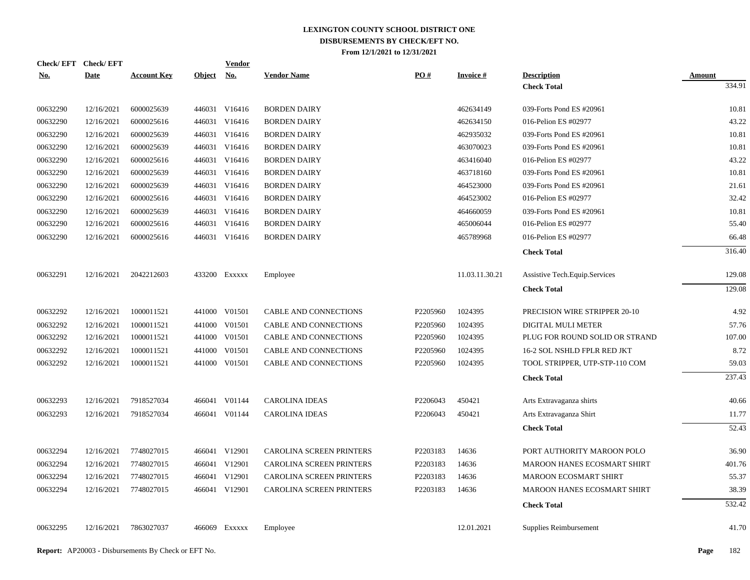# LEXINGTON COUNTY SCHOOL DISTRICT ONE
## DISBURSEMENTS BY CHECK/EFT NO.
### From 12/1/2021 to 12/31/2021

| Check/ EFT No. | Check/ EFT Date | Account Key | Object | Vendor No. | Vendor Name | PO # | Invoice # | Description | Amount |
|---|---|---|---|---|---|---|---|---|---|
| | | | | | | | | **Check Total** | 334.91 |
| 00632290 | 12/16/2021 | 6000025639 | 446031 | V16416 | BORDEN DAIRY | | 462634149 | 039-Forts Pond ES #20961 | 10.81 |
| 00632290 | 12/16/2021 | 6000025616 | 446031 | V16416 | BORDEN DAIRY | | 462634150 | 016-Pelion ES #02977 | 43.22 |
| 00632290 | 12/16/2021 | 6000025639 | 446031 | V16416 | BORDEN DAIRY | | 462935032 | 039-Forts Pond ES #20961 | 10.81 |
| 00632290 | 12/16/2021 | 6000025639 | 446031 | V16416 | BORDEN DAIRY | | 463070023 | 039-Forts Pond ES #20961 | 10.81 |
| 00632290 | 12/16/2021 | 6000025616 | 446031 | V16416 | BORDEN DAIRY | | 463416040 | 016-Pelion ES #02977 | 43.22 |
| 00632290 | 12/16/2021 | 6000025639 | 446031 | V16416 | BORDEN DAIRY | | 463718160 | 039-Forts Pond ES #20961 | 10.81 |
| 00632290 | 12/16/2021 | 6000025639 | 446031 | V16416 | BORDEN DAIRY | | 464523000 | 039-Forts Pond ES #20961 | 21.61 |
| 00632290 | 12/16/2021 | 6000025616 | 446031 | V16416 | BORDEN DAIRY | | 464523002 | 016-Pelion ES #02977 | 32.42 |
| 00632290 | 12/16/2021 | 6000025639 | 446031 | V16416 | BORDEN DAIRY | | 464660059 | 039-Forts Pond ES #20961 | 10.81 |
| 00632290 | 12/16/2021 | 6000025616 | 446031 | V16416 | BORDEN DAIRY | | 465006044 | 016-Pelion ES #02977 | 55.40 |
| 00632290 | 12/16/2021 | 6000025616 | 446031 | V16416 | BORDEN DAIRY | | 465789968 | 016-Pelion ES #02977 | 66.48 |
| | | | | | | | | **Check Total** | 316.40 |
| 00632291 | 12/16/2021 | 2042212603 | 433200 | Exxxxx | Employee | | 11.03.11.30.21 | Assistive Tech.Equip.Services | 129.08 |
| | | | | | | | | **Check Total** | 129.08 |
| 00632292 | 12/16/2021 | 1000011521 | 441000 | V01501 | CABLE AND CONNECTIONS | P2205960 | 1024395 | PRECISION WIRE STRIPPER 20-10 | 4.92 |
| 00632292 | 12/16/2021 | 1000011521 | 441000 | V01501 | CABLE AND CONNECTIONS | P2205960 | 1024395 | DIGITAL MULI METER | 57.76 |
| 00632292 | 12/16/2021 | 1000011521 | 441000 | V01501 | CABLE AND CONNECTIONS | P2205960 | 1024395 | PLUG FOR ROUND SOLID OR STRAND | 107.00 |
| 00632292 | 12/16/2021 | 1000011521 | 441000 | V01501 | CABLE AND CONNECTIONS | P2205960 | 1024395 | 16-2 SOL NSHLD FPLR RED JKT | 8.72 |
| 00632292 | 12/16/2021 | 1000011521 | 441000 | V01501 | CABLE AND CONNECTIONS | P2205960 | 1024395 | TOOL STRIPPER, UTP-STP-110 COM | 59.03 |
| | | | | | | | | **Check Total** | 237.43 |
| 00632293 | 12/16/2021 | 7918527034 | 466041 | V01144 | CAROLINA IDEAS | P2206043 | 450421 | Arts Extravaganza shirts | 40.66 |
| 00632293 | 12/16/2021 | 7918527034 | 466041 | V01144 | CAROLINA IDEAS | P2206043 | 450421 | Arts Extravaganza Shirt | 11.77 |
| | | | | | | | | **Check Total** | 52.43 |
| 00632294 | 12/16/2021 | 7748027015 | 466041 | V12901 | CAROLINA SCREEN PRINTERS | P2203183 | 14636 | PORT AUTHORITY MAROON POLO | 36.90 |
| 00632294 | 12/16/2021 | 7748027015 | 466041 | V12901 | CAROLINA SCREEN PRINTERS | P2203183 | 14636 | MAROON HANES ECOSMART SHIRT | 401.76 |
| 00632294 | 12/16/2021 | 7748027015 | 466041 | V12901 | CAROLINA SCREEN PRINTERS | P2203183 | 14636 | MAROON ECOSMART SHIRT | 55.37 |
| 00632294 | 12/16/2021 | 7748027015 | 466041 | V12901 | CAROLINA SCREEN PRINTERS | P2203183 | 14636 | MAROON HANES ECOSMART SHIRT | 38.39 |
| | | | | | | | | **Check Total** | 532.42 |
| 00632295 | 12/16/2021 | 7863027037 | 466069 | Exxxxx | Employee | | 12.01.2021 | Supplies Reimbursement | 41.70 |

**Report:** AP20003 - Disbursements By Check or EFT No.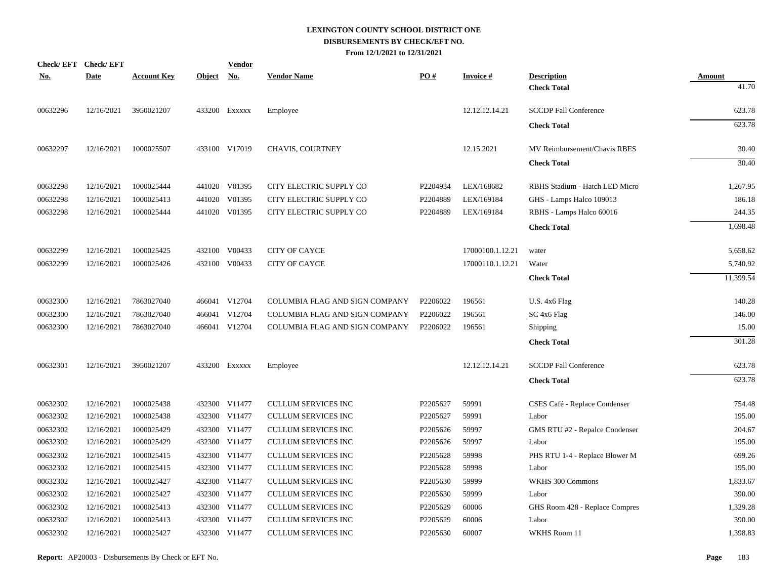# LEXINGTON COUNTY SCHOOL DISTRICT ONE
## DISBURSEMENTS BY CHECK/EFT NO.
### From 12/1/2021 to 12/31/2021

| Check/ EFT No. | Check/ EFT Date | Account Key | Object | Vendor No. | Vendor Name | PO # | Invoice # | Description | Amount |
|---|---|---|---|---|---|---|---|---|---|
| | | | | | | | | **Check Total** | 41.70 |
| 00632296 | 12/16/2021 | 3950021207 | 433200 | Exxxxx | Employee | | 12.12.12.14.21 | SCCDP Fall Conference | 623.78 |
| | | | | | | | | **Check Total** | 623.78 |
| 00632297 | 12/16/2021 | 1000025507 | 433100 | V17019 | CHAVIS, COURTNEY | | 12.15.2021 | MV Reimbursement/Chavis RBES | 30.40 |
| | | | | | | | | **Check Total** | 30.40 |
| 00632298 | 12/16/2021 | 1000025444 | 441020 | V01395 | CITY ELECTRIC SUPPLY CO | P2204934 | LEX/168682 | RBHS Stadium - Hatch LED Micro | 1,267.95 |
| 00632298 | 12/16/2021 | 1000025413 | 441020 | V01395 | CITY ELECTRIC SUPPLY CO | P2204889 | LEX/169184 | GHS - Lamps Halco 109013 | 186.18 |
| 00632298 | 12/16/2021 | 1000025444 | 441020 | V01395 | CITY ELECTRIC SUPPLY CO | P2204889 | LEX/169184 | RBHS - Lamps Halco 60016 | 244.35 |
| | | | | | | | | **Check Total** | 1,698.48 |
| 00632299 | 12/16/2021 | 1000025425 | 432100 | V00433 | CITY OF CAYCE | | 17000100.1.12.21 | water | 5,658.62 |
| 00632299 | 12/16/2021 | 1000025426 | 432100 | V00433 | CITY OF CAYCE | | 17000110.1.12.21 | Water | 5,740.92 |
| | | | | | | | | **Check Total** | 11,399.54 |
| 00632300 | 12/16/2021 | 7863027040 | 466041 | V12704 | COLUMBIA FLAG AND SIGN COMPANY | P2206022 | 196561 | U.S. 4x6 Flag | 140.28 |
| 00632300 | 12/16/2021 | 7863027040 | 466041 | V12704 | COLUMBIA FLAG AND SIGN COMPANY | P2206022 | 196561 | SC 4x6 Flag | 146.00 |
| 00632300 | 12/16/2021 | 7863027040 | 466041 | V12704 | COLUMBIA FLAG AND SIGN COMPANY | P2206022 | 196561 | Shipping | 15.00 |
| | | | | | | | | **Check Total** | 301.28 |
| 00632301 | 12/16/2021 | 3950021207 | 433200 | Exxxxx | Employee | | 12.12.12.14.21 | SCCDP Fall Conference | 623.78 |
| | | | | | | | | **Check Total** | 623.78 |
| 00632302 | 12/16/2021 | 1000025438 | 432300 | V11477 | CULLUM SERVICES INC | P2205627 | 59991 | CSES Café - Replace Condenser | 754.48 |
| 00632302 | 12/16/2021 | 1000025438 | 432300 | V11477 | CULLUM SERVICES INC | P2205627 | 59991 | Labor | 195.00 |
| 00632302 | 12/16/2021 | 1000025429 | 432300 | V11477 | CULLUM SERVICES INC | P2205626 | 59997 | GMS RTU #2 - Repalce Condenser | 204.67 |
| 00632302 | 12/16/2021 | 1000025429 | 432300 | V11477 | CULLUM SERVICES INC | P2205626 | 59997 | Labor | 195.00 |
| 00632302 | 12/16/2021 | 1000025415 | 432300 | V11477 | CULLUM SERVICES INC | P2205628 | 59998 | PHS RTU 1-4 - Replace Blower M | 699.26 |
| 00632302 | 12/16/2021 | 1000025415 | 432300 | V11477 | CULLUM SERVICES INC | P2205628 | 59998 | Labor | 195.00 |
| 00632302 | 12/16/2021 | 1000025427 | 432300 | V11477 | CULLUM SERVICES INC | P2205630 | 59999 | WKHS 300 Commons | 1,833.67 |
| 00632302 | 12/16/2021 | 1000025427 | 432300 | V11477 | CULLUM SERVICES INC | P2205630 | 59999 | Labor | 390.00 |
| 00632302 | 12/16/2021 | 1000025413 | 432300 | V11477 | CULLUM SERVICES INC | P2205629 | 60006 | GHS Room 428 - Replace Compres | 1,329.28 |
| 00632302 | 12/16/2021 | 1000025413 | 432300 | V11477 | CULLUM SERVICES INC | P2205629 | 60006 | Labor | 390.00 |
| 00632302 | 12/16/2021 | 1000025427 | 432300 | V11477 | CULLUM SERVICES INC | P2205630 | 60007 | WKHS Room 11 | 1,398.83 |

**Report:** AP20003 - Disbursements By Check or EFT No.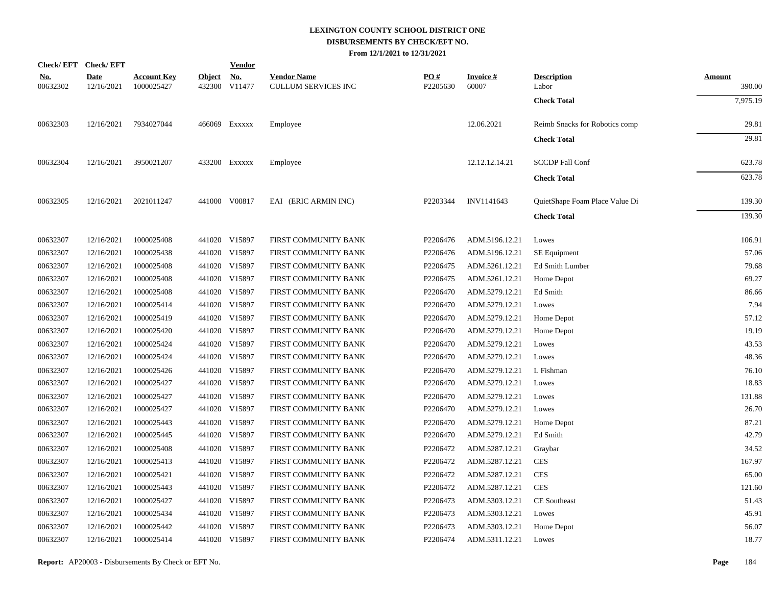# LEXINGTON COUNTY SCHOOL DISTRICT ONE
## DISBURSEMENTS BY CHECK/EFT NO.
### From 12/1/2021 to 12/31/2021

| Check/ EFT No. | Check/ EFT Date | Account Key | Object | Vendor No. | Vendor Name | PO # | Invoice # | Description | Amount |
|---|---|---|---|---|---|---|---|---|---|
| 00632302 | 12/16/2021 | 1000025427 | 432300 | V11477 | CULLUM SERVICES INC | P2205630 | 60007 | Labor | 390.00 |
| | | | | | | | | **Check Total** | 7,975.19 |
| 00632303 | 12/16/2021 | 7934027044 | 466069 | Exxxxx | Employee | | 12.06.2021 | Reimb Snacks for Robotics comp | 29.81 |
| | | | | | | | | **Check Total** | 29.81 |
| 00632304 | 12/16/2021 | 3950021207 | 433200 | Exxxxx | Employee | | 12.12.12.14.21 | SCCDP Fall Conf | 623.78 |
| | | | | | | | | **Check Total** | 623.78 |
| 00632305 | 12/16/2021 | 2021011247 | 441000 | V00817 | EAI (ERIC ARMIN INC) | P2203344 | INV1141643 | QuietShape Foam Place Value Di | 139.30 |
| | | | | | | | | **Check Total** | 139.30 |
| 00632307 | 12/16/2021 | 1000025408 | 441020 | V15897 | FIRST COMMUNITY BANK | P2206476 | ADM.5196.12.21 | Lowes | 106.91 |
| 00632307 | 12/16/2021 | 1000025438 | 441020 | V15897 | FIRST COMMUNITY BANK | P2206476 | ADM.5196.12.21 | SE Equipment | 57.06 |
| 00632307 | 12/16/2021 | 1000025408 | 441020 | V15897 | FIRST COMMUNITY BANK | P2206475 | ADM.5261.12.21 | Ed Smith Lumber | 79.68 |
| 00632307 | 12/16/2021 | 1000025408 | 441020 | V15897 | FIRST COMMUNITY BANK | P2206475 | ADM.5261.12.21 | Home Depot | 69.27 |
| 00632307 | 12/16/2021 | 1000025408 | 441020 | V15897 | FIRST COMMUNITY BANK | P2206470 | ADM.5279.12.21 | Ed Smith | 86.66 |
| 00632307 | 12/16/2021 | 1000025414 | 441020 | V15897 | FIRST COMMUNITY BANK | P2206470 | ADM.5279.12.21 | Lowes | 7.94 |
| 00632307 | 12/16/2021 | 1000025419 | 441020 | V15897 | FIRST COMMUNITY BANK | P2206470 | ADM.5279.12.21 | Home Depot | 57.12 |
| 00632307 | 12/16/2021 | 1000025420 | 441020 | V15897 | FIRST COMMUNITY BANK | P2206470 | ADM.5279.12.21 | Home Depot | 19.19 |
| 00632307 | 12/16/2021 | 1000025424 | 441020 | V15897 | FIRST COMMUNITY BANK | P2206470 | ADM.5279.12.21 | Lowes | 43.53 |
| 00632307 | 12/16/2021 | 1000025424 | 441020 | V15897 | FIRST COMMUNITY BANK | P2206470 | ADM.5279.12.21 | Lowes | 48.36 |
| 00632307 | 12/16/2021 | 1000025426 | 441020 | V15897 | FIRST COMMUNITY BANK | P2206470 | ADM.5279.12.21 | L Fishman | 76.10 |
| 00632307 | 12/16/2021 | 1000025427 | 441020 | V15897 | FIRST COMMUNITY BANK | P2206470 | ADM.5279.12.21 | Lowes | 18.83 |
| 00632307 | 12/16/2021 | 1000025427 | 441020 | V15897 | FIRST COMMUNITY BANK | P2206470 | ADM.5279.12.21 | Lowes | 131.88 |
| 00632307 | 12/16/2021 | 1000025427 | 441020 | V15897 | FIRST COMMUNITY BANK | P2206470 | ADM.5279.12.21 | Lowes | 26.70 |
| 00632307 | 12/16/2021 | 1000025443 | 441020 | V15897 | FIRST COMMUNITY BANK | P2206470 | ADM.5279.12.21 | Home Depot | 87.21 |
| 00632307 | 12/16/2021 | 1000025445 | 441020 | V15897 | FIRST COMMUNITY BANK | P2206470 | ADM.5279.12.21 | Ed Smith | 42.79 |
| 00632307 | 12/16/2021 | 1000025408 | 441020 | V15897 | FIRST COMMUNITY BANK | P2206472 | ADM.5287.12.21 | Graybar | 34.52 |
| 00632307 | 12/16/2021 | 1000025413 | 441020 | V15897 | FIRST COMMUNITY BANK | P2206472 | ADM.5287.12.21 | CES | 167.97 |
| 00632307 | 12/16/2021 | 1000025421 | 441020 | V15897 | FIRST COMMUNITY BANK | P2206472 | ADM.5287.12.21 | CES | 65.00 |
| 00632307 | 12/16/2021 | 1000025443 | 441020 | V15897 | FIRST COMMUNITY BANK | P2206472 | ADM.5287.12.21 | CES | 121.60 |
| 00632307 | 12/16/2021 | 1000025427 | 441020 | V15897 | FIRST COMMUNITY BANK | P2206473 | ADM.5303.12.21 | CE Southeast | 51.43 |
| 00632307 | 12/16/2021 | 1000025434 | 441020 | V15897 | FIRST COMMUNITY BANK | P2206473 | ADM.5303.12.21 | Lowes | 45.91 |
| 00632307 | 12/16/2021 | 1000025442 | 441020 | V15897 | FIRST COMMUNITY BANK | P2206473 | ADM.5303.12.21 | Home Depot | 56.07 |
| 00632307 | 12/16/2021 | 1000025414 | 441020 | V15897 | FIRST COMMUNITY BANK | P2206474 | ADM.5311.12.21 | Lowes | 18.77 |

**Report:** AP20003 - Disbursements By Check or EFT No.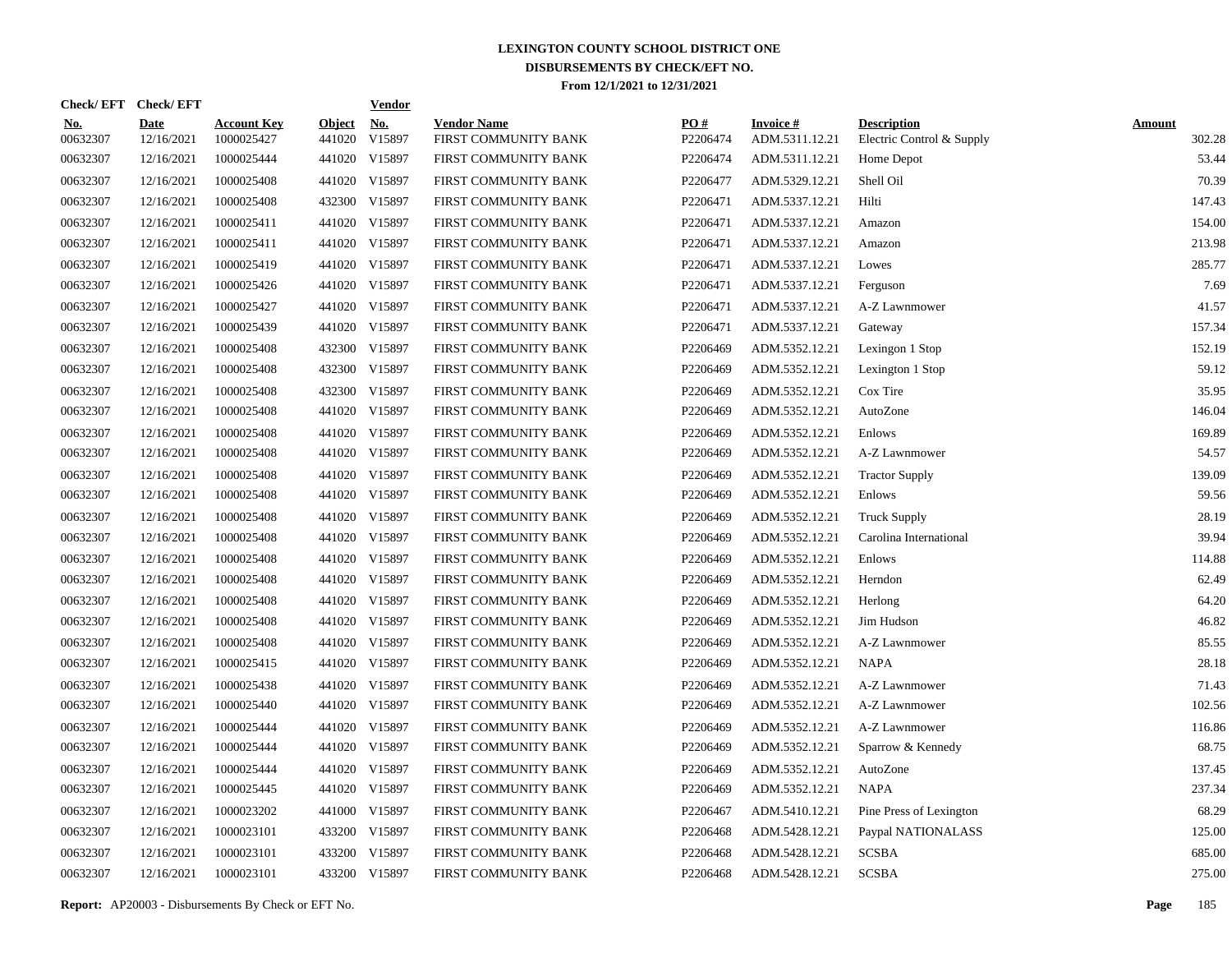# LEXINGTON COUNTY SCHOOL DISTRICT ONE
## DISBURSEMENTS BY CHECK/EFT NO.
### From 12/1/2021 to 12/31/2021

| Check/EFT No. | Check/EFT Date | Account Key | Object | Vendor No. | Vendor Name | PO # | Invoice # | Description | Amount |
|---|---|---|---|---|---|---|---|---|---|
| 00632307 | 12/16/2021 | 1000025427 | 441020 | V15897 | FIRST COMMUNITY BANK | P2206474 | ADM.5311.12.21 | Electric Control & Supply | 302.28 |
| 00632307 | 12/16/2021 | 1000025444 | 441020 | V15897 | FIRST COMMUNITY BANK | P2206474 | ADM.5311.12.21 | Home Depot | 53.44 |
| 00632307 | 12/16/2021 | 1000025408 | 441020 | V15897 | FIRST COMMUNITY BANK | P2206477 | ADM.5329.12.21 | Shell Oil | 70.39 |
| 00632307 | 12/16/2021 | 1000025408 | 432300 | V15897 | FIRST COMMUNITY BANK | P2206471 | ADM.5337.12.21 | Hilti | 147.43 |
| 00632307 | 12/16/2021 | 1000025411 | 441020 | V15897 | FIRST COMMUNITY BANK | P2206471 | ADM.5337.12.21 | Amazon | 154.00 |
| 00632307 | 12/16/2021 | 1000025411 | 441020 | V15897 | FIRST COMMUNITY BANK | P2206471 | ADM.5337.12.21 | Amazon | 213.98 |
| 00632307 | 12/16/2021 | 1000025419 | 441020 | V15897 | FIRST COMMUNITY BANK | P2206471 | ADM.5337.12.21 | Lowes | 285.77 |
| 00632307 | 12/16/2021 | 1000025426 | 441020 | V15897 | FIRST COMMUNITY BANK | P2206471 | ADM.5337.12.21 | Ferguson | 7.69 |
| 00632307 | 12/16/2021 | 1000025427 | 441020 | V15897 | FIRST COMMUNITY BANK | P2206471 | ADM.5337.12.21 | A-Z Lawnmower | 41.57 |
| 00632307 | 12/16/2021 | 1000025439 | 441020 | V15897 | FIRST COMMUNITY BANK | P2206471 | ADM.5337.12.21 | Gateway | 157.34 |
| 00632307 | 12/16/2021 | 1000025408 | 432300 | V15897 | FIRST COMMUNITY BANK | P2206469 | ADM.5352.12.21 | Lexingon 1 Stop | 152.19 |
| 00632307 | 12/16/2021 | 1000025408 | 432300 | V15897 | FIRST COMMUNITY BANK | P2206469 | ADM.5352.12.21 | Lexington 1 Stop | 59.12 |
| 00632307 | 12/16/2021 | 1000025408 | 432300 | V15897 | FIRST COMMUNITY BANK | P2206469 | ADM.5352.12.21 | Cox Tire | 35.95 |
| 00632307 | 12/16/2021 | 1000025408 | 441020 | V15897 | FIRST COMMUNITY BANK | P2206469 | ADM.5352.12.21 | AutoZone | 146.04 |
| 00632307 | 12/16/2021 | 1000025408 | 441020 | V15897 | FIRST COMMUNITY BANK | P2206469 | ADM.5352.12.21 | Enlows | 169.89 |
| 00632307 | 12/16/2021 | 1000025408 | 441020 | V15897 | FIRST COMMUNITY BANK | P2206469 | ADM.5352.12.21 | A-Z Lawnmower | 54.57 |
| 00632307 | 12/16/2021 | 1000025408 | 441020 | V15897 | FIRST COMMUNITY BANK | P2206469 | ADM.5352.12.21 | Tractor Supply | 139.09 |
| 00632307 | 12/16/2021 | 1000025408 | 441020 | V15897 | FIRST COMMUNITY BANK | P2206469 | ADM.5352.12.21 | Enlows | 59.56 |
| 00632307 | 12/16/2021 | 1000025408 | 441020 | V15897 | FIRST COMMUNITY BANK | P2206469 | ADM.5352.12.21 | Truck Supply | 28.19 |
| 00632307 | 12/16/2021 | 1000025408 | 441020 | V15897 | FIRST COMMUNITY BANK | P2206469 | ADM.5352.12.21 | Carolina International | 39.94 |
| 00632307 | 12/16/2021 | 1000025408 | 441020 | V15897 | FIRST COMMUNITY BANK | P2206469 | ADM.5352.12.21 | Enlows | 114.88 |
| 00632307 | 12/16/2021 | 1000025408 | 441020 | V15897 | FIRST COMMUNITY BANK | P2206469 | ADM.5352.12.21 | Herndon | 62.49 |
| 00632307 | 12/16/2021 | 1000025408 | 441020 | V15897 | FIRST COMMUNITY BANK | P2206469 | ADM.5352.12.21 | Herlong | 64.20 |
| 00632307 | 12/16/2021 | 1000025408 | 441020 | V15897 | FIRST COMMUNITY BANK | P2206469 | ADM.5352.12.21 | Jim Hudson | 46.82 |
| 00632307 | 12/16/2021 | 1000025408 | 441020 | V15897 | FIRST COMMUNITY BANK | P2206469 | ADM.5352.12.21 | A-Z Lawnmower | 85.55 |
| 00632307 | 12/16/2021 | 1000025415 | 441020 | V15897 | FIRST COMMUNITY BANK | P2206469 | ADM.5352.12.21 | NAPA | 28.18 |
| 00632307 | 12/16/2021 | 1000025438 | 441020 | V15897 | FIRST COMMUNITY BANK | P2206469 | ADM.5352.12.21 | A-Z Lawnmower | 71.43 |
| 00632307 | 12/16/2021 | 1000025440 | 441020 | V15897 | FIRST COMMUNITY BANK | P2206469 | ADM.5352.12.21 | A-Z Lawnmower | 102.56 |
| 00632307 | 12/16/2021 | 1000025444 | 441020 | V15897 | FIRST COMMUNITY BANK | P2206469 | ADM.5352.12.21 | A-Z Lawnmower | 116.86 |
| 00632307 | 12/16/2021 | 1000025444 | 441020 | V15897 | FIRST COMMUNITY BANK | P2206469 | ADM.5352.12.21 | Sparrow & Kennedy | 68.75 |
| 00632307 | 12/16/2021 | 1000025444 | 441020 | V15897 | FIRST COMMUNITY BANK | P2206469 | ADM.5352.12.21 | AutoZone | 137.45 |
| 00632307 | 12/16/2021 | 1000025445 | 441020 | V15897 | FIRST COMMUNITY BANK | P2206469 | ADM.5352.12.21 | NAPA | 237.34 |
| 00632307 | 12/16/2021 | 1000023202 | 441000 | V15897 | FIRST COMMUNITY BANK | P2206467 | ADM.5410.12.21 | Pine Press of Lexington | 68.29 |
| 00632307 | 12/16/2021 | 1000023101 | 433200 | V15897 | FIRST COMMUNITY BANK | P2206468 | ADM.5428.12.21 | Paypal NATIONALASS | 125.00 |
| 00632307 | 12/16/2021 | 1000023101 | 433200 | V15897 | FIRST COMMUNITY BANK | P2206468 | ADM.5428.12.21 | SCSBA | 685.00 |
| 00632307 | 12/16/2021 | 1000023101 | 433200 | V15897 | FIRST COMMUNITY BANK | P2206468 | ADM.5428.12.21 | SCSBA | 275.00 |

**Report:** AP20003 - Disbursements By Check or EFT No.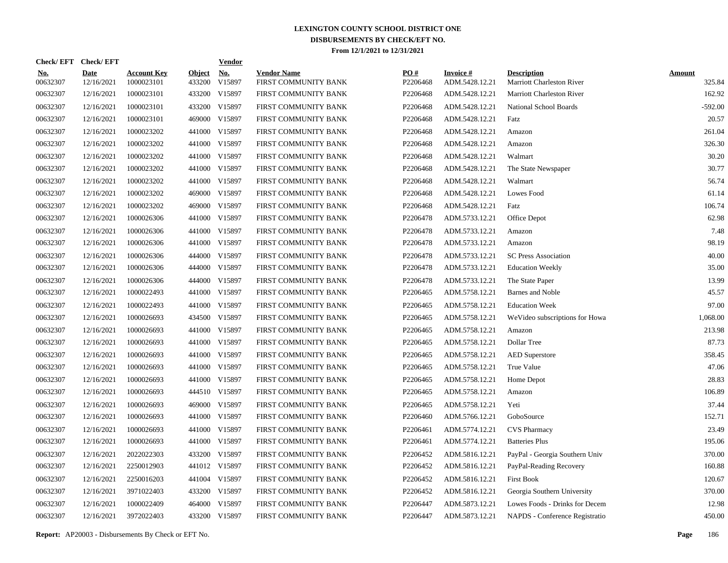# LEXINGTON COUNTY SCHOOL DISTRICT ONE
## DISBURSEMENTS BY CHECK/EFT NO.
### From 12/1/2021 to 12/31/2021

| Check/ EFT No. | Check/ EFT Date | Account Key | Object | Vendor No. | Vendor Name | PO # | Invoice # | Description | Amount |
|---|---|---|---|---|---|---|---|---|---|
| 00632307 | 12/16/2021 | 1000023101 | 433200 | V15897 | FIRST COMMUNITY BANK | P2206468 | ADM.5428.12.21 | Marriott Charleston River | 325.84 |
| 00632307 | 12/16/2021 | 1000023101 | 433200 | V15897 | FIRST COMMUNITY BANK | P2206468 | ADM.5428.12.21 | Marriott Charleston River | 162.92 |
| 00632307 | 12/16/2021 | 1000023101 | 433200 | V15897 | FIRST COMMUNITY BANK | P2206468 | ADM.5428.12.21 | National School Boards | -592.00 |
| 00632307 | 12/16/2021 | 1000023101 | 469000 | V15897 | FIRST COMMUNITY BANK | P2206468 | ADM.5428.12.21 | Fatz | 20.57 |
| 00632307 | 12/16/2021 | 1000023202 | 441000 | V15897 | FIRST COMMUNITY BANK | P2206468 | ADM.5428.12.21 | Amazon | 261.04 |
| 00632307 | 12/16/2021 | 1000023202 | 441000 | V15897 | FIRST COMMUNITY BANK | P2206468 | ADM.5428.12.21 | Amazon | 326.30 |
| 00632307 | 12/16/2021 | 1000023202 | 441000 | V15897 | FIRST COMMUNITY BANK | P2206468 | ADM.5428.12.21 | Walmart | 30.20 |
| 00632307 | 12/16/2021 | 1000023202 | 441000 | V15897 | FIRST COMMUNITY BANK | P2206468 | ADM.5428.12.21 | The State Newspaper | 30.77 |
| 00632307 | 12/16/2021 | 1000023202 | 441000 | V15897 | FIRST COMMUNITY BANK | P2206468 | ADM.5428.12.21 | Walmart | 56.74 |
| 00632307 | 12/16/2021 | 1000023202 | 469000 | V15897 | FIRST COMMUNITY BANK | P2206468 | ADM.5428.12.21 | Lowes Food | 61.14 |
| 00632307 | 12/16/2021 | 1000023202 | 469000 | V15897 | FIRST COMMUNITY BANK | P2206468 | ADM.5428.12.21 | Fatz | 106.74 |
| 00632307 | 12/16/2021 | 1000026306 | 441000 | V15897 | FIRST COMMUNITY BANK | P2206478 | ADM.5733.12.21 | Office Depot | 62.98 |
| 00632307 | 12/16/2021 | 1000026306 | 441000 | V15897 | FIRST COMMUNITY BANK | P2206478 | ADM.5733.12.21 | Amazon | 7.48 |
| 00632307 | 12/16/2021 | 1000026306 | 441000 | V15897 | FIRST COMMUNITY BANK | P2206478 | ADM.5733.12.21 | Amazon | 98.19 |
| 00632307 | 12/16/2021 | 1000026306 | 444000 | V15897 | FIRST COMMUNITY BANK | P2206478 | ADM.5733.12.21 | SC Press Association | 40.00 |
| 00632307 | 12/16/2021 | 1000026306 | 444000 | V15897 | FIRST COMMUNITY BANK | P2206478 | ADM.5733.12.21 | Education Weekly | 35.00 |
| 00632307 | 12/16/2021 | 1000026306 | 444000 | V15897 | FIRST COMMUNITY BANK | P2206478 | ADM.5733.12.21 | The State Paper | 13.99 |
| 00632307 | 12/16/2021 | 1000022493 | 441000 | V15897 | FIRST COMMUNITY BANK | P2206465 | ADM.5758.12.21 | Barnes and Noble | 45.57 |
| 00632307 | 12/16/2021 | 1000022493 | 441000 | V15897 | FIRST COMMUNITY BANK | P2206465 | ADM.5758.12.21 | Education Week | 97.00 |
| 00632307 | 12/16/2021 | 1000026693 | 434500 | V15897 | FIRST COMMUNITY BANK | P2206465 | ADM.5758.12.21 | WeVideo subscriptions for Howa | 1,068.00 |
| 00632307 | 12/16/2021 | 1000026693 | 441000 | V15897 | FIRST COMMUNITY BANK | P2206465 | ADM.5758.12.21 | Amazon | 213.98 |
| 00632307 | 12/16/2021 | 1000026693 | 441000 | V15897 | FIRST COMMUNITY BANK | P2206465 | ADM.5758.12.21 | Dollar Tree | 87.73 |
| 00632307 | 12/16/2021 | 1000026693 | 441000 | V15897 | FIRST COMMUNITY BANK | P2206465 | ADM.5758.12.21 | AED Superstore | 358.45 |
| 00632307 | 12/16/2021 | 1000026693 | 441000 | V15897 | FIRST COMMUNITY BANK | P2206465 | ADM.5758.12.21 | True Value | 47.06 |
| 00632307 | 12/16/2021 | 1000026693 | 441000 | V15897 | FIRST COMMUNITY BANK | P2206465 | ADM.5758.12.21 | Home Depot | 28.83 |
| 00632307 | 12/16/2021 | 1000026693 | 444510 | V15897 | FIRST COMMUNITY BANK | P2206465 | ADM.5758.12.21 | Amazon | 106.89 |
| 00632307 | 12/16/2021 | 1000026693 | 469000 | V15897 | FIRST COMMUNITY BANK | P2206465 | ADM.5758.12.21 | Yeti | 37.44 |
| 00632307 | 12/16/2021 | 1000026693 | 441000 | V15897 | FIRST COMMUNITY BANK | P2206460 | ADM.5766.12.21 | GoboSource | 152.71 |
| 00632307 | 12/16/2021 | 1000026693 | 441000 | V15897 | FIRST COMMUNITY BANK | P2206461 | ADM.5774.12.21 | CVS Pharmacy | 23.49 |
| 00632307 | 12/16/2021 | 1000026693 | 441000 | V15897 | FIRST COMMUNITY BANK | P2206461 | ADM.5774.12.21 | Batteries Plus | 195.06 |
| 00632307 | 12/16/2021 | 2022022303 | 433200 | V15897 | FIRST COMMUNITY BANK | P2206452 | ADM.5816.12.21 | PayPal - Georgia Southern Univ | 370.00 |
| 00632307 | 12/16/2021 | 2250012903 | 441012 | V15897 | FIRST COMMUNITY BANK | P2206452 | ADM.5816.12.21 | PayPal-Reading Recovery | 160.88 |
| 00632307 | 12/16/2021 | 2250016203 | 441004 | V15897 | FIRST COMMUNITY BANK | P2206452 | ADM.5816.12.21 | First Book | 120.67 |
| 00632307 | 12/16/2021 | 3971022403 | 433200 | V15897 | FIRST COMMUNITY BANK | P2206452 | ADM.5816.12.21 | Georgia Southern University | 370.00 |
| 00632307 | 12/16/2021 | 1000022409 | 464000 | V15897 | FIRST COMMUNITY BANK | P2206447 | ADM.5873.12.21 | Lowes Foods - Drinks for Decem | 12.98 |
| 00632307 | 12/16/2021 | 3972022403 | 433200 | V15897 | FIRST COMMUNITY BANK | P2206447 | ADM.5873.12.21 | NAPDS - Conference Registratio | 450.00 |

**Report:** AP20003 - Disbursements By Check or EFT No.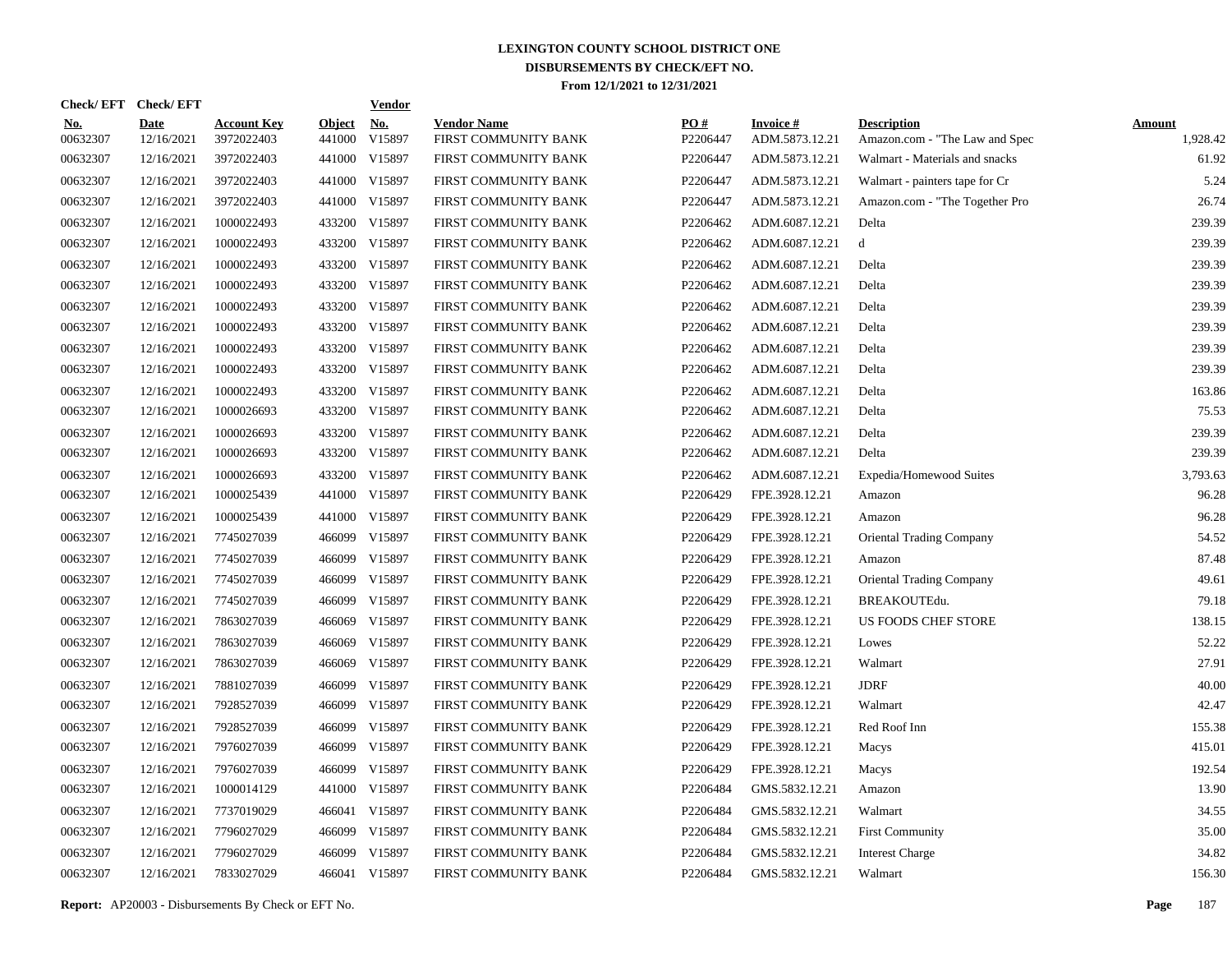# LEXINGTON COUNTY SCHOOL DISTRICT ONE
## DISBURSEMENTS BY CHECK/EFT NO.
### From 12/1/2021 to 12/31/2021

| Check/EFT No. | Check/EFT Date | Account Key | Object | Vendor No. | Vendor Name | PO # | Invoice # | Description | Amount |
|---|---|---|---|---|---|---|---|---|---|
| 00632307 | 12/16/2021 | 3972022403 | 441000 | V15897 | FIRST COMMUNITY BANK | P2206447 | ADM.5873.12.21 | Amazon.com - "The Law and Spec | 1,928.42 |
| 00632307 | 12/16/2021 | 3972022403 | 441000 | V15897 | FIRST COMMUNITY BANK | P2206447 | ADM.5873.12.21 | Walmart - Materials and snacks | 61.92 |
| 00632307 | 12/16/2021 | 3972022403 | 441000 | V15897 | FIRST COMMUNITY BANK | P2206447 | ADM.5873.12.21 | Walmart - painters tape for Cr | 5.24 |
| 00632307 | 12/16/2021 | 3972022403 | 441000 | V15897 | FIRST COMMUNITY BANK | P2206447 | ADM.5873.12.21 | Amazon.com - "The Together Pro | 26.74 |
| 00632307 | 12/16/2021 | 1000022493 | 433200 | V15897 | FIRST COMMUNITY BANK | P2206462 | ADM.6087.12.21 | Delta | 239.39 |
| 00632307 | 12/16/2021 | 1000022493 | 433200 | V15897 | FIRST COMMUNITY BANK | P2206462 | ADM.6087.12.21 | d | 239.39 |
| 00632307 | 12/16/2021 | 1000022493 | 433200 | V15897 | FIRST COMMUNITY BANK | P2206462 | ADM.6087.12.21 | Delta | 239.39 |
| 00632307 | 12/16/2021 | 1000022493 | 433200 | V15897 | FIRST COMMUNITY BANK | P2206462 | ADM.6087.12.21 | Delta | 239.39 |
| 00632307 | 12/16/2021 | 1000022493 | 433200 | V15897 | FIRST COMMUNITY BANK | P2206462 | ADM.6087.12.21 | Delta | 239.39 |
| 00632307 | 12/16/2021 | 1000022493 | 433200 | V15897 | FIRST COMMUNITY BANK | P2206462 | ADM.6087.12.21 | Delta | 239.39 |
| 00632307 | 12/16/2021 | 1000022493 | 433200 | V15897 | FIRST COMMUNITY BANK | P2206462 | ADM.6087.12.21 | Delta | 239.39 |
| 00632307 | 12/16/2021 | 1000022493 | 433200 | V15897 | FIRST COMMUNITY BANK | P2206462 | ADM.6087.12.21 | Delta | 239.39 |
| 00632307 | 12/16/2021 | 1000022493 | 433200 | V15897 | FIRST COMMUNITY BANK | P2206462 | ADM.6087.12.21 | Delta | 163.86 |
| 00632307 | 12/16/2021 | 1000026693 | 433200 | V15897 | FIRST COMMUNITY BANK | P2206462 | ADM.6087.12.21 | Delta | 75.53 |
| 00632307 | 12/16/2021 | 1000026693 | 433200 | V15897 | FIRST COMMUNITY BANK | P2206462 | ADM.6087.12.21 | Delta | 239.39 |
| 00632307 | 12/16/2021 | 1000026693 | 433200 | V15897 | FIRST COMMUNITY BANK | P2206462 | ADM.6087.12.21 | Delta | 239.39 |
| 00632307 | 12/16/2021 | 1000026693 | 433200 | V15897 | FIRST COMMUNITY BANK | P2206462 | ADM.6087.12.21 | Expedia/Homewood Suites | 3,793.63 |
| 00632307 | 12/16/2021 | 1000025439 | 441000 | V15897 | FIRST COMMUNITY BANK | P2206429 | FPE.3928.12.21 | Amazon | 96.28 |
| 00632307 | 12/16/2021 | 1000025439 | 441000 | V15897 | FIRST COMMUNITY BANK | P2206429 | FPE.3928.12.21 | Amazon | 96.28 |
| 00632307 | 12/16/2021 | 7745027039 | 466099 | V15897 | FIRST COMMUNITY BANK | P2206429 | FPE.3928.12.21 | Oriental Trading Company | 54.52 |
| 00632307 | 12/16/2021 | 7745027039 | 466099 | V15897 | FIRST COMMUNITY BANK | P2206429 | FPE.3928.12.21 | Amazon | 87.48 |
| 00632307 | 12/16/2021 | 7745027039 | 466099 | V15897 | FIRST COMMUNITY BANK | P2206429 | FPE.3928.12.21 | Oriental Trading Company | 49.61 |
| 00632307 | 12/16/2021 | 7745027039 | 466099 | V15897 | FIRST COMMUNITY BANK | P2206429 | FPE.3928.12.21 | BREAKOUTEdu. | 79.18 |
| 00632307 | 12/16/2021 | 7863027039 | 466069 | V15897 | FIRST COMMUNITY BANK | P2206429 | FPE.3928.12.21 | US FOODS CHEF STORE | 138.15 |
| 00632307 | 12/16/2021 | 7863027039 | 466069 | V15897 | FIRST COMMUNITY BANK | P2206429 | FPE.3928.12.21 | Lowes | 52.22 |
| 00632307 | 12/16/2021 | 7863027039 | 466069 | V15897 | FIRST COMMUNITY BANK | P2206429 | FPE.3928.12.21 | Walmart | 27.91 |
| 00632307 | 12/16/2021 | 7881027039 | 466099 | V15897 | FIRST COMMUNITY BANK | P2206429 | FPE.3928.12.21 | JDRF | 40.00 |
| 00632307 | 12/16/2021 | 7928527039 | 466099 | V15897 | FIRST COMMUNITY BANK | P2206429 | FPE.3928.12.21 | Walmart | 42.47 |
| 00632307 | 12/16/2021 | 7928527039 | 466099 | V15897 | FIRST COMMUNITY BANK | P2206429 | FPE.3928.12.21 | Red Roof Inn | 155.38 |
| 00632307 | 12/16/2021 | 7976027039 | 466099 | V15897 | FIRST COMMUNITY BANK | P2206429 | FPE.3928.12.21 | Macys | 415.01 |
| 00632307 | 12/16/2021 | 7976027039 | 466099 | V15897 | FIRST COMMUNITY BANK | P2206429 | FPE.3928.12.21 | Macys | 192.54 |
| 00632307 | 12/16/2021 | 1000014129 | 441000 | V15897 | FIRST COMMUNITY BANK | P2206484 | GMS.5832.12.21 | Amazon | 13.90 |
| 00632307 | 12/16/2021 | 7737019029 | 466041 | V15897 | FIRST COMMUNITY BANK | P2206484 | GMS.5832.12.21 | Walmart | 34.55 |
| 00632307 | 12/16/2021 | 7796027029 | 466099 | V15897 | FIRST COMMUNITY BANK | P2206484 | GMS.5832.12.21 | First Community | 35.00 |
| 00632307 | 12/16/2021 | 7796027029 | 466099 | V15897 | FIRST COMMUNITY BANK | P2206484 | GMS.5832.12.21 | Interest Charge | 34.82 |
| 00632307 | 12/16/2021 | 7833027029 | 466041 | V15897 | FIRST COMMUNITY BANK | P2206484 | GMS.5832.12.21 | Walmart | 156.30 |

**Report:** AP20003 - Disbursements By Check or EFT No.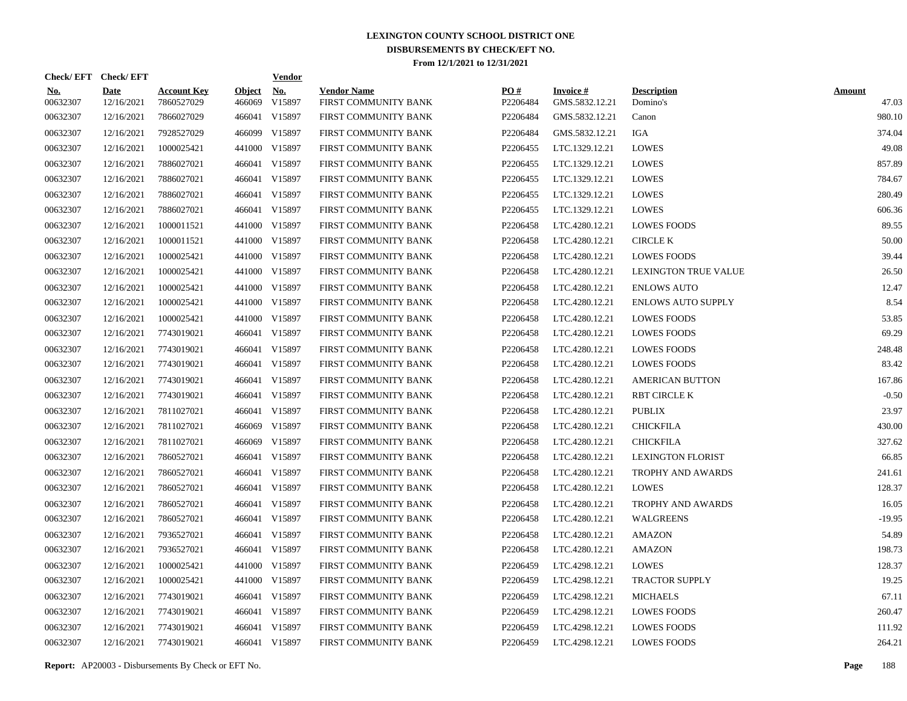# LEXINGTON COUNTY SCHOOL DISTRICT ONE
## DISBURSEMENTS BY CHECK/EFT NO.
### From 12/1/2021 to 12/31/2021

| Check/EFT No. | Check/EFT Date | Account Key | Object | Vendor No. | Vendor Name | PO # | Invoice # | Description | Amount |
|---|---|---|---|---|---|---|---|---|---|
| 00632307 | 12/16/2021 | 7860527029 | 466069 | V15897 | FIRST COMMUNITY BANK | P2206484 | GMS.5832.12.21 | Domino's | 47.03 |
| 00632307 | 12/16/2021 | 7866027029 | 466041 | V15897 | FIRST COMMUNITY BANK | P2206484 | GMS.5832.12.21 | Canon | 980.10 |
| 00632307 | 12/16/2021 | 7928527029 | 466099 | V15897 | FIRST COMMUNITY BANK | P2206484 | GMS.5832.12.21 | IGA | 374.04 |
| 00632307 | 12/16/2021 | 1000025421 | 441000 | V15897 | FIRST COMMUNITY BANK | P2206455 | LTC.1329.12.21 | LOWES | 49.08 |
| 00632307 | 12/16/2021 | 7886027021 | 466041 | V15897 | FIRST COMMUNITY BANK | P2206455 | LTC.1329.12.21 | LOWES | 857.89 |
| 00632307 | 12/16/2021 | 7886027021 | 466041 | V15897 | FIRST COMMUNITY BANK | P2206455 | LTC.1329.12.21 | LOWES | 784.67 |
| 00632307 | 12/16/2021 | 7886027021 | 466041 | V15897 | FIRST COMMUNITY BANK | P2206455 | LTC.1329.12.21 | LOWES | 280.49 |
| 00632307 | 12/16/2021 | 7886027021 | 466041 | V15897 | FIRST COMMUNITY BANK | P2206455 | LTC.1329.12.21 | LOWES | 606.36 |
| 00632307 | 12/16/2021 | 1000011521 | 441000 | V15897 | FIRST COMMUNITY BANK | P2206458 | LTC.4280.12.21 | LOWES FOODS | 89.55 |
| 00632307 | 12/16/2021 | 1000011521 | 441000 | V15897 | FIRST COMMUNITY BANK | P2206458 | LTC.4280.12.21 | CIRCLE K | 50.00 |
| 00632307 | 12/16/2021 | 1000025421 | 441000 | V15897 | FIRST COMMUNITY BANK | P2206458 | LTC.4280.12.21 | LOWES FOODS | 39.44 |
| 00632307 | 12/16/2021 | 1000025421 | 441000 | V15897 | FIRST COMMUNITY BANK | P2206458 | LTC.4280.12.21 | LEXINGTON TRUE VALUE | 26.50 |
| 00632307 | 12/16/2021 | 1000025421 | 441000 | V15897 | FIRST COMMUNITY BANK | P2206458 | LTC.4280.12.21 | ENLOWS AUTO | 12.47 |
| 00632307 | 12/16/2021 | 1000025421 | 441000 | V15897 | FIRST COMMUNITY BANK | P2206458 | LTC.4280.12.21 | ENLOWS AUTO SUPPLY | 8.54 |
| 00632307 | 12/16/2021 | 1000025421 | 441000 | V15897 | FIRST COMMUNITY BANK | P2206458 | LTC.4280.12.21 | LOWES FOODS | 53.85 |
| 00632307 | 12/16/2021 | 7743019021 | 466041 | V15897 | FIRST COMMUNITY BANK | P2206458 | LTC.4280.12.21 | LOWES FOODS | 69.29 |
| 00632307 | 12/16/2021 | 7743019021 | 466041 | V15897 | FIRST COMMUNITY BANK | P2206458 | LTC.4280.12.21 | LOWES FOODS | 248.48 |
| 00632307 | 12/16/2021 | 7743019021 | 466041 | V15897 | FIRST COMMUNITY BANK | P2206458 | LTC.4280.12.21 | LOWES FOODS | 83.42 |
| 00632307 | 12/16/2021 | 7743019021 | 466041 | V15897 | FIRST COMMUNITY BANK | P2206458 | LTC.4280.12.21 | AMERICAN BUTTON | 167.86 |
| 00632307 | 12/16/2021 | 7743019021 | 466041 | V15897 | FIRST COMMUNITY BANK | P2206458 | LTC.4280.12.21 | RBT CIRCLE K | -0.50 |
| 00632307 | 12/16/2021 | 7811027021 | 466041 | V15897 | FIRST COMMUNITY BANK | P2206458 | LTC.4280.12.21 | PUBLIX | 23.97 |
| 00632307 | 12/16/2021 | 7811027021 | 466069 | V15897 | FIRST COMMUNITY BANK | P2206458 | LTC.4280.12.21 | CHICKFILA | 430.00 |
| 00632307 | 12/16/2021 | 7811027021 | 466069 | V15897 | FIRST COMMUNITY BANK | P2206458 | LTC.4280.12.21 | CHICKFILA | 327.62 |
| 00632307 | 12/16/2021 | 7860527021 | 466041 | V15897 | FIRST COMMUNITY BANK | P2206458 | LTC.4280.12.21 | LEXINGTON FLORIST | 66.85 |
| 00632307 | 12/16/2021 | 7860527021 | 466041 | V15897 | FIRST COMMUNITY BANK | P2206458 | LTC.4280.12.21 | TROPHY AND AWARDS | 241.61 |
| 00632307 | 12/16/2021 | 7860527021 | 466041 | V15897 | FIRST COMMUNITY BANK | P2206458 | LTC.4280.12.21 | LOWES | 128.37 |
| 00632307 | 12/16/2021 | 7860527021 | 466041 | V15897 | FIRST COMMUNITY BANK | P2206458 | LTC.4280.12.21 | TROPHY AND AWARDS | 16.05 |
| 00632307 | 12/16/2021 | 7860527021 | 466041 | V15897 | FIRST COMMUNITY BANK | P2206458 | LTC.4280.12.21 | WALGREENS | -19.95 |
| 00632307 | 12/16/2021 | 7936527021 | 466041 | V15897 | FIRST COMMUNITY BANK | P2206458 | LTC.4280.12.21 | AMAZON | 54.89 |
| 00632307 | 12/16/2021 | 7936527021 | 466041 | V15897 | FIRST COMMUNITY BANK | P2206458 | LTC.4280.12.21 | AMAZON | 198.73 |
| 00632307 | 12/16/2021 | 1000025421 | 441000 | V15897 | FIRST COMMUNITY BANK | P2206459 | LTC.4298.12.21 | LOWES | 128.37 |
| 00632307 | 12/16/2021 | 1000025421 | 441000 | V15897 | FIRST COMMUNITY BANK | P2206459 | LTC.4298.12.21 | TRACTOR SUPPLY | 19.25 |
| 00632307 | 12/16/2021 | 7743019021 | 466041 | V15897 | FIRST COMMUNITY BANK | P2206459 | LTC.4298.12.21 | MICHAELS | 67.11 |
| 00632307 | 12/16/2021 | 7743019021 | 466041 | V15897 | FIRST COMMUNITY BANK | P2206459 | LTC.4298.12.21 | LOWES FOODS | 260.47 |
| 00632307 | 12/16/2021 | 7743019021 | 466041 | V15897 | FIRST COMMUNITY BANK | P2206459 | LTC.4298.12.21 | LOWES FOODS | 111.92 |
| 00632307 | 12/16/2021 | 7743019021 | 466041 | V15897 | FIRST COMMUNITY BANK | P2206459 | LTC.4298.12.21 | LOWES FOODS | 264.21 |

**Report:** AP20003 - Disbursements By Check or EFT No.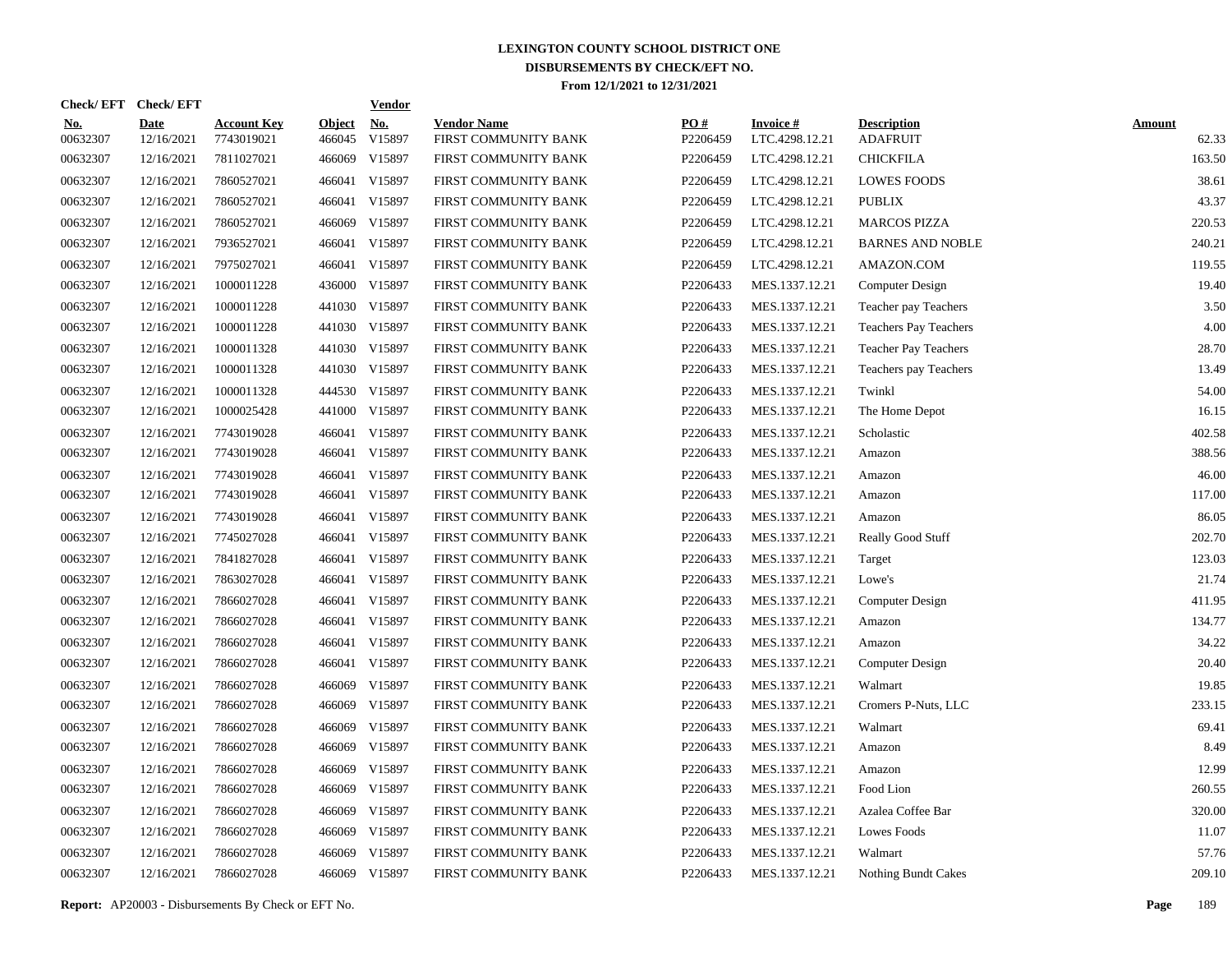# LEXINGTON COUNTY SCHOOL DISTRICT ONE
## DISBURSEMENTS BY CHECK/EFT NO.
### From 12/1/2021 to 12/31/2021

| Check/ EFT No. | Check/ EFT Date | Account Key | Object | Vendor No. | Vendor Name | PO # | Invoice # | Description | Amount |
|---|---|---|---|---|---|---|---|---|---|
| 00632307 | 12/16/2021 | 7743019021 | 466045 | V15897 | FIRST COMMUNITY BANK | P2206459 | LTC.4298.12.21 | ADAFRUIT | 62.33 |
| 00632307 | 12/16/2021 | 7811027021 | 466069 | V15897 | FIRST COMMUNITY BANK | P2206459 | LTC.4298.12.21 | CHICKFILA | 163.50 |
| 00632307 | 12/16/2021 | 7860527021 | 466041 | V15897 | FIRST COMMUNITY BANK | P2206459 | LTC.4298.12.21 | LOWES FOODS | 38.61 |
| 00632307 | 12/16/2021 | 7860527021 | 466041 | V15897 | FIRST COMMUNITY BANK | P2206459 | LTC.4298.12.21 | PUBLIX | 43.37 |
| 00632307 | 12/16/2021 | 7860527021 | 466069 | V15897 | FIRST COMMUNITY BANK | P2206459 | LTC.4298.12.21 | MARCOS PIZZA | 220.53 |
| 00632307 | 12/16/2021 | 7936527021 | 466041 | V15897 | FIRST COMMUNITY BANK | P2206459 | LTC.4298.12.21 | BARNES AND NOBLE | 240.21 |
| 00632307 | 12/16/2021 | 7975027021 | 466041 | V15897 | FIRST COMMUNITY BANK | P2206459 | LTC.4298.12.21 | AMAZON.COM | 119.55 |
| 00632307 | 12/16/2021 | 1000011228 | 436000 | V15897 | FIRST COMMUNITY BANK | P2206433 | MES.1337.12.21 | Computer Design | 19.40 |
| 00632307 | 12/16/2021 | 1000011228 | 441030 | V15897 | FIRST COMMUNITY BANK | P2206433 | MES.1337.12.21 | Teacher pay Teachers | 3.50 |
| 00632307 | 12/16/2021 | 1000011228 | 441030 | V15897 | FIRST COMMUNITY BANK | P2206433 | MES.1337.12.21 | Teachers Pay Teachers | 4.00 |
| 00632307 | 12/16/2021 | 1000011328 | 441030 | V15897 | FIRST COMMUNITY BANK | P2206433 | MES.1337.12.21 | Teacher Pay Teachers | 28.70 |
| 00632307 | 12/16/2021 | 1000011328 | 441030 | V15897 | FIRST COMMUNITY BANK | P2206433 | MES.1337.12.21 | Teachers pay Teachers | 13.49 |
| 00632307 | 12/16/2021 | 1000011328 | 444530 | V15897 | FIRST COMMUNITY BANK | P2206433 | MES.1337.12.21 | Twinkl | 54.00 |
| 00632307 | 12/16/2021 | 1000025428 | 441000 | V15897 | FIRST COMMUNITY BANK | P2206433 | MES.1337.12.21 | The Home Depot | 16.15 |
| 00632307 | 12/16/2021 | 7743019028 | 466041 | V15897 | FIRST COMMUNITY BANK | P2206433 | MES.1337.12.21 | Scholastic | 402.58 |
| 00632307 | 12/16/2021 | 7743019028 | 466041 | V15897 | FIRST COMMUNITY BANK | P2206433 | MES.1337.12.21 | Amazon | 388.56 |
| 00632307 | 12/16/2021 | 7743019028 | 466041 | V15897 | FIRST COMMUNITY BANK | P2206433 | MES.1337.12.21 | Amazon | 46.00 |
| 00632307 | 12/16/2021 | 7743019028 | 466041 | V15897 | FIRST COMMUNITY BANK | P2206433 | MES.1337.12.21 | Amazon | 117.00 |
| 00632307 | 12/16/2021 | 7743019028 | 466041 | V15897 | FIRST COMMUNITY BANK | P2206433 | MES.1337.12.21 | Amazon | 86.05 |
| 00632307 | 12/16/2021 | 7745027028 | 466041 | V15897 | FIRST COMMUNITY BANK | P2206433 | MES.1337.12.21 | Really Good Stuff | 202.70 |
| 00632307 | 12/16/2021 | 7841827028 | 466041 | V15897 | FIRST COMMUNITY BANK | P2206433 | MES.1337.12.21 | Target | 123.03 |
| 00632307 | 12/16/2021 | 7863027028 | 466041 | V15897 | FIRST COMMUNITY BANK | P2206433 | MES.1337.12.21 | Lowe's | 21.74 |
| 00632307 | 12/16/2021 | 7866027028 | 466041 | V15897 | FIRST COMMUNITY BANK | P2206433 | MES.1337.12.21 | Computer Design | 411.95 |
| 00632307 | 12/16/2021 | 7866027028 | 466041 | V15897 | FIRST COMMUNITY BANK | P2206433 | MES.1337.12.21 | Amazon | 134.77 |
| 00632307 | 12/16/2021 | 7866027028 | 466041 | V15897 | FIRST COMMUNITY BANK | P2206433 | MES.1337.12.21 | Amazon | 34.22 |
| 00632307 | 12/16/2021 | 7866027028 | 466041 | V15897 | FIRST COMMUNITY BANK | P2206433 | MES.1337.12.21 | Computer Design | 20.40 |
| 00632307 | 12/16/2021 | 7866027028 | 466069 | V15897 | FIRST COMMUNITY BANK | P2206433 | MES.1337.12.21 | Walmart | 19.85 |
| 00632307 | 12/16/2021 | 7866027028 | 466069 | V15897 | FIRST COMMUNITY BANK | P2206433 | MES.1337.12.21 | Cromers P-Nuts, LLC | 233.15 |
| 00632307 | 12/16/2021 | 7866027028 | 466069 | V15897 | FIRST COMMUNITY BANK | P2206433 | MES.1337.12.21 | Walmart | 69.41 |
| 00632307 | 12/16/2021 | 7866027028 | 466069 | V15897 | FIRST COMMUNITY BANK | P2206433 | MES.1337.12.21 | Amazon | 8.49 |
| 00632307 | 12/16/2021 | 7866027028 | 466069 | V15897 | FIRST COMMUNITY BANK | P2206433 | MES.1337.12.21 | Amazon | 12.99 |
| 00632307 | 12/16/2021 | 7866027028 | 466069 | V15897 | FIRST COMMUNITY BANK | P2206433 | MES.1337.12.21 | Food Lion | 260.55 |
| 00632307 | 12/16/2021 | 7866027028 | 466069 | V15897 | FIRST COMMUNITY BANK | P2206433 | MES.1337.12.21 | Azalea Coffee Bar | 320.00 |
| 00632307 | 12/16/2021 | 7866027028 | 466069 | V15897 | FIRST COMMUNITY BANK | P2206433 | MES.1337.12.21 | Lowes Foods | 11.07 |
| 00632307 | 12/16/2021 | 7866027028 | 466069 | V15897 | FIRST COMMUNITY BANK | P2206433 | MES.1337.12.21 | Walmart | 57.76 |
| 00632307 | 12/16/2021 | 7866027028 | 466069 | V15897 | FIRST COMMUNITY BANK | P2206433 | MES.1337.12.21 | Nothing Bundt Cakes | 209.10 |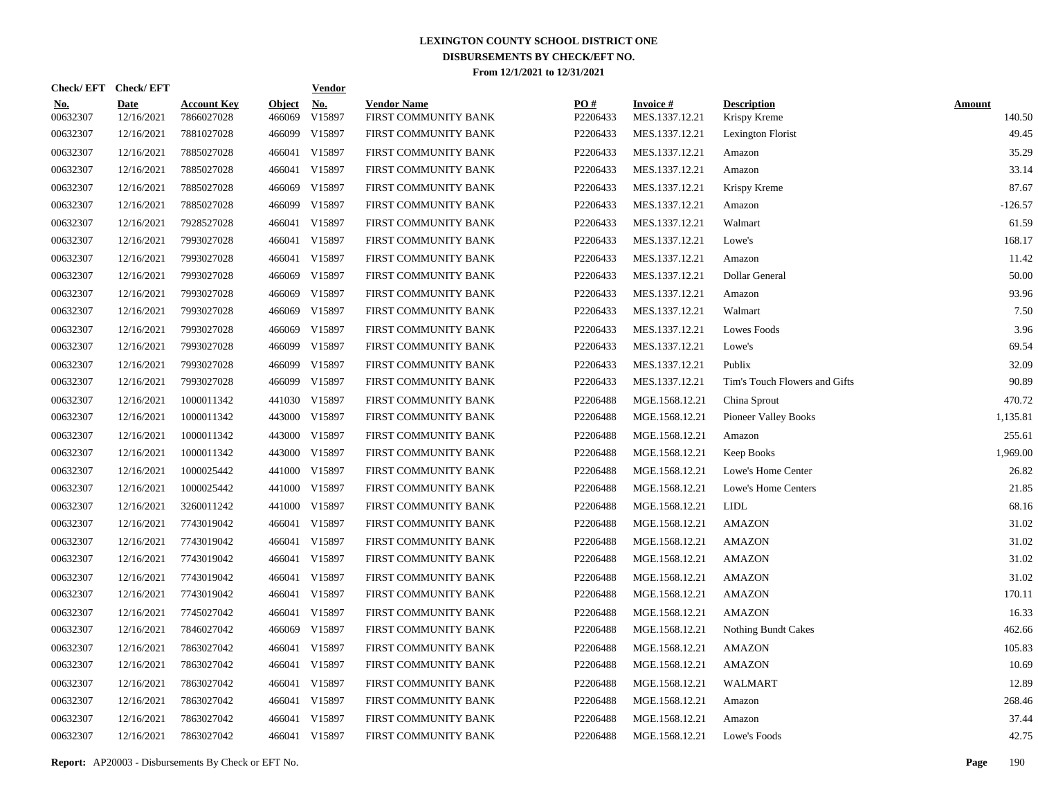# LEXINGTON COUNTY SCHOOL DISTRICT ONE
## DISBURSEMENTS BY CHECK/EFT NO.
### From 12/1/2021 to 12/31/2021

| Check/ EFT No. | Check/ EFT Date | Account Key | Object | Vendor No. | Vendor Name | PO # | Invoice # | Description | Amount |
|---|---|---|---|---|---|---|---|---|---|
| 00632307 | 12/16/2021 | 7866027028 | 466069 | V15897 | FIRST COMMUNITY BANK | P2206433 | MES.1337.12.21 | Krispy Kreme | 140.50 |
| 00632307 | 12/16/2021 | 7881027028 | 466099 | V15897 | FIRST COMMUNITY BANK | P2206433 | MES.1337.12.21 | Lexington Florist | 49.45 |
| 00632307 | 12/16/2021 | 7885027028 | 466041 | V15897 | FIRST COMMUNITY BANK | P2206433 | MES.1337.12.21 | Amazon | 35.29 |
| 00632307 | 12/16/2021 | 7885027028 | 466041 | V15897 | FIRST COMMUNITY BANK | P2206433 | MES.1337.12.21 | Amazon | 33.14 |
| 00632307 | 12/16/2021 | 7885027028 | 466069 | V15897 | FIRST COMMUNITY BANK | P2206433 | MES.1337.12.21 | Krispy Kreme | 87.67 |
| 00632307 | 12/16/2021 | 7885027028 | 466099 | V15897 | FIRST COMMUNITY BANK | P2206433 | MES.1337.12.21 | Amazon | -126.57 |
| 00632307 | 12/16/2021 | 7928527028 | 466041 | V15897 | FIRST COMMUNITY BANK | P2206433 | MES.1337.12.21 | Walmart | 61.59 |
| 00632307 | 12/16/2021 | 7993027028 | 466041 | V15897 | FIRST COMMUNITY BANK | P2206433 | MES.1337.12.21 | Lowe's | 168.17 |
| 00632307 | 12/16/2021 | 7993027028 | 466041 | V15897 | FIRST COMMUNITY BANK | P2206433 | MES.1337.12.21 | Amazon | 11.42 |
| 00632307 | 12/16/2021 | 7993027028 | 466069 | V15897 | FIRST COMMUNITY BANK | P2206433 | MES.1337.12.21 | Dollar General | 50.00 |
| 00632307 | 12/16/2021 | 7993027028 | 466069 | V15897 | FIRST COMMUNITY BANK | P2206433 | MES.1337.12.21 | Amazon | 93.96 |
| 00632307 | 12/16/2021 | 7993027028 | 466069 | V15897 | FIRST COMMUNITY BANK | P2206433 | MES.1337.12.21 | Walmart | 7.50 |
| 00632307 | 12/16/2021 | 7993027028 | 466069 | V15897 | FIRST COMMUNITY BANK | P2206433 | MES.1337.12.21 | Lowes Foods | 3.96 |
| 00632307 | 12/16/2021 | 7993027028 | 466099 | V15897 | FIRST COMMUNITY BANK | P2206433 | MES.1337.12.21 | Lowe's | 69.54 |
| 00632307 | 12/16/2021 | 7993027028 | 466099 | V15897 | FIRST COMMUNITY BANK | P2206433 | MES.1337.12.21 | Publix | 32.09 |
| 00632307 | 12/16/2021 | 7993027028 | 466099 | V15897 | FIRST COMMUNITY BANK | P2206433 | MES.1337.12.21 | Tim's Touch Flowers and Gifts | 90.89 |
| 00632307 | 12/16/2021 | 1000011342 | 441030 | V15897 | FIRST COMMUNITY BANK | P2206488 | MGE.1568.12.21 | China Sprout | 470.72 |
| 00632307 | 12/16/2021 | 1000011342 | 443000 | V15897 | FIRST COMMUNITY BANK | P2206488 | MGE.1568.12.21 | Pioneer Valley Books | 1,135.81 |
| 00632307 | 12/16/2021 | 1000011342 | 443000 | V15897 | FIRST COMMUNITY BANK | P2206488 | MGE.1568.12.21 | Amazon | 255.61 |
| 00632307 | 12/16/2021 | 1000011342 | 443000 | V15897 | FIRST COMMUNITY BANK | P2206488 | MGE.1568.12.21 | Keep Books | 1,969.00 |
| 00632307 | 12/16/2021 | 1000025442 | 441000 | V15897 | FIRST COMMUNITY BANK | P2206488 | MGE.1568.12.21 | Lowe's Home Center | 26.82 |
| 00632307 | 12/16/2021 | 1000025442 | 441000 | V15897 | FIRST COMMUNITY BANK | P2206488 | MGE.1568.12.21 | Lowe's Home Centers | 21.85 |
| 00632307 | 12/16/2021 | 3260011242 | 441000 | V15897 | FIRST COMMUNITY BANK | P2206488 | MGE.1568.12.21 | LIDL | 68.16 |
| 00632307 | 12/16/2021 | 7743019042 | 466041 | V15897 | FIRST COMMUNITY BANK | P2206488 | MGE.1568.12.21 | AMAZON | 31.02 |
| 00632307 | 12/16/2021 | 7743019042 | 466041 | V15897 | FIRST COMMUNITY BANK | P2206488 | MGE.1568.12.21 | AMAZON | 31.02 |
| 00632307 | 12/16/2021 | 7743019042 | 466041 | V15897 | FIRST COMMUNITY BANK | P2206488 | MGE.1568.12.21 | AMAZON | 31.02 |
| 00632307 | 12/16/2021 | 7743019042 | 466041 | V15897 | FIRST COMMUNITY BANK | P2206488 | MGE.1568.12.21 | AMAZON | 31.02 |
| 00632307 | 12/16/2021 | 7743019042 | 466041 | V15897 | FIRST COMMUNITY BANK | P2206488 | MGE.1568.12.21 | AMAZON | 170.11 |
| 00632307 | 12/16/2021 | 7745027042 | 466041 | V15897 | FIRST COMMUNITY BANK | P2206488 | MGE.1568.12.21 | AMAZON | 16.33 |
| 00632307 | 12/16/2021 | 7846027042 | 466069 | V15897 | FIRST COMMUNITY BANK | P2206488 | MGE.1568.12.21 | Nothing Bundt Cakes | 462.66 |
| 00632307 | 12/16/2021 | 7863027042 | 466041 | V15897 | FIRST COMMUNITY BANK | P2206488 | MGE.1568.12.21 | AMAZON | 105.83 |
| 00632307 | 12/16/2021 | 7863027042 | 466041 | V15897 | FIRST COMMUNITY BANK | P2206488 | MGE.1568.12.21 | AMAZON | 10.69 |
| 00632307 | 12/16/2021 | 7863027042 | 466041 | V15897 | FIRST COMMUNITY BANK | P2206488 | MGE.1568.12.21 | WALMART | 12.89 |
| 00632307 | 12/16/2021 | 7863027042 | 466041 | V15897 | FIRST COMMUNITY BANK | P2206488 | MGE.1568.12.21 | Amazon | 268.46 |
| 00632307 | 12/16/2021 | 7863027042 | 466041 | V15897 | FIRST COMMUNITY BANK | P2206488 | MGE.1568.12.21 | Amazon | 37.44 |
| 00632307 | 12/16/2021 | 7863027042 | 466041 | V15897 | FIRST COMMUNITY BANK | P2206488 | MGE.1568.12.21 | Lowe's Foods | 42.75 |

**Report:** AP20003 - Disbursements By Check or EFT No.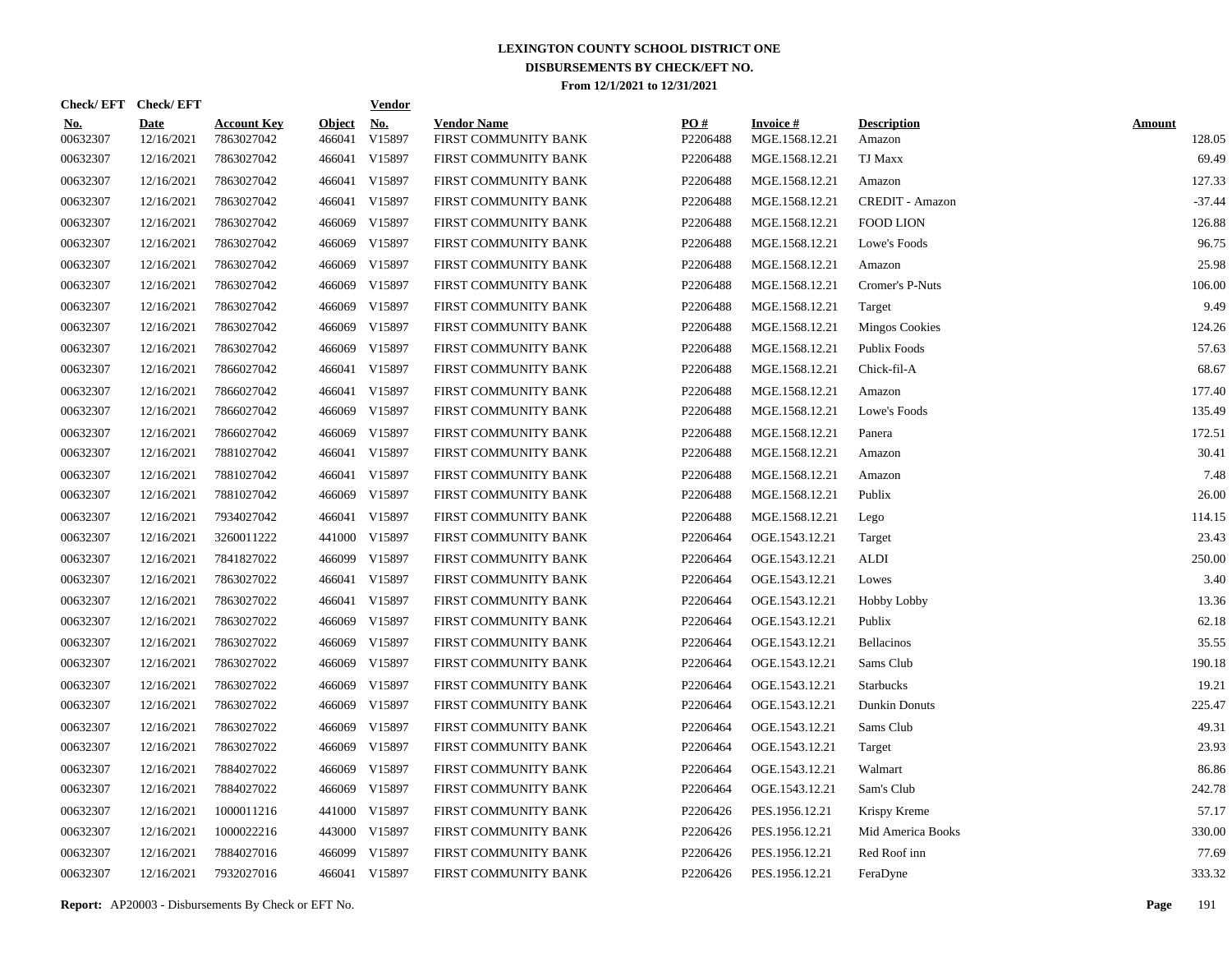# LEXINGTON COUNTY SCHOOL DISTRICT ONE

## DISBURSEMENTS BY CHECK/EFT NO.

### From 12/1/2021 to 12/31/2021

| Check/ EFT No. | Check/ EFT Date | Account Key | Object | Vendor No. | Vendor Name | PO # | Invoice # | Description | Amount |
|---|---|---|---|---|---|---|---|---|---|
| 00632307 | 12/16/2021 | 7863027042 | 466041 | V15897 | FIRST COMMUNITY BANK | P2206488 | MGE.1568.12.21 | Amazon | 128.05 |
| 00632307 | 12/16/2021 | 7863027042 | 466041 | V15897 | FIRST COMMUNITY BANK | P2206488 | MGE.1568.12.21 | TJ Maxx | 69.49 |
| 00632307 | 12/16/2021 | 7863027042 | 466041 | V15897 | FIRST COMMUNITY BANK | P2206488 | MGE.1568.12.21 | Amazon | 127.33 |
| 00632307 | 12/16/2021 | 7863027042 | 466041 | V15897 | FIRST COMMUNITY BANK | P2206488 | MGE.1568.12.21 | CREDIT - Amazon | -37.44 |
| 00632307 | 12/16/2021 | 7863027042 | 466069 | V15897 | FIRST COMMUNITY BANK | P2206488 | MGE.1568.12.21 | FOOD LION | 126.88 |
| 00632307 | 12/16/2021 | 7863027042 | 466069 | V15897 | FIRST COMMUNITY BANK | P2206488 | MGE.1568.12.21 | Lowe's Foods | 96.75 |
| 00632307 | 12/16/2021 | 7863027042 | 466069 | V15897 | FIRST COMMUNITY BANK | P2206488 | MGE.1568.12.21 | Amazon | 25.98 |
| 00632307 | 12/16/2021 | 7863027042 | 466069 | V15897 | FIRST COMMUNITY BANK | P2206488 | MGE.1568.12.21 | Cromer's P-Nuts | 106.00 |
| 00632307 | 12/16/2021 | 7863027042 | 466069 | V15897 | FIRST COMMUNITY BANK | P2206488 | MGE.1568.12.21 | Target | 9.49 |
| 00632307 | 12/16/2021 | 7863027042 | 466069 | V15897 | FIRST COMMUNITY BANK | P2206488 | MGE.1568.12.21 | Mingos Cookies | 124.26 |
| 00632307 | 12/16/2021 | 7863027042 | 466069 | V15897 | FIRST COMMUNITY BANK | P2206488 | MGE.1568.12.21 | Publix Foods | 57.63 |
| 00632307 | 12/16/2021 | 7866027042 | 466041 | V15897 | FIRST COMMUNITY BANK | P2206488 | MGE.1568.12.21 | Chick-fil-A | 68.67 |
| 00632307 | 12/16/2021 | 7866027042 | 466041 | V15897 | FIRST COMMUNITY BANK | P2206488 | MGE.1568.12.21 | Amazon | 177.40 |
| 00632307 | 12/16/2021 | 7866027042 | 466069 | V15897 | FIRST COMMUNITY BANK | P2206488 | MGE.1568.12.21 | Lowe's Foods | 135.49 |
| 00632307 | 12/16/2021 | 7866027042 | 466069 | V15897 | FIRST COMMUNITY BANK | P2206488 | MGE.1568.12.21 | Panera | 172.51 |
| 00632307 | 12/16/2021 | 7881027042 | 466041 | V15897 | FIRST COMMUNITY BANK | P2206488 | MGE.1568.12.21 | Amazon | 30.41 |
| 00632307 | 12/16/2021 | 7881027042 | 466041 | V15897 | FIRST COMMUNITY BANK | P2206488 | MGE.1568.12.21 | Amazon | 7.48 |
| 00632307 | 12/16/2021 | 7881027042 | 466069 | V15897 | FIRST COMMUNITY BANK | P2206488 | MGE.1568.12.21 | Publix | 26.00 |
| 00632307 | 12/16/2021 | 7934027042 | 466041 | V15897 | FIRST COMMUNITY BANK | P2206488 | MGE.1568.12.21 | Lego | 114.15 |
| 00632307 | 12/16/2021 | 3260011222 | 441000 | V15897 | FIRST COMMUNITY BANK | P2206464 | OGE.1543.12.21 | Target | 23.43 |
| 00632307 | 12/16/2021 | 7841827022 | 466099 | V15897 | FIRST COMMUNITY BANK | P2206464 | OGE.1543.12.21 | ALDI | 250.00 |
| 00632307 | 12/16/2021 | 7863027022 | 466041 | V15897 | FIRST COMMUNITY BANK | P2206464 | OGE.1543.12.21 | Lowes | 3.40 |
| 00632307 | 12/16/2021 | 7863027022 | 466041 | V15897 | FIRST COMMUNITY BANK | P2206464 | OGE.1543.12.21 | Hobby Lobby | 13.36 |
| 00632307 | 12/16/2021 | 7863027022 | 466069 | V15897 | FIRST COMMUNITY BANK | P2206464 | OGE.1543.12.21 | Publix | 62.18 |
| 00632307 | 12/16/2021 | 7863027022 | 466069 | V15897 | FIRST COMMUNITY BANK | P2206464 | OGE.1543.12.21 | Bellacinos | 35.55 |
| 00632307 | 12/16/2021 | 7863027022 | 466069 | V15897 | FIRST COMMUNITY BANK | P2206464 | OGE.1543.12.21 | Sams Club | 190.18 |
| 00632307 | 12/16/2021 | 7863027022 | 466069 | V15897 | FIRST COMMUNITY BANK | P2206464 | OGE.1543.12.21 | Starbucks | 19.21 |
| 00632307 | 12/16/2021 | 7863027022 | 466069 | V15897 | FIRST COMMUNITY BANK | P2206464 | OGE.1543.12.21 | Dunkin Donuts | 225.47 |
| 00632307 | 12/16/2021 | 7863027022 | 466069 | V15897 | FIRST COMMUNITY BANK | P2206464 | OGE.1543.12.21 | Sams Club | 49.31 |
| 00632307 | 12/16/2021 | 7863027022 | 466069 | V15897 | FIRST COMMUNITY BANK | P2206464 | OGE.1543.12.21 | Target | 23.93 |
| 00632307 | 12/16/2021 | 7884027022 | 466069 | V15897 | FIRST COMMUNITY BANK | P2206464 | OGE.1543.12.21 | Walmart | 86.86 |
| 00632307 | 12/16/2021 | 7884027022 | 466069 | V15897 | FIRST COMMUNITY BANK | P2206464 | OGE.1543.12.21 | Sam's Club | 242.78 |
| 00632307 | 12/16/2021 | 1000011216 | 441000 | V15897 | FIRST COMMUNITY BANK | P2206426 | PES.1956.12.21 | Krispy Kreme | 57.17 |
| 00632307 | 12/16/2021 | 1000022216 | 443000 | V15897 | FIRST COMMUNITY BANK | P2206426 | PES.1956.12.21 | Mid America Books | 330.00 |
| 00632307 | 12/16/2021 | 7884027016 | 466099 | V15897 | FIRST COMMUNITY BANK | P2206426 | PES.1956.12.21 | Red Roof inn | 77.69 |
| 00632307 | 12/16/2021 | 7932027016 | 466041 | V15897 | FIRST COMMUNITY BANK | P2206426 | PES.1956.12.21 | FeraDyne | 333.32 |

**Report:** AP20003 - Disbursements By Check or EFT No.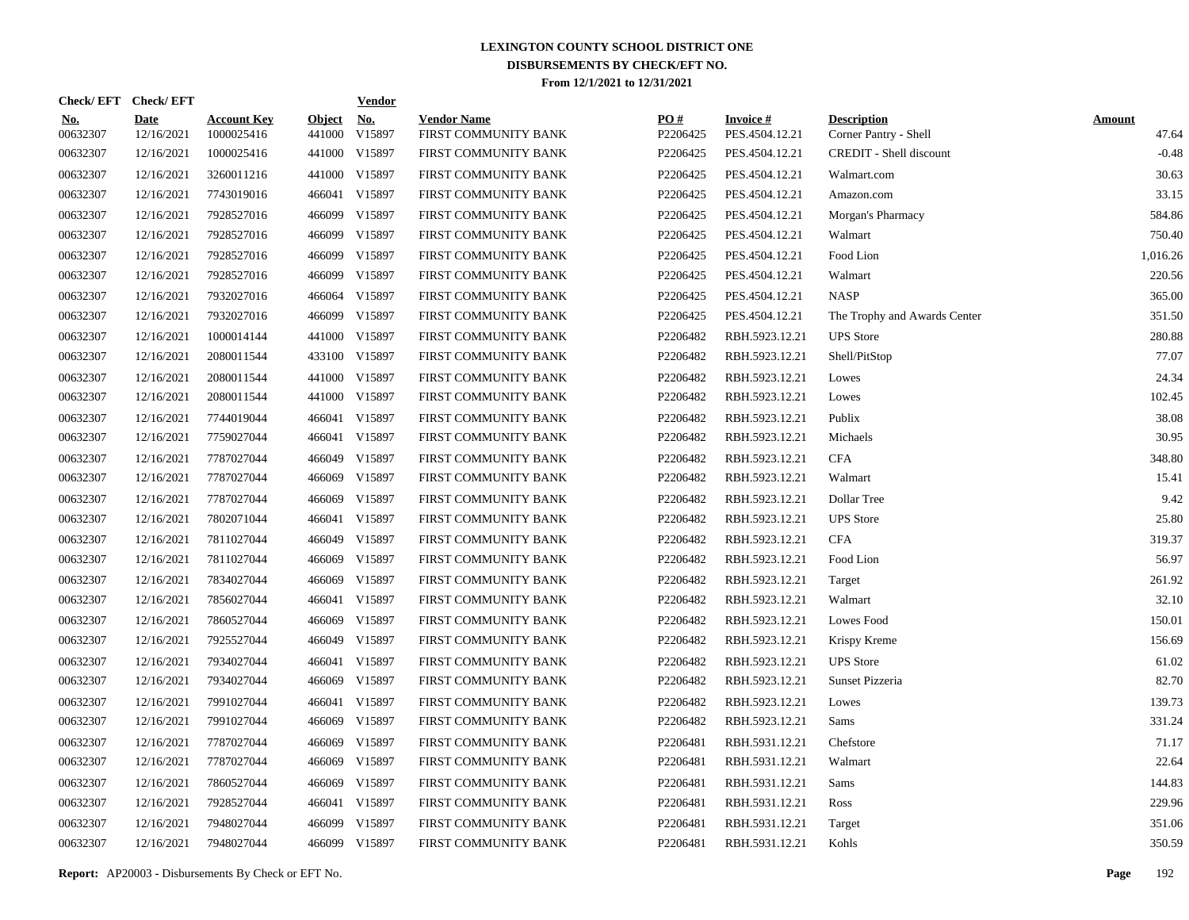# LEXINGTON COUNTY SCHOOL DISTRICT ONE
## DISBURSEMENTS BY CHECK/EFT NO.
### From 12/1/2021 to 12/31/2021

| Check/ EFT No. | Check/ EFT Date | Account Key | Object | Vendor No. | Vendor Name | PO # | Invoice # | Description | Amount |
|---|---|---|---|---|---|---|---|---|---|
| 00632307 | 12/16/2021 | 1000025416 | 441000 | V15897 | FIRST COMMUNITY BANK | P2206425 | PES.4504.12.21 | Corner Pantry - Shell | 47.64 |
| 00632307 | 12/16/2021 | 1000025416 | 441000 | V15897 | FIRST COMMUNITY BANK | P2206425 | PES.4504.12.21 | CREDIT - Shell discount | -0.48 |
| 00632307 | 12/16/2021 | 3260011216 | 441000 | V15897 | FIRST COMMUNITY BANK | P2206425 | PES.4504.12.21 | Walmart.com | 30.63 |
| 00632307 | 12/16/2021 | 7743019016 | 466041 | V15897 | FIRST COMMUNITY BANK | P2206425 | PES.4504.12.21 | Amazon.com | 33.15 |
| 00632307 | 12/16/2021 | 7928527016 | 466099 | V15897 | FIRST COMMUNITY BANK | P2206425 | PES.4504.12.21 | Morgan's Pharmacy | 584.86 |
| 00632307 | 12/16/2021 | 7928527016 | 466099 | V15897 | FIRST COMMUNITY BANK | P2206425 | PES.4504.12.21 | Walmart | 750.40 |
| 00632307 | 12/16/2021 | 7928527016 | 466099 | V15897 | FIRST COMMUNITY BANK | P2206425 | PES.4504.12.21 | Food Lion | 1,016.26 |
| 00632307 | 12/16/2021 | 7928527016 | 466099 | V15897 | FIRST COMMUNITY BANK | P2206425 | PES.4504.12.21 | Walmart | 220.56 |
| 00632307 | 12/16/2021 | 7932027016 | 466064 | V15897 | FIRST COMMUNITY BANK | P2206425 | PES.4504.12.21 | NASP | 365.00 |
| 00632307 | 12/16/2021 | 7932027016 | 466099 | V15897 | FIRST COMMUNITY BANK | P2206425 | PES.4504.12.21 | The Trophy and Awards Center | 351.50 |
| 00632307 | 12/16/2021 | 1000014144 | 441000 | V15897 | FIRST COMMUNITY BANK | P2206482 | RBH.5923.12.21 | UPS Store | 280.88 |
| 00632307 | 12/16/2021 | 2080011544 | 433100 | V15897 | FIRST COMMUNITY BANK | P2206482 | RBH.5923.12.21 | Shell/PitStop | 77.07 |
| 00632307 | 12/16/2021 | 2080011544 | 441000 | V15897 | FIRST COMMUNITY BANK | P2206482 | RBH.5923.12.21 | Lowes | 24.34 |
| 00632307 | 12/16/2021 | 2080011544 | 441000 | V15897 | FIRST COMMUNITY BANK | P2206482 | RBH.5923.12.21 | Lowes | 102.45 |
| 00632307 | 12/16/2021 | 7744019044 | 466041 | V15897 | FIRST COMMUNITY BANK | P2206482 | RBH.5923.12.21 | Publix | 38.08 |
| 00632307 | 12/16/2021 | 7759027044 | 466041 | V15897 | FIRST COMMUNITY BANK | P2206482 | RBH.5923.12.21 | Michaels | 30.95 |
| 00632307 | 12/16/2021 | 7787027044 | 466049 | V15897 | FIRST COMMUNITY BANK | P2206482 | RBH.5923.12.21 | CFA | 348.80 |
| 00632307 | 12/16/2021 | 7787027044 | 466069 | V15897 | FIRST COMMUNITY BANK | P2206482 | RBH.5923.12.21 | Walmart | 15.41 |
| 00632307 | 12/16/2021 | 7787027044 | 466069 | V15897 | FIRST COMMUNITY BANK | P2206482 | RBH.5923.12.21 | Dollar Tree | 9.42 |
| 00632307 | 12/16/2021 | 7802071044 | 466041 | V15897 | FIRST COMMUNITY BANK | P2206482 | RBH.5923.12.21 | UPS Store | 25.80 |
| 00632307 | 12/16/2021 | 7811027044 | 466049 | V15897 | FIRST COMMUNITY BANK | P2206482 | RBH.5923.12.21 | CFA | 319.37 |
| 00632307 | 12/16/2021 | 7811027044 | 466069 | V15897 | FIRST COMMUNITY BANK | P2206482 | RBH.5923.12.21 | Food Lion | 56.97 |
| 00632307 | 12/16/2021 | 7834027044 | 466069 | V15897 | FIRST COMMUNITY BANK | P2206482 | RBH.5923.12.21 | Target | 261.92 |
| 00632307 | 12/16/2021 | 7856027044 | 466041 | V15897 | FIRST COMMUNITY BANK | P2206482 | RBH.5923.12.21 | Walmart | 32.10 |
| 00632307 | 12/16/2021 | 7860527044 | 466069 | V15897 | FIRST COMMUNITY BANK | P2206482 | RBH.5923.12.21 | Lowes Food | 150.01 |
| 00632307 | 12/16/2021 | 7925527044 | 466049 | V15897 | FIRST COMMUNITY BANK | P2206482 | RBH.5923.12.21 | Krispy Kreme | 156.69 |
| 00632307 | 12/16/2021 | 7934027044 | 466041 | V15897 | FIRST COMMUNITY BANK | P2206482 | RBH.5923.12.21 | UPS Store | 61.02 |
| 00632307 | 12/16/2021 | 7934027044 | 466069 | V15897 | FIRST COMMUNITY BANK | P2206482 | RBH.5923.12.21 | Sunset Pizzeria | 82.70 |
| 00632307 | 12/16/2021 | 7991027044 | 466041 | V15897 | FIRST COMMUNITY BANK | P2206482 | RBH.5923.12.21 | Lowes | 139.73 |
| 00632307 | 12/16/2021 | 7991027044 | 466069 | V15897 | FIRST COMMUNITY BANK | P2206482 | RBH.5923.12.21 | Sams | 331.24 |
| 00632307 | 12/16/2021 | 7787027044 | 466069 | V15897 | FIRST COMMUNITY BANK | P2206481 | RBH.5931.12.21 | Chefstore | 71.17 |
| 00632307 | 12/16/2021 | 7787027044 | 466069 | V15897 | FIRST COMMUNITY BANK | P2206481 | RBH.5931.12.21 | Walmart | 22.64 |
| 00632307 | 12/16/2021 | 7860527044 | 466069 | V15897 | FIRST COMMUNITY BANK | P2206481 | RBH.5931.12.21 | Sams | 144.83 |
| 00632307 | 12/16/2021 | 7928527044 | 466041 | V15897 | FIRST COMMUNITY BANK | P2206481 | RBH.5931.12.21 | Ross | 229.96 |
| 00632307 | 12/16/2021 | 7948027044 | 466099 | V15897 | FIRST COMMUNITY BANK | P2206481 | RBH.5931.12.21 | Target | 351.06 |
| 00632307 | 12/16/2021 | 7948027044 | 466099 | V15897 | FIRST COMMUNITY BANK | P2206481 | RBH.5931.12.21 | Kohls | 350.59 |

**Report:** AP20003 - Disbursements By Check or EFT No.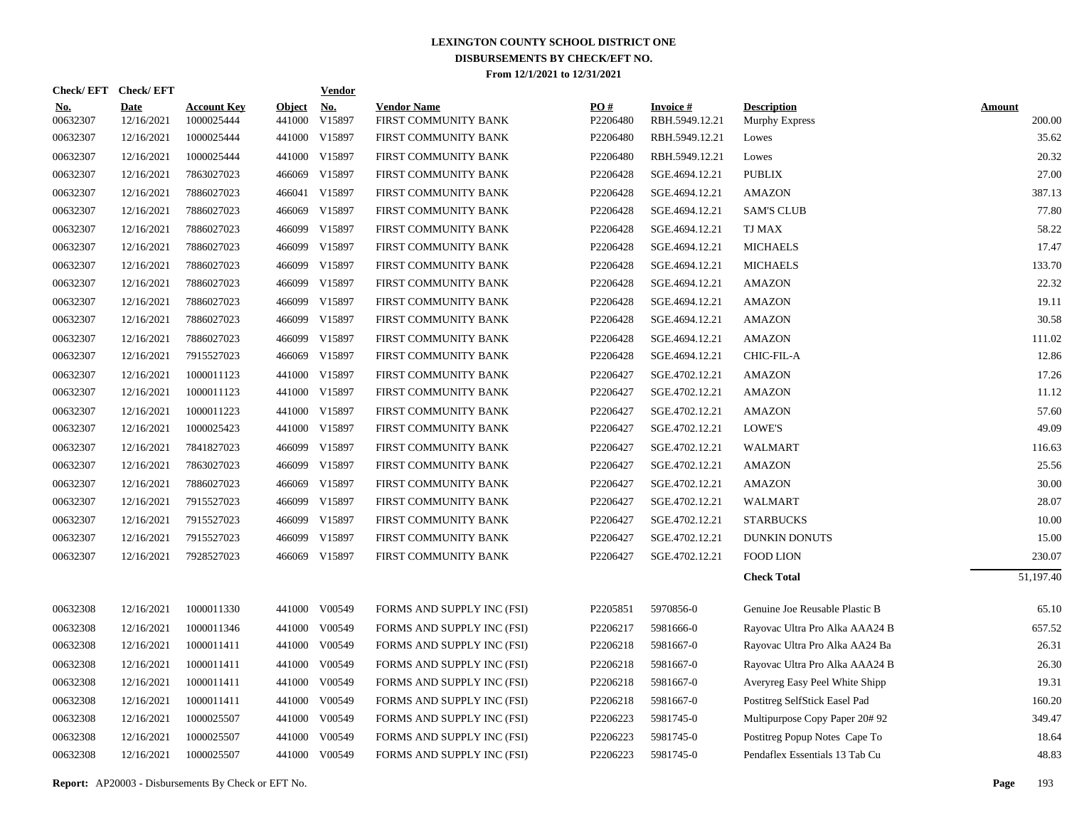# LEXINGTON COUNTY SCHOOL DISTRICT ONE
## DISBURSEMENTS BY CHECK/EFT NO.
### From 12/1/2021 to 12/31/2021

| Check/ EFT No. | Check/ EFT Date | Account Key | Object | Vendor No. | Vendor Name | PO # | Invoice # | Description | Amount |
|---|---|---|---|---|---|---|---|---|---|
| 00632307 | 12/16/2021 | 1000025444 | 441000 | V15897 | FIRST COMMUNITY BANK | P2206480 | RBH.5949.12.21 | Murphy Express | 200.00 |
| 00632307 | 12/16/2021 | 1000025444 | 441000 | V15897 | FIRST COMMUNITY BANK | P2206480 | RBH.5949.12.21 | Lowes | 35.62 |
| 00632307 | 12/16/2021 | 1000025444 | 441000 | V15897 | FIRST COMMUNITY BANK | P2206480 | RBH.5949.12.21 | Lowes | 20.32 |
| 00632307 | 12/16/2021 | 7863027023 | 466069 | V15897 | FIRST COMMUNITY BANK | P2206428 | SGE.4694.12.21 | PUBLIX | 27.00 |
| 00632307 | 12/16/2021 | 7886027023 | 466041 | V15897 | FIRST COMMUNITY BANK | P2206428 | SGE.4694.12.21 | AMAZON | 387.13 |
| 00632307 | 12/16/2021 | 7886027023 | 466069 | V15897 | FIRST COMMUNITY BANK | P2206428 | SGE.4694.12.21 | SAM'S CLUB | 77.80 |
| 00632307 | 12/16/2021 | 7886027023 | 466099 | V15897 | FIRST COMMUNITY BANK | P2206428 | SGE.4694.12.21 | TJ MAX | 58.22 |
| 00632307 | 12/16/2021 | 7886027023 | 466099 | V15897 | FIRST COMMUNITY BANK | P2206428 | SGE.4694.12.21 | MICHAELS | 17.47 |
| 00632307 | 12/16/2021 | 7886027023 | 466099 | V15897 | FIRST COMMUNITY BANK | P2206428 | SGE.4694.12.21 | MICHAELS | 133.70 |
| 00632307 | 12/16/2021 | 7886027023 | 466099 | V15897 | FIRST COMMUNITY BANK | P2206428 | SGE.4694.12.21 | AMAZON | 22.32 |
| 00632307 | 12/16/2021 | 7886027023 | 466099 | V15897 | FIRST COMMUNITY BANK | P2206428 | SGE.4694.12.21 | AMAZON | 19.11 |
| 00632307 | 12/16/2021 | 7886027023 | 466099 | V15897 | FIRST COMMUNITY BANK | P2206428 | SGE.4694.12.21 | AMAZON | 30.58 |
| 00632307 | 12/16/2021 | 7886027023 | 466099 | V15897 | FIRST COMMUNITY BANK | P2206428 | SGE.4694.12.21 | AMAZON | 111.02 |
| 00632307 | 12/16/2021 | 7915527023 | 466069 | V15897 | FIRST COMMUNITY BANK | P2206428 | SGE.4694.12.21 | CHIC-FIL-A | 12.86 |
| 00632307 | 12/16/2021 | 1000011123 | 441000 | V15897 | FIRST COMMUNITY BANK | P2206427 | SGE.4702.12.21 | AMAZON | 17.26 |
| 00632307 | 12/16/2021 | 1000011123 | 441000 | V15897 | FIRST COMMUNITY BANK | P2206427 | SGE.4702.12.21 | AMAZON | 11.12 |
| 00632307 | 12/16/2021 | 1000011223 | 441000 | V15897 | FIRST COMMUNITY BANK | P2206427 | SGE.4702.12.21 | AMAZON | 57.60 |
| 00632307 | 12/16/2021 | 1000025423 | 441000 | V15897 | FIRST COMMUNITY BANK | P2206427 | SGE.4702.12.21 | LOWE'S | 49.09 |
| 00632307 | 12/16/2021 | 7841827023 | 466099 | V15897 | FIRST COMMUNITY BANK | P2206427 | SGE.4702.12.21 | WALMART | 116.63 |
| 00632307 | 12/16/2021 | 7863027023 | 466099 | V15897 | FIRST COMMUNITY BANK | P2206427 | SGE.4702.12.21 | AMAZON | 25.56 |
| 00632307 | 12/16/2021 | 7886027023 | 466069 | V15897 | FIRST COMMUNITY BANK | P2206427 | SGE.4702.12.21 | AMAZON | 30.00 |
| 00632307 | 12/16/2021 | 7915527023 | 466099 | V15897 | FIRST COMMUNITY BANK | P2206427 | SGE.4702.12.21 | WALMART | 28.07 |
| 00632307 | 12/16/2021 | 7915527023 | 466099 | V15897 | FIRST COMMUNITY BANK | P2206427 | SGE.4702.12.21 | STARBUCKS | 10.00 |
| 00632307 | 12/16/2021 | 7915527023 | 466099 | V15897 | FIRST COMMUNITY BANK | P2206427 | SGE.4702.12.21 | DUNKIN DONUTS | 15.00 |
| 00632307 | 12/16/2021 | 7928527023 | 466069 | V15897 | FIRST COMMUNITY BANK | P2206427 | SGE.4702.12.21 | FOOD LION | 230.07 |
| | | | | | | | | **Check Total** | 51,197.40 |
| 00632308 | 12/16/2021 | 1000011330 | 441000 | V00549 | FORMS AND SUPPLY INC (FSI) | P2205851 | 5970856-0 | Genuine Joe Reusable Plastic B | 65.10 |
| 00632308 | 12/16/2021 | 1000011346 | 441000 | V00549 | FORMS AND SUPPLY INC (FSI) | P2206217 | 5981666-0 | Rayovac Ultra Pro Alka AAA24 B | 657.52 |
| 00632308 | 12/16/2021 | 1000011411 | 441000 | V00549 | FORMS AND SUPPLY INC (FSI) | P2206218 | 5981667-0 | Rayovac Ultra Pro Alka AA24 Ba | 26.31 |
| 00632308 | 12/16/2021 | 1000011411 | 441000 | V00549 | FORMS AND SUPPLY INC (FSI) | P2206218 | 5981667-0 | Rayovac Ultra Pro Alka AAA24 B | 26.30 |
| 00632308 | 12/16/2021 | 1000011411 | 441000 | V00549 | FORMS AND SUPPLY INC (FSI) | P2206218 | 5981667-0 | Averyreg Easy Peel White Shipp | 19.31 |
| 00632308 | 12/16/2021 | 1000011411 | 441000 | V00549 | FORMS AND SUPPLY INC (FSI) | P2206218 | 5981667-0 | Postitreg SelfStick Easel Pad | 160.20 |
| 00632308 | 12/16/2021 | 1000025507 | 441000 | V00549 | FORMS AND SUPPLY INC (FSI) | P2206223 | 5981745-0 | Multipurpose Copy Paper 20# 92 | 349.47 |
| 00632308 | 12/16/2021 | 1000025507 | 441000 | V00549 | FORMS AND SUPPLY INC (FSI) | P2206223 | 5981745-0 | Postitreg Popup Notes Cape To | 18.64 |
| 00632308 | 12/16/2021 | 1000025507 | 441000 | V00549 | FORMS AND SUPPLY INC (FSI) | P2206223 | 5981745-0 | Pendaflex Essentials 13 Tab Cu | 48.83 |

**Report:** AP20003 - Disbursements By Check or EFT No.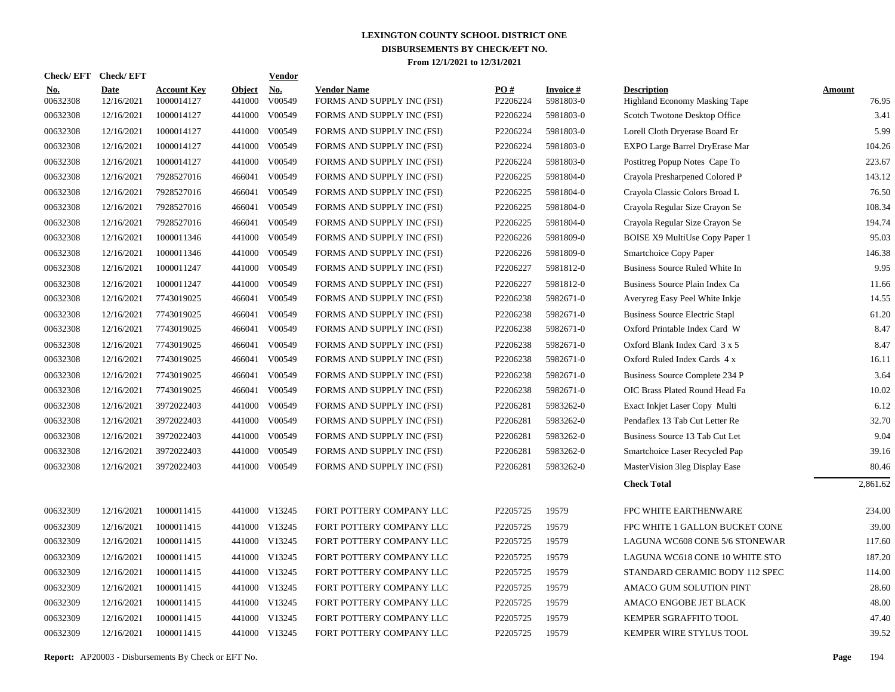# LEXINGTON COUNTY SCHOOL DISTRICT ONE
## DISBURSEMENTS BY CHECK/EFT NO.
### From 12/1/2021 to 12/31/2021

| Check/ EFT No. | Check/ EFT Date | Account Key | Object | Vendor No. | Vendor Name | PO # | Invoice # | Description | Amount |
|---|---|---|---|---|---|---|---|---|---|
| 00632308 | 12/16/2021 | 1000014127 | 441000 | V00549 | FORMS AND SUPPLY INC (FSI) | P2206224 | 5981803-0 | Highland Economy Masking Tape | 76.95 |
| 00632308 | 12/16/2021 | 1000014127 | 441000 | V00549 | FORMS AND SUPPLY INC (FSI) | P2206224 | 5981803-0 | Scotch Twotone Desktop Office | 3.41 |
| 00632308 | 12/16/2021 | 1000014127 | 441000 | V00549 | FORMS AND SUPPLY INC (FSI) | P2206224 | 5981803-0 | Lorell Cloth Dryerase Board Er | 5.99 |
| 00632308 | 12/16/2021 | 1000014127 | 441000 | V00549 | FORMS AND SUPPLY INC (FSI) | P2206224 | 5981803-0 | EXPO Large Barrel DryErase Mar | 104.26 |
| 00632308 | 12/16/2021 | 1000014127 | 441000 | V00549 | FORMS AND SUPPLY INC (FSI) | P2206224 | 5981803-0 | Postitreg Popup Notes Cape To | 223.67 |
| 00632308 | 12/16/2021 | 7928527016 | 466041 | V00549 | FORMS AND SUPPLY INC (FSI) | P2206225 | 5981804-0 | Crayola Presharpened Colored P | 143.12 |
| 00632308 | 12/16/2021 | 7928527016 | 466041 | V00549 | FORMS AND SUPPLY INC (FSI) | P2206225 | 5981804-0 | Crayola Classic Colors Broad L | 76.50 |
| 00632308 | 12/16/2021 | 7928527016 | 466041 | V00549 | FORMS AND SUPPLY INC (FSI) | P2206225 | 5981804-0 | Crayola Regular Size Crayon Se | 108.34 |
| 00632308 | 12/16/2021 | 7928527016 | 466041 | V00549 | FORMS AND SUPPLY INC (FSI) | P2206225 | 5981804-0 | Crayola Regular Size Crayon Se | 194.74 |
| 00632308 | 12/16/2021 | 1000011346 | 441000 | V00549 | FORMS AND SUPPLY INC (FSI) | P2206226 | 5981809-0 | BOISE X9 MultiUse Copy Paper 1 | 95.03 |
| 00632308 | 12/16/2021 | 1000011346 | 441000 | V00549 | FORMS AND SUPPLY INC (FSI) | P2206226 | 5981809-0 | Smartchoice Copy Paper | 146.38 |
| 00632308 | 12/16/2021 | 1000011247 | 441000 | V00549 | FORMS AND SUPPLY INC (FSI) | P2206227 | 5981812-0 | Business Source Ruled White In | 9.95 |
| 00632308 | 12/16/2021 | 1000011247 | 441000 | V00549 | FORMS AND SUPPLY INC (FSI) | P2206227 | 5981812-0 | Business Source Plain Index Ca | 11.66 |
| 00632308 | 12/16/2021 | 7743019025 | 466041 | V00549 | FORMS AND SUPPLY INC (FSI) | P2206238 | 5982671-0 | Averyreg Easy Peel White Inkje | 14.55 |
| 00632308 | 12/16/2021 | 7743019025 | 466041 | V00549 | FORMS AND SUPPLY INC (FSI) | P2206238 | 5982671-0 | Business Source Electric Stapl | 61.20 |
| 00632308 | 12/16/2021 | 7743019025 | 466041 | V00549 | FORMS AND SUPPLY INC (FSI) | P2206238 | 5982671-0 | Oxford Printable Index Card W | 8.47 |
| 00632308 | 12/16/2021 | 7743019025 | 466041 | V00549 | FORMS AND SUPPLY INC (FSI) | P2206238 | 5982671-0 | Oxford Blank Index Card 3 x 5 | 8.47 |
| 00632308 | 12/16/2021 | 7743019025 | 466041 | V00549 | FORMS AND SUPPLY INC (FSI) | P2206238 | 5982671-0 | Oxford Ruled Index Cards 4 x | 16.11 |
| 00632308 | 12/16/2021 | 7743019025 | 466041 | V00549 | FORMS AND SUPPLY INC (FSI) | P2206238 | 5982671-0 | Business Source Complete 234 P | 3.64 |
| 00632308 | 12/16/2021 | 7743019025 | 466041 | V00549 | FORMS AND SUPPLY INC (FSI) | P2206238 | 5982671-0 | OIC Brass Plated Round Head Fa | 10.02 |
| 00632308 | 12/16/2021 | 3972022403 | 441000 | V00549 | FORMS AND SUPPLY INC (FSI) | P2206281 | 5983262-0 | Exact Inkjet Laser Copy Multi | 6.12 |
| 00632308 | 12/16/2021 | 3972022403 | 441000 | V00549 | FORMS AND SUPPLY INC (FSI) | P2206281 | 5983262-0 | Pendaflex 13 Tab Cut Letter Re | 32.70 |
| 00632308 | 12/16/2021 | 3972022403 | 441000 | V00549 | FORMS AND SUPPLY INC (FSI) | P2206281 | 5983262-0 | Business Source 13 Tab Cut Let | 9.04 |
| 00632308 | 12/16/2021 | 3972022403 | 441000 | V00549 | FORMS AND SUPPLY INC (FSI) | P2206281 | 5983262-0 | Smartchoice Laser Recycled Pap | 39.16 |
| 00632308 | 12/16/2021 | 3972022403 | 441000 | V00549 | FORMS AND SUPPLY INC (FSI) | P2206281 | 5983262-0 | MasterVision 3leg Display Ease | 80.46 |
| | | | | | | | | **Check Total** | 2,861.62 |
| 00632309 | 12/16/2021 | 1000011415 | 441000 | V13245 | FORT POTTERY COMPANY LLC | P2205725 | 19579 | FPC WHITE EARTHENWARE | 234.00 |
| 00632309 | 12/16/2021 | 1000011415 | 441000 | V13245 | FORT POTTERY COMPANY LLC | P2205725 | 19579 | FPC WHITE 1 GALLON BUCKET CONE | 39.00 |
| 00632309 | 12/16/2021 | 1000011415 | 441000 | V13245 | FORT POTTERY COMPANY LLC | P2205725 | 19579 | LAGUNA WC608 CONE 5/6 STONEWAR | 117.60 |
| 00632309 | 12/16/2021 | 1000011415 | 441000 | V13245 | FORT POTTERY COMPANY LLC | P2205725 | 19579 | LAGUNA WC618 CONE 10 WHITE STO | 187.20 |
| 00632309 | 12/16/2021 | 1000011415 | 441000 | V13245 | FORT POTTERY COMPANY LLC | P2205725 | 19579 | STANDARD CERAMIC BODY 112 SPEC | 114.00 |
| 00632309 | 12/16/2021 | 1000011415 | 441000 | V13245 | FORT POTTERY COMPANY LLC | P2205725 | 19579 | AMACO GUM SOLUTION PINT | 28.60 |
| 00632309 | 12/16/2021 | 1000011415 | 441000 | V13245 | FORT POTTERY COMPANY LLC | P2205725 | 19579 | AMACO ENGOBE JET BLACK | 48.00 |
| 00632309 | 12/16/2021 | 1000011415 | 441000 | V13245 | FORT POTTERY COMPANY LLC | P2205725 | 19579 | KEMPER SGRAFFITO TOOL | 47.40 |
| 00632309 | 12/16/2021 | 1000011415 | 441000 | V13245 | FORT POTTERY COMPANY LLC | P2205725 | 19579 | KEMPER WIRE STYLUS TOOL | 39.52 |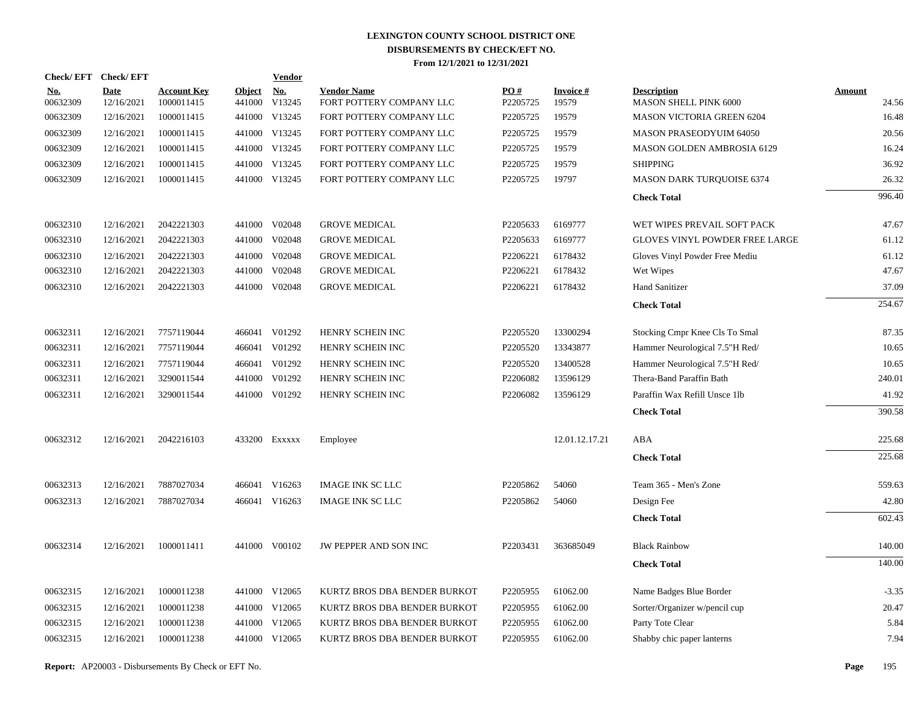# LEXINGTON COUNTY SCHOOL DISTRICT ONE
## DISBURSEMENTS BY CHECK/EFT NO.
### From 12/1/2021 to 12/31/2021

| Check/ EFT No. | Check/ EFT Date | Account Key | Object | Vendor No. | Vendor Name | PO # | Invoice # | Description | Amount |
|---|---|---|---|---|---|---|---|---|---|
| 00632309 | 12/16/2021 | 1000011415 | 441000 | V13245 | FORT POTTERY COMPANY LLC | P2205725 | 19579 | MASON SHELL PINK 6000 | 24.56 |
| 00632309 | 12/16/2021 | 1000011415 | 441000 | V13245 | FORT POTTERY COMPANY LLC | P2205725 | 19579 | MASON VICTORIA GREEN 6204 | 16.48 |
| 00632309 | 12/16/2021 | 1000011415 | 441000 | V13245 | FORT POTTERY COMPANY LLC | P2205725 | 19579 | MASON PRASEODYUIM 64050 | 20.56 |
| 00632309 | 12/16/2021 | 1000011415 | 441000 | V13245 | FORT POTTERY COMPANY LLC | P2205725 | 19579 | MASON GOLDEN AMBROSIA 6129 | 16.24 |
| 00632309 | 12/16/2021 | 1000011415 | 441000 | V13245 | FORT POTTERY COMPANY LLC | P2205725 | 19579 | SHIPPING | 36.92 |
| 00632309 | 12/16/2021 | 1000011415 | 441000 | V13245 | FORT POTTERY COMPANY LLC | P2205725 | 19797 | MASON DARK TURQUOISE 6374 | 26.32 |
| | | | | | | | | **Check Total** | 996.40 |
| 00632310 | 12/16/2021 | 2042221303 | 441000 | V02048 | GROVE MEDICAL | P2205633 | 6169777 | WET WIPES PREVAIL SOFT PACK | 47.67 |
| 00632310 | 12/16/2021 | 2042221303 | 441000 | V02048 | GROVE MEDICAL | P2205633 | 6169777 | GLOVES VINYL POWDER FREE LARGE | 61.12 |
| 00632310 | 12/16/2021 | 2042221303 | 441000 | V02048 | GROVE MEDICAL | P2206221 | 6178432 | Gloves Vinyl Powder Free Mediu | 61.12 |
| 00632310 | 12/16/2021 | 2042221303 | 441000 | V02048 | GROVE MEDICAL | P2206221 | 6178432 | Wet Wipes | 47.67 |
| 00632310 | 12/16/2021 | 2042221303 | 441000 | V02048 | GROVE MEDICAL | P2206221 | 6178432 | Hand Sanitizer | 37.09 |
| | | | | | | | | **Check Total** | 254.67 |
| 00632311 | 12/16/2021 | 7757119044 | 466041 | V01292 | HENRY SCHEIN INC | P2205520 | 13300294 | Stocking Cmpr Knee Cls To Smal | 87.35 |
| 00632311 | 12/16/2021 | 7757119044 | 466041 | V01292 | HENRY SCHEIN INC | P2205520 | 13343877 | Hammer Neurological 7.5"H Red/ | 10.65 |
| 00632311 | 12/16/2021 | 7757119044 | 466041 | V01292 | HENRY SCHEIN INC | P2205520 | 13400528 | Hammer Neurological 7.5"H Red/ | 10.65 |
| 00632311 | 12/16/2021 | 3290011544 | 441000 | V01292 | HENRY SCHEIN INC | P2206082 | 13596129 | Thera-Band Paraffin Bath | 240.01 |
| 00632311 | 12/16/2021 | 3290011544 | 441000 | V01292 | HENRY SCHEIN INC | P2206082 | 13596129 | Paraffin Wax Refill Unsce 1lb | 41.92 |
| | | | | | | | | **Check Total** | 390.58 |
| 00632312 | 12/16/2021 | 2042216103 | 433200 | Exxxxx | Employee | | 12.01.12.17.21 | ABA | 225.68 |
| | | | | | | | | **Check Total** | 225.68 |
| 00632313 | 12/16/2021 | 7887027034 | 466041 | V16263 | IMAGE INK SC LLC | P2205862 | 54060 | Team 365 - Men's Zone | 559.63 |
| 00632313 | 12/16/2021 | 7887027034 | 466041 | V16263 | IMAGE INK SC LLC | P2205862 | 54060 | Design Fee | 42.80 |
| | | | | | | | | **Check Total** | 602.43 |
| 00632314 | 12/16/2021 | 1000011411 | 441000 | V00102 | JW PEPPER AND SON INC | P2203431 | 363685049 | Black Rainbow | 140.00 |
| | | | | | | | | **Check Total** | 140.00 |
| 00632315 | 12/16/2021 | 1000011238 | 441000 | V12065 | KURTZ BROS DBA BENDER BURKOT | P2205955 | 61062.00 | Name Badges Blue Border | -3.35 |
| 00632315 | 12/16/2021 | 1000011238 | 441000 | V12065 | KURTZ BROS DBA BENDER BURKOT | P2205955 | 61062.00 | Sorter/Organizer w/pencil cup | 20.47 |
| 00632315 | 12/16/2021 | 1000011238 | 441000 | V12065 | KURTZ BROS DBA BENDER BURKOT | P2205955 | 61062.00 | Party Tote Clear | 5.84 |
| 00632315 | 12/16/2021 | 1000011238 | 441000 | V12065 | KURTZ BROS DBA BENDER BURKOT | P2205955 | 61062.00 | Shabby chic paper lanterns | 7.94 |

**Report:** AP20003 - Disbursements By Check or EFT No.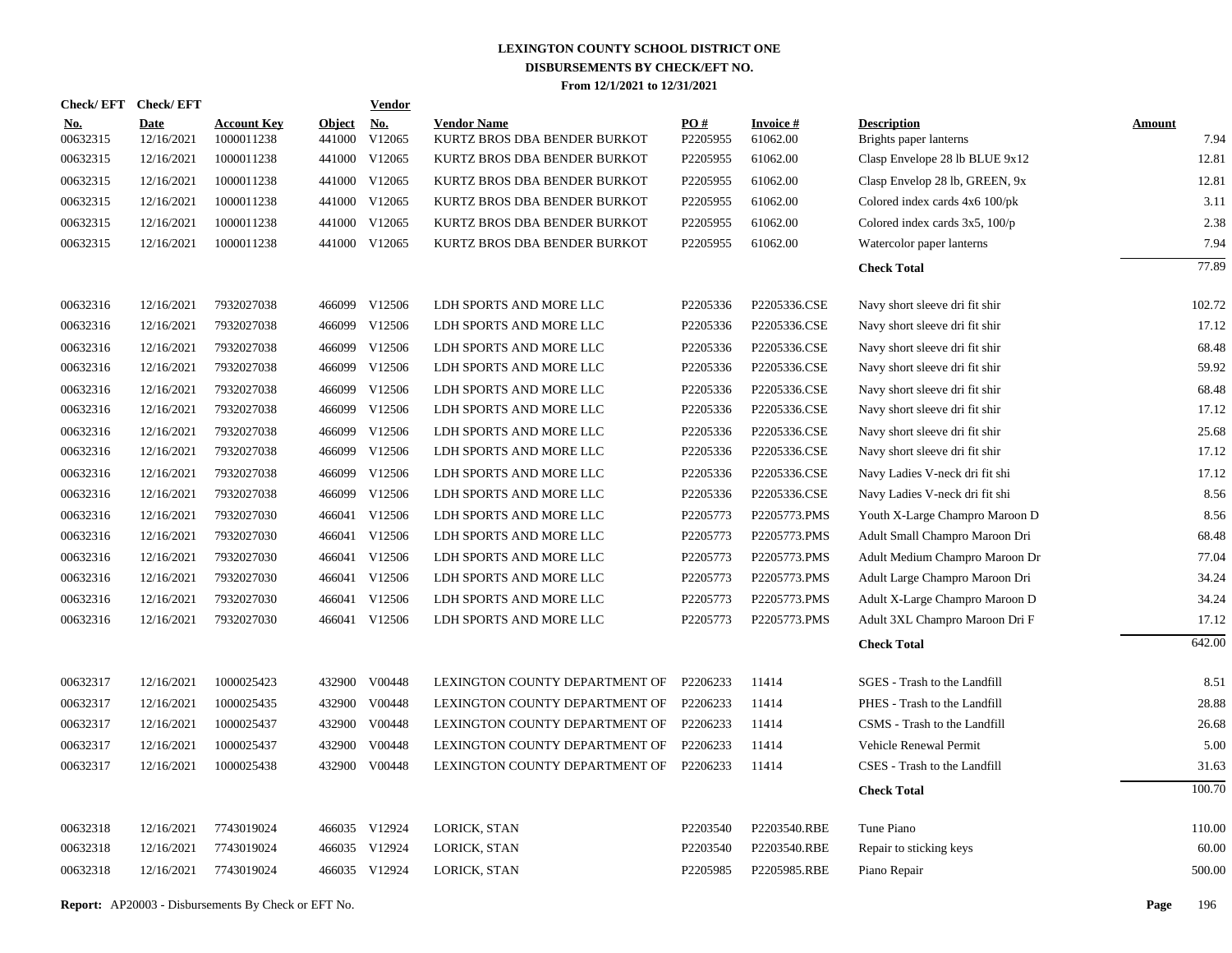# LEXINGTON COUNTY SCHOOL DISTRICT ONE
## DISBURSEMENTS BY CHECK/EFT NO.
### From 12/1/2021 to 12/31/2021

| Check/EFT No. | Check/EFT Date | Account Key | Object | Vendor No. | Vendor Name | PO # | Invoice # | Description | Amount |
|---|---|---|---|---|---|---|---|---|---|
| 00632315 | 12/16/2021 | 1000011238 | 441000 | V12065 | KURTZ BROS DBA BENDER BURKOT | P2205955 | 61062.00 | Brights paper lanterns | 7.94 |
| 00632315 | 12/16/2021 | 1000011238 | 441000 | V12065 | KURTZ BROS DBA BENDER BURKOT | P2205955 | 61062.00 | Clasp Envelope 28 lb BLUE 9x12 | 12.81 |
| 00632315 | 12/16/2021 | 1000011238 | 441000 | V12065 | KURTZ BROS DBA BENDER BURKOT | P2205955 | 61062.00 | Clasp Envelop 28 lb, GREEN, 9x | 12.81 |
| 00632315 | 12/16/2021 | 1000011238 | 441000 | V12065 | KURTZ BROS DBA BENDER BURKOT | P2205955 | 61062.00 | Colored index cards 4x6 100/pk | 3.11 |
| 00632315 | 12/16/2021 | 1000011238 | 441000 | V12065 | KURTZ BROS DBA BENDER BURKOT | P2205955 | 61062.00 | Colored index cards 3x5, 100/p | 2.38 |
| 00632315 | 12/16/2021 | 1000011238 | 441000 | V12065 | KURTZ BROS DBA BENDER BURKOT | P2205955 | 61062.00 | Watercolor paper lanterns | 7.94 |
| | | | | | | | | **Check Total** | 77.89 |
| 00632316 | 12/16/2021 | 7932027038 | 466099 | V12506 | LDH SPORTS AND MORE LLC | P2205336 | P2205336.CSE | Navy short sleeve dri fit shir | 102.72 |
| 00632316 | 12/16/2021 | 7932027038 | 466099 | V12506 | LDH SPORTS AND MORE LLC | P2205336 | P2205336.CSE | Navy short sleeve dri fit shir | 17.12 |
| 00632316 | 12/16/2021 | 7932027038 | 466099 | V12506 | LDH SPORTS AND MORE LLC | P2205336 | P2205336.CSE | Navy short sleeve dri fit shir | 68.48 |
| 00632316 | 12/16/2021 | 7932027038 | 466099 | V12506 | LDH SPORTS AND MORE LLC | P2205336 | P2205336.CSE | Navy short sleeve dri fit shir | 59.92 |
| 00632316 | 12/16/2021 | 7932027038 | 466099 | V12506 | LDH SPORTS AND MORE LLC | P2205336 | P2205336.CSE | Navy short sleeve dri fit shir | 68.48 |
| 00632316 | 12/16/2021 | 7932027038 | 466099 | V12506 | LDH SPORTS AND MORE LLC | P2205336 | P2205336.CSE | Navy short sleeve dri fit shir | 17.12 |
| 00632316 | 12/16/2021 | 7932027038 | 466099 | V12506 | LDH SPORTS AND MORE LLC | P2205336 | P2205336.CSE | Navy short sleeve dri fit shir | 25.68 |
| 00632316 | 12/16/2021 | 7932027038 | 466099 | V12506 | LDH SPORTS AND MORE LLC | P2205336 | P2205336.CSE | Navy short sleeve dri fit shir | 17.12 |
| 00632316 | 12/16/2021 | 7932027038 | 466099 | V12506 | LDH SPORTS AND MORE LLC | P2205336 | P2205336.CSE | Navy Ladies V-neck dri fit shi | 17.12 |
| 00632316 | 12/16/2021 | 7932027038 | 466099 | V12506 | LDH SPORTS AND MORE LLC | P2205336 | P2205336.CSE | Navy Ladies V-neck dri fit shi | 8.56 |
| 00632316 | 12/16/2021 | 7932027030 | 466041 | V12506 | LDH SPORTS AND MORE LLC | P2205773 | P2205773.PMS | Youth X-Large Champro Maroon D | 8.56 |
| 00632316 | 12/16/2021 | 7932027030 | 466041 | V12506 | LDH SPORTS AND MORE LLC | P2205773 | P2205773.PMS | Adult Small Champro Maroon Dri | 68.48 |
| 00632316 | 12/16/2021 | 7932027030 | 466041 | V12506 | LDH SPORTS AND MORE LLC | P2205773 | P2205773.PMS | Adult Medium Champro Maroon Dr | 77.04 |
| 00632316 | 12/16/2021 | 7932027030 | 466041 | V12506 | LDH SPORTS AND MORE LLC | P2205773 | P2205773.PMS | Adult Large Champro Maroon Dri | 34.24 |
| 00632316 | 12/16/2021 | 7932027030 | 466041 | V12506 | LDH SPORTS AND MORE LLC | P2205773 | P2205773.PMS | Adult X-Large Champro Maroon D | 34.24 |
| 00632316 | 12/16/2021 | 7932027030 | 466041 | V12506 | LDH SPORTS AND MORE LLC | P2205773 | P2205773.PMS | Adult 3XL Champro Maroon Dri F | 17.12 |
| | | | | | | | | **Check Total** | 642.00 |
| 00632317 | 12/16/2021 | 1000025423 | 432900 | V00448 | LEXINGTON COUNTY DEPARTMENT OF | P2206233 | 11414 | SGES - Trash to the Landfill | 8.51 |
| 00632317 | 12/16/2021 | 1000025435 | 432900 | V00448 | LEXINGTON COUNTY DEPARTMENT OF | P2206233 | 11414 | PHES - Trash to the Landfill | 28.88 |
| 00632317 | 12/16/2021 | 1000025437 | 432900 | V00448 | LEXINGTON COUNTY DEPARTMENT OF | P2206233 | 11414 | CSMS - Trash to the Landfill | 26.68 |
| 00632317 | 12/16/2021 | 1000025437 | 432900 | V00448 | LEXINGTON COUNTY DEPARTMENT OF | P2206233 | 11414 | Vehicle Renewal Permit | 5.00 |
| 00632317 | 12/16/2021 | 1000025438 | 432900 | V00448 | LEXINGTON COUNTY DEPARTMENT OF | P2206233 | 11414 | CSES - Trash to the Landfill | 31.63 |
| | | | | | | | | **Check Total** | 100.70 |
| 00632318 | 12/16/2021 | 7743019024 | 466035 | V12924 | LORICK, STAN | P2203540 | P2203540.RBE | Tune Piano | 110.00 |
| 00632318 | 12/16/2021 | 7743019024 | 466035 | V12924 | LORICK, STAN | P2203540 | P2203540.RBE | Repair to sticking keys | 60.00 |
| 00632318 | 12/16/2021 | 7743019024 | 466035 | V12924 | LORICK, STAN | P2205985 | P2205985.RBE | Piano Repair | 500.00 |

**Report:** AP20003 - Disbursements By Check or EFT No.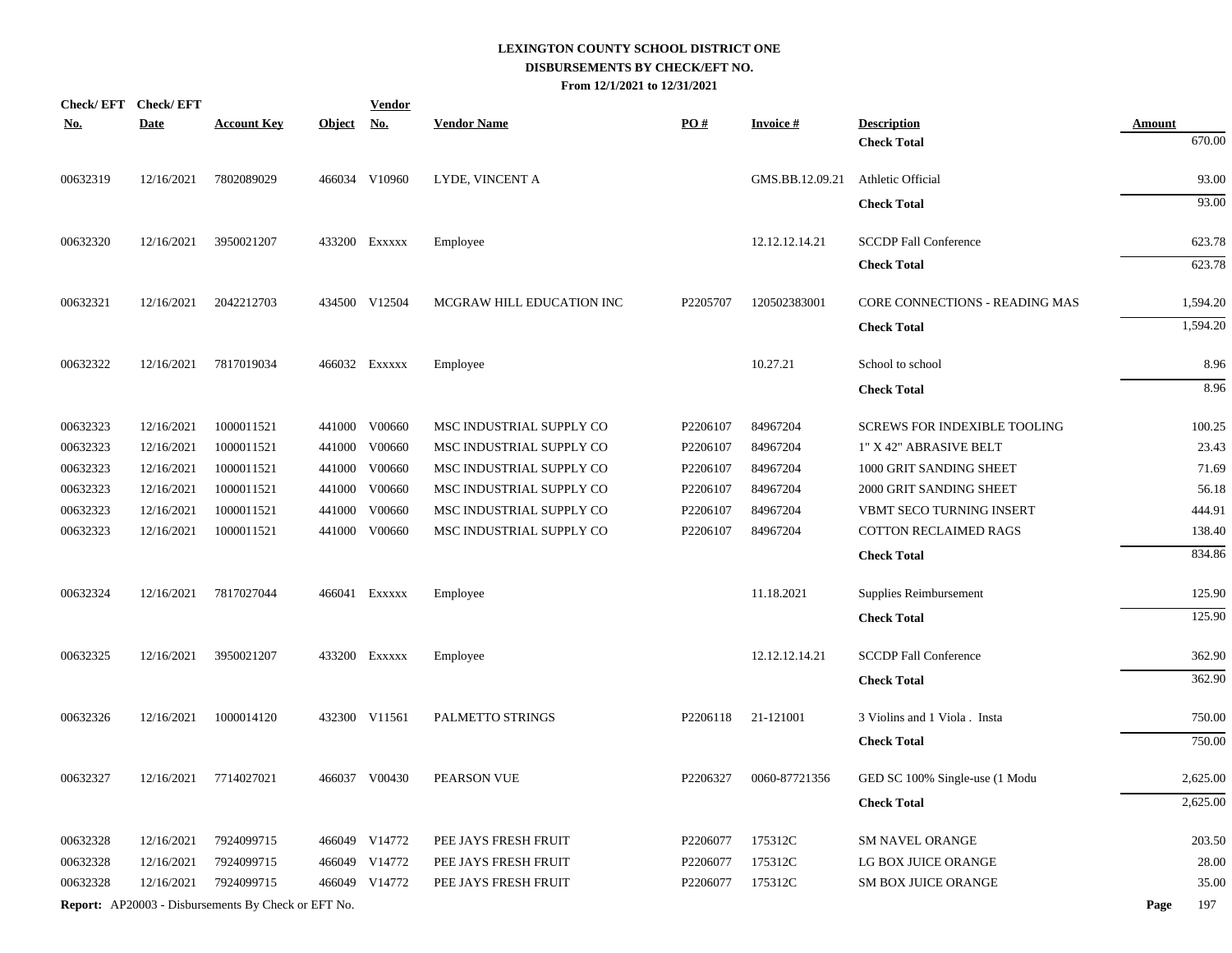# LEXINGTON COUNTY SCHOOL DISTRICT ONE
## DISBURSEMENTS BY CHECK/EFT NO.
### From 12/1/2021 to 12/31/2021

| Check/ EFT No. | Check/ EFT Date | Account Key | Object | Vendor No. | Vendor Name | PO # | Invoice # | Description | Amount |
|---|---|---|---|---|---|---|---|---|---|
| | | | | | | | | **Check Total** | 670.00 |
| 00632319 | 12/16/2021 | 7802089029 | 466034 | V10960 | LYDE, VINCENT A | | GMS.BB.12.09.21 | Athletic Official | 93.00 |
| | | | | | | | | **Check Total** | 93.00 |
| 00632320 | 12/16/2021 | 3950021207 | 433200 | Exxxxx | Employee | | 12.12.12.14.21 | SCCDP Fall Conference | 623.78 |
| | | | | | | | | **Check Total** | 623.78 |
| 00632321 | 12/16/2021 | 2042212703 | 434500 | V12504 | MCGRAW HILL EDUCATION INC | P2205707 | 120502383001 | CORE CONNECTIONS - READING MAS | 1,594.20 |
| | | | | | | | | **Check Total** | 1,594.20 |
| 00632322 | 12/16/2021 | 7817019034 | 466032 | Exxxxx | Employee | | 10.27.21 | School to school | 8.96 |
| | | | | | | | | **Check Total** | 8.96 |
| 00632323 | 12/16/2021 | 1000011521 | 441000 | V00660 | MSC INDUSTRIAL SUPPLY CO | P2206107 | 84967204 | SCREWS FOR INDEXIBLE TOOLING | 100.25 |
| 00632323 | 12/16/2021 | 1000011521 | 441000 | V00660 | MSC INDUSTRIAL SUPPLY CO | P2206107 | 84967204 | 1" X 42" ABRASIVE BELT | 23.43 |
| 00632323 | 12/16/2021 | 1000011521 | 441000 | V00660 | MSC INDUSTRIAL SUPPLY CO | P2206107 | 84967204 | 1000 GRIT SANDING SHEET | 71.69 |
| 00632323 | 12/16/2021 | 1000011521 | 441000 | V00660 | MSC INDUSTRIAL SUPPLY CO | P2206107 | 84967204 | 2000 GRIT SANDING SHEET | 56.18 |
| 00632323 | 12/16/2021 | 1000011521 | 441000 | V00660 | MSC INDUSTRIAL SUPPLY CO | P2206107 | 84967204 | VBMT SECO TURNING INSERT | 444.91 |
| 00632323 | 12/16/2021 | 1000011521 | 441000 | V00660 | MSC INDUSTRIAL SUPPLY CO | P2206107 | 84967204 | COTTON RECLAIMED RAGS | 138.40 |
| | | | | | | | | **Check Total** | 834.86 |
| 00632324 | 12/16/2021 | 7817027044 | 466041 | Exxxxx | Employee | | 11.18.2021 | Supplies Reimbursement | 125.90 |
| | | | | | | | | **Check Total** | 125.90 |
| 00632325 | 12/16/2021 | 3950021207 | 433200 | Exxxxx | Employee | | 12.12.12.14.21 | SCCDP Fall Conference | 362.90 |
| | | | | | | | | **Check Total** | 362.90 |
| 00632326 | 12/16/2021 | 1000014120 | 432300 | V11561 | PALMETTO STRINGS | P2206118 | 21-121001 | 3 Violins and 1 Viola . Insta | 750.00 |
| | | | | | | | | **Check Total** | 750.00 |
| 00632327 | 12/16/2021 | 7714027021 | 466037 | V00430 | PEARSON VUE | P2206327 | 0060-87721356 | GED SC 100% Single-use (1 Modu | 2,625.00 |
| | | | | | | | | **Check Total** | 2,625.00 |
| 00632328 | 12/16/2021 | 7924099715 | 466049 | V14772 | PEE JAYS FRESH FRUIT | P2206077 | 175312C | SM NAVEL ORANGE | 203.50 |
| 00632328 | 12/16/2021 | 7924099715 | 466049 | V14772 | PEE JAYS FRESH FRUIT | P2206077 | 175312C | LG BOX JUICE ORANGE | 28.00 |
| 00632328 | 12/16/2021 | 7924099715 | 466049 | V14772 | PEE JAYS FRESH FRUIT | P2206077 | 175312C | SM BOX JUICE ORANGE | 35.00 |

**Report:** AP20003 - Disbursements By Check or EFT No.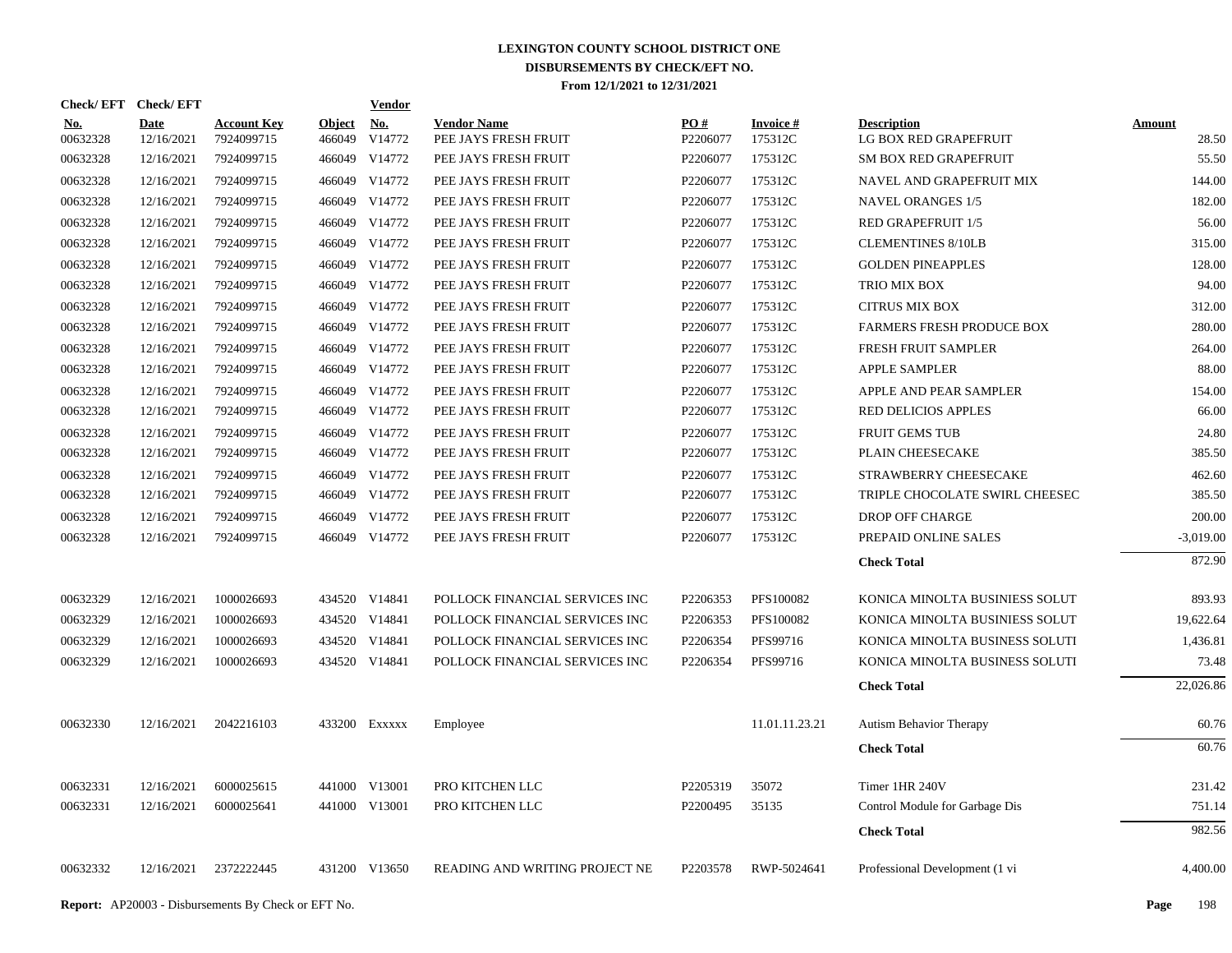# LEXINGTON COUNTY SCHOOL DISTRICT ONE
## DISBURSEMENTS BY CHECK/EFT NO.
### From 12/1/2021 to 12/31/2021

| Check/ EFT No. | Check/ EFT Date | Account Key | Object | Vendor No. | Vendor Name | PO # | Invoice # | Description | Amount |
|---|---|---|---|---|---|---|---|---|---|
| 00632328 | 12/16/2021 | 7924099715 | 466049 | V14772 | PEE JAYS FRESH FRUIT | P2206077 | 175312C | LG BOX RED GRAPEFRUIT | 28.50 |
| 00632328 | 12/16/2021 | 7924099715 | 466049 | V14772 | PEE JAYS FRESH FRUIT | P2206077 | 175312C | SM BOX RED GRAPEFRUIT | 55.50 |
| 00632328 | 12/16/2021 | 7924099715 | 466049 | V14772 | PEE JAYS FRESH FRUIT | P2206077 | 175312C | NAVEL AND GRAPEFRUIT MIX | 144.00 |
| 00632328 | 12/16/2021 | 7924099715 | 466049 | V14772 | PEE JAYS FRESH FRUIT | P2206077 | 175312C | NAVEL ORANGES 1/5 | 182.00 |
| 00632328 | 12/16/2021 | 7924099715 | 466049 | V14772 | PEE JAYS FRESH FRUIT | P2206077 | 175312C | RED GRAPEFRUIT 1/5 | 56.00 |
| 00632328 | 12/16/2021 | 7924099715 | 466049 | V14772 | PEE JAYS FRESH FRUIT | P2206077 | 175312C | CLEMENTINES 8/10LB | 315.00 |
| 00632328 | 12/16/2021 | 7924099715 | 466049 | V14772 | PEE JAYS FRESH FRUIT | P2206077 | 175312C | GOLDEN PINEAPPLES | 128.00 |
| 00632328 | 12/16/2021 | 7924099715 | 466049 | V14772 | PEE JAYS FRESH FRUIT | P2206077 | 175312C | TRIO MIX BOX | 94.00 |
| 00632328 | 12/16/2021 | 7924099715 | 466049 | V14772 | PEE JAYS FRESH FRUIT | P2206077 | 175312C | CITRUS MIX BOX | 312.00 |
| 00632328 | 12/16/2021 | 7924099715 | 466049 | V14772 | PEE JAYS FRESH FRUIT | P2206077 | 175312C | FARMERS FRESH PRODUCE BOX | 280.00 |
| 00632328 | 12/16/2021 | 7924099715 | 466049 | V14772 | PEE JAYS FRESH FRUIT | P2206077 | 175312C | FRESH FRUIT SAMPLER | 264.00 |
| 00632328 | 12/16/2021 | 7924099715 | 466049 | V14772 | PEE JAYS FRESH FRUIT | P2206077 | 175312C | APPLE SAMPLER | 88.00 |
| 00632328 | 12/16/2021 | 7924099715 | 466049 | V14772 | PEE JAYS FRESH FRUIT | P2206077 | 175312C | APPLE AND PEAR SAMPLER | 154.00 |
| 00632328 | 12/16/2021 | 7924099715 | 466049 | V14772 | PEE JAYS FRESH FRUIT | P2206077 | 175312C | RED DELICIOS APPLES | 66.00 |
| 00632328 | 12/16/2021 | 7924099715 | 466049 | V14772 | PEE JAYS FRESH FRUIT | P2206077 | 175312C | FRUIT GEMS TUB | 24.80 |
| 00632328 | 12/16/2021 | 7924099715 | 466049 | V14772 | PEE JAYS FRESH FRUIT | P2206077 | 175312C | PLAIN CHEESECAKE | 385.50 |
| 00632328 | 12/16/2021 | 7924099715 | 466049 | V14772 | PEE JAYS FRESH FRUIT | P2206077 | 175312C | STRAWBERRY CHEESECAKE | 462.60 |
| 00632328 | 12/16/2021 | 7924099715 | 466049 | V14772 | PEE JAYS FRESH FRUIT | P2206077 | 175312C | TRIPLE CHOCOLATE SWIRL CHEESEC | 385.50 |
| 00632328 | 12/16/2021 | 7924099715 | 466049 | V14772 | PEE JAYS FRESH FRUIT | P2206077 | 175312C | DROP OFF CHARGE | 200.00 |
| 00632328 | 12/16/2021 | 7924099715 | 466049 | V14772 | PEE JAYS FRESH FRUIT | P2206077 | 175312C | PREPAID ONLINE SALES | -3,019.00 |
| | | | | | | | | **Check Total** | 872.90 |
| 00632329 | 12/16/2021 | 1000026693 | 434520 | V14841 | POLLOCK FINANCIAL SERVICES INC | P2206353 | PFS100082 | KONICA MINOLTA BUSINIESS SOLUT | 893.93 |
| 00632329 | 12/16/2021 | 1000026693 | 434520 | V14841 | POLLOCK FINANCIAL SERVICES INC | P2206353 | PFS100082 | KONICA MINOLTA BUSINIESS SOLUT | 19,622.64 |
| 00632329 | 12/16/2021 | 1000026693 | 434520 | V14841 | POLLOCK FINANCIAL SERVICES INC | P2206354 | PFS99716 | KONICA MINOLTA BUSINESS SOLUTI | 1,436.81 |
| 00632329 | 12/16/2021 | 1000026693 | 434520 | V14841 | POLLOCK FINANCIAL SERVICES INC | P2206354 | PFS99716 | KONICA MINOLTA BUSINESS SOLUTI | 73.48 |
| | | | | | | | | **Check Total** | 22,026.86 |
| 00632330 | 12/16/2021 | 2042216103 | 433200 | Exxxxx | Employee | | 11.01.11.23.21 | Autism Behavior Therapy | 60.76 |
| | | | | | | | | **Check Total** | 60.76 |
| 00632331 | 12/16/2021 | 6000025615 | 441000 | V13001 | PRO KITCHEN LLC | P2205319 | 35072 | Timer 1HR 240V | 231.42 |
| 00632331 | 12/16/2021 | 6000025641 | 441000 | V13001 | PRO KITCHEN LLC | P2200495 | 35135 | Control Module for Garbage Dis | 751.14 |
| | | | | | | | | **Check Total** | 982.56 |
| 00632332 | 12/16/2021 | 2372222445 | 431200 | V13650 | READING AND WRITING PROJECT NE | P2203578 | RWP-5024641 | Professional Development (1 vi | 4,400.00 |

**Report:** AP20003 - Disbursements By Check or EFT No.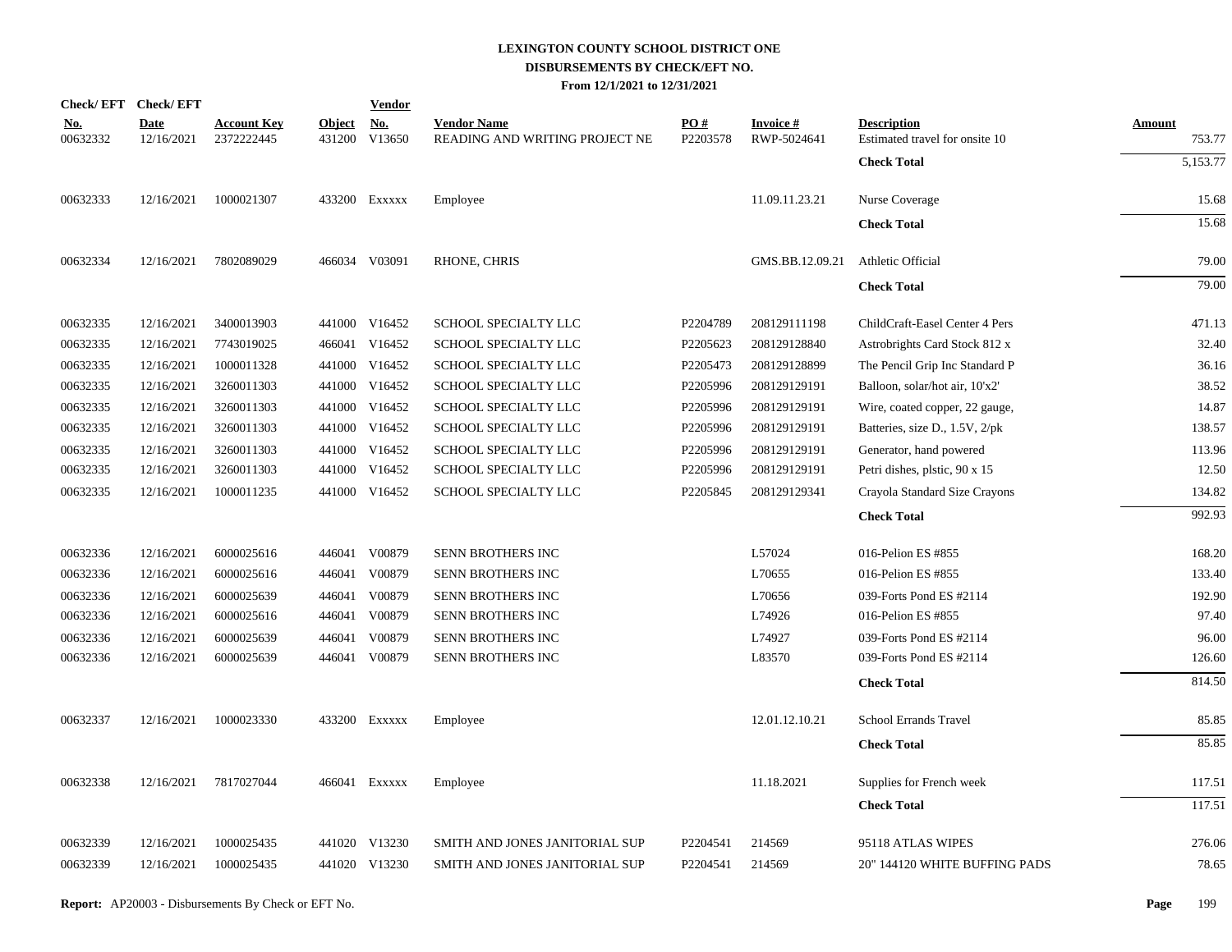# LEXINGTON COUNTY SCHOOL DISTRICT ONE
## DISBURSEMENTS BY CHECK/EFT NO.
### From 12/1/2021 to 12/31/2021

| Check/ EFT No. | Check/ EFT Date | Account Key | Object | Vendor No. | Vendor Name | PO # | Invoice # | Description | Amount |
|---|---|---|---|---|---|---|---|---|---|
| 00632332 | 12/16/2021 | 2372222445 | 431200 | V13650 | READING AND WRITING PROJECT NE | P2203578 | RWP-5024641 | Estimated travel for onsite 10 | 753.77 |
| | | | | | | | | **Check Total** | 5,153.77 |
| 00632333 | 12/16/2021 | 1000021307 | 433200 | Exxxxx | Employee | | 11.09.11.23.21 | Nurse Coverage | 15.68 |
| | | | | | | | | **Check Total** | 15.68 |
| 00632334 | 12/16/2021 | 7802089029 | 466034 | V03091 | RHONE, CHRIS | | GMS.BB.12.09.21 | Athletic Official | 79.00 |
| | | | | | | | | **Check Total** | 79.00 |
| 00632335 | 12/16/2021 | 3400013903 | 441000 | V16452 | SCHOOL SPECIALTY LLC | P2204789 | 208129111198 | ChildCraft-Easel Center 4 Pers | 471.13 |
| 00632335 | 12/16/2021 | 7743019025 | 466041 | V16452 | SCHOOL SPECIALTY LLC | P2205623 | 208129128840 | Astrobrights Card Stock 812 x | 32.40 |
| 00632335 | 12/16/2021 | 1000011328 | 441000 | V16452 | SCHOOL SPECIALTY LLC | P2205473 | 208129128899 | The Pencil Grip Inc Standard P | 36.16 |
| 00632335 | 12/16/2021 | 3260011303 | 441000 | V16452 | SCHOOL SPECIALTY LLC | P2205996 | 208129129191 | Balloon, solar/hot air, 10'x2' | 38.52 |
| 00632335 | 12/16/2021 | 3260011303 | 441000 | V16452 | SCHOOL SPECIALTY LLC | P2205996 | 208129129191 | Wire, coated copper, 22 gauge, | 14.87 |
| 00632335 | 12/16/2021 | 3260011303 | 441000 | V16452 | SCHOOL SPECIALTY LLC | P2205996 | 208129129191 | Batteries, size D., 1.5V, 2/pk | 138.57 |
| 00632335 | 12/16/2021 | 3260011303 | 441000 | V16452 | SCHOOL SPECIALTY LLC | P2205996 | 208129129191 | Generator, hand powered | 113.96 |
| 00632335 | 12/16/2021 | 3260011303 | 441000 | V16452 | SCHOOL SPECIALTY LLC | P2205996 | 208129129191 | Petri dishes, plstic, 90 x 15 | 12.50 |
| 00632335 | 12/16/2021 | 1000011235 | 441000 | V16452 | SCHOOL SPECIALTY LLC | P2205845 | 208129129341 | Crayola Standard Size Crayons | 134.82 |
| | | | | | | | | **Check Total** | 992.93 |
| 00632336 | 12/16/2021 | 6000025616 | 446041 | V00879 | SENN BROTHERS INC | | L57024 | 016-Pelion ES #855 | 168.20 |
| 00632336 | 12/16/2021 | 6000025616 | 446041 | V00879 | SENN BROTHERS INC | | L70655 | 016-Pelion ES #855 | 133.40 |
| 00632336 | 12/16/2021 | 6000025639 | 446041 | V00879 | SENN BROTHERS INC | | L70656 | 039-Forts Pond ES #2114 | 192.90 |
| 00632336 | 12/16/2021 | 6000025616 | 446041 | V00879 | SENN BROTHERS INC | | L74926 | 016-Pelion ES #855 | 97.40 |
| 00632336 | 12/16/2021 | 6000025639 | 446041 | V00879 | SENN BROTHERS INC | | L74927 | 039-Forts Pond ES #2114 | 96.00 |
| 00632336 | 12/16/2021 | 6000025639 | 446041 | V00879 | SENN BROTHERS INC | | L83570 | 039-Forts Pond ES #2114 | 126.60 |
| | | | | | | | | **Check Total** | 814.50 |
| 00632337 | 12/16/2021 | 1000023330 | 433200 | Exxxxx | Employee | | 12.01.12.10.21 | School Errands Travel | 85.85 |
| | | | | | | | | **Check Total** | 85.85 |
| 00632338 | 12/16/2021 | 7817027044 | 466041 | Exxxxx | Employee | | 11.18.2021 | Supplies for French week | 117.51 |
| | | | | | | | | **Check Total** | 117.51 |
| 00632339 | 12/16/2021 | 1000025435 | 441020 | V13230 | SMITH AND JONES JANITORIAL SUP | P2204541 | 214569 | 95118 ATLAS WIPES | 276.06 |
| 00632339 | 12/16/2021 | 1000025435 | 441020 | V13230 | SMITH AND JONES JANITORIAL SUP | P2204541 | 214569 | 20" 144120 WHITE BUFFING PADS | 78.65 |

**Report:** AP20003 - Disbursements By Check or EFT No.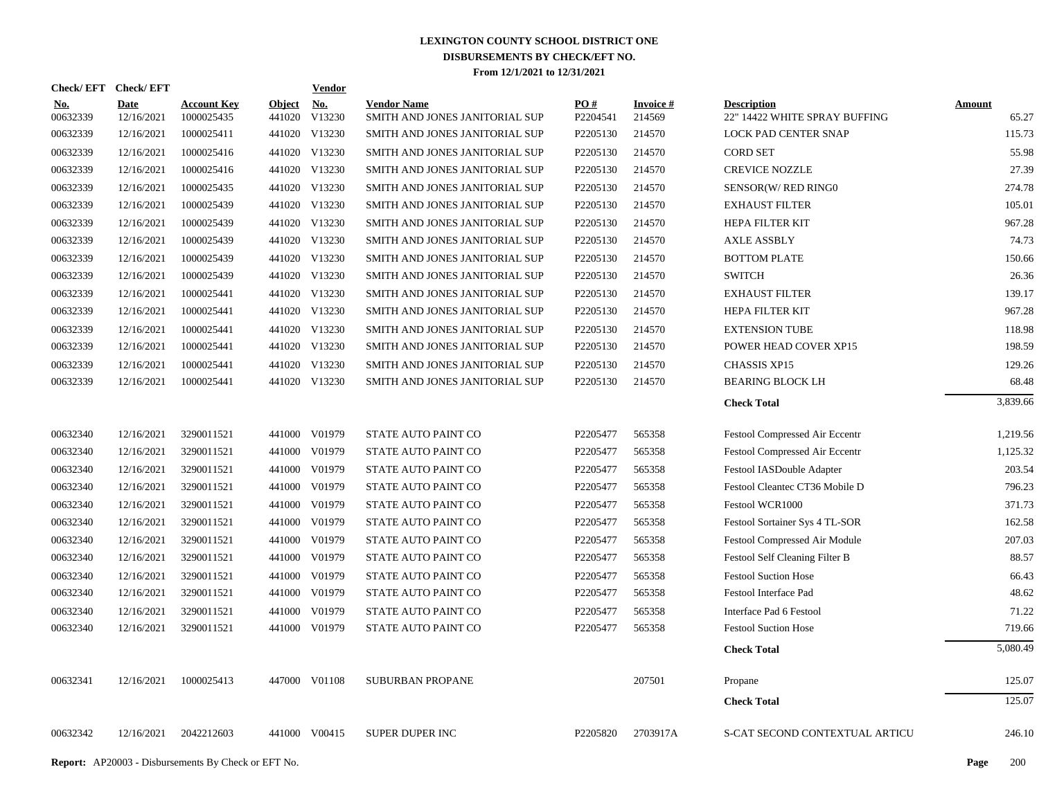# LEXINGTON COUNTY SCHOOL DISTRICT ONE
## DISBURSEMENTS BY CHECK/EFT NO.
### From 12/1/2021 to 12/31/2021

| Check/ EFT No. | Check/ EFT Date | Account Key | Object | Vendor No. | Vendor Name | PO # | Invoice # | Description | Amount |
|---|---|---|---|---|---|---|---|---|---|
| 00632339 | 12/16/2021 | 1000025435 | 441020 | V13230 | SMITH AND JONES JANITORIAL SUP | P2204541 | 214569 | 22" 14422 WHITE SPRAY BUFFING | 65.27 |
| 00632339 | 12/16/2021 | 1000025411 | 441020 | V13230 | SMITH AND JONES JANITORIAL SUP | P2205130 | 214570 | LOCK PAD CENTER SNAP | 115.73 |
| 00632339 | 12/16/2021 | 1000025416 | 441020 | V13230 | SMITH AND JONES JANITORIAL SUP | P2205130 | 214570 | CORD SET | 55.98 |
| 00632339 | 12/16/2021 | 1000025416 | 441020 | V13230 | SMITH AND JONES JANITORIAL SUP | P2205130 | 214570 | CREVICE NOZZLE | 27.39 |
| 00632339 | 12/16/2021 | 1000025435 | 441020 | V13230 | SMITH AND JONES JANITORIAL SUP | P2205130 | 214570 | SENSOR(W/ RED RING0 | 274.78 |
| 00632339 | 12/16/2021 | 1000025439 | 441020 | V13230 | SMITH AND JONES JANITORIAL SUP | P2205130 | 214570 | EXHAUST FILTER | 105.01 |
| 00632339 | 12/16/2021 | 1000025439 | 441020 | V13230 | SMITH AND JONES JANITORIAL SUP | P2205130 | 214570 | HEPA FILTER KIT | 967.28 |
| 00632339 | 12/16/2021 | 1000025439 | 441020 | V13230 | SMITH AND JONES JANITORIAL SUP | P2205130 | 214570 | AXLE ASSBLY | 74.73 |
| 00632339 | 12/16/2021 | 1000025439 | 441020 | V13230 | SMITH AND JONES JANITORIAL SUP | P2205130 | 214570 | BOTTOM PLATE | 150.66 |
| 00632339 | 12/16/2021 | 1000025439 | 441020 | V13230 | SMITH AND JONES JANITORIAL SUP | P2205130 | 214570 | SWITCH | 26.36 |
| 00632339 | 12/16/2021 | 1000025441 | 441020 | V13230 | SMITH AND JONES JANITORIAL SUP | P2205130 | 214570 | EXHAUST FILTER | 139.17 |
| 00632339 | 12/16/2021 | 1000025441 | 441020 | V13230 | SMITH AND JONES JANITORIAL SUP | P2205130 | 214570 | HEPA FILTER KIT | 967.28 |
| 00632339 | 12/16/2021 | 1000025441 | 441020 | V13230 | SMITH AND JONES JANITORIAL SUP | P2205130 | 214570 | EXTENSION TUBE | 118.98 |
| 00632339 | 12/16/2021 | 1000025441 | 441020 | V13230 | SMITH AND JONES JANITORIAL SUP | P2205130 | 214570 | POWER HEAD COVER XP15 | 198.59 |
| 00632339 | 12/16/2021 | 1000025441 | 441020 | V13230 | SMITH AND JONES JANITORIAL SUP | P2205130 | 214570 | CHASSIS XP15 | 129.26 |
| 00632339 | 12/16/2021 | 1000025441 | 441020 | V13230 | SMITH AND JONES JANITORIAL SUP | P2205130 | 214570 | BEARING BLOCK LH | 68.48 |
| | | | | | | | | **Check Total** | 3,839.66 |
| 00632340 | 12/16/2021 | 3290011521 | 441000 | V01979 | STATE AUTO PAINT CO | P2205477 | 565358 | Festool Compressed Air Eccentr | 1,219.56 |
| 00632340 | 12/16/2021 | 3290011521 | 441000 | V01979 | STATE AUTO PAINT CO | P2205477 | 565358 | Festool Compressed Air Eccentr | 1,125.32 |
| 00632340 | 12/16/2021 | 3290011521 | 441000 | V01979 | STATE AUTO PAINT CO | P2205477 | 565358 | Festool IASDouble Adapter | 203.54 |
| 00632340 | 12/16/2021 | 3290011521 | 441000 | V01979 | STATE AUTO PAINT CO | P2205477 | 565358 | Festool Cleantec CT36 Mobile D | 796.23 |
| 00632340 | 12/16/2021 | 3290011521 | 441000 | V01979 | STATE AUTO PAINT CO | P2205477 | 565358 | Festool WCR1000 | 371.73 |
| 00632340 | 12/16/2021 | 3290011521 | 441000 | V01979 | STATE AUTO PAINT CO | P2205477 | 565358 | Festool Sortainer Sys 4 TL-SOR | 162.58 |
| 00632340 | 12/16/2021 | 3290011521 | 441000 | V01979 | STATE AUTO PAINT CO | P2205477 | 565358 | Festool Compressed Air Module | 207.03 |
| 00632340 | 12/16/2021 | 3290011521 | 441000 | V01979 | STATE AUTO PAINT CO | P2205477 | 565358 | Festool Self Cleaning Filter B | 88.57 |
| 00632340 | 12/16/2021 | 3290011521 | 441000 | V01979 | STATE AUTO PAINT CO | P2205477 | 565358 | Festool Suction Hose | 66.43 |
| 00632340 | 12/16/2021 | 3290011521 | 441000 | V01979 | STATE AUTO PAINT CO | P2205477 | 565358 | Festool Interface Pad | 48.62 |
| 00632340 | 12/16/2021 | 3290011521 | 441000 | V01979 | STATE AUTO PAINT CO | P2205477 | 565358 | Interface Pad 6 Festool | 71.22 |
| 00632340 | 12/16/2021 | 3290011521 | 441000 | V01979 | STATE AUTO PAINT CO | P2205477 | 565358 | Festool Suction Hose | 719.66 |
| | | | | | | | | **Check Total** | 5,080.49 |
| 00632341 | 12/16/2021 | 1000025413 | 447000 | V01108 | SUBURBAN PROPANE | | 207501 | Propane | 125.07 |
| | | | | | | | | **Check Total** | 125.07 |
| 00632342 | 12/16/2021 | 2042212603 | 441000 | V00415 | SUPER DUPER INC | P2205820 | 2703917A | S-CAT SECOND CONTEXTUAL ARTICU | 246.10 |

**Report:** AP20003 - Disbursements By Check or EFT No.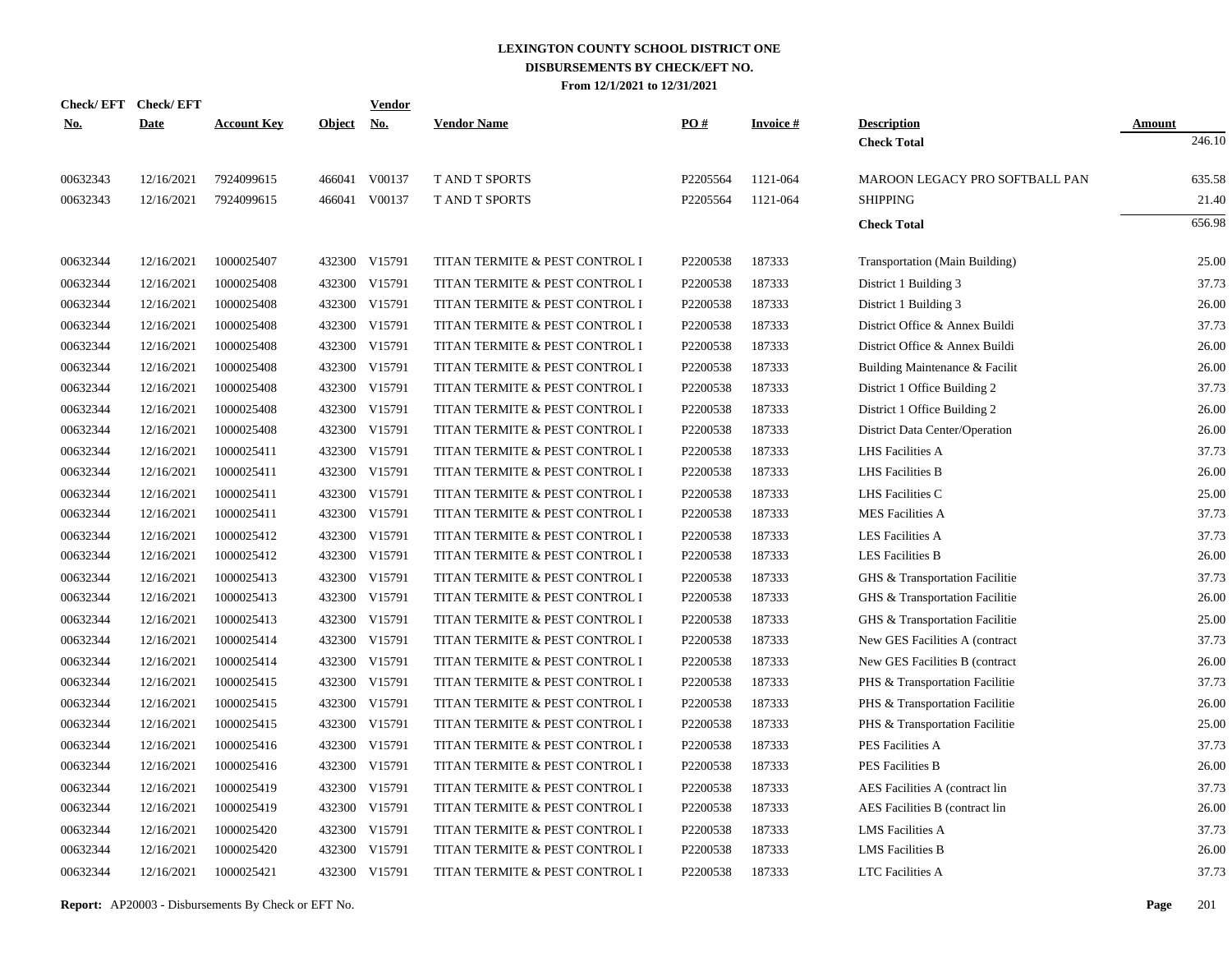# LEXINGTON COUNTY SCHOOL DISTRICT ONE
## DISBURSEMENTS BY CHECK/EFT NO.
### From 12/1/2021 to 12/31/2021

| Check/ EFT No. | Check/ EFT Date | Account Key | Object | Vendor No. | Vendor Name | PO # | Invoice # | Description | Amount |
|---|---|---|---|---|---|---|---|---|---|
| | | | | | | | | **Check Total** | 246.10 |
| 00632343 | 12/16/2021 | 7924099615 | 466041 | V00137 | T AND T SPORTS | P2205564 | 1121-064 | MAROON LEGACY PRO SOFTBALL PAN | 635.58 |
| 00632343 | 12/16/2021 | 7924099615 | 466041 | V00137 | T AND T SPORTS | P2205564 | 1121-064 | SHIPPING | 21.40 |
| | | | | | | | | **Check Total** | 656.98 |
| 00632344 | 12/16/2021 | 1000025407 | 432300 | V15791 | TITAN TERMITE & PEST CONTROL I | P2200538 | 187333 | Transportation (Main Building) | 25.00 |
| 00632344 | 12/16/2021 | 1000025408 | 432300 | V15791 | TITAN TERMITE & PEST CONTROL I | P2200538 | 187333 | District 1 Building 3 | 37.73 |
| 00632344 | 12/16/2021 | 1000025408 | 432300 | V15791 | TITAN TERMITE & PEST CONTROL I | P2200538 | 187333 | District 1 Building 3 | 26.00 |
| 00632344 | 12/16/2021 | 1000025408 | 432300 | V15791 | TITAN TERMITE & PEST CONTROL I | P2200538 | 187333 | District Office & Annex Buildi | 37.73 |
| 00632344 | 12/16/2021 | 1000025408 | 432300 | V15791 | TITAN TERMITE & PEST CONTROL I | P2200538 | 187333 | District Office & Annex Buildi | 26.00 |
| 00632344 | 12/16/2021 | 1000025408 | 432300 | V15791 | TITAN TERMITE & PEST CONTROL I | P2200538 | 187333 | Building Maintenance & Facilit | 26.00 |
| 00632344 | 12/16/2021 | 1000025408 | 432300 | V15791 | TITAN TERMITE & PEST CONTROL I | P2200538 | 187333 | District 1 Office Building 2 | 37.73 |
| 00632344 | 12/16/2021 | 1000025408 | 432300 | V15791 | TITAN TERMITE & PEST CONTROL I | P2200538 | 187333 | District 1 Office Building 2 | 26.00 |
| 00632344 | 12/16/2021 | 1000025408 | 432300 | V15791 | TITAN TERMITE & PEST CONTROL I | P2200538 | 187333 | District Data Center/Operation | 26.00 |
| 00632344 | 12/16/2021 | 1000025411 | 432300 | V15791 | TITAN TERMITE & PEST CONTROL I | P2200538 | 187333 | LHS Facilities A | 37.73 |
| 00632344 | 12/16/2021 | 1000025411 | 432300 | V15791 | TITAN TERMITE & PEST CONTROL I | P2200538 | 187333 | LHS Facilities B | 26.00 |
| 00632344 | 12/16/2021 | 1000025411 | 432300 | V15791 | TITAN TERMITE & PEST CONTROL I | P2200538 | 187333 | LHS Facilities C | 25.00 |
| 00632344 | 12/16/2021 | 1000025411 | 432300 | V15791 | TITAN TERMITE & PEST CONTROL I | P2200538 | 187333 | MES Facilities A | 37.73 |
| 00632344 | 12/16/2021 | 1000025412 | 432300 | V15791 | TITAN TERMITE & PEST CONTROL I | P2200538 | 187333 | LES Facilities A | 37.73 |
| 00632344 | 12/16/2021 | 1000025412 | 432300 | V15791 | TITAN TERMITE & PEST CONTROL I | P2200538 | 187333 | LES Facilities B | 26.00 |
| 00632344 | 12/16/2021 | 1000025413 | 432300 | V15791 | TITAN TERMITE & PEST CONTROL I | P2200538 | 187333 | GHS & Transportation Facilitie | 37.73 |
| 00632344 | 12/16/2021 | 1000025413 | 432300 | V15791 | TITAN TERMITE & PEST CONTROL I | P2200538 | 187333 | GHS & Transportation Facilitie | 26.00 |
| 00632344 | 12/16/2021 | 1000025413 | 432300 | V15791 | TITAN TERMITE & PEST CONTROL I | P2200538 | 187333 | GHS & Transportation Facilitie | 25.00 |
| 00632344 | 12/16/2021 | 1000025414 | 432300 | V15791 | TITAN TERMITE & PEST CONTROL I | P2200538 | 187333 | New GES Facilities A (contract | 37.73 |
| 00632344 | 12/16/2021 | 1000025414 | 432300 | V15791 | TITAN TERMITE & PEST CONTROL I | P2200538 | 187333 | New GES Facilities B (contract | 26.00 |
| 00632344 | 12/16/2021 | 1000025415 | 432300 | V15791 | TITAN TERMITE & PEST CONTROL I | P2200538 | 187333 | PHS & Transportation Facilitie | 37.73 |
| 00632344 | 12/16/2021 | 1000025415 | 432300 | V15791 | TITAN TERMITE & PEST CONTROL I | P2200538 | 187333 | PHS & Transportation Facilitie | 26.00 |
| 00632344 | 12/16/2021 | 1000025415 | 432300 | V15791 | TITAN TERMITE & PEST CONTROL I | P2200538 | 187333 | PHS & Transportation Facilitie | 25.00 |
| 00632344 | 12/16/2021 | 1000025416 | 432300 | V15791 | TITAN TERMITE & PEST CONTROL I | P2200538 | 187333 | PES Facilities A | 37.73 |
| 00632344 | 12/16/2021 | 1000025416 | 432300 | V15791 | TITAN TERMITE & PEST CONTROL I | P2200538 | 187333 | PES Facilities B | 26.00 |
| 00632344 | 12/16/2021 | 1000025419 | 432300 | V15791 | TITAN TERMITE & PEST CONTROL I | P2200538 | 187333 | AES Facilities A (contract lin | 37.73 |
| 00632344 | 12/16/2021 | 1000025419 | 432300 | V15791 | TITAN TERMITE & PEST CONTROL I | P2200538 | 187333 | AES Facilities B (contract lin | 26.00 |
| 00632344 | 12/16/2021 | 1000025420 | 432300 | V15791 | TITAN TERMITE & PEST CONTROL I | P2200538 | 187333 | LMS Facilities A | 37.73 |
| 00632344 | 12/16/2021 | 1000025420 | 432300 | V15791 | TITAN TERMITE & PEST CONTROL I | P2200538 | 187333 | LMS Facilities B | 26.00 |
| 00632344 | 12/16/2021 | 1000025421 | 432300 | V15791 | TITAN TERMITE & PEST CONTROL I | P2200538 | 187333 | LTC Facilities A | 37.73 |

**Report:** AP20003 - Disbursements By Check or EFT No.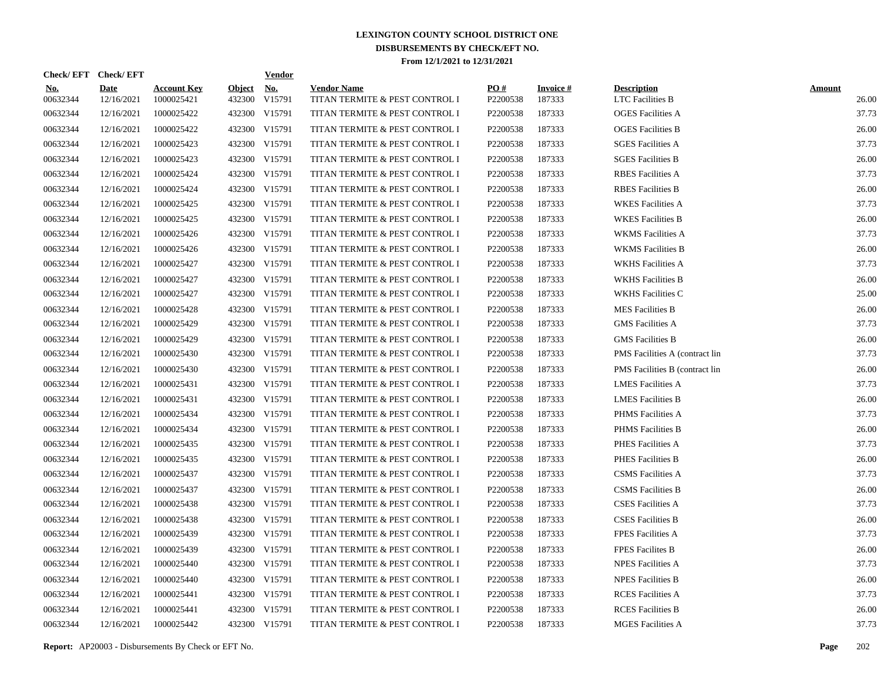# LEXINGTON COUNTY SCHOOL DISTRICT ONE
## DISBURSEMENTS BY CHECK/EFT NO.
### From 12/1/2021 to 12/31/2021

| Check/ EFT No. | Check/ EFT Date | Account Key | Object | Vendor No. | Vendor Name | PO # | Invoice # | Description | Amount |
|---|---|---|---|---|---|---|---|---|---|
| 00632344 | 12/16/2021 | 1000025421 | 432300 | V15791 | TITAN TERMITE & PEST CONTROL I | P2200538 | 187333 | LTC Facilities B | 26.00 |
| 00632344 | 12/16/2021 | 1000025422 | 432300 | V15791 | TITAN TERMITE & PEST CONTROL I | P2200538 | 187333 | OGES Facilities A | 37.73 |
| 00632344 | 12/16/2021 | 1000025422 | 432300 | V15791 | TITAN TERMITE & PEST CONTROL I | P2200538 | 187333 | OGES Facilities B | 26.00 |
| 00632344 | 12/16/2021 | 1000025423 | 432300 | V15791 | TITAN TERMITE & PEST CONTROL I | P2200538 | 187333 | SGES Facilities A | 37.73 |
| 00632344 | 12/16/2021 | 1000025423 | 432300 | V15791 | TITAN TERMITE & PEST CONTROL I | P2200538 | 187333 | SGES Facilities B | 26.00 |
| 00632344 | 12/16/2021 | 1000025424 | 432300 | V15791 | TITAN TERMITE & PEST CONTROL I | P2200538 | 187333 | RBES Facilities A | 37.73 |
| 00632344 | 12/16/2021 | 1000025424 | 432300 | V15791 | TITAN TERMITE & PEST CONTROL I | P2200538 | 187333 | RBES Facilities B | 26.00 |
| 00632344 | 12/16/2021 | 1000025425 | 432300 | V15791 | TITAN TERMITE & PEST CONTROL I | P2200538 | 187333 | WKES Facilities A | 37.73 |
| 00632344 | 12/16/2021 | 1000025425 | 432300 | V15791 | TITAN TERMITE & PEST CONTROL I | P2200538 | 187333 | WKES Facilities B | 26.00 |
| 00632344 | 12/16/2021 | 1000025426 | 432300 | V15791 | TITAN TERMITE & PEST CONTROL I | P2200538 | 187333 | WKMS Facilities A | 37.73 |
| 00632344 | 12/16/2021 | 1000025426 | 432300 | V15791 | TITAN TERMITE & PEST CONTROL I | P2200538 | 187333 | WKMS Facilities B | 26.00 |
| 00632344 | 12/16/2021 | 1000025427 | 432300 | V15791 | TITAN TERMITE & PEST CONTROL I | P2200538 | 187333 | WKHS Facilities A | 37.73 |
| 00632344 | 12/16/2021 | 1000025427 | 432300 | V15791 | TITAN TERMITE & PEST CONTROL I | P2200538 | 187333 | WKHS Facilities B | 26.00 |
| 00632344 | 12/16/2021 | 1000025427 | 432300 | V15791 | TITAN TERMITE & PEST CONTROL I | P2200538 | 187333 | WKHS Facilities C | 25.00 |
| 00632344 | 12/16/2021 | 1000025428 | 432300 | V15791 | TITAN TERMITE & PEST CONTROL I | P2200538 | 187333 | MES Facilities B | 26.00 |
| 00632344 | 12/16/2021 | 1000025429 | 432300 | V15791 | TITAN TERMITE & PEST CONTROL I | P2200538 | 187333 | GMS Facilities A | 37.73 |
| 00632344 | 12/16/2021 | 1000025429 | 432300 | V15791 | TITAN TERMITE & PEST CONTROL I | P2200538 | 187333 | GMS Facilities B | 26.00 |
| 00632344 | 12/16/2021 | 1000025430 | 432300 | V15791 | TITAN TERMITE & PEST CONTROL I | P2200538 | 187333 | PMS Facilities A (contract lin | 37.73 |
| 00632344 | 12/16/2021 | 1000025430 | 432300 | V15791 | TITAN TERMITE & PEST CONTROL I | P2200538 | 187333 | PMS Facilities B (contract lin | 26.00 |
| 00632344 | 12/16/2021 | 1000025431 | 432300 | V15791 | TITAN TERMITE & PEST CONTROL I | P2200538 | 187333 | LMES Facilities A | 37.73 |
| 00632344 | 12/16/2021 | 1000025431 | 432300 | V15791 | TITAN TERMITE & PEST CONTROL I | P2200538 | 187333 | LMES Facilities B | 26.00 |
| 00632344 | 12/16/2021 | 1000025434 | 432300 | V15791 | TITAN TERMITE & PEST CONTROL I | P2200538 | 187333 | PHMS Facilities A | 37.73 |
| 00632344 | 12/16/2021 | 1000025434 | 432300 | V15791 | TITAN TERMITE & PEST CONTROL I | P2200538 | 187333 | PHMS Facilities B | 26.00 |
| 00632344 | 12/16/2021 | 1000025435 | 432300 | V15791 | TITAN TERMITE & PEST CONTROL I | P2200538 | 187333 | PHES Facilities A | 37.73 |
| 00632344 | 12/16/2021 | 1000025435 | 432300 | V15791 | TITAN TERMITE & PEST CONTROL I | P2200538 | 187333 | PHES Facilities B | 26.00 |
| 00632344 | 12/16/2021 | 1000025437 | 432300 | V15791 | TITAN TERMITE & PEST CONTROL I | P2200538 | 187333 | CSMS Facilities A | 37.73 |
| 00632344 | 12/16/2021 | 1000025437 | 432300 | V15791 | TITAN TERMITE & PEST CONTROL I | P2200538 | 187333 | CSMS Facilities B | 26.00 |
| 00632344 | 12/16/2021 | 1000025438 | 432300 | V15791 | TITAN TERMITE & PEST CONTROL I | P2200538 | 187333 | CSES Facilities A | 37.73 |
| 00632344 | 12/16/2021 | 1000025438 | 432300 | V15791 | TITAN TERMITE & PEST CONTROL I | P2200538 | 187333 | CSES Facilities B | 26.00 |
| 00632344 | 12/16/2021 | 1000025439 | 432300 | V15791 | TITAN TERMITE & PEST CONTROL I | P2200538 | 187333 | FPES Facilities A | 37.73 |
| 00632344 | 12/16/2021 | 1000025439 | 432300 | V15791 | TITAN TERMITE & PEST CONTROL I | P2200538 | 187333 | FPES Facilites B | 26.00 |
| 00632344 | 12/16/2021 | 1000025440 | 432300 | V15791 | TITAN TERMITE & PEST CONTROL I | P2200538 | 187333 | NPES Facilities A | 37.73 |
| 00632344 | 12/16/2021 | 1000025440 | 432300 | V15791 | TITAN TERMITE & PEST CONTROL I | P2200538 | 187333 | NPES Facilities B | 26.00 |
| 00632344 | 12/16/2021 | 1000025441 | 432300 | V15791 | TITAN TERMITE & PEST CONTROL I | P2200538 | 187333 | RCES Facilities A | 37.73 |
| 00632344 | 12/16/2021 | 1000025441 | 432300 | V15791 | TITAN TERMITE & PEST CONTROL I | P2200538 | 187333 | RCES Facilities B | 26.00 |
| 00632344 | 12/16/2021 | 1000025442 | 432300 | V15791 | TITAN TERMITE & PEST CONTROL I | P2200538 | 187333 | MGES Facilities A | 37.73 |

**Report:** AP20003 - Disbursements By Check or EFT No.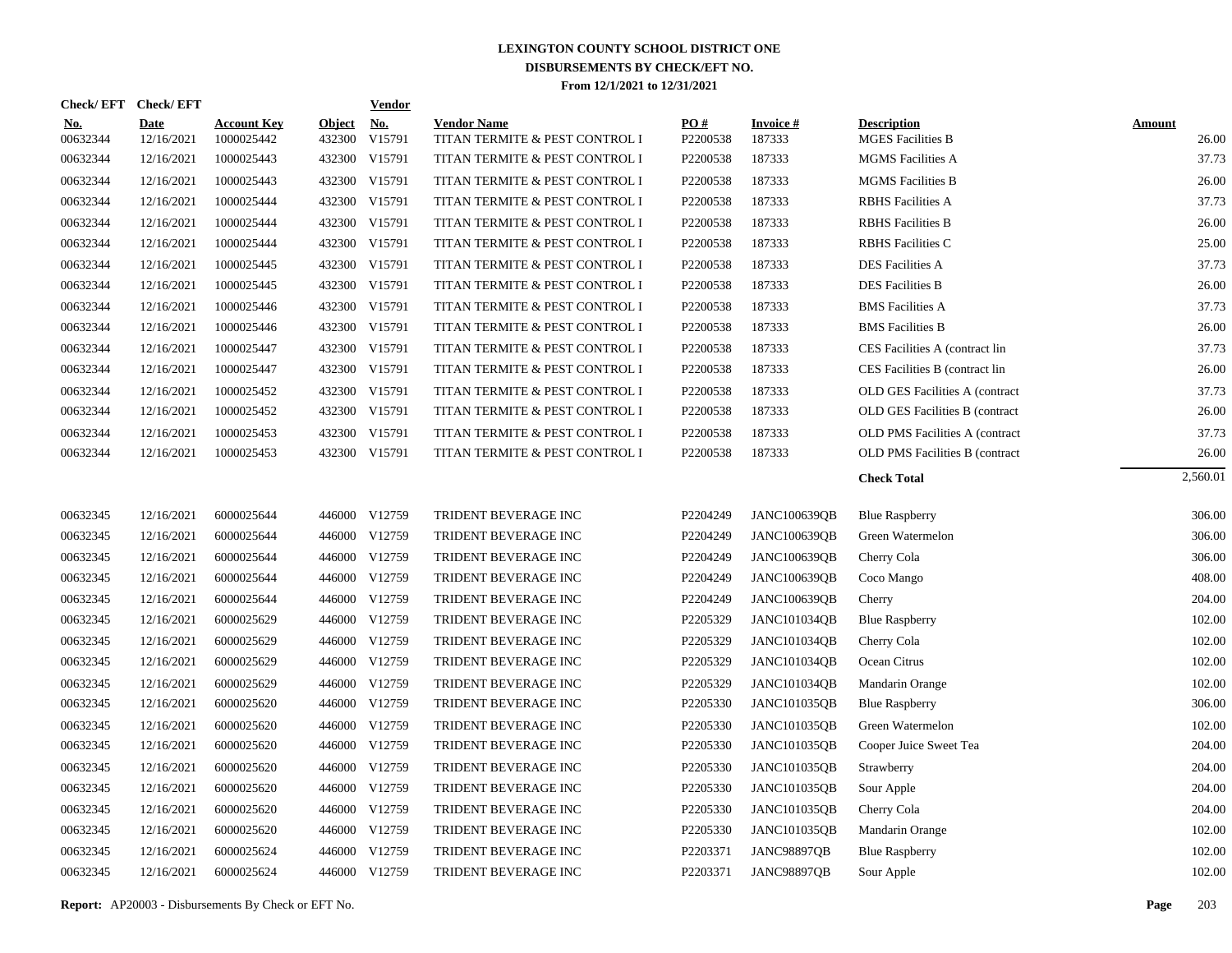# LEXINGTON COUNTY SCHOOL DISTRICT ONE
## DISBURSEMENTS BY CHECK/EFT NO.
### From 12/1/2021 to 12/31/2021

| Check/EFT No. | Check/EFT Date | Account Key | Object | Vendor No. | Vendor Name | PO # | Invoice # | Description | Amount |
|---|---|---|---|---|---|---|---|---|---|
| 00632344 | 12/16/2021 | 1000025442 | 432300 | V15791 | TITAN TERMITE & PEST CONTROL I | P2200538 | 187333 | MGES Facilities B | 26.00 |
| 00632344 | 12/16/2021 | 1000025443 | 432300 | V15791 | TITAN TERMITE & PEST CONTROL I | P2200538 | 187333 | MGMS Facilities A | 37.73 |
| 00632344 | 12/16/2021 | 1000025443 | 432300 | V15791 | TITAN TERMITE & PEST CONTROL I | P2200538 | 187333 | MGMS Facilities B | 26.00 |
| 00632344 | 12/16/2021 | 1000025444 | 432300 | V15791 | TITAN TERMITE & PEST CONTROL I | P2200538 | 187333 | RBHS Facilities A | 37.73 |
| 00632344 | 12/16/2021 | 1000025444 | 432300 | V15791 | TITAN TERMITE & PEST CONTROL I | P2200538 | 187333 | RBHS Facilities B | 26.00 |
| 00632344 | 12/16/2021 | 1000025444 | 432300 | V15791 | TITAN TERMITE & PEST CONTROL I | P2200538 | 187333 | RBHS Facilities C | 25.00 |
| 00632344 | 12/16/2021 | 1000025445 | 432300 | V15791 | TITAN TERMITE & PEST CONTROL I | P2200538 | 187333 | DES Facilities A | 37.73 |
| 00632344 | 12/16/2021 | 1000025445 | 432300 | V15791 | TITAN TERMITE & PEST CONTROL I | P2200538 | 187333 | DES Facilities B | 26.00 |
| 00632344 | 12/16/2021 | 1000025446 | 432300 | V15791 | TITAN TERMITE & PEST CONTROL I | P2200538 | 187333 | BMS Facilities A | 37.73 |
| 00632344 | 12/16/2021 | 1000025446 | 432300 | V15791 | TITAN TERMITE & PEST CONTROL I | P2200538 | 187333 | BMS Facilities B | 26.00 |
| 00632344 | 12/16/2021 | 1000025447 | 432300 | V15791 | TITAN TERMITE & PEST CONTROL I | P2200538 | 187333 | CES Facilities A (contract lin | 37.73 |
| 00632344 | 12/16/2021 | 1000025447 | 432300 | V15791 | TITAN TERMITE & PEST CONTROL I | P2200538 | 187333 | CES Facilities B (contract lin | 26.00 |
| 00632344 | 12/16/2021 | 1000025452 | 432300 | V15791 | TITAN TERMITE & PEST CONTROL I | P2200538 | 187333 | OLD GES Facilities A (contract | 37.73 |
| 00632344 | 12/16/2021 | 1000025452 | 432300 | V15791 | TITAN TERMITE & PEST CONTROL I | P2200538 | 187333 | OLD GES Facilities B (contract | 26.00 |
| 00632344 | 12/16/2021 | 1000025453 | 432300 | V15791 | TITAN TERMITE & PEST CONTROL I | P2200538 | 187333 | OLD PMS Facilities A (contract | 37.73 |
| 00632344 | 12/16/2021 | 1000025453 | 432300 | V15791 | TITAN TERMITE & PEST CONTROL I | P2200538 | 187333 | OLD PMS Facilities B (contract | 26.00 |
| | | | | | | | | **Check Total** | 2,560.01 |
| 00632345 | 12/16/2021 | 6000025644 | 446000 | V12759 | TRIDENT BEVERAGE INC | P2204249 | JANC100639QB | Blue Raspberry | 306.00 |
| 00632345 | 12/16/2021 | 6000025644 | 446000 | V12759 | TRIDENT BEVERAGE INC | P2204249 | JANC100639QB | Green Watermelon | 306.00 |
| 00632345 | 12/16/2021 | 6000025644 | 446000 | V12759 | TRIDENT BEVERAGE INC | P2204249 | JANC100639QB | Cherry Cola | 306.00 |
| 00632345 | 12/16/2021 | 6000025644 | 446000 | V12759 | TRIDENT BEVERAGE INC | P2204249 | JANC100639QB | Coco Mango | 408.00 |
| 00632345 | 12/16/2021 | 6000025644 | 446000 | V12759 | TRIDENT BEVERAGE INC | P2204249 | JANC100639QB | Cherry | 204.00 |
| 00632345 | 12/16/2021 | 6000025629 | 446000 | V12759 | TRIDENT BEVERAGE INC | P2205329 | JANC101034QB | Blue Raspberry | 102.00 |
| 00632345 | 12/16/2021 | 6000025629 | 446000 | V12759 | TRIDENT BEVERAGE INC | P2205329 | JANC101034QB | Cherry Cola | 102.00 |
| 00632345 | 12/16/2021 | 6000025629 | 446000 | V12759 | TRIDENT BEVERAGE INC | P2205329 | JANC101034QB | Ocean Citrus | 102.00 |
| 00632345 | 12/16/2021 | 6000025629 | 446000 | V12759 | TRIDENT BEVERAGE INC | P2205329 | JANC101034QB | Mandarin Orange | 102.00 |
| 00632345 | 12/16/2021 | 6000025620 | 446000 | V12759 | TRIDENT BEVERAGE INC | P2205330 | JANC101035QB | Blue Raspberry | 306.00 |
| 00632345 | 12/16/2021 | 6000025620 | 446000 | V12759 | TRIDENT BEVERAGE INC | P2205330 | JANC101035QB | Green Watermelon | 102.00 |
| 00632345 | 12/16/2021 | 6000025620 | 446000 | V12759 | TRIDENT BEVERAGE INC | P2205330 | JANC101035QB | Cooper Juice Sweet Tea | 204.00 |
| 00632345 | 12/16/2021 | 6000025620 | 446000 | V12759 | TRIDENT BEVERAGE INC | P2205330 | JANC101035QB | Strawberry | 204.00 |
| 00632345 | 12/16/2021 | 6000025620 | 446000 | V12759 | TRIDENT BEVERAGE INC | P2205330 | JANC101035QB | Sour Apple | 204.00 |
| 00632345 | 12/16/2021 | 6000025620 | 446000 | V12759 | TRIDENT BEVERAGE INC | P2205330 | JANC101035QB | Cherry Cola | 204.00 |
| 00632345 | 12/16/2021 | 6000025620 | 446000 | V12759 | TRIDENT BEVERAGE INC | P2205330 | JANC101035QB | Mandarin Orange | 102.00 |
| 00632345 | 12/16/2021 | 6000025624 | 446000 | V12759 | TRIDENT BEVERAGE INC | P2203371 | JANC98897QB | Blue Raspberry | 102.00 |
| 00632345 | 12/16/2021 | 6000025624 | 446000 | V12759 | TRIDENT BEVERAGE INC | P2203371 | JANC98897QB | Sour Apple | 102.00 |

**Report:** AP20003 - Disbursements By Check or EFT No.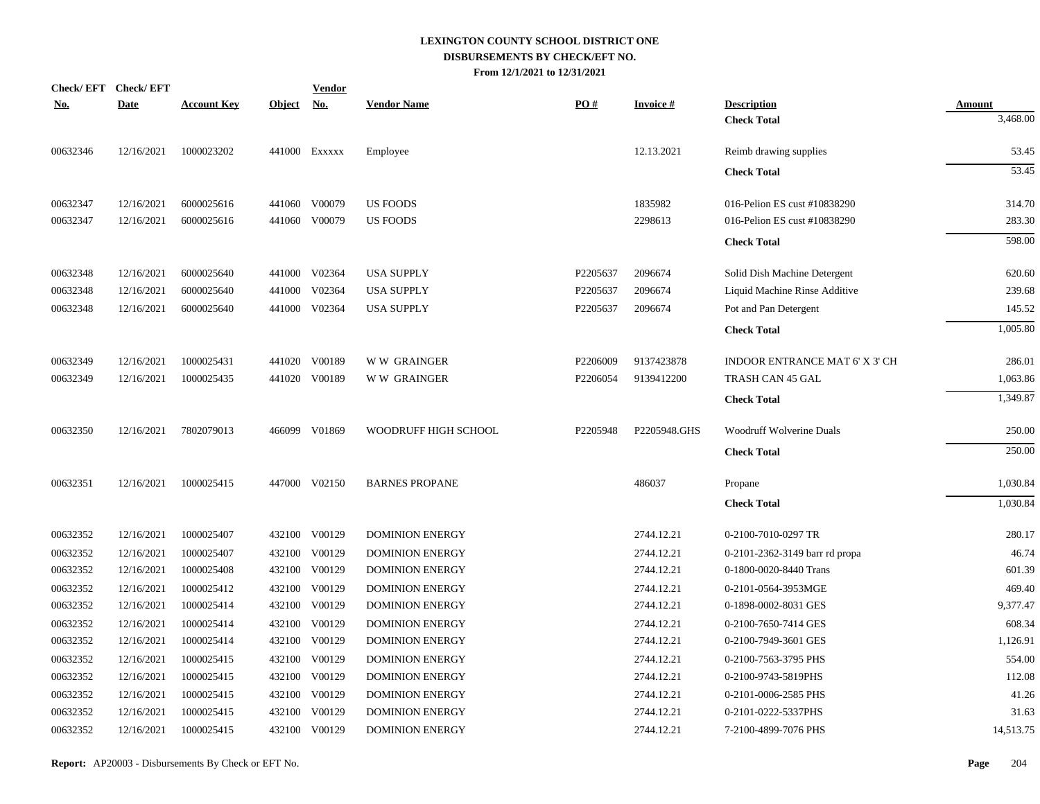# LEXINGTON COUNTY SCHOOL DISTRICT ONE
## DISBURSEMENTS BY CHECK/EFT NO.
### From 12/1/2021 to 12/31/2021

| Check/ EFT No. | Check/ EFT Date | Account Key | Object | Vendor No. | Vendor Name | PO # | Invoice # | Description | Amount |
|---|---|---|---|---|---|---|---|---|---|
| | | | | | | | | **Check Total** | 3,468.00 |
| 00632346 | 12/16/2021 | 1000023202 | 441000 | Exxxxx | Employee | | 12.13.2021 | Reimb drawing supplies | 53.45 |
| | | | | | | | | **Check Total** | 53.45 |
| 00632347 | 12/16/2021 | 6000025616 | 441060 | V00079 | US FOODS | | 1835982 | 016-Pelion ES cust #10838290 | 314.70 |
| 00632347 | 12/16/2021 | 6000025616 | 441060 | V00079 | US FOODS | | 2298613 | 016-Pelion ES cust #10838290 | 283.30 |
| | | | | | | | | **Check Total** | 598.00 |
| 00632348 | 12/16/2021 | 6000025640 | 441000 | V02364 | USA SUPPLY | P2205637 | 2096674 | Solid Dish Machine Detergent | 620.60 |
| 00632348 | 12/16/2021 | 6000025640 | 441000 | V02364 | USA SUPPLY | P2205637 | 2096674 | Liquid Machine Rinse Additive | 239.68 |
| 00632348 | 12/16/2021 | 6000025640 | 441000 | V02364 | USA SUPPLY | P2205637 | 2096674 | Pot and Pan Detergent | 145.52 |
| | | | | | | | | **Check Total** | 1,005.80 |
| 00632349 | 12/16/2021 | 1000025431 | 441020 | V00189 | W W GRAINGER | P2206009 | 9137423878 | INDOOR ENTRANCE MAT 6' X 3' CH | 286.01 |
| 00632349 | 12/16/2021 | 1000025435 | 441020 | V00189 | W W GRAINGER | P2206054 | 9139412200 | TRASH CAN 45 GAL | 1,063.86 |
| | | | | | | | | **Check Total** | 1,349.87 |
| 00632350 | 12/16/2021 | 7802079013 | 466099 | V01869 | WOODRUFF HIGH SCHOOL | P2205948 | P2205948.GHS | Woodruff Wolverine Duals | 250.00 |
| | | | | | | | | **Check Total** | 250.00 |
| 00632351 | 12/16/2021 | 1000025415 | 447000 | V02150 | BARNES PROPANE | | 486037 | Propane | 1,030.84 |
| | | | | | | | | **Check Total** | 1,030.84 |
| 00632352 | 12/16/2021 | 1000025407 | 432100 | V00129 | DOMINION ENERGY | | 2744.12.21 | 0-2100-7010-0297 TR | 280.17 |
| 00632352 | 12/16/2021 | 1000025407 | 432100 | V00129 | DOMINION ENERGY | | 2744.12.21 | 0-2101-2362-3149 barr rd propa | 46.74 |
| 00632352 | 12/16/2021 | 1000025408 | 432100 | V00129 | DOMINION ENERGY | | 2744.12.21 | 0-1800-0020-8440 Trans | 601.39 |
| 00632352 | 12/16/2021 | 1000025412 | 432100 | V00129 | DOMINION ENERGY | | 2744.12.21 | 0-2101-0564-3953MGE | 469.40 |
| 00632352 | 12/16/2021 | 1000025414 | 432100 | V00129 | DOMINION ENERGY | | 2744.12.21 | 0-1898-0002-8031 GES | 9,377.47 |
| 00632352 | 12/16/2021 | 1000025414 | 432100 | V00129 | DOMINION ENERGY | | 2744.12.21 | 0-2100-7650-7414 GES | 608.34 |
| 00632352 | 12/16/2021 | 1000025414 | 432100 | V00129 | DOMINION ENERGY | | 2744.12.21 | 0-2100-7949-3601 GES | 1,126.91 |
| 00632352 | 12/16/2021 | 1000025415 | 432100 | V00129 | DOMINION ENERGY | | 2744.12.21 | 0-2100-7563-3795 PHS | 554.00 |
| 00632352 | 12/16/2021 | 1000025415 | 432100 | V00129 | DOMINION ENERGY | | 2744.12.21 | 0-2100-9743-5819PHS | 112.08 |
| 00632352 | 12/16/2021 | 1000025415 | 432100 | V00129 | DOMINION ENERGY | | 2744.12.21 | 0-2101-0006-2585 PHS | 41.26 |
| 00632352 | 12/16/2021 | 1000025415 | 432100 | V00129 | DOMINION ENERGY | | 2744.12.21 | 0-2101-0222-5337PHS | 31.63 |
| 00632352 | 12/16/2021 | 1000025415 | 432100 | V00129 | DOMINION ENERGY | | 2744.12.21 | 7-2100-4899-7076 PHS | 14,513.75 |

**Report:** AP20003 - Disbursements By Check or EFT No.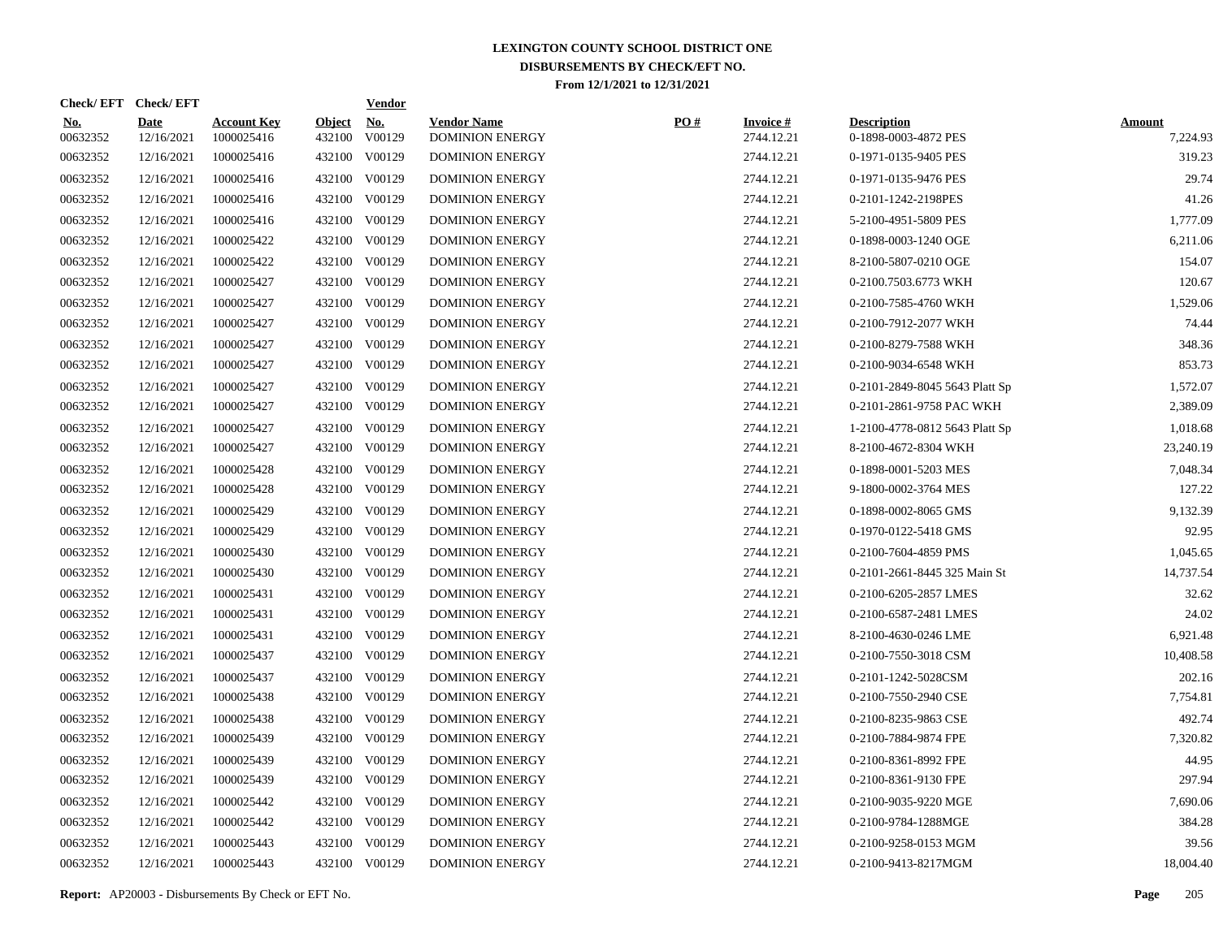# LEXINGTON COUNTY SCHOOL DISTRICT ONE
## DISBURSEMENTS BY CHECK/EFT NO.
### From 12/1/2021 to 12/31/2021

| Check/ EFT No. | Check/ EFT Date | Account Key | Object | Vendor No. | Vendor Name | PO # | Invoice # | Description | Amount |
|---|---|---|---|---|---|---|---|---|---|
| 00632352 | 12/16/2021 | 1000025416 | 432100 | V00129 | DOMINION ENERGY | | 2744.12.21 | 0-1898-0003-4872 PES | 7,224.93 |
| 00632352 | 12/16/2021 | 1000025416 | 432100 | V00129 | DOMINION ENERGY | | 2744.12.21 | 0-1971-0135-9405 PES | 319.23 |
| 00632352 | 12/16/2021 | 1000025416 | 432100 | V00129 | DOMINION ENERGY | | 2744.12.21 | 0-1971-0135-9476 PES | 29.74 |
| 00632352 | 12/16/2021 | 1000025416 | 432100 | V00129 | DOMINION ENERGY | | 2744.12.21 | 0-2101-1242-2198PES | 41.26 |
| 00632352 | 12/16/2021 | 1000025416 | 432100 | V00129 | DOMINION ENERGY | | 2744.12.21 | 5-2100-4951-5809 PES | 1,777.09 |
| 00632352 | 12/16/2021 | 1000025422 | 432100 | V00129 | DOMINION ENERGY | | 2744.12.21 | 0-1898-0003-1240 OGE | 6,211.06 |
| 00632352 | 12/16/2021 | 1000025422 | 432100 | V00129 | DOMINION ENERGY | | 2744.12.21 | 8-2100-5807-0210 OGE | 154.07 |
| 00632352 | 12/16/2021 | 1000025427 | 432100 | V00129 | DOMINION ENERGY | | 2744.12.21 | 0-2100.7503.6773 WKH | 120.67 |
| 00632352 | 12/16/2021 | 1000025427 | 432100 | V00129 | DOMINION ENERGY | | 2744.12.21 | 0-2100-7585-4760 WKH | 1,529.06 |
| 00632352 | 12/16/2021 | 1000025427 | 432100 | V00129 | DOMINION ENERGY | | 2744.12.21 | 0-2100-7912-2077 WKH | 74.44 |
| 00632352 | 12/16/2021 | 1000025427 | 432100 | V00129 | DOMINION ENERGY | | 2744.12.21 | 0-2100-8279-7588 WKH | 348.36 |
| 00632352 | 12/16/2021 | 1000025427 | 432100 | V00129 | DOMINION ENERGY | | 2744.12.21 | 0-2100-9034-6548 WKH | 853.73 |
| 00632352 | 12/16/2021 | 1000025427 | 432100 | V00129 | DOMINION ENERGY | | 2744.12.21 | 0-2101-2849-8045 5643 Platt Sp | 1,572.07 |
| 00632352 | 12/16/2021 | 1000025427 | 432100 | V00129 | DOMINION ENERGY | | 2744.12.21 | 0-2101-2861-9758 PAC WKH | 2,389.09 |
| 00632352 | 12/16/2021 | 1000025427 | 432100 | V00129 | DOMINION ENERGY | | 2744.12.21 | 1-2100-4778-0812 5643 Platt Sp | 1,018.68 |
| 00632352 | 12/16/2021 | 1000025427 | 432100 | V00129 | DOMINION ENERGY | | 2744.12.21 | 8-2100-4672-8304 WKH | 23,240.19 |
| 00632352 | 12/16/2021 | 1000025428 | 432100 | V00129 | DOMINION ENERGY | | 2744.12.21 | 0-1898-0001-5203 MES | 7,048.34 |
| 00632352 | 12/16/2021 | 1000025428 | 432100 | V00129 | DOMINION ENERGY | | 2744.12.21 | 9-1800-0002-3764 MES | 127.22 |
| 00632352 | 12/16/2021 | 1000025429 | 432100 | V00129 | DOMINION ENERGY | | 2744.12.21 | 0-1898-0002-8065 GMS | 9,132.39 |
| 00632352 | 12/16/2021 | 1000025429 | 432100 | V00129 | DOMINION ENERGY | | 2744.12.21 | 0-1970-0122-5418 GMS | 92.95 |
| 00632352 | 12/16/2021 | 1000025430 | 432100 | V00129 | DOMINION ENERGY | | 2744.12.21 | 0-2100-7604-4859 PMS | 1,045.65 |
| 00632352 | 12/16/2021 | 1000025430 | 432100 | V00129 | DOMINION ENERGY | | 2744.12.21 | 0-2101-2661-8445 325 Main St | 14,737.54 |
| 00632352 | 12/16/2021 | 1000025431 | 432100 | V00129 | DOMINION ENERGY | | 2744.12.21 | 0-2100-6205-2857 LMES | 32.62 |
| 00632352 | 12/16/2021 | 1000025431 | 432100 | V00129 | DOMINION ENERGY | | 2744.12.21 | 0-2100-6587-2481 LMES | 24.02 |
| 00632352 | 12/16/2021 | 1000025431 | 432100 | V00129 | DOMINION ENERGY | | 2744.12.21 | 8-2100-4630-0246 LME | 6,921.48 |
| 00632352 | 12/16/2021 | 1000025437 | 432100 | V00129 | DOMINION ENERGY | | 2744.12.21 | 0-2100-7550-3018 CSM | 10,408.58 |
| 00632352 | 12/16/2021 | 1000025437 | 432100 | V00129 | DOMINION ENERGY | | 2744.12.21 | 0-2101-1242-5028CSM | 202.16 |
| 00632352 | 12/16/2021 | 1000025438 | 432100 | V00129 | DOMINION ENERGY | | 2744.12.21 | 0-2100-7550-2940 CSE | 7,754.81 |
| 00632352 | 12/16/2021 | 1000025438 | 432100 | V00129 | DOMINION ENERGY | | 2744.12.21 | 0-2100-8235-9863 CSE | 492.74 |
| 00632352 | 12/16/2021 | 1000025439 | 432100 | V00129 | DOMINION ENERGY | | 2744.12.21 | 0-2100-7884-9874 FPE | 7,320.82 |
| 00632352 | 12/16/2021 | 1000025439 | 432100 | V00129 | DOMINION ENERGY | | 2744.12.21 | 0-2100-8361-8992 FPE | 44.95 |
| 00632352 | 12/16/2021 | 1000025439 | 432100 | V00129 | DOMINION ENERGY | | 2744.12.21 | 0-2100-8361-9130 FPE | 297.94 |
| 00632352 | 12/16/2021 | 1000025442 | 432100 | V00129 | DOMINION ENERGY | | 2744.12.21 | 0-2100-9035-9220 MGE | 7,690.06 |
| 00632352 | 12/16/2021 | 1000025442 | 432100 | V00129 | DOMINION ENERGY | | 2744.12.21 | 0-2100-9784-1288MGE | 384.28 |
| 00632352 | 12/16/2021 | 1000025443 | 432100 | V00129 | DOMINION ENERGY | | 2744.12.21 | 0-2100-9258-0153 MGM | 39.56 |
| 00632352 | 12/16/2021 | 1000025443 | 432100 | V00129 | DOMINION ENERGY | | 2744.12.21 | 0-2100-9413-8217MGM | 18,004.40 |

**Report:** AP20003 - Disbursements By Check or EFT No.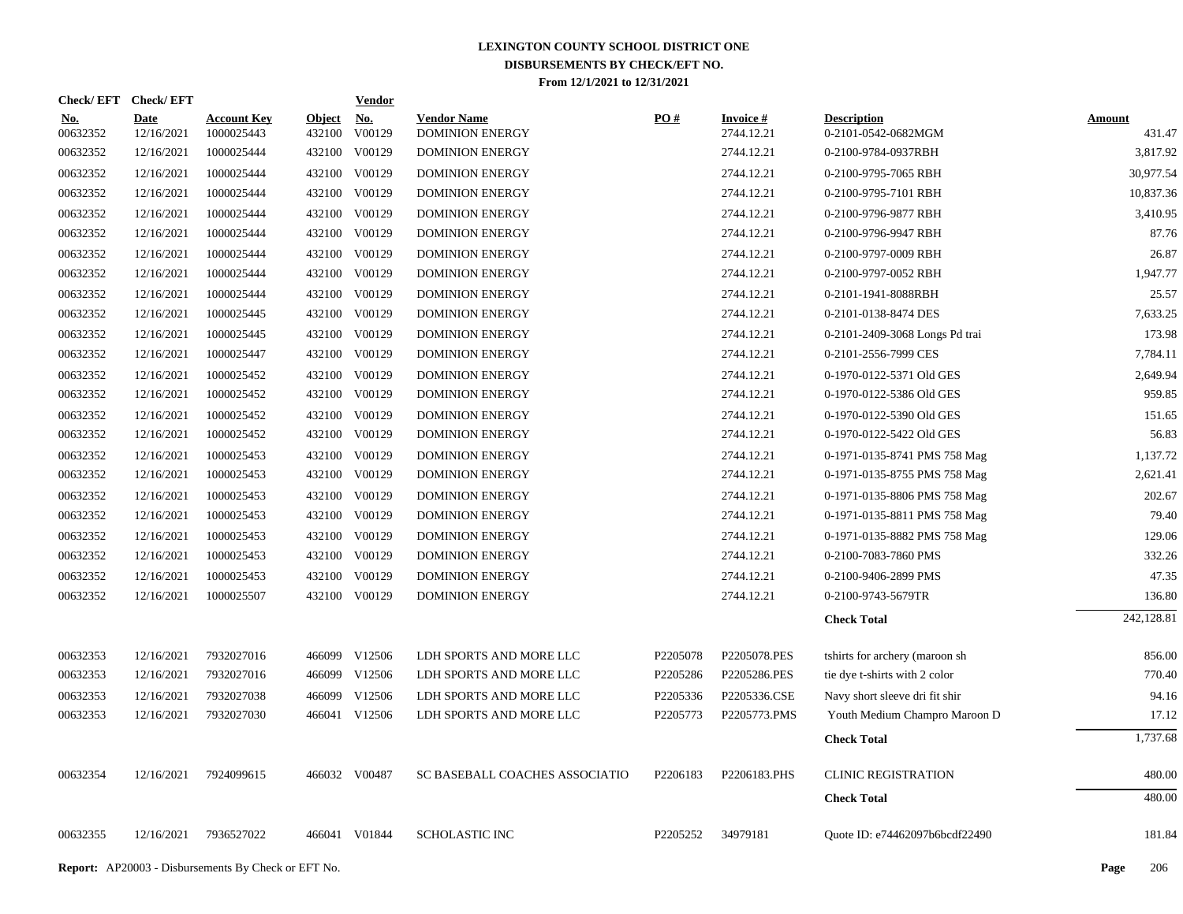# LEXINGTON COUNTY SCHOOL DISTRICT ONE
## DISBURSEMENTS BY CHECK/EFT NO.
### From 12/1/2021 to 12/31/2021

| Check/EFT No. | Check/EFT Date | Account Key | Object | Vendor No. | Vendor Name | PO # | Invoice # | Description | Amount |
|---|---|---|---|---|---|---|---|---|---|
| 00632352 | 12/16/2021 | 1000025443 | 432100 | V00129 | DOMINION ENERGY | | 2744.12.21 | 0-2101-0542-0682MGM | 431.47 |
| 00632352 | 12/16/2021 | 1000025444 | 432100 | V00129 | DOMINION ENERGY | | 2744.12.21 | 0-2100-9784-0937RBH | 3,817.92 |
| 00632352 | 12/16/2021 | 1000025444 | 432100 | V00129 | DOMINION ENERGY | | 2744.12.21 | 0-2100-9795-7065 RBH | 30,977.54 |
| 00632352 | 12/16/2021 | 1000025444 | 432100 | V00129 | DOMINION ENERGY | | 2744.12.21 | 0-2100-9795-7101 RBH | 10,837.36 |
| 00632352 | 12/16/2021 | 1000025444 | 432100 | V00129 | DOMINION ENERGY | | 2744.12.21 | 0-2100-9796-9877 RBH | 3,410.95 |
| 00632352 | 12/16/2021 | 1000025444 | 432100 | V00129 | DOMINION ENERGY | | 2744.12.21 | 0-2100-9796-9947 RBH | 87.76 |
| 00632352 | 12/16/2021 | 1000025444 | 432100 | V00129 | DOMINION ENERGY | | 2744.12.21 | 0-2100-9797-0009 RBH | 26.87 |
| 00632352 | 12/16/2021 | 1000025444 | 432100 | V00129 | DOMINION ENERGY | | 2744.12.21 | 0-2100-9797-0052 RBH | 1,947.77 |
| 00632352 | 12/16/2021 | 1000025444 | 432100 | V00129 | DOMINION ENERGY | | 2744.12.21 | 0-2101-1941-8088RBH | 25.57 |
| 00632352 | 12/16/2021 | 1000025445 | 432100 | V00129 | DOMINION ENERGY | | 2744.12.21 | 0-2101-0138-8474 DES | 7,633.25 |
| 00632352 | 12/16/2021 | 1000025445 | 432100 | V00129 | DOMINION ENERGY | | 2744.12.21 | 0-2101-2409-3068 Longs Pd trai | 173.98 |
| 00632352 | 12/16/2021 | 1000025447 | 432100 | V00129 | DOMINION ENERGY | | 2744.12.21 | 0-2101-2556-7999 CES | 7,784.11 |
| 00632352 | 12/16/2021 | 1000025452 | 432100 | V00129 | DOMINION ENERGY | | 2744.12.21 | 0-1970-0122-5371 Old GES | 2,649.94 |
| 00632352 | 12/16/2021 | 1000025452 | 432100 | V00129 | DOMINION ENERGY | | 2744.12.21 | 0-1970-0122-5386 Old GES | 959.85 |
| 00632352 | 12/16/2021 | 1000025452 | 432100 | V00129 | DOMINION ENERGY | | 2744.12.21 | 0-1970-0122-5390 Old GES | 151.65 |
| 00632352 | 12/16/2021 | 1000025452 | 432100 | V00129 | DOMINION ENERGY | | 2744.12.21 | 0-1970-0122-5422 Old GES | 56.83 |
| 00632352 | 12/16/2021 | 1000025453 | 432100 | V00129 | DOMINION ENERGY | | 2744.12.21 | 0-1971-0135-8741 PMS 758 Mag | 1,137.72 |
| 00632352 | 12/16/2021 | 1000025453 | 432100 | V00129 | DOMINION ENERGY | | 2744.12.21 | 0-1971-0135-8755 PMS 758 Mag | 2,621.41 |
| 00632352 | 12/16/2021 | 1000025453 | 432100 | V00129 | DOMINION ENERGY | | 2744.12.21 | 0-1971-0135-8806 PMS 758 Mag | 202.67 |
| 00632352 | 12/16/2021 | 1000025453 | 432100 | V00129 | DOMINION ENERGY | | 2744.12.21 | 0-1971-0135-8811 PMS 758 Mag | 79.40 |
| 00632352 | 12/16/2021 | 1000025453 | 432100 | V00129 | DOMINION ENERGY | | 2744.12.21 | 0-1971-0135-8882 PMS 758 Mag | 129.06 |
| 00632352 | 12/16/2021 | 1000025453 | 432100 | V00129 | DOMINION ENERGY | | 2744.12.21 | 0-2100-7083-7860 PMS | 332.26 |
| 00632352 | 12/16/2021 | 1000025453 | 432100 | V00129 | DOMINION ENERGY | | 2744.12.21 | 0-2100-9406-2899 PMS | 47.35 |
| 00632352 | 12/16/2021 | 1000025507 | 432100 | V00129 | DOMINION ENERGY | | 2744.12.21 | 0-2100-9743-5679TR | 136.80 |
| | | | | | | | | **Check Total** | 242,128.81 |
| 00632353 | 12/16/2021 | 7932027016 | 466099 | V12506 | LDH SPORTS AND MORE LLC | P2205078 | P2205078.PES | tshirts for archery (maroon sh | 856.00 |
| 00632353 | 12/16/2021 | 7932027016 | 466099 | V12506 | LDH SPORTS AND MORE LLC | P2205286 | P2205286.PES | tie dye t-shirts with 2 color | 770.40 |
| 00632353 | 12/16/2021 | 7932027038 | 466099 | V12506 | LDH SPORTS AND MORE LLC | P2205336 | P2205336.CSE | Navy short sleeve dri fit shir | 94.16 |
| 00632353 | 12/16/2021 | 7932027030 | 466041 | V12506 | LDH SPORTS AND MORE LLC | P2205773 | P2205773.PMS | Youth Medium Champro Maroon D | 17.12 |
| | | | | | | | | **Check Total** | 1,737.68 |
| 00632354 | 12/16/2021 | 7924099615 | 466032 | V00487 | SC BASEBALL COACHES ASSOCIATIO | P2206183 | P2206183.PHS | CLINIC REGISTRATION | 480.00 |
| | | | | | | | | **Check Total** | 480.00 |
| 00632355 | 12/16/2021 | 7936527022 | 466041 | V01844 | SCHOLASTIC INC | P2205252 | 34979181 | Quote ID: e74462097b6bcdf22490 | 181.84 |

**Report:** AP20003 - Disbursements By Check or EFT No.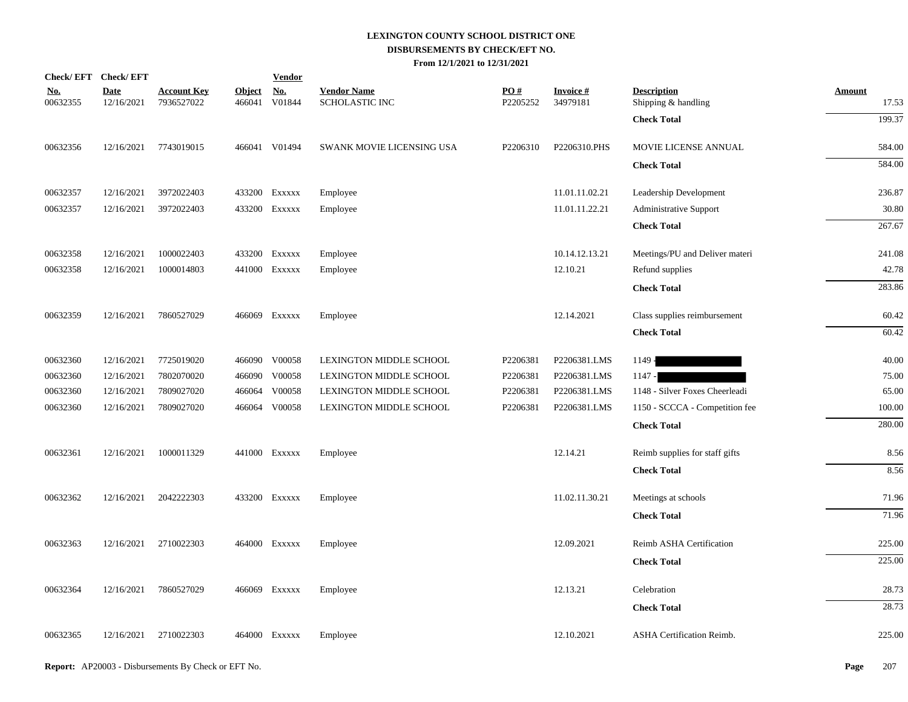# LEXINGTON COUNTY SCHOOL DISTRICT ONE
## DISBURSEMENTS BY CHECK/EFT NO.
### From 12/1/2021 to 12/31/2021

| Check/ EFT No. | Check/ EFT Date | Account Key | Object | Vendor No. | Vendor Name | PO # | Invoice # | Description | Amount |
|---|---|---|---|---|---|---|---|---|---|
| 00632355 | 12/16/2021 | 7936527022 | 466041 | V01844 | SCHOLASTIC INC | P2205252 | 34979181 | Shipping & handling | 17.53 |
| | | | | | | | | **Check Total** | 199.37 |
| 00632356 | 12/16/2021 | 7743019015 | 466041 | V01494 | SWANK MOVIE LICENSING USA | P2206310 | P2206310.PHS | MOVIE LICENSE ANNUAL | 584.00 |
| | | | | | | | | **Check Total** | 584.00 |
| 00632357 | 12/16/2021 | 3972022403 | 433200 | Exxxxx | Employee | | 11.01.11.02.21 | Leadership Development | 236.87 |
| 00632357 | 12/16/2021 | 3972022403 | 433200 | Exxxxx | Employee | | 11.01.11.22.21 | Administrative Support | 30.80 |
| | | | | | | | | **Check Total** | 267.67 |
| 00632358 | 12/16/2021 | 1000022403 | 433200 | Exxxxx | Employee | | 10.14.12.13.21 | Meetings/PU and Deliver materi | 241.08 |
| 00632358 | 12/16/2021 | 1000014803 | 441000 | Exxxxx | Employee | | 12.10.21 | Refund supplies | 42.78 |
| | | | | | | | | **Check Total** | 283.86 |
| 00632359 | 12/16/2021 | 7860527029 | 466069 | Exxxxx | Employee | | 12.14.2021 | Class supplies reimbursement | 60.42 |
| | | | | | | | | **Check Total** | 60.42 |
| 00632360 | 12/16/2021 | 7725019020 | 466090 | V00058 | LEXINGTON MIDDLE SCHOOL | P2206381 | P2206381.LMS | 1149 - | 40.00 |
| 00632360 | 12/16/2021 | 7802070020 | 466090 | V00058 | LEXINGTON MIDDLE SCHOOL | P2206381 | P2206381.LMS | 1147 - | 75.00 |
| 00632360 | 12/16/2021 | 7809027020 | 466064 | V00058 | LEXINGTON MIDDLE SCHOOL | P2206381 | P2206381.LMS | 1148 - Silver Foxes Cheerleadi | 65.00 |
| 00632360 | 12/16/2021 | 7809027020 | 466064 | V00058 | LEXINGTON MIDDLE SCHOOL | P2206381 | P2206381.LMS | 1150 - SCCCA - Competition fee | 100.00 |
| | | | | | | | | **Check Total** | 280.00 |
| 00632361 | 12/16/2021 | 1000011329 | 441000 | Exxxxx | Employee | | 12.14.21 | Reimb supplies for staff gifts | 8.56 |
| | | | | | | | | **Check Total** | 8.56 |
| 00632362 | 12/16/2021 | 2042222303 | 433200 | Exxxxx | Employee | | 11.02.11.30.21 | Meetings at schools | 71.96 |
| | | | | | | | | **Check Total** | 71.96 |
| 00632363 | 12/16/2021 | 2710022303 | 464000 | Exxxxx | Employee | | 12.09.2021 | Reimb ASHA Certification | 225.00 |
| | | | | | | | | **Check Total** | 225.00 |
| 00632364 | 12/16/2021 | 7860527029 | 466069 | Exxxxx | Employee | | 12.13.21 | Celebration | 28.73 |
| | | | | | | | | **Check Total** | 28.73 |
| 00632365 | 12/16/2021 | 2710022303 | 464000 | Exxxxx | Employee | | 12.10.2021 | ASHA Certification Reimb. | 225.00 |

**Report:** AP20003 - Disbursements By Check or EFT No.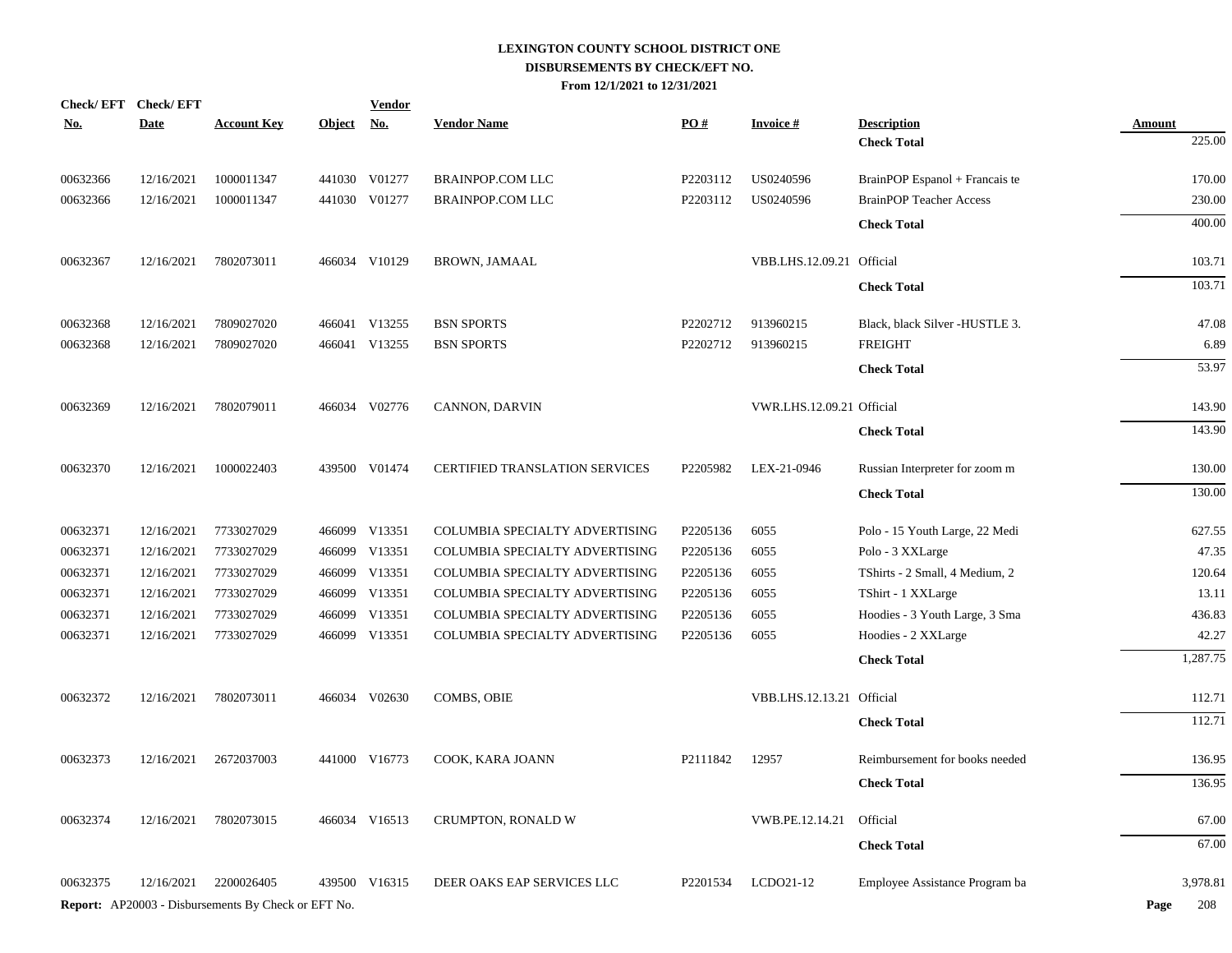# LEXINGTON COUNTY SCHOOL DISTRICT ONE
## DISBURSEMENTS BY CHECK/EFT NO.
### From 12/1/2021 to 12/31/2021

| Check/ EFT No. | Check/ EFT Date | Account Key | Object | Vendor No. | Vendor Name | PO # | Invoice # | Description | Amount |
|---|---|---|---|---|---|---|---|---|---|
| | | | | | | | | **Check Total** | 225.00 |
| 00632366 | 12/16/2021 | 1000011347 | 441030 | V01277 | BRAINPOP.COM LLC | P2203112 | US0240596 | BrainPOP Espanol + Francais te | 170.00 |
| 00632366 | 12/16/2021 | 1000011347 | 441030 | V01277 | BRAINPOP.COM LLC | P2203112 | US0240596 | BrainPOP Teacher Access | 230.00 |
| | | | | | | | | **Check Total** | 400.00 |
| 00632367 | 12/16/2021 | 7802073011 | 466034 | V10129 | BROWN, JAMAAL | | VBB.LHS.12.09.21 | Official | 103.71 |
| | | | | | | | | **Check Total** | 103.71 |
| 00632368 | 12/16/2021 | 7809027020 | 466041 | V13255 | BSN SPORTS | P2202712 | 913960215 | Black, black Silver -HUSTLE 3. | 47.08 |
| 00632368 | 12/16/2021 | 7809027020 | 466041 | V13255 | BSN SPORTS | P2202712 | 913960215 | FREIGHT | 6.89 |
| | | | | | | | | **Check Total** | 53.97 |
| 00632369 | 12/16/2021 | 7802079011 | 466034 | V02776 | CANNON, DARVIN | | VWR.LHS.12.09.21 | Official | 143.90 |
| | | | | | | | | **Check Total** | 143.90 |
| 00632370 | 12/16/2021 | 1000022403 | 439500 | V01474 | CERTIFIED TRANSLATION SERVICES | P2205982 | LEX-21-0946 | Russian Interpreter for zoom m | 130.00 |
| | | | | | | | | **Check Total** | 130.00 |
| 00632371 | 12/16/2021 | 7733027029 | 466099 | V13351 | COLUMBIA SPECIALTY ADVERTISING | P2205136 | 6055 | Polo - 15 Youth Large, 22 Medi | 627.55 |
| 00632371 | 12/16/2021 | 7733027029 | 466099 | V13351 | COLUMBIA SPECIALTY ADVERTISING | P2205136 | 6055 | Polo - 3 XXLarge | 47.35 |
| 00632371 | 12/16/2021 | 7733027029 | 466099 | V13351 | COLUMBIA SPECIALTY ADVERTISING | P2205136 | 6055 | TShirts - 2 Small, 4 Medium, 2 | 120.64 |
| 00632371 | 12/16/2021 | 7733027029 | 466099 | V13351 | COLUMBIA SPECIALTY ADVERTISING | P2205136 | 6055 | TShirt - 1 XXLarge | 13.11 |
| 00632371 | 12/16/2021 | 7733027029 | 466099 | V13351 | COLUMBIA SPECIALTY ADVERTISING | P2205136 | 6055 | Hoodies - 3 Youth Large, 3 Sma | 436.83 |
| 00632371 | 12/16/2021 | 7733027029 | 466099 | V13351 | COLUMBIA SPECIALTY ADVERTISING | P2205136 | 6055 | Hoodies - 2 XXLarge | 42.27 |
| | | | | | | | | **Check Total** | 1,287.75 |
| 00632372 | 12/16/2021 | 7802073011 | 466034 | V02630 | COMBS, OBIE | | VBB.LHS.12.13.21 | Official | 112.71 |
| | | | | | | | | **Check Total** | 112.71 |
| 00632373 | 12/16/2021 | 2672037003 | 441000 | V16773 | COOK, KARA JOANN | P2111842 | 12957 | Reimbursement for books needed | 136.95 |
| | | | | | | | | **Check Total** | 136.95 |
| 00632374 | 12/16/2021 | 7802073015 | 466034 | V16513 | CRUMPTON, RONALD W | | VWB.PE.12.14.21 | Official | 67.00 |
| | | | | | | | | **Check Total** | 67.00 |
| 00632375 | 12/16/2021 | 2200026405 | 439500 | V16315 | DEER OAKS EAP SERVICES LLC | P2201534 | LCDO21-12 | Employee Assistance Program ba | 3,978.81 |

**Report:** AP20003 - Disbursements By Check or EFT No.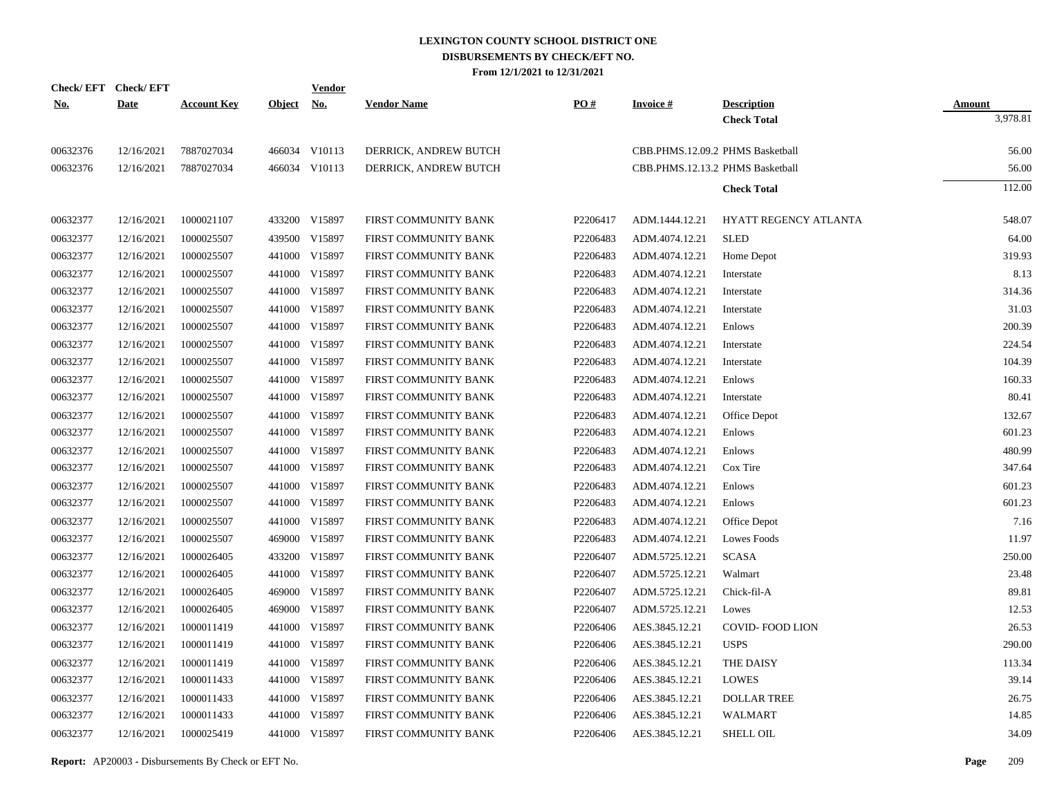# LEXINGTON COUNTY SCHOOL DISTRICT ONE
## DISBURSEMENTS BY CHECK/EFT NO.
### From 12/1/2021 to 12/31/2021

| Check/ EFT No. | Check/ EFT Date | Account Key | Object | Vendor No. | Vendor Name | PO # | Invoice # | Description | Amount |
|---|---|---|---|---|---|---|---|---|---|
| | | | | | | | | **Check Total** | 3,978.81 |
| 00632376 | 12/16/2021 | 7887027034 | 466034 | V10113 | DERRICK, ANDREW BUTCH | | CBB.PHMS.12.09.2 | PHMS Basketball | 56.00 |
| 00632376 | 12/16/2021 | 7887027034 | 466034 | V10113 | DERRICK, ANDREW BUTCH | | CBB.PHMS.12.13.2 | PHMS Basketball | 56.00 |
| | | | | | | | | **Check Total** | 112.00 |
| 00632377 | 12/16/2021 | 1000021107 | 433200 | V15897 | FIRST COMMUNITY BANK | P2206417 | ADM.1444.12.21 | HYATT REGENCY ATLANTA | 548.07 |
| 00632377 | 12/16/2021 | 1000025507 | 439500 | V15897 | FIRST COMMUNITY BANK | P2206483 | ADM.4074.12.21 | SLED | 64.00 |
| 00632377 | 12/16/2021 | 1000025507 | 441000 | V15897 | FIRST COMMUNITY BANK | P2206483 | ADM.4074.12.21 | Home Depot | 319.93 |
| 00632377 | 12/16/2021 | 1000025507 | 441000 | V15897 | FIRST COMMUNITY BANK | P2206483 | ADM.4074.12.21 | Interstate | 8.13 |
| 00632377 | 12/16/2021 | 1000025507 | 441000 | V15897 | FIRST COMMUNITY BANK | P2206483 | ADM.4074.12.21 | Interstate | 314.36 |
| 00632377 | 12/16/2021 | 1000025507 | 441000 | V15897 | FIRST COMMUNITY BANK | P2206483 | ADM.4074.12.21 | Interstate | 31.03 |
| 00632377 | 12/16/2021 | 1000025507 | 441000 | V15897 | FIRST COMMUNITY BANK | P2206483 | ADM.4074.12.21 | Enlows | 200.39 |
| 00632377 | 12/16/2021 | 1000025507 | 441000 | V15897 | FIRST COMMUNITY BANK | P2206483 | ADM.4074.12.21 | Interstate | 224.54 |
| 00632377 | 12/16/2021 | 1000025507 | 441000 | V15897 | FIRST COMMUNITY BANK | P2206483 | ADM.4074.12.21 | Interstate | 104.39 |
| 00632377 | 12/16/2021 | 1000025507 | 441000 | V15897 | FIRST COMMUNITY BANK | P2206483 | ADM.4074.12.21 | Enlows | 160.33 |
| 00632377 | 12/16/2021 | 1000025507 | 441000 | V15897 | FIRST COMMUNITY BANK | P2206483 | ADM.4074.12.21 | Interstate | 80.41 |
| 00632377 | 12/16/2021 | 1000025507 | 441000 | V15897 | FIRST COMMUNITY BANK | P2206483 | ADM.4074.12.21 | Office Depot | 132.67 |
| 00632377 | 12/16/2021 | 1000025507 | 441000 | V15897 | FIRST COMMUNITY BANK | P2206483 | ADM.4074.12.21 | Enlows | 601.23 |
| 00632377 | 12/16/2021 | 1000025507 | 441000 | V15897 | FIRST COMMUNITY BANK | P2206483 | ADM.4074.12.21 | Enlows | 480.99 |
| 00632377 | 12/16/2021 | 1000025507 | 441000 | V15897 | FIRST COMMUNITY BANK | P2206483 | ADM.4074.12.21 | Cox Tire | 347.64 |
| 00632377 | 12/16/2021 | 1000025507 | 441000 | V15897 | FIRST COMMUNITY BANK | P2206483 | ADM.4074.12.21 | Enlows | 601.23 |
| 00632377 | 12/16/2021 | 1000025507 | 441000 | V15897 | FIRST COMMUNITY BANK | P2206483 | ADM.4074.12.21 | Enlows | 601.23 |
| 00632377 | 12/16/2021 | 1000025507 | 441000 | V15897 | FIRST COMMUNITY BANK | P2206483 | ADM.4074.12.21 | Office Depot | 7.16 |
| 00632377 | 12/16/2021 | 1000025507 | 469000 | V15897 | FIRST COMMUNITY BANK | P2206483 | ADM.4074.12.21 | Lowes Foods | 11.97 |
| 00632377 | 12/16/2021 | 1000026405 | 433200 | V15897 | FIRST COMMUNITY BANK | P2206407 | ADM.5725.12.21 | SCASA | 250.00 |
| 00632377 | 12/16/2021 | 1000026405 | 441000 | V15897 | FIRST COMMUNITY BANK | P2206407 | ADM.5725.12.21 | Walmart | 23.48 |
| 00632377 | 12/16/2021 | 1000026405 | 469000 | V15897 | FIRST COMMUNITY BANK | P2206407 | ADM.5725.12.21 | Chick-fil-A | 89.81 |
| 00632377 | 12/16/2021 | 1000026405 | 469000 | V15897 | FIRST COMMUNITY BANK | P2206407 | ADM.5725.12.21 | Lowes | 12.53 |
| 00632377 | 12/16/2021 | 1000011419 | 441000 | V15897 | FIRST COMMUNITY BANK | P2206406 | AES.3845.12.21 | COVID- FOOD LION | 26.53 |
| 00632377 | 12/16/2021 | 1000011419 | 441000 | V15897 | FIRST COMMUNITY BANK | P2206406 | AES.3845.12.21 | USPS | 290.00 |
| 00632377 | 12/16/2021 | 1000011419 | 441000 | V15897 | FIRST COMMUNITY BANK | P2206406 | AES.3845.12.21 | THE DAISY | 113.34 |
| 00632377 | 12/16/2021 | 1000011433 | 441000 | V15897 | FIRST COMMUNITY BANK | P2206406 | AES.3845.12.21 | LOWES | 39.14 |
| 00632377 | 12/16/2021 | 1000011433 | 441000 | V15897 | FIRST COMMUNITY BANK | P2206406 | AES.3845.12.21 | DOLLAR TREE | 26.75 |
| 00632377 | 12/16/2021 | 1000011433 | 441000 | V15897 | FIRST COMMUNITY BANK | P2206406 | AES.3845.12.21 | WALMART | 14.85 |
| 00632377 | 12/16/2021 | 1000025419 | 441000 | V15897 | FIRST COMMUNITY BANK | P2206406 | AES.3845.12.21 | SHELL OIL | 34.09 |

**Report:** AP20003 - Disbursements By Check or EFT No.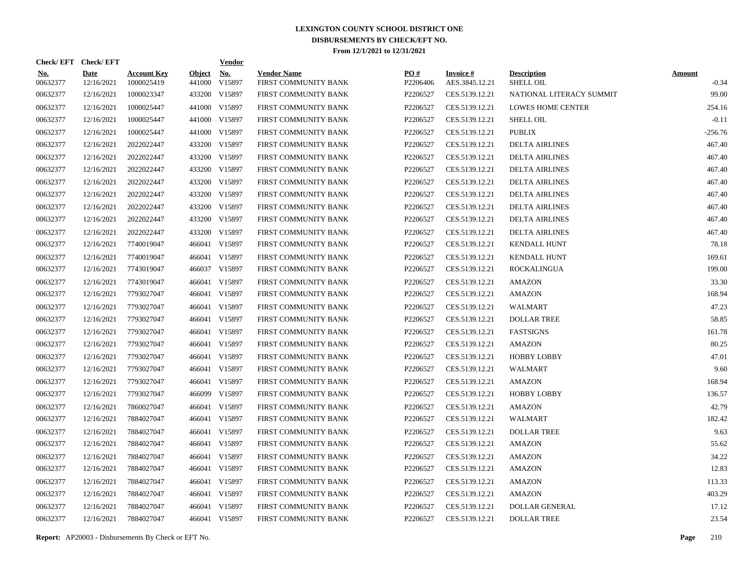# LEXINGTON COUNTY SCHOOL DISTRICT ONE
## DISBURSEMENTS BY CHECK/EFT NO.
### From 12/1/2021 to 12/31/2021

| Check/ EFT No. | Check/ EFT Date | Account Key | Object | Vendor No. | Vendor Name | PO # | Invoice # | Description | Amount |
|---|---|---|---|---|---|---|---|---|---|
| 00632377 | 12/16/2021 | 1000025419 | 441000 | V15897 | FIRST COMMUNITY BANK | P2206406 | AES.3845.12.21 | SHELL OIL | -0.34 |
| 00632377 | 12/16/2021 | 1000023347 | 433200 | V15897 | FIRST COMMUNITY BANK | P2206527 | CES.5139.12.21 | NATIONAL LITERACY SUMMIT | 99.00 |
| 00632377 | 12/16/2021 | 1000025447 | 441000 | V15897 | FIRST COMMUNITY BANK | P2206527 | CES.5139.12.21 | LOWES HOME CENTER | 254.16 |
| 00632377 | 12/16/2021 | 1000025447 | 441000 | V15897 | FIRST COMMUNITY BANK | P2206527 | CES.5139.12.21 | SHELL OIL | -0.11 |
| 00632377 | 12/16/2021 | 1000025447 | 441000 | V15897 | FIRST COMMUNITY BANK | P2206527 | CES.5139.12.21 | PUBLIX | -256.76 |
| 00632377 | 12/16/2021 | 2022022447 | 433200 | V15897 | FIRST COMMUNITY BANK | P2206527 | CES.5139.12.21 | DELTA AIRLINES | 467.40 |
| 00632377 | 12/16/2021 | 2022022447 | 433200 | V15897 | FIRST COMMUNITY BANK | P2206527 | CES.5139.12.21 | DELTA AIRLINES | 467.40 |
| 00632377 | 12/16/2021 | 2022022447 | 433200 | V15897 | FIRST COMMUNITY BANK | P2206527 | CES.5139.12.21 | DELTA AIRLINES | 467.40 |
| 00632377 | 12/16/2021 | 2022022447 | 433200 | V15897 | FIRST COMMUNITY BANK | P2206527 | CES.5139.12.21 | DELTA AIRLINES | 467.40 |
| 00632377 | 12/16/2021 | 2022022447 | 433200 | V15897 | FIRST COMMUNITY BANK | P2206527 | CES.5139.12.21 | DELTA AIRLINES | 467.40 |
| 00632377 | 12/16/2021 | 2022022447 | 433200 | V15897 | FIRST COMMUNITY BANK | P2206527 | CES.5139.12.21 | DELTA AIRLINES | 467.40 |
| 00632377 | 12/16/2021 | 2022022447 | 433200 | V15897 | FIRST COMMUNITY BANK | P2206527 | CES.5139.12.21 | DELTA AIRLINES | 467.40 |
| 00632377 | 12/16/2021 | 2022022447 | 433200 | V15897 | FIRST COMMUNITY BANK | P2206527 | CES.5139.12.21 | DELTA AIRLINES | 467.40 |
| 00632377 | 12/16/2021 | 7740019047 | 466041 | V15897 | FIRST COMMUNITY BANK | P2206527 | CES.5139.12.21 | KENDALL HUNT | 78.18 |
| 00632377 | 12/16/2021 | 7740019047 | 466041 | V15897 | FIRST COMMUNITY BANK | P2206527 | CES.5139.12.21 | KENDALL HUNT | 169.61 |
| 00632377 | 12/16/2021 | 7743019047 | 466037 | V15897 | FIRST COMMUNITY BANK | P2206527 | CES.5139.12.21 | ROCKALINGUA | 199.00 |
| 00632377 | 12/16/2021 | 7743019047 | 466041 | V15897 | FIRST COMMUNITY BANK | P2206527 | CES.5139.12.21 | AMAZON | 33.30 |
| 00632377 | 12/16/2021 | 7793027047 | 466041 | V15897 | FIRST COMMUNITY BANK | P2206527 | CES.5139.12.21 | AMAZON | 168.94 |
| 00632377 | 12/16/2021 | 7793027047 | 466041 | V15897 | FIRST COMMUNITY BANK | P2206527 | CES.5139.12.21 | WALMART | 47.23 |
| 00632377 | 12/16/2021 | 7793027047 | 466041 | V15897 | FIRST COMMUNITY BANK | P2206527 | CES.5139.12.21 | DOLLAR TREE | 58.85 |
| 00632377 | 12/16/2021 | 7793027047 | 466041 | V15897 | FIRST COMMUNITY BANK | P2206527 | CES.5139.12.21 | FASTSIGNS | 161.78 |
| 00632377 | 12/16/2021 | 7793027047 | 466041 | V15897 | FIRST COMMUNITY BANK | P2206527 | CES.5139.12.21 | AMAZON | 80.25 |
| 00632377 | 12/16/2021 | 7793027047 | 466041 | V15897 | FIRST COMMUNITY BANK | P2206527 | CES.5139.12.21 | HOBBY LOBBY | 47.01 |
| 00632377 | 12/16/2021 | 7793027047 | 466041 | V15897 | FIRST COMMUNITY BANK | P2206527 | CES.5139.12.21 | WALMART | 9.60 |
| 00632377 | 12/16/2021 | 7793027047 | 466041 | V15897 | FIRST COMMUNITY BANK | P2206527 | CES.5139.12.21 | AMAZON | 168.94 |
| 00632377 | 12/16/2021 | 7793027047 | 466099 | V15897 | FIRST COMMUNITY BANK | P2206527 | CES.5139.12.21 | HOBBY LOBBY | 136.57 |
| 00632377 | 12/16/2021 | 7860027047 | 466041 | V15897 | FIRST COMMUNITY BANK | P2206527 | CES.5139.12.21 | AMAZON | 42.79 |
| 00632377 | 12/16/2021 | 7884027047 | 466041 | V15897 | FIRST COMMUNITY BANK | P2206527 | CES.5139.12.21 | WALMART | 182.42 |
| 00632377 | 12/16/2021 | 7884027047 | 466041 | V15897 | FIRST COMMUNITY BANK | P2206527 | CES.5139.12.21 | DOLLAR TREE | 9.63 |
| 00632377 | 12/16/2021 | 7884027047 | 466041 | V15897 | FIRST COMMUNITY BANK | P2206527 | CES.5139.12.21 | AMAZON | 55.62 |
| 00632377 | 12/16/2021 | 7884027047 | 466041 | V15897 | FIRST COMMUNITY BANK | P2206527 | CES.5139.12.21 | AMAZON | 34.22 |
| 00632377 | 12/16/2021 | 7884027047 | 466041 | V15897 | FIRST COMMUNITY BANK | P2206527 | CES.5139.12.21 | AMAZON | 12.83 |
| 00632377 | 12/16/2021 | 7884027047 | 466041 | V15897 | FIRST COMMUNITY BANK | P2206527 | CES.5139.12.21 | AMAZON | 113.33 |
| 00632377 | 12/16/2021 | 7884027047 | 466041 | V15897 | FIRST COMMUNITY BANK | P2206527 | CES.5139.12.21 | AMAZON | 403.29 |
| 00632377 | 12/16/2021 | 7884027047 | 466041 | V15897 | FIRST COMMUNITY BANK | P2206527 | CES.5139.12.21 | DOLLAR GENERAL | 17.12 |
| 00632377 | 12/16/2021 | 7884027047 | 466041 | V15897 | FIRST COMMUNITY BANK | P2206527 | CES.5139.12.21 | DOLLAR TREE | 23.54 |

**Report:** AP20003 - Disbursements By Check or EFT No.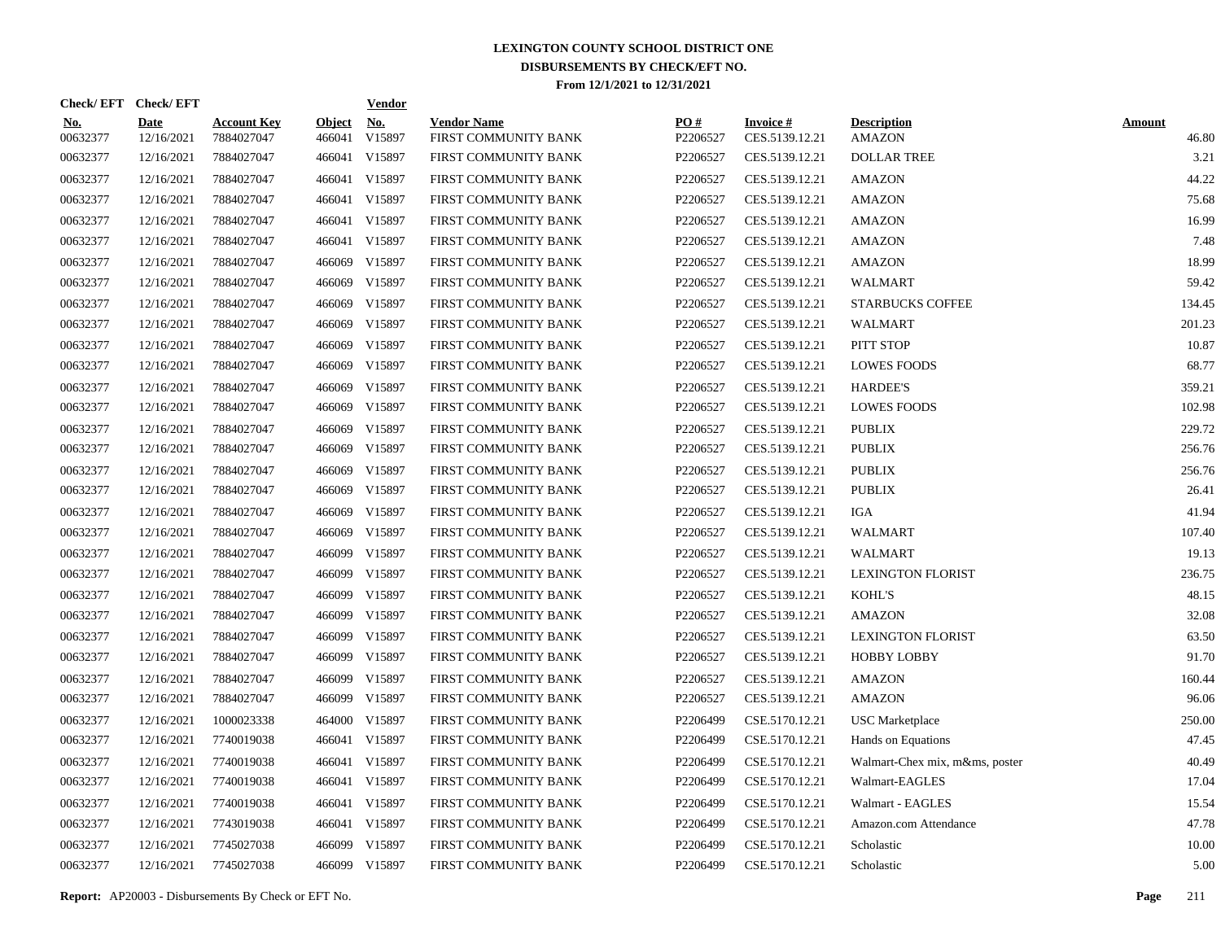# LEXINGTON COUNTY SCHOOL DISTRICT ONE
## DISBURSEMENTS BY CHECK/EFT NO.
### From 12/1/2021 to 12/31/2021

| Check/ EFT No. | Check/ EFT Date | Account Key | Object | Vendor No. | Vendor Name | PO # | Invoice # | Description | Amount |
|---|---|---|---|---|---|---|---|---|---|
| 00632377 | 12/16/2021 | 7884027047 | 466041 | V15897 | FIRST COMMUNITY BANK | P2206527 | CES.5139.12.21 | AMAZON | 46.80 |
| 00632377 | 12/16/2021 | 7884027047 | 466041 | V15897 | FIRST COMMUNITY BANK | P2206527 | CES.5139.12.21 | DOLLAR TREE | 3.21 |
| 00632377 | 12/16/2021 | 7884027047 | 466041 | V15897 | FIRST COMMUNITY BANK | P2206527 | CES.5139.12.21 | AMAZON | 44.22 |
| 00632377 | 12/16/2021 | 7884027047 | 466041 | V15897 | FIRST COMMUNITY BANK | P2206527 | CES.5139.12.21 | AMAZON | 75.68 |
| 00632377 | 12/16/2021 | 7884027047 | 466041 | V15897 | FIRST COMMUNITY BANK | P2206527 | CES.5139.12.21 | AMAZON | 16.99 |
| 00632377 | 12/16/2021 | 7884027047 | 466041 | V15897 | FIRST COMMUNITY BANK | P2206527 | CES.5139.12.21 | AMAZON | 7.48 |
| 00632377 | 12/16/2021 | 7884027047 | 466069 | V15897 | FIRST COMMUNITY BANK | P2206527 | CES.5139.12.21 | AMAZON | 18.99 |
| 00632377 | 12/16/2021 | 7884027047 | 466069 | V15897 | FIRST COMMUNITY BANK | P2206527 | CES.5139.12.21 | WALMART | 59.42 |
| 00632377 | 12/16/2021 | 7884027047 | 466069 | V15897 | FIRST COMMUNITY BANK | P2206527 | CES.5139.12.21 | STARBUCKS COFFEE | 134.45 |
| 00632377 | 12/16/2021 | 7884027047 | 466069 | V15897 | FIRST COMMUNITY BANK | P2206527 | CES.5139.12.21 | WALMART | 201.23 |
| 00632377 | 12/16/2021 | 7884027047 | 466069 | V15897 | FIRST COMMUNITY BANK | P2206527 | CES.5139.12.21 | PITT STOP | 10.87 |
| 00632377 | 12/16/2021 | 7884027047 | 466069 | V15897 | FIRST COMMUNITY BANK | P2206527 | CES.5139.12.21 | LOWES FOODS | 68.77 |
| 00632377 | 12/16/2021 | 7884027047 | 466069 | V15897 | FIRST COMMUNITY BANK | P2206527 | CES.5139.12.21 | HARDEE'S | 359.21 |
| 00632377 | 12/16/2021 | 7884027047 | 466069 | V15897 | FIRST COMMUNITY BANK | P2206527 | CES.5139.12.21 | LOWES FOODS | 102.98 |
| 00632377 | 12/16/2021 | 7884027047 | 466069 | V15897 | FIRST COMMUNITY BANK | P2206527 | CES.5139.12.21 | PUBLIX | 229.72 |
| 00632377 | 12/16/2021 | 7884027047 | 466069 | V15897 | FIRST COMMUNITY BANK | P2206527 | CES.5139.12.21 | PUBLIX | 256.76 |
| 00632377 | 12/16/2021 | 7884027047 | 466069 | V15897 | FIRST COMMUNITY BANK | P2206527 | CES.5139.12.21 | PUBLIX | 256.76 |
| 00632377 | 12/16/2021 | 7884027047 | 466069 | V15897 | FIRST COMMUNITY BANK | P2206527 | CES.5139.12.21 | PUBLIX | 26.41 |
| 00632377 | 12/16/2021 | 7884027047 | 466069 | V15897 | FIRST COMMUNITY BANK | P2206527 | CES.5139.12.21 | IGA | 41.94 |
| 00632377 | 12/16/2021 | 7884027047 | 466069 | V15897 | FIRST COMMUNITY BANK | P2206527 | CES.5139.12.21 | WALMART | 107.40 |
| 00632377 | 12/16/2021 | 7884027047 | 466099 | V15897 | FIRST COMMUNITY BANK | P2206527 | CES.5139.12.21 | WALMART | 19.13 |
| 00632377 | 12/16/2021 | 7884027047 | 466099 | V15897 | FIRST COMMUNITY BANK | P2206527 | CES.5139.12.21 | LEXINGTON FLORIST | 236.75 |
| 00632377 | 12/16/2021 | 7884027047 | 466099 | V15897 | FIRST COMMUNITY BANK | P2206527 | CES.5139.12.21 | KOHL'S | 48.15 |
| 00632377 | 12/16/2021 | 7884027047 | 466099 | V15897 | FIRST COMMUNITY BANK | P2206527 | CES.5139.12.21 | AMAZON | 32.08 |
| 00632377 | 12/16/2021 | 7884027047 | 466099 | V15897 | FIRST COMMUNITY BANK | P2206527 | CES.5139.12.21 | LEXINGTON FLORIST | 63.50 |
| 00632377 | 12/16/2021 | 7884027047 | 466099 | V15897 | FIRST COMMUNITY BANK | P2206527 | CES.5139.12.21 | HOBBY LOBBY | 91.70 |
| 00632377 | 12/16/2021 | 7884027047 | 466099 | V15897 | FIRST COMMUNITY BANK | P2206527 | CES.5139.12.21 | AMAZON | 160.44 |
| 00632377 | 12/16/2021 | 7884027047 | 466099 | V15897 | FIRST COMMUNITY BANK | P2206527 | CES.5139.12.21 | AMAZON | 96.06 |
| 00632377 | 12/16/2021 | 1000023338 | 464000 | V15897 | FIRST COMMUNITY BANK | P2206499 | CSE.5170.12.21 | USC Marketplace | 250.00 |
| 00632377 | 12/16/2021 | 7740019038 | 466041 | V15897 | FIRST COMMUNITY BANK | P2206499 | CSE.5170.12.21 | Hands on Equations | 47.45 |
| 00632377 | 12/16/2021 | 7740019038 | 466041 | V15897 | FIRST COMMUNITY BANK | P2206499 | CSE.5170.12.21 | Walmart-Chex mix, m&ms, poster | 40.49 |
| 00632377 | 12/16/2021 | 7740019038 | 466041 | V15897 | FIRST COMMUNITY BANK | P2206499 | CSE.5170.12.21 | Walmart-EAGLES | 17.04 |
| 00632377 | 12/16/2021 | 7740019038 | 466041 | V15897 | FIRST COMMUNITY BANK | P2206499 | CSE.5170.12.21 | Walmart - EAGLES | 15.54 |
| 00632377 | 12/16/2021 | 7743019038 | 466041 | V15897 | FIRST COMMUNITY BANK | P2206499 | CSE.5170.12.21 | Amazon.com Attendance | 47.78 |
| 00632377 | 12/16/2021 | 7745027038 | 466099 | V15897 | FIRST COMMUNITY BANK | P2206499 | CSE.5170.12.21 | Scholastic | 10.00 |
| 00632377 | 12/16/2021 | 7745027038 | 466099 | V15897 | FIRST COMMUNITY BANK | P2206499 | CSE.5170.12.21 | Scholastic | 5.00 |

**Report:** AP20003 - Disbursements By Check or EFT No.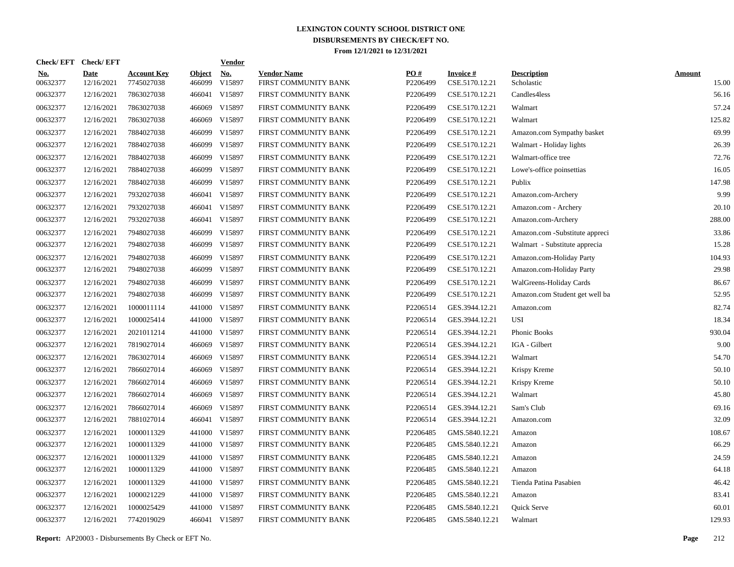# LEXINGTON COUNTY SCHOOL DISTRICT ONE
## DISBURSEMENTS BY CHECK/EFT NO.
### From 12/1/2021 to 12/31/2021

| Check/EFT No. | Check/EFT Date | Account Key | Object | Vendor No. | Vendor Name | PO # | Invoice # | Description | Amount |
|---|---|---|---|---|---|---|---|---|---|
| 00632377 | 12/16/2021 | 7745027038 | 466099 | V15897 | FIRST COMMUNITY BANK | P2206499 | CSE.5170.12.21 | Scholastic | 15.00 |
| 00632377 | 12/16/2021 | 7863027038 | 466041 | V15897 | FIRST COMMUNITY BANK | P2206499 | CSE.5170.12.21 | Candles4less | 56.16 |
| 00632377 | 12/16/2021 | 7863027038 | 466069 | V15897 | FIRST COMMUNITY BANK | P2206499 | CSE.5170.12.21 | Walmart | 57.24 |
| 00632377 | 12/16/2021 | 7863027038 | 466069 | V15897 | FIRST COMMUNITY BANK | P2206499 | CSE.5170.12.21 | Walmart | 125.82 |
| 00632377 | 12/16/2021 | 7884027038 | 466099 | V15897 | FIRST COMMUNITY BANK | P2206499 | CSE.5170.12.21 | Amazon.com Sympathy basket | 69.99 |
| 00632377 | 12/16/2021 | 7884027038 | 466099 | V15897 | FIRST COMMUNITY BANK | P2206499 | CSE.5170.12.21 | Walmart - Holiday lights | 26.39 |
| 00632377 | 12/16/2021 | 7884027038 | 466099 | V15897 | FIRST COMMUNITY BANK | P2206499 | CSE.5170.12.21 | Walmart-office tree | 72.76 |
| 00632377 | 12/16/2021 | 7884027038 | 466099 | V15897 | FIRST COMMUNITY BANK | P2206499 | CSE.5170.12.21 | Lowe's-office poinsettias | 16.05 |
| 00632377 | 12/16/2021 | 7884027038 | 466099 | V15897 | FIRST COMMUNITY BANK | P2206499 | CSE.5170.12.21 | Publix | 147.98 |
| 00632377 | 12/16/2021 | 7932027038 | 466041 | V15897 | FIRST COMMUNITY BANK | P2206499 | CSE.5170.12.21 | Amazon.com-Archery | 9.99 |
| 00632377 | 12/16/2021 | 7932027038 | 466041 | V15897 | FIRST COMMUNITY BANK | P2206499 | CSE.5170.12.21 | Amazon.com - Archery | 20.10 |
| 00632377 | 12/16/2021 | 7932027038 | 466041 | V15897 | FIRST COMMUNITY BANK | P2206499 | CSE.5170.12.21 | Amazon.com-Archery | 288.00 |
| 00632377 | 12/16/2021 | 7948027038 | 466099 | V15897 | FIRST COMMUNITY BANK | P2206499 | CSE.5170.12.21 | Amazon.com -Substitute appreci | 33.86 |
| 00632377 | 12/16/2021 | 7948027038 | 466099 | V15897 | FIRST COMMUNITY BANK | P2206499 | CSE.5170.12.21 | Walmart - Substitute apprecia | 15.28 |
| 00632377 | 12/16/2021 | 7948027038 | 466099 | V15897 | FIRST COMMUNITY BANK | P2206499 | CSE.5170.12.21 | Amazon.com-Holiday Party | 104.93 |
| 00632377 | 12/16/2021 | 7948027038 | 466099 | V15897 | FIRST COMMUNITY BANK | P2206499 | CSE.5170.12.21 | Amazon.com-Holiday Party | 29.98 |
| 00632377 | 12/16/2021 | 7948027038 | 466099 | V15897 | FIRST COMMUNITY BANK | P2206499 | CSE.5170.12.21 | WalGreens-Holiday Cards | 86.67 |
| 00632377 | 12/16/2021 | 7948027038 | 466099 | V15897 | FIRST COMMUNITY BANK | P2206499 | CSE.5170.12.21 | Amazon.com Student get well ba | 52.95 |
| 00632377 | 12/16/2021 | 1000011114 | 441000 | V15897 | FIRST COMMUNITY BANK | P2206514 | GES.3944.12.21 | Amazon.com | 82.74 |
| 00632377 | 12/16/2021 | 1000025414 | 441000 | V15897 | FIRST COMMUNITY BANK | P2206514 | GES.3944.12.21 | USI | 18.34 |
| 00632377 | 12/16/2021 | 2021011214 | 441000 | V15897 | FIRST COMMUNITY BANK | P2206514 | GES.3944.12.21 | Phonic Books | 930.04 |
| 00632377 | 12/16/2021 | 7819027014 | 466069 | V15897 | FIRST COMMUNITY BANK | P2206514 | GES.3944.12.21 | IGA - Gilbert | 9.00 |
| 00632377 | 12/16/2021 | 7863027014 | 466069 | V15897 | FIRST COMMUNITY BANK | P2206514 | GES.3944.12.21 | Walmart | 54.70 |
| 00632377 | 12/16/2021 | 7866027014 | 466069 | V15897 | FIRST COMMUNITY BANK | P2206514 | GES.3944.12.21 | Krispy Kreme | 50.10 |
| 00632377 | 12/16/2021 | 7866027014 | 466069 | V15897 | FIRST COMMUNITY BANK | P2206514 | GES.3944.12.21 | Krispy Kreme | 50.10 |
| 00632377 | 12/16/2021 | 7866027014 | 466069 | V15897 | FIRST COMMUNITY BANK | P2206514 | GES.3944.12.21 | Walmart | 45.80 |
| 00632377 | 12/16/2021 | 7866027014 | 466069 | V15897 | FIRST COMMUNITY BANK | P2206514 | GES.3944.12.21 | Sam's Club | 69.16 |
| 00632377 | 12/16/2021 | 7881027014 | 466041 | V15897 | FIRST COMMUNITY BANK | P2206514 | GES.3944.12.21 | Amazon.com | 32.09 |
| 00632377 | 12/16/2021 | 1000011329 | 441000 | V15897 | FIRST COMMUNITY BANK | P2206485 | GMS.5840.12.21 | Amazon | 108.67 |
| 00632377 | 12/16/2021 | 1000011329 | 441000 | V15897 | FIRST COMMUNITY BANK | P2206485 | GMS.5840.12.21 | Amazon | 66.29 |
| 00632377 | 12/16/2021 | 1000011329 | 441000 | V15897 | FIRST COMMUNITY BANK | P2206485 | GMS.5840.12.21 | Amazon | 24.59 |
| 00632377 | 12/16/2021 | 1000011329 | 441000 | V15897 | FIRST COMMUNITY BANK | P2206485 | GMS.5840.12.21 | Amazon | 64.18 |
| 00632377 | 12/16/2021 | 1000011329 | 441000 | V15897 | FIRST COMMUNITY BANK | P2206485 | GMS.5840.12.21 | Tienda Patina Pasabien | 46.42 |
| 00632377 | 12/16/2021 | 1000021229 | 441000 | V15897 | FIRST COMMUNITY BANK | P2206485 | GMS.5840.12.21 | Amazon | 83.41 |
| 00632377 | 12/16/2021 | 1000025429 | 441000 | V15897 | FIRST COMMUNITY BANK | P2206485 | GMS.5840.12.21 | Quick Serve | 60.01 |
| 00632377 | 12/16/2021 | 7742019029 | 466041 | V15897 | FIRST COMMUNITY BANK | P2206485 | GMS.5840.12.21 | Walmart | 129.93 |

**Report:** AP20003 - Disbursements By Check or EFT No.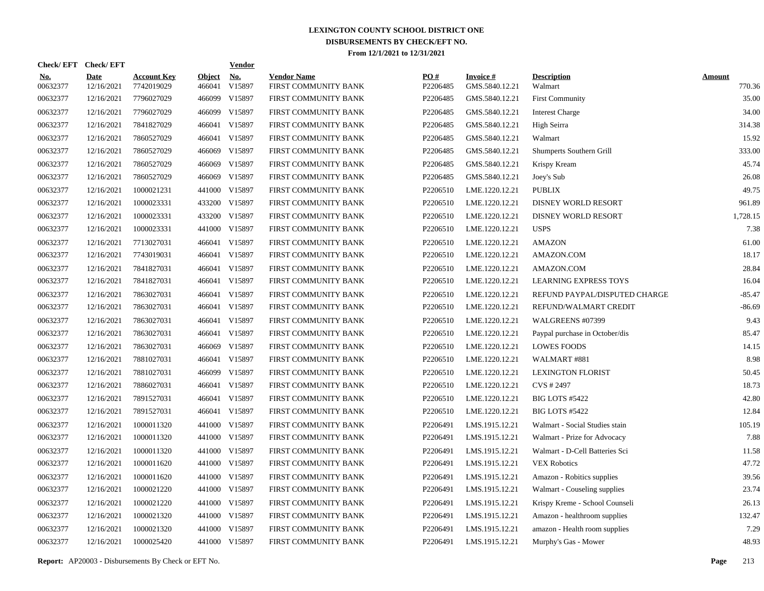# LEXINGTON COUNTY SCHOOL DISTRICT ONE
## DISBURSEMENTS BY CHECK/EFT NO.
### From 12/1/2021 to 12/31/2021

| Check/ EFT No. | Check/ EFT Date | Account Key | Object | Vendor No. | Vendor Name | PO # | Invoice # | Description | Amount |
|---|---|---|---|---|---|---|---|---|---|
| 00632377 | 12/16/2021 | 7742019029 | 466041 | V15897 | FIRST COMMUNITY BANK | P2206485 | GMS.5840.12.21 | Walmart | 770.36 |
| 00632377 | 12/16/2021 | 7796027029 | 466099 | V15897 | FIRST COMMUNITY BANK | P2206485 | GMS.5840.12.21 | First Community | 35.00 |
| 00632377 | 12/16/2021 | 7796027029 | 466099 | V15897 | FIRST COMMUNITY BANK | P2206485 | GMS.5840.12.21 | Interest Charge | 34.00 |
| 00632377 | 12/16/2021 | 7841827029 | 466041 | V15897 | FIRST COMMUNITY BANK | P2206485 | GMS.5840.12.21 | High Seirra | 314.38 |
| 00632377 | 12/16/2021 | 7860527029 | 466041 | V15897 | FIRST COMMUNITY BANK | P2206485 | GMS.5840.12.21 | Walmart | 15.92 |
| 00632377 | 12/16/2021 | 7860527029 | 466069 | V15897 | FIRST COMMUNITY BANK | P2206485 | GMS.5840.12.21 | Shumperts Southern Grill | 333.00 |
| 00632377 | 12/16/2021 | 7860527029 | 466069 | V15897 | FIRST COMMUNITY BANK | P2206485 | GMS.5840.12.21 | Krispy Kream | 45.74 |
| 00632377 | 12/16/2021 | 7860527029 | 466069 | V15897 | FIRST COMMUNITY BANK | P2206485 | GMS.5840.12.21 | Joey's Sub | 26.08 |
| 00632377 | 12/16/2021 | 1000021231 | 441000 | V15897 | FIRST COMMUNITY BANK | P2206510 | LME.1220.12.21 | PUBLIX | 49.75 |
| 00632377 | 12/16/2021 | 1000023331 | 433200 | V15897 | FIRST COMMUNITY BANK | P2206510 | LME.1220.12.21 | DISNEY WORLD RESORT | 961.89 |
| 00632377 | 12/16/2021 | 1000023331 | 433200 | V15897 | FIRST COMMUNITY BANK | P2206510 | LME.1220.12.21 | DISNEY WORLD RESORT | 1,728.15 |
| 00632377 | 12/16/2021 | 1000023331 | 441000 | V15897 | FIRST COMMUNITY BANK | P2206510 | LME.1220.12.21 | USPS | 7.38 |
| 00632377 | 12/16/2021 | 7713027031 | 466041 | V15897 | FIRST COMMUNITY BANK | P2206510 | LME.1220.12.21 | AMAZON | 61.00 |
| 00632377 | 12/16/2021 | 7743019031 | 466041 | V15897 | FIRST COMMUNITY BANK | P2206510 | LME.1220.12.21 | AMAZON.COM | 18.17 |
| 00632377 | 12/16/2021 | 7841827031 | 466041 | V15897 | FIRST COMMUNITY BANK | P2206510 | LME.1220.12.21 | AMAZON.COM | 28.84 |
| 00632377 | 12/16/2021 | 7841827031 | 466041 | V15897 | FIRST COMMUNITY BANK | P2206510 | LME.1220.12.21 | LEARNING EXPRESS TOYS | 16.04 |
| 00632377 | 12/16/2021 | 7863027031 | 466041 | V15897 | FIRST COMMUNITY BANK | P2206510 | LME.1220.12.21 | REFUND PAYPAL/DISPUTED CHARGE | -85.47 |
| 00632377 | 12/16/2021 | 7863027031 | 466041 | V15897 | FIRST COMMUNITY BANK | P2206510 | LME.1220.12.21 | REFUND/WALMART CREDIT | -86.69 |
| 00632377 | 12/16/2021 | 7863027031 | 466041 | V15897 | FIRST COMMUNITY BANK | P2206510 | LME.1220.12.21 | WALGREENS #07399 | 9.43 |
| 00632377 | 12/16/2021 | 7863027031 | 466041 | V15897 | FIRST COMMUNITY BANK | P2206510 | LME.1220.12.21 | Paypal purchase in October/dis | 85.47 |
| 00632377 | 12/16/2021 | 7863027031 | 466069 | V15897 | FIRST COMMUNITY BANK | P2206510 | LME.1220.12.21 | LOWES FOODS | 14.15 |
| 00632377 | 12/16/2021 | 7881027031 | 466041 | V15897 | FIRST COMMUNITY BANK | P2206510 | LME.1220.12.21 | WALMART #881 | 8.98 |
| 00632377 | 12/16/2021 | 7881027031 | 466099 | V15897 | FIRST COMMUNITY BANK | P2206510 | LME.1220.12.21 | LEXINGTON FLORIST | 50.45 |
| 00632377 | 12/16/2021 | 7886027031 | 466041 | V15897 | FIRST COMMUNITY BANK | P2206510 | LME.1220.12.21 | CVS # 2497 | 18.73 |
| 00632377 | 12/16/2021 | 7891527031 | 466041 | V15897 | FIRST COMMUNITY BANK | P2206510 | LME.1220.12.21 | BIG LOTS #5422 | 42.80 |
| 00632377 | 12/16/2021 | 7891527031 | 466041 | V15897 | FIRST COMMUNITY BANK | P2206510 | LME.1220.12.21 | BIG LOTS #5422 | 12.84 |
| 00632377 | 12/16/2021 | 1000011320 | 441000 | V15897 | FIRST COMMUNITY BANK | P2206491 | LMS.1915.12.21 | Walmart - Social Studies stain | 105.19 |
| 00632377 | 12/16/2021 | 1000011320 | 441000 | V15897 | FIRST COMMUNITY BANK | P2206491 | LMS.1915.12.21 | Walmart - Prize for Advocacy | 7.88 |
| 00632377 | 12/16/2021 | 1000011320 | 441000 | V15897 | FIRST COMMUNITY BANK | P2206491 | LMS.1915.12.21 | Walmart - D-Cell Batteries Sci | 11.58 |
| 00632377 | 12/16/2021 | 1000011620 | 441000 | V15897 | FIRST COMMUNITY BANK | P2206491 | LMS.1915.12.21 | VEX Robotics | 47.72 |
| 00632377 | 12/16/2021 | 1000011620 | 441000 | V15897 | FIRST COMMUNITY BANK | P2206491 | LMS.1915.12.21 | Amazon - Robitics supplies | 39.56 |
| 00632377 | 12/16/2021 | 1000021220 | 441000 | V15897 | FIRST COMMUNITY BANK | P2206491 | LMS.1915.12.21 | Walmart - Couseling supplies | 23.74 |
| 00632377 | 12/16/2021 | 1000021220 | 441000 | V15897 | FIRST COMMUNITY BANK | P2206491 | LMS.1915.12.21 | Krispy Kreme - School Counseli | 26.13 |
| 00632377 | 12/16/2021 | 1000021320 | 441000 | V15897 | FIRST COMMUNITY BANK | P2206491 | LMS.1915.12.21 | Amazon - healthroom supplies | 132.47 |
| 00632377 | 12/16/2021 | 1000021320 | 441000 | V15897 | FIRST COMMUNITY BANK | P2206491 | LMS.1915.12.21 | amazon - Health room supplies | 7.29 |
| 00632377 | 12/16/2021 | 1000025420 | 441000 | V15897 | FIRST COMMUNITY BANK | P2206491 | LMS.1915.12.21 | Murphy's Gas - Mower | 48.93 |

**Report:** AP20003 - Disbursements By Check or EFT No.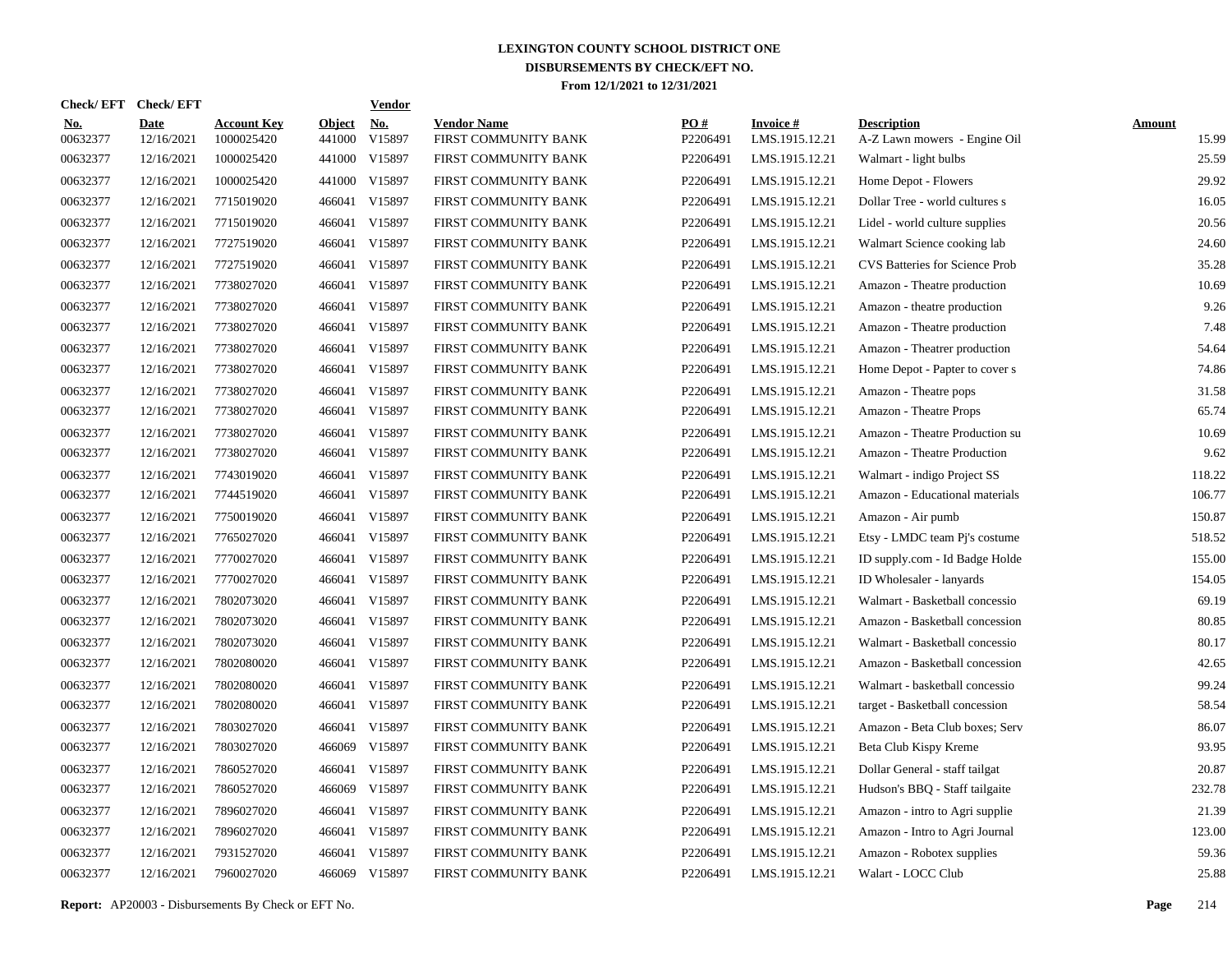# LEXINGTON COUNTY SCHOOL DISTRICT ONE

## DISBURSEMENTS BY CHECK/EFT NO.

### From 12/1/2021 to 12/31/2021

| Check/EFT No. | Check/EFT Date | Account Key | Object | Vendor No. | Vendor Name | PO # | Invoice # | Description | Amount |
|---|---|---|---|---|---|---|---|---|---|
| 00632377 | 12/16/2021 | 1000025420 | 441000 | V15897 | FIRST COMMUNITY BANK | P2206491 | LMS.1915.12.21 | A-Z Lawn mowers - Engine Oil | 15.99 |
| 00632377 | 12/16/2021 | 1000025420 | 441000 | V15897 | FIRST COMMUNITY BANK | P2206491 | LMS.1915.12.21 | Walmart - light bulbs | 25.59 |
| 00632377 | 12/16/2021 | 1000025420 | 441000 | V15897 | FIRST COMMUNITY BANK | P2206491 | LMS.1915.12.21 | Home Depot - Flowers | 29.92 |
| 00632377 | 12/16/2021 | 7715019020 | 466041 | V15897 | FIRST COMMUNITY BANK | P2206491 | LMS.1915.12.21 | Dollar Tree - world cultures s | 16.05 |
| 00632377 | 12/16/2021 | 7715019020 | 466041 | V15897 | FIRST COMMUNITY BANK | P2206491 | LMS.1915.12.21 | Lidel - world culture supplies | 20.56 |
| 00632377 | 12/16/2021 | 7727519020 | 466041 | V15897 | FIRST COMMUNITY BANK | P2206491 | LMS.1915.12.21 | Walmart Science cooking lab | 24.60 |
| 00632377 | 12/16/2021 | 7727519020 | 466041 | V15897 | FIRST COMMUNITY BANK | P2206491 | LMS.1915.12.21 | CVS Batteries for Science Prob | 35.28 |
| 00632377 | 12/16/2021 | 7738027020 | 466041 | V15897 | FIRST COMMUNITY BANK | P2206491 | LMS.1915.12.21 | Amazon - Theatre production | 10.69 |
| 00632377 | 12/16/2021 | 7738027020 | 466041 | V15897 | FIRST COMMUNITY BANK | P2206491 | LMS.1915.12.21 | Amazon - theatre production | 9.26 |
| 00632377 | 12/16/2021 | 7738027020 | 466041 | V15897 | FIRST COMMUNITY BANK | P2206491 | LMS.1915.12.21 | Amazon - Theatre production | 7.48 |
| 00632377 | 12/16/2021 | 7738027020 | 466041 | V15897 | FIRST COMMUNITY BANK | P2206491 | LMS.1915.12.21 | Amazon - Theatrer production | 54.64 |
| 00632377 | 12/16/2021 | 7738027020 | 466041 | V15897 | FIRST COMMUNITY BANK | P2206491 | LMS.1915.12.21 | Home Depot - Papter to cover s | 74.86 |
| 00632377 | 12/16/2021 | 7738027020 | 466041 | V15897 | FIRST COMMUNITY BANK | P2206491 | LMS.1915.12.21 | Amazon - Theatre pops | 31.58 |
| 00632377 | 12/16/2021 | 7738027020 | 466041 | V15897 | FIRST COMMUNITY BANK | P2206491 | LMS.1915.12.21 | Amazon - Theatre Props | 65.74 |
| 00632377 | 12/16/2021 | 7738027020 | 466041 | V15897 | FIRST COMMUNITY BANK | P2206491 | LMS.1915.12.21 | Amazon - Theatre Production su | 10.69 |
| 00632377 | 12/16/2021 | 7738027020 | 466041 | V15897 | FIRST COMMUNITY BANK | P2206491 | LMS.1915.12.21 | Amazon - Theatre Production | 9.62 |
| 00632377 | 12/16/2021 | 7743019020 | 466041 | V15897 | FIRST COMMUNITY BANK | P2206491 | LMS.1915.12.21 | Walmart - indigo Project SS | 118.22 |
| 00632377 | 12/16/2021 | 7744519020 | 466041 | V15897 | FIRST COMMUNITY BANK | P2206491 | LMS.1915.12.21 | Amazon - Educational materials | 106.77 |
| 00632377 | 12/16/2021 | 7750019020 | 466041 | V15897 | FIRST COMMUNITY BANK | P2206491 | LMS.1915.12.21 | Amazon - Air pumb | 150.87 |
| 00632377 | 12/16/2021 | 7765027020 | 466041 | V15897 | FIRST COMMUNITY BANK | P2206491 | LMS.1915.12.21 | Etsy - LMDC team Pj's costume | 518.52 |
| 00632377 | 12/16/2021 | 7770027020 | 466041 | V15897 | FIRST COMMUNITY BANK | P2206491 | LMS.1915.12.21 | ID supply.com - Id Badge Holde | 155.00 |
| 00632377 | 12/16/2021 | 7770027020 | 466041 | V15897 | FIRST COMMUNITY BANK | P2206491 | LMS.1915.12.21 | ID Wholesaler - lanyards | 154.05 |
| 00632377 | 12/16/2021 | 7802073020 | 466041 | V15897 | FIRST COMMUNITY BANK | P2206491 | LMS.1915.12.21 | Walmart - Basketball concessio | 69.19 |
| 00632377 | 12/16/2021 | 7802073020 | 466041 | V15897 | FIRST COMMUNITY BANK | P2206491 | LMS.1915.12.21 | Amazon - Basketball concession | 80.85 |
| 00632377 | 12/16/2021 | 7802073020 | 466041 | V15897 | FIRST COMMUNITY BANK | P2206491 | LMS.1915.12.21 | Walmart - Basketball concessio | 80.17 |
| 00632377 | 12/16/2021 | 7802080020 | 466041 | V15897 | FIRST COMMUNITY BANK | P2206491 | LMS.1915.12.21 | Amazon - Basketball concession | 42.65 |
| 00632377 | 12/16/2021 | 7802080020 | 466041 | V15897 | FIRST COMMUNITY BANK | P2206491 | LMS.1915.12.21 | Walmart - basketball concessio | 99.24 |
| 00632377 | 12/16/2021 | 7802080020 | 466041 | V15897 | FIRST COMMUNITY BANK | P2206491 | LMS.1915.12.21 | target - Basketball concession | 58.54 |
| 00632377 | 12/16/2021 | 7803027020 | 466041 | V15897 | FIRST COMMUNITY BANK | P2206491 | LMS.1915.12.21 | Amazon - Beta Club boxes; Serv | 86.07 |
| 00632377 | 12/16/2021 | 7803027020 | 466069 | V15897 | FIRST COMMUNITY BANK | P2206491 | LMS.1915.12.21 | Beta Club Kispy Kreme | 93.95 |
| 00632377 | 12/16/2021 | 7860527020 | 466041 | V15897 | FIRST COMMUNITY BANK | P2206491 | LMS.1915.12.21 | Dollar General - staff tailgat | 20.87 |
| 00632377 | 12/16/2021 | 7860527020 | 466069 | V15897 | FIRST COMMUNITY BANK | P2206491 | LMS.1915.12.21 | Hudson's BBQ - Staff tailgaite | 232.78 |
| 00632377 | 12/16/2021 | 7896027020 | 466041 | V15897 | FIRST COMMUNITY BANK | P2206491 | LMS.1915.12.21 | Amazon - intro to Agri supplie | 21.39 |
| 00632377 | 12/16/2021 | 7896027020 | 466041 | V15897 | FIRST COMMUNITY BANK | P2206491 | LMS.1915.12.21 | Amazon - Intro to Agri Journal | 123.00 |
| 00632377 | 12/16/2021 | 7931527020 | 466041 | V15897 | FIRST COMMUNITY BANK | P2206491 | LMS.1915.12.21 | Amazon - Robotex supplies | 59.36 |
| 00632377 | 12/16/2021 | 7960027020 | 466069 | V15897 | FIRST COMMUNITY BANK | P2206491 | LMS.1915.12.21 | Walart - LOCC Club | 25.88 |

**Report:** AP20003 - Disbursements By Check or EFT No.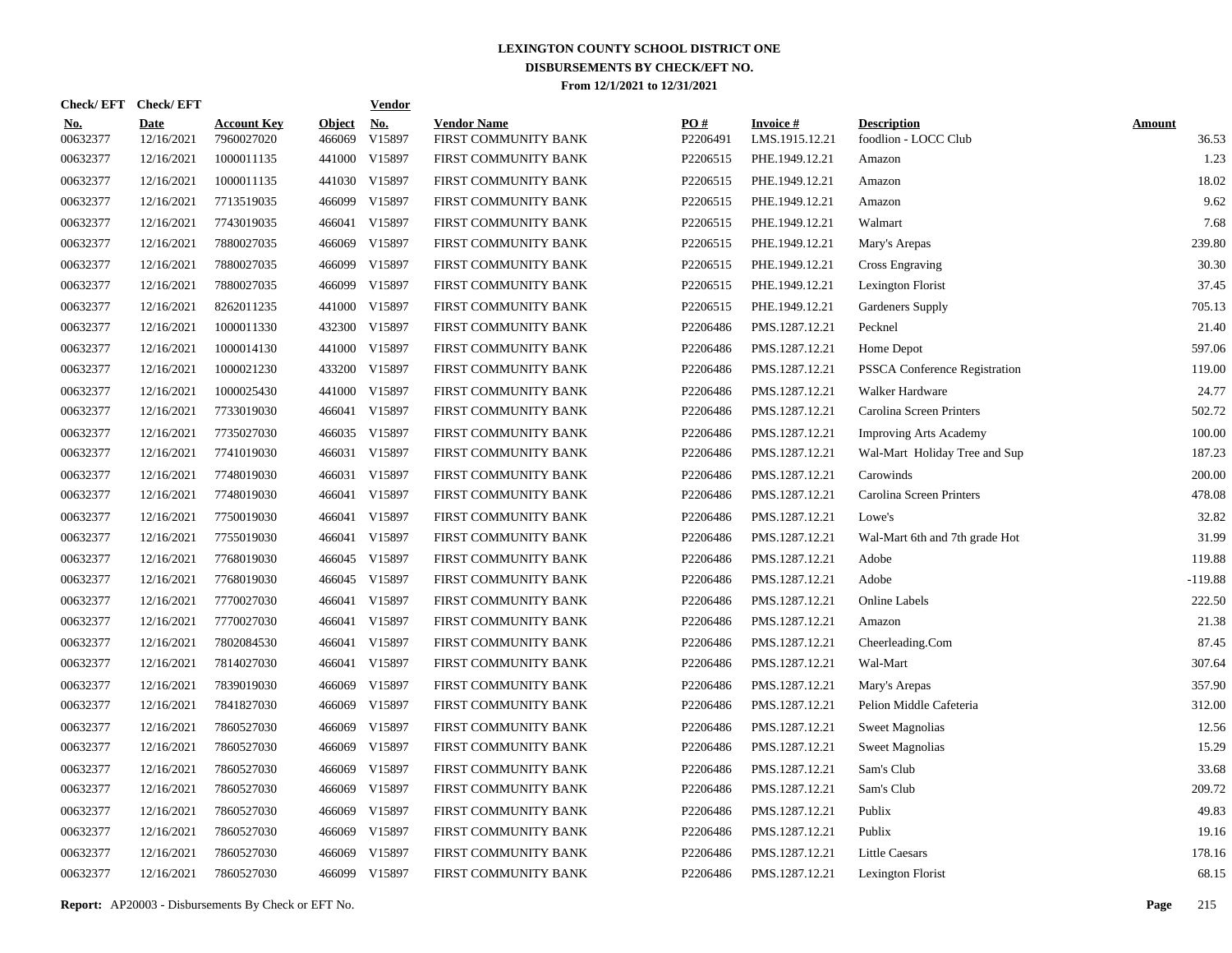# LEXINGTON COUNTY SCHOOL DISTRICT ONE

## DISBURSEMENTS BY CHECK/EFT NO.

### From 12/1/2021 to 12/31/2021

| Check/EFT No. | Check/EFT Date | Account Key | Object | Vendor No. | Vendor Name | PO # | Invoice # | Description | Amount |
|---|---|---|---|---|---|---|---|---|---|
| 00632377 | 12/16/2021 | 7960027020 | 466069 | V15897 | FIRST COMMUNITY BANK | P2206491 | LMS.1915.12.21 | foodlion - LOCC Club | 36.53 |
| 00632377 | 12/16/2021 | 1000011135 | 441000 | V15897 | FIRST COMMUNITY BANK | P2206515 | PHE.1949.12.21 | Amazon | 1.23 |
| 00632377 | 12/16/2021 | 1000011135 | 441030 | V15897 | FIRST COMMUNITY BANK | P2206515 | PHE.1949.12.21 | Amazon | 18.02 |
| 00632377 | 12/16/2021 | 7713519035 | 466099 | V15897 | FIRST COMMUNITY BANK | P2206515 | PHE.1949.12.21 | Amazon | 9.62 |
| 00632377 | 12/16/2021 | 7743019035 | 466041 | V15897 | FIRST COMMUNITY BANK | P2206515 | PHE.1949.12.21 | Walmart | 7.68 |
| 00632377 | 12/16/2021 | 7880027035 | 466069 | V15897 | FIRST COMMUNITY BANK | P2206515 | PHE.1949.12.21 | Mary's Arepas | 239.80 |
| 00632377 | 12/16/2021 | 7880027035 | 466099 | V15897 | FIRST COMMUNITY BANK | P2206515 | PHE.1949.12.21 | Cross Engraving | 30.30 |
| 00632377 | 12/16/2021 | 7880027035 | 466099 | V15897 | FIRST COMMUNITY BANK | P2206515 | PHE.1949.12.21 | Lexington Florist | 37.45 |
| 00632377 | 12/16/2021 | 8262011235 | 441000 | V15897 | FIRST COMMUNITY BANK | P2206515 | PHE.1949.12.21 | Gardeners Supply | 705.13 |
| 00632377 | 12/16/2021 | 1000011330 | 432300 | V15897 | FIRST COMMUNITY BANK | P2206486 | PMS.1287.12.21 | Pecknel | 21.40 |
| 00632377 | 12/16/2021 | 1000014130 | 441000 | V15897 | FIRST COMMUNITY BANK | P2206486 | PMS.1287.12.21 | Home Depot | 597.06 |
| 00632377 | 12/16/2021 | 1000021230 | 433200 | V15897 | FIRST COMMUNITY BANK | P2206486 | PMS.1287.12.21 | PSSCA Conference Registration | 119.00 |
| 00632377 | 12/16/2021 | 1000025430 | 441000 | V15897 | FIRST COMMUNITY BANK | P2206486 | PMS.1287.12.21 | Walker Hardware | 24.77 |
| 00632377 | 12/16/2021 | 7733019030 | 466041 | V15897 | FIRST COMMUNITY BANK | P2206486 | PMS.1287.12.21 | Carolina Screen Printers | 502.72 |
| 00632377 | 12/16/2021 | 7735027030 | 466035 | V15897 | FIRST COMMUNITY BANK | P2206486 | PMS.1287.12.21 | Improving Arts Academy | 100.00 |
| 00632377 | 12/16/2021 | 7741019030 | 466031 | V15897 | FIRST COMMUNITY BANK | P2206486 | PMS.1287.12.21 | Wal-Mart Holiday Tree and Sup | 187.23 |
| 00632377 | 12/16/2021 | 7748019030 | 466031 | V15897 | FIRST COMMUNITY BANK | P2206486 | PMS.1287.12.21 | Carowinds | 200.00 |
| 00632377 | 12/16/2021 | 7748019030 | 466041 | V15897 | FIRST COMMUNITY BANK | P2206486 | PMS.1287.12.21 | Carolina Screen Printers | 478.08 |
| 00632377 | 12/16/2021 | 7750019030 | 466041 | V15897 | FIRST COMMUNITY BANK | P2206486 | PMS.1287.12.21 | Lowe's | 32.82 |
| 00632377 | 12/16/2021 | 7755019030 | 466041 | V15897 | FIRST COMMUNITY BANK | P2206486 | PMS.1287.12.21 | Wal-Mart 6th and 7th grade Hot | 31.99 |
| 00632377 | 12/16/2021 | 7768019030 | 466045 | V15897 | FIRST COMMUNITY BANK | P2206486 | PMS.1287.12.21 | Adobe | 119.88 |
| 00632377 | 12/16/2021 | 7768019030 | 466045 | V15897 | FIRST COMMUNITY BANK | P2206486 | PMS.1287.12.21 | Adobe | -119.88 |
| 00632377 | 12/16/2021 | 7770027030 | 466041 | V15897 | FIRST COMMUNITY BANK | P2206486 | PMS.1287.12.21 | Online Labels | 222.50 |
| 00632377 | 12/16/2021 | 7770027030 | 466041 | V15897 | FIRST COMMUNITY BANK | P2206486 | PMS.1287.12.21 | Amazon | 21.38 |
| 00632377 | 12/16/2021 | 7802084530 | 466041 | V15897 | FIRST COMMUNITY BANK | P2206486 | PMS.1287.12.21 | Cheerleading.Com | 87.45 |
| 00632377 | 12/16/2021 | 7814027030 | 466041 | V15897 | FIRST COMMUNITY BANK | P2206486 | PMS.1287.12.21 | Wal-Mart | 307.64 |
| 00632377 | 12/16/2021 | 7839019030 | 466069 | V15897 | FIRST COMMUNITY BANK | P2206486 | PMS.1287.12.21 | Mary's Arepas | 357.90 |
| 00632377 | 12/16/2021 | 7841827030 | 466069 | V15897 | FIRST COMMUNITY BANK | P2206486 | PMS.1287.12.21 | Pelion Middle Cafeteria | 312.00 |
| 00632377 | 12/16/2021 | 7860527030 | 466069 | V15897 | FIRST COMMUNITY BANK | P2206486 | PMS.1287.12.21 | Sweet Magnolias | 12.56 |
| 00632377 | 12/16/2021 | 7860527030 | 466069 | V15897 | FIRST COMMUNITY BANK | P2206486 | PMS.1287.12.21 | Sweet Magnolias | 15.29 |
| 00632377 | 12/16/2021 | 7860527030 | 466069 | V15897 | FIRST COMMUNITY BANK | P2206486 | PMS.1287.12.21 | Sam's Club | 33.68 |
| 00632377 | 12/16/2021 | 7860527030 | 466069 | V15897 | FIRST COMMUNITY BANK | P2206486 | PMS.1287.12.21 | Sam's Club | 209.72 |
| 00632377 | 12/16/2021 | 7860527030 | 466069 | V15897 | FIRST COMMUNITY BANK | P2206486 | PMS.1287.12.21 | Publix | 49.83 |
| 00632377 | 12/16/2021 | 7860527030 | 466069 | V15897 | FIRST COMMUNITY BANK | P2206486 | PMS.1287.12.21 | Publix | 19.16 |
| 00632377 | 12/16/2021 | 7860527030 | 466069 | V15897 | FIRST COMMUNITY BANK | P2206486 | PMS.1287.12.21 | Little Caesars | 178.16 |
| 00632377 | 12/16/2021 | 7860527030 | 466099 | V15897 | FIRST COMMUNITY BANK | P2206486 | PMS.1287.12.21 | Lexington Florist | 68.15 |

**Report:** AP20003 - Disbursements By Check or EFT No.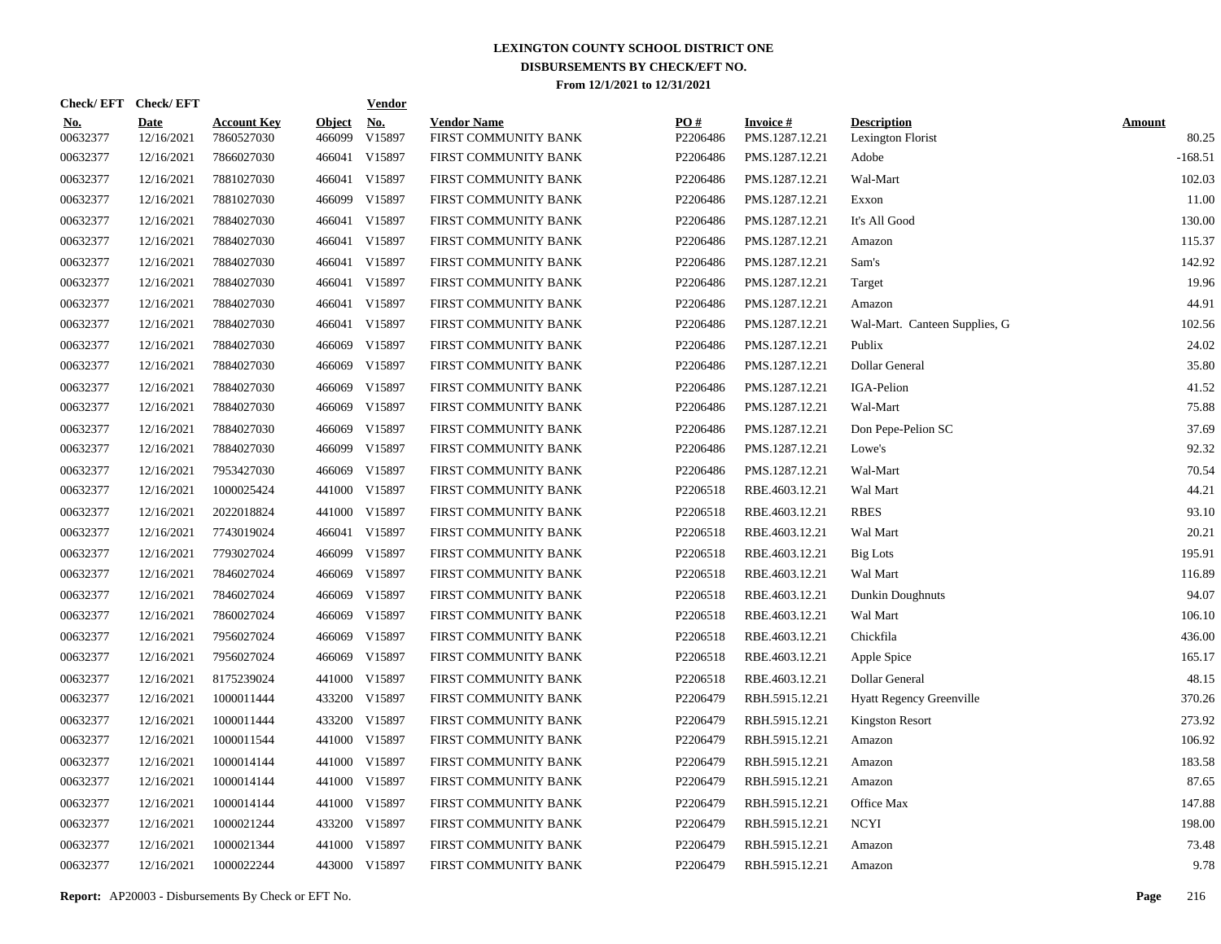# LEXINGTON COUNTY SCHOOL DISTRICT ONE
## DISBURSEMENTS BY CHECK/EFT NO.
### From 12/1/2021 to 12/31/2021

| Check/ EFT No. | Check/ EFT Date | Account Key | Object | Vendor No. | Vendor Name | PO # | Invoice # | Description | Amount |
|---|---|---|---|---|---|---|---|---|---|
| 00632377 | 12/16/2021 | 7860527030 | 466099 | V15897 | FIRST COMMUNITY BANK | P2206486 | PMS.1287.12.21 | Lexington Florist | 80.25 |
| 00632377 | 12/16/2021 | 7866027030 | 466041 | V15897 | FIRST COMMUNITY BANK | P2206486 | PMS.1287.12.21 | Adobe | -168.51 |
| 00632377 | 12/16/2021 | 7881027030 | 466041 | V15897 | FIRST COMMUNITY BANK | P2206486 | PMS.1287.12.21 | Wal-Mart | 102.03 |
| 00632377 | 12/16/2021 | 7881027030 | 466099 | V15897 | FIRST COMMUNITY BANK | P2206486 | PMS.1287.12.21 | Exxon | 11.00 |
| 00632377 | 12/16/2021 | 7884027030 | 466041 | V15897 | FIRST COMMUNITY BANK | P2206486 | PMS.1287.12.21 | It's All Good | 130.00 |
| 00632377 | 12/16/2021 | 7884027030 | 466041 | V15897 | FIRST COMMUNITY BANK | P2206486 | PMS.1287.12.21 | Amazon | 115.37 |
| 00632377 | 12/16/2021 | 7884027030 | 466041 | V15897 | FIRST COMMUNITY BANK | P2206486 | PMS.1287.12.21 | Sam's | 142.92 |
| 00632377 | 12/16/2021 | 7884027030 | 466041 | V15897 | FIRST COMMUNITY BANK | P2206486 | PMS.1287.12.21 | Target | 19.96 |
| 00632377 | 12/16/2021 | 7884027030 | 466041 | V15897 | FIRST COMMUNITY BANK | P2206486 | PMS.1287.12.21 | Amazon | 44.91 |
| 00632377 | 12/16/2021 | 7884027030 | 466041 | V15897 | FIRST COMMUNITY BANK | P2206486 | PMS.1287.12.21 | Wal-Mart. Canteen Supplies, G | 102.56 |
| 00632377 | 12/16/2021 | 7884027030 | 466069 | V15897 | FIRST COMMUNITY BANK | P2206486 | PMS.1287.12.21 | Publix | 24.02 |
| 00632377 | 12/16/2021 | 7884027030 | 466069 | V15897 | FIRST COMMUNITY BANK | P2206486 | PMS.1287.12.21 | Dollar General | 35.80 |
| 00632377 | 12/16/2021 | 7884027030 | 466069 | V15897 | FIRST COMMUNITY BANK | P2206486 | PMS.1287.12.21 | IGA-Pelion | 41.52 |
| 00632377 | 12/16/2021 | 7884027030 | 466069 | V15897 | FIRST COMMUNITY BANK | P2206486 | PMS.1287.12.21 | Wal-Mart | 75.88 |
| 00632377 | 12/16/2021 | 7884027030 | 466069 | V15897 | FIRST COMMUNITY BANK | P2206486 | PMS.1287.12.21 | Don Pepe-Pelion SC | 37.69 |
| 00632377 | 12/16/2021 | 7884027030 | 466099 | V15897 | FIRST COMMUNITY BANK | P2206486 | PMS.1287.12.21 | Lowe's | 92.32 |
| 00632377 | 12/16/2021 | 7953427030 | 466069 | V15897 | FIRST COMMUNITY BANK | P2206486 | PMS.1287.12.21 | Wal-Mart | 70.54 |
| 00632377 | 12/16/2021 | 1000025424 | 441000 | V15897 | FIRST COMMUNITY BANK | P2206518 | RBE.4603.12.21 | Wal Mart | 44.21 |
| 00632377 | 12/16/2021 | 2022018824 | 441000 | V15897 | FIRST COMMUNITY BANK | P2206518 | RBE.4603.12.21 | RBES | 93.10 |
| 00632377 | 12/16/2021 | 7743019024 | 466041 | V15897 | FIRST COMMUNITY BANK | P2206518 | RBE.4603.12.21 | Wal Mart | 20.21 |
| 00632377 | 12/16/2021 | 7793027024 | 466099 | V15897 | FIRST COMMUNITY BANK | P2206518 | RBE.4603.12.21 | Big Lots | 195.91 |
| 00632377 | 12/16/2021 | 7846027024 | 466069 | V15897 | FIRST COMMUNITY BANK | P2206518 | RBE.4603.12.21 | Wal Mart | 116.89 |
| 00632377 | 12/16/2021 | 7846027024 | 466069 | V15897 | FIRST COMMUNITY BANK | P2206518 | RBE.4603.12.21 | Dunkin Doughnuts | 94.07 |
| 00632377 | 12/16/2021 | 7860027024 | 466069 | V15897 | FIRST COMMUNITY BANK | P2206518 | RBE.4603.12.21 | Wal Mart | 106.10 |
| 00632377 | 12/16/2021 | 7956027024 | 466069 | V15897 | FIRST COMMUNITY BANK | P2206518 | RBE.4603.12.21 | Chickfila | 436.00 |
| 00632377 | 12/16/2021 | 7956027024 | 466069 | V15897 | FIRST COMMUNITY BANK | P2206518 | RBE.4603.12.21 | Apple Spice | 165.17 |
| 00632377 | 12/16/2021 | 8175239024 | 441000 | V15897 | FIRST COMMUNITY BANK | P2206518 | RBE.4603.12.21 | Dollar General | 48.15 |
| 00632377 | 12/16/2021 | 1000011444 | 433200 | V15897 | FIRST COMMUNITY BANK | P2206479 | RBH.5915.12.21 | Hyatt Regency Greenville | 370.26 |
| 00632377 | 12/16/2021 | 1000011444 | 433200 | V15897 | FIRST COMMUNITY BANK | P2206479 | RBH.5915.12.21 | Kingston Resort | 273.92 |
| 00632377 | 12/16/2021 | 1000011544 | 441000 | V15897 | FIRST COMMUNITY BANK | P2206479 | RBH.5915.12.21 | Amazon | 106.92 |
| 00632377 | 12/16/2021 | 1000014144 | 441000 | V15897 | FIRST COMMUNITY BANK | P2206479 | RBH.5915.12.21 | Amazon | 183.58 |
| 00632377 | 12/16/2021 | 1000014144 | 441000 | V15897 | FIRST COMMUNITY BANK | P2206479 | RBH.5915.12.21 | Amazon | 87.65 |
| 00632377 | 12/16/2021 | 1000014144 | 441000 | V15897 | FIRST COMMUNITY BANK | P2206479 | RBH.5915.12.21 | Office Max | 147.88 |
| 00632377 | 12/16/2021 | 1000021244 | 433200 | V15897 | FIRST COMMUNITY BANK | P2206479 | RBH.5915.12.21 | NCYI | 198.00 |
| 00632377 | 12/16/2021 | 1000021344 | 441000 | V15897 | FIRST COMMUNITY BANK | P2206479 | RBH.5915.12.21 | Amazon | 73.48 |
| 00632377 | 12/16/2021 | 1000022244 | 443000 | V15897 | FIRST COMMUNITY BANK | P2206479 | RBH.5915.12.21 | Amazon | 9.78 |

**Report:** AP20003 - Disbursements By Check or EFT No.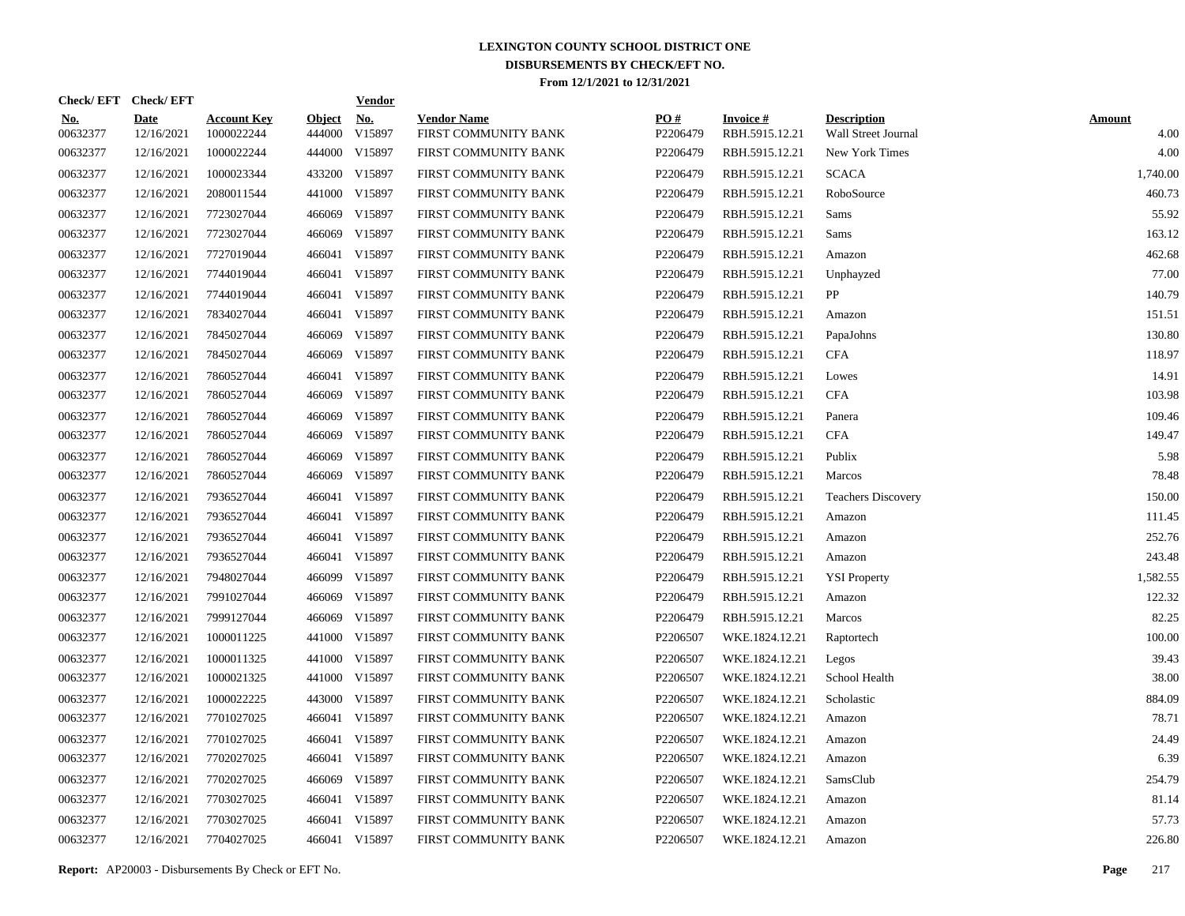# LEXINGTON COUNTY SCHOOL DISTRICT ONE

## DISBURSEMENTS BY CHECK/EFT NO.

### From 12/1/2021 to 12/31/2021

| Check/ EFT No. | Check/ EFT Date | Account Key | Object | Vendor No. | Vendor Name | PO # | Invoice # | Description | Amount |
|---|---|---|---|---|---|---|---|---|---|
| 00632377 | 12/16/2021 | 1000022244 | 444000 | V15897 | FIRST COMMUNITY BANK | P2206479 | RBH.5915.12.21 | Wall Street Journal | 4.00 |
| 00632377 | 12/16/2021 | 1000022244 | 444000 | V15897 | FIRST COMMUNITY BANK | P2206479 | RBH.5915.12.21 | New York Times | 4.00 |
| 00632377 | 12/16/2021 | 1000023344 | 433200 | V15897 | FIRST COMMUNITY BANK | P2206479 | RBH.5915.12.21 | SCACA | 1,740.00 |
| 00632377 | 12/16/2021 | 2080011544 | 441000 | V15897 | FIRST COMMUNITY BANK | P2206479 | RBH.5915.12.21 | RoboSource | 460.73 |
| 00632377 | 12/16/2021 | 7723027044 | 466069 | V15897 | FIRST COMMUNITY BANK | P2206479 | RBH.5915.12.21 | Sams | 55.92 |
| 00632377 | 12/16/2021 | 7723027044 | 466069 | V15897 | FIRST COMMUNITY BANK | P2206479 | RBH.5915.12.21 | Sams | 163.12 |
| 00632377 | 12/16/2021 | 7727019044 | 466041 | V15897 | FIRST COMMUNITY BANK | P2206479 | RBH.5915.12.21 | Amazon | 462.68 |
| 00632377 | 12/16/2021 | 7744019044 | 466041 | V15897 | FIRST COMMUNITY BANK | P2206479 | RBH.5915.12.21 | Unphayzed | 77.00 |
| 00632377 | 12/16/2021 | 7744019044 | 466041 | V15897 | FIRST COMMUNITY BANK | P2206479 | RBH.5915.12.21 | PP | 140.79 |
| 00632377 | 12/16/2021 | 7834027044 | 466041 | V15897 | FIRST COMMUNITY BANK | P2206479 | RBH.5915.12.21 | Amazon | 151.51 |
| 00632377 | 12/16/2021 | 7845027044 | 466069 | V15897 | FIRST COMMUNITY BANK | P2206479 | RBH.5915.12.21 | PapaJohns | 130.80 |
| 00632377 | 12/16/2021 | 7845027044 | 466069 | V15897 | FIRST COMMUNITY BANK | P2206479 | RBH.5915.12.21 | CFA | 118.97 |
| 00632377 | 12/16/2021 | 7860527044 | 466041 | V15897 | FIRST COMMUNITY BANK | P2206479 | RBH.5915.12.21 | Lowes | 14.91 |
| 00632377 | 12/16/2021 | 7860527044 | 466069 | V15897 | FIRST COMMUNITY BANK | P2206479 | RBH.5915.12.21 | CFA | 103.98 |
| 00632377 | 12/16/2021 | 7860527044 | 466069 | V15897 | FIRST COMMUNITY BANK | P2206479 | RBH.5915.12.21 | Panera | 109.46 |
| 00632377 | 12/16/2021 | 7860527044 | 466069 | V15897 | FIRST COMMUNITY BANK | P2206479 | RBH.5915.12.21 | CFA | 149.47 |
| 00632377 | 12/16/2021 | 7860527044 | 466069 | V15897 | FIRST COMMUNITY BANK | P2206479 | RBH.5915.12.21 | Publix | 5.98 |
| 00632377 | 12/16/2021 | 7860527044 | 466069 | V15897 | FIRST COMMUNITY BANK | P2206479 | RBH.5915.12.21 | Marcos | 78.48 |
| 00632377 | 12/16/2021 | 7936527044 | 466041 | V15897 | FIRST COMMUNITY BANK | P2206479 | RBH.5915.12.21 | Teachers Discovery | 150.00 |
| 00632377 | 12/16/2021 | 7936527044 | 466041 | V15897 | FIRST COMMUNITY BANK | P2206479 | RBH.5915.12.21 | Amazon | 111.45 |
| 00632377 | 12/16/2021 | 7936527044 | 466041 | V15897 | FIRST COMMUNITY BANK | P2206479 | RBH.5915.12.21 | Amazon | 252.76 |
| 00632377 | 12/16/2021 | 7936527044 | 466041 | V15897 | FIRST COMMUNITY BANK | P2206479 | RBH.5915.12.21 | Amazon | 243.48 |
| 00632377 | 12/16/2021 | 7948027044 | 466099 | V15897 | FIRST COMMUNITY BANK | P2206479 | RBH.5915.12.21 | YSI Property | 1,582.55 |
| 00632377 | 12/16/2021 | 7991027044 | 466069 | V15897 | FIRST COMMUNITY BANK | P2206479 | RBH.5915.12.21 | Amazon | 122.32 |
| 00632377 | 12/16/2021 | 7999127044 | 466069 | V15897 | FIRST COMMUNITY BANK | P2206479 | RBH.5915.12.21 | Marcos | 82.25 |
| 00632377 | 12/16/2021 | 1000011225 | 441000 | V15897 | FIRST COMMUNITY BANK | P2206507 | WKE.1824.12.21 | Raptortech | 100.00 |
| 00632377 | 12/16/2021 | 1000011325 | 441000 | V15897 | FIRST COMMUNITY BANK | P2206507 | WKE.1824.12.21 | Legos | 39.43 |
| 00632377 | 12/16/2021 | 1000021325 | 441000 | V15897 | FIRST COMMUNITY BANK | P2206507 | WKE.1824.12.21 | School Health | 38.00 |
| 00632377 | 12/16/2021 | 1000022225 | 443000 | V15897 | FIRST COMMUNITY BANK | P2206507 | WKE.1824.12.21 | Scholastic | 884.09 |
| 00632377 | 12/16/2021 | 7701027025 | 466041 | V15897 | FIRST COMMUNITY BANK | P2206507 | WKE.1824.12.21 | Amazon | 78.71 |
| 00632377 | 12/16/2021 | 7701027025 | 466041 | V15897 | FIRST COMMUNITY BANK | P2206507 | WKE.1824.12.21 | Amazon | 24.49 |
| 00632377 | 12/16/2021 | 7702027025 | 466041 | V15897 | FIRST COMMUNITY BANK | P2206507 | WKE.1824.12.21 | Amazon | 6.39 |
| 00632377 | 12/16/2021 | 7702027025 | 466069 | V15897 | FIRST COMMUNITY BANK | P2206507 | WKE.1824.12.21 | SamsClub | 254.79 |
| 00632377 | 12/16/2021 | 7703027025 | 466041 | V15897 | FIRST COMMUNITY BANK | P2206507 | WKE.1824.12.21 | Amazon | 81.14 |
| 00632377 | 12/16/2021 | 7703027025 | 466041 | V15897 | FIRST COMMUNITY BANK | P2206507 | WKE.1824.12.21 | Amazon | 57.73 |
| 00632377 | 12/16/2021 | 7704027025 | 466041 | V15897 | FIRST COMMUNITY BANK | P2206507 | WKE.1824.12.21 | Amazon | 226.80 |

**Report:** AP20003 - Disbursements By Check or EFT No.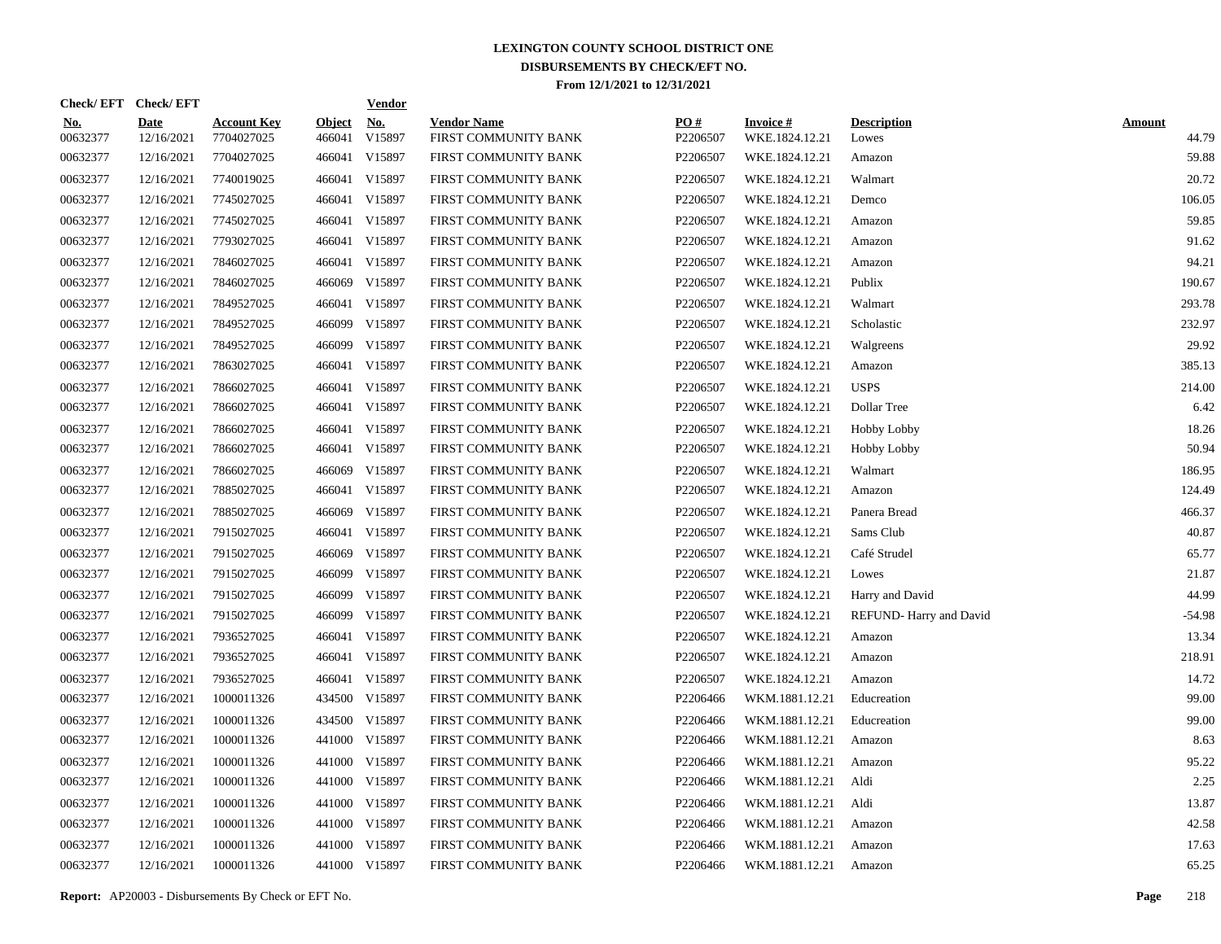# LEXINGTON COUNTY SCHOOL DISTRICT ONE
## DISBURSEMENTS BY CHECK/EFT NO.
### From 12/1/2021 to 12/31/2021

| Check/ EFT No. | Check/ EFT Date | Account Key | Object | Vendor No. | Vendor Name | PO # | Invoice # | Description | Amount |
|---|---|---|---|---|---|---|---|---|---|
| 00632377 | 12/16/2021 | 7704027025 | 466041 | V15897 | FIRST COMMUNITY BANK | P2206507 | WKE.1824.12.21 | Lowes | 44.79 |
| 00632377 | 12/16/2021 | 7704027025 | 466041 | V15897 | FIRST COMMUNITY BANK | P2206507 | WKE.1824.12.21 | Amazon | 59.88 |
| 00632377 | 12/16/2021 | 7740019025 | 466041 | V15897 | FIRST COMMUNITY BANK | P2206507 | WKE.1824.12.21 | Walmart | 20.72 |
| 00632377 | 12/16/2021 | 7745027025 | 466041 | V15897 | FIRST COMMUNITY BANK | P2206507 | WKE.1824.12.21 | Demco | 106.05 |
| 00632377 | 12/16/2021 | 7745027025 | 466041 | V15897 | FIRST COMMUNITY BANK | P2206507 | WKE.1824.12.21 | Amazon | 59.85 |
| 00632377 | 12/16/2021 | 7793027025 | 466041 | V15897 | FIRST COMMUNITY BANK | P2206507 | WKE.1824.12.21 | Amazon | 91.62 |
| 00632377 | 12/16/2021 | 7846027025 | 466041 | V15897 | FIRST COMMUNITY BANK | P2206507 | WKE.1824.12.21 | Amazon | 94.21 |
| 00632377 | 12/16/2021 | 7846027025 | 466069 | V15897 | FIRST COMMUNITY BANK | P2206507 | WKE.1824.12.21 | Publix | 190.67 |
| 00632377 | 12/16/2021 | 7849527025 | 466041 | V15897 | FIRST COMMUNITY BANK | P2206507 | WKE.1824.12.21 | Walmart | 293.78 |
| 00632377 | 12/16/2021 | 7849527025 | 466099 | V15897 | FIRST COMMUNITY BANK | P2206507 | WKE.1824.12.21 | Scholastic | 232.97 |
| 00632377 | 12/16/2021 | 7849527025 | 466099 | V15897 | FIRST COMMUNITY BANK | P2206507 | WKE.1824.12.21 | Walgreens | 29.92 |
| 00632377 | 12/16/2021 | 7863027025 | 466041 | V15897 | FIRST COMMUNITY BANK | P2206507 | WKE.1824.12.21 | Amazon | 385.13 |
| 00632377 | 12/16/2021 | 7866027025 | 466041 | V15897 | FIRST COMMUNITY BANK | P2206507 | WKE.1824.12.21 | USPS | 214.00 |
| 00632377 | 12/16/2021 | 7866027025 | 466041 | V15897 | FIRST COMMUNITY BANK | P2206507 | WKE.1824.12.21 | Dollar Tree | 6.42 |
| 00632377 | 12/16/2021 | 7866027025 | 466041 | V15897 | FIRST COMMUNITY BANK | P2206507 | WKE.1824.12.21 | Hobby Lobby | 18.26 |
| 00632377 | 12/16/2021 | 7866027025 | 466041 | V15897 | FIRST COMMUNITY BANK | P2206507 | WKE.1824.12.21 | Hobby Lobby | 50.94 |
| 00632377 | 12/16/2021 | 7866027025 | 466069 | V15897 | FIRST COMMUNITY BANK | P2206507 | WKE.1824.12.21 | Walmart | 186.95 |
| 00632377 | 12/16/2021 | 7885027025 | 466041 | V15897 | FIRST COMMUNITY BANK | P2206507 | WKE.1824.12.21 | Amazon | 124.49 |
| 00632377 | 12/16/2021 | 7885027025 | 466069 | V15897 | FIRST COMMUNITY BANK | P2206507 | WKE.1824.12.21 | Panera Bread | 466.37 |
| 00632377 | 12/16/2021 | 7915027025 | 466041 | V15897 | FIRST COMMUNITY BANK | P2206507 | WKE.1824.12.21 | Sams Club | 40.87 |
| 00632377 | 12/16/2021 | 7915027025 | 466069 | V15897 | FIRST COMMUNITY BANK | P2206507 | WKE.1824.12.21 | Café Strudel | 65.77 |
| 00632377 | 12/16/2021 | 7915027025 | 466099 | V15897 | FIRST COMMUNITY BANK | P2206507 | WKE.1824.12.21 | Lowes | 21.87 |
| 00632377 | 12/16/2021 | 7915027025 | 466099 | V15897 | FIRST COMMUNITY BANK | P2206507 | WKE.1824.12.21 | Harry and David | 44.99 |
| 00632377 | 12/16/2021 | 7915027025 | 466099 | V15897 | FIRST COMMUNITY BANK | P2206507 | WKE.1824.12.21 | REFUND- Harry and David | -54.98 |
| 00632377 | 12/16/2021 | 7936527025 | 466041 | V15897 | FIRST COMMUNITY BANK | P2206507 | WKE.1824.12.21 | Amazon | 13.34 |
| 00632377 | 12/16/2021 | 7936527025 | 466041 | V15897 | FIRST COMMUNITY BANK | P2206507 | WKE.1824.12.21 | Amazon | 218.91 |
| 00632377 | 12/16/2021 | 7936527025 | 466041 | V15897 | FIRST COMMUNITY BANK | P2206507 | WKE.1824.12.21 | Amazon | 14.72 |
| 00632377 | 12/16/2021 | 1000011326 | 434500 | V15897 | FIRST COMMUNITY BANK | P2206466 | WKM.1881.12.21 | Educreation | 99.00 |
| 00632377 | 12/16/2021 | 1000011326 | 434500 | V15897 | FIRST COMMUNITY BANK | P2206466 | WKM.1881.12.21 | Educreation | 99.00 |
| 00632377 | 12/16/2021 | 1000011326 | 441000 | V15897 | FIRST COMMUNITY BANK | P2206466 | WKM.1881.12.21 | Amazon | 8.63 |
| 00632377 | 12/16/2021 | 1000011326 | 441000 | V15897 | FIRST COMMUNITY BANK | P2206466 | WKM.1881.12.21 | Amazon | 95.22 |
| 00632377 | 12/16/2021 | 1000011326 | 441000 | V15897 | FIRST COMMUNITY BANK | P2206466 | WKM.1881.12.21 | Aldi | 2.25 |
| 00632377 | 12/16/2021 | 1000011326 | 441000 | V15897 | FIRST COMMUNITY BANK | P2206466 | WKM.1881.12.21 | Aldi | 13.87 |
| 00632377 | 12/16/2021 | 1000011326 | 441000 | V15897 | FIRST COMMUNITY BANK | P2206466 | WKM.1881.12.21 | Amazon | 42.58 |
| 00632377 | 12/16/2021 | 1000011326 | 441000 | V15897 | FIRST COMMUNITY BANK | P2206466 | WKM.1881.12.21 | Amazon | 17.63 |
| 00632377 | 12/16/2021 | 1000011326 | 441000 | V15897 | FIRST COMMUNITY BANK | P2206466 | WKM.1881.12.21 | Amazon | 65.25 |

**Report:** AP20003 - Disbursements By Check or EFT No.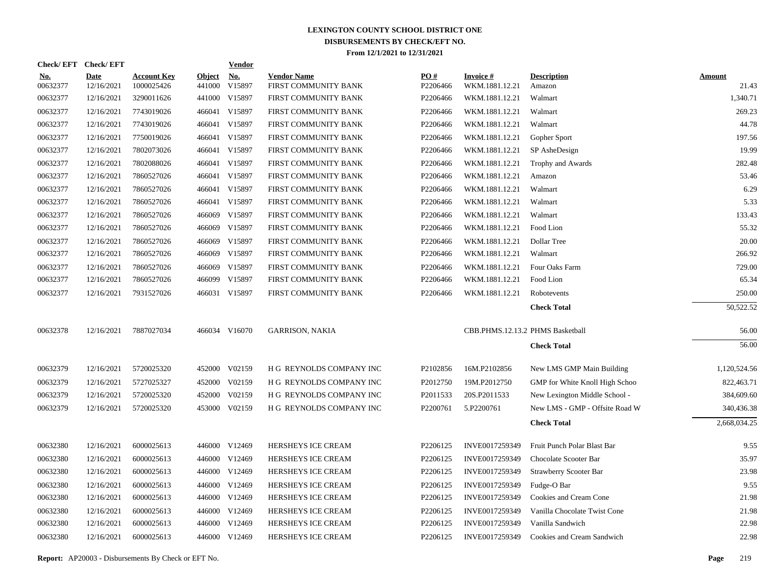**LEXINGTON COUNTY SCHOOL DISTRICT ONE**
**DISBURSEMENTS BY CHECK/EFT NO.**
**From 12/1/2021 to 12/31/2021**

| Check/ EFT No. | Check/ EFT Date | Account Key | Object | Vendor No. | Vendor Name | PO # | Invoice # | Description | Amount |
|---|---|---|---|---|---|---|---|---|---|
| 00632377 | 12/16/2021 | 1000025426 | 441000 | V15897 | FIRST COMMUNITY BANK | P2206466 | WKM.1881.12.21 | Amazon | 21.43 |
| 00632377 | 12/16/2021 | 3290011626 | 441000 | V15897 | FIRST COMMUNITY BANK | P2206466 | WKM.1881.12.21 | Walmart | 1,340.71 |
| 00632377 | 12/16/2021 | 7743019026 | 466041 | V15897 | FIRST COMMUNITY BANK | P2206466 | WKM.1881.12.21 | Walmart | 269.23 |
| 00632377 | 12/16/2021 | 7743019026 | 466041 | V15897 | FIRST COMMUNITY BANK | P2206466 | WKM.1881.12.21 | Walmart | 44.78 |
| 00632377 | 12/16/2021 | 7750019026 | 466041 | V15897 | FIRST COMMUNITY BANK | P2206466 | WKM.1881.12.21 | Gopher Sport | 197.56 |
| 00632377 | 12/16/2021 | 7802073026 | 466041 | V15897 | FIRST COMMUNITY BANK | P2206466 | WKM.1881.12.21 | SP AsheDesign | 19.99 |
| 00632377 | 12/16/2021 | 7802088026 | 466041 | V15897 | FIRST COMMUNITY BANK | P2206466 | WKM.1881.12.21 | Trophy and Awards | 282.48 |
| 00632377 | 12/16/2021 | 7860527026 | 466041 | V15897 | FIRST COMMUNITY BANK | P2206466 | WKM.1881.12.21 | Amazon | 53.46 |
| 00632377 | 12/16/2021 | 7860527026 | 466041 | V15897 | FIRST COMMUNITY BANK | P2206466 | WKM.1881.12.21 | Walmart | 6.29 |
| 00632377 | 12/16/2021 | 7860527026 | 466041 | V15897 | FIRST COMMUNITY BANK | P2206466 | WKM.1881.12.21 | Walmart | 5.33 |
| 00632377 | 12/16/2021 | 7860527026 | 466069 | V15897 | FIRST COMMUNITY BANK | P2206466 | WKM.1881.12.21 | Walmart | 133.43 |
| 00632377 | 12/16/2021 | 7860527026 | 466069 | V15897 | FIRST COMMUNITY BANK | P2206466 | WKM.1881.12.21 | Food Lion | 55.32 |
| 00632377 | 12/16/2021 | 7860527026 | 466069 | V15897 | FIRST COMMUNITY BANK | P2206466 | WKM.1881.12.21 | Dollar Tree | 20.00 |
| 00632377 | 12/16/2021 | 7860527026 | 466069 | V15897 | FIRST COMMUNITY BANK | P2206466 | WKM.1881.12.21 | Walmart | 266.92 |
| 00632377 | 12/16/2021 | 7860527026 | 466069 | V15897 | FIRST COMMUNITY BANK | P2206466 | WKM.1881.12.21 | Four Oaks Farm | 729.00 |
| 00632377 | 12/16/2021 | 7860527026 | 466099 | V15897 | FIRST COMMUNITY BANK | P2206466 | WKM.1881.12.21 | Food Lion | 65.34 |
| 00632377 | 12/16/2021 | 7931527026 | 466031 | V15897 | FIRST COMMUNITY BANK | P2206466 | WKM.1881.12.21 | Robotevents | 250.00 |
| | | | | | | | | **Check Total** | 50,522.52 |
| 00632378 | 12/16/2021 | 7887027034 | 466034 | V16070 | GARRISON, NAKIA | | CBB.PHMS.12.13.2 | PHMS Basketball | 56.00 |
| | | | | | | | | **Check Total** | 56.00 |
| 00632379 | 12/16/2021 | 5720025320 | 452000 | V02159 | H G REYNOLDS COMPANY INC | P2102856 | 16M.P2102856 | New LMS GMP Main Building | 1,120,524.56 |
| 00632379 | 12/16/2021 | 5727025327 | 452000 | V02159 | H G REYNOLDS COMPANY INC | P2012750 | 19M.P2012750 | GMP for White Knoll High Schoo | 822,463.71 |
| 00632379 | 12/16/2021 | 5720025320 | 452000 | V02159 | H G REYNOLDS COMPANY INC | P2011533 | 20S.P2011533 | New Lexington Middle School - | 384,609.60 |
| 00632379 | 12/16/2021 | 5720025320 | 453000 | V02159 | H G REYNOLDS COMPANY INC | P2200761 | 5.P2200761 | New LMS - GMP - Offsite Road W | 340,436.38 |
| | | | | | | | | **Check Total** | 2,668,034.25 |
| 00632380 | 12/16/2021 | 6000025613 | 446000 | V12469 | HERSHEYS ICE CREAM | P2206125 | INVE0017259349 | Fruit Punch Polar Blast Bar | 9.55 |
| 00632380 | 12/16/2021 | 6000025613 | 446000 | V12469 | HERSHEYS ICE CREAM | P2206125 | INVE0017259349 | Chocolate Scooter Bar | 35.97 |
| 00632380 | 12/16/2021 | 6000025613 | 446000 | V12469 | HERSHEYS ICE CREAM | P2206125 | INVE0017259349 | Strawberry Scooter Bar | 23.98 |
| 00632380 | 12/16/2021 | 6000025613 | 446000 | V12469 | HERSHEYS ICE CREAM | P2206125 | INVE0017259349 | Fudge-O Bar | 9.55 |
| 00632380 | 12/16/2021 | 6000025613 | 446000 | V12469 | HERSHEYS ICE CREAM | P2206125 | INVE0017259349 | Cookies and Cream Cone | 21.98 |
| 00632380 | 12/16/2021 | 6000025613 | 446000 | V12469 | HERSHEYS ICE CREAM | P2206125 | INVE0017259349 | Vanilla Chocolate Twist Cone | 21.98 |
| 00632380 | 12/16/2021 | 6000025613 | 446000 | V12469 | HERSHEYS ICE CREAM | P2206125 | INVE0017259349 | Vanilla Sandwich | 22.98 |
| 00632380 | 12/16/2021 | 6000025613 | 446000 | V12469 | HERSHEYS ICE CREAM | P2206125 | INVE0017259349 | Cookies and Cream Sandwich | 22.98 |

**Report:** AP20003 - Disbursements By Check or EFT No.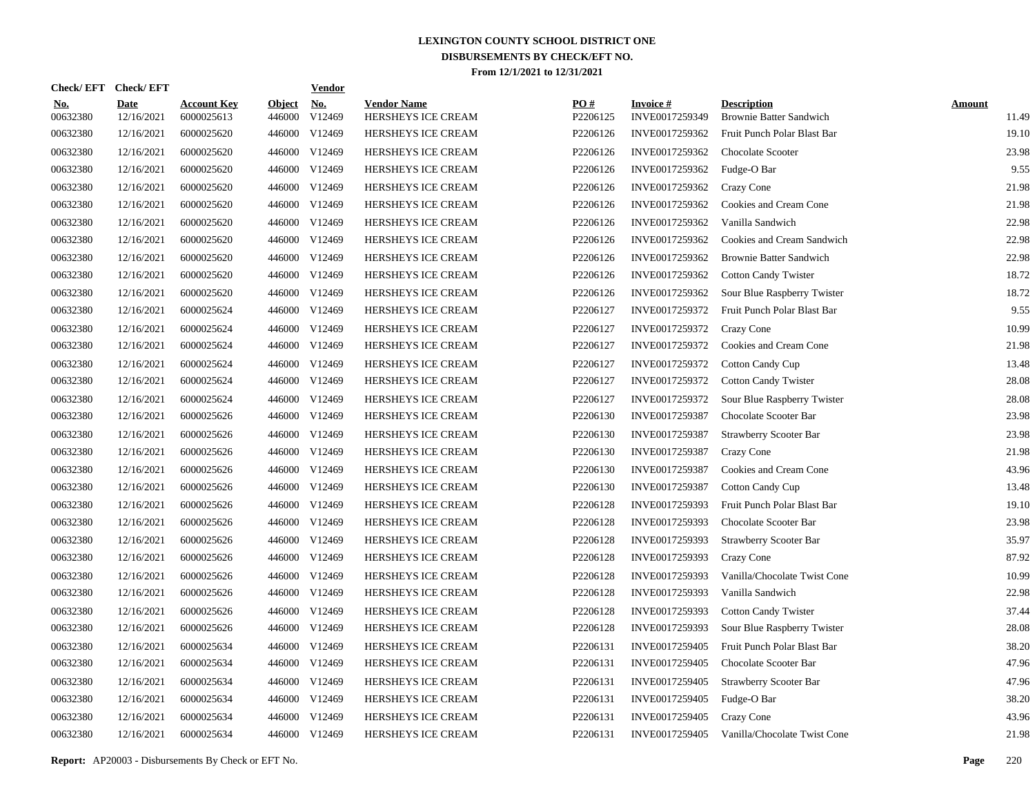# LEXINGTON COUNTY SCHOOL DISTRICT ONE

## DISBURSEMENTS BY CHECK/EFT NO.

### From 12/1/2021 to 12/31/2021

| Check/ EFT No. | Check/ EFT Date | Account Key | Object | Vendor No. | Vendor Name | PO # | Invoice # | Description | Amount |
|---|---|---|---|---|---|---|---|---|---|
| 00632380 | 12/16/2021 | 6000025613 | 446000 | V12469 | HERSHEYS ICE CREAM | P2206125 | INVE0017259349 | Brownie Batter Sandwich | 11.49 |
| 00632380 | 12/16/2021 | 6000025620 | 446000 | V12469 | HERSHEYS ICE CREAM | P2206126 | INVE0017259362 | Fruit Punch Polar Blast Bar | 19.10 |
| 00632380 | 12/16/2021 | 6000025620 | 446000 | V12469 | HERSHEYS ICE CREAM | P2206126 | INVE0017259362 | Chocolate Scooter | 23.98 |
| 00632380 | 12/16/2021 | 6000025620 | 446000 | V12469 | HERSHEYS ICE CREAM | P2206126 | INVE0017259362 | Fudge-O Bar | 9.55 |
| 00632380 | 12/16/2021 | 6000025620 | 446000 | V12469 | HERSHEYS ICE CREAM | P2206126 | INVE0017259362 | Crazy Cone | 21.98 |
| 00632380 | 12/16/2021 | 6000025620 | 446000 | V12469 | HERSHEYS ICE CREAM | P2206126 | INVE0017259362 | Cookies and Cream Cone | 21.98 |
| 00632380 | 12/16/2021 | 6000025620 | 446000 | V12469 | HERSHEYS ICE CREAM | P2206126 | INVE0017259362 | Vanilla Sandwich | 22.98 |
| 00632380 | 12/16/2021 | 6000025620 | 446000 | V12469 | HERSHEYS ICE CREAM | P2206126 | INVE0017259362 | Cookies and Cream Sandwich | 22.98 |
| 00632380 | 12/16/2021 | 6000025620 | 446000 | V12469 | HERSHEYS ICE CREAM | P2206126 | INVE0017259362 | Brownie Batter Sandwich | 22.98 |
| 00632380 | 12/16/2021 | 6000025620 | 446000 | V12469 | HERSHEYS ICE CREAM | P2206126 | INVE0017259362 | Cotton Candy Twister | 18.72 |
| 00632380 | 12/16/2021 | 6000025620 | 446000 | V12469 | HERSHEYS ICE CREAM | P2206126 | INVE0017259362 | Sour Blue Raspberry Twister | 18.72 |
| 00632380 | 12/16/2021 | 6000025624 | 446000 | V12469 | HERSHEYS ICE CREAM | P2206127 | INVE0017259372 | Fruit Punch Polar Blast Bar | 9.55 |
| 00632380 | 12/16/2021 | 6000025624 | 446000 | V12469 | HERSHEYS ICE CREAM | P2206127 | INVE0017259372 | Crazy Cone | 10.99 |
| 00632380 | 12/16/2021 | 6000025624 | 446000 | V12469 | HERSHEYS ICE CREAM | P2206127 | INVE0017259372 | Cookies and Cream Cone | 21.98 |
| 00632380 | 12/16/2021 | 6000025624 | 446000 | V12469 | HERSHEYS ICE CREAM | P2206127 | INVE0017259372 | Cotton Candy Cup | 13.48 |
| 00632380 | 12/16/2021 | 6000025624 | 446000 | V12469 | HERSHEYS ICE CREAM | P2206127 | INVE0017259372 | Cotton Candy Twister | 28.08 |
| 00632380 | 12/16/2021 | 6000025624 | 446000 | V12469 | HERSHEYS ICE CREAM | P2206127 | INVE0017259372 | Sour Blue Raspberry Twister | 28.08 |
| 00632380 | 12/16/2021 | 6000025626 | 446000 | V12469 | HERSHEYS ICE CREAM | P2206130 | INVE0017259387 | Chocolate Scooter Bar | 23.98 |
| 00632380 | 12/16/2021 | 6000025626 | 446000 | V12469 | HERSHEYS ICE CREAM | P2206130 | INVE0017259387 | Strawberry Scooter Bar | 23.98 |
| 00632380 | 12/16/2021 | 6000025626 | 446000 | V12469 | HERSHEYS ICE CREAM | P2206130 | INVE0017259387 | Crazy Cone | 21.98 |
| 00632380 | 12/16/2021 | 6000025626 | 446000 | V12469 | HERSHEYS ICE CREAM | P2206130 | INVE0017259387 | Cookies and Cream Cone | 43.96 |
| 00632380 | 12/16/2021 | 6000025626 | 446000 | V12469 | HERSHEYS ICE CREAM | P2206130 | INVE0017259387 | Cotton Candy Cup | 13.48 |
| 00632380 | 12/16/2021 | 6000025626 | 446000 | V12469 | HERSHEYS ICE CREAM | P2206128 | INVE0017259393 | Fruit Punch Polar Blast Bar | 19.10 |
| 00632380 | 12/16/2021 | 6000025626 | 446000 | V12469 | HERSHEYS ICE CREAM | P2206128 | INVE0017259393 | Chocolate Scooter Bar | 23.98 |
| 00632380 | 12/16/2021 | 6000025626 | 446000 | V12469 | HERSHEYS ICE CREAM | P2206128 | INVE0017259393 | Strawberry Scooter Bar | 35.97 |
| 00632380 | 12/16/2021 | 6000025626 | 446000 | V12469 | HERSHEYS ICE CREAM | P2206128 | INVE0017259393 | Crazy Cone | 87.92 |
| 00632380 | 12/16/2021 | 6000025626 | 446000 | V12469 | HERSHEYS ICE CREAM | P2206128 | INVE0017259393 | Vanilla/Chocolate Twist Cone | 10.99 |
| 00632380 | 12/16/2021 | 6000025626 | 446000 | V12469 | HERSHEYS ICE CREAM | P2206128 | INVE0017259393 | Vanilla Sandwich | 22.98 |
| 00632380 | 12/16/2021 | 6000025626 | 446000 | V12469 | HERSHEYS ICE CREAM | P2206128 | INVE0017259393 | Cotton Candy Twister | 37.44 |
| 00632380 | 12/16/2021 | 6000025626 | 446000 | V12469 | HERSHEYS ICE CREAM | P2206128 | INVE0017259393 | Sour Blue Raspberry Twister | 28.08 |
| 00632380 | 12/16/2021 | 6000025634 | 446000 | V12469 | HERSHEYS ICE CREAM | P2206131 | INVE0017259405 | Fruit Punch Polar Blast Bar | 38.20 |
| 00632380 | 12/16/2021 | 6000025634 | 446000 | V12469 | HERSHEYS ICE CREAM | P2206131 | INVE0017259405 | Chocolate Scooter Bar | 47.96 |
| 00632380 | 12/16/2021 | 6000025634 | 446000 | V12469 | HERSHEYS ICE CREAM | P2206131 | INVE0017259405 | Strawberry Scooter Bar | 47.96 |
| 00632380 | 12/16/2021 | 6000025634 | 446000 | V12469 | HERSHEYS ICE CREAM | P2206131 | INVE0017259405 | Fudge-O Bar | 38.20 |
| 00632380 | 12/16/2021 | 6000025634 | 446000 | V12469 | HERSHEYS ICE CREAM | P2206131 | INVE0017259405 | Crazy Cone | 43.96 |
| 00632380 | 12/16/2021 | 6000025634 | 446000 | V12469 | HERSHEYS ICE CREAM | P2206131 | INVE0017259405 | Vanilla/Chocolate Twist Cone | 21.98 |

**Report:** AP20003 - Disbursements By Check or EFT No.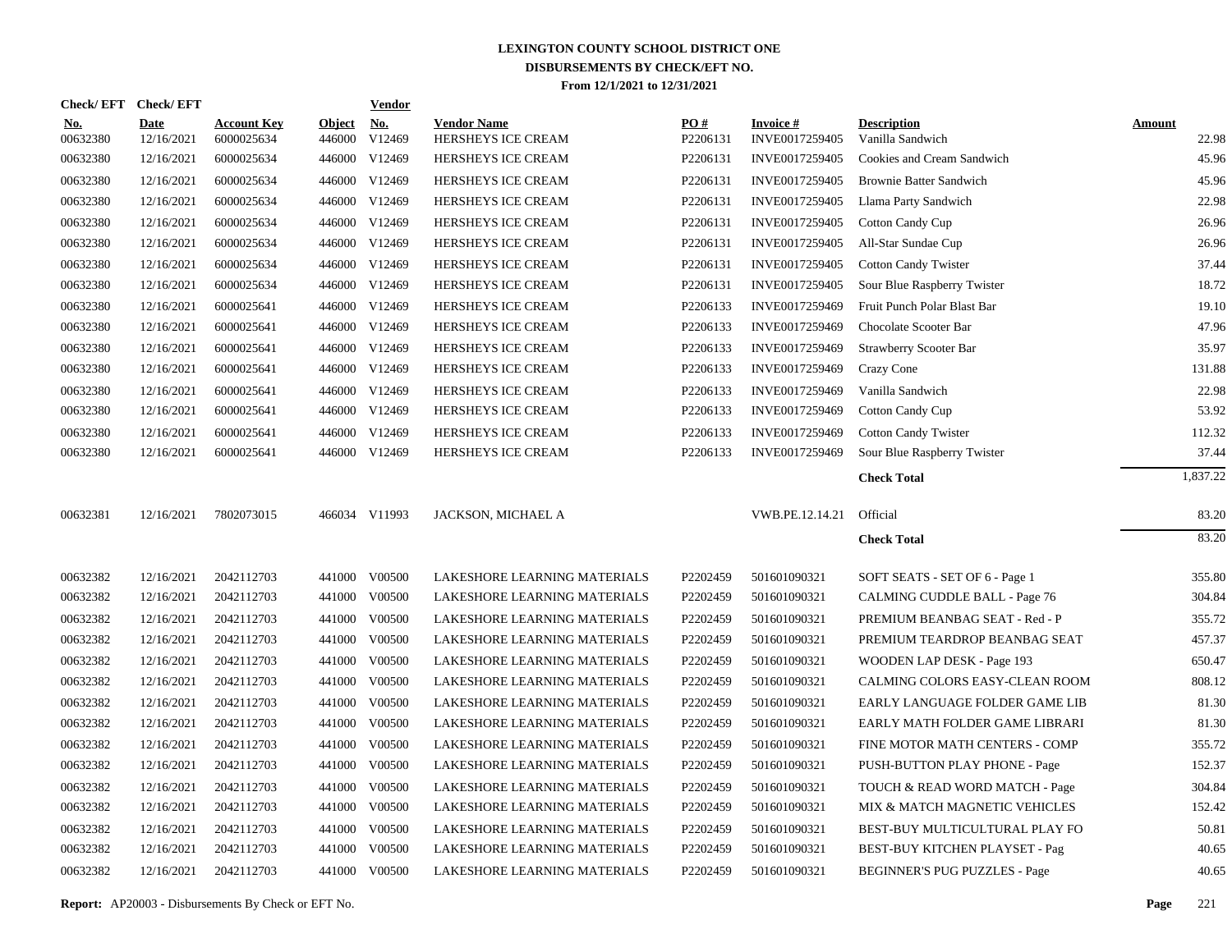# LEXINGTON COUNTY SCHOOL DISTRICT ONE
## DISBURSEMENTS BY CHECK/EFT NO.
### From 12/1/2021 to 12/31/2021

| Check/ EFT No. | Check/ EFT Date | Account Key | Object | Vendor No. | Vendor Name | PO # | Invoice # | Description | Amount |
|---|---|---|---|---|---|---|---|---|---|
| 00632380 | 12/16/2021 | 6000025634 | 446000 | V12469 | HERSHEYS ICE CREAM | P2206131 | INVE0017259405 | Vanilla Sandwich | 22.98 |
| 00632380 | 12/16/2021 | 6000025634 | 446000 | V12469 | HERSHEYS ICE CREAM | P2206131 | INVE0017259405 | Cookies and Cream Sandwich | 45.96 |
| 00632380 | 12/16/2021 | 6000025634 | 446000 | V12469 | HERSHEYS ICE CREAM | P2206131 | INVE0017259405 | Brownie Batter Sandwich | 45.96 |
| 00632380 | 12/16/2021 | 6000025634 | 446000 | V12469 | HERSHEYS ICE CREAM | P2206131 | INVE0017259405 | Llama Party Sandwich | 22.98 |
| 00632380 | 12/16/2021 | 6000025634 | 446000 | V12469 | HERSHEYS ICE CREAM | P2206131 | INVE0017259405 | Cotton Candy Cup | 26.96 |
| 00632380 | 12/16/2021 | 6000025634 | 446000 | V12469 | HERSHEYS ICE CREAM | P2206131 | INVE0017259405 | All-Star Sundae Cup | 26.96 |
| 00632380 | 12/16/2021 | 6000025634 | 446000 | V12469 | HERSHEYS ICE CREAM | P2206131 | INVE0017259405 | Cotton Candy Twister | 37.44 |
| 00632380 | 12/16/2021 | 6000025634 | 446000 | V12469 | HERSHEYS ICE CREAM | P2206131 | INVE0017259405 | Sour Blue Raspberry Twister | 18.72 |
| 00632380 | 12/16/2021 | 6000025641 | 446000 | V12469 | HERSHEYS ICE CREAM | P2206133 | INVE0017259469 | Fruit Punch Polar Blast Bar | 19.10 |
| 00632380 | 12/16/2021 | 6000025641 | 446000 | V12469 | HERSHEYS ICE CREAM | P2206133 | INVE0017259469 | Chocolate Scooter Bar | 47.96 |
| 00632380 | 12/16/2021 | 6000025641 | 446000 | V12469 | HERSHEYS ICE CREAM | P2206133 | INVE0017259469 | Strawberry Scooter Bar | 35.97 |
| 00632380 | 12/16/2021 | 6000025641 | 446000 | V12469 | HERSHEYS ICE CREAM | P2206133 | INVE0017259469 | Crazy Cone | 131.88 |
| 00632380 | 12/16/2021 | 6000025641 | 446000 | V12469 | HERSHEYS ICE CREAM | P2206133 | INVE0017259469 | Vanilla Sandwich | 22.98 |
| 00632380 | 12/16/2021 | 6000025641 | 446000 | V12469 | HERSHEYS ICE CREAM | P2206133 | INVE0017259469 | Cotton Candy Cup | 53.92 |
| 00632380 | 12/16/2021 | 6000025641 | 446000 | V12469 | HERSHEYS ICE CREAM | P2206133 | INVE0017259469 | Cotton Candy Twister | 112.32 |
| 00632380 | 12/16/2021 | 6000025641 | 446000 | V12469 | HERSHEYS ICE CREAM | P2206133 | INVE0017259469 | Sour Blue Raspberry Twister | 37.44 |
| | | | | | | | | **Check Total** | 1,837.22 |
| 00632381 | 12/16/2021 | 7802073015 | 466034 | V11993 | JACKSON, MICHAEL A | | VWB.PE.12.14.21 | Official | 83.20 |
| | | | | | | | | **Check Total** | 83.20 |
| 00632382 | 12/16/2021 | 2042112703 | 441000 | V00500 | LAKESHORE LEARNING MATERIALS | P2202459 | 501601090321 | SOFT SEATS - SET OF 6 - Page 1 | 355.80 |
| 00632382 | 12/16/2021 | 2042112703 | 441000 | V00500 | LAKESHORE LEARNING MATERIALS | P2202459 | 501601090321 | CALMING CUDDLE BALL - Page 76 | 304.84 |
| 00632382 | 12/16/2021 | 2042112703 | 441000 | V00500 | LAKESHORE LEARNING MATERIALS | P2202459 | 501601090321 | PREMIUM BEANBAG SEAT - Red - P | 355.72 |
| 00632382 | 12/16/2021 | 2042112703 | 441000 | V00500 | LAKESHORE LEARNING MATERIALS | P2202459 | 501601090321 | PREMIUM TEARDROP BEANBAG SEAT | 457.37 |
| 00632382 | 12/16/2021 | 2042112703 | 441000 | V00500 | LAKESHORE LEARNING MATERIALS | P2202459 | 501601090321 | WOODEN LAP DESK - Page 193 | 650.47 |
| 00632382 | 12/16/2021 | 2042112703 | 441000 | V00500 | LAKESHORE LEARNING MATERIALS | P2202459 | 501601090321 | CALMING COLORS EASY-CLEAN ROOM | 808.12 |
| 00632382 | 12/16/2021 | 2042112703 | 441000 | V00500 | LAKESHORE LEARNING MATERIALS | P2202459 | 501601090321 | EARLY LANGUAGE FOLDER GAME LIB | 81.30 |
| 00632382 | 12/16/2021 | 2042112703 | 441000 | V00500 | LAKESHORE LEARNING MATERIALS | P2202459 | 501601090321 | EARLY MATH FOLDER GAME LIBRARI | 81.30 |
| 00632382 | 12/16/2021 | 2042112703 | 441000 | V00500 | LAKESHORE LEARNING MATERIALS | P2202459 | 501601090321 | FINE MOTOR MATH CENTERS - COMP | 355.72 |
| 00632382 | 12/16/2021 | 2042112703 | 441000 | V00500 | LAKESHORE LEARNING MATERIALS | P2202459 | 501601090321 | PUSH-BUTTON PLAY PHONE - Page | 152.37 |
| 00632382 | 12/16/2021 | 2042112703 | 441000 | V00500 | LAKESHORE LEARNING MATERIALS | P2202459 | 501601090321 | TOUCH & READ WORD MATCH - Page | 304.84 |
| 00632382 | 12/16/2021 | 2042112703 | 441000 | V00500 | LAKESHORE LEARNING MATERIALS | P2202459 | 501601090321 | MIX & MATCH MAGNETIC VEHICLES | 152.42 |
| 00632382 | 12/16/2021 | 2042112703 | 441000 | V00500 | LAKESHORE LEARNING MATERIALS | P2202459 | 501601090321 | BEST-BUY MULTICULTURAL PLAY FO | 50.81 |
| 00632382 | 12/16/2021 | 2042112703 | 441000 | V00500 | LAKESHORE LEARNING MATERIALS | P2202459 | 501601090321 | BEST-BUY KITCHEN PLAYSET - Pag | 40.65 |
| 00632382 | 12/16/2021 | 2042112703 | 441000 | V00500 | LAKESHORE LEARNING MATERIALS | P2202459 | 501601090321 | BEGINNER'S PUG PUZZLES - Page | 40.65 |

**Report:** AP20003 - Disbursements By Check or EFT No.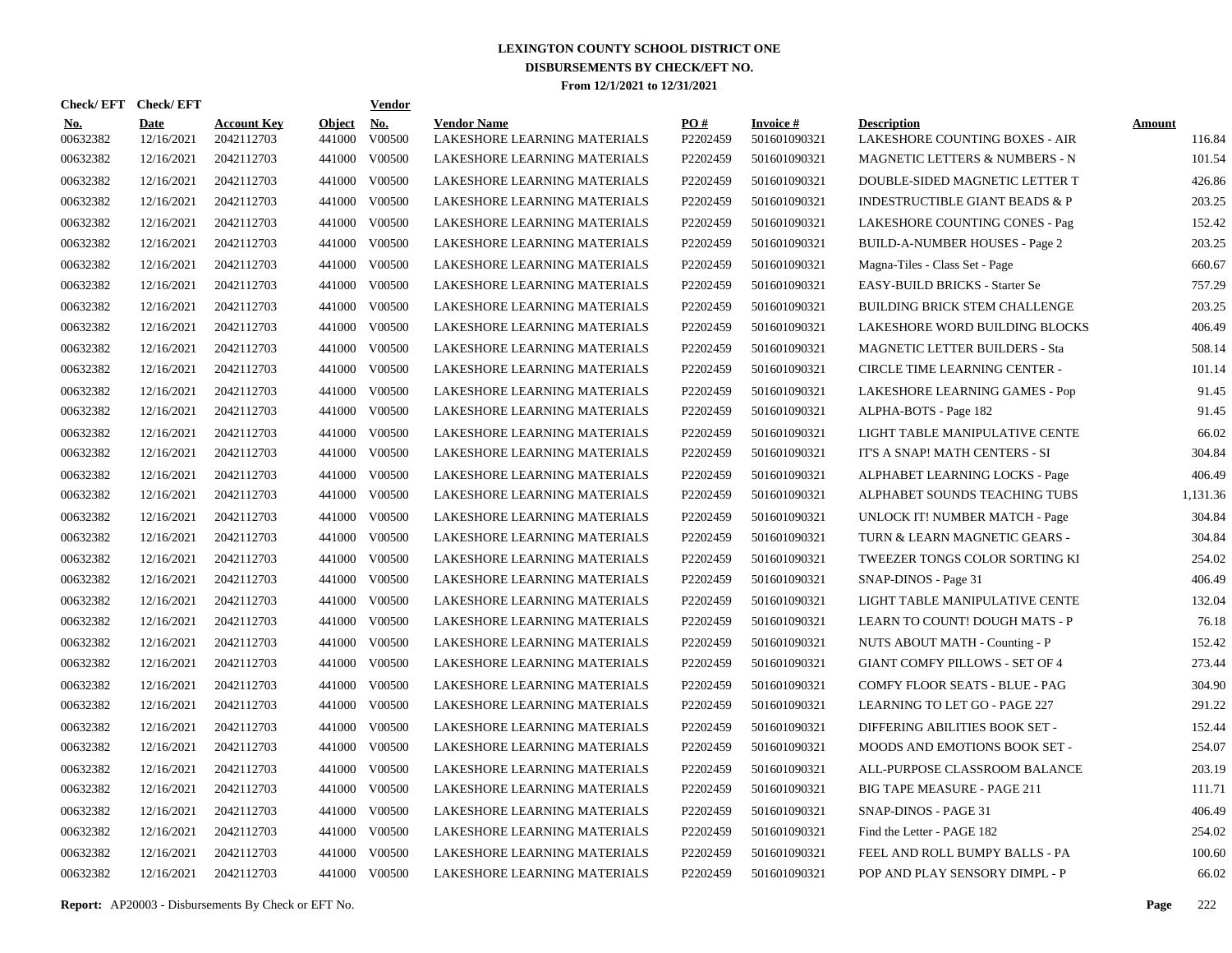# LEXINGTON COUNTY SCHOOL DISTRICT ONE
## DISBURSEMENTS BY CHECK/EFT NO.
### From 12/1/2021 to 12/31/2021

| Check/ EFT No. | Check/ EFT Date | Account Key | Object | Vendor No. | Vendor Name | PO # | Invoice # | Description | Amount |
|---|---|---|---|---|---|---|---|---|---|
| 00632382 | 12/16/2021 | 2042112703 | 441000 | V00500 | LAKESHORE LEARNING MATERIALS | P2202459 | 501601090321 | LAKESHORE COUNTING BOXES - AIR | 116.84 |
| 00632382 | 12/16/2021 | 2042112703 | 441000 | V00500 | LAKESHORE LEARNING MATERIALS | P2202459 | 501601090321 | MAGNETIC LETTERS & NUMBERS - N | 101.54 |
| 00632382 | 12/16/2021 | 2042112703 | 441000 | V00500 | LAKESHORE LEARNING MATERIALS | P2202459 | 501601090321 | DOUBLE-SIDED MAGNETIC LETTER T | 426.86 |
| 00632382 | 12/16/2021 | 2042112703 | 441000 | V00500 | LAKESHORE LEARNING MATERIALS | P2202459 | 501601090321 | INDESTRUCTIBLE GIANT BEADS & P | 203.25 |
| 00632382 | 12/16/2021 | 2042112703 | 441000 | V00500 | LAKESHORE LEARNING MATERIALS | P2202459 | 501601090321 | LAKESHORE COUNTING CONES - Pag | 152.42 |
| 00632382 | 12/16/2021 | 2042112703 | 441000 | V00500 | LAKESHORE LEARNING MATERIALS | P2202459 | 501601090321 | BUILD-A-NUMBER HOUSES - Page 2 | 203.25 |
| 00632382 | 12/16/2021 | 2042112703 | 441000 | V00500 | LAKESHORE LEARNING MATERIALS | P2202459 | 501601090321 | Magna-Tiles - Class Set - Page | 660.67 |
| 00632382 | 12/16/2021 | 2042112703 | 441000 | V00500 | LAKESHORE LEARNING MATERIALS | P2202459 | 501601090321 | EASY-BUILD BRICKS - Starter Se | 757.29 |
| 00632382 | 12/16/2021 | 2042112703 | 441000 | V00500 | LAKESHORE LEARNING MATERIALS | P2202459 | 501601090321 | BUILDING BRICK STEM CHALLENGE | 203.25 |
| 00632382 | 12/16/2021 | 2042112703 | 441000 | V00500 | LAKESHORE LEARNING MATERIALS | P2202459 | 501601090321 | LAKESHORE WORD BUILDING BLOCKS | 406.49 |
| 00632382 | 12/16/2021 | 2042112703 | 441000 | V00500 | LAKESHORE LEARNING MATERIALS | P2202459 | 501601090321 | MAGNETIC LETTER BUILDERS - Sta | 508.14 |
| 00632382 | 12/16/2021 | 2042112703 | 441000 | V00500 | LAKESHORE LEARNING MATERIALS | P2202459 | 501601090321 | CIRCLE TIME LEARNING CENTER - | 101.14 |
| 00632382 | 12/16/2021 | 2042112703 | 441000 | V00500 | LAKESHORE LEARNING MATERIALS | P2202459 | 501601090321 | LAKESHORE LEARNING GAMES - Pop | 91.45 |
| 00632382 | 12/16/2021 | 2042112703 | 441000 | V00500 | LAKESHORE LEARNING MATERIALS | P2202459 | 501601090321 | ALPHA-BOTS - Page 182 | 91.45 |
| 00632382 | 12/16/2021 | 2042112703 | 441000 | V00500 | LAKESHORE LEARNING MATERIALS | P2202459 | 501601090321 | LIGHT TABLE MANIPULATIVE CENTE | 66.02 |
| 00632382 | 12/16/2021 | 2042112703 | 441000 | V00500 | LAKESHORE LEARNING MATERIALS | P2202459 | 501601090321 | IT'S A SNAP! MATH CENTERS - SI | 304.84 |
| 00632382 | 12/16/2021 | 2042112703 | 441000 | V00500 | LAKESHORE LEARNING MATERIALS | P2202459 | 501601090321 | ALPHABET LEARNING LOCKS - Page | 406.49 |
| 00632382 | 12/16/2021 | 2042112703 | 441000 | V00500 | LAKESHORE LEARNING MATERIALS | P2202459 | 501601090321 | ALPHABET SOUNDS TEACHING TUBS | 1,131.36 |
| 00632382 | 12/16/2021 | 2042112703 | 441000 | V00500 | LAKESHORE LEARNING MATERIALS | P2202459 | 501601090321 | UNLOCK IT! NUMBER MATCH - Page | 304.84 |
| 00632382 | 12/16/2021 | 2042112703 | 441000 | V00500 | LAKESHORE LEARNING MATERIALS | P2202459 | 501601090321 | TURN & LEARN MAGNETIC GEARS - | 304.84 |
| 00632382 | 12/16/2021 | 2042112703 | 441000 | V00500 | LAKESHORE LEARNING MATERIALS | P2202459 | 501601090321 | TWEEZER TONGS COLOR SORTING KI | 254.02 |
| 00632382 | 12/16/2021 | 2042112703 | 441000 | V00500 | LAKESHORE LEARNING MATERIALS | P2202459 | 501601090321 | SNAP-DINOS - Page 31 | 406.49 |
| 00632382 | 12/16/2021 | 2042112703 | 441000 | V00500 | LAKESHORE LEARNING MATERIALS | P2202459 | 501601090321 | LIGHT TABLE MANIPULATIVE CENTE | 132.04 |
| 00632382 | 12/16/2021 | 2042112703 | 441000 | V00500 | LAKESHORE LEARNING MATERIALS | P2202459 | 501601090321 | LEARN TO COUNT! DOUGH MATS - P | 76.18 |
| 00632382 | 12/16/2021 | 2042112703 | 441000 | V00500 | LAKESHORE LEARNING MATERIALS | P2202459 | 501601090321 | NUTS ABOUT MATH - Counting - P | 152.42 |
| 00632382 | 12/16/2021 | 2042112703 | 441000 | V00500 | LAKESHORE LEARNING MATERIALS | P2202459 | 501601090321 | GIANT COMFY PILLOWS - SET OF 4 | 273.44 |
| 00632382 | 12/16/2021 | 2042112703 | 441000 | V00500 | LAKESHORE LEARNING MATERIALS | P2202459 | 501601090321 | COMFY FLOOR SEATS - BLUE - PAG | 304.90 |
| 00632382 | 12/16/2021 | 2042112703 | 441000 | V00500 | LAKESHORE LEARNING MATERIALS | P2202459 | 501601090321 | LEARNING TO LET GO - PAGE 227 | 291.22 |
| 00632382 | 12/16/2021 | 2042112703 | 441000 | V00500 | LAKESHORE LEARNING MATERIALS | P2202459 | 501601090321 | DIFFERING ABILITIES BOOK SET - | 152.44 |
| 00632382 | 12/16/2021 | 2042112703 | 441000 | V00500 | LAKESHORE LEARNING MATERIALS | P2202459 | 501601090321 | MOODS AND EMOTIONS BOOK SET - | 254.07 |
| 00632382 | 12/16/2021 | 2042112703 | 441000 | V00500 | LAKESHORE LEARNING MATERIALS | P2202459 | 501601090321 | ALL-PURPOSE CLASSROOM BALANCE | 203.19 |
| 00632382 | 12/16/2021 | 2042112703 | 441000 | V00500 | LAKESHORE LEARNING MATERIALS | P2202459 | 501601090321 | BIG TAPE MEASURE - PAGE 211 | 111.71 |
| 00632382 | 12/16/2021 | 2042112703 | 441000 | V00500 | LAKESHORE LEARNING MATERIALS | P2202459 | 501601090321 | SNAP-DINOS - PAGE 31 | 406.49 |
| 00632382 | 12/16/2021 | 2042112703 | 441000 | V00500 | LAKESHORE LEARNING MATERIALS | P2202459 | 501601090321 | Find the Letter - PAGE 182 | 254.02 |
| 00632382 | 12/16/2021 | 2042112703 | 441000 | V00500 | LAKESHORE LEARNING MATERIALS | P2202459 | 501601090321 | FEEL AND ROLL BUMPY BALLS - PA | 100.60 |
| 00632382 | 12/16/2021 | 2042112703 | 441000 | V00500 | LAKESHORE LEARNING MATERIALS | P2202459 | 501601090321 | POP AND PLAY SENSORY DIMPL - P | 66.02 |

**Report:** AP20003 - Disbursements By Check or EFT No.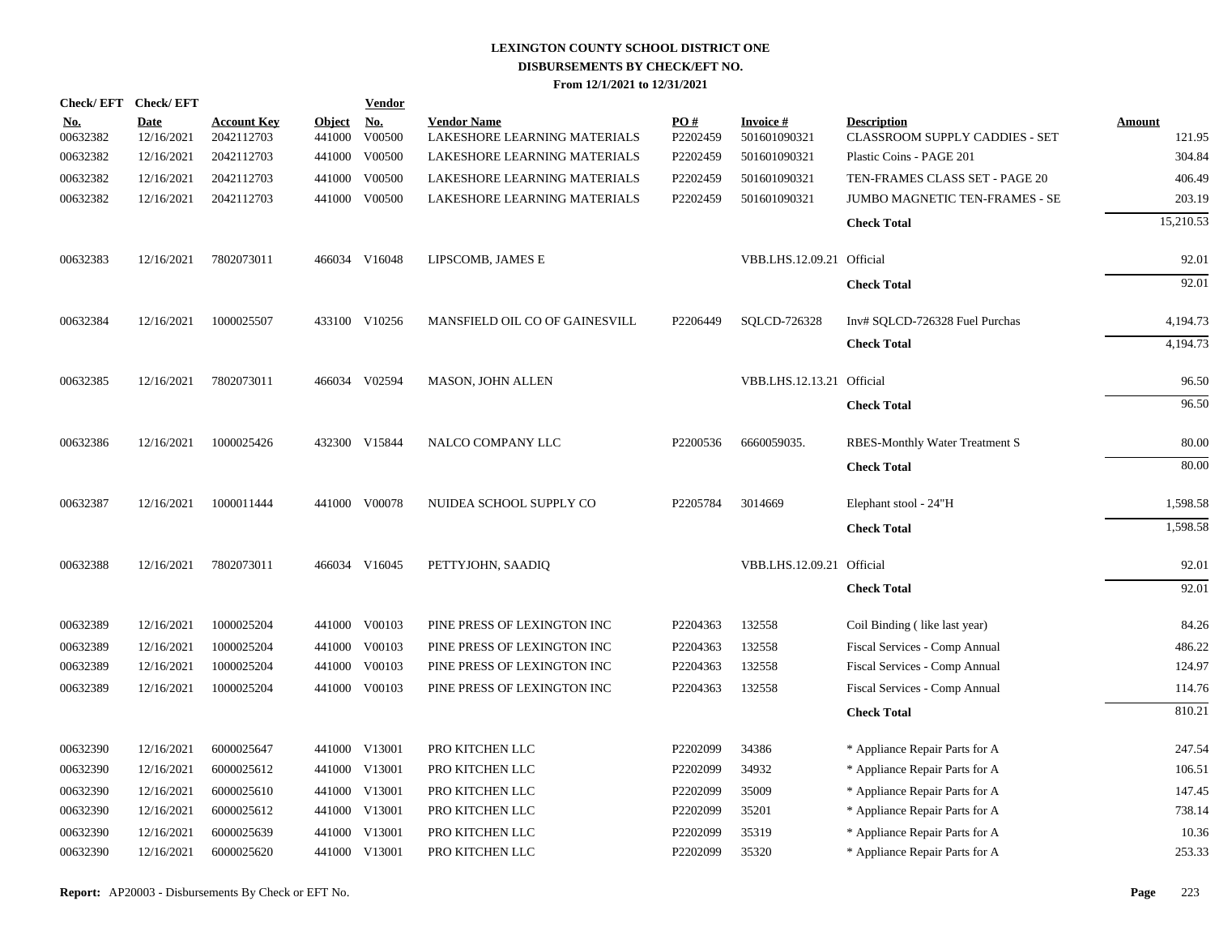# LEXINGTON COUNTY SCHOOL DISTRICT ONE
## DISBURSEMENTS BY CHECK/EFT NO.
### From 12/1/2021 to 12/31/2021

| Check/ EFT No. | Check/ EFT Date | Account Key | Object | Vendor No. | Vendor Name | PO # | Invoice # | Description | Amount |
|---|---|---|---|---|---|---|---|---|---|
| 00632382 | 12/16/2021 | 2042112703 | 441000 | V00500 | LAKESHORE LEARNING MATERIALS | P2202459 | 501601090321 | CLASSROOM SUPPLY CADDIES - SET | 121.95 |
| 00632382 | 12/16/2021 | 2042112703 | 441000 | V00500 | LAKESHORE LEARNING MATERIALS | P2202459 | 501601090321 | Plastic Coins - PAGE 201 | 304.84 |
| 00632382 | 12/16/2021 | 2042112703 | 441000 | V00500 | LAKESHORE LEARNING MATERIALS | P2202459 | 501601090321 | TEN-FRAMES CLASS SET - PAGE 20 | 406.49 |
| 00632382 | 12/16/2021 | 2042112703 | 441000 | V00500 | LAKESHORE LEARNING MATERIALS | P2202459 | 501601090321 | JUMBO MAGNETIC TEN-FRAMES - SE | 203.19 |
| | | | | | | | | **Check Total** | 15,210.53 |
| 00632383 | 12/16/2021 | 7802073011 | 466034 | V16048 | LIPSCOMB, JAMES E | | VBB.LHS.12.09.21 | Official | 92.01 |
| | | | | | | | | **Check Total** | 92.01 |
| 00632384 | 12/16/2021 | 1000025507 | 433100 | V10256 | MANSFIELD OIL CO OF GAINESVILL | P2206449 | SQLCD-726328 | Inv# SQLCD-726328 Fuel Purchas | 4,194.73 |
| | | | | | | | | **Check Total** | 4,194.73 |
| 00632385 | 12/16/2021 | 7802073011 | 466034 | V02594 | MASON, JOHN ALLEN | | VBB.LHS.12.13.21 | Official | 96.50 |
| | | | | | | | | **Check Total** | 96.50 |
| 00632386 | 12/16/2021 | 1000025426 | 432300 | V15844 | NALCO COMPANY LLC | P2200536 | 6660059035. | RBES-Monthly Water Treatment S | 80.00 |
| | | | | | | | | **Check Total** | 80.00 |
| 00632387 | 12/16/2021 | 1000011444 | 441000 | V00078 | NUIDEA SCHOOL SUPPLY CO | P2205784 | 3014669 | Elephant stool - 24"H | 1,598.58 |
| | | | | | | | | **Check Total** | 1,598.58 |
| 00632388 | 12/16/2021 | 7802073011 | 466034 | V16045 | PETTYJOHN, SAADIQ | | VBB.LHS.12.09.21 | Official | 92.01 |
| | | | | | | | | **Check Total** | 92.01 |
| 00632389 | 12/16/2021 | 1000025204 | 441000 | V00103 | PINE PRESS OF LEXINGTON INC | P2204363 | 132558 | Coil Binding ( like last year) | 84.26 |
| 00632389 | 12/16/2021 | 1000025204 | 441000 | V00103 | PINE PRESS OF LEXINGTON INC | P2204363 | 132558 | Fiscal Services - Comp Annual | 486.22 |
| 00632389 | 12/16/2021 | 1000025204 | 441000 | V00103 | PINE PRESS OF LEXINGTON INC | P2204363 | 132558 | Fiscal Services - Comp Annual | 124.97 |
| 00632389 | 12/16/2021 | 1000025204 | 441000 | V00103 | PINE PRESS OF LEXINGTON INC | P2204363 | 132558 | Fiscal Services - Comp Annual | 114.76 |
| | | | | | | | | **Check Total** | 810.21 |
| 00632390 | 12/16/2021 | 6000025647 | 441000 | V13001 | PRO KITCHEN LLC | P2202099 | 34386 | * Appliance Repair Parts for A | 247.54 |
| 00632390 | 12/16/2021 | 6000025612 | 441000 | V13001 | PRO KITCHEN LLC | P2202099 | 34932 | * Appliance Repair Parts for A | 106.51 |
| 00632390 | 12/16/2021 | 6000025610 | 441000 | V13001 | PRO KITCHEN LLC | P2202099 | 35009 | * Appliance Repair Parts for A | 147.45 |
| 00632390 | 12/16/2021 | 6000025612 | 441000 | V13001 | PRO KITCHEN LLC | P2202099 | 35201 | * Appliance Repair Parts for A | 738.14 |
| 00632390 | 12/16/2021 | 6000025639 | 441000 | V13001 | PRO KITCHEN LLC | P2202099 | 35319 | * Appliance Repair Parts for A | 10.36 |
| 00632390 | 12/16/2021 | 6000025620 | 441000 | V13001 | PRO KITCHEN LLC | P2202099 | 35320 | * Appliance Repair Parts for A | 253.33 |

**Report:** AP20003 - Disbursements By Check or EFT No.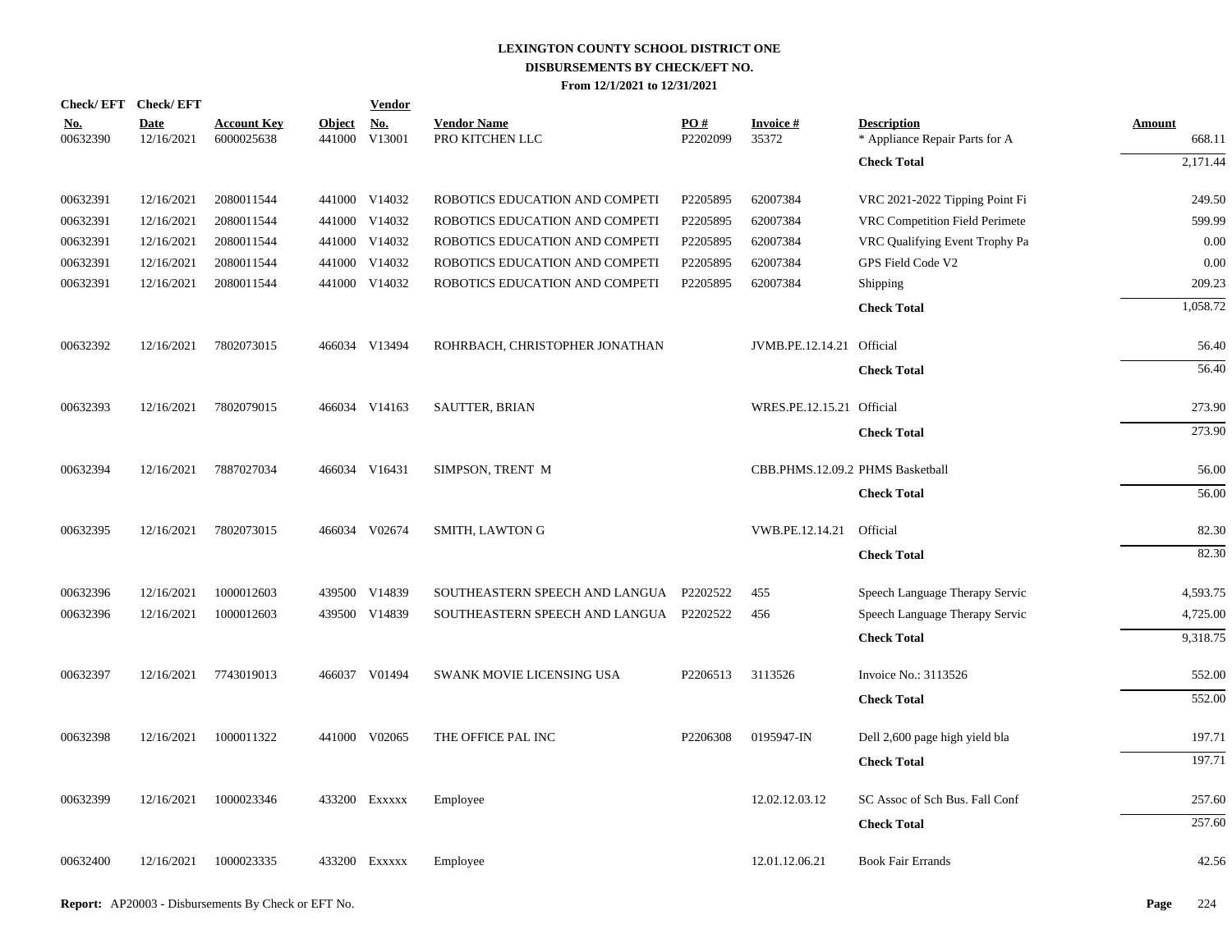# LEXINGTON COUNTY SCHOOL DISTRICT ONE
## DISBURSEMENTS BY CHECK/EFT NO.
### From 12/1/2021 to 12/31/2021

| Check/ EFT No. | Check/ EFT Date | Account Key | Object | Vendor No. | Vendor Name | PO # | Invoice # | Description | Amount |
|---|---|---|---|---|---|---|---|---|---|
| 00632390 | 12/16/2021 | 6000025638 | 441000 | V13001 | PRO KITCHEN LLC | P2202099 | 35372 | * Appliance Repair Parts for A | 668.11 |
| | | | | | | | | **Check Total** | 2,171.44 |
| 00632391 | 12/16/2021 | 2080011544 | 441000 | V14032 | ROBOTICS EDUCATION AND COMPETI | P2205895 | 62007384 | VRC 2021-2022 Tipping Point Fi | 249.50 |
| 00632391 | 12/16/2021 | 2080011544 | 441000 | V14032 | ROBOTICS EDUCATION AND COMPETI | P2205895 | 62007384 | VRC Competition Field Perimete | 599.99 |
| 00632391 | 12/16/2021 | 2080011544 | 441000 | V14032 | ROBOTICS EDUCATION AND COMPETI | P2205895 | 62007384 | VRC Qualifying Event Trophy Pa | 0.00 |
| 00632391 | 12/16/2021 | 2080011544 | 441000 | V14032 | ROBOTICS EDUCATION AND COMPETI | P2205895 | 62007384 | GPS Field Code V2 | 0.00 |
| 00632391 | 12/16/2021 | 2080011544 | 441000 | V14032 | ROBOTICS EDUCATION AND COMPETI | P2205895 | 62007384 | Shipping | 209.23 |
| | | | | | | | | **Check Total** | 1,058.72 |
| 00632392 | 12/16/2021 | 7802073015 | 466034 | V13494 | ROHRBACH, CHRISTOPHER JONATHAN | | JVMB.PE.12.14.21 | Official | 56.40 |
| | | | | | | | | **Check Total** | 56.40 |
| 00632393 | 12/16/2021 | 7802079015 | 466034 | V14163 | SAUTTER, BRIAN | | WRES.PE.12.15.21 | Official | 273.90 |
| | | | | | | | | **Check Total** | 273.90 |
| 00632394 | 12/16/2021 | 7887027034 | 466034 | V16431 | SIMPSON, TRENT M | | CBB.PHMS.12.09.2 | PHMS Basketball | 56.00 |
| | | | | | | | | **Check Total** | 56.00 |
| 00632395 | 12/16/2021 | 7802073015 | 466034 | V02674 | SMITH, LAWTON G | | VWB.PE.12.14.21 | Official | 82.30 |
| | | | | | | | | **Check Total** | 82.30 |
| 00632396 | 12/16/2021 | 1000012603 | 439500 | V14839 | SOUTHEASTERN SPEECH AND LANGUA | P2202522 | 455 | Speech Language Therapy Servic | 4,593.75 |
| 00632396 | 12/16/2021 | 1000012603 | 439500 | V14839 | SOUTHEASTERN SPEECH AND LANGUA | P2202522 | 456 | Speech Language Therapy Servic | 4,725.00 |
| | | | | | | | | **Check Total** | 9,318.75 |
| 00632397 | 12/16/2021 | 7743019013 | 466037 | V01494 | SWANK MOVIE LICENSING USA | P2206513 | 3113526 | Invoice No.: 3113526 | 552.00 |
| | | | | | | | | **Check Total** | 552.00 |
| 00632398 | 12/16/2021 | 1000011322 | 441000 | V02065 | THE OFFICE PAL INC | P2206308 | 0195947-IN | Dell 2,600 page high yield bla | 197.71 |
| | | | | | | | | **Check Total** | 197.71 |
| 00632399 | 12/16/2021 | 1000023346 | 433200 | Exxxxx | Employee | | 12.02.12.03.12 | SC Assoc of Sch Bus. Fall Conf | 257.60 |
| | | | | | | | | **Check Total** | 257.60 |
| 00632400 | 12/16/2021 | 1000023335 | 433200 | Exxxxx | Employee | | 12.01.12.06.21 | Book Fair Errands | 42.56 |

**Report:** AP20003 - Disbursements By Check or EFT No.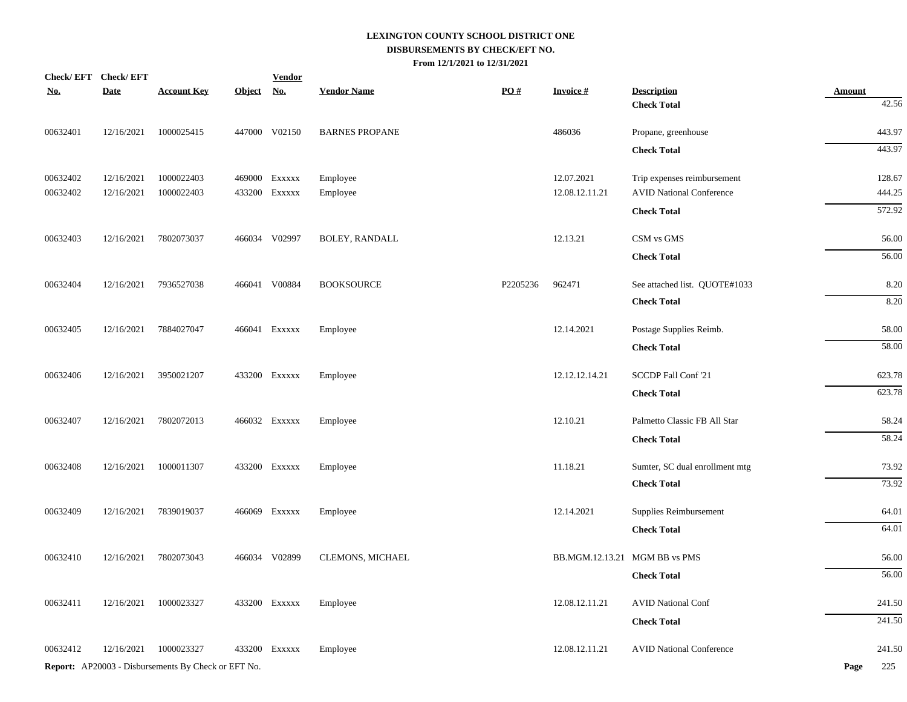# LEXINGTON COUNTY SCHOOL DISTRICT ONE

## DISBURSEMENTS BY CHECK/EFT NO.

**From 12/1/2021 to 12/31/2021**

| Check/ EFT No. | Check/ EFT Date | Account Key | Object | Vendor No. | Vendor Name | PO # | Invoice # | Description | Amount |
|---|---|---|---|---|---|---|---|---|---|
| | | | | | | | | **Check Total** | 42.56 |
| 00632401 | 12/16/2021 | 1000025415 | 447000 | V02150 | BARNES PROPANE | | 486036 | Propane, greenhouse | 443.97 |
| | | | | | | | | **Check Total** | 443.97 |
| 00632402 | 12/16/2021 | 1000022403 | 469000 | Exxxxx | Employee | | 12.07.2021 | Trip expenses reimbursement | 128.67 |
| 00632402 | 12/16/2021 | 1000022403 | 433200 | Exxxxx | Employee | | 12.08.12.11.21 | AVID National Conference | 444.25 |
| | | | | | | | | **Check Total** | 572.92 |
| 00632403 | 12/16/2021 | 7802073037 | 466034 | V02997 | BOLEY, RANDALL | | 12.13.21 | CSM vs GMS | 56.00 |
| | | | | | | | | **Check Total** | 56.00 |
| 00632404 | 12/16/2021 | 7936527038 | 466041 | V00884 | BOOKSOURCE | P2205236 | 962471 | See attached list. QUOTE#1033 | 8.20 |
| | | | | | | | | **Check Total** | 8.20 |
| 00632405 | 12/16/2021 | 7884027047 | 466041 | Exxxxx | Employee | | 12.14.2021 | Postage Supplies Reimb. | 58.00 |
| | | | | | | | | **Check Total** | 58.00 |
| 00632406 | 12/16/2021 | 3950021207 | 433200 | Exxxxx | Employee | | 12.12.12.14.21 | SCCDP Fall Conf '21 | 623.78 |
| | | | | | | | | **Check Total** | 623.78 |
| 00632407 | 12/16/2021 | 7802072013 | 466032 | Exxxxx | Employee | | 12.10.21 | Palmetto Classic FB All Star | 58.24 |
| | | | | | | | | **Check Total** | 58.24 |
| 00632408 | 12/16/2021 | 1000011307 | 433200 | Exxxxx | Employee | | 11.18.21 | Sumter, SC dual enrollment mtg | 73.92 |
| | | | | | | | | **Check Total** | 73.92 |
| 00632409 | 12/16/2021 | 7839019037 | 466069 | Exxxxx | Employee | | 12.14.2021 | Supplies Reimbursement | 64.01 |
| | | | | | | | | **Check Total** | 64.01 |
| 00632410 | 12/16/2021 | 7802073043 | 466034 | V02899 | CLEMONS, MICHAEL | | BB.MGM.12.13.21 | MGM BB vs PMS | 56.00 |
| | | | | | | | | **Check Total** | 56.00 |
| 00632411 | 12/16/2021 | 1000023327 | 433200 | Exxxxx | Employee | | 12.08.12.11.21 | AVID National Conf | 241.50 |
| | | | | | | | | **Check Total** | 241.50 |
| 00632412 | 12/16/2021 | 1000023327 | 433200 | Exxxxx | Employee | | 12.08.12.11.21 | AVID National Conference | 241.50 |

**Report:** AP20003 - Disbursements By Check or EFT No.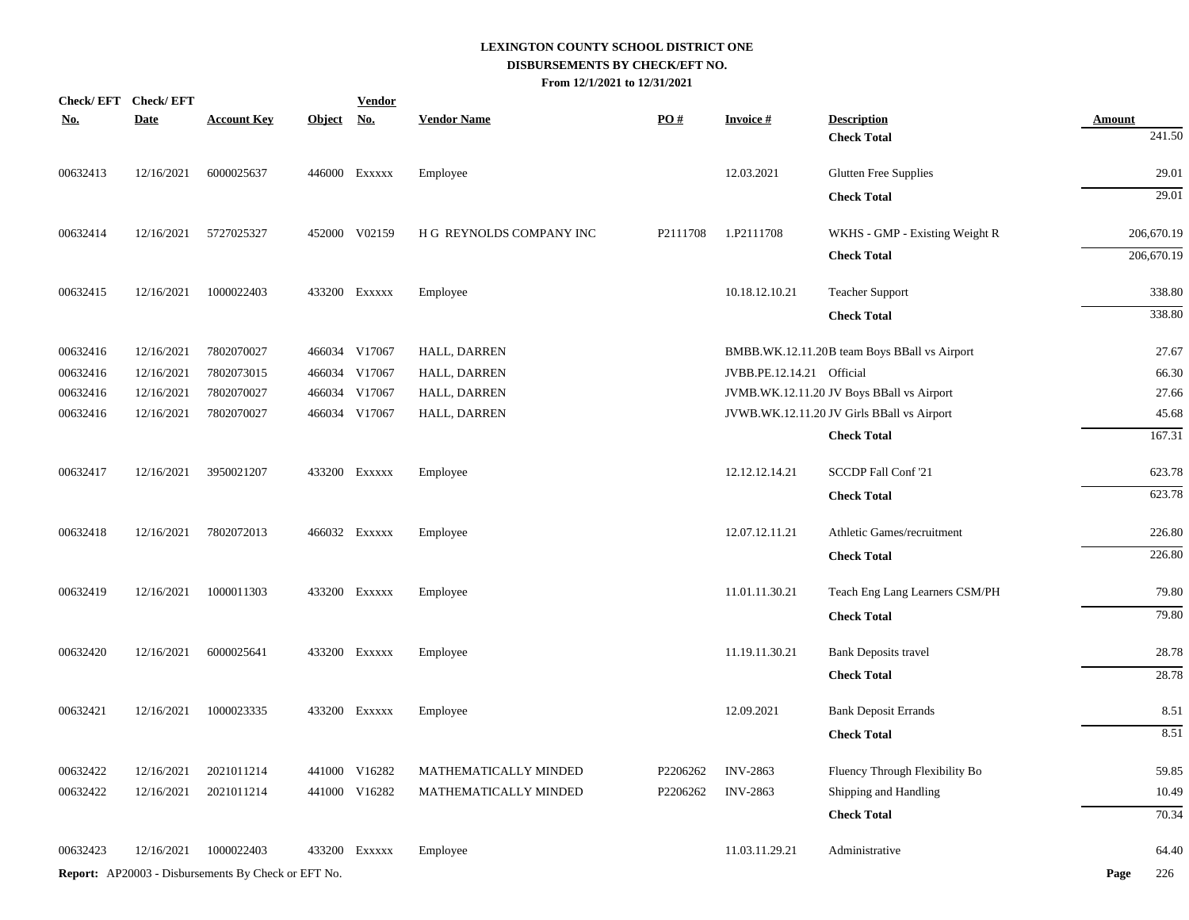# LEXINGTON COUNTY SCHOOL DISTRICT ONE
## DISBURSEMENTS BY CHECK/EFT NO.
### From 12/1/2021 to 12/31/2021

| Check/ EFT No. | Check/ EFT Date | Account Key | Object | Vendor No. | Vendor Name | PO # | Invoice # | Description | Amount |
|---|---|---|---|---|---|---|---|---|---|
| | | | | | | | | **Check Total** | 241.50 |
| 00632413 | 12/16/2021 | 6000025637 | 446000 | Exxxxx | Employee | | 12.03.2021 | Glutten Free Supplies | 29.01 |
| | | | | | | | | **Check Total** | 29.01 |
| 00632414 | 12/16/2021 | 5727025327 | 452000 | V02159 | H G REYNOLDS COMPANY INC | P2111708 | 1.P2111708 | WKHS - GMP - Existing Weight R | 206,670.19 |
| | | | | | | | | **Check Total** | 206,670.19 |
| 00632415 | 12/16/2021 | 1000022403 | 433200 | Exxxxx | Employee | | 10.18.12.10.21 | Teacher Support | 338.80 |
| | | | | | | | | **Check Total** | 338.80 |
| 00632416 | 12/16/2021 | 7802070027 | 466034 | V17067 | HALL, DARREN | | BMBB.WK.12.11.20 | B team Boys BBall vs Airport | 27.67 |
| 00632416 | 12/16/2021 | 7802073015 | 466034 | V17067 | HALL, DARREN | | JVBB.PE.12.14.21 | Official | 66.30 |
| 00632416 | 12/16/2021 | 7802070027 | 466034 | V17067 | HALL, DARREN | | JVMB.WK.12.11.20 | JV Boys BBall vs Airport | 27.66 |
| 00632416 | 12/16/2021 | 7802070027 | 466034 | V17067 | HALL, DARREN | | JVWB.WK.12.11.20 | JV Girls BBall vs Airport | 45.68 |
| | | | | | | | | **Check Total** | 167.31 |
| 00632417 | 12/16/2021 | 3950021207 | 433200 | Exxxxx | Employee | | 12.12.12.14.21 | SCCDP Fall Conf '21 | 623.78 |
| | | | | | | | | **Check Total** | 623.78 |
| 00632418 | 12/16/2021 | 7802072013 | 466032 | Exxxxx | Employee | | 12.07.12.11.21 | Athletic Games/recruitment | 226.80 |
| | | | | | | | | **Check Total** | 226.80 |
| 00632419 | 12/16/2021 | 1000011303 | 433200 | Exxxxx | Employee | | 11.01.11.30.21 | Teach Eng Lang Learners CSM/PH | 79.80 |
| | | | | | | | | **Check Total** | 79.80 |
| 00632420 | 12/16/2021 | 6000025641 | 433200 | Exxxxx | Employee | | 11.19.11.30.21 | Bank Deposits travel | 28.78 |
| | | | | | | | | **Check Total** | 28.78 |
| 00632421 | 12/16/2021 | 1000023335 | 433200 | Exxxxx | Employee | | 12.09.2021 | Bank Deposit Errands | 8.51 |
| | | | | | | | | **Check Total** | 8.51 |
| 00632422 | 12/16/2021 | 2021011214 | 441000 | V16282 | MATHEMATICALLY MINDED | P2206262 | INV-2863 | Fluency Through Flexibility Bo | 59.85 |
| 00632422 | 12/16/2021 | 2021011214 | 441000 | V16282 | MATHEMATICALLY MINDED | P2206262 | INV-2863 | Shipping and Handling | 10.49 |
| | | | | | | | | **Check Total** | 70.34 |
| 00632423 | 12/16/2021 | 1000022403 | 433200 | Exxxxx | Employee | | 11.03.11.29.21 | Administrative | 64.40 |

**Report:** AP20003 - Disbursements By Check or EFT No.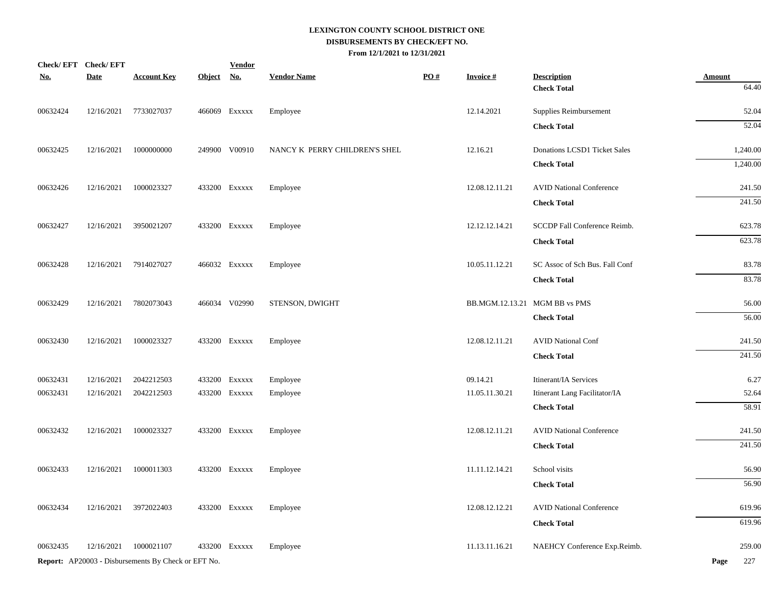# LEXINGTON COUNTY SCHOOL DISTRICT ONE
## DISBURSEMENTS BY CHECK/EFT NO.
### From 12/1/2021 to 12/31/2021

| Check/ EFT No. | Check/ EFT Date | Account Key | Object | Vendor No. | Vendor Name | PO # | Invoice # | Description | Amount |
|---|---|---|---|---|---|---|---|---|---|
| | | | | | | | | **Check Total** | 64.40 |
| 00632424 | 12/16/2021 | 7733027037 | 466069 | Exxxxx | Employee | | 12.14.2021 | Supplies Reimbursement | 52.04 |
| | | | | | | | | **Check Total** | 52.04 |
| 00632425 | 12/16/2021 | 1000000000 | 249900 | V00910 | NANCY K PERRY CHILDREN'S SHEL | | 12.16.21 | Donations LCSD1 Ticket Sales | 1,240.00 |
| | | | | | | | | **Check Total** | 1,240.00 |
| 00632426 | 12/16/2021 | 1000023327 | 433200 | Exxxxx | Employee | | 12.08.12.11.21 | AVID National Conference | 241.50 |
| | | | | | | | | **Check Total** | 241.50 |
| 00632427 | 12/16/2021 | 3950021207 | 433200 | Exxxxx | Employee | | 12.12.12.14.21 | SCCDP Fall Conference Reimb. | 623.78 |
| | | | | | | | | **Check Total** | 623.78 |
| 00632428 | 12/16/2021 | 7914027027 | 466032 | Exxxxx | Employee | | 10.05.11.12.21 | SC Assoc of Sch Bus. Fall Conf | 83.78 |
| | | | | | | | | **Check Total** | 83.78 |
| 00632429 | 12/16/2021 | 7802073043 | 466034 | V02990 | STENSON, DWIGHT | | BB.MGM.12.13.21 | MGM BB vs PMS | 56.00 |
| | | | | | | | | **Check Total** | 56.00 |
| 00632430 | 12/16/2021 | 1000023327 | 433200 | Exxxxx | Employee | | 12.08.12.11.21 | AVID National Conf | 241.50 |
| | | | | | | | | **Check Total** | 241.50 |
| 00632431 | 12/16/2021 | 2042212503 | 433200 | Exxxxx | Employee | | 09.14.21 | Itinerant/IA Services | 6.27 |
| 00632431 | 12/16/2021 | 2042212503 | 433200 | Exxxxx | Employee | | 11.05.11.30.21 | Itinerant Lang Facilitator/IA | 52.64 |
| | | | | | | | | **Check Total** | 58.91 |
| 00632432 | 12/16/2021 | 1000023327 | 433200 | Exxxxx | Employee | | 12.08.12.11.21 | AVID National Conference | 241.50 |
| | | | | | | | | **Check Total** | 241.50 |
| 00632433 | 12/16/2021 | 1000011303 | 433200 | Exxxxx | Employee | | 11.11.12.14.21 | School visits | 56.90 |
| | | | | | | | | **Check Total** | 56.90 |
| 00632434 | 12/16/2021 | 3972022403 | 433200 | Exxxxx | Employee | | 12.08.12.12.21 | AVID National Conference | 619.96 |
| | | | | | | | | **Check Total** | 619.96 |
| 00632435 | 12/16/2021 | 1000021107 | 433200 | Exxxxx | Employee | | 11.13.11.16.21 | NAEHCY Conference Exp.Reimb. | 259.00 |

**Report:** AP20003 - Disbursements By Check or EFT No.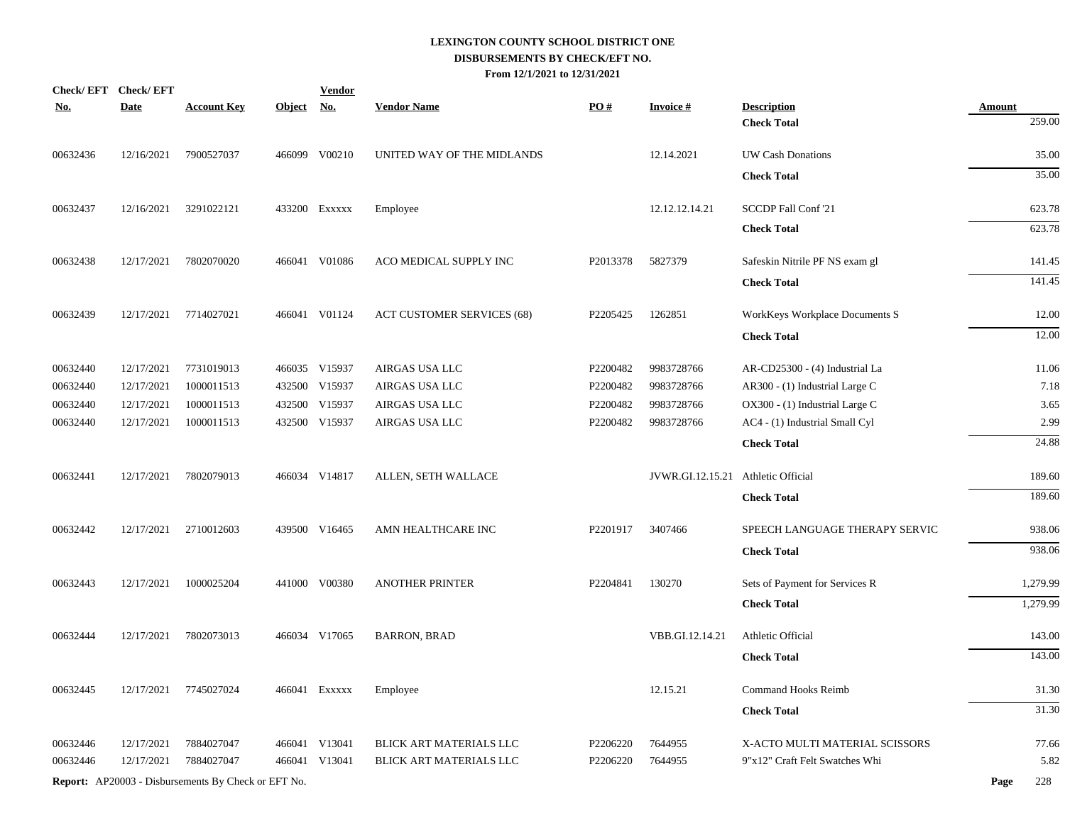# LEXINGTON COUNTY SCHOOL DISTRICT ONE
## DISBURSEMENTS BY CHECK/EFT NO.
### From 12/1/2021 to 12/31/2021

| Check/ EFT No. | Check/ EFT Date | Account Key | Object | Vendor No. | Vendor Name | PO # | Invoice # | Description | Amount |
|---|---|---|---|---|---|---|---|---|---|
| | | | | | | | | **Check Total** | 259.00 |
| 00632436 | 12/16/2021 | 7900527037 | 466099 | V00210 | UNITED WAY OF THE MIDLANDS | | 12.14.2021 | UW Cash Donations | 35.00 |
| | | | | | | | | **Check Total** | 35.00 |
| 00632437 | 12/16/2021 | 3291022121 | 433200 | Exxxxx | Employee | | 12.12.12.14.21 | SCCDP Fall Conf '21 | 623.78 |
| | | | | | | | | **Check Total** | 623.78 |
| 00632438 | 12/17/2021 | 7802070020 | 466041 | V01086 | ACO MEDICAL SUPPLY INC | P2013378 | 5827379 | Safeskin Nitrile PF NS exam gl | 141.45 |
| | | | | | | | | **Check Total** | 141.45 |
| 00632439 | 12/17/2021 | 7714027021 | 466041 | V01124 | ACT CUSTOMER SERVICES (68) | P2205425 | 1262851 | WorkKeys Workplace Documents S | 12.00 |
| | | | | | | | | **Check Total** | 12.00 |
| 00632440 | 12/17/2021 | 7731019013 | 466035 | V15937 | AIRGAS USA LLC | P2200482 | 9983728766 | AR-CD25300 - (4) Industrial La | 11.06 |
| 00632440 | 12/17/2021 | 1000011513 | 432500 | V15937 | AIRGAS USA LLC | P2200482 | 9983728766 | AR300 - (1) Industrial Large C | 7.18 |
| 00632440 | 12/17/2021 | 1000011513 | 432500 | V15937 | AIRGAS USA LLC | P2200482 | 9983728766 | OX300 - (1) Industrial Large C | 3.65 |
| 00632440 | 12/17/2021 | 1000011513 | 432500 | V15937 | AIRGAS USA LLC | P2200482 | 9983728766 | AC4 - (1) Industrial Small Cyl | 2.99 |
| | | | | | | | | **Check Total** | 24.88 |
| 00632441 | 12/17/2021 | 7802079013 | 466034 | V14817 | ALLEN, SETH WALLACE | | JVWR.GI.12.15.21 | Athletic Official | 189.60 |
| | | | | | | | | **Check Total** | 189.60 |
| 00632442 | 12/17/2021 | 2710012603 | 439500 | V16465 | AMN HEALTHCARE INC | P2201917 | 3407466 | SPEECH LANGUAGE THERAPY SERVIC | 938.06 |
| | | | | | | | | **Check Total** | 938.06 |
| 00632443 | 12/17/2021 | 1000025204 | 441000 | V00380 | ANOTHER PRINTER | P2204841 | 130270 | Sets of Payment for Services R | 1,279.99 |
| | | | | | | | | **Check Total** | 1,279.99 |
| 00632444 | 12/17/2021 | 7802073013 | 466034 | V17065 | BARRON, BRAD | | VBB.GI.12.14.21 | Athletic Official | 143.00 |
| | | | | | | | | **Check Total** | 143.00 |
| 00632445 | 12/17/2021 | 7745027024 | 466041 | Exxxxx | Employee | | 12.15.21 | Command Hooks Reimb | 31.30 |
| | | | | | | | | **Check Total** | 31.30 |
| 00632446 | 12/17/2021 | 7884027047 | 466041 | V13041 | BLICK ART MATERIALS LLC | P2206220 | 7644955 | X-ACTO MULTI MATERIAL SCISSORS | 77.66 |
| 00632446 | 12/17/2021 | 7884027047 | 466041 | V13041 | BLICK ART MATERIALS LLC | P2206220 | 7644955 | 9"x12" Craft Felt Swatches Whi | 5.82 |

**Report:** AP20003 - Disbursements By Check or EFT No.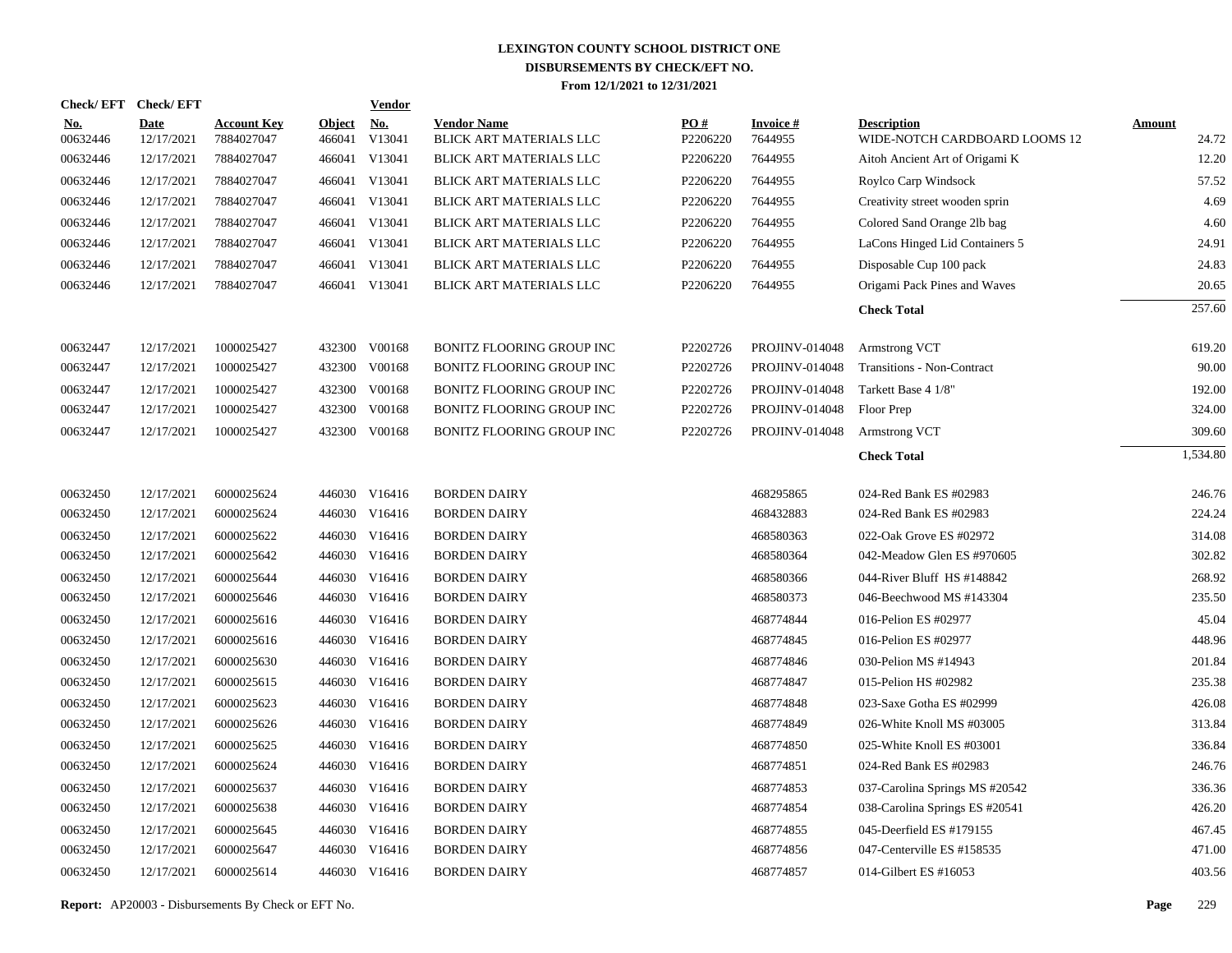# LEXINGTON COUNTY SCHOOL DISTRICT ONE
## DISBURSEMENTS BY CHECK/EFT NO.
### From 12/1/2021 to 12/31/2021

| Check/ EFT No. | Check/ EFT Date | Account Key | Object | Vendor No. | Vendor Name | PO # | Invoice # | Description | Amount |
|---|---|---|---|---|---|---|---|---|---|
| 00632446 | 12/17/2021 | 7884027047 | 466041 | V13041 | BLICK ART MATERIALS LLC | P2206220 | 7644955 | WIDE-NOTCH CARDBOARD LOOMS 12 | 24.72 |
| 00632446 | 12/17/2021 | 7884027047 | 466041 | V13041 | BLICK ART MATERIALS LLC | P2206220 | 7644955 | Aitoh Ancient Art of Origami K | 12.20 |
| 00632446 | 12/17/2021 | 7884027047 | 466041 | V13041 | BLICK ART MATERIALS LLC | P2206220 | 7644955 | Roylco Carp Windsock | 57.52 |
| 00632446 | 12/17/2021 | 7884027047 | 466041 | V13041 | BLICK ART MATERIALS LLC | P2206220 | 7644955 | Creativity street wooden sprin | 4.69 |
| 00632446 | 12/17/2021 | 7884027047 | 466041 | V13041 | BLICK ART MATERIALS LLC | P2206220 | 7644955 | Colored Sand Orange 2lb bag | 4.60 |
| 00632446 | 12/17/2021 | 7884027047 | 466041 | V13041 | BLICK ART MATERIALS LLC | P2206220 | 7644955 | LaCons Hinged Lid Containers 5 | 24.91 |
| 00632446 | 12/17/2021 | 7884027047 | 466041 | V13041 | BLICK ART MATERIALS LLC | P2206220 | 7644955 | Disposable Cup 100 pack | 24.83 |
| 00632446 | 12/17/2021 | 7884027047 | 466041 | V13041 | BLICK ART MATERIALS LLC | P2206220 | 7644955 | Origami Pack Pines and Waves | 20.65 |
| | | | | | | | | **Check Total** | 257.60 |
| 00632447 | 12/17/2021 | 1000025427 | 432300 | V00168 | BONITZ FLOORING GROUP INC | P2202726 | PROJINV-014048 | Armstrong VCT | 619.20 |
| 00632447 | 12/17/2021 | 1000025427 | 432300 | V00168 | BONITZ FLOORING GROUP INC | P2202726 | PROJINV-014048 | Transitions - Non-Contract | 90.00 |
| 00632447 | 12/17/2021 | 1000025427 | 432300 | V00168 | BONITZ FLOORING GROUP INC | P2202726 | PROJINV-014048 | Tarkett Base 4 1/8" | 192.00 |
| 00632447 | 12/17/2021 | 1000025427 | 432300 | V00168 | BONITZ FLOORING GROUP INC | P2202726 | PROJINV-014048 | Floor Prep | 324.00 |
| 00632447 | 12/17/2021 | 1000025427 | 432300 | V00168 | BONITZ FLOORING GROUP INC | P2202726 | PROJINV-014048 | Armstrong VCT | 309.60 |
| | | | | | | | | **Check Total** | 1,534.80 |
| 00632450 | 12/17/2021 | 6000025624 | 446030 | V16416 | BORDEN DAIRY | | 468295865 | 024-Red Bank ES #02983 | 246.76 |
| 00632450 | 12/17/2021 | 6000025624 | 446030 | V16416 | BORDEN DAIRY | | 468432883 | 024-Red Bank ES #02983 | 224.24 |
| 00632450 | 12/17/2021 | 6000025622 | 446030 | V16416 | BORDEN DAIRY | | 468580363 | 022-Oak Grove ES #02972 | 314.08 |
| 00632450 | 12/17/2021 | 6000025642 | 446030 | V16416 | BORDEN DAIRY | | 468580364 | 042-Meadow Glen ES #970605 | 302.82 |
| 00632450 | 12/17/2021 | 6000025644 | 446030 | V16416 | BORDEN DAIRY | | 468580366 | 044-River Bluff HS #148842 | 268.92 |
| 00632450 | 12/17/2021 | 6000025646 | 446030 | V16416 | BORDEN DAIRY | | 468580373 | 046-Beechwood MS #143304 | 235.50 |
| 00632450 | 12/17/2021 | 6000025616 | 446030 | V16416 | BORDEN DAIRY | | 468774844 | 016-Pelion ES #02977 | 45.04 |
| 00632450 | 12/17/2021 | 6000025616 | 446030 | V16416 | BORDEN DAIRY | | 468774845 | 016-Pelion ES #02977 | 448.96 |
| 00632450 | 12/17/2021 | 6000025630 | 446030 | V16416 | BORDEN DAIRY | | 468774846 | 030-Pelion MS #14943 | 201.84 |
| 00632450 | 12/17/2021 | 6000025615 | 446030 | V16416 | BORDEN DAIRY | | 468774847 | 015-Pelion HS #02982 | 235.38 |
| 00632450 | 12/17/2021 | 6000025623 | 446030 | V16416 | BORDEN DAIRY | | 468774848 | 023-Saxe Gotha ES #02999 | 426.08 |
| 00632450 | 12/17/2021 | 6000025626 | 446030 | V16416 | BORDEN DAIRY | | 468774849 | 026-White Knoll MS #03005 | 313.84 |
| 00632450 | 12/17/2021 | 6000025625 | 446030 | V16416 | BORDEN DAIRY | | 468774850 | 025-White Knoll ES #03001 | 336.84 |
| 00632450 | 12/17/2021 | 6000025624 | 446030 | V16416 | BORDEN DAIRY | | 468774851 | 024-Red Bank ES #02983 | 246.76 |
| 00632450 | 12/17/2021 | 6000025637 | 446030 | V16416 | BORDEN DAIRY | | 468774853 | 037-Carolina Springs MS #20542 | 336.36 |
| 00632450 | 12/17/2021 | 6000025638 | 446030 | V16416 | BORDEN DAIRY | | 468774854 | 038-Carolina Springs ES #20541 | 426.20 |
| 00632450 | 12/17/2021 | 6000025645 | 446030 | V16416 | BORDEN DAIRY | | 468774855 | 045-Deerfield ES #179155 | 467.45 |
| 00632450 | 12/17/2021 | 6000025647 | 446030 | V16416 | BORDEN DAIRY | | 468774856 | 047-Centerville ES #158535 | 471.00 |
| 00632450 | 12/17/2021 | 6000025614 | 446030 | V16416 | BORDEN DAIRY | | 468774857 | 014-Gilbert ES #16053 | 403.56 |

**Report:** AP20003 - Disbursements By Check or EFT No.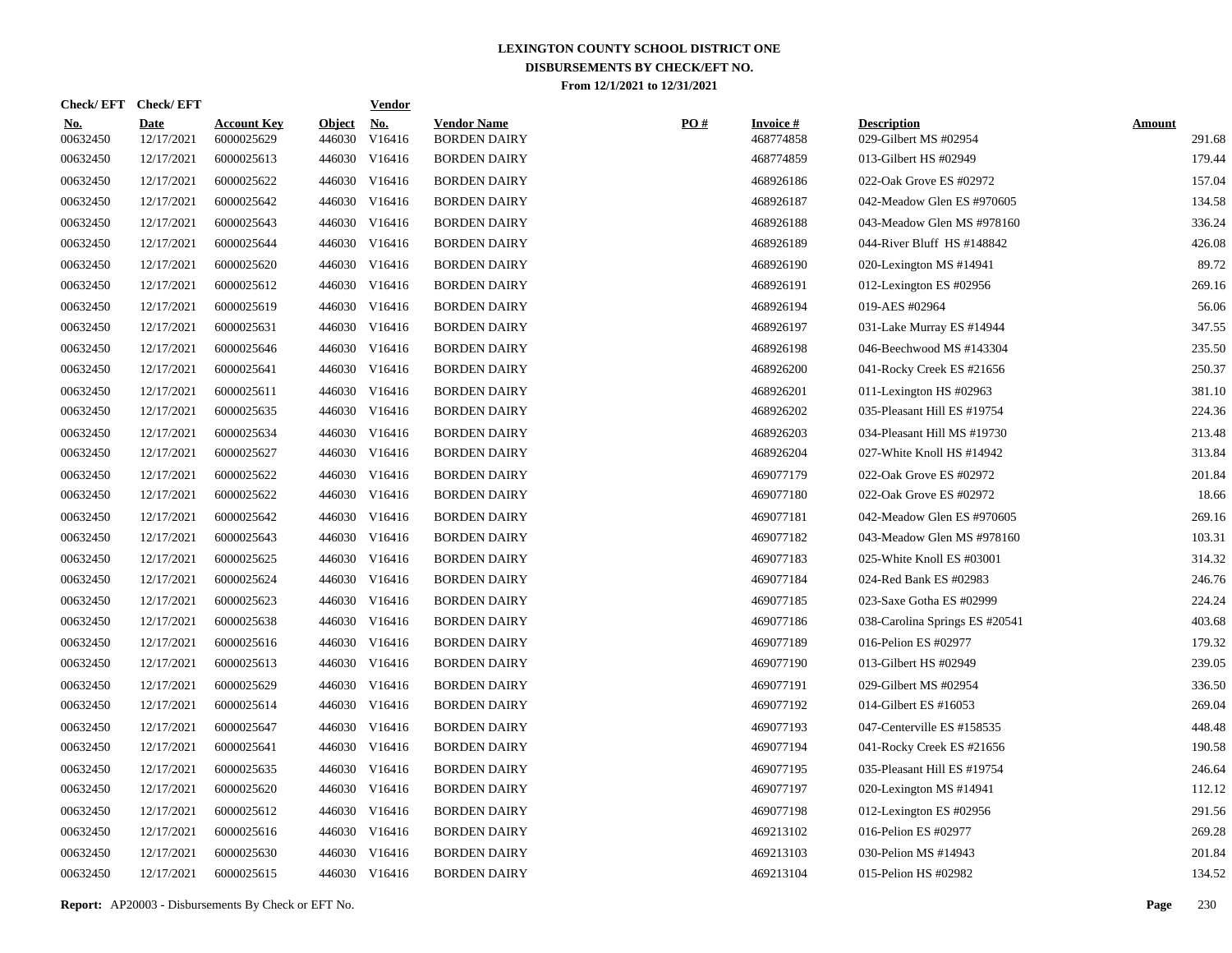# LEXINGTON COUNTY SCHOOL DISTRICT ONE

## DISBURSEMENTS BY CHECK/EFT NO.

### From 12/1/2021 to 12/31/2021

| Check/EFT No. | Check/EFT Date | Account Key | Object | Vendor No. | Vendor Name | PO # | Invoice # | Description | Amount |
|---|---|---|---|---|---|---|---|---|---|
| 00632450 | 12/17/2021 | 6000025629 | 446030 | V16416 | BORDEN DAIRY | | 468774858 | 029-Gilbert MS #02954 | 291.68 |
| 00632450 | 12/17/2021 | 6000025613 | 446030 | V16416 | BORDEN DAIRY | | 468774859 | 013-Gilbert HS #02949 | 179.44 |
| 00632450 | 12/17/2021 | 6000025622 | 446030 | V16416 | BORDEN DAIRY | | 468926186 | 022-Oak Grove ES #02972 | 157.04 |
| 00632450 | 12/17/2021 | 6000025642 | 446030 | V16416 | BORDEN DAIRY | | 468926187 | 042-Meadow Glen ES #970605 | 134.58 |
| 00632450 | 12/17/2021 | 6000025643 | 446030 | V16416 | BORDEN DAIRY | | 468926188 | 043-Meadow Glen MS #978160 | 336.24 |
| 00632450 | 12/17/2021 | 6000025644 | 446030 | V16416 | BORDEN DAIRY | | 468926189 | 044-River Bluff HS #148842 | 426.08 |
| 00632450 | 12/17/2021 | 6000025620 | 446030 | V16416 | BORDEN DAIRY | | 468926190 | 020-Lexington MS #14941 | 89.72 |
| 00632450 | 12/17/2021 | 6000025612 | 446030 | V16416 | BORDEN DAIRY | | 468926191 | 012-Lexington ES #02956 | 269.16 |
| 00632450 | 12/17/2021 | 6000025619 | 446030 | V16416 | BORDEN DAIRY | | 468926194 | 019-AES #02964 | 56.06 |
| 00632450 | 12/17/2021 | 6000025631 | 446030 | V16416 | BORDEN DAIRY | | 468926197 | 031-Lake Murray ES #14944 | 347.55 |
| 00632450 | 12/17/2021 | 6000025646 | 446030 | V16416 | BORDEN DAIRY | | 468926198 | 046-Beechwood MS #143304 | 235.50 |
| 00632450 | 12/17/2021 | 6000025641 | 446030 | V16416 | BORDEN DAIRY | | 468926200 | 041-Rocky Creek ES #21656 | 250.37 |
| 00632450 | 12/17/2021 | 6000025611 | 446030 | V16416 | BORDEN DAIRY | | 468926201 | 011-Lexington HS #02963 | 381.10 |
| 00632450 | 12/17/2021 | 6000025635 | 446030 | V16416 | BORDEN DAIRY | | 468926202 | 035-Pleasant Hill ES #19754 | 224.36 |
| 00632450 | 12/17/2021 | 6000025634 | 446030 | V16416 | BORDEN DAIRY | | 468926203 | 034-Pleasant Hill MS #19730 | 213.48 |
| 00632450 | 12/17/2021 | 6000025627 | 446030 | V16416 | BORDEN DAIRY | | 468926204 | 027-White Knoll HS #14942 | 313.84 |
| 00632450 | 12/17/2021 | 6000025622 | 446030 | V16416 | BORDEN DAIRY | | 469077179 | 022-Oak Grove ES #02972 | 201.84 |
| 00632450 | 12/17/2021 | 6000025622 | 446030 | V16416 | BORDEN DAIRY | | 469077180 | 022-Oak Grove ES #02972 | 18.66 |
| 00632450 | 12/17/2021 | 6000025642 | 446030 | V16416 | BORDEN DAIRY | | 469077181 | 042-Meadow Glen ES #970605 | 269.16 |
| 00632450 | 12/17/2021 | 6000025643 | 446030 | V16416 | BORDEN DAIRY | | 469077182 | 043-Meadow Glen MS #978160 | 103.31 |
| 00632450 | 12/17/2021 | 6000025625 | 446030 | V16416 | BORDEN DAIRY | | 469077183 | 025-White Knoll ES #03001 | 314.32 |
| 00632450 | 12/17/2021 | 6000025624 | 446030 | V16416 | BORDEN DAIRY | | 469077184 | 024-Red Bank ES #02983 | 246.76 |
| 00632450 | 12/17/2021 | 6000025623 | 446030 | V16416 | BORDEN DAIRY | | 469077185 | 023-Saxe Gotha ES #02999 | 224.24 |
| 00632450 | 12/17/2021 | 6000025638 | 446030 | V16416 | BORDEN DAIRY | | 469077186 | 038-Carolina Springs ES #20541 | 403.68 |
| 00632450 | 12/17/2021 | 6000025616 | 446030 | V16416 | BORDEN DAIRY | | 469077189 | 016-Pelion ES #02977 | 179.32 |
| 00632450 | 12/17/2021 | 6000025613 | 446030 | V16416 | BORDEN DAIRY | | 469077190 | 013-Gilbert HS #02949 | 239.05 |
| 00632450 | 12/17/2021 | 6000025629 | 446030 | V16416 | BORDEN DAIRY | | 469077191 | 029-Gilbert MS #02954 | 336.50 |
| 00632450 | 12/17/2021 | 6000025614 | 446030 | V16416 | BORDEN DAIRY | | 469077192 | 014-Gilbert ES #16053 | 269.04 |
| 00632450 | 12/17/2021 | 6000025647 | 446030 | V16416 | BORDEN DAIRY | | 469077193 | 047-Centerville ES #158535 | 448.48 |
| 00632450 | 12/17/2021 | 6000025641 | 446030 | V16416 | BORDEN DAIRY | | 469077194 | 041-Rocky Creek ES #21656 | 190.58 |
| 00632450 | 12/17/2021 | 6000025635 | 446030 | V16416 | BORDEN DAIRY | | 469077195 | 035-Pleasant Hill ES #19754 | 246.64 |
| 00632450 | 12/17/2021 | 6000025620 | 446030 | V16416 | BORDEN DAIRY | | 469077197 | 020-Lexington MS #14941 | 112.12 |
| 00632450 | 12/17/2021 | 6000025612 | 446030 | V16416 | BORDEN DAIRY | | 469077198 | 012-Lexington ES #02956 | 291.56 |
| 00632450 | 12/17/2021 | 6000025616 | 446030 | V16416 | BORDEN DAIRY | | 469213102 | 016-Pelion ES #02977 | 269.28 |
| 00632450 | 12/17/2021 | 6000025630 | 446030 | V16416 | BORDEN DAIRY | | 469213103 | 030-Pelion MS #14943 | 201.84 |
| 00632450 | 12/17/2021 | 6000025615 | 446030 | V16416 | BORDEN DAIRY | | 469213104 | 015-Pelion HS #02982 | 134.52 |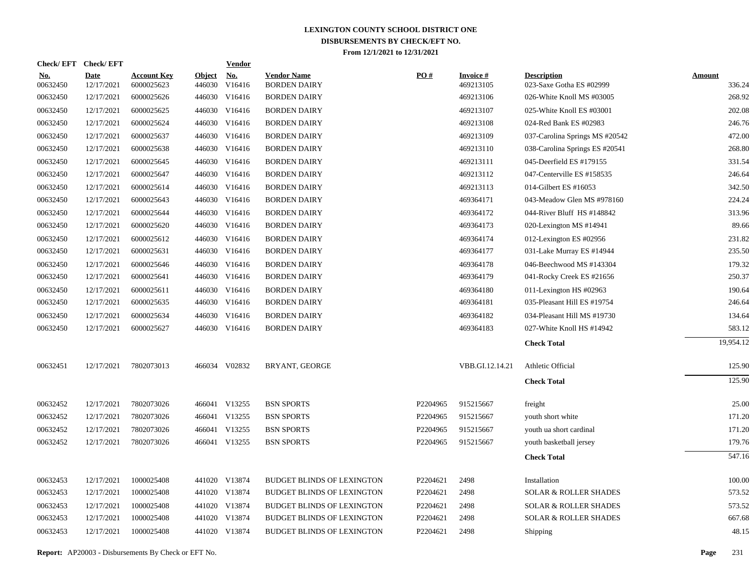# LEXINGTON COUNTY SCHOOL DISTRICT ONE
## DISBURSEMENTS BY CHECK/EFT NO.
### From 12/1/2021 to 12/31/2021

| Check/EFT No. | Check/EFT Date | Account Key | Object | Vendor No. | Vendor Name | PO # | Invoice # | Description | Amount |
|---|---|---|---|---|---|---|---|---|---|
| 00632450 | 12/17/2021 | 6000025623 | 446030 | V16416 | BORDEN DAIRY | | 469213105 | 023-Saxe Gotha ES #02999 | 336.24 |
| 00632450 | 12/17/2021 | 6000025626 | 446030 | V16416 | BORDEN DAIRY | | 469213106 | 026-White Knoll MS #03005 | 268.92 |
| 00632450 | 12/17/2021 | 6000025625 | 446030 | V16416 | BORDEN DAIRY | | 469213107 | 025-White Knoll ES #03001 | 202.08 |
| 00632450 | 12/17/2021 | 6000025624 | 446030 | V16416 | BORDEN DAIRY | | 469213108 | 024-Red Bank ES #02983 | 246.76 |
| 00632450 | 12/17/2021 | 6000025637 | 446030 | V16416 | BORDEN DAIRY | | 469213109 | 037-Carolina Springs MS #20542 | 472.00 |
| 00632450 | 12/17/2021 | 6000025638 | 446030 | V16416 | BORDEN DAIRY | | 469213110 | 038-Carolina Springs ES #20541 | 268.80 |
| 00632450 | 12/17/2021 | 6000025645 | 446030 | V16416 | BORDEN DAIRY | | 469213111 | 045-Deerfield ES #179155 | 331.54 |
| 00632450 | 12/17/2021 | 6000025647 | 446030 | V16416 | BORDEN DAIRY | | 469213112 | 047-Centerville ES #158535 | 246.64 |
| 00632450 | 12/17/2021 | 6000025614 | 446030 | V16416 | BORDEN DAIRY | | 469213113 | 014-Gilbert ES #16053 | 342.50 |
| 00632450 | 12/17/2021 | 6000025643 | 446030 | V16416 | BORDEN DAIRY | | 469364171 | 043-Meadow Glen MS #978160 | 224.24 |
| 00632450 | 12/17/2021 | 6000025644 | 446030 | V16416 | BORDEN DAIRY | | 469364172 | 044-River Bluff HS #148842 | 313.96 |
| 00632450 | 12/17/2021 | 6000025620 | 446030 | V16416 | BORDEN DAIRY | | 469364173 | 020-Lexington MS #14941 | 89.66 |
| 00632450 | 12/17/2021 | 6000025612 | 446030 | V16416 | BORDEN DAIRY | | 469364174 | 012-Lexington ES #02956 | 231.82 |
| 00632450 | 12/17/2021 | 6000025631 | 446030 | V16416 | BORDEN DAIRY | | 469364177 | 031-Lake Murray ES #14944 | 235.50 |
| 00632450 | 12/17/2021 | 6000025646 | 446030 | V16416 | BORDEN DAIRY | | 469364178 | 046-Beechwood MS #143304 | 179.32 |
| 00632450 | 12/17/2021 | 6000025641 | 446030 | V16416 | BORDEN DAIRY | | 469364179 | 041-Rocky Creek ES #21656 | 250.37 |
| 00632450 | 12/17/2021 | 6000025611 | 446030 | V16416 | BORDEN DAIRY | | 469364180 | 011-Lexington HS #02963 | 190.64 |
| 00632450 | 12/17/2021 | 6000025635 | 446030 | V16416 | BORDEN DAIRY | | 469364181 | 035-Pleasant Hill ES #19754 | 246.64 |
| 00632450 | 12/17/2021 | 6000025634 | 446030 | V16416 | BORDEN DAIRY | | 469364182 | 034-Pleasant Hill MS #19730 | 134.64 |
| 00632450 | 12/17/2021 | 6000025627 | 446030 | V16416 | BORDEN DAIRY | | 469364183 | 027-White Knoll HS #14942 | 583.12 |
| | | | | | | | | **Check Total** | 19,954.12 |
| 00632451 | 12/17/2021 | 7802073013 | 466034 | V02832 | BRYANT, GEORGE | | VBB.GI.12.14.21 | Athletic Official | 125.90 |
| | | | | | | | | **Check Total** | 125.90 |
| 00632452 | 12/17/2021 | 7802073026 | 466041 | V13255 | BSN SPORTS | P2204965 | 915215667 | freight | 25.00 |
| 00632452 | 12/17/2021 | 7802073026 | 466041 | V13255 | BSN SPORTS | P2204965 | 915215667 | youth short white | 171.20 |
| 00632452 | 12/17/2021 | 7802073026 | 466041 | V13255 | BSN SPORTS | P2204965 | 915215667 | youth ua short cardinal | 171.20 |
| 00632452 | 12/17/2021 | 7802073026 | 466041 | V13255 | BSN SPORTS | P2204965 | 915215667 | youth basketball jersey | 179.76 |
| | | | | | | | | **Check Total** | 547.16 |
| 00632453 | 12/17/2021 | 1000025408 | 441020 | V13874 | BUDGET BLINDS OF LEXINGTON | P2204621 | 2498 | Installation | 100.00 |
| 00632453 | 12/17/2021 | 1000025408 | 441020 | V13874 | BUDGET BLINDS OF LEXINGTON | P2204621 | 2498 | SOLAR & ROLLER SHADES | 573.52 |
| 00632453 | 12/17/2021 | 1000025408 | 441020 | V13874 | BUDGET BLINDS OF LEXINGTON | P2204621 | 2498 | SOLAR & ROLLER SHADES | 573.52 |
| 00632453 | 12/17/2021 | 1000025408 | 441020 | V13874 | BUDGET BLINDS OF LEXINGTON | P2204621 | 2498 | SOLAR & ROLLER SHADES | 667.68 |
| 00632453 | 12/17/2021 | 1000025408 | 441020 | V13874 | BUDGET BLINDS OF LEXINGTON | P2204621 | 2498 | Shipping | 48.15 |

**Report:** AP20003 - Disbursements By Check or EFT No.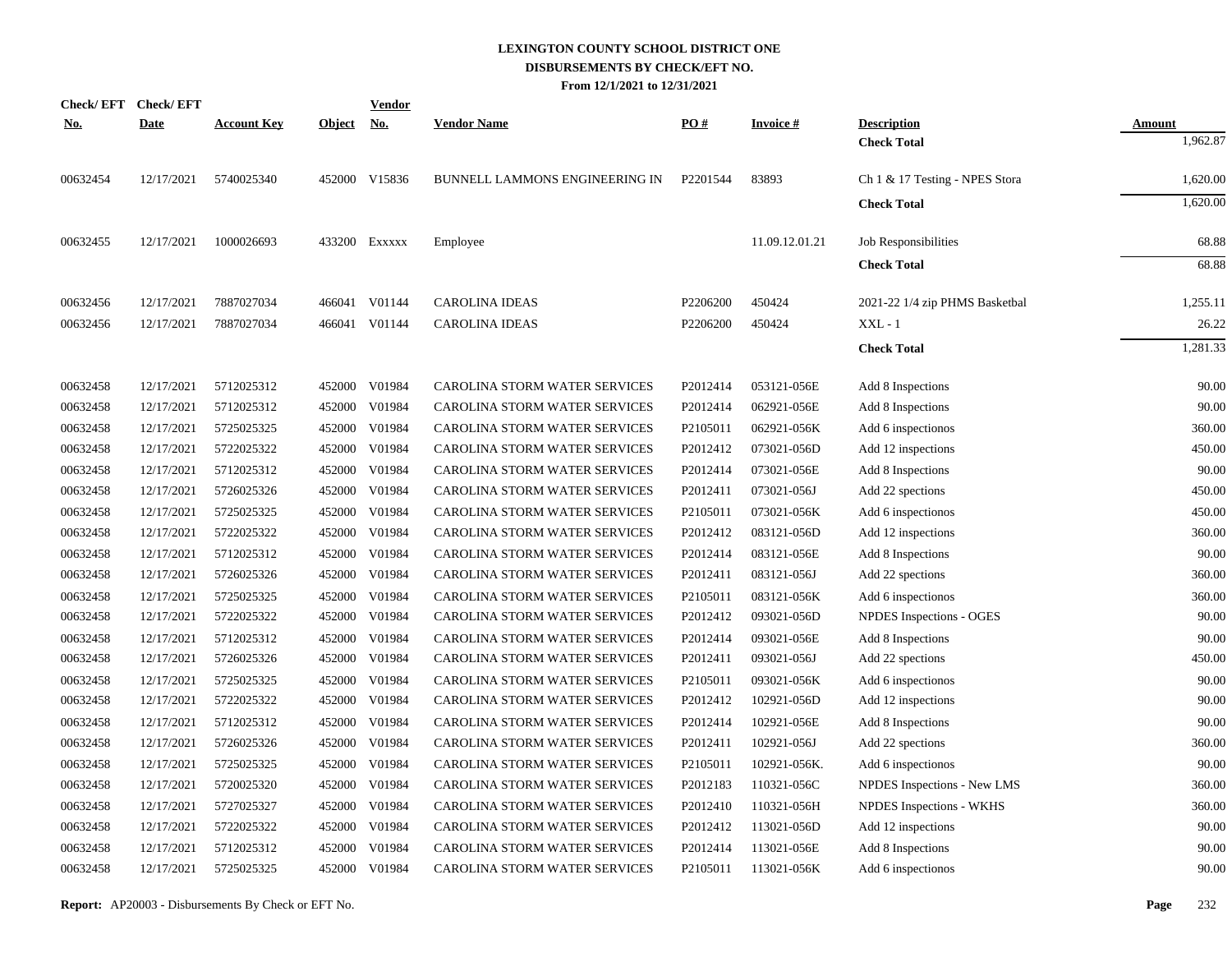# LEXINGTON COUNTY SCHOOL DISTRICT ONE
## DISBURSEMENTS BY CHECK/EFT NO.
### From 12/1/2021 to 12/31/2021

| Check/ EFT No. | Check/ EFT Date | Account Key | Object | Vendor No. | Vendor Name | PO # | Invoice # | Description | Amount |
|---|---|---|---|---|---|---|---|---|---|
| | | | | | | | | **Check Total** | 1,962.87 |
| 00632454 | 12/17/2021 | 5740025340 | 452000 | V15836 | BUNNELL LAMMONS ENGINEERING IN | P2201544 | 83893 | Ch 1 & 17 Testing - NPES Stora | 1,620.00 |
| | | | | | | | | **Check Total** | 1,620.00 |
| 00632455 | 12/17/2021 | 1000026693 | 433200 | Exxxxx | Employee | | 11.09.12.01.21 | Job Responsibilities | 68.88 |
| | | | | | | | | **Check Total** | 68.88 |
| 00632456 | 12/17/2021 | 7887027034 | 466041 | V01144 | CAROLINA IDEAS | P2206200 | 450424 | 2021-22 1/4 zip PHMS Basketbal | 1,255.11 |
| 00632456 | 12/17/2021 | 7887027034 | 466041 | V01144 | CAROLINA IDEAS | P2206200 | 450424 | XXL - 1 | 26.22 |
| | | | | | | | | **Check Total** | 1,281.33 |
| 00632458 | 12/17/2021 | 5712025312 | 452000 | V01984 | CAROLINA STORM WATER SERVICES | P2012414 | 053121-056E | Add 8 Inspections | 90.00 |
| 00632458 | 12/17/2021 | 5712025312 | 452000 | V01984 | CAROLINA STORM WATER SERVICES | P2012414 | 062921-056E | Add 8 Inspections | 90.00 |
| 00632458 | 12/17/2021 | 5725025325 | 452000 | V01984 | CAROLINA STORM WATER SERVICES | P2105011 | 062921-056K | Add 6 inspectionos | 360.00 |
| 00632458 | 12/17/2021 | 5722025322 | 452000 | V01984 | CAROLINA STORM WATER SERVICES | P2012412 | 073021-056D | Add 12 inspections | 450.00 |
| 00632458 | 12/17/2021 | 5712025312 | 452000 | V01984 | CAROLINA STORM WATER SERVICES | P2012414 | 073021-056E | Add 8 Inspections | 90.00 |
| 00632458 | 12/17/2021 | 5726025326 | 452000 | V01984 | CAROLINA STORM WATER SERVICES | P2012411 | 073021-056J | Add 22 spections | 450.00 |
| 00632458 | 12/17/2021 | 5725025325 | 452000 | V01984 | CAROLINA STORM WATER SERVICES | P2105011 | 073021-056K | Add 6 inspectionos | 450.00 |
| 00632458 | 12/17/2021 | 5722025322 | 452000 | V01984 | CAROLINA STORM WATER SERVICES | P2012412 | 083121-056D | Add 12 inspections | 360.00 |
| 00632458 | 12/17/2021 | 5712025312 | 452000 | V01984 | CAROLINA STORM WATER SERVICES | P2012414 | 083121-056E | Add 8 Inspections | 90.00 |
| 00632458 | 12/17/2021 | 5726025326 | 452000 | V01984 | CAROLINA STORM WATER SERVICES | P2012411 | 083121-056J | Add 22 spections | 360.00 |
| 00632458 | 12/17/2021 | 5725025325 | 452000 | V01984 | CAROLINA STORM WATER SERVICES | P2105011 | 083121-056K | Add 6 inspectionos | 360.00 |
| 00632458 | 12/17/2021 | 5722025322 | 452000 | V01984 | CAROLINA STORM WATER SERVICES | P2012412 | 093021-056D | NPDES Inspections - OGES | 90.00 |
| 00632458 | 12/17/2021 | 5712025312 | 452000 | V01984 | CAROLINA STORM WATER SERVICES | P2012414 | 093021-056E | Add 8 Inspections | 90.00 |
| 00632458 | 12/17/2021 | 5726025326 | 452000 | V01984 | CAROLINA STORM WATER SERVICES | P2012411 | 093021-056J | Add 22 spections | 450.00 |
| 00632458 | 12/17/2021 | 5725025325 | 452000 | V01984 | CAROLINA STORM WATER SERVICES | P2105011 | 093021-056K | Add 6 inspectionos | 90.00 |
| 00632458 | 12/17/2021 | 5722025322 | 452000 | V01984 | CAROLINA STORM WATER SERVICES | P2012412 | 102921-056D | Add 12 inspections | 90.00 |
| 00632458 | 12/17/2021 | 5712025312 | 452000 | V01984 | CAROLINA STORM WATER SERVICES | P2012414 | 102921-056E | Add 8 Inspections | 90.00 |
| 00632458 | 12/17/2021 | 5726025326 | 452000 | V01984 | CAROLINA STORM WATER SERVICES | P2012411 | 102921-056J | Add 22 spections | 360.00 |
| 00632458 | 12/17/2021 | 5725025325 | 452000 | V01984 | CAROLINA STORM WATER SERVICES | P2105011 | 102921-056K. | Add 6 inspectionos | 90.00 |
| 00632458 | 12/17/2021 | 5720025320 | 452000 | V01984 | CAROLINA STORM WATER SERVICES | P2012183 | 110321-056C | NPDES Inspections - New LMS | 360.00 |
| 00632458 | 12/17/2021 | 5727025327 | 452000 | V01984 | CAROLINA STORM WATER SERVICES | P2012410 | 110321-056H | NPDES Inspections - WKHS | 360.00 |
| 00632458 | 12/17/2021 | 5722025322 | 452000 | V01984 | CAROLINA STORM WATER SERVICES | P2012412 | 113021-056D | Add 12 inspections | 90.00 |
| 00632458 | 12/17/2021 | 5712025312 | 452000 | V01984 | CAROLINA STORM WATER SERVICES | P2012414 | 113021-056E | Add 8 Inspections | 90.00 |
| 00632458 | 12/17/2021 | 5725025325 | 452000 | V01984 | CAROLINA STORM WATER SERVICES | P2105011 | 113021-056K | Add 6 inspectionos | 90.00 |

**Report:** AP20003 - Disbursements By Check or EFT No.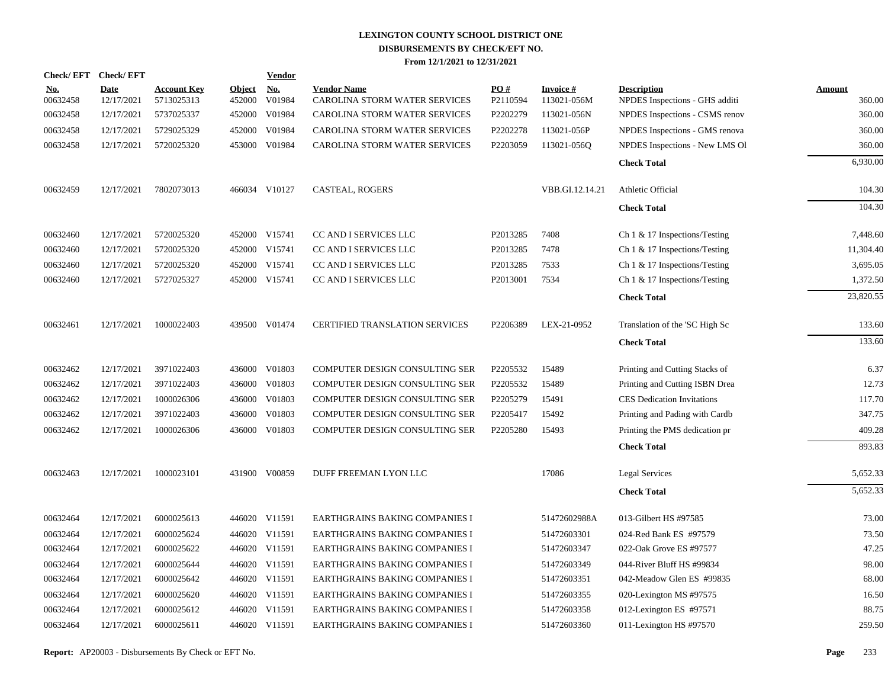# LEXINGTON COUNTY SCHOOL DISTRICT ONE
## DISBURSEMENTS BY CHECK/EFT NO.
### From 12/1/2021 to 12/31/2021

| Check/ EFT No. | Check/ EFT Date | Account Key | Object | Vendor No. | Vendor Name | PO # | Invoice # | Description | Amount |
|---|---|---|---|---|---|---|---|---|---|
| 00632458 | 12/17/2021 | 5713025313 | 452000 | V01984 | CAROLINA STORM WATER SERVICES | P2110594 | 113021-056M | NPDES Inspections - GHS additi | 360.00 |
| 00632458 | 12/17/2021 | 5737025337 | 452000 | V01984 | CAROLINA STORM WATER SERVICES | P2202279 | 113021-056N | NPDES Inspections - CSMS renov | 360.00 |
| 00632458 | 12/17/2021 | 5729025329 | 452000 | V01984 | CAROLINA STORM WATER SERVICES | P2202278 | 113021-056P | NPDES Inspections - GMS renova | 360.00 |
| 00632458 | 12/17/2021 | 5720025320 | 453000 | V01984 | CAROLINA STORM WATER SERVICES | P2203059 | 113021-056Q | NPDES Inspections - New LMS Ol | 360.00 |
| | | | | | | | | **Check Total** | 6,930.00 |
| 00632459 | 12/17/2021 | 7802073013 | 466034 | V10127 | CASTEAL, ROGERS | | VBB.GI.12.14.21 | Athletic Official | 104.30 |
| | | | | | | | | **Check Total** | 104.30 |
| 00632460 | 12/17/2021 | 5720025320 | 452000 | V15741 | CC AND I SERVICES LLC | P2013285 | 7408 | Ch 1 & 17 Inspections/Testing | 7,448.60 |
| 00632460 | 12/17/2021 | 5720025320 | 452000 | V15741 | CC AND I SERVICES LLC | P2013285 | 7478 | Ch 1 & 17 Inspections/Testing | 11,304.40 |
| 00632460 | 12/17/2021 | 5720025320 | 452000 | V15741 | CC AND I SERVICES LLC | P2013285 | 7533 | Ch 1 & 17 Inspections/Testing | 3,695.05 |
| 00632460 | 12/17/2021 | 5727025327 | 452000 | V15741 | CC AND I SERVICES LLC | P2013001 | 7534 | Ch 1 & 17 Inspections/Testing | 1,372.50 |
| | | | | | | | | **Check Total** | 23,820.55 |
| 00632461 | 12/17/2021 | 1000022403 | 439500 | V01474 | CERTIFIED TRANSLATION SERVICES | P2206389 | LEX-21-0952 | Translation of the 'SC High Sc | 133.60 |
| | | | | | | | | **Check Total** | 133.60 |
| 00632462 | 12/17/2021 | 3971022403 | 436000 | V01803 | COMPUTER DESIGN CONSULTING SER | P2205532 | 15489 | Printing and Cutting Stacks of | 6.37 |
| 00632462 | 12/17/2021 | 3971022403 | 436000 | V01803 | COMPUTER DESIGN CONSULTING SER | P2205532 | 15489 | Printing and Cutting ISBN Drea | 12.73 |
| 00632462 | 12/17/2021 | 1000026306 | 436000 | V01803 | COMPUTER DESIGN CONSULTING SER | P2205279 | 15491 | CES Dedication Invitations | 117.70 |
| 00632462 | 12/17/2021 | 3971022403 | 436000 | V01803 | COMPUTER DESIGN CONSULTING SER | P2205417 | 15492 | Printing and Pading with Cardb | 347.75 |
| 00632462 | 12/17/2021 | 1000026306 | 436000 | V01803 | COMPUTER DESIGN CONSULTING SER | P2205280 | 15493 | Printing the PMS dedication pr | 409.28 |
| | | | | | | | | **Check Total** | 893.83 |
| 00632463 | 12/17/2021 | 1000023101 | 431900 | V00859 | DUFF FREEMAN LYON LLC | | 17086 | Legal Services | 5,652.33 |
| | | | | | | | | **Check Total** | 5,652.33 |
| 00632464 | 12/17/2021 | 6000025613 | 446020 | V11591 | EARTHGRAINS BAKING COMPANIES I | | 51472602988A | 013-Gilbert HS #97585 | 73.00 |
| 00632464 | 12/17/2021 | 6000025624 | 446020 | V11591 | EARTHGRAINS BAKING COMPANIES I | | 51472603301 | 024-Red Bank ES #97579 | 73.50 |
| 00632464 | 12/17/2021 | 6000025622 | 446020 | V11591 | EARTHGRAINS BAKING COMPANIES I | | 51472603347 | 022-Oak Grove ES #97577 | 47.25 |
| 00632464 | 12/17/2021 | 6000025644 | 446020 | V11591 | EARTHGRAINS BAKING COMPANIES I | | 51472603349 | 044-River Bluff HS #99834 | 98.00 |
| 00632464 | 12/17/2021 | 6000025642 | 446020 | V11591 | EARTHGRAINS BAKING COMPANIES I | | 51472603351 | 042-Meadow Glen ES #99835 | 68.00 |
| 00632464 | 12/17/2021 | 6000025620 | 446020 | V11591 | EARTHGRAINS BAKING COMPANIES I | | 51472603355 | 020-Lexington MS #97575 | 16.50 |
| 00632464 | 12/17/2021 | 6000025612 | 446020 | V11591 | EARTHGRAINS BAKING COMPANIES I | | 51472603358 | 012-Lexington ES #97571 | 88.75 |
| 00632464 | 12/17/2021 | 6000025611 | 446020 | V11591 | EARTHGRAINS BAKING COMPANIES I | | 51472603360 | 011-Lexington HS #97570 | 259.50 |

**Report:** AP20003 - Disbursements By Check or EFT No.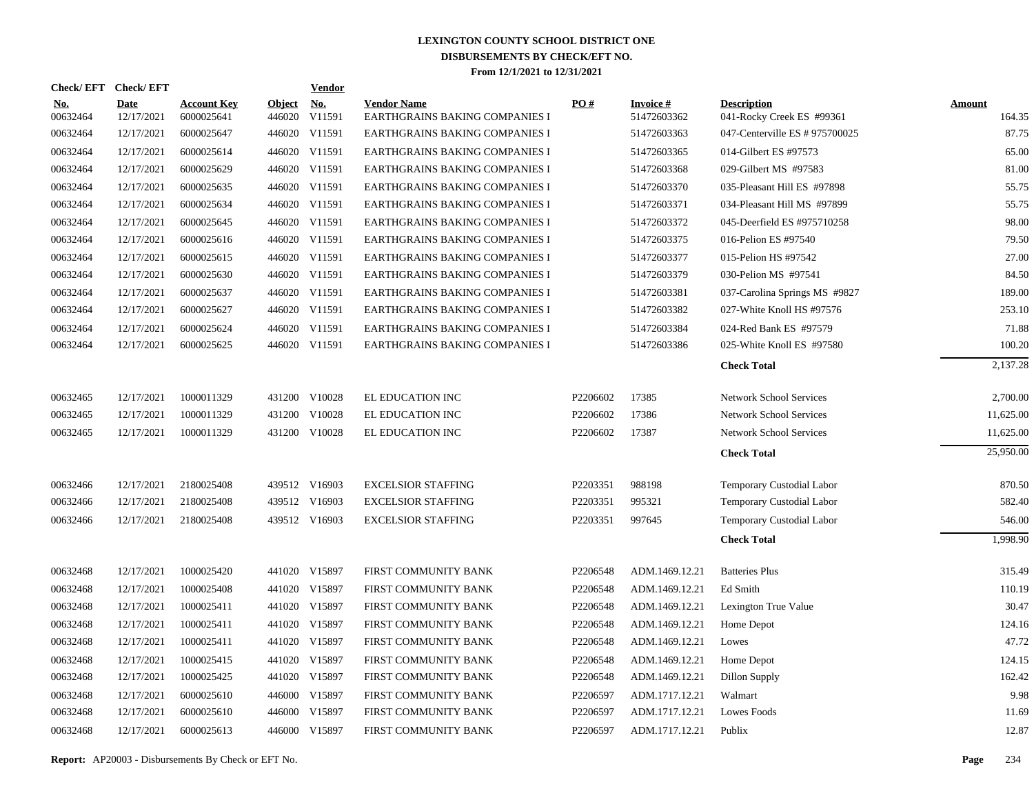# LEXINGTON COUNTY SCHOOL DISTRICT ONE
## DISBURSEMENTS BY CHECK/EFT NO.
### From 12/1/2021 to 12/31/2021

| Check/ EFT No. | Check/ EFT Date | Account Key | Object | Vendor No. | Vendor Name | PO # | Invoice # | Description | Amount |
|---|---|---|---|---|---|---|---|---|---|
| 00632464 | 12/17/2021 | 6000025641 | 446020 | V11591 | EARTHGRAINS BAKING COMPANIES I | | 51472603362 | 041-Rocky Creek ES #99361 | 164.35 |
| 00632464 | 12/17/2021 | 6000025647 | 446020 | V11591 | EARTHGRAINS BAKING COMPANIES I | | 51472603363 | 047-Centerville ES # 975700025 | 87.75 |
| 00632464 | 12/17/2021 | 6000025614 | 446020 | V11591 | EARTHGRAINS BAKING COMPANIES I | | 51472603365 | 014-Gilbert ES #97573 | 65.00 |
| 00632464 | 12/17/2021 | 6000025629 | 446020 | V11591 | EARTHGRAINS BAKING COMPANIES I | | 51472603368 | 029-Gilbert MS #97583 | 81.00 |
| 00632464 | 12/17/2021 | 6000025635 | 446020 | V11591 | EARTHGRAINS BAKING COMPANIES I | | 51472603370 | 035-Pleasant Hill ES #97898 | 55.75 |
| 00632464 | 12/17/2021 | 6000025634 | 446020 | V11591 | EARTHGRAINS BAKING COMPANIES I | | 51472603371 | 034-Pleasant Hill MS #97899 | 55.75 |
| 00632464 | 12/17/2021 | 6000025645 | 446020 | V11591 | EARTHGRAINS BAKING COMPANIES I | | 51472603372 | 045-Deerfield ES #975710258 | 98.00 |
| 00632464 | 12/17/2021 | 6000025616 | 446020 | V11591 | EARTHGRAINS BAKING COMPANIES I | | 51472603375 | 016-Pelion ES #97540 | 79.50 |
| 00632464 | 12/17/2021 | 6000025615 | 446020 | V11591 | EARTHGRAINS BAKING COMPANIES I | | 51472603377 | 015-Pelion HS #97542 | 27.00 |
| 00632464 | 12/17/2021 | 6000025630 | 446020 | V11591 | EARTHGRAINS BAKING COMPANIES I | | 51472603379 | 030-Pelion MS #97541 | 84.50 |
| 00632464 | 12/17/2021 | 6000025637 | 446020 | V11591 | EARTHGRAINS BAKING COMPANIES I | | 51472603381 | 037-Carolina Springs MS #9827 | 189.00 |
| 00632464 | 12/17/2021 | 6000025627 | 446020 | V11591 | EARTHGRAINS BAKING COMPANIES I | | 51472603382 | 027-White Knoll HS #97576 | 253.10 |
| 00632464 | 12/17/2021 | 6000025624 | 446020 | V11591 | EARTHGRAINS BAKING COMPANIES I | | 51472603384 | 024-Red Bank ES #97579 | 71.88 |
| 00632464 | 12/17/2021 | 6000025625 | 446020 | V11591 | EARTHGRAINS BAKING COMPANIES I | | 51472603386 | 025-White Knoll ES #97580 | 100.20 |
| | | | | | | | | **Check Total** | 2,137.28 |
| 00632465 | 12/17/2021 | 1000011329 | 431200 | V10028 | EL EDUCATION INC | P2206602 | 17385 | Network School Services | 2,700.00 |
| 00632465 | 12/17/2021 | 1000011329 | 431200 | V10028 | EL EDUCATION INC | P2206602 | 17386 | Network School Services | 11,625.00 |
| 00632465 | 12/17/2021 | 1000011329 | 431200 | V10028 | EL EDUCATION INC | P2206602 | 17387 | Network School Services | 11,625.00 |
| | | | | | | | | **Check Total** | 25,950.00 |
| 00632466 | 12/17/2021 | 2180025408 | 439512 | V16903 | EXCELSIOR STAFFING | P2203351 | 988198 | Temporary Custodial Labor | 870.50 |
| 00632466 | 12/17/2021 | 2180025408 | 439512 | V16903 | EXCELSIOR STAFFING | P2203351 | 995321 | Temporary Custodial Labor | 582.40 |
| 00632466 | 12/17/2021 | 2180025408 | 439512 | V16903 | EXCELSIOR STAFFING | P2203351 | 997645 | Temporary Custodial Labor | 546.00 |
| | | | | | | | | **Check Total** | 1,998.90 |
| 00632468 | 12/17/2021 | 1000025420 | 441020 | V15897 | FIRST COMMUNITY BANK | P2206548 | ADM.1469.12.21 | Batteries Plus | 315.49 |
| 00632468 | 12/17/2021 | 1000025408 | 441020 | V15897 | FIRST COMMUNITY BANK | P2206548 | ADM.1469.12.21 | Ed Smith | 110.19 |
| 00632468 | 12/17/2021 | 1000025411 | 441020 | V15897 | FIRST COMMUNITY BANK | P2206548 | ADM.1469.12.21 | Lexington True Value | 30.47 |
| 00632468 | 12/17/2021 | 1000025411 | 441020 | V15897 | FIRST COMMUNITY BANK | P2206548 | ADM.1469.12.21 | Home Depot | 124.16 |
| 00632468 | 12/17/2021 | 1000025411 | 441020 | V15897 | FIRST COMMUNITY BANK | P2206548 | ADM.1469.12.21 | Lowes | 47.72 |
| 00632468 | 12/17/2021 | 1000025415 | 441020 | V15897 | FIRST COMMUNITY BANK | P2206548 | ADM.1469.12.21 | Home Depot | 124.15 |
| 00632468 | 12/17/2021 | 1000025425 | 441020 | V15897 | FIRST COMMUNITY BANK | P2206548 | ADM.1469.12.21 | Dillon Supply | 162.42 |
| 00632468 | 12/17/2021 | 6000025610 | 446000 | V15897 | FIRST COMMUNITY BANK | P2206597 | ADM.1717.12.21 | Walmart | 9.98 |
| 00632468 | 12/17/2021 | 6000025610 | 446000 | V15897 | FIRST COMMUNITY BANK | P2206597 | ADM.1717.12.21 | Lowes Foods | 11.69 |
| 00632468 | 12/17/2021 | 6000025613 | 446000 | V15897 | FIRST COMMUNITY BANK | P2206597 | ADM.1717.12.21 | Publix | 12.87 |

**Report:** AP20003 - Disbursements By Check or EFT No.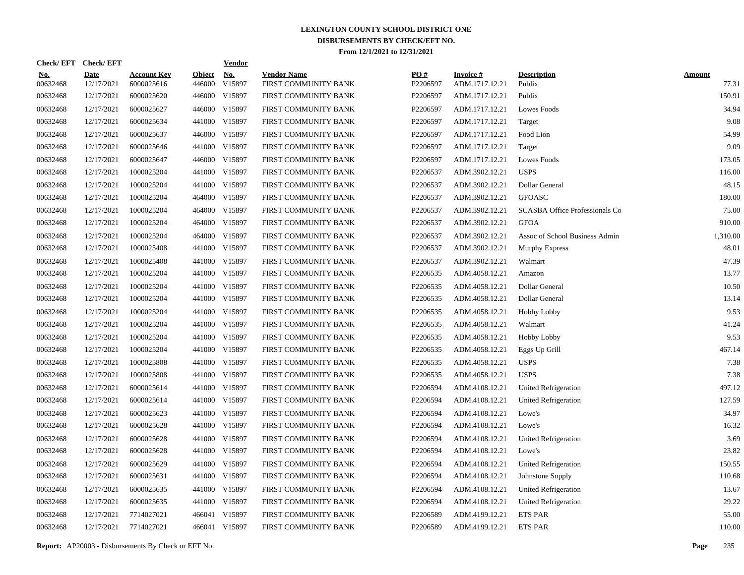# LEXINGTON COUNTY SCHOOL DISTRICT ONE
## DISBURSEMENTS BY CHECK/EFT NO.
### From 12/1/2021 to 12/31/2021

| Check/ EFT No. | Check/ EFT Date | Account Key | Object | Vendor No. | Vendor Name | PO # | Invoice # | Description | Amount |
|---|---|---|---|---|---|---|---|---|---|
| 00632468 | 12/17/2021 | 6000025616 | 446000 | V15897 | FIRST COMMUNITY BANK | P2206597 | ADM.1717.12.21 | Publix | 77.31 |
| 00632468 | 12/17/2021 | 6000025620 | 446000 | V15897 | FIRST COMMUNITY BANK | P2206597 | ADM.1717.12.21 | Publix | 150.91 |
| 00632468 | 12/17/2021 | 6000025627 | 446000 | V15897 | FIRST COMMUNITY BANK | P2206597 | ADM.1717.12.21 | Lowes Foods | 34.94 |
| 00632468 | 12/17/2021 | 6000025634 | 441000 | V15897 | FIRST COMMUNITY BANK | P2206597 | ADM.1717.12.21 | Target | 9.08 |
| 00632468 | 12/17/2021 | 6000025637 | 446000 | V15897 | FIRST COMMUNITY BANK | P2206597 | ADM.1717.12.21 | Food Lion | 54.99 |
| 00632468 | 12/17/2021 | 6000025646 | 441000 | V15897 | FIRST COMMUNITY BANK | P2206597 | ADM.1717.12.21 | Target | 9.09 |
| 00632468 | 12/17/2021 | 6000025647 | 446000 | V15897 | FIRST COMMUNITY BANK | P2206597 | ADM.1717.12.21 | Lowes Foods | 173.05 |
| 00632468 | 12/17/2021 | 1000025204 | 441000 | V15897 | FIRST COMMUNITY BANK | P2206537 | ADM.3902.12.21 | USPS | 116.00 |
| 00632468 | 12/17/2021 | 1000025204 | 441000 | V15897 | FIRST COMMUNITY BANK | P2206537 | ADM.3902.12.21 | Dollar General | 48.15 |
| 00632468 | 12/17/2021 | 1000025204 | 464000 | V15897 | FIRST COMMUNITY BANK | P2206537 | ADM.3902.12.21 | GFOASC | 180.00 |
| 00632468 | 12/17/2021 | 1000025204 | 464000 | V15897 | FIRST COMMUNITY BANK | P2206537 | ADM.3902.12.21 | SCASBA Office Professionals Co | 75.00 |
| 00632468 | 12/17/2021 | 1000025204 | 464000 | V15897 | FIRST COMMUNITY BANK | P2206537 | ADM.3902.12.21 | GFOA | 910.00 |
| 00632468 | 12/17/2021 | 1000025204 | 464000 | V15897 | FIRST COMMUNITY BANK | P2206537 | ADM.3902.12.21 | Assoc of School Business Admin | 1,310.00 |
| 00632468 | 12/17/2021 | 1000025408 | 441000 | V15897 | FIRST COMMUNITY BANK | P2206537 | ADM.3902.12.21 | Murphy Express | 48.01 |
| 00632468 | 12/17/2021 | 1000025408 | 441000 | V15897 | FIRST COMMUNITY BANK | P2206537 | ADM.3902.12.21 | Walmart | 47.39 |
| 00632468 | 12/17/2021 | 1000025204 | 441000 | V15897 | FIRST COMMUNITY BANK | P2206535 | ADM.4058.12.21 | Amazon | 13.77 |
| 00632468 | 12/17/2021 | 1000025204 | 441000 | V15897 | FIRST COMMUNITY BANK | P2206535 | ADM.4058.12.21 | Dollar General | 10.50 |
| 00632468 | 12/17/2021 | 1000025204 | 441000 | V15897 | FIRST COMMUNITY BANK | P2206535 | ADM.4058.12.21 | Dollar General | 13.14 |
| 00632468 | 12/17/2021 | 1000025204 | 441000 | V15897 | FIRST COMMUNITY BANK | P2206535 | ADM.4058.12.21 | Hobby Lobby | 9.53 |
| 00632468 | 12/17/2021 | 1000025204 | 441000 | V15897 | FIRST COMMUNITY BANK | P2206535 | ADM.4058.12.21 | Walmart | 41.24 |
| 00632468 | 12/17/2021 | 1000025204 | 441000 | V15897 | FIRST COMMUNITY BANK | P2206535 | ADM.4058.12.21 | Hobby Lobby | 9.53 |
| 00632468 | 12/17/2021 | 1000025204 | 441000 | V15897 | FIRST COMMUNITY BANK | P2206535 | ADM.4058.12.21 | Eggs Up Grill | 467.14 |
| 00632468 | 12/17/2021 | 1000025808 | 441000 | V15897 | FIRST COMMUNITY BANK | P2206535 | ADM.4058.12.21 | USPS | 7.38 |
| 00632468 | 12/17/2021 | 1000025808 | 441000 | V15897 | FIRST COMMUNITY BANK | P2206535 | ADM.4058.12.21 | USPS | 7.38 |
| 00632468 | 12/17/2021 | 6000025614 | 441000 | V15897 | FIRST COMMUNITY BANK | P2206594 | ADM.4108.12.21 | United Refrigeration | 497.12 |
| 00632468 | 12/17/2021 | 6000025614 | 441000 | V15897 | FIRST COMMUNITY BANK | P2206594 | ADM.4108.12.21 | United Refrigeration | 127.59 |
| 00632468 | 12/17/2021 | 6000025623 | 441000 | V15897 | FIRST COMMUNITY BANK | P2206594 | ADM.4108.12.21 | Lowe's | 34.97 |
| 00632468 | 12/17/2021 | 6000025628 | 441000 | V15897 | FIRST COMMUNITY BANK | P2206594 | ADM.4108.12.21 | Lowe's | 16.32 |
| 00632468 | 12/17/2021 | 6000025628 | 441000 | V15897 | FIRST COMMUNITY BANK | P2206594 | ADM.4108.12.21 | United Refrigeration | 3.69 |
| 00632468 | 12/17/2021 | 6000025628 | 441000 | V15897 | FIRST COMMUNITY BANK | P2206594 | ADM.4108.12.21 | Lowe's | 23.82 |
| 00632468 | 12/17/2021 | 6000025629 | 441000 | V15897 | FIRST COMMUNITY BANK | P2206594 | ADM.4108.12.21 | United Refrigeration | 150.55 |
| 00632468 | 12/17/2021 | 6000025631 | 441000 | V15897 | FIRST COMMUNITY BANK | P2206594 | ADM.4108.12.21 | Johnstone Supply | 110.68 |
| 00632468 | 12/17/2021 | 6000025635 | 441000 | V15897 | FIRST COMMUNITY BANK | P2206594 | ADM.4108.12.21 | United Refrigeration | 13.67 |
| 00632468 | 12/17/2021 | 6000025635 | 441000 | V15897 | FIRST COMMUNITY BANK | P2206594 | ADM.4108.12.21 | United Refrigeration | 29.22 |
| 00632468 | 12/17/2021 | 7714027021 | 466041 | V15897 | FIRST COMMUNITY BANK | P2206589 | ADM.4199.12.21 | ETS PAR | 55.00 |
| 00632468 | 12/17/2021 | 7714027021 | 466041 | V15897 | FIRST COMMUNITY BANK | P2206589 | ADM.4199.12.21 | ETS PAR | 110.00 |

**Report:** AP20003 - Disbursements By Check or EFT No.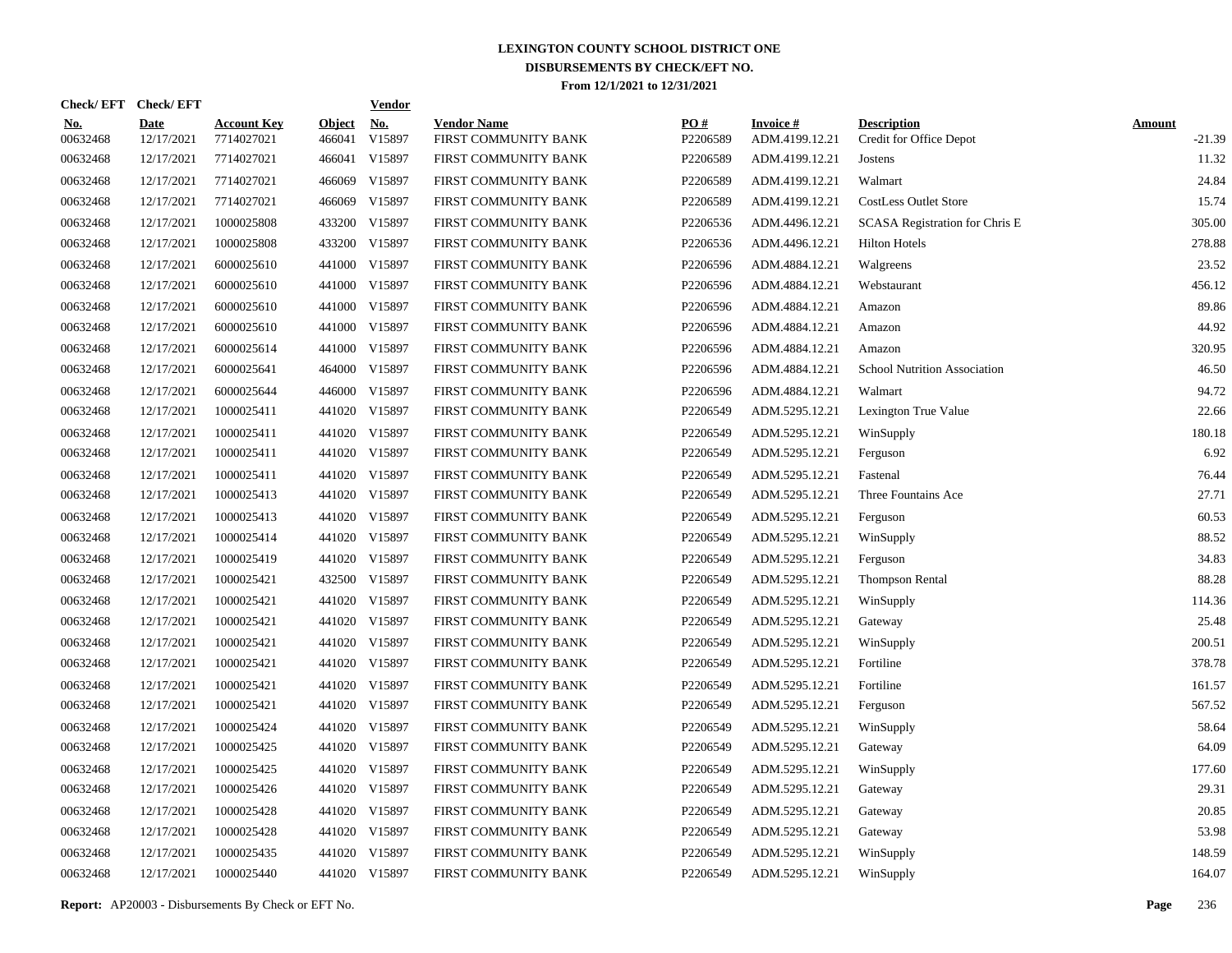# LEXINGTON COUNTY SCHOOL DISTRICT ONE
## DISBURSEMENTS BY CHECK/EFT NO.
### From 12/1/2021 to 12/31/2021

| Check/ EFT No. | Check/ EFT Date | Account Key | Object | Vendor No. | Vendor Name | PO # | Invoice # | Description | Amount |
|---|---|---|---|---|---|---|---|---|---|
| 00632468 | 12/17/2021 | 7714027021 | 466041 | V15897 | FIRST COMMUNITY BANK | P2206589 | ADM.4199.12.21 | Credit for Office Depot | -21.39 |
| 00632468 | 12/17/2021 | 7714027021 | 466041 | V15897 | FIRST COMMUNITY BANK | P2206589 | ADM.4199.12.21 | Jostens | 11.32 |
| 00632468 | 12/17/2021 | 7714027021 | 466069 | V15897 | FIRST COMMUNITY BANK | P2206589 | ADM.4199.12.21 | Walmart | 24.84 |
| 00632468 | 12/17/2021 | 7714027021 | 466069 | V15897 | FIRST COMMUNITY BANK | P2206589 | ADM.4199.12.21 | CostLess Outlet Store | 15.74 |
| 00632468 | 12/17/2021 | 1000025808 | 433200 | V15897 | FIRST COMMUNITY BANK | P2206536 | ADM.4496.12.21 | SCASA Registration for Chris E | 305.00 |
| 00632468 | 12/17/2021 | 1000025808 | 433200 | V15897 | FIRST COMMUNITY BANK | P2206536 | ADM.4496.12.21 | Hilton Hotels | 278.88 |
| 00632468 | 12/17/2021 | 6000025610 | 441000 | V15897 | FIRST COMMUNITY BANK | P2206596 | ADM.4884.12.21 | Walgreens | 23.52 |
| 00632468 | 12/17/2021 | 6000025610 | 441000 | V15897 | FIRST COMMUNITY BANK | P2206596 | ADM.4884.12.21 | Webstaurant | 456.12 |
| 00632468 | 12/17/2021 | 6000025610 | 441000 | V15897 | FIRST COMMUNITY BANK | P2206596 | ADM.4884.12.21 | Amazon | 89.86 |
| 00632468 | 12/17/2021 | 6000025610 | 441000 | V15897 | FIRST COMMUNITY BANK | P2206596 | ADM.4884.12.21 | Amazon | 44.92 |
| 00632468 | 12/17/2021 | 6000025614 | 441000 | V15897 | FIRST COMMUNITY BANK | P2206596 | ADM.4884.12.21 | Amazon | 320.95 |
| 00632468 | 12/17/2021 | 6000025641 | 464000 | V15897 | FIRST COMMUNITY BANK | P2206596 | ADM.4884.12.21 | School Nutrition Association | 46.50 |
| 00632468 | 12/17/2021 | 6000025644 | 446000 | V15897 | FIRST COMMUNITY BANK | P2206596 | ADM.4884.12.21 | Walmart | 94.72 |
| 00632468 | 12/17/2021 | 1000025411 | 441020 | V15897 | FIRST COMMUNITY BANK | P2206549 | ADM.5295.12.21 | Lexington True Value | 22.66 |
| 00632468 | 12/17/2021 | 1000025411 | 441020 | V15897 | FIRST COMMUNITY BANK | P2206549 | ADM.5295.12.21 | WinSupply | 180.18 |
| 00632468 | 12/17/2021 | 1000025411 | 441020 | V15897 | FIRST COMMUNITY BANK | P2206549 | ADM.5295.12.21 | Ferguson | 6.92 |
| 00632468 | 12/17/2021 | 1000025411 | 441020 | V15897 | FIRST COMMUNITY BANK | P2206549 | ADM.5295.12.21 | Fastenal | 76.44 |
| 00632468 | 12/17/2021 | 1000025413 | 441020 | V15897 | FIRST COMMUNITY BANK | P2206549 | ADM.5295.12.21 | Three Fountains Ace | 27.71 |
| 00632468 | 12/17/2021 | 1000025413 | 441020 | V15897 | FIRST COMMUNITY BANK | P2206549 | ADM.5295.12.21 | Ferguson | 60.53 |
| 00632468 | 12/17/2021 | 1000025414 | 441020 | V15897 | FIRST COMMUNITY BANK | P2206549 | ADM.5295.12.21 | WinSupply | 88.52 |
| 00632468 | 12/17/2021 | 1000025419 | 441020 | V15897 | FIRST COMMUNITY BANK | P2206549 | ADM.5295.12.21 | Ferguson | 34.83 |
| 00632468 | 12/17/2021 | 1000025421 | 432500 | V15897 | FIRST COMMUNITY BANK | P2206549 | ADM.5295.12.21 | Thompson Rental | 88.28 |
| 00632468 | 12/17/2021 | 1000025421 | 441020 | V15897 | FIRST COMMUNITY BANK | P2206549 | ADM.5295.12.21 | WinSupply | 114.36 |
| 00632468 | 12/17/2021 | 1000025421 | 441020 | V15897 | FIRST COMMUNITY BANK | P2206549 | ADM.5295.12.21 | Gateway | 25.48 |
| 00632468 | 12/17/2021 | 1000025421 | 441020 | V15897 | FIRST COMMUNITY BANK | P2206549 | ADM.5295.12.21 | WinSupply | 200.51 |
| 00632468 | 12/17/2021 | 1000025421 | 441020 | V15897 | FIRST COMMUNITY BANK | P2206549 | ADM.5295.12.21 | Fortiline | 378.78 |
| 00632468 | 12/17/2021 | 1000025421 | 441020 | V15897 | FIRST COMMUNITY BANK | P2206549 | ADM.5295.12.21 | Fortiline | 161.57 |
| 00632468 | 12/17/2021 | 1000025421 | 441020 | V15897 | FIRST COMMUNITY BANK | P2206549 | ADM.5295.12.21 | Ferguson | 567.52 |
| 00632468 | 12/17/2021 | 1000025424 | 441020 | V15897 | FIRST COMMUNITY BANK | P2206549 | ADM.5295.12.21 | WinSupply | 58.64 |
| 00632468 | 12/17/2021 | 1000025425 | 441020 | V15897 | FIRST COMMUNITY BANK | P2206549 | ADM.5295.12.21 | Gateway | 64.09 |
| 00632468 | 12/17/2021 | 1000025425 | 441020 | V15897 | FIRST COMMUNITY BANK | P2206549 | ADM.5295.12.21 | WinSupply | 177.60 |
| 00632468 | 12/17/2021 | 1000025426 | 441020 | V15897 | FIRST COMMUNITY BANK | P2206549 | ADM.5295.12.21 | Gateway | 29.31 |
| 00632468 | 12/17/2021 | 1000025428 | 441020 | V15897 | FIRST COMMUNITY BANK | P2206549 | ADM.5295.12.21 | Gateway | 20.85 |
| 00632468 | 12/17/2021 | 1000025428 | 441020 | V15897 | FIRST COMMUNITY BANK | P2206549 | ADM.5295.12.21 | Gateway | 53.98 |
| 00632468 | 12/17/2021 | 1000025435 | 441020 | V15897 | FIRST COMMUNITY BANK | P2206549 | ADM.5295.12.21 | WinSupply | 148.59 |
| 00632468 | 12/17/2021 | 1000025440 | 441020 | V15897 | FIRST COMMUNITY BANK | P2206549 | ADM.5295.12.21 | WinSupply | 164.07 |

**Report:** AP20003 - Disbursements By Check or EFT No.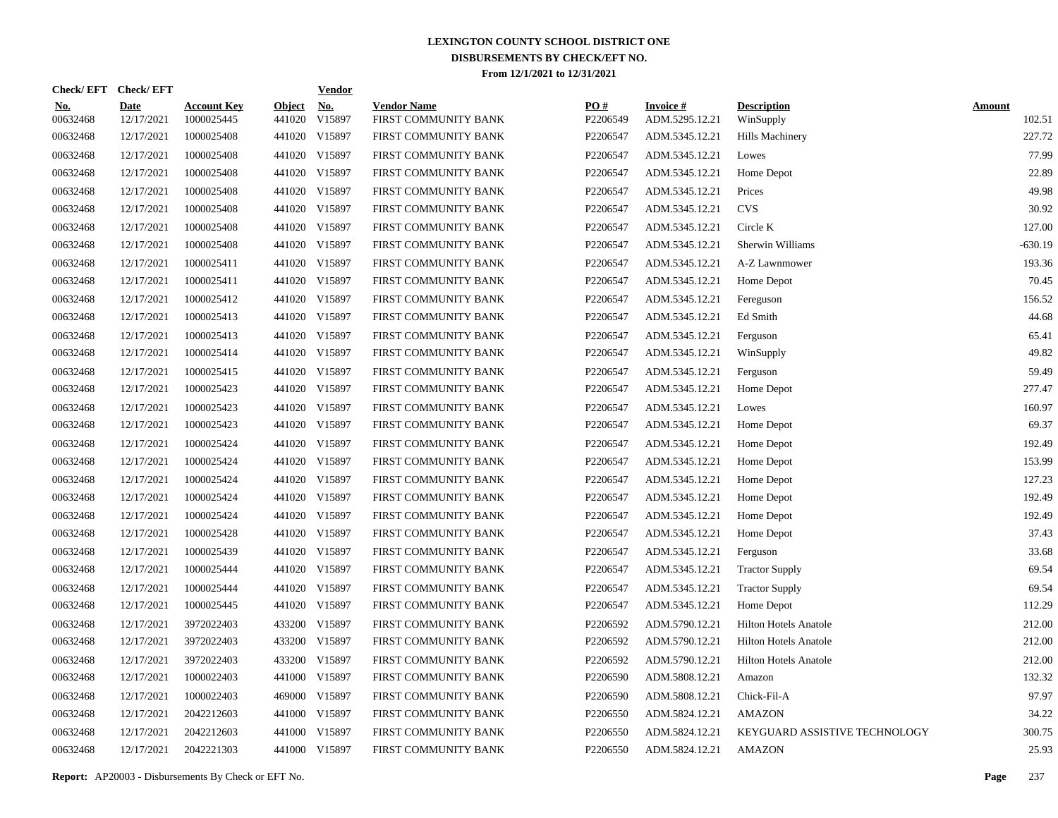# LEXINGTON COUNTY SCHOOL DISTRICT ONE
## DISBURSEMENTS BY CHECK/EFT NO.
### From 12/1/2021 to 12/31/2021

| Check/ EFT No. | Check/ EFT Date | Account Key | Object | Vendor No. | Vendor Name | PO # | Invoice # | Description | Amount |
|---|---|---|---|---|---|---|---|---|---|
| 00632468 | 12/17/2021 | 1000025445 | 441020 | V15897 | FIRST COMMUNITY BANK | P2206549 | ADM.5295.12.21 | WinSupply | 102.51 |
| 00632468 | 12/17/2021 | 1000025408 | 441020 | V15897 | FIRST COMMUNITY BANK | P2206547 | ADM.5345.12.21 | Hills Machinery | 227.72 |
| 00632468 | 12/17/2021 | 1000025408 | 441020 | V15897 | FIRST COMMUNITY BANK | P2206547 | ADM.5345.12.21 | Lowes | 77.99 |
| 00632468 | 12/17/2021 | 1000025408 | 441020 | V15897 | FIRST COMMUNITY BANK | P2206547 | ADM.5345.12.21 | Home Depot | 22.89 |
| 00632468 | 12/17/2021 | 1000025408 | 441020 | V15897 | FIRST COMMUNITY BANK | P2206547 | ADM.5345.12.21 | Prices | 49.98 |
| 00632468 | 12/17/2021 | 1000025408 | 441020 | V15897 | FIRST COMMUNITY BANK | P2206547 | ADM.5345.12.21 | CVS | 30.92 |
| 00632468 | 12/17/2021 | 1000025408 | 441020 | V15897 | FIRST COMMUNITY BANK | P2206547 | ADM.5345.12.21 | Circle K | 127.00 |
| 00632468 | 12/17/2021 | 1000025408 | 441020 | V15897 | FIRST COMMUNITY BANK | P2206547 | ADM.5345.12.21 | Sherwin Williams | -630.19 |
| 00632468 | 12/17/2021 | 1000025411 | 441020 | V15897 | FIRST COMMUNITY BANK | P2206547 | ADM.5345.12.21 | A-Z Lawnmower | 193.36 |
| 00632468 | 12/17/2021 | 1000025411 | 441020 | V15897 | FIRST COMMUNITY BANK | P2206547 | ADM.5345.12.21 | Home Depot | 70.45 |
| 00632468 | 12/17/2021 | 1000025412 | 441020 | V15897 | FIRST COMMUNITY BANK | P2206547 | ADM.5345.12.21 | Fereguson | 156.52 |
| 00632468 | 12/17/2021 | 1000025413 | 441020 | V15897 | FIRST COMMUNITY BANK | P2206547 | ADM.5345.12.21 | Ed Smith | 44.68 |
| 00632468 | 12/17/2021 | 1000025413 | 441020 | V15897 | FIRST COMMUNITY BANK | P2206547 | ADM.5345.12.21 | Ferguson | 65.41 |
| 00632468 | 12/17/2021 | 1000025414 | 441020 | V15897 | FIRST COMMUNITY BANK | P2206547 | ADM.5345.12.21 | WinSupply | 49.82 |
| 00632468 | 12/17/2021 | 1000025415 | 441020 | V15897 | FIRST COMMUNITY BANK | P2206547 | ADM.5345.12.21 | Ferguson | 59.49 |
| 00632468 | 12/17/2021 | 1000025423 | 441020 | V15897 | FIRST COMMUNITY BANK | P2206547 | ADM.5345.12.21 | Home Depot | 277.47 |
| 00632468 | 12/17/2021 | 1000025423 | 441020 | V15897 | FIRST COMMUNITY BANK | P2206547 | ADM.5345.12.21 | Lowes | 160.97 |
| 00632468 | 12/17/2021 | 1000025423 | 441020 | V15897 | FIRST COMMUNITY BANK | P2206547 | ADM.5345.12.21 | Home Depot | 69.37 |
| 00632468 | 12/17/2021 | 1000025424 | 441020 | V15897 | FIRST COMMUNITY BANK | P2206547 | ADM.5345.12.21 | Home Depot | 192.49 |
| 00632468 | 12/17/2021 | 1000025424 | 441020 | V15897 | FIRST COMMUNITY BANK | P2206547 | ADM.5345.12.21 | Home Depot | 153.99 |
| 00632468 | 12/17/2021 | 1000025424 | 441020 | V15897 | FIRST COMMUNITY BANK | P2206547 | ADM.5345.12.21 | Home Depot | 127.23 |
| 00632468 | 12/17/2021 | 1000025424 | 441020 | V15897 | FIRST COMMUNITY BANK | P2206547 | ADM.5345.12.21 | Home Depot | 192.49 |
| 00632468 | 12/17/2021 | 1000025424 | 441020 | V15897 | FIRST COMMUNITY BANK | P2206547 | ADM.5345.12.21 | Home Depot | 192.49 |
| 00632468 | 12/17/2021 | 1000025428 | 441020 | V15897 | FIRST COMMUNITY BANK | P2206547 | ADM.5345.12.21 | Home Depot | 37.43 |
| 00632468 | 12/17/2021 | 1000025439 | 441020 | V15897 | FIRST COMMUNITY BANK | P2206547 | ADM.5345.12.21 | Ferguson | 33.68 |
| 00632468 | 12/17/2021 | 1000025444 | 441020 | V15897 | FIRST COMMUNITY BANK | P2206547 | ADM.5345.12.21 | Tractor Supply | 69.54 |
| 00632468 | 12/17/2021 | 1000025444 | 441020 | V15897 | FIRST COMMUNITY BANK | P2206547 | ADM.5345.12.21 | Tractor Supply | 69.54 |
| 00632468 | 12/17/2021 | 1000025445 | 441020 | V15897 | FIRST COMMUNITY BANK | P2206547 | ADM.5345.12.21 | Home Depot | 112.29 |
| 00632468 | 12/17/2021 | 3972022403 | 433200 | V15897 | FIRST COMMUNITY BANK | P2206592 | ADM.5790.12.21 | Hilton Hotels Anatole | 212.00 |
| 00632468 | 12/17/2021 | 3972022403 | 433200 | V15897 | FIRST COMMUNITY BANK | P2206592 | ADM.5790.12.21 | Hilton Hotels Anatole | 212.00 |
| 00632468 | 12/17/2021 | 3972022403 | 433200 | V15897 | FIRST COMMUNITY BANK | P2206592 | ADM.5790.12.21 | Hilton Hotels Anatole | 212.00 |
| 00632468 | 12/17/2021 | 1000022403 | 441000 | V15897 | FIRST COMMUNITY BANK | P2206590 | ADM.5808.12.21 | Amazon | 132.32 |
| 00632468 | 12/17/2021 | 1000022403 | 469000 | V15897 | FIRST COMMUNITY BANK | P2206590 | ADM.5808.12.21 | Chick-Fil-A | 97.97 |
| 00632468 | 12/17/2021 | 2042212603 | 441000 | V15897 | FIRST COMMUNITY BANK | P2206550 | ADM.5824.12.21 | AMAZON | 34.22 |
| 00632468 | 12/17/2021 | 2042212603 | 441000 | V15897 | FIRST COMMUNITY BANK | P2206550 | ADM.5824.12.21 | KEYGUARD ASSISTIVE TECHNOLOGY | 300.75 |
| 00632468 | 12/17/2021 | 2042221303 | 441000 | V15897 | FIRST COMMUNITY BANK | P2206550 | ADM.5824.12.21 | AMAZON | 25.93 |

**Report:** AP20003 - Disbursements By Check or EFT No.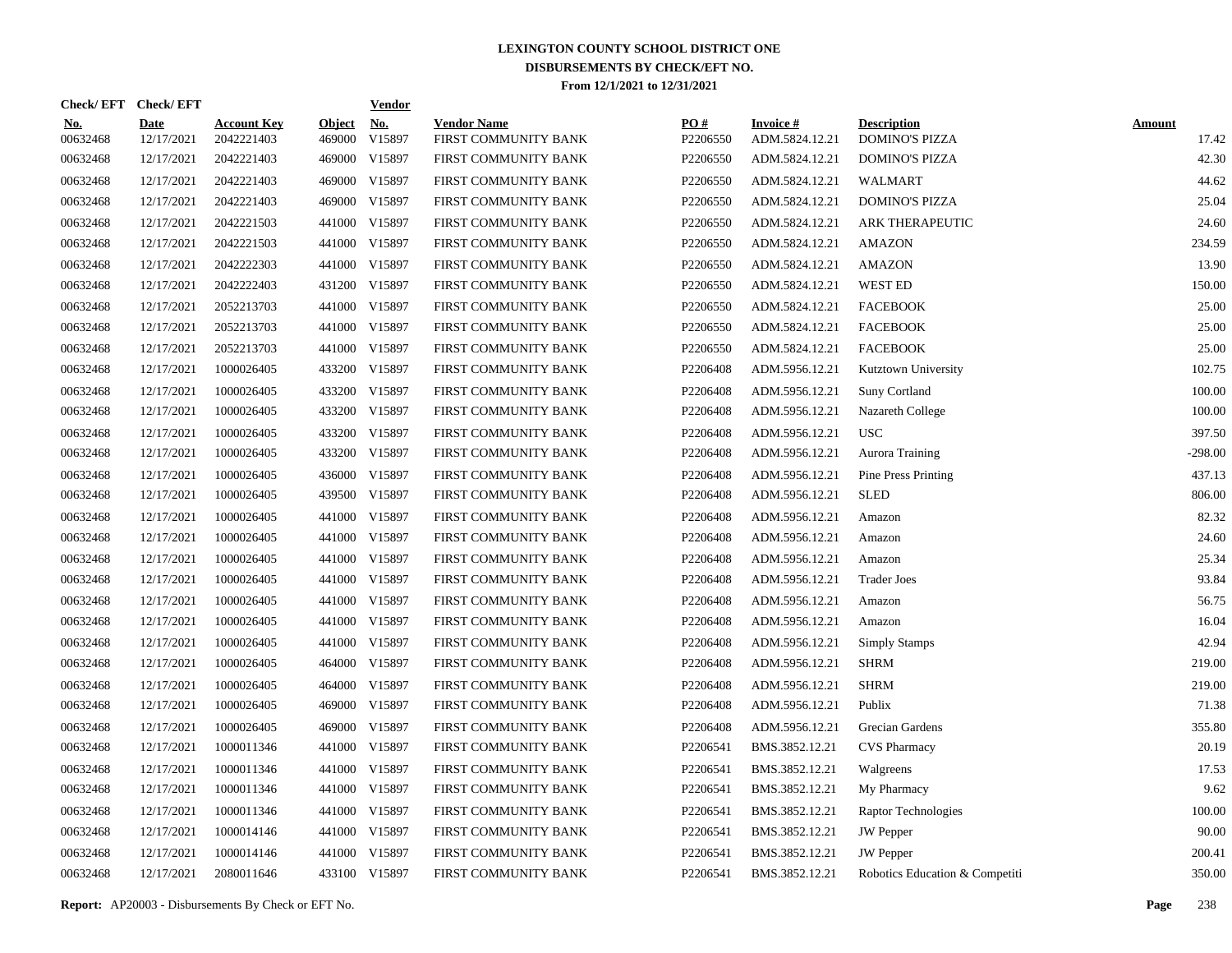# LEXINGTON COUNTY SCHOOL DISTRICT ONE
## DISBURSEMENTS BY CHECK/EFT NO.
### From 12/1/2021 to 12/31/2021

| Check/ EFT No. | Check/ EFT Date | Account Key | Object | Vendor No. | Vendor Name | PO # | Invoice # | Description | Amount |
|---|---|---|---|---|---|---|---|---|---|
| 00632468 | 12/17/2021 | 2042221403 | 469000 | V15897 | FIRST COMMUNITY BANK | P2206550 | ADM.5824.12.21 | DOMINO'S PIZZA | 17.42 |
| 00632468 | 12/17/2021 | 2042221403 | 469000 | V15897 | FIRST COMMUNITY BANK | P2206550 | ADM.5824.12.21 | DOMINO'S PIZZA | 42.30 |
| 00632468 | 12/17/2021 | 2042221403 | 469000 | V15897 | FIRST COMMUNITY BANK | P2206550 | ADM.5824.12.21 | WALMART | 44.62 |
| 00632468 | 12/17/2021 | 2042221403 | 469000 | V15897 | FIRST COMMUNITY BANK | P2206550 | ADM.5824.12.21 | DOMINO'S PIZZA | 25.04 |
| 00632468 | 12/17/2021 | 2042221503 | 441000 | V15897 | FIRST COMMUNITY BANK | P2206550 | ADM.5824.12.21 | ARK THERAPEUTIC | 24.60 |
| 00632468 | 12/17/2021 | 2042221503 | 441000 | V15897 | FIRST COMMUNITY BANK | P2206550 | ADM.5824.12.21 | AMAZON | 234.59 |
| 00632468 | 12/17/2021 | 2042222303 | 441000 | V15897 | FIRST COMMUNITY BANK | P2206550 | ADM.5824.12.21 | AMAZON | 13.90 |
| 00632468 | 12/17/2021 | 2042222403 | 431200 | V15897 | FIRST COMMUNITY BANK | P2206550 | ADM.5824.12.21 | WEST ED | 150.00 |
| 00632468 | 12/17/2021 | 2052213703 | 441000 | V15897 | FIRST COMMUNITY BANK | P2206550 | ADM.5824.12.21 | FACEBOOK | 25.00 |
| 00632468 | 12/17/2021 | 2052213703 | 441000 | V15897 | FIRST COMMUNITY BANK | P2206550 | ADM.5824.12.21 | FACEBOOK | 25.00 |
| 00632468 | 12/17/2021 | 2052213703 | 441000 | V15897 | FIRST COMMUNITY BANK | P2206550 | ADM.5824.12.21 | FACEBOOK | 25.00 |
| 00632468 | 12/17/2021 | 1000026405 | 433200 | V15897 | FIRST COMMUNITY BANK | P2206408 | ADM.5956.12.21 | Kutztown University | 102.75 |
| 00632468 | 12/17/2021 | 1000026405 | 433200 | V15897 | FIRST COMMUNITY BANK | P2206408 | ADM.5956.12.21 | Suny Cortland | 100.00 |
| 00632468 | 12/17/2021 | 1000026405 | 433200 | V15897 | FIRST COMMUNITY BANK | P2206408 | ADM.5956.12.21 | Nazareth College | 100.00 |
| 00632468 | 12/17/2021 | 1000026405 | 433200 | V15897 | FIRST COMMUNITY BANK | P2206408 | ADM.5956.12.21 | USC | 397.50 |
| 00632468 | 12/17/2021 | 1000026405 | 433200 | V15897 | FIRST COMMUNITY BANK | P2206408 | ADM.5956.12.21 | Aurora Training | -298.00 |
| 00632468 | 12/17/2021 | 1000026405 | 436000 | V15897 | FIRST COMMUNITY BANK | P2206408 | ADM.5956.12.21 | Pine Press Printing | 437.13 |
| 00632468 | 12/17/2021 | 1000026405 | 439500 | V15897 | FIRST COMMUNITY BANK | P2206408 | ADM.5956.12.21 | SLED | 806.00 |
| 00632468 | 12/17/2021 | 1000026405 | 441000 | V15897 | FIRST COMMUNITY BANK | P2206408 | ADM.5956.12.21 | Amazon | 82.32 |
| 00632468 | 12/17/2021 | 1000026405 | 441000 | V15897 | FIRST COMMUNITY BANK | P2206408 | ADM.5956.12.21 | Amazon | 24.60 |
| 00632468 | 12/17/2021 | 1000026405 | 441000 | V15897 | FIRST COMMUNITY BANK | P2206408 | ADM.5956.12.21 | Amazon | 25.34 |
| 00632468 | 12/17/2021 | 1000026405 | 441000 | V15897 | FIRST COMMUNITY BANK | P2206408 | ADM.5956.12.21 | Trader Joes | 93.84 |
| 00632468 | 12/17/2021 | 1000026405 | 441000 | V15897 | FIRST COMMUNITY BANK | P2206408 | ADM.5956.12.21 | Amazon | 56.75 |
| 00632468 | 12/17/2021 | 1000026405 | 441000 | V15897 | FIRST COMMUNITY BANK | P2206408 | ADM.5956.12.21 | Amazon | 16.04 |
| 00632468 | 12/17/2021 | 1000026405 | 441000 | V15897 | FIRST COMMUNITY BANK | P2206408 | ADM.5956.12.21 | Simply Stamps | 42.94 |
| 00632468 | 12/17/2021 | 1000026405 | 464000 | V15897 | FIRST COMMUNITY BANK | P2206408 | ADM.5956.12.21 | SHRM | 219.00 |
| 00632468 | 12/17/2021 | 1000026405 | 464000 | V15897 | FIRST COMMUNITY BANK | P2206408 | ADM.5956.12.21 | SHRM | 219.00 |
| 00632468 | 12/17/2021 | 1000026405 | 469000 | V15897 | FIRST COMMUNITY BANK | P2206408 | ADM.5956.12.21 | Publix | 71.38 |
| 00632468 | 12/17/2021 | 1000026405 | 469000 | V15897 | FIRST COMMUNITY BANK | P2206408 | ADM.5956.12.21 | Grecian Gardens | 355.80 |
| 00632468 | 12/17/2021 | 1000011346 | 441000 | V15897 | FIRST COMMUNITY BANK | P2206541 | BMS.3852.12.21 | CVS Pharmacy | 20.19 |
| 00632468 | 12/17/2021 | 1000011346 | 441000 | V15897 | FIRST COMMUNITY BANK | P2206541 | BMS.3852.12.21 | Walgreens | 17.53 |
| 00632468 | 12/17/2021 | 1000011346 | 441000 | V15897 | FIRST COMMUNITY BANK | P2206541 | BMS.3852.12.21 | My Pharmacy | 9.62 |
| 00632468 | 12/17/2021 | 1000011346 | 441000 | V15897 | FIRST COMMUNITY BANK | P2206541 | BMS.3852.12.21 | Raptor Technologies | 100.00 |
| 00632468 | 12/17/2021 | 1000014146 | 441000 | V15897 | FIRST COMMUNITY BANK | P2206541 | BMS.3852.12.21 | JW Pepper | 90.00 |
| 00632468 | 12/17/2021 | 1000014146 | 441000 | V15897 | FIRST COMMUNITY BANK | P2206541 | BMS.3852.12.21 | JW Pepper | 200.41 |
| 00632468 | 12/17/2021 | 2080011646 | 433100 | V15897 | FIRST COMMUNITY BANK | P2206541 | BMS.3852.12.21 | Robotics Education & Competiti | 350.00 |

**Report:** AP20003 - Disbursements By Check or EFT No.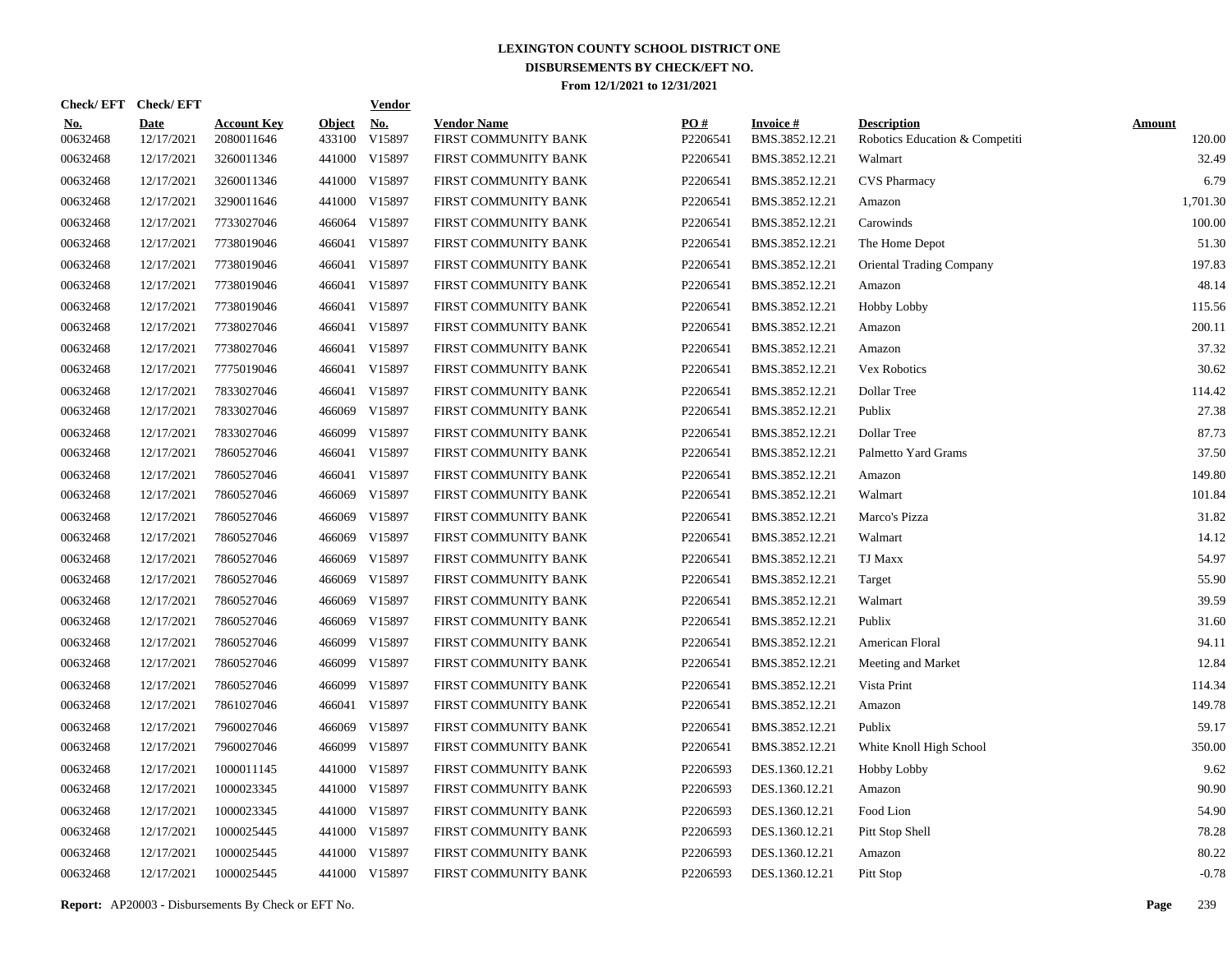# LEXINGTON COUNTY SCHOOL DISTRICT ONE

## DISBURSEMENTS BY CHECK/EFT NO.

### From 12/1/2021 to 12/31/2021

| Check/ EFT No. | Check/ EFT Date | Account Key | Object | Vendor No. | Vendor Name | PO # | Invoice # | Description | Amount |
|---|---|---|---|---|---|---|---|---|---|
| 00632468 | 12/17/2021 | 2080011646 | 433100 | V15897 | FIRST COMMUNITY BANK | P2206541 | BMS.3852.12.21 | Robotics Education & Competiti | 120.00 |
| 00632468 | 12/17/2021 | 3260011346 | 441000 | V15897 | FIRST COMMUNITY BANK | P2206541 | BMS.3852.12.21 | Walmart | 32.49 |
| 00632468 | 12/17/2021 | 3260011346 | 441000 | V15897 | FIRST COMMUNITY BANK | P2206541 | BMS.3852.12.21 | CVS Pharmacy | 6.79 |
| 00632468 | 12/17/2021 | 3290011646 | 441000 | V15897 | FIRST COMMUNITY BANK | P2206541 | BMS.3852.12.21 | Amazon | 1,701.30 |
| 00632468 | 12/17/2021 | 7733027046 | 466064 | V15897 | FIRST COMMUNITY BANK | P2206541 | BMS.3852.12.21 | Carowinds | 100.00 |
| 00632468 | 12/17/2021 | 7738019046 | 466041 | V15897 | FIRST COMMUNITY BANK | P2206541 | BMS.3852.12.21 | The Home Depot | 51.30 |
| 00632468 | 12/17/2021 | 7738019046 | 466041 | V15897 | FIRST COMMUNITY BANK | P2206541 | BMS.3852.12.21 | Oriental Trading Company | 197.83 |
| 00632468 | 12/17/2021 | 7738019046 | 466041 | V15897 | FIRST COMMUNITY BANK | P2206541 | BMS.3852.12.21 | Amazon | 48.14 |
| 00632468 | 12/17/2021 | 7738019046 | 466041 | V15897 | FIRST COMMUNITY BANK | P2206541 | BMS.3852.12.21 | Hobby Lobby | 115.56 |
| 00632468 | 12/17/2021 | 7738027046 | 466041 | V15897 | FIRST COMMUNITY BANK | P2206541 | BMS.3852.12.21 | Amazon | 200.11 |
| 00632468 | 12/17/2021 | 7738027046 | 466041 | V15897 | FIRST COMMUNITY BANK | P2206541 | BMS.3852.12.21 | Amazon | 37.32 |
| 00632468 | 12/17/2021 | 7775019046 | 466041 | V15897 | FIRST COMMUNITY BANK | P2206541 | BMS.3852.12.21 | Vex Robotics | 30.62 |
| 00632468 | 12/17/2021 | 7833027046 | 466041 | V15897 | FIRST COMMUNITY BANK | P2206541 | BMS.3852.12.21 | Dollar Tree | 114.42 |
| 00632468 | 12/17/2021 | 7833027046 | 466069 | V15897 | FIRST COMMUNITY BANK | P2206541 | BMS.3852.12.21 | Publix | 27.38 |
| 00632468 | 12/17/2021 | 7833027046 | 466099 | V15897 | FIRST COMMUNITY BANK | P2206541 | BMS.3852.12.21 | Dollar Tree | 87.73 |
| 00632468 | 12/17/2021 | 7860527046 | 466041 | V15897 | FIRST COMMUNITY BANK | P2206541 | BMS.3852.12.21 | Palmetto Yard Grams | 37.50 |
| 00632468 | 12/17/2021 | 7860527046 | 466041 | V15897 | FIRST COMMUNITY BANK | P2206541 | BMS.3852.12.21 | Amazon | 149.80 |
| 00632468 | 12/17/2021 | 7860527046 | 466069 | V15897 | FIRST COMMUNITY BANK | P2206541 | BMS.3852.12.21 | Walmart | 101.84 |
| 00632468 | 12/17/2021 | 7860527046 | 466069 | V15897 | FIRST COMMUNITY BANK | P2206541 | BMS.3852.12.21 | Marco's Pizza | 31.82 |
| 00632468 | 12/17/2021 | 7860527046 | 466069 | V15897 | FIRST COMMUNITY BANK | P2206541 | BMS.3852.12.21 | Walmart | 14.12 |
| 00632468 | 12/17/2021 | 7860527046 | 466069 | V15897 | FIRST COMMUNITY BANK | P2206541 | BMS.3852.12.21 | TJ Maxx | 54.97 |
| 00632468 | 12/17/2021 | 7860527046 | 466069 | V15897 | FIRST COMMUNITY BANK | P2206541 | BMS.3852.12.21 | Target | 55.90 |
| 00632468 | 12/17/2021 | 7860527046 | 466069 | V15897 | FIRST COMMUNITY BANK | P2206541 | BMS.3852.12.21 | Walmart | 39.59 |
| 00632468 | 12/17/2021 | 7860527046 | 466069 | V15897 | FIRST COMMUNITY BANK | P2206541 | BMS.3852.12.21 | Publix | 31.60 |
| 00632468 | 12/17/2021 | 7860527046 | 466099 | V15897 | FIRST COMMUNITY BANK | P2206541 | BMS.3852.12.21 | American Floral | 94.11 |
| 00632468 | 12/17/2021 | 7860527046 | 466099 | V15897 | FIRST COMMUNITY BANK | P2206541 | BMS.3852.12.21 | Meeting and Market | 12.84 |
| 00632468 | 12/17/2021 | 7860527046 | 466099 | V15897 | FIRST COMMUNITY BANK | P2206541 | BMS.3852.12.21 | Vista Print | 114.34 |
| 00632468 | 12/17/2021 | 7861027046 | 466041 | V15897 | FIRST COMMUNITY BANK | P2206541 | BMS.3852.12.21 | Amazon | 149.78 |
| 00632468 | 12/17/2021 | 7960027046 | 466069 | V15897 | FIRST COMMUNITY BANK | P2206541 | BMS.3852.12.21 | Publix | 59.17 |
| 00632468 | 12/17/2021 | 7960027046 | 466099 | V15897 | FIRST COMMUNITY BANK | P2206541 | BMS.3852.12.21 | White Knoll High School | 350.00 |
| 00632468 | 12/17/2021 | 1000011145 | 441000 | V15897 | FIRST COMMUNITY BANK | P2206593 | DES.1360.12.21 | Hobby Lobby | 9.62 |
| 00632468 | 12/17/2021 | 1000023345 | 441000 | V15897 | FIRST COMMUNITY BANK | P2206593 | DES.1360.12.21 | Amazon | 90.90 |
| 00632468 | 12/17/2021 | 1000023345 | 441000 | V15897 | FIRST COMMUNITY BANK | P2206593 | DES.1360.12.21 | Food Lion | 54.90 |
| 00632468 | 12/17/2021 | 1000025445 | 441000 | V15897 | FIRST COMMUNITY BANK | P2206593 | DES.1360.12.21 | Pitt Stop Shell | 78.28 |
| 00632468 | 12/17/2021 | 1000025445 | 441000 | V15897 | FIRST COMMUNITY BANK | P2206593 | DES.1360.12.21 | Amazon | 80.22 |
| 00632468 | 12/17/2021 | 1000025445 | 441000 | V15897 | FIRST COMMUNITY BANK | P2206593 | DES.1360.12.21 | Pitt Stop | -0.78 |

**Report:** AP20003 - Disbursements By Check or EFT No.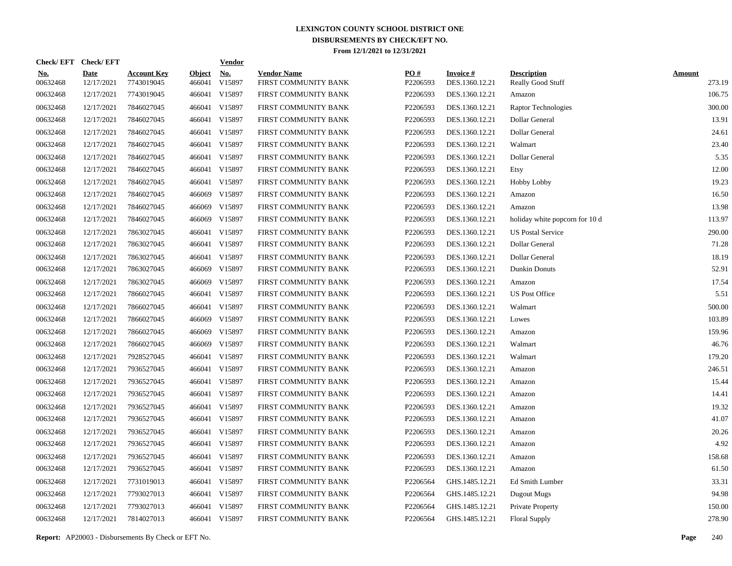# LEXINGTON COUNTY SCHOOL DISTRICT ONE
## DISBURSEMENTS BY CHECK/EFT NO.
### From 12/1/2021 to 12/31/2021

| Check/ EFT No. | Check/ EFT Date | Account Key | Object | Vendor No. | Vendor Name | PO # | Invoice # | Description | Amount |
|---|---|---|---|---|---|---|---|---|---|
| 00632468 | 12/17/2021 | 7743019045 | 466041 | V15897 | FIRST COMMUNITY BANK | P2206593 | DES.1360.12.21 | Really Good Stuff | 273.19 |
| 00632468 | 12/17/2021 | 7743019045 | 466041 | V15897 | FIRST COMMUNITY BANK | P2206593 | DES.1360.12.21 | Amazon | 106.75 |
| 00632468 | 12/17/2021 | 7846027045 | 466041 | V15897 | FIRST COMMUNITY BANK | P2206593 | DES.1360.12.21 | Raptor Technologies | 300.00 |
| 00632468 | 12/17/2021 | 7846027045 | 466041 | V15897 | FIRST COMMUNITY BANK | P2206593 | DES.1360.12.21 | Dollar General | 13.91 |
| 00632468 | 12/17/2021 | 7846027045 | 466041 | V15897 | FIRST COMMUNITY BANK | P2206593 | DES.1360.12.21 | Dollar General | 24.61 |
| 00632468 | 12/17/2021 | 7846027045 | 466041 | V15897 | FIRST COMMUNITY BANK | P2206593 | DES.1360.12.21 | Walmart | 23.40 |
| 00632468 | 12/17/2021 | 7846027045 | 466041 | V15897 | FIRST COMMUNITY BANK | P2206593 | DES.1360.12.21 | Dollar General | 5.35 |
| 00632468 | 12/17/2021 | 7846027045 | 466041 | V15897 | FIRST COMMUNITY BANK | P2206593 | DES.1360.12.21 | Etsy | 12.00 |
| 00632468 | 12/17/2021 | 7846027045 | 466041 | V15897 | FIRST COMMUNITY BANK | P2206593 | DES.1360.12.21 | Hobby Lobby | 19.23 |
| 00632468 | 12/17/2021 | 7846027045 | 466069 | V15897 | FIRST COMMUNITY BANK | P2206593 | DES.1360.12.21 | Amazon | 16.50 |
| 00632468 | 12/17/2021 | 7846027045 | 466069 | V15897 | FIRST COMMUNITY BANK | P2206593 | DES.1360.12.21 | Amazon | 13.98 |
| 00632468 | 12/17/2021 | 7846027045 | 466069 | V15897 | FIRST COMMUNITY BANK | P2206593 | DES.1360.12.21 | holiday white popcorn for 10 d | 113.97 |
| 00632468 | 12/17/2021 | 7863027045 | 466041 | V15897 | FIRST COMMUNITY BANK | P2206593 | DES.1360.12.21 | US Postal Service | 290.00 |
| 00632468 | 12/17/2021 | 7863027045 | 466041 | V15897 | FIRST COMMUNITY BANK | P2206593 | DES.1360.12.21 | Dollar General | 71.28 |
| 00632468 | 12/17/2021 | 7863027045 | 466041 | V15897 | FIRST COMMUNITY BANK | P2206593 | DES.1360.12.21 | Dollar General | 18.19 |
| 00632468 | 12/17/2021 | 7863027045 | 466069 | V15897 | FIRST COMMUNITY BANK | P2206593 | DES.1360.12.21 | Dunkin Donuts | 52.91 |
| 00632468 | 12/17/2021 | 7863027045 | 466069 | V15897 | FIRST COMMUNITY BANK | P2206593 | DES.1360.12.21 | Amazon | 17.54 |
| 00632468 | 12/17/2021 | 7866027045 | 466041 | V15897 | FIRST COMMUNITY BANK | P2206593 | DES.1360.12.21 | US Post Office | 5.51 |
| 00632468 | 12/17/2021 | 7866027045 | 466041 | V15897 | FIRST COMMUNITY BANK | P2206593 | DES.1360.12.21 | Walmart | 500.00 |
| 00632468 | 12/17/2021 | 7866027045 | 466069 | V15897 | FIRST COMMUNITY BANK | P2206593 | DES.1360.12.21 | Lowes | 103.89 |
| 00632468 | 12/17/2021 | 7866027045 | 466069 | V15897 | FIRST COMMUNITY BANK | P2206593 | DES.1360.12.21 | Amazon | 159.96 |
| 00632468 | 12/17/2021 | 7866027045 | 466069 | V15897 | FIRST COMMUNITY BANK | P2206593 | DES.1360.12.21 | Walmart | 46.76 |
| 00632468 | 12/17/2021 | 7928527045 | 466041 | V15897 | FIRST COMMUNITY BANK | P2206593 | DES.1360.12.21 | Walmart | 179.20 |
| 00632468 | 12/17/2021 | 7936527045 | 466041 | V15897 | FIRST COMMUNITY BANK | P2206593 | DES.1360.12.21 | Amazon | 246.51 |
| 00632468 | 12/17/2021 | 7936527045 | 466041 | V15897 | FIRST COMMUNITY BANK | P2206593 | DES.1360.12.21 | Amazon | 15.44 |
| 00632468 | 12/17/2021 | 7936527045 | 466041 | V15897 | FIRST COMMUNITY BANK | P2206593 | DES.1360.12.21 | Amazon | 14.41 |
| 00632468 | 12/17/2021 | 7936527045 | 466041 | V15897 | FIRST COMMUNITY BANK | P2206593 | DES.1360.12.21 | Amazon | 19.32 |
| 00632468 | 12/17/2021 | 7936527045 | 466041 | V15897 | FIRST COMMUNITY BANK | P2206593 | DES.1360.12.21 | Amazon | 41.07 |
| 00632468 | 12/17/2021 | 7936527045 | 466041 | V15897 | FIRST COMMUNITY BANK | P2206593 | DES.1360.12.21 | Amazon | 20.26 |
| 00632468 | 12/17/2021 | 7936527045 | 466041 | V15897 | FIRST COMMUNITY BANK | P2206593 | DES.1360.12.21 | Amazon | 4.92 |
| 00632468 | 12/17/2021 | 7936527045 | 466041 | V15897 | FIRST COMMUNITY BANK | P2206593 | DES.1360.12.21 | Amazon | 158.68 |
| 00632468 | 12/17/2021 | 7936527045 | 466041 | V15897 | FIRST COMMUNITY BANK | P2206593 | DES.1360.12.21 | Amazon | 61.50 |
| 00632468 | 12/17/2021 | 7731019013 | 466041 | V15897 | FIRST COMMUNITY BANK | P2206564 | GHS.1485.12.21 | Ed Smith Lumber | 33.31 |
| 00632468 | 12/17/2021 | 7793027013 | 466041 | V15897 | FIRST COMMUNITY BANK | P2206564 | GHS.1485.12.21 | Dugout Mugs | 94.98 |
| 00632468 | 12/17/2021 | 7793027013 | 466041 | V15897 | FIRST COMMUNITY BANK | P2206564 | GHS.1485.12.21 | Private Property | 150.00 |
| 00632468 | 12/17/2021 | 7814027013 | 466041 | V15897 | FIRST COMMUNITY BANK | P2206564 | GHS.1485.12.21 | Floral Supply | 278.90 |

**Report:** AP20003 - Disbursements By Check or EFT No.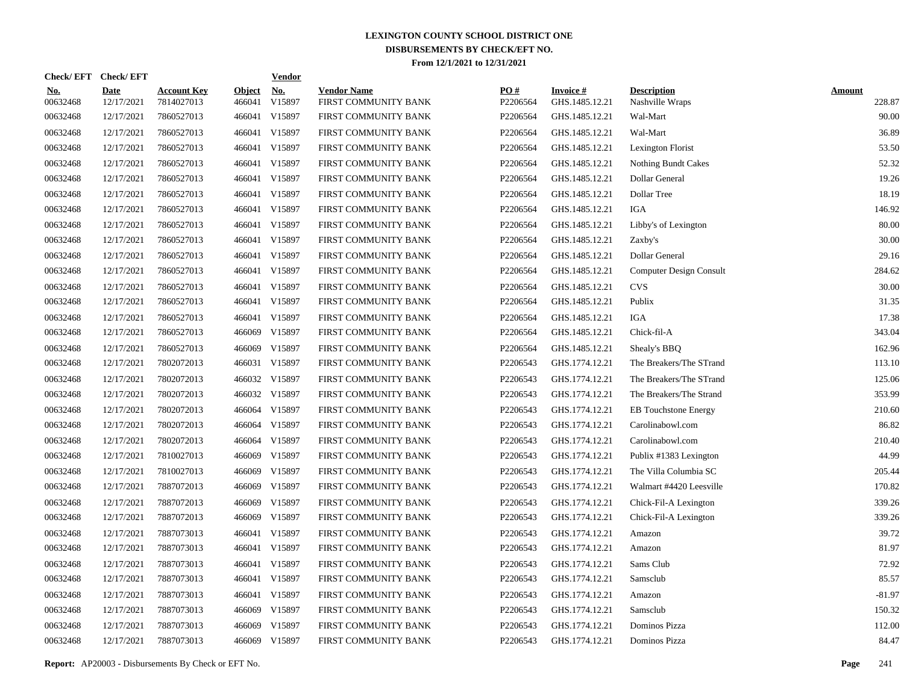# LEXINGTON COUNTY SCHOOL DISTRICT ONE
## DISBURSEMENTS BY CHECK/EFT NO.
### From 12/1/2021 to 12/31/2021

| Check/ EFT No. | Check/ EFT Date | Account Key | Object | Vendor No. | Vendor Name | PO # | Invoice # | Description | Amount |
|---|---|---|---|---|---|---|---|---|---|
| 00632468 | 12/17/2021 | 7814027013 | 466041 | V15897 | FIRST COMMUNITY BANK | P2206564 | GHS.1485.12.21 | Nashville Wraps | 228.87 |
| 00632468 | 12/17/2021 | 7860527013 | 466041 | V15897 | FIRST COMMUNITY BANK | P2206564 | GHS.1485.12.21 | Wal-Mart | 90.00 |
| 00632468 | 12/17/2021 | 7860527013 | 466041 | V15897 | FIRST COMMUNITY BANK | P2206564 | GHS.1485.12.21 | Wal-Mart | 36.89 |
| 00632468 | 12/17/2021 | 7860527013 | 466041 | V15897 | FIRST COMMUNITY BANK | P2206564 | GHS.1485.12.21 | Lexington Florist | 53.50 |
| 00632468 | 12/17/2021 | 7860527013 | 466041 | V15897 | FIRST COMMUNITY BANK | P2206564 | GHS.1485.12.21 | Nothing Bundt Cakes | 52.32 |
| 00632468 | 12/17/2021 | 7860527013 | 466041 | V15897 | FIRST COMMUNITY BANK | P2206564 | GHS.1485.12.21 | Dollar General | 19.26 |
| 00632468 | 12/17/2021 | 7860527013 | 466041 | V15897 | FIRST COMMUNITY BANK | P2206564 | GHS.1485.12.21 | Dollar Tree | 18.19 |
| 00632468 | 12/17/2021 | 7860527013 | 466041 | V15897 | FIRST COMMUNITY BANK | P2206564 | GHS.1485.12.21 | IGA | 146.92 |
| 00632468 | 12/17/2021 | 7860527013 | 466041 | V15897 | FIRST COMMUNITY BANK | P2206564 | GHS.1485.12.21 | Libby's of Lexington | 80.00 |
| 00632468 | 12/17/2021 | 7860527013 | 466041 | V15897 | FIRST COMMUNITY BANK | P2206564 | GHS.1485.12.21 | Zaxby's | 30.00 |
| 00632468 | 12/17/2021 | 7860527013 | 466041 | V15897 | FIRST COMMUNITY BANK | P2206564 | GHS.1485.12.21 | Dollar General | 29.16 |
| 00632468 | 12/17/2021 | 7860527013 | 466041 | V15897 | FIRST COMMUNITY BANK | P2206564 | GHS.1485.12.21 | Computer Design Consult | 284.62 |
| 00632468 | 12/17/2021 | 7860527013 | 466041 | V15897 | FIRST COMMUNITY BANK | P2206564 | GHS.1485.12.21 | CVS | 30.00 |
| 00632468 | 12/17/2021 | 7860527013 | 466041 | V15897 | FIRST COMMUNITY BANK | P2206564 | GHS.1485.12.21 | Publix | 31.35 |
| 00632468 | 12/17/2021 | 7860527013 | 466041 | V15897 | FIRST COMMUNITY BANK | P2206564 | GHS.1485.12.21 | IGA | 17.38 |
| 00632468 | 12/17/2021 | 7860527013 | 466069 | V15897 | FIRST COMMUNITY BANK | P2206564 | GHS.1485.12.21 | Chick-fil-A | 343.04 |
| 00632468 | 12/17/2021 | 7860527013 | 466069 | V15897 | FIRST COMMUNITY BANK | P2206564 | GHS.1485.12.21 | Shealy's BBQ | 162.96 |
| 00632468 | 12/17/2021 | 7802072013 | 466031 | V15897 | FIRST COMMUNITY BANK | P2206543 | GHS.1774.12.21 | The Breakers/The STrand | 113.10 |
| 00632468 | 12/17/2021 | 7802072013 | 466032 | V15897 | FIRST COMMUNITY BANK | P2206543 | GHS.1774.12.21 | The Breakers/The STrand | 125.06 |
| 00632468 | 12/17/2021 | 7802072013 | 466032 | V15897 | FIRST COMMUNITY BANK | P2206543 | GHS.1774.12.21 | The Breakers/The Strand | 353.99 |
| 00632468 | 12/17/2021 | 7802072013 | 466064 | V15897 | FIRST COMMUNITY BANK | P2206543 | GHS.1774.12.21 | EB Touchstone Energy | 210.60 |
| 00632468 | 12/17/2021 | 7802072013 | 466064 | V15897 | FIRST COMMUNITY BANK | P2206543 | GHS.1774.12.21 | Carolinabowl.com | 86.82 |
| 00632468 | 12/17/2021 | 7802072013 | 466064 | V15897 | FIRST COMMUNITY BANK | P2206543 | GHS.1774.12.21 | Carolinabowl.com | 210.40 |
| 00632468 | 12/17/2021 | 7810027013 | 466069 | V15897 | FIRST COMMUNITY BANK | P2206543 | GHS.1774.12.21 | Publix #1383 Lexington | 44.99 |
| 00632468 | 12/17/2021 | 7810027013 | 466069 | V15897 | FIRST COMMUNITY BANK | P2206543 | GHS.1774.12.21 | The Villa Columbia SC | 205.44 |
| 00632468 | 12/17/2021 | 7887072013 | 466069 | V15897 | FIRST COMMUNITY BANK | P2206543 | GHS.1774.12.21 | Walmart #4420 Leesville | 170.82 |
| 00632468 | 12/17/2021 | 7887072013 | 466069 | V15897 | FIRST COMMUNITY BANK | P2206543 | GHS.1774.12.21 | Chick-Fil-A Lexington | 339.26 |
| 00632468 | 12/17/2021 | 7887072013 | 466069 | V15897 | FIRST COMMUNITY BANK | P2206543 | GHS.1774.12.21 | Chick-Fil-A Lexington | 339.26 |
| 00632468 | 12/17/2021 | 7887073013 | 466041 | V15897 | FIRST COMMUNITY BANK | P2206543 | GHS.1774.12.21 | Amazon | 39.72 |
| 00632468 | 12/17/2021 | 7887073013 | 466041 | V15897 | FIRST COMMUNITY BANK | P2206543 | GHS.1774.12.21 | Amazon | 81.97 |
| 00632468 | 12/17/2021 | 7887073013 | 466041 | V15897 | FIRST COMMUNITY BANK | P2206543 | GHS.1774.12.21 | Sams Club | 72.92 |
| 00632468 | 12/17/2021 | 7887073013 | 466041 | V15897 | FIRST COMMUNITY BANK | P2206543 | GHS.1774.12.21 | Samsclub | 85.57 |
| 00632468 | 12/17/2021 | 7887073013 | 466041 | V15897 | FIRST COMMUNITY BANK | P2206543 | GHS.1774.12.21 | Amazon | -81.97 |
| 00632468 | 12/17/2021 | 7887073013 | 466069 | V15897 | FIRST COMMUNITY BANK | P2206543 | GHS.1774.12.21 | Samsclub | 150.32 |
| 00632468 | 12/17/2021 | 7887073013 | 466069 | V15897 | FIRST COMMUNITY BANK | P2206543 | GHS.1774.12.21 | Dominos Pizza | 112.00 |
| 00632468 | 12/17/2021 | 7887073013 | 466069 | V15897 | FIRST COMMUNITY BANK | P2206543 | GHS.1774.12.21 | Dominos Pizza | 84.47 |

**Report:** AP20003 - Disbursements By Check or EFT No.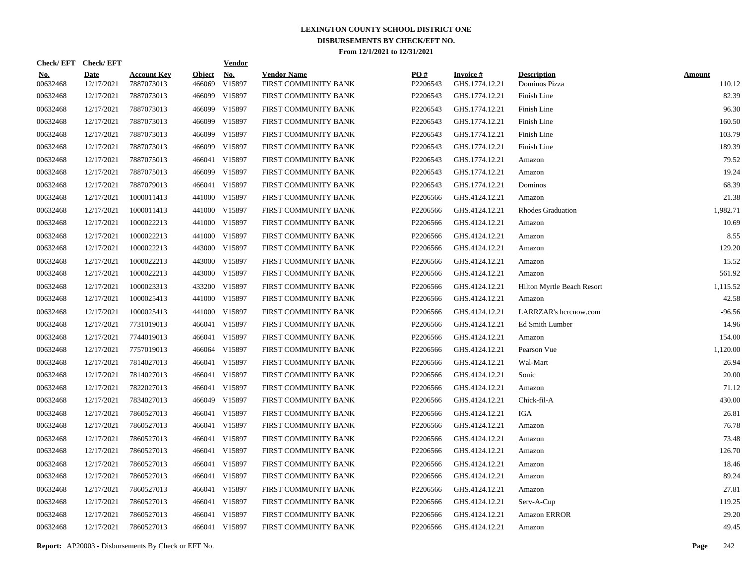# LEXINGTON COUNTY SCHOOL DISTRICT ONE
## DISBURSEMENTS BY CHECK/EFT NO.
### From 12/1/2021 to 12/31/2021

| Check/ EFT No. | Check/ EFT Date | Account Key | Object | Vendor No. | Vendor Name | PO # | Invoice # | Description | Amount |
|---|---|---|---|---|---|---|---|---|---|
| 00632468 | 12/17/2021 | 7887073013 | 466069 | V15897 | FIRST COMMUNITY BANK | P2206543 | GHS.1774.12.21 | Dominos Pizza | 110.12 |
| 00632468 | 12/17/2021 | 7887073013 | 466099 | V15897 | FIRST COMMUNITY BANK | P2206543 | GHS.1774.12.21 | Finish Line | 82.39 |
| 00632468 | 12/17/2021 | 7887073013 | 466099 | V15897 | FIRST COMMUNITY BANK | P2206543 | GHS.1774.12.21 | Finish Line | 96.30 |
| 00632468 | 12/17/2021 | 7887073013 | 466099 | V15897 | FIRST COMMUNITY BANK | P2206543 | GHS.1774.12.21 | Finish Line | 160.50 |
| 00632468 | 12/17/2021 | 7887073013 | 466099 | V15897 | FIRST COMMUNITY BANK | P2206543 | GHS.1774.12.21 | Finish Line | 103.79 |
| 00632468 | 12/17/2021 | 7887073013 | 466099 | V15897 | FIRST COMMUNITY BANK | P2206543 | GHS.1774.12.21 | Finish Line | 189.39 |
| 00632468 | 12/17/2021 | 7887075013 | 466041 | V15897 | FIRST COMMUNITY BANK | P2206543 | GHS.1774.12.21 | Amazon | 79.52 |
| 00632468 | 12/17/2021 | 7887075013 | 466099 | V15897 | FIRST COMMUNITY BANK | P2206543 | GHS.1774.12.21 | Amazon | 19.24 |
| 00632468 | 12/17/2021 | 7887079013 | 466041 | V15897 | FIRST COMMUNITY BANK | P2206543 | GHS.1774.12.21 | Dominos | 68.39 |
| 00632468 | 12/17/2021 | 1000011413 | 441000 | V15897 | FIRST COMMUNITY BANK | P2206566 | GHS.4124.12.21 | Amazon | 21.38 |
| 00632468 | 12/17/2021 | 1000011413 | 441000 | V15897 | FIRST COMMUNITY BANK | P2206566 | GHS.4124.12.21 | Rhodes Graduation | 1,982.71 |
| 00632468 | 12/17/2021 | 1000022213 | 441000 | V15897 | FIRST COMMUNITY BANK | P2206566 | GHS.4124.12.21 | Amazon | 10.69 |
| 00632468 | 12/17/2021 | 1000022213 | 441000 | V15897 | FIRST COMMUNITY BANK | P2206566 | GHS.4124.12.21 | Amazon | 8.55 |
| 00632468 | 12/17/2021 | 1000022213 | 443000 | V15897 | FIRST COMMUNITY BANK | P2206566 | GHS.4124.12.21 | Amazon | 129.20 |
| 00632468 | 12/17/2021 | 1000022213 | 443000 | V15897 | FIRST COMMUNITY BANK | P2206566 | GHS.4124.12.21 | Amazon | 15.52 |
| 00632468 | 12/17/2021 | 1000022213 | 443000 | V15897 | FIRST COMMUNITY BANK | P2206566 | GHS.4124.12.21 | Amazon | 561.92 |
| 00632468 | 12/17/2021 | 1000023313 | 433200 | V15897 | FIRST COMMUNITY BANK | P2206566 | GHS.4124.12.21 | Hilton Myrtle Beach Resort | 1,115.52 |
| 00632468 | 12/17/2021 | 1000025413 | 441000 | V15897 | FIRST COMMUNITY BANK | P2206566 | GHS.4124.12.21 | Amazon | 42.58 |
| 00632468 | 12/17/2021 | 1000025413 | 441000 | V15897 | FIRST COMMUNITY BANK | P2206566 | GHS.4124.12.21 | LARRZAR's hcrcnow.com | -96.56 |
| 00632468 | 12/17/2021 | 7731019013 | 466041 | V15897 | FIRST COMMUNITY BANK | P2206566 | GHS.4124.12.21 | Ed Smith Lumber | 14.96 |
| 00632468 | 12/17/2021 | 7744019013 | 466041 | V15897 | FIRST COMMUNITY BANK | P2206566 | GHS.4124.12.21 | Amazon | 154.00 |
| 00632468 | 12/17/2021 | 7757019013 | 466064 | V15897 | FIRST COMMUNITY BANK | P2206566 | GHS.4124.12.21 | Pearson Vue | 1,120.00 |
| 00632468 | 12/17/2021 | 7814027013 | 466041 | V15897 | FIRST COMMUNITY BANK | P2206566 | GHS.4124.12.21 | Wal-Mart | 26.94 |
| 00632468 | 12/17/2021 | 7814027013 | 466041 | V15897 | FIRST COMMUNITY BANK | P2206566 | GHS.4124.12.21 | Sonic | 20.00 |
| 00632468 | 12/17/2021 | 7822027013 | 466041 | V15897 | FIRST COMMUNITY BANK | P2206566 | GHS.4124.12.21 | Amazon | 71.12 |
| 00632468 | 12/17/2021 | 7834027013 | 466049 | V15897 | FIRST COMMUNITY BANK | P2206566 | GHS.4124.12.21 | Chick-fil-A | 430.00 |
| 00632468 | 12/17/2021 | 7860527013 | 466041 | V15897 | FIRST COMMUNITY BANK | P2206566 | GHS.4124.12.21 | IGA | 26.81 |
| 00632468 | 12/17/2021 | 7860527013 | 466041 | V15897 | FIRST COMMUNITY BANK | P2206566 | GHS.4124.12.21 | Amazon | 76.78 |
| 00632468 | 12/17/2021 | 7860527013 | 466041 | V15897 | FIRST COMMUNITY BANK | P2206566 | GHS.4124.12.21 | Amazon | 73.48 |
| 00632468 | 12/17/2021 | 7860527013 | 466041 | V15897 | FIRST COMMUNITY BANK | P2206566 | GHS.4124.12.21 | Amazon | 126.70 |
| 00632468 | 12/17/2021 | 7860527013 | 466041 | V15897 | FIRST COMMUNITY BANK | P2206566 | GHS.4124.12.21 | Amazon | 18.46 |
| 00632468 | 12/17/2021 | 7860527013 | 466041 | V15897 | FIRST COMMUNITY BANK | P2206566 | GHS.4124.12.21 | Amazon | 89.24 |
| 00632468 | 12/17/2021 | 7860527013 | 466041 | V15897 | FIRST COMMUNITY BANK | P2206566 | GHS.4124.12.21 | Amazon | 27.81 |
| 00632468 | 12/17/2021 | 7860527013 | 466041 | V15897 | FIRST COMMUNITY BANK | P2206566 | GHS.4124.12.21 | Serv-A-Cup | 119.25 |
| 00632468 | 12/17/2021 | 7860527013 | 466041 | V15897 | FIRST COMMUNITY BANK | P2206566 | GHS.4124.12.21 | Amazon ERROR | 29.20 |
| 00632468 | 12/17/2021 | 7860527013 | 466041 | V15897 | FIRST COMMUNITY BANK | P2206566 | GHS.4124.12.21 | Amazon | 49.45 |

**Report:** AP20003 - Disbursements By Check or EFT No.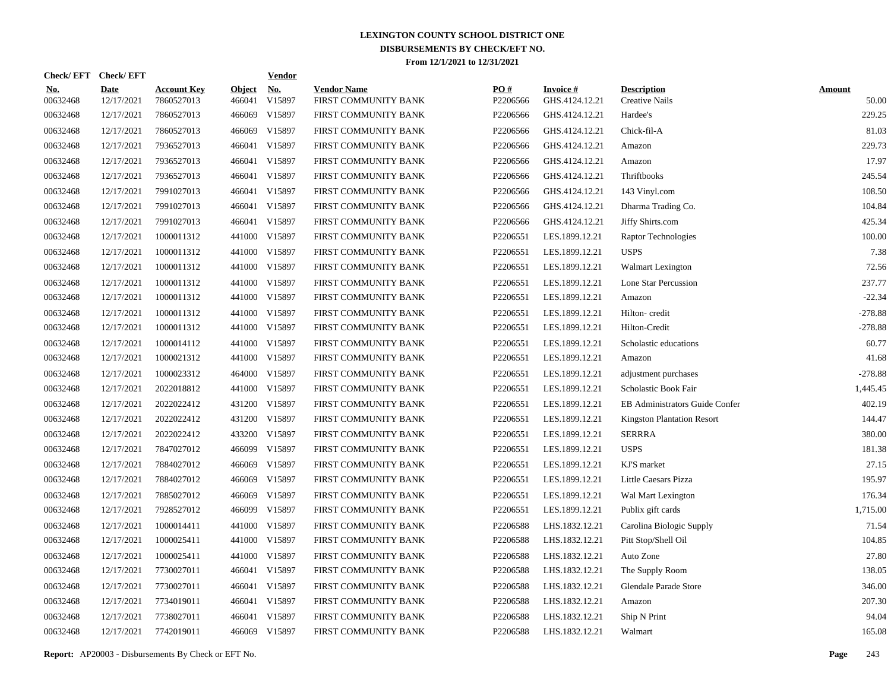# LEXINGTON COUNTY SCHOOL DISTRICT ONE
## DISBURSEMENTS BY CHECK/EFT NO.
### From 12/1/2021 to 12/31/2021

| Check/ EFT No. | Check/ EFT Date | Account Key | Object | Vendor No. | Vendor Name | PO # | Invoice # | Description | Amount |
|---|---|---|---|---|---|---|---|---|---|
| 00632468 | 12/17/2021 | 7860527013 | 466041 | V15897 | FIRST COMMUNITY BANK | P2206566 | GHS.4124.12.21 | Creative Nails | 50.00 |
| 00632468 | 12/17/2021 | 7860527013 | 466069 | V15897 | FIRST COMMUNITY BANK | P2206566 | GHS.4124.12.21 | Hardee's | 229.25 |
| 00632468 | 12/17/2021 | 7860527013 | 466069 | V15897 | FIRST COMMUNITY BANK | P2206566 | GHS.4124.12.21 | Chick-fil-A | 81.03 |
| 00632468 | 12/17/2021 | 7936527013 | 466041 | V15897 | FIRST COMMUNITY BANK | P2206566 | GHS.4124.12.21 | Amazon | 229.73 |
| 00632468 | 12/17/2021 | 7936527013 | 466041 | V15897 | FIRST COMMUNITY BANK | P2206566 | GHS.4124.12.21 | Amazon | 17.97 |
| 00632468 | 12/17/2021 | 7936527013 | 466041 | V15897 | FIRST COMMUNITY BANK | P2206566 | GHS.4124.12.21 | Thriftbooks | 245.54 |
| 00632468 | 12/17/2021 | 7991027013 | 466041 | V15897 | FIRST COMMUNITY BANK | P2206566 | GHS.4124.12.21 | 143 Vinyl.com | 108.50 |
| 00632468 | 12/17/2021 | 7991027013 | 466041 | V15897 | FIRST COMMUNITY BANK | P2206566 | GHS.4124.12.21 | Dharma Trading Co. | 104.84 |
| 00632468 | 12/17/2021 | 7991027013 | 466041 | V15897 | FIRST COMMUNITY BANK | P2206566 | GHS.4124.12.21 | Jiffy Shirts.com | 425.34 |
| 00632468 | 12/17/2021 | 1000011312 | 441000 | V15897 | FIRST COMMUNITY BANK | P2206551 | LES.1899.12.21 | Raptor Technologies | 100.00 |
| 00632468 | 12/17/2021 | 1000011312 | 441000 | V15897 | FIRST COMMUNITY BANK | P2206551 | LES.1899.12.21 | USPS | 7.38 |
| 00632468 | 12/17/2021 | 1000011312 | 441000 | V15897 | FIRST COMMUNITY BANK | P2206551 | LES.1899.12.21 | Walmart Lexington | 72.56 |
| 00632468 | 12/17/2021 | 1000011312 | 441000 | V15897 | FIRST COMMUNITY BANK | P2206551 | LES.1899.12.21 | Lone Star Percussion | 237.77 |
| 00632468 | 12/17/2021 | 1000011312 | 441000 | V15897 | FIRST COMMUNITY BANK | P2206551 | LES.1899.12.21 | Amazon | -22.34 |
| 00632468 | 12/17/2021 | 1000011312 | 441000 | V15897 | FIRST COMMUNITY BANK | P2206551 | LES.1899.12.21 | Hilton- credit | -278.88 |
| 00632468 | 12/17/2021 | 1000011312 | 441000 | V15897 | FIRST COMMUNITY BANK | P2206551 | LES.1899.12.21 | Hilton-Credit | -278.88 |
| 00632468 | 12/17/2021 | 1000014112 | 441000 | V15897 | FIRST COMMUNITY BANK | P2206551 | LES.1899.12.21 | Scholastic educations | 60.77 |
| 00632468 | 12/17/2021 | 1000021312 | 441000 | V15897 | FIRST COMMUNITY BANK | P2206551 | LES.1899.12.21 | Amazon | 41.68 |
| 00632468 | 12/17/2021 | 1000023312 | 464000 | V15897 | FIRST COMMUNITY BANK | P2206551 | LES.1899.12.21 | adjustment purchases | -278.88 |
| 00632468 | 12/17/2021 | 2022018812 | 441000 | V15897 | FIRST COMMUNITY BANK | P2206551 | LES.1899.12.21 | Scholastic Book Fair | 1,445.45 |
| 00632468 | 12/17/2021 | 2022022412 | 431200 | V15897 | FIRST COMMUNITY BANK | P2206551 | LES.1899.12.21 | EB Administrators Guide Confer | 402.19 |
| 00632468 | 12/17/2021 | 2022022412 | 431200 | V15897 | FIRST COMMUNITY BANK | P2206551 | LES.1899.12.21 | Kingston Plantation Resort | 144.47 |
| 00632468 | 12/17/2021 | 2022022412 | 433200 | V15897 | FIRST COMMUNITY BANK | P2206551 | LES.1899.12.21 | SERRRA | 380.00 |
| 00632468 | 12/17/2021 | 7847027012 | 466099 | V15897 | FIRST COMMUNITY BANK | P2206551 | LES.1899.12.21 | USPS | 181.38 |
| 00632468 | 12/17/2021 | 7884027012 | 466069 | V15897 | FIRST COMMUNITY BANK | P2206551 | LES.1899.12.21 | KJ'S market | 27.15 |
| 00632468 | 12/17/2021 | 7884027012 | 466069 | V15897 | FIRST COMMUNITY BANK | P2206551 | LES.1899.12.21 | Little Caesars Pizza | 195.97 |
| 00632468 | 12/17/2021 | 7885027012 | 466069 | V15897 | FIRST COMMUNITY BANK | P2206551 | LES.1899.12.21 | Wal Mart Lexington | 176.34 |
| 00632468 | 12/17/2021 | 7928527012 | 466099 | V15897 | FIRST COMMUNITY BANK | P2206551 | LES.1899.12.21 | Publix gift cards | 1,715.00 |
| 00632468 | 12/17/2021 | 1000014411 | 441000 | V15897 | FIRST COMMUNITY BANK | P2206588 | LHS.1832.12.21 | Carolina Biologic Supply | 71.54 |
| 00632468 | 12/17/2021 | 1000025411 | 441000 | V15897 | FIRST COMMUNITY BANK | P2206588 | LHS.1832.12.21 | Pitt Stop/Shell Oil | 104.85 |
| 00632468 | 12/17/2021 | 1000025411 | 441000 | V15897 | FIRST COMMUNITY BANK | P2206588 | LHS.1832.12.21 | Auto Zone | 27.80 |
| 00632468 | 12/17/2021 | 7730027011 | 466041 | V15897 | FIRST COMMUNITY BANK | P2206588 | LHS.1832.12.21 | The Supply Room | 138.05 |
| 00632468 | 12/17/2021 | 7730027011 | 466041 | V15897 | FIRST COMMUNITY BANK | P2206588 | LHS.1832.12.21 | Glendale Parade Store | 346.00 |
| 00632468 | 12/17/2021 | 7734019011 | 466041 | V15897 | FIRST COMMUNITY BANK | P2206588 | LHS.1832.12.21 | Amazon | 207.30 |
| 00632468 | 12/17/2021 | 7738027011 | 466041 | V15897 | FIRST COMMUNITY BANK | P2206588 | LHS.1832.12.21 | Ship N Print | 94.04 |
| 00632468 | 12/17/2021 | 7742019011 | 466069 | V15897 | FIRST COMMUNITY BANK | P2206588 | LHS.1832.12.21 | Walmart | 165.08 |

**Report:** AP20003 - Disbursements By Check or EFT No.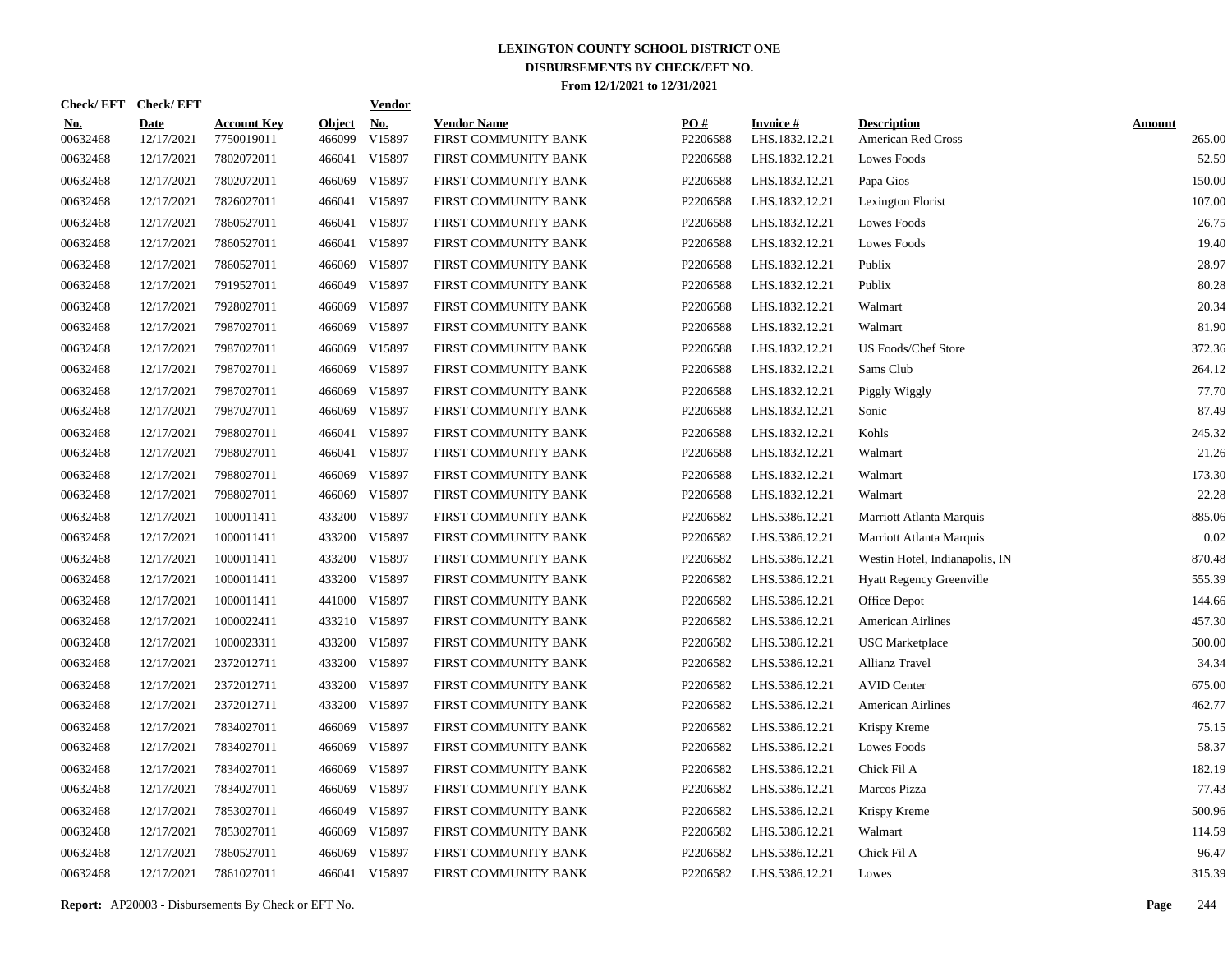# LEXINGTON COUNTY SCHOOL DISTRICT ONE
## DISBURSEMENTS BY CHECK/EFT NO.
### From 12/1/2021 to 12/31/2021

| Check/ EFT No. | Check/ EFT Date | Account Key | Object | Vendor No. | Vendor Name | PO # | Invoice # | Description | Amount |
|---|---|---|---|---|---|---|---|---|---|
| 00632468 | 12/17/2021 | 7750019011 | 466099 | V15897 | FIRST COMMUNITY BANK | P2206588 | LHS.1832.12.21 | American Red Cross | 265.00 |
| 00632468 | 12/17/2021 | 7802072011 | 466041 | V15897 | FIRST COMMUNITY BANK | P2206588 | LHS.1832.12.21 | Lowes Foods | 52.59 |
| 00632468 | 12/17/2021 | 7802072011 | 466069 | V15897 | FIRST COMMUNITY BANK | P2206588 | LHS.1832.12.21 | Papa Gios | 150.00 |
| 00632468 | 12/17/2021 | 7826027011 | 466041 | V15897 | FIRST COMMUNITY BANK | P2206588 | LHS.1832.12.21 | Lexington Florist | 107.00 |
| 00632468 | 12/17/2021 | 7860527011 | 466041 | V15897 | FIRST COMMUNITY BANK | P2206588 | LHS.1832.12.21 | Lowes Foods | 26.75 |
| 00632468 | 12/17/2021 | 7860527011 | 466041 | V15897 | FIRST COMMUNITY BANK | P2206588 | LHS.1832.12.21 | Lowes Foods | 19.40 |
| 00632468 | 12/17/2021 | 7860527011 | 466069 | V15897 | FIRST COMMUNITY BANK | P2206588 | LHS.1832.12.21 | Publix | 28.97 |
| 00632468 | 12/17/2021 | 7919527011 | 466049 | V15897 | FIRST COMMUNITY BANK | P2206588 | LHS.1832.12.21 | Publix | 80.28 |
| 00632468 | 12/17/2021 | 7928027011 | 466069 | V15897 | FIRST COMMUNITY BANK | P2206588 | LHS.1832.12.21 | Walmart | 20.34 |
| 00632468 | 12/17/2021 | 7987027011 | 466069 | V15897 | FIRST COMMUNITY BANK | P2206588 | LHS.1832.12.21 | Walmart | 81.90 |
| 00632468 | 12/17/2021 | 7987027011 | 466069 | V15897 | FIRST COMMUNITY BANK | P2206588 | LHS.1832.12.21 | US Foods/Chef Store | 372.36 |
| 00632468 | 12/17/2021 | 7987027011 | 466069 | V15897 | FIRST COMMUNITY BANK | P2206588 | LHS.1832.12.21 | Sams Club | 264.12 |
| 00632468 | 12/17/2021 | 7987027011 | 466069 | V15897 | FIRST COMMUNITY BANK | P2206588 | LHS.1832.12.21 | Piggly Wiggly | 77.70 |
| 00632468 | 12/17/2021 | 7987027011 | 466069 | V15897 | FIRST COMMUNITY BANK | P2206588 | LHS.1832.12.21 | Sonic | 87.49 |
| 00632468 | 12/17/2021 | 7988027011 | 466041 | V15897 | FIRST COMMUNITY BANK | P2206588 | LHS.1832.12.21 | Kohls | 245.32 |
| 00632468 | 12/17/2021 | 7988027011 | 466041 | V15897 | FIRST COMMUNITY BANK | P2206588 | LHS.1832.12.21 | Walmart | 21.26 |
| 00632468 | 12/17/2021 | 7988027011 | 466069 | V15897 | FIRST COMMUNITY BANK | P2206588 | LHS.1832.12.21 | Walmart | 173.30 |
| 00632468 | 12/17/2021 | 7988027011 | 466069 | V15897 | FIRST COMMUNITY BANK | P2206588 | LHS.1832.12.21 | Walmart | 22.28 |
| 00632468 | 12/17/2021 | 1000011411 | 433200 | V15897 | FIRST COMMUNITY BANK | P2206582 | LHS.5386.12.21 | Marriott Atlanta Marquis | 885.06 |
| 00632468 | 12/17/2021 | 1000011411 | 433200 | V15897 | FIRST COMMUNITY BANK | P2206582 | LHS.5386.12.21 | Marriott Atlanta Marquis | 0.02 |
| 00632468 | 12/17/2021 | 1000011411 | 433200 | V15897 | FIRST COMMUNITY BANK | P2206582 | LHS.5386.12.21 | Westin Hotel, Indianapolis, IN | 870.48 |
| 00632468 | 12/17/2021 | 1000011411 | 433200 | V15897 | FIRST COMMUNITY BANK | P2206582 | LHS.5386.12.21 | Hyatt Regency Greenville | 555.39 |
| 00632468 | 12/17/2021 | 1000011411 | 441000 | V15897 | FIRST COMMUNITY BANK | P2206582 | LHS.5386.12.21 | Office Depot | 144.66 |
| 00632468 | 12/17/2021 | 1000022411 | 433210 | V15897 | FIRST COMMUNITY BANK | P2206582 | LHS.5386.12.21 | American Airlines | 457.30 |
| 00632468 | 12/17/2021 | 1000023311 | 433200 | V15897 | FIRST COMMUNITY BANK | P2206582 | LHS.5386.12.21 | USC Marketplace | 500.00 |
| 00632468 | 12/17/2021 | 2372012711 | 433200 | V15897 | FIRST COMMUNITY BANK | P2206582 | LHS.5386.12.21 | Allianz Travel | 34.34 |
| 00632468 | 12/17/2021 | 2372012711 | 433200 | V15897 | FIRST COMMUNITY BANK | P2206582 | LHS.5386.12.21 | AVID Center | 675.00 |
| 00632468 | 12/17/2021 | 2372012711 | 433200 | V15897 | FIRST COMMUNITY BANK | P2206582 | LHS.5386.12.21 | American Airlines | 462.77 |
| 00632468 | 12/17/2021 | 7834027011 | 466069 | V15897 | FIRST COMMUNITY BANK | P2206582 | LHS.5386.12.21 | Krispy Kreme | 75.15 |
| 00632468 | 12/17/2021 | 7834027011 | 466069 | V15897 | FIRST COMMUNITY BANK | P2206582 | LHS.5386.12.21 | Lowes Foods | 58.37 |
| 00632468 | 12/17/2021 | 7834027011 | 466069 | V15897 | FIRST COMMUNITY BANK | P2206582 | LHS.5386.12.21 | Chick Fil A | 182.19 |
| 00632468 | 12/17/2021 | 7834027011 | 466069 | V15897 | FIRST COMMUNITY BANK | P2206582 | LHS.5386.12.21 | Marcos Pizza | 77.43 |
| 00632468 | 12/17/2021 | 7853027011 | 466049 | V15897 | FIRST COMMUNITY BANK | P2206582 | LHS.5386.12.21 | Krispy Kreme | 500.96 |
| 00632468 | 12/17/2021 | 7853027011 | 466069 | V15897 | FIRST COMMUNITY BANK | P2206582 | LHS.5386.12.21 | Walmart | 114.59 |
| 00632468 | 12/17/2021 | 7860527011 | 466069 | V15897 | FIRST COMMUNITY BANK | P2206582 | LHS.5386.12.21 | Chick Fil A | 96.47 |
| 00632468 | 12/17/2021 | 7861027011 | 466041 | V15897 | FIRST COMMUNITY BANK | P2206582 | LHS.5386.12.21 | Lowes | 315.39 |

**Report:** AP20003 - Disbursements By Check or EFT No.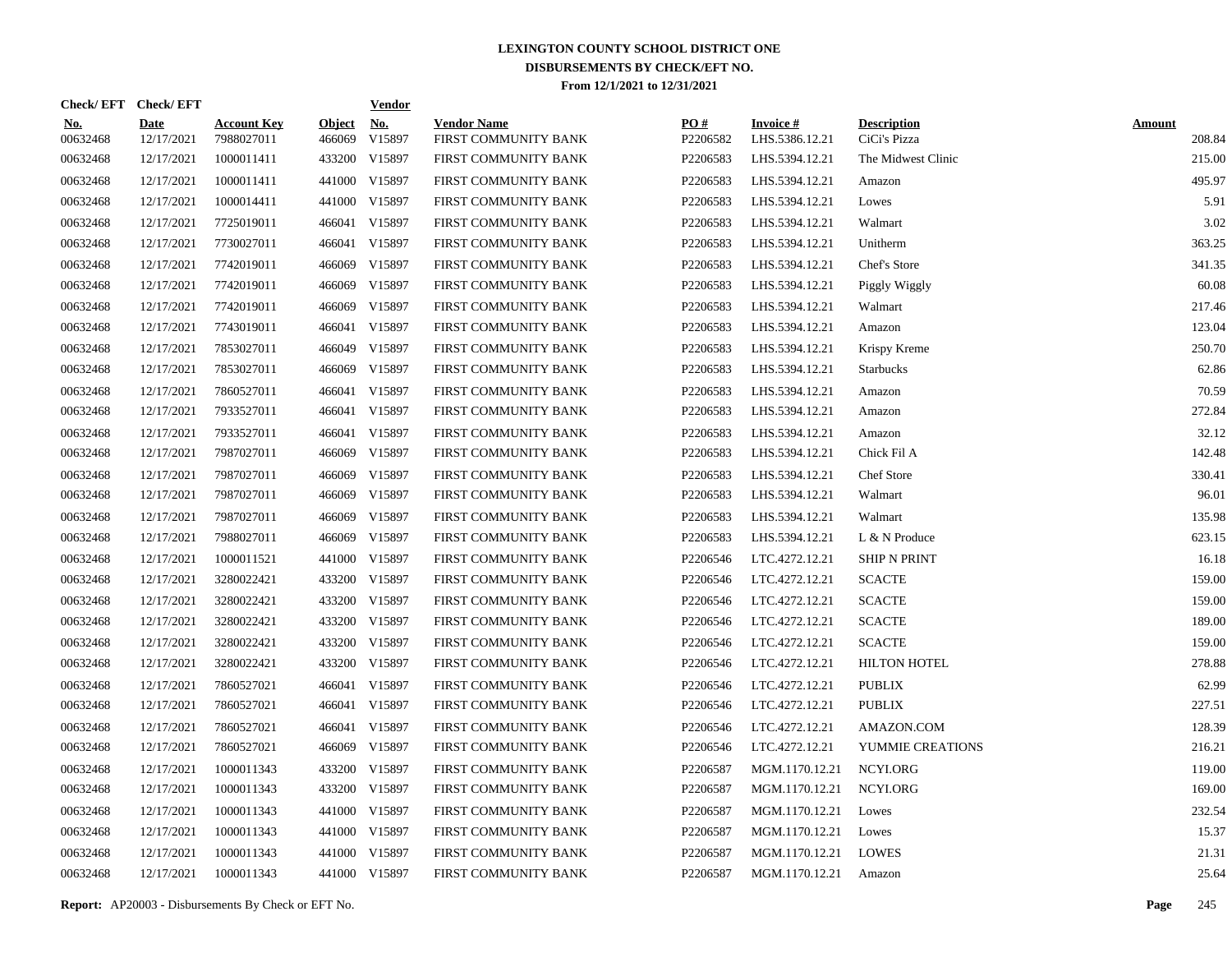# LEXINGTON COUNTY SCHOOL DISTRICT ONE
## DISBURSEMENTS BY CHECK/EFT NO.
### From 12/1/2021 to 12/31/2021

| Check/ EFT No. | Check/ EFT Date | Account Key | Object | Vendor No. | Vendor Name | PO # | Invoice # | Description | Amount |
|---|---|---|---|---|---|---|---|---|---|
| 00632468 | 12/17/2021 | 7988027011 | 466069 | V15897 | FIRST COMMUNITY BANK | P2206582 | LHS.5386.12.21 | CiCi's Pizza | 208.84 |
| 00632468 | 12/17/2021 | 1000011411 | 433200 | V15897 | FIRST COMMUNITY BANK | P2206583 | LHS.5394.12.21 | The Midwest Clinic | 215.00 |
| 00632468 | 12/17/2021 | 1000011411 | 441000 | V15897 | FIRST COMMUNITY BANK | P2206583 | LHS.5394.12.21 | Amazon | 495.97 |
| 00632468 | 12/17/2021 | 1000014411 | 441000 | V15897 | FIRST COMMUNITY BANK | P2206583 | LHS.5394.12.21 | Lowes | 5.91 |
| 00632468 | 12/17/2021 | 7725019011 | 466041 | V15897 | FIRST COMMUNITY BANK | P2206583 | LHS.5394.12.21 | Walmart | 3.02 |
| 00632468 | 12/17/2021 | 7730027011 | 466041 | V15897 | FIRST COMMUNITY BANK | P2206583 | LHS.5394.12.21 | Unitherm | 363.25 |
| 00632468 | 12/17/2021 | 7742019011 | 466069 | V15897 | FIRST COMMUNITY BANK | P2206583 | LHS.5394.12.21 | Chef's Store | 341.35 |
| 00632468 | 12/17/2021 | 7742019011 | 466069 | V15897 | FIRST COMMUNITY BANK | P2206583 | LHS.5394.12.21 | Piggly Wiggly | 60.08 |
| 00632468 | 12/17/2021 | 7742019011 | 466069 | V15897 | FIRST COMMUNITY BANK | P2206583 | LHS.5394.12.21 | Walmart | 217.46 |
| 00632468 | 12/17/2021 | 7743019011 | 466041 | V15897 | FIRST COMMUNITY BANK | P2206583 | LHS.5394.12.21 | Amazon | 123.04 |
| 00632468 | 12/17/2021 | 7853027011 | 466049 | V15897 | FIRST COMMUNITY BANK | P2206583 | LHS.5394.12.21 | Krispy Kreme | 250.70 |
| 00632468 | 12/17/2021 | 7853027011 | 466069 | V15897 | FIRST COMMUNITY BANK | P2206583 | LHS.5394.12.21 | Starbucks | 62.86 |
| 00632468 | 12/17/2021 | 7860527011 | 466041 | V15897 | FIRST COMMUNITY BANK | P2206583 | LHS.5394.12.21 | Amazon | 70.59 |
| 00632468 | 12/17/2021 | 7933527011 | 466041 | V15897 | FIRST COMMUNITY BANK | P2206583 | LHS.5394.12.21 | Amazon | 272.84 |
| 00632468 | 12/17/2021 | 7933527011 | 466041 | V15897 | FIRST COMMUNITY BANK | P2206583 | LHS.5394.12.21 | Amazon | 32.12 |
| 00632468 | 12/17/2021 | 7987027011 | 466069 | V15897 | FIRST COMMUNITY BANK | P2206583 | LHS.5394.12.21 | Chick Fil A | 142.48 |
| 00632468 | 12/17/2021 | 7987027011 | 466069 | V15897 | FIRST COMMUNITY BANK | P2206583 | LHS.5394.12.21 | Chef Store | 330.41 |
| 00632468 | 12/17/2021 | 7987027011 | 466069 | V15897 | FIRST COMMUNITY BANK | P2206583 | LHS.5394.12.21 | Walmart | 96.01 |
| 00632468 | 12/17/2021 | 7987027011 | 466069 | V15897 | FIRST COMMUNITY BANK | P2206583 | LHS.5394.12.21 | Walmart | 135.98 |
| 00632468 | 12/17/2021 | 7988027011 | 466069 | V15897 | FIRST COMMUNITY BANK | P2206583 | LHS.5394.12.21 | L & N Produce | 623.15 |
| 00632468 | 12/17/2021 | 1000011521 | 441000 | V15897 | FIRST COMMUNITY BANK | P2206546 | LTC.4272.12.21 | SHIP N PRINT | 16.18 |
| 00632468 | 12/17/2021 | 3280022421 | 433200 | V15897 | FIRST COMMUNITY BANK | P2206546 | LTC.4272.12.21 | SCACTE | 159.00 |
| 00632468 | 12/17/2021 | 3280022421 | 433200 | V15897 | FIRST COMMUNITY BANK | P2206546 | LTC.4272.12.21 | SCACTE | 159.00 |
| 00632468 | 12/17/2021 | 3280022421 | 433200 | V15897 | FIRST COMMUNITY BANK | P2206546 | LTC.4272.12.21 | SCACTE | 189.00 |
| 00632468 | 12/17/2021 | 3280022421 | 433200 | V15897 | FIRST COMMUNITY BANK | P2206546 | LTC.4272.12.21 | SCACTE | 159.00 |
| 00632468 | 12/17/2021 | 3280022421 | 433200 | V15897 | FIRST COMMUNITY BANK | P2206546 | LTC.4272.12.21 | HILTON HOTEL | 278.88 |
| 00632468 | 12/17/2021 | 7860527021 | 466041 | V15897 | FIRST COMMUNITY BANK | P2206546 | LTC.4272.12.21 | PUBLIX | 62.99 |
| 00632468 | 12/17/2021 | 7860527021 | 466041 | V15897 | FIRST COMMUNITY BANK | P2206546 | LTC.4272.12.21 | PUBLIX | 227.51 |
| 00632468 | 12/17/2021 | 7860527021 | 466041 | V15897 | FIRST COMMUNITY BANK | P2206546 | LTC.4272.12.21 | AMAZON.COM | 128.39 |
| 00632468 | 12/17/2021 | 7860527021 | 466069 | V15897 | FIRST COMMUNITY BANK | P2206546 | LTC.4272.12.21 | YUMMIE CREATIONS | 216.21 |
| 00632468 | 12/17/2021 | 1000011343 | 433200 | V15897 | FIRST COMMUNITY BANK | P2206587 | MGM.1170.12.21 | NCYI.ORG | 119.00 |
| 00632468 | 12/17/2021 | 1000011343 | 433200 | V15897 | FIRST COMMUNITY BANK | P2206587 | MGM.1170.12.21 | NCYI.ORG | 169.00 |
| 00632468 | 12/17/2021 | 1000011343 | 441000 | V15897 | FIRST COMMUNITY BANK | P2206587 | MGM.1170.12.21 | Lowes | 232.54 |
| 00632468 | 12/17/2021 | 1000011343 | 441000 | V15897 | FIRST COMMUNITY BANK | P2206587 | MGM.1170.12.21 | Lowes | 15.37 |
| 00632468 | 12/17/2021 | 1000011343 | 441000 | V15897 | FIRST COMMUNITY BANK | P2206587 | MGM.1170.12.21 | LOWES | 21.31 |
| 00632468 | 12/17/2021 | 1000011343 | 441000 | V15897 | FIRST COMMUNITY BANK | P2206587 | MGM.1170.12.21 | Amazon | 25.64 |

**Report:** AP20003 - Disbursements By Check or EFT No.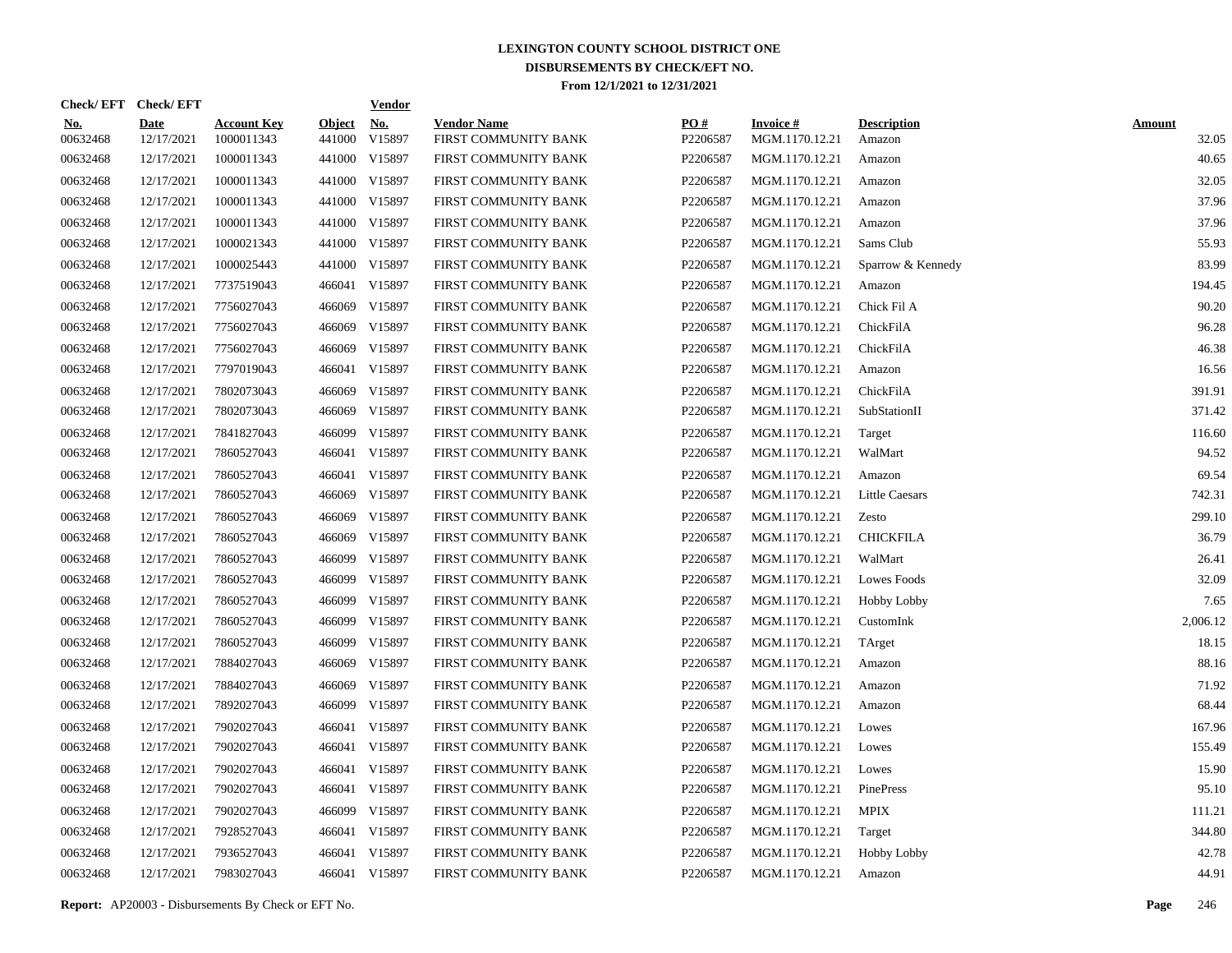# LEXINGTON COUNTY SCHOOL DISTRICT ONE
## DISBURSEMENTS BY CHECK/EFT NO.
### From 12/1/2021 to 12/31/2021

| Check/ EFT No. | Check/ EFT Date | Account Key | Object | Vendor No. | Vendor Name | PO # | Invoice # | Description | Amount |
|---|---|---|---|---|---|---|---|---|---|
| 00632468 | 12/17/2021 | 1000011343 | 441000 | V15897 | FIRST COMMUNITY BANK | P2206587 | MGM.1170.12.21 | Amazon | 32.05 |
| 00632468 | 12/17/2021 | 1000011343 | 441000 | V15897 | FIRST COMMUNITY BANK | P2206587 | MGM.1170.12.21 | Amazon | 40.65 |
| 00632468 | 12/17/2021 | 1000011343 | 441000 | V15897 | FIRST COMMUNITY BANK | P2206587 | MGM.1170.12.21 | Amazon | 32.05 |
| 00632468 | 12/17/2021 | 1000011343 | 441000 | V15897 | FIRST COMMUNITY BANK | P2206587 | MGM.1170.12.21 | Amazon | 37.96 |
| 00632468 | 12/17/2021 | 1000011343 | 441000 | V15897 | FIRST COMMUNITY BANK | P2206587 | MGM.1170.12.21 | Amazon | 37.96 |
| 00632468 | 12/17/2021 | 1000021343 | 441000 | V15897 | FIRST COMMUNITY BANK | P2206587 | MGM.1170.12.21 | Sams Club | 55.93 |
| 00632468 | 12/17/2021 | 1000025443 | 441000 | V15897 | FIRST COMMUNITY BANK | P2206587 | MGM.1170.12.21 | Sparrow & Kennedy | 83.99 |
| 00632468 | 12/17/2021 | 7737519043 | 466041 | V15897 | FIRST COMMUNITY BANK | P2206587 | MGM.1170.12.21 | Amazon | 194.45 |
| 00632468 | 12/17/2021 | 7756027043 | 466069 | V15897 | FIRST COMMUNITY BANK | P2206587 | MGM.1170.12.21 | Chick Fil A | 90.20 |
| 00632468 | 12/17/2021 | 7756027043 | 466069 | V15897 | FIRST COMMUNITY BANK | P2206587 | MGM.1170.12.21 | ChickFilA | 96.28 |
| 00632468 | 12/17/2021 | 7756027043 | 466069 | V15897 | FIRST COMMUNITY BANK | P2206587 | MGM.1170.12.21 | ChickFilA | 46.38 |
| 00632468 | 12/17/2021 | 7797019043 | 466041 | V15897 | FIRST COMMUNITY BANK | P2206587 | MGM.1170.12.21 | Amazon | 16.56 |
| 00632468 | 12/17/2021 | 7802073043 | 466069 | V15897 | FIRST COMMUNITY BANK | P2206587 | MGM.1170.12.21 | ChickFilA | 391.91 |
| 00632468 | 12/17/2021 | 7802073043 | 466069 | V15897 | FIRST COMMUNITY BANK | P2206587 | MGM.1170.12.21 | SubStationII | 371.42 |
| 00632468 | 12/17/2021 | 7841827043 | 466099 | V15897 | FIRST COMMUNITY BANK | P2206587 | MGM.1170.12.21 | Target | 116.60 |
| 00632468 | 12/17/2021 | 7860527043 | 466041 | V15897 | FIRST COMMUNITY BANK | P2206587 | MGM.1170.12.21 | WalMart | 94.52 |
| 00632468 | 12/17/2021 | 7860527043 | 466041 | V15897 | FIRST COMMUNITY BANK | P2206587 | MGM.1170.12.21 | Amazon | 69.54 |
| 00632468 | 12/17/2021 | 7860527043 | 466069 | V15897 | FIRST COMMUNITY BANK | P2206587 | MGM.1170.12.21 | Little Caesars | 742.31 |
| 00632468 | 12/17/2021 | 7860527043 | 466069 | V15897 | FIRST COMMUNITY BANK | P2206587 | MGM.1170.12.21 | Zesto | 299.10 |
| 00632468 | 12/17/2021 | 7860527043 | 466069 | V15897 | FIRST COMMUNITY BANK | P2206587 | MGM.1170.12.21 | CHICKFILA | 36.79 |
| 00632468 | 12/17/2021 | 7860527043 | 466099 | V15897 | FIRST COMMUNITY BANK | P2206587 | MGM.1170.12.21 | WalMart | 26.41 |
| 00632468 | 12/17/2021 | 7860527043 | 466099 | V15897 | FIRST COMMUNITY BANK | P2206587 | MGM.1170.12.21 | Lowes Foods | 32.09 |
| 00632468 | 12/17/2021 | 7860527043 | 466099 | V15897 | FIRST COMMUNITY BANK | P2206587 | MGM.1170.12.21 | Hobby Lobby | 7.65 |
| 00632468 | 12/17/2021 | 7860527043 | 466099 | V15897 | FIRST COMMUNITY BANK | P2206587 | MGM.1170.12.21 | CustomInk | 2,006.12 |
| 00632468 | 12/17/2021 | 7860527043 | 466099 | V15897 | FIRST COMMUNITY BANK | P2206587 | MGM.1170.12.21 | TArget | 18.15 |
| 00632468 | 12/17/2021 | 7884027043 | 466069 | V15897 | FIRST COMMUNITY BANK | P2206587 | MGM.1170.12.21 | Amazon | 88.16 |
| 00632468 | 12/17/2021 | 7884027043 | 466069 | V15897 | FIRST COMMUNITY BANK | P2206587 | MGM.1170.12.21 | Amazon | 71.92 |
| 00632468 | 12/17/2021 | 7892027043 | 466099 | V15897 | FIRST COMMUNITY BANK | P2206587 | MGM.1170.12.21 | Amazon | 68.44 |
| 00632468 | 12/17/2021 | 7902027043 | 466041 | V15897 | FIRST COMMUNITY BANK | P2206587 | MGM.1170.12.21 | Lowes | 167.96 |
| 00632468 | 12/17/2021 | 7902027043 | 466041 | V15897 | FIRST COMMUNITY BANK | P2206587 | MGM.1170.12.21 | Lowes | 155.49 |
| 00632468 | 12/17/2021 | 7902027043 | 466041 | V15897 | FIRST COMMUNITY BANK | P2206587 | MGM.1170.12.21 | Lowes | 15.90 |
| 00632468 | 12/17/2021 | 7902027043 | 466041 | V15897 | FIRST COMMUNITY BANK | P2206587 | MGM.1170.12.21 | PinePress | 95.10 |
| 00632468 | 12/17/2021 | 7902027043 | 466099 | V15897 | FIRST COMMUNITY BANK | P2206587 | MGM.1170.12.21 | MPIX | 111.21 |
| 00632468 | 12/17/2021 | 7928527043 | 466041 | V15897 | FIRST COMMUNITY BANK | P2206587 | MGM.1170.12.21 | Target | 344.80 |
| 00632468 | 12/17/2021 | 7936527043 | 466041 | V15897 | FIRST COMMUNITY BANK | P2206587 | MGM.1170.12.21 | Hobby Lobby | 42.78 |
| 00632468 | 12/17/2021 | 7983027043 | 466041 | V15897 | FIRST COMMUNITY BANK | P2206587 | MGM.1170.12.21 | Amazon | 44.91 |

**Report:** AP20003 - Disbursements By Check or EFT No.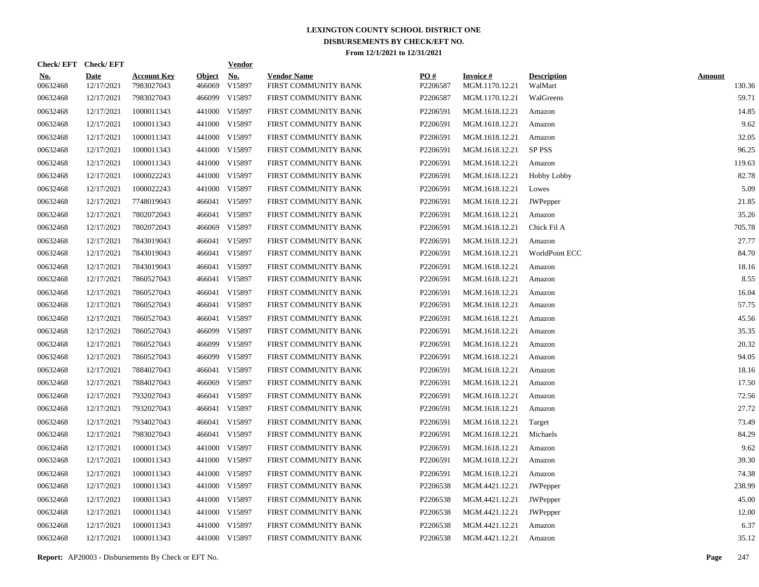# LEXINGTON COUNTY SCHOOL DISTRICT ONE

## DISBURSEMENTS BY CHECK/EFT NO.

### From 12/1/2021 to 12/31/2021

| Check/ EFT No. | Check/ EFT Date | Account Key | Object | Vendor No. | Vendor Name | PO # | Invoice # | Description | Amount |
|---|---|---|---|---|---|---|---|---|---|
| 00632468 | 12/17/2021 | 7983027043 | 466069 | V15897 | FIRST COMMUNITY BANK | P2206587 | MGM.1170.12.21 | WalMart | 130.36 |
| 00632468 | 12/17/2021 | 7983027043 | 466099 | V15897 | FIRST COMMUNITY BANK | P2206587 | MGM.1170.12.21 | WalGreens | 59.71 |
| 00632468 | 12/17/2021 | 1000011343 | 441000 | V15897 | FIRST COMMUNITY BANK | P2206591 | MGM.1618.12.21 | Amazon | 14.85 |
| 00632468 | 12/17/2021 | 1000011343 | 441000 | V15897 | FIRST COMMUNITY BANK | P2206591 | MGM.1618.12.21 | Amazon | 9.62 |
| 00632468 | 12/17/2021 | 1000011343 | 441000 | V15897 | FIRST COMMUNITY BANK | P2206591 | MGM.1618.12.21 | Amazon | 32.05 |
| 00632468 | 12/17/2021 | 1000011343 | 441000 | V15897 | FIRST COMMUNITY BANK | P2206591 | MGM.1618.12.21 | SP PSS | 96.25 |
| 00632468 | 12/17/2021 | 1000011343 | 441000 | V15897 | FIRST COMMUNITY BANK | P2206591 | MGM.1618.12.21 | Amazon | 119.63 |
| 00632468 | 12/17/2021 | 1000022243 | 441000 | V15897 | FIRST COMMUNITY BANK | P2206591 | MGM.1618.12.21 | Hobby Lobby | 82.78 |
| 00632468 | 12/17/2021 | 1000022243 | 441000 | V15897 | FIRST COMMUNITY BANK | P2206591 | MGM.1618.12.21 | Lowes | 5.09 |
| 00632468 | 12/17/2021 | 7748019043 | 466041 | V15897 | FIRST COMMUNITY BANK | P2206591 | MGM.1618.12.21 | JWPepper | 21.85 |
| 00632468 | 12/17/2021 | 7802072043 | 466041 | V15897 | FIRST COMMUNITY BANK | P2206591 | MGM.1618.12.21 | Amazon | 35.26 |
| 00632468 | 12/17/2021 | 7802072043 | 466069 | V15897 | FIRST COMMUNITY BANK | P2206591 | MGM.1618.12.21 | Chick Fil A | 705.78 |
| 00632468 | 12/17/2021 | 7843019043 | 466041 | V15897 | FIRST COMMUNITY BANK | P2206591 | MGM.1618.12.21 | Amazon | 27.77 |
| 00632468 | 12/17/2021 | 7843019043 | 466041 | V15897 | FIRST COMMUNITY BANK | P2206591 | MGM.1618.12.21 | WorldPoint ECC | 84.70 |
| 00632468 | 12/17/2021 | 7843019043 | 466041 | V15897 | FIRST COMMUNITY BANK | P2206591 | MGM.1618.12.21 | Amazon | 18.16 |
| 00632468 | 12/17/2021 | 7860527043 | 466041 | V15897 | FIRST COMMUNITY BANK | P2206591 | MGM.1618.12.21 | Amazon | 8.55 |
| 00632468 | 12/17/2021 | 7860527043 | 466041 | V15897 | FIRST COMMUNITY BANK | P2206591 | MGM.1618.12.21 | Amazon | 16.04 |
| 00632468 | 12/17/2021 | 7860527043 | 466041 | V15897 | FIRST COMMUNITY BANK | P2206591 | MGM.1618.12.21 | Amazon | 57.75 |
| 00632468 | 12/17/2021 | 7860527043 | 466041 | V15897 | FIRST COMMUNITY BANK | P2206591 | MGM.1618.12.21 | Amazon | 45.56 |
| 00632468 | 12/17/2021 | 7860527043 | 466099 | V15897 | FIRST COMMUNITY BANK | P2206591 | MGM.1618.12.21 | Amazon | 35.35 |
| 00632468 | 12/17/2021 | 7860527043 | 466099 | V15897 | FIRST COMMUNITY BANK | P2206591 | MGM.1618.12.21 | Amazon | 20.32 |
| 00632468 | 12/17/2021 | 7860527043 | 466099 | V15897 | FIRST COMMUNITY BANK | P2206591 | MGM.1618.12.21 | Amazon | 94.05 |
| 00632468 | 12/17/2021 | 7884027043 | 466041 | V15897 | FIRST COMMUNITY BANK | P2206591 | MGM.1618.12.21 | Amazon | 18.16 |
| 00632468 | 12/17/2021 | 7884027043 | 466069 | V15897 | FIRST COMMUNITY BANK | P2206591 | MGM.1618.12.21 | Amazon | 17.50 |
| 00632468 | 12/17/2021 | 7932027043 | 466041 | V15897 | FIRST COMMUNITY BANK | P2206591 | MGM.1618.12.21 | Amazon | 72.56 |
| 00632468 | 12/17/2021 | 7932027043 | 466041 | V15897 | FIRST COMMUNITY BANK | P2206591 | MGM.1618.12.21 | Amazon | 27.72 |
| 00632468 | 12/17/2021 | 7934027043 | 466041 | V15897 | FIRST COMMUNITY BANK | P2206591 | MGM.1618.12.21 | Target | 73.49 |
| 00632468 | 12/17/2021 | 7983027043 | 466041 | V15897 | FIRST COMMUNITY BANK | P2206591 | MGM.1618.12.21 | Michaels | 84.29 |
| 00632468 | 12/17/2021 | 1000011343 | 441000 | V15897 | FIRST COMMUNITY BANK | P2206591 | MGM.1618.12.21 | Amazon | 9.62 |
| 00632468 | 12/17/2021 | 1000011343 | 441000 | V15897 | FIRST COMMUNITY BANK | P2206591 | MGM.1618.12.21 | Amazon | 39.30 |
| 00632468 | 12/17/2021 | 1000011343 | 441000 | V15897 | FIRST COMMUNITY BANK | P2206591 | MGM.1618.12.21 | Amazon | 74.38 |
| 00632468 | 12/17/2021 | 1000011343 | 441000 | V15897 | FIRST COMMUNITY BANK | P2206538 | MGM.4421.12.21 | JWPepper | 238.99 |
| 00632468 | 12/17/2021 | 1000011343 | 441000 | V15897 | FIRST COMMUNITY BANK | P2206538 | MGM.4421.12.21 | JWPepper | 45.00 |
| 00632468 | 12/17/2021 | 1000011343 | 441000 | V15897 | FIRST COMMUNITY BANK | P2206538 | MGM.4421.12.21 | JWPepper | 12.00 |
| 00632468 | 12/17/2021 | 1000011343 | 441000 | V15897 | FIRST COMMUNITY BANK | P2206538 | MGM.4421.12.21 | Amazon | 6.37 |
| 00632468 | 12/17/2021 | 1000011343 | 441000 | V15897 | FIRST COMMUNITY BANK | P2206538 | MGM.4421.12.21 | Amazon | 35.12 |

**Report:** AP20003 - Disbursements By Check or EFT No.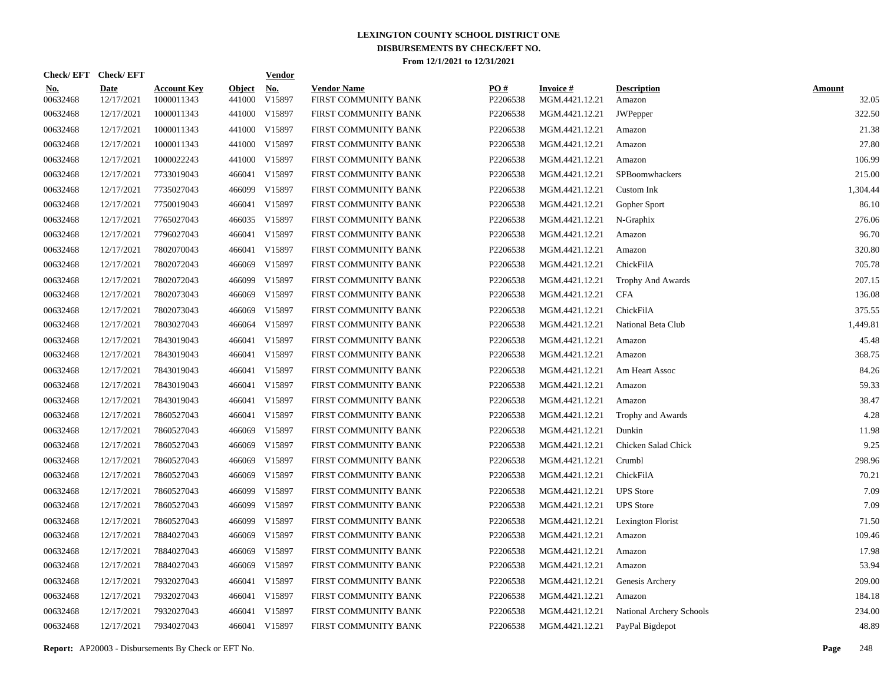# LEXINGTON COUNTY SCHOOL DISTRICT ONE
## DISBURSEMENTS BY CHECK/EFT NO.
### From 12/1/2021 to 12/31/2021

| Check/ EFT No. | Check/ EFT Date | Account Key | Object | Vendor No. | Vendor Name | PO # | Invoice # | Description | Amount |
|---|---|---|---|---|---|---|---|---|---|
| 00632468 | 12/17/2021 | 1000011343 | 441000 | V15897 | FIRST COMMUNITY BANK | P2206538 | MGM.4421.12.21 | Amazon | 32.05 |
| 00632468 | 12/17/2021 | 1000011343 | 441000 | V15897 | FIRST COMMUNITY BANK | P2206538 | MGM.4421.12.21 | JWPepper | 322.50 |
| 00632468 | 12/17/2021 | 1000011343 | 441000 | V15897 | FIRST COMMUNITY BANK | P2206538 | MGM.4421.12.21 | Amazon | 21.38 |
| 00632468 | 12/17/2021 | 1000011343 | 441000 | V15897 | FIRST COMMUNITY BANK | P2206538 | MGM.4421.12.21 | Amazon | 27.80 |
| 00632468 | 12/17/2021 | 1000022243 | 441000 | V15897 | FIRST COMMUNITY BANK | P2206538 | MGM.4421.12.21 | Amazon | 106.99 |
| 00632468 | 12/17/2021 | 7733019043 | 466041 | V15897 | FIRST COMMUNITY BANK | P2206538 | MGM.4421.12.21 | SPBoomwhackers | 215.00 |
| 00632468 | 12/17/2021 | 7735027043 | 466099 | V15897 | FIRST COMMUNITY BANK | P2206538 | MGM.4421.12.21 | Custom Ink | 1,304.44 |
| 00632468 | 12/17/2021 | 7750019043 | 466041 | V15897 | FIRST COMMUNITY BANK | P2206538 | MGM.4421.12.21 | Gopher Sport | 86.10 |
| 00632468 | 12/17/2021 | 7765027043 | 466035 | V15897 | FIRST COMMUNITY BANK | P2206538 | MGM.4421.12.21 | N-Graphix | 276.06 |
| 00632468 | 12/17/2021 | 7796027043 | 466041 | V15897 | FIRST COMMUNITY BANK | P2206538 | MGM.4421.12.21 | Amazon | 96.70 |
| 00632468 | 12/17/2021 | 7802070043 | 466041 | V15897 | FIRST COMMUNITY BANK | P2206538 | MGM.4421.12.21 | Amazon | 320.80 |
| 00632468 | 12/17/2021 | 7802072043 | 466069 | V15897 | FIRST COMMUNITY BANK | P2206538 | MGM.4421.12.21 | ChickFilA | 705.78 |
| 00632468 | 12/17/2021 | 7802072043 | 466099 | V15897 | FIRST COMMUNITY BANK | P2206538 | MGM.4421.12.21 | Trophy And Awards | 207.15 |
| 00632468 | 12/17/2021 | 7802073043 | 466069 | V15897 | FIRST COMMUNITY BANK | P2206538 | MGM.4421.12.21 | CFA | 136.08 |
| 00632468 | 12/17/2021 | 7802073043 | 466069 | V15897 | FIRST COMMUNITY BANK | P2206538 | MGM.4421.12.21 | ChickFilA | 375.55 |
| 00632468 | 12/17/2021 | 7803027043 | 466064 | V15897 | FIRST COMMUNITY BANK | P2206538 | MGM.4421.12.21 | National Beta Club | 1,449.81 |
| 00632468 | 12/17/2021 | 7843019043 | 466041 | V15897 | FIRST COMMUNITY BANK | P2206538 | MGM.4421.12.21 | Amazon | 45.48 |
| 00632468 | 12/17/2021 | 7843019043 | 466041 | V15897 | FIRST COMMUNITY BANK | P2206538 | MGM.4421.12.21 | Amazon | 368.75 |
| 00632468 | 12/17/2021 | 7843019043 | 466041 | V15897 | FIRST COMMUNITY BANK | P2206538 | MGM.4421.12.21 | Am Heart Assoc | 84.26 |
| 00632468 | 12/17/2021 | 7843019043 | 466041 | V15897 | FIRST COMMUNITY BANK | P2206538 | MGM.4421.12.21 | Amazon | 59.33 |
| 00632468 | 12/17/2021 | 7843019043 | 466041 | V15897 | FIRST COMMUNITY BANK | P2206538 | MGM.4421.12.21 | Amazon | 38.47 |
| 00632468 | 12/17/2021 | 7860527043 | 466041 | V15897 | FIRST COMMUNITY BANK | P2206538 | MGM.4421.12.21 | Trophy and Awards | 4.28 |
| 00632468 | 12/17/2021 | 7860527043 | 466069 | V15897 | FIRST COMMUNITY BANK | P2206538 | MGM.4421.12.21 | Dunkin | 11.98 |
| 00632468 | 12/17/2021 | 7860527043 | 466069 | V15897 | FIRST COMMUNITY BANK | P2206538 | MGM.4421.12.21 | Chicken Salad Chick | 9.25 |
| 00632468 | 12/17/2021 | 7860527043 | 466069 | V15897 | FIRST COMMUNITY BANK | P2206538 | MGM.4421.12.21 | Crumbl | 298.96 |
| 00632468 | 12/17/2021 | 7860527043 | 466069 | V15897 | FIRST COMMUNITY BANK | P2206538 | MGM.4421.12.21 | ChickFilA | 70.21 |
| 00632468 | 12/17/2021 | 7860527043 | 466099 | V15897 | FIRST COMMUNITY BANK | P2206538 | MGM.4421.12.21 | UPS Store | 7.09 |
| 00632468 | 12/17/2021 | 7860527043 | 466099 | V15897 | FIRST COMMUNITY BANK | P2206538 | MGM.4421.12.21 | UPS Store | 7.09 |
| 00632468 | 12/17/2021 | 7860527043 | 466099 | V15897 | FIRST COMMUNITY BANK | P2206538 | MGM.4421.12.21 | Lexington Florist | 71.50 |
| 00632468 | 12/17/2021 | 7884027043 | 466069 | V15897 | FIRST COMMUNITY BANK | P2206538 | MGM.4421.12.21 | Amazon | 109.46 |
| 00632468 | 12/17/2021 | 7884027043 | 466069 | V15897 | FIRST COMMUNITY BANK | P2206538 | MGM.4421.12.21 | Amazon | 17.98 |
| 00632468 | 12/17/2021 | 7884027043 | 466069 | V15897 | FIRST COMMUNITY BANK | P2206538 | MGM.4421.12.21 | Amazon | 53.94 |
| 00632468 | 12/17/2021 | 7932027043 | 466041 | V15897 | FIRST COMMUNITY BANK | P2206538 | MGM.4421.12.21 | Genesis Archery | 209.00 |
| 00632468 | 12/17/2021 | 7932027043 | 466041 | V15897 | FIRST COMMUNITY BANK | P2206538 | MGM.4421.12.21 | Amazon | 184.18 |
| 00632468 | 12/17/2021 | 7932027043 | 466041 | V15897 | FIRST COMMUNITY BANK | P2206538 | MGM.4421.12.21 | National Archery Schools | 234.00 |
| 00632468 | 12/17/2021 | 7934027043 | 466041 | V15897 | FIRST COMMUNITY BANK | P2206538 | MGM.4421.12.21 | PayPal Bigdepot | 48.89 |

**Report:** AP20003 - Disbursements By Check or EFT No.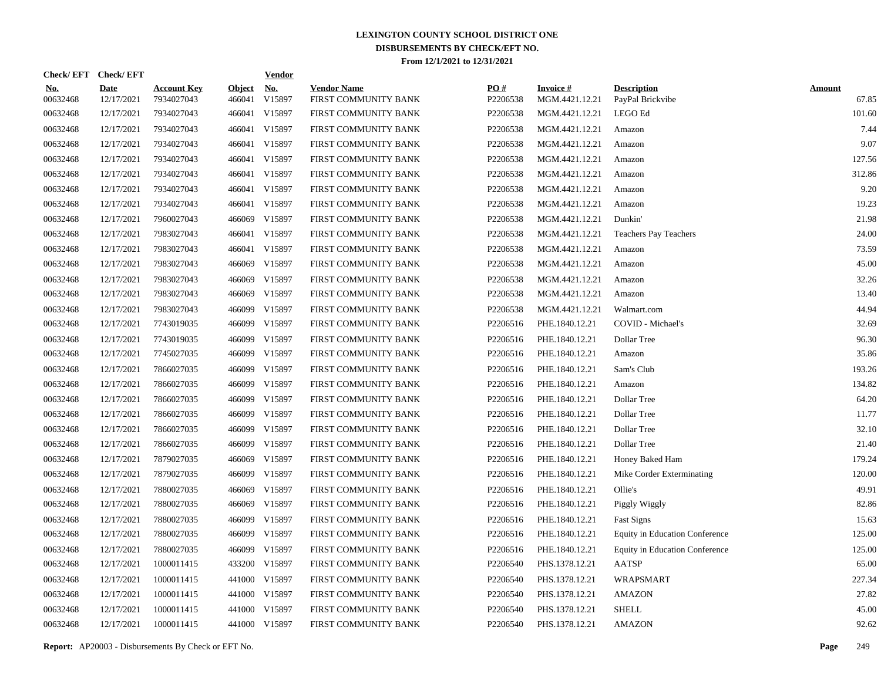# LEXINGTON COUNTY SCHOOL DISTRICT ONE
## DISBURSEMENTS BY CHECK/EFT NO.
### From 12/1/2021 to 12/31/2021

| Check/EFT No. | Check/EFT Date | Account Key | Object | Vendor No. | Vendor Name | PO # | Invoice # | Description | Amount |
|---|---|---|---|---|---|---|---|---|---|
| 00632468 | 12/17/2021 | 7934027043 | 466041 | V15897 | FIRST COMMUNITY BANK | P2206538 | MGM.4421.12.21 | PayPal Brickvibe | 67.85 |
| 00632468 | 12/17/2021 | 7934027043 | 466041 | V15897 | FIRST COMMUNITY BANK | P2206538 | MGM.4421.12.21 | LEGO Ed | 101.60 |
| 00632468 | 12/17/2021 | 7934027043 | 466041 | V15897 | FIRST COMMUNITY BANK | P2206538 | MGM.4421.12.21 | Amazon | 7.44 |
| 00632468 | 12/17/2021 | 7934027043 | 466041 | V15897 | FIRST COMMUNITY BANK | P2206538 | MGM.4421.12.21 | Amazon | 9.07 |
| 00632468 | 12/17/2021 | 7934027043 | 466041 | V15897 | FIRST COMMUNITY BANK | P2206538 | MGM.4421.12.21 | Amazon | 127.56 |
| 00632468 | 12/17/2021 | 7934027043 | 466041 | V15897 | FIRST COMMUNITY BANK | P2206538 | MGM.4421.12.21 | Amazon | 312.86 |
| 00632468 | 12/17/2021 | 7934027043 | 466041 | V15897 | FIRST COMMUNITY BANK | P2206538 | MGM.4421.12.21 | Amazon | 9.20 |
| 00632468 | 12/17/2021 | 7934027043 | 466041 | V15897 | FIRST COMMUNITY BANK | P2206538 | MGM.4421.12.21 | Amazon | 19.23 |
| 00632468 | 12/17/2021 | 7960027043 | 466069 | V15897 | FIRST COMMUNITY BANK | P2206538 | MGM.4421.12.21 | Dunkin' | 21.98 |
| 00632468 | 12/17/2021 | 7983027043 | 466041 | V15897 | FIRST COMMUNITY BANK | P2206538 | MGM.4421.12.21 | Teachers Pay Teachers | 24.00 |
| 00632468 | 12/17/2021 | 7983027043 | 466041 | V15897 | FIRST COMMUNITY BANK | P2206538 | MGM.4421.12.21 | Amazon | 73.59 |
| 00632468 | 12/17/2021 | 7983027043 | 466069 | V15897 | FIRST COMMUNITY BANK | P2206538 | MGM.4421.12.21 | Amazon | 45.00 |
| 00632468 | 12/17/2021 | 7983027043 | 466069 | V15897 | FIRST COMMUNITY BANK | P2206538 | MGM.4421.12.21 | Amazon | 32.26 |
| 00632468 | 12/17/2021 | 7983027043 | 466069 | V15897 | FIRST COMMUNITY BANK | P2206538 | MGM.4421.12.21 | Amazon | 13.40 |
| 00632468 | 12/17/2021 | 7983027043 | 466099 | V15897 | FIRST COMMUNITY BANK | P2206538 | MGM.4421.12.21 | Walmart.com | 44.94 |
| 00632468 | 12/17/2021 | 7743019035 | 466099 | V15897 | FIRST COMMUNITY BANK | P2206516 | PHE.1840.12.21 | COVID - Michael's | 32.69 |
| 00632468 | 12/17/2021 | 7743019035 | 466099 | V15897 | FIRST COMMUNITY BANK | P2206516 | PHE.1840.12.21 | Dollar Tree | 96.30 |
| 00632468 | 12/17/2021 | 7745027035 | 466099 | V15897 | FIRST COMMUNITY BANK | P2206516 | PHE.1840.12.21 | Amazon | 35.86 |
| 00632468 | 12/17/2021 | 7866027035 | 466099 | V15897 | FIRST COMMUNITY BANK | P2206516 | PHE.1840.12.21 | Sam's Club | 193.26 |
| 00632468 | 12/17/2021 | 7866027035 | 466099 | V15897 | FIRST COMMUNITY BANK | P2206516 | PHE.1840.12.21 | Amazon | 134.82 |
| 00632468 | 12/17/2021 | 7866027035 | 466099 | V15897 | FIRST COMMUNITY BANK | P2206516 | PHE.1840.12.21 | Dollar Tree | 64.20 |
| 00632468 | 12/17/2021 | 7866027035 | 466099 | V15897 | FIRST COMMUNITY BANK | P2206516 | PHE.1840.12.21 | Dollar Tree | 11.77 |
| 00632468 | 12/17/2021 | 7866027035 | 466099 | V15897 | FIRST COMMUNITY BANK | P2206516 | PHE.1840.12.21 | Dollar Tree | 32.10 |
| 00632468 | 12/17/2021 | 7866027035 | 466099 | V15897 | FIRST COMMUNITY BANK | P2206516 | PHE.1840.12.21 | Dollar Tree | 21.40 |
| 00632468 | 12/17/2021 | 7879027035 | 466069 | V15897 | FIRST COMMUNITY BANK | P2206516 | PHE.1840.12.21 | Honey Baked Ham | 179.24 |
| 00632468 | 12/17/2021 | 7879027035 | 466099 | V15897 | FIRST COMMUNITY BANK | P2206516 | PHE.1840.12.21 | Mike Corder Exterminating | 120.00 |
| 00632468 | 12/17/2021 | 7880027035 | 466069 | V15897 | FIRST COMMUNITY BANK | P2206516 | PHE.1840.12.21 | Ollie's | 49.91 |
| 00632468 | 12/17/2021 | 7880027035 | 466069 | V15897 | FIRST COMMUNITY BANK | P2206516 | PHE.1840.12.21 | Piggly Wiggly | 82.86 |
| 00632468 | 12/17/2021 | 7880027035 | 466099 | V15897 | FIRST COMMUNITY BANK | P2206516 | PHE.1840.12.21 | Fast Signs | 15.63 |
| 00632468 | 12/17/2021 | 7880027035 | 466099 | V15897 | FIRST COMMUNITY BANK | P2206516 | PHE.1840.12.21 | Equity in Education Conference | 125.00 |
| 00632468 | 12/17/2021 | 7880027035 | 466099 | V15897 | FIRST COMMUNITY BANK | P2206516 | PHE.1840.12.21 | Equity in Education Conference | 125.00 |
| 00632468 | 12/17/2021 | 1000011415 | 433200 | V15897 | FIRST COMMUNITY BANK | P2206540 | PHS.1378.12.21 | AATSP | 65.00 |
| 00632468 | 12/17/2021 | 1000011415 | 441000 | V15897 | FIRST COMMUNITY BANK | P2206540 | PHS.1378.12.21 | WRAPSMART | 227.34 |
| 00632468 | 12/17/2021 | 1000011415 | 441000 | V15897 | FIRST COMMUNITY BANK | P2206540 | PHS.1378.12.21 | AMAZON | 27.82 |
| 00632468 | 12/17/2021 | 1000011415 | 441000 | V15897 | FIRST COMMUNITY BANK | P2206540 | PHS.1378.12.21 | SHELL | 45.00 |
| 00632468 | 12/17/2021 | 1000011415 | 441000 | V15897 | FIRST COMMUNITY BANK | P2206540 | PHS.1378.12.21 | AMAZON | 92.62 |

**Report:** AP20003 - Disbursements By Check or EFT No.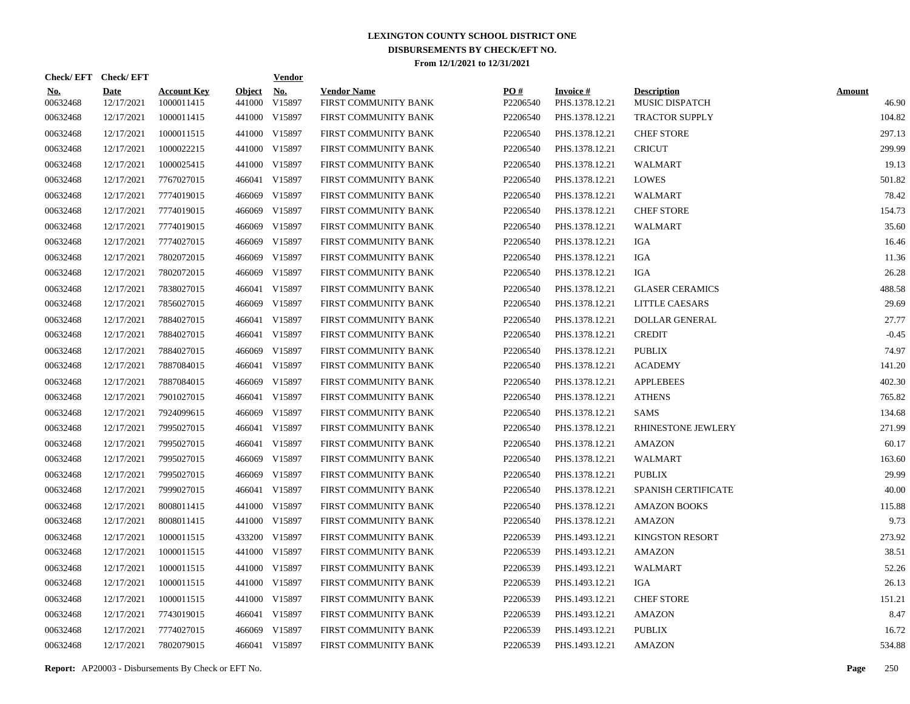# LEXINGTON COUNTY SCHOOL DISTRICT ONE
## DISBURSEMENTS BY CHECK/EFT NO.
### From 12/1/2021 to 12/31/2021

| Check/ EFT No. | Check/ EFT Date | Account Key | Object | Vendor No. | Vendor Name | PO # | Invoice # | Description | Amount |
|---|---|---|---|---|---|---|---|---|---|
| 00632468 | 12/17/2021 | 1000011415 | 441000 | V15897 | FIRST COMMUNITY BANK | P2206540 | PHS.1378.12.21 | MUSIC DISPATCH | 46.90 |
| 00632468 | 12/17/2021 | 1000011415 | 441000 | V15897 | FIRST COMMUNITY BANK | P2206540 | PHS.1378.12.21 | TRACTOR SUPPLY | 104.82 |
| 00632468 | 12/17/2021 | 1000011515 | 441000 | V15897 | FIRST COMMUNITY BANK | P2206540 | PHS.1378.12.21 | CHEF STORE | 297.13 |
| 00632468 | 12/17/2021 | 1000022215 | 441000 | V15897 | FIRST COMMUNITY BANK | P2206540 | PHS.1378.12.21 | CRICUT | 299.99 |
| 00632468 | 12/17/2021 | 1000025415 | 441000 | V15897 | FIRST COMMUNITY BANK | P2206540 | PHS.1378.12.21 | WALMART | 19.13 |
| 00632468 | 12/17/2021 | 7767027015 | 466041 | V15897 | FIRST COMMUNITY BANK | P2206540 | PHS.1378.12.21 | LOWES | 501.82 |
| 00632468 | 12/17/2021 | 7774019015 | 466069 | V15897 | FIRST COMMUNITY BANK | P2206540 | PHS.1378.12.21 | WALMART | 78.42 |
| 00632468 | 12/17/2021 | 7774019015 | 466069 | V15897 | FIRST COMMUNITY BANK | P2206540 | PHS.1378.12.21 | CHEF STORE | 154.73 |
| 00632468 | 12/17/2021 | 7774019015 | 466069 | V15897 | FIRST COMMUNITY BANK | P2206540 | PHS.1378.12.21 | WALMART | 35.60 |
| 00632468 | 12/17/2021 | 7774027015 | 466069 | V15897 | FIRST COMMUNITY BANK | P2206540 | PHS.1378.12.21 | IGA | 16.46 |
| 00632468 | 12/17/2021 | 7802072015 | 466069 | V15897 | FIRST COMMUNITY BANK | P2206540 | PHS.1378.12.21 | IGA | 11.36 |
| 00632468 | 12/17/2021 | 7802072015 | 466069 | V15897 | FIRST COMMUNITY BANK | P2206540 | PHS.1378.12.21 | IGA | 26.28 |
| 00632468 | 12/17/2021 | 7838027015 | 466041 | V15897 | FIRST COMMUNITY BANK | P2206540 | PHS.1378.12.21 | GLASER CERAMICS | 488.58 |
| 00632468 | 12/17/2021 | 7856027015 | 466069 | V15897 | FIRST COMMUNITY BANK | P2206540 | PHS.1378.12.21 | LITTLE CAESARS | 29.69 |
| 00632468 | 12/17/2021 | 7884027015 | 466041 | V15897 | FIRST COMMUNITY BANK | P2206540 | PHS.1378.12.21 | DOLLAR GENERAL | 27.77 |
| 00632468 | 12/17/2021 | 7884027015 | 466041 | V15897 | FIRST COMMUNITY BANK | P2206540 | PHS.1378.12.21 | CREDIT | -0.45 |
| 00632468 | 12/17/2021 | 7884027015 | 466069 | V15897 | FIRST COMMUNITY BANK | P2206540 | PHS.1378.12.21 | PUBLIX | 74.97 |
| 00632468 | 12/17/2021 | 7887084015 | 466041 | V15897 | FIRST COMMUNITY BANK | P2206540 | PHS.1378.12.21 | ACADEMY | 141.20 |
| 00632468 | 12/17/2021 | 7887084015 | 466069 | V15897 | FIRST COMMUNITY BANK | P2206540 | PHS.1378.12.21 | APPLEBEES | 402.30 |
| 00632468 | 12/17/2021 | 7901027015 | 466041 | V15897 | FIRST COMMUNITY BANK | P2206540 | PHS.1378.12.21 | ATHENS | 765.82 |
| 00632468 | 12/17/2021 | 7924099615 | 466069 | V15897 | FIRST COMMUNITY BANK | P2206540 | PHS.1378.12.21 | SAMS | 134.68 |
| 00632468 | 12/17/2021 | 7995027015 | 466041 | V15897 | FIRST COMMUNITY BANK | P2206540 | PHS.1378.12.21 | RHINESTONE JEWLERY | 271.99 |
| 00632468 | 12/17/2021 | 7995027015 | 466041 | V15897 | FIRST COMMUNITY BANK | P2206540 | PHS.1378.12.21 | AMAZON | 60.17 |
| 00632468 | 12/17/2021 | 7995027015 | 466069 | V15897 | FIRST COMMUNITY BANK | P2206540 | PHS.1378.12.21 | WALMART | 163.60 |
| 00632468 | 12/17/2021 | 7995027015 | 466069 | V15897 | FIRST COMMUNITY BANK | P2206540 | PHS.1378.12.21 | PUBLIX | 29.99 |
| 00632468 | 12/17/2021 | 7999027015 | 466041 | V15897 | FIRST COMMUNITY BANK | P2206540 | PHS.1378.12.21 | SPANISH CERTIFICATE | 40.00 |
| 00632468 | 12/17/2021 | 8008011415 | 441000 | V15897 | FIRST COMMUNITY BANK | P2206540 | PHS.1378.12.21 | AMAZON BOOKS | 115.88 |
| 00632468 | 12/17/2021 | 8008011415 | 441000 | V15897 | FIRST COMMUNITY BANK | P2206540 | PHS.1378.12.21 | AMAZON | 9.73 |
| 00632468 | 12/17/2021 | 1000011515 | 433200 | V15897 | FIRST COMMUNITY BANK | P2206539 | PHS.1493.12.21 | KINGSTON RESORT | 273.92 |
| 00632468 | 12/17/2021 | 1000011515 | 441000 | V15897 | FIRST COMMUNITY BANK | P2206539 | PHS.1493.12.21 | AMAZON | 38.51 |
| 00632468 | 12/17/2021 | 1000011515 | 441000 | V15897 | FIRST COMMUNITY BANK | P2206539 | PHS.1493.12.21 | WALMART | 52.26 |
| 00632468 | 12/17/2021 | 1000011515 | 441000 | V15897 | FIRST COMMUNITY BANK | P2206539 | PHS.1493.12.21 | IGA | 26.13 |
| 00632468 | 12/17/2021 | 1000011515 | 441000 | V15897 | FIRST COMMUNITY BANK | P2206539 | PHS.1493.12.21 | CHEF STORE | 151.21 |
| 00632468 | 12/17/2021 | 7743019015 | 466041 | V15897 | FIRST COMMUNITY BANK | P2206539 | PHS.1493.12.21 | AMAZON | 8.47 |
| 00632468 | 12/17/2021 | 7774027015 | 466069 | V15897 | FIRST COMMUNITY BANK | P2206539 | PHS.1493.12.21 | PUBLIX | 16.72 |
| 00632468 | 12/17/2021 | 7802079015 | 466041 | V15897 | FIRST COMMUNITY BANK | P2206539 | PHS.1493.12.21 | AMAZON | 534.88 |

**Report:** AP20003 - Disbursements By Check or EFT No.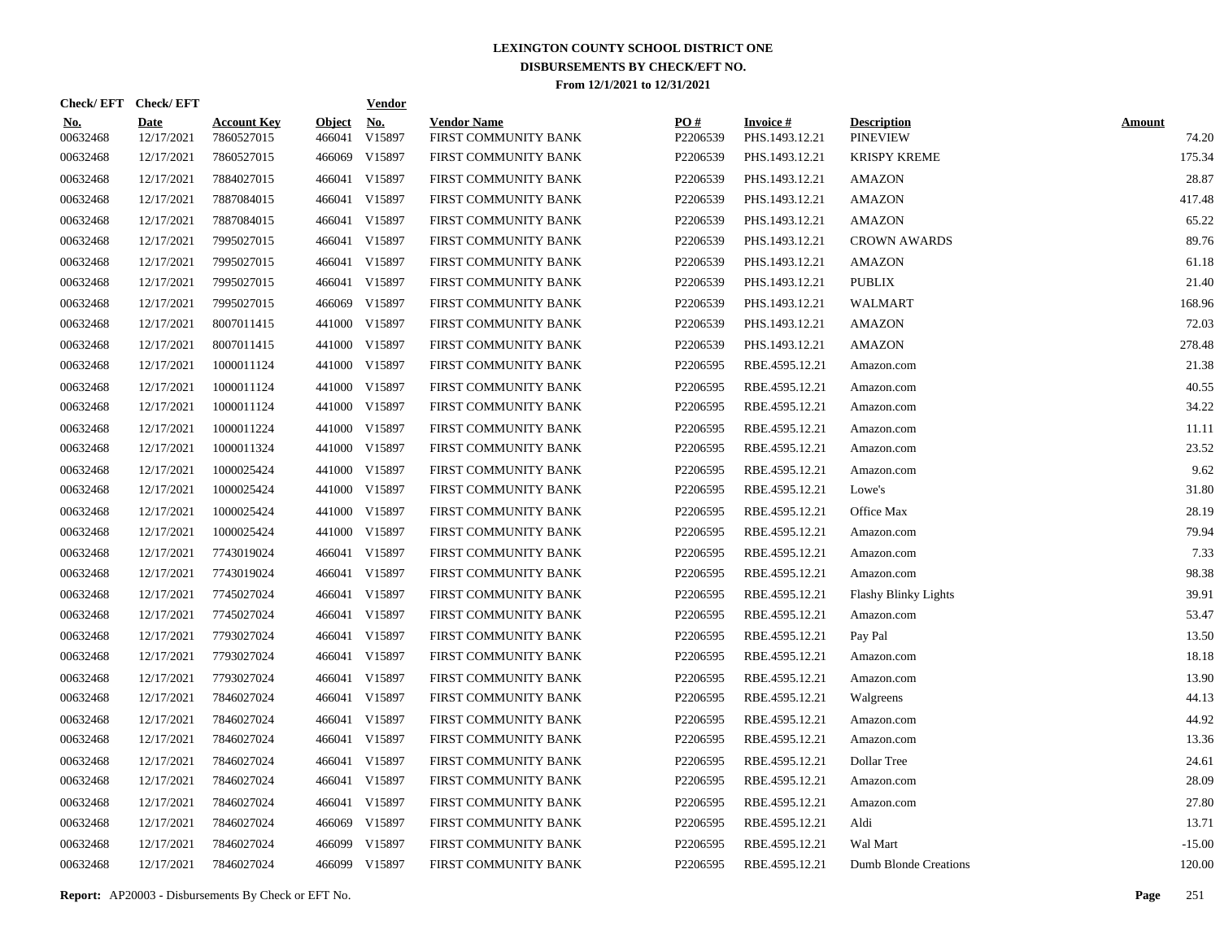# LEXINGTON COUNTY SCHOOL DISTRICT ONE
## DISBURSEMENTS BY CHECK/EFT NO.
### From 12/1/2021 to 12/31/2021

| Check/ EFT No. | Check/ EFT Date | Account Key | Object | Vendor No. | Vendor Name | PO # | Invoice # | Description | Amount |
|---|---|---|---|---|---|---|---|---|---|
| 00632468 | 12/17/2021 | 7860527015 | 466041 | V15897 | FIRST COMMUNITY BANK | P2206539 | PHS.1493.12.21 | PINEVIEW | 74.20 |
| 00632468 | 12/17/2021 | 7860527015 | 466069 | V15897 | FIRST COMMUNITY BANK | P2206539 | PHS.1493.12.21 | KRISPY KREME | 175.34 |
| 00632468 | 12/17/2021 | 7884027015 | 466041 | V15897 | FIRST COMMUNITY BANK | P2206539 | PHS.1493.12.21 | AMAZON | 28.87 |
| 00632468 | 12/17/2021 | 7887084015 | 466041 | V15897 | FIRST COMMUNITY BANK | P2206539 | PHS.1493.12.21 | AMAZON | 417.48 |
| 00632468 | 12/17/2021 | 7887084015 | 466041 | V15897 | FIRST COMMUNITY BANK | P2206539 | PHS.1493.12.21 | AMAZON | 65.22 |
| 00632468 | 12/17/2021 | 7995027015 | 466041 | V15897 | FIRST COMMUNITY BANK | P2206539 | PHS.1493.12.21 | CROWN AWARDS | 89.76 |
| 00632468 | 12/17/2021 | 7995027015 | 466041 | V15897 | FIRST COMMUNITY BANK | P2206539 | PHS.1493.12.21 | AMAZON | 61.18 |
| 00632468 | 12/17/2021 | 7995027015 | 466041 | V15897 | FIRST COMMUNITY BANK | P2206539 | PHS.1493.12.21 | PUBLIX | 21.40 |
| 00632468 | 12/17/2021 | 7995027015 | 466069 | V15897 | FIRST COMMUNITY BANK | P2206539 | PHS.1493.12.21 | WALMART | 168.96 |
| 00632468 | 12/17/2021 | 8007011415 | 441000 | V15897 | FIRST COMMUNITY BANK | P2206539 | PHS.1493.12.21 | AMAZON | 72.03 |
| 00632468 | 12/17/2021 | 8007011415 | 441000 | V15897 | FIRST COMMUNITY BANK | P2206539 | PHS.1493.12.21 | AMAZON | 278.48 |
| 00632468 | 12/17/2021 | 1000011124 | 441000 | V15897 | FIRST COMMUNITY BANK | P2206595 | RBE.4595.12.21 | Amazon.com | 21.38 |
| 00632468 | 12/17/2021 | 1000011124 | 441000 | V15897 | FIRST COMMUNITY BANK | P2206595 | RBE.4595.12.21 | Amazon.com | 40.55 |
| 00632468 | 12/17/2021 | 1000011124 | 441000 | V15897 | FIRST COMMUNITY BANK | P2206595 | RBE.4595.12.21 | Amazon.com | 34.22 |
| 00632468 | 12/17/2021 | 1000011224 | 441000 | V15897 | FIRST COMMUNITY BANK | P2206595 | RBE.4595.12.21 | Amazon.com | 11.11 |
| 00632468 | 12/17/2021 | 1000011324 | 441000 | V15897 | FIRST COMMUNITY BANK | P2206595 | RBE.4595.12.21 | Amazon.com | 23.52 |
| 00632468 | 12/17/2021 | 1000025424 | 441000 | V15897 | FIRST COMMUNITY BANK | P2206595 | RBE.4595.12.21 | Amazon.com | 9.62 |
| 00632468 | 12/17/2021 | 1000025424 | 441000 | V15897 | FIRST COMMUNITY BANK | P2206595 | RBE.4595.12.21 | Lowe's | 31.80 |
| 00632468 | 12/17/2021 | 1000025424 | 441000 | V15897 | FIRST COMMUNITY BANK | P2206595 | RBE.4595.12.21 | Office Max | 28.19 |
| 00632468 | 12/17/2021 | 1000025424 | 441000 | V15897 | FIRST COMMUNITY BANK | P2206595 | RBE.4595.12.21 | Amazon.com | 79.94 |
| 00632468 | 12/17/2021 | 7743019024 | 466041 | V15897 | FIRST COMMUNITY BANK | P2206595 | RBE.4595.12.21 | Amazon.com | 7.33 |
| 00632468 | 12/17/2021 | 7743019024 | 466041 | V15897 | FIRST COMMUNITY BANK | P2206595 | RBE.4595.12.21 | Amazon.com | 98.38 |
| 00632468 | 12/17/2021 | 7745027024 | 466041 | V15897 | FIRST COMMUNITY BANK | P2206595 | RBE.4595.12.21 | Flashy Blinky Lights | 39.91 |
| 00632468 | 12/17/2021 | 7745027024 | 466041 | V15897 | FIRST COMMUNITY BANK | P2206595 | RBE.4595.12.21 | Amazon.com | 53.47 |
| 00632468 | 12/17/2021 | 7793027024 | 466041 | V15897 | FIRST COMMUNITY BANK | P2206595 | RBE.4595.12.21 | Pay Pal | 13.50 |
| 00632468 | 12/17/2021 | 7793027024 | 466041 | V15897 | FIRST COMMUNITY BANK | P2206595 | RBE.4595.12.21 | Amazon.com | 18.18 |
| 00632468 | 12/17/2021 | 7793027024 | 466041 | V15897 | FIRST COMMUNITY BANK | P2206595 | RBE.4595.12.21 | Amazon.com | 13.90 |
| 00632468 | 12/17/2021 | 7846027024 | 466041 | V15897 | FIRST COMMUNITY BANK | P2206595 | RBE.4595.12.21 | Walgreens | 44.13 |
| 00632468 | 12/17/2021 | 7846027024 | 466041 | V15897 | FIRST COMMUNITY BANK | P2206595 | RBE.4595.12.21 | Amazon.com | 44.92 |
| 00632468 | 12/17/2021 | 7846027024 | 466041 | V15897 | FIRST COMMUNITY BANK | P2206595 | RBE.4595.12.21 | Amazon.com | 13.36 |
| 00632468 | 12/17/2021 | 7846027024 | 466041 | V15897 | FIRST COMMUNITY BANK | P2206595 | RBE.4595.12.21 | Dollar Tree | 24.61 |
| 00632468 | 12/17/2021 | 7846027024 | 466041 | V15897 | FIRST COMMUNITY BANK | P2206595 | RBE.4595.12.21 | Amazon.com | 28.09 |
| 00632468 | 12/17/2021 | 7846027024 | 466041 | V15897 | FIRST COMMUNITY BANK | P2206595 | RBE.4595.12.21 | Amazon.com | 27.80 |
| 00632468 | 12/17/2021 | 7846027024 | 466069 | V15897 | FIRST COMMUNITY BANK | P2206595 | RBE.4595.12.21 | Aldi | 13.71 |
| 00632468 | 12/17/2021 | 7846027024 | 466099 | V15897 | FIRST COMMUNITY BANK | P2206595 | RBE.4595.12.21 | Wal Mart | -15.00 |
| 00632468 | 12/17/2021 | 7846027024 | 466099 | V15897 | FIRST COMMUNITY BANK | P2206595 | RBE.4595.12.21 | Dumb Blonde Creations | 120.00 |

**Report:** AP20003 - Disbursements By Check or EFT No.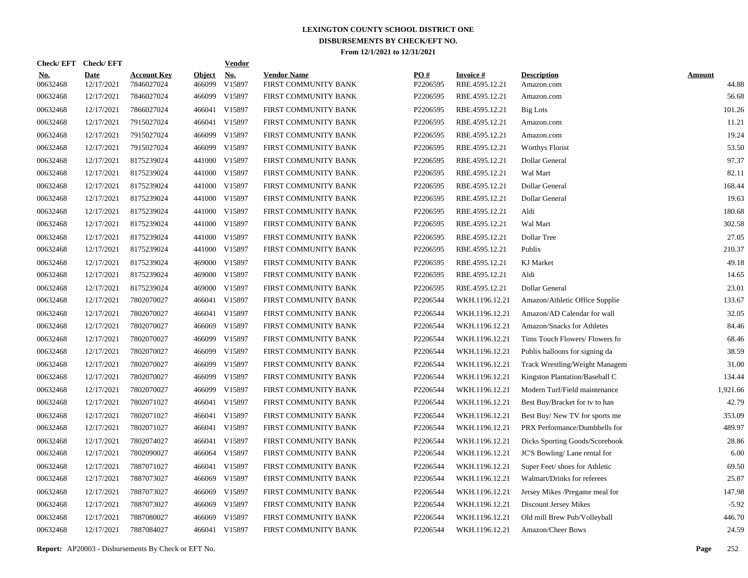# LEXINGTON COUNTY SCHOOL DISTRICT ONE

## DISBURSEMENTS BY CHECK/EFT NO.

### From 12/1/2021 to 12/31/2021

| Check/ EFT No. | Check/ EFT Date | Account Key | Object | Vendor No. | Vendor Name | PO # | Invoice # | Description | Amount |
|---|---|---|---|---|---|---|---|---|---|
| 00632468 | 12/17/2021 | 7846027024 | 466099 | V15897 | FIRST COMMUNITY BANK | P2206595 | RBE.4595.12.21 | Amazon.com | 44.88 |
| 00632468 | 12/17/2021 | 7846027024 | 466099 | V15897 | FIRST COMMUNITY BANK | P2206595 | RBE.4595.12.21 | Amazon.com | 56.68 |
| 00632468 | 12/17/2021 | 7866027024 | 466041 | V15897 | FIRST COMMUNITY BANK | P2206595 | RBE.4595.12.21 | Big Lots | 101.26 |
| 00632468 | 12/17/2021 | 7915027024 | 466041 | V15897 | FIRST COMMUNITY BANK | P2206595 | RBE.4595.12.21 | Amazon.com | 11.21 |
| 00632468 | 12/17/2021 | 7915027024 | 466099 | V15897 | FIRST COMMUNITY BANK | P2206595 | RBE.4595.12.21 | Amazon.com | 19.24 |
| 00632468 | 12/17/2021 | 7915027024 | 466099 | V15897 | FIRST COMMUNITY BANK | P2206595 | RBE.4595.12.21 | Worthys Florist | 53.50 |
| 00632468 | 12/17/2021 | 8175239024 | 441000 | V15897 | FIRST COMMUNITY BANK | P2206595 | RBE.4595.12.21 | Dollar General | 97.37 |
| 00632468 | 12/17/2021 | 8175239024 | 441000 | V15897 | FIRST COMMUNITY BANK | P2206595 | RBE.4595.12.21 | Wal Mart | 82.11 |
| 00632468 | 12/17/2021 | 8175239024 | 441000 | V15897 | FIRST COMMUNITY BANK | P2206595 | RBE.4595.12.21 | Dollar General | 168.44 |
| 00632468 | 12/17/2021 | 8175239024 | 441000 | V15897 | FIRST COMMUNITY BANK | P2206595 | RBE.4595.12.21 | Dollar General | 19.63 |
| 00632468 | 12/17/2021 | 8175239024 | 441000 | V15897 | FIRST COMMUNITY BANK | P2206595 | RBE.4595.12.21 | Aldi | 180.68 |
| 00632468 | 12/17/2021 | 8175239024 | 441000 | V15897 | FIRST COMMUNITY BANK | P2206595 | RBE.4595.12.21 | Wal Mart | 302.58 |
| 00632468 | 12/17/2021 | 8175239024 | 441000 | V15897 | FIRST COMMUNITY BANK | P2206595 | RBE.4595.12.21 | Dollar Tree | 27.05 |
| 00632468 | 12/17/2021 | 8175239024 | 441000 | V15897 | FIRST COMMUNITY BANK | P2206595 | RBE.4595.12.21 | Publix | 210.37 |
| 00632468 | 12/17/2021 | 8175239024 | 469000 | V15897 | FIRST COMMUNITY BANK | P2206595 | RBE.4595.12.21 | KJ Market | 49.18 |
| 00632468 | 12/17/2021 | 8175239024 | 469000 | V15897 | FIRST COMMUNITY BANK | P2206595 | RBE.4595.12.21 | Aldi | 14.65 |
| 00632468 | 12/17/2021 | 8175239024 | 469000 | V15897 | FIRST COMMUNITY BANK | P2206595 | RBE.4595.12.21 | Dollar General | 23.01 |
| 00632468 | 12/17/2021 | 7802070027 | 466041 | V15897 | FIRST COMMUNITY BANK | P2206544 | WKH.1196.12.21 | Amazon/Athletic Office Supplie | 133.67 |
| 00632468 | 12/17/2021 | 7802070027 | 466041 | V15897 | FIRST COMMUNITY BANK | P2206544 | WKH.1196.12.21 | Amazon/AD Calendar for wall | 32.05 |
| 00632468 | 12/17/2021 | 7802070027 | 466069 | V15897 | FIRST COMMUNITY BANK | P2206544 | WKH.1196.12.21 | Amazon/Snacks for Athletes | 84.46 |
| 00632468 | 12/17/2021 | 7802070027 | 466099 | V15897 | FIRST COMMUNITY BANK | P2206544 | WKH.1196.12.21 | Tims Touch Flowers/ Flowers fo | 68.46 |
| 00632468 | 12/17/2021 | 7802070027 | 466099 | V15897 | FIRST COMMUNITY BANK | P2206544 | WKH.1196.12.21 | Publix balloons for signing da | 38.59 |
| 00632468 | 12/17/2021 | 7802070027 | 466099 | V15897 | FIRST COMMUNITY BANK | P2206544 | WKH.1196.12.21 | Track Wrestling/Weight Managem | 31.00 |
| 00632468 | 12/17/2021 | 7802070027 | 466099 | V15897 | FIRST COMMUNITY BANK | P2206544 | WKH.1196.12.21 | Kingston Plantation/Baseball C | 134.44 |
| 00632468 | 12/17/2021 | 7802070027 | 466099 | V15897 | FIRST COMMUNITY BANK | P2206544 | WKH.1196.12.21 | Modern Turf/Field maintenance | 1,921.66 |
| 00632468 | 12/17/2021 | 7802071027 | 466041 | V15897 | FIRST COMMUNITY BANK | P2206544 | WKH.1196.12.21 | Best Buy/Bracket for tv to han | 42.79 |
| 00632468 | 12/17/2021 | 7802071027 | 466041 | V15897 | FIRST COMMUNITY BANK | P2206544 | WKH.1196.12.21 | Best Buy/ New TV for sports me | 353.09 |
| 00632468 | 12/17/2021 | 7802071027 | 466041 | V15897 | FIRST COMMUNITY BANK | P2206544 | WKH.1196.12.21 | PRX Performance/Dumbbells for | 489.97 |
| 00632468 | 12/17/2021 | 7802074027 | 466041 | V15897 | FIRST COMMUNITY BANK | P2206544 | WKH.1196.12.21 | Dicks Sporting Goods/Scorebook | 28.86 |
| 00632468 | 12/17/2021 | 7802090027 | 466064 | V15897 | FIRST COMMUNITY BANK | P2206544 | WKH.1196.12.21 | JC'S Bowling/ Lane rental for | 6.00 |
| 00632468 | 12/17/2021 | 7887071027 | 466041 | V15897 | FIRST COMMUNITY BANK | P2206544 | WKH.1196.12.21 | Super Feet/ shoes for Athletic | 69.50 |
| 00632468 | 12/17/2021 | 7887073027 | 466069 | V15897 | FIRST COMMUNITY BANK | P2206544 | WKH.1196.12.21 | Walmart/Drinks for referees | 25.87 |
| 00632468 | 12/17/2021 | 7887073027 | 466069 | V15897 | FIRST COMMUNITY BANK | P2206544 | WKH.1196.12.21 | Jersey Mikes /Pregame meal for | 147.98 |
| 00632468 | 12/17/2021 | 7887073027 | 466069 | V15897 | FIRST COMMUNITY BANK | P2206544 | WKH.1196.12.21 | Discount Jersey Mikes | -5.92 |
| 00632468 | 12/17/2021 | 7887080027 | 466069 | V15897 | FIRST COMMUNITY BANK | P2206544 | WKH.1196.12.21 | Old mill Brew Pub/Volleyball | 446.70 |
| 00632468 | 12/17/2021 | 7887084027 | 466041 | V15897 | FIRST COMMUNITY BANK | P2206544 | WKH.1196.12.21 | Amazon/Cheer Bows | 24.59 |

**Report:** AP20003 - Disbursements By Check or EFT No.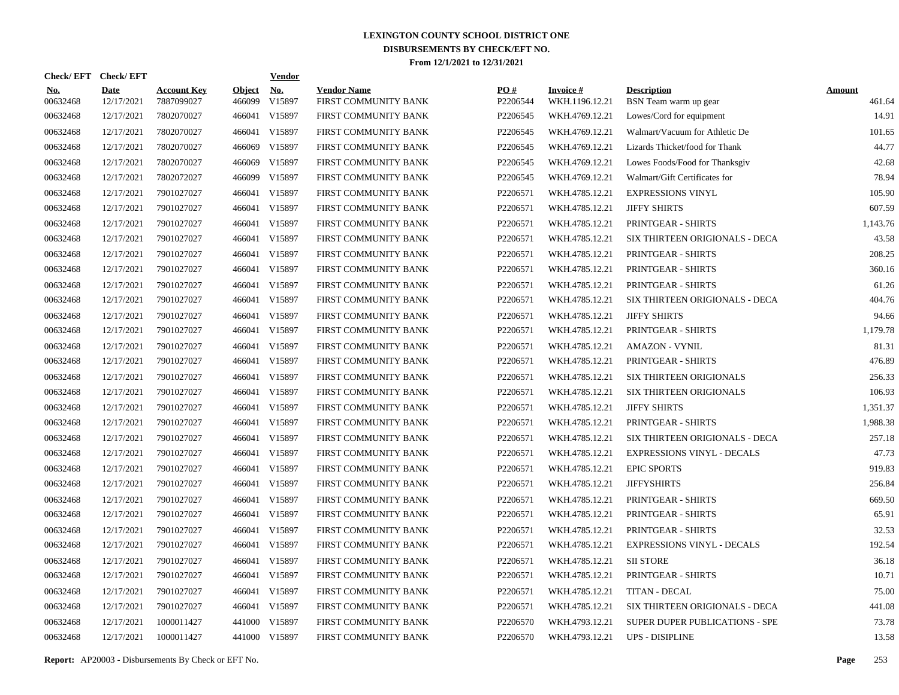# LEXINGTON COUNTY SCHOOL DISTRICT ONE
## DISBURSEMENTS BY CHECK/EFT NO.
### From 12/1/2021 to 12/31/2021

| Check/ EFT No. | Check/ EFT Date | Account Key | Object | Vendor No. | Vendor Name | PO # | Invoice # | Description | Amount |
|---|---|---|---|---|---|---|---|---|---|
| 00632468 | 12/17/2021 | 7887099027 | 466099 | V15897 | FIRST COMMUNITY BANK | P2206544 | WKH.1196.12.21 | BSN Team warm up gear | 461.64 |
| 00632468 | 12/17/2021 | 7802070027 | 466041 | V15897 | FIRST COMMUNITY BANK | P2206545 | WKH.4769.12.21 | Lowes/Cord for equipment | 14.91 |
| 00632468 | 12/17/2021 | 7802070027 | 466041 | V15897 | FIRST COMMUNITY BANK | P2206545 | WKH.4769.12.21 | Walmart/Vacuum for Athletic De | 101.65 |
| 00632468 | 12/17/2021 | 7802070027 | 466069 | V15897 | FIRST COMMUNITY BANK | P2206545 | WKH.4769.12.21 | Lizards Thicket/food for Thank | 44.77 |
| 00632468 | 12/17/2021 | 7802070027 | 466069 | V15897 | FIRST COMMUNITY BANK | P2206545 | WKH.4769.12.21 | Lowes Foods/Food for Thanksgiv | 42.68 |
| 00632468 | 12/17/2021 | 7802072027 | 466099 | V15897 | FIRST COMMUNITY BANK | P2206545 | WKH.4769.12.21 | Walmart/Gift Certificates for | 78.94 |
| 00632468 | 12/17/2021 | 7901027027 | 466041 | V15897 | FIRST COMMUNITY BANK | P2206571 | WKH.4785.12.21 | EXPRESSIONS VINYL | 105.90 |
| 00632468 | 12/17/2021 | 7901027027 | 466041 | V15897 | FIRST COMMUNITY BANK | P2206571 | WKH.4785.12.21 | JIFFY SHIRTS | 607.59 |
| 00632468 | 12/17/2021 | 7901027027 | 466041 | V15897 | FIRST COMMUNITY BANK | P2206571 | WKH.4785.12.21 | PRINTGEAR - SHIRTS | 1,143.76 |
| 00632468 | 12/17/2021 | 7901027027 | 466041 | V15897 | FIRST COMMUNITY BANK | P2206571 | WKH.4785.12.21 | SIX THIRTEEN ORIGIONALS - DECA | 43.58 |
| 00632468 | 12/17/2021 | 7901027027 | 466041 | V15897 | FIRST COMMUNITY BANK | P2206571 | WKH.4785.12.21 | PRINTGEAR - SHIRTS | 208.25 |
| 00632468 | 12/17/2021 | 7901027027 | 466041 | V15897 | FIRST COMMUNITY BANK | P2206571 | WKH.4785.12.21 | PRINTGEAR - SHIRTS | 360.16 |
| 00632468 | 12/17/2021 | 7901027027 | 466041 | V15897 | FIRST COMMUNITY BANK | P2206571 | WKH.4785.12.21 | PRINTGEAR - SHIRTS | 61.26 |
| 00632468 | 12/17/2021 | 7901027027 | 466041 | V15897 | FIRST COMMUNITY BANK | P2206571 | WKH.4785.12.21 | SIX THIRTEEN ORIGIONALS - DECA | 404.76 |
| 00632468 | 12/17/2021 | 7901027027 | 466041 | V15897 | FIRST COMMUNITY BANK | P2206571 | WKH.4785.12.21 | JIFFY SHIRTS | 94.66 |
| 00632468 | 12/17/2021 | 7901027027 | 466041 | V15897 | FIRST COMMUNITY BANK | P2206571 | WKH.4785.12.21 | PRINTGEAR - SHIRTS | 1,179.78 |
| 00632468 | 12/17/2021 | 7901027027 | 466041 | V15897 | FIRST COMMUNITY BANK | P2206571 | WKH.4785.12.21 | AMAZON - VYNIL | 81.31 |
| 00632468 | 12/17/2021 | 7901027027 | 466041 | V15897 | FIRST COMMUNITY BANK | P2206571 | WKH.4785.12.21 | PRINTGEAR - SHIRTS | 476.89 |
| 00632468 | 12/17/2021 | 7901027027 | 466041 | V15897 | FIRST COMMUNITY BANK | P2206571 | WKH.4785.12.21 | SIX THIRTEEN ORIGIONALS | 256.33 |
| 00632468 | 12/17/2021 | 7901027027 | 466041 | V15897 | FIRST COMMUNITY BANK | P2206571 | WKH.4785.12.21 | SIX THIRTEEN ORIGIONALS | 106.93 |
| 00632468 | 12/17/2021 | 7901027027 | 466041 | V15897 | FIRST COMMUNITY BANK | P2206571 | WKH.4785.12.21 | JIFFY SHIRTS | 1,351.37 |
| 00632468 | 12/17/2021 | 7901027027 | 466041 | V15897 | FIRST COMMUNITY BANK | P2206571 | WKH.4785.12.21 | PRINTGEAR - SHIRTS | 1,988.38 |
| 00632468 | 12/17/2021 | 7901027027 | 466041 | V15897 | FIRST COMMUNITY BANK | P2206571 | WKH.4785.12.21 | SIX THIRTEEN ORIGIONALS - DECA | 257.18 |
| 00632468 | 12/17/2021 | 7901027027 | 466041 | V15897 | FIRST COMMUNITY BANK | P2206571 | WKH.4785.12.21 | EXPRESSIONS VINYL - DECALS | 47.73 |
| 00632468 | 12/17/2021 | 7901027027 | 466041 | V15897 | FIRST COMMUNITY BANK | P2206571 | WKH.4785.12.21 | EPIC SPORTS | 919.83 |
| 00632468 | 12/17/2021 | 7901027027 | 466041 | V15897 | FIRST COMMUNITY BANK | P2206571 | WKH.4785.12.21 | JIFFYSHIRTS | 256.84 |
| 00632468 | 12/17/2021 | 7901027027 | 466041 | V15897 | FIRST COMMUNITY BANK | P2206571 | WKH.4785.12.21 | PRINTGEAR - SHIRTS | 669.50 |
| 00632468 | 12/17/2021 | 7901027027 | 466041 | V15897 | FIRST COMMUNITY BANK | P2206571 | WKH.4785.12.21 | PRINTGEAR - SHIRTS | 65.91 |
| 00632468 | 12/17/2021 | 7901027027 | 466041 | V15897 | FIRST COMMUNITY BANK | P2206571 | WKH.4785.12.21 | PRINTGEAR - SHIRTS | 32.53 |
| 00632468 | 12/17/2021 | 7901027027 | 466041 | V15897 | FIRST COMMUNITY BANK | P2206571 | WKH.4785.12.21 | EXPRESSIONS VINYL - DECALS | 192.54 |
| 00632468 | 12/17/2021 | 7901027027 | 466041 | V15897 | FIRST COMMUNITY BANK | P2206571 | WKH.4785.12.21 | SII STORE | 36.18 |
| 00632468 | 12/17/2021 | 7901027027 | 466041 | V15897 | FIRST COMMUNITY BANK | P2206571 | WKH.4785.12.21 | PRINTGEAR - SHIRTS | 10.71 |
| 00632468 | 12/17/2021 | 7901027027 | 466041 | V15897 | FIRST COMMUNITY BANK | P2206571 | WKH.4785.12.21 | TITAN - DECAL | 75.00 |
| 00632468 | 12/17/2021 | 7901027027 | 466041 | V15897 | FIRST COMMUNITY BANK | P2206571 | WKH.4785.12.21 | SIX THIRTEEN ORIGIONALS - DECA | 441.08 |
| 00632468 | 12/17/2021 | 1000011427 | 441000 | V15897 | FIRST COMMUNITY BANK | P2206570 | WKH.4793.12.21 | SUPER DUPER PUBLICATIONS - SPE | 73.78 |
| 00632468 | 12/17/2021 | 1000011427 | 441000 | V15897 | FIRST COMMUNITY BANK | P2206570 | WKH.4793.12.21 | UPS - DISIPLINE | 13.58 |

**Report:** AP20003 - Disbursements By Check or EFT No.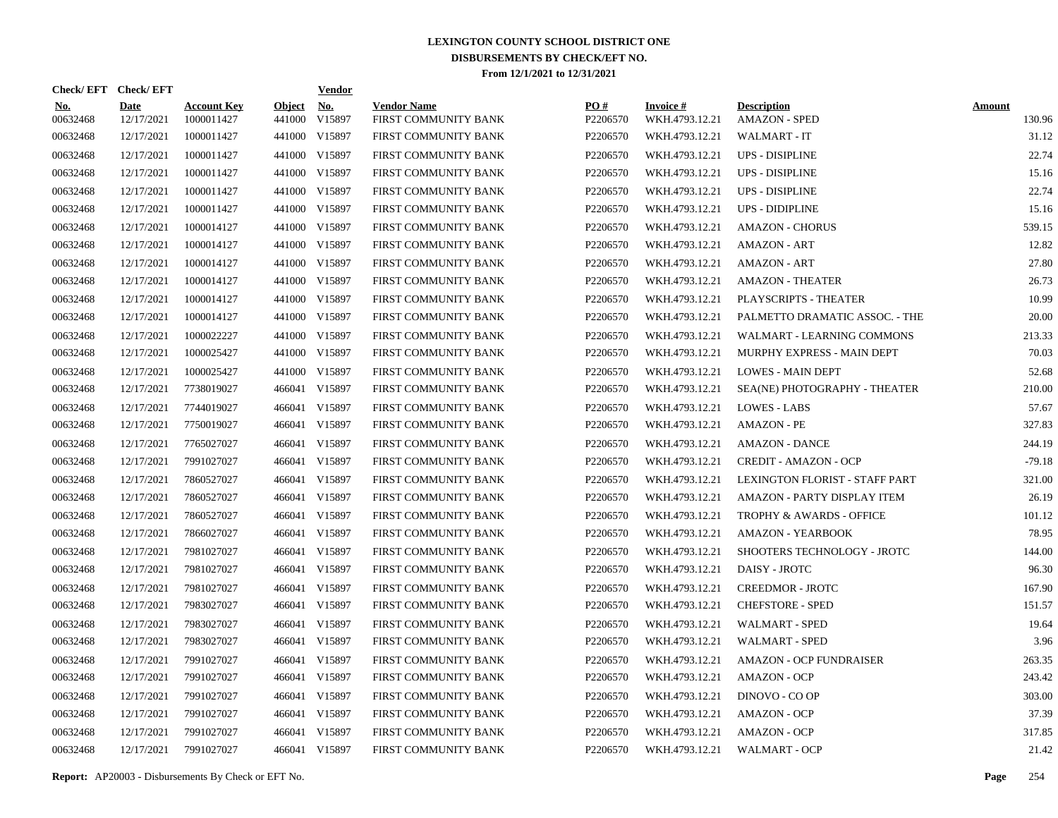# LEXINGTON COUNTY SCHOOL DISTRICT ONE
## DISBURSEMENTS BY CHECK/EFT NO.
### From 12/1/2021 to 12/31/2021

| Check/EFT No. | Check/EFT Date | Account Key | Object | Vendor No. | Vendor Name | PO # | Invoice # | Description | Amount |
|---|---|---|---|---|---|---|---|---|---|
| 00632468 | 12/17/2021 | 1000011427 | 441000 | V15897 | FIRST COMMUNITY BANK | P2206570 | WKH.4793.12.21 | AMAZON - SPED | 130.96 |
| 00632468 | 12/17/2021 | 1000011427 | 441000 | V15897 | FIRST COMMUNITY BANK | P2206570 | WKH.4793.12.21 | WALMART - IT | 31.12 |
| 00632468 | 12/17/2021 | 1000011427 | 441000 | V15897 | FIRST COMMUNITY BANK | P2206570 | WKH.4793.12.21 | UPS - DISIPLINE | 22.74 |
| 00632468 | 12/17/2021 | 1000011427 | 441000 | V15897 | FIRST COMMUNITY BANK | P2206570 | WKH.4793.12.21 | UPS - DISIPLINE | 15.16 |
| 00632468 | 12/17/2021 | 1000011427 | 441000 | V15897 | FIRST COMMUNITY BANK | P2206570 | WKH.4793.12.21 | UPS - DISIPLINE | 22.74 |
| 00632468 | 12/17/2021 | 1000011427 | 441000 | V15897 | FIRST COMMUNITY BANK | P2206570 | WKH.4793.12.21 | UPS - DIDIPLINE | 15.16 |
| 00632468 | 12/17/2021 | 1000014127 | 441000 | V15897 | FIRST COMMUNITY BANK | P2206570 | WKH.4793.12.21 | AMAZON - CHORUS | 539.15 |
| 00632468 | 12/17/2021 | 1000014127 | 441000 | V15897 | FIRST COMMUNITY BANK | P2206570 | WKH.4793.12.21 | AMAZON - ART | 12.82 |
| 00632468 | 12/17/2021 | 1000014127 | 441000 | V15897 | FIRST COMMUNITY BANK | P2206570 | WKH.4793.12.21 | AMAZON - ART | 27.80 |
| 00632468 | 12/17/2021 | 1000014127 | 441000 | V15897 | FIRST COMMUNITY BANK | P2206570 | WKH.4793.12.21 | AMAZON - THEATER | 26.73 |
| 00632468 | 12/17/2021 | 1000014127 | 441000 | V15897 | FIRST COMMUNITY BANK | P2206570 | WKH.4793.12.21 | PLAYSCRIPTS - THEATER | 10.99 |
| 00632468 | 12/17/2021 | 1000014127 | 441000 | V15897 | FIRST COMMUNITY BANK | P2206570 | WKH.4793.12.21 | PALMETTO DRAMATIC ASSOC. - THE | 20.00 |
| 00632468 | 12/17/2021 | 1000022227 | 441000 | V15897 | FIRST COMMUNITY BANK | P2206570 | WKH.4793.12.21 | WALMART - LEARNING COMMONS | 213.33 |
| 00632468 | 12/17/2021 | 1000025427 | 441000 | V15897 | FIRST COMMUNITY BANK | P2206570 | WKH.4793.12.21 | MURPHY EXPRESS - MAIN DEPT | 70.03 |
| 00632468 | 12/17/2021 | 1000025427 | 441000 | V15897 | FIRST COMMUNITY BANK | P2206570 | WKH.4793.12.21 | LOWES - MAIN DEPT | 52.68 |
| 00632468 | 12/17/2021 | 7738019027 | 466041 | V15897 | FIRST COMMUNITY BANK | P2206570 | WKH.4793.12.21 | SEA(NE) PHOTOGRAPHY - THEATER | 210.00 |
| 00632468 | 12/17/2021 | 7744019027 | 466041 | V15897 | FIRST COMMUNITY BANK | P2206570 | WKH.4793.12.21 | LOWES - LABS | 57.67 |
| 00632468 | 12/17/2021 | 7750019027 | 466041 | V15897 | FIRST COMMUNITY BANK | P2206570 | WKH.4793.12.21 | AMAZON - PE | 327.83 |
| 00632468 | 12/17/2021 | 7765027027 | 466041 | V15897 | FIRST COMMUNITY BANK | P2206570 | WKH.4793.12.21 | AMAZON - DANCE | 244.19 |
| 00632468 | 12/17/2021 | 7991027027 | 466041 | V15897 | FIRST COMMUNITY BANK | P2206570 | WKH.4793.12.21 | CREDIT - AMAZON - OCP | -79.18 |
| 00632468 | 12/17/2021 | 7860527027 | 466041 | V15897 | FIRST COMMUNITY BANK | P2206570 | WKH.4793.12.21 | LEXINGTON FLORIST - STAFF PART | 321.00 |
| 00632468 | 12/17/2021 | 7860527027 | 466041 | V15897 | FIRST COMMUNITY BANK | P2206570 | WKH.4793.12.21 | AMAZON - PARTY DISPLAY ITEM | 26.19 |
| 00632468 | 12/17/2021 | 7860527027 | 466041 | V15897 | FIRST COMMUNITY BANK | P2206570 | WKH.4793.12.21 | TROPHY & AWARDS - OFFICE | 101.12 |
| 00632468 | 12/17/2021 | 7866027027 | 466041 | V15897 | FIRST COMMUNITY BANK | P2206570 | WKH.4793.12.21 | AMAZON - YEARBOOK | 78.95 |
| 00632468 | 12/17/2021 | 7981027027 | 466041 | V15897 | FIRST COMMUNITY BANK | P2206570 | WKH.4793.12.21 | SHOOTERS TECHNOLOGY - JROTC | 144.00 |
| 00632468 | 12/17/2021 | 7981027027 | 466041 | V15897 | FIRST COMMUNITY BANK | P2206570 | WKH.4793.12.21 | DAISY - JROTC | 96.30 |
| 00632468 | 12/17/2021 | 7981027027 | 466041 | V15897 | FIRST COMMUNITY BANK | P2206570 | WKH.4793.12.21 | CREEDMOR - JROTC | 167.90 |
| 00632468 | 12/17/2021 | 7983027027 | 466041 | V15897 | FIRST COMMUNITY BANK | P2206570 | WKH.4793.12.21 | CHEFSTORE - SPED | 151.57 |
| 00632468 | 12/17/2021 | 7983027027 | 466041 | V15897 | FIRST COMMUNITY BANK | P2206570 | WKH.4793.12.21 | WALMART - SPED | 19.64 |
| 00632468 | 12/17/2021 | 7983027027 | 466041 | V15897 | FIRST COMMUNITY BANK | P2206570 | WKH.4793.12.21 | WALMART - SPED | 3.96 |
| 00632468 | 12/17/2021 | 7991027027 | 466041 | V15897 | FIRST COMMUNITY BANK | P2206570 | WKH.4793.12.21 | AMAZON - OCP FUNDRAISER | 263.35 |
| 00632468 | 12/17/2021 | 7991027027 | 466041 | V15897 | FIRST COMMUNITY BANK | P2206570 | WKH.4793.12.21 | AMAZON - OCP | 243.42 |
| 00632468 | 12/17/2021 | 7991027027 | 466041 | V15897 | FIRST COMMUNITY BANK | P2206570 | WKH.4793.12.21 | DINOVO - CO OP | 303.00 |
| 00632468 | 12/17/2021 | 7991027027 | 466041 | V15897 | FIRST COMMUNITY BANK | P2206570 | WKH.4793.12.21 | AMAZON - OCP | 37.39 |
| 00632468 | 12/17/2021 | 7991027027 | 466041 | V15897 | FIRST COMMUNITY BANK | P2206570 | WKH.4793.12.21 | AMAZON - OCP | 317.85 |
| 00632468 | 12/17/2021 | 7991027027 | 466041 | V15897 | FIRST COMMUNITY BANK | P2206570 | WKH.4793.12.21 | WALMART - OCP | 21.42 |

**Report:** AP20003 - Disbursements By Check or EFT No.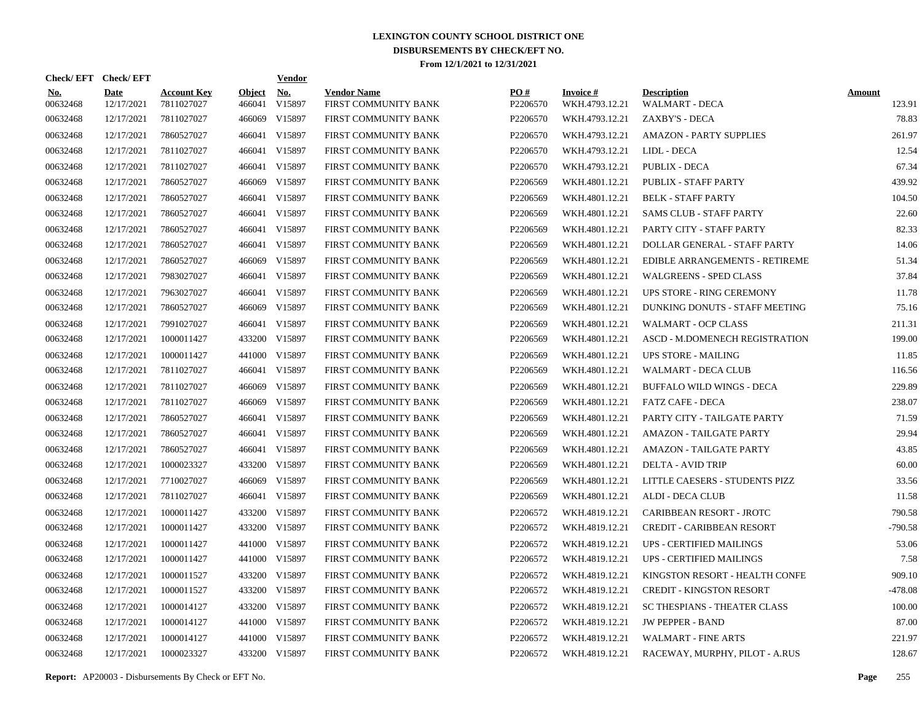# LEXINGTON COUNTY SCHOOL DISTRICT ONE
## DISBURSEMENTS BY CHECK/EFT NO.
### From 12/1/2021 to 12/31/2021

| Check/ EFT No. | Check/ EFT Date | Account Key | Object | Vendor No. | Vendor Name | PO # | Invoice # | Description | Amount |
|---|---|---|---|---|---|---|---|---|---|
| 00632468 | 12/17/2021 | 7811027027 | 466041 | V15897 | FIRST COMMUNITY BANK | P2206570 | WKH.4793.12.21 | WALMART - DECA | 123.91 |
| 00632468 | 12/17/2021 | 7811027027 | 466069 | V15897 | FIRST COMMUNITY BANK | P2206570 | WKH.4793.12.21 | ZAXBY'S - DECA | 78.83 |
| 00632468 | 12/17/2021 | 7860527027 | 466041 | V15897 | FIRST COMMUNITY BANK | P2206570 | WKH.4793.12.21 | AMAZON - PARTY SUPPLIES | 261.97 |
| 00632468 | 12/17/2021 | 7811027027 | 466041 | V15897 | FIRST COMMUNITY BANK | P2206570 | WKH.4793.12.21 | LIDL - DECA | 12.54 |
| 00632468 | 12/17/2021 | 7811027027 | 466041 | V15897 | FIRST COMMUNITY BANK | P2206570 | WKH.4793.12.21 | PUBLIX - DECA | 67.34 |
| 00632468 | 12/17/2021 | 7860527027 | 466069 | V15897 | FIRST COMMUNITY BANK | P2206569 | WKH.4801.12.21 | PUBLIX - STAFF PARTY | 439.92 |
| 00632468 | 12/17/2021 | 7860527027 | 466041 | V15897 | FIRST COMMUNITY BANK | P2206569 | WKH.4801.12.21 | BELK - STAFF PARTY | 104.50 |
| 00632468 | 12/17/2021 | 7860527027 | 466041 | V15897 | FIRST COMMUNITY BANK | P2206569 | WKH.4801.12.21 | SAMS CLUB - STAFF PARTY | 22.60 |
| 00632468 | 12/17/2021 | 7860527027 | 466041 | V15897 | FIRST COMMUNITY BANK | P2206569 | WKH.4801.12.21 | PARTY CITY - STAFF PARTY | 82.33 |
| 00632468 | 12/17/2021 | 7860527027 | 466041 | V15897 | FIRST COMMUNITY BANK | P2206569 | WKH.4801.12.21 | DOLLAR GENERAL - STAFF PARTY | 14.06 |
| 00632468 | 12/17/2021 | 7860527027 | 466069 | V15897 | FIRST COMMUNITY BANK | P2206569 | WKH.4801.12.21 | EDIBLE ARRANGEMENTS - RETIREME | 51.34 |
| 00632468 | 12/17/2021 | 7983027027 | 466041 | V15897 | FIRST COMMUNITY BANK | P2206569 | WKH.4801.12.21 | WALGREENS - SPED CLASS | 37.84 |
| 00632468 | 12/17/2021 | 7963027027 | 466041 | V15897 | FIRST COMMUNITY BANK | P2206569 | WKH.4801.12.21 | UPS STORE - RING CEREMONY | 11.78 |
| 00632468 | 12/17/2021 | 7860527027 | 466069 | V15897 | FIRST COMMUNITY BANK | P2206569 | WKH.4801.12.21 | DUNKING DONUTS - STAFF MEETING | 75.16 |
| 00632468 | 12/17/2021 | 7991027027 | 466041 | V15897 | FIRST COMMUNITY BANK | P2206569 | WKH.4801.12.21 | WALMART - OCP CLASS | 211.31 |
| 00632468 | 12/17/2021 | 1000011427 | 433200 | V15897 | FIRST COMMUNITY BANK | P2206569 | WKH.4801.12.21 | ASCD - M.DOMENECH REGISTRATION | 199.00 |
| 00632468 | 12/17/2021 | 1000011427 | 441000 | V15897 | FIRST COMMUNITY BANK | P2206569 | WKH.4801.12.21 | UPS STORE - MAILING | 11.85 |
| 00632468 | 12/17/2021 | 7811027027 | 466041 | V15897 | FIRST COMMUNITY BANK | P2206569 | WKH.4801.12.21 | WALMART - DECA CLUB | 116.56 |
| 00632468 | 12/17/2021 | 7811027027 | 466069 | V15897 | FIRST COMMUNITY BANK | P2206569 | WKH.4801.12.21 | BUFFALO WILD WINGS - DECA | 229.89 |
| 00632468 | 12/17/2021 | 7811027027 | 466069 | V15897 | FIRST COMMUNITY BANK | P2206569 | WKH.4801.12.21 | FATZ CAFE - DECA | 238.07 |
| 00632468 | 12/17/2021 | 7860527027 | 466041 | V15897 | FIRST COMMUNITY BANK | P2206569 | WKH.4801.12.21 | PARTY CITY - TAILGATE PARTY | 71.59 |
| 00632468 | 12/17/2021 | 7860527027 | 466041 | V15897 | FIRST COMMUNITY BANK | P2206569 | WKH.4801.12.21 | AMAZON - TAILGATE PARTY | 29.94 |
| 00632468 | 12/17/2021 | 7860527027 | 466041 | V15897 | FIRST COMMUNITY BANK | P2206569 | WKH.4801.12.21 | AMAZON - TAILGATE PARTY | 43.85 |
| 00632468 | 12/17/2021 | 1000023327 | 433200 | V15897 | FIRST COMMUNITY BANK | P2206569 | WKH.4801.12.21 | DELTA - AVID TRIP | 60.00 |
| 00632468 | 12/17/2021 | 7710027027 | 466069 | V15897 | FIRST COMMUNITY BANK | P2206569 | WKH.4801.12.21 | LITTLE CAESERS - STUDENTS PIZZ | 33.56 |
| 00632468 | 12/17/2021 | 7811027027 | 466041 | V15897 | FIRST COMMUNITY BANK | P2206569 | WKH.4801.12.21 | ALDI - DECA CLUB | 11.58 |
| 00632468 | 12/17/2021 | 1000011427 | 433200 | V15897 | FIRST COMMUNITY BANK | P2206572 | WKH.4819.12.21 | CARIBBEAN RESORT - JROTC | 790.58 |
| 00632468 | 12/17/2021 | 1000011427 | 433200 | V15897 | FIRST COMMUNITY BANK | P2206572 | WKH.4819.12.21 | CREDIT - CARIBBEAN RESORT | -790.58 |
| 00632468 | 12/17/2021 | 1000011427 | 441000 | V15897 | FIRST COMMUNITY BANK | P2206572 | WKH.4819.12.21 | UPS - CERTIFIED MAILINGS | 53.06 |
| 00632468 | 12/17/2021 | 1000011427 | 441000 | V15897 | FIRST COMMUNITY BANK | P2206572 | WKH.4819.12.21 | UPS - CERTIFIED MAILINGS | 7.58 |
| 00632468 | 12/17/2021 | 1000011527 | 433200 | V15897 | FIRST COMMUNITY BANK | P2206572 | WKH.4819.12.21 | KINGSTON RESORT - HEALTH CONFE | 909.10 |
| 00632468 | 12/17/2021 | 1000011527 | 433200 | V15897 | FIRST COMMUNITY BANK | P2206572 | WKH.4819.12.21 | CREDIT - KINGSTON RESORT | -478.08 |
| 00632468 | 12/17/2021 | 1000014127 | 433200 | V15897 | FIRST COMMUNITY BANK | P2206572 | WKH.4819.12.21 | SC THESPIANS - THEATER CLASS | 100.00 |
| 00632468 | 12/17/2021 | 1000014127 | 441000 | V15897 | FIRST COMMUNITY BANK | P2206572 | WKH.4819.12.21 | JW PEPPER - BAND | 87.00 |
| 00632468 | 12/17/2021 | 1000014127 | 441000 | V15897 | FIRST COMMUNITY BANK | P2206572 | WKH.4819.12.21 | WALMART - FINE ARTS | 221.97 |
| 00632468 | 12/17/2021 | 1000023327 | 433200 | V15897 | FIRST COMMUNITY BANK | P2206572 | WKH.4819.12.21 | RACEWAY, MURPHY, PILOT - A.RUS | 128.67 |

**Report:** AP20003 - Disbursements By Check or EFT No.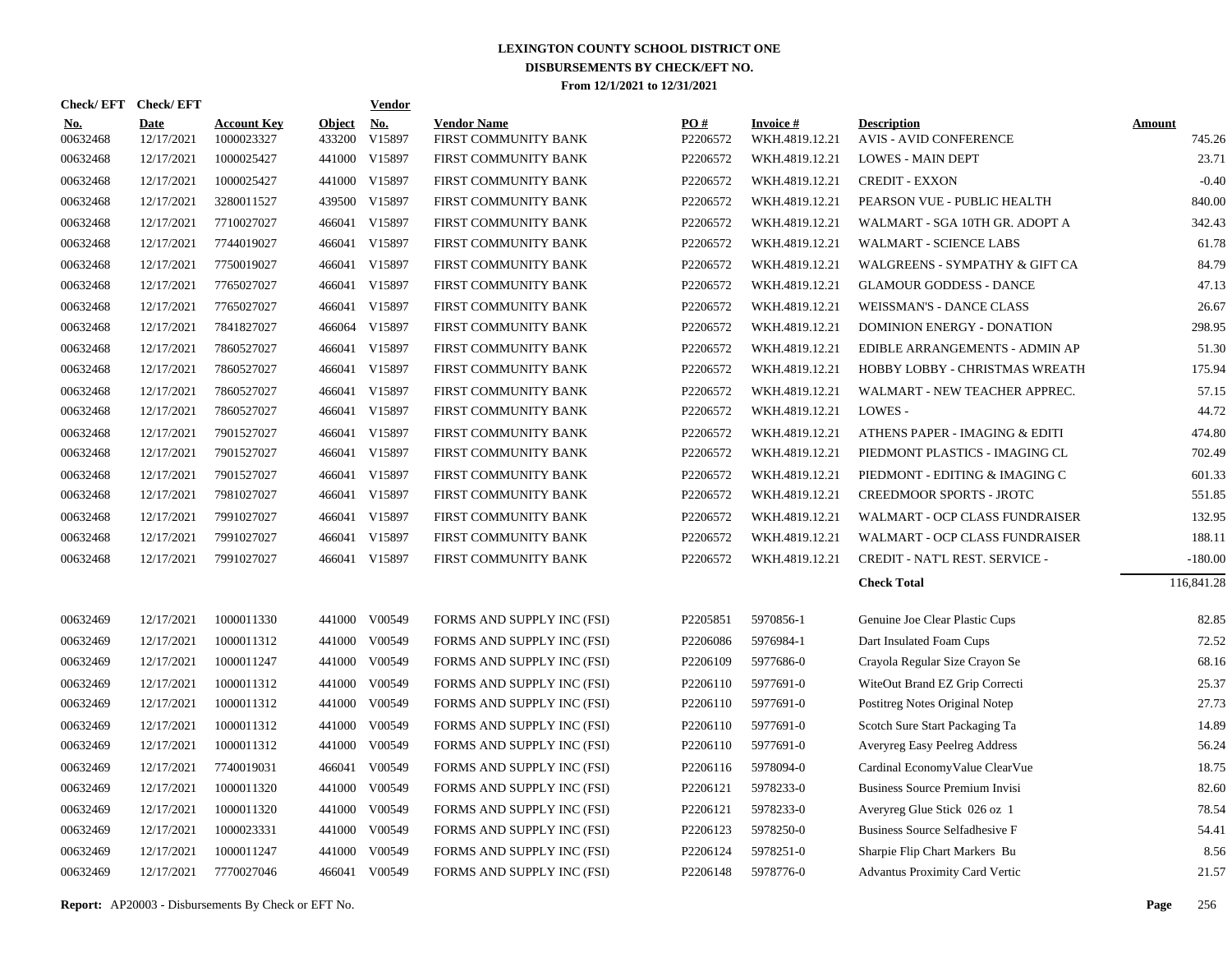# LEXINGTON COUNTY SCHOOL DISTRICT ONE
## DISBURSEMENTS BY CHECK/EFT NO.
### From 12/1/2021 to 12/31/2021

| Check/ EFT No. | Check/ EFT Date | Account Key | Object | Vendor No. | Vendor Name | PO # | Invoice # | Description | Amount |
|---|---|---|---|---|---|---|---|---|---|
| 00632468 | 12/17/2021 | 1000023327 | 433200 | V15897 | FIRST COMMUNITY BANK | P2206572 | WKH.4819.12.21 | AVIS - AVID CONFERENCE | 745.26 |
| 00632468 | 12/17/2021 | 1000025427 | 441000 | V15897 | FIRST COMMUNITY BANK | P2206572 | WKH.4819.12.21 | LOWES - MAIN DEPT | 23.71 |
| 00632468 | 12/17/2021 | 1000025427 | 441000 | V15897 | FIRST COMMUNITY BANK | P2206572 | WKH.4819.12.21 | CREDIT - EXXON | -0.40 |
| 00632468 | 12/17/2021 | 3280011527 | 439500 | V15897 | FIRST COMMUNITY BANK | P2206572 | WKH.4819.12.21 | PEARSON VUE - PUBLIC HEALTH | 840.00 |
| 00632468 | 12/17/2021 | 7710027027 | 466041 | V15897 | FIRST COMMUNITY BANK | P2206572 | WKH.4819.12.21 | WALMART - SGA 10TH GR. ADOPT A | 342.43 |
| 00632468 | 12/17/2021 | 7744019027 | 466041 | V15897 | FIRST COMMUNITY BANK | P2206572 | WKH.4819.12.21 | WALMART - SCIENCE LABS | 61.78 |
| 00632468 | 12/17/2021 | 7750019027 | 466041 | V15897 | FIRST COMMUNITY BANK | P2206572 | WKH.4819.12.21 | WALGREENS - SYMPATHY & GIFT CA | 84.79 |
| 00632468 | 12/17/2021 | 7765027027 | 466041 | V15897 | FIRST COMMUNITY BANK | P2206572 | WKH.4819.12.21 | GLAMOUR GODDESS - DANCE | 47.13 |
| 00632468 | 12/17/2021 | 7765027027 | 466041 | V15897 | FIRST COMMUNITY BANK | P2206572 | WKH.4819.12.21 | WEISSMAN'S - DANCE CLASS | 26.67 |
| 00632468 | 12/17/2021 | 7841827027 | 466064 | V15897 | FIRST COMMUNITY BANK | P2206572 | WKH.4819.12.21 | DOMINION ENERGY - DONATION | 298.95 |
| 00632468 | 12/17/2021 | 7860527027 | 466041 | V15897 | FIRST COMMUNITY BANK | P2206572 | WKH.4819.12.21 | EDIBLE ARRANGEMENTS - ADMIN AP | 51.30 |
| 00632468 | 12/17/2021 | 7860527027 | 466041 | V15897 | FIRST COMMUNITY BANK | P2206572 | WKH.4819.12.21 | HOBBY LOBBY - CHRISTMAS WREATH | 175.94 |
| 00632468 | 12/17/2021 | 7860527027 | 466041 | V15897 | FIRST COMMUNITY BANK | P2206572 | WKH.4819.12.21 | WALMART - NEW TEACHER APPREC. | 57.15 |
| 00632468 | 12/17/2021 | 7860527027 | 466041 | V15897 | FIRST COMMUNITY BANK | P2206572 | WKH.4819.12.21 | LOWES - | 44.72 |
| 00632468 | 12/17/2021 | 7901527027 | 466041 | V15897 | FIRST COMMUNITY BANK | P2206572 | WKH.4819.12.21 | ATHENS PAPER - IMAGING & EDITI | 474.80 |
| 00632468 | 12/17/2021 | 7901527027 | 466041 | V15897 | FIRST COMMUNITY BANK | P2206572 | WKH.4819.12.21 | PIEDMONT PLASTICS - IMAGING CL | 702.49 |
| 00632468 | 12/17/2021 | 7901527027 | 466041 | V15897 | FIRST COMMUNITY BANK | P2206572 | WKH.4819.12.21 | PIEDMONT - EDITING & IMAGING C | 601.33 |
| 00632468 | 12/17/2021 | 7981027027 | 466041 | V15897 | FIRST COMMUNITY BANK | P2206572 | WKH.4819.12.21 | CREEDMOOR SPORTS - JROTC | 551.85 |
| 00632468 | 12/17/2021 | 7991027027 | 466041 | V15897 | FIRST COMMUNITY BANK | P2206572 | WKH.4819.12.21 | WALMART - OCP CLASS FUNDRAISER | 132.95 |
| 00632468 | 12/17/2021 | 7991027027 | 466041 | V15897 | FIRST COMMUNITY BANK | P2206572 | WKH.4819.12.21 | WALMART - OCP CLASS FUNDRAISER | 188.11 |
| 00632468 | 12/17/2021 | 7991027027 | 466041 | V15897 | FIRST COMMUNITY BANK | P2206572 | WKH.4819.12.21 | CREDIT - NAT'L REST. SERVICE - | -180.00 |
| | | | | | | | | **Check Total** | 116,841.28 |
| 00632469 | 12/17/2021 | 1000011330 | 441000 | V00549 | FORMS AND SUPPLY INC (FSI) | P2205851 | 5970856-1 | Genuine Joe Clear Plastic Cups | 82.85 |
| 00632469 | 12/17/2021 | 1000011312 | 441000 | V00549 | FORMS AND SUPPLY INC (FSI) | P2206086 | 5976984-1 | Dart Insulated Foam Cups | 72.52 |
| 00632469 | 12/17/2021 | 1000011247 | 441000 | V00549 | FORMS AND SUPPLY INC (FSI) | P2206109 | 5977686-0 | Crayola Regular Size Crayon Se | 68.16 |
| 00632469 | 12/17/2021 | 1000011312 | 441000 | V00549 | FORMS AND SUPPLY INC (FSI) | P2206110 | 5977691-0 | WiteOut Brand EZ Grip Correcti | 25.37 |
| 00632469 | 12/17/2021 | 1000011312 | 441000 | V00549 | FORMS AND SUPPLY INC (FSI) | P2206110 | 5977691-0 | Postitreg Notes Original Notep | 27.73 |
| 00632469 | 12/17/2021 | 1000011312 | 441000 | V00549 | FORMS AND SUPPLY INC (FSI) | P2206110 | 5977691-0 | Scotch Sure Start Packaging Ta | 14.89 |
| 00632469 | 12/17/2021 | 1000011312 | 441000 | V00549 | FORMS AND SUPPLY INC (FSI) | P2206110 | 5977691-0 | Averyreg Easy Peelreg Address | 56.24 |
| 00632469 | 12/17/2021 | 7740019031 | 466041 | V00549 | FORMS AND SUPPLY INC (FSI) | P2206116 | 5978094-0 | Cardinal EconomyValue ClearVue | 18.75 |
| 00632469 | 12/17/2021 | 1000011320 | 441000 | V00549 | FORMS AND SUPPLY INC (FSI) | P2206121 | 5978233-0 | Business Source Premium Invisi | 82.60 |
| 00632469 | 12/17/2021 | 1000011320 | 441000 | V00549 | FORMS AND SUPPLY INC (FSI) | P2206121 | 5978233-0 | Averyreg Glue Stick 026 oz 1 | 78.54 |
| 00632469 | 12/17/2021 | 1000023331 | 441000 | V00549 | FORMS AND SUPPLY INC (FSI) | P2206123 | 5978250-0 | Business Source Selfadhesive F | 54.41 |
| 00632469 | 12/17/2021 | 1000011247 | 441000 | V00549 | FORMS AND SUPPLY INC (FSI) | P2206124 | 5978251-0 | Sharpie Flip Chart Markers Bu | 8.56 |
| 00632469 | 12/17/2021 | 7770027046 | 466041 | V00549 | FORMS AND SUPPLY INC (FSI) | P2206148 | 5978776-0 | Advantus Proximity Card Vertic | 21.57 |

**Report:** AP20003 - Disbursements By Check or EFT No.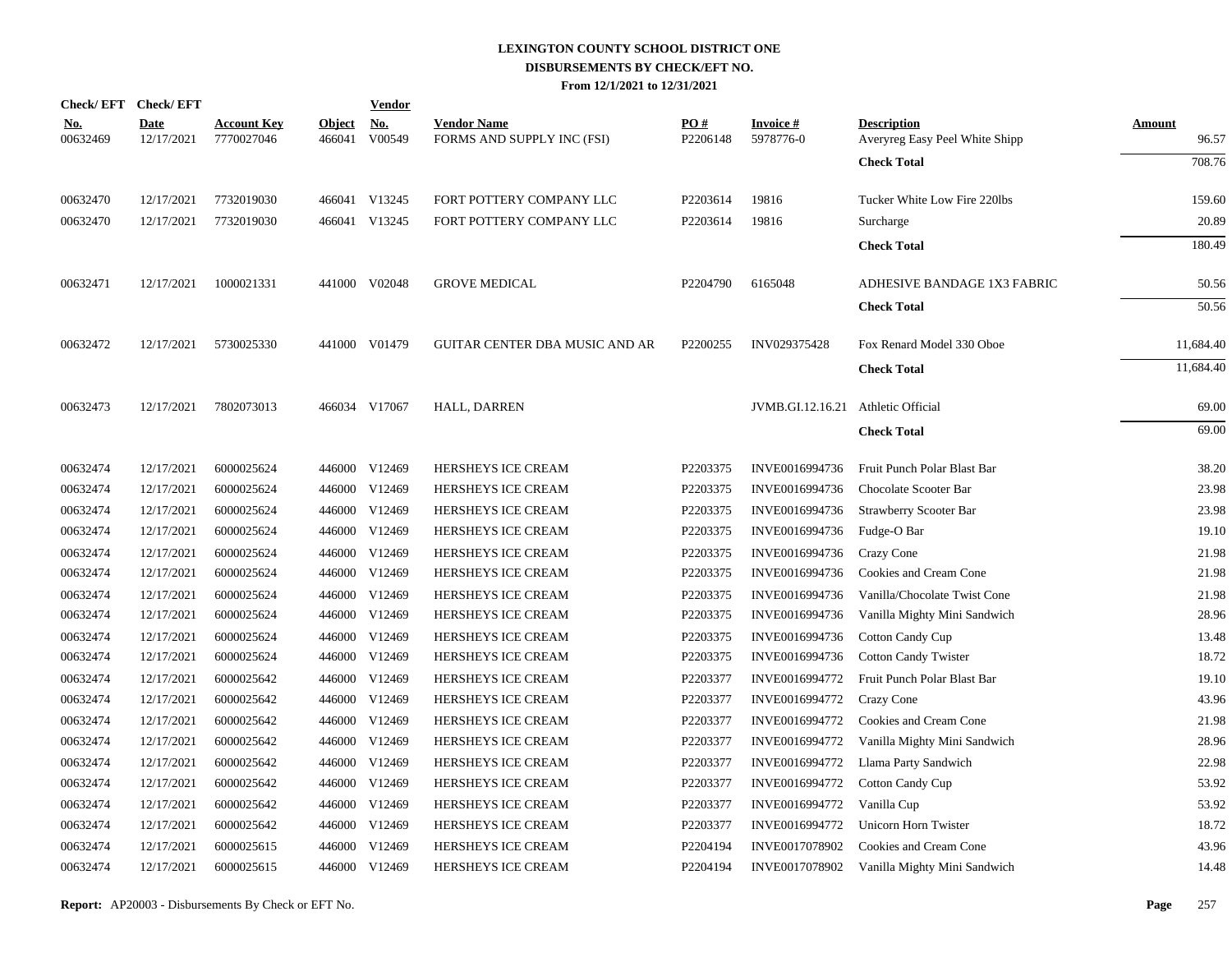# LEXINGTON COUNTY SCHOOL DISTRICT ONE
## DISBURSEMENTS BY CHECK/EFT NO.
### From 12/1/2021 to 12/31/2021

| Check/ EFT No. | Check/ EFT Date | Account Key | Object | Vendor No. | Vendor Name | PO # | Invoice # | Description | Amount |
|---|---|---|---|---|---|---|---|---|---|
| 00632469 | 12/17/2021 | 7770027046 | 466041 | V00549 | FORMS AND SUPPLY INC (FSI) | P2206148 | 5978776-0 | Averyreg Easy Peel White Shipp | 96.57 |
| | | | | | | | | **Check Total** | 708.76 |
| 00632470 | 12/17/2021 | 7732019030 | 466041 | V13245 | FORT POTTERY COMPANY LLC | P2203614 | 19816 | Tucker White Low Fire 220lbs | 159.60 |
| 00632470 | 12/17/2021 | 7732019030 | 466041 | V13245 | FORT POTTERY COMPANY LLC | P2203614 | 19816 | Surcharge | 20.89 |
| | | | | | | | | **Check Total** | 180.49 |
| 00632471 | 12/17/2021 | 1000021331 | 441000 | V02048 | GROVE MEDICAL | P2204790 | 6165048 | ADHESIVE BANDAGE 1X3 FABRIC | 50.56 |
| | | | | | | | | **Check Total** | 50.56 |
| 00632472 | 12/17/2021 | 5730025330 | 441000 | V01479 | GUITAR CENTER DBA MUSIC AND AR | P2200255 | INV029375428 | Fox Renard Model 330 Oboe | 11,684.40 |
| | | | | | | | | **Check Total** | 11,684.40 |
| 00632473 | 12/17/2021 | 7802073013 | 466034 | V17067 | HALL, DARREN | | JVMB.GI.12.16.21 | Athletic Official | 69.00 |
| | | | | | | | | **Check Total** | 69.00 |
| 00632474 | 12/17/2021 | 6000025624 | 446000 | V12469 | HERSHEYS ICE CREAM | P2203375 | INVE0016994736 | Fruit Punch Polar Blast Bar | 38.20 |
| 00632474 | 12/17/2021 | 6000025624 | 446000 | V12469 | HERSHEYS ICE CREAM | P2203375 | INVE0016994736 | Chocolate Scooter Bar | 23.98 |
| 00632474 | 12/17/2021 | 6000025624 | 446000 | V12469 | HERSHEYS ICE CREAM | P2203375 | INVE0016994736 | Strawberry Scooter Bar | 23.98 |
| 00632474 | 12/17/2021 | 6000025624 | 446000 | V12469 | HERSHEYS ICE CREAM | P2203375 | INVE0016994736 | Fudge-O Bar | 19.10 |
| 00632474 | 12/17/2021 | 6000025624 | 446000 | V12469 | HERSHEYS ICE CREAM | P2203375 | INVE0016994736 | Crazy Cone | 21.98 |
| 00632474 | 12/17/2021 | 6000025624 | 446000 | V12469 | HERSHEYS ICE CREAM | P2203375 | INVE0016994736 | Cookies and Cream Cone | 21.98 |
| 00632474 | 12/17/2021 | 6000025624 | 446000 | V12469 | HERSHEYS ICE CREAM | P2203375 | INVE0016994736 | Vanilla/Chocolate Twist Cone | 21.98 |
| 00632474 | 12/17/2021 | 6000025624 | 446000 | V12469 | HERSHEYS ICE CREAM | P2203375 | INVE0016994736 | Vanilla Mighty Mini Sandwich | 28.96 |
| 00632474 | 12/17/2021 | 6000025624 | 446000 | V12469 | HERSHEYS ICE CREAM | P2203375 | INVE0016994736 | Cotton Candy Cup | 13.48 |
| 00632474 | 12/17/2021 | 6000025624 | 446000 | V12469 | HERSHEYS ICE CREAM | P2203375 | INVE0016994736 | Cotton Candy Twister | 18.72 |
| 00632474 | 12/17/2021 | 6000025642 | 446000 | V12469 | HERSHEYS ICE CREAM | P2203377 | INVE0016994772 | Fruit Punch Polar Blast Bar | 19.10 |
| 00632474 | 12/17/2021 | 6000025642 | 446000 | V12469 | HERSHEYS ICE CREAM | P2203377 | INVE0016994772 | Crazy Cone | 43.96 |
| 00632474 | 12/17/2021 | 6000025642 | 446000 | V12469 | HERSHEYS ICE CREAM | P2203377 | INVE0016994772 | Cookies and Cream Cone | 21.98 |
| 00632474 | 12/17/2021 | 6000025642 | 446000 | V12469 | HERSHEYS ICE CREAM | P2203377 | INVE0016994772 | Vanilla Mighty Mini Sandwich | 28.96 |
| 00632474 | 12/17/2021 | 6000025642 | 446000 | V12469 | HERSHEYS ICE CREAM | P2203377 | INVE0016994772 | Llama Party Sandwich | 22.98 |
| 00632474 | 12/17/2021 | 6000025642 | 446000 | V12469 | HERSHEYS ICE CREAM | P2203377 | INVE0016994772 | Cotton Candy Cup | 53.92 |
| 00632474 | 12/17/2021 | 6000025642 | 446000 | V12469 | HERSHEYS ICE CREAM | P2203377 | INVE0016994772 | Vanilla Cup | 53.92 |
| 00632474 | 12/17/2021 | 6000025642 | 446000 | V12469 | HERSHEYS ICE CREAM | P2203377 | INVE0016994772 | Unicorn Horn Twister | 18.72 |
| 00632474 | 12/17/2021 | 6000025615 | 446000 | V12469 | HERSHEYS ICE CREAM | P2204194 | INVE0017078902 | Cookies and Cream Cone | 43.96 |
| 00632474 | 12/17/2021 | 6000025615 | 446000 | V12469 | HERSHEYS ICE CREAM | P2204194 | INVE0017078902 | Vanilla Mighty Mini Sandwich | 14.48 |

**Report:** AP20003 - Disbursements By Check or EFT No.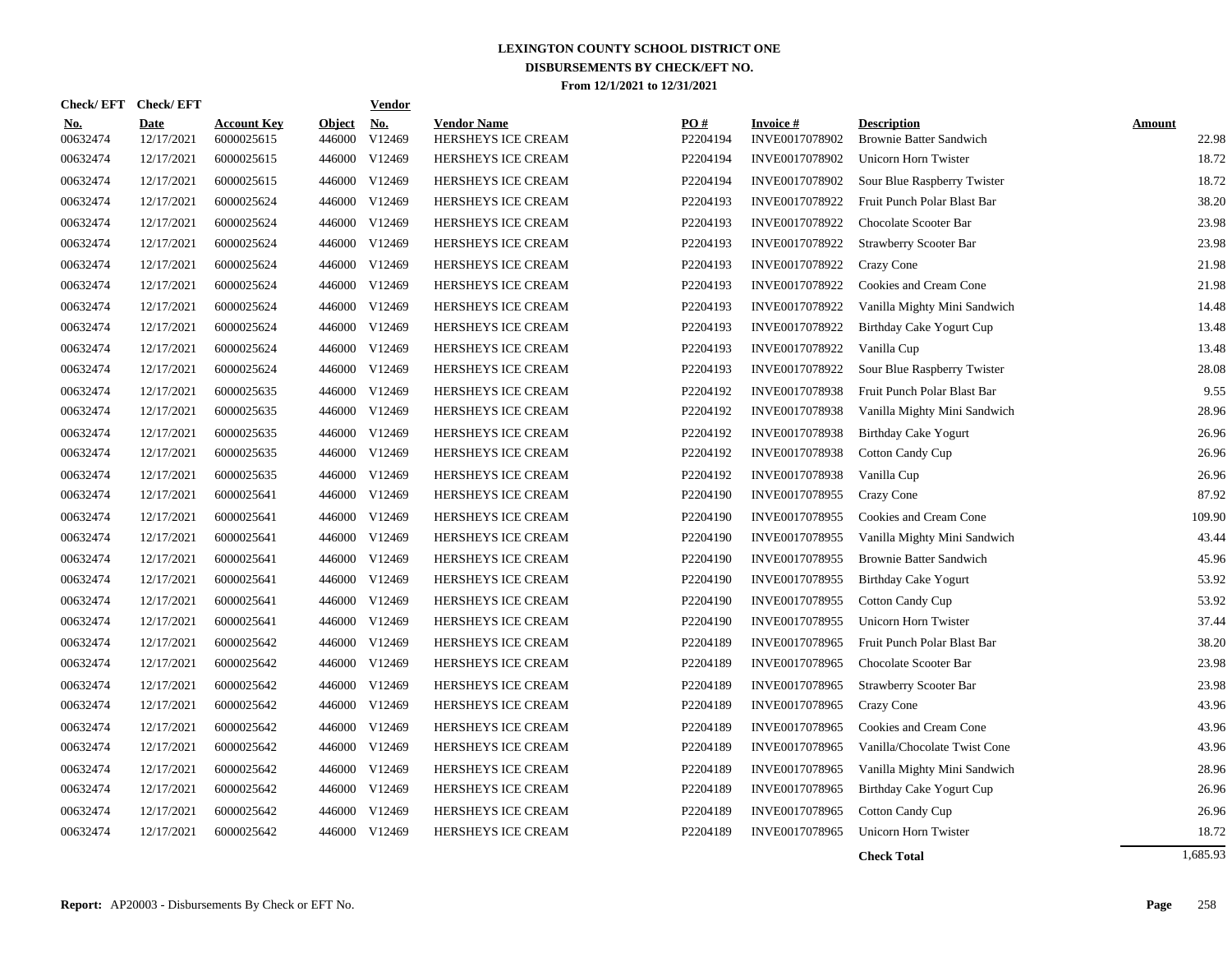# LEXINGTON COUNTY SCHOOL DISTRICT ONE
## DISBURSEMENTS BY CHECK/EFT NO.
### From 12/1/2021 to 12/31/2021

| Check/ EFT No. | Check/ EFT Date | Account Key | Object | Vendor No. | Vendor Name | PO # | Invoice # | Description | Amount |
|---|---|---|---|---|---|---|---|---|---|
| 00632474 | 12/17/2021 | 6000025615 | 446000 | V12469 | HERSHEYS ICE CREAM | P2204194 | INVE0017078902 | Brownie Batter Sandwich | 22.98 |
| 00632474 | 12/17/2021 | 6000025615 | 446000 | V12469 | HERSHEYS ICE CREAM | P2204194 | INVE0017078902 | Unicorn Horn Twister | 18.72 |
| 00632474 | 12/17/2021 | 6000025615 | 446000 | V12469 | HERSHEYS ICE CREAM | P2204194 | INVE0017078902 | Sour Blue Raspberry Twister | 18.72 |
| 00632474 | 12/17/2021 | 6000025624 | 446000 | V12469 | HERSHEYS ICE CREAM | P2204193 | INVE0017078922 | Fruit Punch Polar Blast Bar | 38.20 |
| 00632474 | 12/17/2021 | 6000025624 | 446000 | V12469 | HERSHEYS ICE CREAM | P2204193 | INVE0017078922 | Chocolate Scooter Bar | 23.98 |
| 00632474 | 12/17/2021 | 6000025624 | 446000 | V12469 | HERSHEYS ICE CREAM | P2204193 | INVE0017078922 | Strawberry Scooter Bar | 23.98 |
| 00632474 | 12/17/2021 | 6000025624 | 446000 | V12469 | HERSHEYS ICE CREAM | P2204193 | INVE0017078922 | Crazy Cone | 21.98 |
| 00632474 | 12/17/2021 | 6000025624 | 446000 | V12469 | HERSHEYS ICE CREAM | P2204193 | INVE0017078922 | Cookies and Cream Cone | 21.98 |
| 00632474 | 12/17/2021 | 6000025624 | 446000 | V12469 | HERSHEYS ICE CREAM | P2204193 | INVE0017078922 | Vanilla Mighty Mini Sandwich | 14.48 |
| 00632474 | 12/17/2021 | 6000025624 | 446000 | V12469 | HERSHEYS ICE CREAM | P2204193 | INVE0017078922 | Birthday Cake Yogurt Cup | 13.48 |
| 00632474 | 12/17/2021 | 6000025624 | 446000 | V12469 | HERSHEYS ICE CREAM | P2204193 | INVE0017078922 | Vanilla Cup | 13.48 |
| 00632474 | 12/17/2021 | 6000025624 | 446000 | V12469 | HERSHEYS ICE CREAM | P2204193 | INVE0017078922 | Sour Blue Raspberry Twister | 28.08 |
| 00632474 | 12/17/2021 | 6000025635 | 446000 | V12469 | HERSHEYS ICE CREAM | P2204192 | INVE0017078938 | Fruit Punch Polar Blast Bar | 9.55 |
| 00632474 | 12/17/2021 | 6000025635 | 446000 | V12469 | HERSHEYS ICE CREAM | P2204192 | INVE0017078938 | Vanilla Mighty Mini Sandwich | 28.96 |
| 00632474 | 12/17/2021 | 6000025635 | 446000 | V12469 | HERSHEYS ICE CREAM | P2204192 | INVE0017078938 | Birthday Cake Yogurt | 26.96 |
| 00632474 | 12/17/2021 | 6000025635 | 446000 | V12469 | HERSHEYS ICE CREAM | P2204192 | INVE0017078938 | Cotton Candy Cup | 26.96 |
| 00632474 | 12/17/2021 | 6000025635 | 446000 | V12469 | HERSHEYS ICE CREAM | P2204192 | INVE0017078938 | Vanilla Cup | 26.96 |
| 00632474 | 12/17/2021 | 6000025641 | 446000 | V12469 | HERSHEYS ICE CREAM | P2204190 | INVE0017078955 | Crazy Cone | 87.92 |
| 00632474 | 12/17/2021 | 6000025641 | 446000 | V12469 | HERSHEYS ICE CREAM | P2204190 | INVE0017078955 | Cookies and Cream Cone | 109.90 |
| 00632474 | 12/17/2021 | 6000025641 | 446000 | V12469 | HERSHEYS ICE CREAM | P2204190 | INVE0017078955 | Vanilla Mighty Mini Sandwich | 43.44 |
| 00632474 | 12/17/2021 | 6000025641 | 446000 | V12469 | HERSHEYS ICE CREAM | P2204190 | INVE0017078955 | Brownie Batter Sandwich | 45.96 |
| 00632474 | 12/17/2021 | 6000025641 | 446000 | V12469 | HERSHEYS ICE CREAM | P2204190 | INVE0017078955 | Birthday Cake Yogurt | 53.92 |
| 00632474 | 12/17/2021 | 6000025641 | 446000 | V12469 | HERSHEYS ICE CREAM | P2204190 | INVE0017078955 | Cotton Candy Cup | 53.92 |
| 00632474 | 12/17/2021 | 6000025641 | 446000 | V12469 | HERSHEYS ICE CREAM | P2204190 | INVE0017078955 | Unicorn Horn Twister | 37.44 |
| 00632474 | 12/17/2021 | 6000025642 | 446000 | V12469 | HERSHEYS ICE CREAM | P2204189 | INVE0017078965 | Fruit Punch Polar Blast Bar | 38.20 |
| 00632474 | 12/17/2021 | 6000025642 | 446000 | V12469 | HERSHEYS ICE CREAM | P2204189 | INVE0017078965 | Chocolate Scooter Bar | 23.98 |
| 00632474 | 12/17/2021 | 6000025642 | 446000 | V12469 | HERSHEYS ICE CREAM | P2204189 | INVE0017078965 | Strawberry Scooter Bar | 23.98 |
| 00632474 | 12/17/2021 | 6000025642 | 446000 | V12469 | HERSHEYS ICE CREAM | P2204189 | INVE0017078965 | Crazy Cone | 43.96 |
| 00632474 | 12/17/2021 | 6000025642 | 446000 | V12469 | HERSHEYS ICE CREAM | P2204189 | INVE0017078965 | Cookies and Cream Cone | 43.96 |
| 00632474 | 12/17/2021 | 6000025642 | 446000 | V12469 | HERSHEYS ICE CREAM | P2204189 | INVE0017078965 | Vanilla/Chocolate Twist Cone | 43.96 |
| 00632474 | 12/17/2021 | 6000025642 | 446000 | V12469 | HERSHEYS ICE CREAM | P2204189 | INVE0017078965 | Vanilla Mighty Mini Sandwich | 28.96 |
| 00632474 | 12/17/2021 | 6000025642 | 446000 | V12469 | HERSHEYS ICE CREAM | P2204189 | INVE0017078965 | Birthday Cake Yogurt Cup | 26.96 |
| 00632474 | 12/17/2021 | 6000025642 | 446000 | V12469 | HERSHEYS ICE CREAM | P2204189 | INVE0017078965 | Cotton Candy Cup | 26.96 |
| 00632474 | 12/17/2021 | 6000025642 | 446000 | V12469 | HERSHEYS ICE CREAM | P2204189 | INVE0017078965 | Unicorn Horn Twister | 18.72 |
| | | | | | | | | **Check Total** | 1,685.93 |

**Report:** AP20003 - Disbursements By Check or EFT No.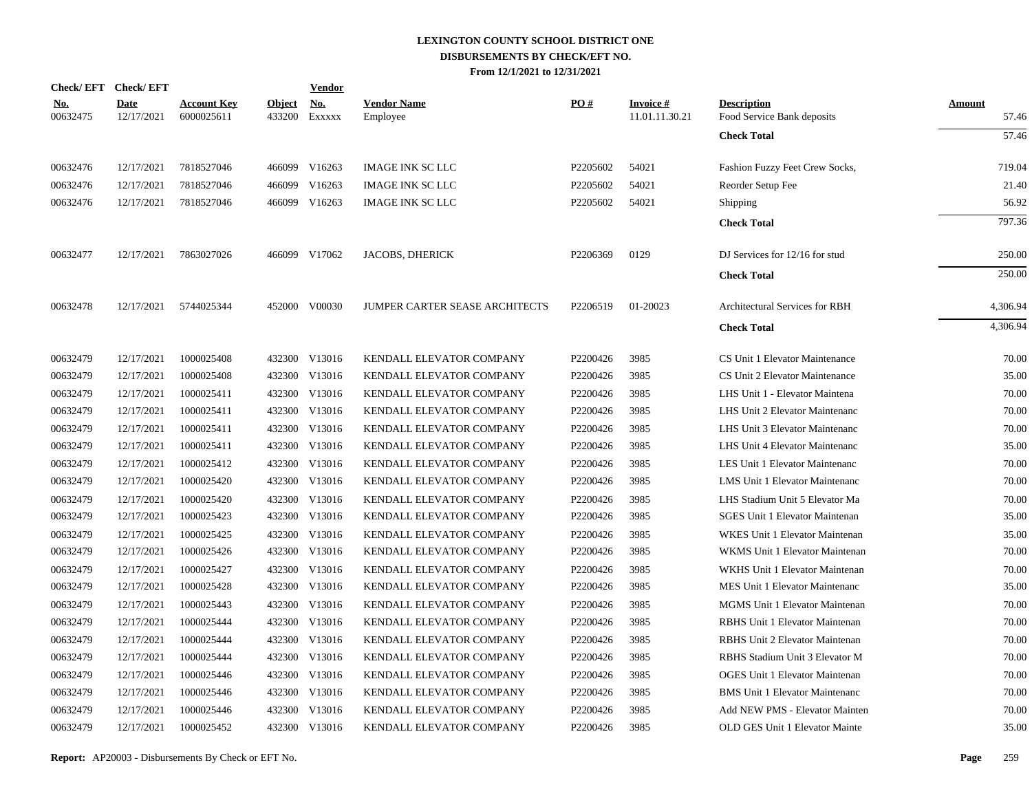# LEXINGTON COUNTY SCHOOL DISTRICT ONE
## DISBURSEMENTS BY CHECK/EFT NO.
### From 12/1/2021 to 12/31/2021

| Check/ EFT No. | Check/ EFT Date | Account Key | Object | Vendor No. | Vendor Name | PO # | Invoice # | Description | Amount |
|---|---|---|---|---|---|---|---|---|---|
| 00632475 | 12/17/2021 | 6000025611 | 433200 | Exxxxx | Employee | | 11.01.11.30.21 | Food Service Bank deposits | 57.46 |
| | | | | | | | | **Check Total** | 57.46 |
| 00632476 | 12/17/2021 | 7818527046 | 466099 | V16263 | IMAGE INK SC LLC | P2205602 | 54021 | Fashion Fuzzy Feet Crew Socks, | 719.04 |
| 00632476 | 12/17/2021 | 7818527046 | 466099 | V16263 | IMAGE INK SC LLC | P2205602 | 54021 | Reorder Setup Fee | 21.40 |
| 00632476 | 12/17/2021 | 7818527046 | 466099 | V16263 | IMAGE INK SC LLC | P2205602 | 54021 | Shipping | 56.92 |
| | | | | | | | | **Check Total** | 797.36 |
| 00632477 | 12/17/2021 | 7863027026 | 466099 | V17062 | JACOBS, DHERICK | P2206369 | 0129 | DJ Services for 12/16 for stud | 250.00 |
| | | | | | | | | **Check Total** | 250.00 |
| 00632478 | 12/17/2021 | 5744025344 | 452000 | V00030 | JUMPER CARTER SEASE ARCHITECTS | P2206519 | 01-20023 | Architectural Services for RBH | 4,306.94 |
| | | | | | | | | **Check Total** | 4,306.94 |
| 00632479 | 12/17/2021 | 1000025408 | 432300 | V13016 | KENDALL ELEVATOR COMPANY | P2200426 | 3985 | CS Unit 1 Elevator Maintenance | 70.00 |
| 00632479 | 12/17/2021 | 1000025408 | 432300 | V13016 | KENDALL ELEVATOR COMPANY | P2200426 | 3985 | CS Unit 2 Elevator Maintenance | 35.00 |
| 00632479 | 12/17/2021 | 1000025411 | 432300 | V13016 | KENDALL ELEVATOR COMPANY | P2200426 | 3985 | LHS Unit 1 - Elevator Maintena | 70.00 |
| 00632479 | 12/17/2021 | 1000025411 | 432300 | V13016 | KENDALL ELEVATOR COMPANY | P2200426 | 3985 | LHS Unit 2 Elevator Maintenanc | 70.00 |
| 00632479 | 12/17/2021 | 1000025411 | 432300 | V13016 | KENDALL ELEVATOR COMPANY | P2200426 | 3985 | LHS Unit 3 Elevator Maintenanc | 70.00 |
| 00632479 | 12/17/2021 | 1000025411 | 432300 | V13016 | KENDALL ELEVATOR COMPANY | P2200426 | 3985 | LHS Unit 4 Elevator Maintenanc | 35.00 |
| 00632479 | 12/17/2021 | 1000025412 | 432300 | V13016 | KENDALL ELEVATOR COMPANY | P2200426 | 3985 | LES Unit 1 Elevator Maintenanc | 70.00 |
| 00632479 | 12/17/2021 | 1000025420 | 432300 | V13016 | KENDALL ELEVATOR COMPANY | P2200426 | 3985 | LMS Unit 1 Elevator Maintenanc | 70.00 |
| 00632479 | 12/17/2021 | 1000025420 | 432300 | V13016 | KENDALL ELEVATOR COMPANY | P2200426 | 3985 | LHS Stadium Unit 5 Elevator Ma | 70.00 |
| 00632479 | 12/17/2021 | 1000025423 | 432300 | V13016 | KENDALL ELEVATOR COMPANY | P2200426 | 3985 | SGES Unit 1 Elevator Maintenan | 35.00 |
| 00632479 | 12/17/2021 | 1000025425 | 432300 | V13016 | KENDALL ELEVATOR COMPANY | P2200426 | 3985 | WKES Unit 1 Elevator Maintenan | 35.00 |
| 00632479 | 12/17/2021 | 1000025426 | 432300 | V13016 | KENDALL ELEVATOR COMPANY | P2200426 | 3985 | WKMS Unit 1 Elevator Maintenan | 70.00 |
| 00632479 | 12/17/2021 | 1000025427 | 432300 | V13016 | KENDALL ELEVATOR COMPANY | P2200426 | 3985 | WKHS Unit 1 Elevator Maintenan | 70.00 |
| 00632479 | 12/17/2021 | 1000025428 | 432300 | V13016 | KENDALL ELEVATOR COMPANY | P2200426 | 3985 | MES Unit 1 Elevator Maintenanc | 35.00 |
| 00632479 | 12/17/2021 | 1000025443 | 432300 | V13016 | KENDALL ELEVATOR COMPANY | P2200426 | 3985 | MGMS Unit 1 Elevator Maintenan | 70.00 |
| 00632479 | 12/17/2021 | 1000025444 | 432300 | V13016 | KENDALL ELEVATOR COMPANY | P2200426 | 3985 | RBHS Unit 1 Elevator Maintenan | 70.00 |
| 00632479 | 12/17/2021 | 1000025444 | 432300 | V13016 | KENDALL ELEVATOR COMPANY | P2200426 | 3985 | RBHS Unit 2 Elevator Maintenan | 70.00 |
| 00632479 | 12/17/2021 | 1000025444 | 432300 | V13016 | KENDALL ELEVATOR COMPANY | P2200426 | 3985 | RBHS Stadium Unit 3 Elevator M | 70.00 |
| 00632479 | 12/17/2021 | 1000025446 | 432300 | V13016 | KENDALL ELEVATOR COMPANY | P2200426 | 3985 | OGES Unit 1 Elevator Maintenan | 70.00 |
| 00632479 | 12/17/2021 | 1000025446 | 432300 | V13016 | KENDALL ELEVATOR COMPANY | P2200426 | 3985 | BMS Unit 1 Elevator Maintenanc | 70.00 |
| 00632479 | 12/17/2021 | 1000025446 | 432300 | V13016 | KENDALL ELEVATOR COMPANY | P2200426 | 3985 | Add NEW PMS - Elevator Mainten | 70.00 |
| 00632479 | 12/17/2021 | 1000025452 | 432300 | V13016 | KENDALL ELEVATOR COMPANY | P2200426 | 3985 | OLD GES Unit 1 Elevator Mainte | 35.00 |

**Report:** AP20003 - Disbursements By Check or EFT No.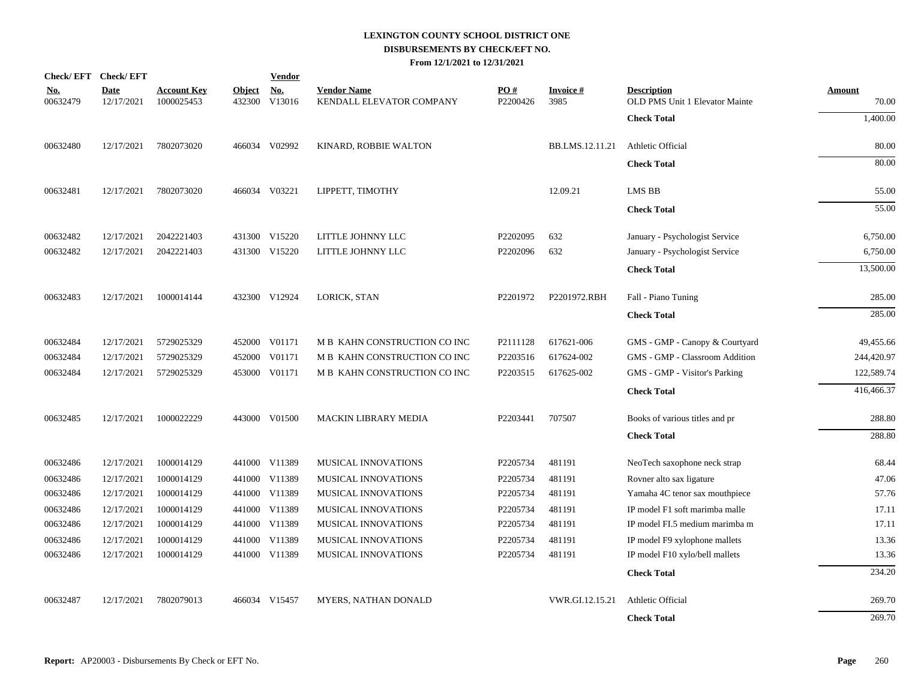# LEXINGTON COUNTY SCHOOL DISTRICT ONE
## DISBURSEMENTS BY CHECK/EFT NO.
### From 12/1/2021 to 12/31/2021

| Check/ EFT No. | Check/ EFT Date | Account Key | Object | Vendor No. | Vendor Name | PO # | Invoice # | Description | Amount |
|---|---|---|---|---|---|---|---|---|---|
| 00632479 | 12/17/2021 | 1000025453 | 432300 | V13016 | KENDALL ELEVATOR COMPANY | P2200426 | 3985 | OLD PMS Unit 1 Elevator Mainte | 70.00 |
| | | | | | | | | **Check Total** | 1,400.00 |
| 00632480 | 12/17/2021 | 7802073020 | 466034 | V02992 | KINARD, ROBBIE WALTON | | BB.LMS.12.11.21 | Athletic Official | 80.00 |
| | | | | | | | | **Check Total** | 80.00 |
| 00632481 | 12/17/2021 | 7802073020 | 466034 | V03221 | LIPPETT, TIMOTHY | | 12.09.21 | LMS BB | 55.00 |
| | | | | | | | | **Check Total** | 55.00 |
| 00632482 | 12/17/2021 | 2042221403 | 431300 | V15220 | LITTLE JOHNNY LLC | P2202095 | 632 | January - Psychologist Service | 6,750.00 |
| 00632482 | 12/17/2021 | 2042221403 | 431300 | V15220 | LITTLE JOHNNY LLC | P2202096 | 632 | January - Psychologist Service | 6,750.00 |
| | | | | | | | | **Check Total** | 13,500.00 |
| 00632483 | 12/17/2021 | 1000014144 | 432300 | V12924 | LORICK, STAN | P2201972 | P2201972.RBH | Fall - Piano Tuning | 285.00 |
| | | | | | | | | **Check Total** | 285.00 |
| 00632484 | 12/17/2021 | 5729025329 | 452000 | V01171 | M B KAHN CONSTRUCTION CO INC | P2111128 | 617621-006 | GMS - GMP - Canopy & Courtyard | 49,455.66 |
| 00632484 | 12/17/2021 | 5729025329 | 452000 | V01171 | M B KAHN CONSTRUCTION CO INC | P2203516 | 617624-002 | GMS - GMP - Classroom Addition | 244,420.97 |
| 00632484 | 12/17/2021 | 5729025329 | 453000 | V01171 | M B KAHN CONSTRUCTION CO INC | P2203515 | 617625-002 | GMS - GMP - Visitor's Parking | 122,589.74 |
| | | | | | | | | **Check Total** | 416,466.37 |
| 00632485 | 12/17/2021 | 1000022229 | 443000 | V01500 | MACKIN LIBRARY MEDIA | P2203441 | 707507 | Books of various titles and pr | 288.80 |
| | | | | | | | | **Check Total** | 288.80 |
| 00632486 | 12/17/2021 | 1000014129 | 441000 | V11389 | MUSICAL INNOVATIONS | P2205734 | 481191 | NeoTech saxophone neck strap | 68.44 |
| 00632486 | 12/17/2021 | 1000014129 | 441000 | V11389 | MUSICAL INNOVATIONS | P2205734 | 481191 | Rovner alto sax ligature | 47.06 |
| 00632486 | 12/17/2021 | 1000014129 | 441000 | V11389 | MUSICAL INNOVATIONS | P2205734 | 481191 | Yamaha 4C tenor sax mouthpiece | 57.76 |
| 00632486 | 12/17/2021 | 1000014129 | 441000 | V11389 | MUSICAL INNOVATIONS | P2205734 | 481191 | IP model F1 soft marimba malle | 17.11 |
| 00632486 | 12/17/2021 | 1000014129 | 441000 | V11389 | MUSICAL INNOVATIONS | P2205734 | 481191 | IP model FI.5 medium marimba m | 17.11 |
| 00632486 | 12/17/2021 | 1000014129 | 441000 | V11389 | MUSICAL INNOVATIONS | P2205734 | 481191 | IP model F9 xylophone mallets | 13.36 |
| 00632486 | 12/17/2021 | 1000014129 | 441000 | V11389 | MUSICAL INNOVATIONS | P2205734 | 481191 | IP model F10 xylo/bell mallets | 13.36 |
| | | | | | | | | **Check Total** | 234.20 |
| 00632487 | 12/17/2021 | 7802079013 | 466034 | V15457 | MYERS, NATHAN DONALD | | VWR.GI.12.15.21 | Athletic Official | 269.70 |
| | | | | | | | | **Check Total** | 269.70 |

**Report:** AP20003 - Disbursements By Check or EFT No.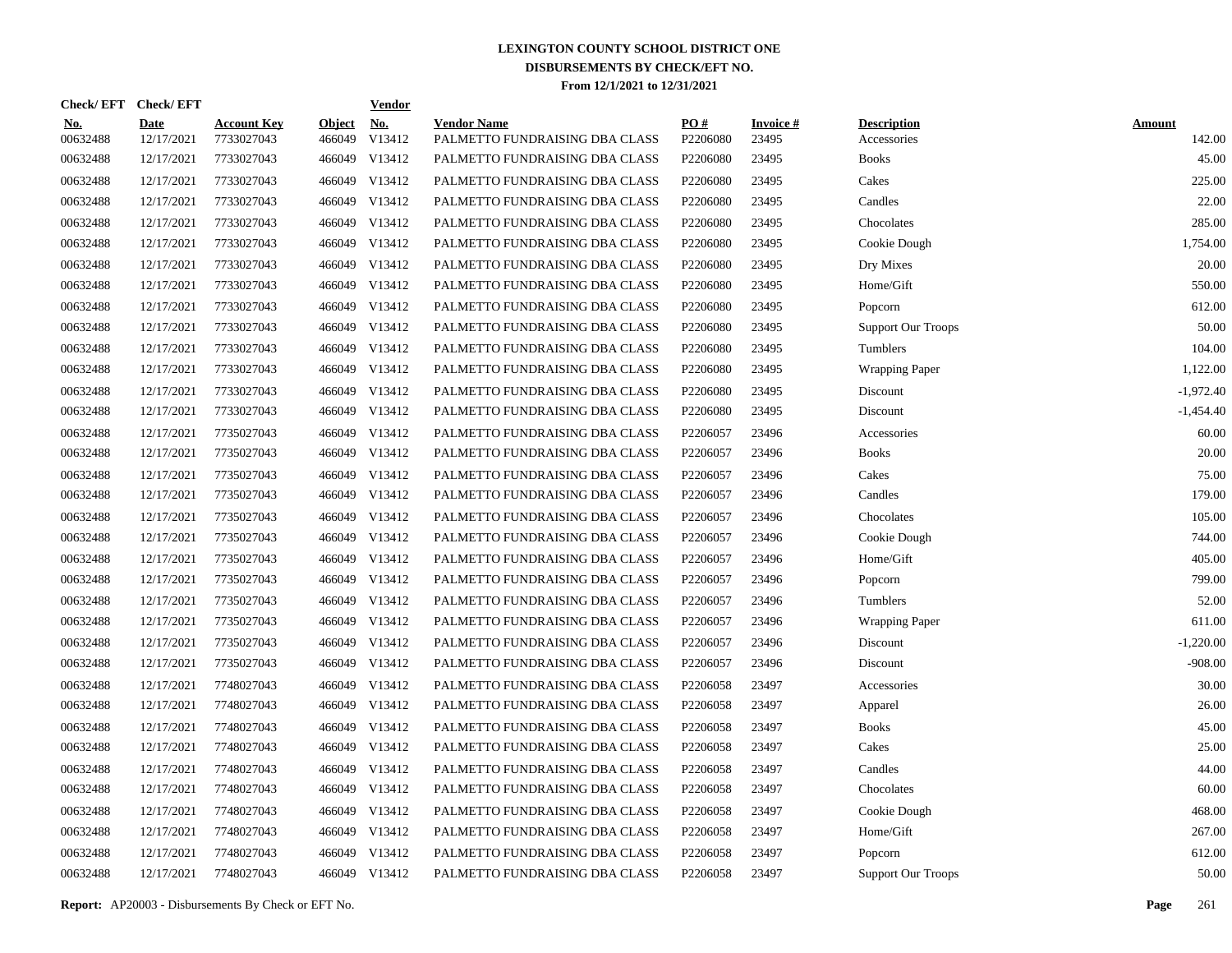# LEXINGTON COUNTY SCHOOL DISTRICT ONE
## DISBURSEMENTS BY CHECK/EFT NO.
### From 12/1/2021 to 12/31/2021

| Check/ EFT No. | Check/ EFT Date | Account Key | Object | Vendor No. | Vendor Name | PO # | Invoice # | Description | Amount |
|---|---|---|---|---|---|---|---|---|---|
| 00632488 | 12/17/2021 | 7733027043 | 466049 | V13412 | PALMETTO FUNDRAISING DBA CLASS | P2206080 | 23495 | Accessories | 142.00 |
| 00632488 | 12/17/2021 | 7733027043 | 466049 | V13412 | PALMETTO FUNDRAISING DBA CLASS | P2206080 | 23495 | Books | 45.00 |
| 00632488 | 12/17/2021 | 7733027043 | 466049 | V13412 | PALMETTO FUNDRAISING DBA CLASS | P2206080 | 23495 | Cakes | 225.00 |
| 00632488 | 12/17/2021 | 7733027043 | 466049 | V13412 | PALMETTO FUNDRAISING DBA CLASS | P2206080 | 23495 | Candles | 22.00 |
| 00632488 | 12/17/2021 | 7733027043 | 466049 | V13412 | PALMETTO FUNDRAISING DBA CLASS | P2206080 | 23495 | Chocolates | 285.00 |
| 00632488 | 12/17/2021 | 7733027043 | 466049 | V13412 | PALMETTO FUNDRAISING DBA CLASS | P2206080 | 23495 | Cookie Dough | 1,754.00 |
| 00632488 | 12/17/2021 | 7733027043 | 466049 | V13412 | PALMETTO FUNDRAISING DBA CLASS | P2206080 | 23495 | Dry Mixes | 20.00 |
| 00632488 | 12/17/2021 | 7733027043 | 466049 | V13412 | PALMETTO FUNDRAISING DBA CLASS | P2206080 | 23495 | Home/Gift | 550.00 |
| 00632488 | 12/17/2021 | 7733027043 | 466049 | V13412 | PALMETTO FUNDRAISING DBA CLASS | P2206080 | 23495 | Popcorn | 612.00 |
| 00632488 | 12/17/2021 | 7733027043 | 466049 | V13412 | PALMETTO FUNDRAISING DBA CLASS | P2206080 | 23495 | Support Our Troops | 50.00 |
| 00632488 | 12/17/2021 | 7733027043 | 466049 | V13412 | PALMETTO FUNDRAISING DBA CLASS | P2206080 | 23495 | Tumblers | 104.00 |
| 00632488 | 12/17/2021 | 7733027043 | 466049 | V13412 | PALMETTO FUNDRAISING DBA CLASS | P2206080 | 23495 | Wrapping Paper | 1,122.00 |
| 00632488 | 12/17/2021 | 7733027043 | 466049 | V13412 | PALMETTO FUNDRAISING DBA CLASS | P2206080 | 23495 | Discount | -1,972.40 |
| 00632488 | 12/17/2021 | 7733027043 | 466049 | V13412 | PALMETTO FUNDRAISING DBA CLASS | P2206080 | 23495 | Discount | -1,454.40 |
| 00632488 | 12/17/2021 | 7735027043 | 466049 | V13412 | PALMETTO FUNDRAISING DBA CLASS | P2206057 | 23496 | Accessories | 60.00 |
| 00632488 | 12/17/2021 | 7735027043 | 466049 | V13412 | PALMETTO FUNDRAISING DBA CLASS | P2206057 | 23496 | Books | 20.00 |
| 00632488 | 12/17/2021 | 7735027043 | 466049 | V13412 | PALMETTO FUNDRAISING DBA CLASS | P2206057 | 23496 | Cakes | 75.00 |
| 00632488 | 12/17/2021 | 7735027043 | 466049 | V13412 | PALMETTO FUNDRAISING DBA CLASS | P2206057 | 23496 | Candles | 179.00 |
| 00632488 | 12/17/2021 | 7735027043 | 466049 | V13412 | PALMETTO FUNDRAISING DBA CLASS | P2206057 | 23496 | Chocolates | 105.00 |
| 00632488 | 12/17/2021 | 7735027043 | 466049 | V13412 | PALMETTO FUNDRAISING DBA CLASS | P2206057 | 23496 | Cookie Dough | 744.00 |
| 00632488 | 12/17/2021 | 7735027043 | 466049 | V13412 | PALMETTO FUNDRAISING DBA CLASS | P2206057 | 23496 | Home/Gift | 405.00 |
| 00632488 | 12/17/2021 | 7735027043 | 466049 | V13412 | PALMETTO FUNDRAISING DBA CLASS | P2206057 | 23496 | Popcorn | 799.00 |
| 00632488 | 12/17/2021 | 7735027043 | 466049 | V13412 | PALMETTO FUNDRAISING DBA CLASS | P2206057 | 23496 | Tumblers | 52.00 |
| 00632488 | 12/17/2021 | 7735027043 | 466049 | V13412 | PALMETTO FUNDRAISING DBA CLASS | P2206057 | 23496 | Wrapping Paper | 611.00 |
| 00632488 | 12/17/2021 | 7735027043 | 466049 | V13412 | PALMETTO FUNDRAISING DBA CLASS | P2206057 | 23496 | Discount | -1,220.00 |
| 00632488 | 12/17/2021 | 7735027043 | 466049 | V13412 | PALMETTO FUNDRAISING DBA CLASS | P2206057 | 23496 | Discount | -908.00 |
| 00632488 | 12/17/2021 | 7748027043 | 466049 | V13412 | PALMETTO FUNDRAISING DBA CLASS | P2206058 | 23497 | Accessories | 30.00 |
| 00632488 | 12/17/2021 | 7748027043 | 466049 | V13412 | PALMETTO FUNDRAISING DBA CLASS | P2206058 | 23497 | Apparel | 26.00 |
| 00632488 | 12/17/2021 | 7748027043 | 466049 | V13412 | PALMETTO FUNDRAISING DBA CLASS | P2206058 | 23497 | Books | 45.00 |
| 00632488 | 12/17/2021 | 7748027043 | 466049 | V13412 | PALMETTO FUNDRAISING DBA CLASS | P2206058 | 23497 | Cakes | 25.00 |
| 00632488 | 12/17/2021 | 7748027043 | 466049 | V13412 | PALMETTO FUNDRAISING DBA CLASS | P2206058 | 23497 | Candles | 44.00 |
| 00632488 | 12/17/2021 | 7748027043 | 466049 | V13412 | PALMETTO FUNDRAISING DBA CLASS | P2206058 | 23497 | Chocolates | 60.00 |
| 00632488 | 12/17/2021 | 7748027043 | 466049 | V13412 | PALMETTO FUNDRAISING DBA CLASS | P2206058 | 23497 | Cookie Dough | 468.00 |
| 00632488 | 12/17/2021 | 7748027043 | 466049 | V13412 | PALMETTO FUNDRAISING DBA CLASS | P2206058 | 23497 | Home/Gift | 267.00 |
| 00632488 | 12/17/2021 | 7748027043 | 466049 | V13412 | PALMETTO FUNDRAISING DBA CLASS | P2206058 | 23497 | Popcorn | 612.00 |
| 00632488 | 12/17/2021 | 7748027043 | 466049 | V13412 | PALMETTO FUNDRAISING DBA CLASS | P2206058 | 23497 | Support Our Troops | 50.00 |

**Report:** AP20003 - Disbursements By Check or EFT No.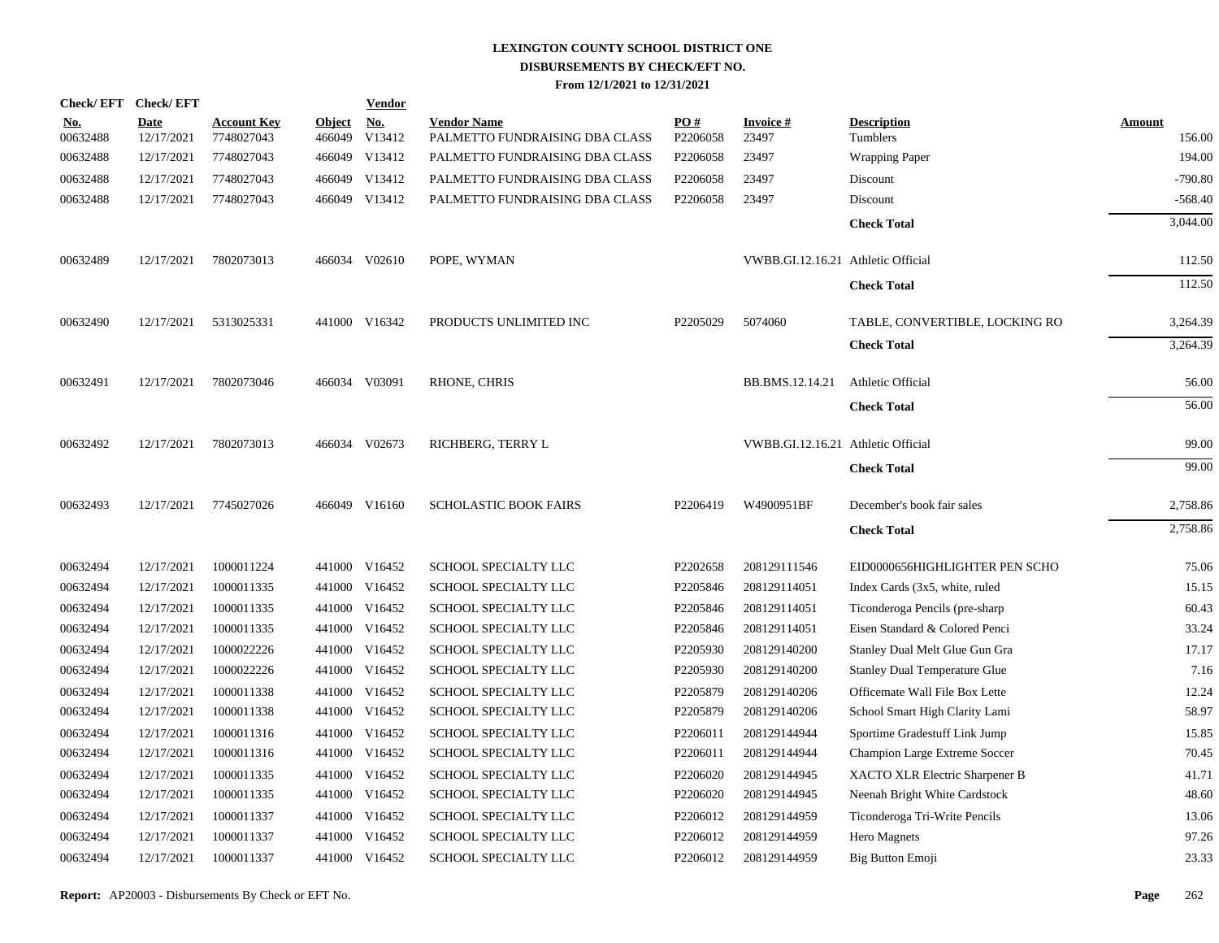# LEXINGTON COUNTY SCHOOL DISTRICT ONE
## DISBURSEMENTS BY CHECK/EFT NO.
### From 12/1/2021 to 12/31/2021

| Check/ EFT No. | Check/ EFT Date | Account Key | Object | Vendor No. | Vendor Name | PO # | Invoice # | Description | Amount |
|---|---|---|---|---|---|---|---|---|---|
| 00632488 | 12/17/2021 | 7748027043 | 466049 | V13412 | PALMETTO FUNDRAISING DBA CLASS | P2206058 | 23497 | Tumblers | 156.00 |
| 00632488 | 12/17/2021 | 7748027043 | 466049 | V13412 | PALMETTO FUNDRAISING DBA CLASS | P2206058 | 23497 | Wrapping Paper | 194.00 |
| 00632488 | 12/17/2021 | 7748027043 | 466049 | V13412 | PALMETTO FUNDRAISING DBA CLASS | P2206058 | 23497 | Discount | -790.80 |
| 00632488 | 12/17/2021 | 7748027043 | 466049 | V13412 | PALMETTO FUNDRAISING DBA CLASS | P2206058 | 23497 | Discount | -568.40 |
| | | | | | | | | **Check Total** | 3,044.00 |
| 00632489 | 12/17/2021 | 7802073013 | 466034 | V02610 | POPE, WYMAN | | VWBB.GI.12.16.21 | Athletic Official | 112.50 |
| | | | | | | | | **Check Total** | 112.50 |
| 00632490 | 12/17/2021 | 5313025331 | 441000 | V16342 | PRODUCTS UNLIMITED INC | P2205029 | 5074060 | TABLE, CONVERTIBLE, LOCKING RO | 3,264.39 |
| | | | | | | | | **Check Total** | 3,264.39 |
| 00632491 | 12/17/2021 | 7802073046 | 466034 | V03091 | RHONE, CHRIS | | BB.BMS.12.14.21 | Athletic Official | 56.00 |
| | | | | | | | | **Check Total** | 56.00 |
| 00632492 | 12/17/2021 | 7802073013 | 466034 | V02673 | RICHBERG, TERRY L | | VWBB.GI.12.16.21 | Athletic Official | 99.00 |
| | | | | | | | | **Check Total** | 99.00 |
| 00632493 | 12/17/2021 | 7745027026 | 466049 | V16160 | SCHOLASTIC BOOK FAIRS | P2206419 | W4900951BF | December's book fair sales | 2,758.86 |
| | | | | | | | | **Check Total** | 2,758.86 |
| 00632494 | 12/17/2021 | 1000011224 | 441000 | V16452 | SCHOOL SPECIALTY LLC | P2202658 | 208129111546 | EID0000656HIGHLIGHTER PEN SCHO | 75.06 |
| 00632494 | 12/17/2021 | 1000011335 | 441000 | V16452 | SCHOOL SPECIALTY LLC | P2205846 | 208129114051 | Index Cards (3x5, white, ruled | 15.15 |
| 00632494 | 12/17/2021 | 1000011335 | 441000 | V16452 | SCHOOL SPECIALTY LLC | P2205846 | 208129114051 | Ticonderoga Pencils (pre-sharp | 60.43 |
| 00632494 | 12/17/2021 | 1000011335 | 441000 | V16452 | SCHOOL SPECIALTY LLC | P2205846 | 208129114051 | Eisen Standard & Colored Penci | 33.24 |
| 00632494 | 12/17/2021 | 1000022226 | 441000 | V16452 | SCHOOL SPECIALTY LLC | P2205930 | 208129140200 | Stanley Dual Melt Glue Gun Gra | 17.17 |
| 00632494 | 12/17/2021 | 1000022226 | 441000 | V16452 | SCHOOL SPECIALTY LLC | P2205930 | 208129140200 | Stanley Dual Temperature Glue | 7.16 |
| 00632494 | 12/17/2021 | 1000011338 | 441000 | V16452 | SCHOOL SPECIALTY LLC | P2205879 | 208129140206 | Officemate Wall File Box Lette | 12.24 |
| 00632494 | 12/17/2021 | 1000011338 | 441000 | V16452 | SCHOOL SPECIALTY LLC | P2205879 | 208129140206 | School Smart High Clarity Lami | 58.97 |
| 00632494 | 12/17/2021 | 1000011316 | 441000 | V16452 | SCHOOL SPECIALTY LLC | P2206011 | 208129144944 | Sportime Gradestuff Link Jump | 15.85 |
| 00632494 | 12/17/2021 | 1000011316 | 441000 | V16452 | SCHOOL SPECIALTY LLC | P2206011 | 208129144944 | Champion Large Extreme Soccer | 70.45 |
| 00632494 | 12/17/2021 | 1000011335 | 441000 | V16452 | SCHOOL SPECIALTY LLC | P2206020 | 208129144945 | XACTO XLR Electric Sharpener B | 41.71 |
| 00632494 | 12/17/2021 | 1000011335 | 441000 | V16452 | SCHOOL SPECIALTY LLC | P2206020 | 208129144945 | Neenah Bright White Cardstock | 48.60 |
| 00632494 | 12/17/2021 | 1000011337 | 441000 | V16452 | SCHOOL SPECIALTY LLC | P2206012 | 208129144959 | Ticonderoga Tri-Write Pencils | 13.06 |
| 00632494 | 12/17/2021 | 1000011337 | 441000 | V16452 | SCHOOL SPECIALTY LLC | P2206012 | 208129144959 | Hero Magnets | 97.26 |
| 00632494 | 12/17/2021 | 1000011337 | 441000 | V16452 | SCHOOL SPECIALTY LLC | P2206012 | 208129144959 | Big Button Emoji | 23.33 |

**Report:** AP20003 - Disbursements By Check or EFT No.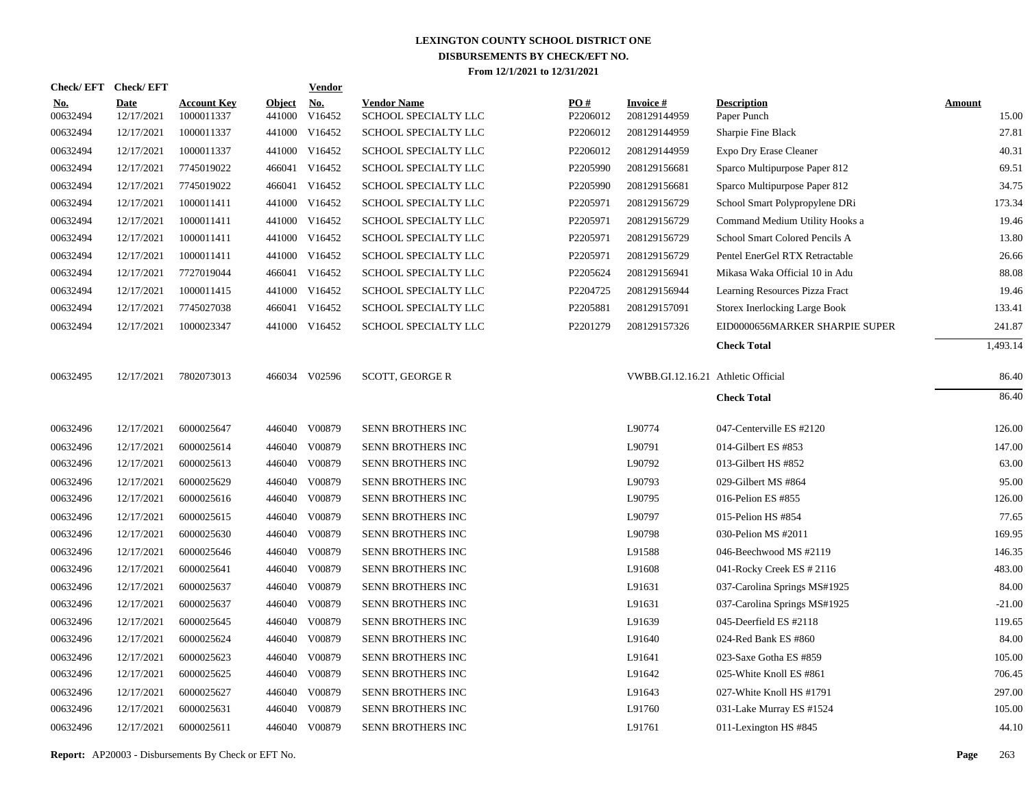# LEXINGTON COUNTY SCHOOL DISTRICT ONE
## DISBURSEMENTS BY CHECK/EFT NO.
### From 12/1/2021 to 12/31/2021

| Check/ EFT No. | Check/ EFT Date | Account Key | Object | Vendor No. | Vendor Name | PO # | Invoice # | Description | Amount |
|---|---|---|---|---|---|---|---|---|---|
| 00632494 | 12/17/2021 | 1000011337 | 441000 | V16452 | SCHOOL SPECIALTY LLC | P2206012 | 208129144959 | Paper Punch | 15.00 |
| 00632494 | 12/17/2021 | 1000011337 | 441000 | V16452 | SCHOOL SPECIALTY LLC | P2206012 | 208129144959 | Sharpie Fine Black | 27.81 |
| 00632494 | 12/17/2021 | 1000011337 | 441000 | V16452 | SCHOOL SPECIALTY LLC | P2206012 | 208129144959 | Expo Dry Erase Cleaner | 40.31 |
| 00632494 | 12/17/2021 | 7745019022 | 466041 | V16452 | SCHOOL SPECIALTY LLC | P2205990 | 208129156681 | Sparco Multipurpose Paper 812 | 69.51 |
| 00632494 | 12/17/2021 | 7745019022 | 466041 | V16452 | SCHOOL SPECIALTY LLC | P2205990 | 208129156681 | Sparco Multipurpose Paper 812 | 34.75 |
| 00632494 | 12/17/2021 | 1000011411 | 441000 | V16452 | SCHOOL SPECIALTY LLC | P2205971 | 208129156729 | School Smart Polypropylene DRi | 173.34 |
| 00632494 | 12/17/2021 | 1000011411 | 441000 | V16452 | SCHOOL SPECIALTY LLC | P2205971 | 208129156729 | Command Medium Utility Hooks a | 19.46 |
| 00632494 | 12/17/2021 | 1000011411 | 441000 | V16452 | SCHOOL SPECIALTY LLC | P2205971 | 208129156729 | School Smart Colored Pencils A | 13.80 |
| 00632494 | 12/17/2021 | 1000011411 | 441000 | V16452 | SCHOOL SPECIALTY LLC | P2205971 | 208129156729 | Pentel EnerGel RTX Retractable | 26.66 |
| 00632494 | 12/17/2021 | 7727019044 | 466041 | V16452 | SCHOOL SPECIALTY LLC | P2205624 | 208129156941 | Mikasa Waka Official 10 in Adu | 88.08 |
| 00632494 | 12/17/2021 | 1000011415 | 441000 | V16452 | SCHOOL SPECIALTY LLC | P2204725 | 208129156944 | Learning Resources Pizza Fract | 19.46 |
| 00632494 | 12/17/2021 | 7745027038 | 466041 | V16452 | SCHOOL SPECIALTY LLC | P2205881 | 208129157091 | Storex Inerlocking Large Book | 133.41 |
| 00632494 | 12/17/2021 | 1000023347 | 441000 | V16452 | SCHOOL SPECIALTY LLC | P2201279 | 208129157326 | EID0000656MARKER SHARPIE SUPER | 241.87 |
| | | | | | | | | **Check Total** | 1,493.14 |
| 00632495 | 12/17/2021 | 7802073013 | 466034 | V02596 | SCOTT, GEORGE R | | VWBB.GI.12.16.21 | Athletic Official | 86.40 |
| | | | | | | | | **Check Total** | 86.40 |
| 00632496 | 12/17/2021 | 6000025647 | 446040 | V00879 | SENN BROTHERS INC | | L90774 | 047-Centerville ES #2120 | 126.00 |
| 00632496 | 12/17/2021 | 6000025614 | 446040 | V00879 | SENN BROTHERS INC | | L90791 | 014-Gilbert ES #853 | 147.00 |
| 00632496 | 12/17/2021 | 6000025613 | 446040 | V00879 | SENN BROTHERS INC | | L90792 | 013-Gilbert HS #852 | 63.00 |
| 00632496 | 12/17/2021 | 6000025629 | 446040 | V00879 | SENN BROTHERS INC | | L90793 | 029-Gilbert MS #864 | 95.00 |
| 00632496 | 12/17/2021 | 6000025616 | 446040 | V00879 | SENN BROTHERS INC | | L90795 | 016-Pelion ES #855 | 126.00 |
| 00632496 | 12/17/2021 | 6000025615 | 446040 | V00879 | SENN BROTHERS INC | | L90797 | 015-Pelion HS #854 | 77.65 |
| 00632496 | 12/17/2021 | 6000025630 | 446040 | V00879 | SENN BROTHERS INC | | L90798 | 030-Pelion MS #2011 | 169.95 |
| 00632496 | 12/17/2021 | 6000025646 | 446040 | V00879 | SENN BROTHERS INC | | L91588 | 046-Beechwood MS #2119 | 146.35 |
| 00632496 | 12/17/2021 | 6000025641 | 446040 | V00879 | SENN BROTHERS INC | | L91608 | 041-Rocky Creek ES # 2116 | 483.00 |
| 00632496 | 12/17/2021 | 6000025637 | 446040 | V00879 | SENN BROTHERS INC | | L91631 | 037-Carolina Springs MS#1925 | 84.00 |
| 00632496 | 12/17/2021 | 6000025637 | 446040 | V00879 | SENN BROTHERS INC | | L91631 | 037-Carolina Springs MS#1925 | -21.00 |
| 00632496 | 12/17/2021 | 6000025645 | 446040 | V00879 | SENN BROTHERS INC | | L91639 | 045-Deerfield ES #2118 | 119.65 |
| 00632496 | 12/17/2021 | 6000025624 | 446040 | V00879 | SENN BROTHERS INC | | L91640 | 024-Red Bank ES #860 | 84.00 |
| 00632496 | 12/17/2021 | 6000025623 | 446040 | V00879 | SENN BROTHERS INC | | L91641 | 023-Saxe Gotha ES #859 | 105.00 |
| 00632496 | 12/17/2021 | 6000025625 | 446040 | V00879 | SENN BROTHERS INC | | L91642 | 025-White Knoll ES #861 | 706.45 |
| 00632496 | 12/17/2021 | 6000025627 | 446040 | V00879 | SENN BROTHERS INC | | L91643 | 027-White Knoll HS #1791 | 297.00 |
| 00632496 | 12/17/2021 | 6000025631 | 446040 | V00879 | SENN BROTHERS INC | | L91760 | 031-Lake Murray ES #1524 | 105.00 |
| 00632496 | 12/17/2021 | 6000025611 | 446040 | V00879 | SENN BROTHERS INC | | L91761 | 011-Lexington HS #845 | 44.10 |

**Report:** AP20003 - Disbursements By Check or EFT No.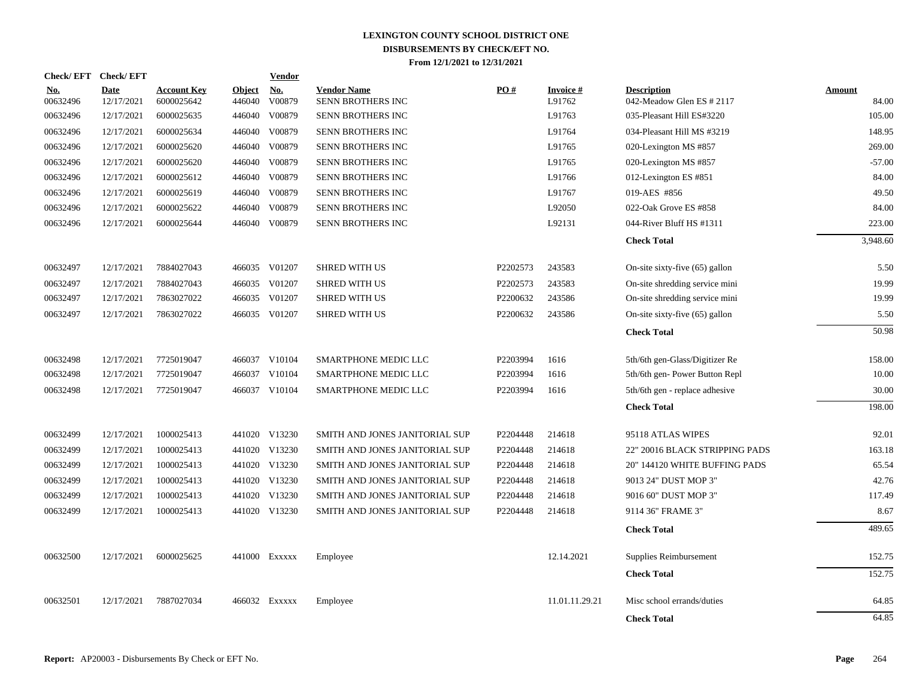# LEXINGTON COUNTY SCHOOL DISTRICT ONE
## DISBURSEMENTS BY CHECK/EFT NO.
### From 12/1/2021 to 12/31/2021

| Check/ EFT No. | Check/ EFT Date | Account Key | Object | Vendor No. | Vendor Name | PO # | Invoice # | Description | Amount |
|---|---|---|---|---|---|---|---|---|---|
| 00632496 | 12/17/2021 | 6000025642 | 446040 | V00879 | SENN BROTHERS INC | | L91762 | 042-Meadow Glen ES # 2117 | 84.00 |
| 00632496 | 12/17/2021 | 6000025635 | 446040 | V00879 | SENN BROTHERS INC | | L91763 | 035-Pleasant Hill ES#3220 | 105.00 |
| 00632496 | 12/17/2021 | 6000025634 | 446040 | V00879 | SENN BROTHERS INC | | L91764 | 034-Pleasant Hill MS #3219 | 148.95 |
| 00632496 | 12/17/2021 | 6000025620 | 446040 | V00879 | SENN BROTHERS INC | | L91765 | 020-Lexington MS #857 | 269.00 |
| 00632496 | 12/17/2021 | 6000025620 | 446040 | V00879 | SENN BROTHERS INC | | L91765 | 020-Lexington MS #857 | -57.00 |
| 00632496 | 12/17/2021 | 6000025612 | 446040 | V00879 | SENN BROTHERS INC | | L91766 | 012-Lexington ES #851 | 84.00 |
| 00632496 | 12/17/2021 | 6000025619 | 446040 | V00879 | SENN BROTHERS INC | | L91767 | 019-AES #856 | 49.50 |
| 00632496 | 12/17/2021 | 6000025622 | 446040 | V00879 | SENN BROTHERS INC | | L92050 | 022-Oak Grove ES #858 | 84.00 |
| 00632496 | 12/17/2021 | 6000025644 | 446040 | V00879 | SENN BROTHERS INC | | L92131 | 044-River Bluff HS #1311 | 223.00 |
| | | | | | | | | **Check Total** | 3,948.60 |
| 00632497 | 12/17/2021 | 7884027043 | 466035 | V01207 | SHRED WITH US | P2202573 | 243583 | On-site sixty-five (65) gallon | 5.50 |
| 00632497 | 12/17/2021 | 7884027043 | 466035 | V01207 | SHRED WITH US | P2202573 | 243583 | On-site shredding service mini | 19.99 |
| 00632497 | 12/17/2021 | 7863027022 | 466035 | V01207 | SHRED WITH US | P2200632 | 243586 | On-site shredding service mini | 19.99 |
| 00632497 | 12/17/2021 | 7863027022 | 466035 | V01207 | SHRED WITH US | P2200632 | 243586 | On-site sixty-five (65) gallon | 5.50 |
| | | | | | | | | **Check Total** | 50.98 |
| 00632498 | 12/17/2021 | 7725019047 | 466037 | V10104 | SMARTPHONE MEDIC LLC | P2203994 | 1616 | 5th/6th gen-Glass/Digitizer Re | 158.00 |
| 00632498 | 12/17/2021 | 7725019047 | 466037 | V10104 | SMARTPHONE MEDIC LLC | P2203994 | 1616 | 5th/6th gen- Power Button Repl | 10.00 |
| 00632498 | 12/17/2021 | 7725019047 | 466037 | V10104 | SMARTPHONE MEDIC LLC | P2203994 | 1616 | 5th/6th gen - replace adhesive | 30.00 |
| | | | | | | | | **Check Total** | 198.00 |
| 00632499 | 12/17/2021 | 1000025413 | 441020 | V13230 | SMITH AND JONES JANITORIAL SUP | P2204448 | 214618 | 95118 ATLAS WIPES | 92.01 |
| 00632499 | 12/17/2021 | 1000025413 | 441020 | V13230 | SMITH AND JONES JANITORIAL SUP | P2204448 | 214618 | 22" 20016 BLACK STRIPPING PADS | 163.18 |
| 00632499 | 12/17/2021 | 1000025413 | 441020 | V13230 | SMITH AND JONES JANITORIAL SUP | P2204448 | 214618 | 20" 144120 WHITE BUFFING PADS | 65.54 |
| 00632499 | 12/17/2021 | 1000025413 | 441020 | V13230 | SMITH AND JONES JANITORIAL SUP | P2204448 | 214618 | 9013 24" DUST MOP 3" | 42.76 |
| 00632499 | 12/17/2021 | 1000025413 | 441020 | V13230 | SMITH AND JONES JANITORIAL SUP | P2204448 | 214618 | 9016 60" DUST MOP 3" | 117.49 |
| 00632499 | 12/17/2021 | 1000025413 | 441020 | V13230 | SMITH AND JONES JANITORIAL SUP | P2204448 | 214618 | 9114 36" FRAME 3" | 8.67 |
| | | | | | | | | **Check Total** | 489.65 |
| 00632500 | 12/17/2021 | 6000025625 | 441000 | Exxxxx | Employee | | 12.14.2021 | Supplies Reimbursement | 152.75 |
| | | | | | | | | **Check Total** | 152.75 |
| 00632501 | 12/17/2021 | 7887027034 | 466032 | Exxxxx | Employee | | 11.01.11.29.21 | Misc school errands/duties | 64.85 |
| | | | | | | | | **Check Total** | 64.85 |

**Report:** AP20003 - Disbursements By Check or EFT No.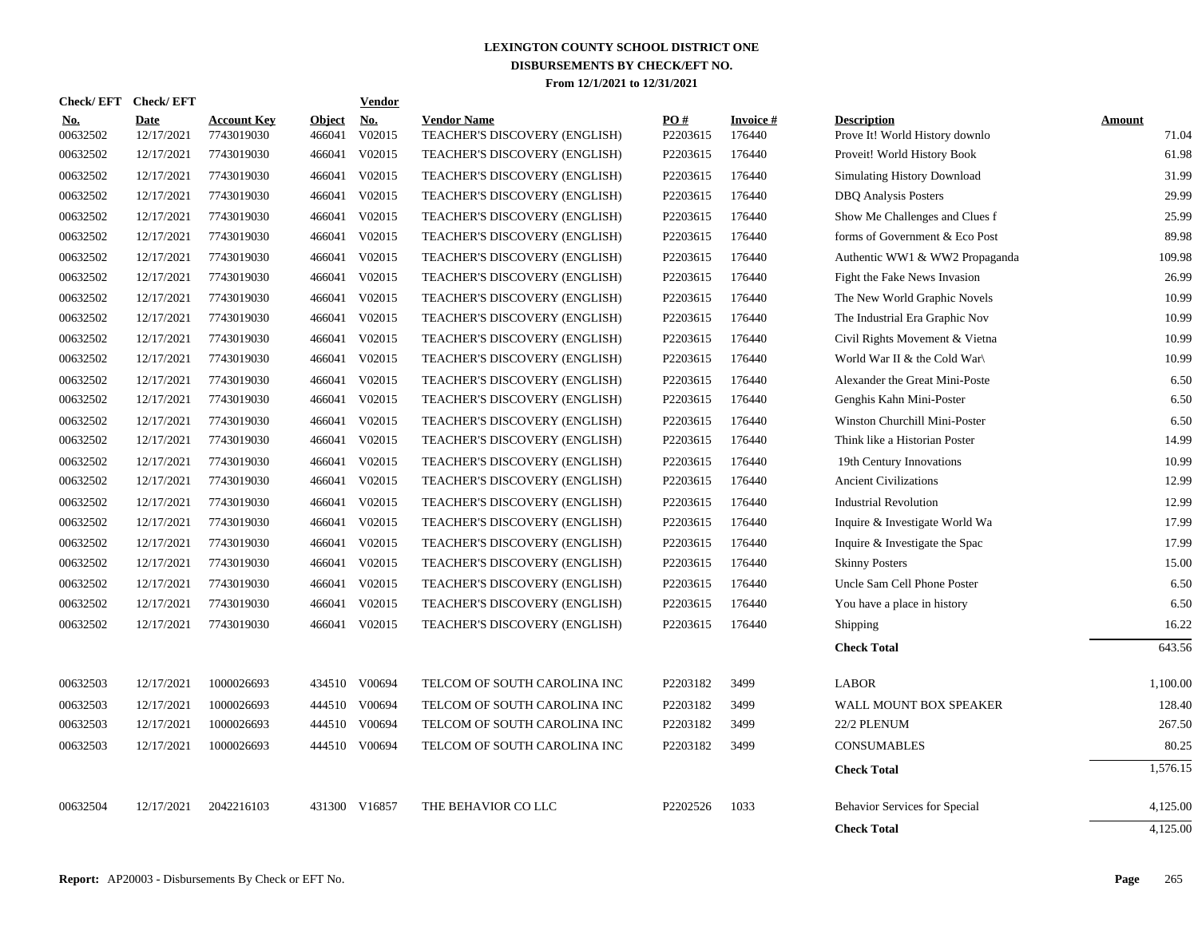# LEXINGTON COUNTY SCHOOL DISTRICT ONE
## DISBURSEMENTS BY CHECK/EFT NO.
### From 12/1/2021 to 12/31/2021

| Check/ EFT No. | Check/ EFT Date | Account Key | Object | Vendor No. | Vendor Name | PO # | Invoice # | Description | Amount |
|---|---|---|---|---|---|---|---|---|---|
| 00632502 | 12/17/2021 | 7743019030 | 466041 | V02015 | TEACHER'S DISCOVERY (ENGLISH) | P2203615 | 176440 | Prove It! World History downlo | 71.04 |
| 00632502 | 12/17/2021 | 7743019030 | 466041 | V02015 | TEACHER'S DISCOVERY (ENGLISH) | P2203615 | 176440 | Proveit! World History Book | 61.98 |
| 00632502 | 12/17/2021 | 7743019030 | 466041 | V02015 | TEACHER'S DISCOVERY (ENGLISH) | P2203615 | 176440 | Simulating History Download | 31.99 |
| 00632502 | 12/17/2021 | 7743019030 | 466041 | V02015 | TEACHER'S DISCOVERY (ENGLISH) | P2203615 | 176440 | DBQ Analysis Posters | 29.99 |
| 00632502 | 12/17/2021 | 7743019030 | 466041 | V02015 | TEACHER'S DISCOVERY (ENGLISH) | P2203615 | 176440 | Show Me Challenges and Clues f | 25.99 |
| 00632502 | 12/17/2021 | 7743019030 | 466041 | V02015 | TEACHER'S DISCOVERY (ENGLISH) | P2203615 | 176440 | forms of Government & Eco Post | 89.98 |
| 00632502 | 12/17/2021 | 7743019030 | 466041 | V02015 | TEACHER'S DISCOVERY (ENGLISH) | P2203615 | 176440 | Authentic WW1 & WW2 Propaganda | 109.98 |
| 00632502 | 12/17/2021 | 7743019030 | 466041 | V02015 | TEACHER'S DISCOVERY (ENGLISH) | P2203615 | 176440 | Fight the Fake News Invasion | 26.99 |
| 00632502 | 12/17/2021 | 7743019030 | 466041 | V02015 | TEACHER'S DISCOVERY (ENGLISH) | P2203615 | 176440 | The New World Graphic Novels | 10.99 |
| 00632502 | 12/17/2021 | 7743019030 | 466041 | V02015 | TEACHER'S DISCOVERY (ENGLISH) | P2203615 | 176440 | The Industrial Era Graphic Nov | 10.99 |
| 00632502 | 12/17/2021 | 7743019030 | 466041 | V02015 | TEACHER'S DISCOVERY (ENGLISH) | P2203615 | 176440 | Civil Rights Movement & Vietna | 10.99 |
| 00632502 | 12/17/2021 | 7743019030 | 466041 | V02015 | TEACHER'S DISCOVERY (ENGLISH) | P2203615 | 176440 | World War II & the Cold War\ | 10.99 |
| 00632502 | 12/17/2021 | 7743019030 | 466041 | V02015 | TEACHER'S DISCOVERY (ENGLISH) | P2203615 | 176440 | Alexander the Great Mini-Poste | 6.50 |
| 00632502 | 12/17/2021 | 7743019030 | 466041 | V02015 | TEACHER'S DISCOVERY (ENGLISH) | P2203615 | 176440 | Genghis Kahn Mini-Poster | 6.50 |
| 00632502 | 12/17/2021 | 7743019030 | 466041 | V02015 | TEACHER'S DISCOVERY (ENGLISH) | P2203615 | 176440 | Winston Churchill Mini-Poster | 6.50 |
| 00632502 | 12/17/2021 | 7743019030 | 466041 | V02015 | TEACHER'S DISCOVERY (ENGLISH) | P2203615 | 176440 | Think like a Historian Poster | 14.99 |
| 00632502 | 12/17/2021 | 7743019030 | 466041 | V02015 | TEACHER'S DISCOVERY (ENGLISH) | P2203615 | 176440 | 19th Century Innovations | 10.99 |
| 00632502 | 12/17/2021 | 7743019030 | 466041 | V02015 | TEACHER'S DISCOVERY (ENGLISH) | P2203615 | 176440 | Ancient Civilizations | 12.99 |
| 00632502 | 12/17/2021 | 7743019030 | 466041 | V02015 | TEACHER'S DISCOVERY (ENGLISH) | P2203615 | 176440 | Industrial Revolution | 12.99 |
| 00632502 | 12/17/2021 | 7743019030 | 466041 | V02015 | TEACHER'S DISCOVERY (ENGLISH) | P2203615 | 176440 | Inquire & Investigate World Wa | 17.99 |
| 00632502 | 12/17/2021 | 7743019030 | 466041 | V02015 | TEACHER'S DISCOVERY (ENGLISH) | P2203615 | 176440 | Inquire & Investigate the Spac | 17.99 |
| 00632502 | 12/17/2021 | 7743019030 | 466041 | V02015 | TEACHER'S DISCOVERY (ENGLISH) | P2203615 | 176440 | Skinny Posters | 15.00 |
| 00632502 | 12/17/2021 | 7743019030 | 466041 | V02015 | TEACHER'S DISCOVERY (ENGLISH) | P2203615 | 176440 | Uncle Sam Cell Phone Poster | 6.50 |
| 00632502 | 12/17/2021 | 7743019030 | 466041 | V02015 | TEACHER'S DISCOVERY (ENGLISH) | P2203615 | 176440 | You have a place in history | 6.50 |
| 00632502 | 12/17/2021 | 7743019030 | 466041 | V02015 | TEACHER'S DISCOVERY (ENGLISH) | P2203615 | 176440 | Shipping | 16.22 |
| | | | | | | | | **Check Total** | 643.56 |
| 00632503 | 12/17/2021 | 1000026693 | 434510 | V00694 | TELCOM OF SOUTH CAROLINA INC | P2203182 | 3499 | LABOR | 1,100.00 |
| 00632503 | 12/17/2021 | 1000026693 | 444510 | V00694 | TELCOM OF SOUTH CAROLINA INC | P2203182 | 3499 | WALL MOUNT BOX SPEAKER | 128.40 |
| 00632503 | 12/17/2021 | 1000026693 | 444510 | V00694 | TELCOM OF SOUTH CAROLINA INC | P2203182 | 3499 | 22/2 PLENUM | 267.50 |
| 00632503 | 12/17/2021 | 1000026693 | 444510 | V00694 | TELCOM OF SOUTH CAROLINA INC | P2203182 | 3499 | CONSUMABLES | 80.25 |
| | | | | | | | | **Check Total** | 1,576.15 |
| 00632504 | 12/17/2021 | 2042216103 | 431300 | V16857 | THE BEHAVIOR CO LLC | P2202526 | 1033 | Behavior Services for Special | 4,125.00 |
| | | | | | | | | **Check Total** | 4,125.00 |

**Report:** AP20003 - Disbursements By Check or EFT No.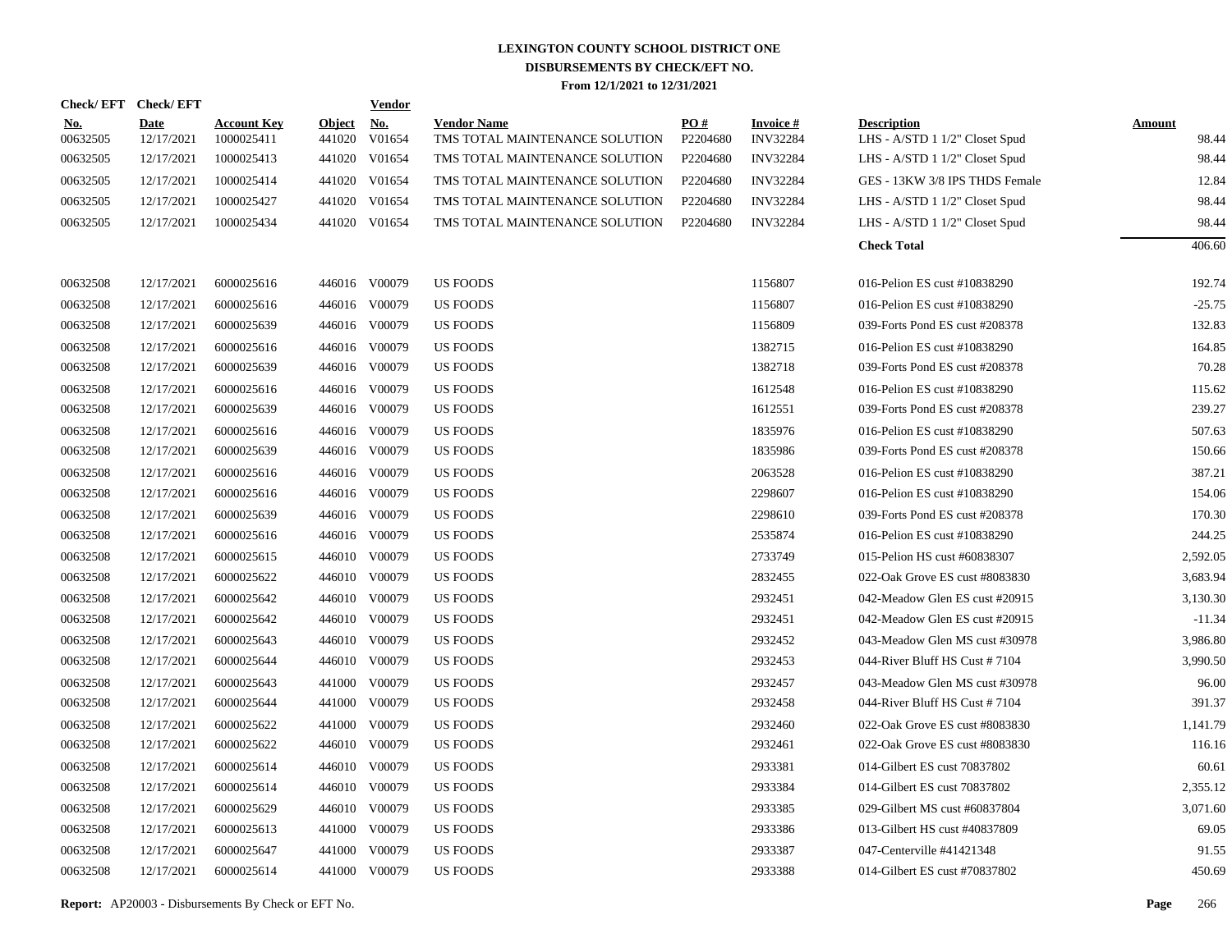# LEXINGTON COUNTY SCHOOL DISTRICT ONE
## DISBURSEMENTS BY CHECK/EFT NO.
### From 12/1/2021 to 12/31/2021

| Check/ EFT No. | Check/ EFT Date | Account Key | Object | Vendor No. | Vendor Name | PO # | Invoice # | Description | Amount |
|---|---|---|---|---|---|---|---|---|---|
| 00632505 | 12/17/2021 | 1000025411 | 441020 | V01654 | TMS TOTAL MAINTENANCE SOLUTION | P2204680 | INV32284 | LHS - A/STD 1 1/2" Closet Spud | 98.44 |
| 00632505 | 12/17/2021 | 1000025413 | 441020 | V01654 | TMS TOTAL MAINTENANCE SOLUTION | P2204680 | INV32284 | LHS - A/STD 1 1/2" Closet Spud | 98.44 |
| 00632505 | 12/17/2021 | 1000025414 | 441020 | V01654 | TMS TOTAL MAINTENANCE SOLUTION | P2204680 | INV32284 | GES - 13KW 3/8 IPS THDS Female | 12.84 |
| 00632505 | 12/17/2021 | 1000025427 | 441020 | V01654 | TMS TOTAL MAINTENANCE SOLUTION | P2204680 | INV32284 | LHS - A/STD 1 1/2" Closet Spud | 98.44 |
| 00632505 | 12/17/2021 | 1000025434 | 441020 | V01654 | TMS TOTAL MAINTENANCE SOLUTION | P2204680 | INV32284 | LHS - A/STD 1 1/2" Closet Spud | 98.44 |
| | | | | | | | | **Check Total** | 406.60 |
| 00632508 | 12/17/2021 | 6000025616 | 446016 | V00079 | US FOODS | | 1156807 | 016-Pelion ES cust #10838290 | 192.74 |
| 00632508 | 12/17/2021 | 6000025616 | 446016 | V00079 | US FOODS | | 1156807 | 016-Pelion ES cust #10838290 | -25.75 |
| 00632508 | 12/17/2021 | 6000025639 | 446016 | V00079 | US FOODS | | 1156809 | 039-Forts Pond ES cust #208378 | 132.83 |
| 00632508 | 12/17/2021 | 6000025616 | 446016 | V00079 | US FOODS | | 1382715 | 016-Pelion ES cust #10838290 | 164.85 |
| 00632508 | 12/17/2021 | 6000025639 | 446016 | V00079 | US FOODS | | 1382718 | 039-Forts Pond ES cust #208378 | 70.28 |
| 00632508 | 12/17/2021 | 6000025616 | 446016 | V00079 | US FOODS | | 1612548 | 016-Pelion ES cust #10838290 | 115.62 |
| 00632508 | 12/17/2021 | 6000025639 | 446016 | V00079 | US FOODS | | 1612551 | 039-Forts Pond ES cust #208378 | 239.27 |
| 00632508 | 12/17/2021 | 6000025616 | 446016 | V00079 | US FOODS | | 1835976 | 016-Pelion ES cust #10838290 | 507.63 |
| 00632508 | 12/17/2021 | 6000025639 | 446016 | V00079 | US FOODS | | 1835986 | 039-Forts Pond ES cust #208378 | 150.66 |
| 00632508 | 12/17/2021 | 6000025616 | 446016 | V00079 | US FOODS | | 2063528 | 016-Pelion ES cust #10838290 | 387.21 |
| 00632508 | 12/17/2021 | 6000025616 | 446016 | V00079 | US FOODS | | 2298607 | 016-Pelion ES cust #10838290 | 154.06 |
| 00632508 | 12/17/2021 | 6000025639 | 446016 | V00079 | US FOODS | | 2298610 | 039-Forts Pond ES cust #208378 | 170.30 |
| 00632508 | 12/17/2021 | 6000025616 | 446016 | V00079 | US FOODS | | 2535874 | 016-Pelion ES cust #10838290 | 244.25 |
| 00632508 | 12/17/2021 | 6000025615 | 446010 | V00079 | US FOODS | | 2733749 | 015-Pelion HS cust #60838307 | 2,592.05 |
| 00632508 | 12/17/2021 | 6000025622 | 446010 | V00079 | US FOODS | | 2832455 | 022-Oak Grove ES cust #8083830 | 3,683.94 |
| 00632508 | 12/17/2021 | 6000025642 | 446010 | V00079 | US FOODS | | 2932451 | 042-Meadow Glen ES cust #20915 | 3,130.30 |
| 00632508 | 12/17/2021 | 6000025642 | 446010 | V00079 | US FOODS | | 2932451 | 042-Meadow Glen ES cust #20915 | -11.34 |
| 00632508 | 12/17/2021 | 6000025643 | 446010 | V00079 | US FOODS | | 2932452 | 043-Meadow Glen MS cust #30978 | 3,986.80 |
| 00632508 | 12/17/2021 | 6000025644 | 446010 | V00079 | US FOODS | | 2932453 | 044-River Bluff HS Cust # 7104 | 3,990.50 |
| 00632508 | 12/17/2021 | 6000025643 | 441000 | V00079 | US FOODS | | 2932457 | 043-Meadow Glen MS cust #30978 | 96.00 |
| 00632508 | 12/17/2021 | 6000025644 | 441000 | V00079 | US FOODS | | 2932458 | 044-River Bluff HS Cust # 7104 | 391.37 |
| 00632508 | 12/17/2021 | 6000025622 | 441000 | V00079 | US FOODS | | 2932460 | 022-Oak Grove ES cust #8083830 | 1,141.79 |
| 00632508 | 12/17/2021 | 6000025622 | 446010 | V00079 | US FOODS | | 2932461 | 022-Oak Grove ES cust #8083830 | 116.16 |
| 00632508 | 12/17/2021 | 6000025614 | 446010 | V00079 | US FOODS | | 2933381 | 014-Gilbert ES cust 70837802 | 60.61 |
| 00632508 | 12/17/2021 | 6000025614 | 446010 | V00079 | US FOODS | | 2933384 | 014-Gilbert ES cust 70837802 | 2,355.12 |
| 00632508 | 12/17/2021 | 6000025629 | 446010 | V00079 | US FOODS | | 2933385 | 029-Gilbert MS cust #60837804 | 3,071.60 |
| 00632508 | 12/17/2021 | 6000025613 | 441000 | V00079 | US FOODS | | 2933386 | 013-Gilbert HS cust #40837809 | 69.05 |
| 00632508 | 12/17/2021 | 6000025647 | 441000 | V00079 | US FOODS | | 2933387 | 047-Centerville #41421348 | 91.55 |
| 00632508 | 12/17/2021 | 6000025614 | 441000 | V00079 | US FOODS | | 2933388 | 014-Gilbert ES cust #70837802 | 450.69 |

**Report:** AP20003 - Disbursements By Check or EFT No.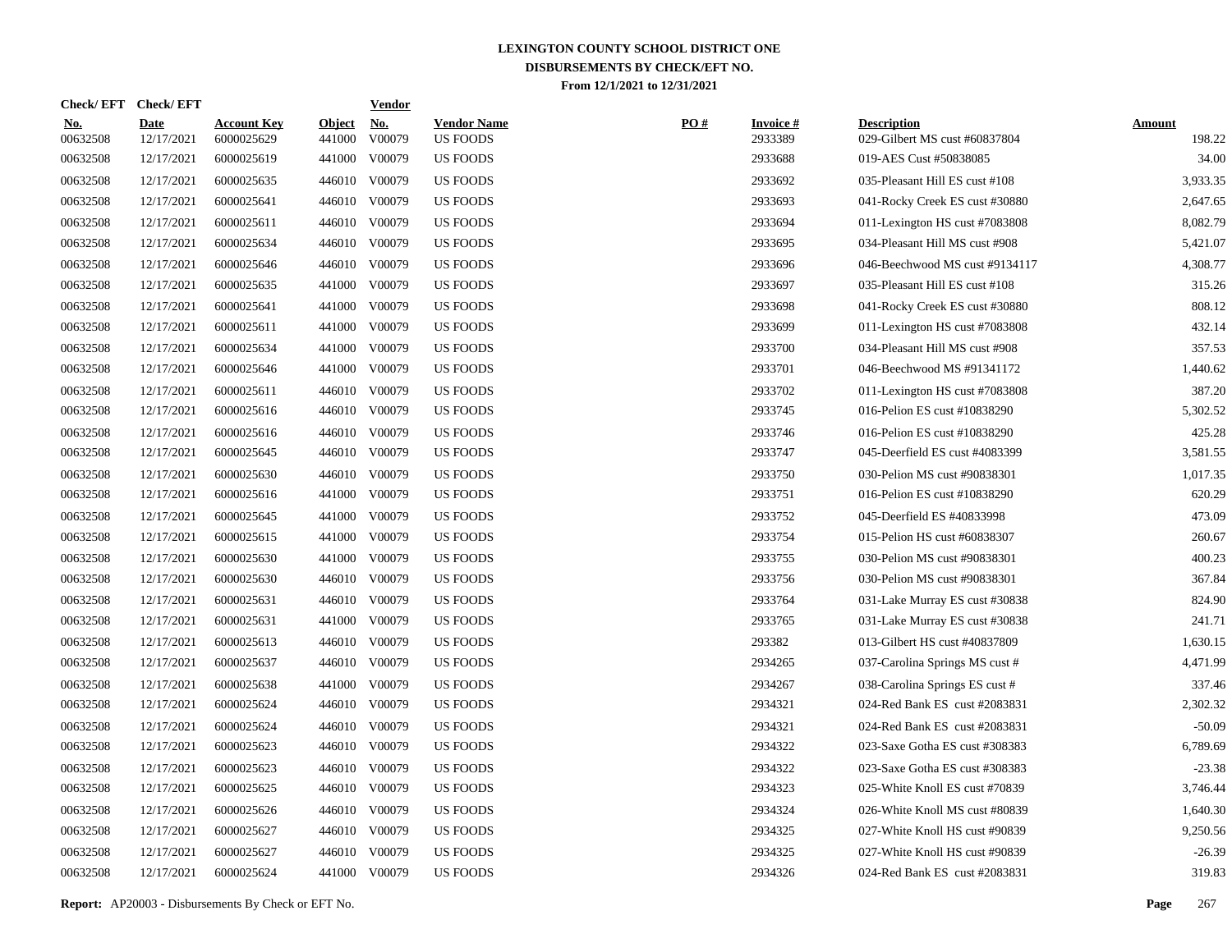**LEXINGTON COUNTY SCHOOL DISTRICT ONE**
**DISBURSEMENTS BY CHECK/EFT NO.**
**From 12/1/2021 to 12/31/2021**

| Check/ EFT No. | Check/ EFT Date | Account Key | Object | Vendor No. | Vendor Name | PO # | Invoice # | Description | Amount |
|---|---|---|---|---|---|---|---|---|---|
| 00632508 | 12/17/2021 | 6000025629 | 441000 | V00079 | US FOODS | | 2933389 | 029-Gilbert MS cust #60837804 | 198.22 |
| 00632508 | 12/17/2021 | 6000025619 | 441000 | V00079 | US FOODS | | 2933688 | 019-AES Cust #50838085 | 34.00 |
| 00632508 | 12/17/2021 | 6000025635 | 446010 | V00079 | US FOODS | | 2933692 | 035-Pleasant Hill ES cust #108 | 3,933.35 |
| 00632508 | 12/17/2021 | 6000025641 | 446010 | V00079 | US FOODS | | 2933693 | 041-Rocky Creek ES cust #30880 | 2,647.65 |
| 00632508 | 12/17/2021 | 6000025611 | 446010 | V00079 | US FOODS | | 2933694 | 011-Lexington HS cust #7083808 | 8,082.79 |
| 00632508 | 12/17/2021 | 6000025634 | 446010 | V00079 | US FOODS | | 2933695 | 034-Pleasant Hill MS cust #908 | 5,421.07 |
| 00632508 | 12/17/2021 | 6000025646 | 446010 | V00079 | US FOODS | | 2933696 | 046-Beechwood MS cust #9134117 | 4,308.77 |
| 00632508 | 12/17/2021 | 6000025635 | 441000 | V00079 | US FOODS | | 2933697 | 035-Pleasant Hill ES cust #108 | 315.26 |
| 00632508 | 12/17/2021 | 6000025641 | 441000 | V00079 | US FOODS | | 2933698 | 041-Rocky Creek ES cust #30880 | 808.12 |
| 00632508 | 12/17/2021 | 6000025611 | 441000 | V00079 | US FOODS | | 2933699 | 011-Lexington HS cust #7083808 | 432.14 |
| 00632508 | 12/17/2021 | 6000025634 | 441000 | V00079 | US FOODS | | 2933700 | 034-Pleasant Hill MS cust #908 | 357.53 |
| 00632508 | 12/17/2021 | 6000025646 | 441000 | V00079 | US FOODS | | 2933701 | 046-Beechwood MS #91341172 | 1,440.62 |
| 00632508 | 12/17/2021 | 6000025611 | 446010 | V00079 | US FOODS | | 2933702 | 011-Lexington HS cust #7083808 | 387.20 |
| 00632508 | 12/17/2021 | 6000025616 | 446010 | V00079 | US FOODS | | 2933745 | 016-Pelion ES cust #10838290 | 5,302.52 |
| 00632508 | 12/17/2021 | 6000025616 | 446010 | V00079 | US FOODS | | 2933746 | 016-Pelion ES cust #10838290 | 425.28 |
| 00632508 | 12/17/2021 | 6000025645 | 446010 | V00079 | US FOODS | | 2933747 | 045-Deerfield ES cust #4083399 | 3,581.55 |
| 00632508 | 12/17/2021 | 6000025630 | 446010 | V00079 | US FOODS | | 2933750 | 030-Pelion MS cust #90838301 | 1,017.35 |
| 00632508 | 12/17/2021 | 6000025616 | 441000 | V00079 | US FOODS | | 2933751 | 016-Pelion ES cust #10838290 | 620.29 |
| 00632508 | 12/17/2021 | 6000025645 | 441000 | V00079 | US FOODS | | 2933752 | 045-Deerfield ES #40833998 | 473.09 |
| 00632508 | 12/17/2021 | 6000025615 | 441000 | V00079 | US FOODS | | 2933754 | 015-Pelion HS cust #60838307 | 260.67 |
| 00632508 | 12/17/2021 | 6000025630 | 441000 | V00079 | US FOODS | | 2933755 | 030-Pelion MS cust #90838301 | 400.23 |
| 00632508 | 12/17/2021 | 6000025630 | 446010 | V00079 | US FOODS | | 2933756 | 030-Pelion MS cust #90838301 | 367.84 |
| 00632508 | 12/17/2021 | 6000025631 | 446010 | V00079 | US FOODS | | 2933764 | 031-Lake Murray ES cust #30838 | 824.90 |
| 00632508 | 12/17/2021 | 6000025631 | 441000 | V00079 | US FOODS | | 2933765 | 031-Lake Murray ES cust #30838 | 241.71 |
| 00632508 | 12/17/2021 | 6000025613 | 446010 | V00079 | US FOODS | | 293382 | 013-Gilbert HS cust #40837809 | 1,630.15 |
| 00632508 | 12/17/2021 | 6000025637 | 446010 | V00079 | US FOODS | | 2934265 | 037-Carolina Springs MS cust # | 4,471.99 |
| 00632508 | 12/17/2021 | 6000025638 | 441000 | V00079 | US FOODS | | 2934267 | 038-Carolina Springs ES cust # | 337.46 |
| 00632508 | 12/17/2021 | 6000025624 | 446010 | V00079 | US FOODS | | 2934321 | 024-Red Bank ES cust #2083831 | 2,302.32 |
| 00632508 | 12/17/2021 | 6000025624 | 446010 | V00079 | US FOODS | | 2934321 | 024-Red Bank ES cust #2083831 | -50.09 |
| 00632508 | 12/17/2021 | 6000025623 | 446010 | V00079 | US FOODS | | 2934322 | 023-Saxe Gotha ES cust #308383 | 6,789.69 |
| 00632508 | 12/17/2021 | 6000025623 | 446010 | V00079 | US FOODS | | 2934322 | 023-Saxe Gotha ES cust #308383 | -23.38 |
| 00632508 | 12/17/2021 | 6000025625 | 446010 | V00079 | US FOODS | | 2934323 | 025-White Knoll ES cust #70839 | 3,746.44 |
| 00632508 | 12/17/2021 | 6000025626 | 446010 | V00079 | US FOODS | | 2934324 | 026-White Knoll MS cust #80839 | 1,640.30 |
| 00632508 | 12/17/2021 | 6000025627 | 446010 | V00079 | US FOODS | | 2934325 | 027-White Knoll HS cust #90839 | 9,250.56 |
| 00632508 | 12/17/2021 | 6000025627 | 446010 | V00079 | US FOODS | | 2934325 | 027-White Knoll HS cust #90839 | -26.39 |
| 00632508 | 12/17/2021 | 6000025624 | 441000 | V00079 | US FOODS | | 2934326 | 024-Red Bank ES cust #2083831 | 319.83 |

**Report:** AP20003 - Disbursements By Check or EFT No.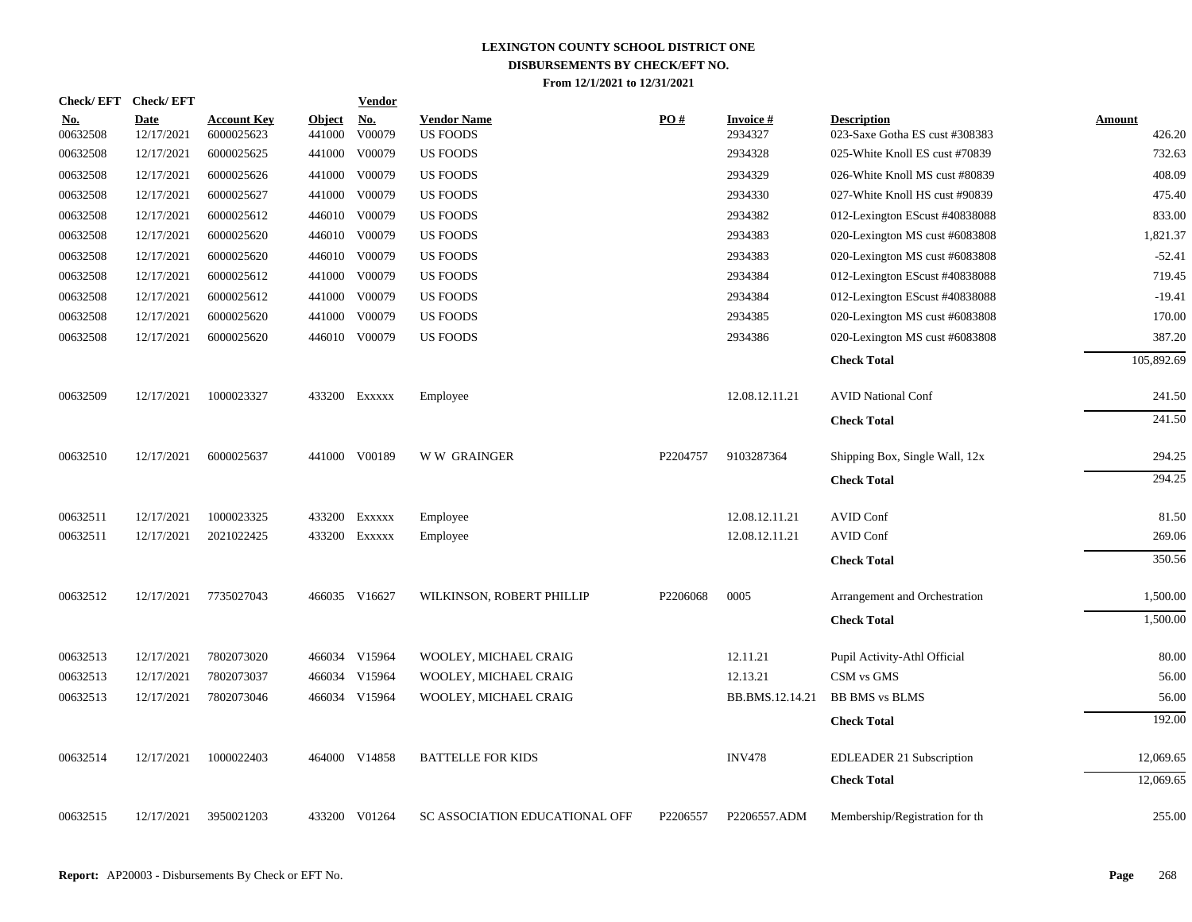# LEXINGTON COUNTY SCHOOL DISTRICT ONE
## DISBURSEMENTS BY CHECK/EFT NO.
### From 12/1/2021 to 12/31/2021

| Check/EFT No. | Check/EFT Date | Account Key | Object | Vendor No. | Vendor Name | PO # | Invoice # | Description | Amount |
|---|---|---|---|---|---|---|---|---|---|
| 00632508 | 12/17/2021 | 6000025623 | 441000 | V00079 | US FOODS | | 2934327 | 023-Saxe Gotha ES cust #308383 | 426.20 |
| 00632508 | 12/17/2021 | 6000025625 | 441000 | V00079 | US FOODS | | 2934328 | 025-White Knoll ES cust #70839 | 732.63 |
| 00632508 | 12/17/2021 | 6000025626 | 441000 | V00079 | US FOODS | | 2934329 | 026-White Knoll MS cust #80839 | 408.09 |
| 00632508 | 12/17/2021 | 6000025627 | 441000 | V00079 | US FOODS | | 2934330 | 027-White Knoll HS cust #90839 | 475.40 |
| 00632508 | 12/17/2021 | 6000025612 | 446010 | V00079 | US FOODS | | 2934382 | 012-Lexington EScust #40838088 | 833.00 |
| 00632508 | 12/17/2021 | 6000025620 | 446010 | V00079 | US FOODS | | 2934383 | 020-Lexington MS cust #6083808 | 1,821.37 |
| 00632508 | 12/17/2021 | 6000025620 | 446010 | V00079 | US FOODS | | 2934383 | 020-Lexington MS cust #6083808 | -52.41 |
| 00632508 | 12/17/2021 | 6000025612 | 441000 | V00079 | US FOODS | | 2934384 | 012-Lexington EScust #40838088 | 719.45 |
| 00632508 | 12/17/2021 | 6000025612 | 441000 | V00079 | US FOODS | | 2934384 | 012-Lexington EScust #40838088 | -19.41 |
| 00632508 | 12/17/2021 | 6000025620 | 441000 | V00079 | US FOODS | | 2934385 | 020-Lexington MS cust #6083808 | 170.00 |
| 00632508 | 12/17/2021 | 6000025620 | 446010 | V00079 | US FOODS | | 2934386 | 020-Lexington MS cust #6083808 | 387.20 |
| | | | | | | | | **Check Total** | 105,892.69 |
| 00632509 | 12/17/2021 | 1000023327 | 433200 | Exxxxx | Employee | | 12.08.12.11.21 | AVID National Conf | 241.50 |
| | | | | | | | | **Check Total** | 241.50 |
| 00632510 | 12/17/2021 | 6000025637 | 441000 | V00189 | W W GRAINGER | P2204757 | 9103287364 | Shipping Box, Single Wall, 12x | 294.25 |
| | | | | | | | | **Check Total** | 294.25 |
| 00632511 | 12/17/2021 | 1000023325 | 433200 | Exxxxx | Employee | | 12.08.12.11.21 | AVID Conf | 81.50 |
| 00632511 | 12/17/2021 | 2021022425 | 433200 | Exxxxx | Employee | | 12.08.12.11.21 | AVID Conf | 269.06 |
| | | | | | | | | **Check Total** | 350.56 |
| 00632512 | 12/17/2021 | 7735027043 | 466035 | V16627 | WILKINSON, ROBERT PHILLIP | P2206068 | 0005 | Arrangement and Orchestration | 1,500.00 |
| | | | | | | | | **Check Total** | 1,500.00 |
| 00632513 | 12/17/2021 | 7802073020 | 466034 | V15964 | WOOLEY, MICHAEL CRAIG | | 12.11.21 | Pupil Activity-Athl Official | 80.00 |
| 00632513 | 12/17/2021 | 7802073037 | 466034 | V15964 | WOOLEY, MICHAEL CRAIG | | 12.13.21 | CSM vs GMS | 56.00 |
| 00632513 | 12/17/2021 | 7802073046 | 466034 | V15964 | WOOLEY, MICHAEL CRAIG | | BB.BMS.12.14.21 | BB BMS vs BLMS | 56.00 |
| | | | | | | | | **Check Total** | 192.00 |
| 00632514 | 12/17/2021 | 1000022403 | 464000 | V14858 | BATTELLE FOR KIDS | | INV478 | EDLEADER 21 Subscription | 12,069.65 |
| | | | | | | | | **Check Total** | 12,069.65 |
| 00632515 | 12/17/2021 | 3950021203 | 433200 | V01264 | SC ASSOCIATION EDUCATIONAL OFF | P2206557 | P2206557.ADM | Membership/Registration for th | 255.00 |

**Report:** AP20003 - Disbursements By Check or EFT No.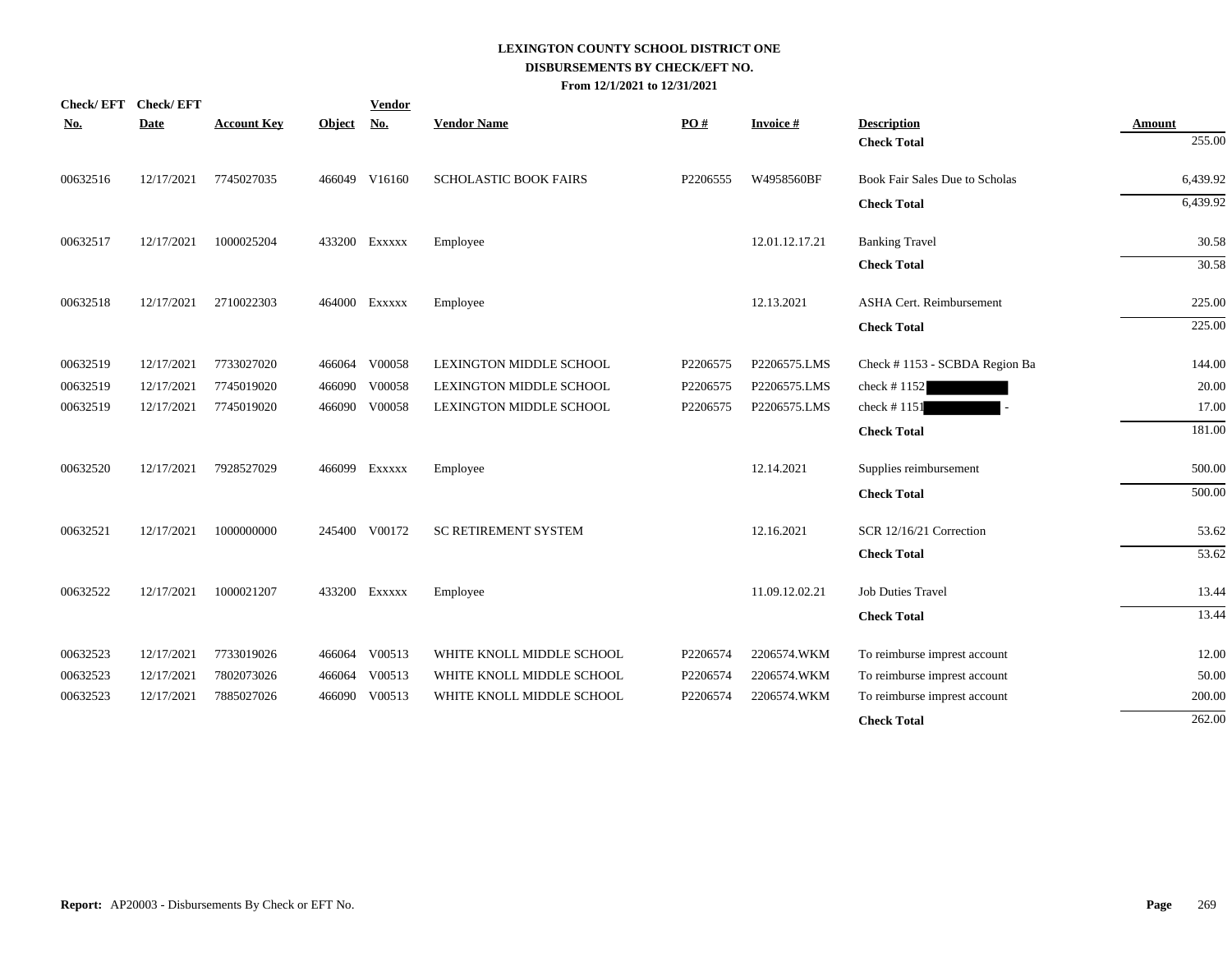# LEXINGTON COUNTY SCHOOL DISTRICT ONE
## DISBURSEMENTS BY CHECK/EFT NO.
### From 12/1/2021 to 12/31/2021

| Check/ EFT No. | Check/ EFT Date | Account Key | Object | Vendor No. | Vendor Name | PO # | Invoice # | Description | Amount |
|---|---|---|---|---|---|---|---|---|---|
| | | | | | | | | **Check Total** | 255.00 |
| 00632516 | 12/17/2021 | 7745027035 | 466049 | V16160 | SCHOLASTIC BOOK FAIRS | P2206555 | W4958560BF | Book Fair Sales Due to Scholas | 6,439.92 |
| | | | | | | | | **Check Total** | 6,439.92 |
| 00632517 | 12/17/2021 | 1000025204 | 433200 | Exxxxx | Employee | | 12.01.12.17.21 | Banking Travel | 30.58 |
| | | | | | | | | **Check Total** | 30.58 |
| 00632518 | 12/17/2021 | 2710022303 | 464000 | Exxxxx | Employee | | 12.13.2021 | ASHA Cert. Reimbursement | 225.00 |
| | | | | | | | | **Check Total** | 225.00 |
| 00632519 | 12/17/2021 | 7733027020 | 466064 | V00058 | LEXINGTON MIDDLE SCHOOL | P2206575 | P2206575.LMS | Check # 1153 - SCBDA Region Ba | 144.00 |
| 00632519 | 12/17/2021 | 7745019020 | 466090 | V00058 | LEXINGTON MIDDLE SCHOOL | P2206575 | P2206575.LMS | check # 1152 | 20.00 |
| 00632519 | 12/17/2021 | 7745019020 | 466090 | V00058 | LEXINGTON MIDDLE SCHOOL | P2206575 | P2206575.LMS | check # 1151 - | 17.00 |
| | | | | | | | | **Check Total** | 181.00 |
| 00632520 | 12/17/2021 | 7928527029 | 466099 | Exxxxx | Employee | | 12.14.2021 | Supplies reimbursement | 500.00 |
| | | | | | | | | **Check Total** | 500.00 |
| 00632521 | 12/17/2021 | 1000000000 | 245400 | V00172 | SC RETIREMENT SYSTEM | | 12.16.2021 | SCR 12/16/21 Correction | 53.62 |
| | | | | | | | | **Check Total** | 53.62 |
| 00632522 | 12/17/2021 | 1000021207 | 433200 | Exxxxx | Employee | | 11.09.12.02.21 | Job Duties Travel | 13.44 |
| | | | | | | | | **Check Total** | 13.44 |
| 00632523 | 12/17/2021 | 7733019026 | 466064 | V00513 | WHITE KNOLL MIDDLE SCHOOL | P2206574 | 2206574.WKM | To reimburse imprest account | 12.00 |
| 00632523 | 12/17/2021 | 7802073026 | 466064 | V00513 | WHITE KNOLL MIDDLE SCHOOL | P2206574 | 2206574.WKM | To reimburse imprest account | 50.00 |
| 00632523 | 12/17/2021 | 7885027026 | 466090 | V00513 | WHITE KNOLL MIDDLE SCHOOL | P2206574 | 2206574.WKM | To reimburse imprest account | 200.00 |
| | | | | | | | | **Check Total** | 262.00 |

**Report:** AP20003 - Disbursements By Check or EFT No.